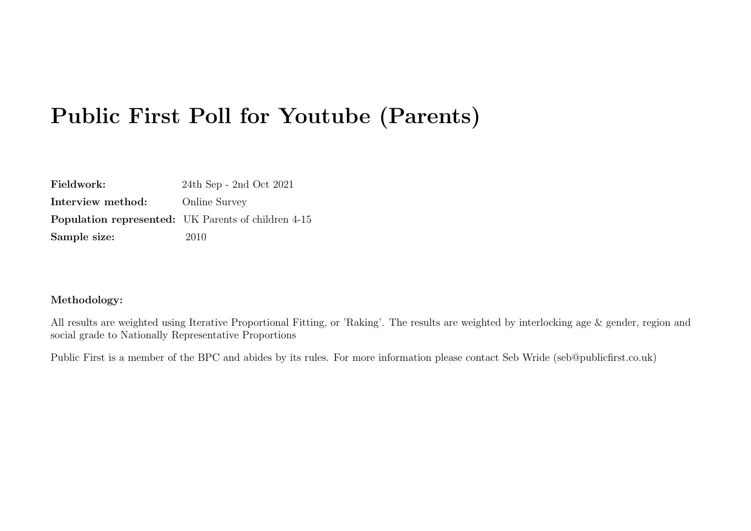# Public First Poll for Youtube (Parents)

| | |
|---|---|
| **Fieldwork:** | 24th Sep - 2nd Oct 2021 |
| **Interview method:** | Online Survey |
| **Population represented:** | UK Parents of children 4-15 |
| **Sample size:** | 2010 |

**Methodology:**

All results are weighted using Iterative Proportional Fitting, or 'Raking'. The results are weighted by interlocking age & gender, region and social grade to Nationally Representative Proportions

Public First is a member of the BPC and abides by its rules. For more information please contact Seb Wride (seb@publicfirst.co.uk)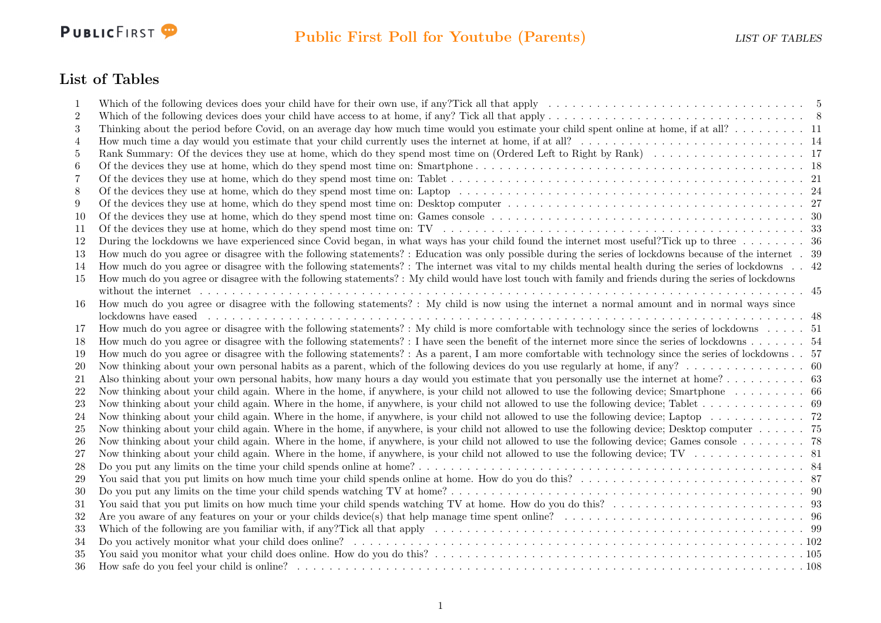## List of Tables

| | | |
|---|---|---|
| 1 | Which of the following devices does your child have for their own use, if any?Tick all that apply | 5 |
| 2 | Which of the following devices does your child have access to at home, if any? Tick all that apply | 8 |
| 3 | Thinking about the period before Covid, on an average day how much time would you estimate your child spent online at home, if at all? | 11 |
| 4 | How much time a day would you estimate that your child currently uses the internet at home, if at all? | 14 |
| 5 | Rank Summary: Of the devices they use at home, which do they spend most time on (Ordered Left to Right by Rank) | 17 |
| 6 | Of the devices they use at home, which do they spend most time on: Smartphone | 18 |
| 7 | Of the devices they use at home, which do they spend most time on: Tablet | 21 |
| 8 | Of the devices they use at home, which do they spend most time on: Laptop | 24 |
| 9 | Of the devices they use at home, which do they spend most time on: Desktop computer | 27 |
| 10 | Of the devices they use at home, which do they spend most time on: Games console | 30 |
| 11 | Of the devices they use at home, which do they spend most time on: TV | 33 |
| 12 | During the lockdowns we have experienced since Covid began, in what ways has your child found the internet most useful?Tick up to three | 36 |
| 13 | How much do you agree or disagree with the following statements? : Education was only possible during the series of lockdowns because of the internet | 39 |
| 14 | How much do you agree or disagree with the following statements? : The internet was vital to my childs mental health during the series of lockdowns | 42 |
| 15 | How much do you agree or disagree with the following statements? : My child would have lost touch with family and friends during the series of lockdowns without the internet | 45 |
| 16 | How much do you agree or disagree with the following statements? : My child is now using the internet a normal amount and in normal ways since lockdowns have eased | 48 |
| 17 | How much do you agree or disagree with the following statements? : My child is more comfortable with technology since the series of lockdowns | 51 |
| 18 | How much do you agree or disagree with the following statements? : I have seen the benefit of the internet more since the series of lockdowns | 54 |
| 19 | How much do you agree or disagree with the following statements? : As a parent, I am more comfortable with technology since the series of lockdowns | 57 |
| 20 | Now thinking about your own personal habits as a parent, which of the following devices do you use regularly at home, if any? | 60 |
| 21 | Also thinking about your own personal habits, how many hours a day would you estimate that you personally use the internet at home? | 63 |
| 22 | Now thinking about your child again. Where in the home, if anywhere, is your child not allowed to use the following device; Smartphone | 66 |
| 23 | Now thinking about your child again. Where in the home, if anywhere, is your child not allowed to use the following device; Tablet | 69 |
| 24 | Now thinking about your child again. Where in the home, if anywhere, is your child not allowed to use the following device; Laptop | 72 |
| 25 | Now thinking about your child again. Where in the home, if anywhere, is your child not allowed to use the following device; Desktop computer | 75 |
| 26 | Now thinking about your child again. Where in the home, if anywhere, is your child not allowed to use the following device; Games console | 78 |
| 27 | Now thinking about your child again. Where in the home, if anywhere, is your child not allowed to use the following device; TV | 81 |
| 28 | Do you put any limits on the time your child spends online at home? | 84 |
| 29 | You said that you put limits on how much time your child spends online at home. How do you do this? | 87 |
| 30 | Do you put any limits on the time your child spends watching TV at home? | 90 |
| 31 | You said that you put limits on how much time your child spends watching TV at home. How do you do this? | 93 |
| 32 | Are you aware of any features on your or your childs device(s) that help manage time spent online? | 96 |
| 33 | Which of the following are you familiar with, if any?Tick all that apply | 99 |
| 34 | Do you actively monitor what your child does online? | 102 |
| 35 | You said you monitor what your child does online. How do you do this? | 105 |
| 36 | How safe do you feel your child is online? | 108 |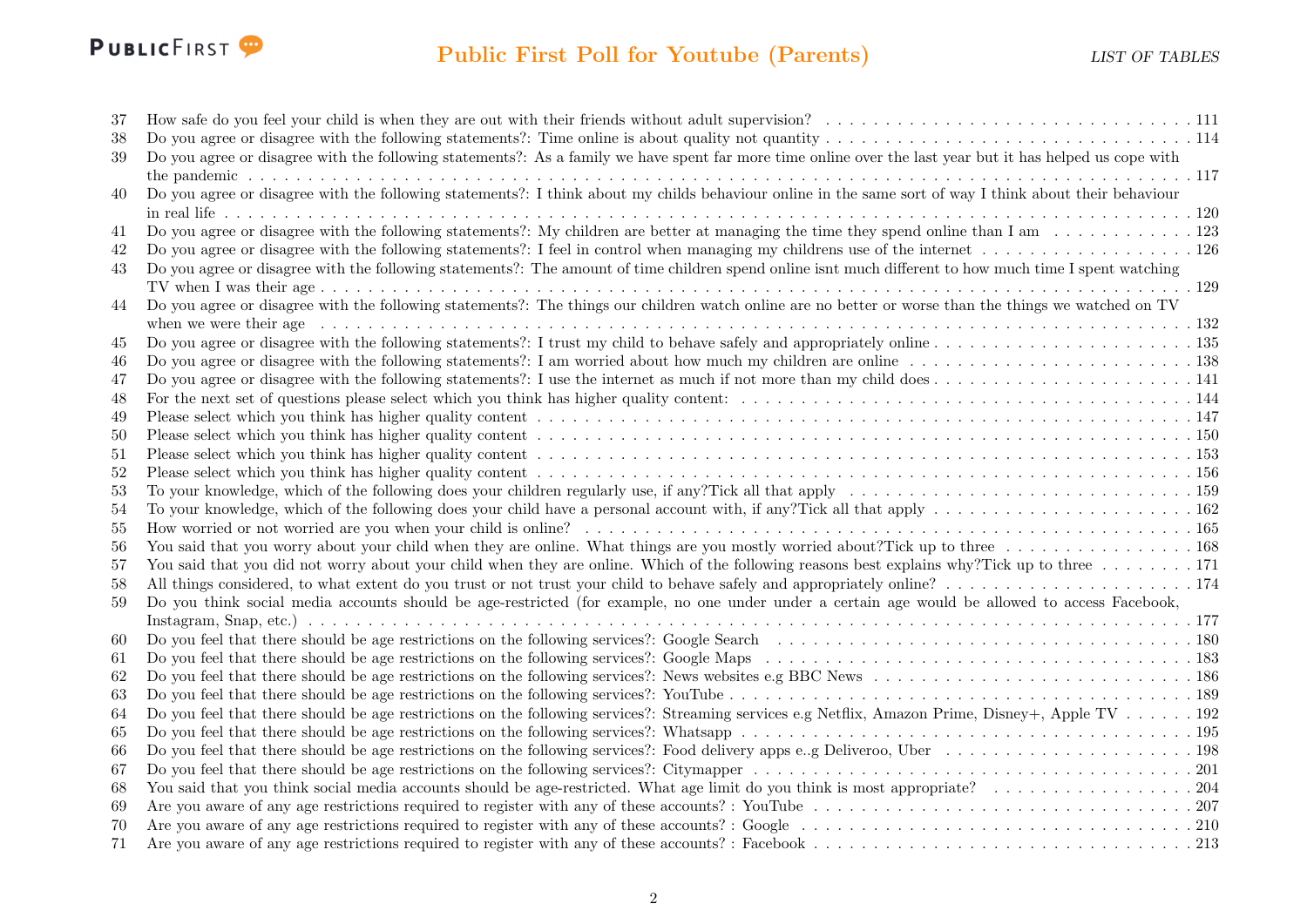| | | |
|---|---|---|
| 37 | How safe do you feel your child is when they are out with their friends without adult supervision? | 111 |
| 38 | Do you agree or disagree with the following statements?: Time online is about quality not quantity | 114 |
| 39 | Do you agree or disagree with the following statements?: As a family we have spent far more time online over the last year but it has helped us cope with the pandemic | 117 |
| 40 | Do you agree or disagree with the following statements?: I think about my childs behaviour online in the same sort of way I think about their behaviour in real life | 120 |
| 41 | Do you agree or disagree with the following statements?: My children are better at managing the time they spend online than I am | 123 |
| 42 | Do you agree or disagree with the following statements?: I feel in control when managing my childrens use of the internet | 126 |
| 43 | Do you agree or disagree with the following statements?: The amount of time children spend online isnt much different to how much time I spent watching TV when I was their age | 129 |
| 44 | Do you agree or disagree with the following statements?: The things our children watch online are no better or worse than the things we watched on TV when we were their age | 132 |
| 45 | Do you agree or disagree with the following statements?: I trust my child to behave safely and appropriately online | 135 |
| 46 | Do you agree or disagree with the following statements?: I am worried about how much my children are online | 138 |
| 47 | Do you agree or disagree with the following statements?: I use the internet as much if not more than my child does | 141 |
| 48 | For the next set of questions please select which you think has higher quality content: | 144 |
| 49 | Please select which you think has higher quality content | 147 |
| 50 | Please select which you think has higher quality content | 150 |
| 51 | Please select which you think has higher quality content | 153 |
| 52 | Please select which you think has higher quality content | 156 |
| 53 | To your knowledge, which of the following does your children regularly use, if any?Tick all that apply | 159 |
| 54 | To your knowledge, which of the following does your child have a personal account with, if any?Tick all that apply | 162 |
| 55 | How worried or not worried are you when your child is online? | 165 |
| 56 | You said that you worry about your child when they are online. What things are you mostly worried about?Tick up to three | 168 |
| 57 | You said that you did not worry about your child when they are online. Which of the following reasons best explains why?Tick up to three | 171 |
| 58 | All things considered, to what extent do you trust or not trust your child to behave safely and appropriately online? | 174 |
| 59 | Do you think social media accounts should be age-restricted (for example, no one under under a certain age would be allowed to access Facebook, Instagram, Snap, etc.) | 177 |
| 60 | Do you feel that there should be age restrictions on the following services?: Google Search | 180 |
| 61 | Do you feel that there should be age restrictions on the following services?: Google Maps | 183 |
| 62 | Do you feel that there should be age restrictions on the following services?: News websites e.g BBC News | 186 |
| 63 | Do you feel that there should be age restrictions on the following services?: YouTube | 189 |
| 64 | Do you feel that there should be age restrictions on the following services?: Streaming services e.g Netflix, Amazon Prime, Disney+, Apple TV | 192 |
| 65 | Do you feel that there should be age restrictions on the following services?: Whatsapp | 195 |
| 66 | Do you feel that there should be age restrictions on the following services?: Food delivery apps e..g Deliveroo, Uber | 198 |
| 67 | Do you feel that there should be age restrictions on the following services?: Citymapper | 201 |
| 68 | You said that you think social media accounts should be age-restricted. What age limit do you think is most appropriate? | 204 |
| 69 | Are you aware of any age restrictions required to register with any of these accounts? : YouTube | 207 |
| 70 | Are you aware of any age restrictions required to register with any of these accounts? : Google | 210 |
| 71 | Are you aware of any age restrictions required to register with any of these accounts? : Facebook | 213 |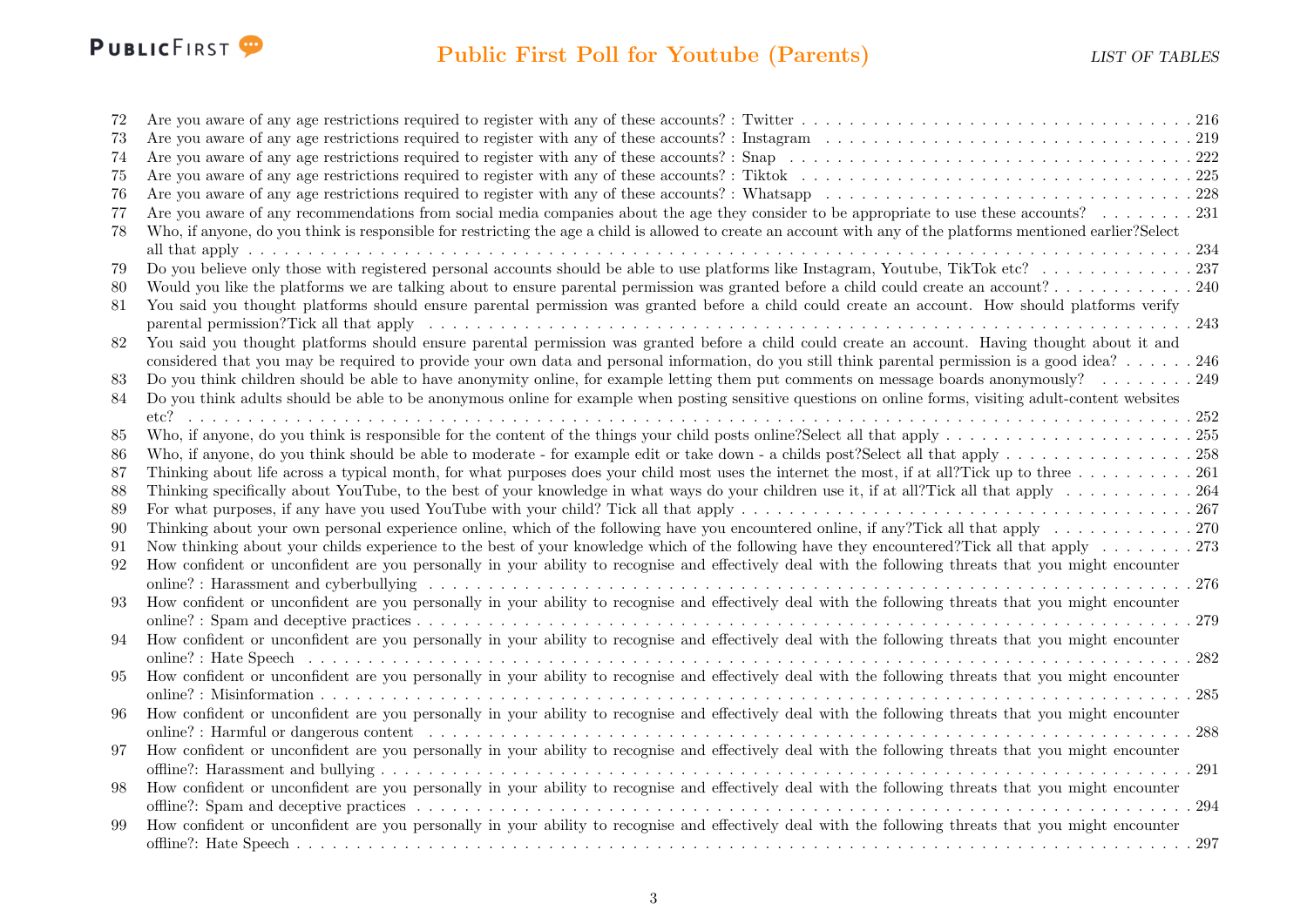| | | |
|---|---|---|
| 72 | Are you aware of any age restrictions required to register with any of these accounts? : Twitter | 216 |
| 73 | Are you aware of any age restrictions required to register with any of these accounts? : Instagram | 219 |
| 74 | Are you aware of any age restrictions required to register with any of these accounts? : Snap | 222 |
| 75 | Are you aware of any age restrictions required to register with any of these accounts? : Tiktok | 225 |
| 76 | Are you aware of any age restrictions required to register with any of these accounts? : Whatsapp | 228 |
| 77 | Are you aware of any recommendations from social media companies about the age they consider to be appropriate to use these accounts? | 231 |
| 78 | Who, if anyone, do you think is responsible for restricting the age a child is allowed to create an account with any of the platforms mentioned earlier?Select all that apply | 234 |
| 79 | Do you believe only those with registered personal accounts should be able to use platforms like Instagram, Youtube, TikTok etc? | 237 |
| 80 | Would you like the platforms we are talking about to ensure parental permission was granted before a child could create an account? | 240 |
| 81 | You said you thought platforms should ensure parental permission was granted before a child could create an account. How should platforms verify parental permission?Tick all that apply | 243 |
| 82 | You said you thought platforms should ensure parental permission was granted before a child could create an account. Having thought about it and considered that you may be required to provide your own data and personal information, do you still think parental permission is a good idea? | 246 |
| 83 | Do you think children should be able to have anonymity online, for example letting them put comments on message boards anonymously? | 249 |
| 84 | Do you think adults should be able to be anonymous online for example when posting sensitive questions on online forms, visiting adult-content websites etc? | 252 |
| 85 | Who, if anyone, do you think is responsible for the content of the things your child posts online?Select all that apply | 255 |
| 86 | Who, if anyone, do you think should be able to moderate - for example edit or take down - a childs post?Select all that apply | 258 |
| 87 | Thinking about life across a typical month, for what purposes does your child most uses the internet the most, if at all?Tick up to three | 261 |
| 88 | Thinking specifically about YouTube, to the best of your knowledge in what ways do your children use it, if at all?Tick all that apply | 264 |
| 89 | For what purposes, if any have you used YouTube with your child? Tick all that apply | 267 |
| 90 | Thinking about your own personal experience online, which of the following have you encountered online, if any?Tick all that apply | 270 |
| 91 | Now thinking about your childs experience to the best of your knowledge which of the following have they encountered?Tick all that apply | 273 |
| 92 | How confident or unconfident are you personally in your ability to recognise and effectively deal with the following threats that you might encounter online? : Harassment and cyberbullying | 276 |
| 93 | How confident or unconfident are you personally in your ability to recognise and effectively deal with the following threats that you might encounter online? : Spam and deceptive practices | 279 |
| 94 | How confident or unconfident are you personally in your ability to recognise and effectively deal with the following threats that you might encounter online? : Hate Speech | 282 |
| 95 | How confident or unconfident are you personally in your ability to recognise and effectively deal with the following threats that you might encounter online? : Misinformation | 285 |
| 96 | How confident or unconfident are you personally in your ability to recognise and effectively deal with the following threats that you might encounter online? : Harmful or dangerous content | 288 |
| 97 | How confident or unconfident are you personally in your ability to recognise and effectively deal with the following threats that you might encounter offline?: Harassment and bullying | 291 |
| 98 | How confident or unconfident are you personally in your ability to recognise and effectively deal with the following threats that you might encounter offline?: Spam and deceptive practices | 294 |
| 99 | How confident or unconfident are you personally in your ability to recognise and effectively deal with the following threats that you might encounter offline?: Hate Speech | 297 |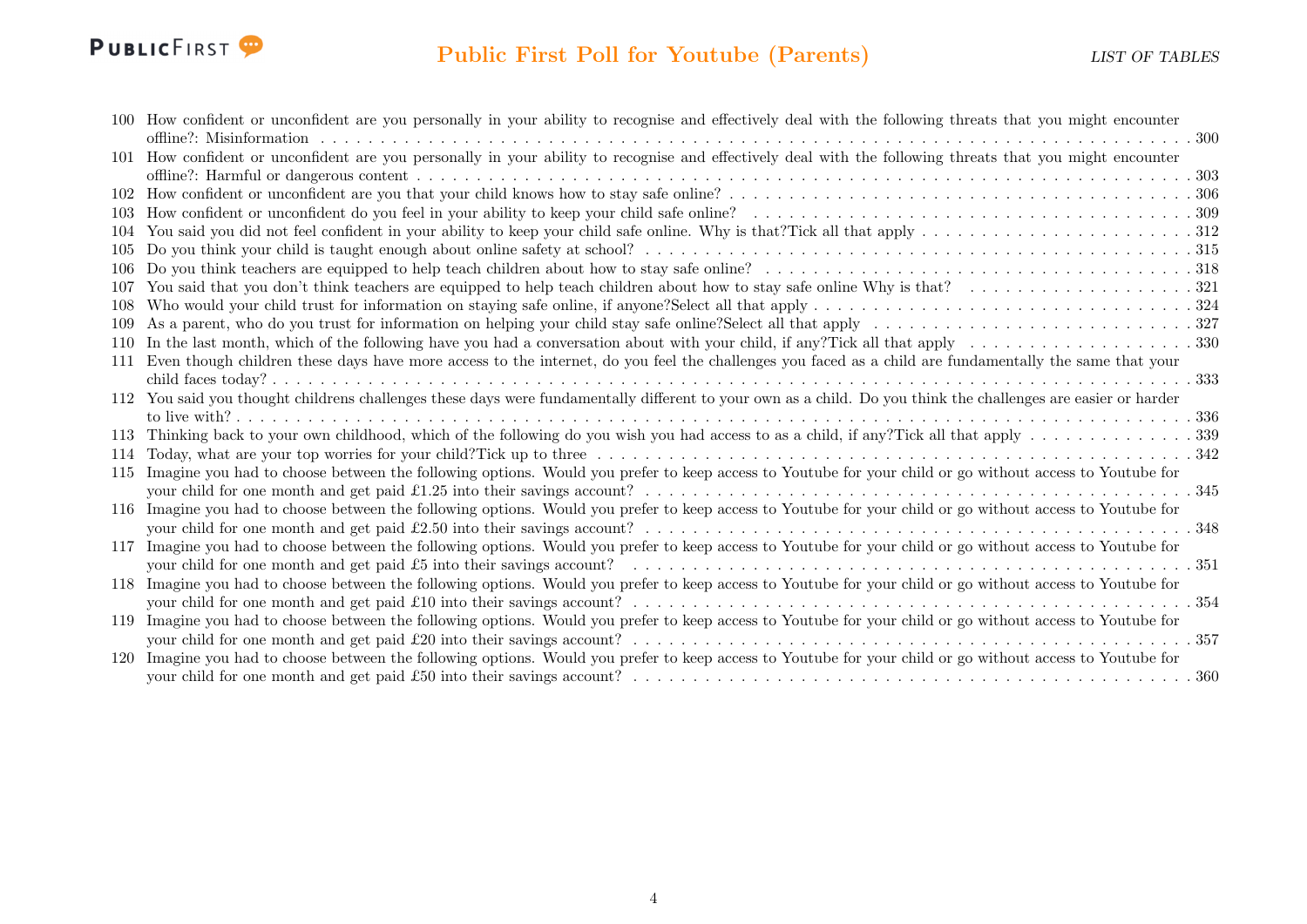100 How confident or unconfident are you personally in your ability to recognise and effectively deal with the following threats that you might encounter offline?: Misinformation . . . 300
101 How confident or unconfident are you personally in your ability to recognise and effectively deal with the following threats that you might encounter offline?: Harmful or dangerous content . . . 303
102 How confident or unconfident are you that your child knows how to stay safe online? . . . 306
103 How confident or unconfident do you feel in your ability to keep your child safe online? . . . 309
104 You said you did not feel confident in your ability to keep your child safe online. Why is that?Tick all that apply . . . 312
105 Do you think your child is taught enough about online safety at school? . . . 315
106 Do you think teachers are equipped to help teach children about how to stay safe online? . . . 318
107 You said that you don't think teachers are equipped to help teach children about how to stay safe online Why is that? . . . 321
108 Who would your child trust for information on staying safe online, if anyone?Select all that apply . . . 324
109 As a parent, who do you trust for information on helping your child stay safe online?Select all that apply . . . 327
110 In the last month, which of the following have you had a conversation about with your child, if any?Tick all that apply . . . 330
111 Even though children these days have more access to the internet, do you feel the challenges you faced as a child are fundamentally the same that your child faces today? . . . 333
112 You said you thought childrens challenges these days were fundamentally different to your own as a child. Do you think the challenges are easier or harder to live with? . . . 336
113 Thinking back to your own childhood, which of the following do you wish you had access to as a child, if any?Tick all that apply . . . 339
114 Today, what are your top worries for your child?Tick up to three . . . 342
115 Imagine you had to choose between the following options. Would you prefer to keep access to Youtube for your child or go without access to Youtube for your child for one month and get paid £1.25 into their savings account? . . . 345
116 Imagine you had to choose between the following options. Would you prefer to keep access to Youtube for your child or go without access to Youtube for your child for one month and get paid £2.50 into their savings account? . . . 348
117 Imagine you had to choose between the following options. Would you prefer to keep access to Youtube for your child or go without access to Youtube for your child for one month and get paid £5 into their savings account? . . . 351
118 Imagine you had to choose between the following options. Would you prefer to keep access to Youtube for your child or go without access to Youtube for your child for one month and get paid £10 into their savings account? . . . 354
119 Imagine you had to choose between the following options. Would you prefer to keep access to Youtube for your child or go without access to Youtube for your child for one month and get paid £20 into their savings account? . . . 357
120 Imagine you had to choose between the following options. Would you prefer to keep access to Youtube for your child or go without access to Youtube for your child for one month and get paid £50 into their savings account? . . . 360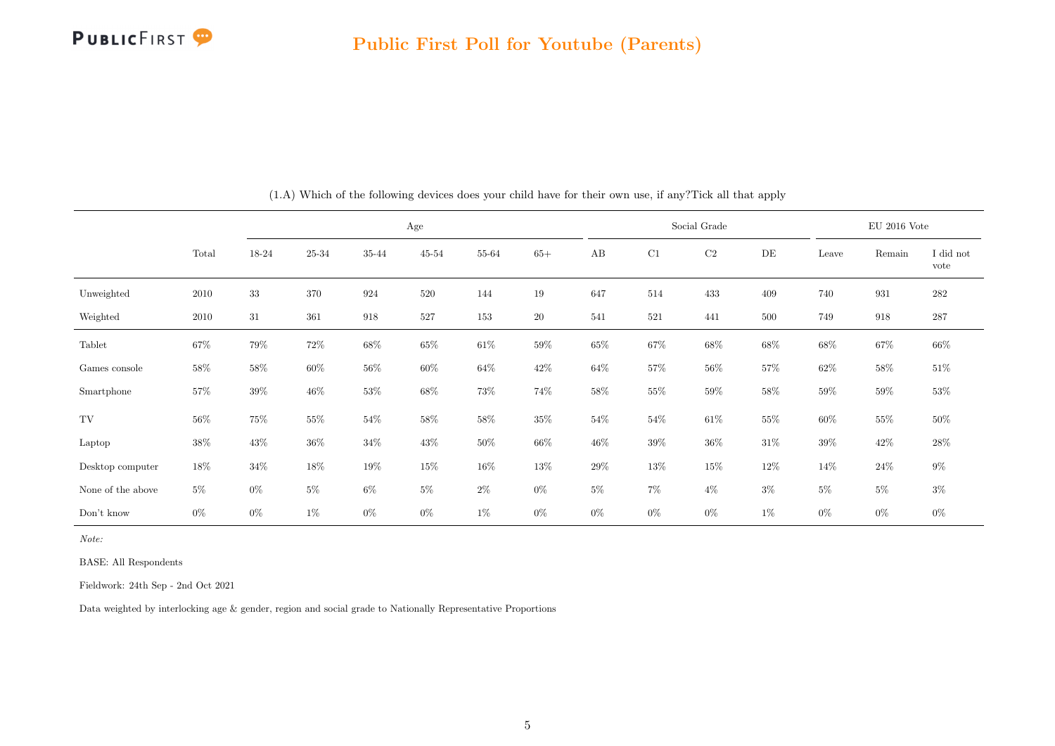(1.A) Which of the following devices does your child have for their own use, if any?Tick all that apply

| | Total | Age | | | | | | Social Grade | | | | EU 2016 Vote | | |
|---|---|---|---|---|---|---|---|---|---|---|---|---|---|---|
| | | 18-24 | 25-34 | 35-44 | 45-54 | 55-64 | 65+ | AB | C1 | C2 | DE | Leave | Remain | I did not vote |
| Unweighted | 2010 | 33 | 370 | 924 | 520 | 144 | 19 | 647 | 514 | 433 | 409 | 740 | 931 | 282 |
| Weighted | 2010 | 31 | 361 | 918 | 527 | 153 | 20 | 541 | 521 | 441 | 500 | 749 | 918 | 287 |
| Tablet | 67% | 79% | 72% | 68% | 65% | 61% | 59% | 65% | 67% | 68% | 68% | 68% | 67% | 66% |
| Games console | 58% | 58% | 60% | 56% | 60% | 64% | 42% | 64% | 57% | 56% | 57% | 62% | 58% | 51% |
| Smartphone | 57% | 39% | 46% | 53% | 68% | 73% | 74% | 58% | 55% | 59% | 58% | 59% | 59% | 53% |
| TV | 56% | 75% | 55% | 54% | 58% | 58% | 35% | 54% | 54% | 61% | 55% | 60% | 55% | 50% |
| Laptop | 38% | 43% | 36% | 34% | 43% | 50% | 66% | 46% | 39% | 36% | 31% | 39% | 42% | 28% |
| Desktop computer | 18% | 34% | 18% | 19% | 15% | 16% | 13% | 29% | 13% | 15% | 12% | 14% | 24% | 9% |
| None of the above | 5% | 0% | 5% | 6% | 5% | 2% | 0% | 5% | 7% | 4% | 3% | 5% | 5% | 3% |
| Don't know | 0% | 0% | 1% | 0% | 0% | 1% | 0% | 0% | 0% | 0% | 1% | 0% | 0% | 0% |

*Note:*

BASE: All Respondents

Fieldwork: 24th Sep - 2nd Oct 2021

Data weighted by interlocking age & gender, region and social grade to Nationally Representative Proportions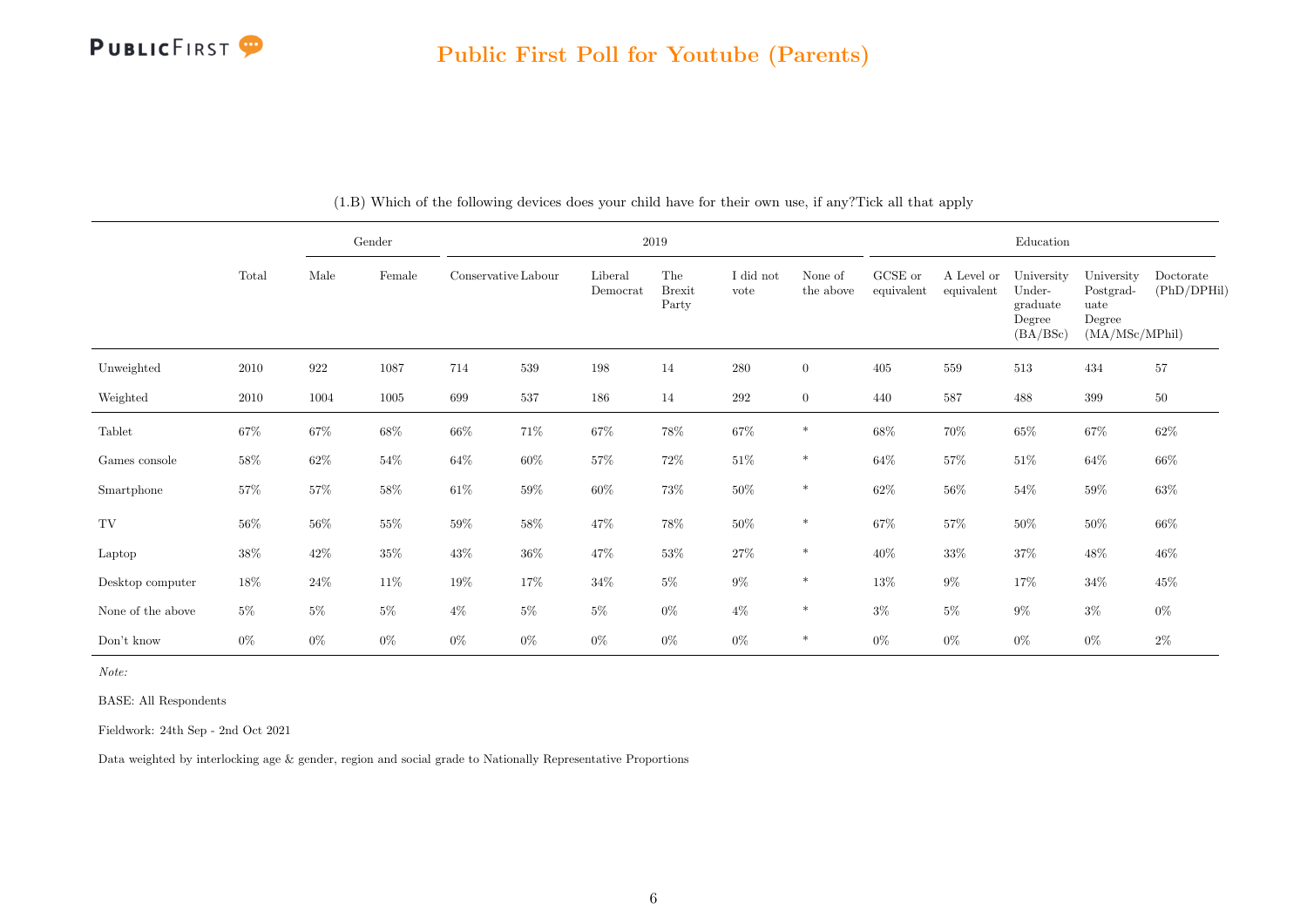(1.B) Which of the following devices does your child have for their own use, if any?Tick all that apply

| | Total | Gender | | 2019 | | | | | | Education | | | | |
|---|---|---|---|---|---|---|---|---|---|---|---|---|---|---|
| | | Male | Female | Conservative | Labour | Liberal Democrat | The Brexit Party | I did not vote | None of the above | GCSE or equivalent | A Level or equivalent | University Under-graduate Degree (BA/BSc) | University Postgrad-uate Degree (MA/MSc/MPhil) | Doctorate (PhD/DPHil) |
| Unweighted | 2010 | 922 | 1087 | 714 | 539 | 198 | 14 | 280 | 0 | 405 | 559 | 513 | 434 | 57 |
| Weighted | 2010 | 1004 | 1005 | 699 | 537 | 186 | 14 | 292 | 0 | 440 | 587 | 488 | 399 | 50 |
| Tablet | 67% | 67% | 68% | 66% | 71% | 67% | 78% | 67% | * | 68% | 70% | 65% | 67% | 62% |
| Games console | 58% | 62% | 54% | 64% | 60% | 57% | 72% | 51% | * | 64% | 57% | 51% | 64% | 66% |
| Smartphone | 57% | 57% | 58% | 61% | 59% | 60% | 73% | 50% | * | 62% | 56% | 54% | 59% | 63% |
| TV | 56% | 56% | 55% | 59% | 58% | 47% | 78% | 50% | * | 67% | 57% | 50% | 50% | 66% |
| Laptop | 38% | 42% | 35% | 43% | 36% | 47% | 53% | 27% | * | 40% | 33% | 37% | 48% | 46% |
| Desktop computer | 18% | 24% | 11% | 19% | 17% | 34% | 5% | 9% | * | 13% | 9% | 17% | 34% | 45% |
| None of the above | 5% | 5% | 5% | 4% | 5% | 5% | 0% | 4% | * | 3% | 5% | 9% | 3% | 0% |
| Don't know | 0% | 0% | 0% | 0% | 0% | 0% | 0% | 0% | * | 0% | 0% | 0% | 0% | 2% |

*Note:*

BASE: All Respondents

Fieldwork: 24th Sep - 2nd Oct 2021

Data weighted by interlocking age & gender, region and social grade to Nationally Representative Proportions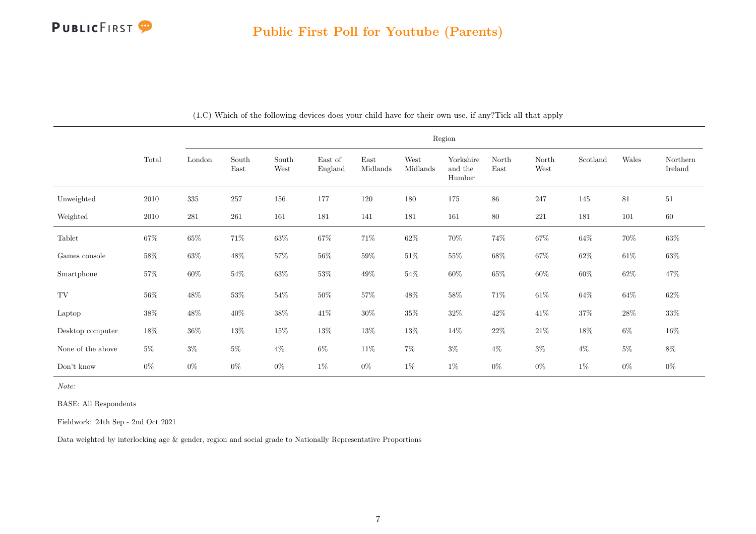## Public First Poll for Youtube (Parents)

(1.C) Which of the following devices does your child have for their own use, if any?Tick all that apply

| | Total | Region | | | | | | | | | | | |
|---|---|---|---|---|---|---|---|---|---|---|---|---|---|
| | | London | South East | South West | East of England | East Midlands | West Midlands | Yorkshire and the Humber | North East | North West | Scotland | Wales | Northern Ireland |
| Unweighted | 2010 | 335 | 257 | 156 | 177 | 120 | 180 | 175 | 86 | 247 | 145 | 81 | 51 |
| Weighted | 2010 | 281 | 261 | 161 | 181 | 141 | 181 | 161 | 80 | 221 | 181 | 101 | 60 |
| Tablet | 67% | 65% | 71% | 63% | 67% | 71% | 62% | 70% | 74% | 67% | 64% | 70% | 63% |
| Games console | 58% | 63% | 48% | 57% | 56% | 59% | 51% | 55% | 68% | 67% | 62% | 61% | 63% |
| Smartphone | 57% | 60% | 54% | 63% | 53% | 49% | 54% | 60% | 65% | 60% | 60% | 62% | 47% |
| TV | 56% | 48% | 53% | 54% | 50% | 57% | 48% | 58% | 71% | 61% | 64% | 64% | 62% |
| Laptop | 38% | 48% | 40% | 38% | 41% | 30% | 35% | 32% | 42% | 41% | 37% | 28% | 33% |
| Desktop computer | 18% | 36% | 13% | 15% | 13% | 13% | 13% | 14% | 22% | 21% | 18% | 6% | 16% |
| None of the above | 5% | 3% | 5% | 4% | 6% | 11% | 7% | 3% | 4% | 3% | 4% | 5% | 8% |
| Don't know | 0% | 0% | 0% | 0% | 1% | 0% | 1% | 1% | 0% | 0% | 1% | 0% | 0% |

*Note:*

BASE: All Respondents

Fieldwork: 24th Sep - 2nd Oct 2021

Data weighted by interlocking age & gender, region and social grade to Nationally Representative Proportions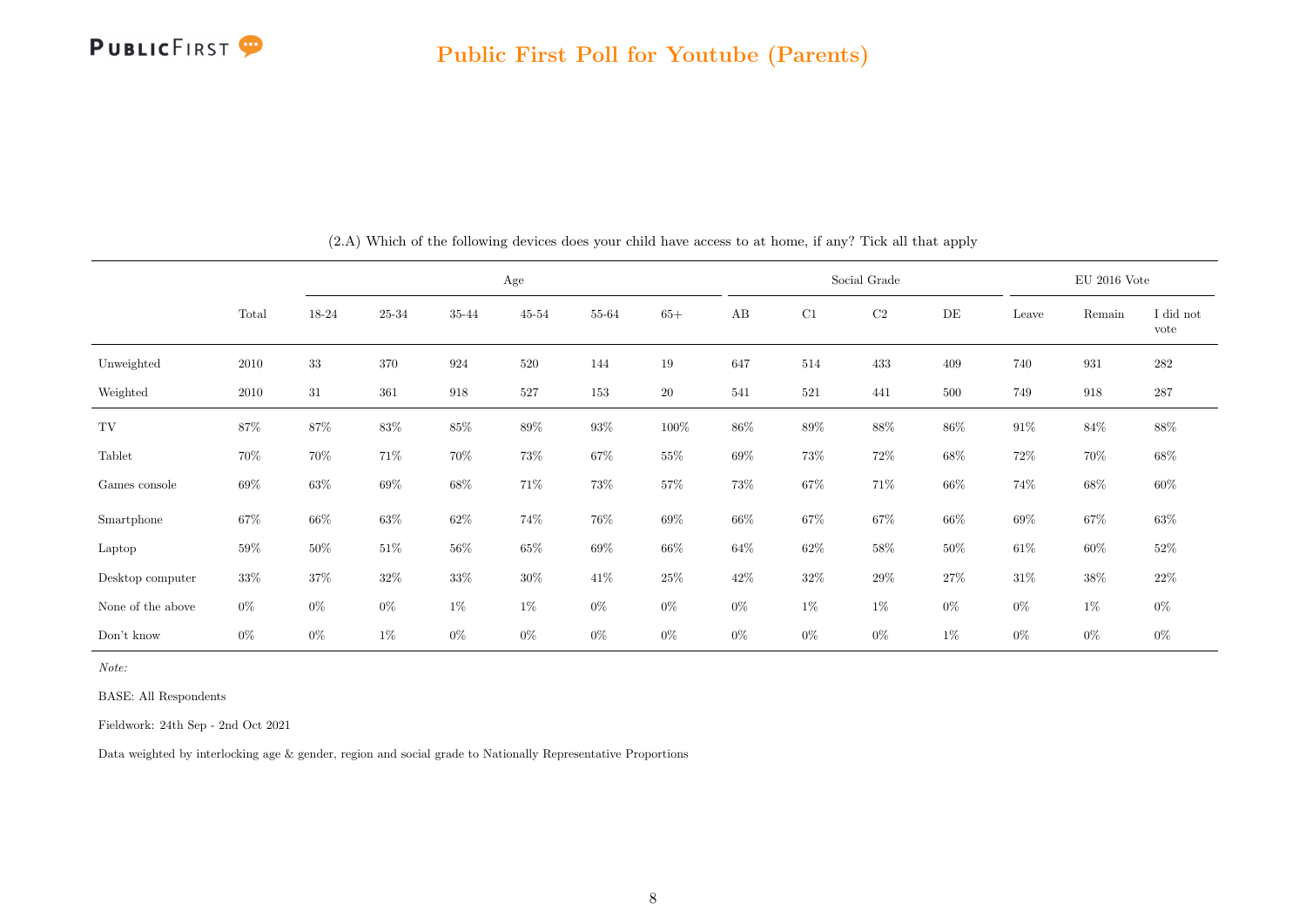(2.A) Which of the following devices does your child have access to at home, if any? Tick all that apply

| | Total | Age | | | | | | Social Grade | | | | EU 2016 Vote | | |
|---|---|---|---|---|---|---|---|---|---|---|---|---|---|---|
| | | 18-24 | 25-34 | 35-44 | 45-54 | 55-64 | 65+ | AB | C1 | C2 | DE | Leave | Remain | I did not vote |
| Unweighted | 2010 | 33 | 370 | 924 | 520 | 144 | 19 | 647 | 514 | 433 | 409 | 740 | 931 | 282 |
| Weighted | 2010 | 31 | 361 | 918 | 527 | 153 | 20 | 541 | 521 | 441 | 500 | 749 | 918 | 287 |
| TV | 87% | 87% | 83% | 85% | 89% | 93% | 100% | 86% | 89% | 88% | 86% | 91% | 84% | 88% |
| Tablet | 70% | 70% | 71% | 70% | 73% | 67% | 55% | 69% | 73% | 72% | 68% | 72% | 70% | 68% |
| Games console | 69% | 63% | 69% | 68% | 71% | 73% | 57% | 73% | 67% | 71% | 66% | 74% | 68% | 60% |
| Smartphone | 67% | 66% | 63% | 62% | 74% | 76% | 69% | 66% | 67% | 67% | 66% | 69% | 67% | 63% |
| Laptop | 59% | 50% | 51% | 56% | 65% | 69% | 66% | 64% | 62% | 58% | 50% | 61% | 60% | 52% |
| Desktop computer | 33% | 37% | 32% | 33% | 30% | 41% | 25% | 42% | 32% | 29% | 27% | 31% | 38% | 22% |
| None of the above | 0% | 0% | 0% | 1% | 1% | 0% | 0% | 0% | 1% | 1% | 0% | 0% | 1% | 0% |
| Don't know | 0% | 0% | 1% | 0% | 0% | 0% | 0% | 0% | 0% | 0% | 1% | 0% | 0% | 0% |

*Note:*

BASE: All Respondents

Fieldwork: 24th Sep - 2nd Oct 2021

Data weighted by interlocking age & gender, region and social grade to Nationally Representative Proportions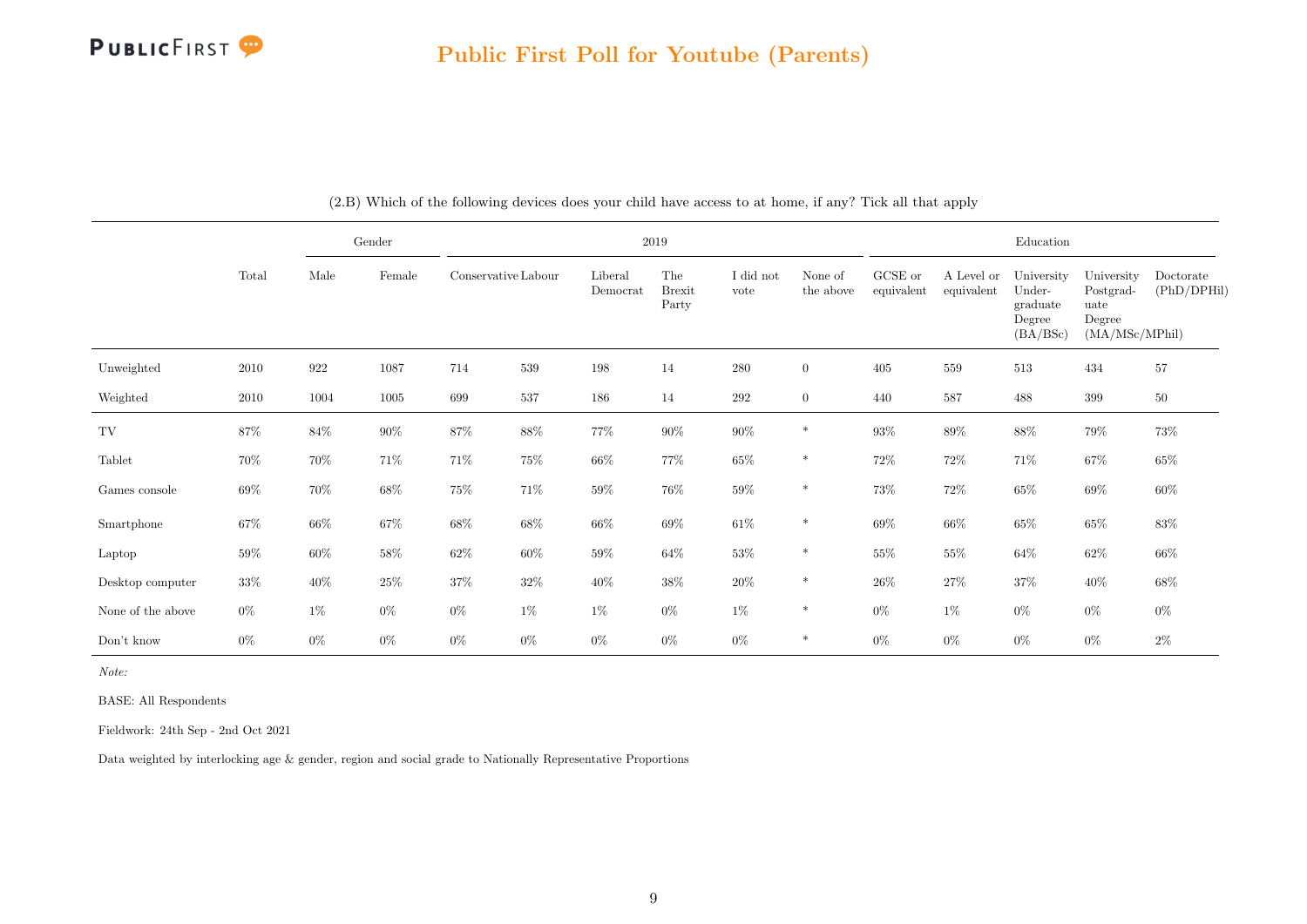## Public First Poll for Youtube (Parents)

(2.B) Which of the following devices does your child have access to at home, if any? Tick all that apply

| | | Gender | | 2019 | | | | | | Education | | | | |
|---|---|---|---|---|---|---|---|---|---|---|---|---|---|---|
| | Total | Male | Female | Conservative | Labour | Liberal Democrat | The Brexit Party | I did not vote | None of the above | GCSE or equivalent | A Level or equivalent | University Under-graduate Degree (BA/BSc) | University Postgrad-uate Degree (MA/MSc/MPhil) | Doctorate (PhD/DPHil) |
| Unweighted | 2010 | 922 | 1087 | 714 | 539 | 198 | 14 | 280 | 0 | 405 | 559 | 513 | 434 | 57 |
| Weighted | 2010 | 1004 | 1005 | 699 | 537 | 186 | 14 | 292 | 0 | 440 | 587 | 488 | 399 | 50 |
| TV | 87% | 84% | 90% | 87% | 88% | 77% | 90% | 90% | * | 93% | 89% | 88% | 79% | 73% |
| Tablet | 70% | 70% | 71% | 71% | 75% | 66% | 77% | 65% | * | 72% | 72% | 71% | 67% | 65% |
| Games console | 69% | 70% | 68% | 75% | 71% | 59% | 76% | 59% | * | 73% | 72% | 65% | 69% | 60% |
| Smartphone | 67% | 66% | 67% | 68% | 68% | 66% | 69% | 61% | * | 69% | 66% | 65% | 65% | 83% |
| Laptop | 59% | 60% | 58% | 62% | 60% | 59% | 64% | 53% | * | 55% | 55% | 64% | 62% | 66% |
| Desktop computer | 33% | 40% | 25% | 37% | 32% | 40% | 38% | 20% | * | 26% | 27% | 37% | 40% | 68% |
| None of the above | 0% | 1% | 0% | 0% | 1% | 1% | 0% | 1% | * | 0% | 1% | 0% | 0% | 0% |
| Don't know | 0% | 0% | 0% | 0% | 0% | 0% | 0% | 0% | * | 0% | 0% | 0% | 0% | 2% |

*Note:*

BASE: All Respondents

Fieldwork: 24th Sep - 2nd Oct 2021

Data weighted by interlocking age & gender, region and social grade to Nationally Representative Proportions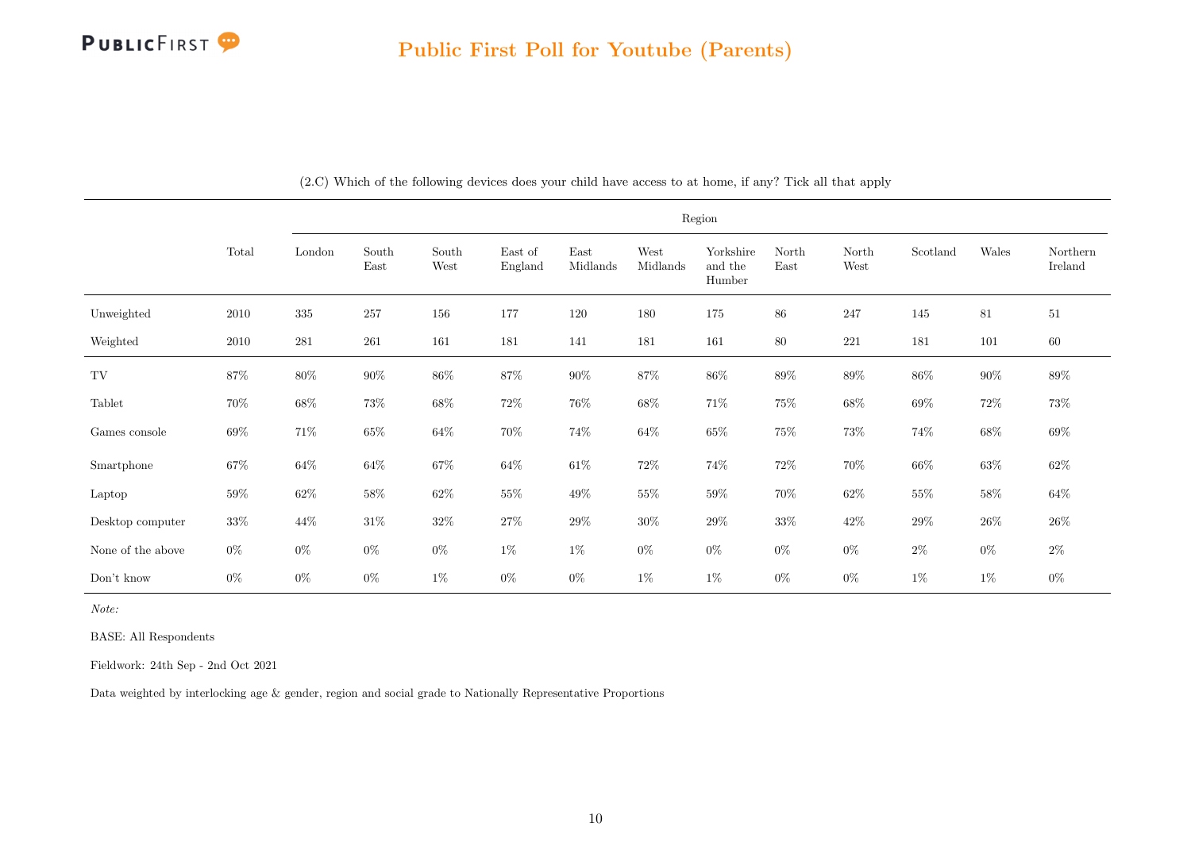## Public First Poll for Youtube (Parents)

(2.C) Which of the following devices does your child have access to at home, if any? Tick all that apply

| | Total | Region | | | | | | | | | | | |
|---|---|---|---|---|---|---|---|---|---|---|---|---|---|
| | | London | South East | South West | East of England | East Midlands | West Midlands | Yorkshire and the Humber | North East | North West | Scotland | Wales | Northern Ireland |
| Unweighted | 2010 | 335 | 257 | 156 | 177 | 120 | 180 | 175 | 86 | 247 | 145 | 81 | 51 |
| Weighted | 2010 | 281 | 261 | 161 | 181 | 141 | 181 | 161 | 80 | 221 | 181 | 101 | 60 |
| TV | 87% | 80% | 90% | 86% | 87% | 90% | 87% | 86% | 89% | 89% | 86% | 90% | 89% |
| Tablet | 70% | 68% | 73% | 68% | 72% | 76% | 68% | 71% | 75% | 68% | 69% | 72% | 73% |
| Games console | 69% | 71% | 65% | 64% | 70% | 74% | 64% | 65% | 75% | 73% | 74% | 68% | 69% |
| Smartphone | 67% | 64% | 64% | 67% | 64% | 61% | 72% | 74% | 72% | 70% | 66% | 63% | 62% |
| Laptop | 59% | 62% | 58% | 62% | 55% | 49% | 55% | 59% | 70% | 62% | 55% | 58% | 64% |
| Desktop computer | 33% | 44% | 31% | 32% | 27% | 29% | 30% | 29% | 33% | 42% | 29% | 26% | 26% |
| None of the above | 0% | 0% | 0% | 0% | 1% | 1% | 0% | 0% | 0% | 0% | 2% | 0% | 2% |
| Don't know | 0% | 0% | 0% | 1% | 0% | 0% | 1% | 1% | 0% | 0% | 1% | 1% | 0% |

*Note:*

BASE: All Respondents

Fieldwork: 24th Sep - 2nd Oct 2021

Data weighted by interlocking age & gender, region and social grade to Nationally Representative Proportions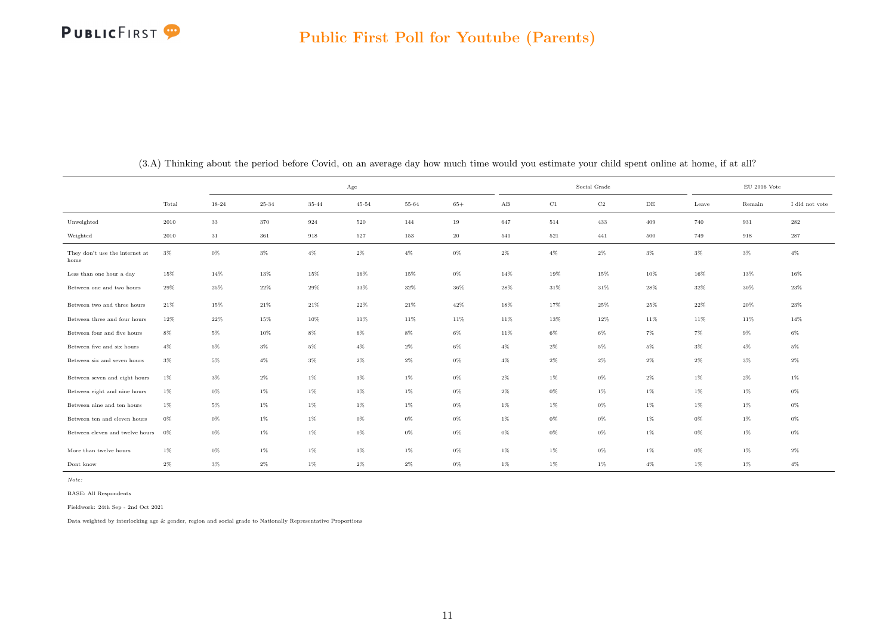## Public First Poll for Youtube (Parents)

(3.A) Thinking about the period before Covid, on an average day how much time would you estimate your child spent online at home, if at all?

| | | Age | | | | | | Social Grade | | | | EU 2016 Vote | | |
|---|---|---|---|---|---|---|---|---|---|---|---|---|---|---|
| | Total | 18-24 | 25-34 | 35-44 | 45-54 | 55-64 | 65+ | AB | C1 | C2 | DE | Leave | Remain | I did not vote |
| Unweighted | 2010 | 33 | 370 | 924 | 520 | 144 | 19 | 647 | 514 | 433 | 409 | 740 | 931 | 282 |
| Weighted | 2010 | 31 | 361 | 918 | 527 | 153 | 20 | 541 | 521 | 441 | 500 | 749 | 918 | 287 |
| They don't use the internet at home | 3% | 0% | 3% | 4% | 2% | 4% | 0% | 2% | 4% | 2% | 3% | 3% | 3% | 4% |
| Less than one hour a day | 15% | 14% | 13% | 15% | 16% | 15% | 0% | 14% | 19% | 15% | 10% | 16% | 13% | 16% |
| Between one and two hours | 29% | 25% | 22% | 29% | 33% | 32% | 36% | 28% | 31% | 31% | 28% | 32% | 30% | 23% |
| Between two and three hours | 21% | 15% | 21% | 21% | 22% | 21% | 42% | 18% | 17% | 25% | 25% | 22% | 20% | 23% |
| Between three and four hours | 12% | 22% | 15% | 10% | 11% | 11% | 11% | 11% | 13% | 12% | 11% | 11% | 11% | 14% |
| Between four and five hours | 8% | 5% | 10% | 8% | 6% | 8% | 6% | 11% | 6% | 6% | 7% | 7% | 9% | 6% |
| Between five and six hours | 4% | 5% | 3% | 5% | 4% | 2% | 6% | 4% | 2% | 5% | 5% | 3% | 4% | 5% |
| Between six and seven hours | 3% | 5% | 4% | 3% | 2% | 2% | 0% | 4% | 2% | 2% | 2% | 2% | 3% | 2% |
| Between seven and eight hours | 1% | 3% | 2% | 1% | 1% | 1% | 0% | 2% | 1% | 0% | 2% | 1% | 2% | 1% |
| Between eight and nine hours | 1% | 0% | 1% | 1% | 1% | 1% | 0% | 2% | 0% | 1% | 1% | 1% | 1% | 0% |
| Between nine and ten hours | 1% | 5% | 1% | 1% | 1% | 1% | 0% | 1% | 1% | 0% | 1% | 1% | 1% | 0% |
| Between ten and eleven hours | 0% | 0% | 1% | 1% | 0% | 0% | 0% | 1% | 0% | 0% | 1% | 0% | 1% | 0% |
| Between eleven and twelve hours | 0% | 0% | 1% | 1% | 0% | 0% | 0% | 0% | 0% | 0% | 1% | 0% | 1% | 0% |
| More than twelve hours | 1% | 0% | 1% | 1% | 1% | 1% | 0% | 1% | 1% | 0% | 1% | 0% | 1% | 2% |
| Dont know | 2% | 3% | 2% | 1% | 2% | 2% | 0% | 1% | 1% | 1% | 4% | 1% | 1% | 4% |

*Note:*

BASE: All Respondents

Fieldwork: 24th Sep - 2nd Oct 2021

Data weighted by interlocking age & gender, region and social grade to Nationally Representative Proportions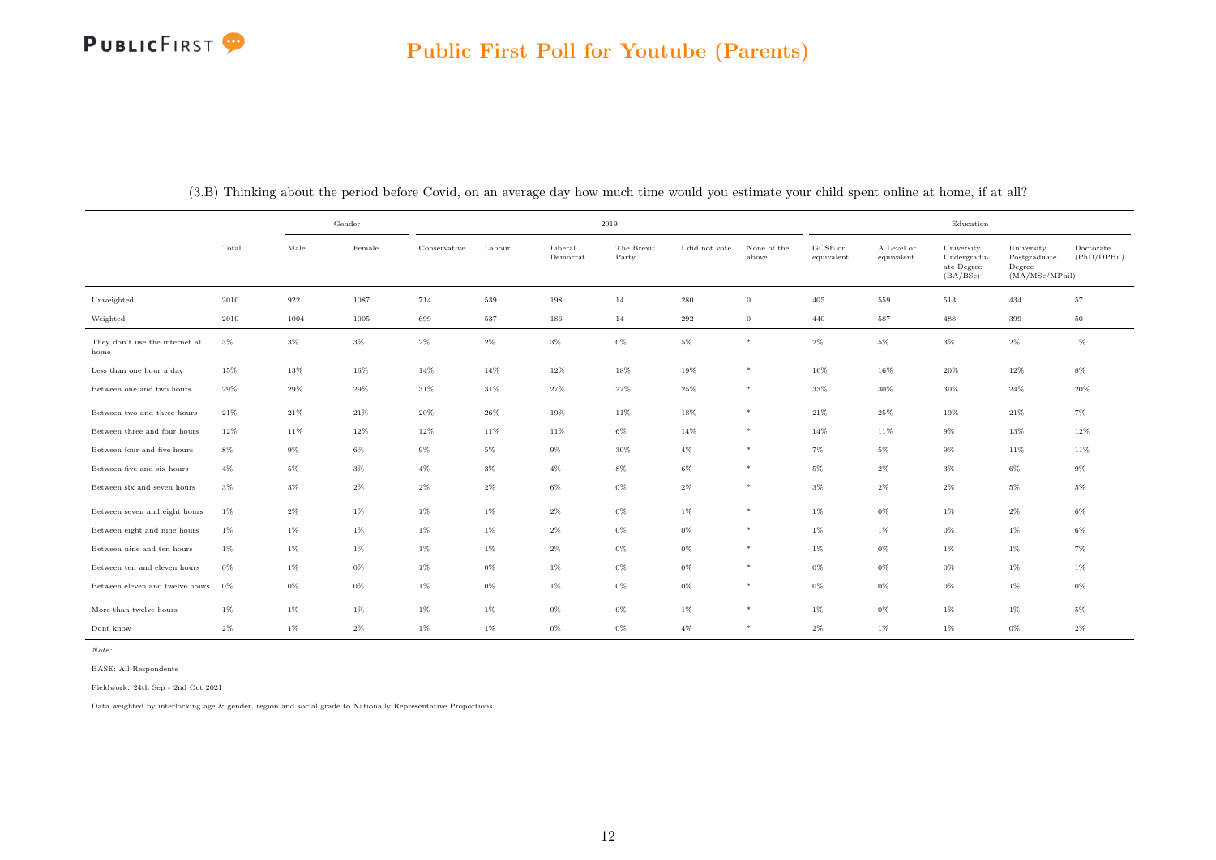## Public First Poll for Youtube (Parents)

(3.B) Thinking about the period before Covid, on an average day how much time would you estimate your child spent online at home, if at all?

| | Total | Gender | | 2019 | | | | | | Education | | | | |
|---|---|---|---|---|---|---|---|---|---|---|---|---|---|---|
| | | Male | Female | Conservative | Labour | Liberal Democrat | The Brexit Party | I did not vote | None of the above | GCSE or equivalent | A Level or equivalent | University Undergraduate Degree (BA/BSc) | University Postgraduate Degree (MA/MSc/MPhil) | Doctorate (PhD/DPHil) |
| Unweighted | 2010 | 922 | 1087 | 714 | 539 | 198 | 14 | 280 | 0 | 405 | 559 | 513 | 434 | 57 |
| Weighted | 2010 | 1004 | 1005 | 699 | 537 | 186 | 14 | 292 | 0 | 440 | 587 | 488 | 399 | 50 |
| They don't use the internet at home | 3% | 3% | 3% | 2% | 2% | 3% | 0% | 5% | * | 2% | 5% | 3% | 2% | 1% |
| Less than one hour a day | 15% | 13% | 16% | 14% | 14% | 12% | 18% | 19% | * | 10% | 16% | 20% | 12% | 8% |
| Between one and two hours | 29% | 29% | 29% | 31% | 31% | 27% | 27% | 25% | * | 33% | 30% | 30% | 24% | 20% |
| Between two and three hours | 21% | 21% | 21% | 20% | 26% | 19% | 11% | 18% | * | 21% | 25% | 19% | 21% | 7% |
| Between three and four hours | 12% | 11% | 12% | 12% | 11% | 11% | 6% | 14% | * | 14% | 11% | 9% | 13% | 12% |
| Between four and five hours | 8% | 9% | 6% | 9% | 5% | 9% | 30% | 4% | * | 7% | 5% | 9% | 11% | 11% |
| Between five and six hours | 4% | 5% | 3% | 4% | 3% | 4% | 8% | 6% | * | 5% | 2% | 3% | 6% | 9% |
| Between six and seven hours | 3% | 3% | 2% | 2% | 2% | 6% | 0% | 2% | * | 3% | 2% | 2% | 5% | 5% |
| Between seven and eight hours | 1% | 2% | 1% | 1% | 1% | 2% | 0% | 1% | * | 1% | 0% | 1% | 2% | 6% |
| Between eight and nine hours | 1% | 1% | 1% | 1% | 1% | 2% | 0% | 0% | * | 1% | 1% | 0% | 1% | 6% |
| Between nine and ten hours | 1% | 1% | 1% | 1% | 1% | 2% | 0% | 0% | * | 1% | 0% | 1% | 1% | 7% |
| Between ten and eleven hours | 0% | 1% | 0% | 1% | 0% | 1% | 0% | 0% | * | 0% | 0% | 0% | 1% | 1% |
| Between eleven and twelve hours | 0% | 0% | 0% | 1% | 0% | 1% | 0% | 0% | * | 0% | 0% | 0% | 1% | 0% |
| More than twelve hours | 1% | 1% | 1% | 1% | 1% | 0% | 0% | 1% | * | 1% | 0% | 1% | 1% | 5% |
| Dont know | 2% | 1% | 2% | 1% | 1% | 0% | 0% | 4% | * | 2% | 1% | 1% | 0% | 2% |

*Note:*

BASE: All Respondents

Fieldwork: 24th Sep - 2nd Oct 2021

Data weighted by interlocking age & gender, region and social grade to Nationally Representative Proportions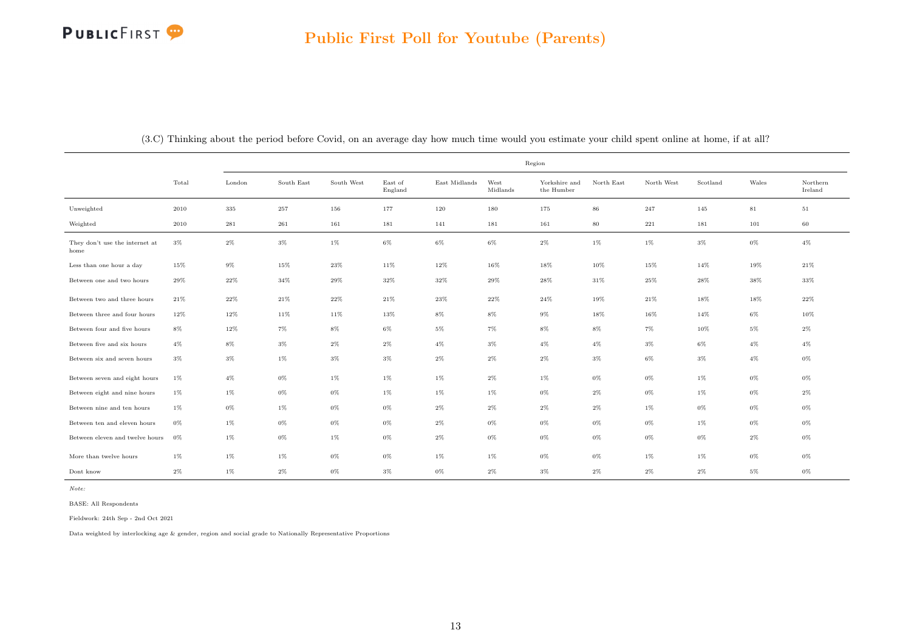(3.C) Thinking about the period before Covid, on an average day how much time would you estimate your child spent online at home, if at all?

| | Total | Region | | | | | | | | | | | |
|---|---|---|---|---|---|---|---|---|---|---|---|---|---|
| | | London | South East | South West | East of England | East Midlands | West Midlands | Yorkshire and the Humber | North East | North West | Scotland | Wales | Northern Ireland |
| Unweighted | 2010 | 335 | 257 | 156 | 177 | 120 | 180 | 175 | 86 | 247 | 145 | 81 | 51 |
| Weighted | 2010 | 281 | 261 | 161 | 181 | 141 | 181 | 161 | 80 | 221 | 181 | 101 | 60 |
| They don't use the internet at home | 3% | 2% | 3% | 1% | 6% | 6% | 6% | 2% | 1% | 1% | 3% | 0% | 4% |
| Less than one hour a day | 15% | 9% | 15% | 23% | 11% | 12% | 16% | 18% | 10% | 15% | 14% | 19% | 21% |
| Between one and two hours | 29% | 22% | 34% | 29% | 32% | 32% | 29% | 28% | 31% | 25% | 28% | 38% | 33% |
| Between two and three hours | 21% | 22% | 21% | 22% | 21% | 23% | 22% | 24% | 19% | 21% | 18% | 18% | 22% |
| Between three and four hours | 12% | 12% | 11% | 11% | 13% | 8% | 8% | 9% | 18% | 16% | 14% | 6% | 10% |
| Between four and five hours | 8% | 12% | 7% | 8% | 6% | 5% | 7% | 8% | 8% | 7% | 10% | 5% | 2% |
| Between five and six hours | 4% | 8% | 3% | 2% | 2% | 4% | 3% | 4% | 4% | 3% | 6% | 4% | 4% |
| Between six and seven hours | 3% | 3% | 1% | 3% | 3% | 2% | 2% | 2% | 3% | 6% | 3% | 4% | 0% |
| Between seven and eight hours | 1% | 4% | 0% | 1% | 1% | 1% | 2% | 1% | 0% | 0% | 1% | 0% | 0% |
| Between eight and nine hours | 1% | 1% | 0% | 0% | 1% | 1% | 1% | 0% | 2% | 0% | 1% | 0% | 2% |
| Between nine and ten hours | 1% | 0% | 1% | 0% | 0% | 2% | 2% | 2% | 2% | 1% | 0% | 0% | 0% |
| Between ten and eleven hours | 0% | 1% | 0% | 0% | 0% | 2% | 0% | 0% | 0% | 0% | 1% | 0% | 0% |
| Between eleven and twelve hours | 0% | 1% | 0% | 1% | 0% | 2% | 0% | 0% | 0% | 0% | 0% | 2% | 0% |
| More than twelve hours | 1% | 1% | 1% | 0% | 0% | 1% | 1% | 0% | 0% | 1% | 1% | 0% | 0% |
| Dont know | 2% | 1% | 2% | 0% | 3% | 0% | 2% | 3% | 2% | 2% | 2% | 5% | 0% |

*Note:*

BASE: All Respondents

Fieldwork: 24th Sep - 2nd Oct 2021

Data weighted by interlocking age & gender, region and social grade to Nationally Representative Proportions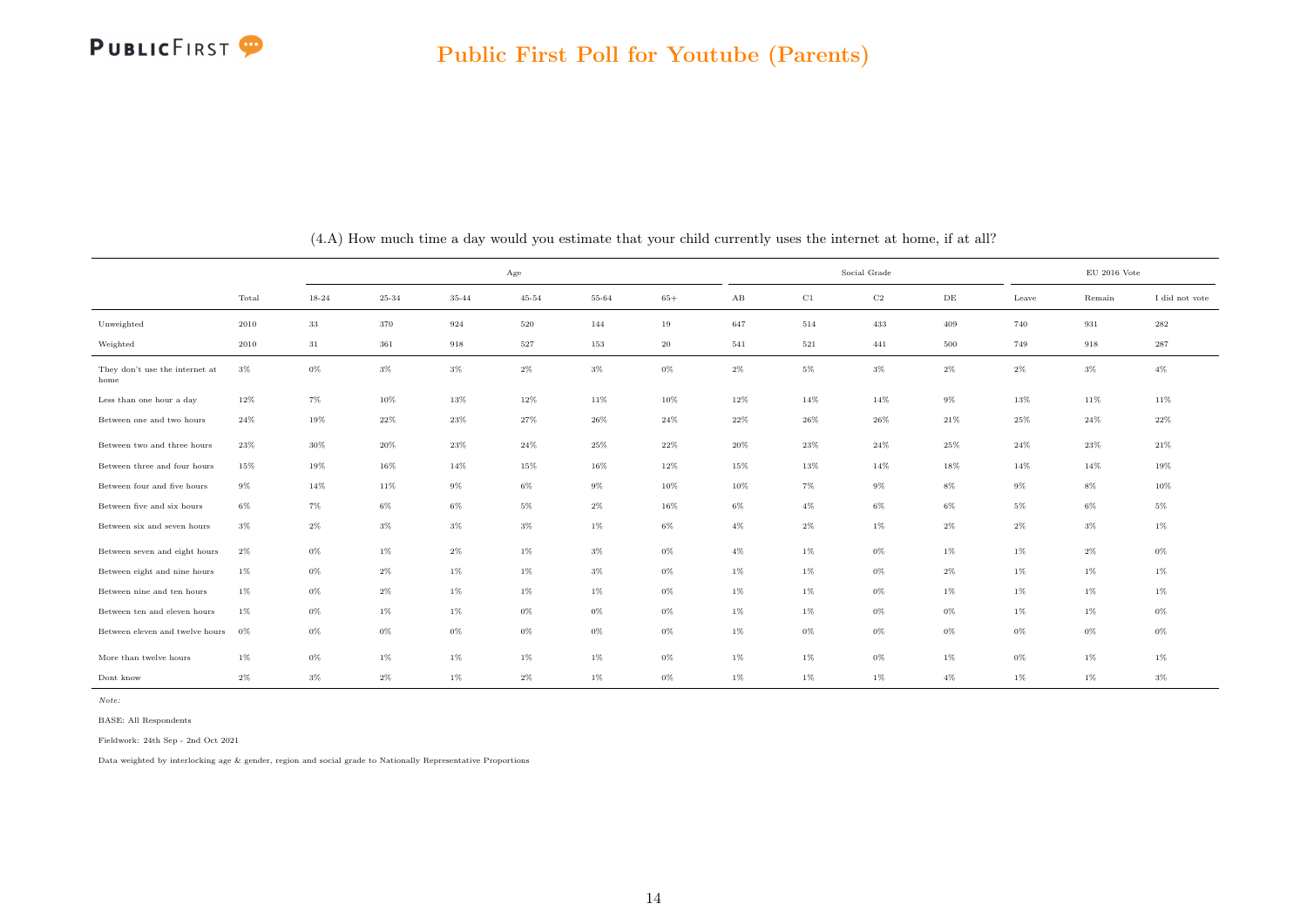## (4.A) How much time a day would you estimate that your child currently uses the internet at home, if at all?

| | | Age | | | | | | Social Grade | | | | EU 2016 Vote | | |
|---|---|---|---|---|---|---|---|---|---|---|---|---|---|---|
| | Total | 18-24 | 25-34 | 35-44 | 45-54 | 55-64 | 65+ | AB | C1 | C2 | DE | Leave | Remain | I did not vote |
| Unweighted | 2010 | 33 | 370 | 924 | 520 | 144 | 19 | 647 | 514 | 433 | 409 | 740 | 931 | 282 |
| Weighted | 2010 | 31 | 361 | 918 | 527 | 153 | 20 | 541 | 521 | 441 | 500 | 749 | 918 | 287 |
| They don't use the internet at home | 3% | 0% | 3% | 3% | 2% | 3% | 0% | 2% | 5% | 3% | 2% | 2% | 3% | 4% |
| Less than one hour a day | 12% | 7% | 10% | 13% | 12% | 11% | 10% | 12% | 14% | 14% | 9% | 13% | 11% | 11% |
| Between one and two hours | 24% | 19% | 22% | 23% | 27% | 26% | 24% | 22% | 26% | 26% | 21% | 25% | 24% | 22% |
| Between two and three hours | 23% | 30% | 20% | 23% | 24% | 25% | 22% | 20% | 23% | 24% | 25% | 24% | 23% | 21% |
| Between three and four hours | 15% | 19% | 16% | 14% | 15% | 16% | 12% | 15% | 13% | 14% | 18% | 14% | 14% | 19% |
| Between four and five hours | 9% | 14% | 11% | 9% | 6% | 9% | 10% | 10% | 7% | 9% | 8% | 9% | 8% | 10% |
| Between five and six hours | 6% | 7% | 6% | 6% | 5% | 2% | 16% | 6% | 4% | 6% | 6% | 5% | 6% | 5% |
| Between six and seven hours | 3% | 2% | 3% | 3% | 3% | 1% | 6% | 4% | 2% | 1% | 2% | 2% | 3% | 1% |
| Between seven and eight hours | 2% | 0% | 1% | 2% | 1% | 3% | 0% | 4% | 1% | 0% | 1% | 1% | 2% | 0% |
| Between eight and nine hours | 1% | 0% | 2% | 1% | 1% | 3% | 0% | 1% | 1% | 0% | 2% | 1% | 1% | 1% |
| Between nine and ten hours | 1% | 0% | 2% | 1% | 1% | 1% | 0% | 1% | 1% | 0% | 1% | 1% | 1% | 1% |
| Between ten and eleven hours | 1% | 0% | 1% | 1% | 0% | 0% | 0% | 1% | 1% | 0% | 0% | 1% | 1% | 0% |
| Between eleven and twelve hours | 0% | 0% | 0% | 0% | 0% | 0% | 0% | 1% | 0% | 0% | 0% | 0% | 0% | 0% |
| More than twelve hours | 1% | 0% | 1% | 1% | 1% | 1% | 0% | 1% | 1% | 0% | 1% | 0% | 1% | 1% |
| Dont know | 2% | 3% | 2% | 1% | 2% | 1% | 0% | 1% | 1% | 1% | 4% | 1% | 1% | 3% |

*Note:*

BASE: All Respondents

Fieldwork: 24th Sep - 2nd Oct 2021

Data weighted by interlocking age & gender, region and social grade to Nationally Representative Proportions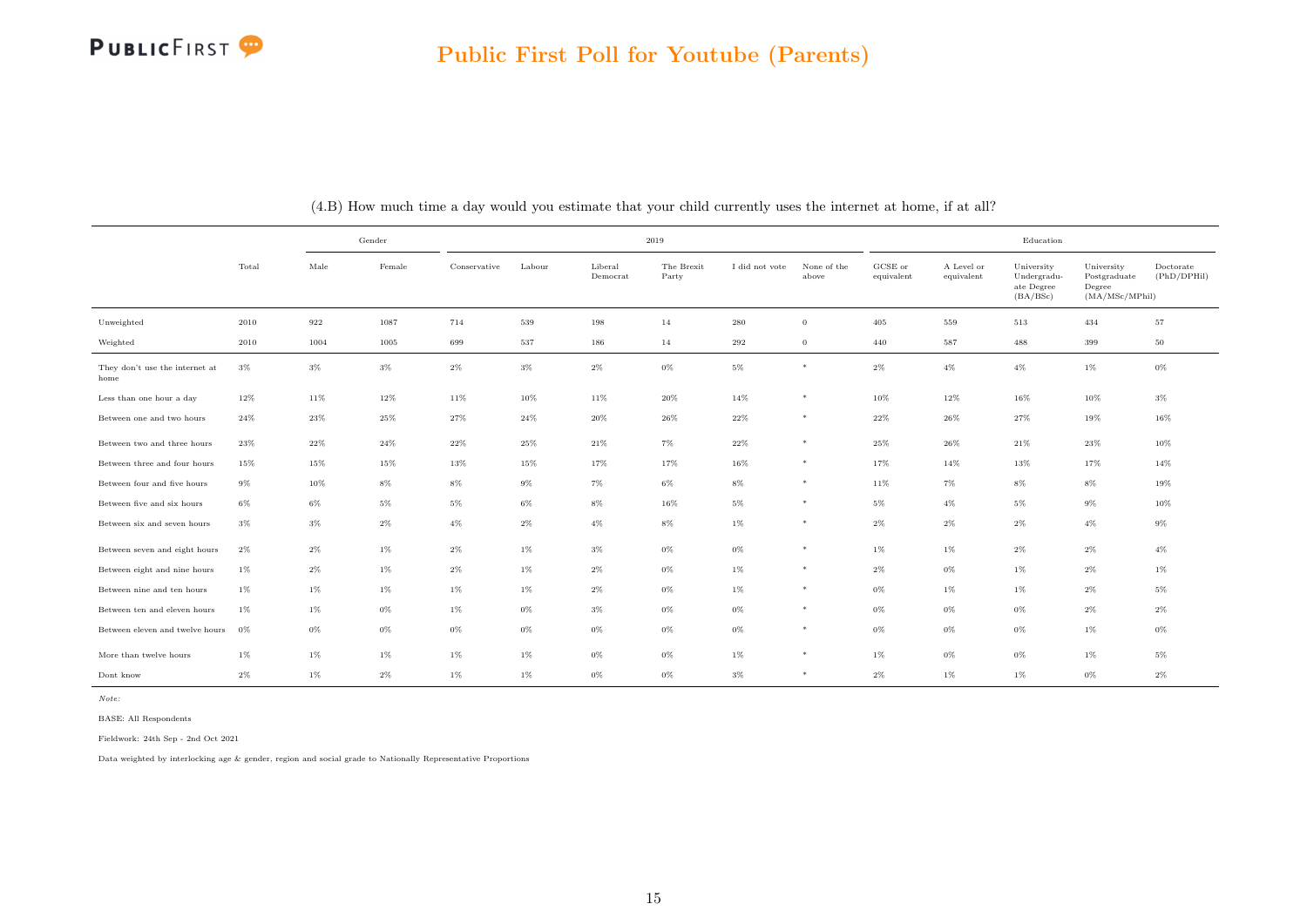## Public First Poll for Youtube (Parents)

(4.B) How much time a day would you estimate that your child currently uses the internet at home, if at all?

| | Total | Gender | | 2019 | | | | | | Education | | | | |
|---|---|---|---|---|---|---|---|---|---|---|---|---|---|---|
| | | Male | Female | Conservative | Labour | Liberal Democrat | The Brexit Party | I did not vote | None of the above | GCSE or equivalent | A Level or equivalent | University Undergraduate Degree (BA/BSc) | University Postgraduate Degree (MA/MSc/MPhil) | Doctorate (PhD/DPHil) |
| Unweighted | 2010 | 922 | 1087 | 714 | 539 | 198 | 14 | 280 | 0 | 405 | 559 | 513 | 434 | 57 |
| Weighted | 2010 | 1004 | 1005 | 699 | 537 | 186 | 14 | 292 | 0 | 440 | 587 | 488 | 399 | 50 |
| They don't use the internet at home | 3% | 3% | 3% | 2% | 3% | 2% | 0% | 5% | * | 2% | 4% | 4% | 1% | 0% |
| Less than one hour a day | 12% | 11% | 12% | 11% | 10% | 11% | 20% | 14% | * | 10% | 12% | 16% | 10% | 3% |
| Between one and two hours | 24% | 23% | 25% | 27% | 24% | 20% | 26% | 22% | * | 22% | 26% | 27% | 19% | 16% |
| Between two and three hours | 23% | 22% | 24% | 22% | 25% | 21% | 7% | 22% | * | 25% | 26% | 21% | 23% | 10% |
| Between three and four hours | 15% | 15% | 15% | 13% | 15% | 17% | 17% | 16% | * | 17% | 14% | 13% | 17% | 14% |
| Between four and five hours | 9% | 10% | 8% | 8% | 9% | 7% | 6% | 8% | * | 11% | 7% | 8% | 8% | 19% |
| Between five and six hours | 6% | 6% | 5% | 5% | 6% | 8% | 16% | 5% | * | 5% | 4% | 5% | 9% | 10% |
| Between six and seven hours | 3% | 3% | 2% | 4% | 2% | 4% | 8% | 1% | * | 2% | 2% | 2% | 4% | 9% |
| Between seven and eight hours | 2% | 2% | 1% | 2% | 1% | 3% | 0% | 0% | * | 1% | 1% | 2% | 2% | 4% |
| Between eight and nine hours | 1% | 2% | 1% | 2% | 1% | 2% | 0% | 1% | * | 2% | 0% | 1% | 2% | 1% |
| Between nine and ten hours | 1% | 1% | 1% | 1% | 1% | 2% | 0% | 1% | * | 0% | 1% | 1% | 2% | 5% |
| Between ten and eleven hours | 1% | 1% | 0% | 1% | 0% | 3% | 0% | 0% | * | 0% | 0% | 0% | 2% | 2% |
| Between eleven and twelve hours | 0% | 0% | 0% | 0% | 0% | 0% | 0% | 0% | * | 0% | 0% | 0% | 1% | 0% |
| More than twelve hours | 1% | 1% | 1% | 1% | 1% | 0% | 0% | 1% | * | 1% | 0% | 0% | 1% | 5% |
| Dont know | 2% | 1% | 2% | 1% | 1% | 0% | 0% | 3% | * | 2% | 1% | 1% | 0% | 2% |

*Note:*

BASE: All Respondents

Fieldwork: 24th Sep - 2nd Oct 2021

Data weighted by interlocking age & gender, region and social grade to Nationally Representative Proportions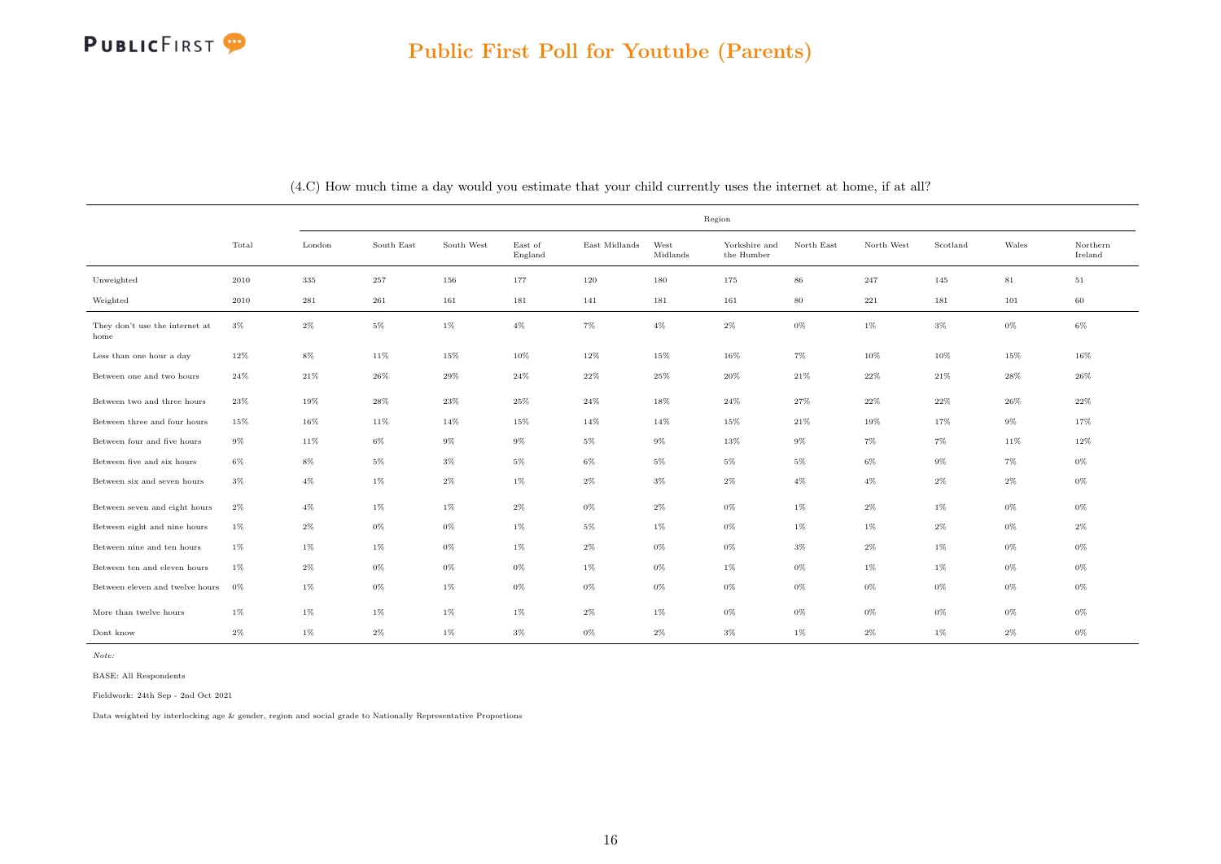# Public First Poll for Youtube (Parents)

(4.C) How much time a day would you estimate that your child currently uses the internet at home, if at all?

| | Total | Region | | | | | | | | | | | |
|---|---|---|---|---|---|---|---|---|---|---|---|---|---|
| | | London | South East | South West | East of England | East Midlands | West Midlands | Yorkshire and the Humber | North East | North West | Scotland | Wales | Northern Ireland |
| Unweighted | 2010 | 335 | 257 | 156 | 177 | 120 | 180 | 175 | 86 | 247 | 145 | 81 | 51 |
| Weighted | 2010 | 281 | 261 | 161 | 181 | 141 | 181 | 161 | 80 | 221 | 181 | 101 | 60 |
| They don't use the internet at home | 3% | 2% | 5% | 1% | 4% | 7% | 4% | 2% | 0% | 1% | 3% | 0% | 6% |
| Less than one hour a day | 12% | 8% | 11% | 15% | 10% | 12% | 15% | 16% | 7% | 10% | 10% | 15% | 16% |
| Between one and two hours | 24% | 21% | 26% | 29% | 24% | 22% | 25% | 20% | 21% | 22% | 21% | 28% | 26% |
| Between two and three hours | 23% | 19% | 28% | 23% | 25% | 24% | 18% | 24% | 27% | 22% | 22% | 26% | 22% |
| Between three and four hours | 15% | 16% | 11% | 14% | 15% | 14% | 14% | 15% | 21% | 19% | 17% | 9% | 17% |
| Between four and five hours | 9% | 11% | 6% | 9% | 9% | 5% | 9% | 13% | 9% | 7% | 7% | 11% | 12% |
| Between five and six hours | 6% | 8% | 5% | 3% | 5% | 6% | 5% | 5% | 5% | 6% | 9% | 7% | 0% |
| Between six and seven hours | 3% | 4% | 1% | 2% | 1% | 2% | 3% | 2% | 4% | 4% | 2% | 2% | 0% |
| Between seven and eight hours | 2% | 4% | 1% | 1% | 2% | 0% | 2% | 0% | 1% | 2% | 1% | 0% | 0% |
| Between eight and nine hours | 1% | 2% | 0% | 0% | 1% | 5% | 1% | 0% | 1% | 1% | 2% | 0% | 2% |
| Between nine and ten hours | 1% | 1% | 1% | 0% | 1% | 2% | 0% | 0% | 3% | 2% | 1% | 0% | 0% |
| Between ten and eleven hours | 1% | 2% | 0% | 0% | 0% | 1% | 0% | 1% | 0% | 1% | 1% | 0% | 0% |
| Between eleven and twelve hours | 0% | 1% | 0% | 1% | 0% | 0% | 0% | 0% | 0% | 0% | 0% | 0% | 0% |
| More than twelve hours | 1% | 1% | 1% | 1% | 1% | 2% | 1% | 0% | 0% | 0% | 0% | 0% | 0% |
| Dont know | 2% | 1% | 2% | 1% | 3% | 0% | 2% | 3% | 1% | 2% | 1% | 2% | 0% |

*Note:*

BASE: All Respondents

Fieldwork: 24th Sep - 2nd Oct 2021

Data weighted by interlocking age & gender, region and social grade to Nationally Representative Proportions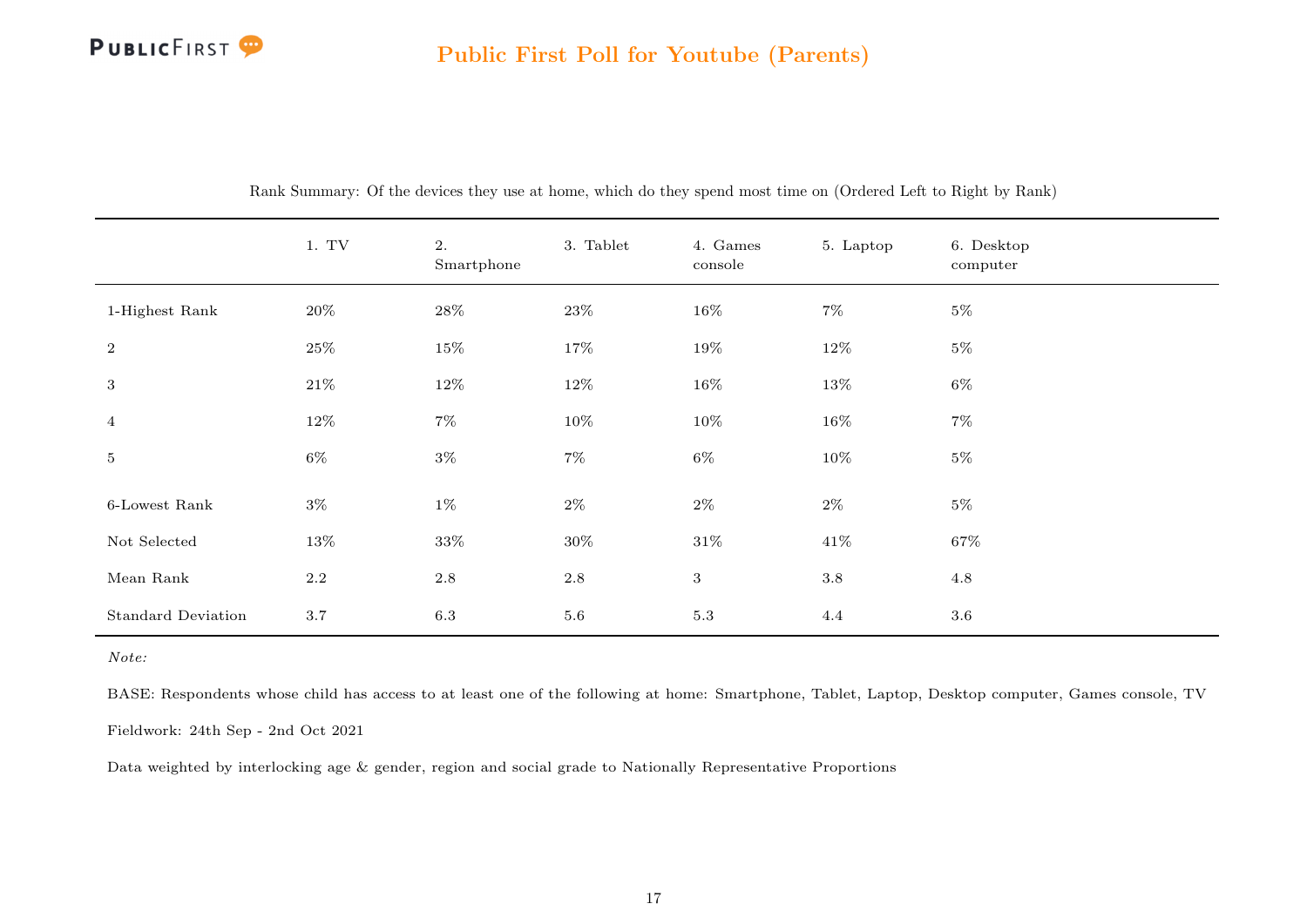Rank Summary: Of the devices they use at home, which do they spend most time on (Ordered Left to Right by Rank)

| | 1. TV | 2. Smartphone | 3. Tablet | 4. Games console | 5. Laptop | 6. Desktop computer |
|---|---|---|---|---|---|---|
| 1-Highest Rank | 20% | 28% | 23% | 16% | 7% | 5% |
| 2 | 25% | 15% | 17% | 19% | 12% | 5% |
| 3 | 21% | 12% | 12% | 16% | 13% | 6% |
| 4 | 12% | 7% | 10% | 10% | 16% | 7% |
| 5 | 6% | 3% | 7% | 6% | 10% | 5% |
| 6-Lowest Rank | 3% | 1% | 2% | 2% | 2% | 5% |
| Not Selected | 13% | 33% | 30% | 31% | 41% | 67% |
| Mean Rank | 2.2 | 2.8 | 2.8 | 3 | 3.8 | 4.8 |
| Standard Deviation | 3.7 | 6.3 | 5.6 | 5.3 | 4.4 | 3.6 |

*Note:*

BASE: Respondents whose child has access to at least one of the following at home: Smartphone, Tablet, Laptop, Desktop computer, Games console, TV

Fieldwork: 24th Sep - 2nd Oct 2021

Data weighted by interlocking age & gender, region and social grade to Nationally Representative Proportions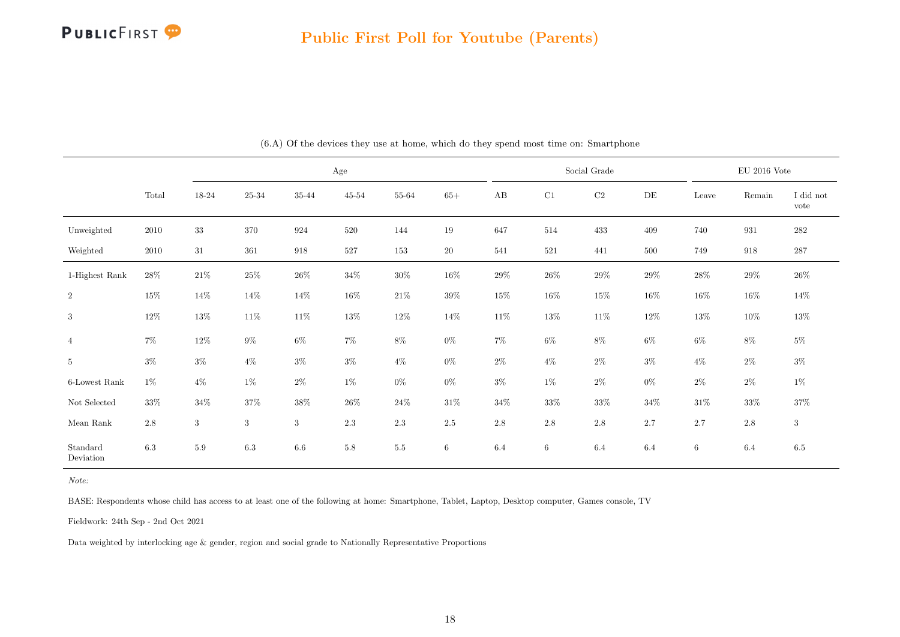## Public First Poll for Youtube (Parents)

(6.A) Of the devices they use at home, which do they spend most time on: Smartphone

| | | Age | | | | | | Social Grade | | | | EU 2016 Vote | | |
|---|---|---|---|---|---|---|---|---|---|---|---|---|---|---|
| | Total | 18-24 | 25-34 | 35-44 | 45-54 | 55-64 | 65+ | AB | C1 | C2 | DE | Leave | Remain | I did not vote |
| Unweighted | 2010 | 33 | 370 | 924 | 520 | 144 | 19 | 647 | 514 | 433 | 409 | 740 | 931 | 282 |
| Weighted | 2010 | 31 | 361 | 918 | 527 | 153 | 20 | 541 | 521 | 441 | 500 | 749 | 918 | 287 |
| 1-Highest Rank | 28% | 21% | 25% | 26% | 34% | 30% | 16% | 29% | 26% | 29% | 29% | 28% | 29% | 26% |
| 2 | 15% | 14% | 14% | 14% | 16% | 21% | 39% | 15% | 16% | 15% | 16% | 16% | 16% | 14% |
| 3 | 12% | 13% | 11% | 11% | 13% | 12% | 14% | 11% | 13% | 11% | 12% | 13% | 10% | 13% |
| 4 | 7% | 12% | 9% | 6% | 7% | 8% | 0% | 7% | 6% | 8% | 6% | 6% | 8% | 5% |
| 5 | 3% | 3% | 4% | 3% | 3% | 4% | 0% | 2% | 4% | 2% | 3% | 4% | 2% | 3% |
| 6-Lowest Rank | 1% | 4% | 1% | 2% | 1% | 0% | 0% | 3% | 1% | 2% | 0% | 2% | 2% | 1% |
| Not Selected | 33% | 34% | 37% | 38% | 26% | 24% | 31% | 34% | 33% | 33% | 34% | 31% | 33% | 37% |
| Mean Rank | 2.8 | 3 | 3 | 3 | 2.3 | 2.3 | 2.5 | 2.8 | 2.8 | 2.8 | 2.7 | 2.7 | 2.8 | 3 |
| Standard Deviation | 6.3 | 5.9 | 6.3 | 6.6 | 5.8 | 5.5 | 6 | 6.4 | 6 | 6.4 | 6.4 | 6 | 6.4 | 6.5 |

*Note:*

BASE: Respondents whose child has access to at least one of the following at home: Smartphone, Tablet, Laptop, Desktop computer, Games console, TV

Fieldwork: 24th Sep - 2nd Oct 2021

Data weighted by interlocking age & gender, region and social grade to Nationally Representative Proportions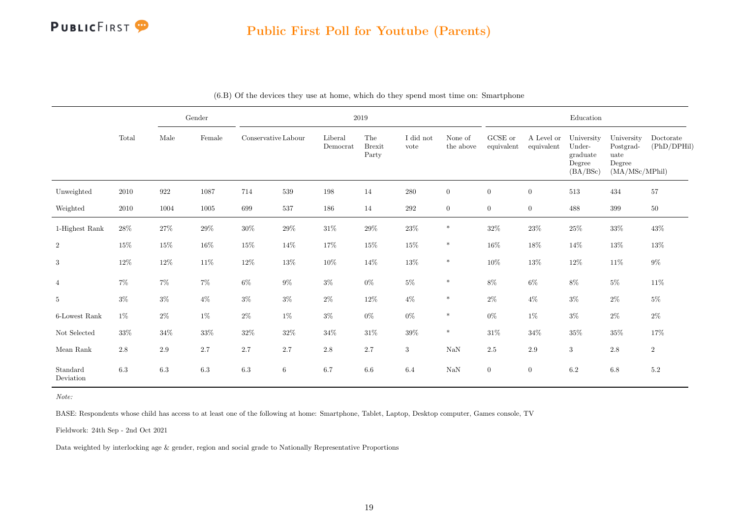# Public First Poll for Youtube (Parents)

(6.B) Of the devices they use at home, which do they spend most time on: Smartphone

| | Total | Gender | | 2019 | | | | | | Education | | | | |
|---|---|---|---|---|---|---|---|---|---|---|---|---|---|---|
| | | Male | Female | Conservative | Labour | Liberal Democrat | The Brexit Party | I did not vote | None of the above | GCSE or equivalent | A Level or equivalent | University Under-graduate Degree (BA/BSc) | University Postgrad-uate Degree (MA/MSc/MPhil) | Doctorate (PhD/DPHil) |
| Unweighted | 2010 | 922 | 1087 | 714 | 539 | 198 | 14 | 280 | 0 | 0 | 0 | 513 | 434 | 57 |
| Weighted | 2010 | 1004 | 1005 | 699 | 537 | 186 | 14 | 292 | 0 | 0 | 0 | 488 | 399 | 50 |
| 1-Highest Rank | 28% | 27% | 29% | 30% | 29% | 31% | 29% | 23% | * | 32% | 23% | 25% | 33% | 43% |
| 2 | 15% | 15% | 16% | 15% | 14% | 17% | 15% | 15% | * | 16% | 18% | 14% | 13% | 13% |
| 3 | 12% | 12% | 11% | 12% | 13% | 10% | 14% | 13% | * | 10% | 13% | 12% | 11% | 9% |
| 4 | 7% | 7% | 7% | 6% | 9% | 3% | 0% | 5% | * | 8% | 6% | 8% | 5% | 11% |
| 5 | 3% | 3% | 4% | 3% | 3% | 2% | 12% | 4% | * | 2% | 4% | 3% | 2% | 5% |
| 6-Lowest Rank | 1% | 2% | 1% | 2% | 1% | 3% | 0% | 0% | * | 0% | 1% | 3% | 2% | 2% |
| Not Selected | 33% | 34% | 33% | 32% | 32% | 34% | 31% | 39% | * | 31% | 34% | 35% | 35% | 17% |
| Mean Rank | 2.8 | 2.9 | 2.7 | 2.7 | 2.7 | 2.8 | 2.7 | 3 | NaN | 2.5 | 2.9 | 3 | 2.8 | 2 |
| Standard Deviation | 6.3 | 6.3 | 6.3 | 6.3 | 6 | 6.7 | 6.6 | 6.4 | NaN | 0 | 0 | 6.2 | 6.8 | 5.2 |

*Note:*

BASE: Respondents whose child has access to at least one of the following at home: Smartphone, Tablet, Laptop, Desktop computer, Games console, TV

Fieldwork: 24th Sep - 2nd Oct 2021

Data weighted by interlocking age & gender, region and social grade to Nationally Representative Proportions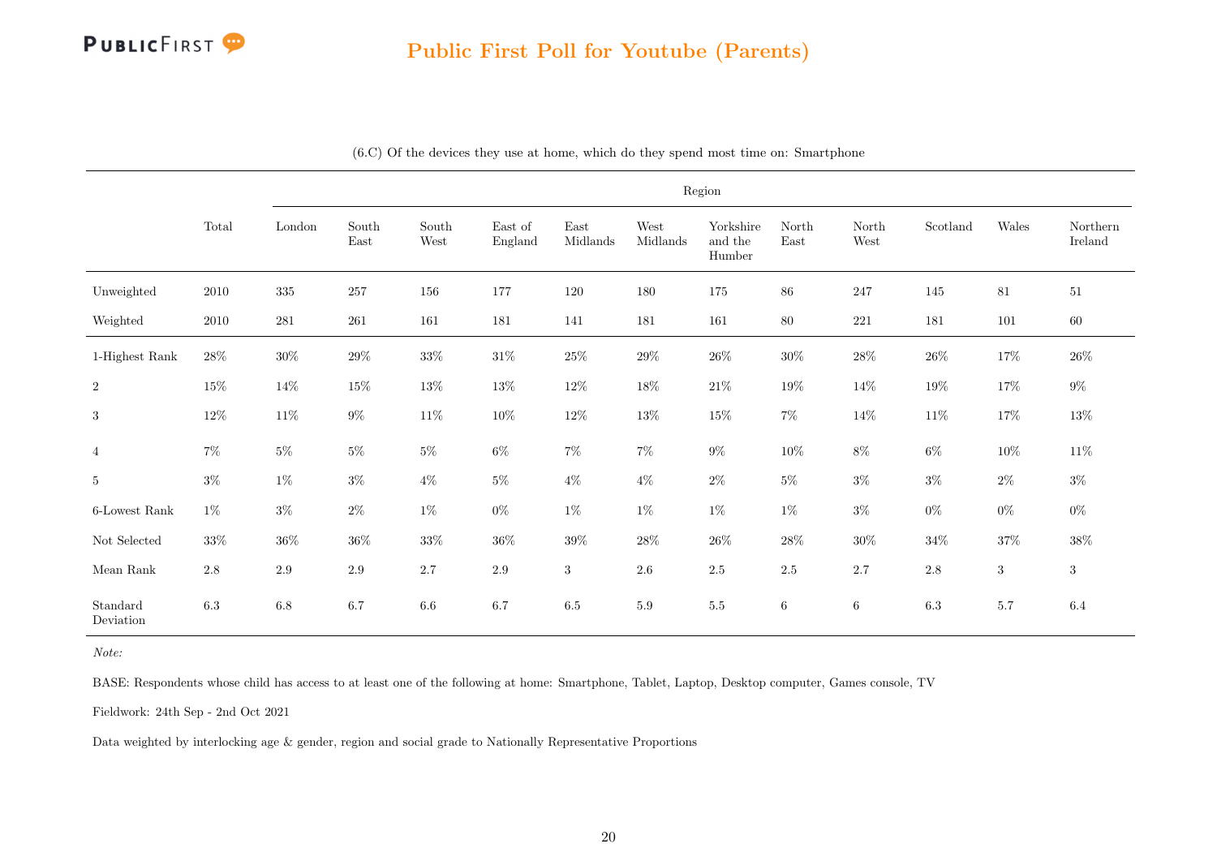# Public First Poll for Youtube (Parents)

(6.C) Of the devices they use at home, which do they spend most time on: Smartphone

| | Total | Region | | | | | | | | | | | |
|---|---|---|---|---|---|---|---|---|---|---|---|---|---|
| | | London | South East | South West | East of England | East Midlands | West Midlands | Yorkshire and the Humber | North East | North West | Scotland | Wales | Northern Ireland |
| Unweighted | 2010 | 335 | 257 | 156 | 177 | 120 | 180 | 175 | 86 | 247 | 145 | 81 | 51 |
| Weighted | 2010 | 281 | 261 | 161 | 181 | 141 | 181 | 161 | 80 | 221 | 181 | 101 | 60 |
| 1-Highest Rank | 28% | 30% | 29% | 33% | 31% | 25% | 29% | 26% | 30% | 28% | 26% | 17% | 26% |
| 2 | 15% | 14% | 15% | 13% | 13% | 12% | 18% | 21% | 19% | 14% | 19% | 17% | 9% |
| 3 | 12% | 11% | 9% | 11% | 10% | 12% | 13% | 15% | 7% | 14% | 11% | 17% | 13% |
| 4 | 7% | 5% | 5% | 5% | 6% | 7% | 7% | 9% | 10% | 8% | 6% | 10% | 11% |
| 5 | 3% | 1% | 3% | 4% | 5% | 4% | 4% | 2% | 5% | 3% | 3% | 2% | 3% |
| 6-Lowest Rank | 1% | 3% | 2% | 1% | 0% | 1% | 1% | 1% | 1% | 3% | 0% | 0% | 0% |
| Not Selected | 33% | 36% | 36% | 33% | 36% | 39% | 28% | 26% | 28% | 30% | 34% | 37% | 38% |
| Mean Rank | 2.8 | 2.9 | 2.9 | 2.7 | 2.9 | 3 | 2.6 | 2.5 | 2.5 | 2.7 | 2.8 | 3 | 3 |
| Standard Deviation | 6.3 | 6.8 | 6.7 | 6.6 | 6.7 | 6.5 | 5.9 | 5.5 | 6 | 6 | 6.3 | 5.7 | 6.4 |

*Note:*

BASE: Respondents whose child has access to at least one of the following at home: Smartphone, Tablet, Laptop, Desktop computer, Games console, TV

Fieldwork: 24th Sep - 2nd Oct 2021

Data weighted by interlocking age & gender, region and social grade to Nationally Representative Proportions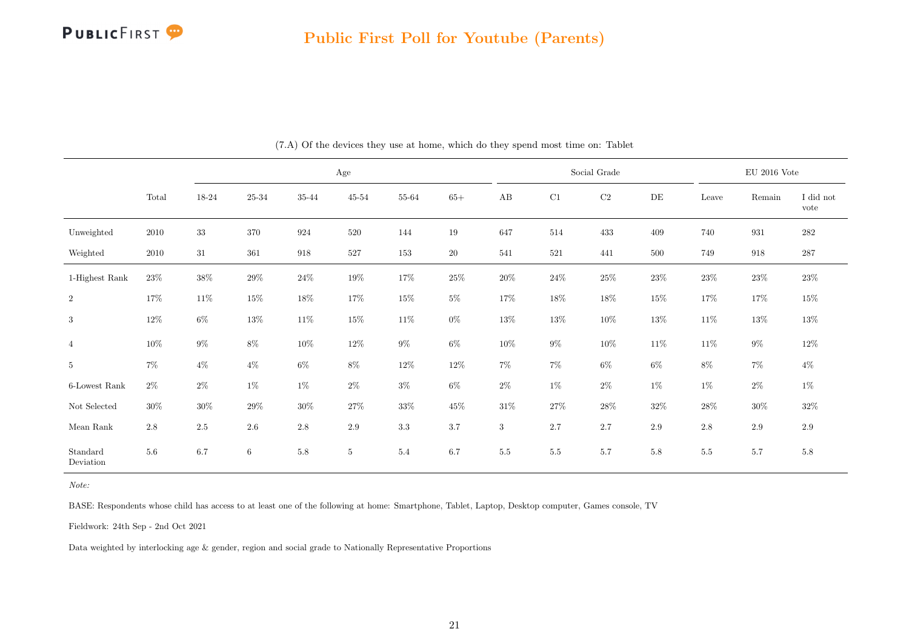# Public First Poll for Youtube (Parents)

(7.A) Of the devices they use at home, which do they spend most time on: Tablet

| | Total | Age | | | | | | Social Grade | | | | EU 2016 Vote | | |
|---|---|---|---|---|---|---|---|---|---|---|---|---|---|---|
| | | 18-24 | 25-34 | 35-44 | 45-54 | 55-64 | 65+ | AB | C1 | C2 | DE | Leave | Remain | I did not vote |
| Unweighted | 2010 | 33 | 370 | 924 | 520 | 144 | 19 | 647 | 514 | 433 | 409 | 740 | 931 | 282 |
| Weighted | 2010 | 31 | 361 | 918 | 527 | 153 | 20 | 541 | 521 | 441 | 500 | 749 | 918 | 287 |
| 1-Highest Rank | 23% | 38% | 29% | 24% | 19% | 17% | 25% | 20% | 24% | 25% | 23% | 23% | 23% | 23% |
| 2 | 17% | 11% | 15% | 18% | 17% | 15% | 5% | 17% | 18% | 18% | 15% | 17% | 17% | 15% |
| 3 | 12% | 6% | 13% | 11% | 15% | 11% | 0% | 13% | 13% | 10% | 13% | 11% | 13% | 13% |
| 4 | 10% | 9% | 8% | 10% | 12% | 9% | 6% | 10% | 9% | 10% | 11% | 11% | 9% | 12% |
| 5 | 7% | 4% | 4% | 6% | 8% | 12% | 12% | 7% | 7% | 6% | 6% | 8% | 7% | 4% |
| 6-Lowest Rank | 2% | 2% | 1% | 1% | 2% | 3% | 6% | 2% | 1% | 2% | 1% | 1% | 2% | 1% |
| Not Selected | 30% | 30% | 29% | 30% | 27% | 33% | 45% | 31% | 27% | 28% | 32% | 28% | 30% | 32% |
| Mean Rank | 2.8 | 2.5 | 2.6 | 2.8 | 2.9 | 3.3 | 3.7 | 3 | 2.7 | 2.7 | 2.9 | 2.8 | 2.9 | 2.9 |
| Standard Deviation | 5.6 | 6.7 | 6 | 5.8 | 5 | 5.4 | 6.7 | 5.5 | 5.5 | 5.7 | 5.8 | 5.5 | 5.7 | 5.8 |

*Note:*

BASE: Respondents whose child has access to at least one of the following at home: Smartphone, Tablet, Laptop, Desktop computer, Games console, TV

Fieldwork: 24th Sep - 2nd Oct 2021

Data weighted by interlocking age & gender, region and social grade to Nationally Representative Proportions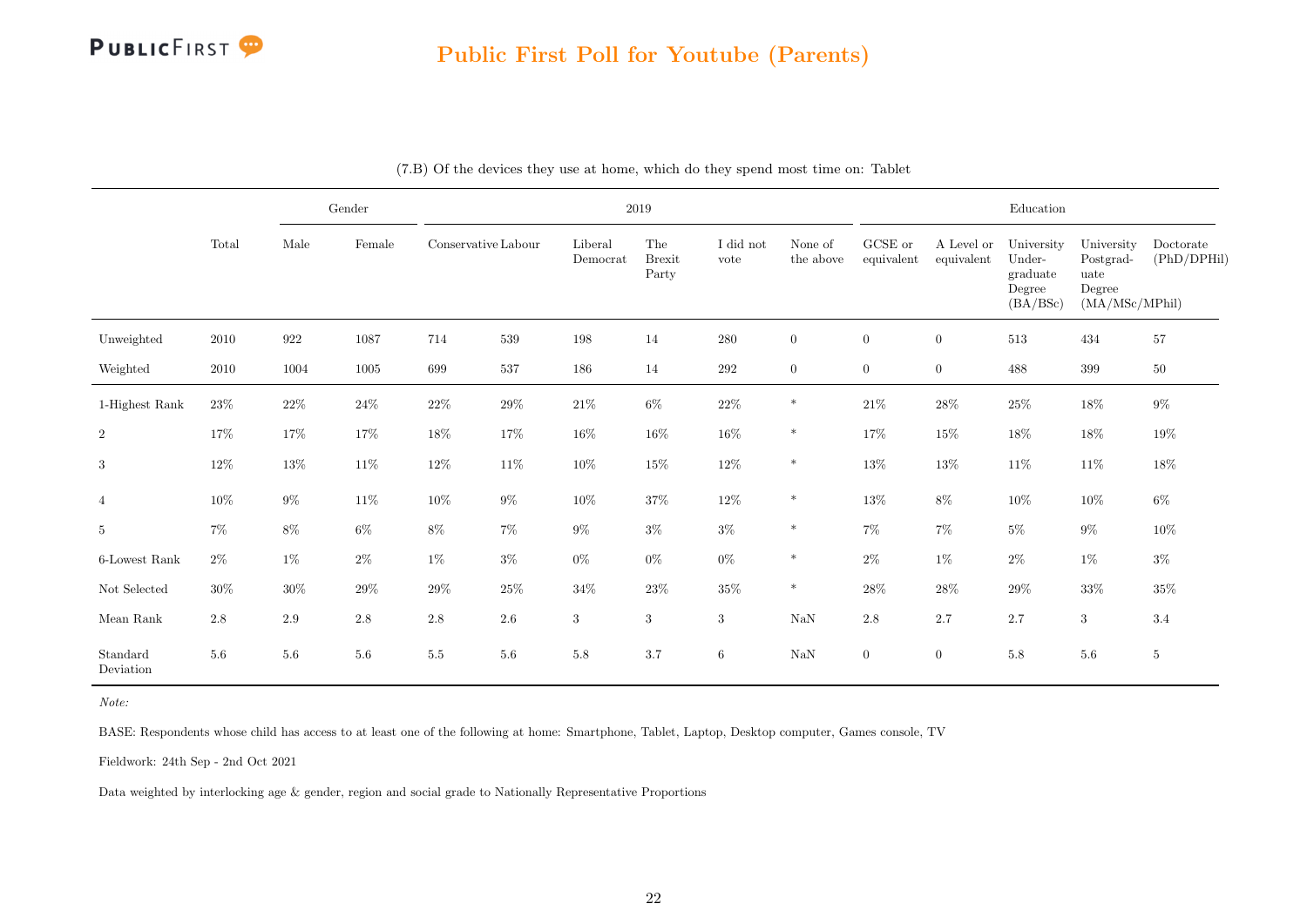## Public First Poll for Youtube (Parents)

(7.B) Of the devices they use at home, which do they spend most time on: Tablet

| | Total | Gender | | 2019 | | | | | | Education | | | | |
|---|---|---|---|---|---|---|---|---|---|---|---|---|---|---|
| | | Male | Female | Conservative | Labour | Liberal Democrat | The Brexit Party | I did not vote | None of the above | GCSE or equivalent | A Level or equivalent | University Undergraduate Degree (BA/BSc) | University Postgraduate Degree (MA/MSc/MPhil) | Doctorate (PhD/DPHil) |
| Unweighted | 2010 | 922 | 1087 | 714 | 539 | 198 | 14 | 280 | 0 | 0 | 0 | 513 | 434 | 57 |
| Weighted | 2010 | 1004 | 1005 | 699 | 537 | 186 | 14 | 292 | 0 | 0 | 0 | 488 | 399 | 50 |
| 1-Highest Rank | 23% | 22% | 24% | 22% | 29% | 21% | 6% | 22% | * | 21% | 28% | 25% | 18% | 9% |
| 2 | 17% | 17% | 17% | 18% | 17% | 16% | 16% | 16% | * | 17% | 15% | 18% | 18% | 19% |
| 3 | 12% | 13% | 11% | 12% | 11% | 10% | 15% | 12% | * | 13% | 13% | 11% | 11% | 18% |
| 4 | 10% | 9% | 11% | 10% | 9% | 10% | 37% | 12% | * | 13% | 8% | 10% | 10% | 6% |
| 5 | 7% | 8% | 6% | 8% | 7% | 9% | 3% | 3% | * | 7% | 7% | 5% | 9% | 10% |
| 6-Lowest Rank | 2% | 1% | 2% | 1% | 3% | 0% | 0% | 0% | * | 2% | 1% | 2% | 1% | 3% |
| Not Selected | 30% | 30% | 29% | 29% | 25% | 34% | 23% | 35% | * | 28% | 28% | 29% | 33% | 35% |
| Mean Rank | 2.8 | 2.9 | 2.8 | 2.8 | 2.6 | 3 | 3 | 3 | NaN | 2.8 | 2.7 | 2.7 | 3 | 3.4 |
| Standard Deviation | 5.6 | 5.6 | 5.6 | 5.5 | 5.6 | 5.8 | 3.7 | 6 | NaN | 0 | 0 | 5.8 | 5.6 | 5 |

*Note:*

BASE: Respondents whose child has access to at least one of the following at home: Smartphone, Tablet, Laptop, Desktop computer, Games console, TV

Fieldwork: 24th Sep - 2nd Oct 2021

Data weighted by interlocking age & gender, region and social grade to Nationally Representative Proportions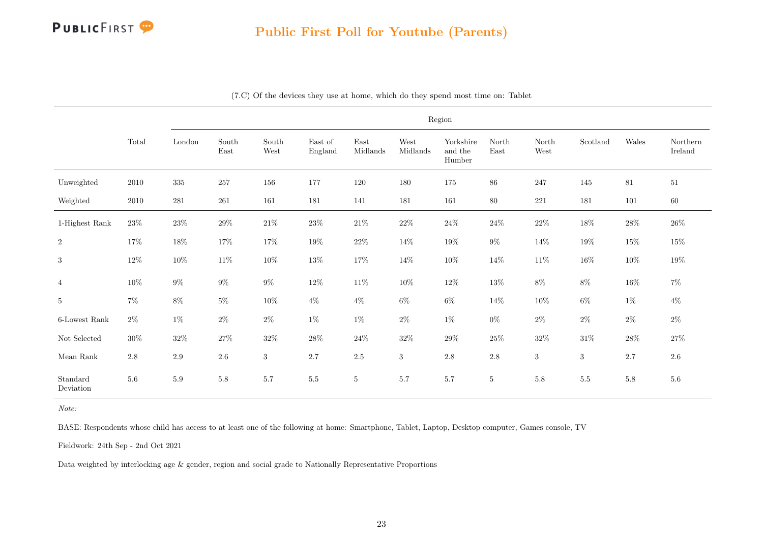## Public First Poll for Youtube (Parents)

(7.C) Of the devices they use at home, which do they spend most time on: Tablet

| | Total | Region | | | | | | | | | | | |
|---|---|---|---|---|---|---|---|---|---|---|---|---|---|
| | | London | South East | South West | East of England | East Midlands | West Midlands | Yorkshire and the Humber | North East | North West | Scotland | Wales | Northern Ireland |
| Unweighted | 2010 | 335 | 257 | 156 | 177 | 120 | 180 | 175 | 86 | 247 | 145 | 81 | 51 |
| Weighted | 2010 | 281 | 261 | 161 | 181 | 141 | 181 | 161 | 80 | 221 | 181 | 101 | 60 |
| 1-Highest Rank | 23% | 23% | 29% | 21% | 23% | 21% | 22% | 24% | 24% | 22% | 18% | 28% | 26% |
| 2 | 17% | 18% | 17% | 17% | 19% | 22% | 14% | 19% | 9% | 14% | 19% | 15% | 15% |
| 3 | 12% | 10% | 11% | 10% | 13% | 17% | 14% | 10% | 14% | 11% | 16% | 10% | 19% |
| 4 | 10% | 9% | 9% | 9% | 12% | 11% | 10% | 12% | 13% | 8% | 8% | 16% | 7% |
| 5 | 7% | 8% | 5% | 10% | 4% | 4% | 6% | 6% | 14% | 10% | 6% | 1% | 4% |
| 6-Lowest Rank | 2% | 1% | 2% | 2% | 1% | 1% | 2% | 1% | 0% | 2% | 2% | 2% | 2% |
| Not Selected | 30% | 32% | 27% | 32% | 28% | 24% | 32% | 29% | 25% | 32% | 31% | 28% | 27% |
| Mean Rank | 2.8 | 2.9 | 2.6 | 3 | 2.7 | 2.5 | 3 | 2.8 | 2.8 | 3 | 3 | 2.7 | 2.6 |
| Standard Deviation | 5.6 | 5.9 | 5.8 | 5.7 | 5.5 | 5 | 5.7 | 5.7 | 5 | 5.8 | 5.5 | 5.8 | 5.6 |

*Note:*

BASE: Respondents whose child has access to at least one of the following at home: Smartphone, Tablet, Laptop, Desktop computer, Games console, TV

Fieldwork: 24th Sep - 2nd Oct 2021

Data weighted by interlocking age & gender, region and social grade to Nationally Representative Proportions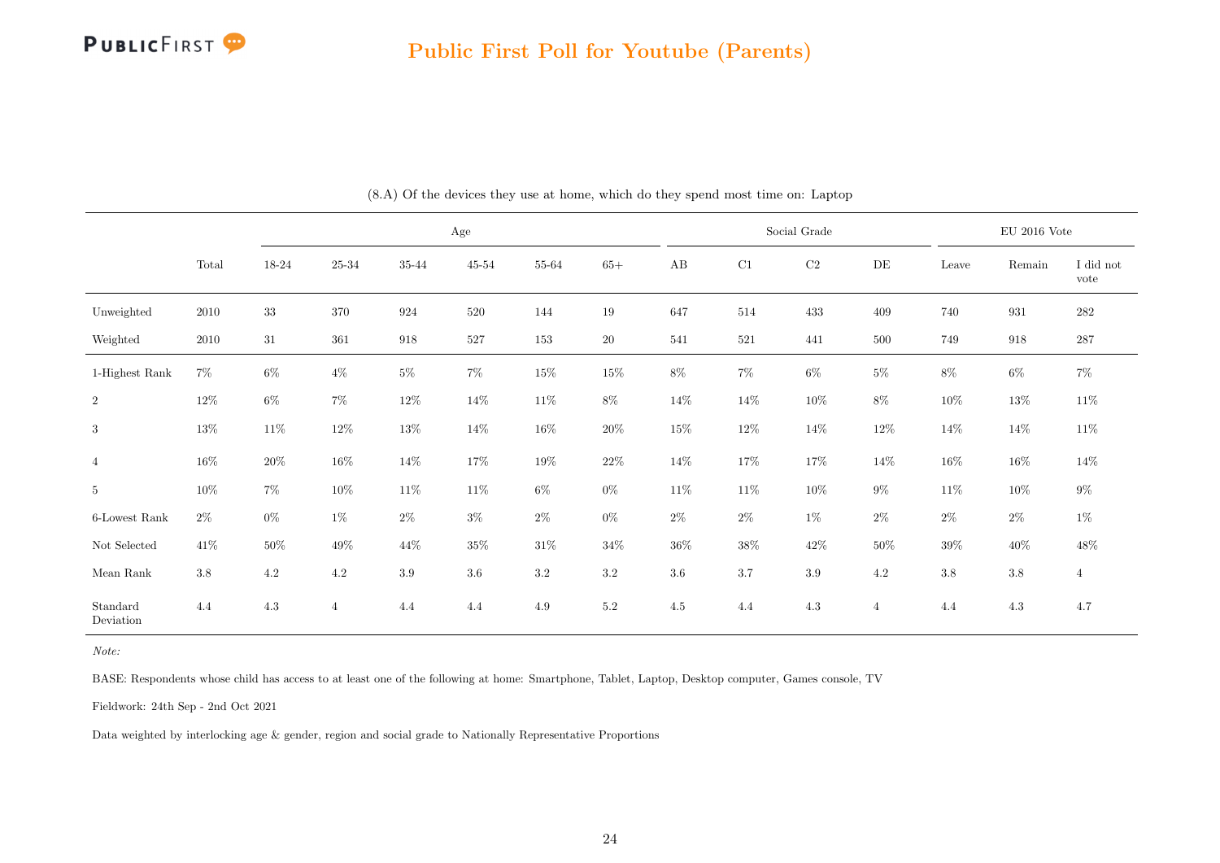## Public First Poll for Youtube (Parents)

(8.A) Of the devices they use at home, which do they spend most time on: Laptop

| | Total | Age | | | | | | Social Grade | | | | EU 2016 Vote | | |
|---|---|---|---|---|---|---|---|---|---|---|---|---|---|---|
| | | 18-24 | 25-34 | 35-44 | 45-54 | 55-64 | 65+ | AB | C1 | C2 | DE | Leave | Remain | I did not vote |
| Unweighted | 2010 | 33 | 370 | 924 | 520 | 144 | 19 | 647 | 514 | 433 | 409 | 740 | 931 | 282 |
| Weighted | 2010 | 31 | 361 | 918 | 527 | 153 | 20 | 541 | 521 | 441 | 500 | 749 | 918 | 287 |
| 1-Highest Rank | 7% | 6% | 4% | 5% | 7% | 15% | 15% | 8% | 7% | 6% | 5% | 8% | 6% | 7% |
| 2 | 12% | 6% | 7% | 12% | 14% | 11% | 8% | 14% | 14% | 10% | 8% | 10% | 13% | 11% |
| 3 | 13% | 11% | 12% | 13% | 14% | 16% | 20% | 15% | 12% | 14% | 12% | 14% | 14% | 11% |
| 4 | 16% | 20% | 16% | 14% | 17% | 19% | 22% | 14% | 17% | 17% | 14% | 16% | 16% | 14% |
| 5 | 10% | 7% | 10% | 11% | 11% | 6% | 0% | 11% | 11% | 10% | 9% | 11% | 10% | 9% |
| 6-Lowest Rank | 2% | 0% | 1% | 2% | 3% | 2% | 0% | 2% | 2% | 1% | 2% | 2% | 2% | 1% |
| Not Selected | 41% | 50% | 49% | 44% | 35% | 31% | 34% | 36% | 38% | 42% | 50% | 39% | 40% | 48% |
| Mean Rank | 3.8 | 4.2 | 4.2 | 3.9 | 3.6 | 3.2 | 3.2 | 3.6 | 3.7 | 3.9 | 4.2 | 3.8 | 3.8 | 4 |
| Standard Deviation | 4.4 | 4.3 | 4 | 4.4 | 4.4 | 4.9 | 5.2 | 4.5 | 4.4 | 4.3 | 4 | 4.4 | 4.3 | 4.7 |

*Note:*

BASE: Respondents whose child has access to at least one of the following at home: Smartphone, Tablet, Laptop, Desktop computer, Games console, TV

Fieldwork: 24th Sep - 2nd Oct 2021

Data weighted by interlocking age & gender, region and social grade to Nationally Representative Proportions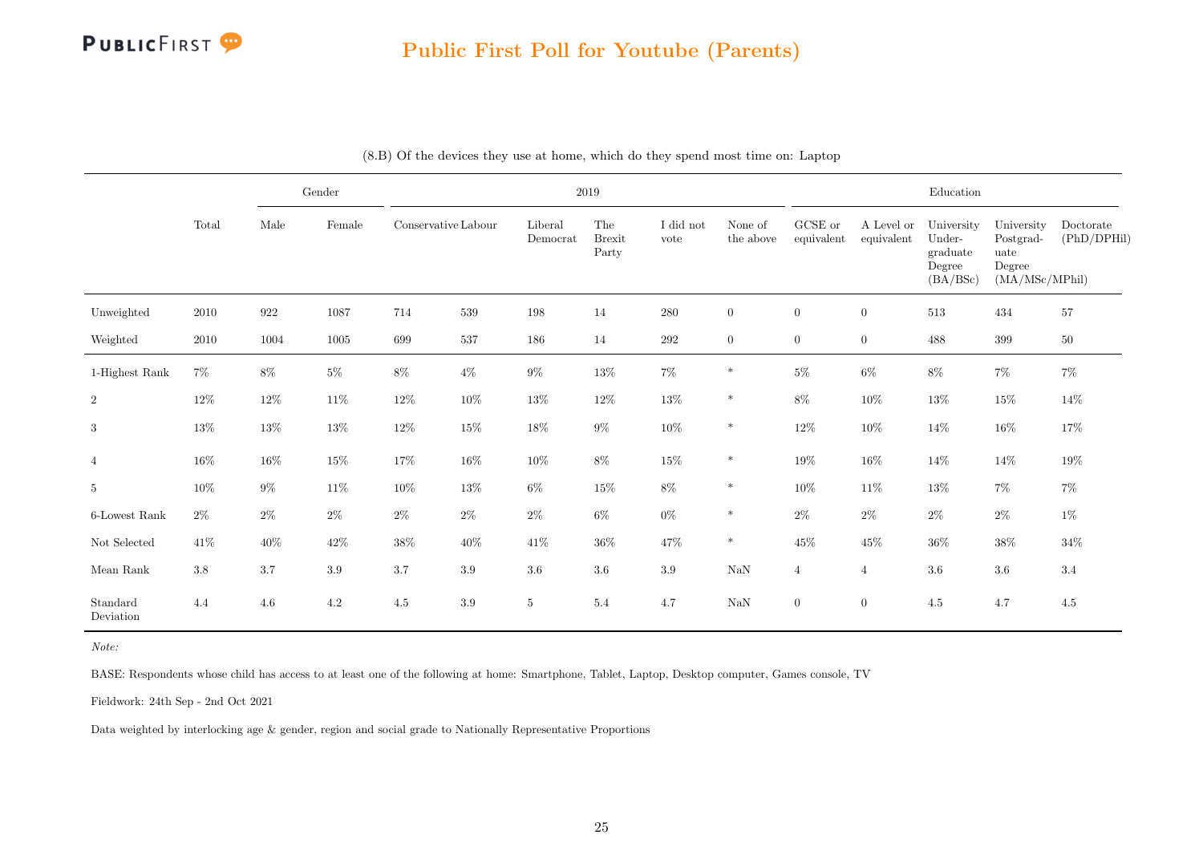## Public First Poll for Youtube (Parents)

(8.B) Of the devices they use at home, which do they spend most time on: Laptop

| | | Gender | | 2019 | | | | | | Education | | | | |
|---|---|---|---|---|---|---|---|---|---|---|---|---|---|---|
| | Total | Male | Female | Conservative | Labour | Liberal Democrat | The Brexit Party | I did not vote | None of the above | GCSE or equivalent | A Level or equivalent | University Undergraduate Degree (BA/BSc) | University Postgraduate Degree (MA/MSc/MPhil) | Doctorate (PhD/DPHil) |
| Unweighted | 2010 | 922 | 1087 | 714 | 539 | 198 | 14 | 280 | 0 | 0 | 0 | 513 | 434 | 57 |
| Weighted | 2010 | 1004 | 1005 | 699 | 537 | 186 | 14 | 292 | 0 | 0 | 0 | 488 | 399 | 50 |
| 1-Highest Rank | 7% | 8% | 5% | 8% | 4% | 9% | 13% | 7% | * | 5% | 6% | 8% | 7% | 7% |
| 2 | 12% | 12% | 11% | 12% | 10% | 13% | 12% | 13% | * | 8% | 10% | 13% | 15% | 14% |
| 3 | 13% | 13% | 13% | 12% | 15% | 18% | 9% | 10% | * | 12% | 10% | 14% | 16% | 17% |
| 4 | 16% | 16% | 15% | 17% | 16% | 10% | 8% | 15% | * | 19% | 16% | 14% | 14% | 19% |
| 5 | 10% | 9% | 11% | 10% | 13% | 6% | 15% | 8% | * | 10% | 11% | 13% | 7% | 7% |
| 6-Lowest Rank | 2% | 2% | 2% | 2% | 2% | 2% | 6% | 0% | * | 2% | 2% | 2% | 2% | 1% |
| Not Selected | 41% | 40% | 42% | 38% | 40% | 41% | 36% | 47% | * | 45% | 45% | 36% | 38% | 34% |
| Mean Rank | 3.8 | 3.7 | 3.9 | 3.7 | 3.9 | 3.6 | 3.6 | 3.9 | NaN | 4 | 4 | 3.6 | 3.6 | 3.4 |
| Standard Deviation | 4.4 | 4.6 | 4.2 | 4.5 | 3.9 | 5 | 5.4 | 4.7 | NaN | 0 | 0 | 4.5 | 4.7 | 4.5 |

*Note:*

BASE: Respondents whose child has access to at least one of the following at home: Smartphone, Tablet, Laptop, Desktop computer, Games console, TV

Fieldwork: 24th Sep - 2nd Oct 2021

Data weighted by interlocking age & gender, region and social grade to Nationally Representative Proportions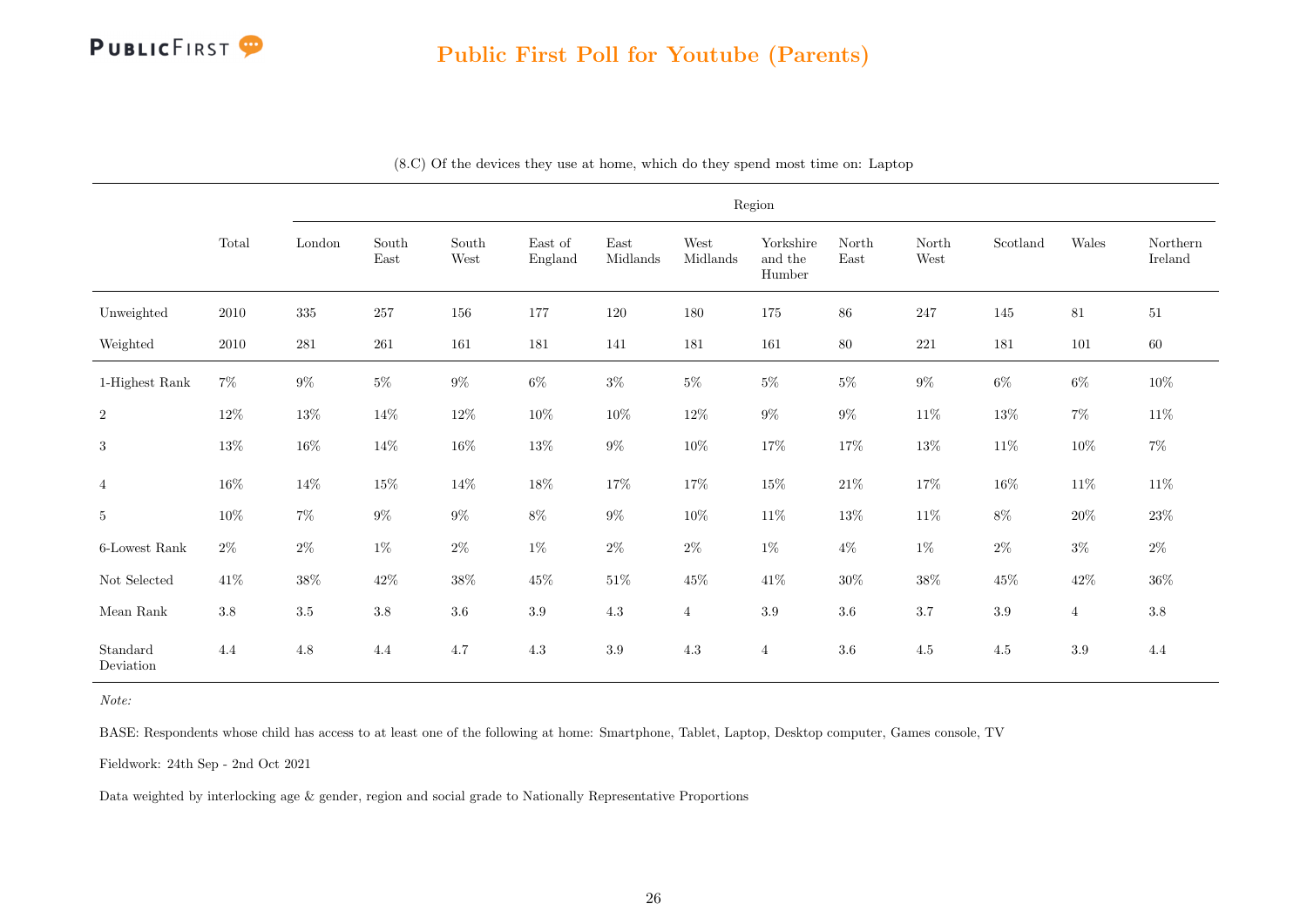# Public First Poll for Youtube (Parents)

(8.C) Of the devices they use at home, which do they spend most time on: Laptop

| | Total | Region | | | | | | | | | | | |
|---|---|---|---|---|---|---|---|---|---|---|---|---|---|
| | | London | South East | South West | East of England | East Midlands | West Midlands | Yorkshire and the Humber | North East | North West | Scotland | Wales | Northern Ireland |
| Unweighted | 2010 | 335 | 257 | 156 | 177 | 120 | 180 | 175 | 86 | 247 | 145 | 81 | 51 |
| Weighted | 2010 | 281 | 261 | 161 | 181 | 141 | 181 | 161 | 80 | 221 | 181 | 101 | 60 |
| 1-Highest Rank | 7% | 9% | 5% | 9% | 6% | 3% | 5% | 5% | 5% | 9% | 6% | 6% | 10% |
| 2 | 12% | 13% | 14% | 12% | 10% | 10% | 12% | 9% | 9% | 11% | 13% | 7% | 11% |
| 3 | 13% | 16% | 14% | 16% | 13% | 9% | 10% | 17% | 17% | 13% | 11% | 10% | 7% |
| 4 | 16% | 14% | 15% | 14% | 18% | 17% | 17% | 15% | 21% | 17% | 16% | 11% | 11% |
| 5 | 10% | 7% | 9% | 9% | 8% | 9% | 10% | 11% | 13% | 11% | 8% | 20% | 23% |
| 6-Lowest Rank | 2% | 2% | 1% | 2% | 1% | 2% | 2% | 1% | 4% | 1% | 2% | 3% | 2% |
| Not Selected | 41% | 38% | 42% | 38% | 45% | 51% | 45% | 41% | 30% | 38% | 45% | 42% | 36% |
| Mean Rank | 3.8 | 3.5 | 3.8 | 3.6 | 3.9 | 4.3 | 4 | 3.9 | 3.6 | 3.7 | 3.9 | 4 | 3.8 |
| Standard Deviation | 4.4 | 4.8 | 4.4 | 4.7 | 4.3 | 3.9 | 4.3 | 4 | 3.6 | 4.5 | 4.5 | 3.9 | 4.4 |

*Note:*

BASE: Respondents whose child has access to at least one of the following at home: Smartphone, Tablet, Laptop, Desktop computer, Games console, TV

Fieldwork: 24th Sep - 2nd Oct 2021

Data weighted by interlocking age & gender, region and social grade to Nationally Representative Proportions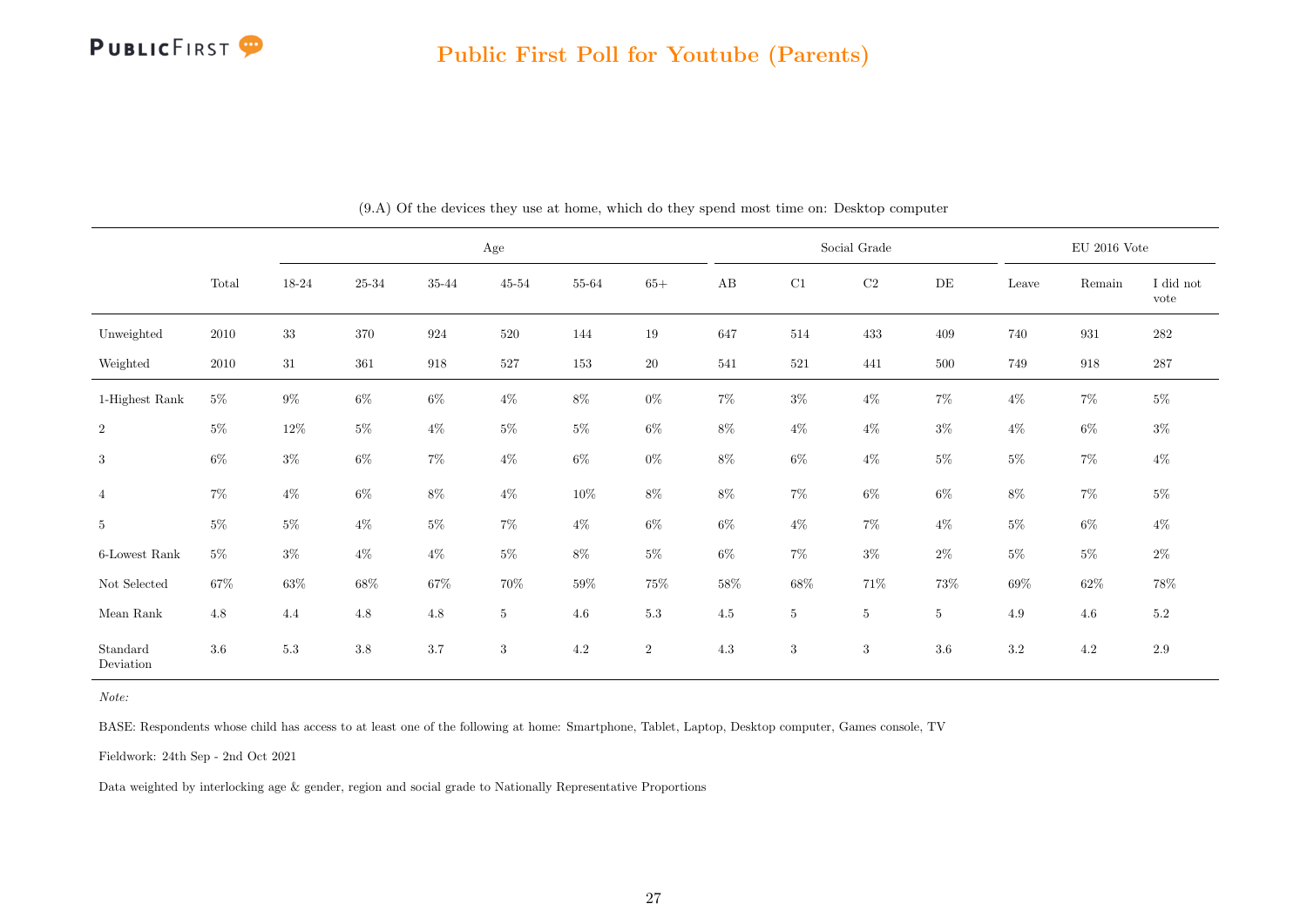## Public First Poll for Youtube (Parents)

(9.A) Of the devices they use at home, which do they spend most time on: Desktop computer

| | Total | Age | | | | | | Social Grade | | | | EU 2016 Vote | | |
|---|---|---|---|---|---|---|---|---|---|---|---|---|---|---|
| | | 18-24 | 25-34 | 35-44 | 45-54 | 55-64 | 65+ | AB | C1 | C2 | DE | Leave | Remain | I did not vote |
| Unweighted | 2010 | 33 | 370 | 924 | 520 | 144 | 19 | 647 | 514 | 433 | 409 | 740 | 931 | 282 |
| Weighted | 2010 | 31 | 361 | 918 | 527 | 153 | 20 | 541 | 521 | 441 | 500 | 749 | 918 | 287 |
| 1-Highest Rank | 5% | 9% | 6% | 6% | 4% | 8% | 0% | 7% | 3% | 4% | 7% | 4% | 7% | 5% |
| 2 | 5% | 12% | 5% | 4% | 5% | 5% | 6% | 8% | 4% | 4% | 3% | 4% | 6% | 3% |
| 3 | 6% | 3% | 6% | 7% | 4% | 6% | 0% | 8% | 6% | 4% | 5% | 5% | 7% | 4% |
| 4 | 7% | 4% | 6% | 8% | 4% | 10% | 8% | 8% | 7% | 6% | 6% | 8% | 7% | 5% |
| 5 | 5% | 5% | 4% | 5% | 7% | 4% | 6% | 6% | 4% | 7% | 4% | 5% | 6% | 4% |
| 6-Lowest Rank | 5% | 3% | 4% | 4% | 5% | 8% | 5% | 6% | 7% | 3% | 2% | 5% | 5% | 2% |
| Not Selected | 67% | 63% | 68% | 67% | 70% | 59% | 75% | 58% | 68% | 71% | 73% | 69% | 62% | 78% |
| Mean Rank | 4.8 | 4.4 | 4.8 | 4.8 | 5 | 4.6 | 5.3 | 4.5 | 5 | 5 | 5 | 4.9 | 4.6 | 5.2 |
| Standard Deviation | 3.6 | 5.3 | 3.8 | 3.7 | 3 | 4.2 | 2 | 4.3 | 3 | 3 | 3.6 | 3.2 | 4.2 | 2.9 |

*Note:*

BASE: Respondents whose child has access to at least one of the following at home: Smartphone, Tablet, Laptop, Desktop computer, Games console, TV

Fieldwork: 24th Sep - 2nd Oct 2021

Data weighted by interlocking age & gender, region and social grade to Nationally Representative Proportions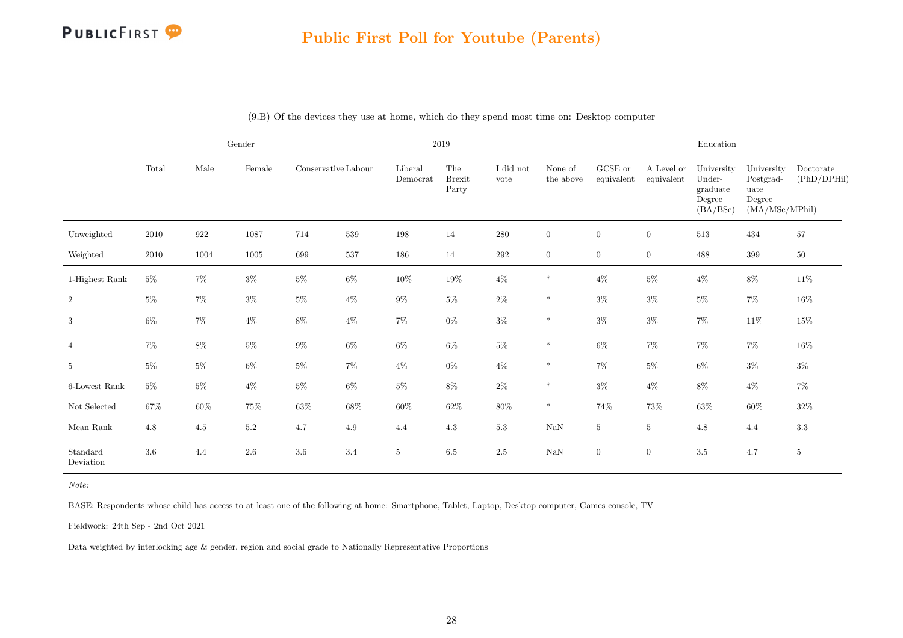## Public First Poll for Youtube (Parents)

(9.B) Of the devices they use at home, which do they spend most time on: Desktop computer

| | Total | Gender | | 2019 | | | | | | Education | | | | |
|---|---|---|---|---|---|---|---|---|---|---|---|---|---|---|
| | | Male | Female | Conservative | Labour | Liberal Democrat | The Brexit Party | I did not vote | None of the above | GCSE or equivalent | A Level or equivalent | University Undergraduate Degree (BA/BSc) | University Postgraduate Degree (MA/MSc/MPhil) | Doctorate (PhD/DPHil) |
| Unweighted | 2010 | 922 | 1087 | 714 | 539 | 198 | 14 | 280 | 0 | 0 | 0 | 513 | 434 | 57 |
| Weighted | 2010 | 1004 | 1005 | 699 | 537 | 186 | 14 | 292 | 0 | 0 | 0 | 488 | 399 | 50 |
| 1-Highest Rank | 5% | 7% | 3% | 5% | 6% | 10% | 19% | 4% | * | 4% | 5% | 4% | 8% | 11% |
| 2 | 5% | 7% | 3% | 5% | 4% | 9% | 5% | 2% | * | 3% | 3% | 5% | 7% | 16% |
| 3 | 6% | 7% | 4% | 8% | 4% | 7% | 0% | 3% | * | 3% | 3% | 7% | 11% | 15% |
| 4 | 7% | 8% | 5% | 9% | 6% | 6% | 6% | 5% | * | 6% | 7% | 7% | 7% | 16% |
| 5 | 5% | 5% | 6% | 5% | 7% | 4% | 0% | 4% | * | 7% | 5% | 6% | 3% | 3% |
| 6-Lowest Rank | 5% | 5% | 4% | 5% | 6% | 5% | 8% | 2% | * | 3% | 4% | 8% | 4% | 7% |
| Not Selected | 67% | 60% | 75% | 63% | 68% | 60% | 62% | 80% | * | 74% | 73% | 63% | 60% | 32% |
| Mean Rank | 4.8 | 4.5 | 5.2 | 4.7 | 4.9 | 4.4 | 4.3 | 5.3 | NaN | 5 | 5 | 4.8 | 4.4 | 3.3 |
| Standard Deviation | 3.6 | 4.4 | 2.6 | 3.6 | 3.4 | 5 | 6.5 | 2.5 | NaN | 0 | 0 | 3.5 | 4.7 | 5 |

*Note:*

BASE: Respondents whose child has access to at least one of the following at home: Smartphone, Tablet, Laptop, Desktop computer, Games console, TV

Fieldwork: 24th Sep - 2nd Oct 2021

Data weighted by interlocking age & gender, region and social grade to Nationally Representative Proportions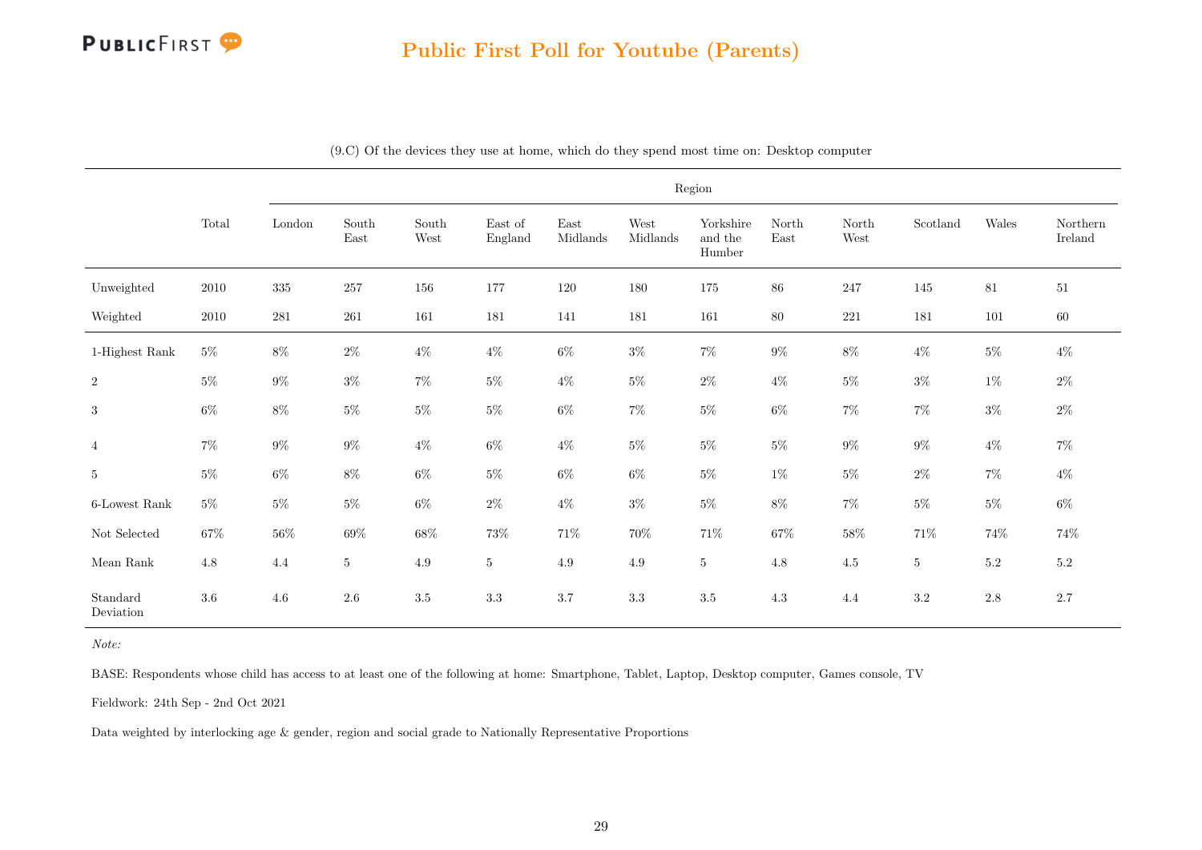## Public First Poll for Youtube (Parents)

(9.C) Of the devices they use at home, which do they spend most time on: Desktop computer

| | Total | Region | | | | | | | | | | | |
|---|---|---|---|---|---|---|---|---|---|---|---|---|---|
| | | London | South East | South West | East of England | East Midlands | West Midlands | Yorkshire and the Humber | North East | North West | Scotland | Wales | Northern Ireland |
| Unweighted | 2010 | 335 | 257 | 156 | 177 | 120 | 180 | 175 | 86 | 247 | 145 | 81 | 51 |
| Weighted | 2010 | 281 | 261 | 161 | 181 | 141 | 181 | 161 | 80 | 221 | 181 | 101 | 60 |
| 1-Highest Rank | 5% | 8% | 2% | 4% | 4% | 6% | 3% | 7% | 9% | 8% | 4% | 5% | 4% |
| 2 | 5% | 9% | 3% | 7% | 5% | 4% | 5% | 2% | 4% | 5% | 3% | 1% | 2% |
| 3 | 6% | 8% | 5% | 5% | 5% | 6% | 7% | 5% | 6% | 7% | 7% | 3% | 2% |
| 4 | 7% | 9% | 9% | 4% | 6% | 4% | 5% | 5% | 5% | 9% | 9% | 4% | 7% |
| 5 | 5% | 6% | 8% | 6% | 5% | 6% | 6% | 5% | 1% | 5% | 2% | 7% | 4% |
| 6-Lowest Rank | 5% | 5% | 5% | 6% | 2% | 4% | 3% | 5% | 8% | 7% | 5% | 5% | 6% |
| Not Selected | 67% | 56% | 69% | 68% | 73% | 71% | 70% | 71% | 67% | 58% | 71% | 74% | 74% |
| Mean Rank | 4.8 | 4.4 | 5 | 4.9 | 5 | 4.9 | 4.9 | 5 | 4.8 | 4.5 | 5 | 5.2 | 5.2 |
| Standard Deviation | 3.6 | 4.6 | 2.6 | 3.5 | 3.3 | 3.7 | 3.3 | 3.5 | 4.3 | 4.4 | 3.2 | 2.8 | 2.7 |

*Note:*

BASE: Respondents whose child has access to at least one of the following at home: Smartphone, Tablet, Laptop, Desktop computer, Games console, TV

Fieldwork: 24th Sep - 2nd Oct 2021

Data weighted by interlocking age & gender, region and social grade to Nationally Representative Proportions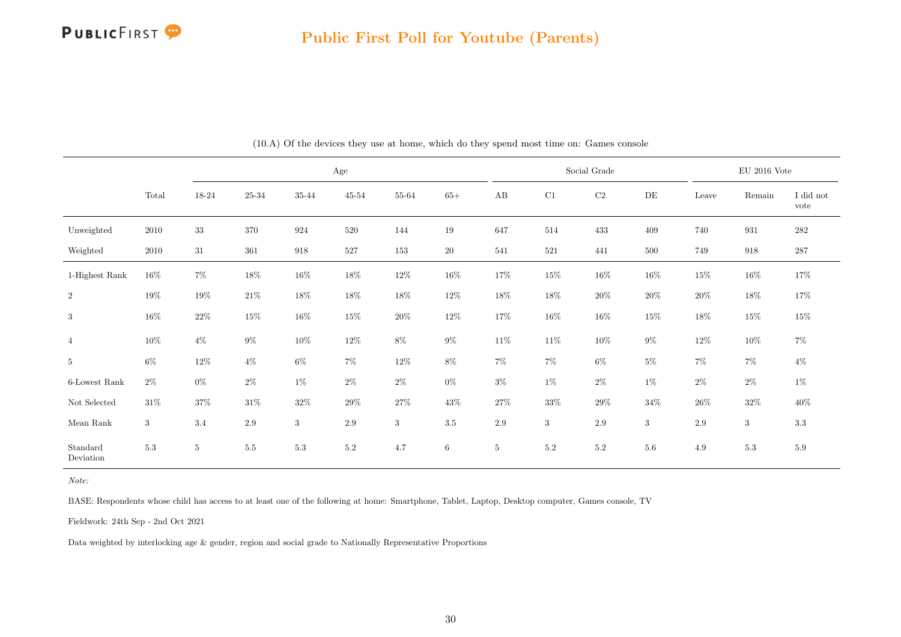# Public First Poll for Youtube (Parents)

(10.A) Of the devices they use at home, which do they spend most time on: Games console

| | Total | Age | | | | | | Social Grade | | | | EU 2016 Vote | | |
|---|---|---|---|---|---|---|---|---|---|---|---|---|---|---|
| | | 18-24 | 25-34 | 35-44 | 45-54 | 55-64 | 65+ | AB | C1 | C2 | DE | Leave | Remain | I did not vote |
| Unweighted | 2010 | 33 | 370 | 924 | 520 | 144 | 19 | 647 | 514 | 433 | 409 | 740 | 931 | 282 |
| Weighted | 2010 | 31 | 361 | 918 | 527 | 153 | 20 | 541 | 521 | 441 | 500 | 749 | 918 | 287 |
| 1-Highest Rank | 16% | 7% | 18% | 16% | 18% | 12% | 16% | 17% | 15% | 16% | 16% | 15% | 16% | 17% |
| 2 | 19% | 19% | 21% | 18% | 18% | 18% | 12% | 18% | 18% | 20% | 20% | 20% | 18% | 17% |
| 3 | 16% | 22% | 15% | 16% | 15% | 20% | 12% | 17% | 16% | 16% | 15% | 18% | 15% | 15% |
| 4 | 10% | 4% | 9% | 10% | 12% | 8% | 9% | 11% | 11% | 10% | 9% | 12% | 10% | 7% |
| 5 | 6% | 12% | 4% | 6% | 7% | 12% | 8% | 7% | 7% | 6% | 5% | 7% | 7% | 4% |
| 6-Lowest Rank | 2% | 0% | 2% | 1% | 2% | 2% | 0% | 3% | 1% | 2% | 1% | 2% | 2% | 1% |
| Not Selected | 31% | 37% | 31% | 32% | 29% | 27% | 43% | 27% | 33% | 29% | 34% | 26% | 32% | 40% |
| Mean Rank | 3 | 3.4 | 2.9 | 3 | 2.9 | 3 | 3.5 | 2.9 | 3 | 2.9 | 3 | 2.9 | 3 | 3.3 |
| Standard Deviation | 5.3 | 5 | 5.5 | 5.3 | 5.2 | 4.7 | 6 | 5 | 5.2 | 5.2 | 5.6 | 4.9 | 5.3 | 5.9 |

*Note:*

BASE: Respondents whose child has access to at least one of the following at home: Smartphone, Tablet, Laptop, Desktop computer, Games console, TV

Fieldwork: 24th Sep - 2nd Oct 2021

Data weighted by interlocking age & gender, region and social grade to Nationally Representative Proportions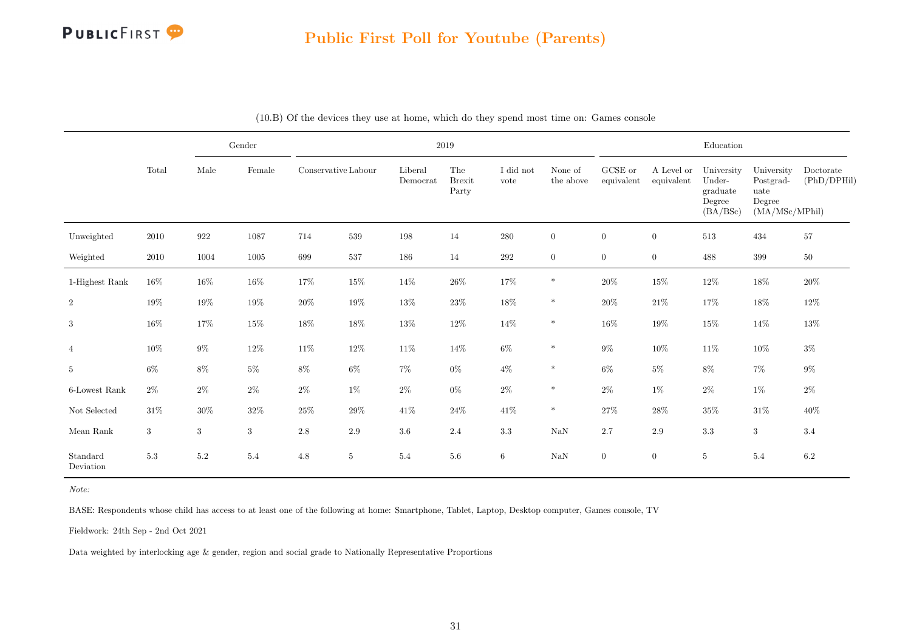## Public First Poll for Youtube (Parents)

(10.B) Of the devices they use at home, which do they spend most time on: Games console

| | Total | Gender | | 2019 | | | | | | Education | | | | |
|---|---|---|---|---|---|---|---|---|---|---|---|---|---|---|
| | | Male | Female | Conservative | Labour | Liberal Democrat | The Brexit Party | I did not vote | None of the above | GCSE or equivalent | A Level or equivalent | University Under-graduate Degree (BA/BSc) | University Postgrad-uate Degree (MA/MSc/MPhil) | Doctorate (PhD/DPHil) |
| Unweighted | 2010 | 922 | 1087 | 714 | 539 | 198 | 14 | 280 | 0 | 0 | 0 | 513 | 434 | 57 |
| Weighted | 2010 | 1004 | 1005 | 699 | 537 | 186 | 14 | 292 | 0 | 0 | 0 | 488 | 399 | 50 |
| 1-Highest Rank | 16% | 16% | 16% | 17% | 15% | 14% | 26% | 17% | * | 20% | 15% | 12% | 18% | 20% |
| 2 | 19% | 19% | 19% | 20% | 19% | 13% | 23% | 18% | * | 20% | 21% | 17% | 18% | 12% |
| 3 | 16% | 17% | 15% | 18% | 18% | 13% | 12% | 14% | * | 16% | 19% | 15% | 14% | 13% |
| 4 | 10% | 9% | 12% | 11% | 12% | 11% | 14% | 6% | * | 9% | 10% | 11% | 10% | 3% |
| 5 | 6% | 8% | 5% | 8% | 6% | 7% | 0% | 4% | * | 6% | 5% | 8% | 7% | 9% |
| 6-Lowest Rank | 2% | 2% | 2% | 2% | 1% | 2% | 0% | 2% | * | 2% | 1% | 2% | 1% | 2% |
| Not Selected | 31% | 30% | 32% | 25% | 29% | 41% | 24% | 41% | * | 27% | 28% | 35% | 31% | 40% |
| Mean Rank | 3 | 3 | 3 | 2.8 | 2.9 | 3.6 | 2.4 | 3.3 | NaN | 2.7 | 2.9 | 3.3 | 3 | 3.4 |
| Standard Deviation | 5.3 | 5.2 | 5.4 | 4.8 | 5 | 5.4 | 5.6 | 6 | NaN | 0 | 0 | 5 | 5.4 | 6.2 |

*Note:*

BASE: Respondents whose child has access to at least one of the following at home: Smartphone, Tablet, Laptop, Desktop computer, Games console, TV

Fieldwork: 24th Sep - 2nd Oct 2021

Data weighted by interlocking age & gender, region and social grade to Nationally Representative Proportions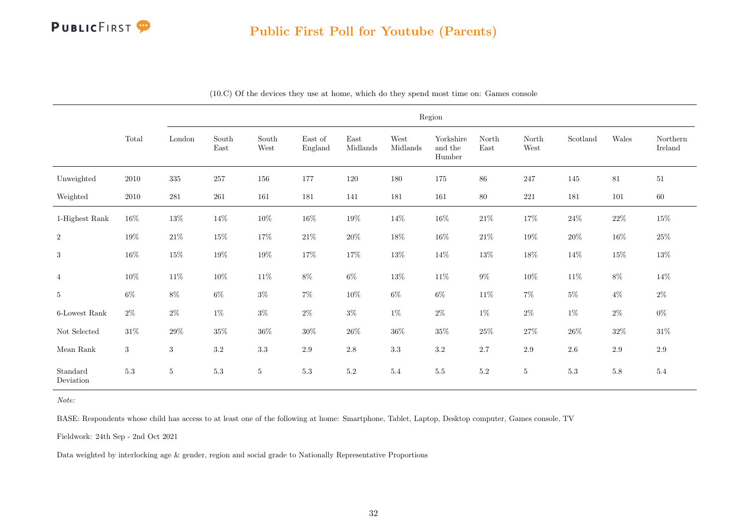# Public First Poll for Youtube (Parents)

(10.C) Of the devices they use at home, which do they spend most time on: Games console

| | Total | Region | | | | | | | | | | | |
|---|---|---|---|---|---|---|---|---|---|---|---|---|---|
| | | London | South East | South West | East of England | East Midlands | West Midlands | Yorkshire and the Humber | North East | North West | Scotland | Wales | Northern Ireland |
| Unweighted | 2010 | 335 | 257 | 156 | 177 | 120 | 180 | 175 | 86 | 247 | 145 | 81 | 51 |
| Weighted | 2010 | 281 | 261 | 161 | 181 | 141 | 181 | 161 | 80 | 221 | 181 | 101 | 60 |
| 1-Highest Rank | 16% | 13% | 14% | 10% | 16% | 19% | 14% | 16% | 21% | 17% | 24% | 22% | 15% |
| 2 | 19% | 21% | 15% | 17% | 21% | 20% | 18% | 16% | 21% | 19% | 20% | 16% | 25% |
| 3 | 16% | 15% | 19% | 19% | 17% | 17% | 13% | 14% | 13% | 18% | 14% | 15% | 13% |
| 4 | 10% | 11% | 10% | 11% | 8% | 6% | 13% | 11% | 9% | 10% | 11% | 8% | 14% |
| 5 | 6% | 8% | 6% | 3% | 7% | 10% | 6% | 6% | 11% | 7% | 5% | 4% | 2% |
| 6-Lowest Rank | 2% | 2% | 1% | 3% | 2% | 3% | 1% | 2% | 1% | 2% | 1% | 2% | 0% |
| Not Selected | 31% | 29% | 35% | 36% | 30% | 26% | 36% | 35% | 25% | 27% | 26% | 32% | 31% |
| Mean Rank | 3 | 3 | 3.2 | 3.3 | 2.9 | 2.8 | 3.3 | 3.2 | 2.7 | 2.9 | 2.6 | 2.9 | 2.9 |
| Standard Deviation | 5.3 | 5 | 5.3 | 5 | 5.3 | 5.2 | 5.4 | 5.5 | 5.2 | 5 | 5.3 | 5.8 | 5.4 |

*Note:*

BASE: Respondents whose child has access to at least one of the following at home: Smartphone, Tablet, Laptop, Desktop computer, Games console, TV

Fieldwork: 24th Sep - 2nd Oct 2021

Data weighted by interlocking age & gender, region and social grade to Nationally Representative Proportions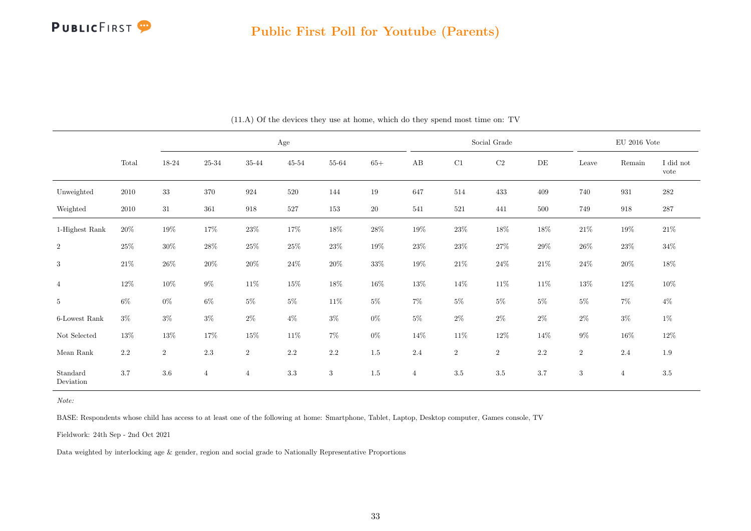# Public First Poll for Youtube (Parents)

(11.A) Of the devices they use at home, which do they spend most time on: TV

| | Total | Age | | | | | | Social Grade | | | | EU 2016 Vote | | |
|---|---|---|---|---|---|---|---|---|---|---|---|---|---|---|
| | | 18-24 | 25-34 | 35-44 | 45-54 | 55-64 | 65+ | AB | C1 | C2 | DE | Leave | Remain | I did not vote |
| Unweighted | 2010 | 33 | 370 | 924 | 520 | 144 | 19 | 647 | 514 | 433 | 409 | 740 | 931 | 282 |
| Weighted | 2010 | 31 | 361 | 918 | 527 | 153 | 20 | 541 | 521 | 441 | 500 | 749 | 918 | 287 |
| 1-Highest Rank | 20% | 19% | 17% | 23% | 17% | 18% | 28% | 19% | 23% | 18% | 18% | 21% | 19% | 21% |
| 2 | 25% | 30% | 28% | 25% | 25% | 23% | 19% | 23% | 23% | 27% | 29% | 26% | 23% | 34% |
| 3 | 21% | 26% | 20% | 20% | 24% | 20% | 33% | 19% | 21% | 24% | 21% | 24% | 20% | 18% |
| 4 | 12% | 10% | 9% | 11% | 15% | 18% | 16% | 13% | 14% | 11% | 11% | 13% | 12% | 10% |
| 5 | 6% | 0% | 6% | 5% | 5% | 11% | 5% | 7% | 5% | 5% | 5% | 5% | 7% | 4% |
| 6-Lowest Rank | 3% | 3% | 3% | 2% | 4% | 3% | 0% | 5% | 2% | 2% | 2% | 2% | 3% | 1% |
| Not Selected | 13% | 13% | 17% | 15% | 11% | 7% | 0% | 14% | 11% | 12% | 14% | 9% | 16% | 12% |
| Mean Rank | 2.2 | 2 | 2.3 | 2 | 2.2 | 2.2 | 1.5 | 2.4 | 2 | 2 | 2.2 | 2 | 2.4 | 1.9 |
| Standard Deviation | 3.7 | 3.6 | 4 | 4 | 3.3 | 3 | 1.5 | 4 | 3.5 | 3.5 | 3.7 | 3 | 4 | 3.5 |

*Note:*

BASE: Respondents whose child has access to at least one of the following at home: Smartphone, Tablet, Laptop, Desktop computer, Games console, TV

Fieldwork: 24th Sep - 2nd Oct 2021

Data weighted by interlocking age & gender, region and social grade to Nationally Representative Proportions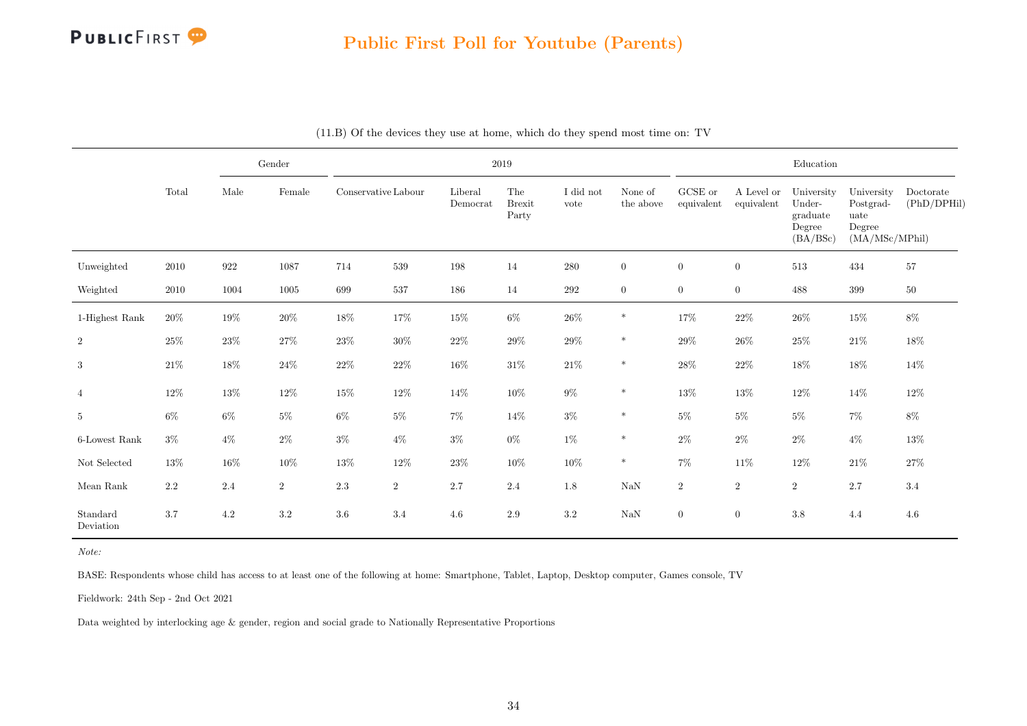## Public First Poll for Youtube (Parents)

(11.B) Of the devices they use at home, which do they spend most time on: TV

| | Total | Gender | | 2019 | | | | | | Education | | | | |
|---|---|---|---|---|---|---|---|---|---|---|---|---|---|---|
| | | Male | Female | Conservative | Labour | Liberal Democrat | The Brexit Party | I did not vote | None of the above | GCSE or equivalent | A Level or equivalent | University Under-graduate Degree (BA/BSc) | University Postgrad-uate Degree (MA/MSc/MPhil) | Doctorate (PhD/DPHil) |
| Unweighted | 2010 | 922 | 1087 | 714 | 539 | 198 | 14 | 280 | 0 | 0 | 0 | 513 | 434 | 57 |
| Weighted | 2010 | 1004 | 1005 | 699 | 537 | 186 | 14 | 292 | 0 | 0 | 0 | 488 | 399 | 50 |
| 1-Highest Rank | 20% | 19% | 20% | 18% | 17% | 15% | 6% | 26% | * | 17% | 22% | 26% | 15% | 8% |
| 2 | 25% | 23% | 27% | 23% | 30% | 22% | 29% | 29% | * | 29% | 26% | 25% | 21% | 18% |
| 3 | 21% | 18% | 24% | 22% | 22% | 16% | 31% | 21% | * | 28% | 22% | 18% | 18% | 14% |
| 4 | 12% | 13% | 12% | 15% | 12% | 14% | 10% | 9% | * | 13% | 13% | 12% | 14% | 12% |
| 5 | 6% | 6% | 5% | 6% | 5% | 7% | 14% | 3% | * | 5% | 5% | 5% | 7% | 8% |
| 6-Lowest Rank | 3% | 4% | 2% | 3% | 4% | 3% | 0% | 1% | * | 2% | 2% | 2% | 4% | 13% |
| Not Selected | 13% | 16% | 10% | 13% | 12% | 23% | 10% | 10% | * | 7% | 11% | 12% | 21% | 27% |
| Mean Rank | 2.2 | 2.4 | 2 | 2.3 | 2 | 2.7 | 2.4 | 1.8 | NaN | 2 | 2 | 2 | 2.7 | 3.4 |
| Standard Deviation | 3.7 | 4.2 | 3.2 | 3.6 | 3.4 | 4.6 | 2.9 | 3.2 | NaN | 0 | 0 | 3.8 | 4.4 | 4.6 |

*Note:*

BASE: Respondents whose child has access to at least one of the following at home: Smartphone, Tablet, Laptop, Desktop computer, Games console, TV

Fieldwork: 24th Sep - 2nd Oct 2021

Data weighted by interlocking age & gender, region and social grade to Nationally Representative Proportions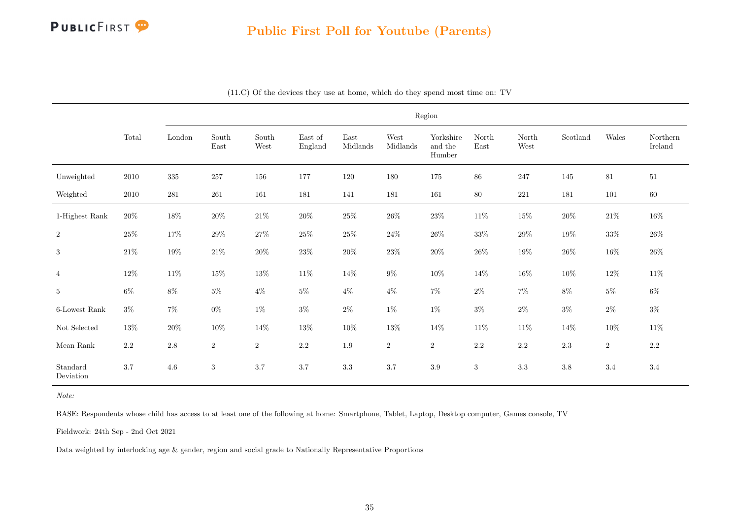## Public First Poll for Youtube (Parents)

(11.C) Of the devices they use at home, which do they spend most time on: TV

| | Total | Region | | | | | | | | | | | |
|---|---|---|---|---|---|---|---|---|---|---|---|---|---|
| | | London | South East | South West | East of England | East Midlands | West Midlands | Yorkshire and the Humber | North East | North West | Scotland | Wales | Northern Ireland |
| Unweighted | 2010 | 335 | 257 | 156 | 177 | 120 | 180 | 175 | 86 | 247 | 145 | 81 | 51 |
| Weighted | 2010 | 281 | 261 | 161 | 181 | 141 | 181 | 161 | 80 | 221 | 181 | 101 | 60 |
| 1-Highest Rank | 20% | 18% | 20% | 21% | 20% | 25% | 26% | 23% | 11% | 15% | 20% | 21% | 16% |
| 2 | 25% | 17% | 29% | 27% | 25% | 25% | 24% | 26% | 33% | 29% | 19% | 33% | 26% |
| 3 | 21% | 19% | 21% | 20% | 23% | 20% | 23% | 20% | 26% | 19% | 26% | 16% | 26% |
| 4 | 12% | 11% | 15% | 13% | 11% | 14% | 9% | 10% | 14% | 16% | 10% | 12% | 11% |
| 5 | 6% | 8% | 5% | 4% | 5% | 4% | 4% | 7% | 2% | 7% | 8% | 5% | 6% |
| 6-Lowest Rank | 3% | 7% | 0% | 1% | 3% | 2% | 1% | 1% | 3% | 2% | 3% | 2% | 3% |
| Not Selected | 13% | 20% | 10% | 14% | 13% | 10% | 13% | 14% | 11% | 11% | 14% | 10% | 11% |
| Mean Rank | 2.2 | 2.8 | 2 | 2 | 2.2 | 1.9 | 2 | 2 | 2.2 | 2.2 | 2.3 | 2 | 2.2 |
| Standard Deviation | 3.7 | 4.6 | 3 | 3.7 | 3.7 | 3.3 | 3.7 | 3.9 | 3 | 3.3 | 3.8 | 3.4 | 3.4 |

*Note:*

BASE: Respondents whose child has access to at least one of the following at home: Smartphone, Tablet, Laptop, Desktop computer, Games console, TV

Fieldwork: 24th Sep - 2nd Oct 2021

Data weighted by interlocking age & gender, region and social grade to Nationally Representative Proportions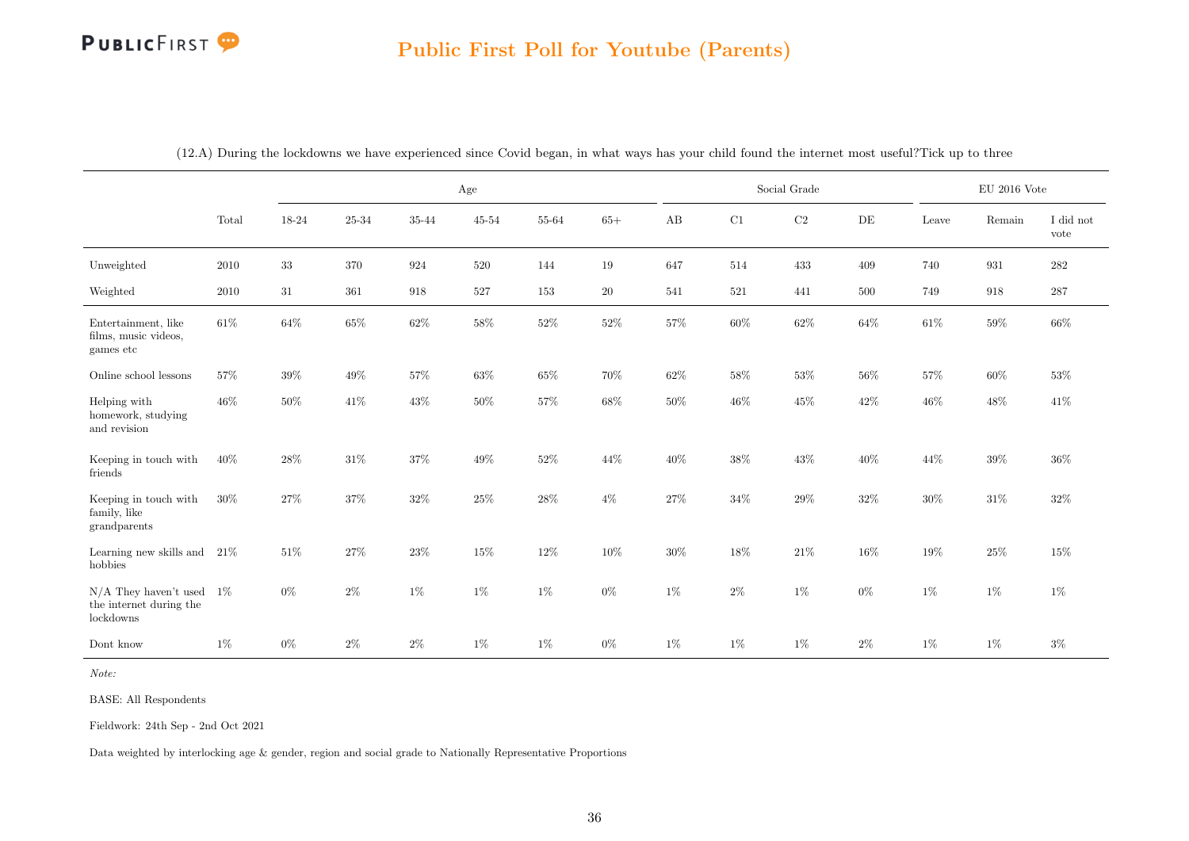## Public First Poll for Youtube (Parents)

(12.A) During the lockdowns we have experienced since Covid began, in what ways has your child found the internet most useful?Tick up to three

| | Total | Age | | | | | | Social Grade | | | | EU 2016 Vote | | |
|---|---|---|---|---|---|---|---|---|---|---|---|---|---|---|
| | | 18-24 | 25-34 | 35-44 | 45-54 | 55-64 | 65+ | AB | C1 | C2 | DE | Leave | Remain | I did not vote |
| Unweighted | 2010 | 33 | 370 | 924 | 520 | 144 | 19 | 647 | 514 | 433 | 409 | 740 | 931 | 282 |
| Weighted | 2010 | 31 | 361 | 918 | 527 | 153 | 20 | 541 | 521 | 441 | 500 | 749 | 918 | 287 |
| Entertainment, like films, music videos, games etc | 61% | 64% | 65% | 62% | 58% | 52% | 52% | 57% | 60% | 62% | 64% | 61% | 59% | 66% |
| Online school lessons | 57% | 39% | 49% | 57% | 63% | 65% | 70% | 62% | 58% | 53% | 56% | 57% | 60% | 53% |
| Helping with homework, studying and revision | 46% | 50% | 41% | 43% | 50% | 57% | 68% | 50% | 46% | 45% | 42% | 46% | 48% | 41% |
| Keeping in touch with friends | 40% | 28% | 31% | 37% | 49% | 52% | 44% | 40% | 38% | 43% | 40% | 44% | 39% | 36% |
| Keeping in touch with family, like grandparents | 30% | 27% | 37% | 32% | 25% | 28% | 4% | 27% | 34% | 29% | 32% | 30% | 31% | 32% |
| Learning new skills and hobbies | 21% | 51% | 27% | 23% | 15% | 12% | 10% | 30% | 18% | 21% | 16% | 19% | 25% | 15% |
| N/A They haven't used the internet during the lockdowns | 1% | 0% | 2% | 1% | 1% | 1% | 0% | 1% | 2% | 1% | 0% | 1% | 1% | 1% |
| Dont know | 1% | 0% | 2% | 2% | 1% | 1% | 0% | 1% | 1% | 1% | 2% | 1% | 1% | 3% |

*Note:*

BASE: All Respondents

Fieldwork: 24th Sep - 2nd Oct 2021

Data weighted by interlocking age & gender, region and social grade to Nationally Representative Proportions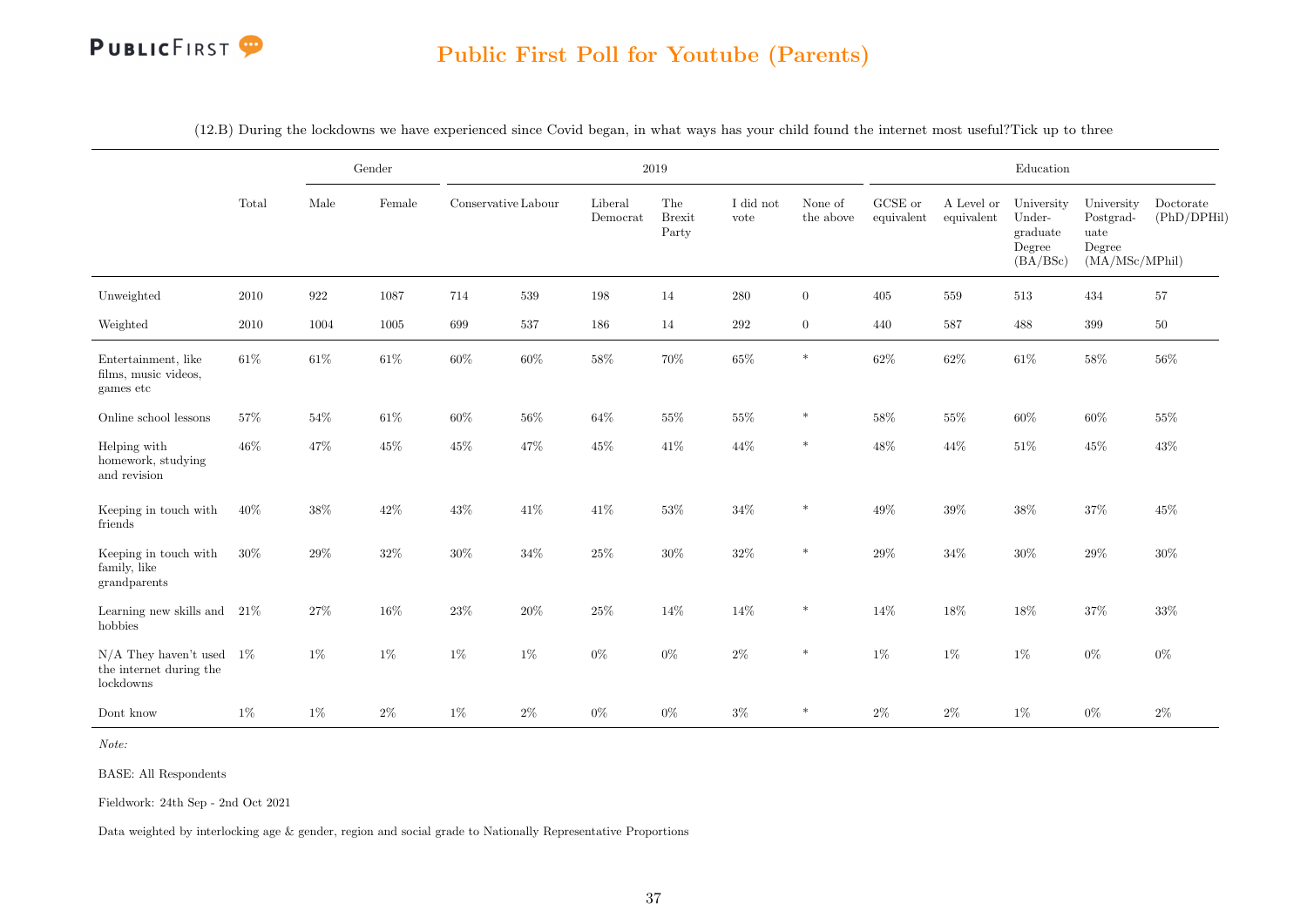## Public First Poll for Youtube (Parents)

(12.B) During the lockdowns we have experienced since Covid began, in what ways has your child found the internet most useful?Tick up to three

| | Total | Gender | | 2019 | | | | | | Education | | | | |
|---|---|---|---|---|---|---|---|---|---|---|---|---|---|---|
| | | Male | Female | Conservative | Labour | Liberal Democrat | The Brexit Party | I did not vote | None of the above | GCSE or equivalent | A Level or equivalent | University Under-graduate Degree (BA/BSc) | University Postgrad-uate Degree (MA/MSc/MPhil) | Doctorate (PhD/DPHil) |
| Unweighted | 2010 | 922 | 1087 | 714 | 539 | 198 | 14 | 280 | 0 | 405 | 559 | 513 | 434 | 57 |
| Weighted | 2010 | 1004 | 1005 | 699 | 537 | 186 | 14 | 292 | 0 | 440 | 587 | 488 | 399 | 50 |
| Entertainment, like films, music videos, games etc | 61% | 61% | 61% | 60% | 60% | 58% | 70% | 65% | * | 62% | 62% | 61% | 58% | 56% |
| Online school lessons | 57% | 54% | 61% | 60% | 56% | 64% | 55% | 55% | * | 58% | 55% | 60% | 60% | 55% |
| Helping with homework, studying and revision | 46% | 47% | 45% | 45% | 47% | 45% | 41% | 44% | * | 48% | 44% | 51% | 45% | 43% |
| Keeping in touch with friends | 40% | 38% | 42% | 43% | 41% | 41% | 53% | 34% | * | 49% | 39% | 38% | 37% | 45% |
| Keeping in touch with family, like grandparents | 30% | 29% | 32% | 30% | 34% | 25% | 30% | 32% | * | 29% | 34% | 30% | 29% | 30% |
| Learning new skills and hobbies | 21% | 27% | 16% | 23% | 20% | 25% | 14% | 14% | * | 14% | 18% | 18% | 37% | 33% |
| N/A They haven't used the internet during the lockdowns | 1% | 1% | 1% | 1% | 1% | 0% | 0% | 2% | * | 1% | 1% | 1% | 0% | 0% |
| Dont know | 1% | 1% | 2% | 1% | 2% | 0% | 0% | 3% | * | 2% | 2% | 1% | 0% | 2% |

*Note:*

BASE: All Respondents

Fieldwork: 24th Sep - 2nd Oct 2021

Data weighted by interlocking age & gender, region and social grade to Nationally Representative Proportions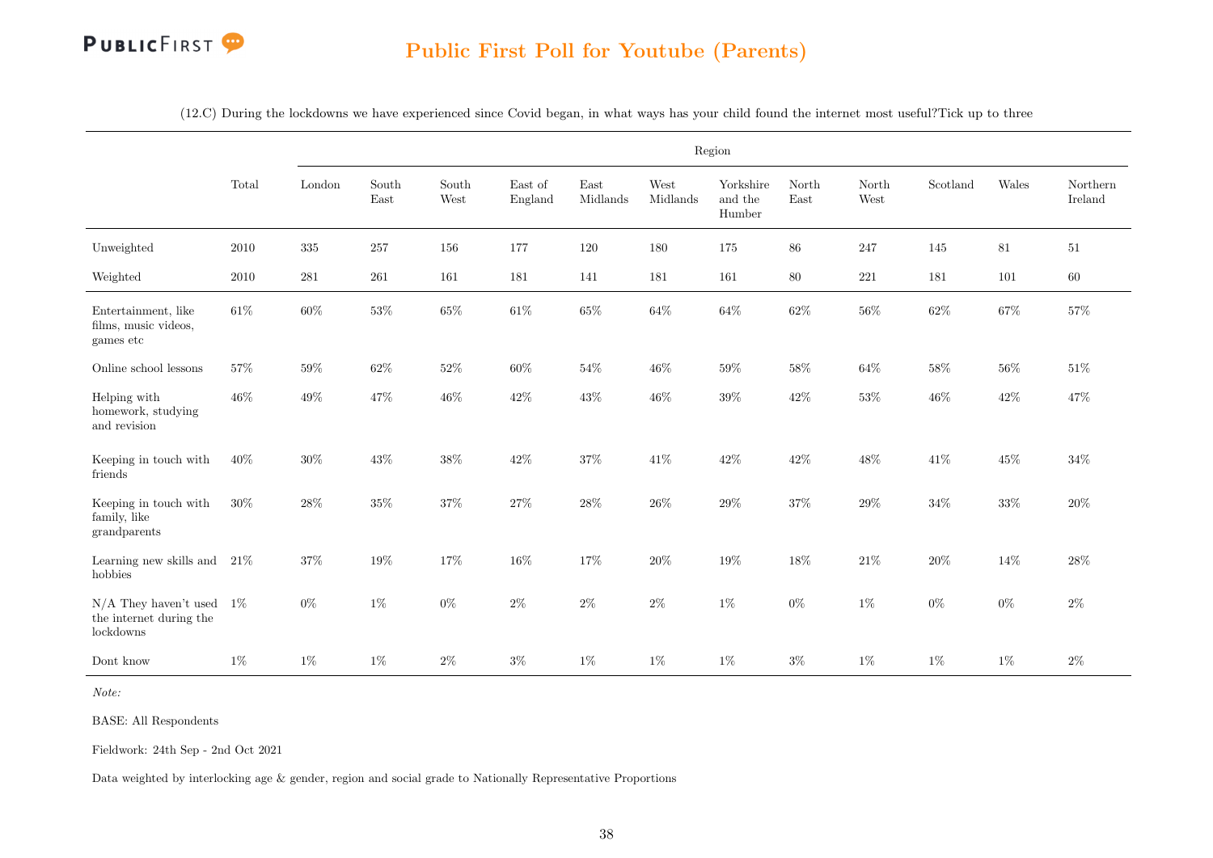## Public First Poll for Youtube (Parents)

(12.C) During the lockdowns we have experienced since Covid began, in what ways has your child found the internet most useful?Tick up to three

| | Total | Region | | | | | | | | | | | |
|---|---|---|---|---|---|---|---|---|---|---|---|---|---|
| | | London | South East | South West | East of England | East Midlands | West Midlands | Yorkshire and the Humber | North East | North West | Scotland | Wales | Northern Ireland |
| Unweighted | 2010 | 335 | 257 | 156 | 177 | 120 | 180 | 175 | 86 | 247 | 145 | 81 | 51 |
| Weighted | 2010 | 281 | 261 | 161 | 181 | 141 | 181 | 161 | 80 | 221 | 181 | 101 | 60 |
| Entertainment, like films, music videos, games etc | 61% | 60% | 53% | 65% | 61% | 65% | 64% | 64% | 62% | 56% | 62% | 67% | 57% |
| Online school lessons | 57% | 59% | 62% | 52% | 60% | 54% | 46% | 59% | 58% | 64% | 58% | 56% | 51% |
| Helping with homework, studying and revision | 46% | 49% | 47% | 46% | 42% | 43% | 46% | 39% | 42% | 53% | 46% | 42% | 47% |
| Keeping in touch with friends | 40% | 30% | 43% | 38% | 42% | 37% | 41% | 42% | 42% | 48% | 41% | 45% | 34% |
| Keeping in touch with family, like grandparents | 30% | 28% | 35% | 37% | 27% | 28% | 26% | 29% | 37% | 29% | 34% | 33% | 20% |
| Learning new skills and hobbies | 21% | 37% | 19% | 17% | 16% | 17% | 20% | 19% | 18% | 21% | 20% | 14% | 28% |
| N/A They haven't used the internet during the lockdowns | 1% | 0% | 1% | 0% | 2% | 2% | 2% | 1% | 0% | 1% | 0% | 0% | 2% |
| Dont know | 1% | 1% | 1% | 2% | 3% | 1% | 1% | 1% | 3% | 1% | 1% | 1% | 2% |

*Note:*

BASE: All Respondents

Fieldwork: 24th Sep - 2nd Oct 2021

Data weighted by interlocking age & gender, region and social grade to Nationally Representative Proportions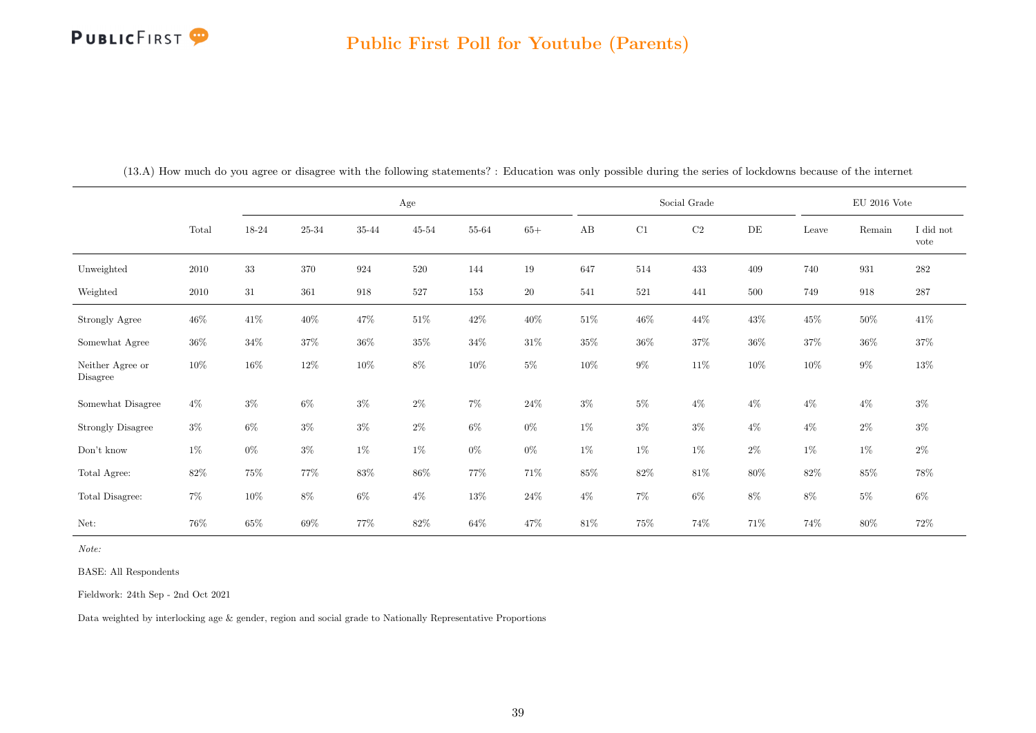## Public First Poll for Youtube (Parents)

(13.A) How much do you agree or disagree with the following statements? : Education was only possible during the series of lockdowns because of the internet

| | Total | Age | | | | | | Social Grade | | | | EU 2016 Vote | | |
|---|---|---|---|---|---|---|---|---|---|---|---|---|---|---|
| | | 18-24 | 25-34 | 35-44 | 45-54 | 55-64 | 65+ | AB | C1 | C2 | DE | Leave | Remain | I did not vote |
| Unweighted | 2010 | 33 | 370 | 924 | 520 | 144 | 19 | 647 | 514 | 433 | 409 | 740 | 931 | 282 |
| Weighted | 2010 | 31 | 361 | 918 | 527 | 153 | 20 | 541 | 521 | 441 | 500 | 749 | 918 | 287 |
| Strongly Agree | 46% | 41% | 40% | 47% | 51% | 42% | 40% | 51% | 46% | 44% | 43% | 45% | 50% | 41% |
| Somewhat Agree | 36% | 34% | 37% | 36% | 35% | 34% | 31% | 35% | 36% | 37% | 36% | 37% | 36% | 37% |
| Neither Agree or Disagree | 10% | 16% | 12% | 10% | 8% | 10% | 5% | 10% | 9% | 11% | 10% | 10% | 9% | 13% |
| Somewhat Disagree | 4% | 3% | 6% | 3% | 2% | 7% | 24% | 3% | 5% | 4% | 4% | 4% | 4% | 3% |
| Strongly Disagree | 3% | 6% | 3% | 3% | 2% | 6% | 0% | 1% | 3% | 3% | 4% | 4% | 2% | 3% |
| Don't know | 1% | 0% | 3% | 1% | 1% | 0% | 0% | 1% | 1% | 1% | 2% | 1% | 1% | 2% |
| Total Agree: | 82% | 75% | 77% | 83% | 86% | 77% | 71% | 85% | 82% | 81% | 80% | 82% | 85% | 78% |
| Total Disagree: | 7% | 10% | 8% | 6% | 4% | 13% | 24% | 4% | 7% | 6% | 8% | 8% | 5% | 6% |
| Net: | 76% | 65% | 69% | 77% | 82% | 64% | 47% | 81% | 75% | 74% | 71% | 74% | 80% | 72% |

*Note:*

BASE: All Respondents

Fieldwork: 24th Sep - 2nd Oct 2021

Data weighted by interlocking age & gender, region and social grade to Nationally Representative Proportions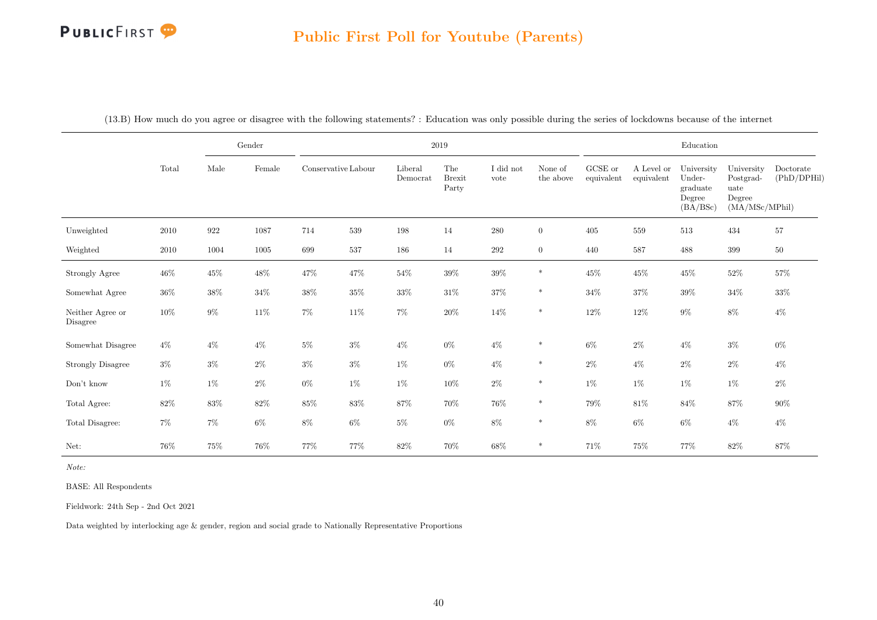## Public First Poll for Youtube (Parents)

(13.B) How much do you agree or disagree with the following statements? : Education was only possible during the series of lockdowns because of the internet

| | Total | Gender | | 2019 | | | | | | Education | | | | |
|---|---|---|---|---|---|---|---|---|---|---|---|---|---|---|
| | | Male | Female | Conservative | Labour | Liberal Democrat | The Brexit Party | I did not vote | None of the above | GCSE or equivalent | A Level or equivalent | University Under-graduate Degree (BA/BSc) | University Postgrad-uate Degree (MA/MSc/MPhil) | Doctorate (PhD/DPHil) |
| Unweighted | 2010 | 922 | 1087 | 714 | 539 | 198 | 14 | 280 | 0 | 405 | 559 | 513 | 434 | 57 |
| Weighted | 2010 | 1004 | 1005 | 699 | 537 | 186 | 14 | 292 | 0 | 440 | 587 | 488 | 399 | 50 |
| Strongly Agree | 46% | 45% | 48% | 47% | 47% | 54% | 39% | 39% | * | 45% | 45% | 45% | 52% | 57% |
| Somewhat Agree | 36% | 38% | 34% | 38% | 35% | 33% | 31% | 37% | * | 34% | 37% | 39% | 34% | 33% |
| Neither Agree or Disagree | 10% | 9% | 11% | 7% | 11% | 7% | 20% | 14% | * | 12% | 12% | 9% | 8% | 4% |
| Somewhat Disagree | 4% | 4% | 4% | 5% | 3% | 4% | 0% | 4% | * | 6% | 2% | 4% | 3% | 0% |
| Strongly Disagree | 3% | 3% | 2% | 3% | 3% | 1% | 0% | 4% | * | 2% | 4% | 2% | 2% | 4% |
| Don't know | 1% | 1% | 2% | 0% | 1% | 1% | 10% | 2% | * | 1% | 1% | 1% | 1% | 2% |
| Total Agree: | 82% | 83% | 82% | 85% | 83% | 87% | 70% | 76% | * | 79% | 81% | 84% | 87% | 90% |
| Total Disagree: | 7% | 7% | 6% | 8% | 6% | 5% | 0% | 8% | * | 8% | 6% | 6% | 4% | 4% |
| Net: | 76% | 75% | 76% | 77% | 77% | 82% | 70% | 68% | * | 71% | 75% | 77% | 82% | 87% |

*Note:*

BASE: All Respondents

Fieldwork: 24th Sep - 2nd Oct 2021

Data weighted by interlocking age & gender, region and social grade to Nationally Representative Proportions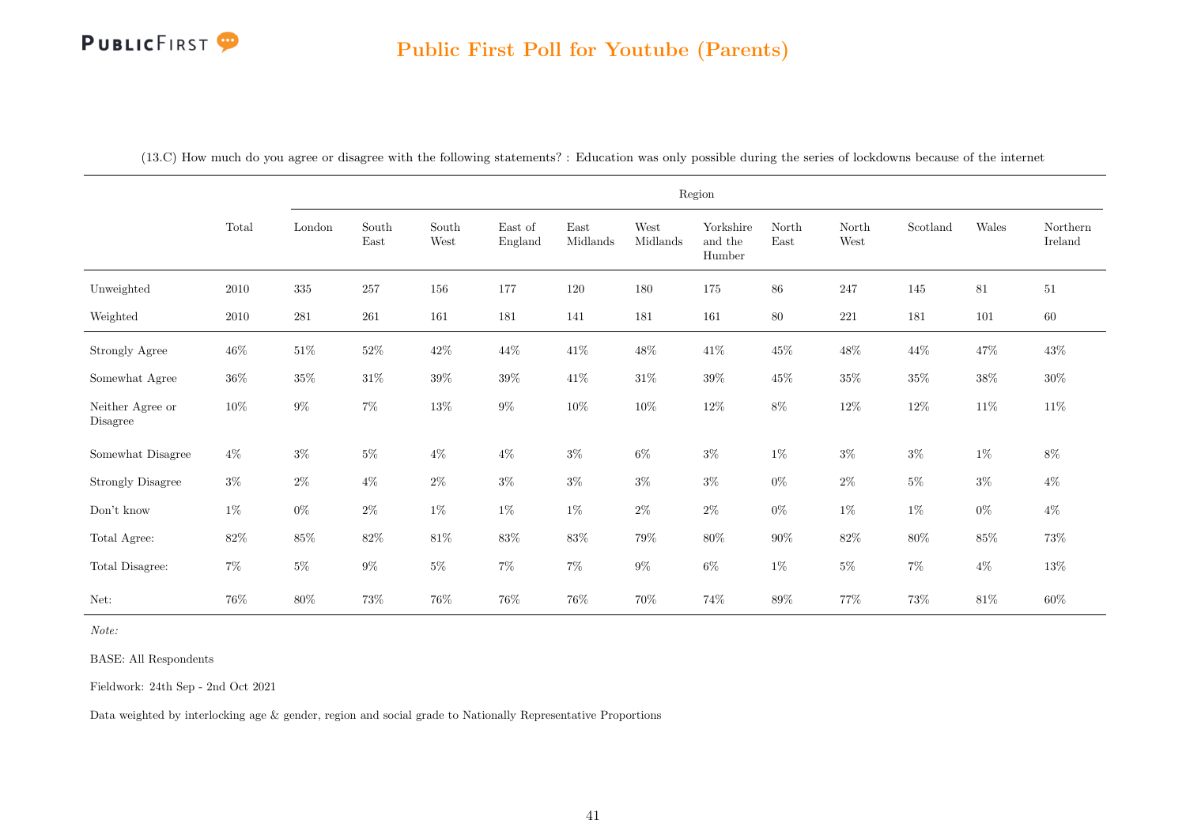# Public First Poll for Youtube (Parents)

(13.C) How much do you agree or disagree with the following statements? : Education was only possible during the series of lockdowns because of the internet

| | Total | Region | | | | | | | | | | | |
|---|---|---|---|---|---|---|---|---|---|---|---|---|---|
| | | London | South East | South West | East of England | East Midlands | West Midlands | Yorkshire and the Humber | North East | North West | Scotland | Wales | Northern Ireland |
| Unweighted | 2010 | 335 | 257 | 156 | 177 | 120 | 180 | 175 | 86 | 247 | 145 | 81 | 51 |
| Weighted | 2010 | 281 | 261 | 161 | 181 | 141 | 181 | 161 | 80 | 221 | 181 | 101 | 60 |
| Strongly Agree | 46% | 51% | 52% | 42% | 44% | 41% | 48% | 41% | 45% | 48% | 44% | 47% | 43% |
| Somewhat Agree | 36% | 35% | 31% | 39% | 39% | 41% | 31% | 39% | 45% | 35% | 35% | 38% | 30% |
| Neither Agree or Disagree | 10% | 9% | 7% | 13% | 9% | 10% | 10% | 12% | 8% | 12% | 12% | 11% | 11% |
| Somewhat Disagree | 4% | 3% | 5% | 4% | 4% | 3% | 6% | 3% | 1% | 3% | 3% | 1% | 8% |
| Strongly Disagree | 3% | 2% | 4% | 2% | 3% | 3% | 3% | 3% | 0% | 2% | 5% | 3% | 4% |
| Don't know | 1% | 0% | 2% | 1% | 1% | 1% | 2% | 2% | 0% | 1% | 1% | 0% | 4% |
| Total Agree: | 82% | 85% | 82% | 81% | 83% | 83% | 79% | 80% | 90% | 82% | 80% | 85% | 73% |
| Total Disagree: | 7% | 5% | 9% | 5% | 7% | 7% | 9% | 6% | 1% | 5% | 7% | 4% | 13% |
| Net: | 76% | 80% | 73% | 76% | 76% | 76% | 70% | 74% | 89% | 77% | 73% | 81% | 60% |

*Note:*

BASE: All Respondents

Fieldwork: 24th Sep - 2nd Oct 2021

Data weighted by interlocking age & gender, region and social grade to Nationally Representative Proportions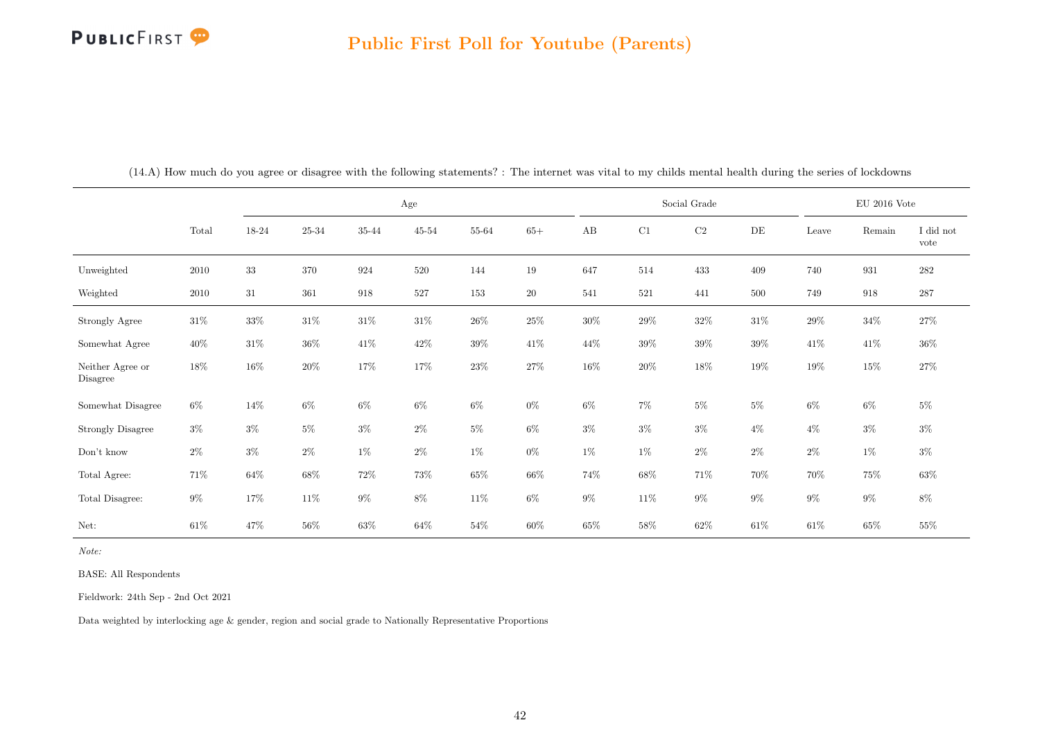## Public First Poll for Youtube (Parents)

(14.A) How much do you agree or disagree with the following statements? : The internet was vital to my childs mental health during the series of lockdowns

| | Total | Age | | | | | | Social Grade | | | | EU 2016 Vote | | |
|---|---|---|---|---|---|---|---|---|---|---|---|---|---|---|
| | | 18-24 | 25-34 | 35-44 | 45-54 | 55-64 | 65+ | AB | C1 | C2 | DE | Leave | Remain | I did not vote |
| Unweighted | 2010 | 33 | 370 | 924 | 520 | 144 | 19 | 647 | 514 | 433 | 409 | 740 | 931 | 282 |
| Weighted | 2010 | 31 | 361 | 918 | 527 | 153 | 20 | 541 | 521 | 441 | 500 | 749 | 918 | 287 |
| Strongly Agree | 31% | 33% | 31% | 31% | 31% | 26% | 25% | 30% | 29% | 32% | 31% | 29% | 34% | 27% |
| Somewhat Agree | 40% | 31% | 36% | 41% | 42% | 39% | 41% | 44% | 39% | 39% | 39% | 41% | 41% | 36% |
| Neither Agree or Disagree | 18% | 16% | 20% | 17% | 17% | 23% | 27% | 16% | 20% | 18% | 19% | 19% | 15% | 27% |
| Somewhat Disagree | 6% | 14% | 6% | 6% | 6% | 6% | 0% | 6% | 7% | 5% | 5% | 6% | 6% | 5% |
| Strongly Disagree | 3% | 3% | 5% | 3% | 2% | 5% | 6% | 3% | 3% | 3% | 4% | 4% | 3% | 3% |
| Don't know | 2% | 3% | 2% | 1% | 2% | 1% | 0% | 1% | 1% | 2% | 2% | 2% | 1% | 3% |
| Total Agree: | 71% | 64% | 68% | 72% | 73% | 65% | 66% | 74% | 68% | 71% | 70% | 70% | 75% | 63% |
| Total Disagree: | 9% | 17% | 11% | 9% | 8% | 11% | 6% | 9% | 11% | 9% | 9% | 9% | 9% | 8% |
| Net: | 61% | 47% | 56% | 63% | 64% | 54% | 60% | 65% | 58% | 62% | 61% | 61% | 65% | 55% |

*Note:*

BASE: All Respondents

Fieldwork: 24th Sep - 2nd Oct 2021

Data weighted by interlocking age & gender, region and social grade to Nationally Representative Proportions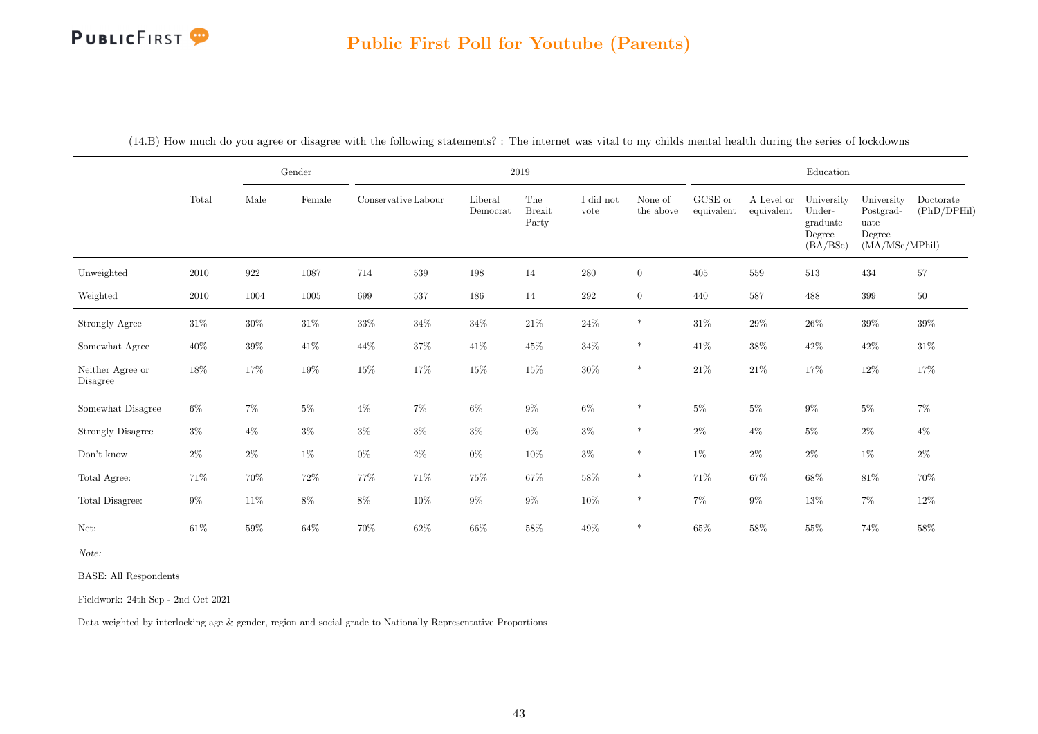## Public First Poll for Youtube (Parents)

(14.B) How much do you agree or disagree with the following statements? : The internet was vital to my childs mental health during the series of lockdowns

| | | Gender | | 2019 | | | | | | Education | | | | |
|---|---|---|---|---|---|---|---|---|---|---|---|---|---|---|
| | Total | Male | Female | Conservative | Labour | Liberal Democrat | The Brexit Party | I did not vote | None of the above | GCSE or equivalent | A Level or equivalent | University Undergraduate Degree (BA/BSc) | University Postgraduate Degree (MA/MSc/MPhil) | Doctorate (PhD/DPHil) |
| Unweighted | 2010 | 922 | 1087 | 714 | 539 | 198 | 14 | 280 | 0 | 405 | 559 | 513 | 434 | 57 |
| Weighted | 2010 | 1004 | 1005 | 699 | 537 | 186 | 14 | 292 | 0 | 440 | 587 | 488 | 399 | 50 |
| Strongly Agree | 31% | 30% | 31% | 33% | 34% | 34% | 21% | 24% | * | 31% | 29% | 26% | 39% | 39% |
| Somewhat Agree | 40% | 39% | 41% | 44% | 37% | 41% | 45% | 34% | * | 41% | 38% | 42% | 42% | 31% |
| Neither Agree or Disagree | 18% | 17% | 19% | 15% | 17% | 15% | 15% | 30% | * | 21% | 21% | 17% | 12% | 17% |
| Somewhat Disagree | 6% | 7% | 5% | 4% | 7% | 6% | 9% | 6% | * | 5% | 5% | 9% | 5% | 7% |
| Strongly Disagree | 3% | 4% | 3% | 3% | 3% | 3% | 0% | 3% | * | 2% | 4% | 5% | 2% | 4% |
| Don't know | 2% | 2% | 1% | 0% | 2% | 0% | 10% | 3% | * | 1% | 2% | 2% | 1% | 2% |
| Total Agree: | 71% | 70% | 72% | 77% | 71% | 75% | 67% | 58% | * | 71% | 67% | 68% | 81% | 70% |
| Total Disagree: | 9% | 11% | 8% | 8% | 10% | 9% | 9% | 10% | * | 7% | 9% | 13% | 7% | 12% |
| Net: | 61% | 59% | 64% | 70% | 62% | 66% | 58% | 49% | * | 65% | 58% | 55% | 74% | 58% |

*Note:*

BASE: All Respondents

Fieldwork: 24th Sep - 2nd Oct 2021

Data weighted by interlocking age & gender, region and social grade to Nationally Representative Proportions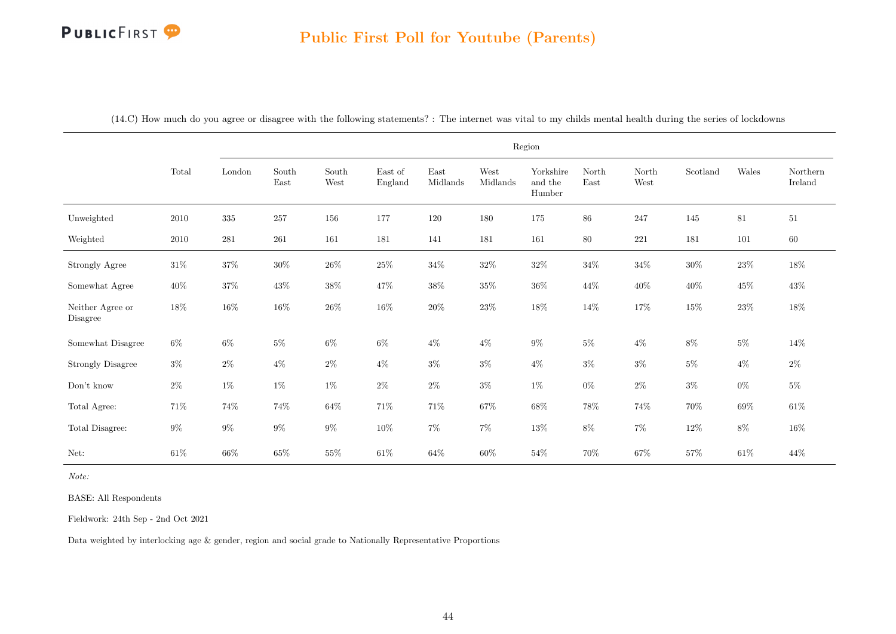## Public First Poll for Youtube (Parents)

(14.C) How much do you agree or disagree with the following statements? : The internet was vital to my childs mental health during the series of lockdowns

| | Total | Region | | | | | | | | | | | |
|---|---|---|---|---|---|---|---|---|---|---|---|---|---|
| | | London | South East | South West | East of England | East Midlands | West Midlands | Yorkshire and the Humber | North East | North West | Scotland | Wales | Northern Ireland |
| Unweighted | 2010 | 335 | 257 | 156 | 177 | 120 | 180 | 175 | 86 | 247 | 145 | 81 | 51 |
| Weighted | 2010 | 281 | 261 | 161 | 181 | 141 | 181 | 161 | 80 | 221 | 181 | 101 | 60 |
| Strongly Agree | 31% | 37% | 30% | 26% | 25% | 34% | 32% | 32% | 34% | 34% | 30% | 23% | 18% |
| Somewhat Agree | 40% | 37% | 43% | 38% | 47% | 38% | 35% | 36% | 44% | 40% | 40% | 45% | 43% |
| Neither Agree or Disagree | 18% | 16% | 16% | 26% | 16% | 20% | 23% | 18% | 14% | 17% | 15% | 23% | 18% |
| Somewhat Disagree | 6% | 6% | 5% | 6% | 6% | 4% | 4% | 9% | 5% | 4% | 8% | 5% | 14% |
| Strongly Disagree | 3% | 2% | 4% | 2% | 4% | 3% | 3% | 4% | 3% | 3% | 5% | 4% | 2% |
| Don't know | 2% | 1% | 1% | 1% | 2% | 2% | 3% | 1% | 0% | 2% | 3% | 0% | 5% |
| Total Agree: | 71% | 74% | 74% | 64% | 71% | 71% | 67% | 68% | 78% | 74% | 70% | 69% | 61% |
| Total Disagree: | 9% | 9% | 9% | 9% | 10% | 7% | 7% | 13% | 8% | 7% | 12% | 8% | 16% |
| Net: | 61% | 66% | 65% | 55% | 61% | 64% | 60% | 54% | 70% | 67% | 57% | 61% | 44% |

*Note:*

BASE: All Respondents

Fieldwork: 24th Sep - 2nd Oct 2021

Data weighted by interlocking age & gender, region and social grade to Nationally Representative Proportions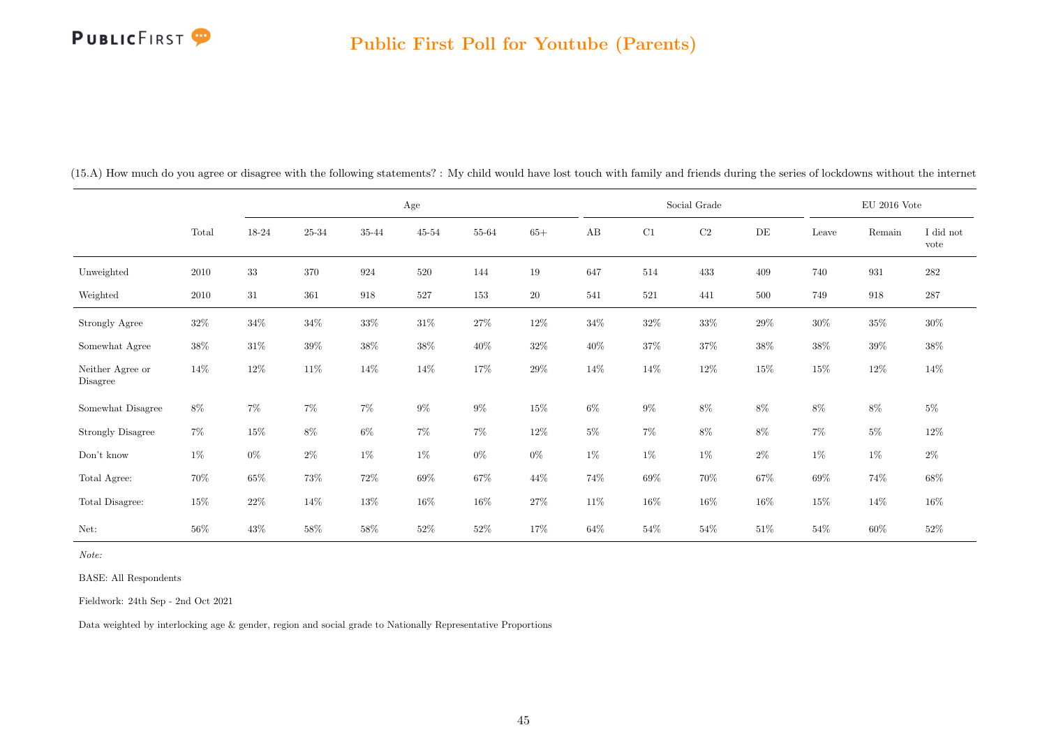# Public First Poll for Youtube (Parents)

(15.A) How much do you agree or disagree with the following statements? : My child would have lost touch with family and friends during the series of lockdowns without the internet

| | Total | Age | | | | | | Social Grade | | | | EU 2016 Vote | | |
|---|---|---|---|---|---|---|---|---|---|---|---|---|---|---|
| | | 18-24 | 25-34 | 35-44 | 45-54 | 55-64 | 65+ | AB | C1 | C2 | DE | Leave | Remain | I did not vote |
| Unweighted | 2010 | 33 | 370 | 924 | 520 | 144 | 19 | 647 | 514 | 433 | 409 | 740 | 931 | 282 |
| Weighted | 2010 | 31 | 361 | 918 | 527 | 153 | 20 | 541 | 521 | 441 | 500 | 749 | 918 | 287 |
| Strongly Agree | 32% | 34% | 34% | 33% | 31% | 27% | 12% | 34% | 32% | 33% | 29% | 30% | 35% | 30% |
| Somewhat Agree | 38% | 31% | 39% | 38% | 38% | 40% | 32% | 40% | 37% | 37% | 38% | 38% | 39% | 38% |
| Neither Agree or Disagree | 14% | 12% | 11% | 14% | 14% | 17% | 29% | 14% | 14% | 12% | 15% | 15% | 12% | 14% |
| Somewhat Disagree | 8% | 7% | 7% | 7% | 9% | 9% | 15% | 6% | 9% | 8% | 8% | 8% | 8% | 5% |
| Strongly Disagree | 7% | 15% | 8% | 6% | 7% | 7% | 12% | 5% | 7% | 8% | 8% | 7% | 5% | 12% |
| Don't know | 1% | 0% | 2% | 1% | 1% | 0% | 0% | 1% | 1% | 1% | 2% | 1% | 1% | 2% |
| Total Agree: | 70% | 65% | 73% | 72% | 69% | 67% | 44% | 74% | 69% | 70% | 67% | 69% | 74% | 68% |
| Total Disagree: | 15% | 22% | 14% | 13% | 16% | 16% | 27% | 11% | 16% | 16% | 16% | 15% | 14% | 16% |
| Net: | 56% | 43% | 58% | 58% | 52% | 52% | 17% | 64% | 54% | 54% | 51% | 54% | 60% | 52% |

*Note:*

BASE: All Respondents

Fieldwork: 24th Sep - 2nd Oct 2021

Data weighted by interlocking age & gender, region and social grade to Nationally Representative Proportions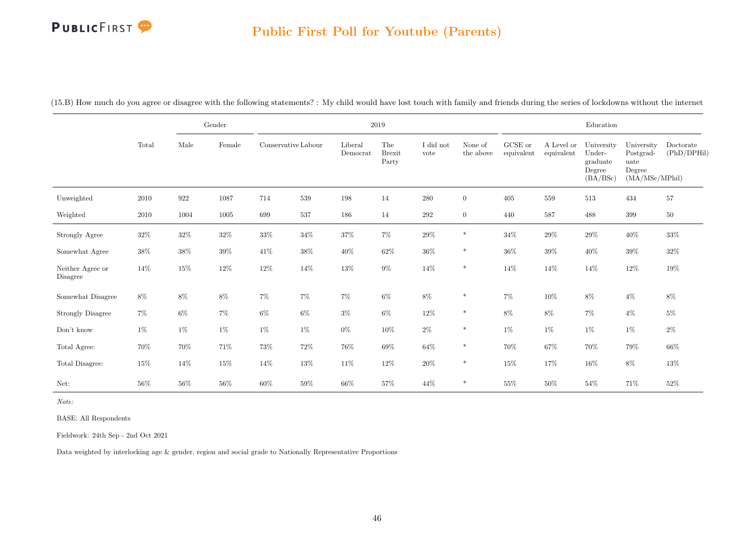## Public First Poll for Youtube (Parents)

(15.B) How much do you agree or disagree with the following statements? : My child would have lost touch with family and friends during the series of lockdowns without the internet

| | Total | Gender | | 2019 | | | | | | Education | | | | |
|---|---|---|---|---|---|---|---|---|---|---|---|---|---|---|
| | | Male | Female | Conservative | Labour | Liberal Democrat | The Brexit Party | I did not vote | None of the above | GCSE or equivalent | A Level or equivalent | University Under-graduate Degree (BA/BSc) | University Postgrad-uate Degree (MA/MSc/MPhil) | Doctorate (PhD/DPHil) |
| Unweighted | 2010 | 922 | 1087 | 714 | 539 | 198 | 14 | 280 | 0 | 405 | 559 | 513 | 434 | 57 |
| Weighted | 2010 | 1004 | 1005 | 699 | 537 | 186 | 14 | 292 | 0 | 440 | 587 | 488 | 399 | 50 |
| Strongly Agree | 32% | 32% | 32% | 33% | 34% | 37% | 7% | 29% | * | 34% | 29% | 29% | 40% | 33% |
| Somewhat Agree | 38% | 38% | 39% | 41% | 38% | 40% | 62% | 36% | * | 36% | 39% | 40% | 39% | 32% |
| Neither Agree or Disagree | 14% | 15% | 12% | 12% | 14% | 13% | 9% | 14% | * | 14% | 14% | 14% | 12% | 19% |
| Somewhat Disagree | 8% | 8% | 8% | 7% | 7% | 7% | 6% | 8% | * | 7% | 10% | 8% | 4% | 8% |
| Strongly Disagree | 7% | 6% | 7% | 6% | 6% | 3% | 6% | 12% | * | 8% | 8% | 7% | 4% | 5% |
| Don't know | 1% | 1% | 1% | 1% | 1% | 0% | 10% | 2% | * | 1% | 1% | 1% | 1% | 2% |
| Total Agree: | 70% | 70% | 71% | 73% | 72% | 76% | 69% | 64% | * | 70% | 67% | 70% | 79% | 66% |
| Total Disagree: | 15% | 14% | 15% | 14% | 13% | 11% | 12% | 20% | * | 15% | 17% | 16% | 8% | 13% |
| Net: | 56% | 56% | 56% | 60% | 59% | 66% | 57% | 44% | * | 55% | 50% | 54% | 71% | 52% |

*Note:*

BASE: All Respondents

Fieldwork: 24th Sep - 2nd Oct 2021

Data weighted by interlocking age & gender, region and social grade to Nationally Representative Proportions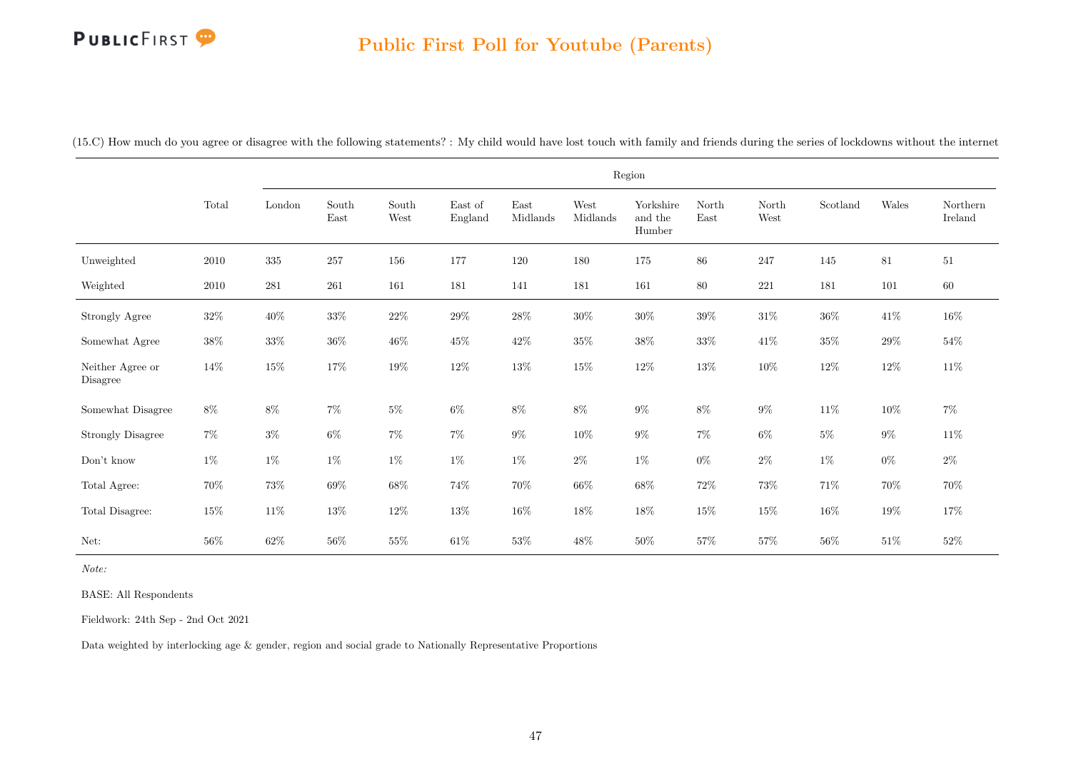# Public First Poll for Youtube (Parents)

(15.C) How much do you agree or disagree with the following statements? : My child would have lost touch with family and friends during the series of lockdowns without the internet

| | Total | Region | | | | | | | | | | | |
|---|---|---|---|---|---|---|---|---|---|---|---|---|---|
| | | London | South East | South West | East of England | East Midlands | West Midlands | Yorkshire and the Humber | North East | North West | Scotland | Wales | Northern Ireland |
| Unweighted | 2010 | 335 | 257 | 156 | 177 | 120 | 180 | 175 | 86 | 247 | 145 | 81 | 51 |
| Weighted | 2010 | 281 | 261 | 161 | 181 | 141 | 181 | 161 | 80 | 221 | 181 | 101 | 60 |
| Strongly Agree | 32% | 40% | 33% | 22% | 29% | 28% | 30% | 30% | 39% | 31% | 36% | 41% | 16% |
| Somewhat Agree | 38% | 33% | 36% | 46% | 45% | 42% | 35% | 38% | 33% | 41% | 35% | 29% | 54% |
| Neither Agree or Disagree | 14% | 15% | 17% | 19% | 12% | 13% | 15% | 12% | 13% | 10% | 12% | 12% | 11% |
| Somewhat Disagree | 8% | 8% | 7% | 5% | 6% | 8% | 8% | 9% | 8% | 9% | 11% | 10% | 7% |
| Strongly Disagree | 7% | 3% | 6% | 7% | 7% | 9% | 10% | 9% | 7% | 6% | 5% | 9% | 11% |
| Don't know | 1% | 1% | 1% | 1% | 1% | 1% | 2% | 1% | 0% | 2% | 1% | 0% | 2% |
| Total Agree: | 70% | 73% | 69% | 68% | 74% | 70% | 66% | 68% | 72% | 73% | 71% | 70% | 70% |
| Total Disagree: | 15% | 11% | 13% | 12% | 13% | 16% | 18% | 18% | 15% | 15% | 16% | 19% | 17% |
| Net: | 56% | 62% | 56% | 55% | 61% | 53% | 48% | 50% | 57% | 57% | 56% | 51% | 52% |

*Note:*

BASE: All Respondents

Fieldwork: 24th Sep - 2nd Oct 2021

Data weighted by interlocking age & gender, region and social grade to Nationally Representative Proportions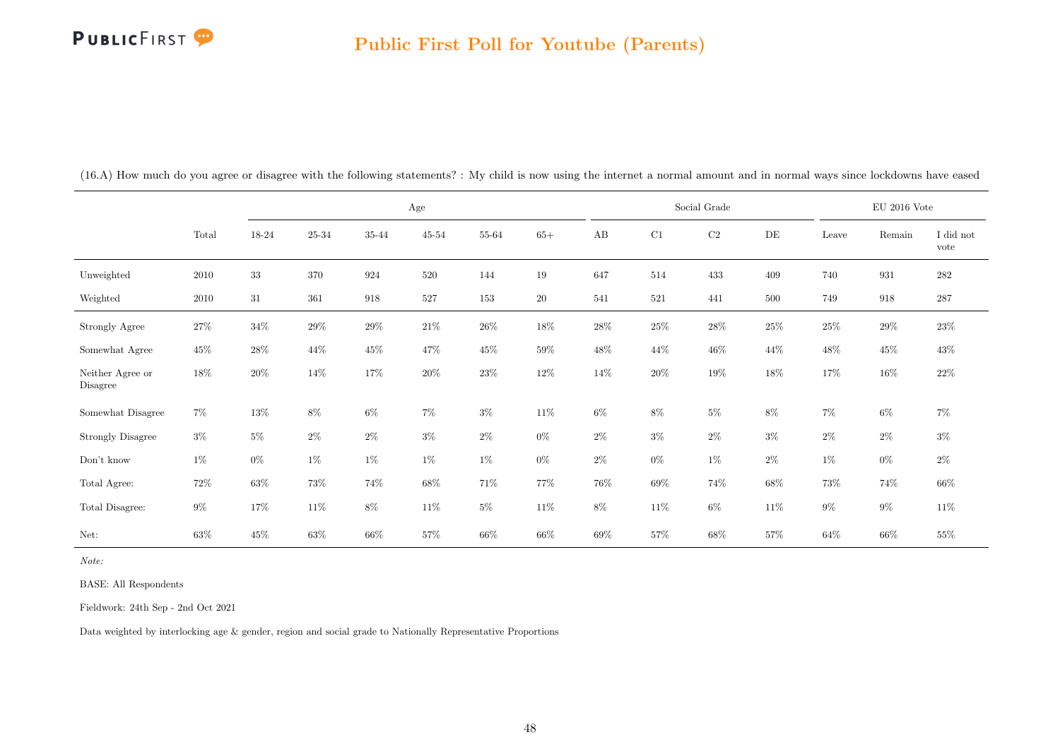## Public First Poll for Youtube (Parents)

(16.A) How much do you agree or disagree with the following statements? : My child is now using the internet a normal amount and in normal ways since lockdowns have eased

| | Total | Age | | | | | | Social Grade | | | | EU 2016 Vote | | |
|---|---|---|---|---|---|---|---|---|---|---|---|---|---|---|
| | | 18-24 | 25-34 | 35-44 | 45-54 | 55-64 | 65+ | AB | C1 | C2 | DE | Leave | Remain | I did not vote |
| Unweighted | 2010 | 33 | 370 | 924 | 520 | 144 | 19 | 647 | 514 | 433 | 409 | 740 | 931 | 282 |
| Weighted | 2010 | 31 | 361 | 918 | 527 | 153 | 20 | 541 | 521 | 441 | 500 | 749 | 918 | 287 |
| Strongly Agree | 27% | 34% | 29% | 29% | 21% | 26% | 18% | 28% | 25% | 28% | 25% | 25% | 29% | 23% |
| Somewhat Agree | 45% | 28% | 44% | 45% | 47% | 45% | 59% | 48% | 44% | 46% | 44% | 48% | 45% | 43% |
| Neither Agree or Disagree | 18% | 20% | 14% | 17% | 20% | 23% | 12% | 14% | 20% | 19% | 18% | 17% | 16% | 22% |
| Somewhat Disagree | 7% | 13% | 8% | 6% | 7% | 3% | 11% | 6% | 8% | 5% | 8% | 7% | 6% | 7% |
| Strongly Disagree | 3% | 5% | 2% | 2% | 3% | 2% | 0% | 2% | 3% | 2% | 3% | 2% | 2% | 3% |
| Don't know | 1% | 0% | 1% | 1% | 1% | 1% | 0% | 2% | 0% | 1% | 2% | 1% | 0% | 2% |
| Total Agree: | 72% | 63% | 73% | 74% | 68% | 71% | 77% | 76% | 69% | 74% | 68% | 73% | 74% | 66% |
| Total Disagree: | 9% | 17% | 11% | 8% | 11% | 5% | 11% | 8% | 11% | 6% | 11% | 9% | 9% | 11% |
| Net: | 63% | 45% | 63% | 66% | 57% | 66% | 66% | 69% | 57% | 68% | 57% | 64% | 66% | 55% |

*Note:*

BASE: All Respondents

Fieldwork: 24th Sep - 2nd Oct 2021

Data weighted by interlocking age & gender, region and social grade to Nationally Representative Proportions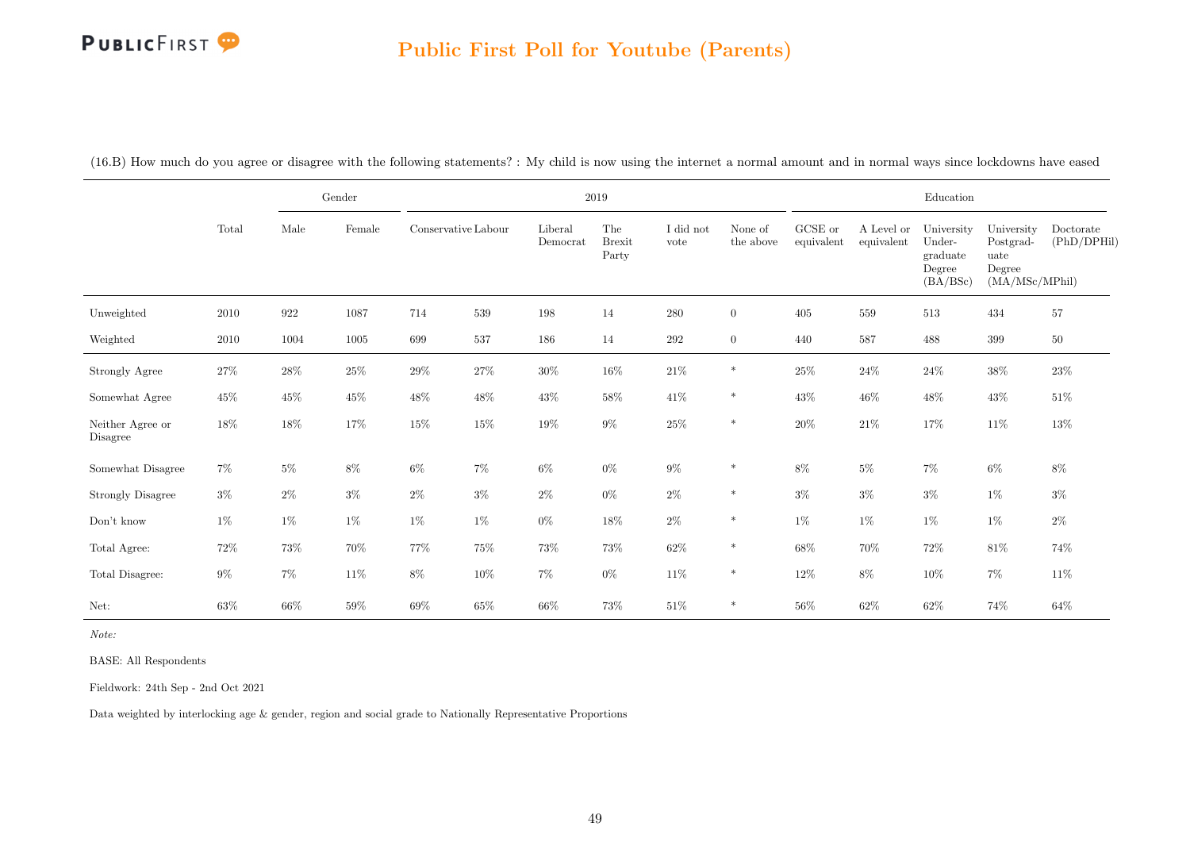## Public First Poll for Youtube (Parents)

(16.B) How much do you agree or disagree with the following statements? : My child is now using the internet a normal amount and in normal ways since lockdowns have eased

| | | Gender | | 2019 | | | | | | Education | | | | |
|---|---|---|---|---|---|---|---|---|---|---|---|---|---|---|
| | Total | Male | Female | Conservative | Labour | Liberal Democrat | The Brexit Party | I did not vote | None of the above | GCSE or equivalent | A Level or equivalent | University Under-graduate Degree (BA/BSc) | University Postgrad-uate Degree (MA/MSc/MPhil) | Doctorate (PhD/DPHil) |
| Unweighted | 2010 | 922 | 1087 | 714 | 539 | 198 | 14 | 280 | 0 | 405 | 559 | 513 | 434 | 57 |
| Weighted | 2010 | 1004 | 1005 | 699 | 537 | 186 | 14 | 292 | 0 | 440 | 587 | 488 | 399 | 50 |
| Strongly Agree | 27% | 28% | 25% | 29% | 27% | 30% | 16% | 21% | * | 25% | 24% | 24% | 38% | 23% |
| Somewhat Agree | 45% | 45% | 45% | 48% | 48% | 43% | 58% | 41% | * | 43% | 46% | 48% | 43% | 51% |
| Neither Agree or Disagree | 18% | 18% | 17% | 15% | 15% | 19% | 9% | 25% | * | 20% | 21% | 17% | 11% | 13% |
| Somewhat Disagree | 7% | 5% | 8% | 6% | 7% | 6% | 0% | 9% | * | 8% | 5% | 7% | 6% | 8% |
| Strongly Disagree | 3% | 2% | 3% | 2% | 3% | 2% | 0% | 2% | * | 3% | 3% | 3% | 1% | 3% |
| Don't know | 1% | 1% | 1% | 1% | 1% | 0% | 18% | 2% | * | 1% | 1% | 1% | 1% | 2% |
| Total Agree: | 72% | 73% | 70% | 77% | 75% | 73% | 73% | 62% | * | 68% | 70% | 72% | 81% | 74% |
| Total Disagree: | 9% | 7% | 11% | 8% | 10% | 7% | 0% | 11% | * | 12% | 8% | 10% | 7% | 11% |
| Net: | 63% | 66% | 59% | 69% | 65% | 66% | 73% | 51% | * | 56% | 62% | 62% | 74% | 64% |

*Note:*

BASE: All Respondents

Fieldwork: 24th Sep - 2nd Oct 2021

Data weighted by interlocking age & gender, region and social grade to Nationally Representative Proportions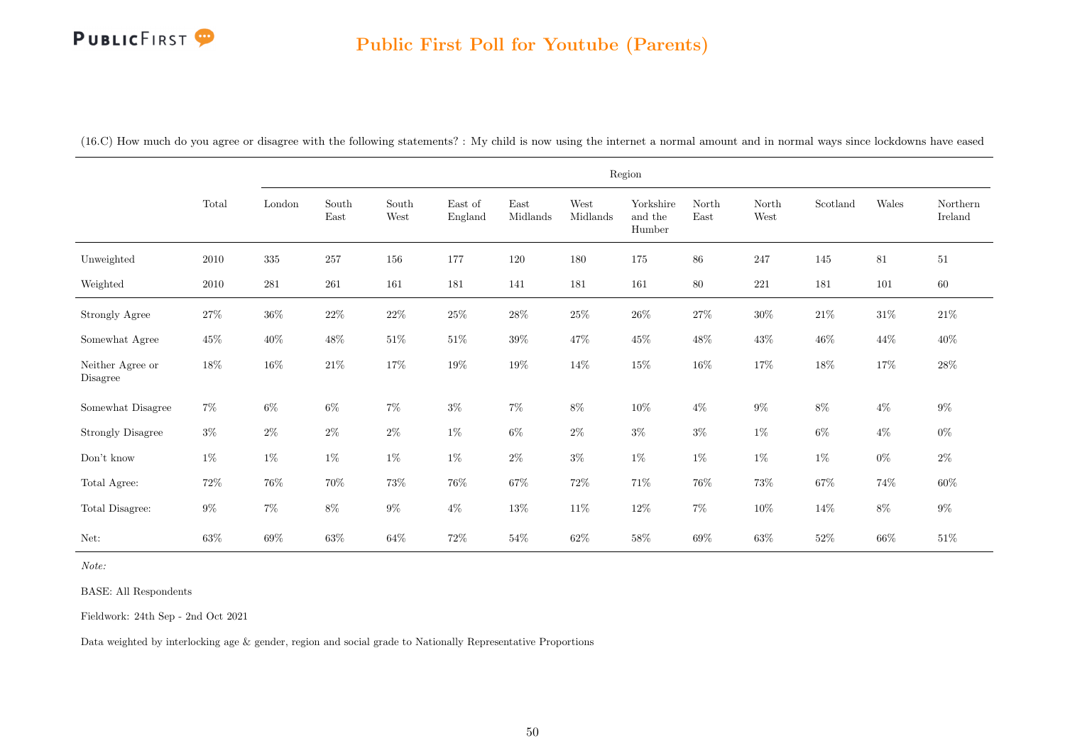## Public First Poll for Youtube (Parents)

(16.C) How much do you agree or disagree with the following statements? : My child is now using the internet a normal amount and in normal ways since lockdowns have eased

| | | Region | | | | | | | | | | | |
|---|---|---|---|---|---|---|---|---|---|---|---|---|---|
| | Total | London | South East | South West | East of England | East Midlands | West Midlands | Yorkshire and the Humber | North East | North West | Scotland | Wales | Northern Ireland |
| Unweighted | 2010 | 335 | 257 | 156 | 177 | 120 | 180 | 175 | 86 | 247 | 145 | 81 | 51 |
| Weighted | 2010 | 281 | 261 | 161 | 181 | 141 | 181 | 161 | 80 | 221 | 181 | 101 | 60 |
| Strongly Agree | 27% | 36% | 22% | 22% | 25% | 28% | 25% | 26% | 27% | 30% | 21% | 31% | 21% |
| Somewhat Agree | 45% | 40% | 48% | 51% | 51% | 39% | 47% | 45% | 48% | 43% | 46% | 44% | 40% |
| Neither Agree or Disagree | 18% | 16% | 21% | 17% | 19% | 19% | 14% | 15% | 16% | 17% | 18% | 17% | 28% |
| Somewhat Disagree | 7% | 6% | 6% | 7% | 3% | 7% | 8% | 10% | 4% | 9% | 8% | 4% | 9% |
| Strongly Disagree | 3% | 2% | 2% | 2% | 1% | 6% | 2% | 3% | 3% | 1% | 6% | 4% | 0% |
| Don't know | 1% | 1% | 1% | 1% | 1% | 2% | 3% | 1% | 1% | 1% | 1% | 0% | 2% |
| Total Agree: | 72% | 76% | 70% | 73% | 76% | 67% | 72% | 71% | 76% | 73% | 67% | 74% | 60% |
| Total Disagree: | 9% | 7% | 8% | 9% | 4% | 13% | 11% | 12% | 7% | 10% | 14% | 8% | 9% |
| Net: | 63% | 69% | 63% | 64% | 72% | 54% | 62% | 58% | 69% | 63% | 52% | 66% | 51% |

*Note:*

BASE: All Respondents

Fieldwork: 24th Sep - 2nd Oct 2021

Data weighted by interlocking age & gender, region and social grade to Nationally Representative Proportions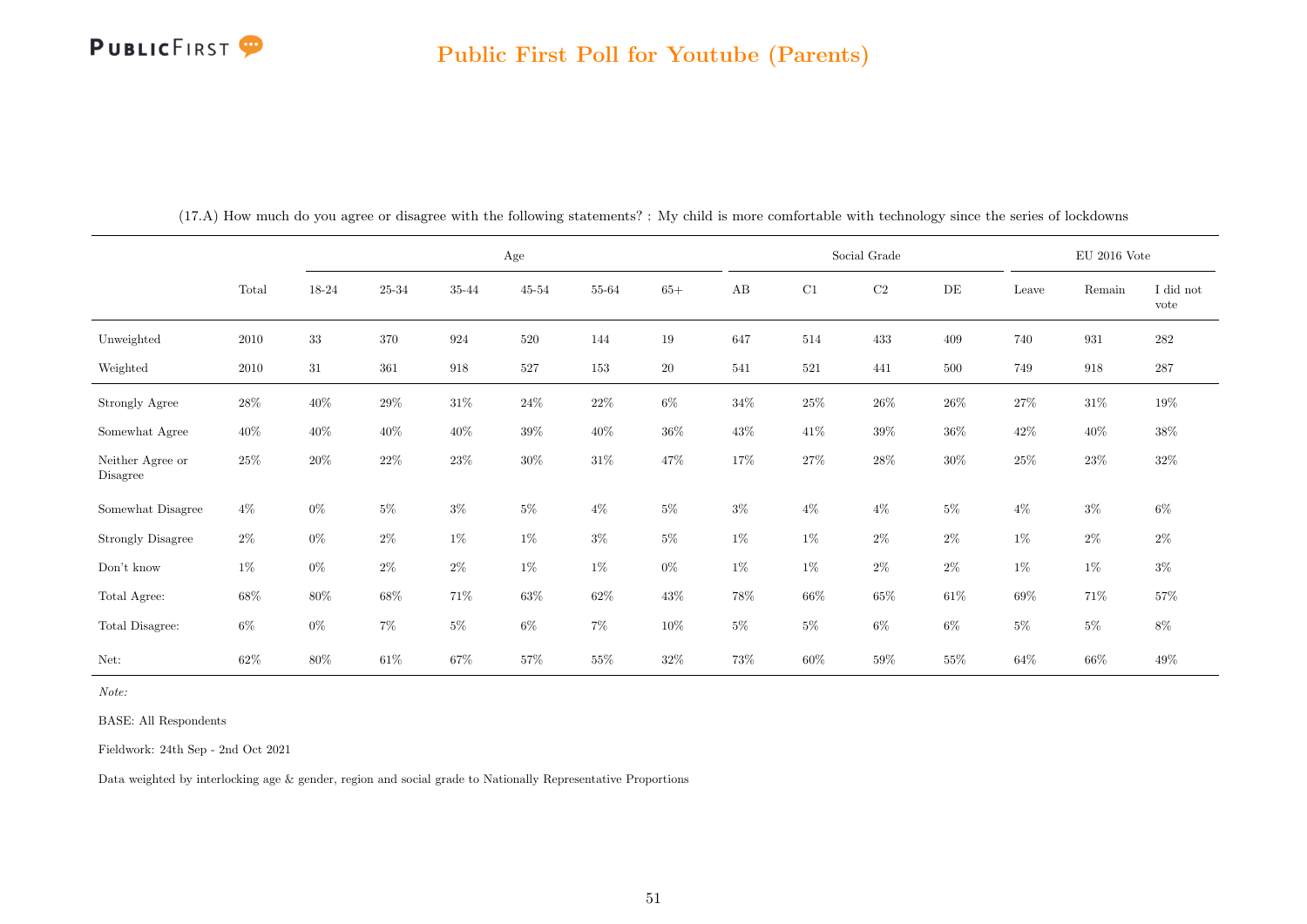# Public First Poll for Youtube (Parents)

(17.A) How much do you agree or disagree with the following statements? : My child is more comfortable with technology since the series of lockdowns

| | Total | Age | | | | | | Social Grade | | | | EU 2016 Vote | | |
|---|---|---|---|---|---|---|---|---|---|---|---|---|---|---|
| | | 18-24 | 25-34 | 35-44 | 45-54 | 55-64 | 65+ | AB | C1 | C2 | DE | Leave | Remain | I did not vote |
| Unweighted | 2010 | 33 | 370 | 924 | 520 | 144 | 19 | 647 | 514 | 433 | 409 | 740 | 931 | 282 |
| Weighted | 2010 | 31 | 361 | 918 | 527 | 153 | 20 | 541 | 521 | 441 | 500 | 749 | 918 | 287 |
| Strongly Agree | 28% | 40% | 29% | 31% | 24% | 22% | 6% | 34% | 25% | 26% | 26% | 27% | 31% | 19% |
| Somewhat Agree | 40% | 40% | 40% | 40% | 39% | 40% | 36% | 43% | 41% | 39% | 36% | 42% | 40% | 38% |
| Neither Agree or Disagree | 25% | 20% | 22% | 23% | 30% | 31% | 47% | 17% | 27% | 28% | 30% | 25% | 23% | 32% |
| Somewhat Disagree | 4% | 0% | 5% | 3% | 5% | 4% | 5% | 3% | 4% | 4% | 5% | 4% | 3% | 6% |
| Strongly Disagree | 2% | 0% | 2% | 1% | 1% | 3% | 5% | 1% | 1% | 2% | 2% | 1% | 2% | 2% |
| Don't know | 1% | 0% | 2% | 2% | 1% | 1% | 0% | 1% | 1% | 2% | 2% | 1% | 1% | 3% |
| Total Agree: | 68% | 80% | 68% | 71% | 63% | 62% | 43% | 78% | 66% | 65% | 61% | 69% | 71% | 57% |
| Total Disagree: | 6% | 0% | 7% | 5% | 6% | 7% | 10% | 5% | 5% | 6% | 6% | 5% | 5% | 8% |
| Net: | 62% | 80% | 61% | 67% | 57% | 55% | 32% | 73% | 60% | 59% | 55% | 64% | 66% | 49% |

*Note:*

BASE: All Respondents

Fieldwork: 24th Sep - 2nd Oct 2021

Data weighted by interlocking age & gender, region and social grade to Nationally Representative Proportions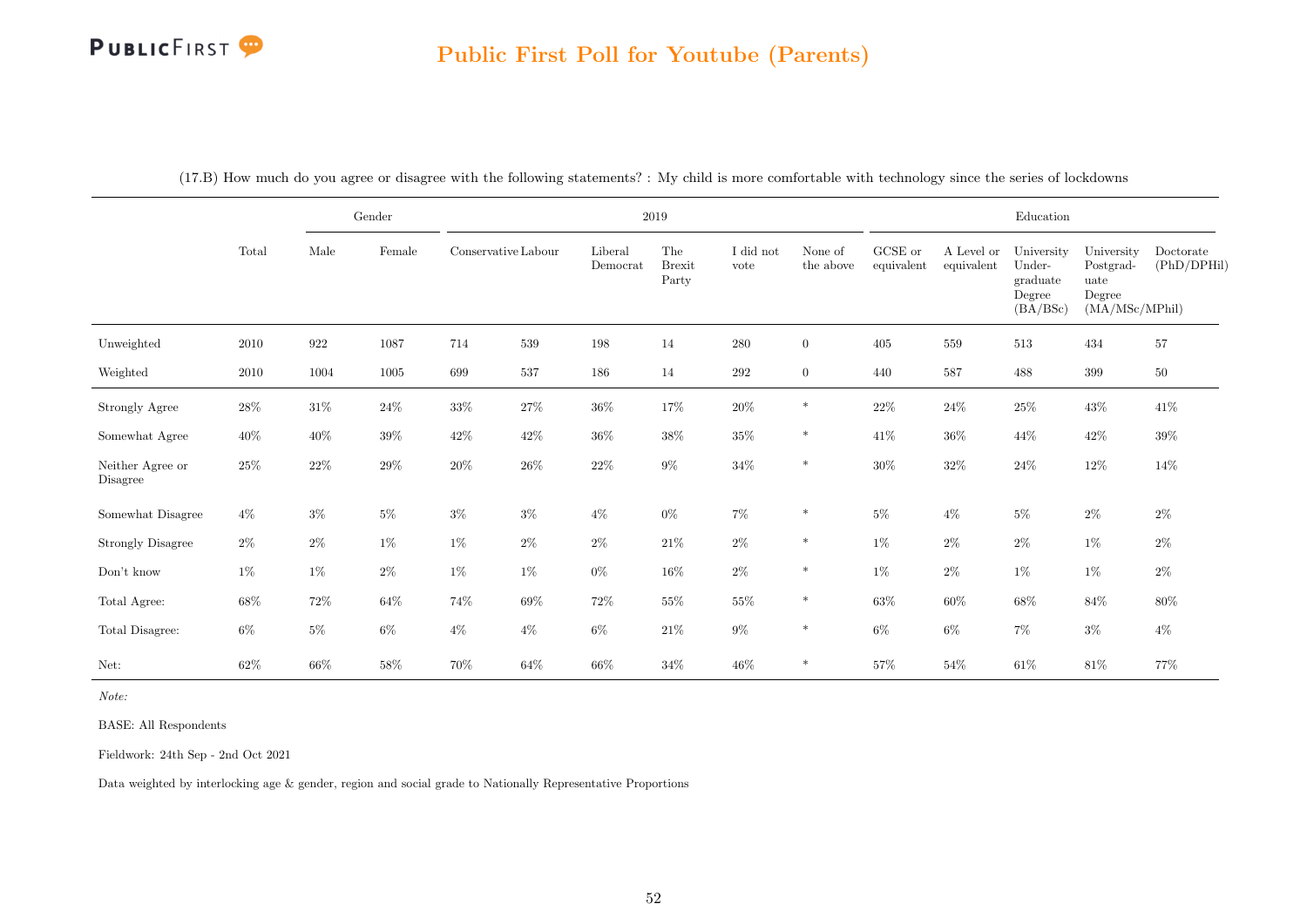## Public First Poll for Youtube (Parents)

(17.B) How much do you agree or disagree with the following statements? : My child is more comfortable with technology since the series of lockdowns

| | Total | Gender | | 2019 | | | | | | Education | | | | |
|---|---|---|---|---|---|---|---|---|---|---|---|---|---|---|
| | | Male | Female | Conservative | Labour | Liberal Democrat | The Brexit Party | I did not vote | None of the above | GCSE or equivalent | A Level or equivalent | University Under-graduate Degree (BA/BSc) | University Postgrad-uate Degree (MA/MSc/MPhil) | Doctorate (PhD/DPHil) |
| Unweighted | 2010 | 922 | 1087 | 714 | 539 | 198 | 14 | 280 | 0 | 405 | 559 | 513 | 434 | 57 |
| Weighted | 2010 | 1004 | 1005 | 699 | 537 | 186 | 14 | 292 | 0 | 440 | 587 | 488 | 399 | 50 |
| Strongly Agree | 28% | 31% | 24% | 33% | 27% | 36% | 17% | 20% | * | 22% | 24% | 25% | 43% | 41% |
| Somewhat Agree | 40% | 40% | 39% | 42% | 42% | 36% | 38% | 35% | * | 41% | 36% | 44% | 42% | 39% |
| Neither Agree or Disagree | 25% | 22% | 29% | 20% | 26% | 22% | 9% | 34% | * | 30% | 32% | 24% | 12% | 14% |
| Somewhat Disagree | 4% | 3% | 5% | 3% | 3% | 4% | 0% | 7% | * | 5% | 4% | 5% | 2% | 2% |
| Strongly Disagree | 2% | 2% | 1% | 1% | 2% | 2% | 21% | 2% | * | 1% | 2% | 2% | 1% | 2% |
| Don't know | 1% | 1% | 2% | 1% | 1% | 0% | 16% | 2% | * | 1% | 2% | 1% | 1% | 2% |
| Total Agree: | 68% | 72% | 64% | 74% | 69% | 72% | 55% | 55% | * | 63% | 60% | 68% | 84% | 80% |
| Total Disagree: | 6% | 5% | 6% | 4% | 4% | 6% | 21% | 9% | * | 6% | 6% | 7% | 3% | 4% |
| Net: | 62% | 66% | 58% | 70% | 64% | 66% | 34% | 46% | * | 57% | 54% | 61% | 81% | 77% |

*Note:*

BASE: All Respondents

Fieldwork: 24th Sep - 2nd Oct 2021

Data weighted by interlocking age & gender, region and social grade to Nationally Representative Proportions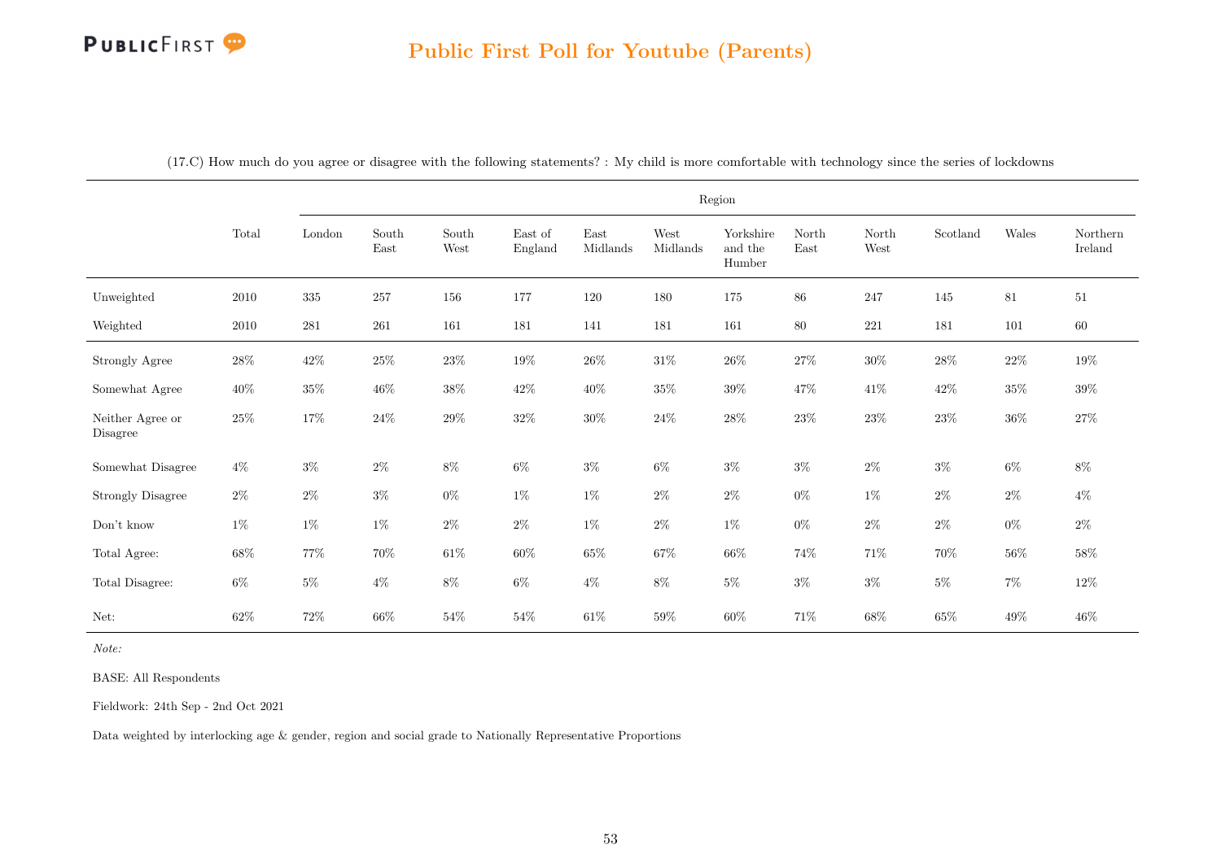## Public First Poll for Youtube (Parents)

(17.C) How much do you agree or disagree with the following statements? : My child is more comfortable with technology since the series of lockdowns

| | Total | Region | | | | | | | | | | | |
|---|---|---|---|---|---|---|---|---|---|---|---|---|---|
| | | London | South East | South West | East of England | East Midlands | West Midlands | Yorkshire and the Humber | North East | North West | Scotland | Wales | Northern Ireland |
| Unweighted | 2010 | 335 | 257 | 156 | 177 | 120 | 180 | 175 | 86 | 247 | 145 | 81 | 51 |
| Weighted | 2010 | 281 | 261 | 161 | 181 | 141 | 181 | 161 | 80 | 221 | 181 | 101 | 60 |
| Strongly Agree | 28% | 42% | 25% | 23% | 19% | 26% | 31% | 26% | 27% | 30% | 28% | 22% | 19% |
| Somewhat Agree | 40% | 35% | 46% | 38% | 42% | 40% | 35% | 39% | 47% | 41% | 42% | 35% | 39% |
| Neither Agree or Disagree | 25% | 17% | 24% | 29% | 32% | 30% | 24% | 28% | 23% | 23% | 23% | 36% | 27% |
| Somewhat Disagree | 4% | 3% | 2% | 8% | 6% | 3% | 6% | 3% | 3% | 2% | 3% | 6% | 8% |
| Strongly Disagree | 2% | 2% | 3% | 0% | 1% | 1% | 2% | 2% | 0% | 1% | 2% | 2% | 4% |
| Don't know | 1% | 1% | 1% | 2% | 2% | 1% | 2% | 1% | 0% | 2% | 2% | 0% | 2% |
| Total Agree: | 68% | 77% | 70% | 61% | 60% | 65% | 67% | 66% | 74% | 71% | 70% | 56% | 58% |
| Total Disagree: | 6% | 5% | 4% | 8% | 6% | 4% | 8% | 5% | 3% | 3% | 5% | 7% | 12% |
| Net: | 62% | 72% | 66% | 54% | 54% | 61% | 59% | 60% | 71% | 68% | 65% | 49% | 46% |

*Note:*

BASE: All Respondents

Fieldwork: 24th Sep - 2nd Oct 2021

Data weighted by interlocking age & gender, region and social grade to Nationally Representative Proportions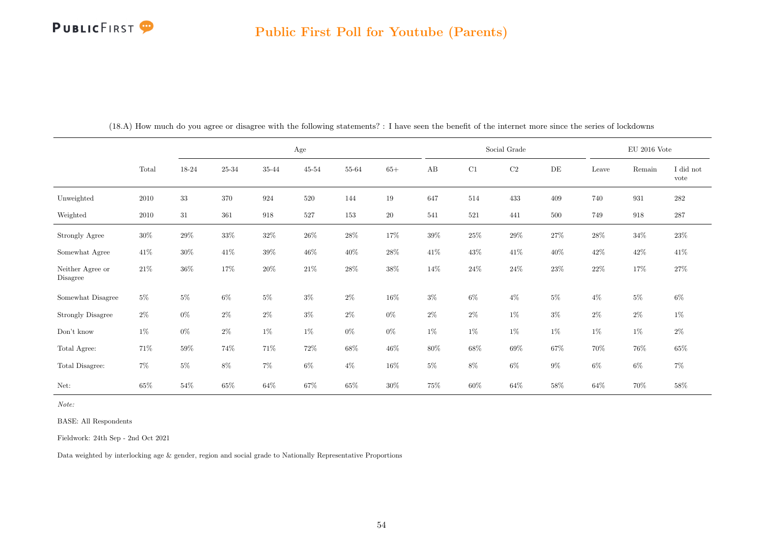## Public First Poll for Youtube (Parents)

(18.A) How much do you agree or disagree with the following statements? : I have seen the benefit of the internet more since the series of lockdowns

| | Total | Age | | | | | | Social Grade | | | | EU 2016 Vote | | |
|---|---|---|---|---|---|---|---|---|---|---|---|---|---|---|
| | | 18-24 | 25-34 | 35-44 | 45-54 | 55-64 | 65+ | AB | C1 | C2 | DE | Leave | Remain | I did not vote |
| Unweighted | 2010 | 33 | 370 | 924 | 520 | 144 | 19 | 647 | 514 | 433 | 409 | 740 | 931 | 282 |
| Weighted | 2010 | 31 | 361 | 918 | 527 | 153 | 20 | 541 | 521 | 441 | 500 | 749 | 918 | 287 |
| Strongly Agree | 30% | 29% | 33% | 32% | 26% | 28% | 17% | 39% | 25% | 29% | 27% | 28% | 34% | 23% |
| Somewhat Agree | 41% | 30% | 41% | 39% | 46% | 40% | 28% | 41% | 43% | 41% | 40% | 42% | 42% | 41% |
| Neither Agree or Disagree | 21% | 36% | 17% | 20% | 21% | 28% | 38% | 14% | 24% | 24% | 23% | 22% | 17% | 27% |
| Somewhat Disagree | 5% | 5% | 6% | 5% | 3% | 2% | 16% | 3% | 6% | 4% | 5% | 4% | 5% | 6% |
| Strongly Disagree | 2% | 0% | 2% | 2% | 3% | 2% | 0% | 2% | 2% | 1% | 3% | 2% | 2% | 1% |
| Don't know | 1% | 0% | 2% | 1% | 1% | 0% | 0% | 1% | 1% | 1% | 1% | 1% | 1% | 2% |
| Total Agree: | 71% | 59% | 74% | 71% | 72% | 68% | 46% | 80% | 68% | 69% | 67% | 70% | 76% | 65% |
| Total Disagree: | 7% | 5% | 8% | 7% | 6% | 4% | 16% | 5% | 8% | 6% | 9% | 6% | 6% | 7% |
| Net: | 65% | 54% | 65% | 64% | 67% | 65% | 30% | 75% | 60% | 64% | 58% | 64% | 70% | 58% |

*Note:*

BASE: All Respondents

Fieldwork: 24th Sep - 2nd Oct 2021

Data weighted by interlocking age & gender, region and social grade to Nationally Representative Proportions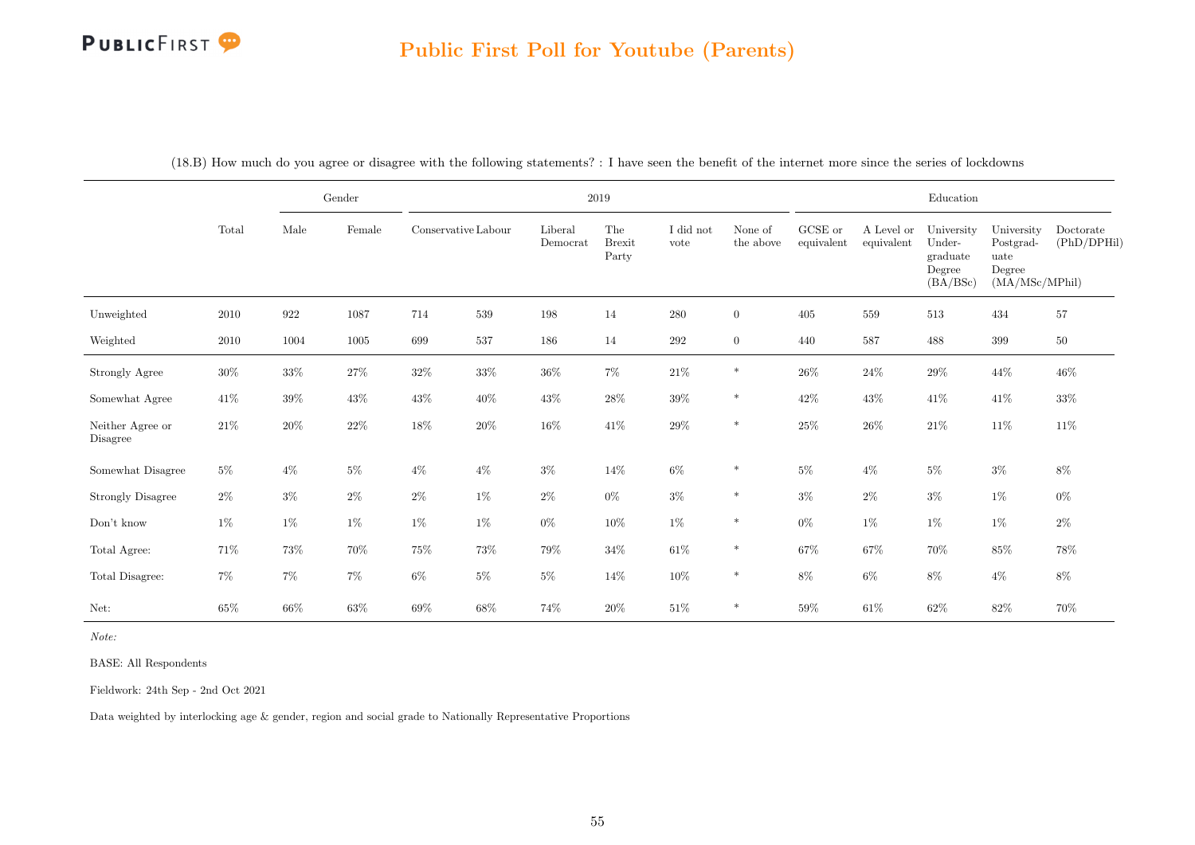## Public First Poll for Youtube (Parents)

(18.B) How much do you agree or disagree with the following statements? : I have seen the benefit of the internet more since the series of lockdowns

| | Total | Gender | | 2019 | | | | | | Education | | | | |
|---|---|---|---|---|---|---|---|---|---|---|---|---|---|---|
| | | Male | Female | Conservative | Labour | Liberal Democrat | The Brexit Party | I did not vote | None of the above | GCSE or equivalent | A Level or equivalent | University Under-graduate Degree (BA/BSc) | University Postgrad-uate Degree (MA/MSc/MPhil) | Doctorate (PhD/DPHil) |
| Unweighted | 2010 | 922 | 1087 | 714 | 539 | 198 | 14 | 280 | 0 | 405 | 559 | 513 | 434 | 57 |
| Weighted | 2010 | 1004 | 1005 | 699 | 537 | 186 | 14 | 292 | 0 | 440 | 587 | 488 | 399 | 50 |
| Strongly Agree | 30% | 33% | 27% | 32% | 33% | 36% | 7% | 21% | * | 26% | 24% | 29% | 44% | 46% |
| Somewhat Agree | 41% | 39% | 43% | 43% | 40% | 43% | 28% | 39% | * | 42% | 43% | 41% | 41% | 33% |
| Neither Agree or Disagree | 21% | 20% | 22% | 18% | 20% | 16% | 41% | 29% | * | 25% | 26% | 21% | 11% | 11% |
| Somewhat Disagree | 5% | 4% | 5% | 4% | 4% | 3% | 14% | 6% | * | 5% | 4% | 5% | 3% | 8% |
| Strongly Disagree | 2% | 3% | 2% | 2% | 1% | 2% | 0% | 3% | * | 3% | 2% | 3% | 1% | 0% |
| Don't know | 1% | 1% | 1% | 1% | 1% | 0% | 10% | 1% | * | 0% | 1% | 1% | 1% | 2% |
| Total Agree: | 71% | 73% | 70% | 75% | 73% | 79% | 34% | 61% | * | 67% | 67% | 70% | 85% | 78% |
| Total Disagree: | 7% | 7% | 7% | 6% | 5% | 5% | 14% | 10% | * | 8% | 6% | 8% | 4% | 8% |
| Net: | 65% | 66% | 63% | 69% | 68% | 74% | 20% | 51% | * | 59% | 61% | 62% | 82% | 70% |

*Note:*

BASE: All Respondents

Fieldwork: 24th Sep - 2nd Oct 2021

Data weighted by interlocking age & gender, region and social grade to Nationally Representative Proportions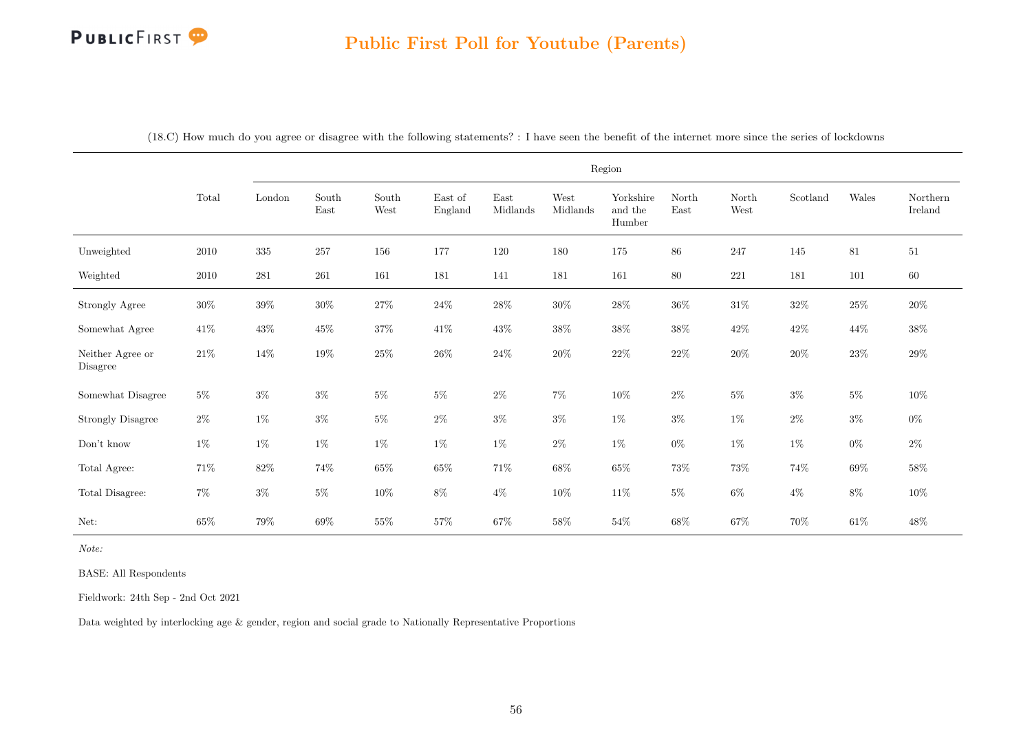## Public First Poll for Youtube (Parents)

(18.C) How much do you agree or disagree with the following statements? : I have seen the benefit of the internet more since the series of lockdowns

| | Total | Region | | | | | | | | | | | |
|---|---|---|---|---|---|---|---|---|---|---|---|---|---|
| | | London | South East | South West | East of England | East Midlands | West Midlands | Yorkshire and the Humber | North East | North West | Scotland | Wales | Northern Ireland |
| Unweighted | 2010 | 335 | 257 | 156 | 177 | 120 | 180 | 175 | 86 | 247 | 145 | 81 | 51 |
| Weighted | 2010 | 281 | 261 | 161 | 181 | 141 | 181 | 161 | 80 | 221 | 181 | 101 | 60 |
| Strongly Agree | 30% | 39% | 30% | 27% | 24% | 28% | 30% | 28% | 36% | 31% | 32% | 25% | 20% |
| Somewhat Agree | 41% | 43% | 45% | 37% | 41% | 43% | 38% | 38% | 38% | 42% | 42% | 44% | 38% |
| Neither Agree or Disagree | 21% | 14% | 19% | 25% | 26% | 24% | 20% | 22% | 22% | 20% | 20% | 23% | 29% |
| Somewhat Disagree | 5% | 3% | 3% | 5% | 5% | 2% | 7% | 10% | 2% | 5% | 3% | 5% | 10% |
| Strongly Disagree | 2% | 1% | 3% | 5% | 2% | 3% | 3% | 1% | 3% | 1% | 2% | 3% | 0% |
| Don't know | 1% | 1% | 1% | 1% | 1% | 1% | 2% | 1% | 0% | 1% | 1% | 0% | 2% |
| Total Agree: | 71% | 82% | 74% | 65% | 65% | 71% | 68% | 65% | 73% | 73% | 74% | 69% | 58% |
| Total Disagree: | 7% | 3% | 5% | 10% | 8% | 4% | 10% | 11% | 5% | 6% | 4% | 8% | 10% |
| Net: | 65% | 79% | 69% | 55% | 57% | 67% | 58% | 54% | 68% | 67% | 70% | 61% | 48% |

*Note:*

BASE: All Respondents

Fieldwork: 24th Sep - 2nd Oct 2021

Data weighted by interlocking age & gender, region and social grade to Nationally Representative Proportions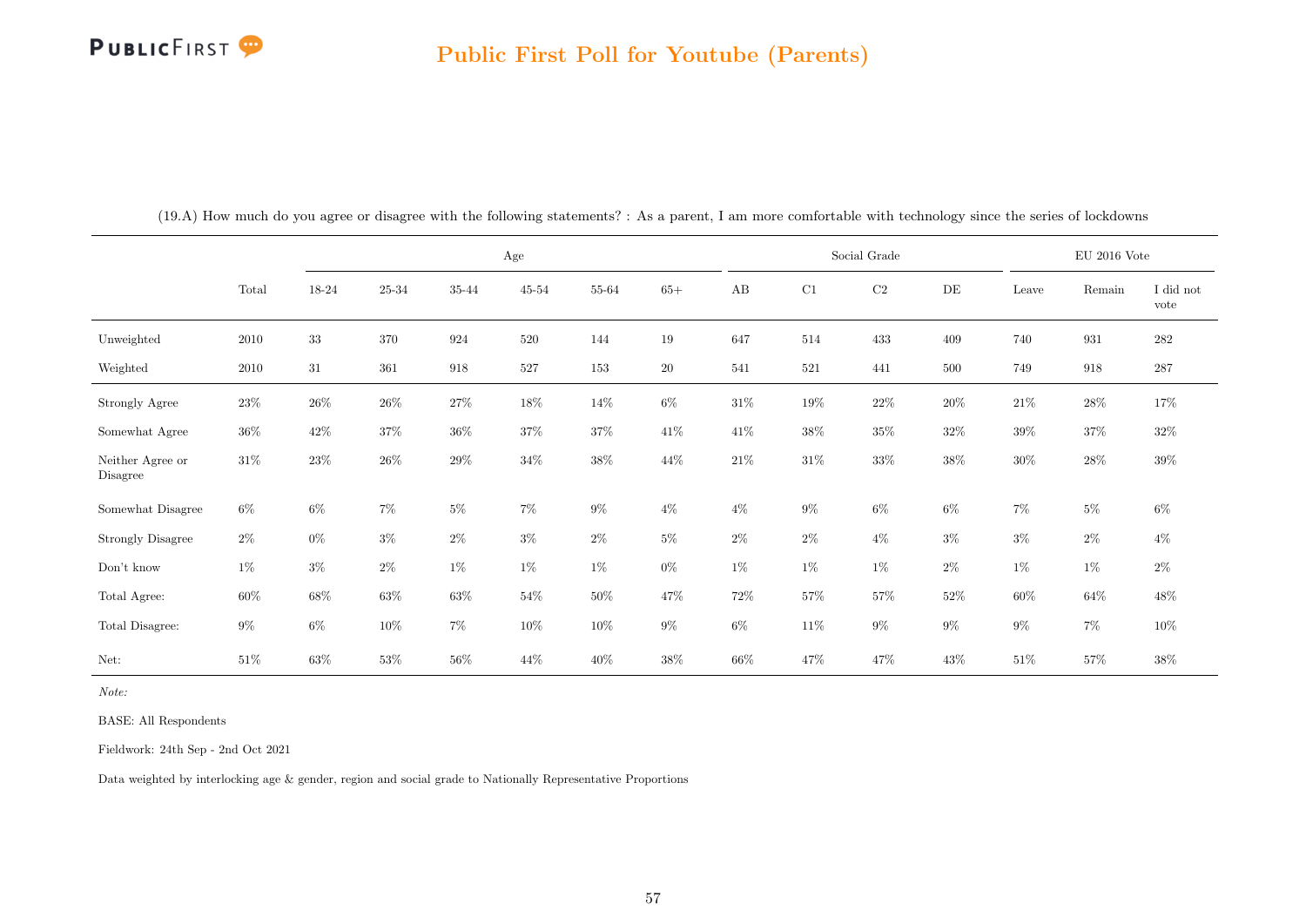## Public First Poll for Youtube (Parents)

(19.A) How much do you agree or disagree with the following statements? : As a parent, I am more comfortable with technology since the series of lockdowns

| | Total | Age | | | | | | Social Grade | | | | EU 2016 Vote | | |
|---|---|---|---|---|---|---|---|---|---|---|---|---|---|---|
| | | 18-24 | 25-34 | 35-44 | 45-54 | 55-64 | 65+ | AB | C1 | C2 | DE | Leave | Remain | I did not vote |
| Unweighted | 2010 | 33 | 370 | 924 | 520 | 144 | 19 | 647 | 514 | 433 | 409 | 740 | 931 | 282 |
| Weighted | 2010 | 31 | 361 | 918 | 527 | 153 | 20 | 541 | 521 | 441 | 500 | 749 | 918 | 287 |
| Strongly Agree | 23% | 26% | 26% | 27% | 18% | 14% | 6% | 31% | 19% | 22% | 20% | 21% | 28% | 17% |
| Somewhat Agree | 36% | 42% | 37% | 36% | 37% | 37% | 41% | 41% | 38% | 35% | 32% | 39% | 37% | 32% |
| Neither Agree or Disagree | 31% | 23% | 26% | 29% | 34% | 38% | 44% | 21% | 31% | 33% | 38% | 30% | 28% | 39% |
| Somewhat Disagree | 6% | 6% | 7% | 5% | 7% | 9% | 4% | 4% | 9% | 6% | 6% | 7% | 5% | 6% |
| Strongly Disagree | 2% | 0% | 3% | 2% | 3% | 2% | 5% | 2% | 2% | 4% | 3% | 3% | 2% | 4% |
| Don't know | 1% | 3% | 2% | 1% | 1% | 1% | 0% | 1% | 1% | 1% | 2% | 1% | 1% | 2% |
| Total Agree: | 60% | 68% | 63% | 63% | 54% | 50% | 47% | 72% | 57% | 57% | 52% | 60% | 64% | 48% |
| Total Disagree: | 9% | 6% | 10% | 7% | 10% | 10% | 9% | 6% | 11% | 9% | 9% | 9% | 7% | 10% |
| Net: | 51% | 63% | 53% | 56% | 44% | 40% | 38% | 66% | 47% | 47% | 43% | 51% | 57% | 38% |

*Note:*

BASE: All Respondents

Fieldwork: 24th Sep - 2nd Oct 2021

Data weighted by interlocking age & gender, region and social grade to Nationally Representative Proportions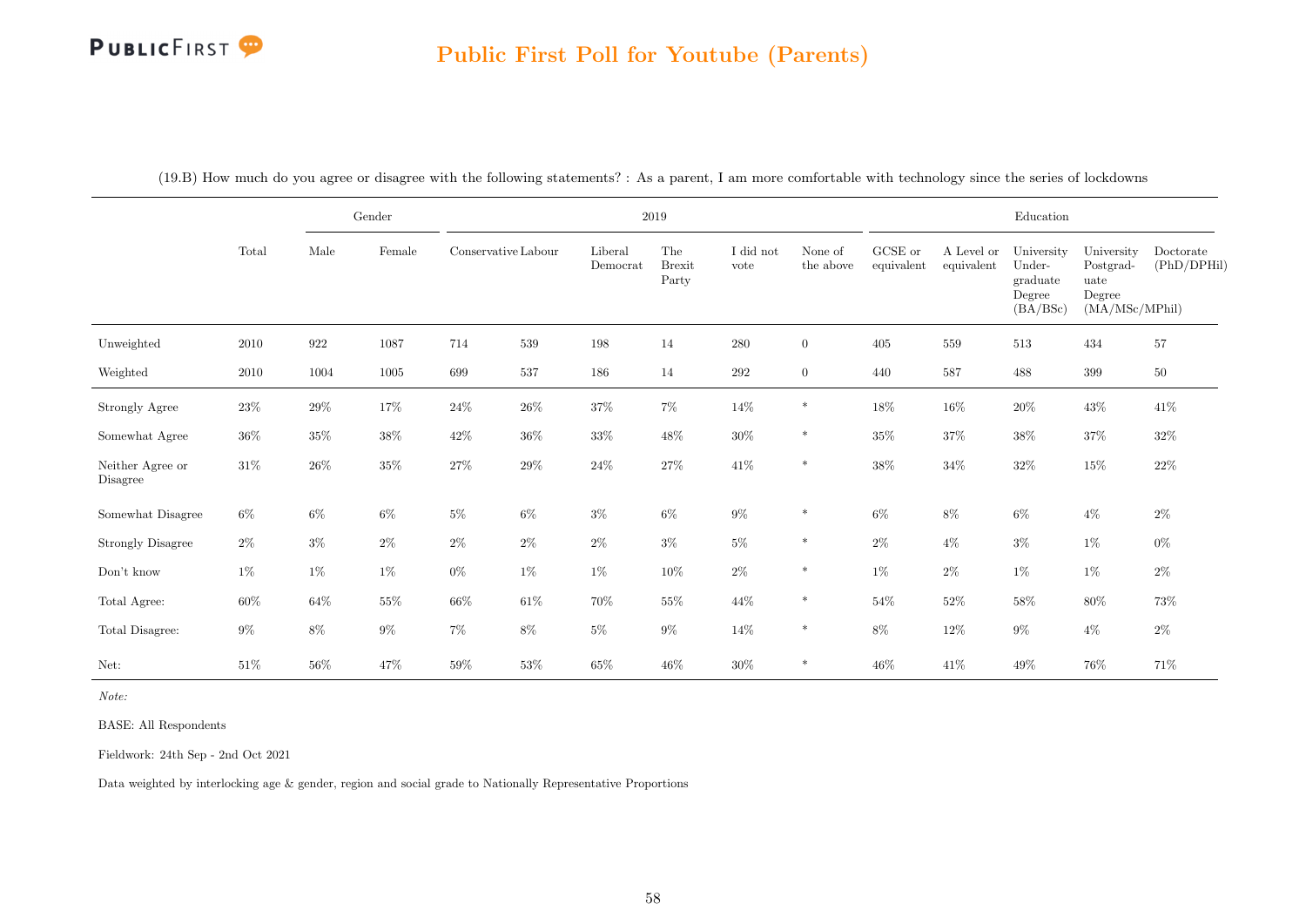## Public First Poll for Youtube (Parents)

(19.B) How much do you agree or disagree with the following statements? : As a parent, I am more comfortable with technology since the series of lockdowns

| | Total | Gender | | 2019 | | | | | | Education | | | | |
|---|---|---|---|---|---|---|---|---|---|---|---|---|---|---|
| | | Male | Female | Conservative | Labour | Liberal Democrat | The Brexit Party | I did not vote | None of the above | GCSE or equivalent | A Level or equivalent | University Under-graduate Degree (BA/BSc) | University Postgrad-uate Degree (MA/MSc/MPhil) | Doctorate (PhD/DPHil) |
| Unweighted | 2010 | 922 | 1087 | 714 | 539 | 198 | 14 | 280 | 0 | 405 | 559 | 513 | 434 | 57 |
| Weighted | 2010 | 1004 | 1005 | 699 | 537 | 186 | 14 | 292 | 0 | 440 | 587 | 488 | 399 | 50 |
| Strongly Agree | 23% | 29% | 17% | 24% | 26% | 37% | 7% | 14% | * | 18% | 16% | 20% | 43% | 41% |
| Somewhat Agree | 36% | 35% | 38% | 42% | 36% | 33% | 48% | 30% | * | 35% | 37% | 38% | 37% | 32% |
| Neither Agree or Disagree | 31% | 26% | 35% | 27% | 29% | 24% | 27% | 41% | * | 38% | 34% | 32% | 15% | 22% |
| Somewhat Disagree | 6% | 6% | 6% | 5% | 6% | 3% | 6% | 9% | * | 6% | 8% | 6% | 4% | 2% |
| Strongly Disagree | 2% | 3% | 2% | 2% | 2% | 2% | 3% | 5% | * | 2% | 4% | 3% | 1% | 0% |
| Don't know | 1% | 1% | 1% | 0% | 1% | 1% | 10% | 2% | * | 1% | 2% | 1% | 1% | 2% |
| Total Agree: | 60% | 64% | 55% | 66% | 61% | 70% | 55% | 44% | * | 54% | 52% | 58% | 80% | 73% |
| Total Disagree: | 9% | 8% | 9% | 7% | 8% | 5% | 9% | 14% | * | 8% | 12% | 9% | 4% | 2% |
| Net: | 51% | 56% | 47% | 59% | 53% | 65% | 46% | 30% | * | 46% | 41% | 49% | 76% | 71% |

*Note:*

BASE: All Respondents

Fieldwork: 24th Sep - 2nd Oct 2021

Data weighted by interlocking age & gender, region and social grade to Nationally Representative Proportions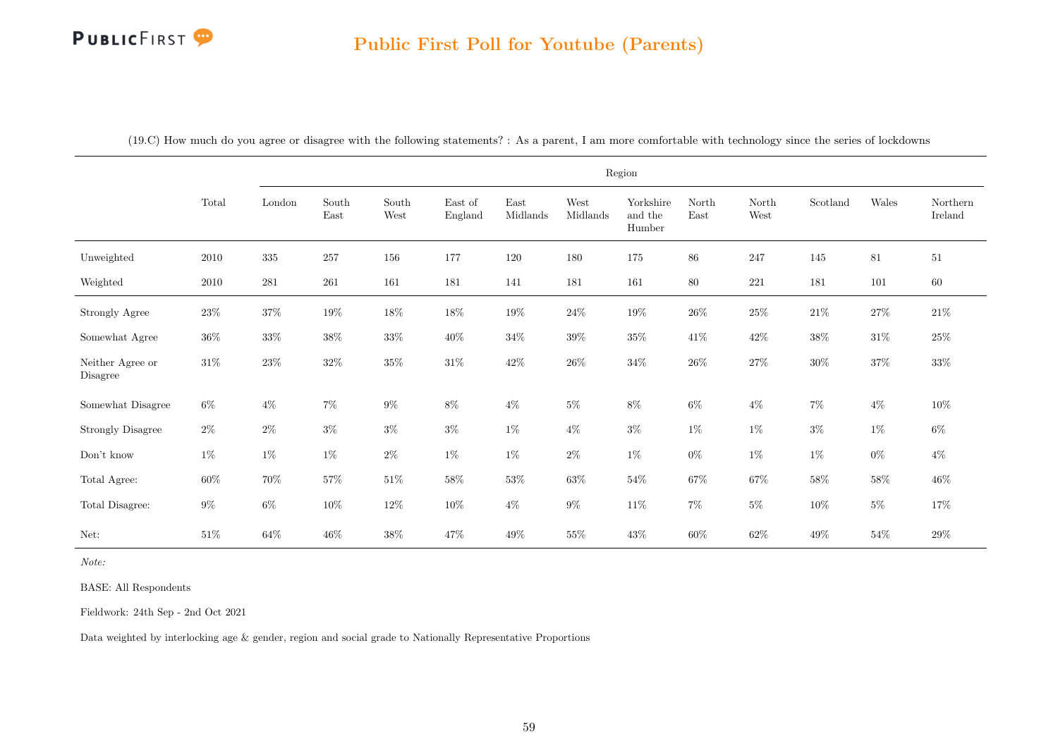## Public First Poll for Youtube (Parents)

(19.C) How much do you agree or disagree with the following statements? : As a parent, I am more comfortable with technology since the series of lockdowns

| | Total | Region | | | | | | | | | | | |
|---|---|---|---|---|---|---|---|---|---|---|---|---|---|
| | | London | South East | South West | East of England | East Midlands | West Midlands | Yorkshire and the Humber | North East | North West | Scotland | Wales | Northern Ireland |
| Unweighted | 2010 | 335 | 257 | 156 | 177 | 120 | 180 | 175 | 86 | 247 | 145 | 81 | 51 |
| Weighted | 2010 | 281 | 261 | 161 | 181 | 141 | 181 | 161 | 80 | 221 | 181 | 101 | 60 |
| Strongly Agree | 23% | 37% | 19% | 18% | 18% | 19% | 24% | 19% | 26% | 25% | 21% | 27% | 21% |
| Somewhat Agree | 36% | 33% | 38% | 33% | 40% | 34% | 39% | 35% | 41% | 42% | 38% | 31% | 25% |
| Neither Agree or Disagree | 31% | 23% | 32% | 35% | 31% | 42% | 26% | 34% | 26% | 27% | 30% | 37% | 33% |
| Somewhat Disagree | 6% | 4% | 7% | 9% | 8% | 4% | 5% | 8% | 6% | 4% | 7% | 4% | 10% |
| Strongly Disagree | 2% | 2% | 3% | 3% | 3% | 1% | 4% | 3% | 1% | 1% | 3% | 1% | 6% |
| Don't know | 1% | 1% | 1% | 2% | 1% | 1% | 2% | 1% | 0% | 1% | 1% | 0% | 4% |
| Total Agree: | 60% | 70% | 57% | 51% | 58% | 53% | 63% | 54% | 67% | 67% | 58% | 58% | 46% |
| Total Disagree: | 9% | 6% | 10% | 12% | 10% | 4% | 9% | 11% | 7% | 5% | 10% | 5% | 17% |
| Net: | 51% | 64% | 46% | 38% | 47% | 49% | 55% | 43% | 60% | 62% | 49% | 54% | 29% |

*Note:*

BASE: All Respondents

Fieldwork: 24th Sep - 2nd Oct 2021

Data weighted by interlocking age & gender, region and social grade to Nationally Representative Proportions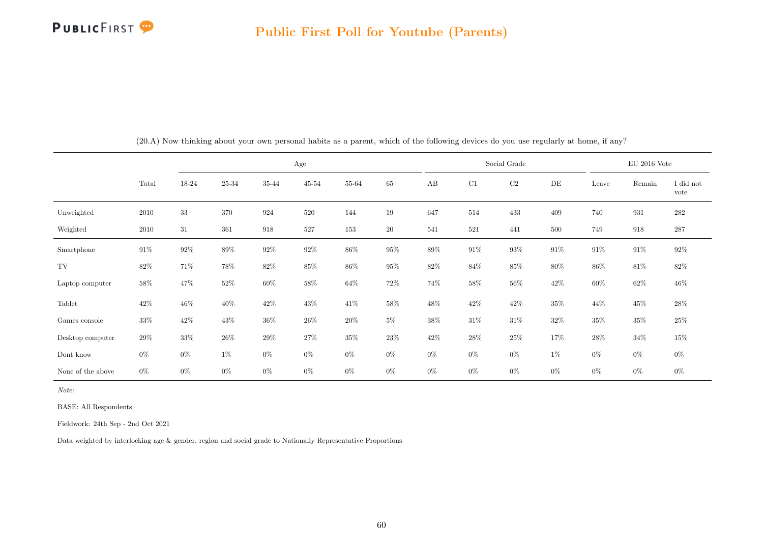(20.A) Now thinking about your own personal habits as a parent, which of the following devices do you use regularly at home, if any?

| | Total | Age | | | | | | Social Grade | | | | EU 2016 Vote | | |
|---|---|---|---|---|---|---|---|---|---|---|---|---|---|---|
| | | 18-24 | 25-34 | 35-44 | 45-54 | 55-64 | 65+ | AB | C1 | C2 | DE | Leave | Remain | I did not vote |
| Unweighted | 2010 | 33 | 370 | 924 | 520 | 144 | 19 | 647 | 514 | 433 | 409 | 740 | 931 | 282 |
| Weighted | 2010 | 31 | 361 | 918 | 527 | 153 | 20 | 541 | 521 | 441 | 500 | 749 | 918 | 287 |
| Smartphone | 91% | 92% | 89% | 92% | 92% | 86% | 95% | 89% | 91% | 93% | 91% | 91% | 91% | 92% |
| TV | 82% | 71% | 78% | 82% | 85% | 86% | 95% | 82% | 84% | 85% | 80% | 86% | 81% | 82% |
| Laptop computer | 58% | 47% | 52% | 60% | 58% | 64% | 72% | 74% | 58% | 56% | 42% | 60% | 62% | 46% |
| Tablet | 42% | 46% | 40% | 42% | 43% | 41% | 58% | 48% | 42% | 42% | 35% | 44% | 45% | 28% |
| Games console | 33% | 42% | 43% | 36% | 26% | 20% | 5% | 38% | 31% | 31% | 32% | 35% | 35% | 25% |
| Desktop computer | 29% | 33% | 26% | 29% | 27% | 35% | 23% | 42% | 28% | 25% | 17% | 28% | 34% | 15% |
| Dont know | 0% | 0% | 1% | 0% | 0% | 0% | 0% | 0% | 0% | 0% | 1% | 0% | 0% | 0% |
| None of the above | 0% | 0% | 0% | 0% | 0% | 0% | 0% | 0% | 0% | 0% | 0% | 0% | 0% | 0% |

*Note:*

BASE: All Respondents

Fieldwork: 24th Sep - 2nd Oct 2021

Data weighted by interlocking age & gender, region and social grade to Nationally Representative Proportions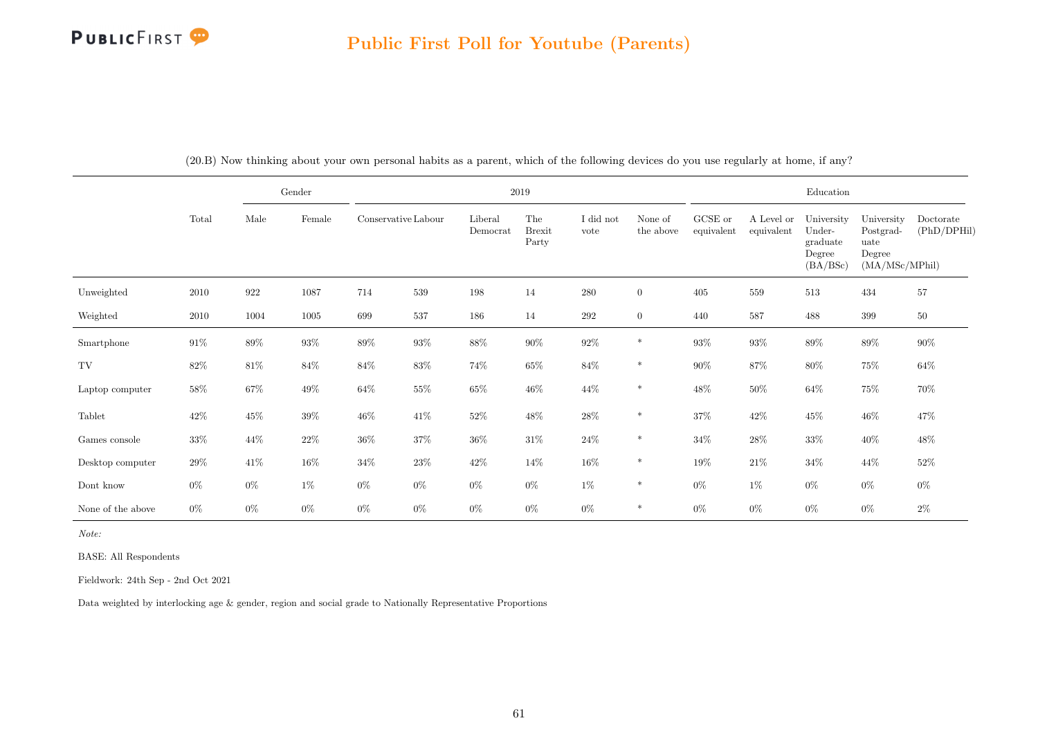## Public First Poll for Youtube (Parents)

(20.B) Now thinking about your own personal habits as a parent, which of the following devices do you use regularly at home, if any?

| | Total | Gender | | 2019 | | | | | | Education | | | | |
|---|---|---|---|---|---|---|---|---|---|---|---|---|---|---|
| | | Male | Female | Conservative | Labour | Liberal Democrat | The Brexit Party | I did not vote | None of the above | GCSE or equivalent | A Level or equivalent | University Undergraduate Degree (BA/BSc) | University Postgraduate Degree (MA/MSc/MPhil) | Doctorate (PhD/DPHil) |
| Unweighted | 2010 | 922 | 1087 | 714 | 539 | 198 | 14 | 280 | 0 | 405 | 559 | 513 | 434 | 57 |
| Weighted | 2010 | 1004 | 1005 | 699 | 537 | 186 | 14 | 292 | 0 | 440 | 587 | 488 | 399 | 50 |
| Smartphone | 91% | 89% | 93% | 89% | 93% | 88% | 90% | 92% | * | 93% | 93% | 89% | 89% | 90% |
| TV | 82% | 81% | 84% | 84% | 83% | 74% | 65% | 84% | * | 90% | 87% | 80% | 75% | 64% |
| Laptop computer | 58% | 67% | 49% | 64% | 55% | 65% | 46% | 44% | * | 48% | 50% | 64% | 75% | 70% |
| Tablet | 42% | 45% | 39% | 46% | 41% | 52% | 48% | 28% | * | 37% | 42% | 45% | 46% | 47% |
| Games console | 33% | 44% | 22% | 36% | 37% | 36% | 31% | 24% | * | 34% | 28% | 33% | 40% | 48% |
| Desktop computer | 29% | 41% | 16% | 34% | 23% | 42% | 14% | 16% | * | 19% | 21% | 34% | 44% | 52% |
| Dont know | 0% | 0% | 1% | 0% | 0% | 0% | 0% | 1% | * | 0% | 1% | 0% | 0% | 0% |
| None of the above | 0% | 0% | 0% | 0% | 0% | 0% | 0% | 0% | * | 0% | 0% | 0% | 0% | 2% |

*Note:*

BASE: All Respondents

Fieldwork: 24th Sep - 2nd Oct 2021

Data weighted by interlocking age & gender, region and social grade to Nationally Representative Proportions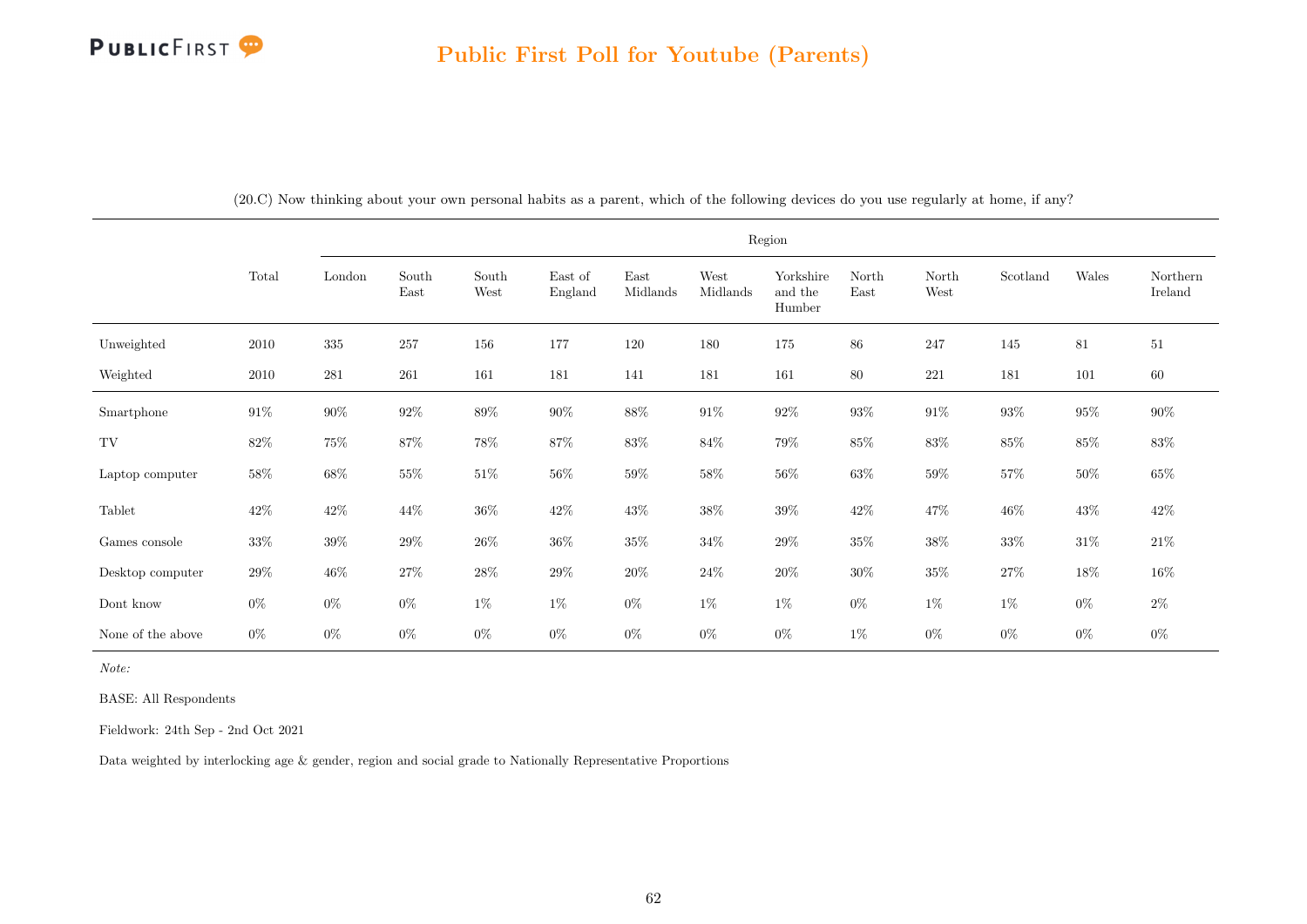# Public First Poll for Youtube (Parents)

(20.C) Now thinking about your own personal habits as a parent, which of the following devices do you use regularly at home, if any?

| | Total | Region | | | | | | | | | | | |
|---|---|---|---|---|---|---|---|---|---|---|---|---|---|
| | | London | South East | South West | East of England | East Midlands | West Midlands | Yorkshire and the Humber | North East | North West | Scotland | Wales | Northern Ireland |
| Unweighted | 2010 | 335 | 257 | 156 | 177 | 120 | 180 | 175 | 86 | 247 | 145 | 81 | 51 |
| Weighted | 2010 | 281 | 261 | 161 | 181 | 141 | 181 | 161 | 80 | 221 | 181 | 101 | 60 |
| Smartphone | 91% | 90% | 92% | 89% | 90% | 88% | 91% | 92% | 93% | 91% | 93% | 95% | 90% |
| TV | 82% | 75% | 87% | 78% | 87% | 83% | 84% | 79% | 85% | 83% | 85% | 85% | 83% |
| Laptop computer | 58% | 68% | 55% | 51% | 56% | 59% | 58% | 56% | 63% | 59% | 57% | 50% | 65% |
| Tablet | 42% | 42% | 44% | 36% | 42% | 43% | 38% | 39% | 42% | 47% | 46% | 43% | 42% |
| Games console | 33% | 39% | 29% | 26% | 36% | 35% | 34% | 29% | 35% | 38% | 33% | 31% | 21% |
| Desktop computer | 29% | 46% | 27% | 28% | 29% | 20% | 24% | 20% | 30% | 35% | 27% | 18% | 16% |
| Dont know | 0% | 0% | 0% | 1% | 1% | 0% | 1% | 1% | 0% | 1% | 1% | 0% | 2% |
| None of the above | 0% | 0% | 0% | 0% | 0% | 0% | 0% | 0% | 1% | 0% | 0% | 0% | 0% |

*Note:*

BASE: All Respondents

Fieldwork: 24th Sep - 2nd Oct 2021

Data weighted by interlocking age & gender, region and social grade to Nationally Representative Proportions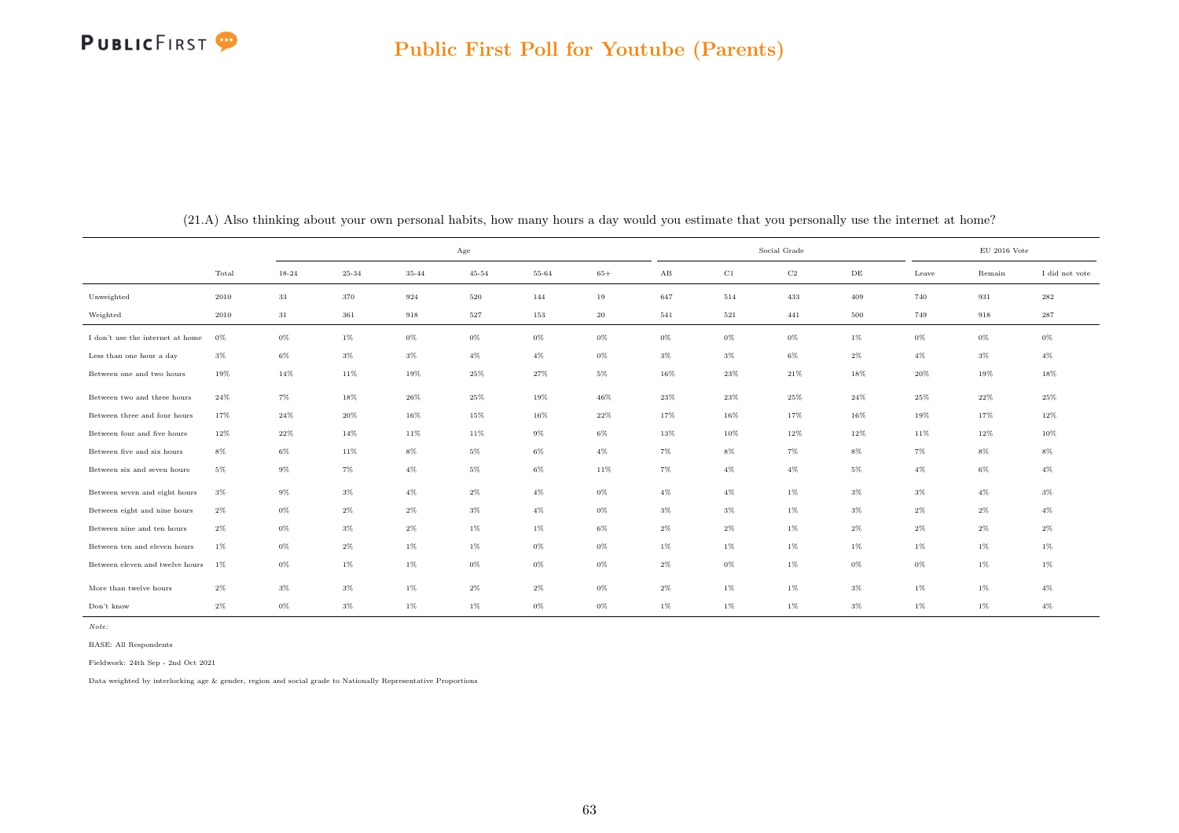## Public First Poll for Youtube (Parents)

(21.A) Also thinking about your own personal habits, how many hours a day would you estimate that you personally use the internet at home?

| | | Age | | | | | | Social Grade | | | | EU 2016 Vote | | |
|---|---|---|---|---|---|---|---|---|---|---|---|---|---|---|
| | Total | 18-24 | 25-34 | 35-44 | 45-54 | 55-64 | 65+ | AB | C1 | C2 | DE | Leave | Remain | I did not vote |
| Unweighted | 2010 | 33 | 370 | 924 | 520 | 144 | 19 | 647 | 514 | 433 | 409 | 740 | 931 | 282 |
| Weighted | 2010 | 31 | 361 | 918 | 527 | 153 | 20 | 541 | 521 | 441 | 500 | 749 | 918 | 287 |
| I don't use the internet at home | 0% | 0% | 1% | 0% | 0% | 0% | 0% | 0% | 0% | 0% | 1% | 0% | 0% | 0% |
| Less than one hour a day | 3% | 6% | 3% | 3% | 4% | 4% | 0% | 3% | 3% | 6% | 2% | 4% | 3% | 4% |
| Between one and two hours | 19% | 14% | 11% | 19% | 25% | 27% | 5% | 16% | 23% | 21% | 18% | 20% | 19% | 18% |
| Between two and three hours | 24% | 7% | 18% | 26% | 25% | 19% | 46% | 23% | 23% | 25% | 24% | 25% | 22% | 25% |
| Between three and four hours | 17% | 24% | 20% | 16% | 15% | 16% | 22% | 17% | 16% | 17% | 16% | 19% | 17% | 12% |
| Between four and five hours | 12% | 22% | 14% | 11% | 11% | 9% | 6% | 13% | 10% | 12% | 12% | 11% | 12% | 10% |
| Between five and six hours | 8% | 6% | 11% | 8% | 5% | 6% | 4% | 7% | 8% | 7% | 8% | 7% | 8% | 8% |
| Between six and seven hours | 5% | 9% | 7% | 4% | 5% | 6% | 11% | 7% | 4% | 4% | 5% | 4% | 6% | 4% |
| Between seven and eight hours | 3% | 9% | 3% | 4% | 2% | 4% | 0% | 4% | 4% | 1% | 3% | 3% | 4% | 3% |
| Between eight and nine hours | 2% | 0% | 2% | 2% | 3% | 4% | 0% | 3% | 3% | 1% | 3% | 2% | 2% | 4% |
| Between nine and ten hours | 2% | 0% | 3% | 2% | 1% | 1% | 6% | 2% | 2% | 1% | 2% | 2% | 2% | 2% |
| Between ten and eleven hours | 1% | 0% | 2% | 1% | 1% | 0% | 0% | 1% | 1% | 1% | 1% | 1% | 1% | 1% |
| Between eleven and twelve hours | 1% | 0% | 1% | 1% | 0% | 0% | 0% | 2% | 0% | 1% | 0% | 0% | 1% | 1% |
| More than twelve hours | 2% | 3% | 3% | 1% | 2% | 2% | 0% | 2% | 1% | 1% | 3% | 1% | 1% | 4% |
| Don't know | 2% | 0% | 3% | 1% | 1% | 0% | 0% | 1% | 1% | 1% | 3% | 1% | 1% | 4% |

*Note:*

BASE: All Respondents

Fieldwork: 24th Sep - 2nd Oct 2021

Data weighted by interlocking age & gender, region and social grade to Nationally Representative Proportions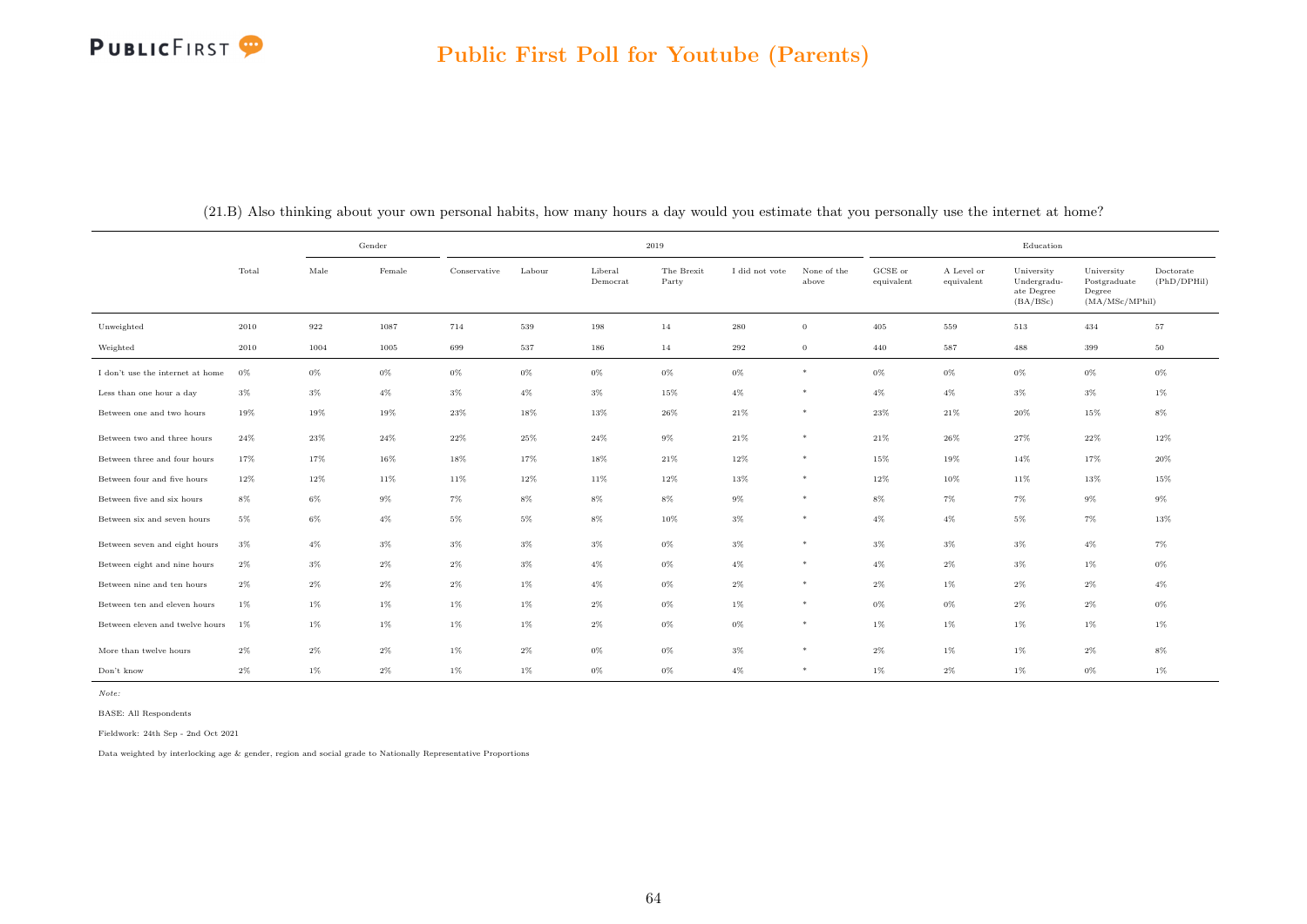# Public First Poll for Youtube (Parents)

(21.B) Also thinking about your own personal habits, how many hours a day would you estimate that you personally use the internet at home?

| | Total | Gender | | 2019 | | | | | | | Education | | | | |
|---|---|---|---|---|---|---|---|---|---|---|---|---|---|---|---|
| | | Male | Female | Conservative | Labour | Liberal Democrat | The Brexit Party | I did not vote | None of the above | GCSE or equivalent | A Level or equivalent | University Undergraduate Degree (BA/BSc) | University Postgraduate Degree (MA/MSc/MPhil) | Doctorate (PhD/DPHil) |
| Unweighted | 2010 | 922 | 1087 | 714 | 539 | 198 | 14 | 280 | 0 | 405 | 559 | 513 | 434 | 57 |
| Weighted | 2010 | 1004 | 1005 | 699 | 537 | 186 | 14 | 292 | 0 | 440 | 587 | 488 | 399 | 50 |
| I don't use the internet at home | 0% | 0% | 0% | 0% | 0% | 0% | 0% | 0% | * | 0% | 0% | 0% | 0% | 0% |
| Less than one hour a day | 3% | 3% | 4% | 3% | 4% | 3% | 15% | 4% | * | 4% | 4% | 3% | 3% | 1% |
| Between one and two hours | 19% | 19% | 19% | 23% | 18% | 13% | 26% | 21% | * | 23% | 21% | 20% | 15% | 8% |
| Between two and three hours | 24% | 23% | 24% | 22% | 25% | 24% | 9% | 21% | * | 21% | 26% | 27% | 22% | 12% |
| Between three and four hours | 17% | 17% | 16% | 18% | 17% | 18% | 21% | 12% | * | 15% | 19% | 14% | 17% | 20% |
| Between four and five hours | 12% | 12% | 11% | 11% | 12% | 11% | 12% | 13% | * | 12% | 10% | 11% | 13% | 15% |
| Between five and six hours | 8% | 6% | 9% | 7% | 8% | 8% | 8% | 9% | * | 8% | 7% | 7% | 9% | 9% |
| Between six and seven hours | 5% | 6% | 4% | 5% | 5% | 8% | 10% | 3% | * | 4% | 4% | 5% | 7% | 13% |
| Between seven and eight hours | 3% | 4% | 3% | 3% | 3% | 3% | 0% | 3% | * | 3% | 3% | 3% | 4% | 7% |
| Between eight and nine hours | 2% | 3% | 2% | 2% | 3% | 4% | 0% | 4% | * | 4% | 2% | 3% | 1% | 0% |
| Between nine and ten hours | 2% | 2% | 2% | 2% | 1% | 4% | 0% | 2% | * | 2% | 1% | 2% | 2% | 4% |
| Between ten and eleven hours | 1% | 1% | 1% | 1% | 1% | 2% | 0% | 1% | * | 0% | 0% | 2% | 2% | 0% |
| Between eleven and twelve hours | 1% | 1% | 1% | 1% | 1% | 2% | 0% | 0% | * | 1% | 1% | 1% | 1% | 1% |
| More than twelve hours | 2% | 2% | 2% | 1% | 2% | 0% | 0% | 3% | * | 2% | 1% | 1% | 2% | 8% |
| Don't know | 2% | 1% | 2% | 1% | 1% | 0% | 0% | 4% | * | 1% | 2% | 1% | 0% | 1% |

*Note:*

BASE: All Respondents

Fieldwork: 24th Sep - 2nd Oct 2021

Data weighted by interlocking age & gender, region and social grade to Nationally Representative Proportions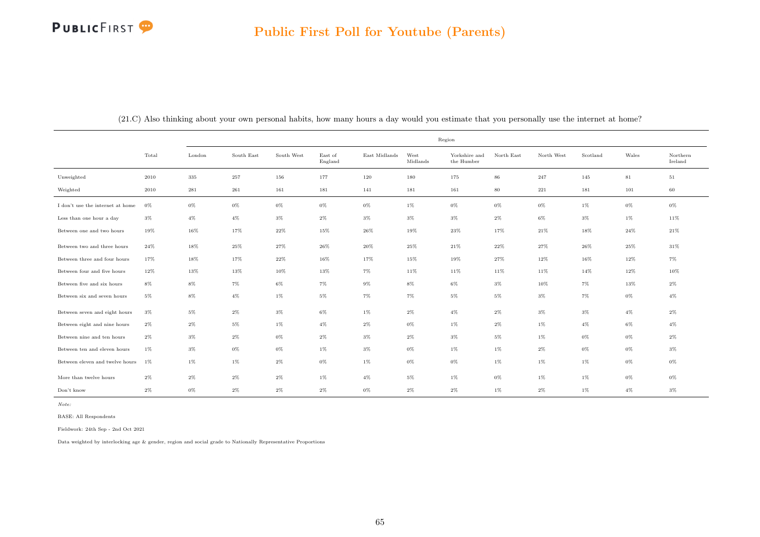## Public First Poll for Youtube (Parents)

(21.C) Also thinking about your own personal habits, how many hours a day would you estimate that you personally use the internet at home?

| | Total | Region | | | | | | | | | | | |
|---|---|---|---|---|---|---|---|---|---|---|---|---|---|
| | | London | South East | South West | East of England | East Midlands | West Midlands | Yorkshire and the Humber | North East | North West | Scotland | Wales | Northern Ireland |
| Unweighted | 2010 | 335 | 257 | 156 | 177 | 120 | 180 | 175 | 86 | 247 | 145 | 81 | 51 |
| Weighted | 2010 | 281 | 261 | 161 | 181 | 141 | 181 | 161 | 80 | 221 | 181 | 101 | 60 |
| I don't use the internet at home | 0% | 0% | 0% | 0% | 0% | 0% | 1% | 0% | 0% | 0% | 1% | 0% | 0% |
| Less than one hour a day | 3% | 4% | 4% | 3% | 2% | 3% | 3% | 3% | 2% | 6% | 3% | 1% | 11% |
| Between one and two hours | 19% | 16% | 17% | 22% | 15% | 26% | 19% | 23% | 17% | 21% | 18% | 24% | 21% |
| Between two and three hours | 24% | 18% | 25% | 27% | 26% | 20% | 25% | 21% | 22% | 27% | 26% | 25% | 31% |
| Between three and four hours | 17% | 18% | 17% | 22% | 16% | 17% | 15% | 19% | 27% | 12% | 16% | 12% | 7% |
| Between four and five hours | 12% | 13% | 13% | 10% | 13% | 7% | 11% | 11% | 11% | 11% | 14% | 12% | 10% |
| Between five and six hours | 8% | 8% | 7% | 6% | 7% | 9% | 8% | 6% | 3% | 10% | 7% | 13% | 2% |
| Between six and seven hours | 5% | 8% | 4% | 1% | 5% | 7% | 7% | 5% | 5% | 3% | 7% | 0% | 4% |
| Between seven and eight hours | 3% | 5% | 2% | 3% | 6% | 1% | 2% | 4% | 2% | 3% | 3% | 4% | 2% |
| Between eight and nine hours | 2% | 2% | 5% | 1% | 4% | 2% | 0% | 1% | 2% | 1% | 4% | 6% | 4% |
| Between nine and ten hours | 2% | 3% | 2% | 0% | 2% | 3% | 2% | 3% | 5% | 1% | 0% | 0% | 2% |
| Between ten and eleven hours | 1% | 3% | 0% | 0% | 1% | 3% | 0% | 1% | 1% | 2% | 0% | 0% | 3% |
| Between eleven and twelve hours | 1% | 1% | 1% | 2% | 0% | 1% | 0% | 0% | 1% | 1% | 1% | 0% | 0% |
| More than twelve hours | 2% | 2% | 2% | 2% | 1% | 4% | 5% | 1% | 0% | 1% | 1% | 0% | 0% |
| Don't know | 2% | 0% | 2% | 2% | 2% | 0% | 2% | 2% | 1% | 2% | 1% | 4% | 3% |

*Note:*

BASE: All Respondents

Fieldwork: 24th Sep - 2nd Oct 2021

Data weighted by interlocking age & gender, region and social grade to Nationally Representative Proportions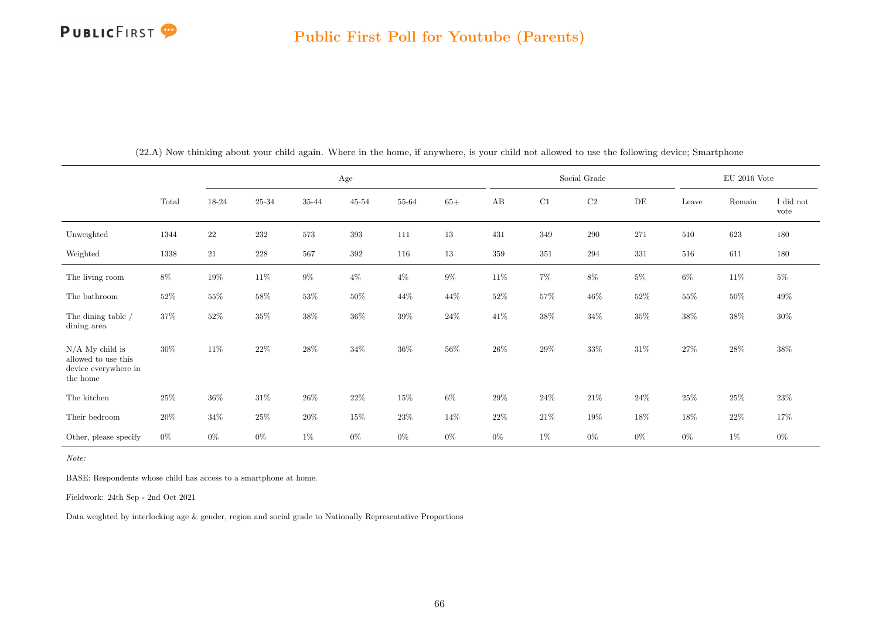(22.A) Now thinking about your child again. Where in the home, if anywhere, is your child not allowed to use the following device; Smartphone

| | | Age | | | | | | Social Grade | | | | EU 2016 Vote | | |
|---|---|---|---|---|---|---|---|---|---|---|---|---|---|---|
| | Total | 18-24 | 25-34 | 35-44 | 45-54 | 55-64 | 65+ | AB | C1 | C2 | DE | Leave | Remain | I did not vote |
| Unweighted | 1344 | 22 | 232 | 573 | 393 | 111 | 13 | 431 | 349 | 290 | 271 | 510 | 623 | 180 |
| Weighted | 1338 | 21 | 228 | 567 | 392 | 116 | 13 | 359 | 351 | 294 | 331 | 516 | 611 | 180 |
| The living room | 8% | 19% | 11% | 9% | 4% | 4% | 9% | 11% | 7% | 8% | 5% | 6% | 11% | 5% |
| The bathroom | 52% | 55% | 58% | 53% | 50% | 44% | 44% | 52% | 57% | 46% | 52% | 55% | 50% | 49% |
| The dining table / dining area | 37% | 52% | 35% | 38% | 36% | 39% | 24% | 41% | 38% | 34% | 35% | 38% | 38% | 30% |
| N/A My child is allowed to use this device everywhere in the home | 30% | 11% | 22% | 28% | 34% | 36% | 56% | 26% | 29% | 33% | 31% | 27% | 28% | 38% |
| The kitchen | 25% | 36% | 31% | 26% | 22% | 15% | 6% | 29% | 24% | 21% | 24% | 25% | 25% | 23% |
| Their bedroom | 20% | 34% | 25% | 20% | 15% | 23% | 14% | 22% | 21% | 19% | 18% | 18% | 22% | 17% |
| Other, please specify | 0% | 0% | 0% | 1% | 0% | 0% | 0% | 0% | 1% | 0% | 0% | 0% | 1% | 0% |

*Note:*

BASE: Respondents whose child has access to a smartphone at home.

Fieldwork: 24th Sep - 2nd Oct 2021

Data weighted by interlocking age & gender, region and social grade to Nationally Representative Proportions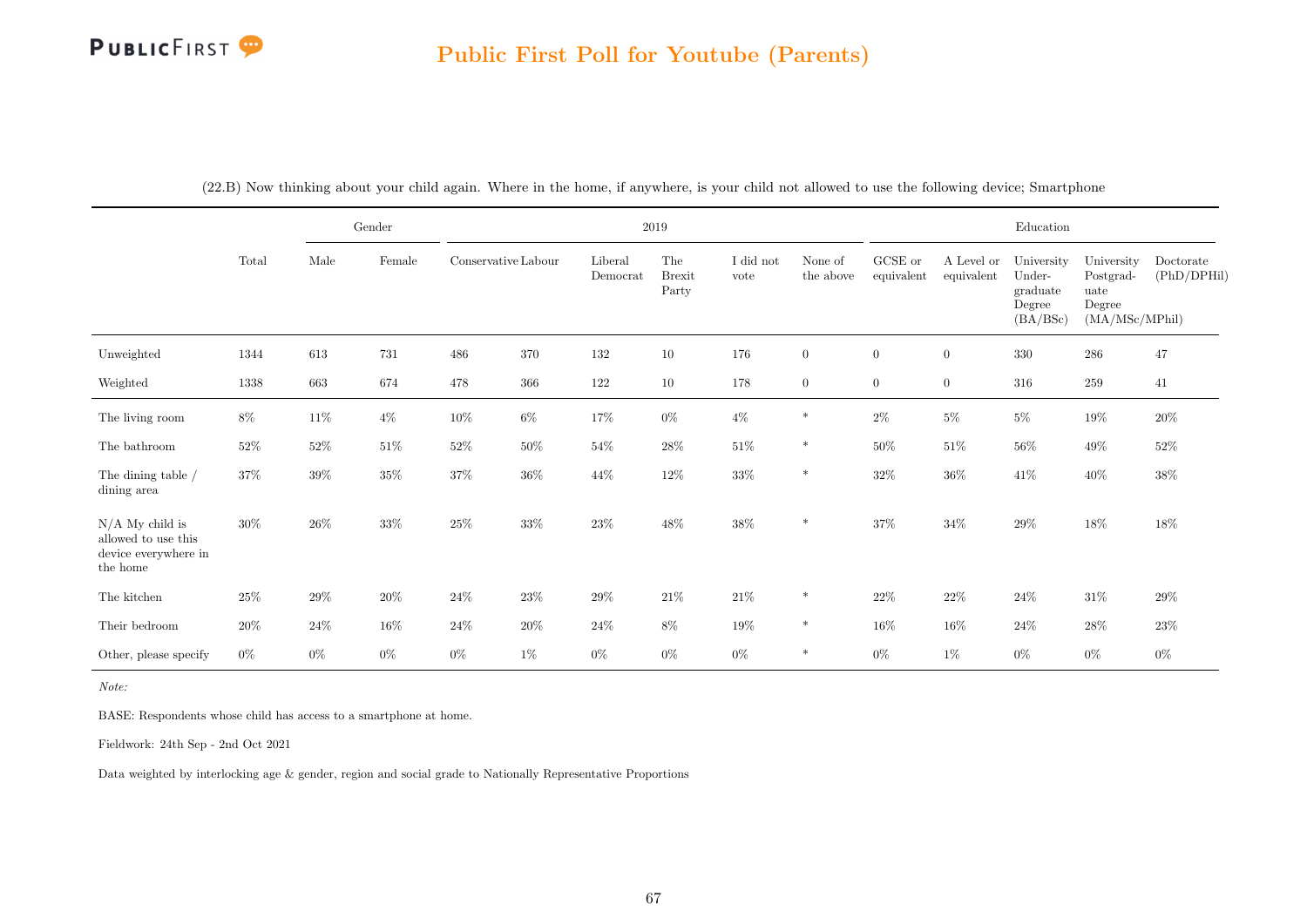# Public First Poll for Youtube (Parents)

(22.B) Now thinking about your child again. Where in the home, if anywhere, is your child not allowed to use the following device; Smartphone

| | Total | Gender | | 2019 | | | | | | Education | | | | |
|---|---|---|---|---|---|---|---|---|---|---|---|---|---|---|
| | | Male | Female | Conservative | Labour | Liberal Democrat | The Brexit Party | I did not vote | None of the above | GCSE or equivalent | A Level or equivalent | University Under-graduate Degree (BA/BSc) | University Postgrad-uate Degree (MA/MSc/MPhil) | Doctorate (PhD/DPHil) |
| Unweighted | 1344 | 613 | 731 | 486 | 370 | 132 | 10 | 176 | 0 | 0 | 0 | 330 | 286 | 47 |
| Weighted | 1338 | 663 | 674 | 478 | 366 | 122 | 10 | 178 | 0 | 0 | 0 | 316 | 259 | 41 |
| The living room | 8% | 11% | 4% | 10% | 6% | 17% | 0% | 4% | * | 2% | 5% | 5% | 19% | 20% |
| The bathroom | 52% | 52% | 51% | 52% | 50% | 54% | 28% | 51% | * | 50% | 51% | 56% | 49% | 52% |
| The dining table / dining area | 37% | 39% | 35% | 37% | 36% | 44% | 12% | 33% | * | 32% | 36% | 41% | 40% | 38% |
| N/A My child is allowed to use this device everywhere in the home | 30% | 26% | 33% | 25% | 33% | 23% | 48% | 38% | * | 37% | 34% | 29% | 18% | 18% |
| The kitchen | 25% | 29% | 20% | 24% | 23% | 29% | 21% | 21% | * | 22% | 22% | 24% | 31% | 29% |
| Their bedroom | 20% | 24% | 16% | 24% | 20% | 24% | 8% | 19% | * | 16% | 16% | 24% | 28% | 23% |
| Other, please specify | 0% | 0% | 0% | 0% | 1% | 0% | 0% | 0% | * | 0% | 1% | 0% | 0% | 0% |

*Note:*

BASE: Respondents whose child has access to a smartphone at home.

Fieldwork: 24th Sep - 2nd Oct 2021

Data weighted by interlocking age & gender, region and social grade to Nationally Representative Proportions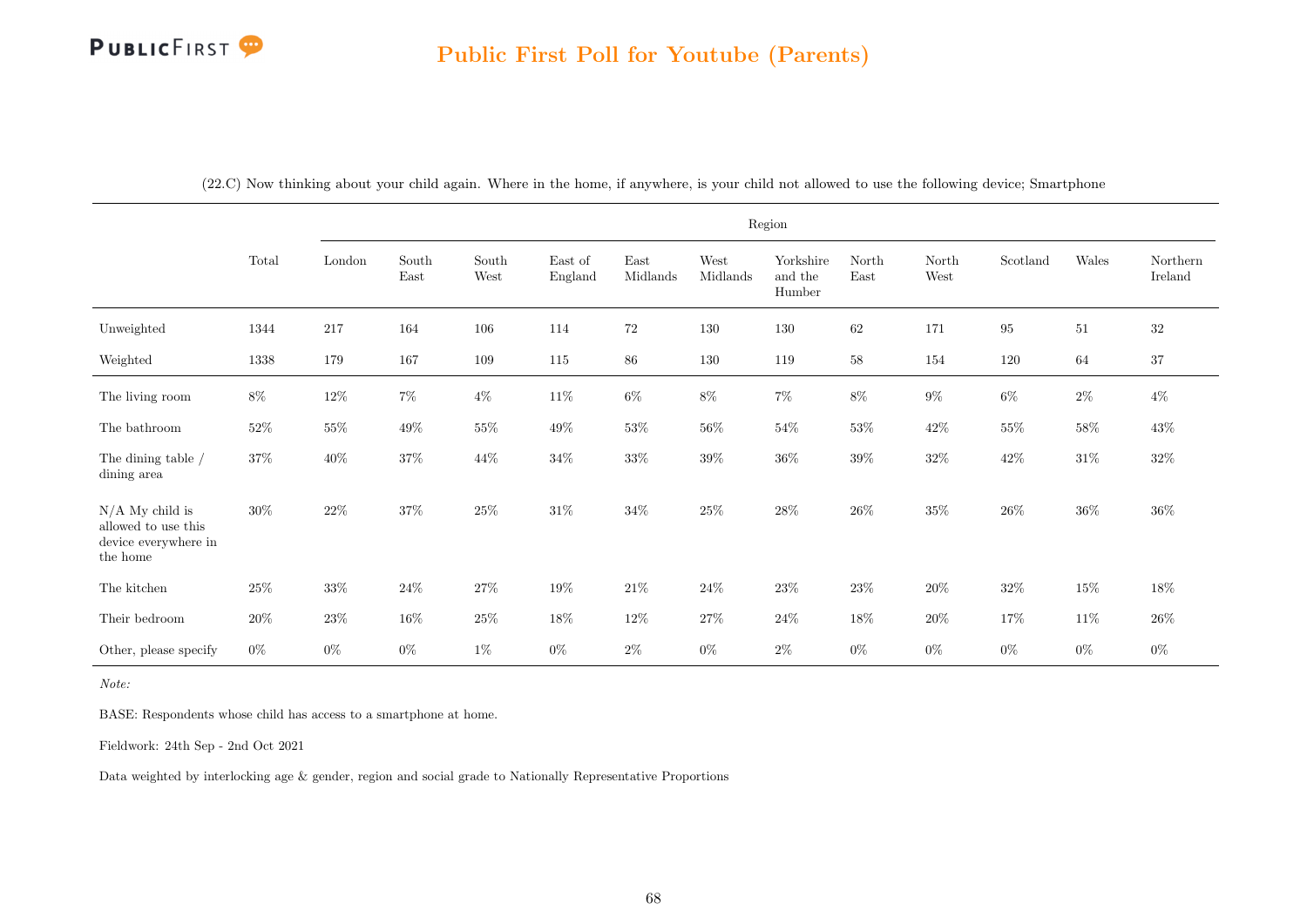(22.C) Now thinking about your child again. Where in the home, if anywhere, is your child not allowed to use the following device; Smartphone

| | Total | Region | | | | | | | | | | | |
|---|---|---|---|---|---|---|---|---|---|---|---|---|---|
| | | London | South East | South West | East of England | East Midlands | West Midlands | Yorkshire and the Humber | North East | North West | Scotland | Wales | Northern Ireland |
| Unweighted | 1344 | 217 | 164 | 106 | 114 | 72 | 130 | 130 | 62 | 171 | 95 | 51 | 32 |
| Weighted | 1338 | 179 | 167 | 109 | 115 | 86 | 130 | 119 | 58 | 154 | 120 | 64 | 37 |
| The living room | 8% | 12% | 7% | 4% | 11% | 6% | 8% | 7% | 8% | 9% | 6% | 2% | 4% |
| The bathroom | 52% | 55% | 49% | 55% | 49% | 53% | 56% | 54% | 53% | 42% | 55% | 58% | 43% |
| The dining table / dining area | 37% | 40% | 37% | 44% | 34% | 33% | 39% | 36% | 39% | 32% | 42% | 31% | 32% |
| N/A My child is allowed to use this device everywhere in the home | 30% | 22% | 37% | 25% | 31% | 34% | 25% | 28% | 26% | 35% | 26% | 36% | 36% |
| The kitchen | 25% | 33% | 24% | 27% | 19% | 21% | 24% | 23% | 23% | 20% | 32% | 15% | 18% |
| Their bedroom | 20% | 23% | 16% | 25% | 18% | 12% | 27% | 24% | 18% | 20% | 17% | 11% | 26% |
| Other, please specify | 0% | 0% | 0% | 1% | 0% | 2% | 0% | 2% | 0% | 0% | 0% | 0% | 0% |

*Note:*

BASE: Respondents whose child has access to a smartphone at home.

Fieldwork: 24th Sep - 2nd Oct 2021

Data weighted by interlocking age & gender, region and social grade to Nationally Representative Proportions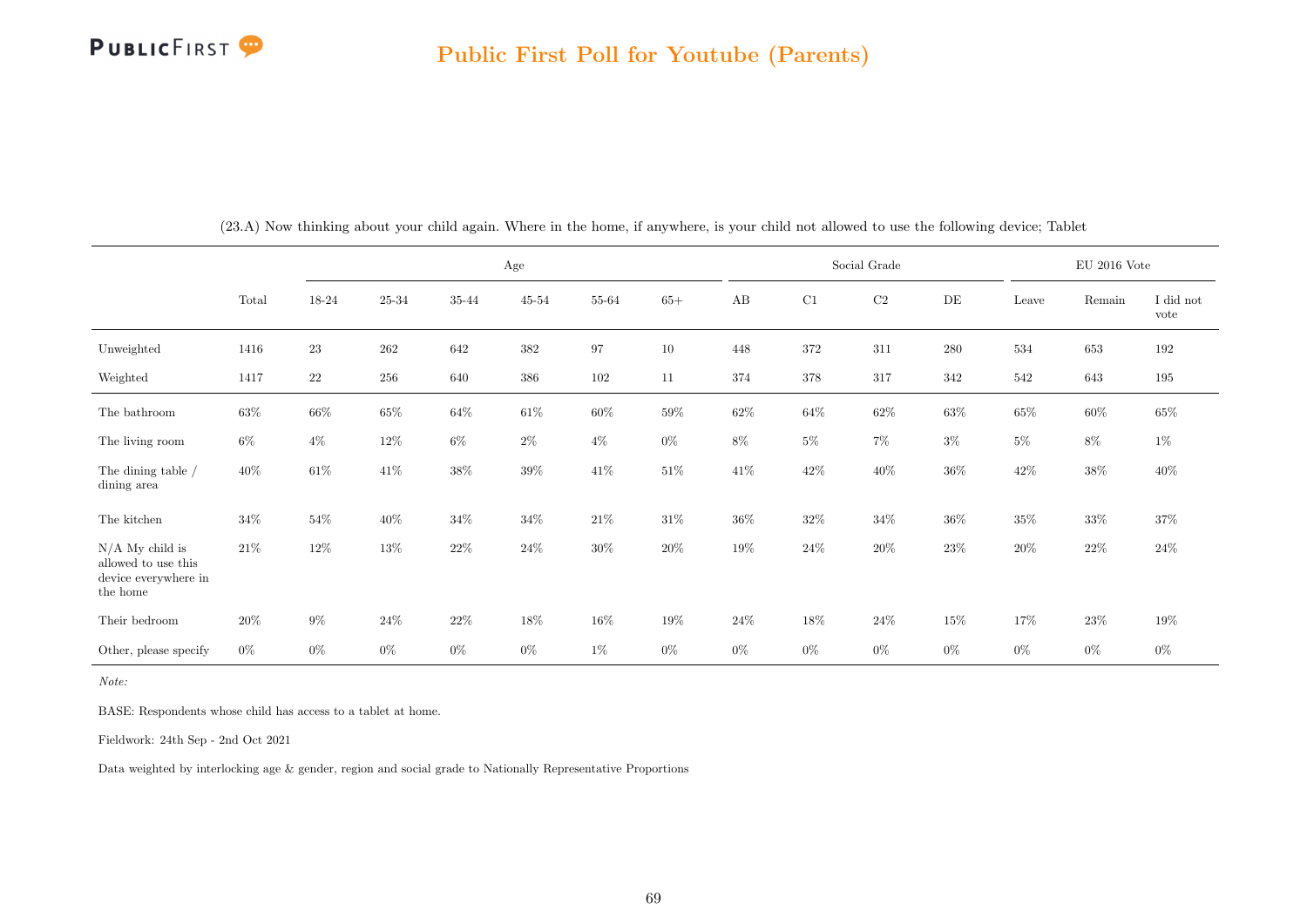(23.A) Now thinking about your child again. Where in the home, if anywhere, is your child not allowed to use the following device; Tablet

| | | Age | | | | | | Social Grade | | | | EU 2016 Vote | | |
|---|---|---|---|---|---|---|---|---|---|---|---|---|---|---|
| | Total | 18-24 | 25-34 | 35-44 | 45-54 | 55-64 | 65+ | AB | C1 | C2 | DE | Leave | Remain | I did not vote |
| Unweighted | 1416 | 23 | 262 | 642 | 382 | 97 | 10 | 448 | 372 | 311 | 280 | 534 | 653 | 192 |
| Weighted | 1417 | 22 | 256 | 640 | 386 | 102 | 11 | 374 | 378 | 317 | 342 | 542 | 643 | 195 |
| The bathroom | 63% | 66% | 65% | 64% | 61% | 60% | 59% | 62% | 64% | 62% | 63% | 65% | 60% | 65% |
| The living room | 6% | 4% | 12% | 6% | 2% | 4% | 0% | 8% | 5% | 7% | 3% | 5% | 8% | 1% |
| The dining table / dining area | 40% | 61% | 41% | 38% | 39% | 41% | 51% | 41% | 42% | 40% | 36% | 42% | 38% | 40% |
| The kitchen | 34% | 54% | 40% | 34% | 34% | 21% | 31% | 36% | 32% | 34% | 36% | 35% | 33% | 37% |
| N/A My child is allowed to use this device everywhere in the home | 21% | 12% | 13% | 22% | 24% | 30% | 20% | 19% | 24% | 20% | 23% | 20% | 22% | 24% |
| Their bedroom | 20% | 9% | 24% | 22% | 18% | 16% | 19% | 24% | 18% | 24% | 15% | 17% | 23% | 19% |
| Other, please specify | 0% | 0% | 0% | 0% | 0% | 1% | 0% | 0% | 0% | 0% | 0% | 0% | 0% | 0% |

*Note:*

BASE: Respondents whose child has access to a tablet at home.

Fieldwork: 24th Sep - 2nd Oct 2021

Data weighted by interlocking age & gender, region and social grade to Nationally Representative Proportions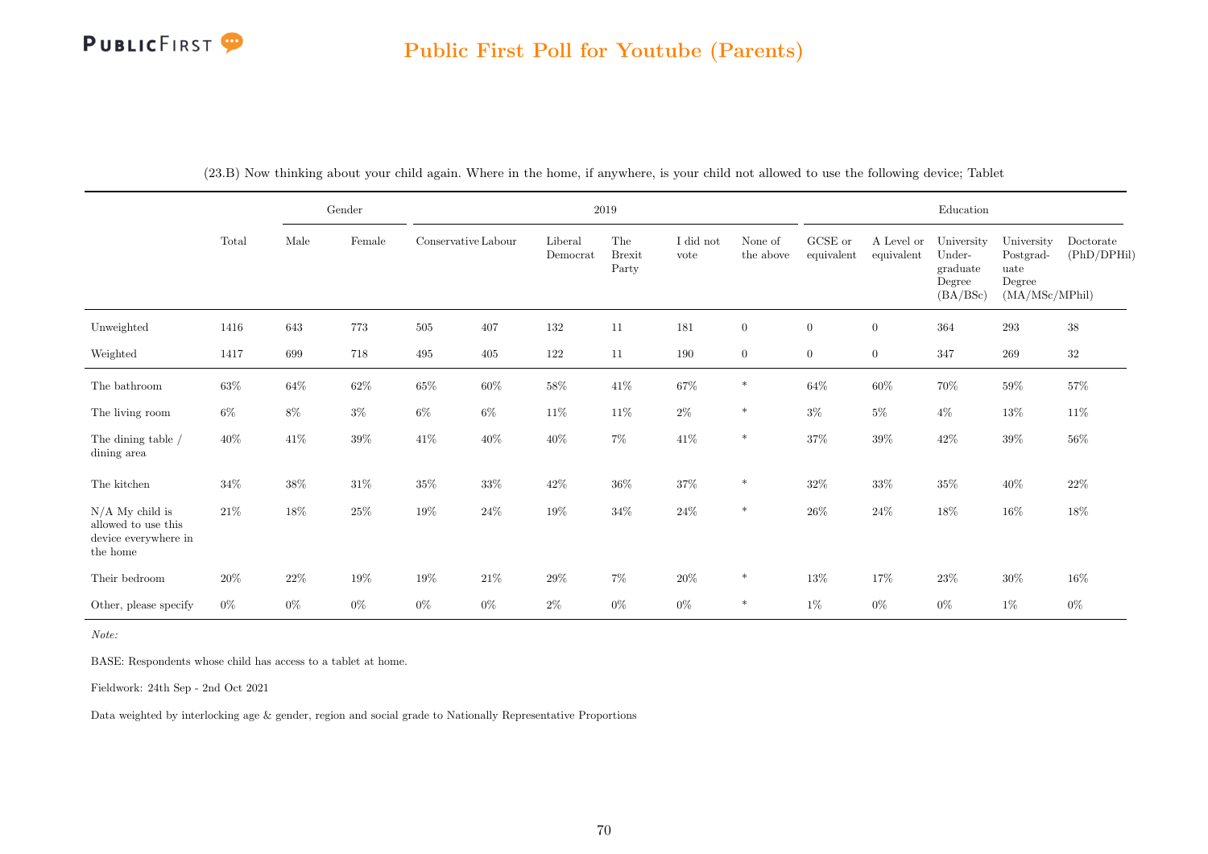## Public First Poll for Youtube (Parents)

(23.B) Now thinking about your child again. Where in the home, if anywhere, is your child not allowed to use the following device; Tablet

| | Total | Gender | | 2019 | | | | | | Education | | | | |
|---|---|---|---|---|---|---|---|---|---|---|---|---|---|---|
| | | Male | Female | Conservative | Labour | Liberal Democrat | The Brexit Party | I did not vote | None of the above | GCSE or equivalent | A Level or equivalent | University Undergraduate Degree (BA/BSc) | University Postgraduate Degree (MA/MSc/MPhil) | Doctorate (PhD/DPHil) |
| Unweighted | 1416 | 643 | 773 | 505 | 407 | 132 | 11 | 181 | 0 | 0 | 0 | 364 | 293 | 38 |
| Weighted | 1417 | 699 | 718 | 495 | 405 | 122 | 11 | 190 | 0 | 0 | 0 | 347 | 269 | 32 |
| The bathroom | 63% | 64% | 62% | 65% | 60% | 58% | 41% | 67% | * | 64% | 60% | 70% | 59% | 57% |
| The living room | 6% | 8% | 3% | 6% | 6% | 11% | 11% | 2% | * | 3% | 5% | 4% | 13% | 11% |
| The dining table / dining area | 40% | 41% | 39% | 41% | 40% | 40% | 7% | 41% | * | 37% | 39% | 42% | 39% | 56% |
| The kitchen | 34% | 38% | 31% | 35% | 33% | 42% | 36% | 37% | * | 32% | 33% | 35% | 40% | 22% |
| N/A My child is allowed to use this device everywhere in the home | 21% | 18% | 25% | 19% | 24% | 19% | 34% | 24% | * | 26% | 24% | 18% | 16% | 18% |
| Their bedroom | 20% | 22% | 19% | 19% | 21% | 29% | 7% | 20% | * | 13% | 17% | 23% | 30% | 16% |
| Other, please specify | 0% | 0% | 0% | 0% | 0% | 2% | 0% | 0% | * | 1% | 0% | 0% | 1% | 0% |

*Note:*

BASE: Respondents whose child has access to a tablet at home.

Fieldwork: 24th Sep - 2nd Oct 2021

Data weighted by interlocking age & gender, region and social grade to Nationally Representative Proportions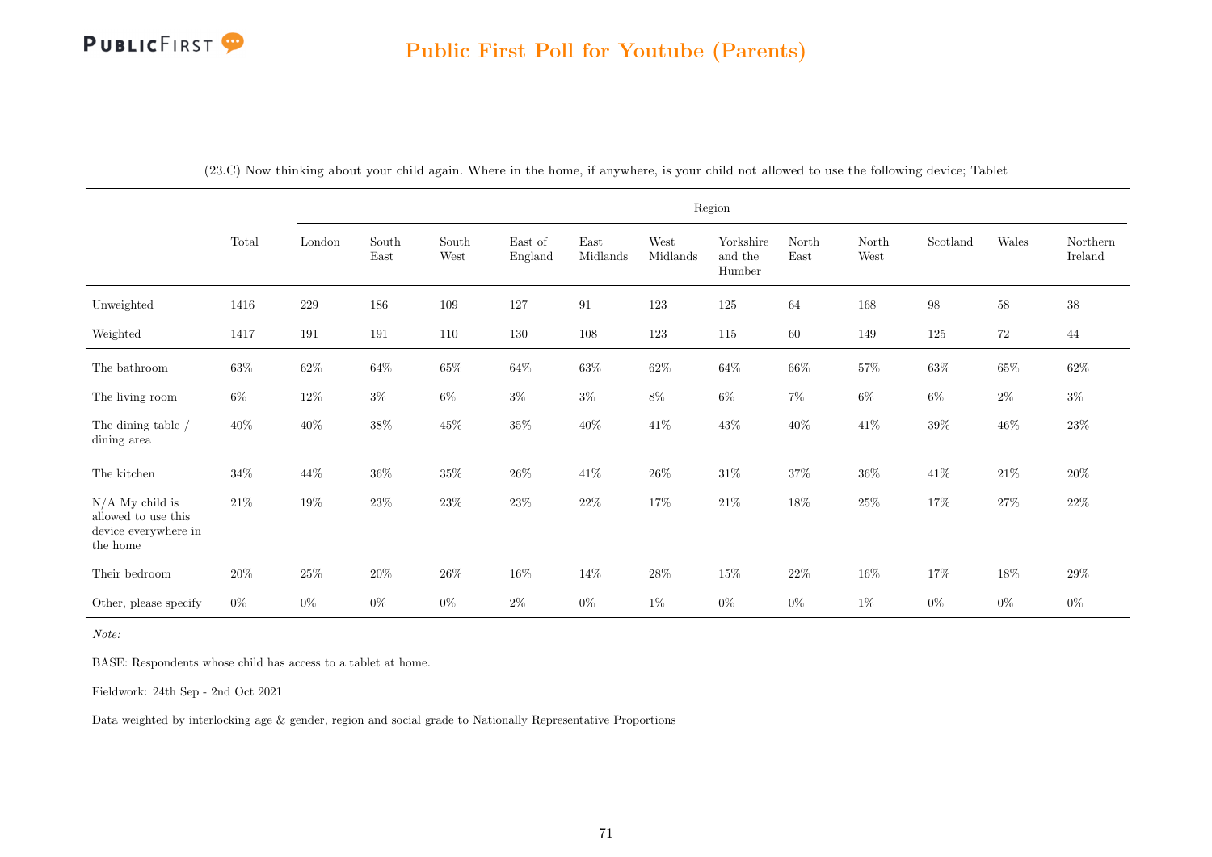# Public First Poll for Youtube (Parents)

(23.C) Now thinking about your child again. Where in the home, if anywhere, is your child not allowed to use the following device; Tablet

| | Total | Region | | | | | | | | | | | |
|---|---|---|---|---|---|---|---|---|---|---|---|---|---|
| | | London | South East | South West | East of England | East Midlands | West Midlands | Yorkshire and the Humber | North East | North West | Scotland | Wales | Northern Ireland |
| Unweighted | 1416 | 229 | 186 | 109 | 127 | 91 | 123 | 125 | 64 | 168 | 98 | 58 | 38 |
| Weighted | 1417 | 191 | 191 | 110 | 130 | 108 | 123 | 115 | 60 | 149 | 125 | 72 | 44 |
| The bathroom | 63% | 62% | 64% | 65% | 64% | 63% | 62% | 64% | 66% | 57% | 63% | 65% | 62% |
| The living room | 6% | 12% | 3% | 6% | 3% | 3% | 8% | 6% | 7% | 6% | 6% | 2% | 3% |
| The dining table / dining area | 40% | 40% | 38% | 45% | 35% | 40% | 41% | 43% | 40% | 41% | 39% | 46% | 23% |
| The kitchen | 34% | 44% | 36% | 35% | 26% | 41% | 26% | 31% | 37% | 36% | 41% | 21% | 20% |
| N/A My child is allowed to use this device everywhere in the home | 21% | 19% | 23% | 23% | 23% | 22% | 17% | 21% | 18% | 25% | 17% | 27% | 22% |
| Their bedroom | 20% | 25% | 20% | 26% | 16% | 14% | 28% | 15% | 22% | 16% | 17% | 18% | 29% |
| Other, please specify | 0% | 0% | 0% | 0% | 2% | 0% | 1% | 0% | 0% | 1% | 0% | 0% | 0% |

*Note:*

BASE: Respondents whose child has access to a tablet at home.

Fieldwork: 24th Sep - 2nd Oct 2021

Data weighted by interlocking age & gender, region and social grade to Nationally Representative Proportions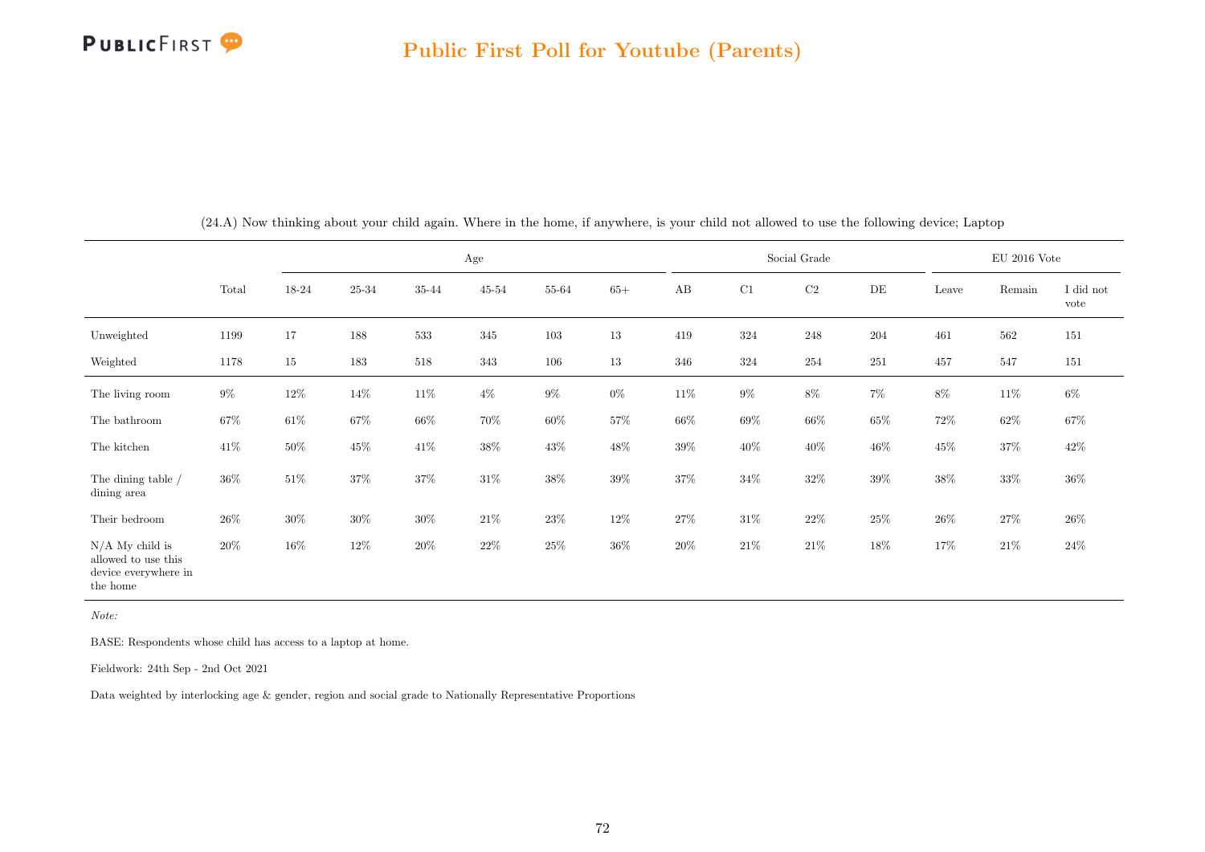(24.A) Now thinking about your child again. Where in the home, if anywhere, is your child not allowed to use the following device; Laptop

| | Total | Age | | | | | | Social Grade | | | | EU 2016 Vote | | |
|---|---|---|---|---|---|---|---|---|---|---|---|---|---|---|
| | | 18-24 | 25-34 | 35-44 | 45-54 | 55-64 | 65+ | AB | C1 | C2 | DE | Leave | Remain | I did not vote |
| Unweighted | 1199 | 17 | 188 | 533 | 345 | 103 | 13 | 419 | 324 | 248 | 204 | 461 | 562 | 151 |
| Weighted | 1178 | 15 | 183 | 518 | 343 | 106 | 13 | 346 | 324 | 254 | 251 | 457 | 547 | 151 |
| The living room | 9% | 12% | 14% | 11% | 4% | 9% | 0% | 11% | 9% | 8% | 7% | 8% | 11% | 6% |
| The bathroom | 67% | 61% | 67% | 66% | 70% | 60% | 57% | 66% | 69% | 66% | 65% | 72% | 62% | 67% |
| The kitchen | 41% | 50% | 45% | 41% | 38% | 43% | 48% | 39% | 40% | 40% | 46% | 45% | 37% | 42% |
| The dining table / dining area | 36% | 51% | 37% | 37% | 31% | 38% | 39% | 37% | 34% | 32% | 39% | 38% | 33% | 36% |
| Their bedroom | 26% | 30% | 30% | 30% | 21% | 23% | 12% | 27% | 31% | 22% | 25% | 26% | 27% | 26% |
| N/A My child is allowed to use this device everywhere in the home | 20% | 16% | 12% | 20% | 22% | 25% | 36% | 20% | 21% | 21% | 18% | 17% | 21% | 24% |

*Note:*

BASE: Respondents whose child has access to a laptop at home.

Fieldwork: 24th Sep - 2nd Oct 2021

Data weighted by interlocking age & gender, region and social grade to Nationally Representative Proportions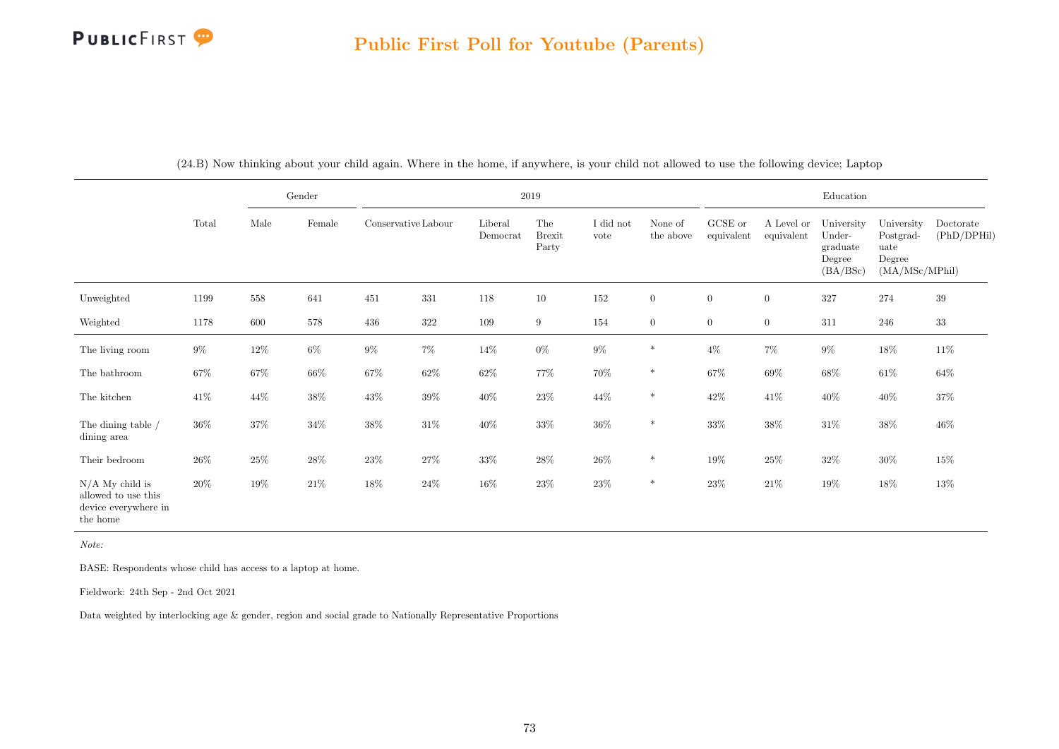## Public First Poll for Youtube (Parents)

(24.B) Now thinking about your child again. Where in the home, if anywhere, is your child not allowed to use the following device; Laptop

| | Total | Gender | | 2019 | | | | | | Education | | | | |
|---|---|---|---|---|---|---|---|---|---|---|---|---|---|---|
| | | Male | Female | Conservative | Labour | Liberal Democrat | The Brexit Party | I did not vote | None of the above | GCSE or equivalent | A Level or equivalent | University Undergraduate Degree (BA/BSc) | University Postgraduate Degree (MA/MSc/MPhil) | Doctorate (PhD/DPHil) |
| Unweighted | 1199 | 558 | 641 | 451 | 331 | 118 | 10 | 152 | 0 | 0 | 0 | 327 | 274 | 39 |
| Weighted | 1178 | 600 | 578 | 436 | 322 | 109 | 9 | 154 | 0 | 0 | 0 | 311 | 246 | 33 |
| The living room | 9% | 12% | 6% | 9% | 7% | 14% | 0% | 9% | * | 4% | 7% | 9% | 18% | 11% |
| The bathroom | 67% | 67% | 66% | 67% | 62% | 62% | 77% | 70% | * | 67% | 69% | 68% | 61% | 64% |
| The kitchen | 41% | 44% | 38% | 43% | 39% | 40% | 23% | 44% | * | 42% | 41% | 40% | 40% | 37% |
| The dining table / dining area | 36% | 37% | 34% | 38% | 31% | 40% | 33% | 36% | * | 33% | 38% | 31% | 38% | 46% |
| Their bedroom | 26% | 25% | 28% | 23% | 27% | 33% | 28% | 26% | * | 19% | 25% | 32% | 30% | 15% |
| N/A My child is allowed to use this device everywhere in the home | 20% | 19% | 21% | 18% | 24% | 16% | 23% | 23% | * | 23% | 21% | 19% | 18% | 13% |

*Note:*

BASE: Respondents whose child has access to a laptop at home.

Fieldwork: 24th Sep - 2nd Oct 2021

Data weighted by interlocking age & gender, region and social grade to Nationally Representative Proportions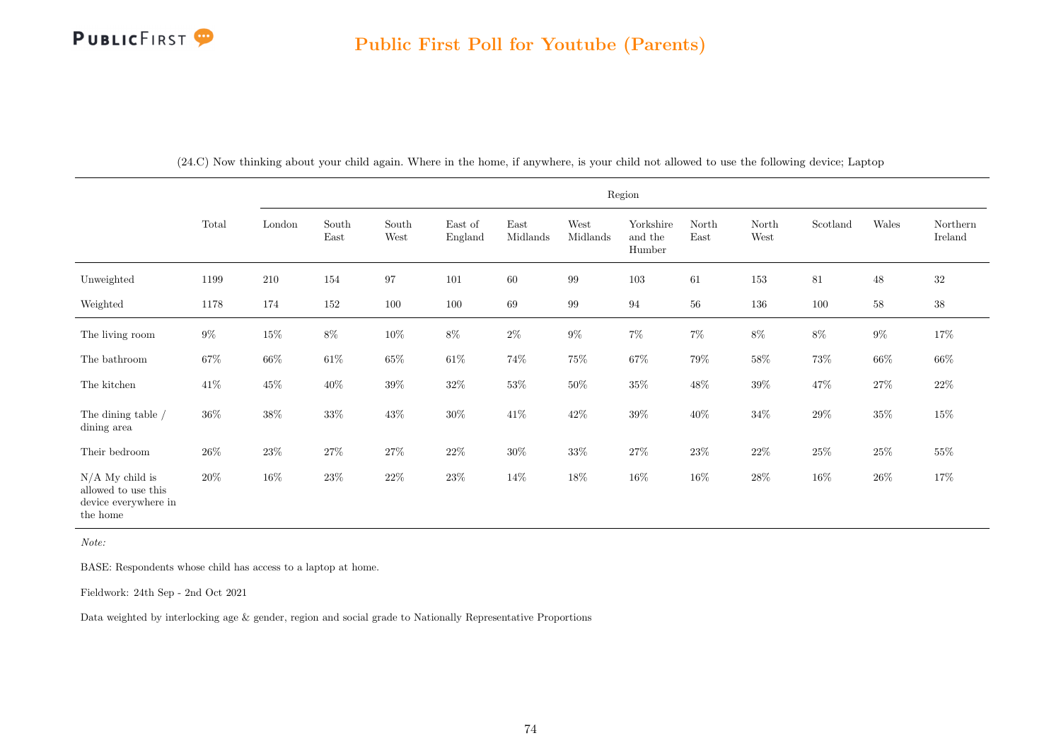## Public First Poll for Youtube (Parents)

(24.C) Now thinking about your child again. Where in the home, if anywhere, is your child not allowed to use the following device; Laptop

| | Total | Region | | | | | | | | | | | |
|---|---|---|---|---|---|---|---|---|---|---|---|---|---|
| | | London | South East | South West | East of England | East Midlands | West Midlands | Yorkshire and the Humber | North East | North West | Scotland | Wales | Northern Ireland |
| Unweighted | 1199 | 210 | 154 | 97 | 101 | 60 | 99 | 103 | 61 | 153 | 81 | 48 | 32 |
| Weighted | 1178 | 174 | 152 | 100 | 100 | 69 | 99 | 94 | 56 | 136 | 100 | 58 | 38 |
| The living room | 9% | 15% | 8% | 10% | 8% | 2% | 9% | 7% | 7% | 8% | 8% | 9% | 17% |
| The bathroom | 67% | 66% | 61% | 65% | 61% | 74% | 75% | 67% | 79% | 58% | 73% | 66% | 66% |
| The kitchen | 41% | 45% | 40% | 39% | 32% | 53% | 50% | 35% | 48% | 39% | 47% | 27% | 22% |
| The dining table / dining area | 36% | 38% | 33% | 43% | 30% | 41% | 42% | 39% | 40% | 34% | 29% | 35% | 15% |
| Their bedroom | 26% | 23% | 27% | 27% | 22% | 30% | 33% | 27% | 23% | 22% | 25% | 25% | 55% |
| N/A My child is allowed to use this device everywhere in the home | 20% | 16% | 23% | 22% | 23% | 14% | 18% | 16% | 16% | 28% | 16% | 26% | 17% |

*Note:*

BASE: Respondents whose child has access to a laptop at home.

Fieldwork: 24th Sep - 2nd Oct 2021

Data weighted by interlocking age & gender, region and social grade to Nationally Representative Proportions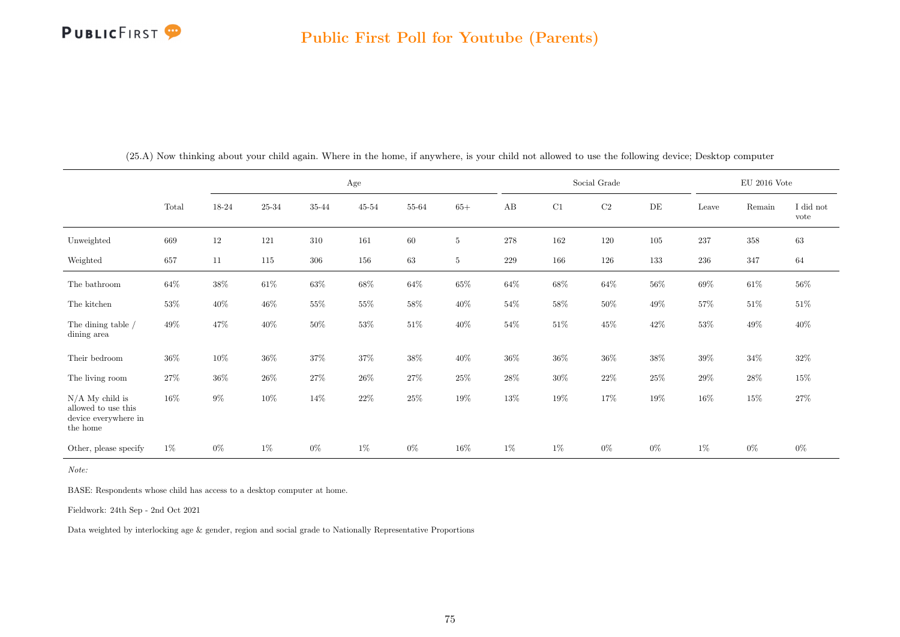(25.A) Now thinking about your child again. Where in the home, if anywhere, is your child not allowed to use the following device; Desktop computer

| | Total | Age | | | | | | Social Grade | | | | EU 2016 Vote | | |
|---|---|---|---|---|---|---|---|---|---|---|---|---|---|---|
| | | 18-24 | 25-34 | 35-44 | 45-54 | 55-64 | 65+ | AB | C1 | C2 | DE | Leave | Remain | I did not vote |
| Unweighted | 669 | 12 | 121 | 310 | 161 | 60 | 5 | 278 | 162 | 120 | 105 | 237 | 358 | 63 |
| Weighted | 657 | 11 | 115 | 306 | 156 | 63 | 5 | 229 | 166 | 126 | 133 | 236 | 347 | 64 |
| The bathroom | 64% | 38% | 61% | 63% | 68% | 64% | 65% | 64% | 68% | 64% | 56% | 69% | 61% | 56% |
| The kitchen | 53% | 40% | 46% | 55% | 55% | 58% | 40% | 54% | 58% | 50% | 49% | 57% | 51% | 51% |
| The dining table / dining area | 49% | 47% | 40% | 50% | 53% | 51% | 40% | 54% | 51% | 45% | 42% | 53% | 49% | 40% |
| Their bedroom | 36% | 10% | 36% | 37% | 37% | 38% | 40% | 36% | 36% | 36% | 38% | 39% | 34% | 32% |
| The living room | 27% | 36% | 26% | 27% | 26% | 27% | 25% | 28% | 30% | 22% | 25% | 29% | 28% | 15% |
| N/A My child is allowed to use this device everywhere in the home | 16% | 9% | 10% | 14% | 22% | 25% | 19% | 13% | 19% | 17% | 19% | 16% | 15% | 27% |
| Other, please specify | 1% | 0% | 1% | 0% | 1% | 0% | 16% | 1% | 1% | 0% | 0% | 1% | 0% | 0% |

*Note:*

BASE: Respondents whose child has access to a desktop computer at home.

Fieldwork: 24th Sep - 2nd Oct 2021

Data weighted by interlocking age & gender, region and social grade to Nationally Representative Proportions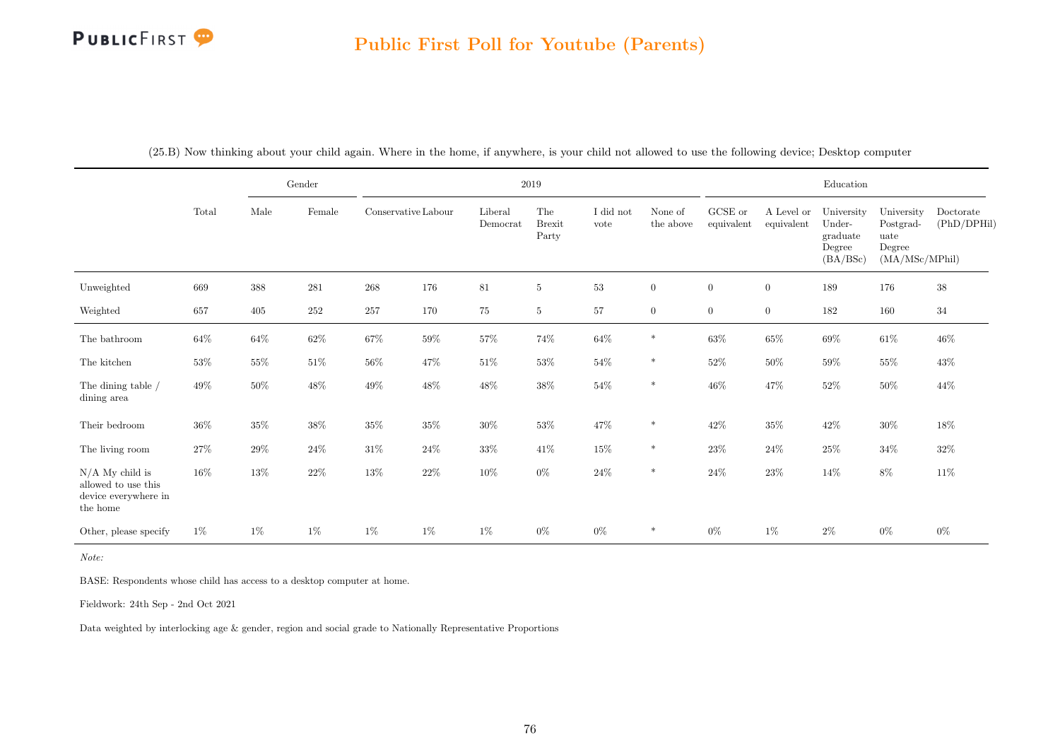## Public First Poll for Youtube (Parents)

(25.B) Now thinking about your child again. Where in the home, if anywhere, is your child not allowed to use the following device; Desktop computer

| | Total | Gender | | 2019 | | | | | | Education | | | | |
|---|---|---|---|---|---|---|---|---|---|---|---|---|---|---|
| | | Male | Female | Conservative | Labour | Liberal Democrat | The Brexit Party | I did not vote | None of the above | GCSE or equivalent | A Level or equivalent | University Under-graduate Degree (BA/BSc) | University Postgrad-uate Degree (MA/MSc/MPhil) | Doctorate (PhD/DPHil) |
| Unweighted | 669 | 388 | 281 | 268 | 176 | 81 | 5 | 53 | 0 | 0 | 0 | 189 | 176 | 38 |
| Weighted | 657 | 405 | 252 | 257 | 170 | 75 | 5 | 57 | 0 | 0 | 0 | 182 | 160 | 34 |
| The bathroom | 64% | 64% | 62% | 67% | 59% | 57% | 74% | 64% | * | 63% | 65% | 69% | 61% | 46% |
| The kitchen | 53% | 55% | 51% | 56% | 47% | 51% | 53% | 54% | * | 52% | 50% | 59% | 55% | 43% |
| The dining table / dining area | 49% | 50% | 48% | 49% | 48% | 48% | 38% | 54% | * | 46% | 47% | 52% | 50% | 44% |
| Their bedroom | 36% | 35% | 38% | 35% | 35% | 30% | 53% | 47% | * | 42% | 35% | 42% | 30% | 18% |
| The living room | 27% | 29% | 24% | 31% | 24% | 33% | 41% | 15% | * | 23% | 24% | 25% | 34% | 32% |
| N/A My child is allowed to use this device everywhere in the home | 16% | 13% | 22% | 13% | 22% | 10% | 0% | 24% | * | 24% | 23% | 14% | 8% | 11% |
| Other, please specify | 1% | 1% | 1% | 1% | 1% | 1% | 0% | 0% | * | 0% | 1% | 2% | 0% | 0% |

*Note:*

BASE: Respondents whose child has access to a desktop computer at home.

Fieldwork: 24th Sep - 2nd Oct 2021

Data weighted by interlocking age & gender, region and social grade to Nationally Representative Proportions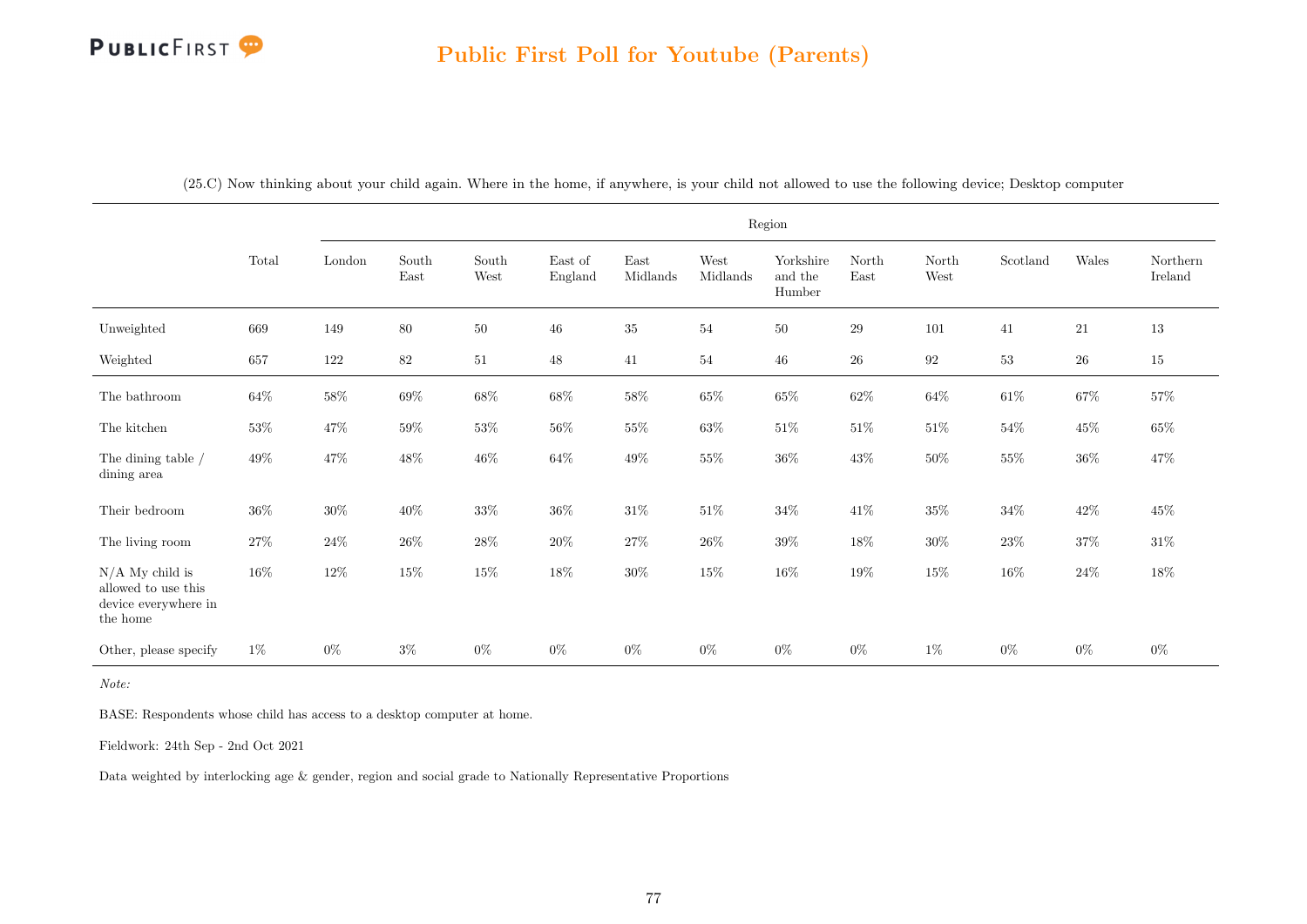## Public First Poll for Youtube (Parents)

(25.C) Now thinking about your child again. Where in the home, if anywhere, is your child not allowed to use the following device; Desktop computer

| | Total | Region | | | | | | | | | | | |
|---|---|---|---|---|---|---|---|---|---|---|---|---|---|
| | | London | South East | South West | East of England | East Midlands | West Midlands | Yorkshire and the Humber | North East | North West | Scotland | Wales | Northern Ireland |
| Unweighted | 669 | 149 | 80 | 50 | 46 | 35 | 54 | 50 | 29 | 101 | 41 | 21 | 13 |
| Weighted | 657 | 122 | 82 | 51 | 48 | 41 | 54 | 46 | 26 | 92 | 53 | 26 | 15 |
| The bathroom | 64% | 58% | 69% | 68% | 68% | 58% | 65% | 65% | 62% | 64% | 61% | 67% | 57% |
| The kitchen | 53% | 47% | 59% | 53% | 56% | 55% | 63% | 51% | 51% | 51% | 54% | 45% | 65% |
| The dining table / dining area | 49% | 47% | 48% | 46% | 64% | 49% | 55% | 36% | 43% | 50% | 55% | 36% | 47% |
| Their bedroom | 36% | 30% | 40% | 33% | 36% | 31% | 51% | 34% | 41% | 35% | 34% | 42% | 45% |
| The living room | 27% | 24% | 26% | 28% | 20% | 27% | 26% | 39% | 18% | 30% | 23% | 37% | 31% |
| N/A My child is allowed to use this device everywhere in the home | 16% | 12% | 15% | 15% | 18% | 30% | 15% | 16% | 19% | 15% | 16% | 24% | 18% |
| Other, please specify | 1% | 0% | 3% | 0% | 0% | 0% | 0% | 0% | 0% | 1% | 0% | 0% | 0% |

*Note:*

BASE: Respondents whose child has access to a desktop computer at home.

Fieldwork: 24th Sep - 2nd Oct 2021

Data weighted by interlocking age & gender, region and social grade to Nationally Representative Proportions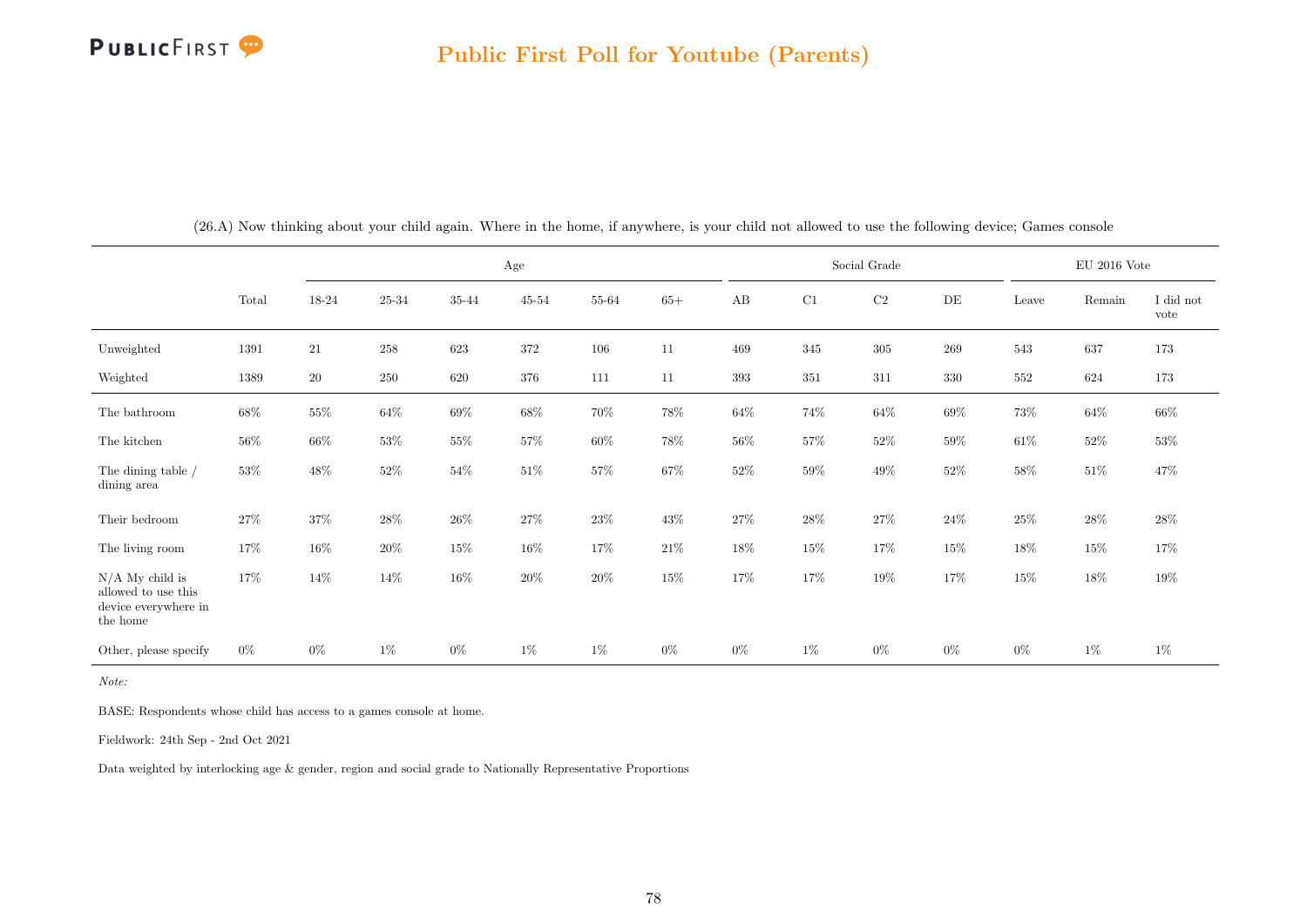(26.A) Now thinking about your child again. Where in the home, if anywhere, is your child not allowed to use the following device; Games console

| | Total | Age | | | | | | Social Grade | | | | EU 2016 Vote | | |
|---|---|---|---|---|---|---|---|---|---|---|---|---|---|---|
| | | 18-24 | 25-34 | 35-44 | 45-54 | 55-64 | 65+ | AB | C1 | C2 | DE | Leave | Remain | I did not vote |
| Unweighted | 1391 | 21 | 258 | 623 | 372 | 106 | 11 | 469 | 345 | 305 | 269 | 543 | 637 | 173 |
| Weighted | 1389 | 20 | 250 | 620 | 376 | 111 | 11 | 393 | 351 | 311 | 330 | 552 | 624 | 173 |
| The bathroom | 68% | 55% | 64% | 69% | 68% | 70% | 78% | 64% | 74% | 64% | 69% | 73% | 64% | 66% |
| The kitchen | 56% | 66% | 53% | 55% | 57% | 60% | 78% | 56% | 57% | 52% | 59% | 61% | 52% | 53% |
| The dining table / dining area | 53% | 48% | 52% | 54% | 51% | 57% | 67% | 52% | 59% | 49% | 52% | 58% | 51% | 47% |
| Their bedroom | 27% | 37% | 28% | 26% | 27% | 23% | 43% | 27% | 28% | 27% | 24% | 25% | 28% | 28% |
| The living room | 17% | 16% | 20% | 15% | 16% | 17% | 21% | 18% | 15% | 17% | 15% | 18% | 15% | 17% |
| N/A My child is allowed to use this device everywhere in the home | 17% | 14% | 14% | 16% | 20% | 20% | 15% | 17% | 17% | 19% | 17% | 15% | 18% | 19% |
| Other, please specify | 0% | 0% | 1% | 0% | 1% | 1% | 0% | 0% | 1% | 0% | 0% | 0% | 1% | 1% |

*Note:*

BASE: Respondents whose child has access to a games console at home.

Fieldwork: 24th Sep - 2nd Oct 2021

Data weighted by interlocking age & gender, region and social grade to Nationally Representative Proportions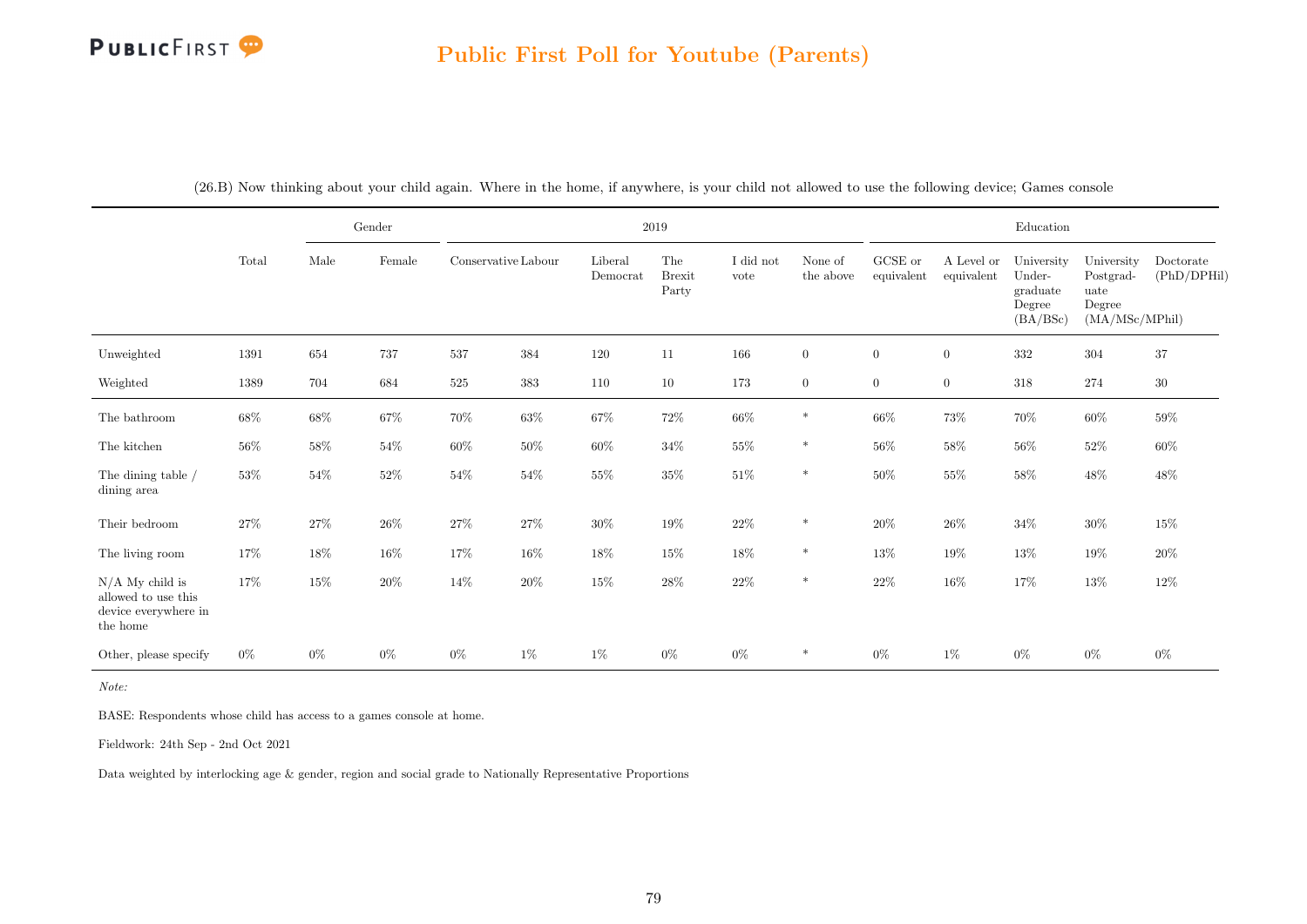## Public First Poll for Youtube (Parents)

(26.B) Now thinking about your child again. Where in the home, if anywhere, is your child not allowed to use the following device; Games console

| | Total | Gender | | 2019 | | | | | | Education | | | | |
|---|---|---|---|---|---|---|---|---|---|---|---|---|---|---|
| | | Male | Female | Conservative | Labour | Liberal Democrat | The Brexit Party | I did not vote | None of the above | GCSE or equivalent | A Level or equivalent | University Undergraduate Degree (BA/BSc) | University Postgraduate Degree (MA/MSc/MPhil) | Doctorate (PhD/DPHil) |
| Unweighted | 1391 | 654 | 737 | 537 | 384 | 120 | 11 | 166 | 0 | 0 | 0 | 332 | 304 | 37 |
| Weighted | 1389 | 704 | 684 | 525 | 383 | 110 | 10 | 173 | 0 | 0 | 0 | 318 | 274 | 30 |
| The bathroom | 68% | 68% | 67% | 70% | 63% | 67% | 72% | 66% | * | 66% | 73% | 70% | 60% | 59% |
| The kitchen | 56% | 58% | 54% | 60% | 50% | 60% | 34% | 55% | * | 56% | 58% | 56% | 52% | 60% |
| The dining table / dining area | 53% | 54% | 52% | 54% | 54% | 55% | 35% | 51% | * | 50% | 55% | 58% | 48% | 48% |
| Their bedroom | 27% | 27% | 26% | 27% | 27% | 30% | 19% | 22% | * | 20% | 26% | 34% | 30% | 15% |
| The living room | 17% | 18% | 16% | 17% | 16% | 18% | 15% | 18% | * | 13% | 19% | 13% | 19% | 20% |
| N/A My child is allowed to use this device everywhere in the home | 17% | 15% | 20% | 14% | 20% | 15% | 28% | 22% | * | 22% | 16% | 17% | 13% | 12% |
| Other, please specify | 0% | 0% | 0% | 0% | 1% | 1% | 0% | 0% | * | 0% | 1% | 0% | 0% | 0% |

*Note:*

BASE: Respondents whose child has access to a games console at home.

Fieldwork: 24th Sep - 2nd Oct 2021

Data weighted by interlocking age & gender, region and social grade to Nationally Representative Proportions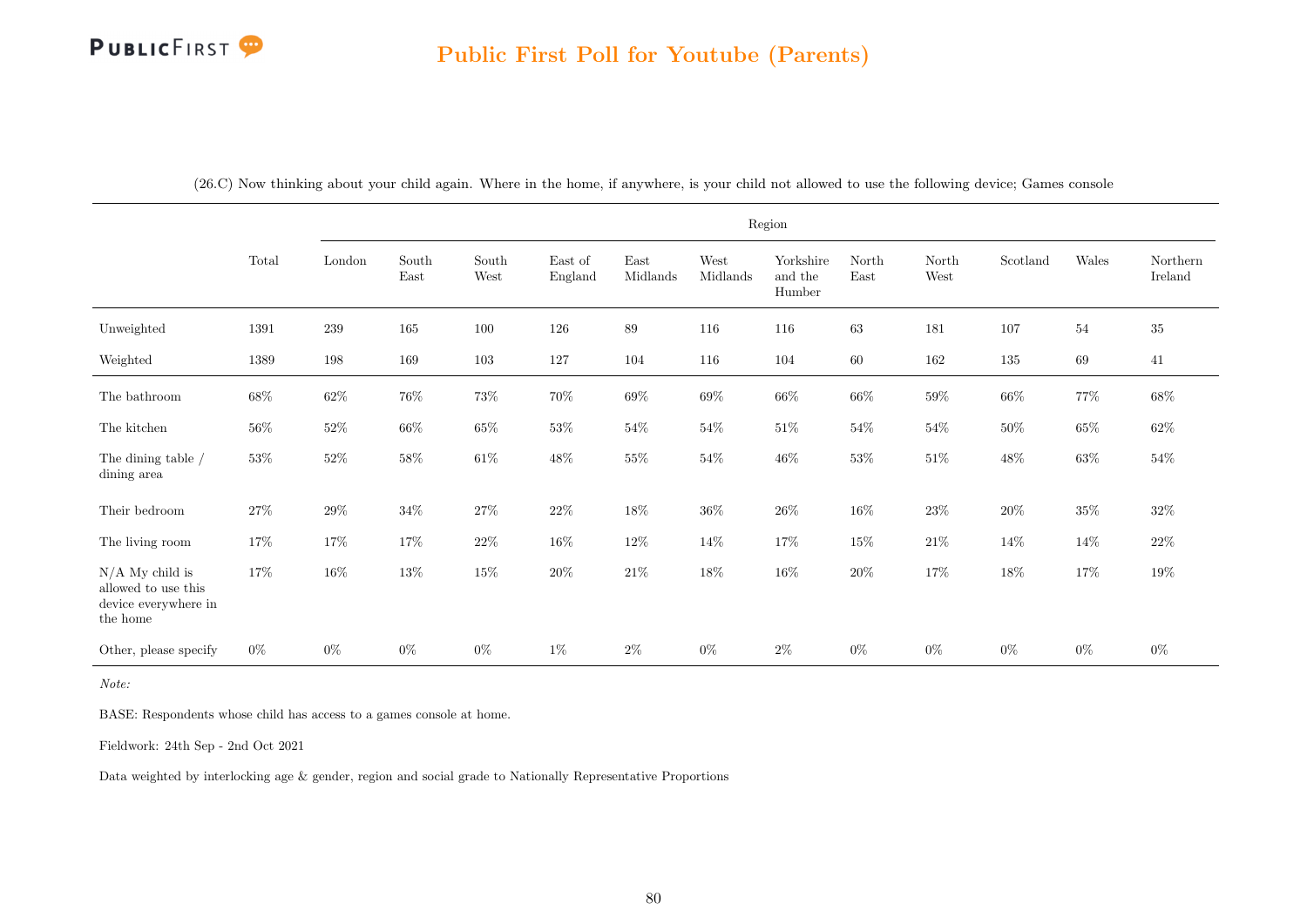## Public First Poll for Youtube (Parents)

(26.C) Now thinking about your child again. Where in the home, if anywhere, is your child not allowed to use the following device; Games console

| | Total | Region | | | | | | | | | | | |
|---|---|---|---|---|---|---|---|---|---|---|---|---|---|
| | | London | South East | South West | East of England | East Midlands | West Midlands | Yorkshire and the Humber | North East | North West | Scotland | Wales | Northern Ireland |
| Unweighted | 1391 | 239 | 165 | 100 | 126 | 89 | 116 | 116 | 63 | 181 | 107 | 54 | 35 |
| Weighted | 1389 | 198 | 169 | 103 | 127 | 104 | 116 | 104 | 60 | 162 | 135 | 69 | 41 |
| The bathroom | 68% | 62% | 76% | 73% | 70% | 69% | 69% | 66% | 66% | 59% | 66% | 77% | 68% |
| The kitchen | 56% | 52% | 66% | 65% | 53% | 54% | 54% | 51% | 54% | 54% | 50% | 65% | 62% |
| The dining table / dining area | 53% | 52% | 58% | 61% | 48% | 55% | 54% | 46% | 53% | 51% | 48% | 63% | 54% |
| Their bedroom | 27% | 29% | 34% | 27% | 22% | 18% | 36% | 26% | 16% | 23% | 20% | 35% | 32% |
| The living room | 17% | 17% | 17% | 22% | 16% | 12% | 14% | 17% | 15% | 21% | 14% | 14% | 22% |
| N/A My child is allowed to use this device everywhere in the home | 17% | 16% | 13% | 15% | 20% | 21% | 18% | 16% | 20% | 17% | 18% | 17% | 19% |
| Other, please specify | 0% | 0% | 0% | 0% | 1% | 2% | 0% | 2% | 0% | 0% | 0% | 0% | 0% |

*Note:*

BASE: Respondents whose child has access to a games console at home.

Fieldwork: 24th Sep - 2nd Oct 2021

Data weighted by interlocking age & gender, region and social grade to Nationally Representative Proportions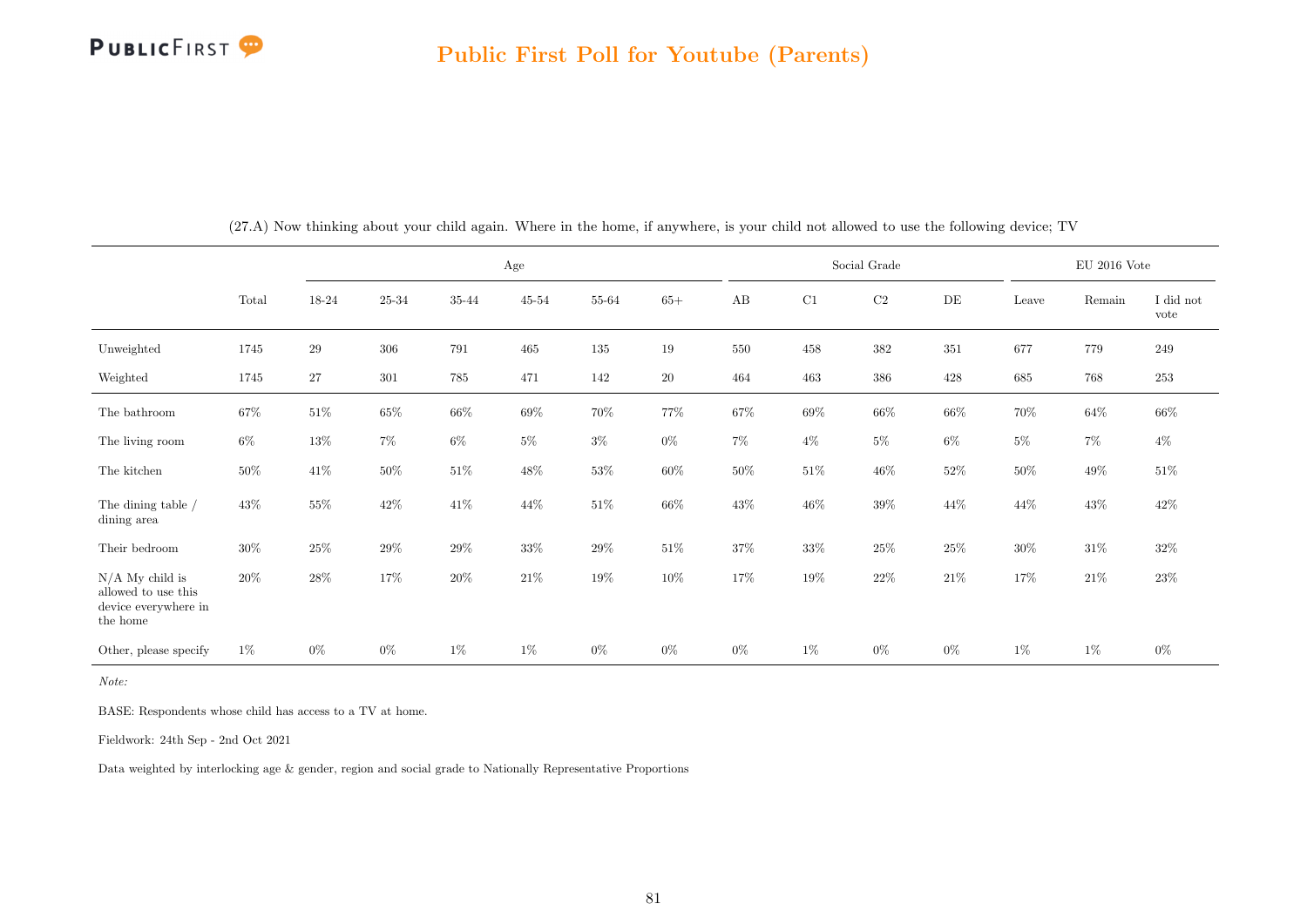# Public First Poll for Youtube (Parents)

(27.A) Now thinking about your child again. Where in the home, if anywhere, is your child not allowed to use the following device; TV

| | Total | Age | | | | | | Social Grade | | | | EU 2016 Vote | | |
|---|---|---|---|---|---|---|---|---|---|---|---|---|---|---|
| | | 18-24 | 25-34 | 35-44 | 45-54 | 55-64 | 65+ | AB | C1 | C2 | DE | Leave | Remain | I did not vote |
| Unweighted | 1745 | 29 | 306 | 791 | 465 | 135 | 19 | 550 | 458 | 382 | 351 | 677 | 779 | 249 |
| Weighted | 1745 | 27 | 301 | 785 | 471 | 142 | 20 | 464 | 463 | 386 | 428 | 685 | 768 | 253 |
| The bathroom | 67% | 51% | 65% | 66% | 69% | 70% | 77% | 67% | 69% | 66% | 66% | 70% | 64% | 66% |
| The living room | 6% | 13% | 7% | 6% | 5% | 3% | 0% | 7% | 4% | 5% | 6% | 5% | 7% | 4% |
| The kitchen | 50% | 41% | 50% | 51% | 48% | 53% | 60% | 50% | 51% | 46% | 52% | 50% | 49% | 51% |
| The dining table / dining area | 43% | 55% | 42% | 41% | 44% | 51% | 66% | 43% | 46% | 39% | 44% | 44% | 43% | 42% |
| Their bedroom | 30% | 25% | 29% | 29% | 33% | 29% | 51% | 37% | 33% | 25% | 25% | 30% | 31% | 32% |
| N/A My child is allowed to use this device everywhere in the home | 20% | 28% | 17% | 20% | 21% | 19% | 10% | 17% | 19% | 22% | 21% | 17% | 21% | 23% |
| Other, please specify | 1% | 0% | 0% | 1% | 1% | 0% | 0% | 0% | 1% | 0% | 0% | 1% | 1% | 0% |

*Note:*

BASE: Respondents whose child has access to a TV at home.

Fieldwork: 24th Sep - 2nd Oct 2021

Data weighted by interlocking age & gender, region and social grade to Nationally Representative Proportions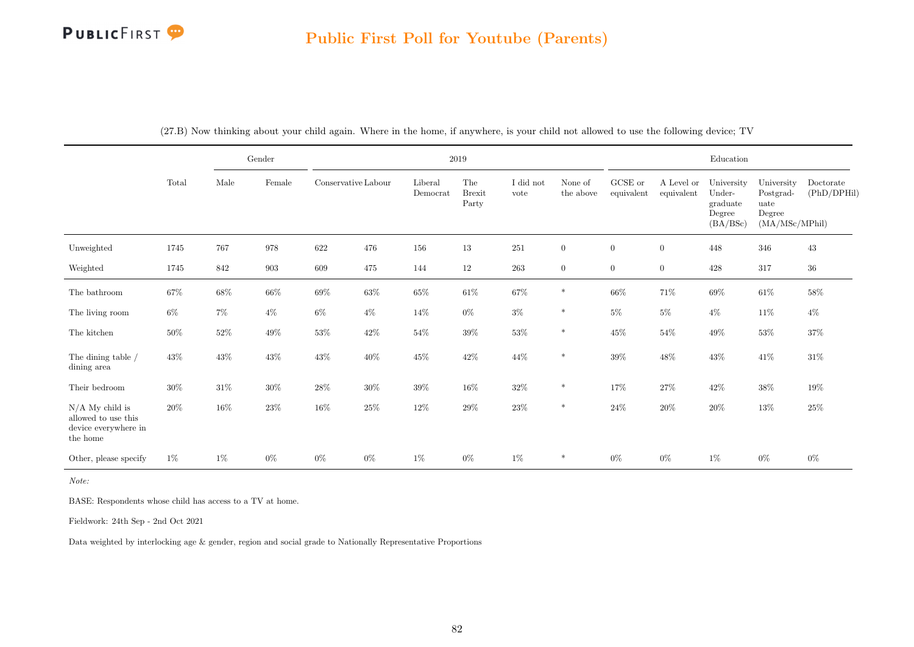## Public First Poll for Youtube (Parents)

(27.B) Now thinking about your child again. Where in the home, if anywhere, is your child not allowed to use the following device; TV

| | Total | Gender | | 2019 | | | | | | Education | | | | |
|---|---|---|---|---|---|---|---|---|---|---|---|---|---|---|
| | | Male | Female | Conservative | Labour | Liberal Democrat | The Brexit Party | I did not vote | None of the above | GCSE or equivalent | A Level or equivalent | University Under-graduate Degree (BA/BSc) | University Postgrad-uate Degree (MA/MSc/MPhil) | Doctorate (PhD/DPHil) |
| Unweighted | 1745 | 767 | 978 | 622 | 476 | 156 | 13 | 251 | 0 | 0 | 0 | 448 | 346 | 43 |
| Weighted | 1745 | 842 | 903 | 609 | 475 | 144 | 12 | 263 | 0 | 0 | 0 | 428 | 317 | 36 |
| The bathroom | 67% | 68% | 66% | 69% | 63% | 65% | 61% | 67% | * | 66% | 71% | 69% | 61% | 58% |
| The living room | 6% | 7% | 4% | 6% | 4% | 14% | 0% | 3% | * | 5% | 5% | 4% | 11% | 4% |
| The kitchen | 50% | 52% | 49% | 53% | 42% | 54% | 39% | 53% | * | 45% | 54% | 49% | 53% | 37% |
| The dining table / dining area | 43% | 43% | 43% | 43% | 40% | 45% | 42% | 44% | * | 39% | 48% | 43% | 41% | 31% |
| Their bedroom | 30% | 31% | 30% | 28% | 30% | 39% | 16% | 32% | * | 17% | 27% | 42% | 38% | 19% |
| N/A My child is allowed to use this device everywhere in the home | 20% | 16% | 23% | 16% | 25% | 12% | 29% | 23% | * | 24% | 20% | 20% | 13% | 25% |
| Other, please specify | 1% | 1% | 0% | 0% | 0% | 1% | 0% | 1% | * | 0% | 0% | 1% | 0% | 0% |

*Note:*

BASE: Respondents whose child has access to a TV at home.

Fieldwork: 24th Sep - 2nd Oct 2021

Data weighted by interlocking age & gender, region and social grade to Nationally Representative Proportions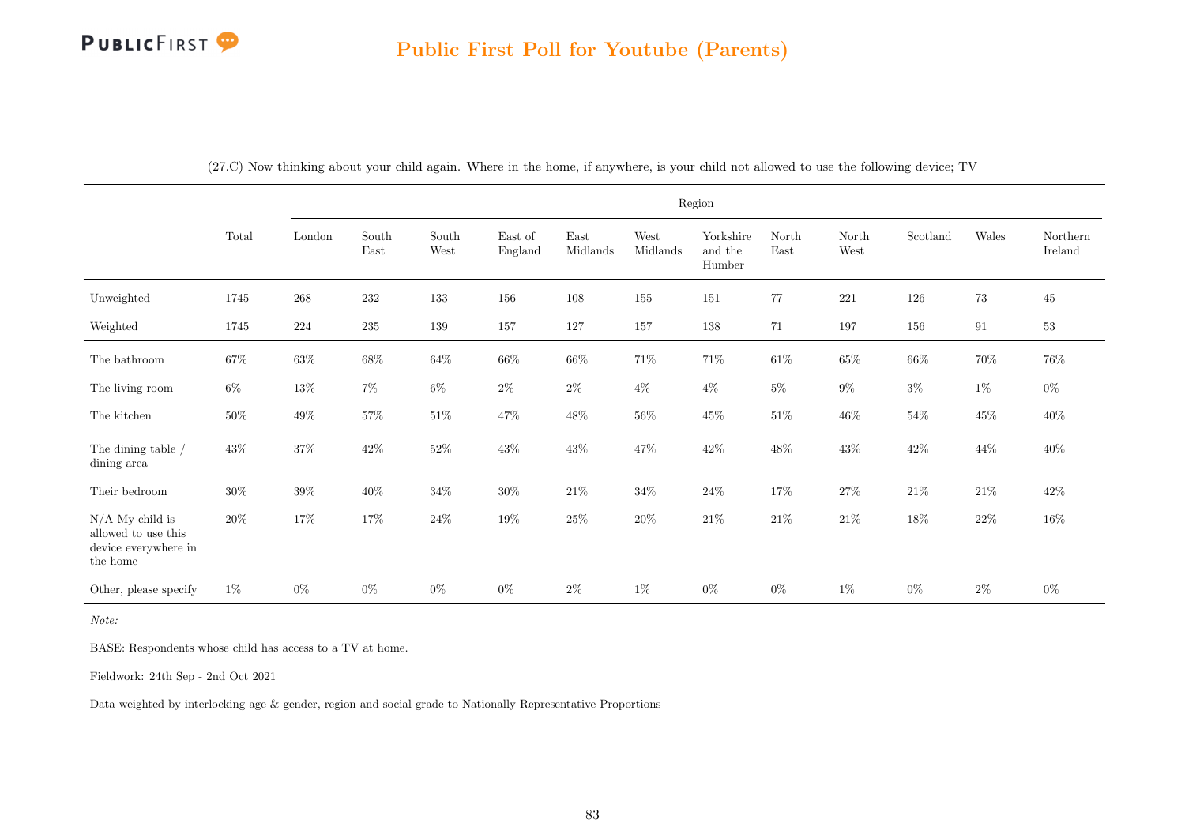## Public First Poll for Youtube (Parents)

(27.C) Now thinking about your child again. Where in the home, if anywhere, is your child not allowed to use the following device; TV

| | Total | Region | | | | | | | | | | | |
|---|---|---|---|---|---|---|---|---|---|---|---|---|---|
| | | London | South East | South West | East of England | East Midlands | West Midlands | Yorkshire and the Humber | North East | North West | Scotland | Wales | Northern Ireland |
| Unweighted | 1745 | 268 | 232 | 133 | 156 | 108 | 155 | 151 | 77 | 221 | 126 | 73 | 45 |
| Weighted | 1745 | 224 | 235 | 139 | 157 | 127 | 157 | 138 | 71 | 197 | 156 | 91 | 53 |
| The bathroom | 67% | 63% | 68% | 64% | 66% | 66% | 71% | 71% | 61% | 65% | 66% | 70% | 76% |
| The living room | 6% | 13% | 7% | 6% | 2% | 2% | 4% | 4% | 5% | 9% | 3% | 1% | 0% |
| The kitchen | 50% | 49% | 57% | 51% | 47% | 48% | 56% | 45% | 51% | 46% | 54% | 45% | 40% |
| The dining table / dining area | 43% | 37% | 42% | 52% | 43% | 43% | 47% | 42% | 48% | 43% | 42% | 44% | 40% |
| Their bedroom | 30% | 39% | 40% | 34% | 30% | 21% | 34% | 24% | 17% | 27% | 21% | 21% | 42% |
| N/A My child is allowed to use this device everywhere in the home | 20% | 17% | 17% | 24% | 19% | 25% | 20% | 21% | 21% | 21% | 18% | 22% | 16% |
| Other, please specify | 1% | 0% | 0% | 0% | 0% | 2% | 1% | 0% | 0% | 1% | 0% | 2% | 0% |

*Note:*

BASE: Respondents whose child has access to a TV at home.

Fieldwork: 24th Sep - 2nd Oct 2021

Data weighted by interlocking age & gender, region and social grade to Nationally Representative Proportions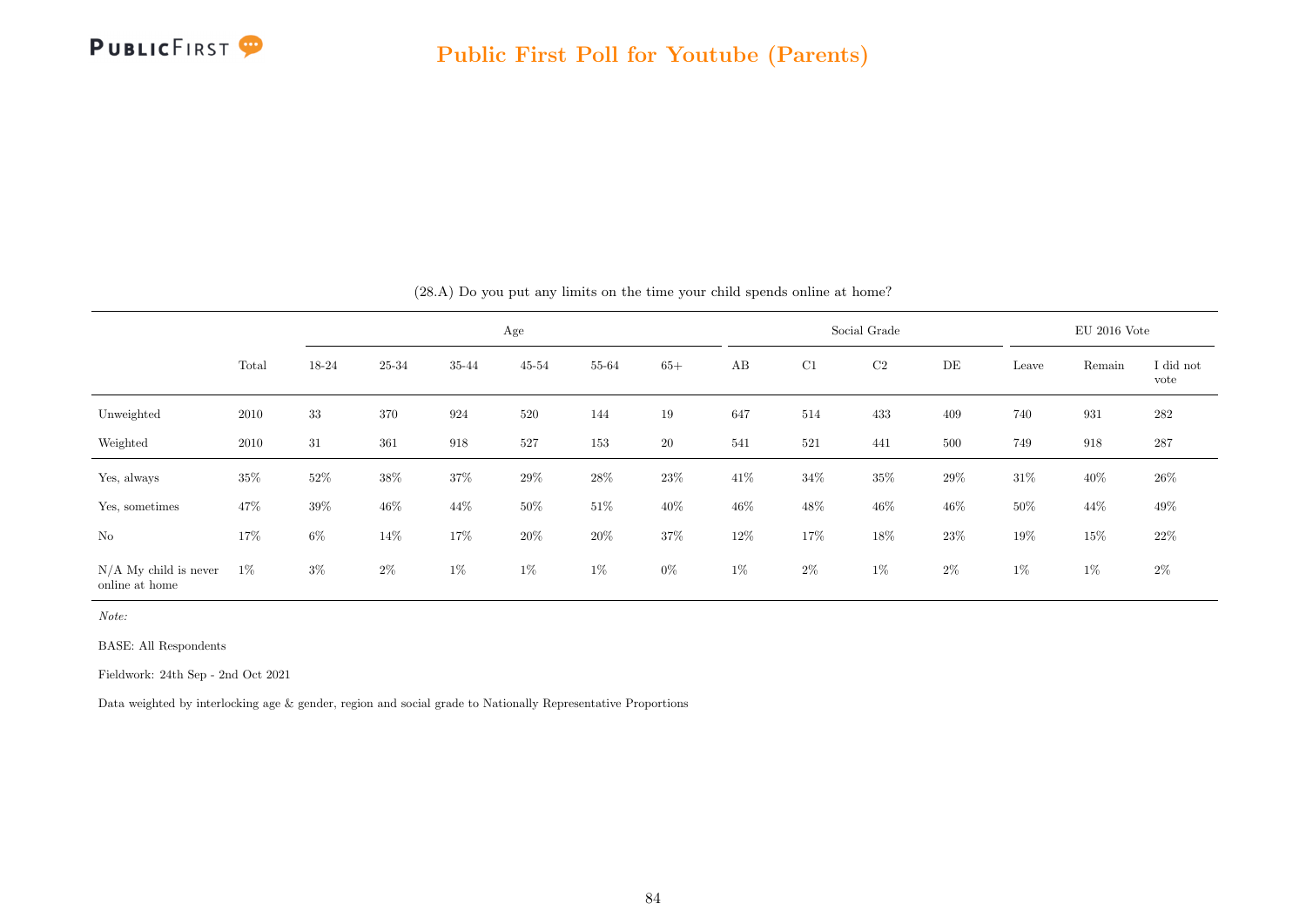(28.A) Do you put any limits on the time your child spends online at home?

| | Total | Age | | | | | | Social Grade | | | | EU 2016 Vote | | |
|---|---|---|---|---|---|---|---|---|---|---|---|---|---|---|
| | | 18-24 | 25-34 | 35-44 | 45-54 | 55-64 | 65+ | AB | C1 | C2 | DE | Leave | Remain | I did not vote |
| Unweighted | 2010 | 33 | 370 | 924 | 520 | 144 | 19 | 647 | 514 | 433 | 409 | 740 | 931 | 282 |
| Weighted | 2010 | 31 | 361 | 918 | 527 | 153 | 20 | 541 | 521 | 441 | 500 | 749 | 918 | 287 |
| Yes, always | 35% | 52% | 38% | 37% | 29% | 28% | 23% | 41% | 34% | 35% | 29% | 31% | 40% | 26% |
| Yes, sometimes | 47% | 39% | 46% | 44% | 50% | 51% | 40% | 46% | 48% | 46% | 46% | 50% | 44% | 49% |
| No | 17% | 6% | 14% | 17% | 20% | 20% | 37% | 12% | 17% | 18% | 23% | 19% | 15% | 22% |
| N/A My child is never online at home | 1% | 3% | 2% | 1% | 1% | 1% | 0% | 1% | 2% | 1% | 2% | 1% | 1% | 2% |

*Note:*

BASE: All Respondents

Fieldwork: 24th Sep - 2nd Oct 2021

Data weighted by interlocking age & gender, region and social grade to Nationally Representative Proportions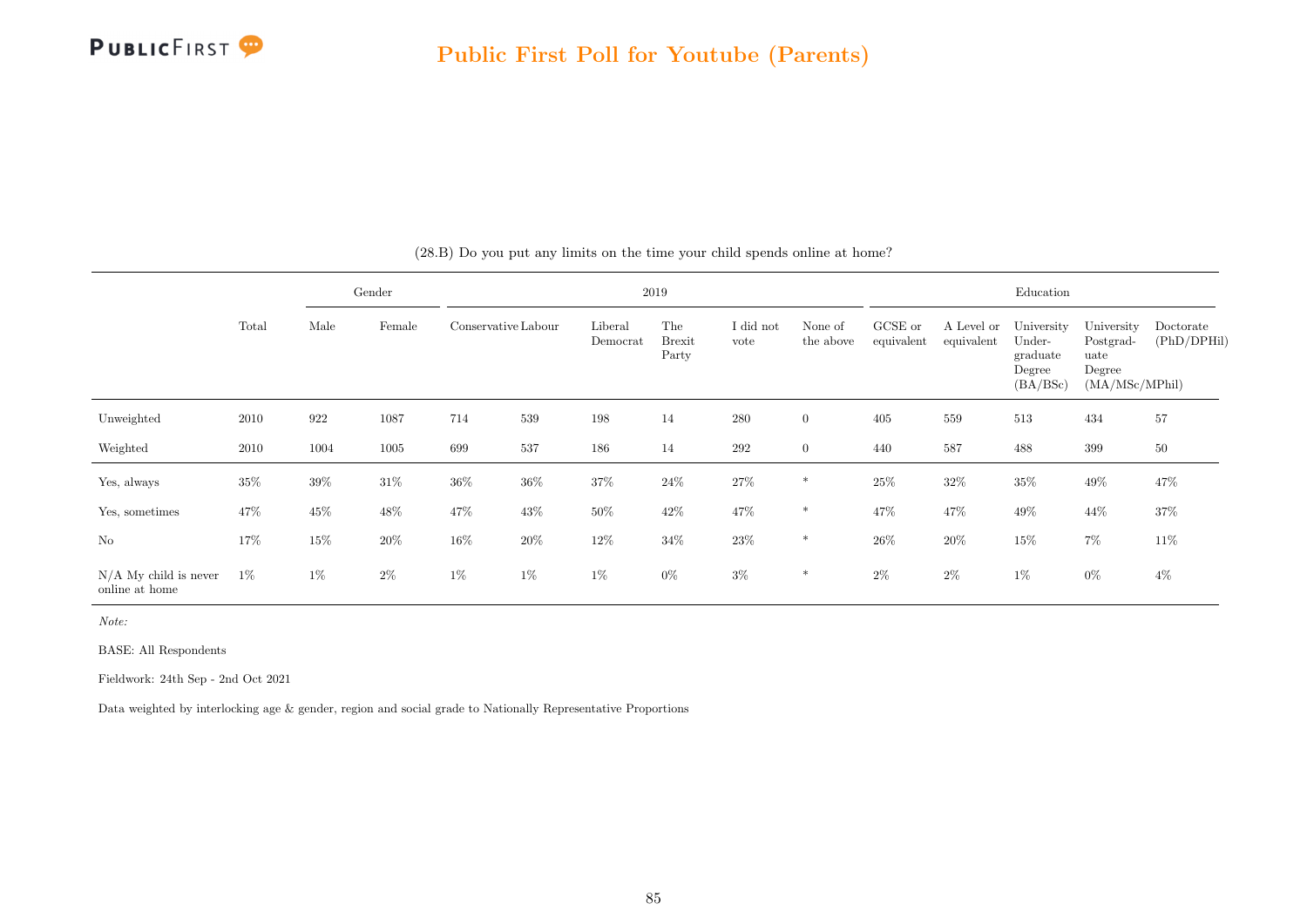(28.B) Do you put any limits on the time your child spends online at home?

| | Total | Gender | | 2019 | | | | | | Education | | | | |
|---|---|---|---|---|---|---|---|---|---|---|---|---|---|---|
| | | Male | Female | Conservative | Labour | Liberal Democrat | The Brexit Party | I did not vote | None of the above | GCSE or equivalent | A Level or equivalent | University Undergraduate Degree (BA/BSc) | University Postgraduate Degree (MA/MSc/MPhil) | Doctorate (PhD/DPHil) |
| Unweighted | 2010 | 922 | 1087 | 714 | 539 | 198 | 14 | 280 | 0 | 405 | 559 | 513 | 434 | 57 |
| Weighted | 2010 | 1004 | 1005 | 699 | 537 | 186 | 14 | 292 | 0 | 440 | 587 | 488 | 399 | 50 |
| Yes, always | 35% | 39% | 31% | 36% | 36% | 37% | 24% | 27% | * | 25% | 32% | 35% | 49% | 47% |
| Yes, sometimes | 47% | 45% | 48% | 47% | 43% | 50% | 42% | 47% | * | 47% | 47% | 49% | 44% | 37% |
| No | 17% | 15% | 20% | 16% | 20% | 12% | 34% | 23% | * | 26% | 20% | 15% | 7% | 11% |
| N/A My child is never online at home | 1% | 1% | 2% | 1% | 1% | 1% | 0% | 3% | * | 2% | 2% | 1% | 0% | 4% |

*Note:*

BASE: All Respondents

Fieldwork: 24th Sep - 2nd Oct 2021

Data weighted by interlocking age & gender, region and social grade to Nationally Representative Proportions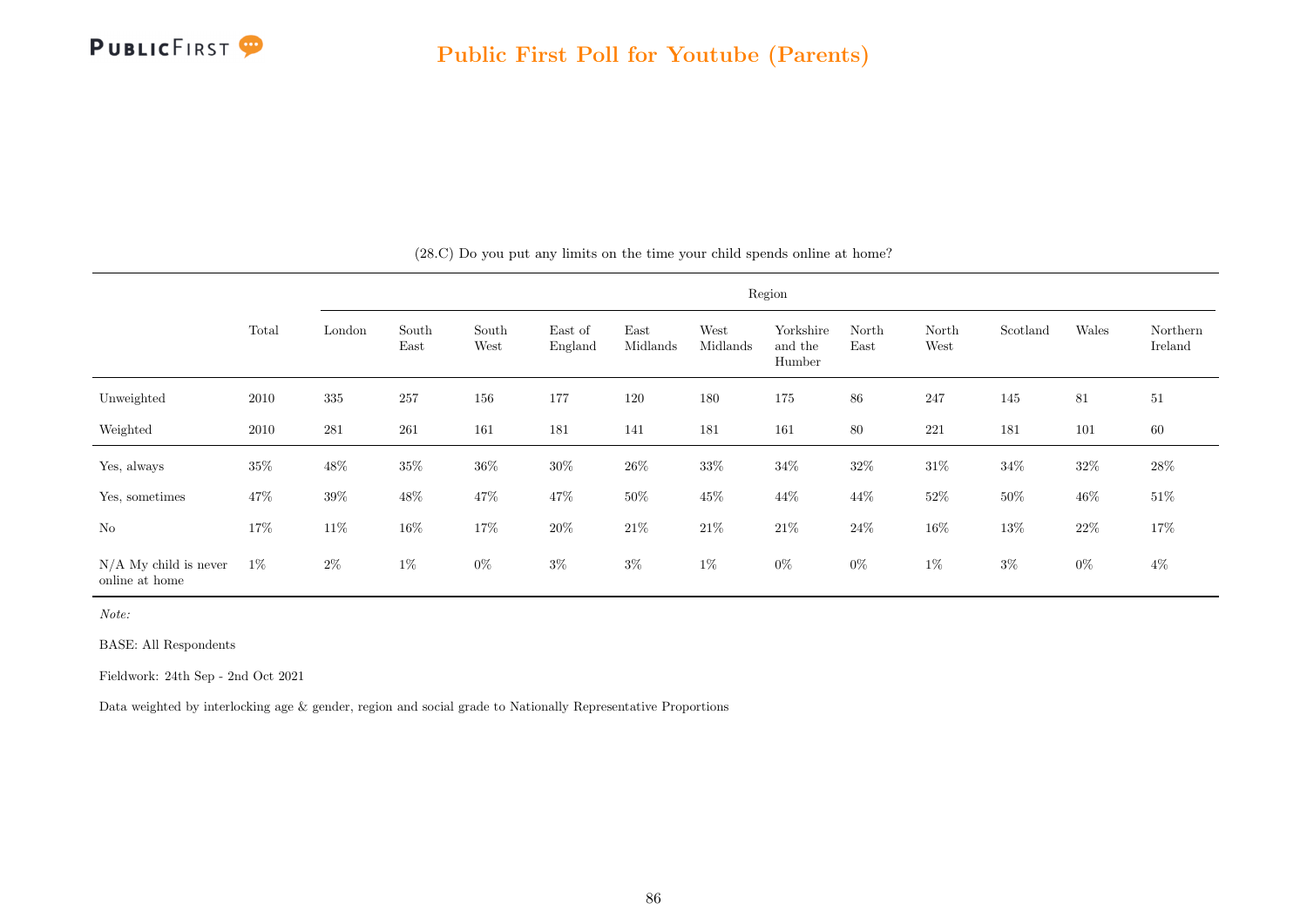## Public First Poll for Youtube (Parents)

(28.C) Do you put any limits on the time your child spends online at home?

| | Total | Region | | | | | | | | | | | |
|---|---|---|---|---|---|---|---|---|---|---|---|---|---|
| | | London | South East | South West | East of England | East Midlands | West Midlands | Yorkshire and the Humber | North East | North West | Scotland | Wales | Northern Ireland |
| Unweighted | 2010 | 335 | 257 | 156 | 177 | 120 | 180 | 175 | 86 | 247 | 145 | 81 | 51 |
| Weighted | 2010 | 281 | 261 | 161 | 181 | 141 | 181 | 161 | 80 | 221 | 181 | 101 | 60 |
| Yes, always | 35% | 48% | 35% | 36% | 30% | 26% | 33% | 34% | 32% | 31% | 34% | 32% | 28% |
| Yes, sometimes | 47% | 39% | 48% | 47% | 47% | 50% | 45% | 44% | 44% | 52% | 50% | 46% | 51% |
| No | 17% | 11% | 16% | 17% | 20% | 21% | 21% | 21% | 24% | 16% | 13% | 22% | 17% |
| N/A My child is never online at home | 1% | 2% | 1% | 0% | 3% | 3% | 1% | 0% | 0% | 1% | 3% | 0% | 4% |

*Note:*

BASE: All Respondents

Fieldwork: 24th Sep - 2nd Oct 2021

Data weighted by interlocking age & gender, region and social grade to Nationally Representative Proportions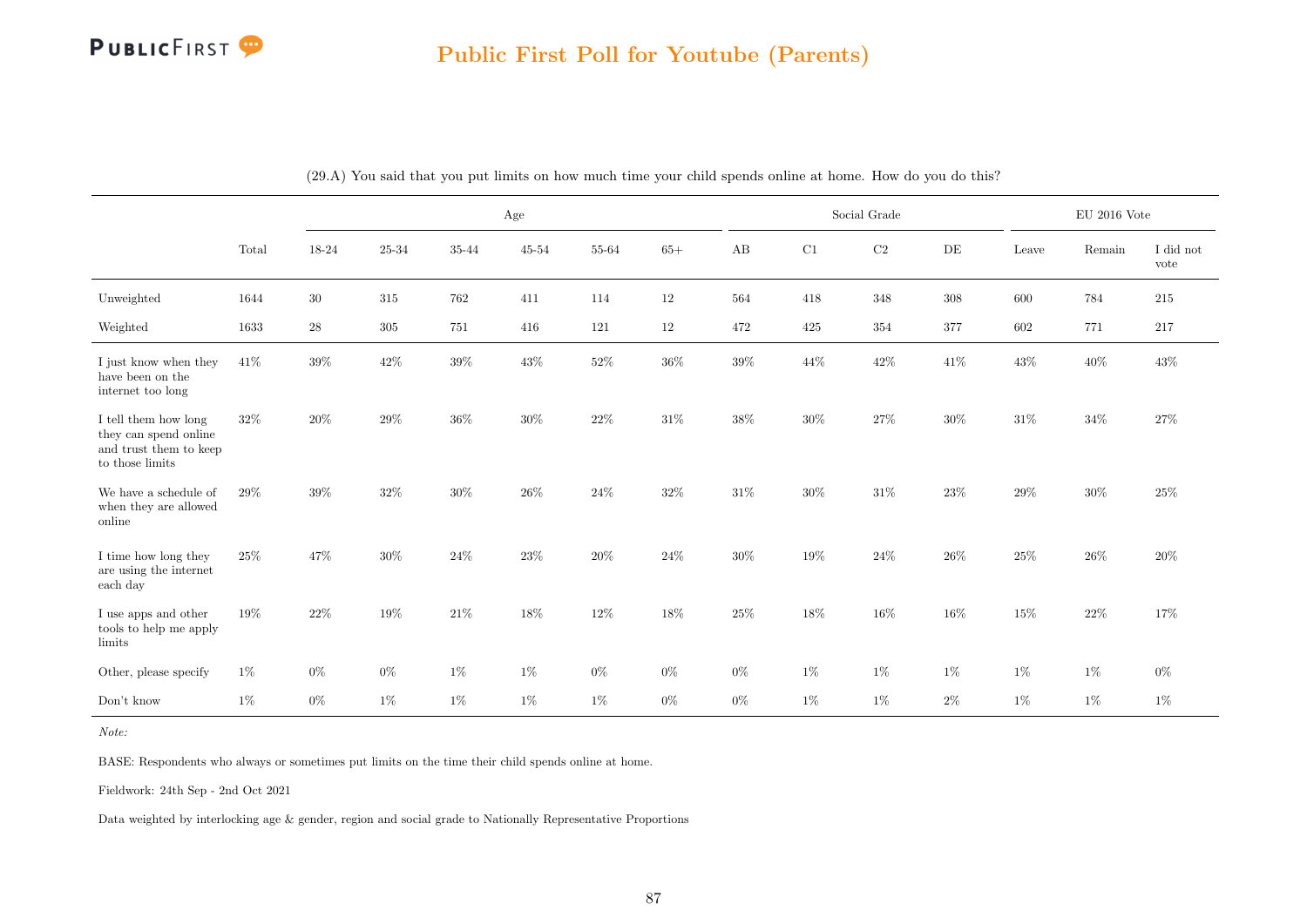## Public First Poll for Youtube (Parents)

(29.A) You said that you put limits on how much time your child spends online at home. How do you do this?

| | Total | Age | | | | | | Social Grade | | | | EU 2016 Vote | | |
|---|---|---|---|---|---|---|---|---|---|---|---|---|---|---|
| | | 18-24 | 25-34 | 35-44 | 45-54 | 55-64 | 65+ | AB | C1 | C2 | DE | Leave | Remain | I did not vote |
| Unweighted | 1644 | 30 | 315 | 762 | 411 | 114 | 12 | 564 | 418 | 348 | 308 | 600 | 784 | 215 |
| Weighted | 1633 | 28 | 305 | 751 | 416 | 121 | 12 | 472 | 425 | 354 | 377 | 602 | 771 | 217 |
| I just know when they have been on the internet too long | 41% | 39% | 42% | 39% | 43% | 52% | 36% | 39% | 44% | 42% | 41% | 43% | 40% | 43% |
| I tell them how long they can spend online and trust them to keep to those limits | 32% | 20% | 29% | 36% | 30% | 22% | 31% | 38% | 30% | 27% | 30% | 31% | 34% | 27% |
| We have a schedule of when they are allowed online | 29% | 39% | 32% | 30% | 26% | 24% | 32% | 31% | 30% | 31% | 23% | 29% | 30% | 25% |
| I time how long they are using the internet each day | 25% | 47% | 30% | 24% | 23% | 20% | 24% | 30% | 19% | 24% | 26% | 25% | 26% | 20% |
| I use apps and other tools to help me apply limits | 19% | 22% | 19% | 21% | 18% | 12% | 18% | 25% | 18% | 16% | 16% | 15% | 22% | 17% |
| Other, please specify | 1% | 0% | 0% | 1% | 1% | 0% | 0% | 0% | 1% | 1% | 1% | 1% | 1% | 0% |
| Don't know | 1% | 0% | 1% | 1% | 1% | 1% | 0% | 0% | 1% | 1% | 2% | 1% | 1% | 1% |

*Note:*

BASE: Respondents who always or sometimes put limits on the time their child spends online at home.

Fieldwork: 24th Sep - 2nd Oct 2021

Data weighted by interlocking age & gender, region and social grade to Nationally Representative Proportions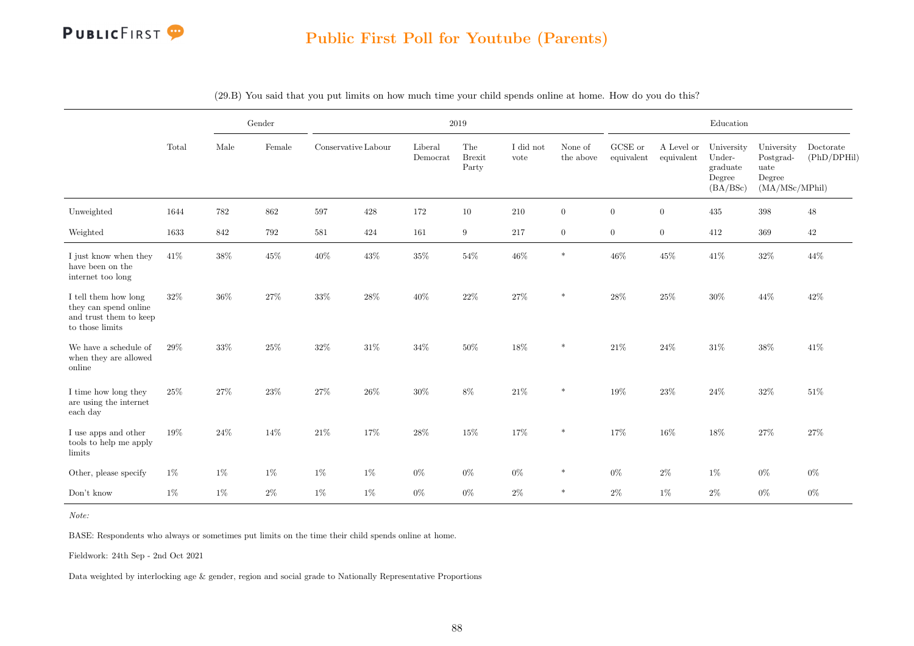## Public First Poll for Youtube (Parents)

(29.B) You said that you put limits on how much time your child spends online at home. How do you do this?

| | Total | Gender | | 2019 | | | | | | Education | | | | |
|---|---|---|---|---|---|---|---|---|---|---|---|---|---|---|
| | | Male | Female | Conservative | Labour | Liberal Democrat | The Brexit Party | I did not vote | None of the above | GCSE or equivalent | A Level or equivalent | University Undergraduate Degree (BA/BSc) | University Postgraduate Degree (MA/MSc/MPhil) | Doctorate (PhD/DPHil) |
| Unweighted | 1644 | 782 | 862 | 597 | 428 | 172 | 10 | 210 | 0 | 0 | 0 | 435 | 398 | 48 |
| Weighted | 1633 | 842 | 792 | 581 | 424 | 161 | 9 | 217 | 0 | 0 | 0 | 412 | 369 | 42 |
| I just know when they have been on the internet too long | 41% | 38% | 45% | 40% | 43% | 35% | 54% | 46% | * | 46% | 45% | 41% | 32% | 44% |
| I tell them how long they can spend online and trust them to keep to those limits | 32% | 36% | 27% | 33% | 28% | 40% | 22% | 27% | * | 28% | 25% | 30% | 44% | 42% |
| We have a schedule of when they are allowed online | 29% | 33% | 25% | 32% | 31% | 34% | 50% | 18% | * | 21% | 24% | 31% | 38% | 41% |
| I time how long they are using the internet each day | 25% | 27% | 23% | 27% | 26% | 30% | 8% | 21% | * | 19% | 23% | 24% | 32% | 51% |
| I use apps and other tools to help me apply limits | 19% | 24% | 14% | 21% | 17% | 28% | 15% | 17% | * | 17% | 16% | 18% | 27% | 27% |
| Other, please specify | 1% | 1% | 1% | 1% | 1% | 0% | 0% | 0% | * | 0% | 2% | 1% | 0% | 0% |
| Don't know | 1% | 1% | 2% | 1% | 1% | 0% | 0% | 2% | * | 2% | 1% | 2% | 0% | 0% |

*Note:*

BASE: Respondents who always or sometimes put limits on the time their child spends online at home.

Fieldwork: 24th Sep - 2nd Oct 2021

Data weighted by interlocking age & gender, region and social grade to Nationally Representative Proportions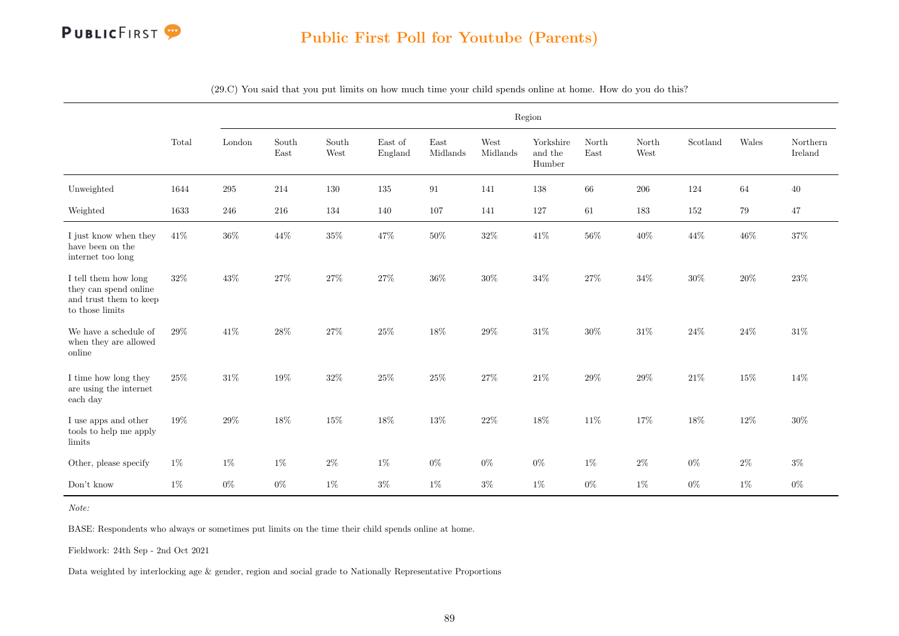## Public First Poll for Youtube (Parents)

(29.C) You said that you put limits on how much time your child spends online at home. How do you do this?

| | Total | Region | | | | | | | | | | | |
|---|---|---|---|---|---|---|---|---|---|---|---|---|---|
| | | London | South East | South West | East of England | East Midlands | West Midlands | Yorkshire and the Humber | North East | North West | Scotland | Wales | Northern Ireland |
| Unweighted | 1644 | 295 | 214 | 130 | 135 | 91 | 141 | 138 | 66 | 206 | 124 | 64 | 40 |
| Weighted | 1633 | 246 | 216 | 134 | 140 | 107 | 141 | 127 | 61 | 183 | 152 | 79 | 47 |
| I just know when they have been on the internet too long | 41% | 36% | 44% | 35% | 47% | 50% | 32% | 41% | 56% | 40% | 44% | 46% | 37% |
| I tell them how long they can spend online and trust them to keep to those limits | 32% | 43% | 27% | 27% | 27% | 36% | 30% | 34% | 27% | 34% | 30% | 20% | 23% |
| We have a schedule of when they are allowed online | 29% | 41% | 28% | 27% | 25% | 18% | 29% | 31% | 30% | 31% | 24% | 24% | 31% |
| I time how long they are using the internet each day | 25% | 31% | 19% | 32% | 25% | 25% | 27% | 21% | 29% | 29% | 21% | 15% | 14% |
| I use apps and other tools to help me apply limits | 19% | 29% | 18% | 15% | 18% | 13% | 22% | 18% | 11% | 17% | 18% | 12% | 30% |
| Other, please specify | 1% | 1% | 1% | 2% | 1% | 0% | 0% | 0% | 1% | 2% | 0% | 2% | 3% |
| Don't know | 1% | 0% | 0% | 1% | 3% | 1% | 3% | 1% | 0% | 1% | 0% | 1% | 0% |

*Note:*

BASE: Respondents who always or sometimes put limits on the time their child spends online at home.

Fieldwork: 24th Sep - 2nd Oct 2021

Data weighted by interlocking age & gender, region and social grade to Nationally Representative Proportions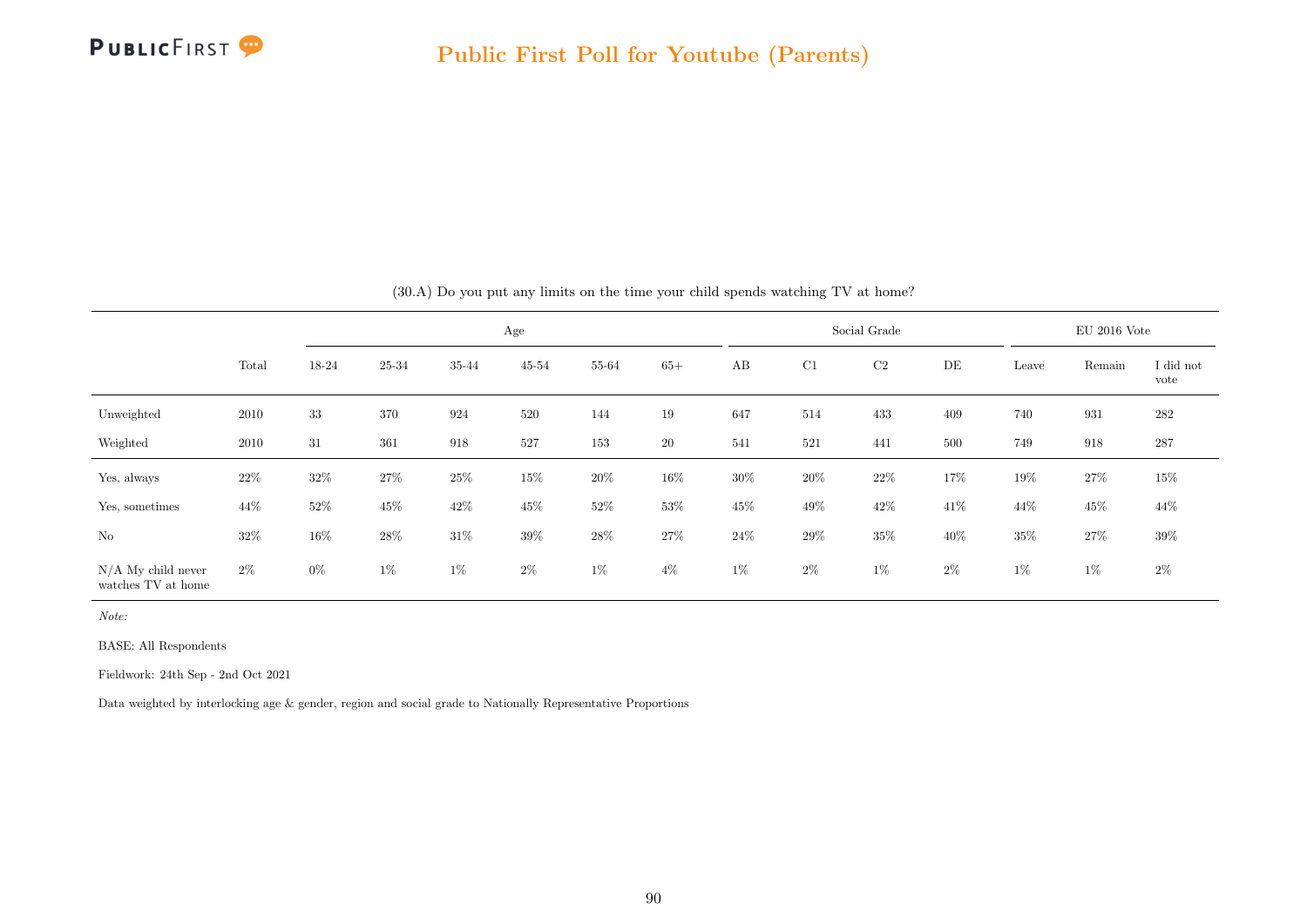(30.A) Do you put any limits on the time your child spends watching TV at home?

| | Total | Age | | | | | | Social Grade | | | | EU 2016 Vote | | |
|---|---|---|---|---|---|---|---|---|---|---|---|---|---|---|
| | | 18-24 | 25-34 | 35-44 | 45-54 | 55-64 | 65+ | AB | C1 | C2 | DE | Leave | Remain | I did not vote |
| Unweighted | 2010 | 33 | 370 | 924 | 520 | 144 | 19 | 647 | 514 | 433 | 409 | 740 | 931 | 282 |
| Weighted | 2010 | 31 | 361 | 918 | 527 | 153 | 20 | 541 | 521 | 441 | 500 | 749 | 918 | 287 |
| Yes, always | 22% | 32% | 27% | 25% | 15% | 20% | 16% | 30% | 20% | 22% | 17% | 19% | 27% | 15% |
| Yes, sometimes | 44% | 52% | 45% | 42% | 45% | 52% | 53% | 45% | 49% | 42% | 41% | 44% | 45% | 44% |
| No | 32% | 16% | 28% | 31% | 39% | 28% | 27% | 24% | 29% | 35% | 40% | 35% | 27% | 39% |
| N/A My child never watches TV at home | 2% | 0% | 1% | 1% | 2% | 1% | 4% | 1% | 2% | 1% | 2% | 1% | 1% | 2% |

*Note:*

BASE: All Respondents

Fieldwork: 24th Sep - 2nd Oct 2021

Data weighted by interlocking age & gender, region and social grade to Nationally Representative Proportions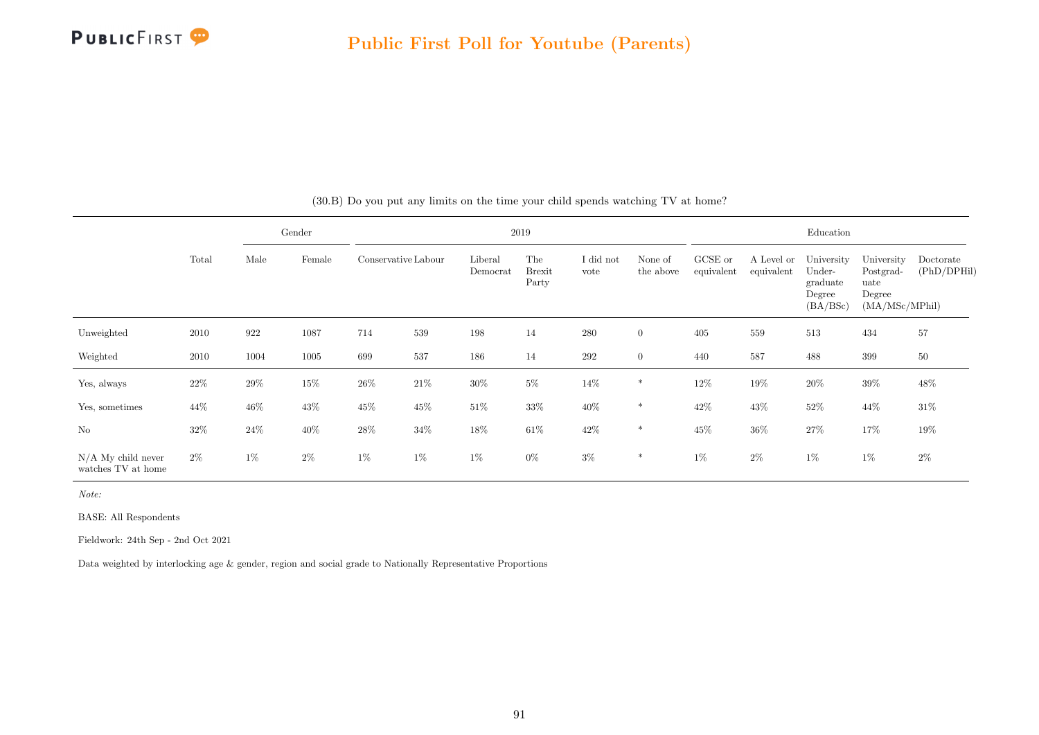## Public First Poll for Youtube (Parents)

(30.B) Do you put any limits on the time your child spends watching TV at home?

| | Total | Gender | | 2019 | | | | | | Education | | | | |
|---|---|---|---|---|---|---|---|---|---|---|---|---|---|---|
| | | Male | Female | Conservative | Labour | Liberal Democrat | The Brexit Party | I did not vote | None of the above | GCSE or equivalent | A Level or equivalent | University Under-graduate Degree (BA/BSc) | University Postgrad-uate Degree (MA/MSc/MPhil) | Doctorate (PhD/DPHil) |
| Unweighted | 2010 | 922 | 1087 | 714 | 539 | 198 | 14 | 280 | 0 | 405 | 559 | 513 | 434 | 57 |
| Weighted | 2010 | 1004 | 1005 | 699 | 537 | 186 | 14 | 292 | 0 | 440 | 587 | 488 | 399 | 50 |
| Yes, always | 22% | 29% | 15% | 26% | 21% | 30% | 5% | 14% | * | 12% | 19% | 20% | 39% | 48% |
| Yes, sometimes | 44% | 46% | 43% | 45% | 45% | 51% | 33% | 40% | * | 42% | 43% | 52% | 44% | 31% |
| No | 32% | 24% | 40% | 28% | 34% | 18% | 61% | 42% | * | 45% | 36% | 27% | 17% | 19% |
| N/A My child never watches TV at home | 2% | 1% | 2% | 1% | 1% | 1% | 0% | 3% | * | 1% | 2% | 1% | 1% | 2% |

*Note:*

BASE: All Respondents

Fieldwork: 24th Sep - 2nd Oct 2021

Data weighted by interlocking age & gender, region and social grade to Nationally Representative Proportions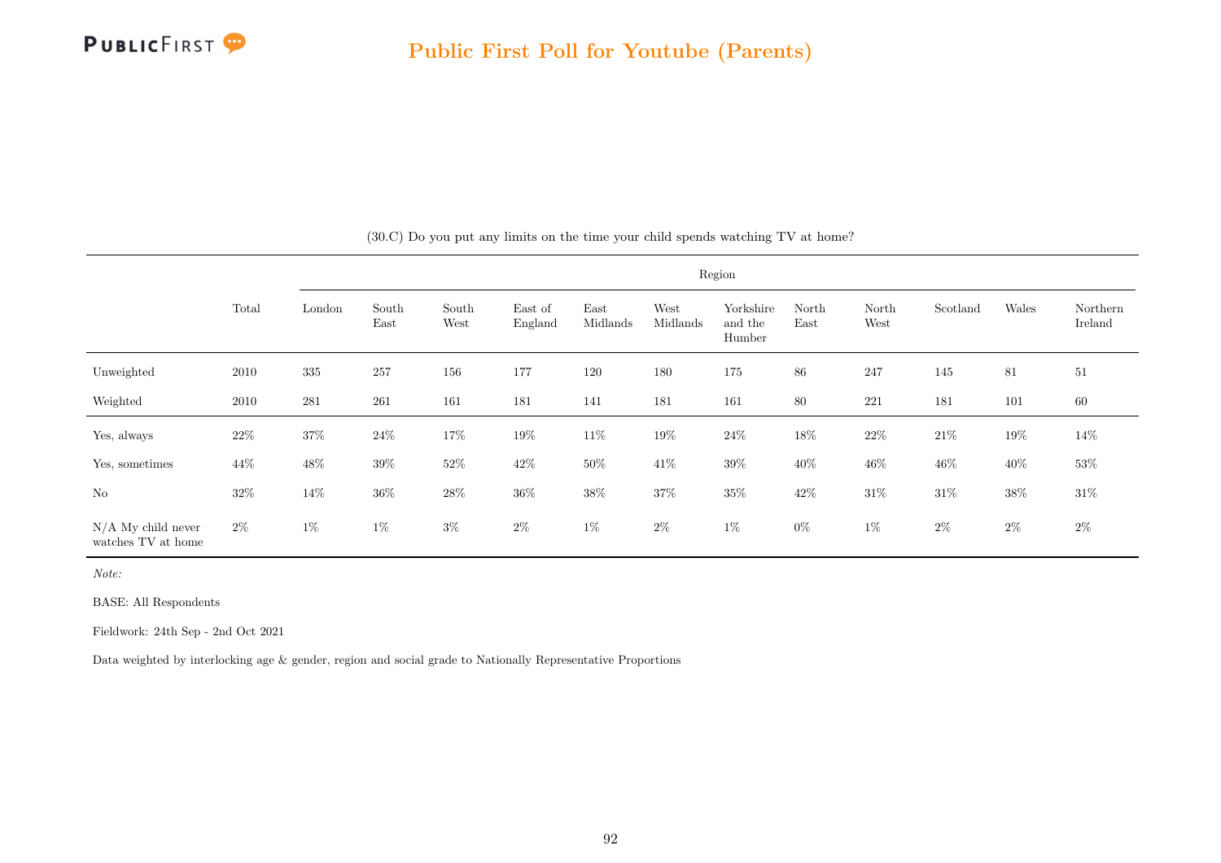(30.C) Do you put any limits on the time your child spends watching TV at home?

| | Total | Region | | | | | | | | | | | |
|---|---|---|---|---|---|---|---|---|---|---|---|---|---|
| | | London | South East | South West | East of England | East Midlands | West Midlands | Yorkshire and the Humber | North East | North West | Scotland | Wales | Northern Ireland |
| Unweighted | 2010 | 335 | 257 | 156 | 177 | 120 | 180 | 175 | 86 | 247 | 145 | 81 | 51 |
| Weighted | 2010 | 281 | 261 | 161 | 181 | 141 | 181 | 161 | 80 | 221 | 181 | 101 | 60 |
| Yes, always | 22% | 37% | 24% | 17% | 19% | 11% | 19% | 24% | 18% | 22% | 21% | 19% | 14% |
| Yes, sometimes | 44% | 48% | 39% | 52% | 42% | 50% | 41% | 39% | 40% | 46% | 46% | 40% | 53% |
| No | 32% | 14% | 36% | 28% | 36% | 38% | 37% | 35% | 42% | 31% | 31% | 38% | 31% |
| N/A My child never watches TV at home | 2% | 1% | 1% | 3% | 2% | 1% | 2% | 1% | 0% | 1% | 2% | 2% | 2% |

*Note:*

BASE: All Respondents

Fieldwork: 24th Sep - 2nd Oct 2021

Data weighted by interlocking age & gender, region and social grade to Nationally Representative Proportions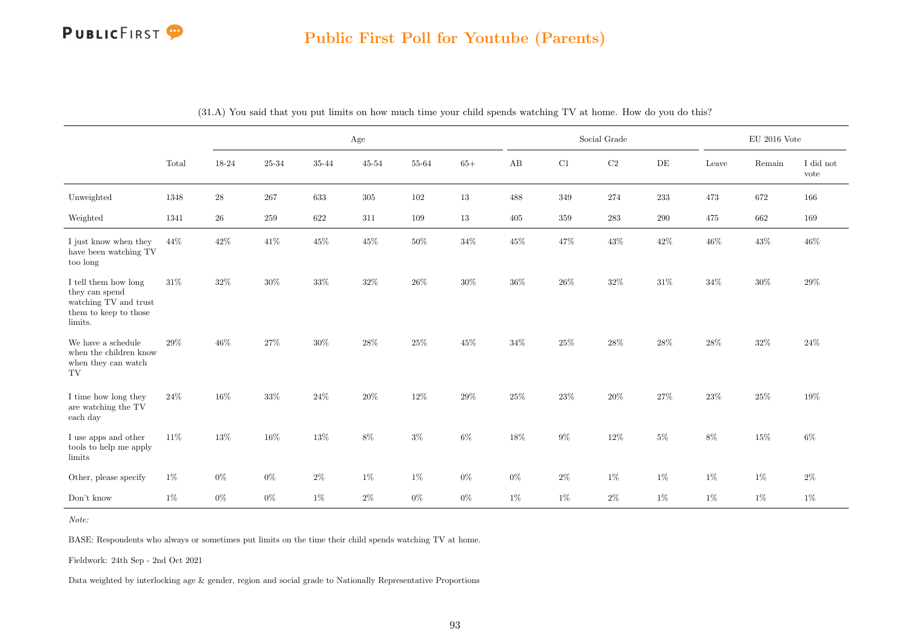# Public First Poll for Youtube (Parents)

(31.A) You said that you put limits on how much time your child spends watching TV at home. How do you do this?

| | Total | Age | | | | | | Social Grade | | | | EU 2016 Vote | | |
|---|---|---|---|---|---|---|---|---|---|---|---|---|---|---|
| | | 18-24 | 25-34 | 35-44 | 45-54 | 55-64 | 65+ | AB | C1 | C2 | DE | Leave | Remain | I did not vote |
| Unweighted | 1348 | 28 | 267 | 633 | 305 | 102 | 13 | 488 | 349 | 274 | 233 | 473 | 672 | 166 |
| Weighted | 1341 | 26 | 259 | 622 | 311 | 109 | 13 | 405 | 359 | 283 | 290 | 475 | 662 | 169 |
| I just know when they have been watching TV too long | 44% | 42% | 41% | 45% | 45% | 50% | 34% | 45% | 47% | 43% | 42% | 46% | 43% | 46% |
| I tell them how long they can spend watching TV and trust them to keep to those limits. | 31% | 32% | 30% | 33% | 32% | 26% | 30% | 36% | 26% | 32% | 31% | 34% | 30% | 29% |
| We have a schedule when the children know when they can watch TV | 29% | 46% | 27% | 30% | 28% | 25% | 45% | 34% | 25% | 28% | 28% | 28% | 32% | 24% |
| I time how long they are watching the TV each day | 24% | 16% | 33% | 24% | 20% | 12% | 29% | 25% | 23% | 20% | 27% | 23% | 25% | 19% |
| I use apps and other tools to help me apply limits | 11% | 13% | 16% | 13% | 8% | 3% | 6% | 18% | 9% | 12% | 5% | 8% | 15% | 6% |
| Other, please specify | 1% | 0% | 0% | 2% | 1% | 1% | 0% | 0% | 2% | 1% | 1% | 1% | 1% | 2% |
| Don't know | 1% | 0% | 0% | 1% | 2% | 0% | 0% | 1% | 1% | 2% | 1% | 1% | 1% | 1% |

*Note:*

BASE: Respondents who always or sometimes put limits on the time their child spends watching TV at home.

Fieldwork: 24th Sep - 2nd Oct 2021

Data weighted by interlocking age & gender, region and social grade to Nationally Representative Proportions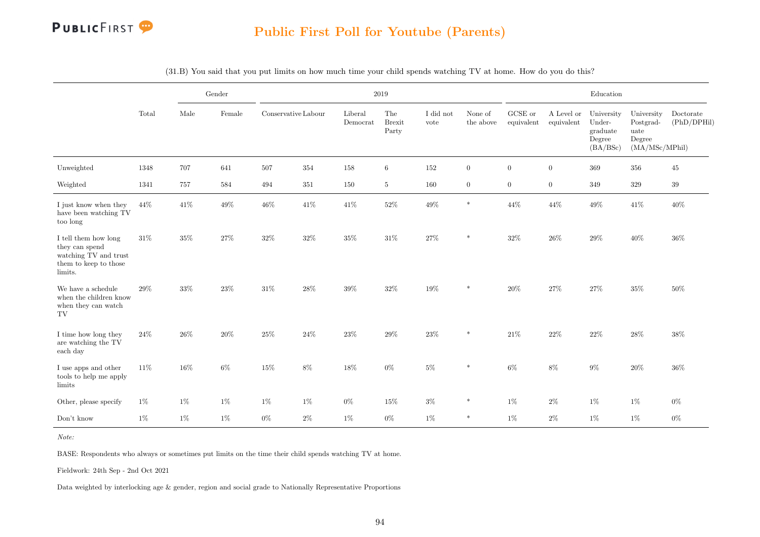# Public First Poll for Youtube (Parents)

(31.B) You said that you put limits on how much time your child spends watching TV at home. How do you do this?

| | Total | Gender | | 2019 | | | | | | Education | | | | |
|---|---|---|---|---|---|---|---|---|---|---|---|---|---|---|
| | | Male | Female | Conservative | Labour | Liberal Democrat | The Brexit Party | I did not vote | None of the above | GCSE or equivalent | A Level or equivalent | University Under-graduate Degree (BA/BSc) | University Postgrad-uate Degree (MA/MSc/MPhil) | Doctorate (PhD/DPHil) |
| Unweighted | 1348 | 707 | 641 | 507 | 354 | 158 | 6 | 152 | 0 | 0 | 0 | 369 | 356 | 45 |
| Weighted | 1341 | 757 | 584 | 494 | 351 | 150 | 5 | 160 | 0 | 0 | 0 | 349 | 329 | 39 |
| I just know when they have been watching TV too long | 44% | 41% | 49% | 46% | 41% | 41% | 52% | 49% | * | 44% | 44% | 49% | 41% | 40% |
| I tell them how long they can spend watching TV and trust them to keep to those limits. | 31% | 35% | 27% | 32% | 32% | 35% | 31% | 27% | * | 32% | 26% | 29% | 40% | 36% |
| We have a schedule when the children know when they can watch TV | 29% | 33% | 23% | 31% | 28% | 39% | 32% | 19% | * | 20% | 27% | 27% | 35% | 50% |
| I time how long they are watching the TV each day | 24% | 26% | 20% | 25% | 24% | 23% | 29% | 23% | * | 21% | 22% | 22% | 28% | 38% |
| I use apps and other tools to help me apply limits | 11% | 16% | 6% | 15% | 8% | 18% | 0% | 5% | * | 6% | 8% | 9% | 20% | 36% |
| Other, please specify | 1% | 1% | 1% | 1% | 1% | 0% | 15% | 3% | * | 1% | 2% | 1% | 1% | 0% |
| Don't know | 1% | 1% | 1% | 0% | 2% | 1% | 0% | 1% | * | 1% | 2% | 1% | 1% | 0% |

*Note:*

BASE: Respondents who always or sometimes put limits on the time their child spends watching TV at home.

Fieldwork: 24th Sep - 2nd Oct 2021

Data weighted by interlocking age & gender, region and social grade to Nationally Representative Proportions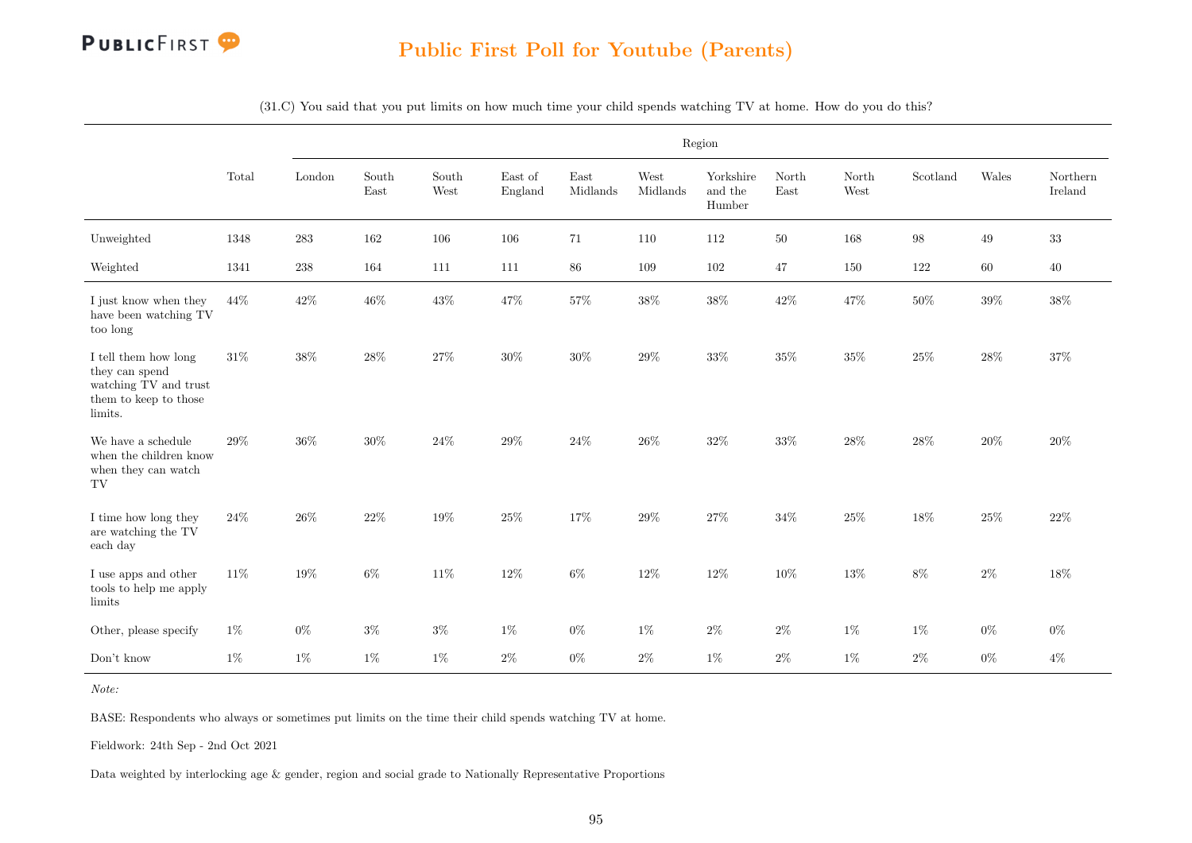# Public First Poll for Youtube (Parents)

(31.C) You said that you put limits on how much time your child spends watching TV at home. How do you do this?

| | Total | Region | | | | | | | | | | | |
|---|---|---|---|---|---|---|---|---|---|---|---|---|---|
| | | London | South East | South West | East of England | East Midlands | West Midlands | Yorkshire and the Humber | North East | North West | Scotland | Wales | Northern Ireland |
| Unweighted | 1348 | 283 | 162 | 106 | 106 | 71 | 110 | 112 | 50 | 168 | 98 | 49 | 33 |
| Weighted | 1341 | 238 | 164 | 111 | 111 | 86 | 109 | 102 | 47 | 150 | 122 | 60 | 40 |
| I just know when they have been watching TV too long | 44% | 42% | 46% | 43% | 47% | 57% | 38% | 38% | 42% | 47% | 50% | 39% | 38% |
| I tell them how long they can spend watching TV and trust them to keep to those limits. | 31% | 38% | 28% | 27% | 30% | 30% | 29% | 33% | 35% | 35% | 25% | 28% | 37% |
| We have a schedule when the children know when they can watch TV | 29% | 36% | 30% | 24% | 29% | 24% | 26% | 32% | 33% | 28% | 28% | 20% | 20% |
| I time how long they are watching the TV each day | 24% | 26% | 22% | 19% | 25% | 17% | 29% | 27% | 34% | 25% | 18% | 25% | 22% |
| I use apps and other tools to help me apply limits | 11% | 19% | 6% | 11% | 12% | 6% | 12% | 12% | 10% | 13% | 8% | 2% | 18% |
| Other, please specify | 1% | 0% | 3% | 3% | 1% | 0% | 1% | 2% | 2% | 1% | 1% | 0% | 0% |
| Don't know | 1% | 1% | 1% | 1% | 2% | 0% | 2% | 1% | 2% | 1% | 2% | 0% | 4% |

*Note:*

BASE: Respondents who always or sometimes put limits on the time their child spends watching TV at home.

Fieldwork: 24th Sep - 2nd Oct 2021

Data weighted by interlocking age & gender, region and social grade to Nationally Representative Proportions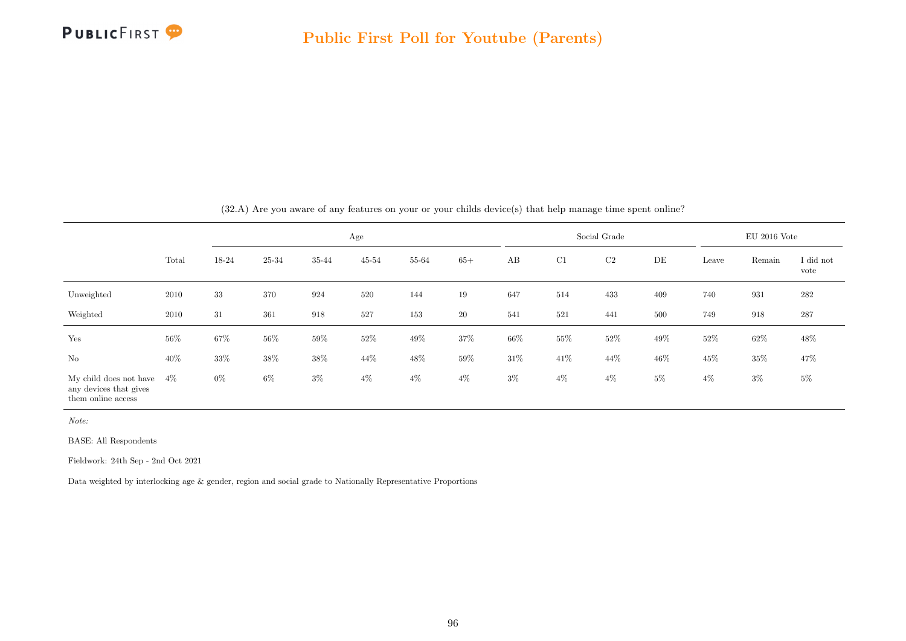(32.A) Are you aware of any features on your or your childs device(s) that help manage time spent online?

| | Total | Age | | | | | | Social Grade | | | | EU 2016 Vote | | |
|---|---|---|---|---|---|---|---|---|---|---|---|---|---|---|
| | | 18-24 | 25-34 | 35-44 | 45-54 | 55-64 | 65+ | AB | C1 | C2 | DE | Leave | Remain | I did not vote |
| Unweighted | 2010 | 33 | 370 | 924 | 520 | 144 | 19 | 647 | 514 | 433 | 409 | 740 | 931 | 282 |
| Weighted | 2010 | 31 | 361 | 918 | 527 | 153 | 20 | 541 | 521 | 441 | 500 | 749 | 918 | 287 |
| Yes | 56% | 67% | 56% | 59% | 52% | 49% | 37% | 66% | 55% | 52% | 49% | 52% | 62% | 48% |
| No | 40% | 33% | 38% | 38% | 44% | 48% | 59% | 31% | 41% | 44% | 46% | 45% | 35% | 47% |
| My child does not have any devices that gives them online access | 4% | 0% | 6% | 3% | 4% | 4% | 4% | 3% | 4% | 4% | 5% | 4% | 3% | 5% |

*Note:*

BASE: All Respondents

Fieldwork: 24th Sep - 2nd Oct 2021

Data weighted by interlocking age & gender, region and social grade to Nationally Representative Proportions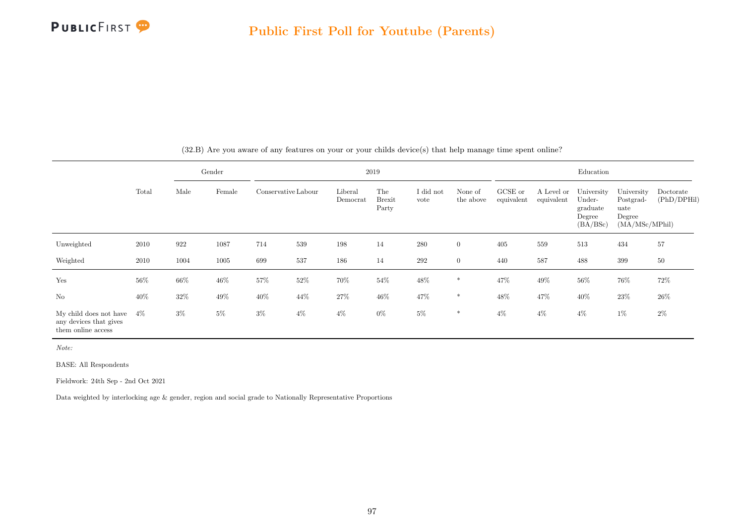## Public First Poll for Youtube (Parents)

(32.B) Are you aware of any features on your or your childs device(s) that help manage time spent online?

| | Total | Gender | | 2019 | | | | | | Education | | | | |
|---|---|---|---|---|---|---|---|---|---|---|---|---|---|---|
| | | Male | Female | Conservative | Labour | Liberal Democrat | The Brexit Party | I did not vote | None of the above | GCSE or equivalent | A Level or equivalent | University Under-graduate Degree (BA/BSc) | University Postgrad-uate Degree (MA/MSc/MPhil) | Doctorate (PhD/DPHil) |
| Unweighted | 2010 | 922 | 1087 | 714 | 539 | 198 | 14 | 280 | 0 | 405 | 559 | 513 | 434 | 57 |
| Weighted | 2010 | 1004 | 1005 | 699 | 537 | 186 | 14 | 292 | 0 | 440 | 587 | 488 | 399 | 50 |
| Yes | 56% | 66% | 46% | 57% | 52% | 70% | 54% | 48% | * | 47% | 49% | 56% | 76% | 72% |
| No | 40% | 32% | 49% | 40% | 44% | 27% | 46% | 47% | * | 48% | 47% | 40% | 23% | 26% |
| My child does not have any devices that gives them online access | 4% | 3% | 5% | 3% | 4% | 4% | 0% | 5% | * | 4% | 4% | 4% | 1% | 2% |

*Note:*

BASE: All Respondents

Fieldwork: 24th Sep - 2nd Oct 2021

Data weighted by interlocking age & gender, region and social grade to Nationally Representative Proportions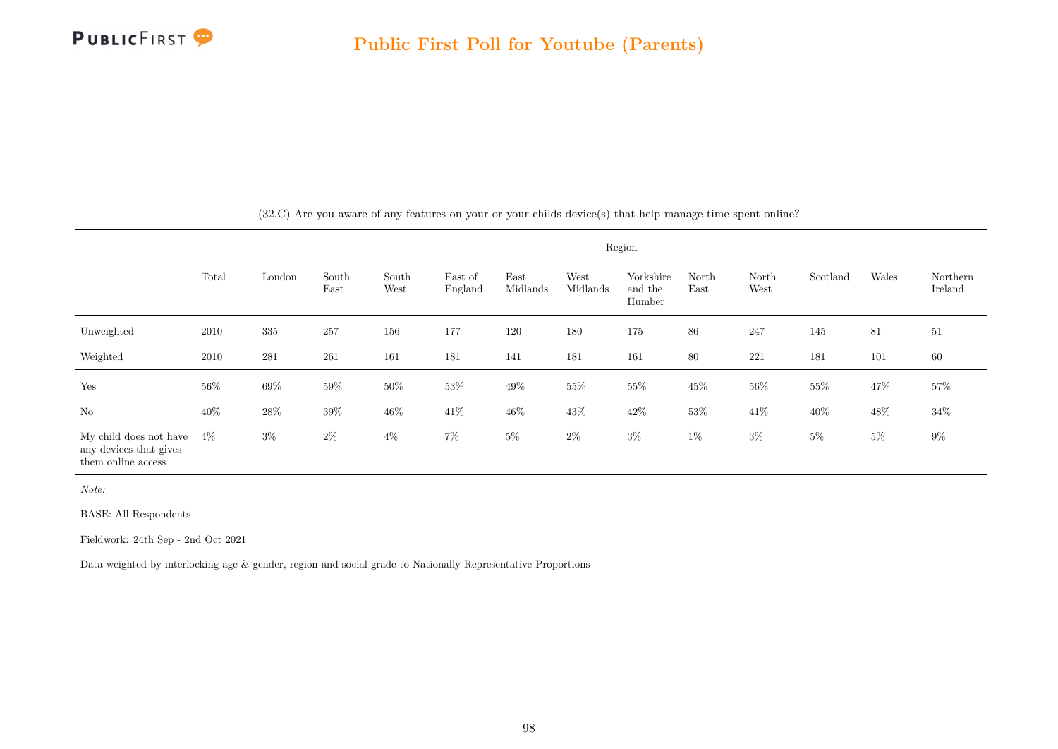(32.C) Are you aware of any features on your or your childs device(s) that help manage time spent online?

| | Total | Region | | | | | | | | | | | |
|---|---|---|---|---|---|---|---|---|---|---|---|---|---|
| | | London | South East | South West | East of England | East Midlands | West Midlands | Yorkshire and the Humber | North East | North West | Scotland | Wales | Northern Ireland |
| Unweighted | 2010 | 335 | 257 | 156 | 177 | 120 | 180 | 175 | 86 | 247 | 145 | 81 | 51 |
| Weighted | 2010 | 281 | 261 | 161 | 181 | 141 | 181 | 161 | 80 | 221 | 181 | 101 | 60 |
| Yes | 56% | 69% | 59% | 50% | 53% | 49% | 55% | 55% | 45% | 56% | 55% | 47% | 57% |
| No | 40% | 28% | 39% | 46% | 41% | 46% | 43% | 42% | 53% | 41% | 40% | 48% | 34% |
| My child does not have any devices that gives them online access | 4% | 3% | 2% | 4% | 7% | 5% | 2% | 3% | 1% | 3% | 5% | 5% | 9% |

*Note:*

BASE: All Respondents

Fieldwork: 24th Sep - 2nd Oct 2021

Data weighted by interlocking age & gender, region and social grade to Nationally Representative Proportions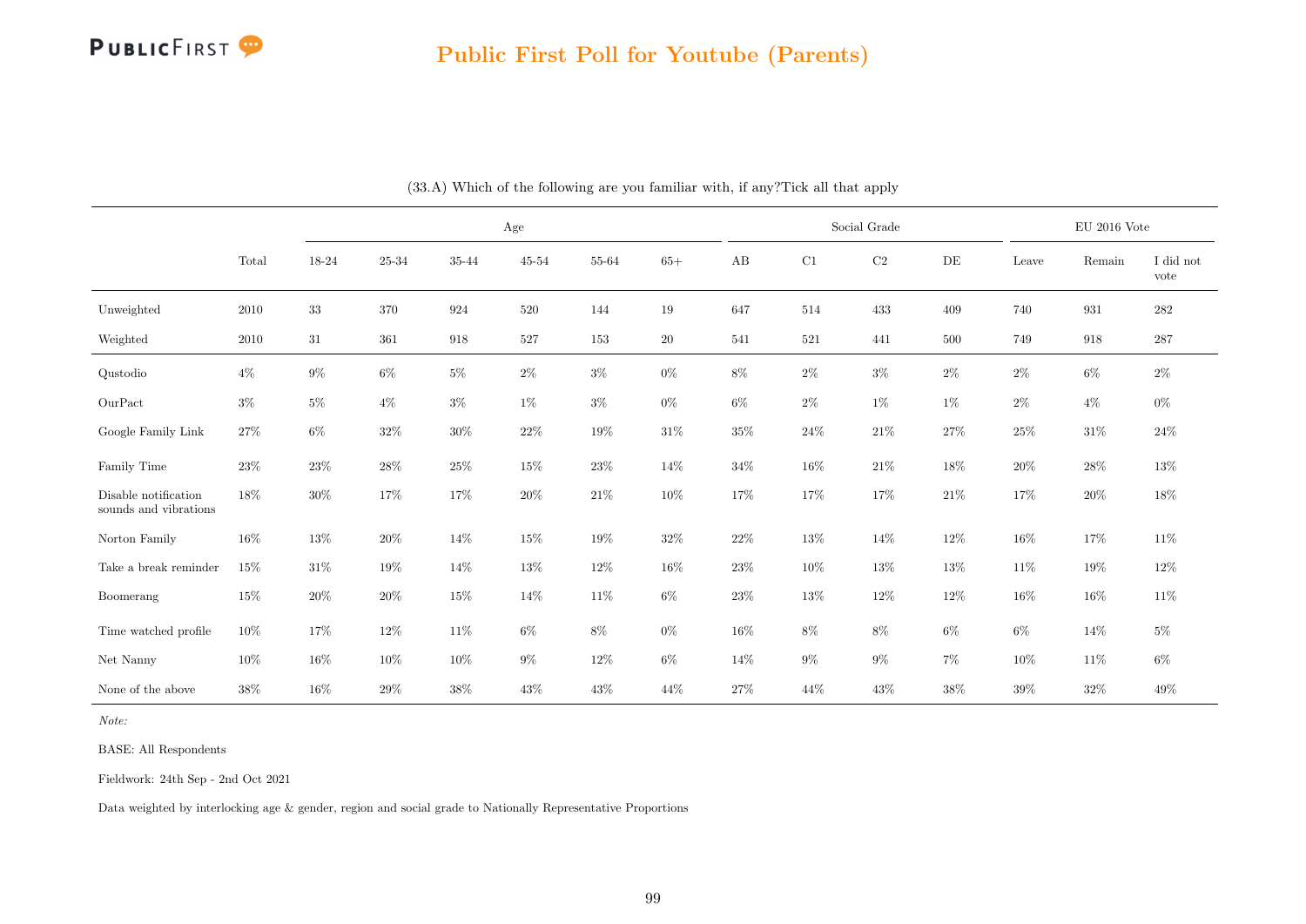## Public First Poll for Youtube (Parents)

(33.A) Which of the following are you familiar with, if any?Tick all that apply

| | | Age | | | | | | Social Grade | | | | EU 2016 Vote | | |
|---|---|---|---|---|---|---|---|---|---|---|---|---|---|---|
| | Total | 18-24 | 25-34 | 35-44 | 45-54 | 55-64 | 65+ | AB | C1 | C2 | DE | Leave | Remain | I did not vote |
| Unweighted | 2010 | 33 | 370 | 924 | 520 | 144 | 19 | 647 | 514 | 433 | 409 | 740 | 931 | 282 |
| Weighted | 2010 | 31 | 361 | 918 | 527 | 153 | 20 | 541 | 521 | 441 | 500 | 749 | 918 | 287 |
| Qustodio | 4% | 9% | 6% | 5% | 2% | 3% | 0% | 8% | 2% | 3% | 2% | 2% | 6% | 2% |
| OurPact | 3% | 5% | 4% | 3% | 1% | 3% | 0% | 6% | 2% | 1% | 1% | 2% | 4% | 0% |
| Google Family Link | 27% | 6% | 32% | 30% | 22% | 19% | 31% | 35% | 24% | 21% | 27% | 25% | 31% | 24% |
| Family Time | 23% | 23% | 28% | 25% | 15% | 23% | 14% | 34% | 16% | 21% | 18% | 20% | 28% | 13% |
| Disable notification sounds and vibrations | 18% | 30% | 17% | 17% | 20% | 21% | 10% | 17% | 17% | 17% | 21% | 17% | 20% | 18% |
| Norton Family | 16% | 13% | 20% | 14% | 15% | 19% | 32% | 22% | 13% | 14% | 12% | 16% | 17% | 11% |
| Take a break reminder | 15% | 31% | 19% | 14% | 13% | 12% | 16% | 23% | 10% | 13% | 13% | 11% | 19% | 12% |
| Boomerang | 15% | 20% | 20% | 15% | 14% | 11% | 6% | 23% | 13% | 12% | 12% | 16% | 16% | 11% |
| Time watched profile | 10% | 17% | 12% | 11% | 6% | 8% | 0% | 16% | 8% | 8% | 6% | 6% | 14% | 5% |
| Net Nanny | 10% | 16% | 10% | 10% | 9% | 12% | 6% | 14% | 9% | 9% | 7% | 10% | 11% | 6% |
| None of the above | 38% | 16% | 29% | 38% | 43% | 43% | 44% | 27% | 44% | 43% | 38% | 39% | 32% | 49% |

*Note:*

BASE: All Respondents

Fieldwork: 24th Sep - 2nd Oct 2021

Data weighted by interlocking age & gender, region and social grade to Nationally Representative Proportions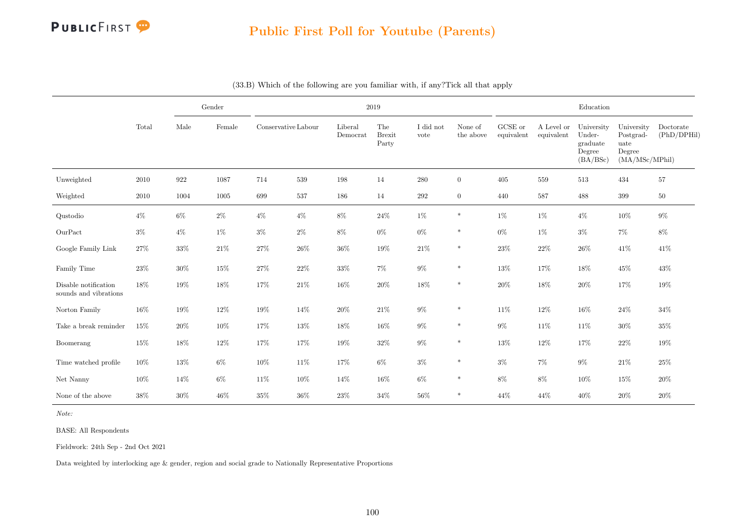## Public First Poll for Youtube (Parents)

(33.B) Which of the following are you familiar with, if any?Tick all that apply

| | Total | Gender | | 2019 | | | | | | Education | | | | |
|---|---|---|---|---|---|---|---|---|---|---|---|---|---|---|
| | | Male | Female | Conservative | Labour | Liberal Democrat | The Brexit Party | I did not vote | None of the above | GCSE or equivalent | A Level or equivalent | University Under-graduate Degree (BA/BSc) | University Postgrad-uate Degree (MA/MSc/MPhil) | Doctorate (PhD/DPHil) |
| Unweighted | 2010 | 922 | 1087 | 714 | 539 | 198 | 14 | 280 | 0 | 405 | 559 | 513 | 434 | 57 |
| Weighted | 2010 | 1004 | 1005 | 699 | 537 | 186 | 14 | 292 | 0 | 440 | 587 | 488 | 399 | 50 |
| Qustodio | 4% | 6% | 2% | 4% | 4% | 8% | 24% | 1% | * | 1% | 1% | 4% | 10% | 9% |
| OurPact | 3% | 4% | 1% | 3% | 2% | 8% | 0% | 0% | * | 0% | 1% | 3% | 7% | 8% |
| Google Family Link | 27% | 33% | 21% | 27% | 26% | 36% | 19% | 21% | * | 23% | 22% | 26% | 41% | 41% |
| Family Time | 23% | 30% | 15% | 27% | 22% | 33% | 7% | 9% | * | 13% | 17% | 18% | 45% | 43% |
| Disable notification sounds and vibrations | 18% | 19% | 18% | 17% | 21% | 16% | 20% | 18% | * | 20% | 18% | 20% | 17% | 19% |
| Norton Family | 16% | 19% | 12% | 19% | 14% | 20% | 21% | 9% | * | 11% | 12% | 16% | 24% | 34% |
| Take a break reminder | 15% | 20% | 10% | 17% | 13% | 18% | 16% | 9% | * | 9% | 11% | 11% | 30% | 35% |
| Boomerang | 15% | 18% | 12% | 17% | 17% | 19% | 32% | 9% | * | 13% | 12% | 17% | 22% | 19% |
| Time watched profile | 10% | 13% | 6% | 10% | 11% | 17% | 6% | 3% | * | 3% | 7% | 9% | 21% | 25% |
| Net Nanny | 10% | 14% | 6% | 11% | 10% | 14% | 16% | 6% | * | 8% | 8% | 10% | 15% | 20% |
| None of the above | 38% | 30% | 46% | 35% | 36% | 23% | 34% | 56% | * | 44% | 44% | 40% | 20% | 20% |

*Note:*

BASE: All Respondents

Fieldwork: 24th Sep - 2nd Oct 2021

Data weighted by interlocking age & gender, region and social grade to Nationally Representative Proportions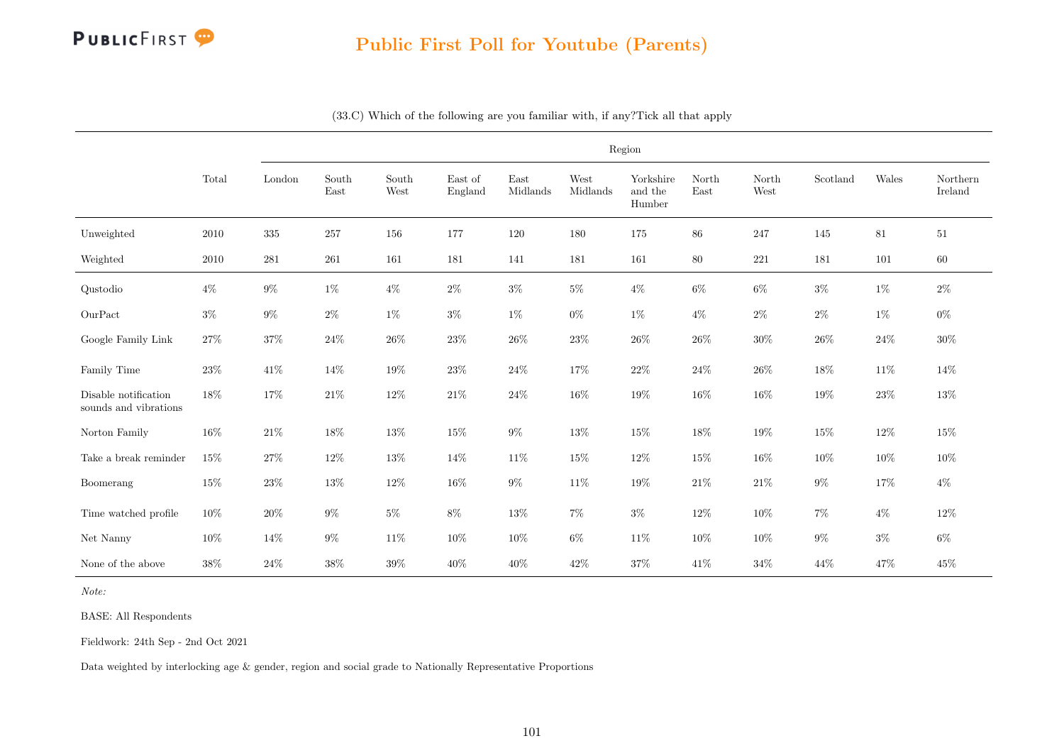# Public First Poll for Youtube (Parents)

(33.C) Which of the following are you familiar with, if any?Tick all that apply

| | Total | Region | | | | | | | | | | | |
|---|---|---|---|---|---|---|---|---|---|---|---|---|---|
| | | London | South East | South West | East of England | East Midlands | West Midlands | Yorkshire and the Humber | North East | North West | Scotland | Wales | Northern Ireland |
| Unweighted | 2010 | 335 | 257 | 156 | 177 | 120 | 180 | 175 | 86 | 247 | 145 | 81 | 51 |
| Weighted | 2010 | 281 | 261 | 161 | 181 | 141 | 181 | 161 | 80 | 221 | 181 | 101 | 60 |
| Qustodio | 4% | 9% | 1% | 4% | 2% | 3% | 5% | 4% | 6% | 6% | 3% | 1% | 2% |
| OurPact | 3% | 9% | 2% | 1% | 3% | 1% | 0% | 1% | 4% | 2% | 2% | 1% | 0% |
| Google Family Link | 27% | 37% | 24% | 26% | 23% | 26% | 23% | 26% | 26% | 30% | 26% | 24% | 30% |
| Family Time | 23% | 41% | 14% | 19% | 23% | 24% | 17% | 22% | 24% | 26% | 18% | 11% | 14% |
| Disable notification sounds and vibrations | 18% | 17% | 21% | 12% | 21% | 24% | 16% | 19% | 16% | 16% | 19% | 23% | 13% |
| Norton Family | 16% | 21% | 18% | 13% | 15% | 9% | 13% | 15% | 18% | 19% | 15% | 12% | 15% |
| Take a break reminder | 15% | 27% | 12% | 13% | 14% | 11% | 15% | 12% | 15% | 16% | 10% | 10% | 10% |
| Boomerang | 15% | 23% | 13% | 12% | 16% | 9% | 11% | 19% | 21% | 21% | 9% | 17% | 4% |
| Time watched profile | 10% | 20% | 9% | 5% | 8% | 13% | 7% | 3% | 12% | 10% | 7% | 4% | 12% |
| Net Nanny | 10% | 14% | 9% | 11% | 10% | 10% | 6% | 11% | 10% | 10% | 9% | 3% | 6% |
| None of the above | 38% | 24% | 38% | 39% | 40% | 40% | 42% | 37% | 41% | 34% | 44% | 47% | 45% |

*Note:*

BASE: All Respondents

Fieldwork: 24th Sep - 2nd Oct 2021

Data weighted by interlocking age & gender, region and social grade to Nationally Representative Proportions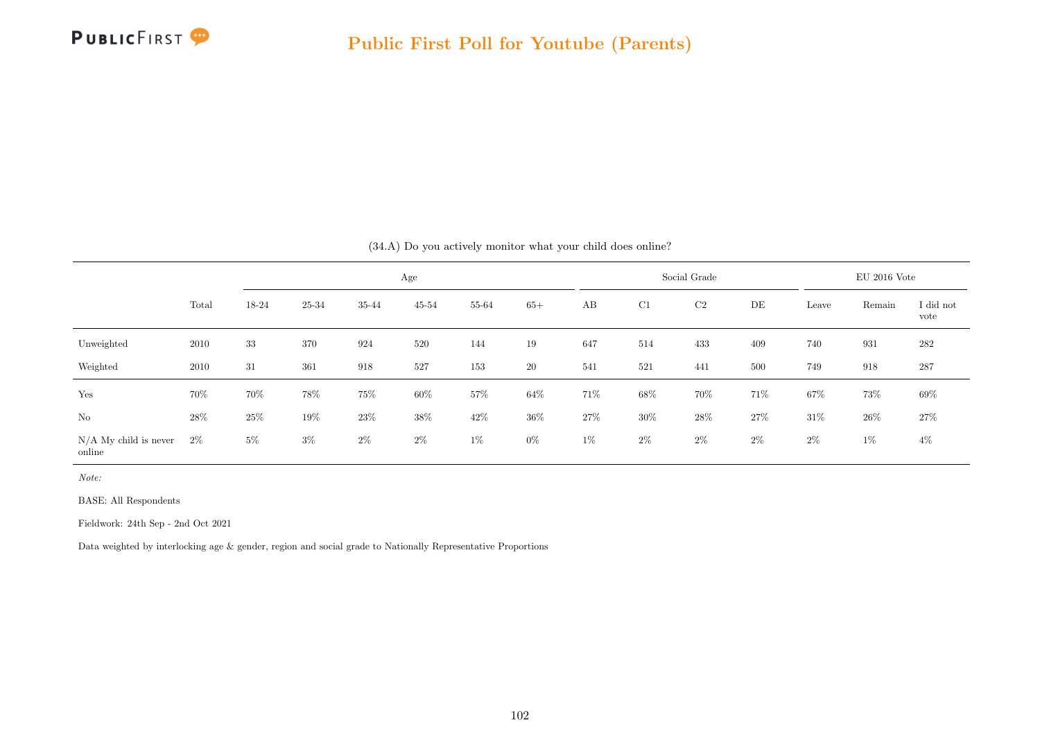# Public First Poll for Youtube (Parents)

(34.A) Do you actively monitor what your child does online?

| | Total | Age | | | | | | Social Grade | | | | EU 2016 Vote | | |
|---|---|---|---|---|---|---|---|---|---|---|---|---|---|---|
| | | 18-24 | 25-34 | 35-44 | 45-54 | 55-64 | 65+ | AB | C1 | C2 | DE | Leave | Remain | I did not vote |
| Unweighted | 2010 | 33 | 370 | 924 | 520 | 144 | 19 | 647 | 514 | 433 | 409 | 740 | 931 | 282 |
| Weighted | 2010 | 31 | 361 | 918 | 527 | 153 | 20 | 541 | 521 | 441 | 500 | 749 | 918 | 287 |
| Yes | 70% | 70% | 78% | 75% | 60% | 57% | 64% | 71% | 68% | 70% | 71% | 67% | 73% | 69% |
| No | 28% | 25% | 19% | 23% | 38% | 42% | 36% | 27% | 30% | 28% | 27% | 31% | 26% | 27% |
| N/A My child is never online | 2% | 5% | 3% | 2% | 2% | 1% | 0% | 1% | 2% | 2% | 2% | 2% | 1% | 4% |

*Note:*

BASE: All Respondents

Fieldwork: 24th Sep - 2nd Oct 2021

Data weighted by interlocking age & gender, region and social grade to Nationally Representative Proportions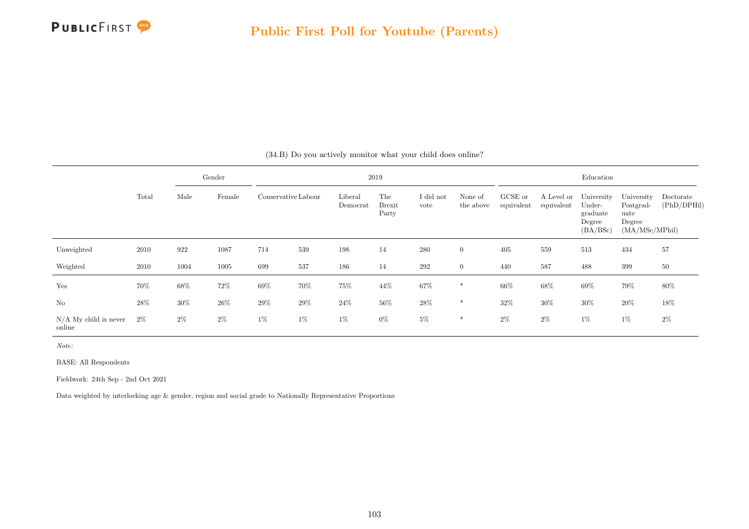(34.B) Do you actively monitor what your child does online?

| | Total | Gender | | 2019 | | | | | | Education | | | | |
|---|---|---|---|---|---|---|---|---|---|---|---|---|---|---|
| | | Male | Female | Conservative | Labour | Liberal Democrat | The Brexit Party | I did not vote | None of the above | GCSE or equivalent | A Level or equivalent | University Undergraduate Degree (BA/BSc) | University Postgraduate Degree (MA/MSc/MPhil) | Doctorate (PhD/DPHil) |
| Unweighted | 2010 | 922 | 1087 | 714 | 539 | 198 | 14 | 280 | 0 | 405 | 559 | 513 | 434 | 57 |
| Weighted | 2010 | 1004 | 1005 | 699 | 537 | 186 | 14 | 292 | 0 | 440 | 587 | 488 | 399 | 50 |
| Yes | 70% | 68% | 72% | 69% | 70% | 75% | 44% | 67% | * | 66% | 68% | 69% | 79% | 80% |
| No | 28% | 30% | 26% | 29% | 29% | 24% | 56% | 28% | * | 32% | 30% | 30% | 20% | 18% |
| N/A My child is never online | 2% | 2% | 2% | 1% | 1% | 1% | 0% | 5% | * | 2% | 2% | 1% | 1% | 2% |

*Note:*

BASE: All Respondents

Fieldwork: 24th Sep - 2nd Oct 2021

Data weighted by interlocking age & gender, region and social grade to Nationally Representative Proportions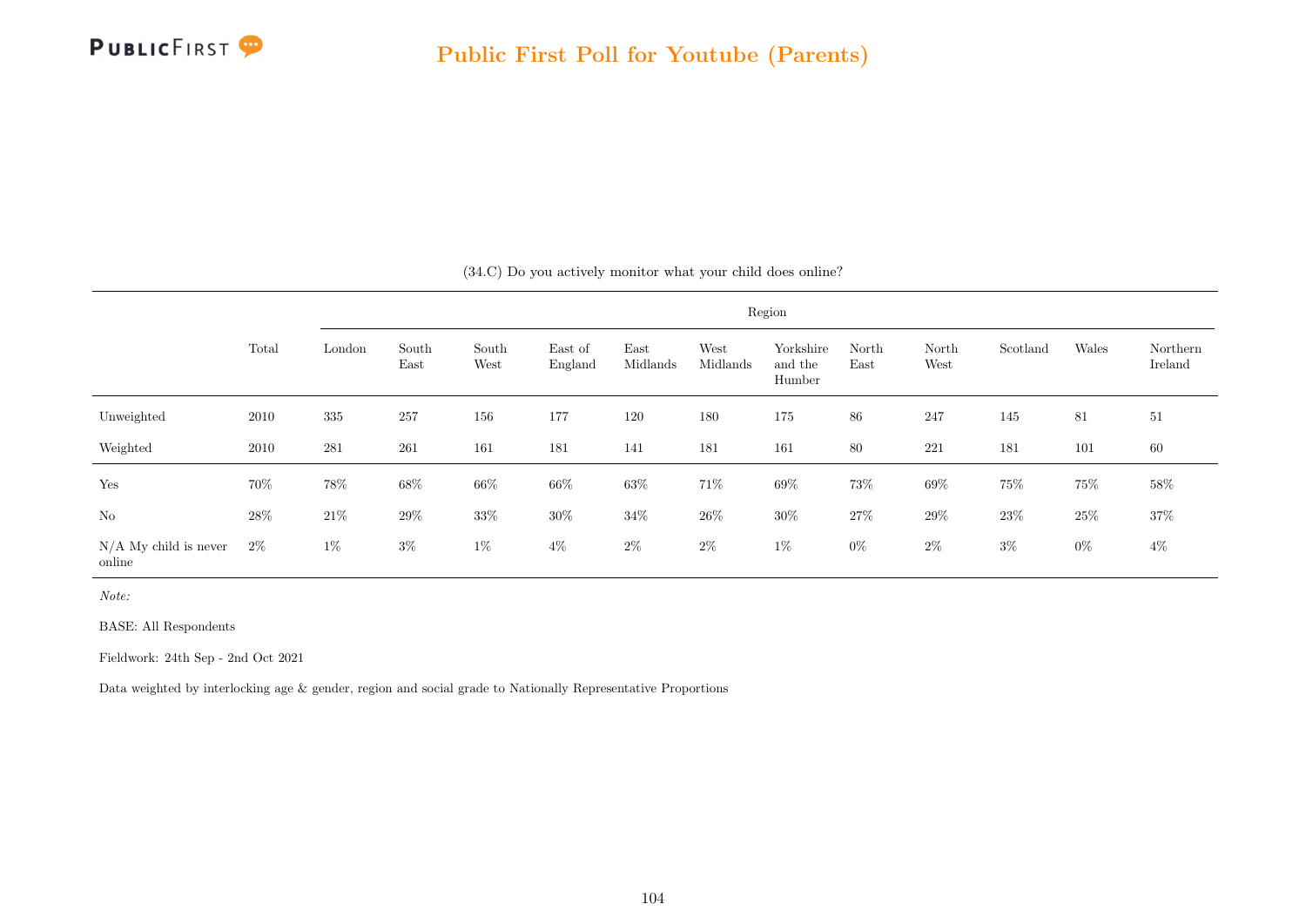## Public First Poll for Youtube (Parents)

(34.C) Do you actively monitor what your child does online?

| | Total | Region | | | | | | | | | | | |
|---|---|---|---|---|---|---|---|---|---|---|---|---|---|
| | | London | South East | South West | East of England | East Midlands | West Midlands | Yorkshire and the Humber | North East | North West | Scotland | Wales | Northern Ireland |
| Unweighted | 2010 | 335 | 257 | 156 | 177 | 120 | 180 | 175 | 86 | 247 | 145 | 81 | 51 |
| Weighted | 2010 | 281 | 261 | 161 | 181 | 141 | 181 | 161 | 80 | 221 | 181 | 101 | 60 |
| Yes | 70% | 78% | 68% | 66% | 66% | 63% | 71% | 69% | 73% | 69% | 75% | 75% | 58% |
| No | 28% | 21% | 29% | 33% | 30% | 34% | 26% | 30% | 27% | 29% | 23% | 25% | 37% |
| N/A My child is never online | 2% | 1% | 3% | 1% | 4% | 2% | 2% | 1% | 0% | 2% | 3% | 0% | 4% |

*Note:*

BASE: All Respondents

Fieldwork: 24th Sep - 2nd Oct 2021

Data weighted by interlocking age & gender, region and social grade to Nationally Representative Proportions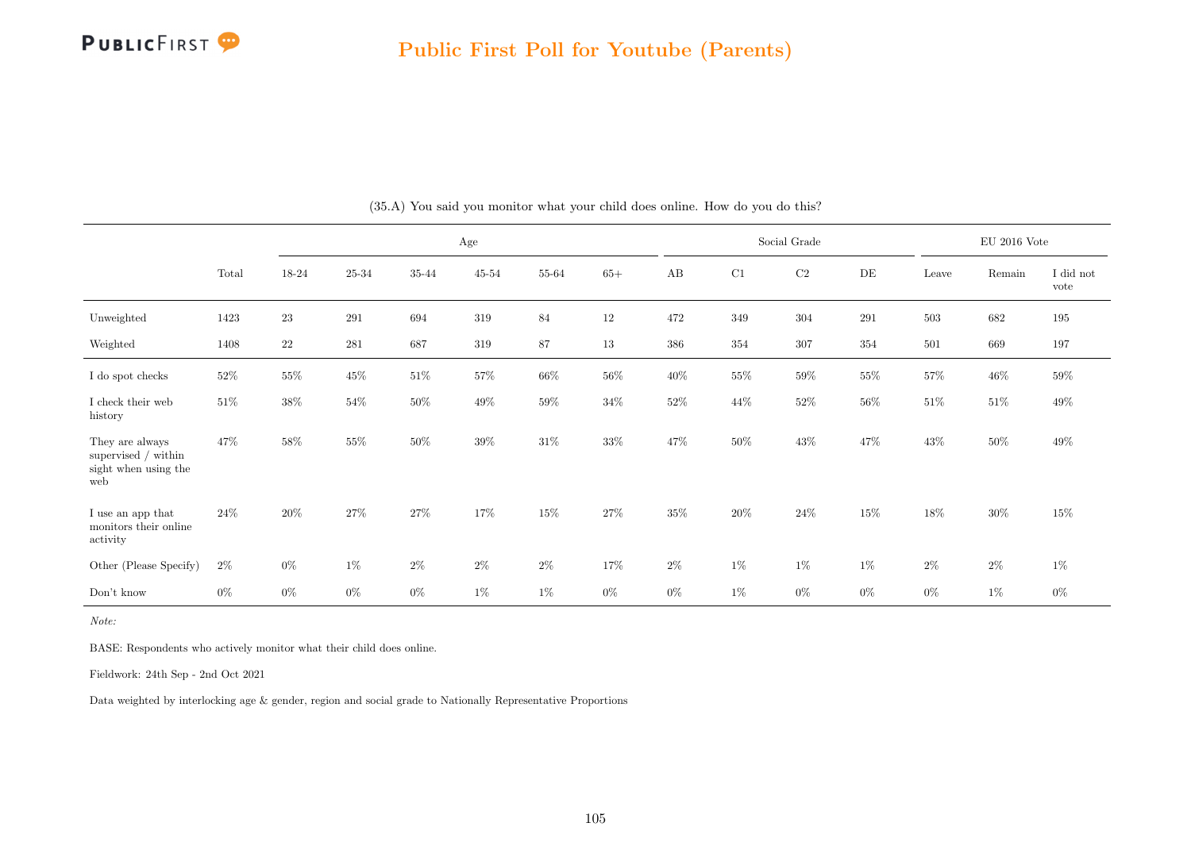# Public First Poll for Youtube (Parents)

(35.A) You said you monitor what your child does online. How do you do this?

| | Total | Age | | | | | | Social Grade | | | | EU 2016 Vote | | |
|---|---|---|---|---|---|---|---|---|---|---|---|---|---|---|
| | | 18-24 | 25-34 | 35-44 | 45-54 | 55-64 | 65+ | AB | C1 | C2 | DE | Leave | Remain | I did not vote |
| Unweighted | 1423 | 23 | 291 | 694 | 319 | 84 | 12 | 472 | 349 | 304 | 291 | 503 | 682 | 195 |
| Weighted | 1408 | 22 | 281 | 687 | 319 | 87 | 13 | 386 | 354 | 307 | 354 | 501 | 669 | 197 |
| I do spot checks | 52% | 55% | 45% | 51% | 57% | 66% | 56% | 40% | 55% | 59% | 55% | 57% | 46% | 59% |
| I check their web history | 51% | 38% | 54% | 50% | 49% | 59% | 34% | 52% | 44% | 52% | 56% | 51% | 51% | 49% |
| They are always supervised / within sight when using the web | 47% | 58% | 55% | 50% | 39% | 31% | 33% | 47% | 50% | 43% | 47% | 43% | 50% | 49% |
| I use an app that monitors their online activity | 24% | 20% | 27% | 27% | 17% | 15% | 27% | 35% | 20% | 24% | 15% | 18% | 30% | 15% |
| Other (Please Specify) | 2% | 0% | 1% | 2% | 2% | 2% | 17% | 2% | 1% | 1% | 1% | 2% | 2% | 1% |
| Don't know | 0% | 0% | 0% | 0% | 1% | 1% | 0% | 0% | 1% | 0% | 0% | 0% | 1% | 0% |

*Note:*

BASE: Respondents who actively monitor what their child does online.

Fieldwork: 24th Sep - 2nd Oct 2021

Data weighted by interlocking age & gender, region and social grade to Nationally Representative Proportions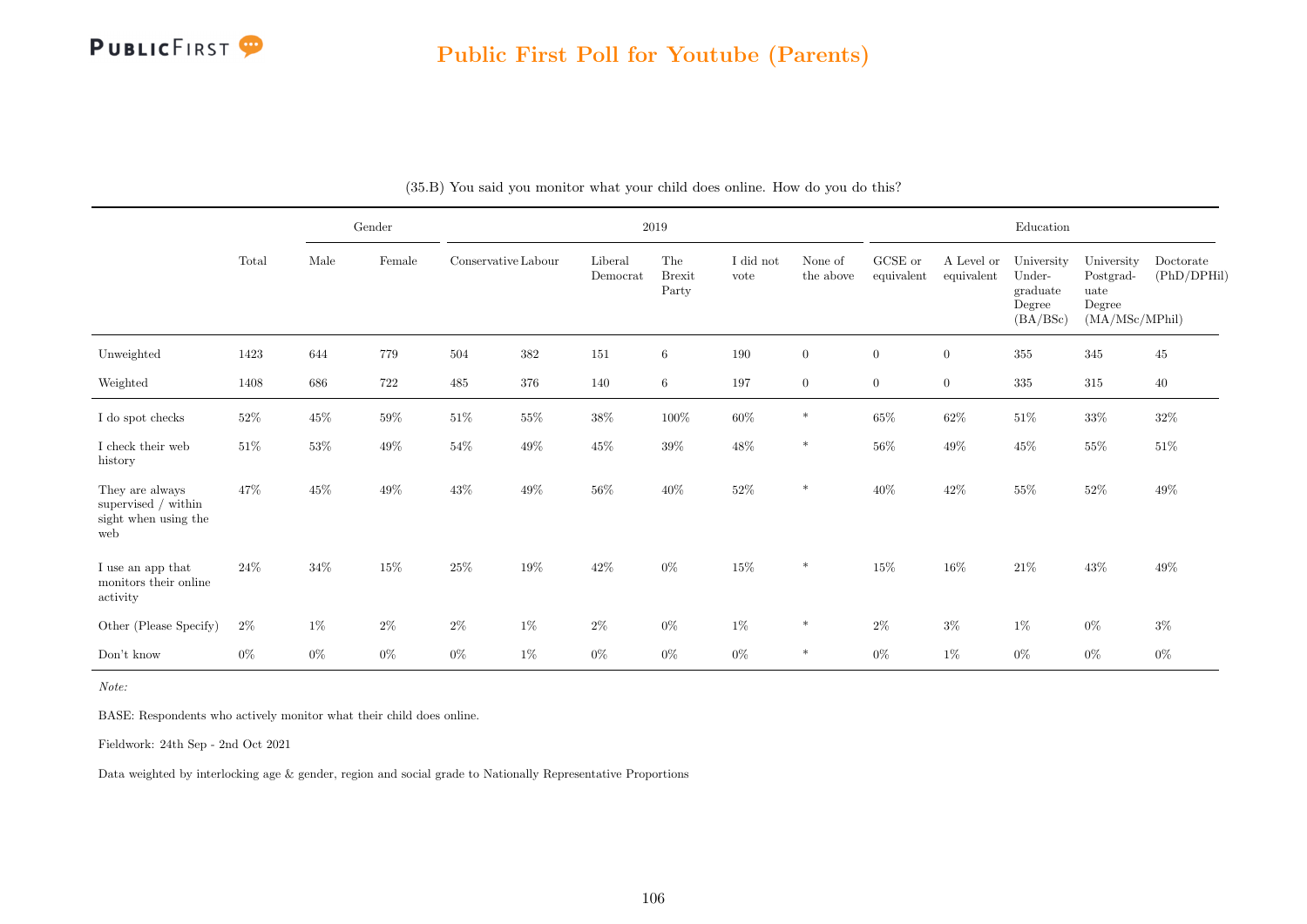# Public First Poll for Youtube (Parents)

(35.B) You said you monitor what your child does online. How do you do this?

| | Total | Gender | | 2019 | | | | | | Education | | | | |
|---|---|---|---|---|---|---|---|---|---|---|---|---|---|---|
| | | Male | Female | Conservative | Labour | Liberal Democrat | The Brexit Party | I did not vote | None of the above | GCSE or equivalent | A Level or equivalent | University Under-graduate Degree (BA/BSc) | University Postgrad-uate Degree (MA/MSc/MPhil) | Doctorate (PhD/DPHil) |
| Unweighted | 1423 | 644 | 779 | 504 | 382 | 151 | 6 | 190 | 0 | 0 | 0 | 355 | 345 | 45 |
| Weighted | 1408 | 686 | 722 | 485 | 376 | 140 | 6 | 197 | 0 | 0 | 0 | 335 | 315 | 40 |
| I do spot checks | 52% | 45% | 59% | 51% | 55% | 38% | 100% | 60% | * | 65% | 62% | 51% | 33% | 32% |
| I check their web history | 51% | 53% | 49% | 54% | 49% | 45% | 39% | 48% | * | 56% | 49% | 45% | 55% | 51% |
| They are always supervised / within sight when using the web | 47% | 45% | 49% | 43% | 49% | 56% | 40% | 52% | * | 40% | 42% | 55% | 52% | 49% |
| I use an app that monitors their online activity | 24% | 34% | 15% | 25% | 19% | 42% | 0% | 15% | * | 15% | 16% | 21% | 43% | 49% |
| Other (Please Specify) | 2% | 1% | 2% | 2% | 1% | 2% | 0% | 1% | * | 2% | 3% | 1% | 0% | 3% |
| Don't know | 0% | 0% | 0% | 0% | 1% | 0% | 0% | 0% | * | 0% | 1% | 0% | 0% | 0% |

*Note:*

BASE: Respondents who actively monitor what their child does online.

Fieldwork: 24th Sep - 2nd Oct 2021

Data weighted by interlocking age & gender, region and social grade to Nationally Representative Proportions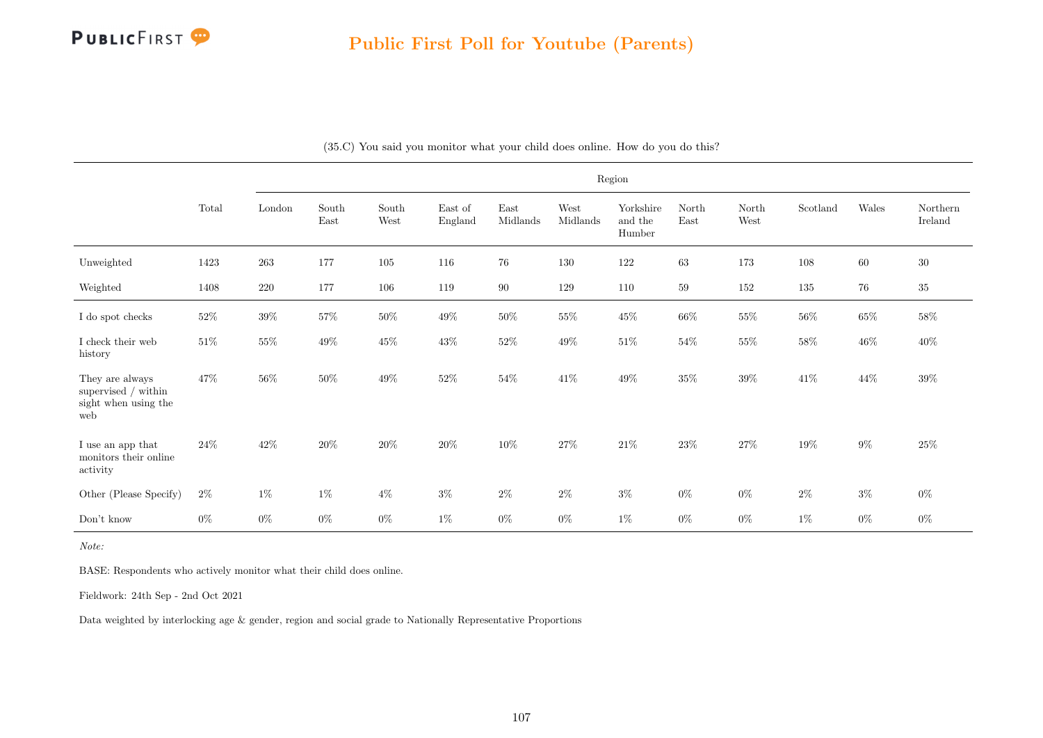## Public First Poll for Youtube (Parents)

(35.C) You said you monitor what your child does online. How do you do this?

| | Total | Region | | | | | | | | | | | |
|---|---|---|---|---|---|---|---|---|---|---|---|---|---|
| | | London | South East | South West | East of England | East Midlands | West Midlands | Yorkshire and the Humber | North East | North West | Scotland | Wales | Northern Ireland |
| Unweighted | 1423 | 263 | 177 | 105 | 116 | 76 | 130 | 122 | 63 | 173 | 108 | 60 | 30 |
| Weighted | 1408 | 220 | 177 | 106 | 119 | 90 | 129 | 110 | 59 | 152 | 135 | 76 | 35 |
| I do spot checks | 52% | 39% | 57% | 50% | 49% | 50% | 55% | 45% | 66% | 55% | 56% | 65% | 58% |
| I check their web history | 51% | 55% | 49% | 45% | 43% | 52% | 49% | 51% | 54% | 55% | 58% | 46% | 40% |
| They are always supervised / within sight when using the web | 47% | 56% | 50% | 49% | 52% | 54% | 41% | 49% | 35% | 39% | 41% | 44% | 39% |
| I use an app that monitors their online activity | 24% | 42% | 20% | 20% | 20% | 10% | 27% | 21% | 23% | 27% | 19% | 9% | 25% |
| Other (Please Specify) | 2% | 1% | 1% | 4% | 3% | 2% | 2% | 3% | 0% | 0% | 2% | 3% | 0% |
| Don't know | 0% | 0% | 0% | 0% | 1% | 0% | 0% | 1% | 0% | 0% | 1% | 0% | 0% |

*Note:*

BASE: Respondents who actively monitor what their child does online.

Fieldwork: 24th Sep - 2nd Oct 2021

Data weighted by interlocking age & gender, region and social grade to Nationally Representative Proportions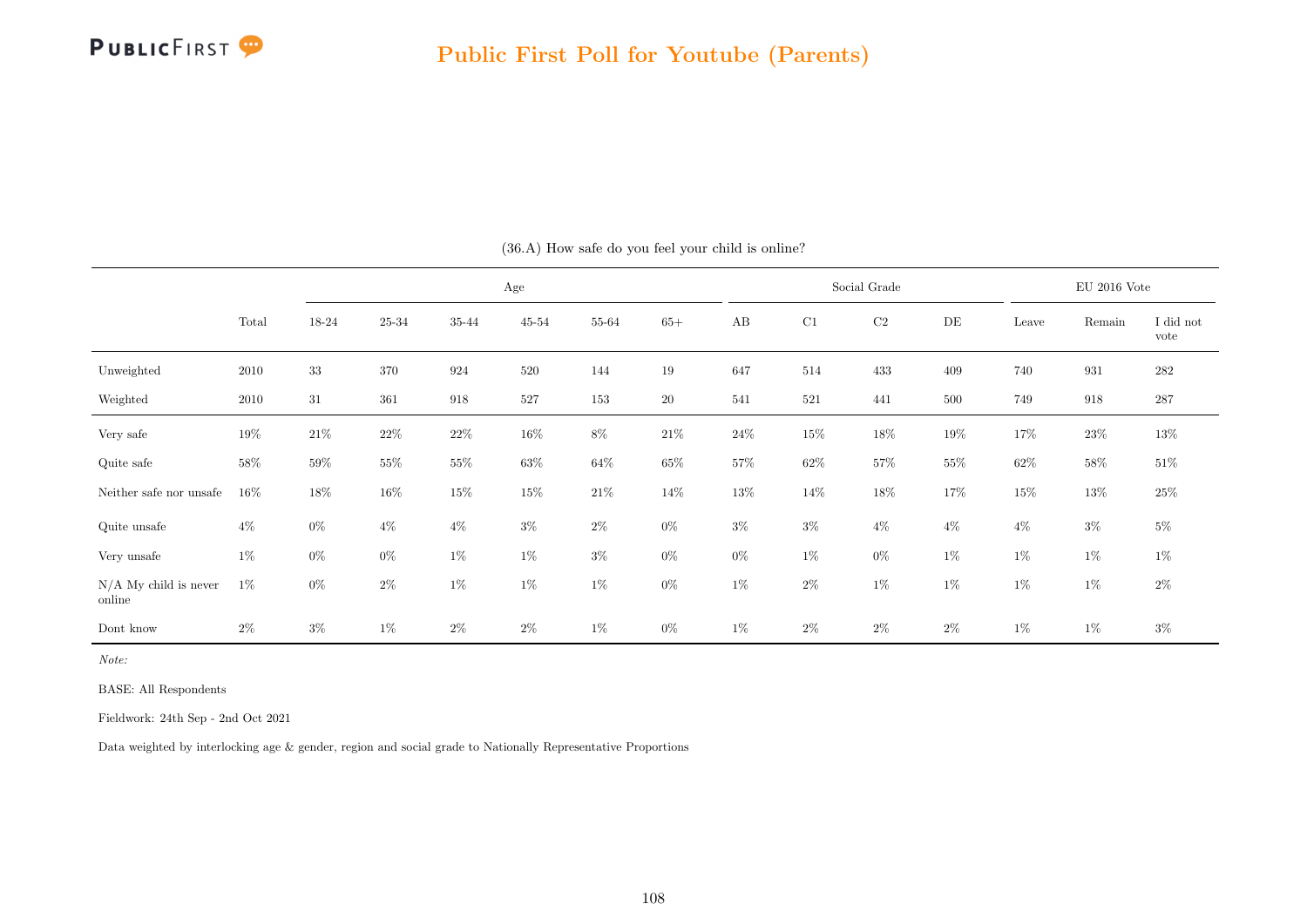# Public First Poll for Youtube (Parents)

(36.A) How safe do you feel your child is online?

| | Total | Age | | | | | | Social Grade | | | | EU 2016 Vote | | |
|---|---|---|---|---|---|---|---|---|---|---|---|---|---|---|
| | | 18-24 | 25-34 | 35-44 | 45-54 | 55-64 | 65+ | AB | C1 | C2 | DE | Leave | Remain | I did not vote |
| Unweighted | 2010 | 33 | 370 | 924 | 520 | 144 | 19 | 647 | 514 | 433 | 409 | 740 | 931 | 282 |
| Weighted | 2010 | 31 | 361 | 918 | 527 | 153 | 20 | 541 | 521 | 441 | 500 | 749 | 918 | 287 |
| Very safe | 19% | 21% | 22% | 22% | 16% | 8% | 21% | 24% | 15% | 18% | 19% | 17% | 23% | 13% |
| Quite safe | 58% | 59% | 55% | 55% | 63% | 64% | 65% | 57% | 62% | 57% | 55% | 62% | 58% | 51% |
| Neither safe nor unsafe | 16% | 18% | 16% | 15% | 15% | 21% | 14% | 13% | 14% | 18% | 17% | 15% | 13% | 25% |
| Quite unsafe | 4% | 0% | 4% | 4% | 3% | 2% | 0% | 3% | 3% | 4% | 4% | 4% | 3% | 5% |
| Very unsafe | 1% | 0% | 0% | 1% | 1% | 3% | 0% | 0% | 1% | 0% | 1% | 1% | 1% | 1% |
| N/A My child is never online | 1% | 0% | 2% | 1% | 1% | 1% | 0% | 1% | 2% | 1% | 1% | 1% | 1% | 2% |
| Dont know | 2% | 3% | 1% | 2% | 2% | 1% | 0% | 1% | 2% | 2% | 2% | 1% | 1% | 3% |

*Note:*

BASE: All Respondents

Fieldwork: 24th Sep - 2nd Oct 2021

Data weighted by interlocking age & gender, region and social grade to Nationally Representative Proportions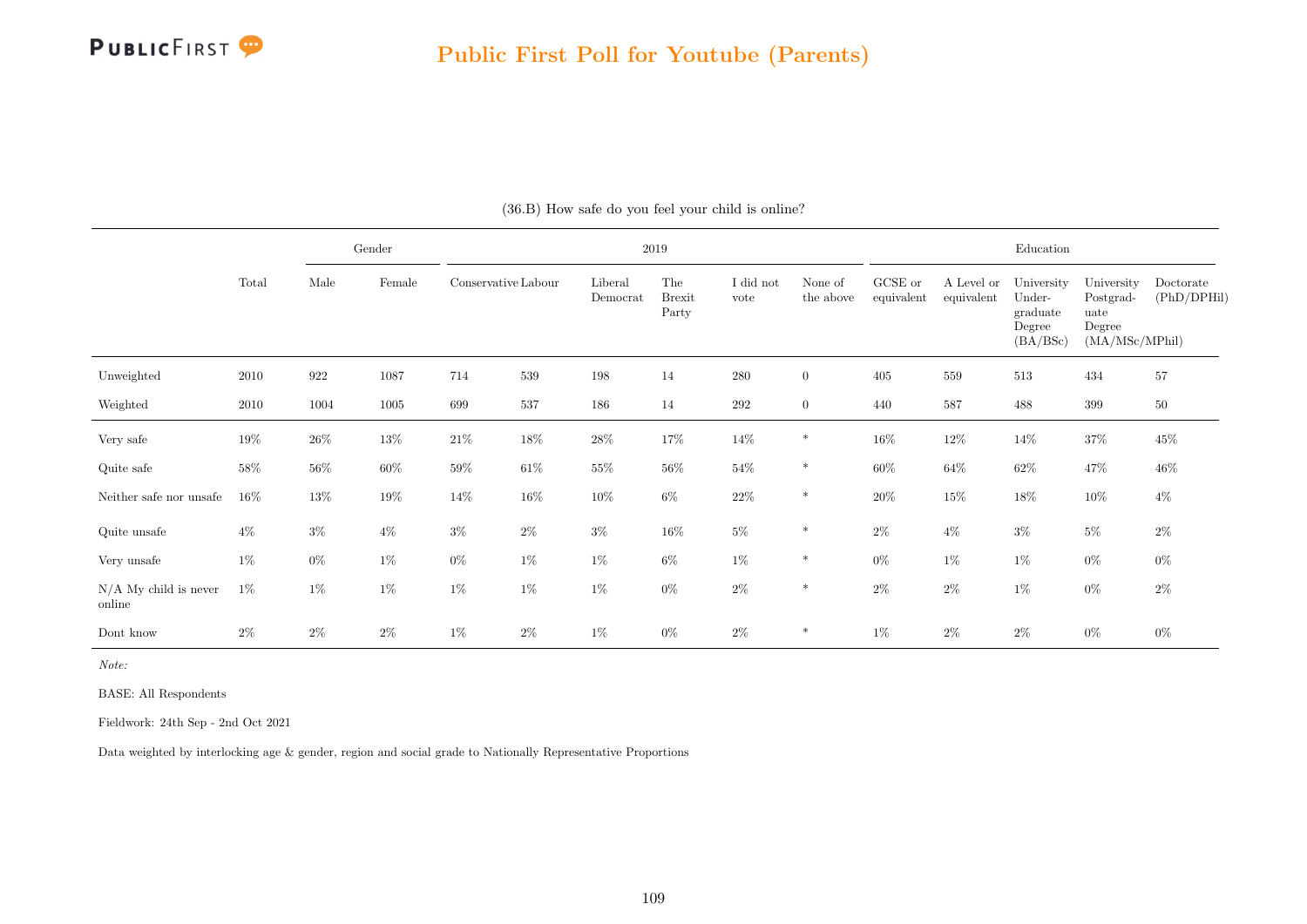## Public First Poll for Youtube (Parents)

(36.B) How safe do you feel your child is online?

| | Total | Gender | | 2019 | | | | | | Education | | | | |
|---|---|---|---|---|---|---|---|---|---|---|---|---|---|---|
| | Total | Male | Female | Conservative | Labour | Liberal Democrat | The Brexit Party | I did not vote | None of the above | GCSE or equivalent | A Level or equivalent | University Under-graduate Degree (BA/BSc) | University Postgrad-uate Degree (MA/MSc/MPhil) | Doctorate (PhD/DPHil) |
| Unweighted | 2010 | 922 | 1087 | 714 | 539 | 198 | 14 | 280 | 0 | 405 | 559 | 513 | 434 | 57 |
| Weighted | 2010 | 1004 | 1005 | 699 | 537 | 186 | 14 | 292 | 0 | 440 | 587 | 488 | 399 | 50 |
| Very safe | 19% | 26% | 13% | 21% | 18% | 28% | 17% | 14% | * | 16% | 12% | 14% | 37% | 45% |
| Quite safe | 58% | 56% | 60% | 59% | 61% | 55% | 56% | 54% | * | 60% | 64% | 62% | 47% | 46% |
| Neither safe nor unsafe | 16% | 13% | 19% | 14% | 16% | 10% | 6% | 22% | * | 20% | 15% | 18% | 10% | 4% |
| Quite unsafe | 4% | 3% | 4% | 3% | 2% | 3% | 16% | 5% | * | 2% | 4% | 3% | 5% | 2% |
| Very unsafe | 1% | 0% | 1% | 0% | 1% | 1% | 6% | 1% | * | 0% | 1% | 1% | 0% | 0% |
| N/A My child is never online | 1% | 1% | 1% | 1% | 1% | 1% | 0% | 2% | * | 2% | 2% | 1% | 0% | 2% |
| Dont know | 2% | 2% | 2% | 1% | 2% | 1% | 0% | 2% | * | 1% | 2% | 2% | 0% | 0% |

*Note:*

BASE: All Respondents

Fieldwork: 24th Sep - 2nd Oct 2021

Data weighted by interlocking age & gender, region and social grade to Nationally Representative Proportions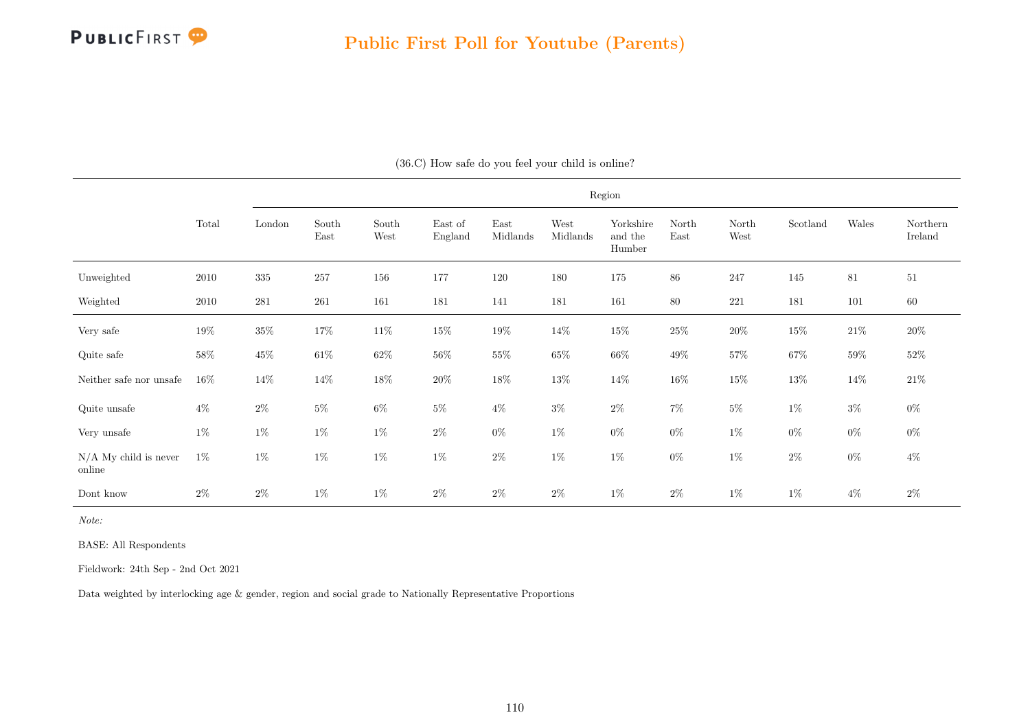## Public First Poll for Youtube (Parents)

(36.C) How safe do you feel your child is online?

| | Total | Region | | | | | | | | | | | |
|---|---|---|---|---|---|---|---|---|---|---|---|---|---|
| | | London | South East | South West | East of England | East Midlands | West Midlands | Yorkshire and the Humber | North East | North West | Scotland | Wales | Northern Ireland |
| Unweighted | 2010 | 335 | 257 | 156 | 177 | 120 | 180 | 175 | 86 | 247 | 145 | 81 | 51 |
| Weighted | 2010 | 281 | 261 | 161 | 181 | 141 | 181 | 161 | 80 | 221 | 181 | 101 | 60 |
| Very safe | 19% | 35% | 17% | 11% | 15% | 19% | 14% | 15% | 25% | 20% | 15% | 21% | 20% |
| Quite safe | 58% | 45% | 61% | 62% | 56% | 55% | 65% | 66% | 49% | 57% | 67% | 59% | 52% |
| Neither safe nor unsafe | 16% | 14% | 14% | 18% | 20% | 18% | 13% | 14% | 16% | 15% | 13% | 14% | 21% |
| Quite unsafe | 4% | 2% | 5% | 6% | 5% | 4% | 3% | 2% | 7% | 5% | 1% | 3% | 0% |
| Very unsafe | 1% | 1% | 1% | 1% | 2% | 0% | 1% | 0% | 0% | 1% | 0% | 0% | 0% |
| N/A My child is never online | 1% | 1% | 1% | 1% | 1% | 2% | 1% | 1% | 0% | 1% | 2% | 0% | 4% |
| Dont know | 2% | 2% | 1% | 1% | 2% | 2% | 2% | 1% | 2% | 1% | 1% | 4% | 2% |

*Note:*

BASE: All Respondents

Fieldwork: 24th Sep - 2nd Oct 2021

Data weighted by interlocking age & gender, region and social grade to Nationally Representative Proportions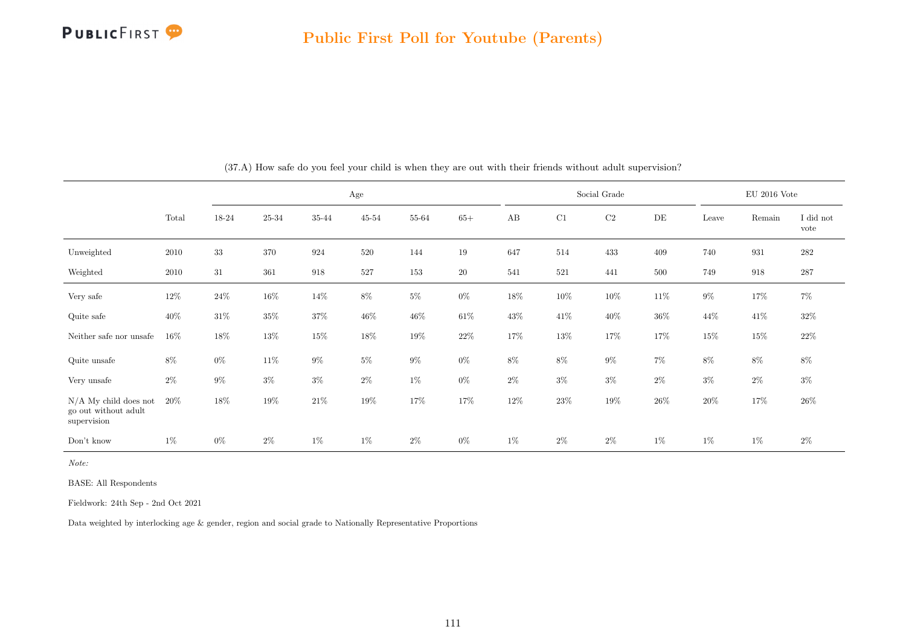## Public First Poll for Youtube (Parents)

(37.A) How safe do you feel your child is when they are out with their friends without adult supervision?

| | Total | Age | | | | | | Social Grade | | | | EU 2016 Vote | | |
|---|---|---|---|---|---|---|---|---|---|---|---|---|---|---|
| | | 18-24 | 25-34 | 35-44 | 45-54 | 55-64 | 65+ | AB | C1 | C2 | DE | Leave | Remain | I did not vote |
| Unweighted | 2010 | 33 | 370 | 924 | 520 | 144 | 19 | 647 | 514 | 433 | 409 | 740 | 931 | 282 |
| Weighted | 2010 | 31 | 361 | 918 | 527 | 153 | 20 | 541 | 521 | 441 | 500 | 749 | 918 | 287 |
| Very safe | 12% | 24% | 16% | 14% | 8% | 5% | 0% | 18% | 10% | 10% | 11% | 9% | 17% | 7% |
| Quite safe | 40% | 31% | 35% | 37% | 46% | 46% | 61% | 43% | 41% | 40% | 36% | 44% | 41% | 32% |
| Neither safe nor unsafe | 16% | 18% | 13% | 15% | 18% | 19% | 22% | 17% | 13% | 17% | 17% | 15% | 15% | 22% |
| Quite unsafe | 8% | 0% | 11% | 9% | 5% | 9% | 0% | 8% | 8% | 9% | 7% | 8% | 8% | 8% |
| Very unsafe | 2% | 9% | 3% | 3% | 2% | 1% | 0% | 2% | 3% | 3% | 2% | 3% | 2% | 3% |
| N/A My child does not go out without adult supervision | 20% | 18% | 19% | 21% | 19% | 17% | 17% | 12% | 23% | 19% | 26% | 20% | 17% | 26% |
| Don't know | 1% | 0% | 2% | 1% | 1% | 2% | 0% | 1% | 2% | 2% | 1% | 1% | 1% | 2% |

*Note:*

BASE: All Respondents

Fieldwork: 24th Sep - 2nd Oct 2021

Data weighted by interlocking age & gender, region and social grade to Nationally Representative Proportions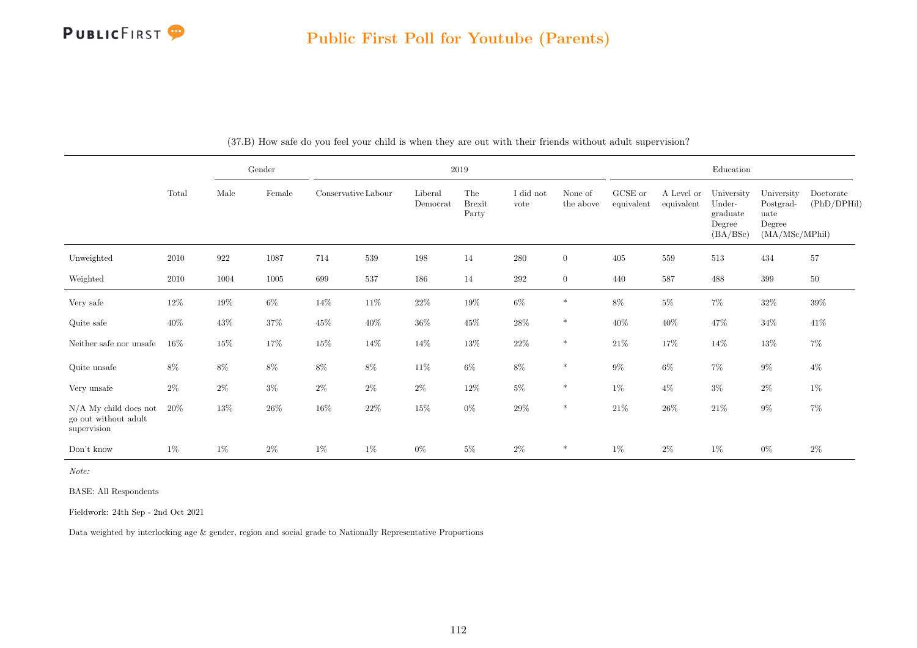## Public First Poll for Youtube (Parents)

(37.B) How safe do you feel your child is when they are out with their friends without adult supervision?

| | Total | Gender | | 2019 | | | | | | Education | | | | |
|---|---|---|---|---|---|---|---|---|---|---|---|---|---|---|
| | | Male | Female | Conservative | Labour | Liberal Democrat | The Brexit Party | I did not vote | None of the above | GCSE or equivalent | A Level or equivalent | University Under-graduate Degree (BA/BSc) | University Postgrad-uate Degree (MA/MSc/MPhil) | Doctorate (PhD/DPHil) |
| Unweighted | 2010 | 922 | 1087 | 714 | 539 | 198 | 14 | 280 | 0 | 405 | 559 | 513 | 434 | 57 |
| Weighted | 2010 | 1004 | 1005 | 699 | 537 | 186 | 14 | 292 | 0 | 440 | 587 | 488 | 399 | 50 |
| Very safe | 12% | 19% | 6% | 14% | 11% | 22% | 19% | 6% | * | 8% | 5% | 7% | 32% | 39% |
| Quite safe | 40% | 43% | 37% | 45% | 40% | 36% | 45% | 28% | * | 40% | 40% | 47% | 34% | 41% |
| Neither safe nor unsafe | 16% | 15% | 17% | 15% | 14% | 14% | 13% | 22% | * | 21% | 17% | 14% | 13% | 7% |
| Quite unsafe | 8% | 8% | 8% | 8% | 8% | 11% | 6% | 8% | * | 9% | 6% | 7% | 9% | 4% |
| Very unsafe | 2% | 2% | 3% | 2% | 2% | 2% | 12% | 5% | * | 1% | 4% | 3% | 2% | 1% |
| N/A My child does not go out without adult supervision | 20% | 13% | 26% | 16% | 22% | 15% | 0% | 29% | * | 21% | 26% | 21% | 9% | 7% |
| Don't know | 1% | 1% | 2% | 1% | 1% | 0% | 5% | 2% | * | 1% | 2% | 1% | 0% | 2% |

*Note:*

BASE: All Respondents

Fieldwork: 24th Sep - 2nd Oct 2021

Data weighted by interlocking age & gender, region and social grade to Nationally Representative Proportions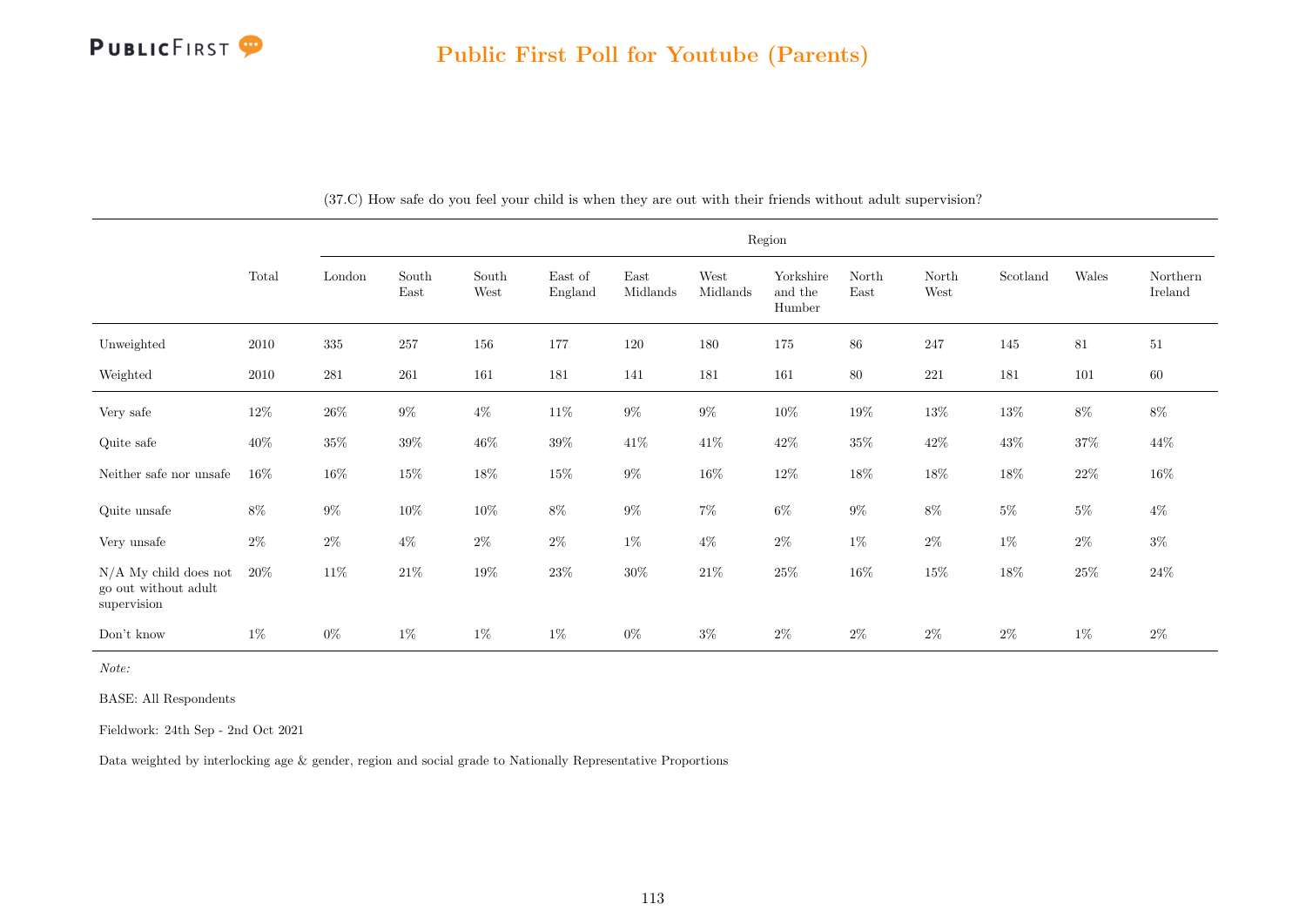## Public First Poll for Youtube (Parents)

(37.C) How safe do you feel your child is when they are out with their friends without adult supervision?

| | Total | Region | | | | | | | | | | | |
|---|---|---|---|---|---|---|---|---|---|---|---|---|---|
| | | London | South East | South West | East of England | East Midlands | West Midlands | Yorkshire and the Humber | North East | North West | Scotland | Wales | Northern Ireland |
| Unweighted | 2010 | 335 | 257 | 156 | 177 | 120 | 180 | 175 | 86 | 247 | 145 | 81 | 51 |
| Weighted | 2010 | 281 | 261 | 161 | 181 | 141 | 181 | 161 | 80 | 221 | 181 | 101 | 60 |
| Very safe | 12% | 26% | 9% | 4% | 11% | 9% | 9% | 10% | 19% | 13% | 13% | 8% | 8% |
| Quite safe | 40% | 35% | 39% | 46% | 39% | 41% | 41% | 42% | 35% | 42% | 43% | 37% | 44% |
| Neither safe nor unsafe | 16% | 16% | 15% | 18% | 15% | 9% | 16% | 12% | 18% | 18% | 18% | 22% | 16% |
| Quite unsafe | 8% | 9% | 10% | 10% | 8% | 9% | 7% | 6% | 9% | 8% | 5% | 5% | 4% |
| Very unsafe | 2% | 2% | 4% | 2% | 2% | 1% | 4% | 2% | 1% | 2% | 1% | 2% | 3% |
| N/A My child does not go out without adult supervision | 20% | 11% | 21% | 19% | 23% | 30% | 21% | 25% | 16% | 15% | 18% | 25% | 24% |
| Don't know | 1% | 0% | 1% | 1% | 1% | 0% | 3% | 2% | 2% | 2% | 2% | 1% | 2% |

*Note:*

BASE: All Respondents

Fieldwork: 24th Sep - 2nd Oct 2021

Data weighted by interlocking age & gender, region and social grade to Nationally Representative Proportions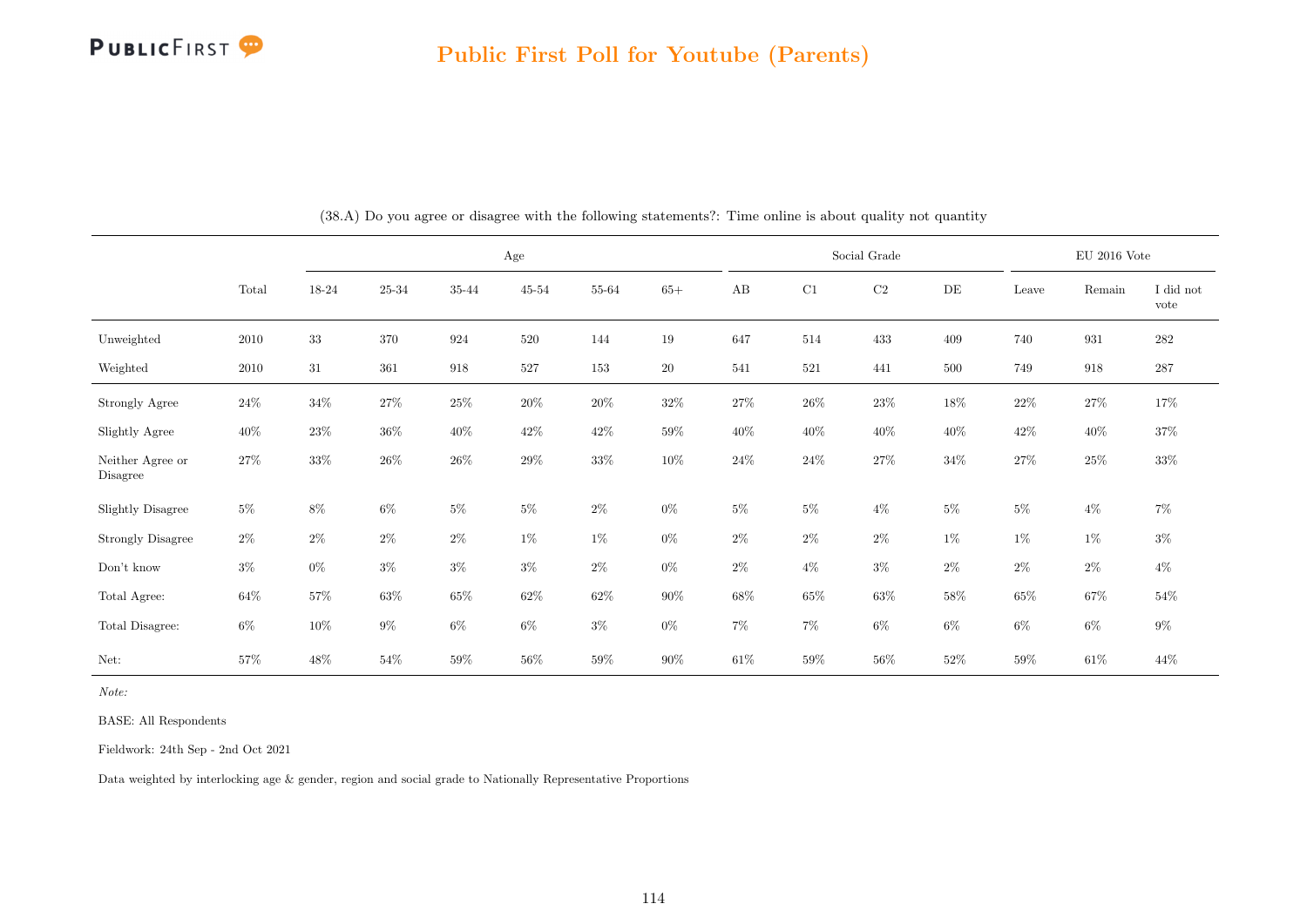## Public First Poll for Youtube (Parents)

(38.A) Do you agree or disagree with the following statements?: Time online is about quality not quantity

| | Total | Age | | | | | | Social Grade | | | | EU 2016 Vote | | |
|---|---|---|---|---|---|---|---|---|---|---|---|---|---|---|
| | | 18-24 | 25-34 | 35-44 | 45-54 | 55-64 | 65+ | AB | C1 | C2 | DE | Leave | Remain | I did not vote |
| Unweighted | 2010 | 33 | 370 | 924 | 520 | 144 | 19 | 647 | 514 | 433 | 409 | 740 | 931 | 282 |
| Weighted | 2010 | 31 | 361 | 918 | 527 | 153 | 20 | 541 | 521 | 441 | 500 | 749 | 918 | 287 |
| Strongly Agree | 24% | 34% | 27% | 25% | 20% | 20% | 32% | 27% | 26% | 23% | 18% | 22% | 27% | 17% |
| Slightly Agree | 40% | 23% | 36% | 40% | 42% | 42% | 59% | 40% | 40% | 40% | 40% | 42% | 40% | 37% |
| Neither Agree or Disagree | 27% | 33% | 26% | 26% | 29% | 33% | 10% | 24% | 24% | 27% | 34% | 27% | 25% | 33% |
| Slightly Disagree | 5% | 8% | 6% | 5% | 5% | 2% | 0% | 5% | 5% | 4% | 5% | 5% | 4% | 7% |
| Strongly Disagree | 2% | 2% | 2% | 2% | 1% | 1% | 0% | 2% | 2% | 2% | 1% | 1% | 1% | 3% |
| Don't know | 3% | 0% | 3% | 3% | 3% | 2% | 0% | 2% | 4% | 3% | 2% | 2% | 2% | 4% |
| Total Agree: | 64% | 57% | 63% | 65% | 62% | 62% | 90% | 68% | 65% | 63% | 58% | 65% | 67% | 54% |
| Total Disagree: | 6% | 10% | 9% | 6% | 6% | 3% | 0% | 7% | 7% | 6% | 6% | 6% | 6% | 9% |
| Net: | 57% | 48% | 54% | 59% | 56% | 59% | 90% | 61% | 59% | 56% | 52% | 59% | 61% | 44% |

*Note:*

BASE: All Respondents

Fieldwork: 24th Sep - 2nd Oct 2021

Data weighted by interlocking age & gender, region and social grade to Nationally Representative Proportions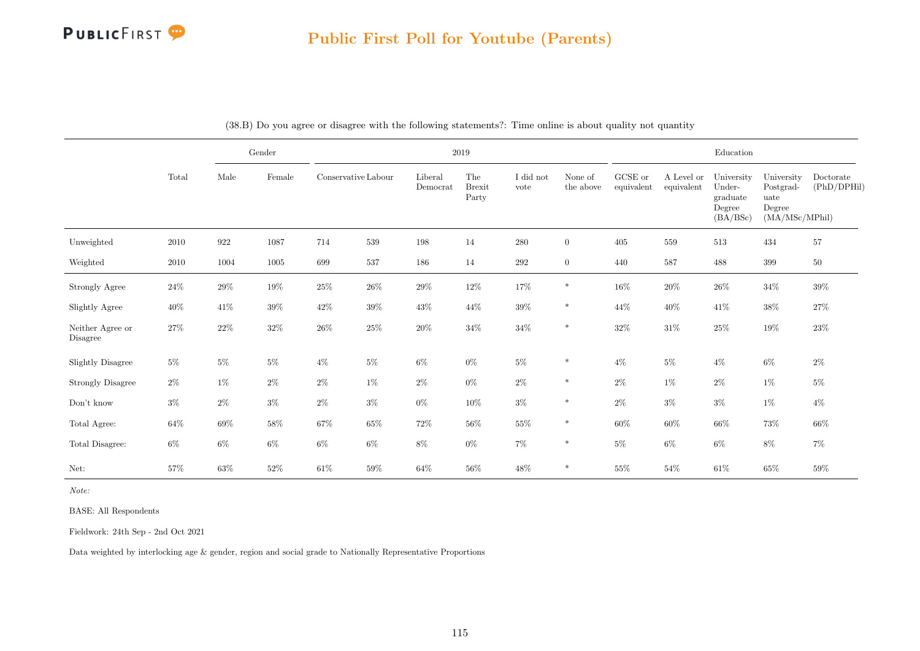## Public First Poll for Youtube (Parents)

(38.B) Do you agree or disagree with the following statements?: Time online is about quality not quantity

| | Total | Gender | | 2019 | | | | | | Education | | | | |
|---|---|---|---|---|---|---|---|---|---|---|---|---|---|---|
| | | Male | Female | Conservative | Labour | Liberal Democrat | The Brexit Party | I did not vote | None of the above | GCSE or equivalent | A Level or equivalent | University Under-graduate Degree (BA/BSc) | University Postgrad-uate Degree (MA/MSc/MPhil) | Doctorate (PhD/DPHil) |
| Unweighted | 2010 | 922 | 1087 | 714 | 539 | 198 | 14 | 280 | 0 | 405 | 559 | 513 | 434 | 57 |
| Weighted | 2010 | 1004 | 1005 | 699 | 537 | 186 | 14 | 292 | 0 | 440 | 587 | 488 | 399 | 50 |
| Strongly Agree | 24% | 29% | 19% | 25% | 26% | 29% | 12% | 17% | * | 16% | 20% | 26% | 34% | 39% |
| Slightly Agree | 40% | 41% | 39% | 42% | 39% | 43% | 44% | 39% | * | 44% | 40% | 41% | 38% | 27% |
| Neither Agree or Disagree | 27% | 22% | 32% | 26% | 25% | 20% | 34% | 34% | * | 32% | 31% | 25% | 19% | 23% |
| Slightly Disagree | 5% | 5% | 5% | 4% | 5% | 6% | 0% | 5% | * | 4% | 5% | 4% | 6% | 2% |
| Strongly Disagree | 2% | 1% | 2% | 2% | 1% | 2% | 0% | 2% | * | 2% | 1% | 2% | 1% | 5% |
| Don't know | 3% | 2% | 3% | 2% | 3% | 0% | 10% | 3% | * | 2% | 3% | 3% | 1% | 4% |
| Total Agree: | 64% | 69% | 58% | 67% | 65% | 72% | 56% | 55% | * | 60% | 60% | 66% | 73% | 66% |
| Total Disagree: | 6% | 6% | 6% | 6% | 6% | 8% | 0% | 7% | * | 5% | 6% | 6% | 8% | 7% |
| Net: | 57% | 63% | 52% | 61% | 59% | 64% | 56% | 48% | * | 55% | 54% | 61% | 65% | 59% |

*Note:*

BASE: All Respondents

Fieldwork: 24th Sep - 2nd Oct 2021

Data weighted by interlocking age & gender, region and social grade to Nationally Representative Proportions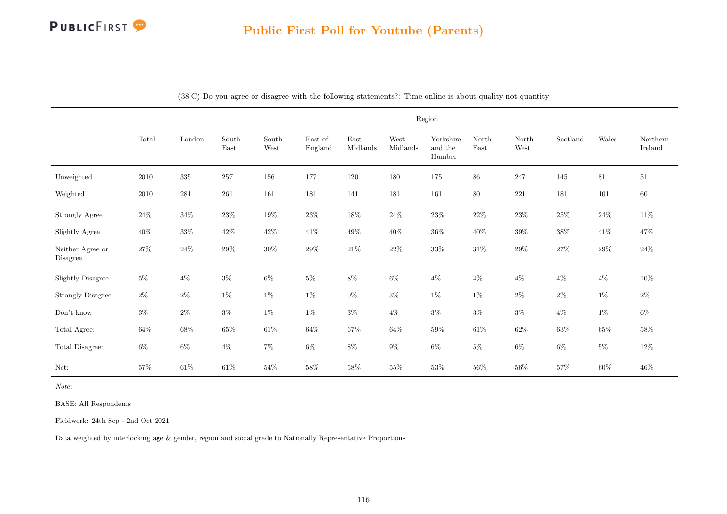## Public First Poll for Youtube (Parents)

(38.C) Do you agree or disagree with the following statements?: Time online is about quality not quantity

| | Total | Region | | | | | | | | | | | |
|---|---|---|---|---|---|---|---|---|---|---|---|---|---|
| | | London | South East | South West | East of England | East Midlands | West Midlands | Yorkshire and the Humber | North East | North West | Scotland | Wales | Northern Ireland |
| Unweighted | 2010 | 335 | 257 | 156 | 177 | 120 | 180 | 175 | 86 | 247 | 145 | 81 | 51 |
| Weighted | 2010 | 281 | 261 | 161 | 181 | 141 | 181 | 161 | 80 | 221 | 181 | 101 | 60 |
| Strongly Agree | 24% | 34% | 23% | 19% | 23% | 18% | 24% | 23% | 22% | 23% | 25% | 24% | 11% |
| Slightly Agree | 40% | 33% | 42% | 42% | 41% | 49% | 40% | 36% | 40% | 39% | 38% | 41% | 47% |
| Neither Agree or Disagree | 27% | 24% | 29% | 30% | 29% | 21% | 22% | 33% | 31% | 29% | 27% | 29% | 24% |
| Slightly Disagree | 5% | 4% | 3% | 6% | 5% | 8% | 6% | 4% | 4% | 4% | 4% | 4% | 10% |
| Strongly Disagree | 2% | 2% | 1% | 1% | 1% | 0% | 3% | 1% | 1% | 2% | 2% | 1% | 2% |
| Don't know | 3% | 2% | 3% | 1% | 1% | 3% | 4% | 3% | 3% | 3% | 4% | 1% | 6% |
| Total Agree: | 64% | 68% | 65% | 61% | 64% | 67% | 64% | 59% | 61% | 62% | 63% | 65% | 58% |
| Total Disagree: | 6% | 6% | 4% | 7% | 6% | 8% | 9% | 6% | 5% | 6% | 6% | 5% | 12% |
| Net: | 57% | 61% | 61% | 54% | 58% | 58% | 55% | 53% | 56% | 56% | 57% | 60% | 46% |

*Note:*

BASE: All Respondents

Fieldwork: 24th Sep - 2nd Oct 2021

Data weighted by interlocking age & gender, region and social grade to Nationally Representative Proportions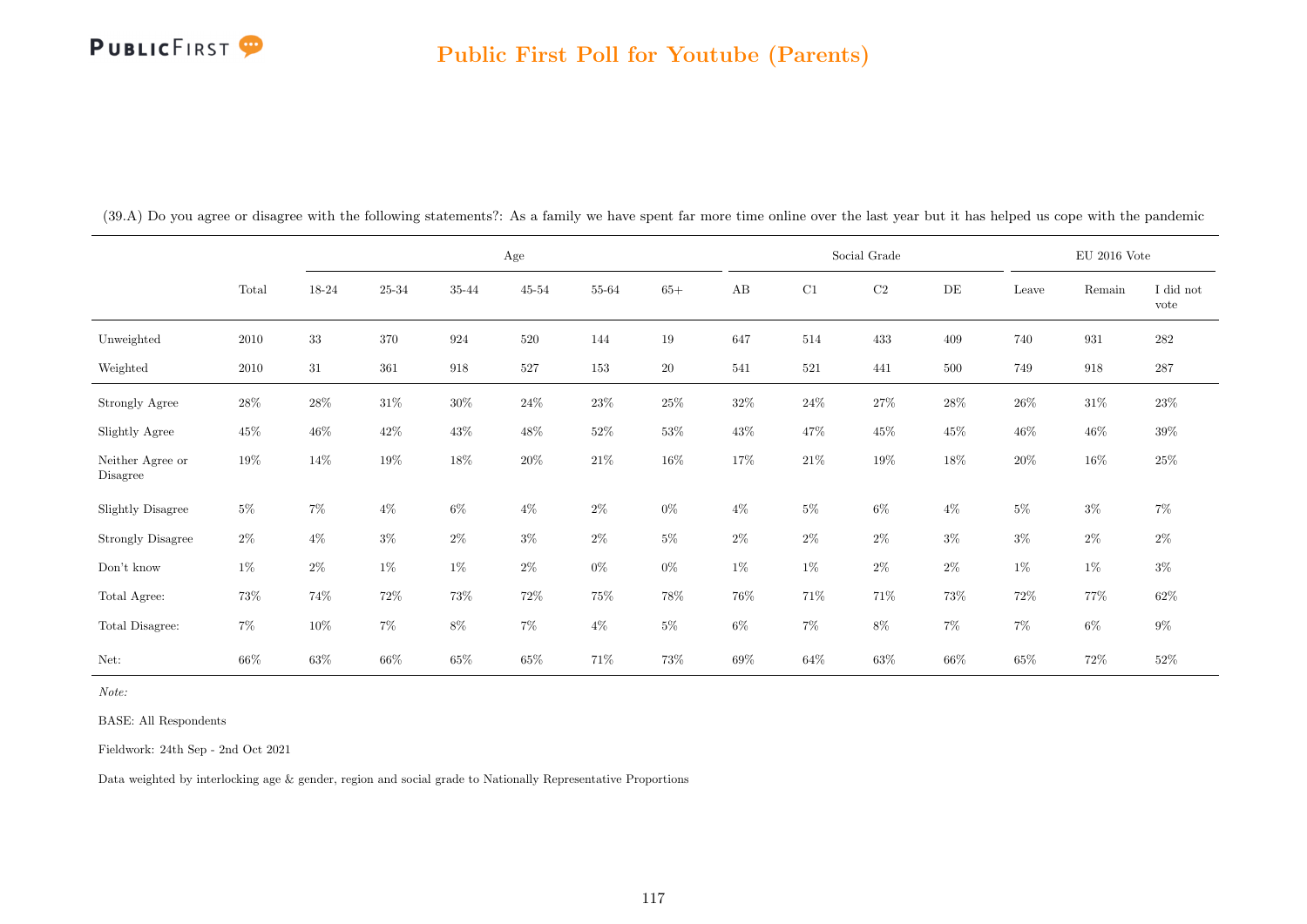## Public First Poll for Youtube (Parents)

(39.A) Do you agree or disagree with the following statements?: As a family we have spent far more time online over the last year but it has helped us cope with the pandemic

| | Total | Age | | | | | | Social Grade | | | | EU 2016 Vote | | |
|---|---|---|---|---|---|---|---|---|---|---|---|---|---|---|
| | | 18-24 | 25-34 | 35-44 | 45-54 | 55-64 | 65+ | AB | C1 | C2 | DE | Leave | Remain | I did not vote |
| Unweighted | 2010 | 33 | 370 | 924 | 520 | 144 | 19 | 647 | 514 | 433 | 409 | 740 | 931 | 282 |
| Weighted | 2010 | 31 | 361 | 918 | 527 | 153 | 20 | 541 | 521 | 441 | 500 | 749 | 918 | 287 |
| Strongly Agree | 28% | 28% | 31% | 30% | 24% | 23% | 25% | 32% | 24% | 27% | 28% | 26% | 31% | 23% |
| Slightly Agree | 45% | 46% | 42% | 43% | 48% | 52% | 53% | 43% | 47% | 45% | 45% | 46% | 46% | 39% |
| Neither Agree or Disagree | 19% | 14% | 19% | 18% | 20% | 21% | 16% | 17% | 21% | 19% | 18% | 20% | 16% | 25% |
| Slightly Disagree | 5% | 7% | 4% | 6% | 4% | 2% | 0% | 4% | 5% | 6% | 4% | 5% | 3% | 7% |
| Strongly Disagree | 2% | 4% | 3% | 2% | 3% | 2% | 5% | 2% | 2% | 2% | 3% | 3% | 2% | 2% |
| Don't know | 1% | 2% | 1% | 1% | 2% | 0% | 0% | 1% | 1% | 2% | 2% | 1% | 1% | 3% |
| Total Agree: | 73% | 74% | 72% | 73% | 72% | 75% | 78% | 76% | 71% | 71% | 73% | 72% | 77% | 62% |
| Total Disagree: | 7% | 10% | 7% | 8% | 7% | 4% | 5% | 6% | 7% | 8% | 7% | 7% | 6% | 9% |
| Net: | 66% | 63% | 66% | 65% | 65% | 71% | 73% | 69% | 64% | 63% | 66% | 65% | 72% | 52% |

*Note:*

BASE: All Respondents

Fieldwork: 24th Sep - 2nd Oct 2021

Data weighted by interlocking age & gender, region and social grade to Nationally Representative Proportions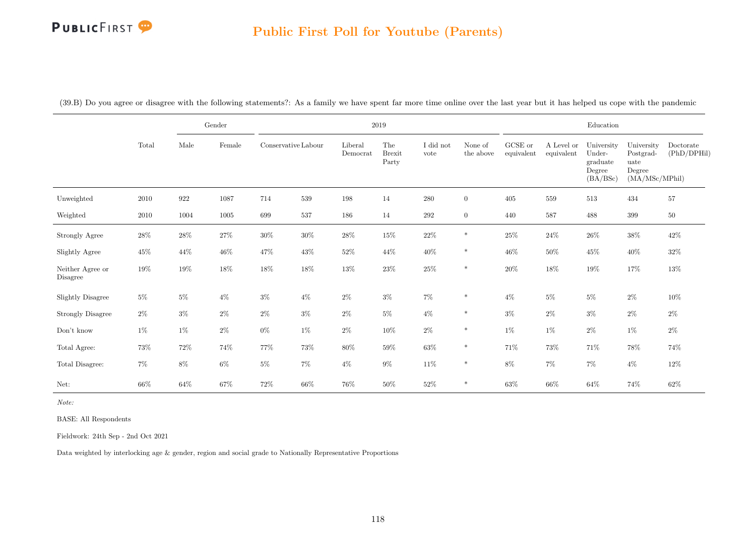(39.B) Do you agree or disagree with the following statements?: As a family we have spent far more time online over the last year but it has helped us cope with the pandemic

| | Total | Gender | | 2019 | | | | | | Education | | | | |
|---|---|---|---|---|---|---|---|---|---|---|---|---|---|---|
| | | Male | Female | Conservative | Labour | Liberal Democrat | The Brexit Party | I did not vote | None of the above | GCSE or equivalent | A Level or equivalent | University Undergraduate Degree (BA/BSc) | University Postgraduate Degree (MA/MSc/MPhil) | Doctorate (PhD/DPHil) |
| Unweighted | 2010 | 922 | 1087 | 714 | 539 | 198 | 14 | 280 | 0 | 405 | 559 | 513 | 434 | 57 |
| Weighted | 2010 | 1004 | 1005 | 699 | 537 | 186 | 14 | 292 | 0 | 440 | 587 | 488 | 399 | 50 |
| Strongly Agree | 28% | 28% | 27% | 30% | 30% | 28% | 15% | 22% | * | 25% | 24% | 26% | 38% | 42% |
| Slightly Agree | 45% | 44% | 46% | 47% | 43% | 52% | 44% | 40% | * | 46% | 50% | 45% | 40% | 32% |
| Neither Agree or Disagree | 19% | 19% | 18% | 18% | 18% | 13% | 23% | 25% | * | 20% | 18% | 19% | 17% | 13% |
| Slightly Disagree | 5% | 5% | 4% | 3% | 4% | 2% | 3% | 7% | * | 4% | 5% | 5% | 2% | 10% |
| Strongly Disagree | 2% | 3% | 2% | 2% | 3% | 2% | 5% | 4% | * | 3% | 2% | 3% | 2% | 2% |
| Don't know | 1% | 1% | 2% | 0% | 1% | 2% | 10% | 2% | * | 1% | 1% | 2% | 1% | 2% |
| Total Agree: | 73% | 72% | 74% | 77% | 73% | 80% | 59% | 63% | * | 71% | 73% | 71% | 78% | 74% |
| Total Disagree: | 7% | 8% | 6% | 5% | 7% | 4% | 9% | 11% | * | 8% | 7% | 7% | 4% | 12% |
| Net: | 66% | 64% | 67% | 72% | 66% | 76% | 50% | 52% | * | 63% | 66% | 64% | 74% | 62% |

*Note:*

BASE: All Respondents

Fieldwork: 24th Sep - 2nd Oct 2021

Data weighted by interlocking age & gender, region and social grade to Nationally Representative Proportions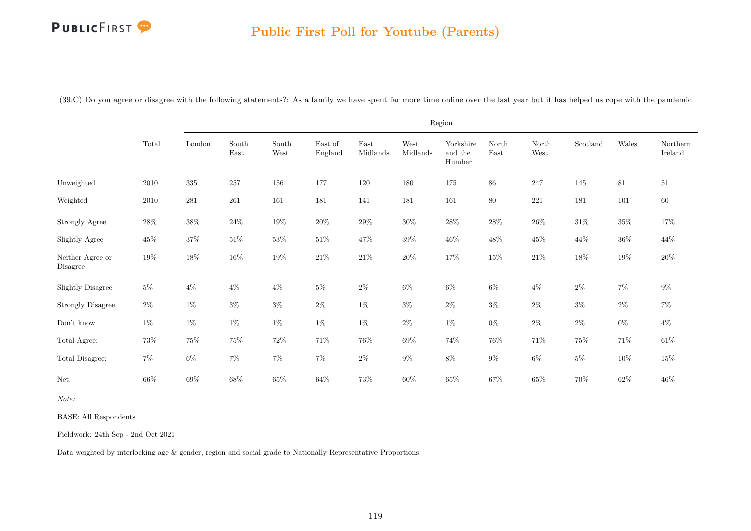## Public First Poll for Youtube (Parents)

(39.C) Do you agree or disagree with the following statements?: As a family we have spent far more time online over the last year but it has helped us cope with the pandemic

| | Total | Region | | | | | | | | | | | |
|---|---|---|---|---|---|---|---|---|---|---|---|---|---|
| | | London | South East | South West | East of England | East Midlands | West Midlands | Yorkshire and the Humber | North East | North West | Scotland | Wales | Northern Ireland |
| Unweighted | 2010 | 335 | 257 | 156 | 177 | 120 | 180 | 175 | 86 | 247 | 145 | 81 | 51 |
| Weighted | 2010 | 281 | 261 | 161 | 181 | 141 | 181 | 161 | 80 | 221 | 181 | 101 | 60 |
| Strongly Agree | 28% | 38% | 24% | 19% | 20% | 29% | 30% | 28% | 28% | 26% | 31% | 35% | 17% |
| Slightly Agree | 45% | 37% | 51% | 53% | 51% | 47% | 39% | 46% | 48% | 45% | 44% | 36% | 44% |
| Neither Agree or Disagree | 19% | 18% | 16% | 19% | 21% | 21% | 20% | 17% | 15% | 21% | 18% | 19% | 20% |
| Slightly Disagree | 5% | 4% | 4% | 4% | 5% | 2% | 6% | 6% | 6% | 4% | 2% | 7% | 9% |
| Strongly Disagree | 2% | 1% | 3% | 3% | 2% | 1% | 3% | 2% | 3% | 2% | 3% | 2% | 7% |
| Don't know | 1% | 1% | 1% | 1% | 1% | 1% | 2% | 1% | 0% | 2% | 2% | 0% | 4% |
| Total Agree: | 73% | 75% | 75% | 72% | 71% | 76% | 69% | 74% | 76% | 71% | 75% | 71% | 61% |
| Total Disagree: | 7% | 6% | 7% | 7% | 7% | 2% | 9% | 8% | 9% | 6% | 5% | 10% | 15% |
| Net: | 66% | 69% | 68% | 65% | 64% | 73% | 60% | 65% | 67% | 65% | 70% | 62% | 46% |

*Note:*

BASE: All Respondents

Fieldwork: 24th Sep - 2nd Oct 2021

Data weighted by interlocking age & gender, region and social grade to Nationally Representative Proportions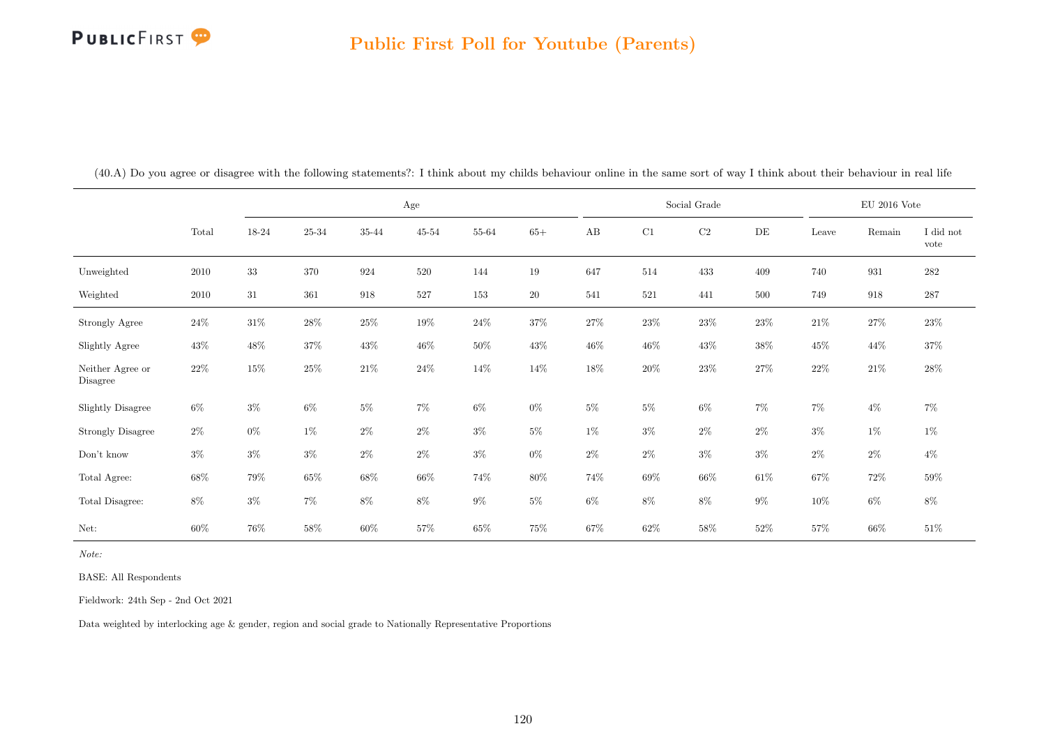# Public First Poll for Youtube (Parents)

(40.A) Do you agree or disagree with the following statements?: I think about my childs behaviour online in the same sort of way I think about their behaviour in real life

| | Total | Age | | | | | | Social Grade | | | | EU 2016 Vote | | |
|---|---|---|---|---|---|---|---|---|---|---|---|---|---|---|
| | | 18-24 | 25-34 | 35-44 | 45-54 | 55-64 | 65+ | AB | C1 | C2 | DE | Leave | Remain | I did not vote |
| Unweighted | 2010 | 33 | 370 | 924 | 520 | 144 | 19 | 647 | 514 | 433 | 409 | 740 | 931 | 282 |
| Weighted | 2010 | 31 | 361 | 918 | 527 | 153 | 20 | 541 | 521 | 441 | 500 | 749 | 918 | 287 |
| Strongly Agree | 24% | 31% | 28% | 25% | 19% | 24% | 37% | 27% | 23% | 23% | 23% | 21% | 27% | 23% |
| Slightly Agree | 43% | 48% | 37% | 43% | 46% | 50% | 43% | 46% | 46% | 43% | 38% | 45% | 44% | 37% |
| Neither Agree or Disagree | 22% | 15% | 25% | 21% | 24% | 14% | 14% | 18% | 20% | 23% | 27% | 22% | 21% | 28% |
| Slightly Disagree | 6% | 3% | 6% | 5% | 7% | 6% | 0% | 5% | 5% | 6% | 7% | 7% | 4% | 7% |
| Strongly Disagree | 2% | 0% | 1% | 2% | 2% | 3% | 5% | 1% | 3% | 2% | 2% | 3% | 1% | 1% |
| Don't know | 3% | 3% | 3% | 2% | 2% | 3% | 0% | 2% | 2% | 3% | 3% | 2% | 2% | 4% |
| Total Agree: | 68% | 79% | 65% | 68% | 66% | 74% | 80% | 74% | 69% | 66% | 61% | 67% | 72% | 59% |
| Total Disagree: | 8% | 3% | 7% | 8% | 8% | 9% | 5% | 6% | 8% | 8% | 9% | 10% | 6% | 8% |
| Net: | 60% | 76% | 58% | 60% | 57% | 65% | 75% | 67% | 62% | 58% | 52% | 57% | 66% | 51% |

*Note:*

BASE: All Respondents

Fieldwork: 24th Sep - 2nd Oct 2021

Data weighted by interlocking age & gender, region and social grade to Nationally Representative Proportions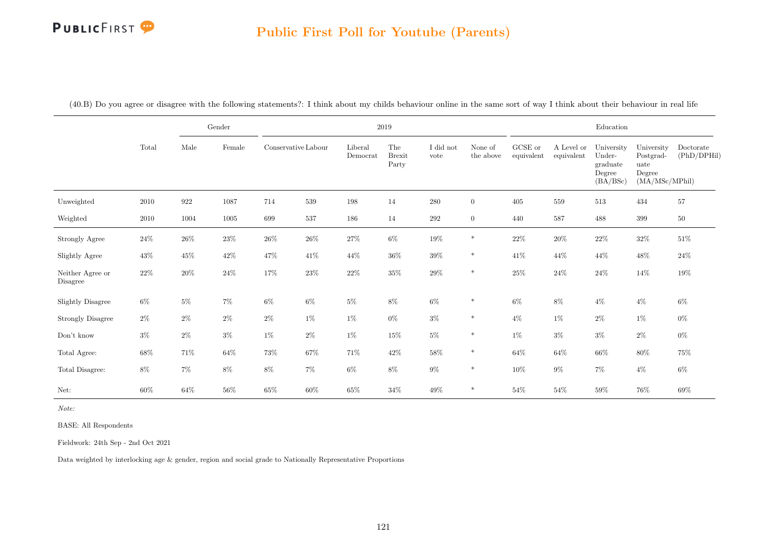## Public First Poll for Youtube (Parents)

(40.B) Do you agree or disagree with the following statements?: I think about my childs behaviour online in the same sort of way I think about their behaviour in real life

| | Total | Gender | | 2019 | | | | | | Education | | | | |
|---|---|---|---|---|---|---|---|---|---|---|---|---|---|---|
| | | Male | Female | Conservative | Labour | Liberal Democrat | The Brexit Party | I did not vote | None of the above | GCSE or equivalent | A Level or equivalent | University Under-graduate Degree (BA/BSc) | University Postgrad-uate Degree (MA/MSc/MPhil) | Doctorate (PhD/DPHil) |
| Unweighted | 2010 | 922 | 1087 | 714 | 539 | 198 | 14 | 280 | 0 | 405 | 559 | 513 | 434 | 57 |
| Weighted | 2010 | 1004 | 1005 | 699 | 537 | 186 | 14 | 292 | 0 | 440 | 587 | 488 | 399 | 50 |
| Strongly Agree | 24% | 26% | 23% | 26% | 26% | 27% | 6% | 19% | * | 22% | 20% | 22% | 32% | 51% |
| Slightly Agree | 43% | 45% | 42% | 47% | 41% | 44% | 36% | 39% | * | 41% | 44% | 44% | 48% | 24% |
| Neither Agree or Disagree | 22% | 20% | 24% | 17% | 23% | 22% | 35% | 29% | * | 25% | 24% | 24% | 14% | 19% |
| Slightly Disagree | 6% | 5% | 7% | 6% | 6% | 5% | 8% | 6% | * | 6% | 8% | 4% | 4% | 6% |
| Strongly Disagree | 2% | 2% | 2% | 2% | 1% | 1% | 0% | 3% | * | 4% | 1% | 2% | 1% | 0% |
| Don't know | 3% | 2% | 3% | 1% | 2% | 1% | 15% | 5% | * | 1% | 3% | 3% | 2% | 0% |
| Total Agree: | 68% | 71% | 64% | 73% | 67% | 71% | 42% | 58% | * | 64% | 64% | 66% | 80% | 75% |
| Total Disagree: | 8% | 7% | 8% | 8% | 7% | 6% | 8% | 9% | * | 10% | 9% | 7% | 4% | 6% |
| Net: | 60% | 64% | 56% | 65% | 60% | 65% | 34% | 49% | * | 54% | 54% | 59% | 76% | 69% |

*Note:*

BASE: All Respondents

Fieldwork: 24th Sep - 2nd Oct 2021

Data weighted by interlocking age & gender, region and social grade to Nationally Representative Proportions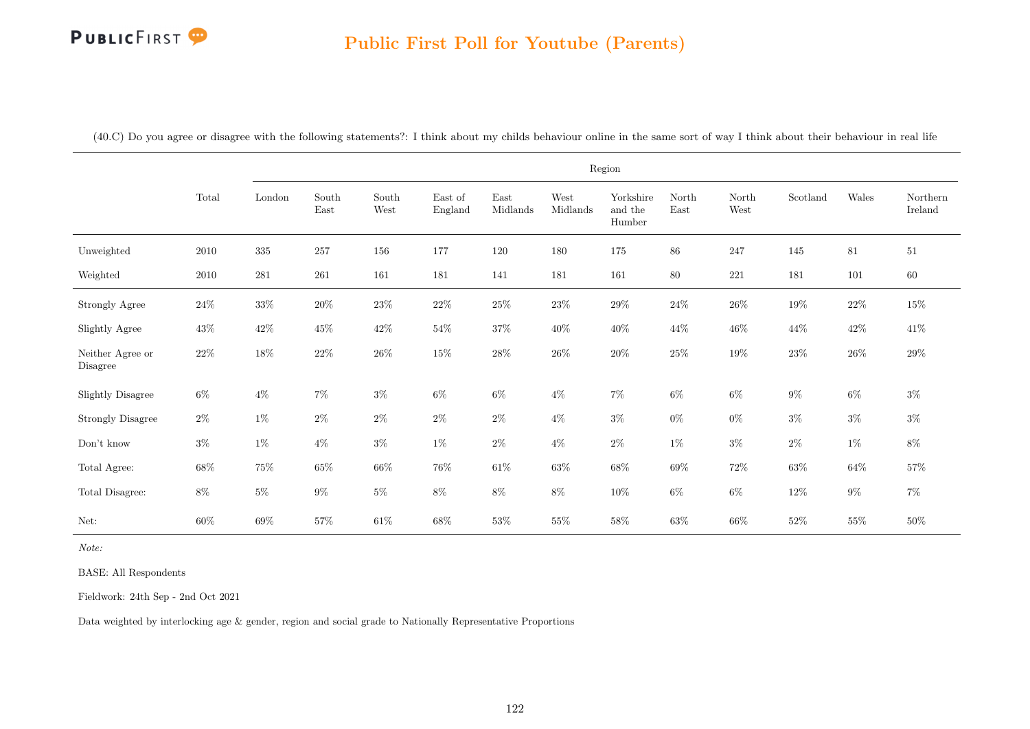# Public First Poll for Youtube (Parents)

(40.C) Do you agree or disagree with the following statements?: I think about my childs behaviour online in the same sort of way I think about their behaviour in real life

| | Total | Region | | | | | | | | | | | |
|---|---|---|---|---|---|---|---|---|---|---|---|---|---|
| | | London | South East | South West | East of England | East Midlands | West Midlands | Yorkshire and the Humber | North East | North West | Scotland | Wales | Northern Ireland |
| Unweighted | 2010 | 335 | 257 | 156 | 177 | 120 | 180 | 175 | 86 | 247 | 145 | 81 | 51 |
| Weighted | 2010 | 281 | 261 | 161 | 181 | 141 | 181 | 161 | 80 | 221 | 181 | 101 | 60 |
| Strongly Agree | 24% | 33% | 20% | 23% | 22% | 25% | 23% | 29% | 24% | 26% | 19% | 22% | 15% |
| Slightly Agree | 43% | 42% | 45% | 42% | 54% | 37% | 40% | 40% | 44% | 46% | 44% | 42% | 41% |
| Neither Agree or Disagree | 22% | 18% | 22% | 26% | 15% | 28% | 26% | 20% | 25% | 19% | 23% | 26% | 29% |
| Slightly Disagree | 6% | 4% | 7% | 3% | 6% | 6% | 4% | 7% | 6% | 6% | 9% | 6% | 3% |
| Strongly Disagree | 2% | 1% | 2% | 2% | 2% | 2% | 4% | 3% | 0% | 0% | 3% | 3% | 3% |
| Don't know | 3% | 1% | 4% | 3% | 1% | 2% | 4% | 2% | 1% | 3% | 2% | 1% | 8% |
| Total Agree: | 68% | 75% | 65% | 66% | 76% | 61% | 63% | 68% | 69% | 72% | 63% | 64% | 57% |
| Total Disagree: | 8% | 5% | 9% | 5% | 8% | 8% | 8% | 10% | 6% | 6% | 12% | 9% | 7% |
| Net: | 60% | 69% | 57% | 61% | 68% | 53% | 55% | 58% | 63% | 66% | 52% | 55% | 50% |

*Note:*

BASE: All Respondents

Fieldwork: 24th Sep - 2nd Oct 2021

Data weighted by interlocking age & gender, region and social grade to Nationally Representative Proportions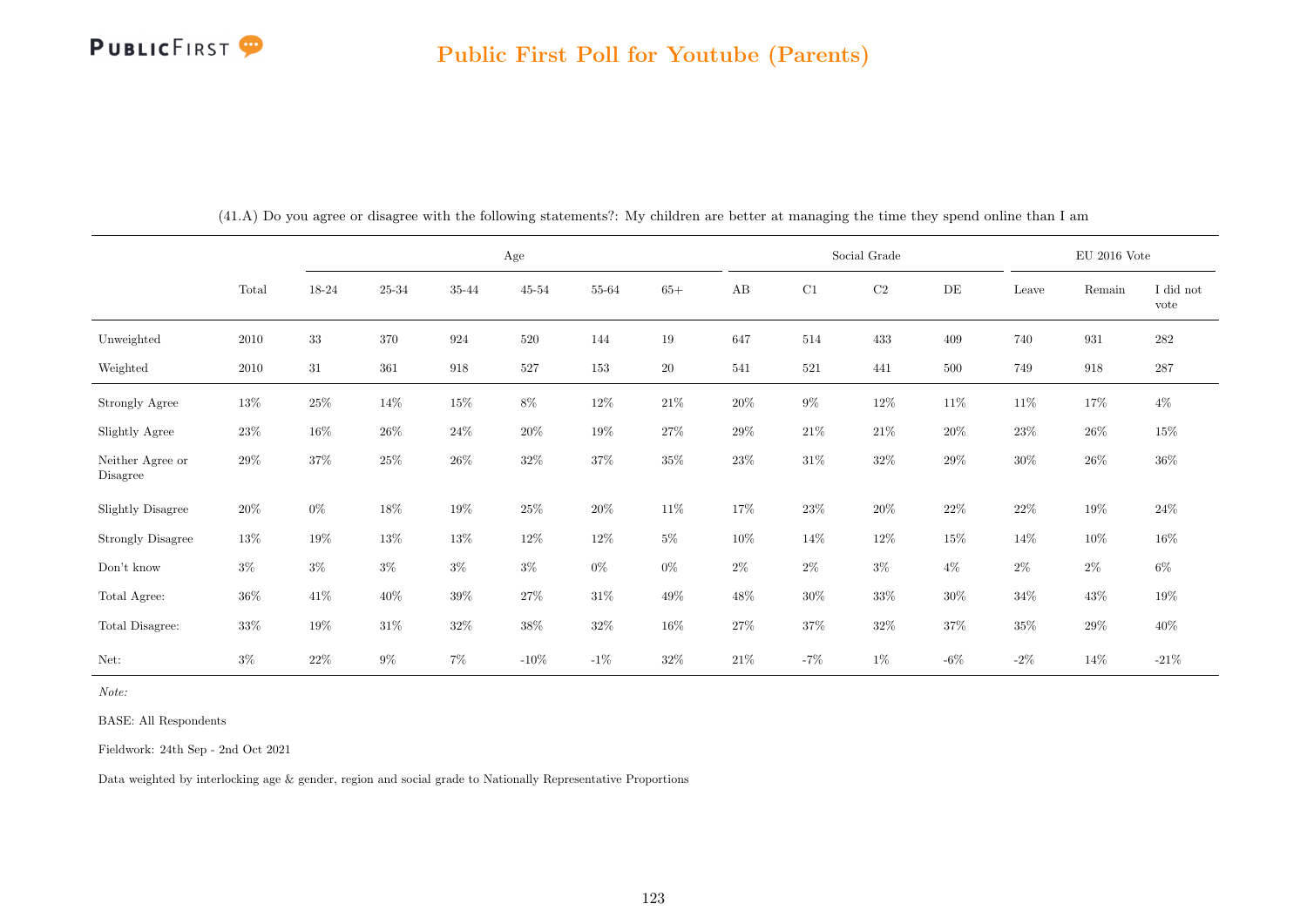# Public First Poll for Youtube (Parents)

(41.A) Do you agree or disagree with the following statements?: My children are better at managing the time they spend online than I am

| | Total | Age | | | | | | Social Grade | | | | EU 2016 Vote | | |
|---|---|---|---|---|---|---|---|---|---|---|---|---|---|---|
| | | 18-24 | 25-34 | 35-44 | 45-54 | 55-64 | 65+ | AB | C1 | C2 | DE | Leave | Remain | I did not vote |
| Unweighted | 2010 | 33 | 370 | 924 | 520 | 144 | 19 | 647 | 514 | 433 | 409 | 740 | 931 | 282 |
| Weighted | 2010 | 31 | 361 | 918 | 527 | 153 | 20 | 541 | 521 | 441 | 500 | 749 | 918 | 287 |
| Strongly Agree | 13% | 25% | 14% | 15% | 8% | 12% | 21% | 20% | 9% | 12% | 11% | 11% | 17% | 4% |
| Slightly Agree | 23% | 16% | 26% | 24% | 20% | 19% | 27% | 29% | 21% | 21% | 20% | 23% | 26% | 15% |
| Neither Agree or Disagree | 29% | 37% | 25% | 26% | 32% | 37% | 35% | 23% | 31% | 32% | 29% | 30% | 26% | 36% |
| Slightly Disagree | 20% | 0% | 18% | 19% | 25% | 20% | 11% | 17% | 23% | 20% | 22% | 22% | 19% | 24% |
| Strongly Disagree | 13% | 19% | 13% | 13% | 12% | 12% | 5% | 10% | 14% | 12% | 15% | 14% | 10% | 16% |
| Don't know | 3% | 3% | 3% | 3% | 3% | 0% | 0% | 2% | 2% | 3% | 4% | 2% | 2% | 6% |
| Total Agree: | 36% | 41% | 40% | 39% | 27% | 31% | 49% | 48% | 30% | 33% | 30% | 34% | 43% | 19% |
| Total Disagree: | 33% | 19% | 31% | 32% | 38% | 32% | 16% | 27% | 37% | 32% | 37% | 35% | 29% | 40% |
| Net: | 3% | 22% | 9% | 7% | -10% | -1% | 32% | 21% | -7% | 1% | -6% | -2% | 14% | -21% |

*Note:*

BASE: All Respondents

Fieldwork: 24th Sep - 2nd Oct 2021

Data weighted by interlocking age & gender, region and social grade to Nationally Representative Proportions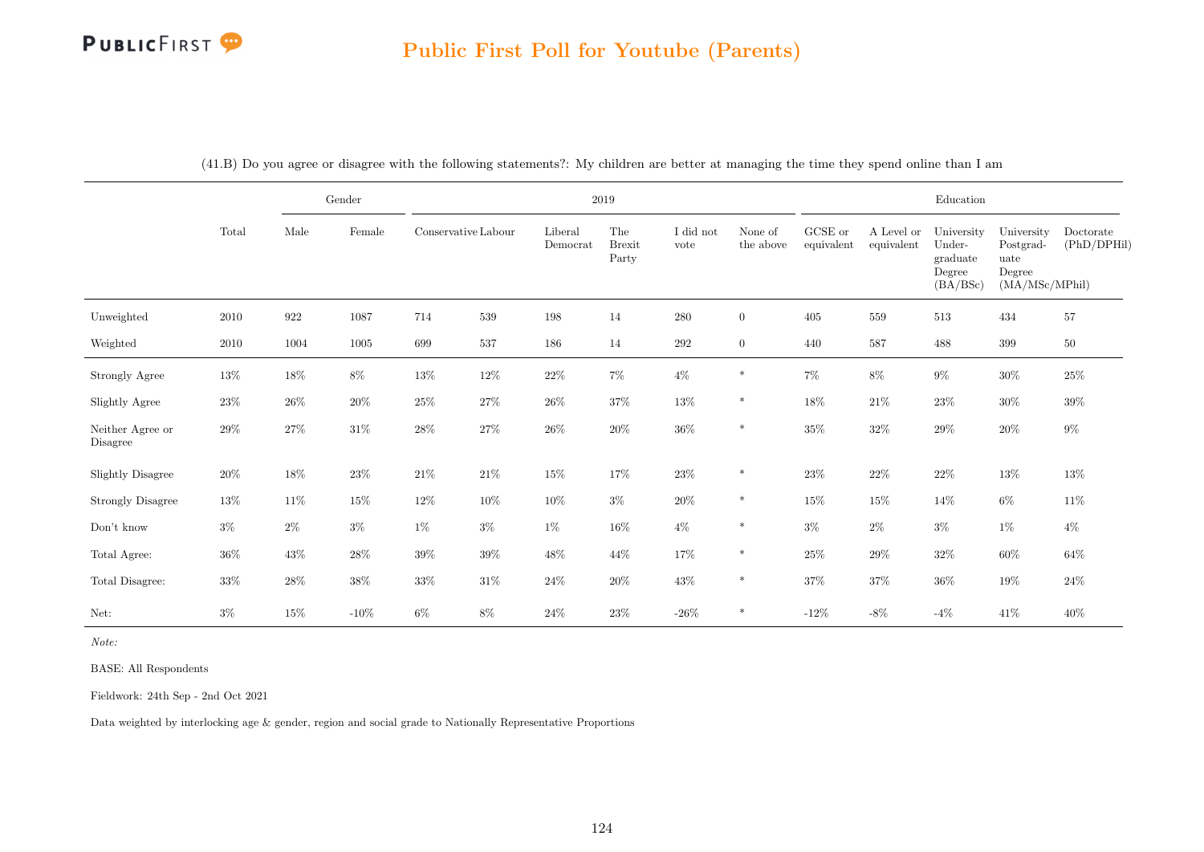## Public First Poll for Youtube (Parents)

(41.B) Do you agree or disagree with the following statements?: My children are better at managing the time they spend online than I am

| | Total | Gender | | 2019 | | | | | | Education | | | | |
|---|---|---|---|---|---|---|---|---|---|---|---|---|---|---|
| | | Male | Female | Conservative | Labour | Liberal Democrat | The Brexit Party | I did not vote | None of the above | GCSE or equivalent | A Level or equivalent | University Undergraduate Degree (BA/BSc) | University Postgraduate Degree (MA/MSc/MPhil) | Doctorate (PhD/DPHil) |
| Unweighted | 2010 | 922 | 1087 | 714 | 539 | 198 | 14 | 280 | 0 | 405 | 559 | 513 | 434 | 57 |
| Weighted | 2010 | 1004 | 1005 | 699 | 537 | 186 | 14 | 292 | 0 | 440 | 587 | 488 | 399 | 50 |
| Strongly Agree | 13% | 18% | 8% | 13% | 12% | 22% | 7% | 4% | * | 7% | 8% | 9% | 30% | 25% |
| Slightly Agree | 23% | 26% | 20% | 25% | 27% | 26% | 37% | 13% | * | 18% | 21% | 23% | 30% | 39% |
| Neither Agree or Disagree | 29% | 27% | 31% | 28% | 27% | 26% | 20% | 36% | * | 35% | 32% | 29% | 20% | 9% |
| Slightly Disagree | 20% | 18% | 23% | 21% | 21% | 15% | 17% | 23% | * | 23% | 22% | 22% | 13% | 13% |
| Strongly Disagree | 13% | 11% | 15% | 12% | 10% | 10% | 3% | 20% | * | 15% | 15% | 14% | 6% | 11% |
| Don't know | 3% | 2% | 3% | 1% | 3% | 1% | 16% | 4% | * | 3% | 2% | 3% | 1% | 4% |
| Total Agree: | 36% | 43% | 28% | 39% | 39% | 48% | 44% | 17% | * | 25% | 29% | 32% | 60% | 64% |
| Total Disagree: | 33% | 28% | 38% | 33% | 31% | 24% | 20% | 43% | * | 37% | 37% | 36% | 19% | 24% |
| Net: | 3% | 15% | -10% | 6% | 8% | 24% | 23% | -26% | * | -12% | -8% | -4% | 41% | 40% |

*Note:*

BASE: All Respondents

Fieldwork: 24th Sep - 2nd Oct 2021

Data weighted by interlocking age & gender, region and social grade to Nationally Representative Proportions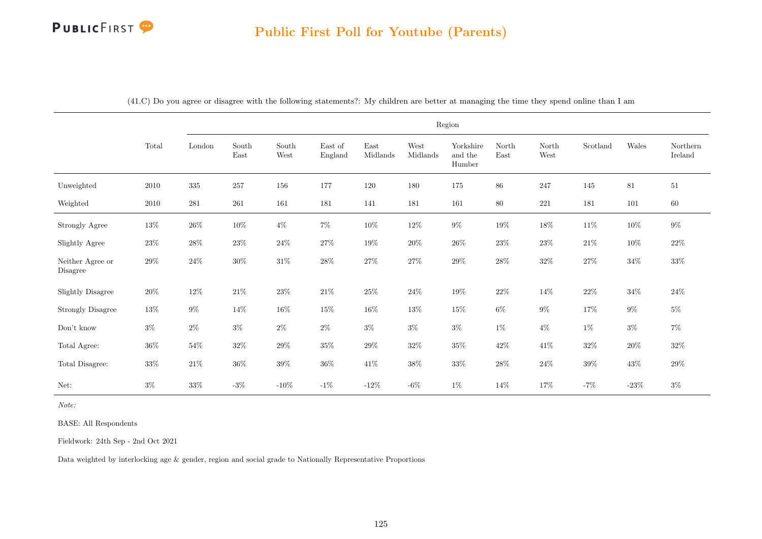# Public First Poll for Youtube (Parents)

(41.C) Do you agree or disagree with the following statements?: My children are better at managing the time they spend online than I am

| | Total | Region | | | | | | | | | | | |
|---|---|---|---|---|---|---|---|---|---|---|---|---|---|
| | | London | South East | South West | East of England | East Midlands | West Midlands | Yorkshire and the Humber | North East | North West | Scotland | Wales | Northern Ireland |
| Unweighted | 2010 | 335 | 257 | 156 | 177 | 120 | 180 | 175 | 86 | 247 | 145 | 81 | 51 |
| Weighted | 2010 | 281 | 261 | 161 | 181 | 141 | 181 | 161 | 80 | 221 | 181 | 101 | 60 |
| Strongly Agree | 13% | 26% | 10% | 4% | 7% | 10% | 12% | 9% | 19% | 18% | 11% | 10% | 9% |
| Slightly Agree | 23% | 28% | 23% | 24% | 27% | 19% | 20% | 26% | 23% | 23% | 21% | 10% | 22% |
| Neither Agree or Disagree | 29% | 24% | 30% | 31% | 28% | 27% | 27% | 29% | 28% | 32% | 27% | 34% | 33% |
| Slightly Disagree | 20% | 12% | 21% | 23% | 21% | 25% | 24% | 19% | 22% | 14% | 22% | 34% | 24% |
| Strongly Disagree | 13% | 9% | 14% | 16% | 15% | 16% | 13% | 15% | 6% | 9% | 17% | 9% | 5% |
| Don't know | 3% | 2% | 3% | 2% | 2% | 3% | 3% | 3% | 1% | 4% | 1% | 3% | 7% |
| Total Agree: | 36% | 54% | 32% | 29% | 35% | 29% | 32% | 35% | 42% | 41% | 32% | 20% | 32% |
| Total Disagree: | 33% | 21% | 36% | 39% | 36% | 41% | 38% | 33% | 28% | 24% | 39% | 43% | 29% |
| Net: | 3% | 33% | -3% | -10% | -1% | -12% | -6% | 1% | 14% | 17% | -7% | -23% | 3% |

*Note:*

BASE: All Respondents

Fieldwork: 24th Sep - 2nd Oct 2021

Data weighted by interlocking age & gender, region and social grade to Nationally Representative Proportions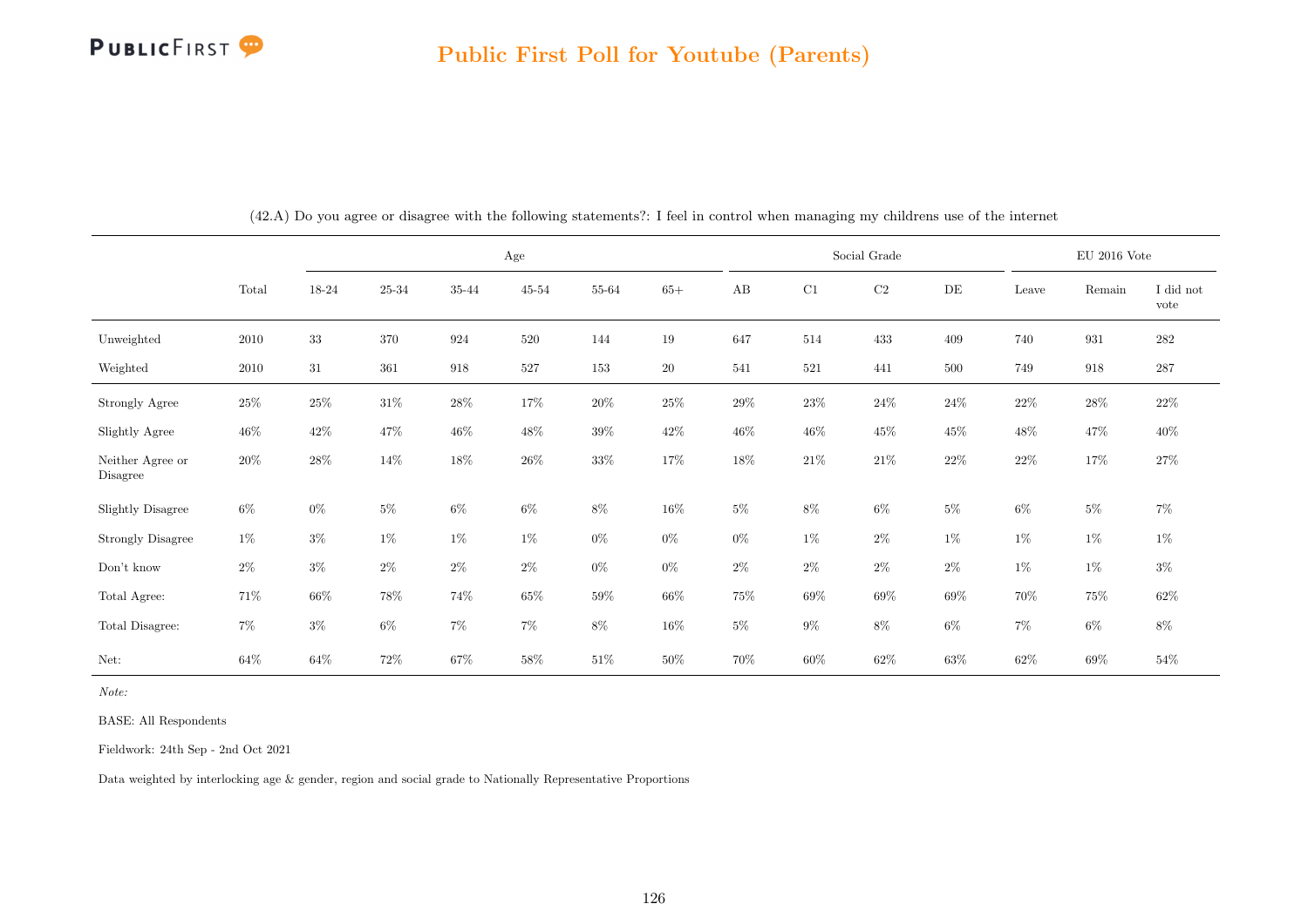## Public First Poll for Youtube (Parents)

(42.A) Do you agree or disagree with the following statements?: I feel in control when managing my childrens use of the internet

| | Total | Age | | | | | | Social Grade | | | | EU 2016 Vote | | |
|---|---|---|---|---|---|---|---|---|---|---|---|---|---|---|
| | | 18-24 | 25-34 | 35-44 | 45-54 | 55-64 | 65+ | AB | C1 | C2 | DE | Leave | Remain | I did not vote |
| Unweighted | 2010 | 33 | 370 | 924 | 520 | 144 | 19 | 647 | 514 | 433 | 409 | 740 | 931 | 282 |
| Weighted | 2010 | 31 | 361 | 918 | 527 | 153 | 20 | 541 | 521 | 441 | 500 | 749 | 918 | 287 |
| Strongly Agree | 25% | 25% | 31% | 28% | 17% | 20% | 25% | 29% | 23% | 24% | 24% | 22% | 28% | 22% |
| Slightly Agree | 46% | 42% | 47% | 46% | 48% | 39% | 42% | 46% | 46% | 45% | 45% | 48% | 47% | 40% |
| Neither Agree or Disagree | 20% | 28% | 14% | 18% | 26% | 33% | 17% | 18% | 21% | 21% | 22% | 22% | 17% | 27% |
| Slightly Disagree | 6% | 0% | 5% | 6% | 6% | 8% | 16% | 5% | 8% | 6% | 5% | 6% | 5% | 7% |
| Strongly Disagree | 1% | 3% | 1% | 1% | 1% | 0% | 0% | 0% | 1% | 2% | 1% | 1% | 1% | 1% |
| Don't know | 2% | 3% | 2% | 2% | 2% | 0% | 0% | 2% | 2% | 2% | 2% | 1% | 1% | 3% |
| Total Agree: | 71% | 66% | 78% | 74% | 65% | 59% | 66% | 75% | 69% | 69% | 69% | 70% | 75% | 62% |
| Total Disagree: | 7% | 3% | 6% | 7% | 7% | 8% | 16% | 5% | 9% | 8% | 6% | 7% | 6% | 8% |
| Net: | 64% | 64% | 72% | 67% | 58% | 51% | 50% | 70% | 60% | 62% | 63% | 62% | 69% | 54% |

*Note:*

BASE: All Respondents

Fieldwork: 24th Sep - 2nd Oct 2021

Data weighted by interlocking age & gender, region and social grade to Nationally Representative Proportions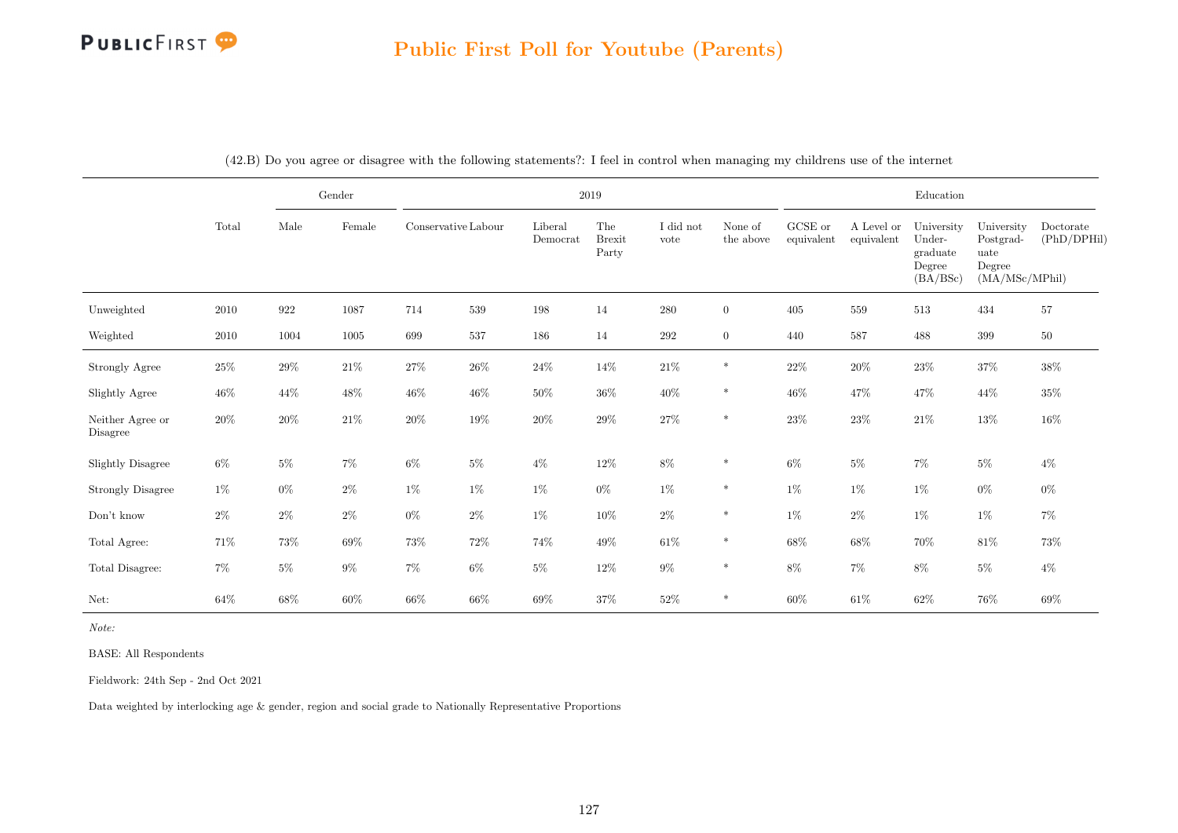# Public First Poll for Youtube (Parents)

(42.B) Do you agree or disagree with the following statements?: I feel in control when managing my childrens use of the internet

| | Total | Gender | | 2019 | | | | | | Education | | | | |
|---|---|---|---|---|---|---|---|---|---|---|---|---|---|---|
| | | Male | Female | Conservative | Labour | Liberal Democrat | The Brexit Party | I did not vote | None of the above | GCSE or equivalent | A Level or equivalent | University Under-graduate Degree (BA/BSc) | University Postgrad-uate Degree (MA/MSc/MPhil) | Doctorate (PhD/DPHil) |
| Unweighted | 2010 | 922 | 1087 | 714 | 539 | 198 | 14 | 280 | 0 | 405 | 559 | 513 | 434 | 57 |
| Weighted | 2010 | 1004 | 1005 | 699 | 537 | 186 | 14 | 292 | 0 | 440 | 587 | 488 | 399 | 50 |
| Strongly Agree | 25% | 29% | 21% | 27% | 26% | 24% | 14% | 21% | * | 22% | 20% | 23% | 37% | 38% |
| Slightly Agree | 46% | 44% | 48% | 46% | 46% | 50% | 36% | 40% | * | 46% | 47% | 47% | 44% | 35% |
| Neither Agree or Disagree | 20% | 20% | 21% | 20% | 19% | 20% | 29% | 27% | * | 23% | 23% | 21% | 13% | 16% |
| Slightly Disagree | 6% | 5% | 7% | 6% | 5% | 4% | 12% | 8% | * | 6% | 5% | 7% | 5% | 4% |
| Strongly Disagree | 1% | 0% | 2% | 1% | 1% | 1% | 0% | 1% | * | 1% | 1% | 1% | 0% | 0% |
| Don't know | 2% | 2% | 2% | 0% | 2% | 1% | 10% | 2% | * | 1% | 2% | 1% | 1% | 7% |
| Total Agree: | 71% | 73% | 69% | 73% | 72% | 74% | 49% | 61% | * | 68% | 68% | 70% | 81% | 73% |
| Total Disagree: | 7% | 5% | 9% | 7% | 6% | 5% | 12% | 9% | * | 8% | 7% | 8% | 5% | 4% |
| Net: | 64% | 68% | 60% | 66% | 66% | 69% | 37% | 52% | * | 60% | 61% | 62% | 76% | 69% |

*Note:*

BASE: All Respondents

Fieldwork: 24th Sep - 2nd Oct 2021

Data weighted by interlocking age & gender, region and social grade to Nationally Representative Proportions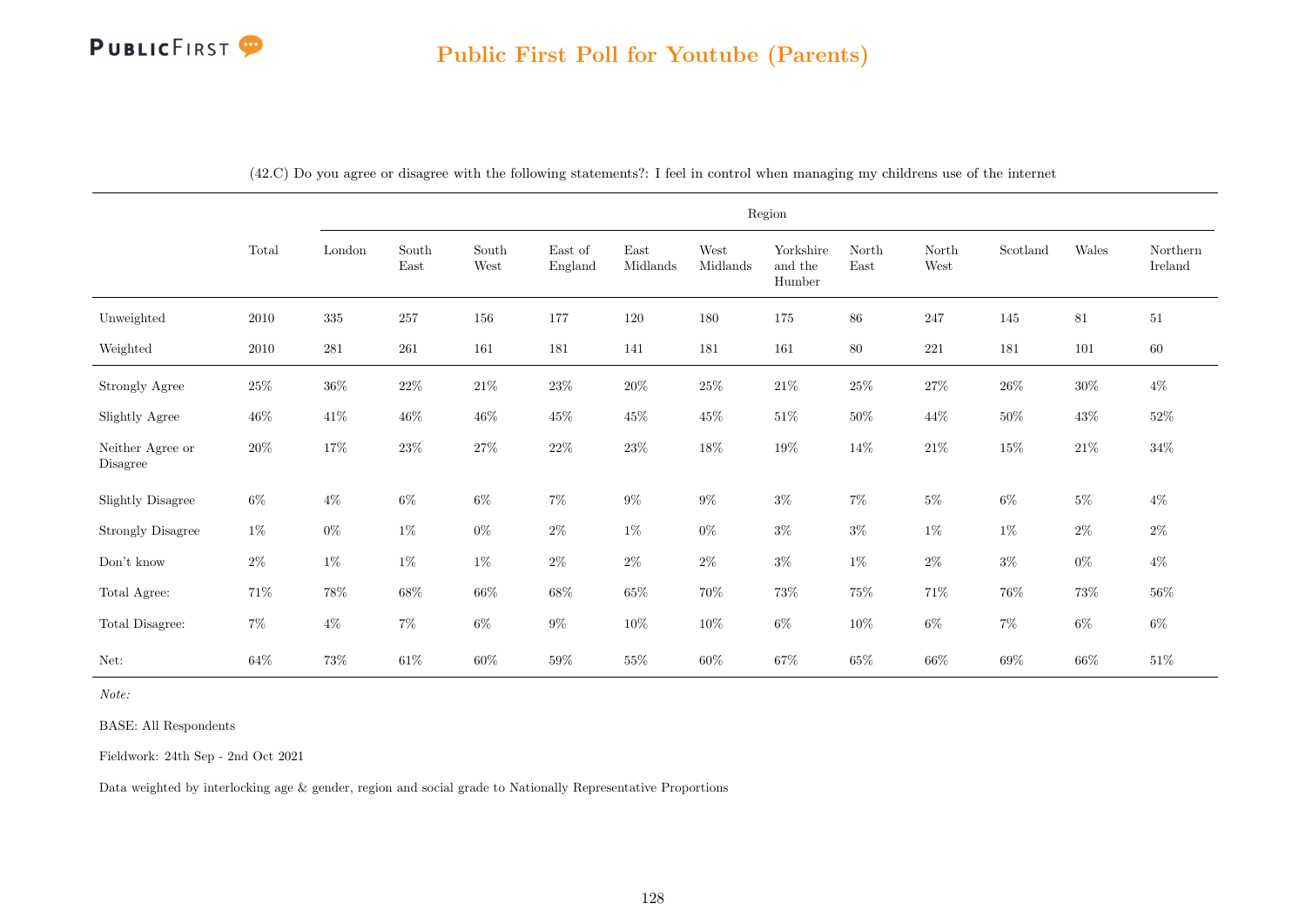## Public First Poll for Youtube (Parents)

(42.C) Do you agree or disagree with the following statements?: I feel in control when managing my childrens use of the internet

| | Total | Region | | | | | | | | | | | |
|---|---|---|---|---|---|---|---|---|---|---|---|---|---|
| | | London | South East | South West | East of England | East Midlands | West Midlands | Yorkshire and the Humber | North East | North West | Scotland | Wales | Northern Ireland |
| Unweighted | 2010 | 335 | 257 | 156 | 177 | 120 | 180 | 175 | 86 | 247 | 145 | 81 | 51 |
| Weighted | 2010 | 281 | 261 | 161 | 181 | 141 | 181 | 161 | 80 | 221 | 181 | 101 | 60 |
| Strongly Agree | 25% | 36% | 22% | 21% | 23% | 20% | 25% | 21% | 25% | 27% | 26% | 30% | 4% |
| Slightly Agree | 46% | 41% | 46% | 46% | 45% | 45% | 45% | 51% | 50% | 44% | 50% | 43% | 52% |
| Neither Agree or Disagree | 20% | 17% | 23% | 27% | 22% | 23% | 18% | 19% | 14% | 21% | 15% | 21% | 34% |
| Slightly Disagree | 6% | 4% | 6% | 6% | 7% | 9% | 9% | 3% | 7% | 5% | 6% | 5% | 4% |
| Strongly Disagree | 1% | 0% | 1% | 0% | 2% | 1% | 0% | 3% | 3% | 1% | 1% | 2% | 2% |
| Don't know | 2% | 1% | 1% | 1% | 2% | 2% | 2% | 3% | 1% | 2% | 3% | 0% | 4% |
| Total Agree: | 71% | 78% | 68% | 66% | 68% | 65% | 70% | 73% | 75% | 71% | 76% | 73% | 56% |
| Total Disagree: | 7% | 4% | 7% | 6% | 9% | 10% | 10% | 6% | 10% | 6% | 7% | 6% | 6% |
| Net: | 64% | 73% | 61% | 60% | 59% | 55% | 60% | 67% | 65% | 66% | 69% | 66% | 51% |

*Note:*

BASE: All Respondents

Fieldwork: 24th Sep - 2nd Oct 2021

Data weighted by interlocking age & gender, region and social grade to Nationally Representative Proportions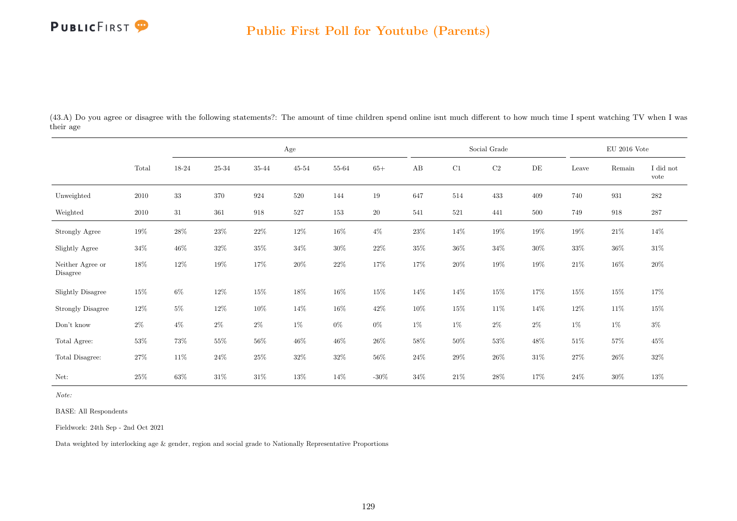(43.A) Do you agree or disagree with the following statements?: The amount of time children spend online isnt much different to how much time I spent watching TV when I was their age

| | Total | Age | | | | | | Social Grade | | | | EU 2016 Vote | | |
|---|---|---|---|---|---|---|---|---|---|---|---|---|---|---|
| | | 18-24 | 25-34 | 35-44 | 45-54 | 55-64 | 65+ | AB | C1 | C2 | DE | Leave | Remain | I did not vote |
| Unweighted | 2010 | 33 | 370 | 924 | 520 | 144 | 19 | 647 | 514 | 433 | 409 | 740 | 931 | 282 |
| Weighted | 2010 | 31 | 361 | 918 | 527 | 153 | 20 | 541 | 521 | 441 | 500 | 749 | 918 | 287 |
| Strongly Agree | 19% | 28% | 23% | 22% | 12% | 16% | 4% | 23% | 14% | 19% | 19% | 19% | 21% | 14% |
| Slightly Agree | 34% | 46% | 32% | 35% | 34% | 30% | 22% | 35% | 36% | 34% | 30% | 33% | 36% | 31% |
| Neither Agree or Disagree | 18% | 12% | 19% | 17% | 20% | 22% | 17% | 17% | 20% | 19% | 19% | 21% | 16% | 20% |
| Slightly Disagree | 15% | 6% | 12% | 15% | 18% | 16% | 15% | 14% | 14% | 15% | 17% | 15% | 15% | 17% |
| Strongly Disagree | 12% | 5% | 12% | 10% | 14% | 16% | 42% | 10% | 15% | 11% | 14% | 12% | 11% | 15% |
| Don't know | 2% | 4% | 2% | 2% | 1% | 0% | 0% | 1% | 1% | 2% | 2% | 1% | 1% | 3% |
| Total Agree: | 53% | 73% | 55% | 56% | 46% | 46% | 26% | 58% | 50% | 53% | 48% | 51% | 57% | 45% |
| Total Disagree: | 27% | 11% | 24% | 25% | 32% | 32% | 56% | 24% | 29% | 26% | 31% | 27% | 26% | 32% |
| Net: | 25% | 63% | 31% | 31% | 13% | 14% | -30% | 34% | 21% | 28% | 17% | 24% | 30% | 13% |

*Note:*

BASE: All Respondents

Fieldwork: 24th Sep - 2nd Oct 2021

Data weighted by interlocking age & gender, region and social grade to Nationally Representative Proportions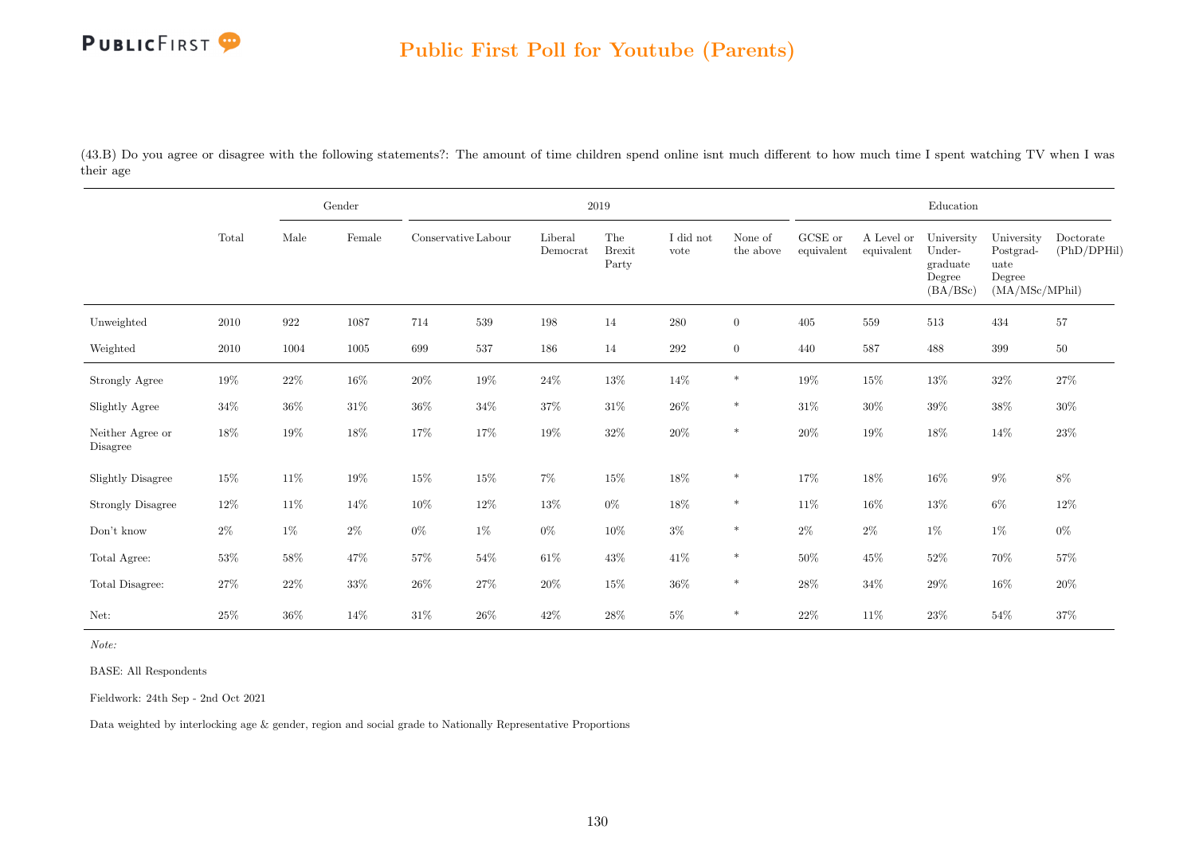# Public First Poll for Youtube (Parents)

(43.B) Do you agree or disagree with the following statements?: The amount of time children spend online isnt much different to how much time I spent watching TV when I was their age

| | Total | Gender | | 2019 | | | | | | Education | | | | |
|---|---|---|---|---|---|---|---|---|---|---|---|---|---|---|
| | Total | Male | Female | Conservative | Labour | Liberal Democrat | The Brexit Party | I did not vote | None of the above | GCSE or equivalent | A Level or equivalent | University Under-graduate Degree (BA/BSc) | University Postgrad-uate Degree (MA/MSc/MPhil) | Doctorate (PhD/DPHil) |
| Unweighted | 2010 | 922 | 1087 | 714 | 539 | 198 | 14 | 280 | 0 | 405 | 559 | 513 | 434 | 57 |
| Weighted | 2010 | 1004 | 1005 | 699 | 537 | 186 | 14 | 292 | 0 | 440 | 587 | 488 | 399 | 50 |
| Strongly Agree | 19% | 22% | 16% | 20% | 19% | 24% | 13% | 14% | * | 19% | 15% | 13% | 32% | 27% |
| Slightly Agree | 34% | 36% | 31% | 36% | 34% | 37% | 31% | 26% | * | 31% | 30% | 39% | 38% | 30% |
| Neither Agree or Disagree | 18% | 19% | 18% | 17% | 17% | 19% | 32% | 20% | * | 20% | 19% | 18% | 14% | 23% |
| Slightly Disagree | 15% | 11% | 19% | 15% | 15% | 7% | 15% | 18% | * | 17% | 18% | 16% | 9% | 8% |
| Strongly Disagree | 12% | 11% | 14% | 10% | 12% | 13% | 0% | 18% | * | 11% | 16% | 13% | 6% | 12% |
| Don't know | 2% | 1% | 2% | 0% | 1% | 0% | 10% | 3% | * | 2% | 2% | 1% | 1% | 0% |
| Total Agree: | 53% | 58% | 47% | 57% | 54% | 61% | 43% | 41% | * | 50% | 45% | 52% | 70% | 57% |
| Total Disagree: | 27% | 22% | 33% | 26% | 27% | 20% | 15% | 36% | * | 28% | 34% | 29% | 16% | 20% |
| Net: | 25% | 36% | 14% | 31% | 26% | 42% | 28% | 5% | * | 22% | 11% | 23% | 54% | 37% |

*Note:*

BASE: All Respondents

Fieldwork: 24th Sep - 2nd Oct 2021

Data weighted by interlocking age & gender, region and social grade to Nationally Representative Proportions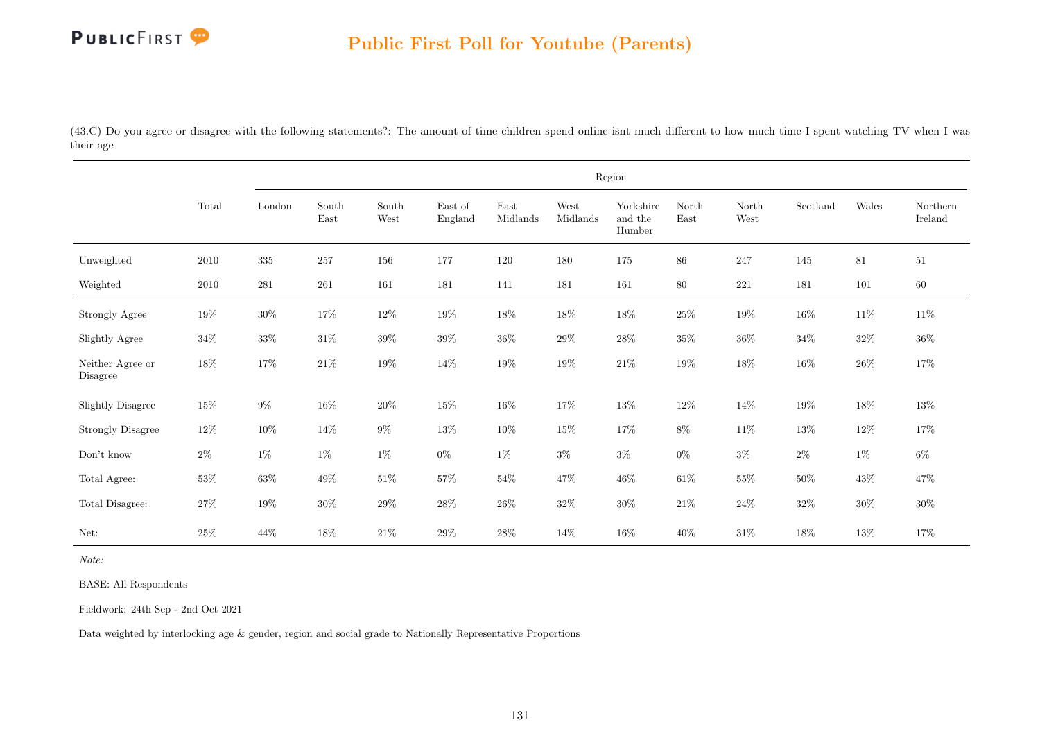# Public First Poll for Youtube (Parents)

(43.C) Do you agree or disagree with the following statements?: The amount of time children spend online isnt much different to how much time I spent watching TV when I was their age

| | Total | Region | | | | | | | | | | | |
|---|---|---|---|---|---|---|---|---|---|---|---|---|---|
| | | London | South East | South West | East of England | East Midlands | West Midlands | Yorkshire and the Humber | North East | North West | Scotland | Wales | Northern Ireland |
| Unweighted | 2010 | 335 | 257 | 156 | 177 | 120 | 180 | 175 | 86 | 247 | 145 | 81 | 51 |
| Weighted | 2010 | 281 | 261 | 161 | 181 | 141 | 181 | 161 | 80 | 221 | 181 | 101 | 60 |
| Strongly Agree | 19% | 30% | 17% | 12% | 19% | 18% | 18% | 18% | 25% | 19% | 16% | 11% | 11% |
| Slightly Agree | 34% | 33% | 31% | 39% | 39% | 36% | 29% | 28% | 35% | 36% | 34% | 32% | 36% |
| Neither Agree or Disagree | 18% | 17% | 21% | 19% | 14% | 19% | 19% | 21% | 19% | 18% | 16% | 26% | 17% |
| Slightly Disagree | 15% | 9% | 16% | 20% | 15% | 16% | 17% | 13% | 12% | 14% | 19% | 18% | 13% |
| Strongly Disagree | 12% | 10% | 14% | 9% | 13% | 10% | 15% | 17% | 8% | 11% | 13% | 12% | 17% |
| Don't know | 2% | 1% | 1% | 1% | 0% | 1% | 3% | 3% | 0% | 3% | 2% | 1% | 6% |
| Total Agree: | 53% | 63% | 49% | 51% | 57% | 54% | 47% | 46% | 61% | 55% | 50% | 43% | 47% |
| Total Disagree: | 27% | 19% | 30% | 29% | 28% | 26% | 32% | 30% | 21% | 24% | 32% | 30% | 30% |
| Net: | 25% | 44% | 18% | 21% | 29% | 28% | 14% | 16% | 40% | 31% | 18% | 13% | 17% |

*Note:*

BASE: All Respondents

Fieldwork: 24th Sep - 2nd Oct 2021

Data weighted by interlocking age & gender, region and social grade to Nationally Representative Proportions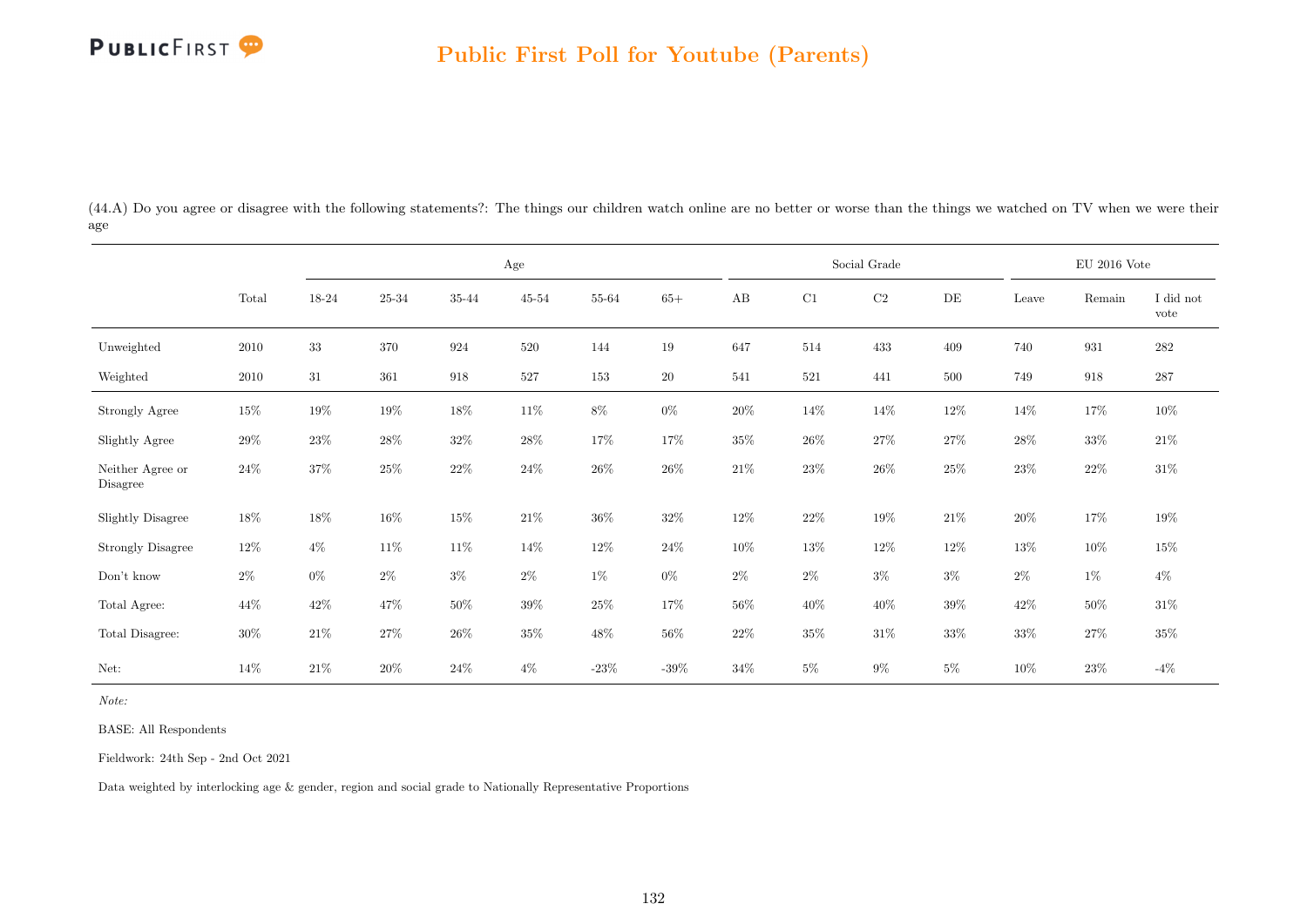# Public First Poll for Youtube (Parents)

(44.A) Do you agree or disagree with the following statements?: The things our children watch online are no better or worse than the things we watched on TV when we were their age

| | Total | Age | | | | | | Social Grade | | | | EU 2016 Vote | | |
|---|---|---|---|---|---|---|---|---|---|---|---|---|---|---|
| | | 18-24 | 25-34 | 35-44 | 45-54 | 55-64 | 65+ | AB | C1 | C2 | DE | Leave | Remain | I did not vote |
| Unweighted | 2010 | 33 | 370 | 924 | 520 | 144 | 19 | 647 | 514 | 433 | 409 | 740 | 931 | 282 |
| Weighted | 2010 | 31 | 361 | 918 | 527 | 153 | 20 | 541 | 521 | 441 | 500 | 749 | 918 | 287 |
| Strongly Agree | 15% | 19% | 19% | 18% | 11% | 8% | 0% | 20% | 14% | 14% | 12% | 14% | 17% | 10% |
| Slightly Agree | 29% | 23% | 28% | 32% | 28% | 17% | 17% | 35% | 26% | 27% | 27% | 28% | 33% | 21% |
| Neither Agree or Disagree | 24% | 37% | 25% | 22% | 24% | 26% | 26% | 21% | 23% | 26% | 25% | 23% | 22% | 31% |
| Slightly Disagree | 18% | 18% | 16% | 15% | 21% | 36% | 32% | 12% | 22% | 19% | 21% | 20% | 17% | 19% |
| Strongly Disagree | 12% | 4% | 11% | 11% | 14% | 12% | 24% | 10% | 13% | 12% | 12% | 13% | 10% | 15% |
| Don't know | 2% | 0% | 2% | 3% | 2% | 1% | 0% | 2% | 2% | 3% | 3% | 2% | 1% | 4% |
| Total Agree: | 44% | 42% | 47% | 50% | 39% | 25% | 17% | 56% | 40% | 40% | 39% | 42% | 50% | 31% |
| Total Disagree: | 30% | 21% | 27% | 26% | 35% | 48% | 56% | 22% | 35% | 31% | 33% | 33% | 27% | 35% |
| Net: | 14% | 21% | 20% | 24% | 4% | -23% | -39% | 34% | 5% | 9% | 5% | 10% | 23% | -4% |

*Note:*

BASE: All Respondents

Fieldwork: 24th Sep - 2nd Oct 2021

Data weighted by interlocking age & gender, region and social grade to Nationally Representative Proportions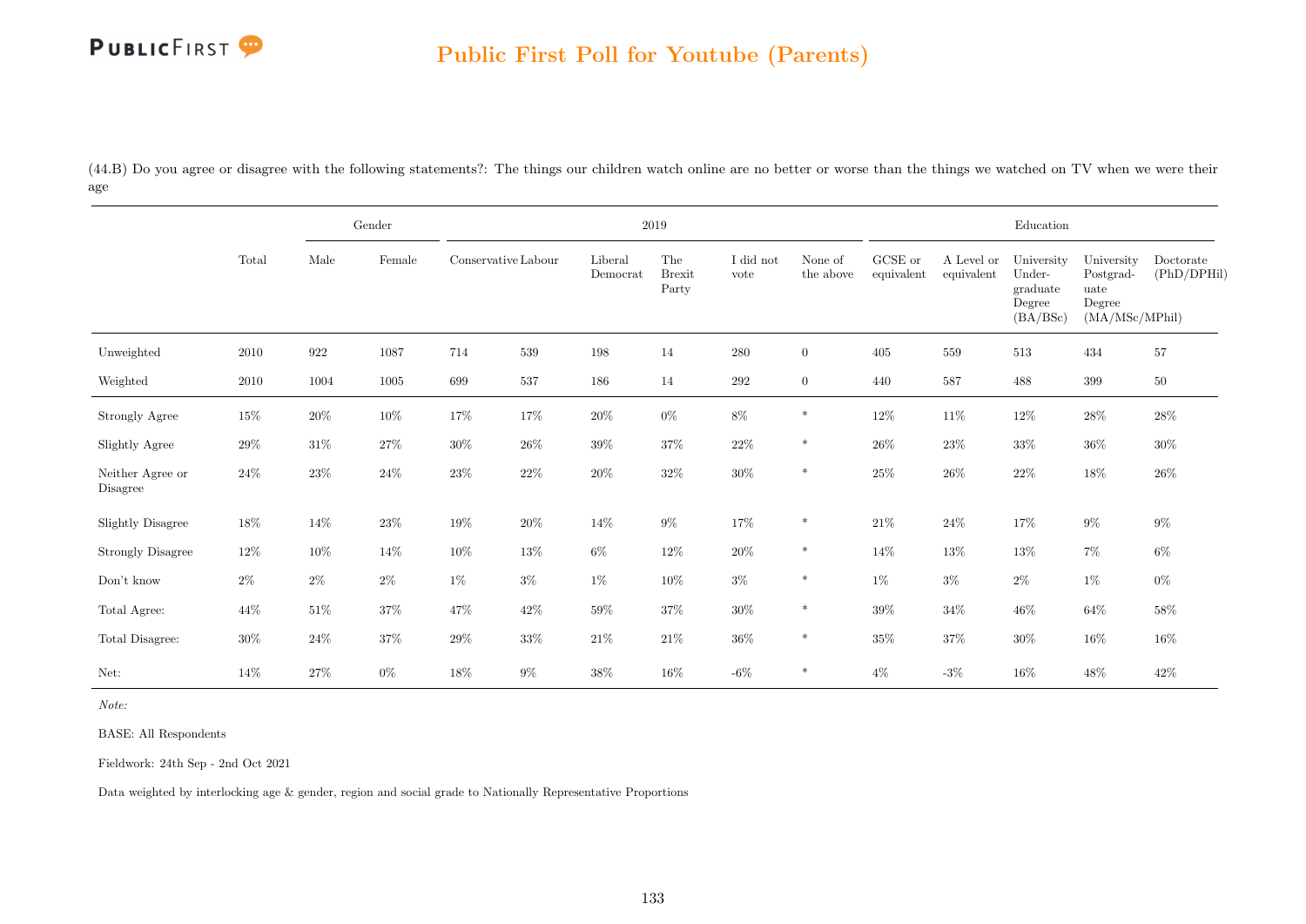## Public First Poll for Youtube (Parents)

(44.B) Do you agree or disagree with the following statements?: The things our children watch online are no better or worse than the things we watched on TV when we were their age

| | Total | Gender | | 2019 | | | | | | Education | | | | |
|---|---|---|---|---|---|---|---|---|---|---|---|---|---|---|
| | | Male | Female | Conservative | Labour | Liberal Democrat | The Brexit Party | I did not vote | None of the above | GCSE or equivalent | A Level or equivalent | University Under-graduate Degree (BA/BSc) | University Postgrad-uate Degree (MA/MSc/MPhil) | Doctorate (PhD/DPHil) |
| Unweighted | 2010 | 922 | 1087 | 714 | 539 | 198 | 14 | 280 | 0 | 405 | 559 | 513 | 434 | 57 |
| Weighted | 2010 | 1004 | 1005 | 699 | 537 | 186 | 14 | 292 | 0 | 440 | 587 | 488 | 399 | 50 |
| Strongly Agree | 15% | 20% | 10% | 17% | 17% | 20% | 0% | 8% | * | 12% | 11% | 12% | 28% | 28% |
| Slightly Agree | 29% | 31% | 27% | 30% | 26% | 39% | 37% | 22% | * | 26% | 23% | 33% | 36% | 30% |
| Neither Agree or Disagree | 24% | 23% | 24% | 23% | 22% | 20% | 32% | 30% | * | 25% | 26% | 22% | 18% | 26% |
| Slightly Disagree | 18% | 14% | 23% | 19% | 20% | 14% | 9% | 17% | * | 21% | 24% | 17% | 9% | 9% |
| Strongly Disagree | 12% | 10% | 14% | 10% | 13% | 6% | 12% | 20% | * | 14% | 13% | 13% | 7% | 6% |
| Don't know | 2% | 2% | 2% | 1% | 3% | 1% | 10% | 3% | * | 1% | 3% | 2% | 1% | 0% |
| Total Agree: | 44% | 51% | 37% | 47% | 42% | 59% | 37% | 30% | * | 39% | 34% | 46% | 64% | 58% |
| Total Disagree: | 30% | 24% | 37% | 29% | 33% | 21% | 21% | 36% | * | 35% | 37% | 30% | 16% | 16% |
| Net: | 14% | 27% | 0% | 18% | 9% | 38% | 16% | -6% | * | 4% | -3% | 16% | 48% | 42% |

*Note:*

BASE: All Respondents

Fieldwork: 24th Sep - 2nd Oct 2021

Data weighted by interlocking age & gender, region and social grade to Nationally Representative Proportions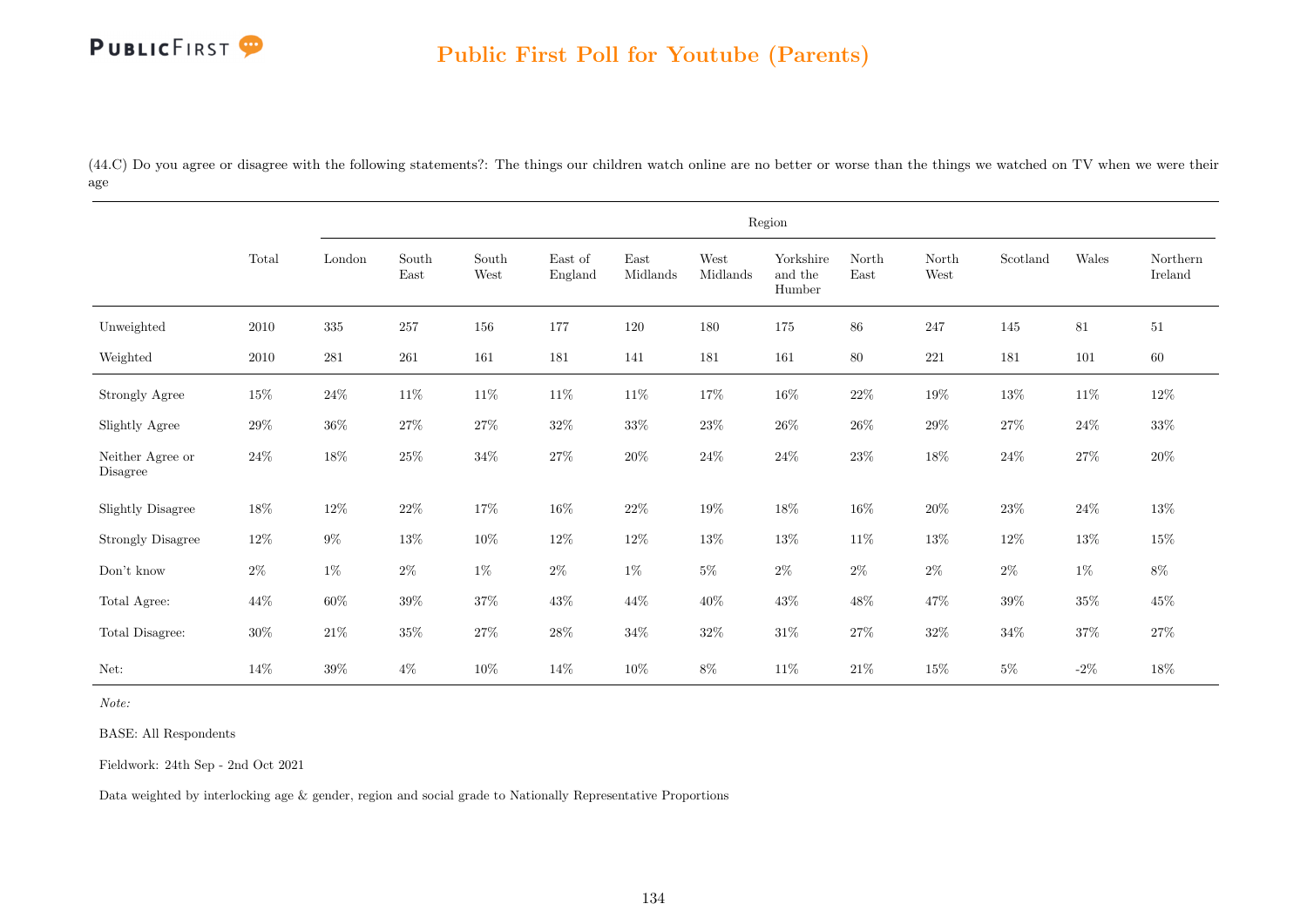(44.C) Do you agree or disagree with the following statements?: The things our children watch online are no better or worse than the things we watched on TV when we were their age

| | Total | Region | | | | | | | | | | | |
|---|---|---|---|---|---|---|---|---|---|---|---|---|---|
| | | London | South East | South West | East of England | East Midlands | West Midlands | Yorkshire and the Humber | North East | North West | Scotland | Wales | Northern Ireland |
| Unweighted | 2010 | 335 | 257 | 156 | 177 | 120 | 180 | 175 | 86 | 247 | 145 | 81 | 51 |
| Weighted | 2010 | 281 | 261 | 161 | 181 | 141 | 181 | 161 | 80 | 221 | 181 | 101 | 60 |
| Strongly Agree | 15% | 24% | 11% | 11% | 11% | 11% | 17% | 16% | 22% | 19% | 13% | 11% | 12% |
| Slightly Agree | 29% | 36% | 27% | 27% | 32% | 33% | 23% | 26% | 26% | 29% | 27% | 24% | 33% |
| Neither Agree or Disagree | 24% | 18% | 25% | 34% | 27% | 20% | 24% | 24% | 23% | 18% | 24% | 27% | 20% |
| Slightly Disagree | 18% | 12% | 22% | 17% | 16% | 22% | 19% | 18% | 16% | 20% | 23% | 24% | 13% |
| Strongly Disagree | 12% | 9% | 13% | 10% | 12% | 12% | 13% | 13% | 11% | 13% | 12% | 13% | 15% |
| Don't know | 2% | 1% | 2% | 1% | 2% | 1% | 5% | 2% | 2% | 2% | 2% | 1% | 8% |
| Total Agree: | 44% | 60% | 39% | 37% | 43% | 44% | 40% | 43% | 48% | 47% | 39% | 35% | 45% |
| Total Disagree: | 30% | 21% | 35% | 27% | 28% | 34% | 32% | 31% | 27% | 32% | 34% | 37% | 27% |
| Net: | 14% | 39% | 4% | 10% | 14% | 10% | 8% | 11% | 21% | 15% | 5% | -2% | 18% |

*Note:*

BASE: All Respondents

Fieldwork: 24th Sep - 2nd Oct 2021

Data weighted by interlocking age & gender, region and social grade to Nationally Representative Proportions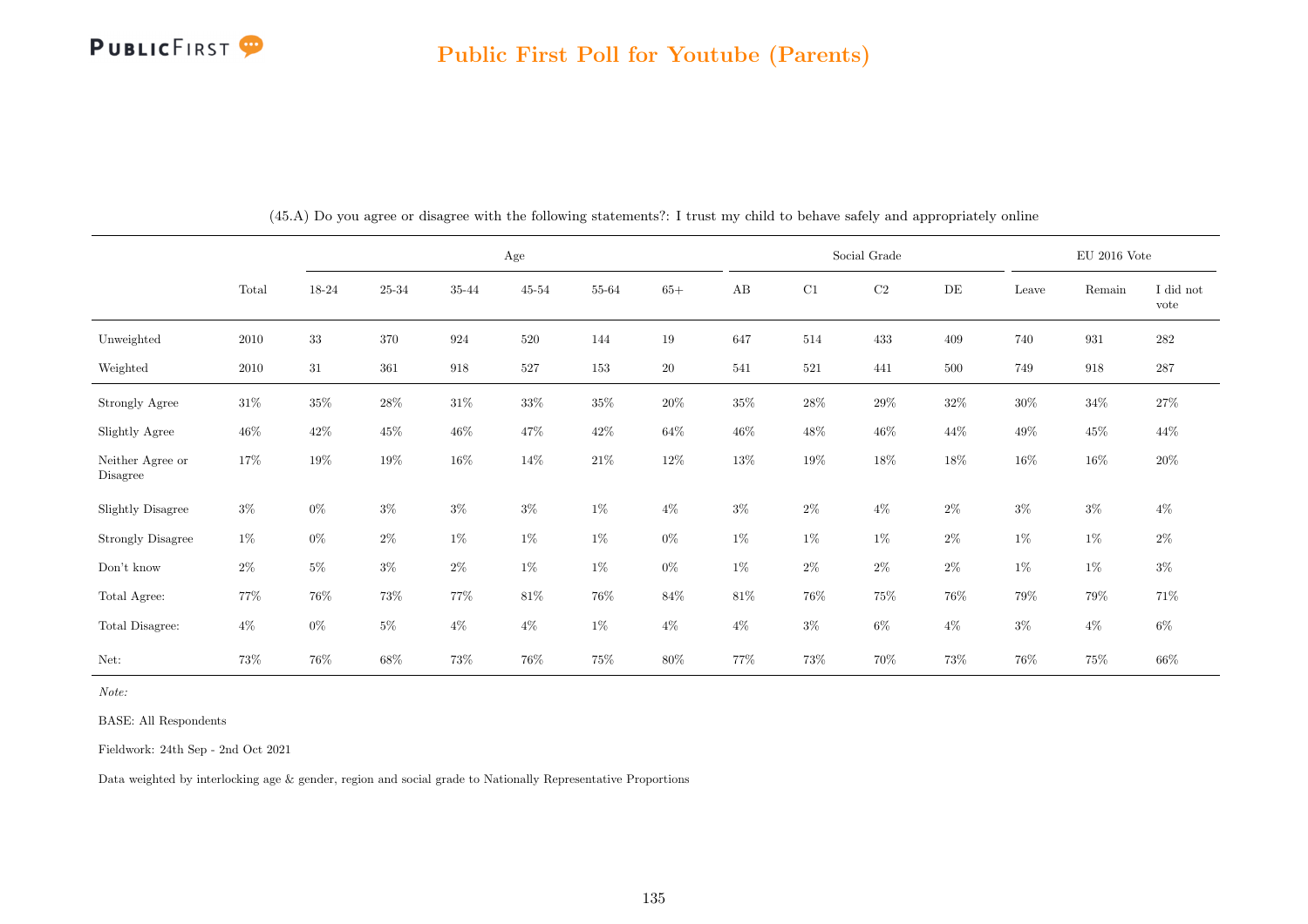(45.A) Do you agree or disagree with the following statements?: I trust my child to behave safely and appropriately online

| | Total | Age | | | | | | Social Grade | | | | EU 2016 Vote | | |
|---|---|---|---|---|---|---|---|---|---|---|---|---|---|---|
| | | 18-24 | 25-34 | 35-44 | 45-54 | 55-64 | 65+ | AB | C1 | C2 | DE | Leave | Remain | I did not vote |
| Unweighted | 2010 | 33 | 370 | 924 | 520 | 144 | 19 | 647 | 514 | 433 | 409 | 740 | 931 | 282 |
| Weighted | 2010 | 31 | 361 | 918 | 527 | 153 | 20 | 541 | 521 | 441 | 500 | 749 | 918 | 287 |
| Strongly Agree | 31% | 35% | 28% | 31% | 33% | 35% | 20% | 35% | 28% | 29% | 32% | 30% | 34% | 27% |
| Slightly Agree | 46% | 42% | 45% | 46% | 47% | 42% | 64% | 46% | 48% | 46% | 44% | 49% | 45% | 44% |
| Neither Agree or Disagree | 17% | 19% | 19% | 16% | 14% | 21% | 12% | 13% | 19% | 18% | 18% | 16% | 16% | 20% |
| Slightly Disagree | 3% | 0% | 3% | 3% | 3% | 1% | 4% | 3% | 2% | 4% | 2% | 3% | 3% | 4% |
| Strongly Disagree | 1% | 0% | 2% | 1% | 1% | 1% | 0% | 1% | 1% | 1% | 2% | 1% | 1% | 2% |
| Don't know | 2% | 5% | 3% | 2% | 1% | 1% | 0% | 1% | 2% | 2% | 2% | 1% | 1% | 3% |
| Total Agree: | 77% | 76% | 73% | 77% | 81% | 76% | 84% | 81% | 76% | 75% | 76% | 79% | 79% | 71% |
| Total Disagree: | 4% | 0% | 5% | 4% | 4% | 1% | 4% | 4% | 3% | 6% | 4% | 3% | 4% | 6% |
| Net: | 73% | 76% | 68% | 73% | 76% | 75% | 80% | 77% | 73% | 70% | 73% | 76% | 75% | 66% |

*Note:*

BASE: All Respondents

Fieldwork: 24th Sep - 2nd Oct 2021

Data weighted by interlocking age & gender, region and social grade to Nationally Representative Proportions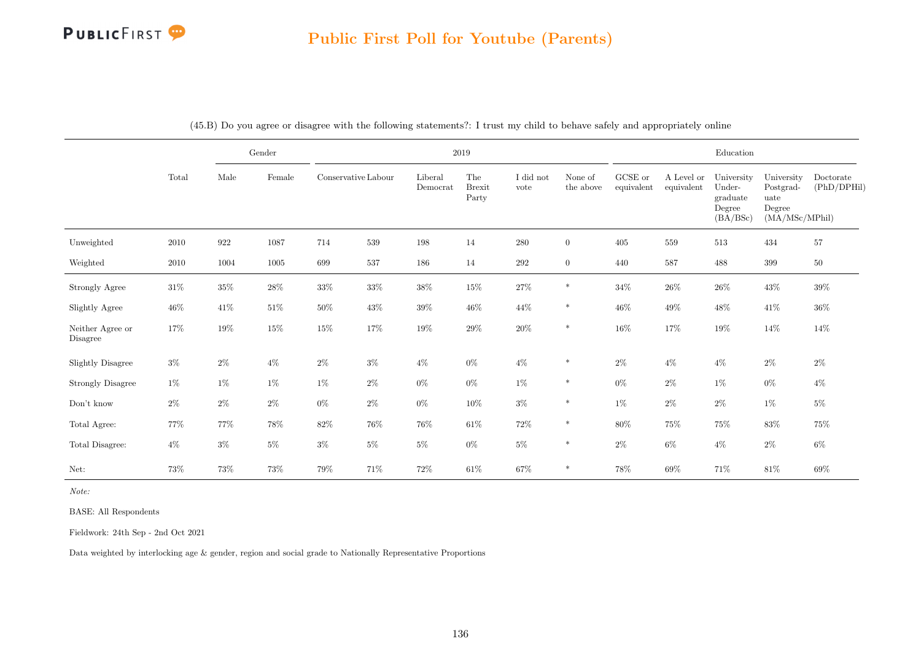## Public First Poll for Youtube (Parents)

(45.B) Do you agree or disagree with the following statements?: I trust my child to behave safely and appropriately online

| | Total | Gender | | 2019 | | | | | | Education | | | | |
|---|---|---|---|---|---|---|---|---|---|---|---|---|---|---|
| | | Male | Female | Conservative | Labour | Liberal Democrat | The Brexit Party | I did not vote | None of the above | GCSE or equivalent | A Level or equivalent | University Undergraduate Degree (BA/BSc) | University Postgraduate Degree (MA/MSc/MPhil) | Doctorate (PhD/DPHil) |
| Unweighted | 2010 | 922 | 1087 | 714 | 539 | 198 | 14 | 280 | 0 | 405 | 559 | 513 | 434 | 57 |
| Weighted | 2010 | 1004 | 1005 | 699 | 537 | 186 | 14 | 292 | 0 | 440 | 587 | 488 | 399 | 50 |
| Strongly Agree | 31% | 35% | 28% | 33% | 33% | 38% | 15% | 27% | * | 34% | 26% | 26% | 43% | 39% |
| Slightly Agree | 46% | 41% | 51% | 50% | 43% | 39% | 46% | 44% | * | 46% | 49% | 48% | 41% | 36% |
| Neither Agree or Disagree | 17% | 19% | 15% | 15% | 17% | 19% | 29% | 20% | * | 16% | 17% | 19% | 14% | 14% |
| Slightly Disagree | 3% | 2% | 4% | 2% | 3% | 4% | 0% | 4% | * | 2% | 4% | 4% | 2% | 2% |
| Strongly Disagree | 1% | 1% | 1% | 1% | 2% | 0% | 0% | 1% | * | 0% | 2% | 1% | 0% | 4% |
| Don't know | 2% | 2% | 2% | 0% | 2% | 0% | 10% | 3% | * | 1% | 2% | 2% | 1% | 5% |
| Total Agree: | 77% | 77% | 78% | 82% | 76% | 76% | 61% | 72% | * | 80% | 75% | 75% | 83% | 75% |
| Total Disagree: | 4% | 3% | 5% | 3% | 5% | 5% | 0% | 5% | * | 2% | 6% | 4% | 2% | 6% |
| Net: | 73% | 73% | 73% | 79% | 71% | 72% | 61% | 67% | * | 78% | 69% | 71% | 81% | 69% |

*Note:*

BASE: All Respondents

Fieldwork: 24th Sep - 2nd Oct 2021

Data weighted by interlocking age & gender, region and social grade to Nationally Representative Proportions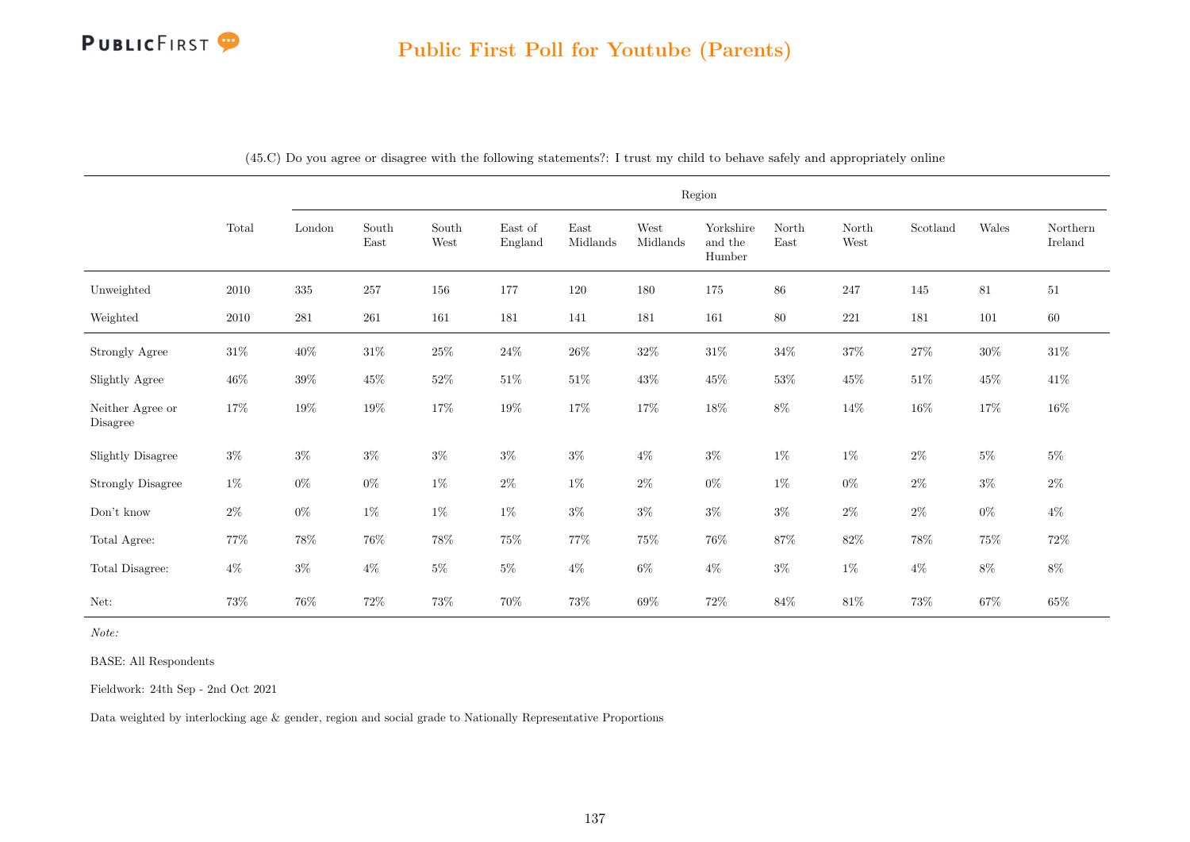## Public First Poll for Youtube (Parents)

(45.C) Do you agree or disagree with the following statements?: I trust my child to behave safely and appropriately online

| | Total | Region | | | | | | | | | | | |
|---|---|---|---|---|---|---|---|---|---|---|---|---|---|
| | | London | South East | South West | East of England | East Midlands | West Midlands | Yorkshire and the Humber | North East | North West | Scotland | Wales | Northern Ireland |
| Unweighted | 2010 | 335 | 257 | 156 | 177 | 120 | 180 | 175 | 86 | 247 | 145 | 81 | 51 |
| Weighted | 2010 | 281 | 261 | 161 | 181 | 141 | 181 | 161 | 80 | 221 | 181 | 101 | 60 |
| Strongly Agree | 31% | 40% | 31% | 25% | 24% | 26% | 32% | 31% | 34% | 37% | 27% | 30% | 31% |
| Slightly Agree | 46% | 39% | 45% | 52% | 51% | 51% | 43% | 45% | 53% | 45% | 51% | 45% | 41% |
| Neither Agree or Disagree | 17% | 19% | 19% | 17% | 19% | 17% | 17% | 18% | 8% | 14% | 16% | 17% | 16% |
| Slightly Disagree | 3% | 3% | 3% | 3% | 3% | 3% | 4% | 3% | 1% | 1% | 2% | 5% | 5% |
| Strongly Disagree | 1% | 0% | 0% | 1% | 2% | 1% | 2% | 0% | 1% | 0% | 2% | 3% | 2% |
| Don't know | 2% | 0% | 1% | 1% | 1% | 3% | 3% | 3% | 3% | 2% | 2% | 0% | 4% |
| Total Agree: | 77% | 78% | 76% | 78% | 75% | 77% | 75% | 76% | 87% | 82% | 78% | 75% | 72% |
| Total Disagree: | 4% | 3% | 4% | 5% | 5% | 4% | 6% | 4% | 3% | 1% | 4% | 8% | 8% |
| Net: | 73% | 76% | 72% | 73% | 70% | 73% | 69% | 72% | 84% | 81% | 73% | 67% | 65% |

*Note:*

BASE: All Respondents

Fieldwork: 24th Sep - 2nd Oct 2021

Data weighted by interlocking age & gender, region and social grade to Nationally Representative Proportions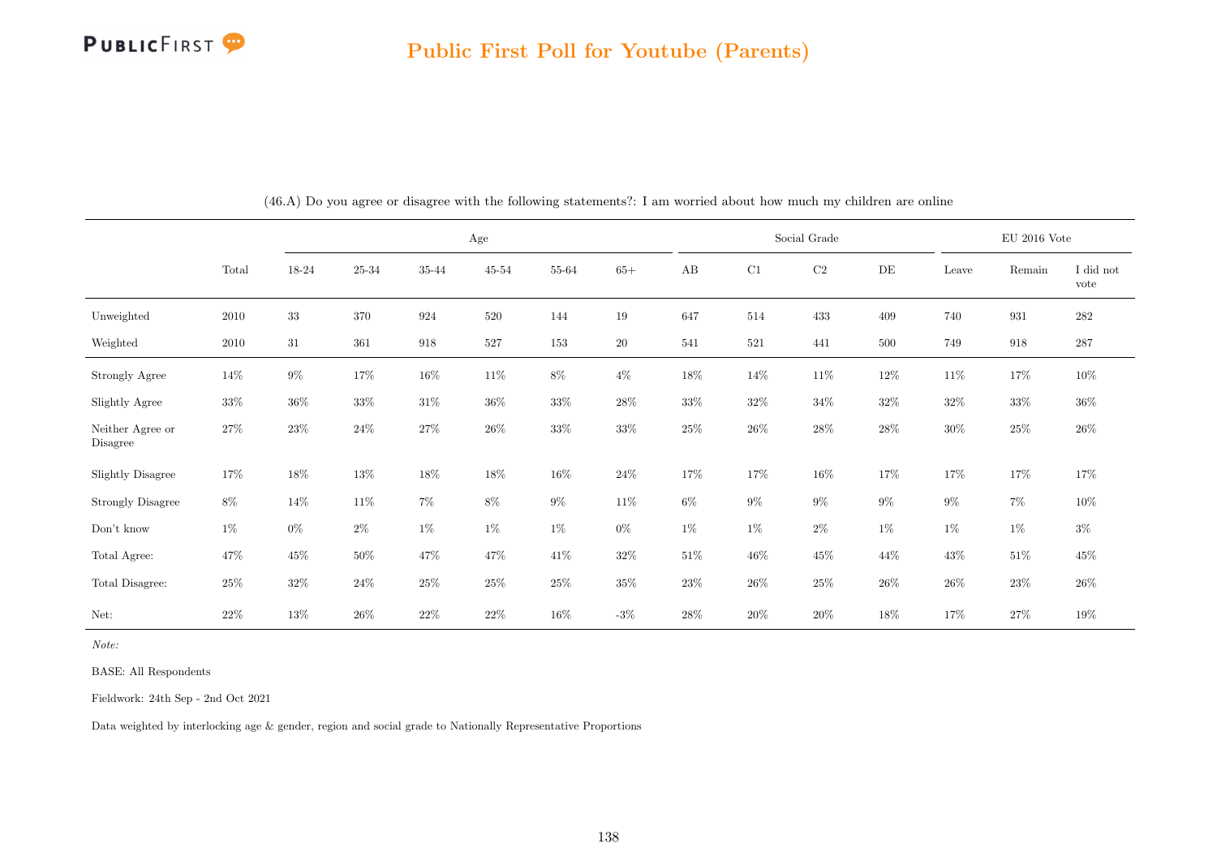## Public First Poll for Youtube (Parents)

(46.A) Do you agree or disagree with the following statements?: I am worried about how much my children are online

| | Total | Age | | | | | | Social Grade | | | | EU 2016 Vote | | |
|---|---|---|---|---|---|---|---|---|---|---|---|---|---|---|
| | | 18-24 | 25-34 | 35-44 | 45-54 | 55-64 | 65+ | AB | C1 | C2 | DE | Leave | Remain | I did not vote |
| Unweighted | 2010 | 33 | 370 | 924 | 520 | 144 | 19 | 647 | 514 | 433 | 409 | 740 | 931 | 282 |
| Weighted | 2010 | 31 | 361 | 918 | 527 | 153 | 20 | 541 | 521 | 441 | 500 | 749 | 918 | 287 |
| Strongly Agree | 14% | 9% | 17% | 16% | 11% | 8% | 4% | 18% | 14% | 11% | 12% | 11% | 17% | 10% |
| Slightly Agree | 33% | 36% | 33% | 31% | 36% | 33% | 28% | 33% | 32% | 34% | 32% | 32% | 33% | 36% |
| Neither Agree or Disagree | 27% | 23% | 24% | 27% | 26% | 33% | 33% | 25% | 26% | 28% | 28% | 30% | 25% | 26% |
| Slightly Disagree | 17% | 18% | 13% | 18% | 18% | 16% | 24% | 17% | 17% | 16% | 17% | 17% | 17% | 17% |
| Strongly Disagree | 8% | 14% | 11% | 7% | 8% | 9% | 11% | 6% | 9% | 9% | 9% | 9% | 7% | 10% |
| Don't know | 1% | 0% | 2% | 1% | 1% | 1% | 0% | 1% | 1% | 2% | 1% | 1% | 1% | 3% |
| Total Agree: | 47% | 45% | 50% | 47% | 47% | 41% | 32% | 51% | 46% | 45% | 44% | 43% | 51% | 45% |
| Total Disagree: | 25% | 32% | 24% | 25% | 25% | 25% | 35% | 23% | 26% | 25% | 26% | 26% | 23% | 26% |
| Net: | 22% | 13% | 26% | 22% | 22% | 16% | -3% | 28% | 20% | 20% | 18% | 17% | 27% | 19% |

*Note:*

BASE: All Respondents

Fieldwork: 24th Sep - 2nd Oct 2021

Data weighted by interlocking age & gender, region and social grade to Nationally Representative Proportions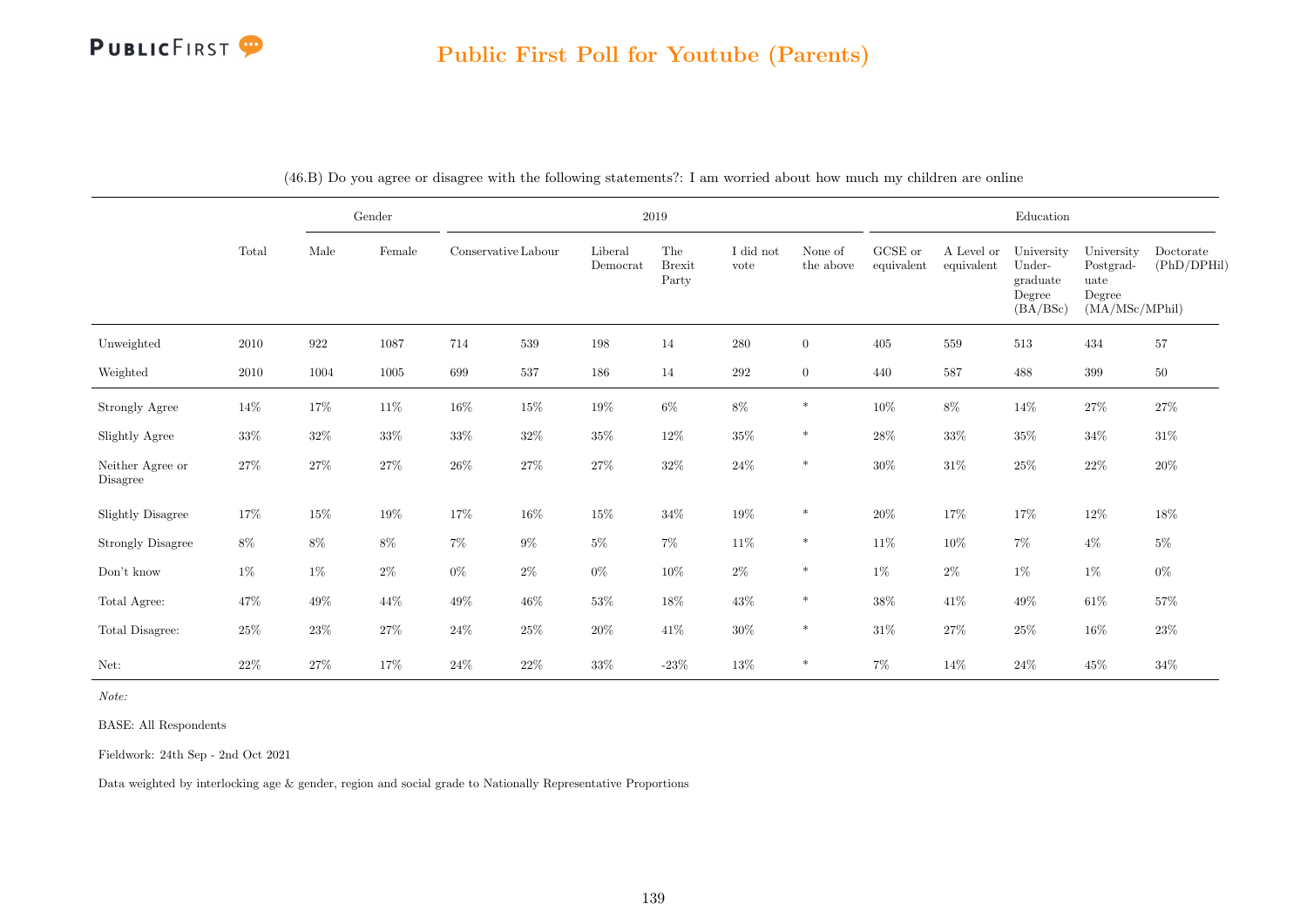## Public First Poll for Youtube (Parents)

(46.B) Do you agree or disagree with the following statements?: I am worried about how much my children are online

| | Total | Gender | | 2019 | | | | | | Education | | | | |
|---|---|---|---|---|---|---|---|---|---|---|---|---|---|---|
| | | Male | Female | Conservative | Labour | Liberal Democrat | The Brexit Party | I did not vote | None of the above | GCSE or equivalent | A Level or equivalent | University Under-graduate Degree (BA/BSc) | University Postgrad-uate Degree (MA/MSc/MPhil) | Doctorate (PhD/DPHil) |
| Unweighted | 2010 | 922 | 1087 | 714 | 539 | 198 | 14 | 280 | 0 | 405 | 559 | 513 | 434 | 57 |
| Weighted | 2010 | 1004 | 1005 | 699 | 537 | 186 | 14 | 292 | 0 | 440 | 587 | 488 | 399 | 50 |
| Strongly Agree | 14% | 17% | 11% | 16% | 15% | 19% | 6% | 8% | * | 10% | 8% | 14% | 27% | 27% |
| Slightly Agree | 33% | 32% | 33% | 33% | 32% | 35% | 12% | 35% | * | 28% | 33% | 35% | 34% | 31% |
| Neither Agree or Disagree | 27% | 27% | 27% | 26% | 27% | 27% | 32% | 24% | * | 30% | 31% | 25% | 22% | 20% |
| Slightly Disagree | 17% | 15% | 19% | 17% | 16% | 15% | 34% | 19% | * | 20% | 17% | 17% | 12% | 18% |
| Strongly Disagree | 8% | 8% | 8% | 7% | 9% | 5% | 7% | 11% | * | 11% | 10% | 7% | 4% | 5% |
| Don't know | 1% | 1% | 2% | 0% | 2% | 0% | 10% | 2% | * | 1% | 2% | 1% | 1% | 0% |
| Total Agree: | 47% | 49% | 44% | 49% | 46% | 53% | 18% | 43% | * | 38% | 41% | 49% | 61% | 57% |
| Total Disagree: | 25% | 23% | 27% | 24% | 25% | 20% | 41% | 30% | * | 31% | 27% | 25% | 16% | 23% |
| Net: | 22% | 27% | 17% | 24% | 22% | 33% | -23% | 13% | * | 7% | 14% | 24% | 45% | 34% |

*Note:*

BASE: All Respondents

Fieldwork: 24th Sep - 2nd Oct 2021

Data weighted by interlocking age & gender, region and social grade to Nationally Representative Proportions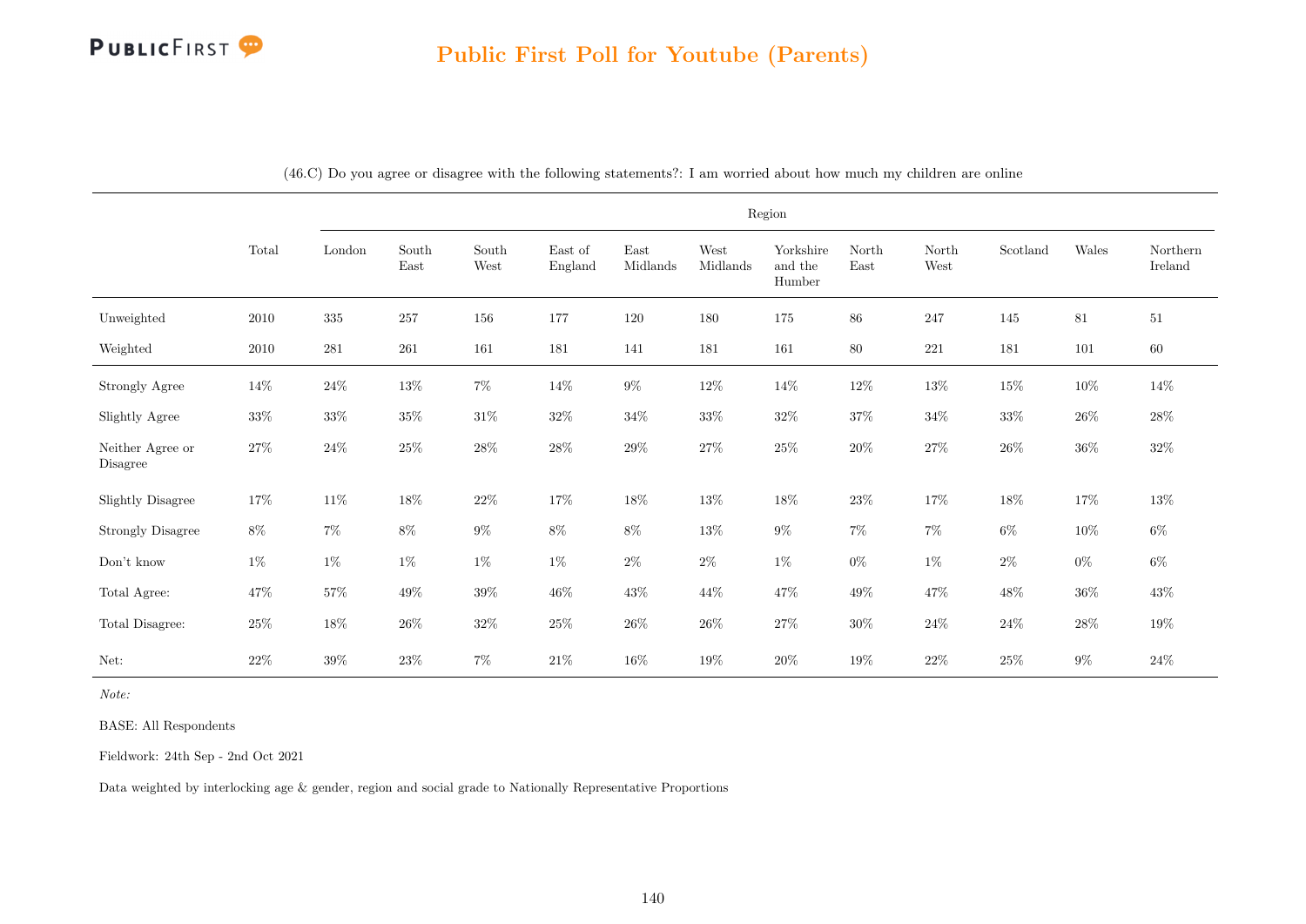## Public First Poll for Youtube (Parents)

(46.C) Do you agree or disagree with the following statements?: I am worried about how much my children are online

| | Total | Region | | | | | | | | | | | |
|---|---|---|---|---|---|---|---|---|---|---|---|---|---|
| | | London | South East | South West | East of England | East Midlands | West Midlands | Yorkshire and the Humber | North East | North West | Scotland | Wales | Northern Ireland |
| Unweighted | 2010 | 335 | 257 | 156 | 177 | 120 | 180 | 175 | 86 | 247 | 145 | 81 | 51 |
| Weighted | 2010 | 281 | 261 | 161 | 181 | 141 | 181 | 161 | 80 | 221 | 181 | 101 | 60 |
| Strongly Agree | 14% | 24% | 13% | 7% | 14% | 9% | 12% | 14% | 12% | 13% | 15% | 10% | 14% |
| Slightly Agree | 33% | 33% | 35% | 31% | 32% | 34% | 33% | 32% | 37% | 34% | 33% | 26% | 28% |
| Neither Agree or Disagree | 27% | 24% | 25% | 28% | 28% | 29% | 27% | 25% | 20% | 27% | 26% | 36% | 32% |
| Slightly Disagree | 17% | 11% | 18% | 22% | 17% | 18% | 13% | 18% | 23% | 17% | 18% | 17% | 13% |
| Strongly Disagree | 8% | 7% | 8% | 9% | 8% | 8% | 13% | 9% | 7% | 7% | 6% | 10% | 6% |
| Don't know | 1% | 1% | 1% | 1% | 1% | 2% | 2% | 1% | 0% | 1% | 2% | 0% | 6% |
| Total Agree: | 47% | 57% | 49% | 39% | 46% | 43% | 44% | 47% | 49% | 47% | 48% | 36% | 43% |
| Total Disagree: | 25% | 18% | 26% | 32% | 25% | 26% | 26% | 27% | 30% | 24% | 24% | 28% | 19% |
| Net: | 22% | 39% | 23% | 7% | 21% | 16% | 19% | 20% | 19% | 22% | 25% | 9% | 24% |

*Note:*

BASE: All Respondents

Fieldwork: 24th Sep - 2nd Oct 2021

Data weighted by interlocking age & gender, region and social grade to Nationally Representative Proportions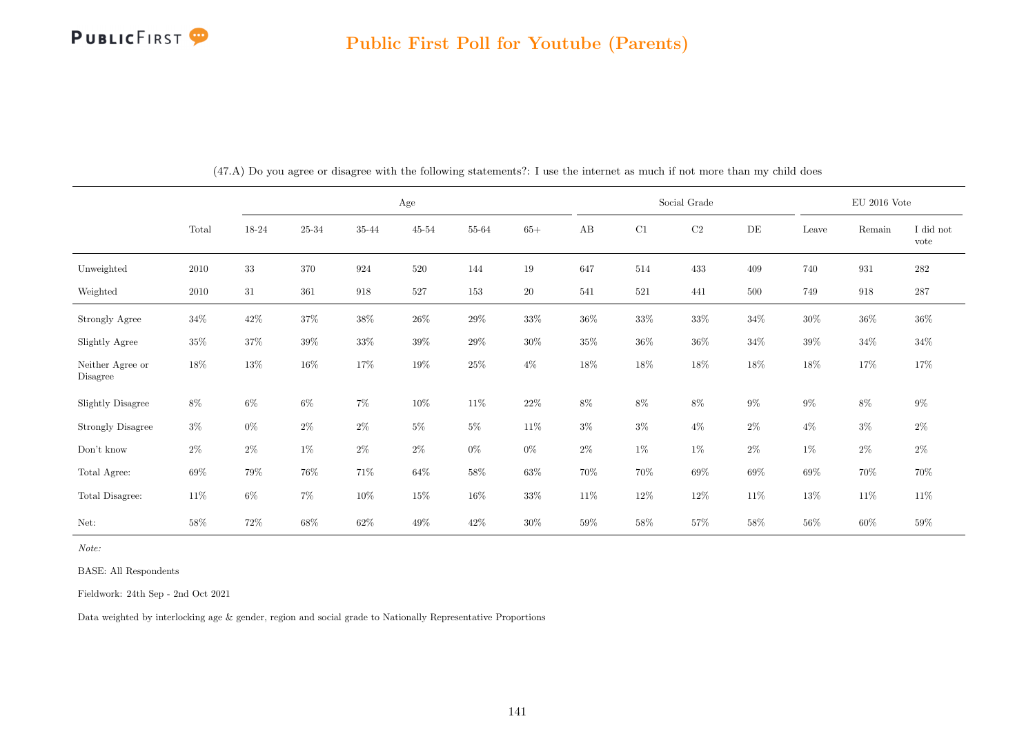## Public First Poll for Youtube (Parents)

(47.A) Do you agree or disagree with the following statements?: I use the internet as much if not more than my child does

| | Total | Age | | | | | | Social Grade | | | | EU 2016 Vote | | |
|---|---|---|---|---|---|---|---|---|---|---|---|---|---|---|
| | | 18-24 | 25-34 | 35-44 | 45-54 | 55-64 | 65+ | AB | C1 | C2 | DE | Leave | Remain | I did not vote |
| Unweighted | 2010 | 33 | 370 | 924 | 520 | 144 | 19 | 647 | 514 | 433 | 409 | 740 | 931 | 282 |
| Weighted | 2010 | 31 | 361 | 918 | 527 | 153 | 20 | 541 | 521 | 441 | 500 | 749 | 918 | 287 |
| Strongly Agree | 34% | 42% | 37% | 38% | 26% | 29% | 33% | 36% | 33% | 33% | 34% | 30% | 36% | 36% |
| Slightly Agree | 35% | 37% | 39% | 33% | 39% | 29% | 30% | 35% | 36% | 36% | 34% | 39% | 34% | 34% |
| Neither Agree or Disagree | 18% | 13% | 16% | 17% | 19% | 25% | 4% | 18% | 18% | 18% | 18% | 18% | 17% | 17% |
| Slightly Disagree | 8% | 6% | 6% | 7% | 10% | 11% | 22% | 8% | 8% | 8% | 9% | 9% | 8% | 9% |
| Strongly Disagree | 3% | 0% | 2% | 2% | 5% | 5% | 11% | 3% | 3% | 4% | 2% | 4% | 3% | 2% |
| Don't know | 2% | 2% | 1% | 2% | 2% | 0% | 0% | 2% | 1% | 1% | 2% | 1% | 2% | 2% |
| Total Agree: | 69% | 79% | 76% | 71% | 64% | 58% | 63% | 70% | 70% | 69% | 69% | 69% | 70% | 70% |
| Total Disagree: | 11% | 6% | 7% | 10% | 15% | 16% | 33% | 11% | 12% | 12% | 11% | 13% | 11% | 11% |
| Net: | 58% | 72% | 68% | 62% | 49% | 42% | 30% | 59% | 58% | 57% | 58% | 56% | 60% | 59% |

*Note:*

BASE: All Respondents

Fieldwork: 24th Sep - 2nd Oct 2021

Data weighted by interlocking age & gender, region and social grade to Nationally Representative Proportions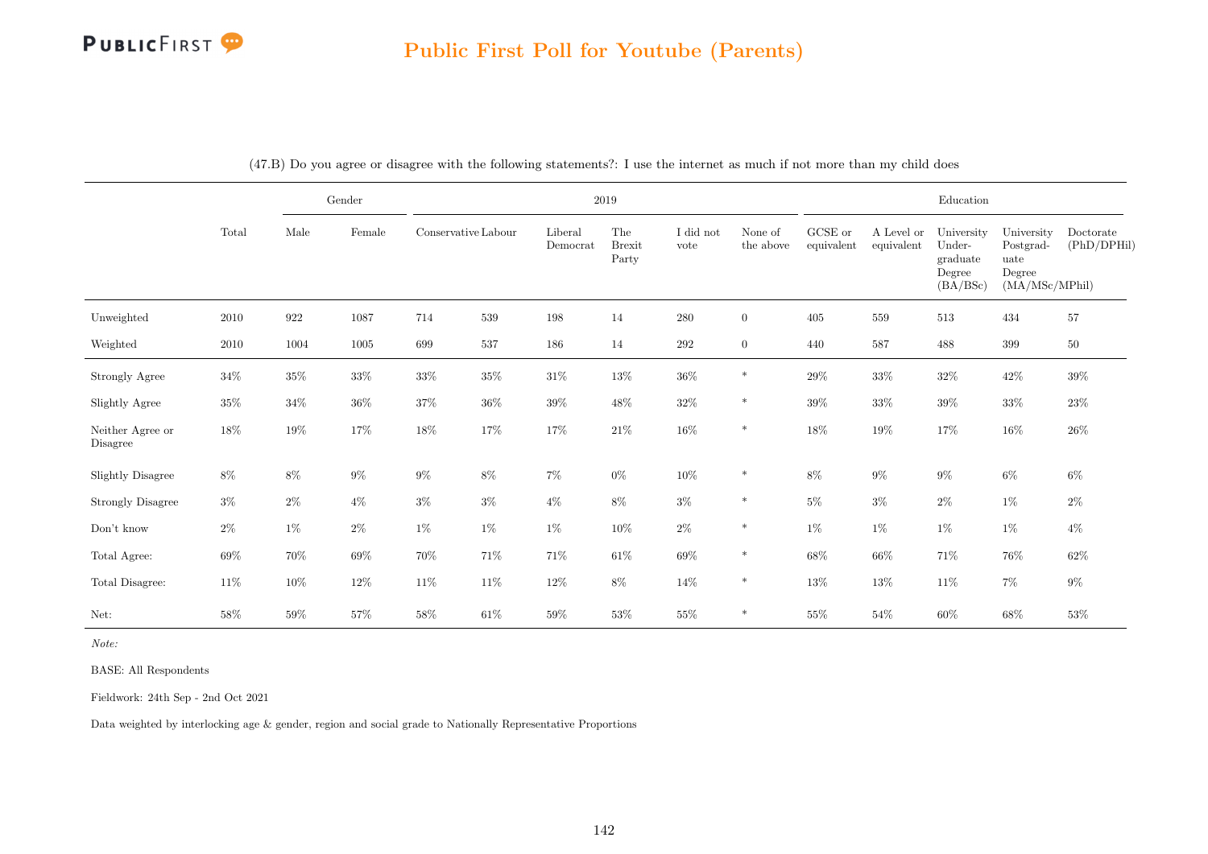## Public First Poll for Youtube (Parents)

(47.B) Do you agree or disagree with the following statements?: I use the internet as much if not more than my child does

| | Total | Gender | | 2019 | | | | | | Education | | | | |
|---|---|---|---|---|---|---|---|---|---|---|---|---|---|---|
| | | Male | Female | Conservative | Labour | Liberal Democrat | The Brexit Party | I did not vote | None of the above | GCSE or equivalent | A Level or equivalent | University Under-graduate Degree (BA/BSc) | University Postgrad-uate Degree (MA/MSc/MPhil) | Doctorate (PhD/DPHil) |
| Unweighted | 2010 | 922 | 1087 | 714 | 539 | 198 | 14 | 280 | 0 | 405 | 559 | 513 | 434 | 57 |
| Weighted | 2010 | 1004 | 1005 | 699 | 537 | 186 | 14 | 292 | 0 | 440 | 587 | 488 | 399 | 50 |
| Strongly Agree | 34% | 35% | 33% | 33% | 35% | 31% | 13% | 36% | * | 29% | 33% | 32% | 42% | 39% |
| Slightly Agree | 35% | 34% | 36% | 37% | 36% | 39% | 48% | 32% | * | 39% | 33% | 39% | 33% | 23% |
| Neither Agree or Disagree | 18% | 19% | 17% | 18% | 17% | 17% | 21% | 16% | * | 18% | 19% | 17% | 16% | 26% |
| Slightly Disagree | 8% | 8% | 9% | 9% | 8% | 7% | 0% | 10% | * | 8% | 9% | 9% | 6% | 6% |
| Strongly Disagree | 3% | 2% | 4% | 3% | 3% | 4% | 8% | 3% | * | 5% | 3% | 2% | 1% | 2% |
| Don't know | 2% | 1% | 2% | 1% | 1% | 1% | 10% | 2% | * | 1% | 1% | 1% | 1% | 4% |
| Total Agree: | 69% | 70% | 69% | 70% | 71% | 71% | 61% | 69% | * | 68% | 66% | 71% | 76% | 62% |
| Total Disagree: | 11% | 10% | 12% | 11% | 11% | 12% | 8% | 14% | * | 13% | 13% | 11% | 7% | 9% |
| Net: | 58% | 59% | 57% | 58% | 61% | 59% | 53% | 55% | * | 55% | 54% | 60% | 68% | 53% |

*Note:*

BASE: All Respondents

Fieldwork: 24th Sep - 2nd Oct 2021

Data weighted by interlocking age & gender, region and social grade to Nationally Representative Proportions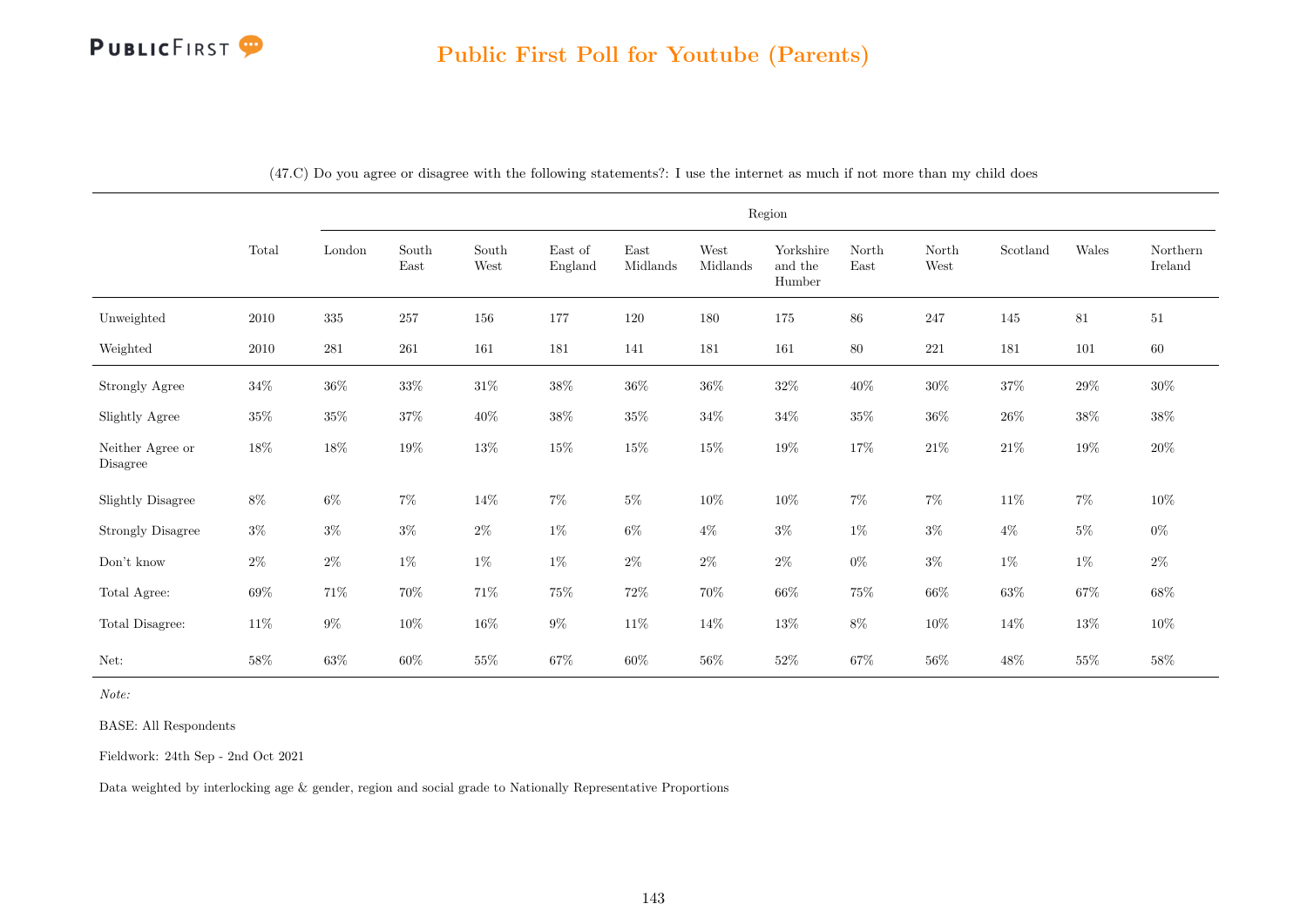## Public First Poll for Youtube (Parents)

(47.C) Do you agree or disagree with the following statements?: I use the internet as much if not more than my child does

| | Total | Region | | | | | | | | | | | |
|---|---|---|---|---|---|---|---|---|---|---|---|---|---|
| | | London | South East | South West | East of England | East Midlands | West Midlands | Yorkshire and the Humber | North East | North West | Scotland | Wales | Northern Ireland |
| Unweighted | 2010 | 335 | 257 | 156 | 177 | 120 | 180 | 175 | 86 | 247 | 145 | 81 | 51 |
| Weighted | 2010 | 281 | 261 | 161 | 181 | 141 | 181 | 161 | 80 | 221 | 181 | 101 | 60 |
| Strongly Agree | 34% | 36% | 33% | 31% | 38% | 36% | 36% | 32% | 40% | 30% | 37% | 29% | 30% |
| Slightly Agree | 35% | 35% | 37% | 40% | 38% | 35% | 34% | 34% | 35% | 36% | 26% | 38% | 38% |
| Neither Agree or Disagree | 18% | 18% | 19% | 13% | 15% | 15% | 15% | 19% | 17% | 21% | 21% | 19% | 20% |
| Slightly Disagree | 8% | 6% | 7% | 14% | 7% | 5% | 10% | 10% | 7% | 7% | 11% | 7% | 10% |
| Strongly Disagree | 3% | 3% | 3% | 2% | 1% | 6% | 4% | 3% | 1% | 3% | 4% | 5% | 0% |
| Don't know | 2% | 2% | 1% | 1% | 1% | 2% | 2% | 2% | 0% | 3% | 1% | 1% | 2% |
| Total Agree: | 69% | 71% | 70% | 71% | 75% | 72% | 70% | 66% | 75% | 66% | 63% | 67% | 68% |
| Total Disagree: | 11% | 9% | 10% | 16% | 9% | 11% | 14% | 13% | 8% | 10% | 14% | 13% | 10% |
| Net: | 58% | 63% | 60% | 55% | 67% | 60% | 56% | 52% | 67% | 56% | 48% | 55% | 58% |

*Note:*

BASE: All Respondents

Fieldwork: 24th Sep - 2nd Oct 2021

Data weighted by interlocking age & gender, region and social grade to Nationally Representative Proportions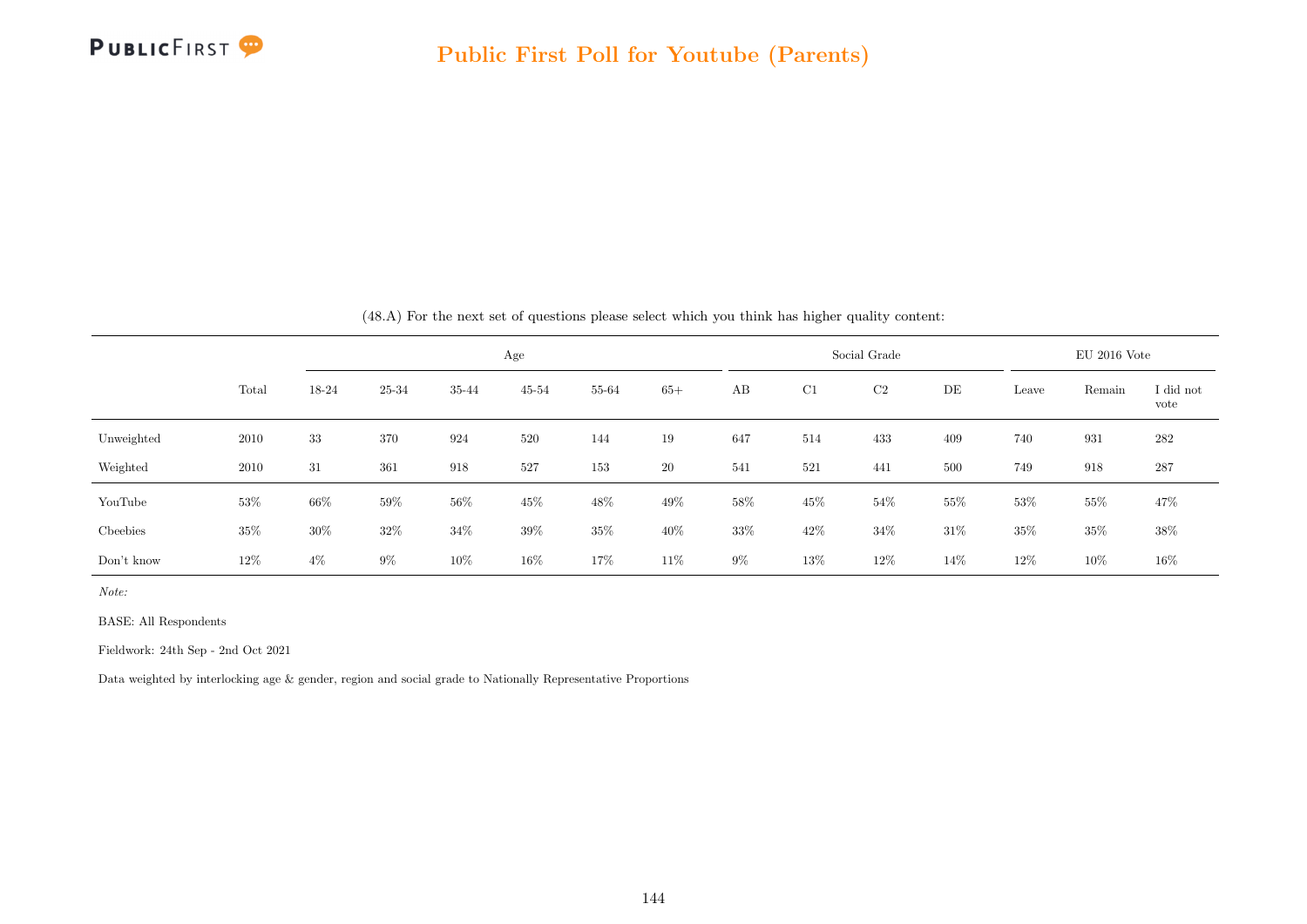(48.A) For the next set of questions please select which you think has higher quality content:

| | | Age | | | | | | Social Grade | | | | EU 2016 Vote | | |
|---|---|---|---|---|---|---|---|---|---|---|---|---|---|---|
| | Total | 18-24 | 25-34 | 35-44 | 45-54 | 55-64 | 65+ | AB | C1 | C2 | DE | Leave | Remain | I did not vote |
| Unweighted | 2010 | 33 | 370 | 924 | 520 | 144 | 19 | 647 | 514 | 433 | 409 | 740 | 931 | 282 |
| Weighted | 2010 | 31 | 361 | 918 | 527 | 153 | 20 | 541 | 521 | 441 | 500 | 749 | 918 | 287 |
| YouTube | 53% | 66% | 59% | 56% | 45% | 48% | 49% | 58% | 45% | 54% | 55% | 53% | 55% | 47% |
| Cbeebies | 35% | 30% | 32% | 34% | 39% | 35% | 40% | 33% | 42% | 34% | 31% | 35% | 35% | 38% |
| Don't know | 12% | 4% | 9% | 10% | 16% | 17% | 11% | 9% | 13% | 12% | 14% | 12% | 10% | 16% |

*Note:*

BASE: All Respondents

Fieldwork: 24th Sep - 2nd Oct 2021

Data weighted by interlocking age & gender, region and social grade to Nationally Representative Proportions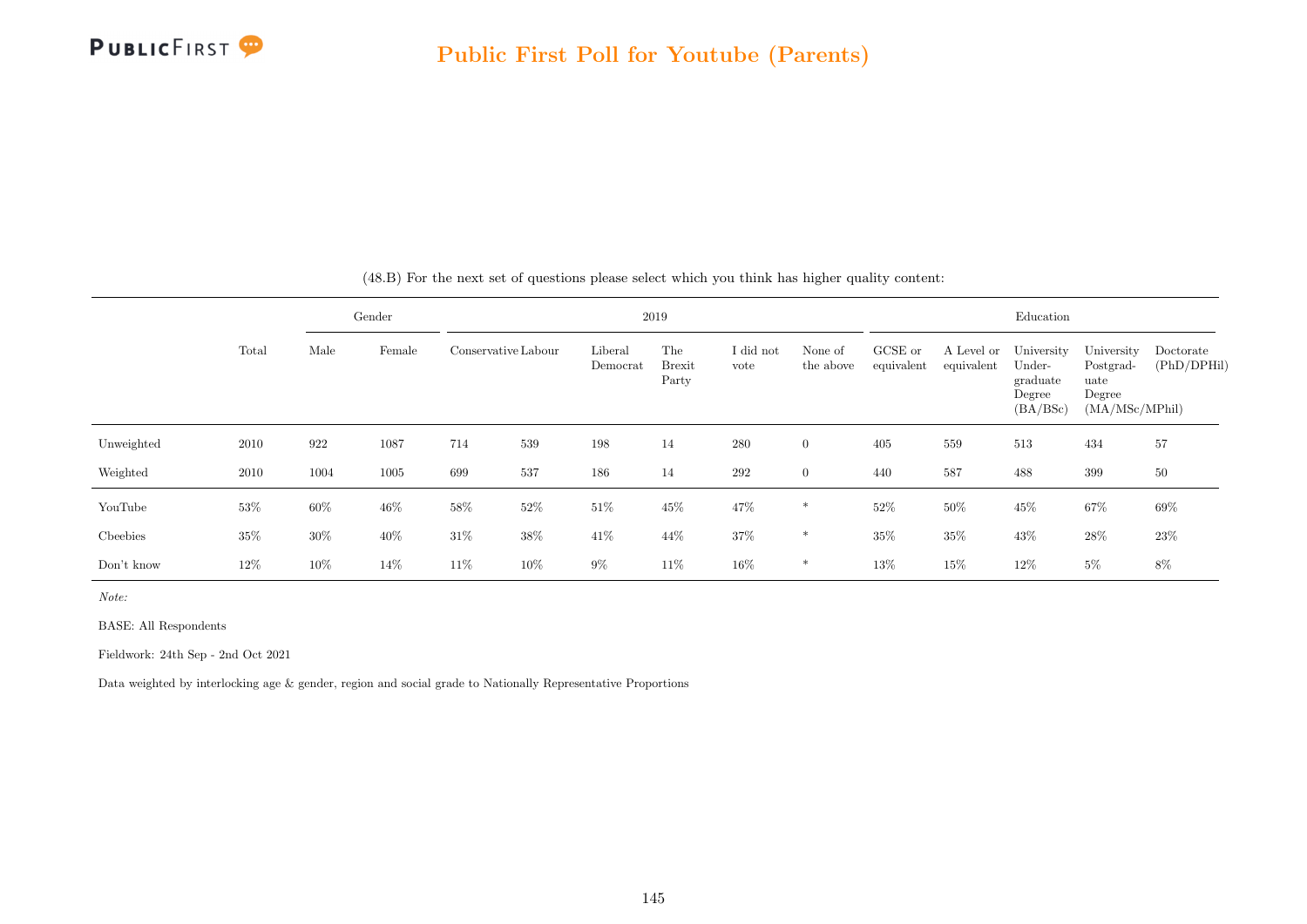## Public First Poll for Youtube (Parents)

(48.B) For the next set of questions please select which you think has higher quality content:

| | Total | Gender | | 2019 | | | | | | Education | | | | |
|---|---|---|---|---|---|---|---|---|---|---|---|---|---|---|
| | | Male | Female | Conservative | Labour | Liberal Democrat | The Brexit Party | I did not vote | None of the above | GCSE or equivalent | A Level or equivalent | University Undergraduate Degree (BA/BSc) | University Postgraduate Degree (MA/MSc/MPhil) | Doctorate (PhD/DPHil) |
| Unweighted | 2010 | 922 | 1087 | 714 | 539 | 198 | 14 | 280 | 0 | 405 | 559 | 513 | 434 | 57 |
| Weighted | 2010 | 1004 | 1005 | 699 | 537 | 186 | 14 | 292 | 0 | 440 | 587 | 488 | 399 | 50 |
| YouTube | 53% | 60% | 46% | 58% | 52% | 51% | 45% | 47% | * | 52% | 50% | 45% | 67% | 69% |
| Cbeebies | 35% | 30% | 40% | 31% | 38% | 41% | 44% | 37% | * | 35% | 35% | 43% | 28% | 23% |
| Don't know | 12% | 10% | 14% | 11% | 10% | 9% | 11% | 16% | * | 13% | 15% | 12% | 5% | 8% |

*Note:*

BASE: All Respondents

Fieldwork: 24th Sep - 2nd Oct 2021

Data weighted by interlocking age & gender, region and social grade to Nationally Representative Proportions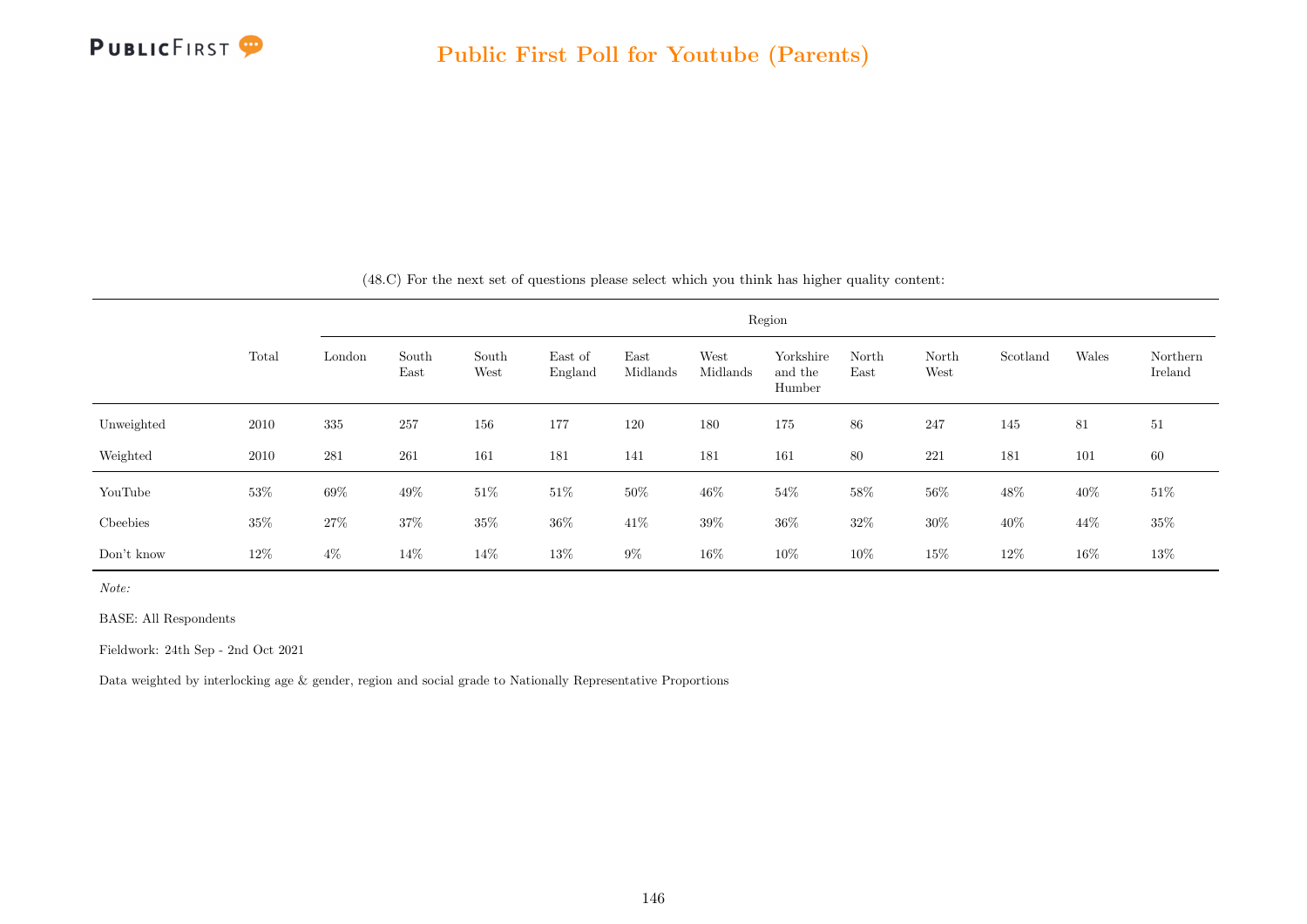(48.C) For the next set of questions please select which you think has higher quality content:

| | Total | Region | | | | | | | | | | | |
|---|---|---|---|---|---|---|---|---|---|---|---|---|---|
| | | London | South East | South West | East of England | East Midlands | West Midlands | Yorkshire and the Humber | North East | North West | Scotland | Wales | Northern Ireland |
| Unweighted | 2010 | 335 | 257 | 156 | 177 | 120 | 180 | 175 | 86 | 247 | 145 | 81 | 51 |
| Weighted | 2010 | 281 | 261 | 161 | 181 | 141 | 181 | 161 | 80 | 221 | 181 | 101 | 60 |
| YouTube | 53% | 69% | 49% | 51% | 51% | 50% | 46% | 54% | 58% | 56% | 48% | 40% | 51% |
| Cbeebies | 35% | 27% | 37% | 35% | 36% | 41% | 39% | 36% | 32% | 30% | 40% | 44% | 35% |
| Don't know | 12% | 4% | 14% | 14% | 13% | 9% | 16% | 10% | 10% | 15% | 12% | 16% | 13% |

*Note:*

BASE: All Respondents

Fieldwork: 24th Sep - 2nd Oct 2021

Data weighted by interlocking age & gender, region and social grade to Nationally Representative Proportions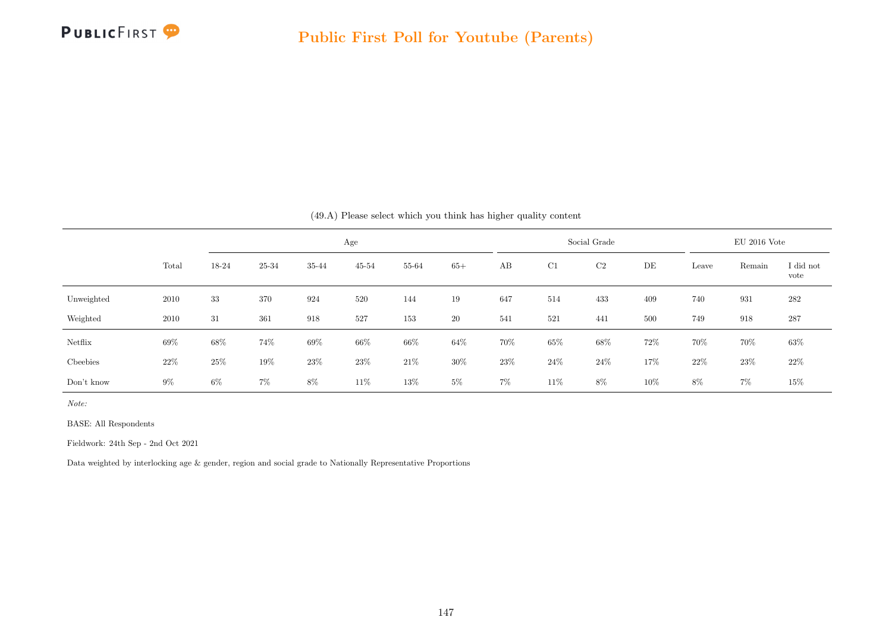(49.A) Please select which you think has higher quality content

| | Total | Age | | | | | | Social Grade | | | | EU 2016 Vote | | |
|---|---|---|---|---|---|---|---|---|---|---|---|---|---|---|
| | | 18-24 | 25-34 | 35-44 | 45-54 | 55-64 | 65+ | AB | C1 | C2 | DE | Leave | Remain | I did not vote |
| Unweighted | 2010 | 33 | 370 | 924 | 520 | 144 | 19 | 647 | 514 | 433 | 409 | 740 | 931 | 282 |
| Weighted | 2010 | 31 | 361 | 918 | 527 | 153 | 20 | 541 | 521 | 441 | 500 | 749 | 918 | 287 |
| Netflix | 69% | 68% | 74% | 69% | 66% | 66% | 64% | 70% | 65% | 68% | 72% | 70% | 70% | 63% |
| Cbeebies | 22% | 25% | 19% | 23% | 23% | 21% | 30% | 23% | 24% | 24% | 17% | 22% | 23% | 22% |
| Don't know | 9% | 6% | 7% | 8% | 11% | 13% | 5% | 7% | 11% | 8% | 10% | 8% | 7% | 15% |

*Note:*

BASE: All Respondents

Fieldwork: 24th Sep - 2nd Oct 2021

Data weighted by interlocking age & gender, region and social grade to Nationally Representative Proportions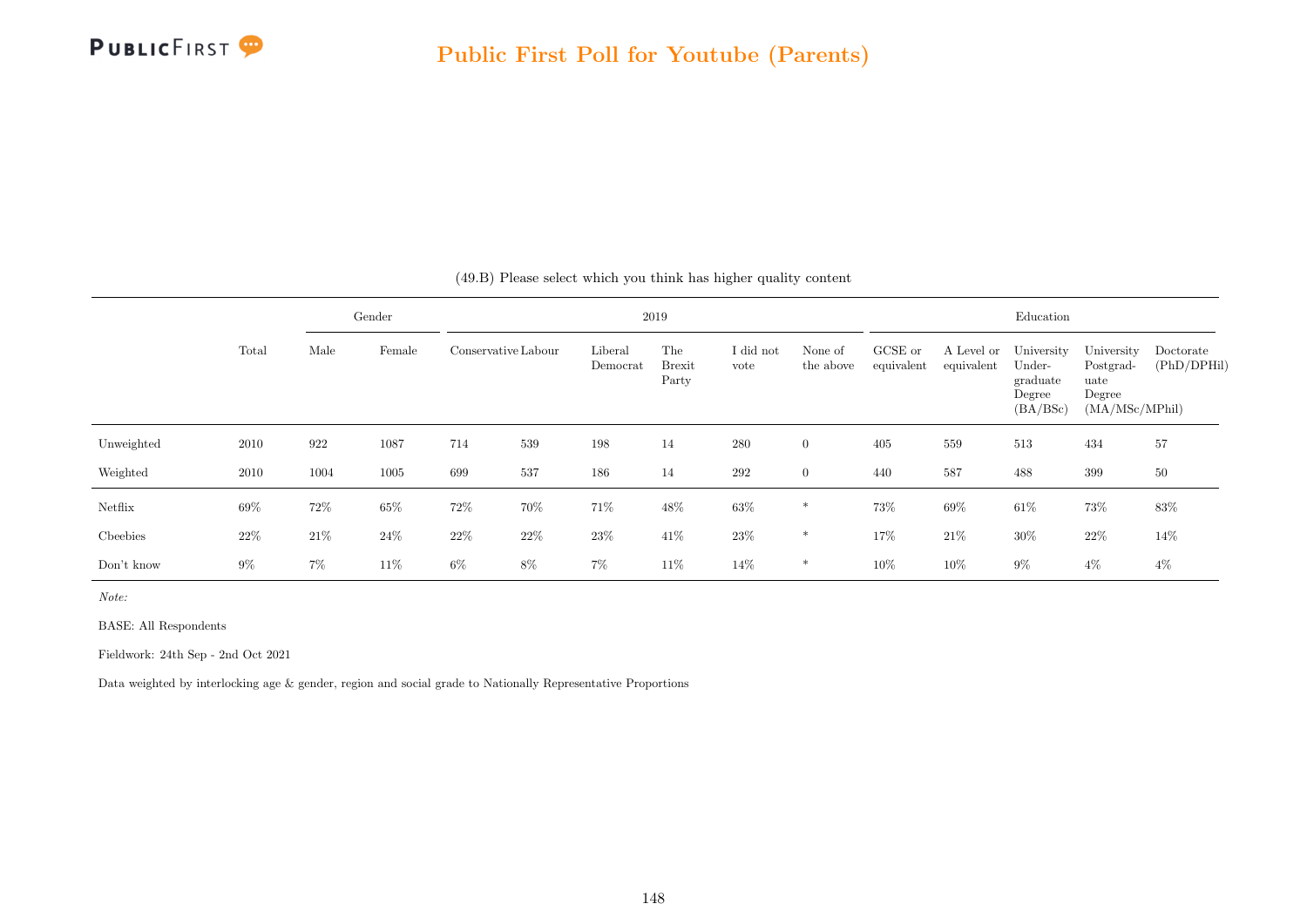(49.B) Please select which you think has higher quality content

| | Total | Gender | | 2019 | | | | | | Education | | | | |
|---|---|---|---|---|---|---|---|---|---|---|---|---|---|---|
| | | Male | Female | Conservative | Labour | Liberal Democrat | The Brexit Party | I did not vote | None of the above | GCSE or equivalent | A Level or equivalent | University Under-graduate Degree (BA/BSc) | University Postgrad-uate Degree (MA/MSc/MPhil) | Doctorate (PhD/DPHil) |
| Unweighted | 2010 | 922 | 1087 | 714 | 539 | 198 | 14 | 280 | 0 | 405 | 559 | 513 | 434 | 57 |
| Weighted | 2010 | 1004 | 1005 | 699 | 537 | 186 | 14 | 292 | 0 | 440 | 587 | 488 | 399 | 50 |
| Netflix | 69% | 72% | 65% | 72% | 70% | 71% | 48% | 63% | * | 73% | 69% | 61% | 73% | 83% |
| Cbeebies | 22% | 21% | 24% | 22% | 22% | 23% | 41% | 23% | * | 17% | 21% | 30% | 22% | 14% |
| Don't know | 9% | 7% | 11% | 6% | 8% | 7% | 11% | 14% | * | 10% | 10% | 9% | 4% | 4% |

*Note:*

BASE: All Respondents

Fieldwork: 24th Sep - 2nd Oct 2021

Data weighted by interlocking age & gender, region and social grade to Nationally Representative Proportions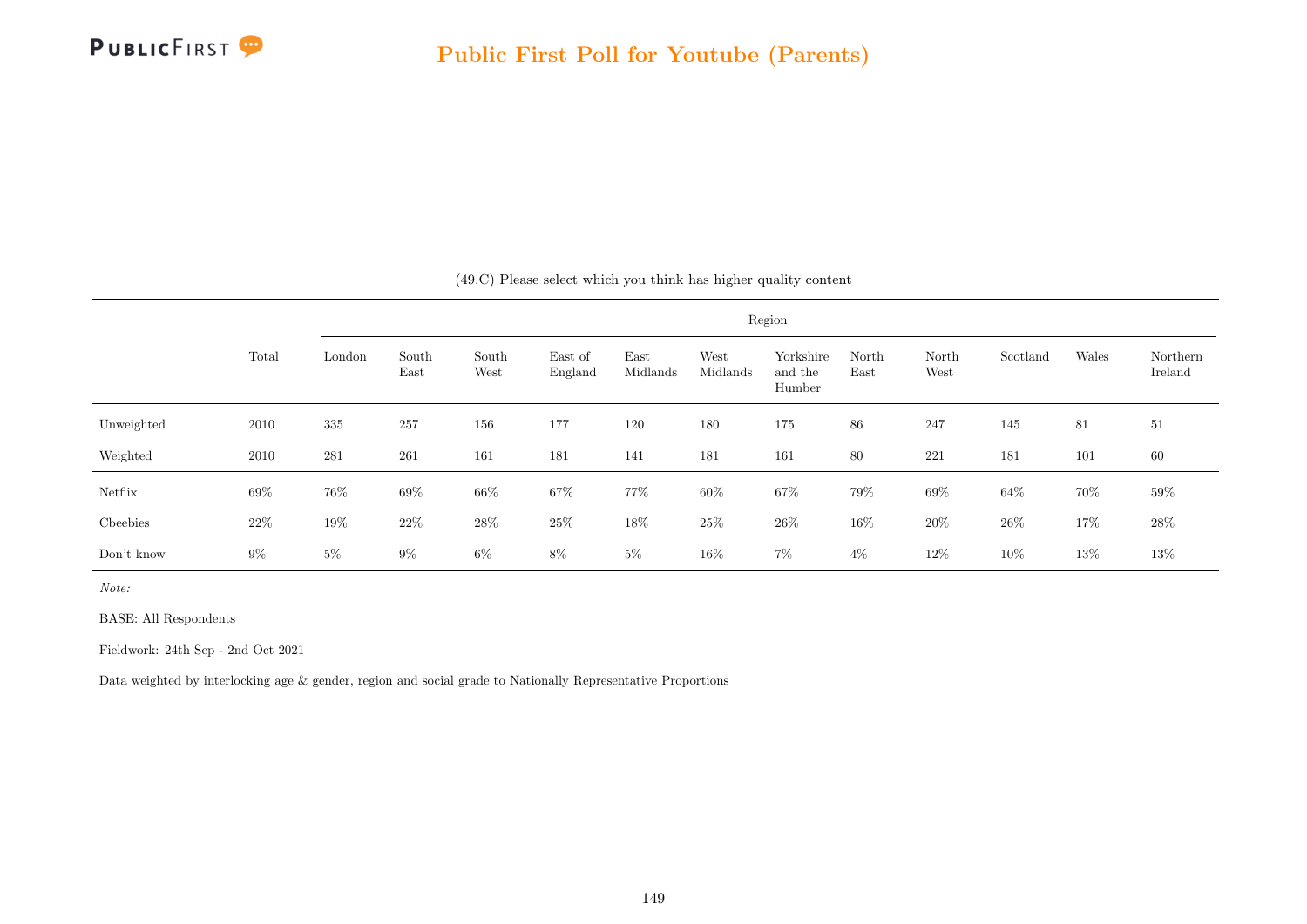# Public First Poll for Youtube (Parents)

(49.C) Please select which you think has higher quality content

| | Total | Region | | | | | | | | | | | |
|---|---|---|---|---|---|---|---|---|---|---|---|---|---|
| | | London | South East | South West | East of England | East Midlands | West Midlands | Yorkshire and the Humber | North East | North West | Scotland | Wales | Northern Ireland |
| Unweighted | 2010 | 335 | 257 | 156 | 177 | 120 | 180 | 175 | 86 | 247 | 145 | 81 | 51 |
| Weighted | 2010 | 281 | 261 | 161 | 181 | 141 | 181 | 161 | 80 | 221 | 181 | 101 | 60 |
| Netflix | 69% | 76% | 69% | 66% | 67% | 77% | 60% | 67% | 79% | 69% | 64% | 70% | 59% |
| Cbeebies | 22% | 19% | 22% | 28% | 25% | 18% | 25% | 26% | 16% | 20% | 26% | 17% | 28% |
| Don't know | 9% | 5% | 9% | 6% | 8% | 5% | 16% | 7% | 4% | 12% | 10% | 13% | 13% |

*Note:*

BASE: All Respondents

Fieldwork: 24th Sep - 2nd Oct 2021

Data weighted by interlocking age & gender, region and social grade to Nationally Representative Proportions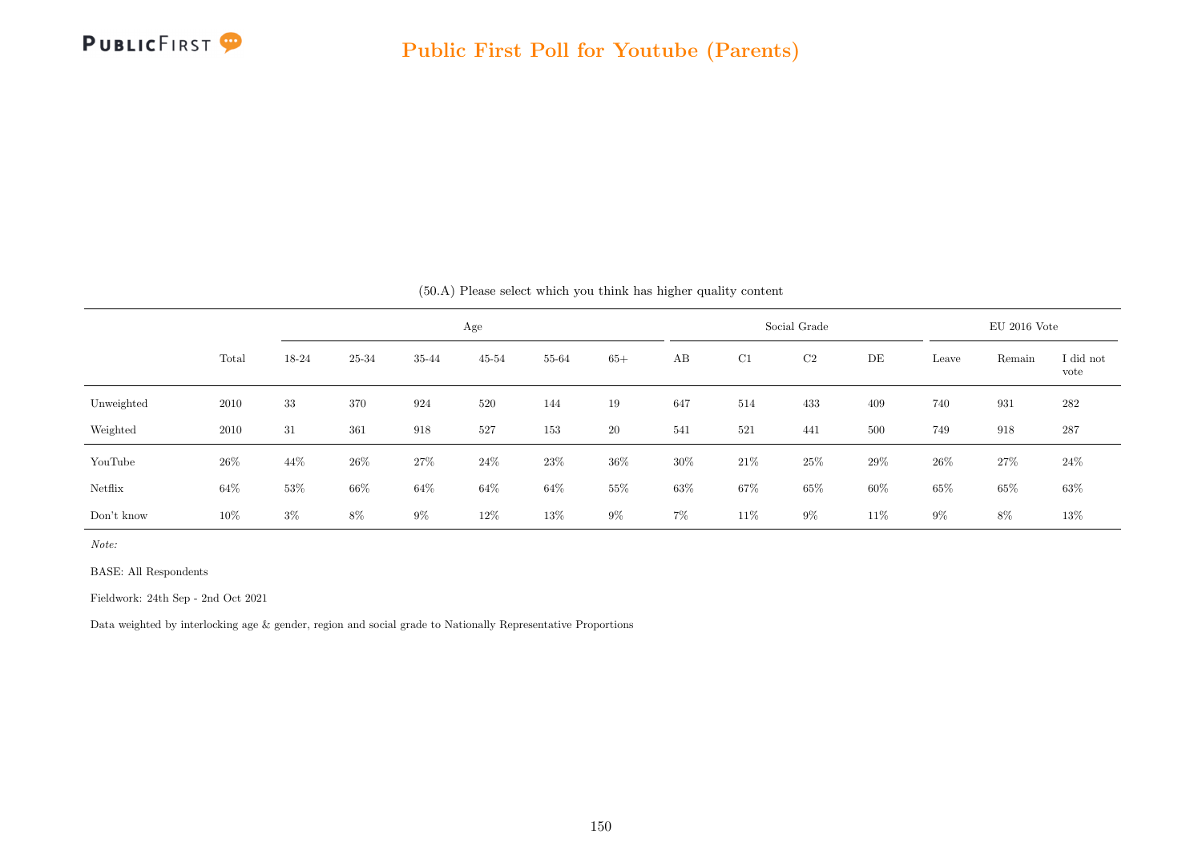## Public First Poll for Youtube (Parents)

(50.A) Please select which you think has higher quality content

| | Total | Age | | | | | | Social Grade | | | | EU 2016 Vote | | |
|---|---|---|---|---|---|---|---|---|---|---|---|---|---|---|
| | | 18-24 | 25-34 | 35-44 | 45-54 | 55-64 | 65+ | AB | C1 | C2 | DE | Leave | Remain | I did not vote |
| Unweighted | 2010 | 33 | 370 | 924 | 520 | 144 | 19 | 647 | 514 | 433 | 409 | 740 | 931 | 282 |
| Weighted | 2010 | 31 | 361 | 918 | 527 | 153 | 20 | 541 | 521 | 441 | 500 | 749 | 918 | 287 |
| YouTube | 26% | 44% | 26% | 27% | 24% | 23% | 36% | 30% | 21% | 25% | 29% | 26% | 27% | 24% |
| Netflix | 64% | 53% | 66% | 64% | 64% | 64% | 55% | 63% | 67% | 65% | 60% | 65% | 65% | 63% |
| Don't know | 10% | 3% | 8% | 9% | 12% | 13% | 9% | 7% | 11% | 9% | 11% | 9% | 8% | 13% |

*Note:*

BASE: All Respondents

Fieldwork: 24th Sep - 2nd Oct 2021

Data weighted by interlocking age & gender, region and social grade to Nationally Representative Proportions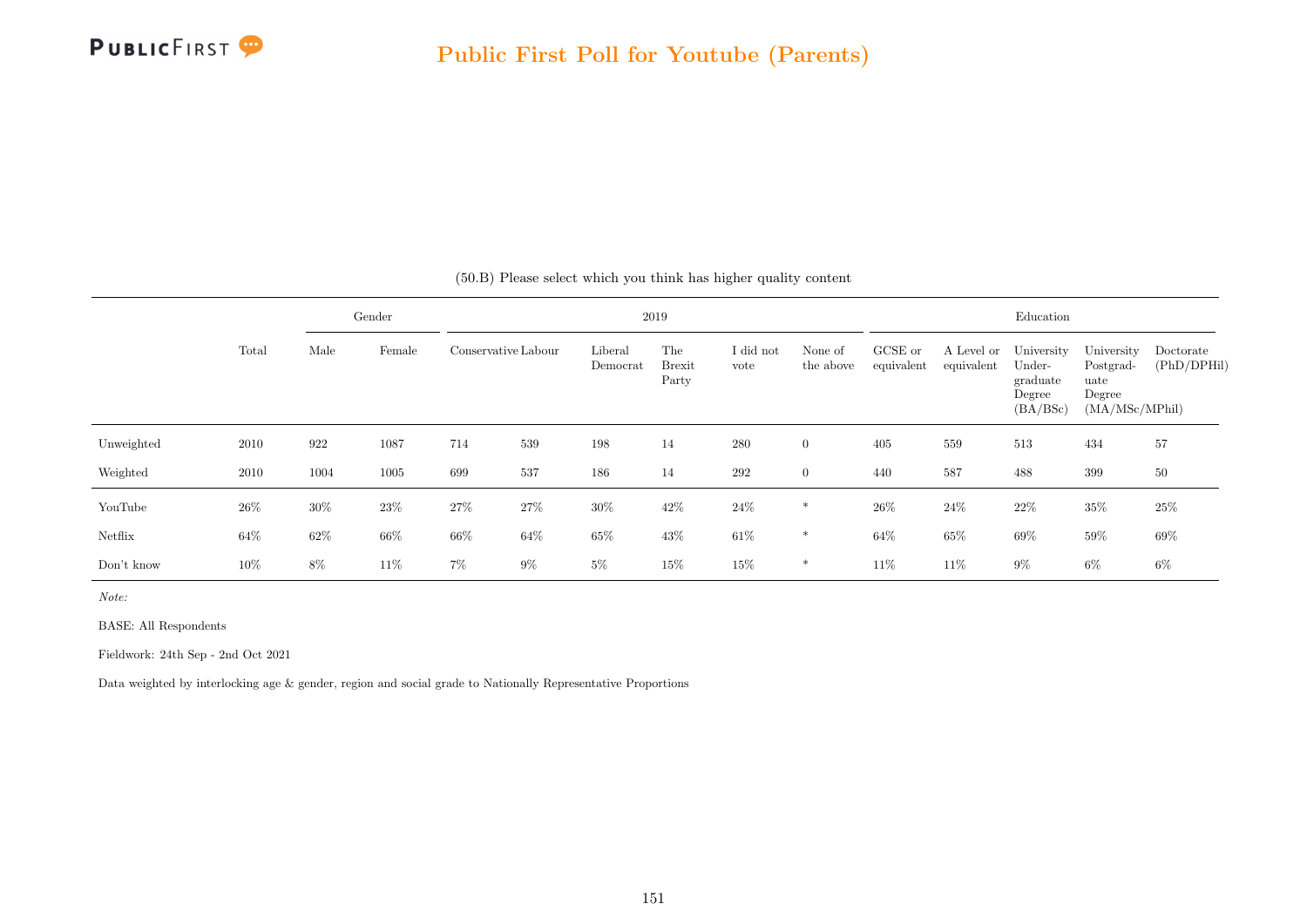## Public First Poll for Youtube (Parents)

(50.B) Please select which you think has higher quality content

| | Total | Gender | | 2019 | | | | | | Education | | | | |
|---|---|---|---|---|---|---|---|---|---|---|---|---|---|---|
| | | Male | Female | Conservative | Labour | Liberal Democrat | The Brexit Party | I did not vote | None of the above | GCSE or equivalent | A Level or equivalent | University Under-graduate Degree (BA/BSc) | University Postgrad-uate Degree (MA/MSc/MPhil) | Doctorate (PhD/DPHil) |
| Unweighted | 2010 | 922 | 1087 | 714 | 539 | 198 | 14 | 280 | 0 | 405 | 559 | 513 | 434 | 57 |
| Weighted | 2010 | 1004 | 1005 | 699 | 537 | 186 | 14 | 292 | 0 | 440 | 587 | 488 | 399 | 50 |
| YouTube | 26% | 30% | 23% | 27% | 27% | 30% | 42% | 24% | * | 26% | 24% | 22% | 35% | 25% |
| Netflix | 64% | 62% | 66% | 66% | 64% | 65% | 43% | 61% | * | 64% | 65% | 69% | 59% | 69% |
| Don't know | 10% | 8% | 11% | 7% | 9% | 5% | 15% | 15% | * | 11% | 11% | 9% | 6% | 6% |

*Note:*

BASE: All Respondents

Fieldwork: 24th Sep - 2nd Oct 2021

Data weighted by interlocking age & gender, region and social grade to Nationally Representative Proportions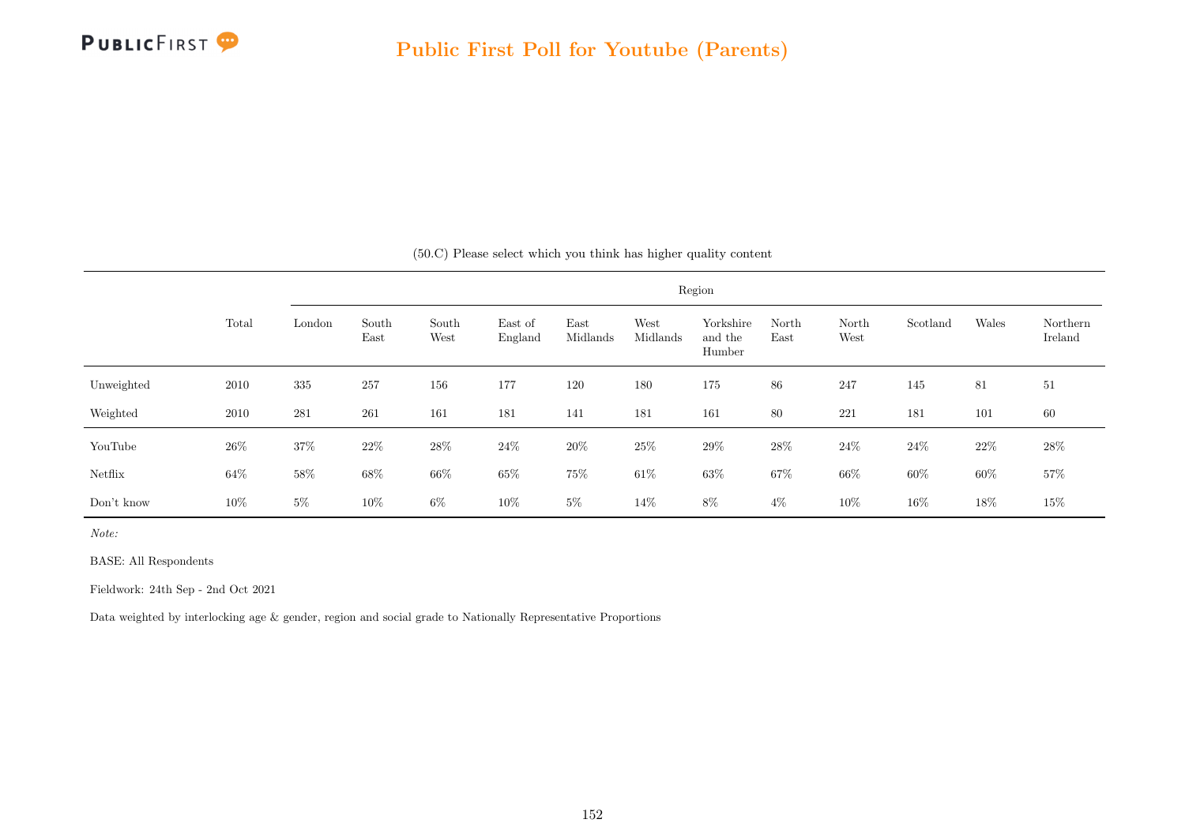## Public First Poll for Youtube (Parents)

(50.C) Please select which you think has higher quality content

| | Total | Region | | | | | | | | | | | |
|---|---|---|---|---|---|---|---|---|---|---|---|---|---|
| | | London | South East | South West | East of England | East Midlands | West Midlands | Yorkshire and the Humber | North East | North West | Scotland | Wales | Northern Ireland |
| Unweighted | 2010 | 335 | 257 | 156 | 177 | 120 | 180 | 175 | 86 | 247 | 145 | 81 | 51 |
| Weighted | 2010 | 281 | 261 | 161 | 181 | 141 | 181 | 161 | 80 | 221 | 181 | 101 | 60 |
| YouTube | 26% | 37% | 22% | 28% | 24% | 20% | 25% | 29% | 28% | 24% | 24% | 22% | 28% |
| Netflix | 64% | 58% | 68% | 66% | 65% | 75% | 61% | 63% | 67% | 66% | 60% | 60% | 57% |
| Don't know | 10% | 5% | 10% | 6% | 10% | 5% | 14% | 8% | 4% | 10% | 16% | 18% | 15% |

*Note:*

BASE: All Respondents

Fieldwork: 24th Sep - 2nd Oct 2021

Data weighted by interlocking age & gender, region and social grade to Nationally Representative Proportions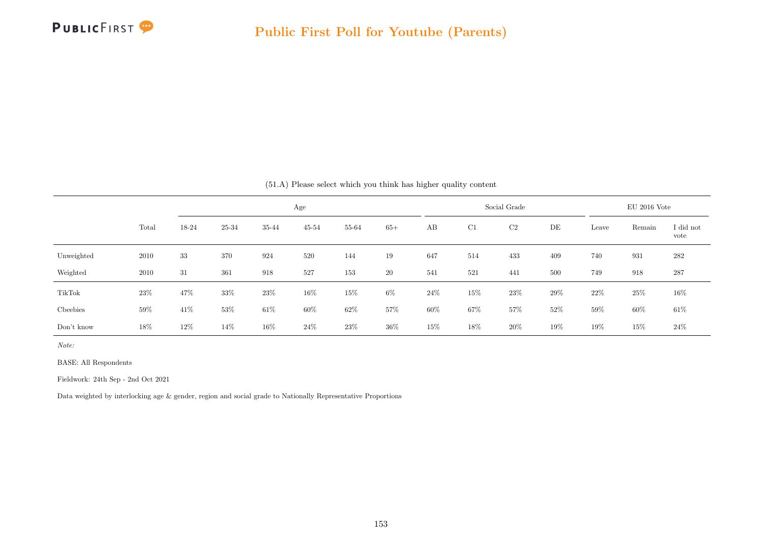(51.A) Please select which you think has higher quality content

| | Total | Age | | | | | | Social Grade | | | | EU 2016 Vote | | |
|---|---|---|---|---|---|---|---|---|---|---|---|---|---|---|
| | | 18-24 | 25-34 | 35-44 | 45-54 | 55-64 | 65+ | AB | C1 | C2 | DE | Leave | Remain | I did not vote |
| Unweighted | 2010 | 33 | 370 | 924 | 520 | 144 | 19 | 647 | 514 | 433 | 409 | 740 | 931 | 282 |
| Weighted | 2010 | 31 | 361 | 918 | 527 | 153 | 20 | 541 | 521 | 441 | 500 | 749 | 918 | 287 |
| TikTok | 23% | 47% | 33% | 23% | 16% | 15% | 6% | 24% | 15% | 23% | 29% | 22% | 25% | 16% |
| Cbeebies | 59% | 41% | 53% | 61% | 60% | 62% | 57% | 60% | 67% | 57% | 52% | 59% | 60% | 61% |
| Don't know | 18% | 12% | 14% | 16% | 24% | 23% | 36% | 15% | 18% | 20% | 19% | 19% | 15% | 24% |

*Note:*

BASE: All Respondents

Fieldwork: 24th Sep - 2nd Oct 2021

Data weighted by interlocking age & gender, region and social grade to Nationally Representative Proportions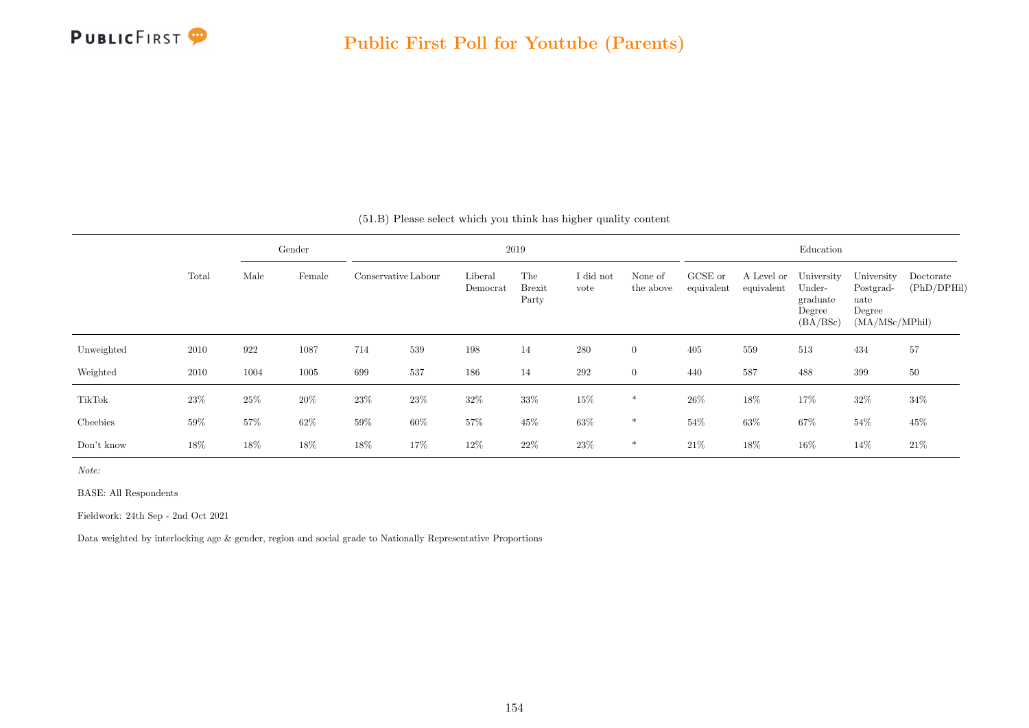(51.B) Please select which you think has higher quality content

| | Total | Gender | | 2019 | | | | | | Education | | | | |
|---|---|---|---|---|---|---|---|---|---|---|---|---|---|---|
| | | Male | Female | Conservative | Labour | Liberal Democrat | The Brexit Party | I did not vote | None of the above | GCSE or equivalent | A Level or equivalent | University Undergraduate Degree (BA/BSc) | University Postgraduate Degree (MA/MSc/MPhil) | Doctorate (PhD/DPHil) |
| Unweighted | 2010 | 922 | 1087 | 714 | 539 | 198 | 14 | 280 | 0 | 405 | 559 | 513 | 434 | 57 |
| Weighted | 2010 | 1004 | 1005 | 699 | 537 | 186 | 14 | 292 | 0 | 440 | 587 | 488 | 399 | 50 |
| TikTok | 23% | 25% | 20% | 23% | 23% | 32% | 33% | 15% | * | 26% | 18% | 17% | 32% | 34% |
| Cbeebies | 59% | 57% | 62% | 59% | 60% | 57% | 45% | 63% | * | 54% | 63% | 67% | 54% | 45% |
| Don't know | 18% | 18% | 18% | 18% | 17% | 12% | 22% | 23% | * | 21% | 18% | 16% | 14% | 21% |

*Note:*

BASE: All Respondents

Fieldwork: 24th Sep - 2nd Oct 2021

Data weighted by interlocking age & gender, region and social grade to Nationally Representative Proportions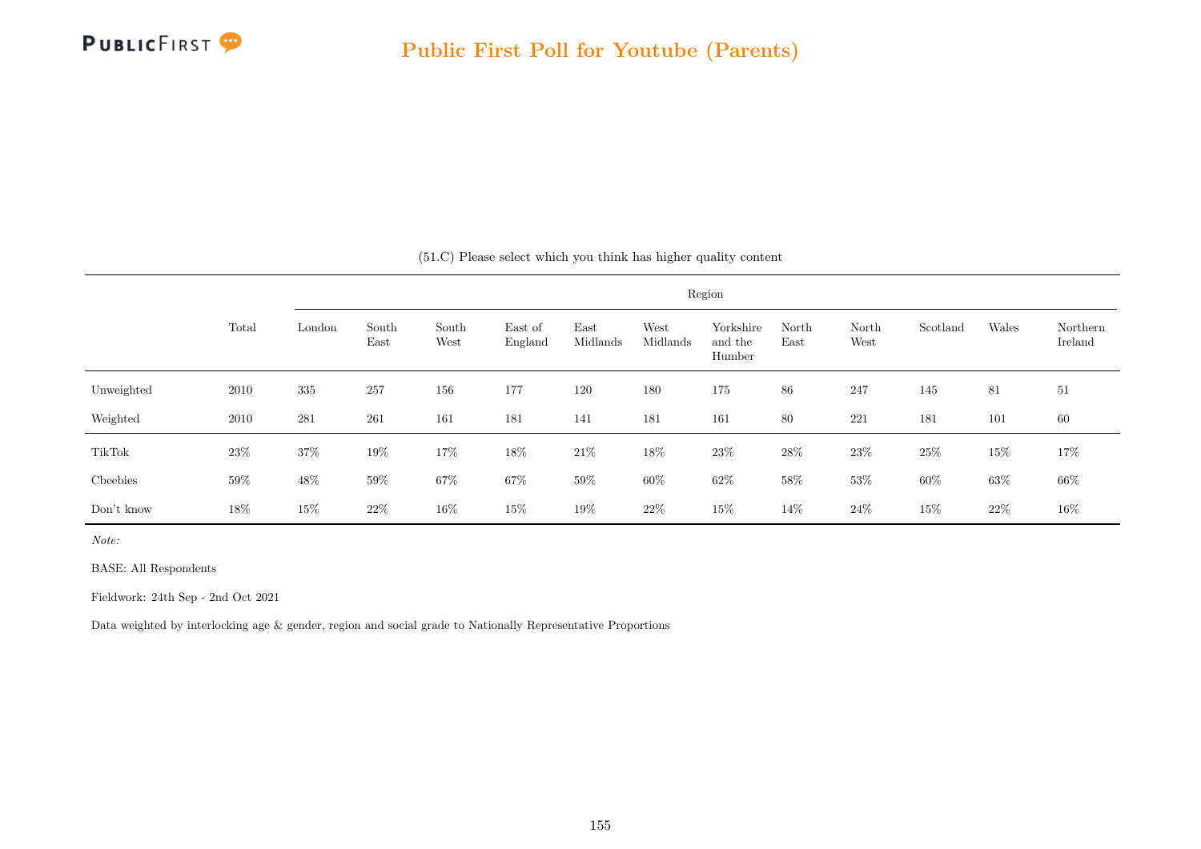# Public First Poll for Youtube (Parents)

(51.C) Please select which you think has higher quality content

| | Total | Region | | | | | | | | | | | |
|---|---|---|---|---|---|---|---|---|---|---|---|---|---|
| | | London | South East | South West | East of England | East Midlands | West Midlands | Yorkshire and the Humber | North East | North West | Scotland | Wales | Northern Ireland |
| Unweighted | 2010 | 335 | 257 | 156 | 177 | 120 | 180 | 175 | 86 | 247 | 145 | 81 | 51 |
| Weighted | 2010 | 281 | 261 | 161 | 181 | 141 | 181 | 161 | 80 | 221 | 181 | 101 | 60 |
| TikTok | 23% | 37% | 19% | 17% | 18% | 21% | 18% | 23% | 28% | 23% | 25% | 15% | 17% |
| Cbeebies | 59% | 48% | 59% | 67% | 67% | 59% | 60% | 62% | 58% | 53% | 60% | 63% | 66% |
| Don't know | 18% | 15% | 22% | 16% | 15% | 19% | 22% | 15% | 14% | 24% | 15% | 22% | 16% |

*Note:*

BASE: All Respondents

Fieldwork: 24th Sep - 2nd Oct 2021

Data weighted by interlocking age & gender, region and social grade to Nationally Representative Proportions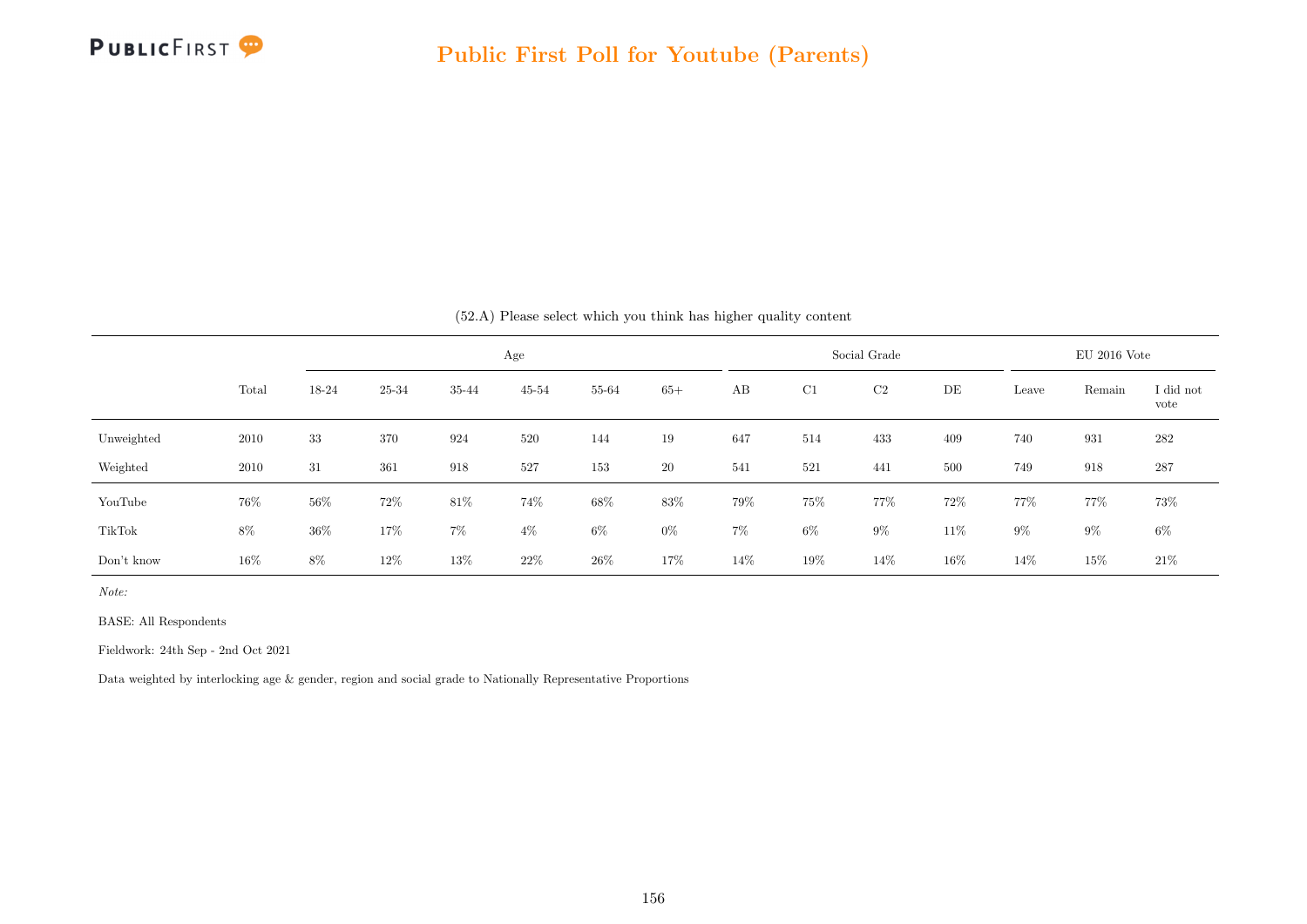(52.A) Please select which you think has higher quality content

| | Total | Age | | | | | | Social Grade | | | | EU 2016 Vote | | |
|---|---|---|---|---|---|---|---|---|---|---|---|---|---|---|
| | | 18-24 | 25-34 | 35-44 | 45-54 | 55-64 | 65+ | AB | C1 | C2 | DE | Leave | Remain | I did not vote |
| Unweighted | 2010 | 33 | 370 | 924 | 520 | 144 | 19 | 647 | 514 | 433 | 409 | 740 | 931 | 282 |
| Weighted | 2010 | 31 | 361 | 918 | 527 | 153 | 20 | 541 | 521 | 441 | 500 | 749 | 918 | 287 |
| YouTube | 76% | 56% | 72% | 81% | 74% | 68% | 83% | 79% | 75% | 77% | 72% | 77% | 77% | 73% |
| TikTok | 8% | 36% | 17% | 7% | 4% | 6% | 0% | 7% | 6% | 9% | 11% | 9% | 9% | 6% |
| Don't know | 16% | 8% | 12% | 13% | 22% | 26% | 17% | 14% | 19% | 14% | 16% | 14% | 15% | 21% |

*Note:*

BASE: All Respondents

Fieldwork: 24th Sep - 2nd Oct 2021

Data weighted by interlocking age & gender, region and social grade to Nationally Representative Proportions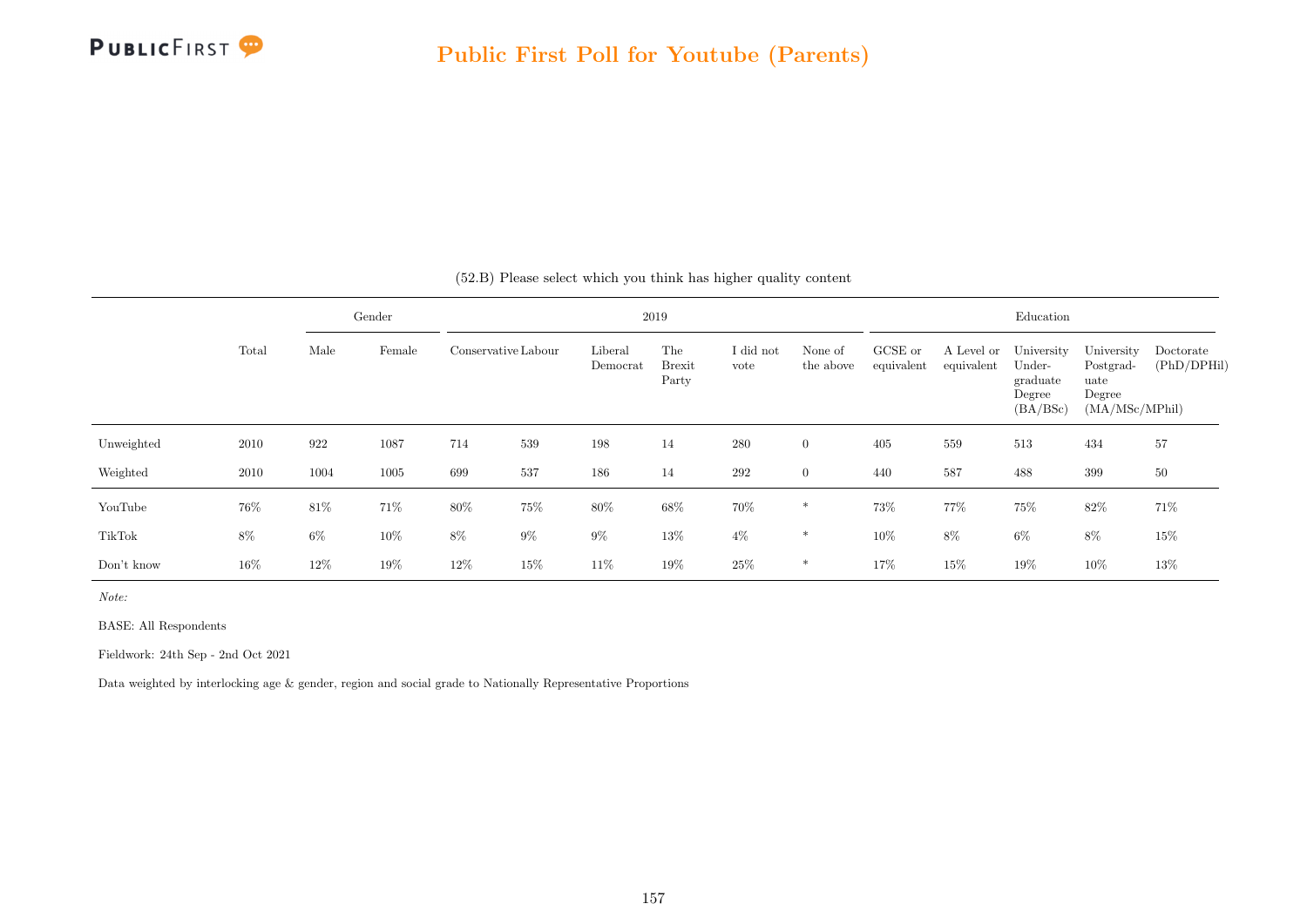(52.B) Please select which you think has higher quality content

| | Total | Gender | | 2019 | | | | | | Education | | | | |
|---|---|---|---|---|---|---|---|---|---|---|---|---|---|---|
| | | Male | Female | Conservative | Labour | Liberal Democrat | The Brexit Party | I did not vote | None of the above | GCSE or equivalent | A Level or equivalent | University Under-graduate Degree (BA/BSc) | University Postgrad-uate Degree (MA/MSc/MPhil) | Doctorate (PhD/DPHil) |
| Unweighted | 2010 | 922 | 1087 | 714 | 539 | 198 | 14 | 280 | 0 | 405 | 559 | 513 | 434 | 57 |
| Weighted | 2010 | 1004 | 1005 | 699 | 537 | 186 | 14 | 292 | 0 | 440 | 587 | 488 | 399 | 50 |
| YouTube | 76% | 81% | 71% | 80% | 75% | 80% | 68% | 70% | * | 73% | 77% | 75% | 82% | 71% |
| TikTok | 8% | 6% | 10% | 8% | 9% | 9% | 13% | 4% | * | 10% | 8% | 6% | 8% | 15% |
| Don't know | 16% | 12% | 19% | 12% | 15% | 11% | 19% | 25% | * | 17% | 15% | 19% | 10% | 13% |

*Note:*

BASE: All Respondents

Fieldwork: 24th Sep - 2nd Oct 2021

Data weighted by interlocking age & gender, region and social grade to Nationally Representative Proportions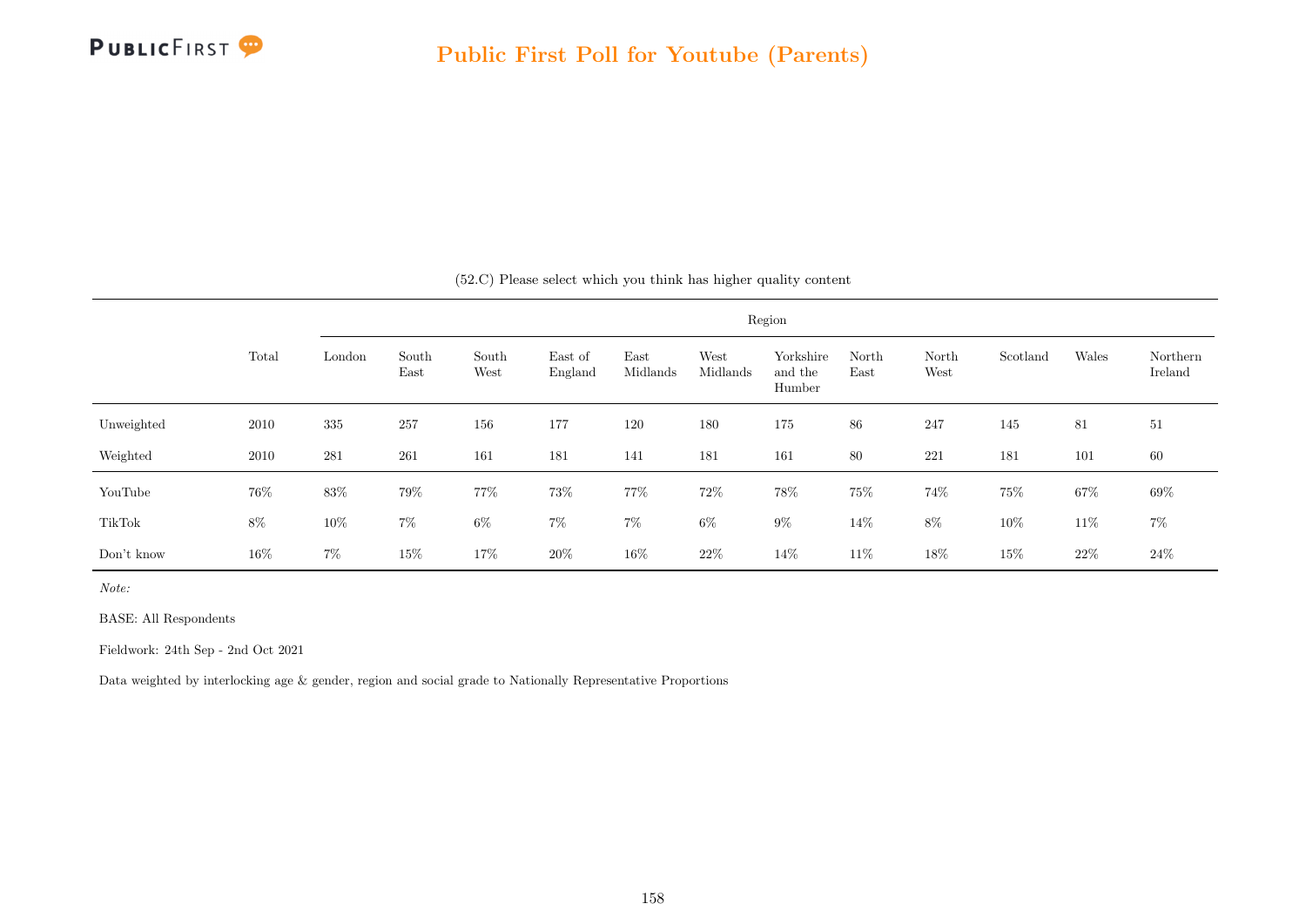## Public First Poll for Youtube (Parents)

(52.C) Please select which you think has higher quality content

| | Total | Region | | | | | | | | | | | |
|---|---|---|---|---|---|---|---|---|---|---|---|---|---|
| | | London | South East | South West | East of England | East Midlands | West Midlands | Yorkshire and the Humber | North East | North West | Scotland | Wales | Northern Ireland |
| Unweighted | 2010 | 335 | 257 | 156 | 177 | 120 | 180 | 175 | 86 | 247 | 145 | 81 | 51 |
| Weighted | 2010 | 281 | 261 | 161 | 181 | 141 | 181 | 161 | 80 | 221 | 181 | 101 | 60 |
| YouTube | 76% | 83% | 79% | 77% | 73% | 77% | 72% | 78% | 75% | 74% | 75% | 67% | 69% |
| TikTok | 8% | 10% | 7% | 6% | 7% | 7% | 6% | 9% | 14% | 8% | 10% | 11% | 7% |
| Don't know | 16% | 7% | 15% | 17% | 20% | 16% | 22% | 14% | 11% | 18% | 15% | 22% | 24% |

*Note:*

BASE: All Respondents

Fieldwork: 24th Sep - 2nd Oct 2021

Data weighted by interlocking age & gender, region and social grade to Nationally Representative Proportions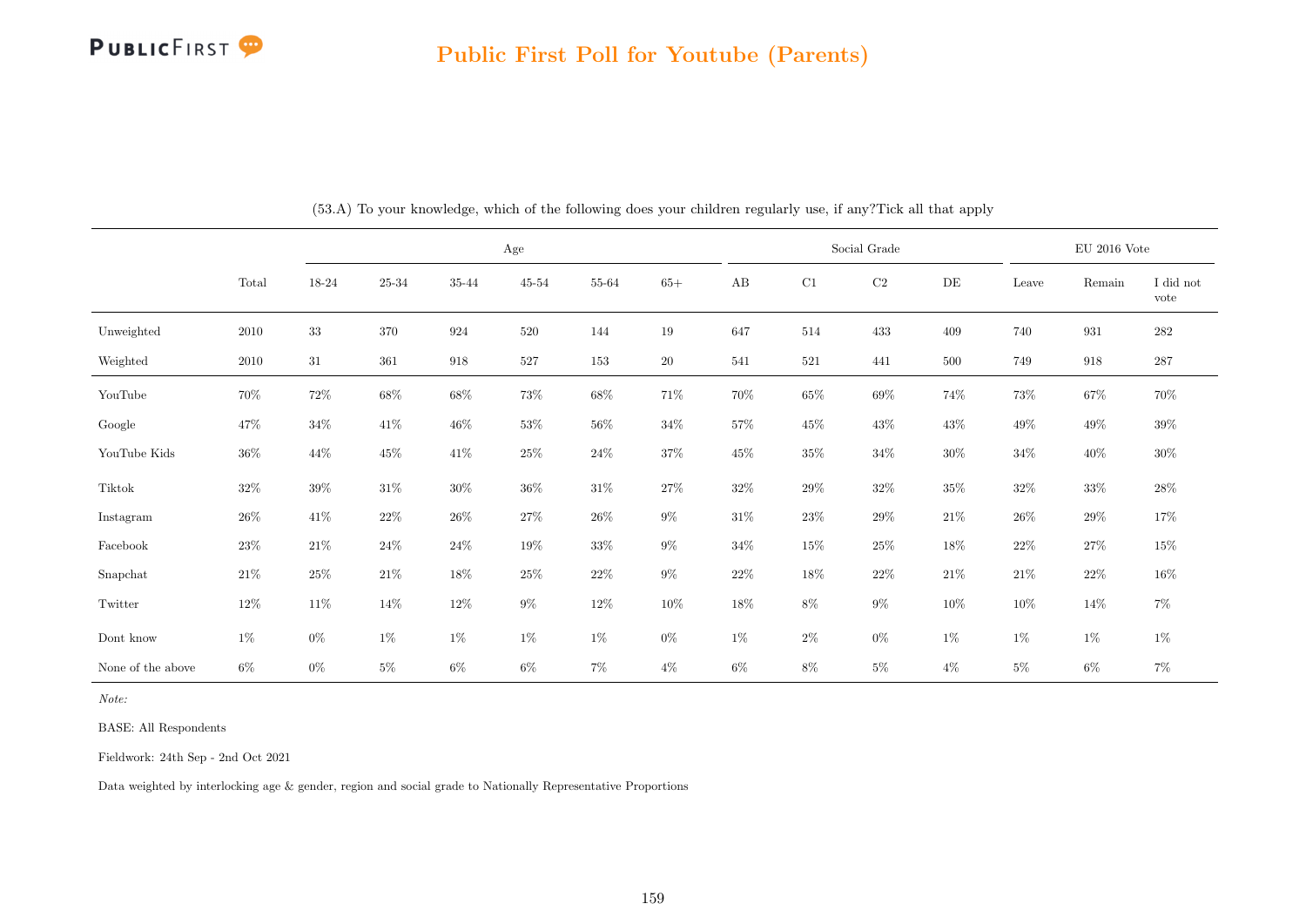# Public First Poll for Youtube (Parents)

(53.A) To your knowledge, which of the following does your children regularly use, if any?Tick all that apply

| | Total | Age | | | | | | Social Grade | | | | EU 2016 Vote | | |
|---|---|---|---|---|---|---|---|---|---|---|---|---|---|---|
| | | 18-24 | 25-34 | 35-44 | 45-54 | 55-64 | 65+ | AB | C1 | C2 | DE | Leave | Remain | I did not vote |
| Unweighted | 2010 | 33 | 370 | 924 | 520 | 144 | 19 | 647 | 514 | 433 | 409 | 740 | 931 | 282 |
| Weighted | 2010 | 31 | 361 | 918 | 527 | 153 | 20 | 541 | 521 | 441 | 500 | 749 | 918 | 287 |
| YouTube | 70% | 72% | 68% | 68% | 73% | 68% | 71% | 70% | 65% | 69% | 74% | 73% | 67% | 70% |
| Google | 47% | 34% | 41% | 46% | 53% | 56% | 34% | 57% | 45% | 43% | 43% | 49% | 49% | 39% |
| YouTube Kids | 36% | 44% | 45% | 41% | 25% | 24% | 37% | 45% | 35% | 34% | 30% | 34% | 40% | 30% |
| Tiktok | 32% | 39% | 31% | 30% | 36% | 31% | 27% | 32% | 29% | 32% | 35% | 32% | 33% | 28% |
| Instagram | 26% | 41% | 22% | 26% | 27% | 26% | 9% | 31% | 23% | 29% | 21% | 26% | 29% | 17% |
| Facebook | 23% | 21% | 24% | 24% | 19% | 33% | 9% | 34% | 15% | 25% | 18% | 22% | 27% | 15% |
| Snapchat | 21% | 25% | 21% | 18% | 25% | 22% | 9% | 22% | 18% | 22% | 21% | 21% | 22% | 16% |
| Twitter | 12% | 11% | 14% | 12% | 9% | 12% | 10% | 18% | 8% | 9% | 10% | 10% | 14% | 7% |
| Dont know | 1% | 0% | 1% | 1% | 1% | 1% | 0% | 1% | 2% | 0% | 1% | 1% | 1% | 1% |
| None of the above | 6% | 0% | 5% | 6% | 6% | 7% | 4% | 6% | 8% | 5% | 4% | 5% | 6% | 7% |

*Note:*

BASE: All Respondents

Fieldwork: 24th Sep - 2nd Oct 2021

Data weighted by interlocking age & gender, region and social grade to Nationally Representative Proportions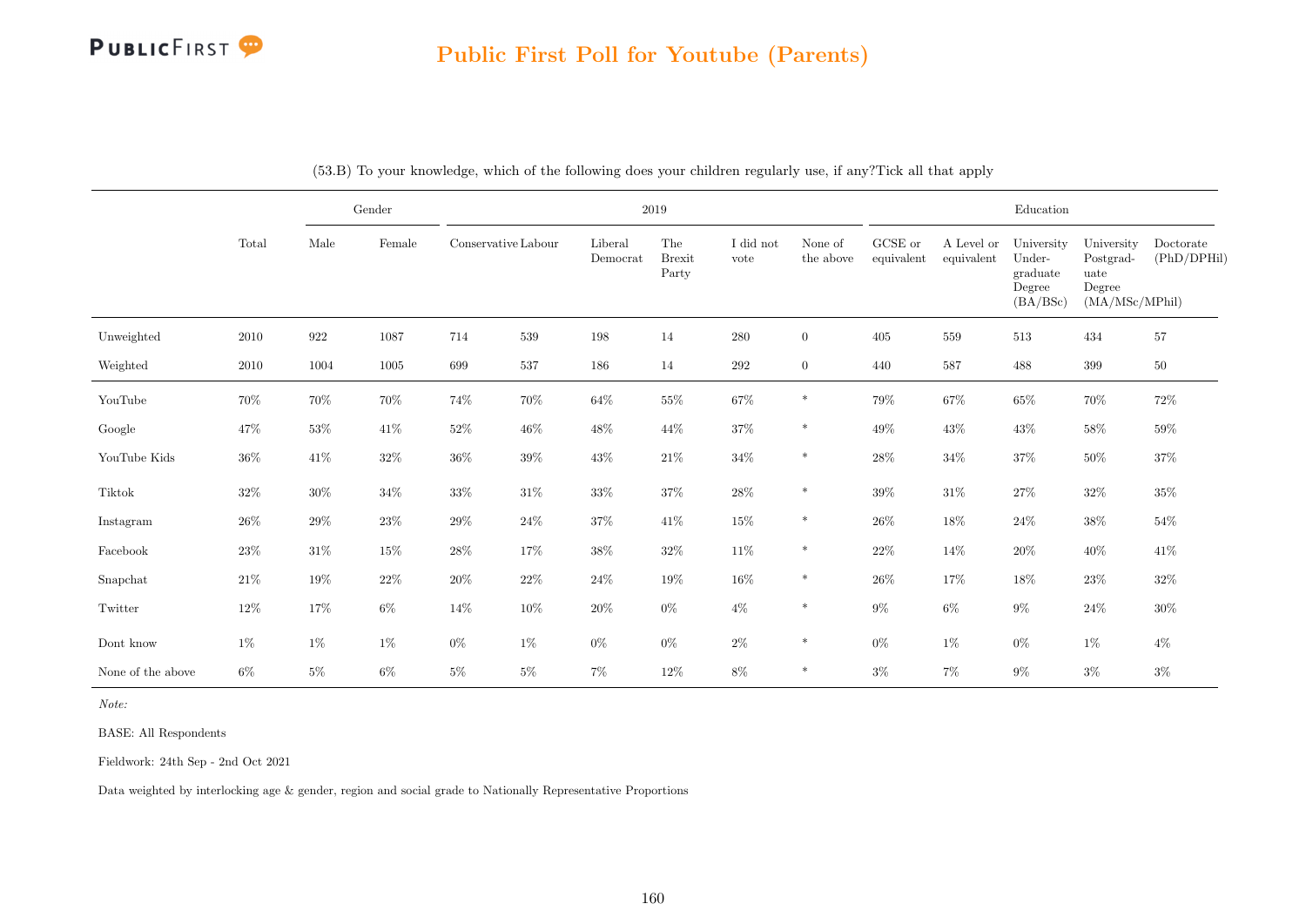## Public First Poll for Youtube (Parents)

(53.B) To your knowledge, which of the following does your children regularly use, if any?Tick all that apply

| | Total | Gender | | 2019 | | | | | | Education | | | | |
|---|---|---|---|---|---|---|---|---|---|---|---|---|---|---|
| | | Male | Female | Conservative | Labour | Liberal Democrat | The Brexit Party | I did not vote | None of the above | GCSE or equivalent | A Level or equivalent | University Undergraduate Degree (BA/BSc) | University Postgraduate Degree (MA/MSc/MPhil) | Doctorate (PhD/DPHil) |
| Unweighted | 2010 | 922 | 1087 | 714 | 539 | 198 | 14 | 280 | 0 | 405 | 559 | 513 | 434 | 57 |
| Weighted | 2010 | 1004 | 1005 | 699 | 537 | 186 | 14 | 292 | 0 | 440 | 587 | 488 | 399 | 50 |
| YouTube | 70% | 70% | 70% | 74% | 70% | 64% | 55% | 67% | * | 79% | 67% | 65% | 70% | 72% |
| Google | 47% | 53% | 41% | 52% | 46% | 48% | 44% | 37% | * | 49% | 43% | 43% | 58% | 59% |
| YouTube Kids | 36% | 41% | 32% | 36% | 39% | 43% | 21% | 34% | * | 28% | 34% | 37% | 50% | 37% |
| Tiktok | 32% | 30% | 34% | 33% | 31% | 33% | 37% | 28% | * | 39% | 31% | 27% | 32% | 35% |
| Instagram | 26% | 29% | 23% | 29% | 24% | 37% | 41% | 15% | * | 26% | 18% | 24% | 38% | 54% |
| Facebook | 23% | 31% | 15% | 28% | 17% | 38% | 32% | 11% | * | 22% | 14% | 20% | 40% | 41% |
| Snapchat | 21% | 19% | 22% | 20% | 22% | 24% | 19% | 16% | * | 26% | 17% | 18% | 23% | 32% |
| Twitter | 12% | 17% | 6% | 14% | 10% | 20% | 0% | 4% | * | 9% | 6% | 9% | 24% | 30% |
| Dont know | 1% | 1% | 1% | 0% | 1% | 0% | 0% | 2% | * | 0% | 1% | 0% | 1% | 4% |
| None of the above | 6% | 5% | 6% | 5% | 5% | 7% | 12% | 8% | * | 3% | 7% | 9% | 3% | 3% |

*Note:*

BASE: All Respondents

Fieldwork: 24th Sep - 2nd Oct 2021

Data weighted by interlocking age & gender, region and social grade to Nationally Representative Proportions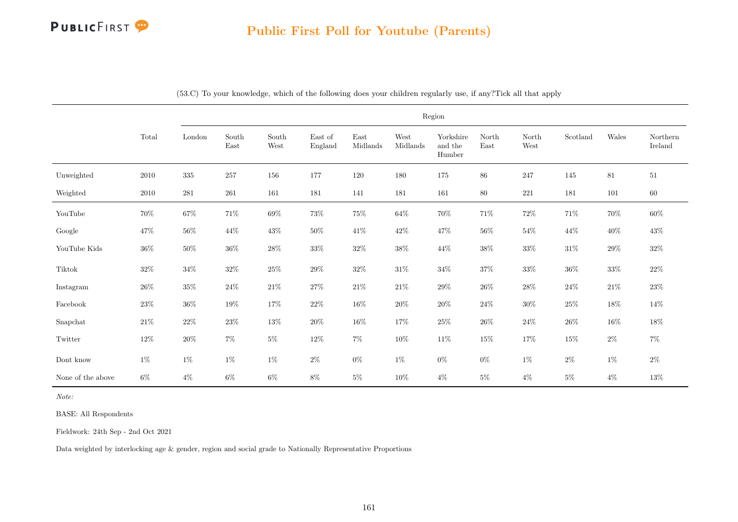## Public First Poll for Youtube (Parents)

(53.C) To your knowledge, which of the following does your children regularly use, if any?Tick all that apply

| | Total | Region | | | | | | | | | | | |
|---|---|---|---|---|---|---|---|---|---|---|---|---|---|
| | | London | South East | South West | East of England | East Midlands | West Midlands | Yorkshire and the Humber | North East | North West | Scotland | Wales | Northern Ireland |
| Unweighted | 2010 | 335 | 257 | 156 | 177 | 120 | 180 | 175 | 86 | 247 | 145 | 81 | 51 |
| Weighted | 2010 | 281 | 261 | 161 | 181 | 141 | 181 | 161 | 80 | 221 | 181 | 101 | 60 |
| YouTube | 70% | 67% | 71% | 69% | 73% | 75% | 64% | 70% | 71% | 72% | 71% | 70% | 60% |
| Google | 47% | 56% | 44% | 43% | 50% | 41% | 42% | 47% | 56% | 54% | 44% | 40% | 43% |
| YouTube Kids | 36% | 50% | 36% | 28% | 33% | 32% | 38% | 44% | 38% | 33% | 31% | 29% | 32% |
| Tiktok | 32% | 34% | 32% | 25% | 29% | 32% | 31% | 34% | 37% | 33% | 36% | 33% | 22% |
| Instagram | 26% | 35% | 24% | 21% | 27% | 21% | 21% | 29% | 26% | 28% | 24% | 21% | 23% |
| Facebook | 23% | 36% | 19% | 17% | 22% | 16% | 20% | 20% | 24% | 30% | 25% | 18% | 14% |
| Snapchat | 21% | 22% | 23% | 13% | 20% | 16% | 17% | 25% | 26% | 24% | 26% | 16% | 18% |
| Twitter | 12% | 20% | 7% | 5% | 12% | 7% | 10% | 11% | 15% | 17% | 15% | 2% | 7% |
| Dont know | 1% | 1% | 1% | 1% | 2% | 0% | 1% | 0% | 0% | 1% | 2% | 1% | 2% |
| None of the above | 6% | 4% | 6% | 6% | 8% | 5% | 10% | 4% | 5% | 4% | 5% | 4% | 13% |

*Note:*

BASE: All Respondents

Fieldwork: 24th Sep - 2nd Oct 2021

Data weighted by interlocking age & gender, region and social grade to Nationally Representative Proportions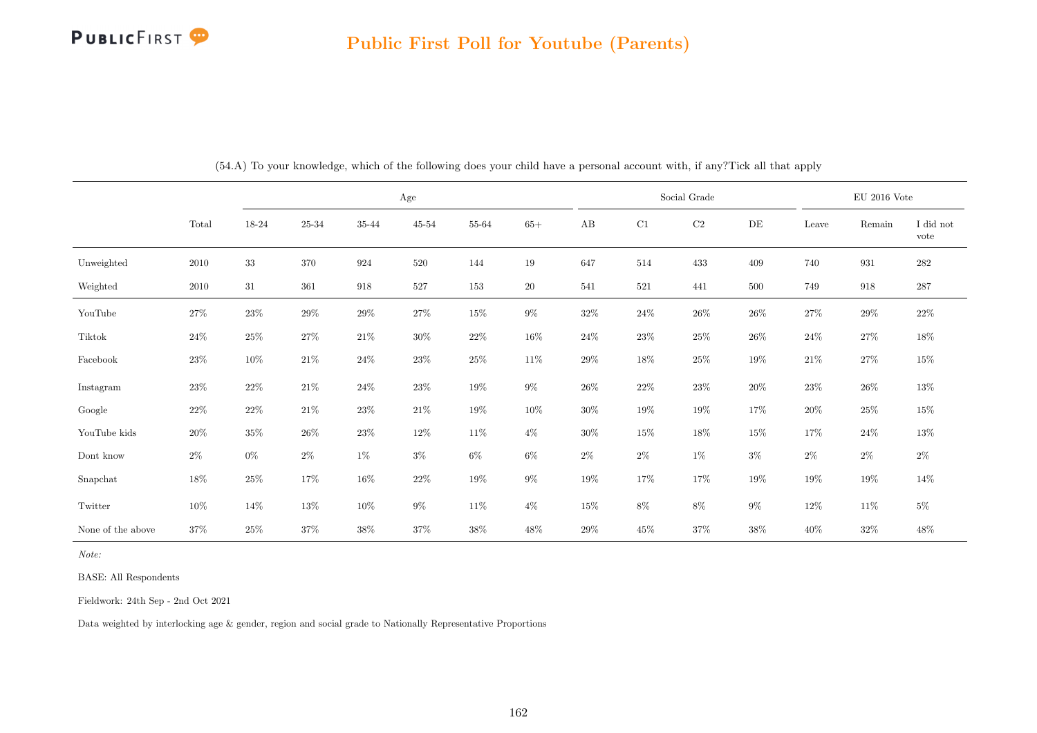## Public First Poll for Youtube (Parents)

(54.A) To your knowledge, which of the following does your child have a personal account with, if any?Tick all that apply

| | | Age | | | | | | Social Grade | | | | EU 2016 Vote | | |
|---|---|---|---|---|---|---|---|---|---|---|---|---|---|---|
| | Total | 18-24 | 25-34 | 35-44 | 45-54 | 55-64 | 65+ | AB | C1 | C2 | DE | Leave | Remain | I did not vote |
| Unweighted | 2010 | 33 | 370 | 924 | 520 | 144 | 19 | 647 | 514 | 433 | 409 | 740 | 931 | 282 |
| Weighted | 2010 | 31 | 361 | 918 | 527 | 153 | 20 | 541 | 521 | 441 | 500 | 749 | 918 | 287 |
| YouTube | 27% | 23% | 29% | 29% | 27% | 15% | 9% | 32% | 24% | 26% | 26% | 27% | 29% | 22% |
| Tiktok | 24% | 25% | 27% | 21% | 30% | 22% | 16% | 24% | 23% | 25% | 26% | 24% | 27% | 18% |
| Facebook | 23% | 10% | 21% | 24% | 23% | 25% | 11% | 29% | 18% | 25% | 19% | 21% | 27% | 15% |
| Instagram | 23% | 22% | 21% | 24% | 23% | 19% | 9% | 26% | 22% | 23% | 20% | 23% | 26% | 13% |
| Google | 22% | 22% | 21% | 23% | 21% | 19% | 10% | 30% | 19% | 19% | 17% | 20% | 25% | 15% |
| YouTube kids | 20% | 35% | 26% | 23% | 12% | 11% | 4% | 30% | 15% | 18% | 15% | 17% | 24% | 13% |
| Dont know | 2% | 0% | 2% | 1% | 3% | 6% | 6% | 2% | 2% | 1% | 3% | 2% | 2% | 2% |
| Snapchat | 18% | 25% | 17% | 16% | 22% | 19% | 9% | 19% | 17% | 17% | 19% | 19% | 19% | 14% |
| Twitter | 10% | 14% | 13% | 10% | 9% | 11% | 4% | 15% | 8% | 8% | 9% | 12% | 11% | 5% |
| None of the above | 37% | 25% | 37% | 38% | 37% | 38% | 48% | 29% | 45% | 37% | 38% | 40% | 32% | 48% |

*Note:*

BASE: All Respondents

Fieldwork: 24th Sep - 2nd Oct 2021

Data weighted by interlocking age & gender, region and social grade to Nationally Representative Proportions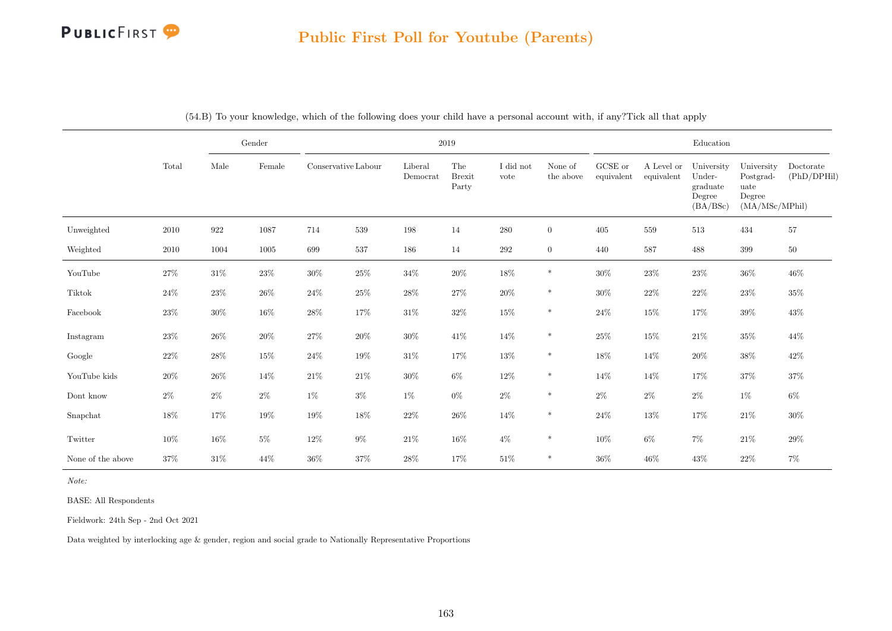## Public First Poll for Youtube (Parents)

(54.B) To your knowledge, which of the following does your child have a personal account with, if any?Tick all that apply

| | Total | Gender | | 2019 | | | | | | Education | | | | |
|---|---|---|---|---|---|---|---|---|---|---|---|---|---|---|
| | | Male | Female | Conservative | Labour | Liberal Democrat | The Brexit Party | I did not vote | None of the above | GCSE or equivalent | A Level or equivalent | University Under-graduate Degree (BA/BSc) | University Postgrad-uate Degree (MA/MSc/MPhil) | Doctorate (PhD/DPHil) |
| Unweighted | 2010 | 922 | 1087 | 714 | 539 | 198 | 14 | 280 | 0 | 405 | 559 | 513 | 434 | 57 |
| Weighted | 2010 | 1004 | 1005 | 699 | 537 | 186 | 14 | 292 | 0 | 440 | 587 | 488 | 399 | 50 |
| YouTube | 27% | 31% | 23% | 30% | 25% | 34% | 20% | 18% | * | 30% | 23% | 23% | 36% | 46% |
| Tiktok | 24% | 23% | 26% | 24% | 25% | 28% | 27% | 20% | * | 30% | 22% | 22% | 23% | 35% |
| Facebook | 23% | 30% | 16% | 28% | 17% | 31% | 32% | 15% | * | 24% | 15% | 17% | 39% | 43% |
| Instagram | 23% | 26% | 20% | 27% | 20% | 30% | 41% | 14% | * | 25% | 15% | 21% | 35% | 44% |
| Google | 22% | 28% | 15% | 24% | 19% | 31% | 17% | 13% | * | 18% | 14% | 20% | 38% | 42% |
| YouTube kids | 20% | 26% | 14% | 21% | 21% | 30% | 6% | 12% | * | 14% | 14% | 17% | 37% | 37% |
| Dont know | 2% | 2% | 2% | 1% | 3% | 1% | 0% | 2% | * | 2% | 2% | 2% | 1% | 6% |
| Snapchat | 18% | 17% | 19% | 19% | 18% | 22% | 26% | 14% | * | 24% | 13% | 17% | 21% | 30% |
| Twitter | 10% | 16% | 5% | 12% | 9% | 21% | 16% | 4% | * | 10% | 6% | 7% | 21% | 29% |
| None of the above | 37% | 31% | 44% | 36% | 37% | 28% | 17% | 51% | * | 36% | 46% | 43% | 22% | 7% |

*Note:*

BASE: All Respondents

Fieldwork: 24th Sep - 2nd Oct 2021

Data weighted by interlocking age & gender, region and social grade to Nationally Representative Proportions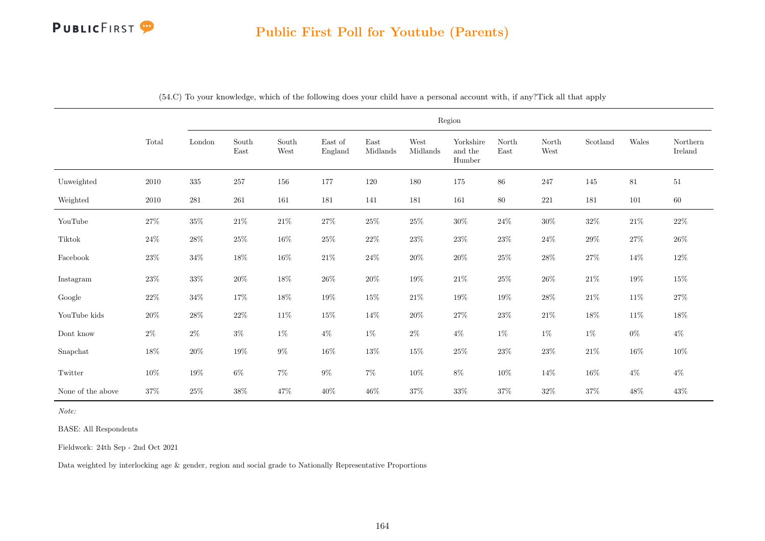## Public First Poll for Youtube (Parents)

(54.C) To your knowledge, which of the following does your child have a personal account with, if any?Tick all that apply

| | Total | Region | | | | | | | | | | | |
|---|---|---|---|---|---|---|---|---|---|---|---|---|---|
| | | London | South East | South West | East of England | East Midlands | West Midlands | Yorkshire and the Humber | North East | North West | Scotland | Wales | Northern Ireland |
| Unweighted | 2010 | 335 | 257 | 156 | 177 | 120 | 180 | 175 | 86 | 247 | 145 | 81 | 51 |
| Weighted | 2010 | 281 | 261 | 161 | 181 | 141 | 181 | 161 | 80 | 221 | 181 | 101 | 60 |
| YouTube | 27% | 35% | 21% | 21% | 27% | 25% | 25% | 30% | 24% | 30% | 32% | 21% | 22% |
| Tiktok | 24% | 28% | 25% | 16% | 25% | 22% | 23% | 23% | 23% | 24% | 29% | 27% | 26% |
| Facebook | 23% | 34% | 18% | 16% | 21% | 24% | 20% | 20% | 25% | 28% | 27% | 14% | 12% |
| Instagram | 23% | 33% | 20% | 18% | 26% | 20% | 19% | 21% | 25% | 26% | 21% | 19% | 15% |
| Google | 22% | 34% | 17% | 18% | 19% | 15% | 21% | 19% | 19% | 28% | 21% | 11% | 27% |
| YouTube kids | 20% | 28% | 22% | 11% | 15% | 14% | 20% | 27% | 23% | 21% | 18% | 11% | 18% |
| Dont know | 2% | 2% | 3% | 1% | 4% | 1% | 2% | 4% | 1% | 1% | 1% | 0% | 4% |
| Snapchat | 18% | 20% | 19% | 9% | 16% | 13% | 15% | 25% | 23% | 23% | 21% | 16% | 10% |
| Twitter | 10% | 19% | 6% | 7% | 9% | 7% | 10% | 8% | 10% | 14% | 16% | 4% | 4% |
| None of the above | 37% | 25% | 38% | 47% | 40% | 46% | 37% | 33% | 37% | 32% | 37% | 48% | 43% |

*Note:*

BASE: All Respondents

Fieldwork: 24th Sep - 2nd Oct 2021

Data weighted by interlocking age & gender, region and social grade to Nationally Representative Proportions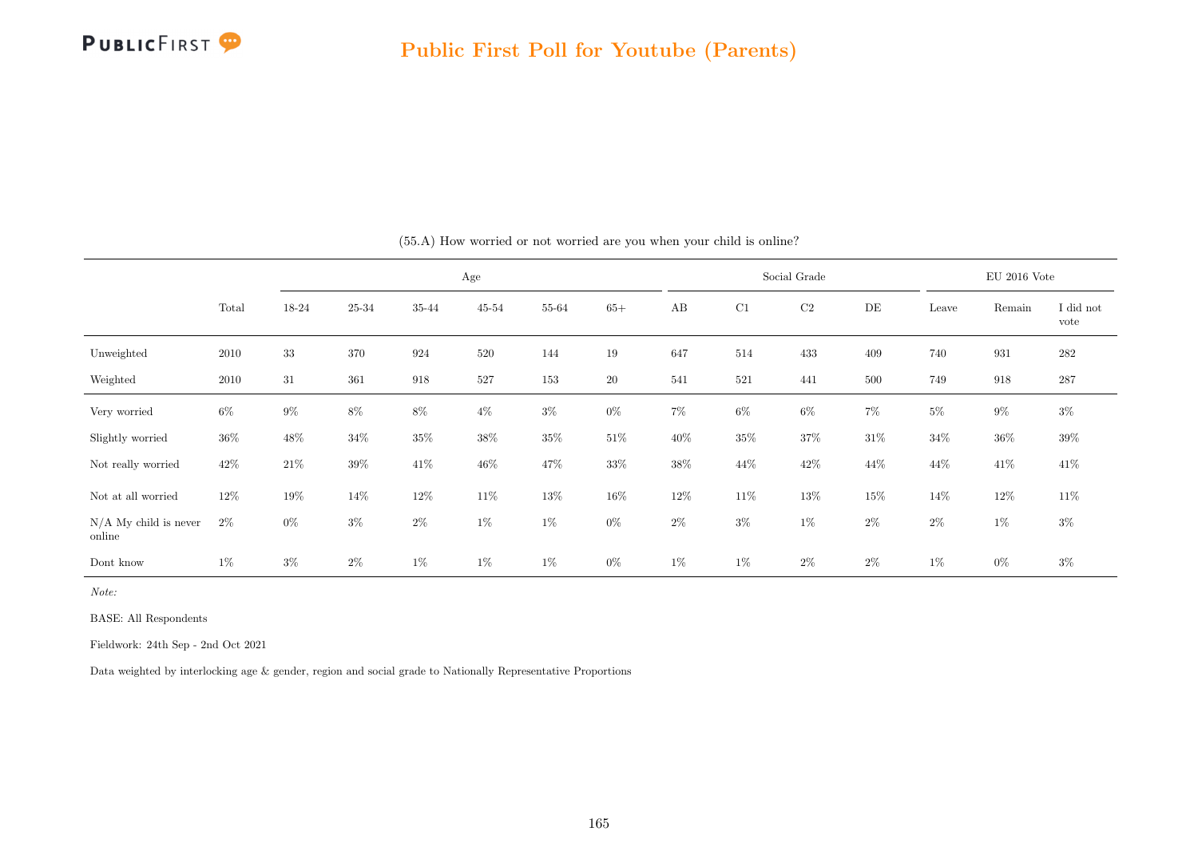## Public First Poll for Youtube (Parents)

(55.A) How worried or not worried are you when your child is online?

| | Total | Age | | | | | | Social Grade | | | | EU 2016 Vote | | |
|---|---|---|---|---|---|---|---|---|---|---|---|---|---|---|
| | | 18-24 | 25-34 | 35-44 | 45-54 | 55-64 | 65+ | AB | C1 | C2 | DE | Leave | Remain | I did not vote |
| Unweighted | 2010 | 33 | 370 | 924 | 520 | 144 | 19 | 647 | 514 | 433 | 409 | 740 | 931 | 282 |
| Weighted | 2010 | 31 | 361 | 918 | 527 | 153 | 20 | 541 | 521 | 441 | 500 | 749 | 918 | 287 |
| Very worried | 6% | 9% | 8% | 8% | 4% | 3% | 0% | 7% | 6% | 6% | 7% | 5% | 9% | 3% |
| Slightly worried | 36% | 48% | 34% | 35% | 38% | 35% | 51% | 40% | 35% | 37% | 31% | 34% | 36% | 39% |
| Not really worried | 42% | 21% | 39% | 41% | 46% | 47% | 33% | 38% | 44% | 42% | 44% | 44% | 41% | 41% |
| Not at all worried | 12% | 19% | 14% | 12% | 11% | 13% | 16% | 12% | 11% | 13% | 15% | 14% | 12% | 11% |
| N/A My child is never online | 2% | 0% | 3% | 2% | 1% | 1% | 0% | 2% | 3% | 1% | 2% | 2% | 1% | 3% |
| Dont know | 1% | 3% | 2% | 1% | 1% | 1% | 0% | 1% | 1% | 2% | 2% | 1% | 0% | 3% |

*Note:*

BASE: All Respondents

Fieldwork: 24th Sep - 2nd Oct 2021

Data weighted by interlocking age & gender, region and social grade to Nationally Representative Proportions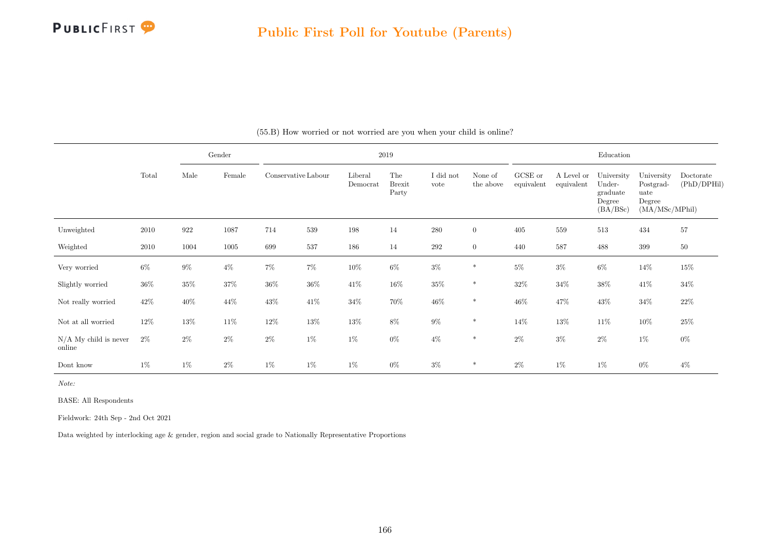## Public First Poll for Youtube (Parents)

(55.B) How worried or not worried are you when your child is online?

| | Total | Gender | | 2019 | | | | | | Education | | | | |
|---|---|---|---|---|---|---|---|---|---|---|---|---|---|---|
| | | Male | Female | Conservative | Labour | Liberal Democrat | The Brexit Party | I did not vote | None of the above | GCSE or equivalent | A Level or equivalent | University Under-graduate Degree (BA/BSc) | University Postgrad-uate Degree (MA/MSc/MPhil) | Doctorate (PhD/DPHil) |
| Unweighted | 2010 | 922 | 1087 | 714 | 539 | 198 | 14 | 280 | 0 | 405 | 559 | 513 | 434 | 57 |
| Weighted | 2010 | 1004 | 1005 | 699 | 537 | 186 | 14 | 292 | 0 | 440 | 587 | 488 | 399 | 50 |
| Very worried | 6% | 9% | 4% | 7% | 7% | 10% | 6% | 3% | * | 5% | 3% | 6% | 14% | 15% |
| Slightly worried | 36% | 35% | 37% | 36% | 36% | 41% | 16% | 35% | * | 32% | 34% | 38% | 41% | 34% |
| Not really worried | 42% | 40% | 44% | 43% | 41% | 34% | 70% | 46% | * | 46% | 47% | 43% | 34% | 22% |
| Not at all worried | 12% | 13% | 11% | 12% | 13% | 13% | 8% | 9% | * | 14% | 13% | 11% | 10% | 25% |
| N/A My child is never online | 2% | 2% | 2% | 2% | 1% | 1% | 0% | 4% | * | 2% | 3% | 2% | 1% | 0% |
| Dont know | 1% | 1% | 2% | 1% | 1% | 1% | 0% | 3% | * | 2% | 1% | 1% | 0% | 4% |

*Note:*

BASE: All Respondents

Fieldwork: 24th Sep - 2nd Oct 2021

Data weighted by interlocking age & gender, region and social grade to Nationally Representative Proportions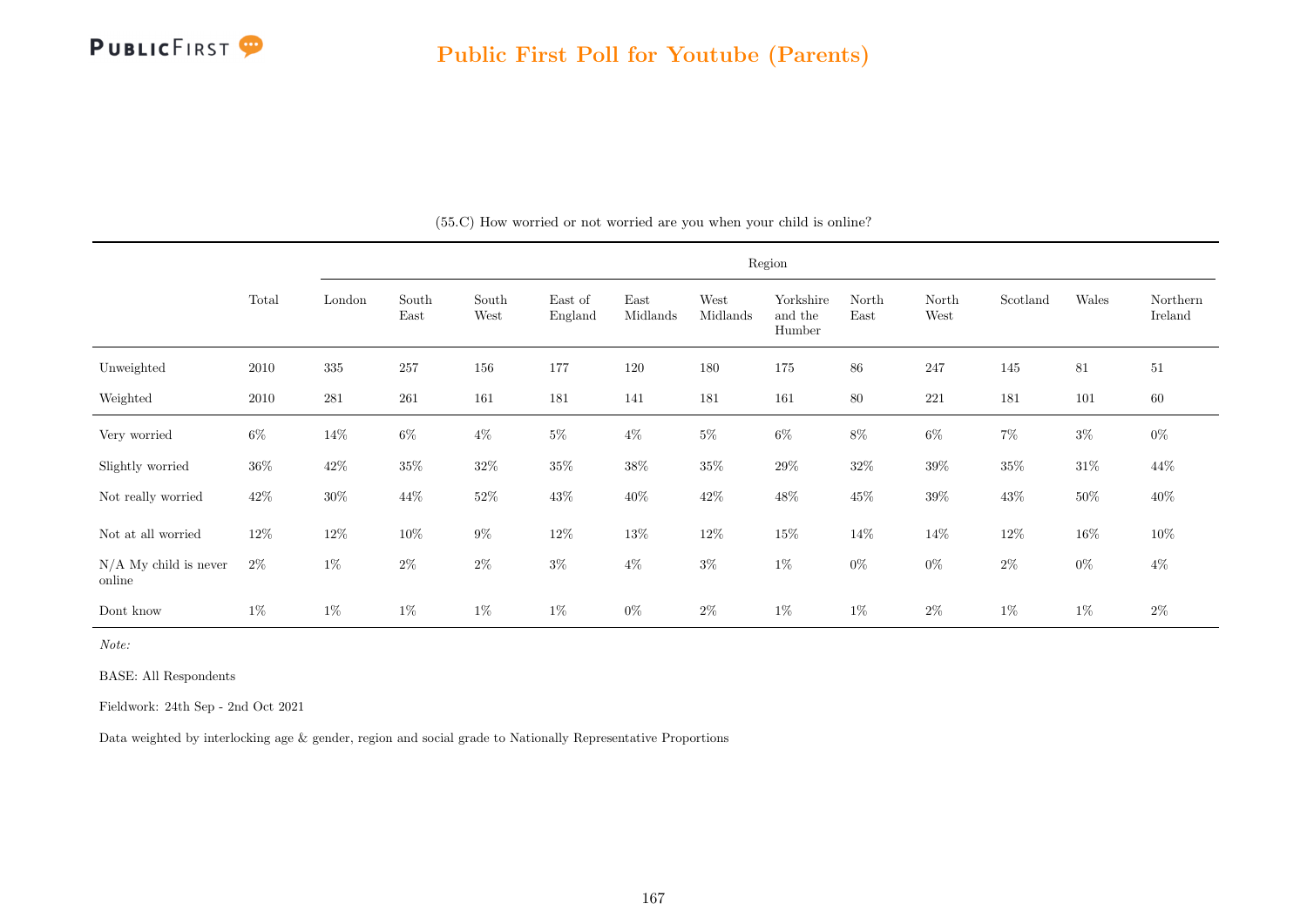# Public First Poll for Youtube (Parents)

(55.C) How worried or not worried are you when your child is online?

| | Total | Region | | | | | | | | | | | |
|---|---|---|---|---|---|---|---|---|---|---|---|---|---|
| | | London | South East | South West | East of England | East Midlands | West Midlands | Yorkshire and the Humber | North East | North West | Scotland | Wales | Northern Ireland |
| Unweighted | 2010 | 335 | 257 | 156 | 177 | 120 | 180 | 175 | 86 | 247 | 145 | 81 | 51 |
| Weighted | 2010 | 281 | 261 | 161 | 181 | 141 | 181 | 161 | 80 | 221 | 181 | 101 | 60 |
| Very worried | 6% | 14% | 6% | 4% | 5% | 4% | 5% | 6% | 8% | 6% | 7% | 3% | 0% |
| Slightly worried | 36% | 42% | 35% | 32% | 35% | 38% | 35% | 29% | 32% | 39% | 35% | 31% | 44% |
| Not really worried | 42% | 30% | 44% | 52% | 43% | 40% | 42% | 48% | 45% | 39% | 43% | 50% | 40% |
| Not at all worried | 12% | 12% | 10% | 9% | 12% | 13% | 12% | 15% | 14% | 14% | 12% | 16% | 10% |
| N/A My child is never online | 2% | 1% | 2% | 2% | 3% | 4% | 3% | 1% | 0% | 0% | 2% | 0% | 4% |
| Dont know | 1% | 1% | 1% | 1% | 1% | 0% | 2% | 1% | 1% | 2% | 1% | 1% | 2% |

*Note:*

BASE: All Respondents

Fieldwork: 24th Sep - 2nd Oct 2021

Data weighted by interlocking age & gender, region and social grade to Nationally Representative Proportions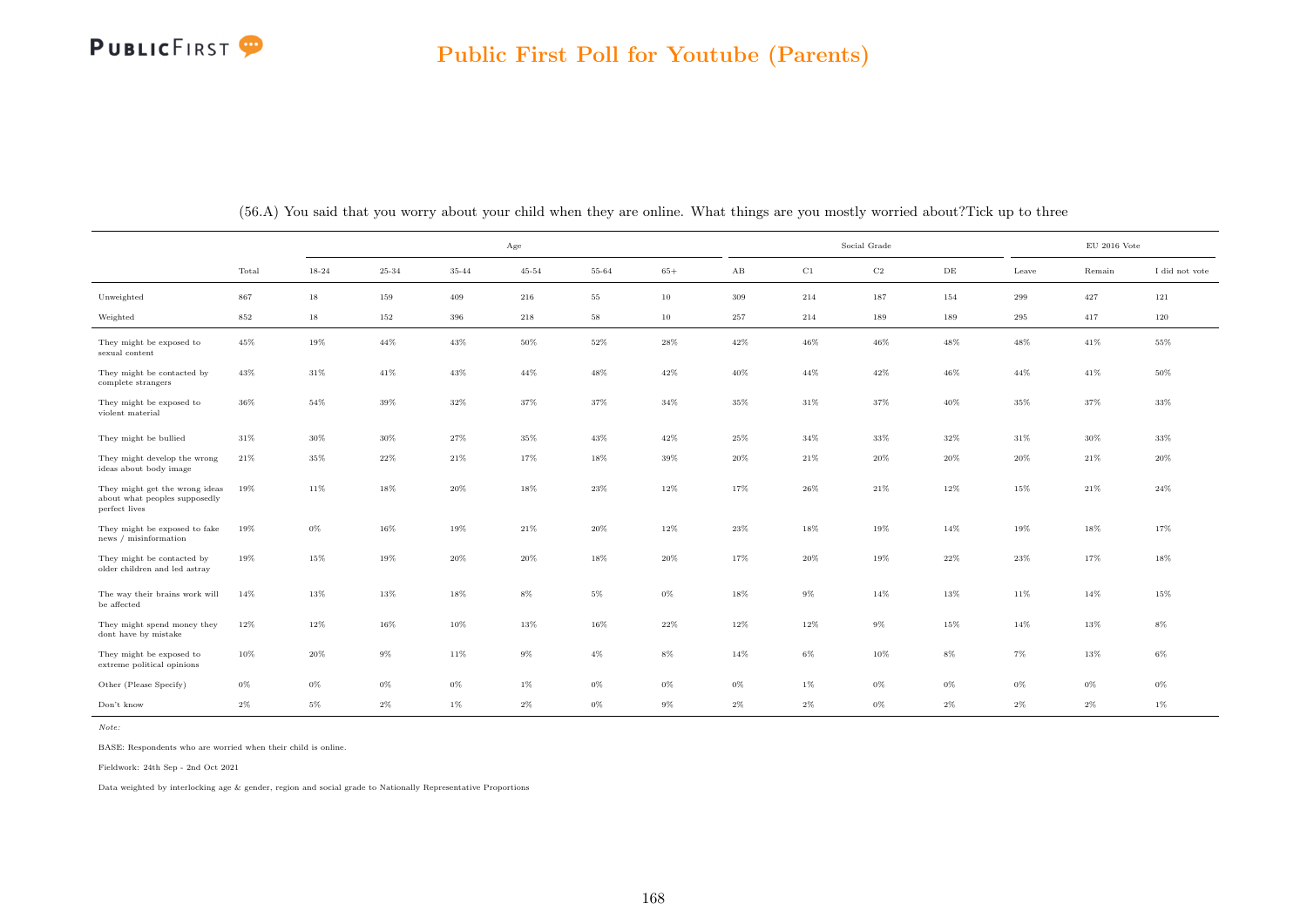## Public First Poll for Youtube (Parents)

(56.A) You said that you worry about your child when they are online. What things are you mostly worried about?Tick up to three

| | Total | Age | | | | | | Social Grade | | | | EU 2016 Vote | | |
|---|---|---|---|---|---|---|---|---|---|---|---|---|---|---|
| | | 18-24 | 25-34 | 35-44 | 45-54 | 55-64 | 65+ | AB | C1 | C2 | DE | Leave | Remain | I did not vote |
| Unweighted | 867 | 18 | 159 | 409 | 216 | 55 | 10 | 309 | 214 | 187 | 154 | 299 | 427 | 121 |
| Weighted | 852 | 18 | 152 | 396 | 218 | 58 | 10 | 257 | 214 | 189 | 189 | 295 | 417 | 120 |
| They might be exposed to sexual content | 45% | 19% | 44% | 43% | 50% | 52% | 28% | 42% | 46% | 46% | 48% | 48% | 41% | 55% |
| They might be contacted by complete strangers | 43% | 31% | 41% | 43% | 44% | 48% | 42% | 40% | 44% | 42% | 46% | 44% | 41% | 50% |
| They might be exposed to violent material | 36% | 54% | 39% | 32% | 37% | 37% | 34% | 35% | 31% | 37% | 40% | 35% | 37% | 33% |
| They might be bullied | 31% | 30% | 30% | 27% | 35% | 43% | 42% | 25% | 34% | 33% | 32% | 31% | 30% | 33% |
| They might develop the wrong ideas about body image | 21% | 35% | 22% | 21% | 17% | 18% | 39% | 20% | 21% | 20% | 20% | 20% | 21% | 20% |
| They might get the wrong ideas about what peoples supposedly perfect lives | 19% | 11% | 18% | 20% | 18% | 23% | 12% | 17% | 26% | 21% | 12% | 15% | 21% | 24% |
| They might be exposed to fake news / misinformation | 19% | 0% | 16% | 19% | 21% | 20% | 12% | 23% | 18% | 19% | 14% | 19% | 18% | 17% |
| They might be contacted by older children and led astray | 19% | 15% | 19% | 20% | 20% | 18% | 20% | 17% | 20% | 19% | 22% | 23% | 17% | 18% |
| The way their brains work will be affected | 14% | 13% | 13% | 18% | 8% | 5% | 0% | 18% | 9% | 14% | 13% | 11% | 14% | 15% |
| They might spend money they dont have by mistake | 12% | 12% | 16% | 10% | 13% | 16% | 22% | 12% | 12% | 9% | 15% | 14% | 13% | 8% |
| They might be exposed to extreme political opinions | 10% | 20% | 9% | 11% | 9% | 4% | 8% | 14% | 6% | 10% | 8% | 7% | 13% | 6% |
| Other (Please Specify) | 0% | 0% | 0% | 0% | 1% | 0% | 0% | 0% | 1% | 0% | 0% | 0% | 0% | 0% |
| Don't know | 2% | 5% | 2% | 1% | 2% | 0% | 9% | 2% | 2% | 0% | 2% | 2% | 2% | 1% |

*Note:*

BASE: Respondents who are worried when their child is online.

Fieldwork: 24th Sep - 2nd Oct 2021

Data weighted by interlocking age & gender, region and social grade to Nationally Representative Proportions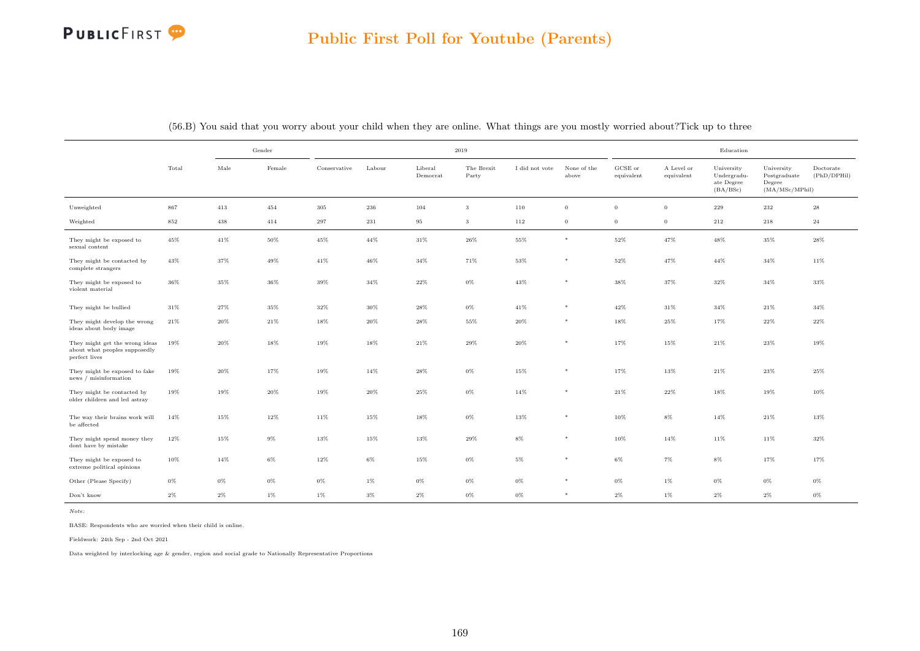## Public First Poll for Youtube (Parents)

(56.B) You said that you worry about your child when they are online. What things are you mostly worried about?Tick up to three

| | Total | Gender | | 2019 | | | | | | Education | | | | |
|---|---|---|---|---|---|---|---|---|---|---|---|---|---|---|
| | | Male | Female | Conservative | Labour | Liberal Democrat | The Brexit Party | I did not vote | None of the above | GCSE or equivalent | A Level or equivalent | University Undergraduate Degree (BA/BSc) | University Postgraduate Degree (MA/MSc/MPhil) | Doctorate (PhD/DPHil) |
| Unweighted | 867 | 413 | 454 | 305 | 236 | 104 | 3 | 110 | 0 | 0 | 0 | 229 | 232 | 28 |
| Weighted | 852 | 438 | 414 | 297 | 231 | 95 | 3 | 112 | 0 | 0 | 0 | 212 | 218 | 24 |
| They might be exposed to sexual content | 45% | 41% | 50% | 45% | 44% | 31% | 26% | 55% | * | 52% | 47% | 48% | 35% | 28% |
| They might be contacted by complete strangers | 43% | 37% | 49% | 41% | 46% | 34% | 71% | 53% | * | 52% | 47% | 44% | 34% | 11% |
| They might be exposed to violent material | 36% | 35% | 36% | 39% | 34% | 22% | 0% | 43% | * | 38% | 37% | 32% | 34% | 33% |
| They might be bullied | 31% | 27% | 35% | 32% | 30% | 28% | 0% | 41% | * | 42% | 31% | 34% | 21% | 34% |
| They might develop the wrong ideas about body image | 21% | 20% | 21% | 18% | 20% | 28% | 55% | 20% | * | 18% | 25% | 17% | 22% | 22% |
| They might get the wrong ideas about what peoples supposedly perfect lives | 19% | 20% | 18% | 19% | 18% | 21% | 29% | 20% | * | 17% | 15% | 21% | 23% | 19% |
| They might be exposed to fake news / misinformation | 19% | 20% | 17% | 19% | 14% | 28% | 0% | 15% | * | 17% | 13% | 21% | 23% | 25% |
| They might be contacted by older children and led astray | 19% | 19% | 20% | 19% | 20% | 25% | 0% | 14% | * | 21% | 22% | 18% | 19% | 10% |
| The way their brains work will be affected | 14% | 15% | 12% | 11% | 15% | 18% | 0% | 13% | * | 10% | 8% | 14% | 21% | 13% |
| They might spend money they dont have by mistake | 12% | 15% | 9% | 13% | 15% | 13% | 29% | 8% | * | 10% | 14% | 11% | 11% | 32% |
| They might be exposed to extreme political opinions | 10% | 14% | 6% | 12% | 6% | 15% | 0% | 5% | * | 6% | 7% | 8% | 17% | 17% |
| Other (Please Specify) | 0% | 0% | 0% | 0% | 1% | 0% | 0% | 0% | * | 0% | 1% | 0% | 0% | 0% |
| Don't know | 2% | 2% | 1% | 1% | 3% | 2% | 0% | 0% | * | 2% | 1% | 2% | 2% | 0% |

*Note:*

BASE: Respondents who are worried when their child is online.

Fieldwork: 24th Sep - 2nd Oct 2021

Data weighted by interlocking age & gender, region and social grade to Nationally Representative Proportions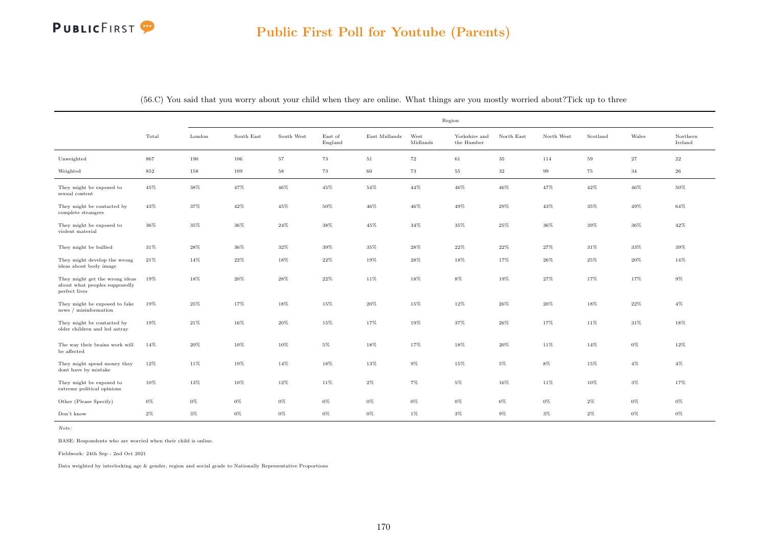## Public First Poll for Youtube (Parents)

(56.C) You said that you worry about your child when they are online. What things are you mostly worried about?Tick up to three

| | Total | Region | | | | | | | | | | | |
|---|---|---|---|---|---|---|---|---|---|---|---|---|---|
| | | London | South East | South West | East of England | East Midlands | West Midlands | Yorkshire and the Humber | North East | North West | Scotland | Wales | Northern Ireland |
| Unweighted | 867 | 190 | 106 | 57 | 73 | 51 | 72 | 61 | 35 | 114 | 59 | 27 | 22 |
| Weighted | 852 | 158 | 109 | 58 | 73 | 60 | 73 | 55 | 32 | 99 | 75 | 34 | 26 |
| They might be exposed to sexual content | 45% | 38% | 47% | 46% | 45% | 54% | 44% | 46% | 46% | 47% | 42% | 46% | 50% |
| They might be contacted by complete strangers | 43% | 37% | 42% | 45% | 50% | 46% | 46% | 49% | 29% | 43% | 35% | 49% | 64% |
| They might be exposed to violent material | 36% | 35% | 36% | 24% | 38% | 45% | 34% | 35% | 25% | 36% | 39% | 36% | 42% |
| They might be bullied | 31% | 28% | 36% | 32% | 39% | 35% | 28% | 22% | 22% | 27% | 31% | 33% | 39% |
| They might develop the wrong ideas about body image | 21% | 14% | 22% | 18% | 22% | 19% | 28% | 18% | 17% | 26% | 25% | 20% | 14% |
| They might get the wrong ideas about what peoples supposedly perfect lives | 19% | 18% | 20% | 28% | 22% | 11% | 18% | 8% | 19% | 27% | 17% | 17% | 9% |
| They might be exposed to fake news / misinformation | 19% | 25% | 17% | 18% | 15% | 20% | 15% | 12% | 26% | 20% | 18% | 22% | 4% |
| They might be contacted by older children and led astray | 19% | 21% | 16% | 20% | 15% | 17% | 19% | 37% | 26% | 17% | 11% | 31% | 18% |
| The way their brains work will be affected | 14% | 20% | 10% | 10% | 5% | 18% | 17% | 18% | 20% | 11% | 14% | 0% | 12% |
| They might spend money they dont have by mistake | 12% | 11% | 19% | 14% | 18% | 13% | 9% | 15% | 5% | 8% | 15% | 4% | 4% |
| They might be exposed to extreme political opinions | 10% | 13% | 10% | 12% | 11% | 2% | 7% | 5% | 16% | 11% | 10% | 3% | 17% |
| Other (Please Specify) | 0% | 0% | 0% | 0% | 0% | 0% | 0% | 0% | 0% | 0% | 2% | 0% | 0% |
| Don't know | 2% | 3% | 0% | 0% | 0% | 0% | 1% | 3% | 9% | 3% | 2% | 0% | 0% |

*Note:*

BASE: Respondents who are worried when their child is online.

Fieldwork: 24th Sep - 2nd Oct 2021

Data weighted by interlocking age & gender, region and social grade to Nationally Representative Proportions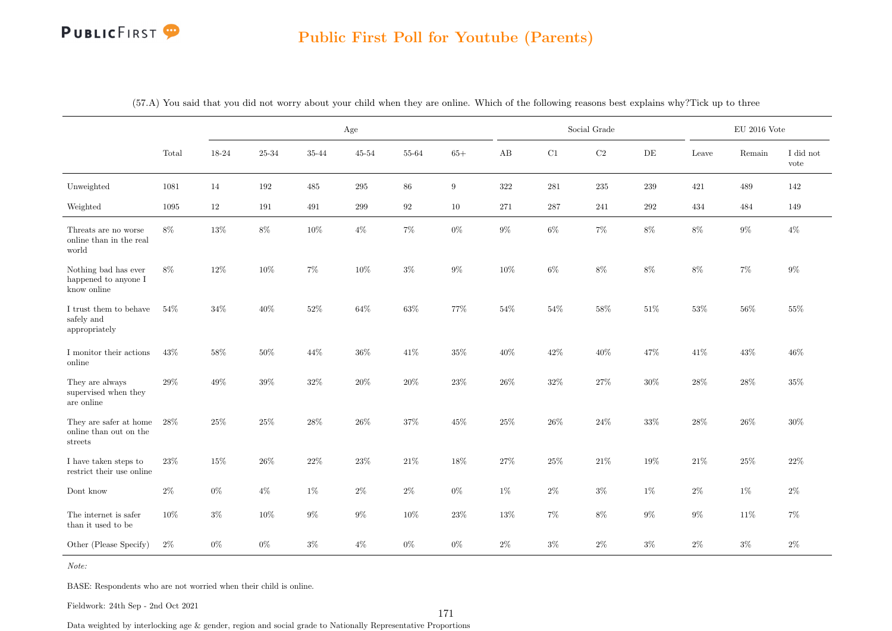(57.A) You said that you did not worry about your child when they are online. Which of the following reasons best explains why?Tick up to three

| | Total | Age | | | | | | Social Grade | | | | EU 2016 Vote | | |
|---|---|---|---|---|---|---|---|---|---|---|---|---|---|---|
| | | 18-24 | 25-34 | 35-44 | 45-54 | 55-64 | 65+ | AB | C1 | C2 | DE | Leave | Remain | I did not vote |
| Unweighted | 1081 | 14 | 192 | 485 | 295 | 86 | 9 | 322 | 281 | 235 | 239 | 421 | 489 | 142 |
| Weighted | 1095 | 12 | 191 | 491 | 299 | 92 | 10 | 271 | 287 | 241 | 292 | 434 | 484 | 149 |
| Threats are no worse online than in the real world | 8% | 13% | 8% | 10% | 4% | 7% | 0% | 9% | 6% | 7% | 8% | 8% | 9% | 4% |
| Nothing bad has ever happened to anyone I know online | 8% | 12% | 10% | 7% | 10% | 3% | 9% | 10% | 6% | 8% | 8% | 8% | 7% | 9% |
| I trust them to behave safely and appropriately | 54% | 34% | 40% | 52% | 64% | 63% | 77% | 54% | 54% | 58% | 51% | 53% | 56% | 55% |
| I monitor their actions online | 43% | 58% | 50% | 44% | 36% | 41% | 35% | 40% | 42% | 40% | 47% | 41% | 43% | 46% |
| They are always supervised when they are online | 29% | 49% | 39% | 32% | 20% | 20% | 23% | 26% | 32% | 27% | 30% | 28% | 28% | 35% |
| They are safer at home online than out on the streets | 28% | 25% | 25% | 28% | 26% | 37% | 45% | 25% | 26% | 24% | 33% | 28% | 26% | 30% |
| I have taken steps to restrict their use online | 23% | 15% | 26% | 22% | 23% | 21% | 18% | 27% | 25% | 21% | 19% | 21% | 25% | 22% |
| Dont know | 2% | 0% | 4% | 1% | 2% | 2% | 0% | 1% | 2% | 3% | 1% | 2% | 1% | 2% |
| The internet is safer than it used to be | 10% | 3% | 10% | 9% | 9% | 10% | 23% | 13% | 7% | 8% | 9% | 9% | 11% | 7% |
| Other (Please Specify) | 2% | 0% | 0% | 3% | 4% | 0% | 0% | 2% | 3% | 2% | 3% | 2% | 3% | 2% |

*Note:*

BASE: Respondents who are not worried when their child is online.

Fieldwork: 24th Sep - 2nd Oct 2021

Data weighted by interlocking age & gender, region and social grade to Nationally Representative Proportions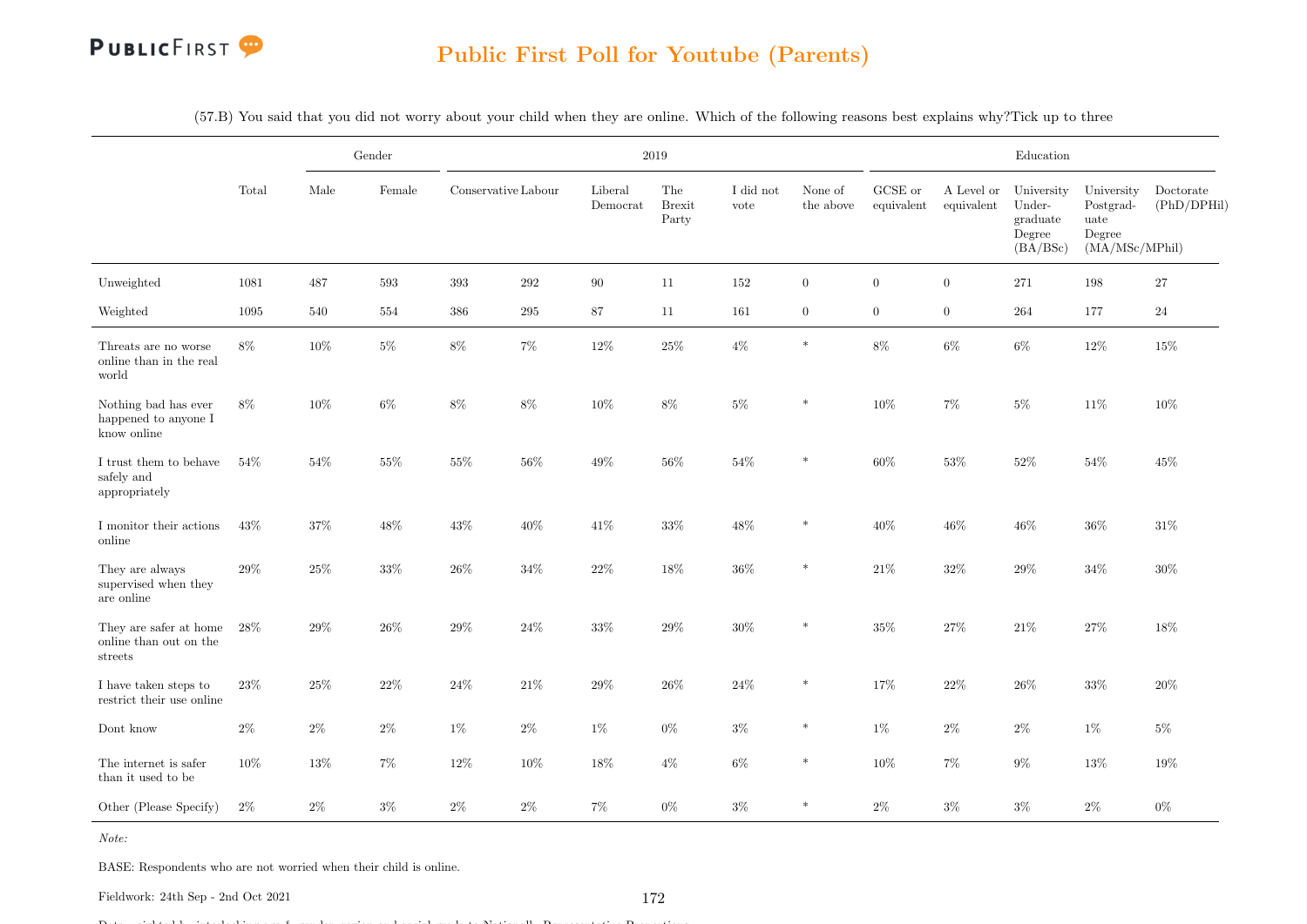## Public First Poll for Youtube (Parents)

(57.B) You said that you did not worry about your child when they are online. Which of the following reasons best explains why?Tick up to three

| | Total | Gender | | 2019 | | | | | | Education | | | | |
|---|---|---|---|---|---|---|---|---|---|---|---|---|---|---|
| | | Male | Female | Conservative | Labour | Liberal Democrat | The Brexit Party | I did not vote | None of the above | GCSE or equivalent | A Level or equivalent | University Undergraduate Degree (BA/BSc) | University Postgraduate Degree (MA/MSc/MPhil) | Doctorate (PhD/DPHil) |
| Unweighted | 1081 | 487 | 593 | 393 | 292 | 90 | 11 | 152 | 0 | 0 | 0 | 271 | 198 | 27 |
| Weighted | 1095 | 540 | 554 | 386 | 295 | 87 | 11 | 161 | 0 | 0 | 0 | 264 | 177 | 24 |
| Threats are no worse online than in the real world | 8% | 10% | 5% | 8% | 7% | 12% | 25% | 4% | * | 8% | 6% | 6% | 12% | 15% |
| Nothing bad has ever happened to anyone I know online | 8% | 10% | 6% | 8% | 8% | 10% | 8% | 5% | * | 10% | 7% | 5% | 11% | 10% |
| I trust them to behave safely and appropriately | 54% | 54% | 55% | 55% | 56% | 49% | 56% | 54% | * | 60% | 53% | 52% | 54% | 45% |
| I monitor their actions online | 43% | 37% | 48% | 43% | 40% | 41% | 33% | 48% | * | 40% | 46% | 46% | 36% | 31% |
| They are always supervised when they are online | 29% | 25% | 33% | 26% | 34% | 22% | 18% | 36% | * | 21% | 32% | 29% | 34% | 30% |
| They are safer at home online than out on the streets | 28% | 29% | 26% | 29% | 24% | 33% | 29% | 30% | * | 35% | 27% | 21% | 27% | 18% |
| I have taken steps to restrict their use online | 23% | 25% | 22% | 24% | 21% | 29% | 26% | 24% | * | 17% | 22% | 26% | 33% | 20% |
| Dont know | 2% | 2% | 2% | 1% | 2% | 1% | 0% | 3% | * | 1% | 2% | 2% | 1% | 5% |
| The internet is safer than it used to be | 10% | 13% | 7% | 12% | 10% | 18% | 4% | 6% | * | 10% | 7% | 9% | 13% | 19% |
| Other (Please Specify) | 2% | 2% | 3% | 2% | 2% | 7% | 0% | 3% | * | 2% | 3% | 3% | 2% | 0% |

*Note:*

BASE: Respondents who are not worried when their child is online.

Fieldwork: 24th Sep - 2nd Oct 2021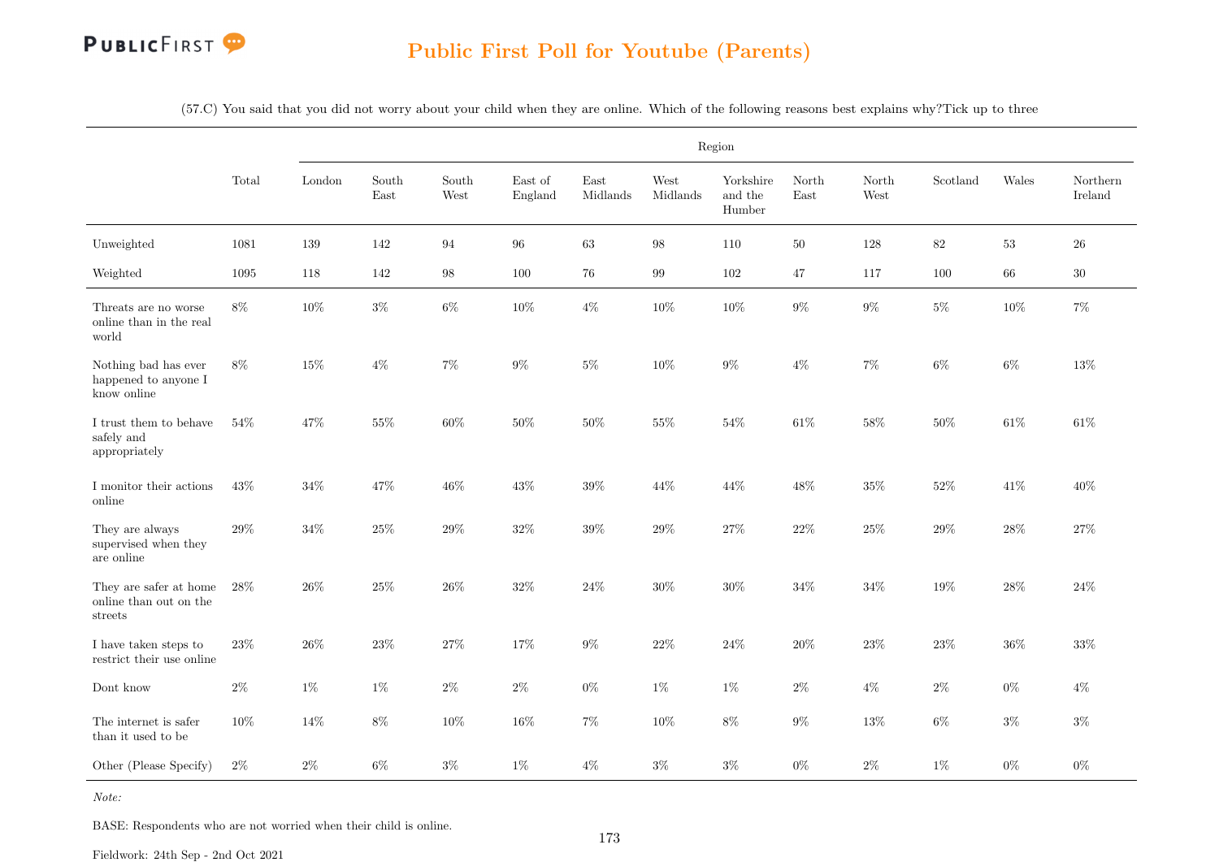# Public First Poll for Youtube (Parents)

(57.C) You said that you did not worry about your child when they are online. Which of the following reasons best explains why?Tick up to three

| | Total | Region | | | | | | | | | | | |
|---|---|---|---|---|---|---|---|---|---|---|---|---|---|
| | | London | South East | South West | East of England | East Midlands | West Midlands | Yorkshire and the Humber | North East | North West | Scotland | Wales | Northern Ireland |
| Unweighted | 1081 | 139 | 142 | 94 | 96 | 63 | 98 | 110 | 50 | 128 | 82 | 53 | 26 |
| Weighted | 1095 | 118 | 142 | 98 | 100 | 76 | 99 | 102 | 47 | 117 | 100 | 66 | 30 |
| Threats are no worse online than in the real world | 8% | 10% | 3% | 6% | 10% | 4% | 10% | 10% | 9% | 9% | 5% | 10% | 7% |
| Nothing bad has ever happened to anyone I know online | 8% | 15% | 4% | 7% | 9% | 5% | 10% | 9% | 4% | 7% | 6% | 6% | 13% |
| I trust them to behave safely and appropriately | 54% | 47% | 55% | 60% | 50% | 50% | 55% | 54% | 61% | 58% | 50% | 61% | 61% |
| I monitor their actions online | 43% | 34% | 47% | 46% | 43% | 39% | 44% | 44% | 48% | 35% | 52% | 41% | 40% |
| They are always supervised when they are online | 29% | 34% | 25% | 29% | 32% | 39% | 29% | 27% | 22% | 25% | 29% | 28% | 27% |
| They are safer at home online than out on the streets | 28% | 26% | 25% | 26% | 32% | 24% | 30% | 30% | 34% | 34% | 19% | 28% | 24% |
| I have taken steps to restrict their use online | 23% | 26% | 23% | 27% | 17% | 9% | 22% | 24% | 20% | 23% | 23% | 36% | 33% |
| Dont know | 2% | 1% | 1% | 2% | 2% | 0% | 1% | 1% | 2% | 4% | 2% | 0% | 4% |
| The internet is safer than it used to be | 10% | 14% | 8% | 10% | 16% | 7% | 10% | 8% | 9% | 13% | 6% | 3% | 3% |
| Other (Please Specify) | 2% | 2% | 6% | 3% | 1% | 4% | 3% | 3% | 0% | 2% | 1% | 0% | 0% |

*Note:*

BASE: Respondents who are not worried when their child is online.

Fieldwork: 24th Sep - 2nd Oct 2021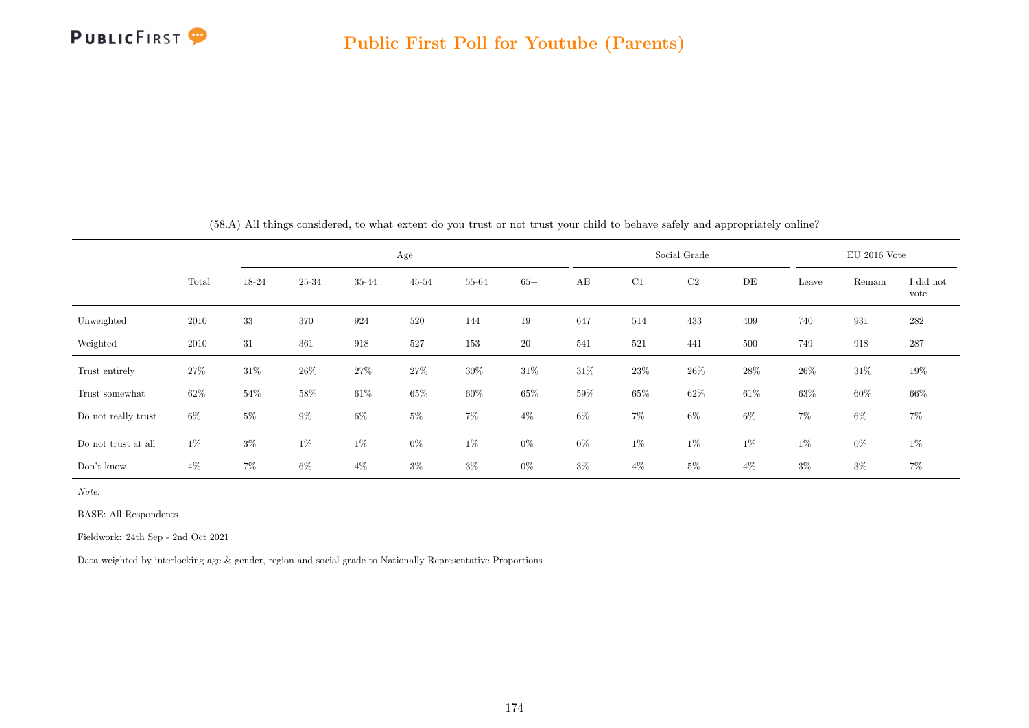(58.A) All things considered, to what extent do you trust or not trust your child to behave safely and appropriately online?

| | Total | Age | | | | | | Social Grade | | | | EU 2016 Vote | | |
|---|---|---|---|---|---|---|---|---|---|---|---|---|---|---|
| | | 18-24 | 25-34 | 35-44 | 45-54 | 55-64 | 65+ | AB | C1 | C2 | DE | Leave | Remain | I did not vote |
| Unweighted | 2010 | 33 | 370 | 924 | 520 | 144 | 19 | 647 | 514 | 433 | 409 | 740 | 931 | 282 |
| Weighted | 2010 | 31 | 361 | 918 | 527 | 153 | 20 | 541 | 521 | 441 | 500 | 749 | 918 | 287 |
| Trust entirely | 27% | 31% | 26% | 27% | 27% | 30% | 31% | 31% | 23% | 26% | 28% | 26% | 31% | 19% |
| Trust somewhat | 62% | 54% | 58% | 61% | 65% | 60% | 65% | 59% | 65% | 62% | 61% | 63% | 60% | 66% |
| Do not really trust | 6% | 5% | 9% | 6% | 5% | 7% | 4% | 6% | 7% | 6% | 6% | 7% | 6% | 7% |
| Do not trust at all | 1% | 3% | 1% | 1% | 0% | 1% | 0% | 0% | 1% | 1% | 1% | 1% | 0% | 1% |
| Don't know | 4% | 7% | 6% | 4% | 3% | 3% | 0% | 3% | 4% | 5% | 4% | 3% | 3% | 7% |

*Note:*

BASE: All Respondents

Fieldwork: 24th Sep - 2nd Oct 2021

Data weighted by interlocking age & gender, region and social grade to Nationally Representative Proportions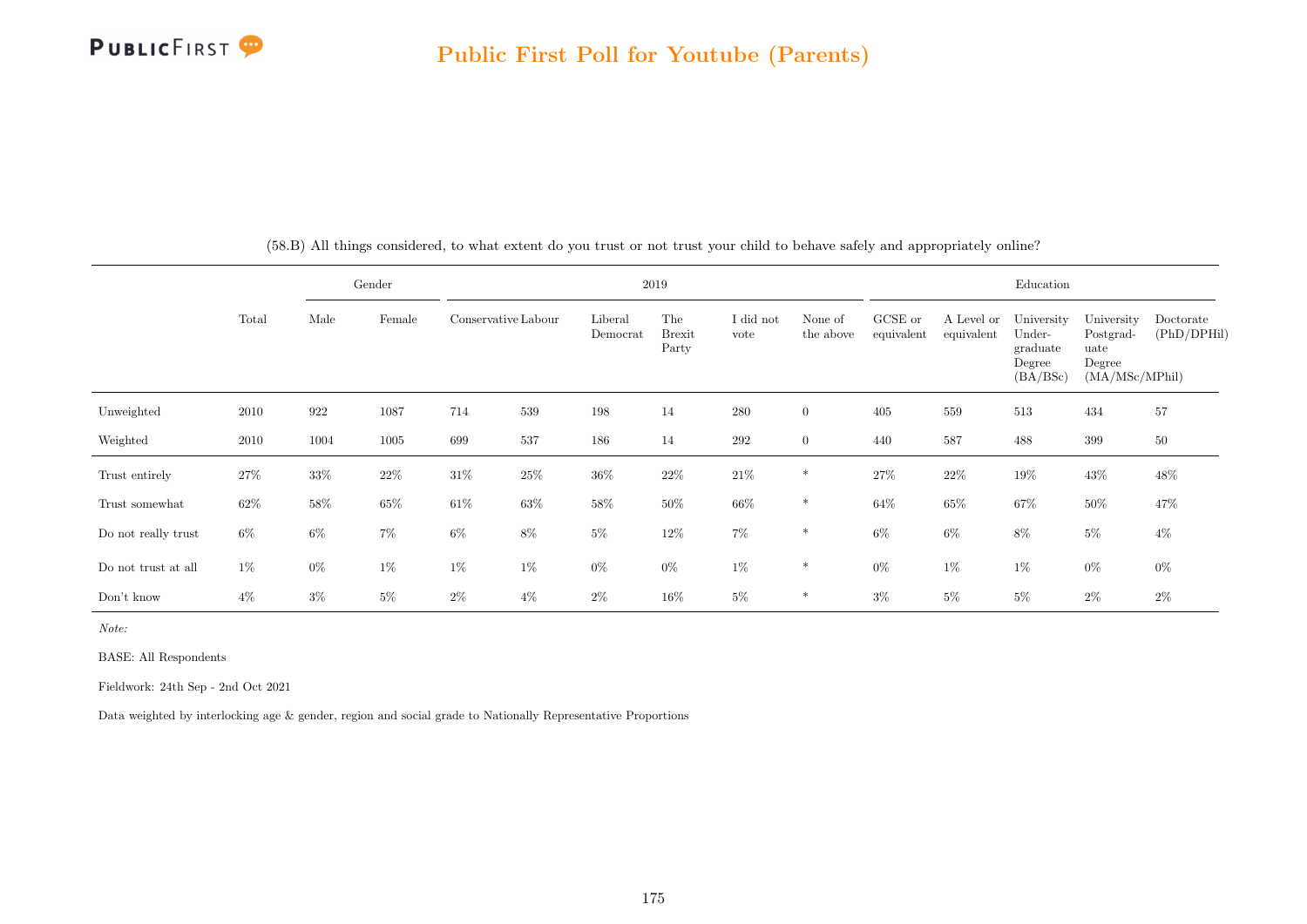## Public First Poll for Youtube (Parents)

(58.B) All things considered, to what extent do you trust or not trust your child to behave safely and appropriately online?

| | Total | Gender | | 2019 | | | | | | Education | | | | |
|---|---|---|---|---|---|---|---|---|---|---|---|---|---|---|
| | | Male | Female | Conservative | Labour | Liberal Democrat | The Brexit Party | I did not vote | None of the above | GCSE or equivalent | A Level or equivalent | University Undergraduate Degree (BA/BSc) | University Postgraduate Degree (MA/MSc/MPhil) | Doctorate (PhD/DPHil) |
| Unweighted | 2010 | 922 | 1087 | 714 | 539 | 198 | 14 | 280 | 0 | 405 | 559 | 513 | 434 | 57 |
| Weighted | 2010 | 1004 | 1005 | 699 | 537 | 186 | 14 | 292 | 0 | 440 | 587 | 488 | 399 | 50 |
| Trust entirely | 27% | 33% | 22% | 31% | 25% | 36% | 22% | 21% | * | 27% | 22% | 19% | 43% | 48% |
| Trust somewhat | 62% | 58% | 65% | 61% | 63% | 58% | 50% | 66% | * | 64% | 65% | 67% | 50% | 47% |
| Do not really trust | 6% | 6% | 7% | 6% | 8% | 5% | 12% | 7% | * | 6% | 6% | 8% | 5% | 4% |
| Do not trust at all | 1% | 0% | 1% | 1% | 1% | 0% | 0% | 1% | * | 0% | 1% | 1% | 0% | 0% |
| Don't know | 4% | 3% | 5% | 2% | 4% | 2% | 16% | 5% | * | 3% | 5% | 5% | 2% | 2% |

*Note:*

BASE: All Respondents

Fieldwork: 24th Sep - 2nd Oct 2021

Data weighted by interlocking age & gender, region and social grade to Nationally Representative Proportions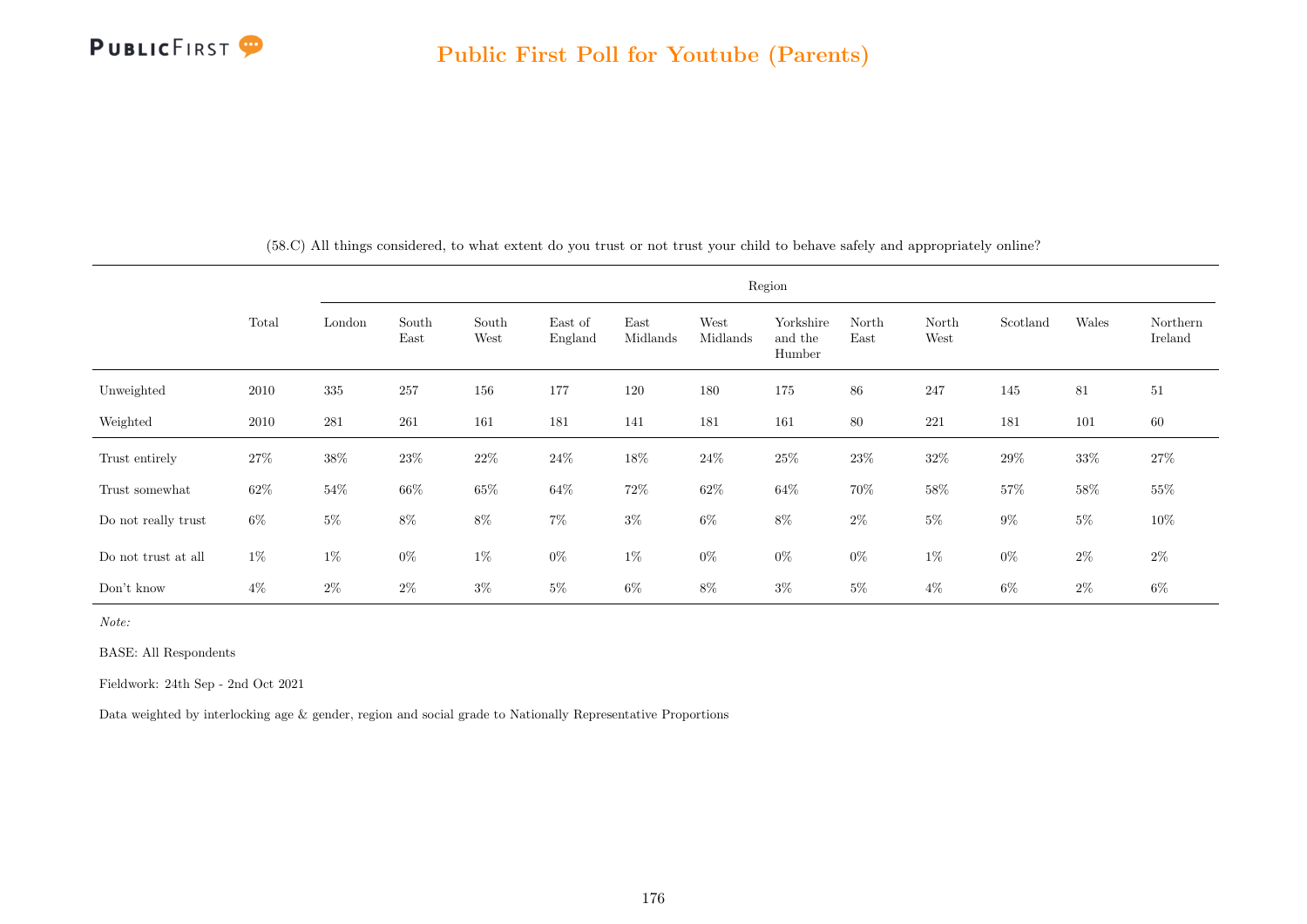# Public First Poll for Youtube (Parents)

(58.C) All things considered, to what extent do you trust or not trust your child to behave safely and appropriately online?

| | Total | Region | | | | | | | | | | | |
|---|---|---|---|---|---|---|---|---|---|---|---|---|---|
| | | London | South East | South West | East of England | East Midlands | West Midlands | Yorkshire and the Humber | North East | North West | Scotland | Wales | Northern Ireland |
| Unweighted | 2010 | 335 | 257 | 156 | 177 | 120 | 180 | 175 | 86 | 247 | 145 | 81 | 51 |
| Weighted | 2010 | 281 | 261 | 161 | 181 | 141 | 181 | 161 | 80 | 221 | 181 | 101 | 60 |
| Trust entirely | 27% | 38% | 23% | 22% | 24% | 18% | 24% | 25% | 23% | 32% | 29% | 33% | 27% |
| Trust somewhat | 62% | 54% | 66% | 65% | 64% | 72% | 62% | 64% | 70% | 58% | 57% | 58% | 55% |
| Do not really trust | 6% | 5% | 8% | 8% | 7% | 3% | 6% | 8% | 2% | 5% | 9% | 5% | 10% |
| Do not trust at all | 1% | 1% | 0% | 1% | 0% | 1% | 0% | 0% | 0% | 1% | 0% | 2% | 2% |
| Don't know | 4% | 2% | 2% | 3% | 5% | 6% | 8% | 3% | 5% | 4% | 6% | 2% | 6% |

*Note:*

BASE: All Respondents

Fieldwork: 24th Sep - 2nd Oct 2021

Data weighted by interlocking age & gender, region and social grade to Nationally Representative Proportions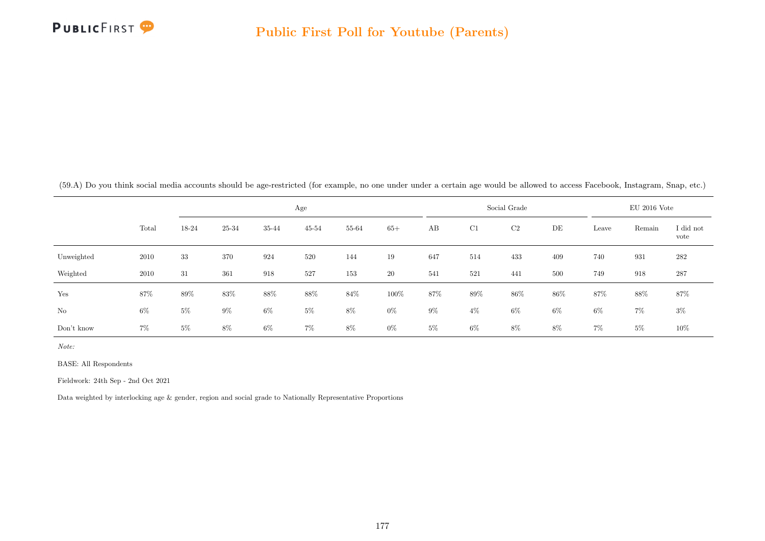(59.A) Do you think social media accounts should be age-restricted (for example, no one under under a certain age would be allowed to access Facebook, Instagram, Snap, etc.)

| | Total | Age | | | | | | Social Grade | | | | EU 2016 Vote | | |
|---|---|---|---|---|---|---|---|---|---|---|---|---|---|---|
| | | 18-24 | 25-34 | 35-44 | 45-54 | 55-64 | 65+ | AB | C1 | C2 | DE | Leave | Remain | I did not vote |
| Unweighted | 2010 | 33 | 370 | 924 | 520 | 144 | 19 | 647 | 514 | 433 | 409 | 740 | 931 | 282 |
| Weighted | 2010 | 31 | 361 | 918 | 527 | 153 | 20 | 541 | 521 | 441 | 500 | 749 | 918 | 287 |
| Yes | 87% | 89% | 83% | 88% | 88% | 84% | 100% | 87% | 89% | 86% | 86% | 87% | 88% | 87% |
| No | 6% | 5% | 9% | 6% | 5% | 8% | 0% | 9% | 4% | 6% | 6% | 6% | 7% | 3% |
| Don't know | 7% | 5% | 8% | 6% | 7% | 8% | 0% | 5% | 6% | 8% | 8% | 7% | 5% | 10% |

*Note:*

BASE: All Respondents

Fieldwork: 24th Sep - 2nd Oct 2021

Data weighted by interlocking age & gender, region and social grade to Nationally Representative Proportions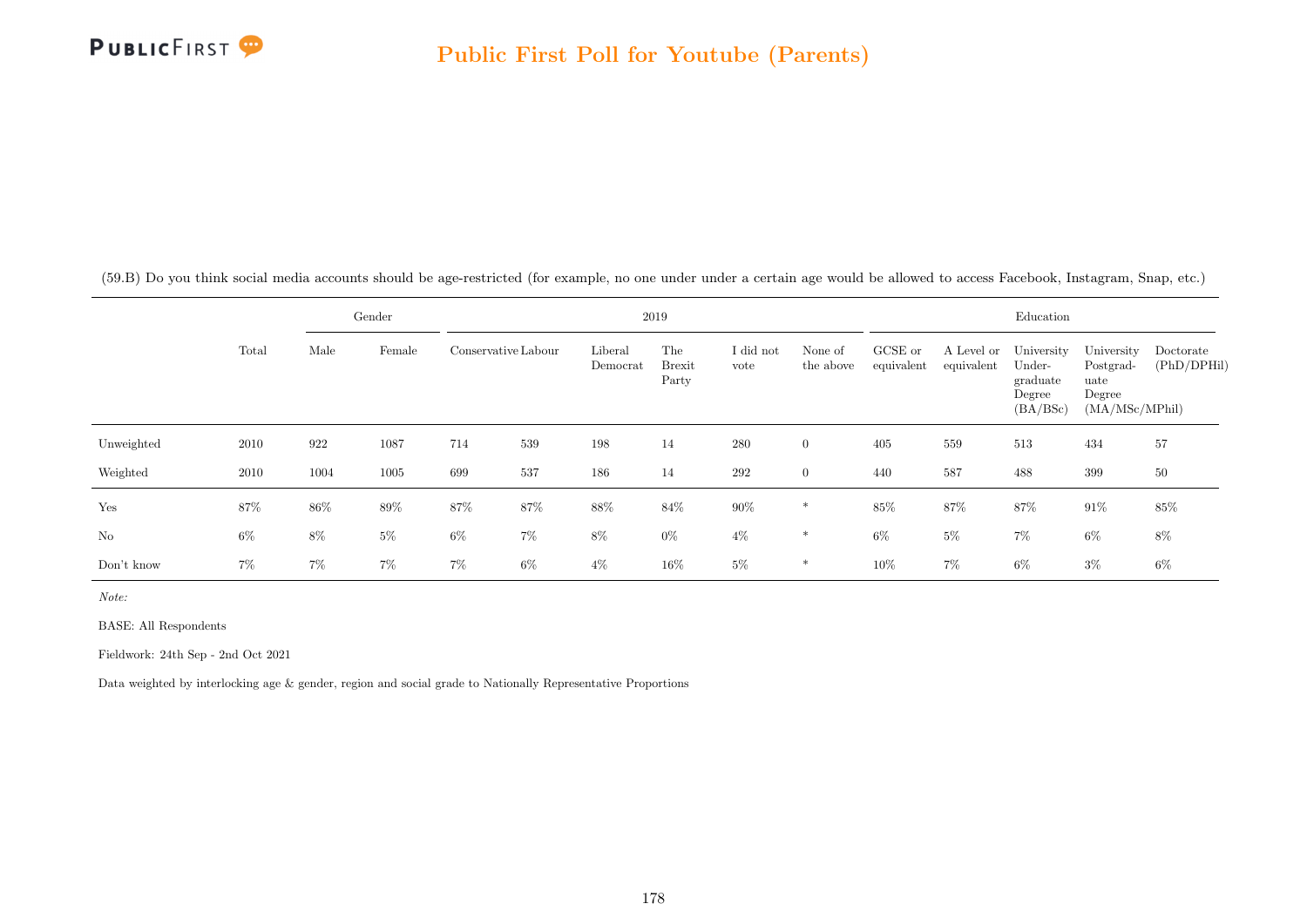## Public First Poll for Youtube (Parents)

(59.B) Do you think social media accounts should be age-restricted (for example, no one under under a certain age would be allowed to access Facebook, Instagram, Snap, etc.)

| | Total | Gender | | 2019 | | | | | | Education | | | | |
|---|---|---|---|---|---|---|---|---|---|---|---|---|---|---|
| | | Male | Female | Conservative | Labour | Liberal Democrat | The Brexit Party | I did not vote | None of the above | GCSE or equivalent | A Level or equivalent | University Undergraduate Degree (BA/BSc) | University Postgraduate Degree (MA/MSc/MPhil) | Doctorate (PhD/DPHil) |
| Unweighted | 2010 | 922 | 1087 | 714 | 539 | 198 | 14 | 280 | 0 | 405 | 559 | 513 | 434 | 57 |
| Weighted | 2010 | 1004 | 1005 | 699 | 537 | 186 | 14 | 292 | 0 | 440 | 587 | 488 | 399 | 50 |
| Yes | 87% | 86% | 89% | 87% | 87% | 88% | 84% | 90% | * | 85% | 87% | 87% | 91% | 85% |
| No | 6% | 8% | 5% | 6% | 7% | 8% | 0% | 4% | * | 6% | 5% | 7% | 6% | 8% |
| Don't know | 7% | 7% | 7% | 7% | 6% | 4% | 16% | 5% | * | 10% | 7% | 6% | 3% | 6% |

*Note:*

BASE: All Respondents

Fieldwork: 24th Sep - 2nd Oct 2021

Data weighted by interlocking age & gender, region and social grade to Nationally Representative Proportions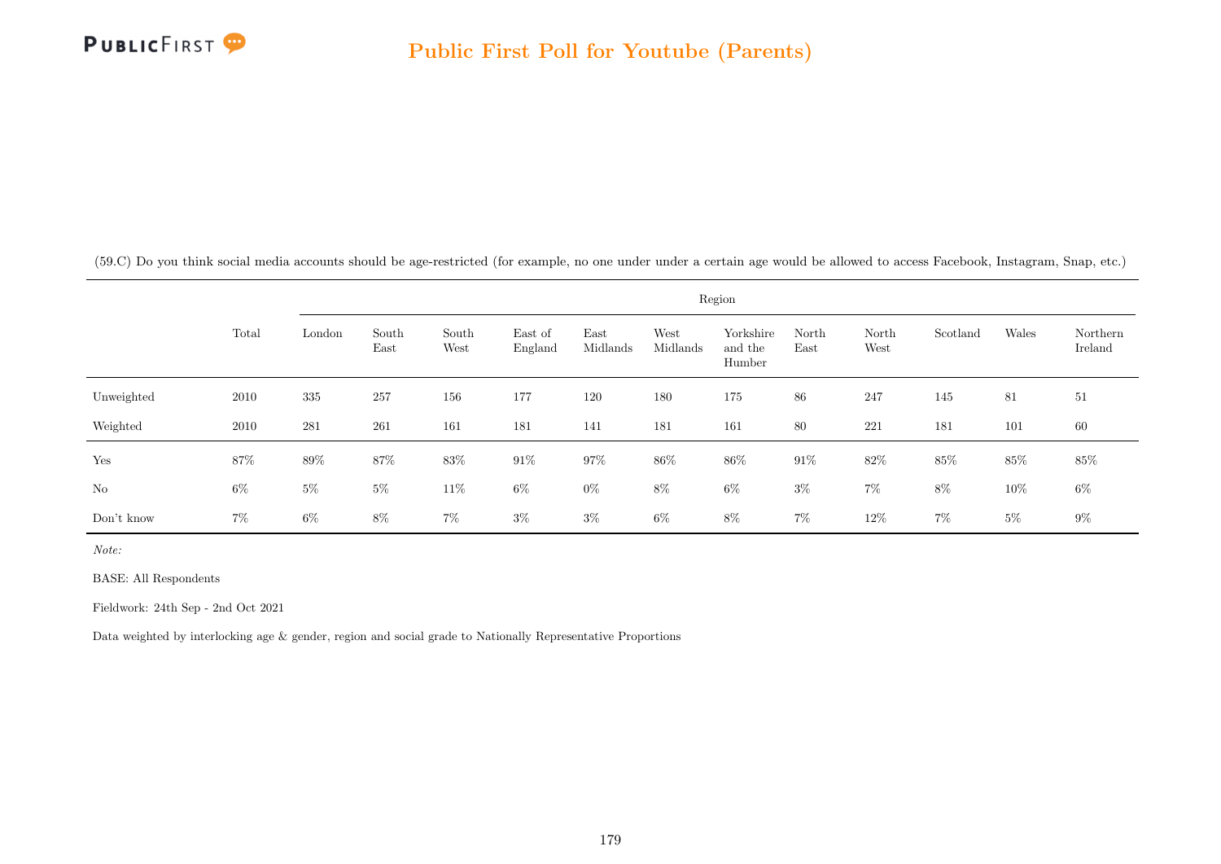(59.C) Do you think social media accounts should be age-restricted (for example, no one under under a certain age would be allowed to access Facebook, Instagram, Snap, etc.)

| | Total | Region | | | | | | | | | | | |
|---|---|---|---|---|---|---|---|---|---|---|---|---|---|
| | | London | South East | South West | East of England | East Midlands | West Midlands | Yorkshire and the Humber | North East | North West | Scotland | Wales | Northern Ireland |
| Unweighted | 2010 | 335 | 257 | 156 | 177 | 120 | 180 | 175 | 86 | 247 | 145 | 81 | 51 |
| Weighted | 2010 | 281 | 261 | 161 | 181 | 141 | 181 | 161 | 80 | 221 | 181 | 101 | 60 |
| Yes | 87% | 89% | 87% | 83% | 91% | 97% | 86% | 86% | 91% | 82% | 85% | 85% | 85% |
| No | 6% | 5% | 5% | 11% | 6% | 0% | 8% | 6% | 3% | 7% | 8% | 10% | 6% |
| Don't know | 7% | 6% | 8% | 7% | 3% | 3% | 6% | 8% | 7% | 12% | 7% | 5% | 9% |

*Note:*

BASE: All Respondents

Fieldwork: 24th Sep - 2nd Oct 2021

Data weighted by interlocking age & gender, region and social grade to Nationally Representative Proportions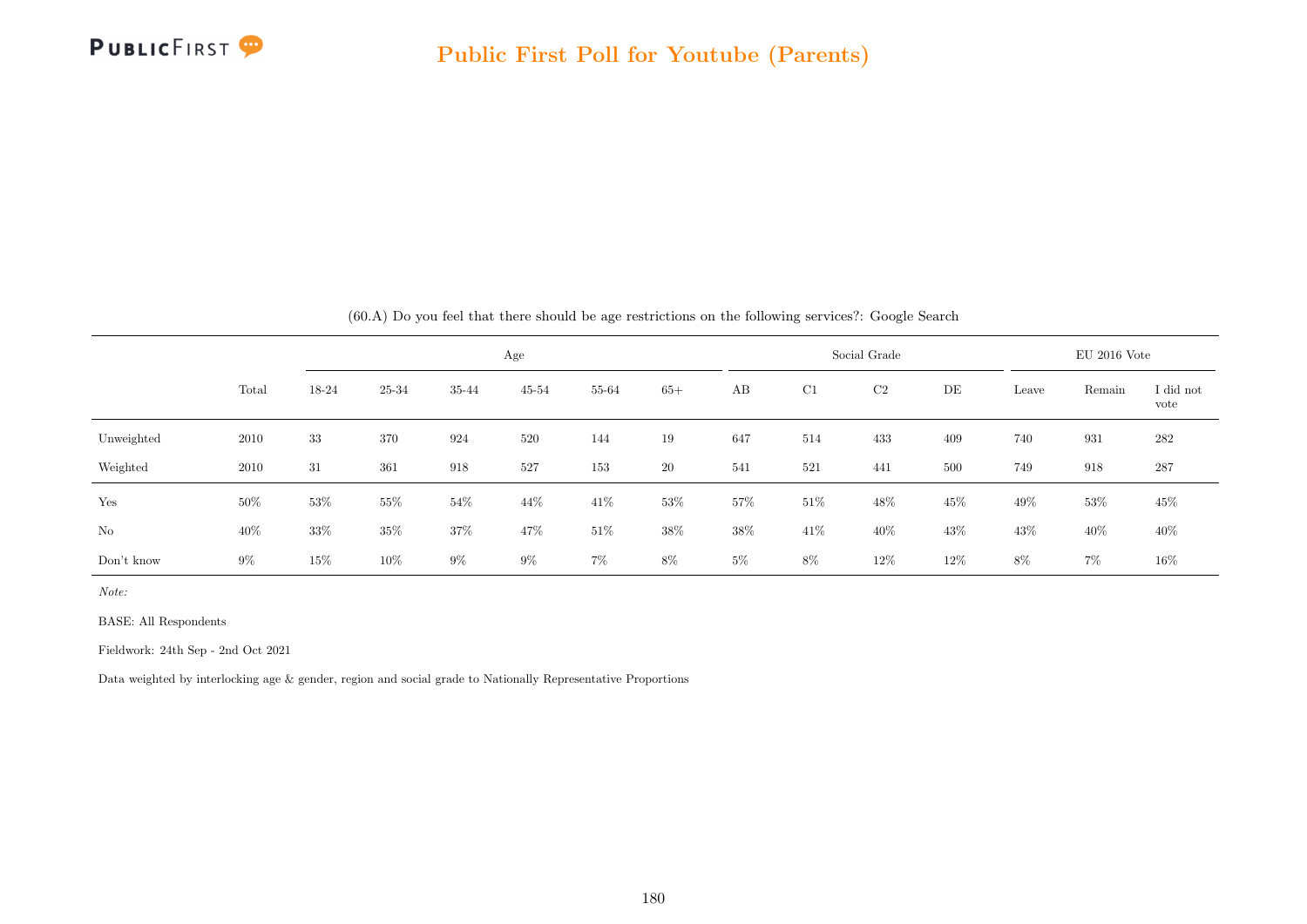(60.A) Do you feel that there should be age restrictions on the following services?: Google Search

| | Total | Age | | | | | | Social Grade | | | | EU 2016 Vote | | |
|---|---|---|---|---|---|---|---|---|---|---|---|---|---|---|
| | | 18-24 | 25-34 | 35-44 | 45-54 | 55-64 | 65+ | AB | C1 | C2 | DE | Leave | Remain | I did not vote |
| Unweighted | 2010 | 33 | 370 | 924 | 520 | 144 | 19 | 647 | 514 | 433 | 409 | 740 | 931 | 282 |
| Weighted | 2010 | 31 | 361 | 918 | 527 | 153 | 20 | 541 | 521 | 441 | 500 | 749 | 918 | 287 |
| Yes | 50% | 53% | 55% | 54% | 44% | 41% | 53% | 57% | 51% | 48% | 45% | 49% | 53% | 45% |
| No | 40% | 33% | 35% | 37% | 47% | 51% | 38% | 38% | 41% | 40% | 43% | 43% | 40% | 40% |
| Don't know | 9% | 15% | 10% | 9% | 9% | 7% | 8% | 5% | 8% | 12% | 12% | 8% | 7% | 16% |

*Note:*

BASE: All Respondents

Fieldwork: 24th Sep - 2nd Oct 2021

Data weighted by interlocking age & gender, region and social grade to Nationally Representative Proportions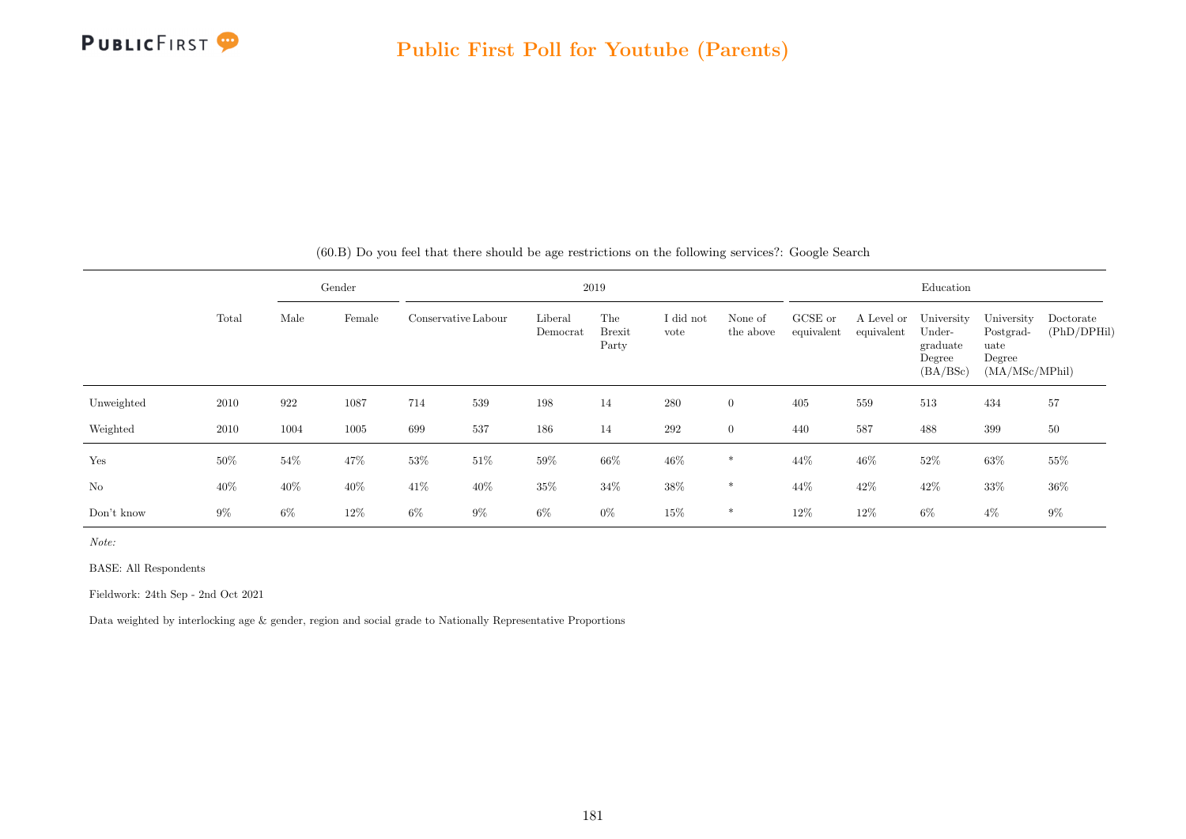## Public First Poll for Youtube (Parents)

(60.B) Do you feel that there should be age restrictions on the following services?: Google Search

| | | Gender | | 2019 | | | | | | Education | | | | |
|---|---|---|---|---|---|---|---|---|---|---|---|---|---|---|
| | Total | Male | Female | Conservative | Labour | Liberal Democrat | The Brexit Party | I did not vote | None of the above | GCSE or equivalent | A Level or equivalent | University Undergraduate Degree (BA/BSc) | University Postgraduate Degree (MA/MSc/MPhil) | Doctorate (PhD/DPHil) |
| Unweighted | 2010 | 922 | 1087 | 714 | 539 | 198 | 14 | 280 | 0 | 405 | 559 | 513 | 434 | 57 |
| Weighted | 2010 | 1004 | 1005 | 699 | 537 | 186 | 14 | 292 | 0 | 440 | 587 | 488 | 399 | 50 |
| Yes | 50% | 54% | 47% | 53% | 51% | 59% | 66% | 46% | * | 44% | 46% | 52% | 63% | 55% |
| No | 40% | 40% | 40% | 41% | 40% | 35% | 34% | 38% | * | 44% | 42% | 42% | 33% | 36% |
| Don't know | 9% | 6% | 12% | 6% | 9% | 6% | 0% | 15% | * | 12% | 12% | 6% | 4% | 9% |

*Note:*

BASE: All Respondents

Fieldwork: 24th Sep - 2nd Oct 2021

Data weighted by interlocking age & gender, region and social grade to Nationally Representative Proportions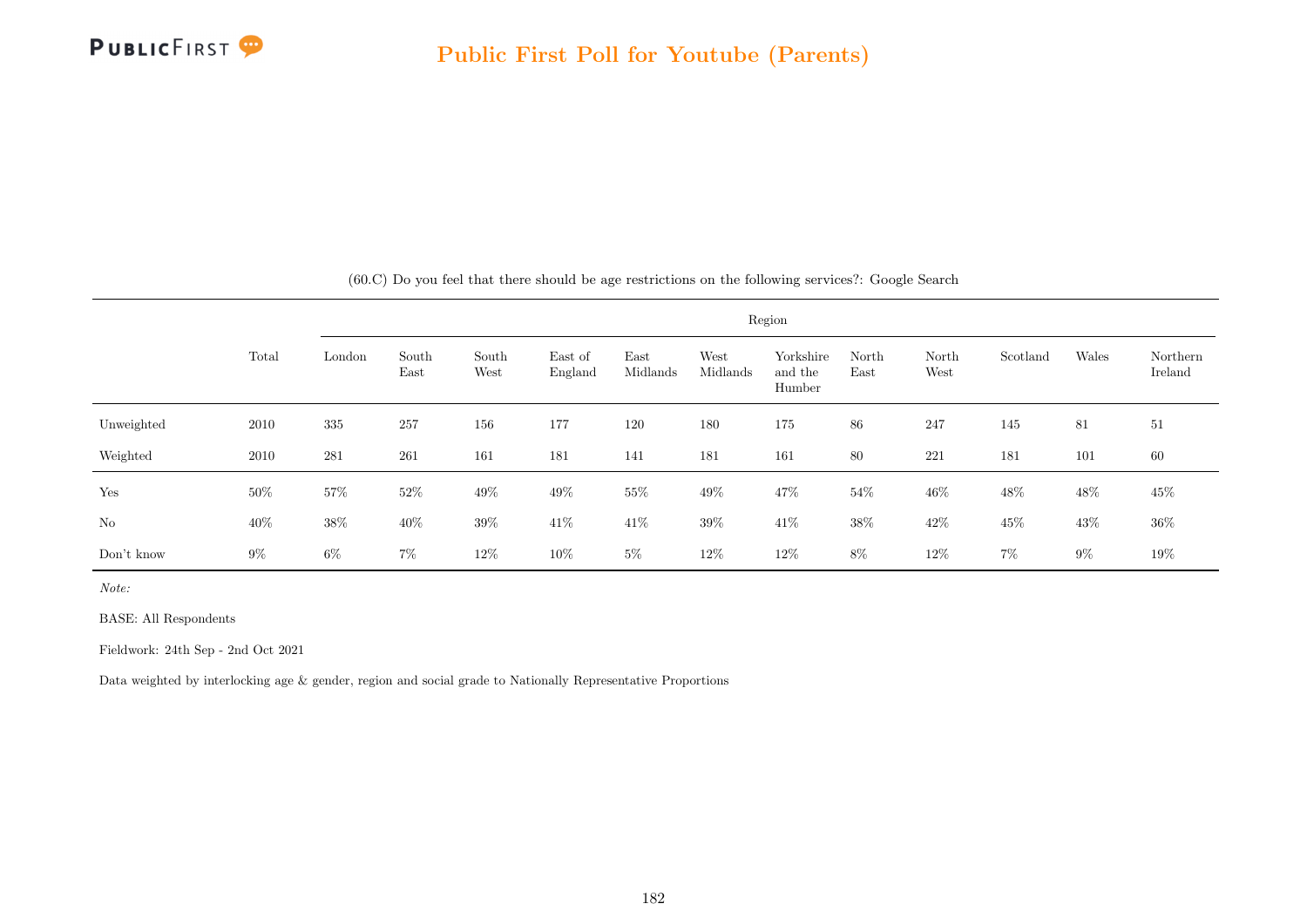(60.C) Do you feel that there should be age restrictions on the following services?: Google Search

| | Total | Region | | | | | | | | | | | |
|---|---|---|---|---|---|---|---|---|---|---|---|---|---|
| | | London | South East | South West | East of England | East Midlands | West Midlands | Yorkshire and the Humber | North East | North West | Scotland | Wales | Northern Ireland |
| Unweighted | 2010 | 335 | 257 | 156 | 177 | 120 | 180 | 175 | 86 | 247 | 145 | 81 | 51 |
| Weighted | 2010 | 281 | 261 | 161 | 181 | 141 | 181 | 161 | 80 | 221 | 181 | 101 | 60 |
| Yes | 50% | 57% | 52% | 49% | 49% | 55% | 49% | 47% | 54% | 46% | 48% | 48% | 45% |
| No | 40% | 38% | 40% | 39% | 41% | 41% | 39% | 41% | 38% | 42% | 45% | 43% | 36% |
| Don't know | 9% | 6% | 7% | 12% | 10% | 5% | 12% | 12% | 8% | 12% | 7% | 9% | 19% |

*Note:*

BASE: All Respondents

Fieldwork: 24th Sep - 2nd Oct 2021

Data weighted by interlocking age & gender, region and social grade to Nationally Representative Proportions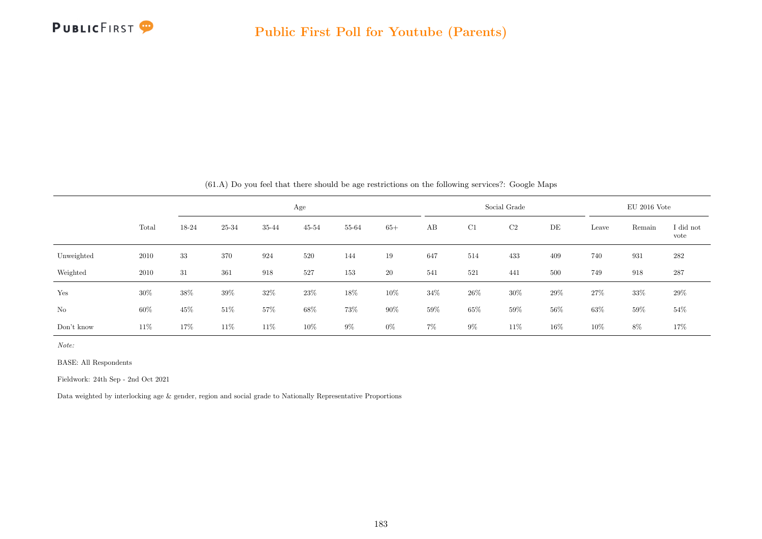(61.A) Do you feel that there should be age restrictions on the following services?: Google Maps

| | Total | Age | | | | | | Social Grade | | | | EU 2016 Vote | | |
|---|---|---|---|---|---|---|---|---|---|---|---|---|---|---|
| | | 18-24 | 25-34 | 35-44 | 45-54 | 55-64 | 65+ | AB | C1 | C2 | DE | Leave | Remain | I did not vote |
| Unweighted | 2010 | 33 | 370 | 924 | 520 | 144 | 19 | 647 | 514 | 433 | 409 | 740 | 931 | 282 |
| Weighted | 2010 | 31 | 361 | 918 | 527 | 153 | 20 | 541 | 521 | 441 | 500 | 749 | 918 | 287 |
| Yes | 30% | 38% | 39% | 32% | 23% | 18% | 10% | 34% | 26% | 30% | 29% | 27% | 33% | 29% |
| No | 60% | 45% | 51% | 57% | 68% | 73% | 90% | 59% | 65% | 59% | 56% | 63% | 59% | 54% |
| Don't know | 11% | 17% | 11% | 11% | 10% | 9% | 0% | 7% | 9% | 11% | 16% | 10% | 8% | 17% |

*Note:*

BASE: All Respondents

Fieldwork: 24th Sep - 2nd Oct 2021

Data weighted by interlocking age & gender, region and social grade to Nationally Representative Proportions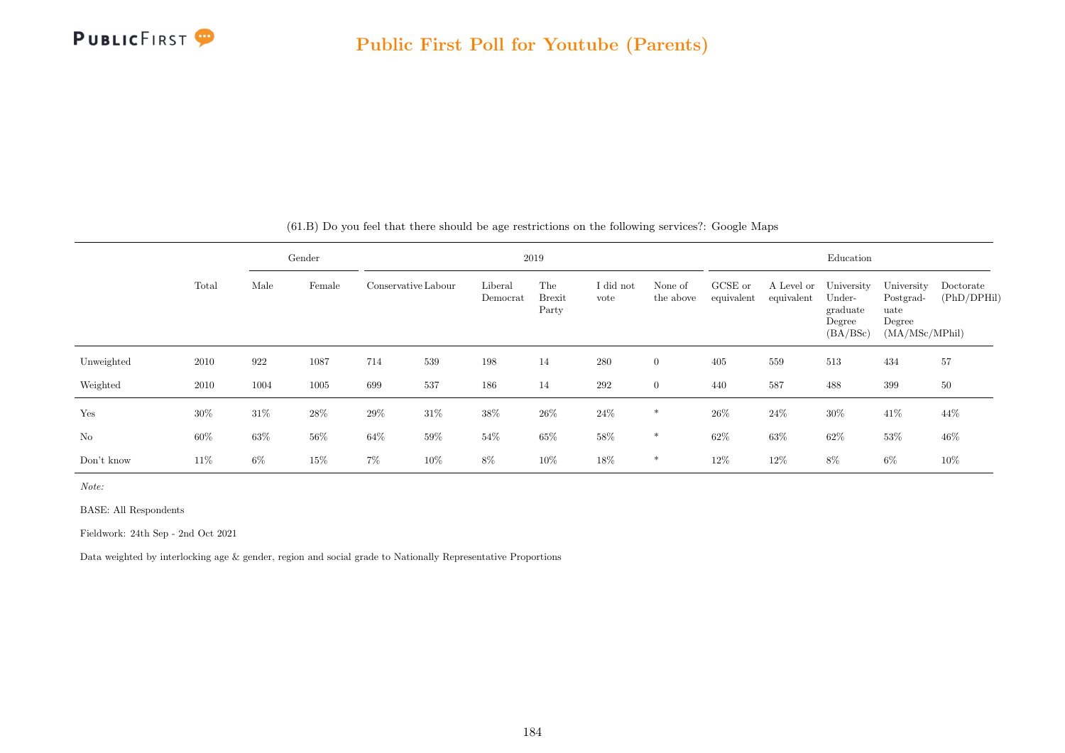(61.B) Do you feel that there should be age restrictions on the following services?: Google Maps

| | Total | Gender | | 2019 | | | | | | Education | | | | |
|---|---|---|---|---|---|---|---|---|---|---|---|---|---|---|
| | | Male | Female | Conservative | Labour | Liberal Democrat | The Brexit Party | I did not vote | None of the above | GCSE or equivalent | A Level or equivalent | University Undergraduate Degree (BA/BSc) | University Postgraduate Degree (MA/MSc/MPhil) | Doctorate (PhD/DPHil) |
| Unweighted | 2010 | 922 | 1087 | 714 | 539 | 198 | 14 | 280 | 0 | 405 | 559 | 513 | 434 | 57 |
| Weighted | 2010 | 1004 | 1005 | 699 | 537 | 186 | 14 | 292 | 0 | 440 | 587 | 488 | 399 | 50 |
| Yes | 30% | 31% | 28% | 29% | 31% | 38% | 26% | 24% | * | 26% | 24% | 30% | 41% | 44% |
| No | 60% | 63% | 56% | 64% | 59% | 54% | 65% | 58% | * | 62% | 63% | 62% | 53% | 46% |
| Don't know | 11% | 6% | 15% | 7% | 10% | 8% | 10% | 18% | * | 12% | 12% | 8% | 6% | 10% |

*Note:*

BASE: All Respondents

Fieldwork: 24th Sep - 2nd Oct 2021

Data weighted by interlocking age & gender, region and social grade to Nationally Representative Proportions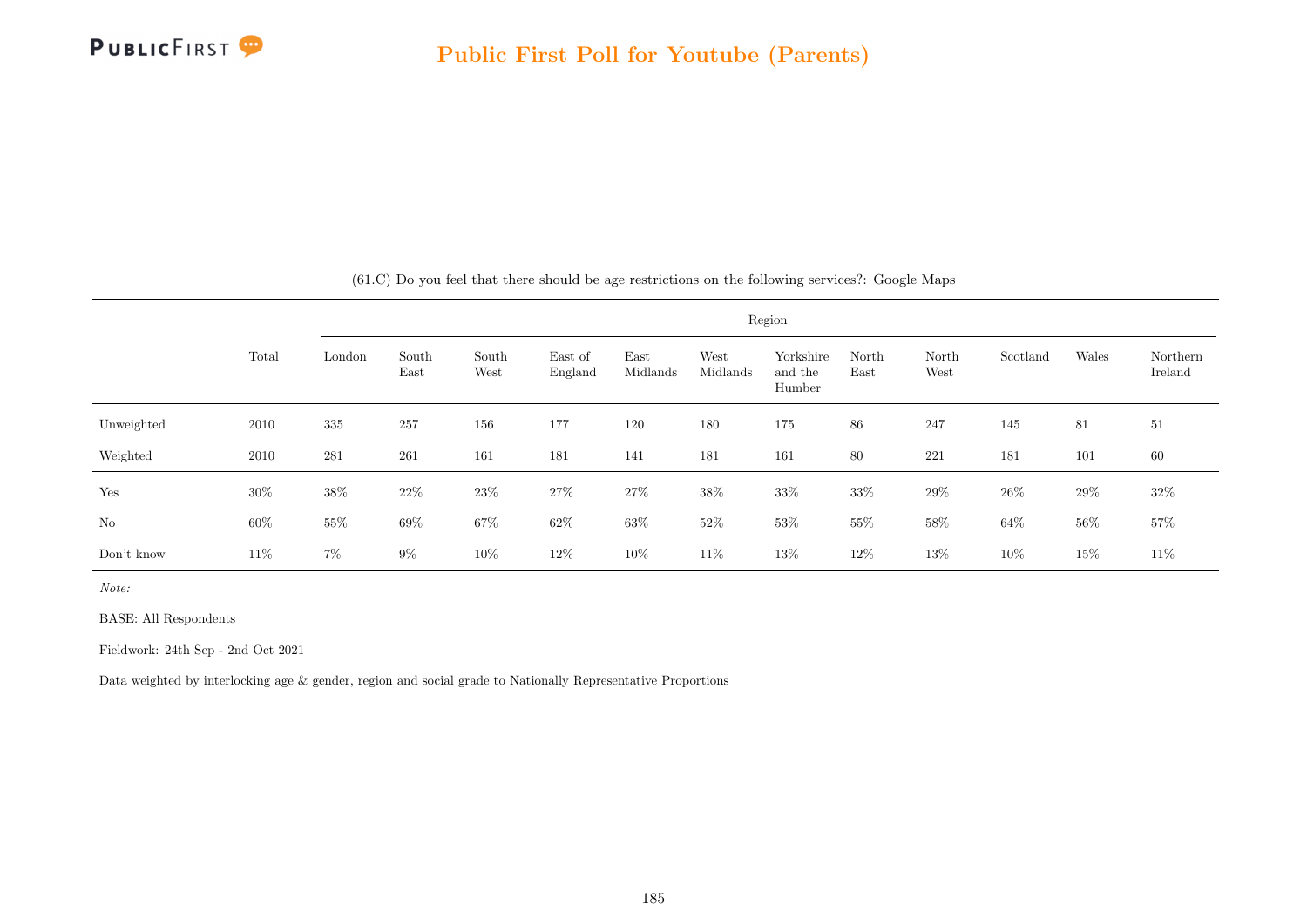(61.C) Do you feel that there should be age restrictions on the following services?: Google Maps

| | Total | Region | | | | | | | | | | | |
|---|---|---|---|---|---|---|---|---|---|---|---|---|---|
| | | London | South East | South West | East of England | East Midlands | West Midlands | Yorkshire and the Humber | North East | North West | Scotland | Wales | Northern Ireland |
| Unweighted | 2010 | 335 | 257 | 156 | 177 | 120 | 180 | 175 | 86 | 247 | 145 | 81 | 51 |
| Weighted | 2010 | 281 | 261 | 161 | 181 | 141 | 181 | 161 | 80 | 221 | 181 | 101 | 60 |
| Yes | 30% | 38% | 22% | 23% | 27% | 27% | 38% | 33% | 33% | 29% | 26% | 29% | 32% |
| No | 60% | 55% | 69% | 67% | 62% | 63% | 52% | 53% | 55% | 58% | 64% | 56% | 57% |
| Don't know | 11% | 7% | 9% | 10% | 12% | 10% | 11% | 13% | 12% | 13% | 10% | 15% | 11% |

*Note:*

BASE: All Respondents

Fieldwork: 24th Sep - 2nd Oct 2021

Data weighted by interlocking age & gender, region and social grade to Nationally Representative Proportions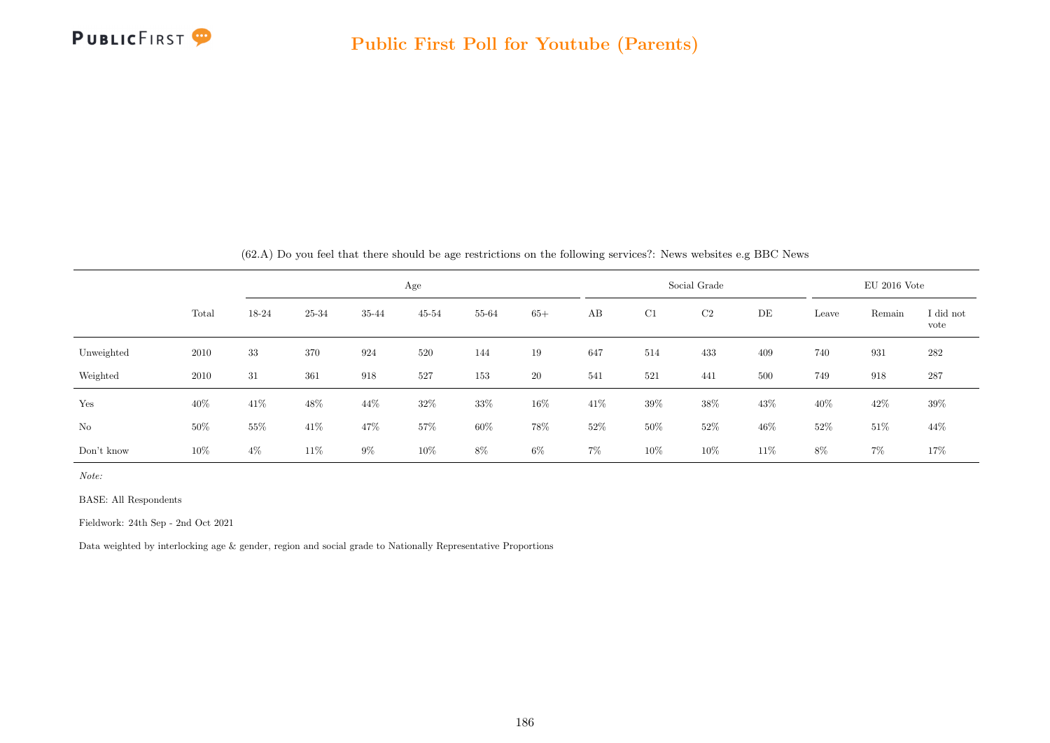(62.A) Do you feel that there should be age restrictions on the following services?: News websites e.g BBC News

| | | Age | | | | | | Social Grade | | | | EU 2016 Vote | | |
|---|---|---|---|---|---|---|---|---|---|---|---|---|---|---|
| | Total | 18-24 | 25-34 | 35-44 | 45-54 | 55-64 | 65+ | AB | C1 | C2 | DE | Leave | Remain | I did not vote |
| Unweighted | 2010 | 33 | 370 | 924 | 520 | 144 | 19 | 647 | 514 | 433 | 409 | 740 | 931 | 282 |
| Weighted | 2010 | 31 | 361 | 918 | 527 | 153 | 20 | 541 | 521 | 441 | 500 | 749 | 918 | 287 |
| Yes | 40% | 41% | 48% | 44% | 32% | 33% | 16% | 41% | 39% | 38% | 43% | 40% | 42% | 39% |
| No | 50% | 55% | 41% | 47% | 57% | 60% | 78% | 52% | 50% | 52% | 46% | 52% | 51% | 44% |
| Don't know | 10% | 4% | 11% | 9% | 10% | 8% | 6% | 7% | 10% | 10% | 11% | 8% | 7% | 17% |

*Note:*

BASE: All Respondents

Fieldwork: 24th Sep - 2nd Oct 2021

Data weighted by interlocking age & gender, region and social grade to Nationally Representative Proportions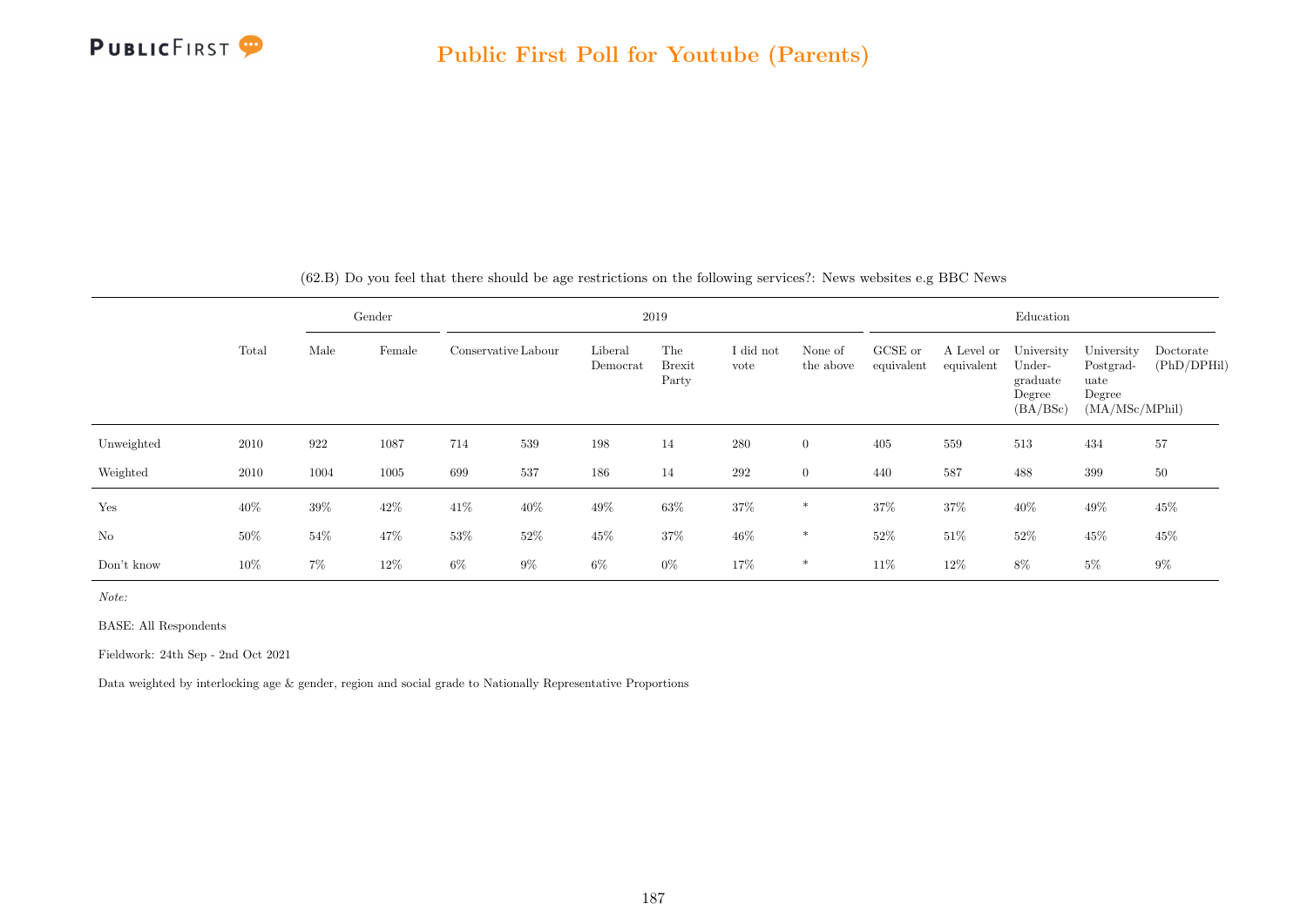(62.B) Do you feel that there should be age restrictions on the following services?: News websites e.g BBC News

| | Total | Gender | | 2019 | | | | | | Education | | | | |
|---|---|---|---|---|---|---|---|---|---|---|---|---|---|---|
| | | Male | Female | Conservative | Labour | Liberal Democrat | The Brexit Party | I did not vote | None of the above | GCSE or equivalent | A Level or equivalent | University Undergraduate Degree (BA/BSc) | University Postgraduate Degree (MA/MSc/MPhil) | Doctorate (PhD/DPHil) |
| Unweighted | 2010 | 922 | 1087 | 714 | 539 | 198 | 14 | 280 | 0 | 405 | 559 | 513 | 434 | 57 |
| Weighted | 2010 | 1004 | 1005 | 699 | 537 | 186 | 14 | 292 | 0 | 440 | 587 | 488 | 399 | 50 |
| Yes | 40% | 39% | 42% | 41% | 40% | 49% | 63% | 37% | * | 37% | 37% | 40% | 49% | 45% |
| No | 50% | 54% | 47% | 53% | 52% | 45% | 37% | 46% | * | 52% | 51% | 52% | 45% | 45% |
| Don't know | 10% | 7% | 12% | 6% | 9% | 6% | 0% | 17% | * | 11% | 12% | 8% | 5% | 9% |

*Note:*

BASE: All Respondents

Fieldwork: 24th Sep - 2nd Oct 2021

Data weighted by interlocking age & gender, region and social grade to Nationally Representative Proportions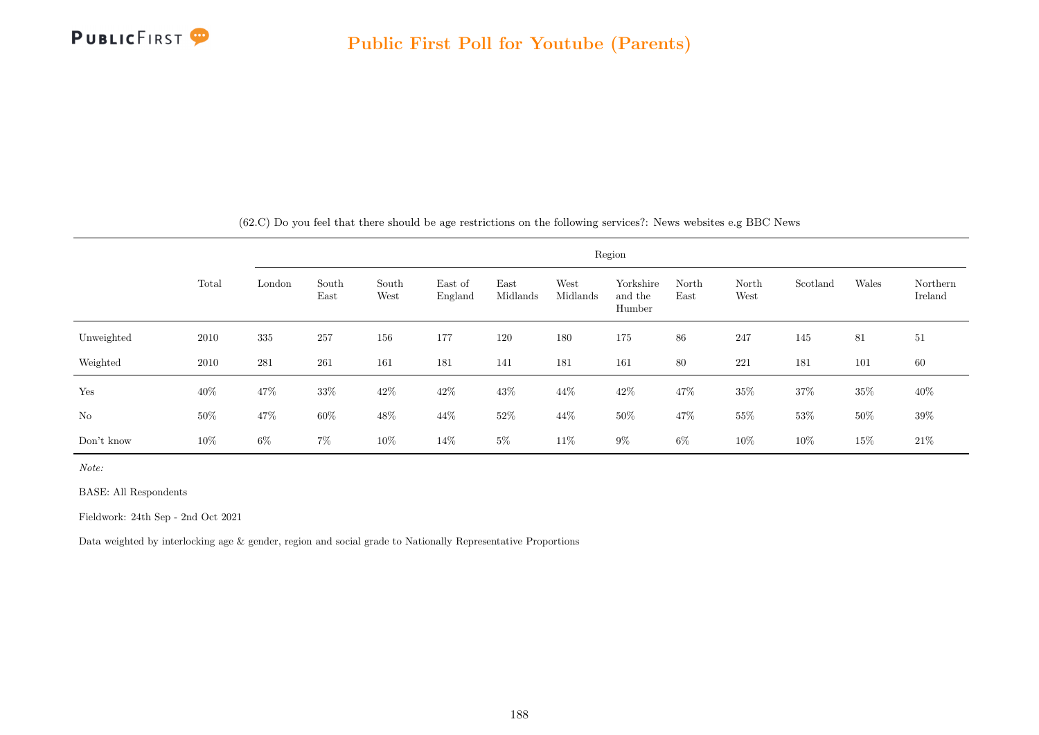## Public First Poll for Youtube (Parents)

(62.C) Do you feel that there should be age restrictions on the following services?: News websites e.g BBC News

| | Total | Region | | | | | | | | | | | |
|---|---|---|---|---|---|---|---|---|---|---|---|---|---|
| | | London | South East | South West | East of England | East Midlands | West Midlands | Yorkshire and the Humber | North East | North West | Scotland | Wales | Northern Ireland |
| Unweighted | 2010 | 335 | 257 | 156 | 177 | 120 | 180 | 175 | 86 | 247 | 145 | 81 | 51 |
| Weighted | 2010 | 281 | 261 | 161 | 181 | 141 | 181 | 161 | 80 | 221 | 181 | 101 | 60 |
| Yes | 40% | 47% | 33% | 42% | 42% | 43% | 44% | 42% | 47% | 35% | 37% | 35% | 40% |
| No | 50% | 47% | 60% | 48% | 44% | 52% | 44% | 50% | 47% | 55% | 53% | 50% | 39% |
| Don't know | 10% | 6% | 7% | 10% | 14% | 5% | 11% | 9% | 6% | 10% | 10% | 15% | 21% |

*Note:*

BASE: All Respondents

Fieldwork: 24th Sep - 2nd Oct 2021

Data weighted by interlocking age & gender, region and social grade to Nationally Representative Proportions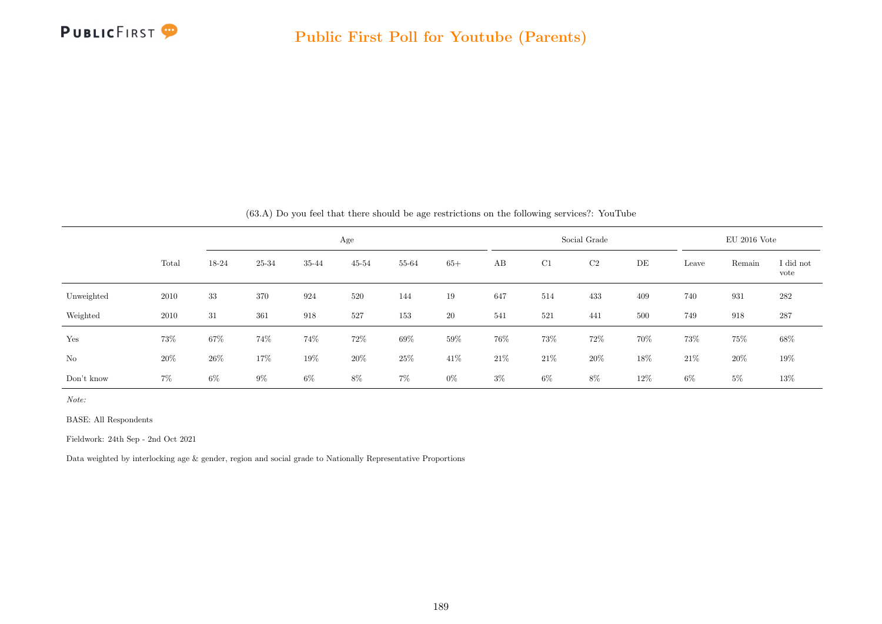(63.A) Do you feel that there should be age restrictions on the following services?: YouTube

| | Total | Age | | | | | | Social Grade | | | | EU 2016 Vote | | |
|---|---|---|---|---|---|---|---|---|---|---|---|---|---|---|
| | | 18-24 | 25-34 | 35-44 | 45-54 | 55-64 | 65+ | AB | C1 | C2 | DE | Leave | Remain | I did not vote |
| Unweighted | 2010 | 33 | 370 | 924 | 520 | 144 | 19 | 647 | 514 | 433 | 409 | 740 | 931 | 282 |
| Weighted | 2010 | 31 | 361 | 918 | 527 | 153 | 20 | 541 | 521 | 441 | 500 | 749 | 918 | 287 |
| Yes | 73% | 67% | 74% | 74% | 72% | 69% | 59% | 76% | 73% | 72% | 70% | 73% | 75% | 68% |
| No | 20% | 26% | 17% | 19% | 20% | 25% | 41% | 21% | 21% | 20% | 18% | 21% | 20% | 19% |
| Don't know | 7% | 6% | 9% | 6% | 8% | 7% | 0% | 3% | 6% | 8% | 12% | 6% | 5% | 13% |

*Note:*

BASE: All Respondents

Fieldwork: 24th Sep - 2nd Oct 2021

Data weighted by interlocking age & gender, region and social grade to Nationally Representative Proportions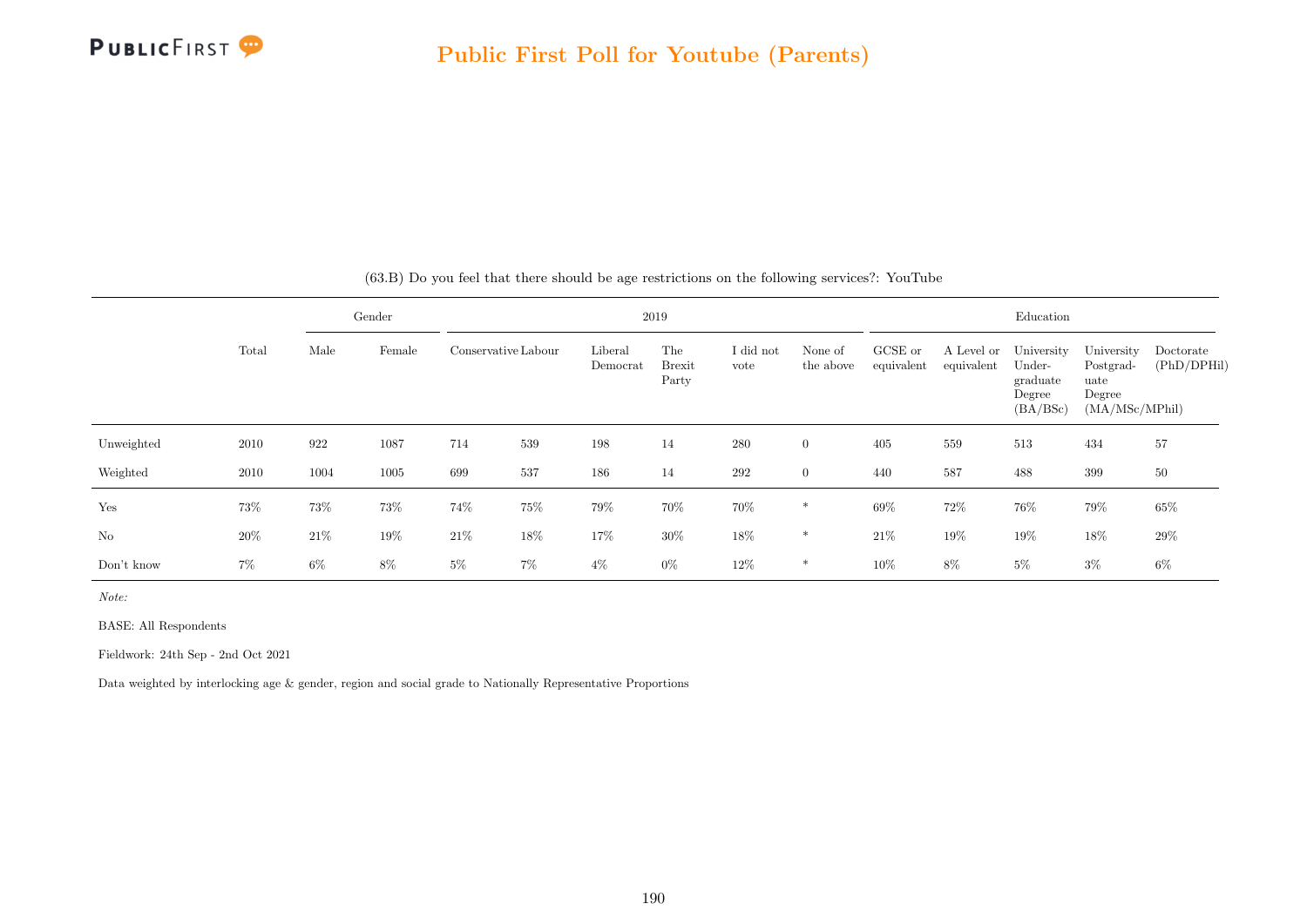## Public First Poll for Youtube (Parents)

(63.B) Do you feel that there should be age restrictions on the following services?: YouTube

| | Total | Gender | | 2019 | | | | | | Education | | | | |
|---|---|---|---|---|---|---|---|---|---|---|---|---|---|---|
| | | Male | Female | Conservative | Labour | Liberal Democrat | The Brexit Party | I did not vote | None of the above | GCSE or equivalent | A Level or equivalent | University Under-graduate Degree (BA/BSc) | University Postgrad-uate Degree (MA/MSc/MPhil) | Doctorate (PhD/DPHil) |
| Unweighted | 2010 | 922 | 1087 | 714 | 539 | 198 | 14 | 280 | 0 | 405 | 559 | 513 | 434 | 57 |
| Weighted | 2010 | 1004 | 1005 | 699 | 537 | 186 | 14 | 292 | 0 | 440 | 587 | 488 | 399 | 50 |
| Yes | 73% | 73% | 73% | 74% | 75% | 79% | 70% | 70% | * | 69% | 72% | 76% | 79% | 65% |
| No | 20% | 21% | 19% | 21% | 18% | 17% | 30% | 18% | * | 21% | 19% | 19% | 18% | 29% |
| Don't know | 7% | 6% | 8% | 5% | 7% | 4% | 0% | 12% | * | 10% | 8% | 5% | 3% | 6% |

*Note:*

BASE: All Respondents

Fieldwork: 24th Sep - 2nd Oct 2021

Data weighted by interlocking age & gender, region and social grade to Nationally Representative Proportions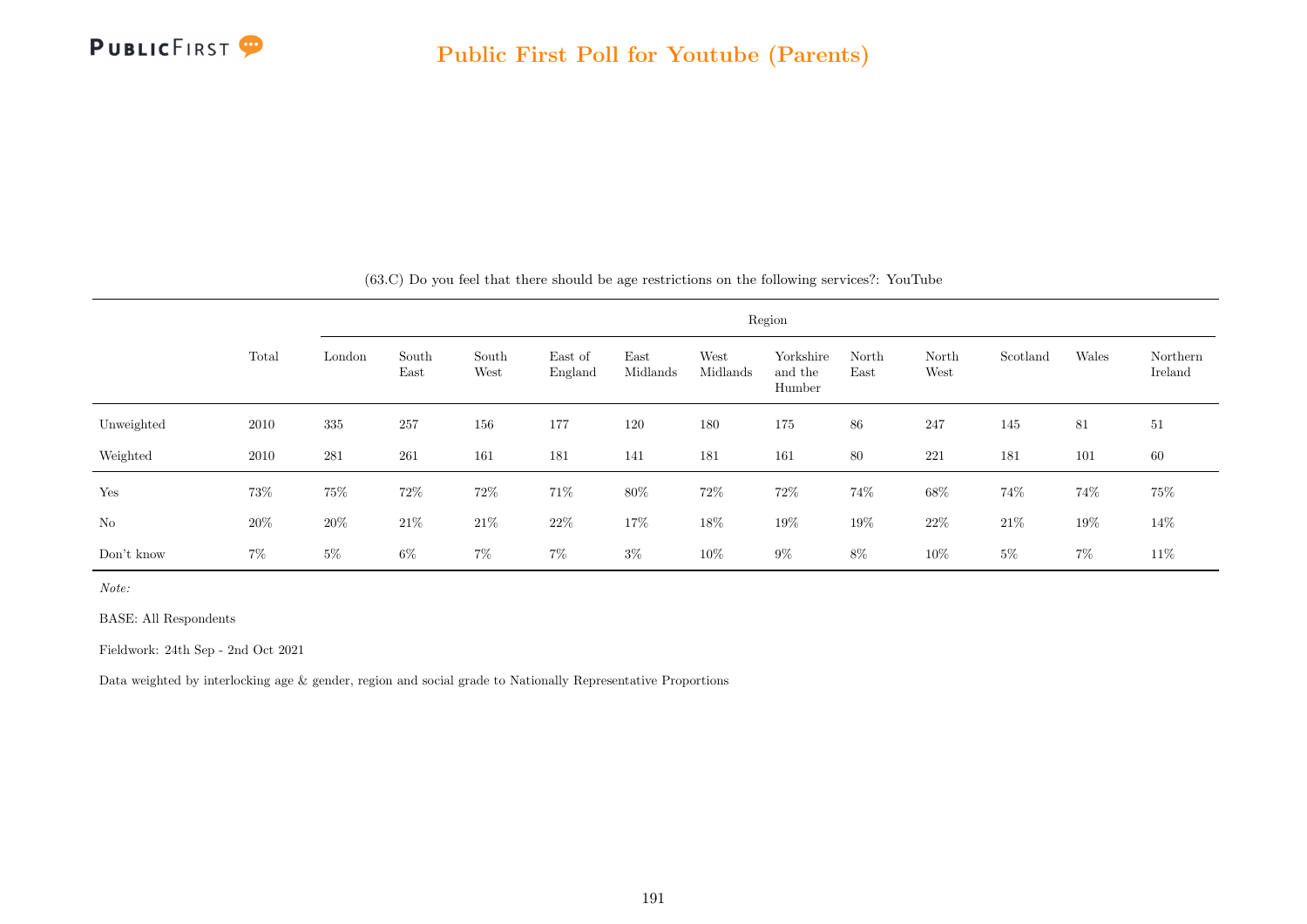(63.C) Do you feel that there should be age restrictions on the following services?: YouTube

| | Total | Region | | | | | | | | | | | |
|---|---|---|---|---|---|---|---|---|---|---|---|---|---|
| | | London | South East | South West | East of England | East Midlands | West Midlands | Yorkshire and the Humber | North East | North West | Scotland | Wales | Northern Ireland |
| Unweighted | 2010 | 335 | 257 | 156 | 177 | 120 | 180 | 175 | 86 | 247 | 145 | 81 | 51 |
| Weighted | 2010 | 281 | 261 | 161 | 181 | 141 | 181 | 161 | 80 | 221 | 181 | 101 | 60 |
| Yes | 73% | 75% | 72% | 72% | 71% | 80% | 72% | 72% | 74% | 68% | 74% | 74% | 75% |
| No | 20% | 20% | 21% | 21% | 22% | 17% | 18% | 19% | 19% | 22% | 21% | 19% | 14% |
| Don't know | 7% | 5% | 6% | 7% | 7% | 3% | 10% | 9% | 8% | 10% | 5% | 7% | 11% |

*Note:*

BASE: All Respondents

Fieldwork: 24th Sep - 2nd Oct 2021

Data weighted by interlocking age & gender, region and social grade to Nationally Representative Proportions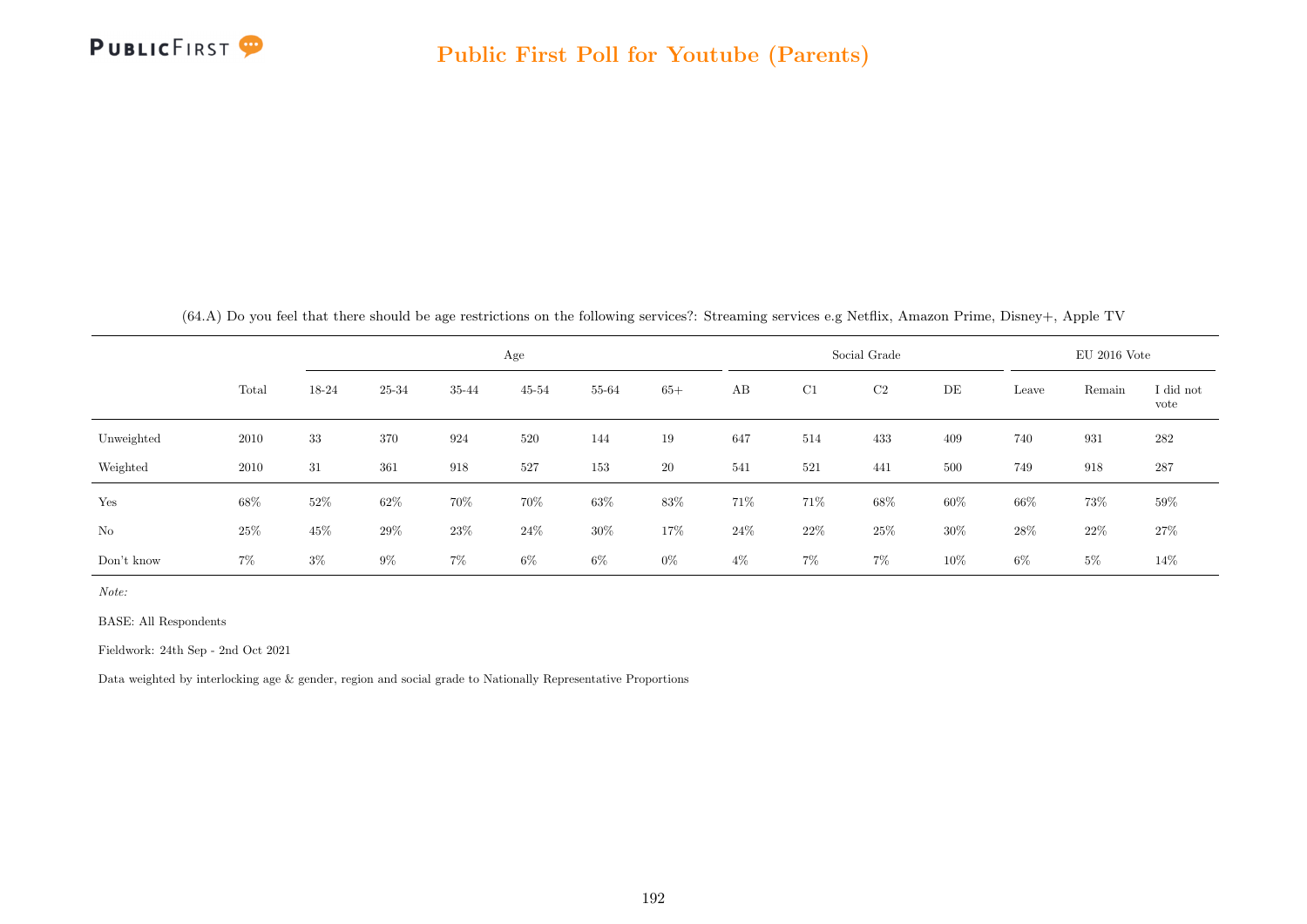(64.A) Do you feel that there should be age restrictions on the following services?: Streaming services e.g Netflix, Amazon Prime, Disney+, Apple TV

| | | Age | | | | | | Social Grade | | | | EU 2016 Vote | | |
|---|---|---|---|---|---|---|---|---|---|---|---|---|---|---|
| | Total | 18-24 | 25-34 | 35-44 | 45-54 | 55-64 | 65+ | AB | C1 | C2 | DE | Leave | Remain | I did not vote |
| Unweighted | 2010 | 33 | 370 | 924 | 520 | 144 | 19 | 647 | 514 | 433 | 409 | 740 | 931 | 282 |
| Weighted | 2010 | 31 | 361 | 918 | 527 | 153 | 20 | 541 | 521 | 441 | 500 | 749 | 918 | 287 |
| Yes | 68% | 52% | 62% | 70% | 70% | 63% | 83% | 71% | 71% | 68% | 60% | 66% | 73% | 59% |
| No | 25% | 45% | 29% | 23% | 24% | 30% | 17% | 24% | 22% | 25% | 30% | 28% | 22% | 27% |
| Don't know | 7% | 3% | 9% | 7% | 6% | 6% | 0% | 4% | 7% | 7% | 10% | 6% | 5% | 14% |

*Note:*

BASE: All Respondents

Fieldwork: 24th Sep - 2nd Oct 2021

Data weighted by interlocking age & gender, region and social grade to Nationally Representative Proportions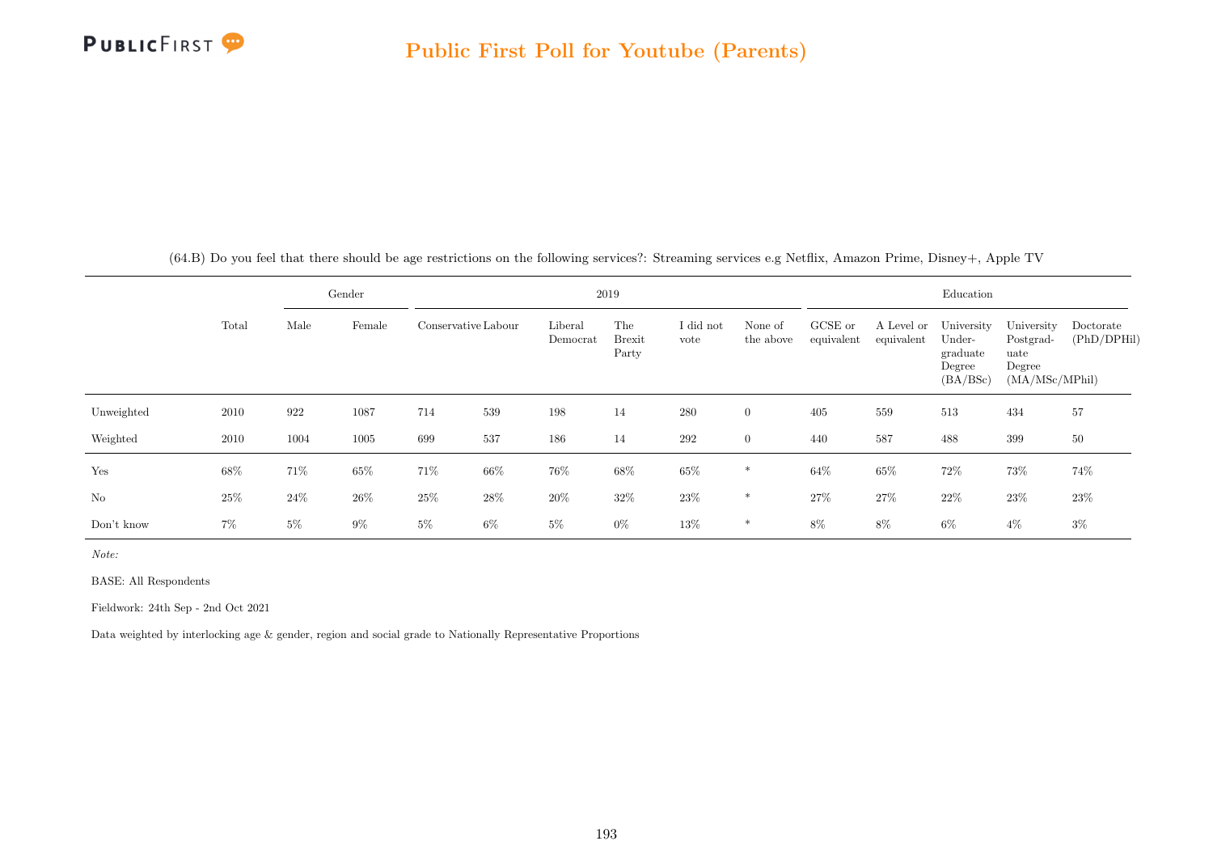## Public First Poll for Youtube (Parents)

(64.B) Do you feel that there should be age restrictions on the following services?: Streaming services e.g Netflix, Amazon Prime, Disney+, Apple TV

| | | Gender | | 2019 | | | | | | Education | | | | |
|---|---|---|---|---|---|---|---|---|---|---|---|---|---|---|
| | Total | Male | Female | Conservative | Labour | Liberal Democrat | The Brexit Party | I did not vote | None of the above | GCSE or equivalent | A Level or equivalent | University Undergraduate Degree (BA/BSc) | University Postgraduate Degree (MA/MSc/MPhil) | Doctorate (PhD/DPHil) |
| Unweighted | 2010 | 922 | 1087 | 714 | 539 | 198 | 14 | 280 | 0 | 405 | 559 | 513 | 434 | 57 |
| Weighted | 2010 | 1004 | 1005 | 699 | 537 | 186 | 14 | 292 | 0 | 440 | 587 | 488 | 399 | 50 |
| Yes | 68% | 71% | 65% | 71% | 66% | 76% | 68% | 65% | * | 64% | 65% | 72% | 73% | 74% |
| No | 25% | 24% | 26% | 25% | 28% | 20% | 32% | 23% | * | 27% | 27% | 22% | 23% | 23% |
| Don't know | 7% | 5% | 9% | 5% | 6% | 5% | 0% | 13% | * | 8% | 8% | 6% | 4% | 3% |

*Note:*

BASE: All Respondents

Fieldwork: 24th Sep - 2nd Oct 2021

Data weighted by interlocking age & gender, region and social grade to Nationally Representative Proportions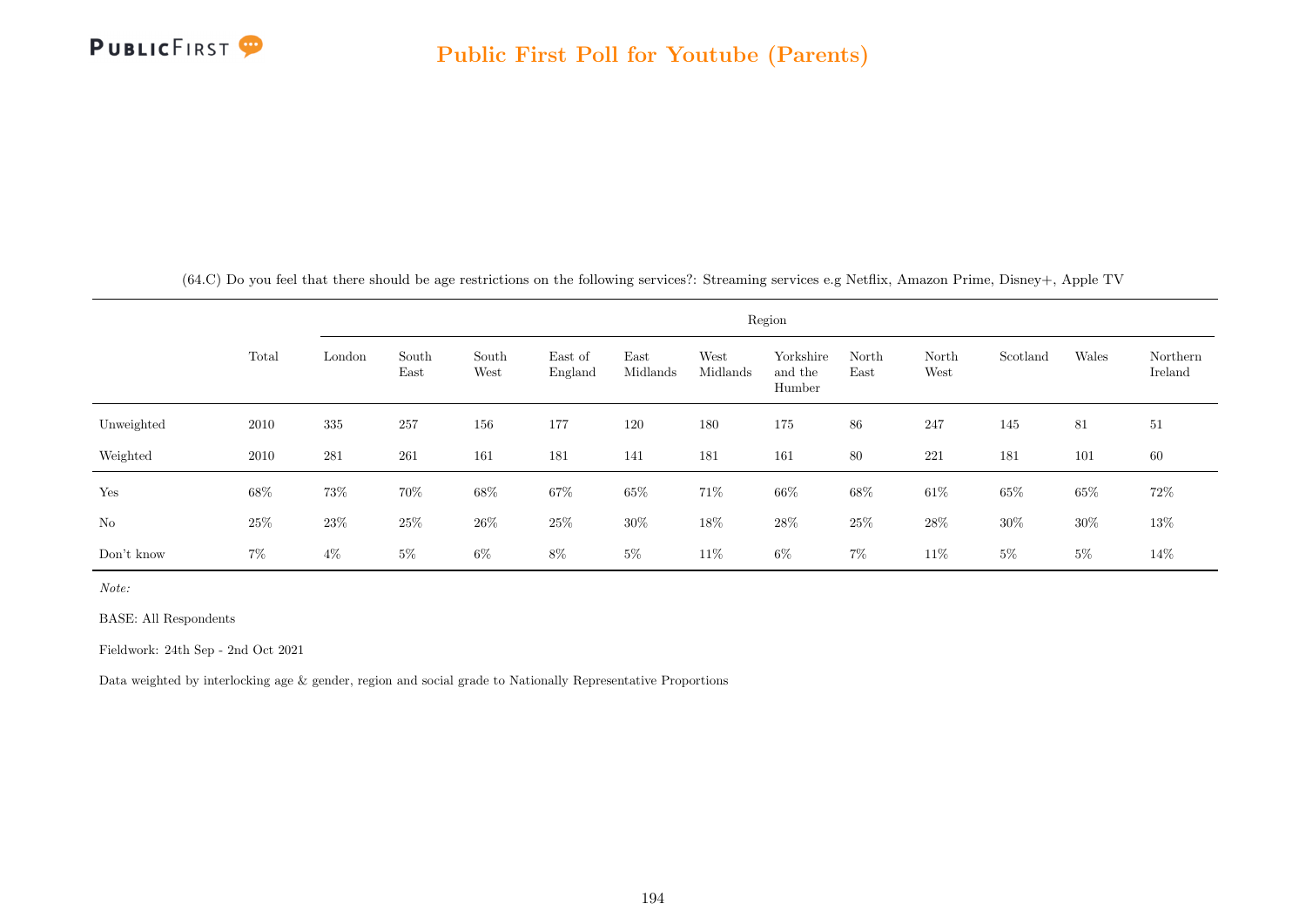# Public First Poll for Youtube (Parents)

(64.C) Do you feel that there should be age restrictions on the following services?: Streaming services e.g Netflix, Amazon Prime, Disney+, Apple TV

| | Total | Region | | | | | | | | | | | |
|---|---|---|---|---|---|---|---|---|---|---|---|---|---|
| | | London | South East | South West | East of England | East Midlands | West Midlands | Yorkshire and the Humber | North East | North West | Scotland | Wales | Northern Ireland |
| Unweighted | 2010 | 335 | 257 | 156 | 177 | 120 | 180 | 175 | 86 | 247 | 145 | 81 | 51 |
| Weighted | 2010 | 281 | 261 | 161 | 181 | 141 | 181 | 161 | 80 | 221 | 181 | 101 | 60 |
| Yes | 68% | 73% | 70% | 68% | 67% | 65% | 71% | 66% | 68% | 61% | 65% | 65% | 72% |
| No | 25% | 23% | 25% | 26% | 25% | 30% | 18% | 28% | 25% | 28% | 30% | 30% | 13% |
| Don't know | 7% | 4% | 5% | 6% | 8% | 5% | 11% | 6% | 7% | 11% | 5% | 5% | 14% |

*Note:*

BASE: All Respondents

Fieldwork: 24th Sep - 2nd Oct 2021

Data weighted by interlocking age & gender, region and social grade to Nationally Representative Proportions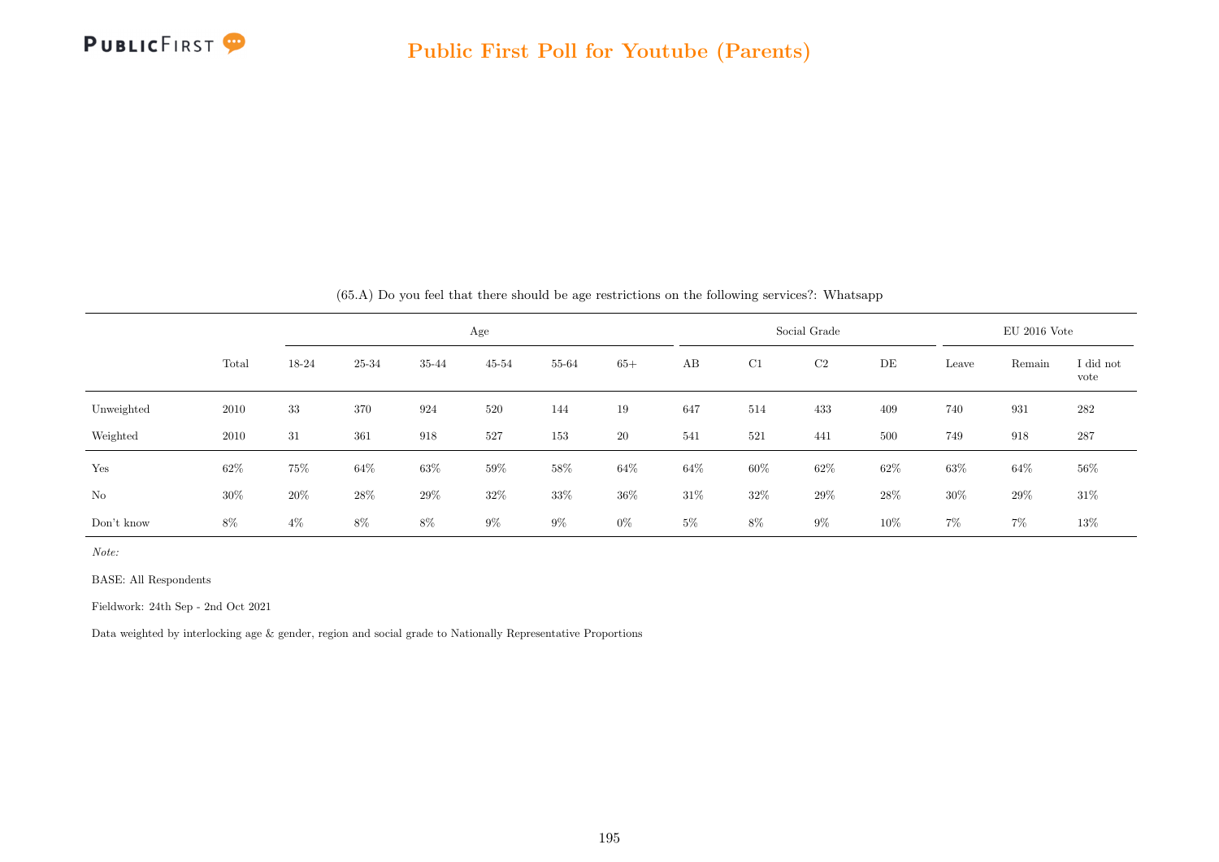(65.A) Do you feel that there should be age restrictions on the following services?: Whatsapp

| | Total | Age | | | | | | Social Grade | | | | EU 2016 Vote | | |
|---|---|---|---|---|---|---|---|---|---|---|---|---|---|---|
| | | 18-24 | 25-34 | 35-44 | 45-54 | 55-64 | 65+ | AB | C1 | C2 | DE | Leave | Remain | I did not vote |
| Unweighted | 2010 | 33 | 370 | 924 | 520 | 144 | 19 | 647 | 514 | 433 | 409 | 740 | 931 | 282 |
| Weighted | 2010 | 31 | 361 | 918 | 527 | 153 | 20 | 541 | 521 | 441 | 500 | 749 | 918 | 287 |
| Yes | 62% | 75% | 64% | 63% | 59% | 58% | 64% | 64% | 60% | 62% | 62% | 63% | 64% | 56% |
| No | 30% | 20% | 28% | 29% | 32% | 33% | 36% | 31% | 32% | 29% | 28% | 30% | 29% | 31% |
| Don't know | 8% | 4% | 8% | 8% | 9% | 9% | 0% | 5% | 8% | 9% | 10% | 7% | 7% | 13% |

*Note:*

BASE: All Respondents

Fieldwork: 24th Sep - 2nd Oct 2021

Data weighted by interlocking age & gender, region and social grade to Nationally Representative Proportions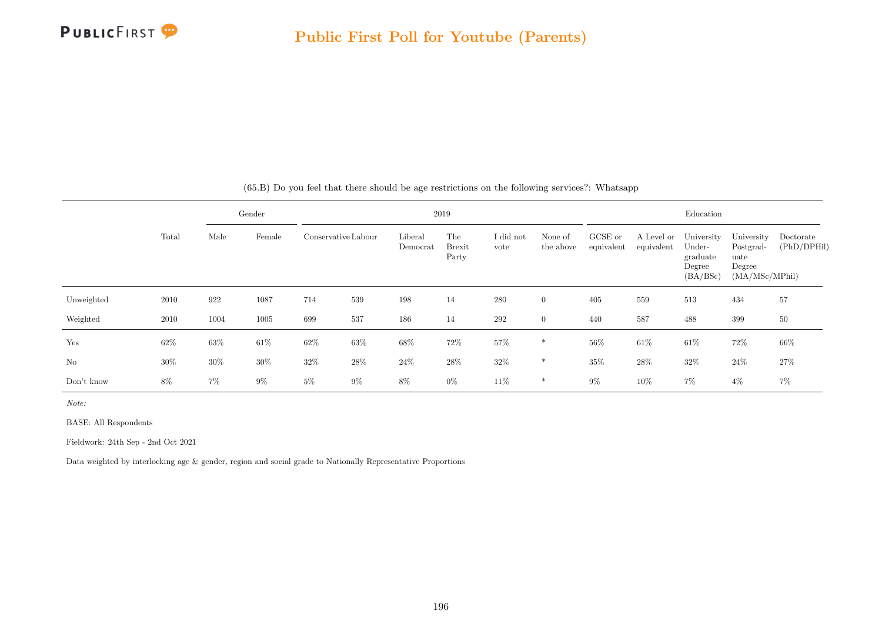## Public First Poll for Youtube (Parents)

(65.B) Do you feel that there should be age restrictions on the following services?: Whatsapp

| | | Gender | | 2019 | | | | | | Education | | | | |
|---|---|---|---|---|---|---|---|---|---|---|---|---|---|---|
| | Total | Male | Female | Conservative | Labour | Liberal Democrat | The Brexit Party | I did not vote | None of the above | GCSE or equivalent | A Level or equivalent | University Undergraduate Degree (BA/BSc) | University Postgraduate Degree (MA/MSc/MPhil) | Doctorate (PhD/DPHil) |
| Unweighted | 2010 | 922 | 1087 | 714 | 539 | 198 | 14 | 280 | 0 | 405 | 559 | 513 | 434 | 57 |
| Weighted | 2010 | 1004 | 1005 | 699 | 537 | 186 | 14 | 292 | 0 | 440 | 587 | 488 | 399 | 50 |
| Yes | 62% | 63% | 61% | 62% | 63% | 68% | 72% | 57% | * | 56% | 61% | 61% | 72% | 66% |
| No | 30% | 30% | 30% | 32% | 28% | 24% | 28% | 32% | * | 35% | 28% | 32% | 24% | 27% |
| Don't know | 8% | 7% | 9% | 5% | 9% | 8% | 0% | 11% | * | 9% | 10% | 7% | 4% | 7% |

*Note:*

BASE: All Respondents

Fieldwork: 24th Sep - 2nd Oct 2021

Data weighted by interlocking age & gender, region and social grade to Nationally Representative Proportions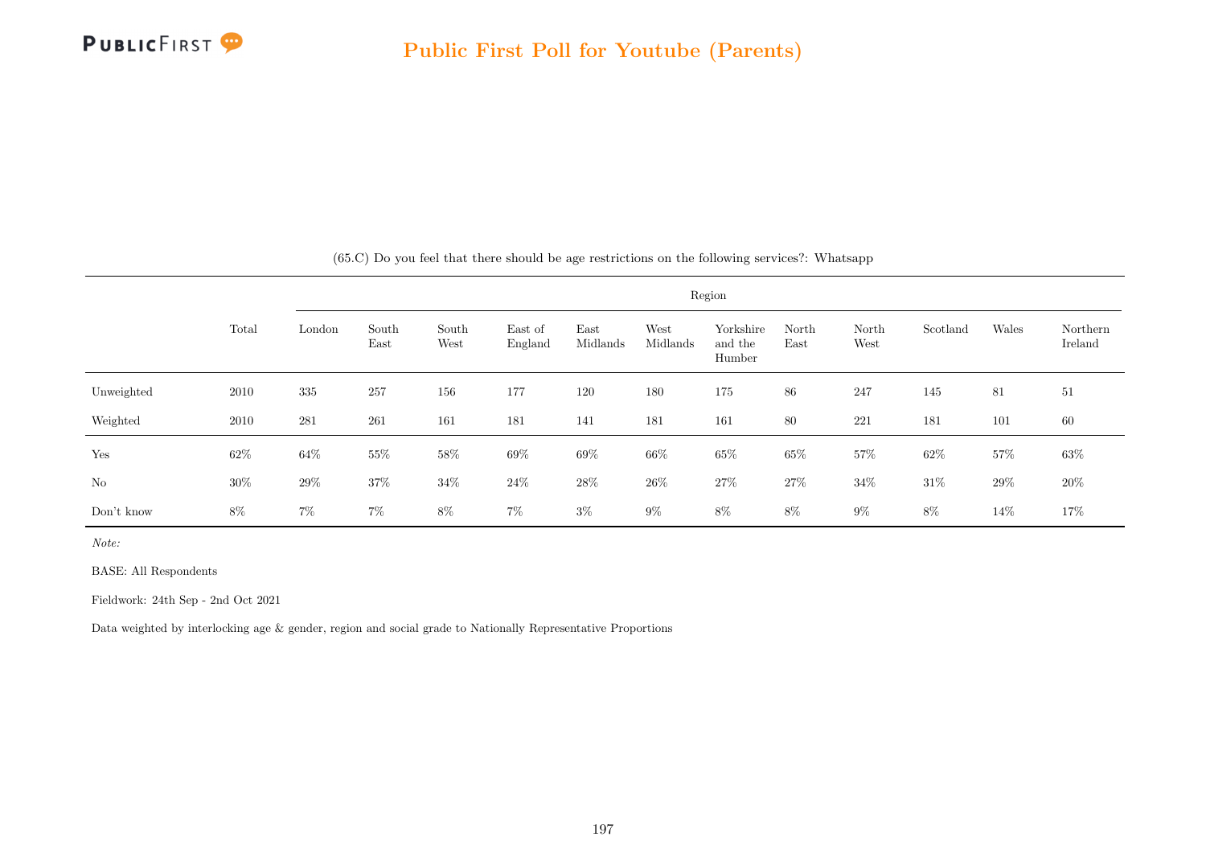(65.C) Do you feel that there should be age restrictions on the following services?: Whatsapp

| | Total | Region | | | | | | | | | | | |
|---|---|---|---|---|---|---|---|---|---|---|---|---|---|
| | | London | South East | South West | East of England | East Midlands | West Midlands | Yorkshire and the Humber | North East | North West | Scotland | Wales | Northern Ireland |
| Unweighted | 2010 | 335 | 257 | 156 | 177 | 120 | 180 | 175 | 86 | 247 | 145 | 81 | 51 |
| Weighted | 2010 | 281 | 261 | 161 | 181 | 141 | 181 | 161 | 80 | 221 | 181 | 101 | 60 |
| Yes | 62% | 64% | 55% | 58% | 69% | 69% | 66% | 65% | 65% | 57% | 62% | 57% | 63% |
| No | 30% | 29% | 37% | 34% | 24% | 28% | 26% | 27% | 27% | 34% | 31% | 29% | 20% |
| Don't know | 8% | 7% | 7% | 8% | 7% | 3% | 9% | 8% | 8% | 9% | 8% | 14% | 17% |

*Note:*

BASE: All Respondents

Fieldwork: 24th Sep - 2nd Oct 2021

Data weighted by interlocking age & gender, region and social grade to Nationally Representative Proportions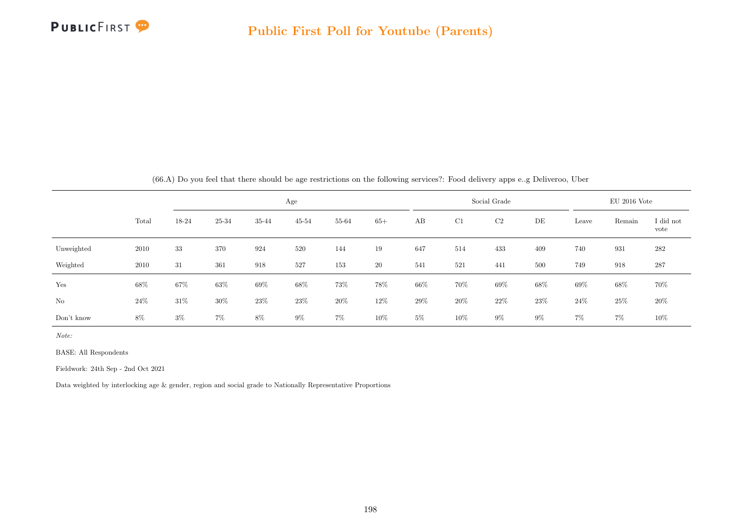(66.A) Do you feel that there should be age restrictions on the following services?: Food delivery apps e..g Deliveroo, Uber

| | Total | Age | | | | | | Social Grade | | | | EU 2016 Vote | | |
|---|---|---|---|---|---|---|---|---|---|---|---|---|---|---|
| | | 18-24 | 25-34 | 35-44 | 45-54 | 55-64 | 65+ | AB | C1 | C2 | DE | Leave | Remain | I did not vote |
| Unweighted | 2010 | 33 | 370 | 924 | 520 | 144 | 19 | 647 | 514 | 433 | 409 | 740 | 931 | 282 |
| Weighted | 2010 | 31 | 361 | 918 | 527 | 153 | 20 | 541 | 521 | 441 | 500 | 749 | 918 | 287 |
| Yes | 68% | 67% | 63% | 69% | 68% | 73% | 78% | 66% | 70% | 69% | 68% | 69% | 68% | 70% |
| No | 24% | 31% | 30% | 23% | 23% | 20% | 12% | 29% | 20% | 22% | 23% | 24% | 25% | 20% |
| Don't know | 8% | 3% | 7% | 8% | 9% | 7% | 10% | 5% | 10% | 9% | 9% | 7% | 7% | 10% |

*Note:*

BASE: All Respondents

Fieldwork: 24th Sep - 2nd Oct 2021

Data weighted by interlocking age & gender, region and social grade to Nationally Representative Proportions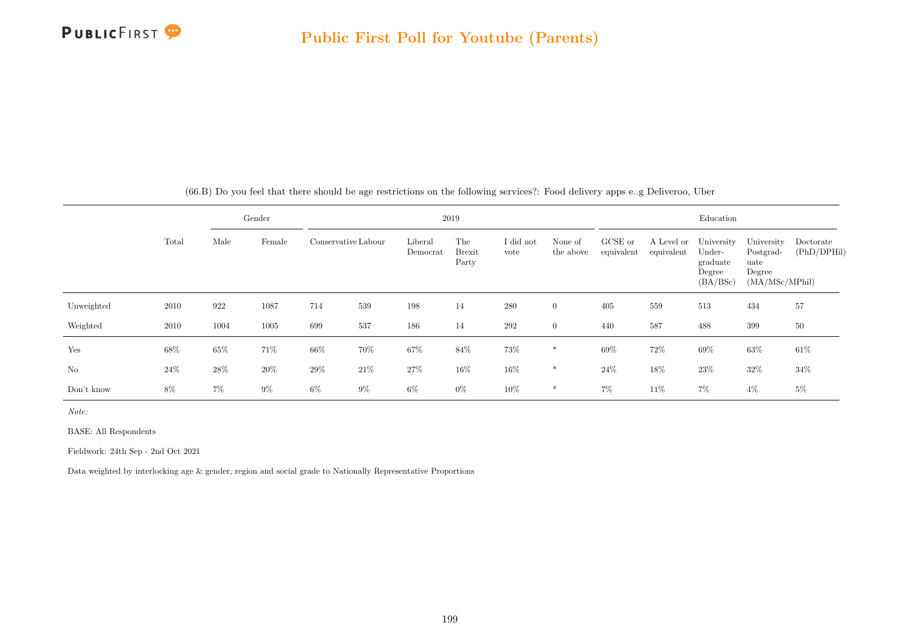# Public First Poll for Youtube (Parents)

(66.B) Do you feel that there should be age restrictions on the following services?: Food delivery apps e..g Deliveroo, Uber

| | Total | Gender | | 2019 | | | | | | Education | | | | |
|---|---|---|---|---|---|---|---|---|---|---|---|---|---|---|
| | | Male | Female | Conservative | Labour | Liberal Democrat | The Brexit Party | I did not vote | None of the above | GCSE or equivalent | A Level or equivalent | University Under-graduate Degree (BA/BSc) | University Postgrad-uate Degree (MA/MSc/MPhil) | Doctorate (PhD/DPHil) |
| Unweighted | 2010 | 922 | 1087 | 714 | 539 | 198 | 14 | 280 | 0 | 405 | 559 | 513 | 434 | 57 |
| Weighted | 2010 | 1004 | 1005 | 699 | 537 | 186 | 14 | 292 | 0 | 440 | 587 | 488 | 399 | 50 |
| Yes | 68% | 65% | 71% | 66% | 70% | 67% | 84% | 73% | * | 69% | 72% | 69% | 63% | 61% |
| No | 24% | 28% | 20% | 29% | 21% | 27% | 16% | 16% | * | 24% | 18% | 23% | 32% | 34% |
| Don't know | 8% | 7% | 9% | 6% | 9% | 6% | 0% | 10% | * | 7% | 11% | 7% | 4% | 5% |

*Note:*

BASE: All Respondents

Fieldwork: 24th Sep - 2nd Oct 2021

Data weighted by interlocking age & gender, region and social grade to Nationally Representative Proportions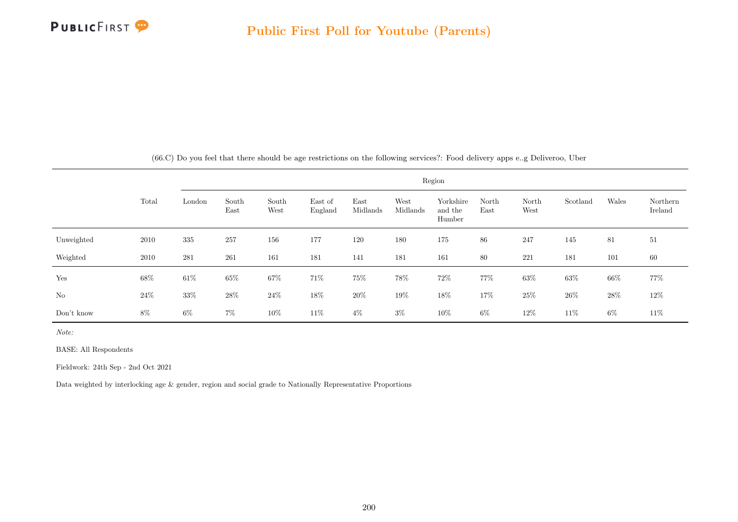(66.C) Do you feel that there should be age restrictions on the following services?: Food delivery apps e..g Deliveroo, Uber

| | Total | Region | | | | | | | | | | | |
|---|---|---|---|---|---|---|---|---|---|---|---|---|---|
| | | London | South East | South West | East of England | East Midlands | West Midlands | Yorkshire and the Humber | North East | North West | Scotland | Wales | Northern Ireland |
| Unweighted | 2010 | 335 | 257 | 156 | 177 | 120 | 180 | 175 | 86 | 247 | 145 | 81 | 51 |
| Weighted | 2010 | 281 | 261 | 161 | 181 | 141 | 181 | 161 | 80 | 221 | 181 | 101 | 60 |
| Yes | 68% | 61% | 65% | 67% | 71% | 75% | 78% | 72% | 77% | 63% | 63% | 66% | 77% |
| No | 24% | 33% | 28% | 24% | 18% | 20% | 19% | 18% | 17% | 25% | 26% | 28% | 12% |
| Don't know | 8% | 6% | 7% | 10% | 11% | 4% | 3% | 10% | 6% | 12% | 11% | 6% | 11% |

*Note:*

BASE: All Respondents

Fieldwork: 24th Sep - 2nd Oct 2021

Data weighted by interlocking age & gender, region and social grade to Nationally Representative Proportions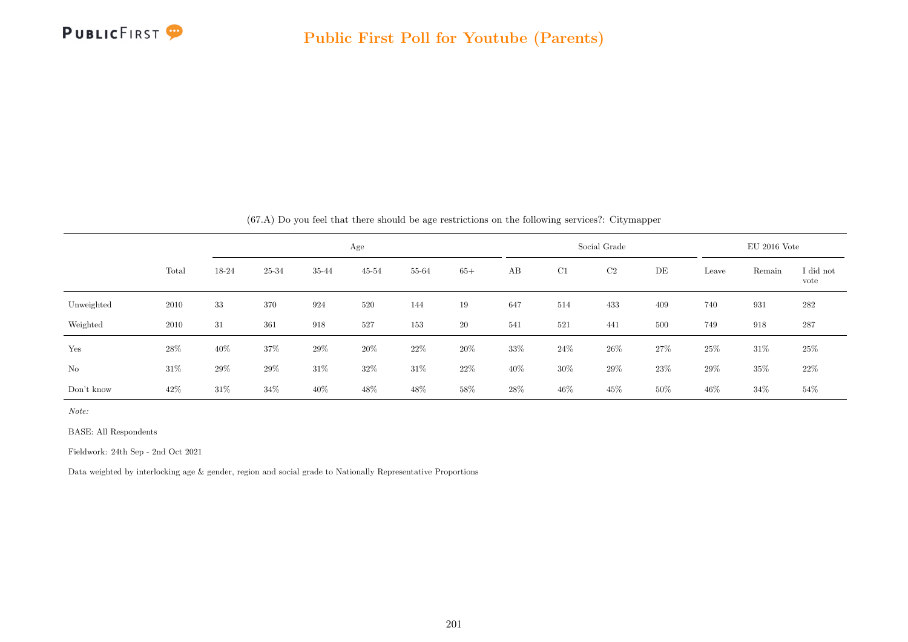(67.A) Do you feel that there should be age restrictions on the following services?: Citymapper

| | Total | Age | | | | | | Social Grade | | | | EU 2016 Vote | | |
|---|---|---|---|---|---|---|---|---|---|---|---|---|---|---|
| | | 18-24 | 25-34 | 35-44 | 45-54 | 55-64 | 65+ | AB | C1 | C2 | DE | Leave | Remain | I did not vote |
| Unweighted | 2010 | 33 | 370 | 924 | 520 | 144 | 19 | 647 | 514 | 433 | 409 | 740 | 931 | 282 |
| Weighted | 2010 | 31 | 361 | 918 | 527 | 153 | 20 | 541 | 521 | 441 | 500 | 749 | 918 | 287 |
| Yes | 28% | 40% | 37% | 29% | 20% | 22% | 20% | 33% | 24% | 26% | 27% | 25% | 31% | 25% |
| No | 31% | 29% | 29% | 31% | 32% | 31% | 22% | 40% | 30% | 29% | 23% | 29% | 35% | 22% |
| Don't know | 42% | 31% | 34% | 40% | 48% | 48% | 58% | 28% | 46% | 45% | 50% | 46% | 34% | 54% |

*Note:*

BASE: All Respondents

Fieldwork: 24th Sep - 2nd Oct 2021

Data weighted by interlocking age & gender, region and social grade to Nationally Representative Proportions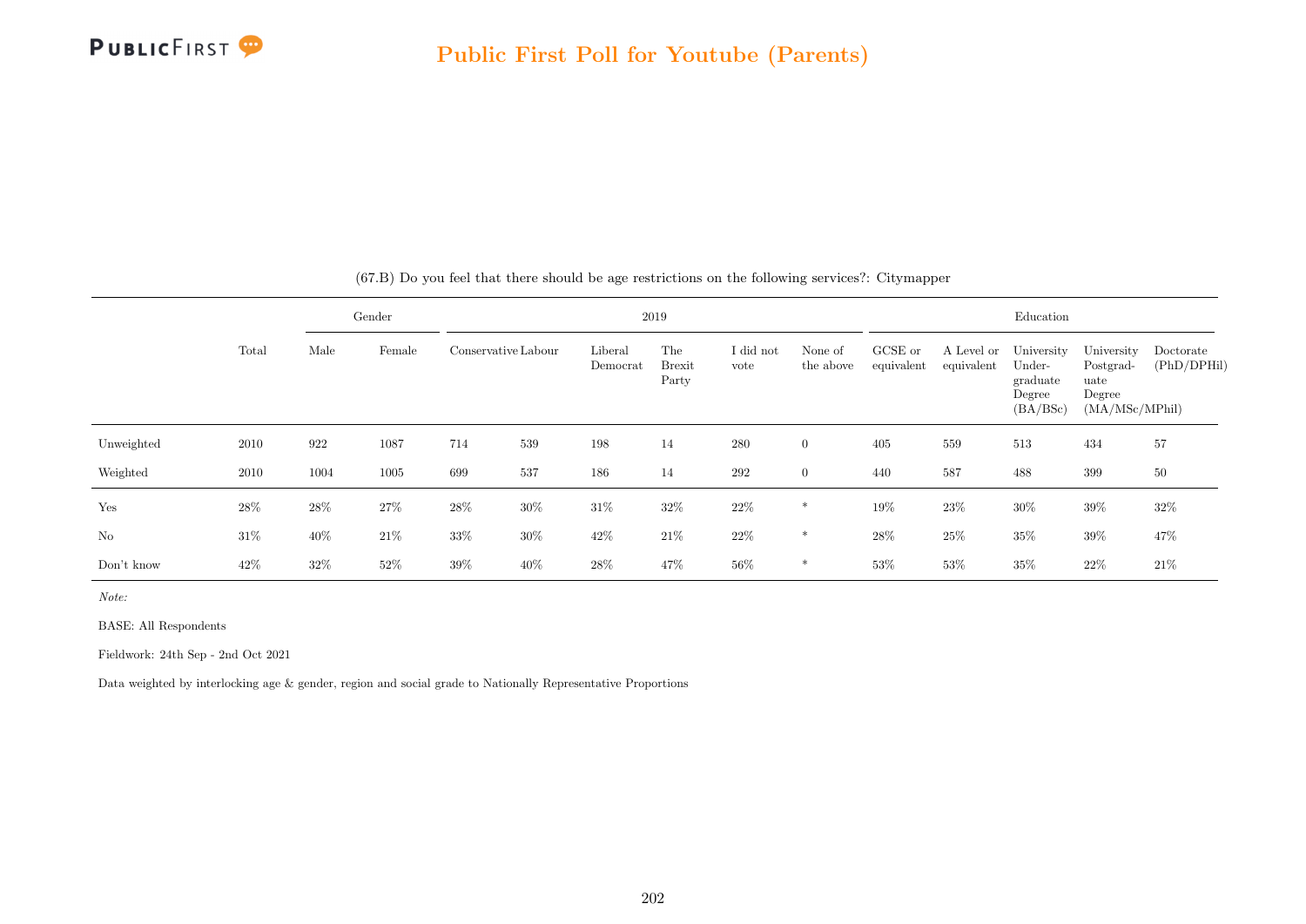## Public First Poll for Youtube (Parents)

(67.B) Do you feel that there should be age restrictions on the following services?: Citymapper

| | Total | Gender | | 2019 | | | | | | Education | | | | |
|---|---|---|---|---|---|---|---|---|---|---|---|---|---|---|
| | | Male | Female | Conservative | Labour | Liberal Democrat | The Brexit Party | I did not vote | None of the above | GCSE or equivalent | A Level or equivalent | University Undergraduate Degree (BA/BSc) | University Postgraduate Degree (MA/MSc/MPhil) | Doctorate (PhD/DPHil) |
| Unweighted | 2010 | 922 | 1087 | 714 | 539 | 198 | 14 | 280 | 0 | 405 | 559 | 513 | 434 | 57 |
| Weighted | 2010 | 1004 | 1005 | 699 | 537 | 186 | 14 | 292 | 0 | 440 | 587 | 488 | 399 | 50 |
| Yes | 28% | 28% | 27% | 28% | 30% | 31% | 32% | 22% | * | 19% | 23% | 30% | 39% | 32% |
| No | 31% | 40% | 21% | 33% | 30% | 42% | 21% | 22% | * | 28% | 25% | 35% | 39% | 47% |
| Don't know | 42% | 32% | 52% | 39% | 40% | 28% | 47% | 56% | * | 53% | 53% | 35% | 22% | 21% |

*Note:*

BASE: All Respondents

Fieldwork: 24th Sep - 2nd Oct 2021

Data weighted by interlocking age & gender, region and social grade to Nationally Representative Proportions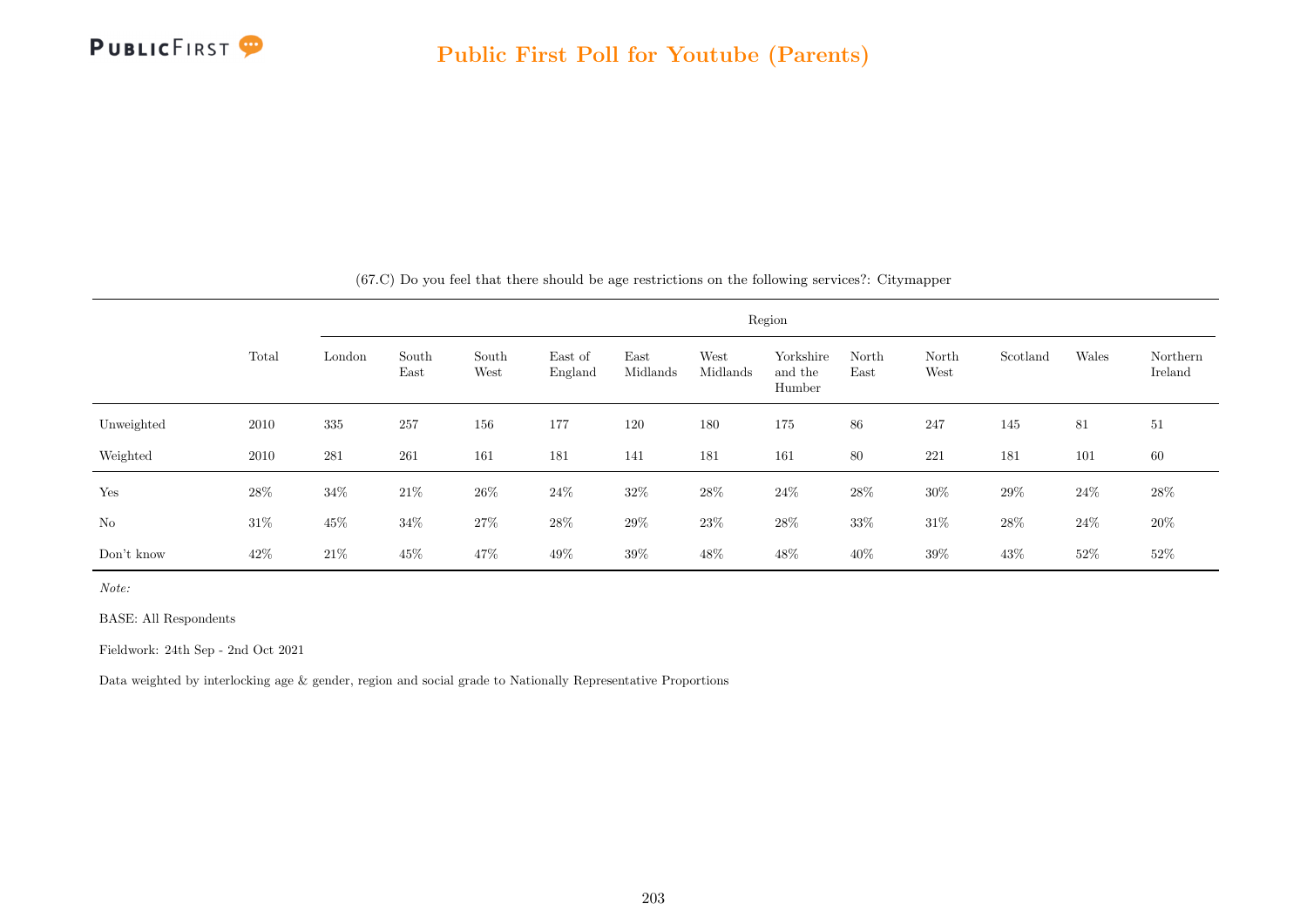(67.C) Do you feel that there should be age restrictions on the following services?: Citymapper

| | Total | Region | | | | | | | | | | | |
|---|---|---|---|---|---|---|---|---|---|---|---|---|---|
| | | London | South East | South West | East of England | East Midlands | West Midlands | Yorkshire and the Humber | North East | North West | Scotland | Wales | Northern Ireland |
| Unweighted | 2010 | 335 | 257 | 156 | 177 | 120 | 180 | 175 | 86 | 247 | 145 | 81 | 51 |
| Weighted | 2010 | 281 | 261 | 161 | 181 | 141 | 181 | 161 | 80 | 221 | 181 | 101 | 60 |
| Yes | 28% | 34% | 21% | 26% | 24% | 32% | 28% | 24% | 28% | 30% | 29% | 24% | 28% |
| No | 31% | 45% | 34% | 27% | 28% | 29% | 23% | 28% | 33% | 31% | 28% | 24% | 20% |
| Don't know | 42% | 21% | 45% | 47% | 49% | 39% | 48% | 48% | 40% | 39% | 43% | 52% | 52% |

*Note:*

BASE: All Respondents

Fieldwork: 24th Sep - 2nd Oct 2021

Data weighted by interlocking age & gender, region and social grade to Nationally Representative Proportions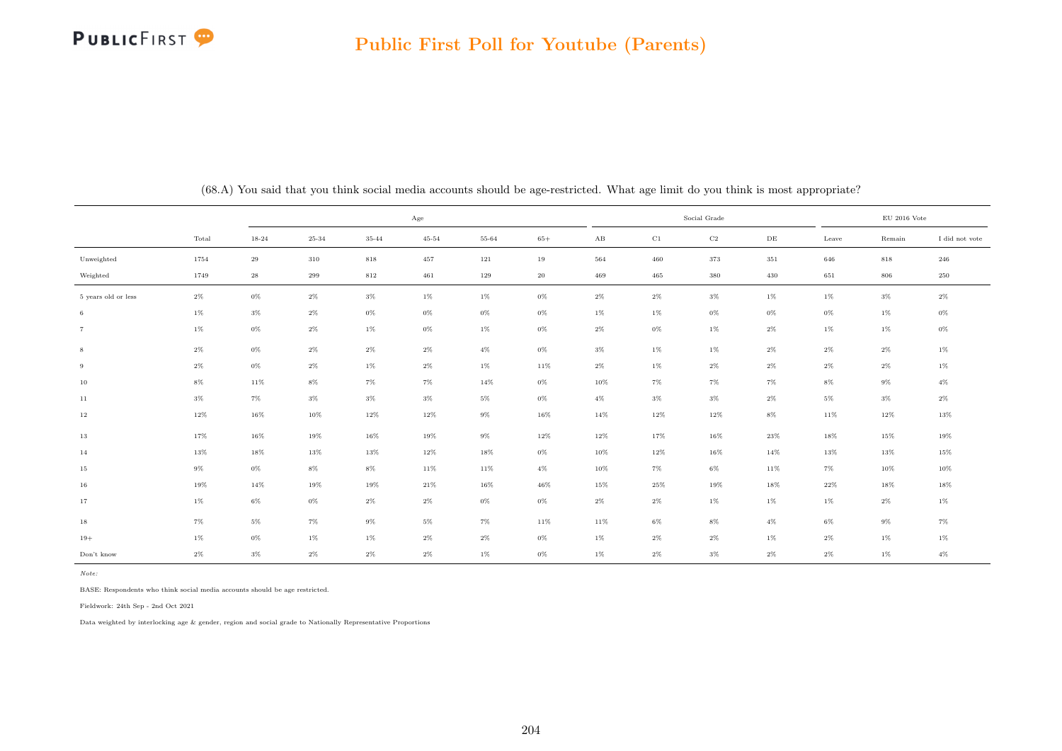## Public First Poll for Youtube (Parents)

(68.A) You said that you think social media accounts should be age-restricted. What age limit do you think is most appropriate?

| | | Age | | | | | | Social Grade | | | | EU 2016 Vote | | |
|---|---|---|---|---|---|---|---|---|---|---|---|---|---|---|
| | Total | 18-24 | 25-34 | 35-44 | 45-54 | 55-64 | 65+ | AB | C1 | C2 | DE | Leave | Remain | I did not vote |
| Unweighted | 1754 | 29 | 310 | 818 | 457 | 121 | 19 | 564 | 460 | 373 | 351 | 646 | 818 | 246 |
| Weighted | 1749 | 28 | 299 | 812 | 461 | 129 | 20 | 469 | 465 | 380 | 430 | 651 | 806 | 250 |
| 5 years old or less | 2% | 0% | 2% | 3% | 1% | 1% | 0% | 2% | 2% | 3% | 1% | 1% | 3% | 2% |
| 6 | 1% | 3% | 2% | 0% | 0% | 0% | 0% | 1% | 1% | 0% | 0% | 0% | 1% | 0% |
| 7 | 1% | 0% | 2% | 1% | 0% | 1% | 0% | 2% | 0% | 1% | 2% | 1% | 1% | 0% |
| 8 | 2% | 0% | 2% | 2% | 2% | 4% | 0% | 3% | 1% | 1% | 2% | 2% | 2% | 1% |
| 9 | 2% | 0% | 2% | 1% | 2% | 1% | 11% | 2% | 1% | 2% | 2% | 2% | 2% | 1% |
| 10 | 8% | 11% | 8% | 7% | 7% | 14% | 0% | 10% | 7% | 7% | 7% | 8% | 9% | 4% |
| 11 | 3% | 7% | 3% | 3% | 3% | 5% | 0% | 4% | 3% | 3% | 2% | 5% | 3% | 2% |
| 12 | 12% | 16% | 10% | 12% | 12% | 9% | 16% | 14% | 12% | 12% | 8% | 11% | 12% | 13% |
| 13 | 17% | 16% | 19% | 16% | 19% | 9% | 12% | 12% | 17% | 16% | 23% | 18% | 15% | 19% |
| 14 | 13% | 18% | 13% | 13% | 12% | 18% | 0% | 10% | 12% | 16% | 14% | 13% | 13% | 15% |
| 15 | 9% | 0% | 8% | 8% | 11% | 11% | 4% | 10% | 7% | 6% | 11% | 7% | 10% | 10% |
| 16 | 19% | 14% | 19% | 19% | 21% | 16% | 46% | 15% | 25% | 19% | 18% | 22% | 18% | 18% |
| 17 | 1% | 6% | 0% | 2% | 2% | 0% | 0% | 2% | 2% | 1% | 1% | 1% | 2% | 1% |
| 18 | 7% | 5% | 7% | 9% | 5% | 7% | 11% | 11% | 6% | 8% | 4% | 6% | 9% | 7% |
| 19+ | 1% | 0% | 1% | 1% | 2% | 2% | 0% | 1% | 2% | 2% | 1% | 2% | 1% | 1% |
| Don't know | 2% | 3% | 2% | 2% | 2% | 1% | 0% | 1% | 2% | 3% | 2% | 2% | 1% | 4% |

*Note:*

BASE: Respondents who think social media accounts should be age restricted.

Fieldwork: 24th Sep - 2nd Oct 2021

Data weighted by interlocking age & gender, region and social grade to Nationally Representative Proportions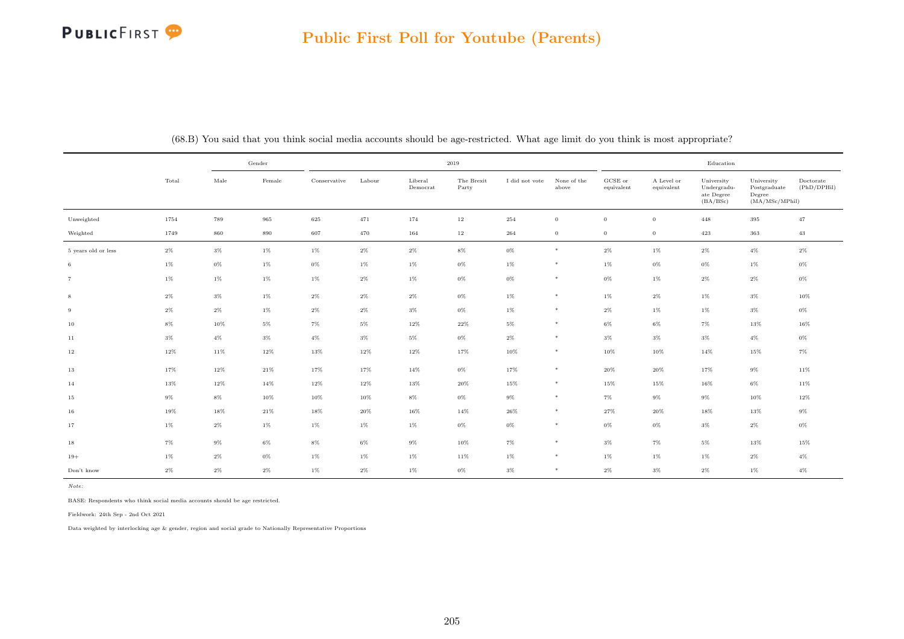## Public First Poll for Youtube (Parents)

(68.B) You said that you think social media accounts should be age-restricted. What age limit do you think is most appropriate?

| | Total | Gender | | 2019 | | | | | | Education | | | | |
|---|---|---|---|---|---|---|---|---|---|---|---|---|---|---|
| | | Male | Female | Conservative | Labour | Liberal Democrat | The Brexit Party | I did not vote | None of the above | GCSE or equivalent | A Level or equivalent | University Undergraduate Degree (BA/BSc) | University Postgraduate Degree (MA/MSc/MPhil) | Doctorate (PhD/DPHil) |
| Unweighted | 1754 | 789 | 965 | 625 | 471 | 174 | 12 | 254 | 0 | 0 | 0 | 448 | 395 | 47 |
| Weighted | 1749 | 860 | 890 | 607 | 470 | 164 | 12 | 264 | 0 | 0 | 0 | 423 | 363 | 43 |
| 5 years old or less | 2% | 3% | 1% | 1% | 2% | 2% | 8% | 0% | * | 2% | 1% | 2% | 4% | 2% |
| 6 | 1% | 0% | 1% | 0% | 1% | 1% | 0% | 1% | * | 1% | 0% | 0% | 1% | 0% |
| 7 | 1% | 1% | 1% | 1% | 2% | 1% | 0% | 0% | * | 0% | 1% | 2% | 2% | 0% |
| 8 | 2% | 3% | 1% | 2% | 2% | 2% | 0% | 1% | * | 1% | 2% | 1% | 3% | 10% |
| 9 | 2% | 2% | 1% | 2% | 2% | 3% | 0% | 1% | * | 2% | 1% | 1% | 3% | 0% |
| 10 | 8% | 10% | 5% | 7% | 5% | 12% | 22% | 5% | * | 6% | 6% | 7% | 13% | 16% |
| 11 | 3% | 4% | 3% | 4% | 3% | 5% | 0% | 2% | * | 3% | 3% | 3% | 4% | 0% |
| 12 | 12% | 11% | 12% | 13% | 12% | 12% | 17% | 10% | * | 10% | 10% | 14% | 15% | 7% |
| 13 | 17% | 12% | 21% | 17% | 17% | 14% | 0% | 17% | * | 20% | 20% | 17% | 9% | 11% |
| 14 | 13% | 12% | 14% | 12% | 12% | 13% | 20% | 15% | * | 15% | 15% | 16% | 6% | 11% |
| 15 | 9% | 8% | 10% | 10% | 10% | 8% | 0% | 9% | * | 7% | 9% | 9% | 10% | 12% |
| 16 | 19% | 18% | 21% | 18% | 20% | 16% | 14% | 26% | * | 27% | 20% | 18% | 13% | 9% |
| 17 | 1% | 2% | 1% | 1% | 1% | 1% | 0% | 0% | * | 0% | 0% | 3% | 2% | 0% |
| 18 | 7% | 9% | 6% | 8% | 6% | 9% | 10% | 7% | * | 3% | 7% | 5% | 13% | 15% |
| 19+ | 1% | 2% | 0% | 1% | 1% | 1% | 11% | 1% | * | 1% | 1% | 1% | 2% | 4% |
| Don't know | 2% | 2% | 2% | 1% | 2% | 1% | 0% | 3% | * | 2% | 3% | 2% | 1% | 4% |

*Note:*

BASE: Respondents who think social media accounts should be age restricted.

Fieldwork: 24th Sep - 2nd Oct 2021

Data weighted by interlocking age & gender, region and social grade to Nationally Representative Proportions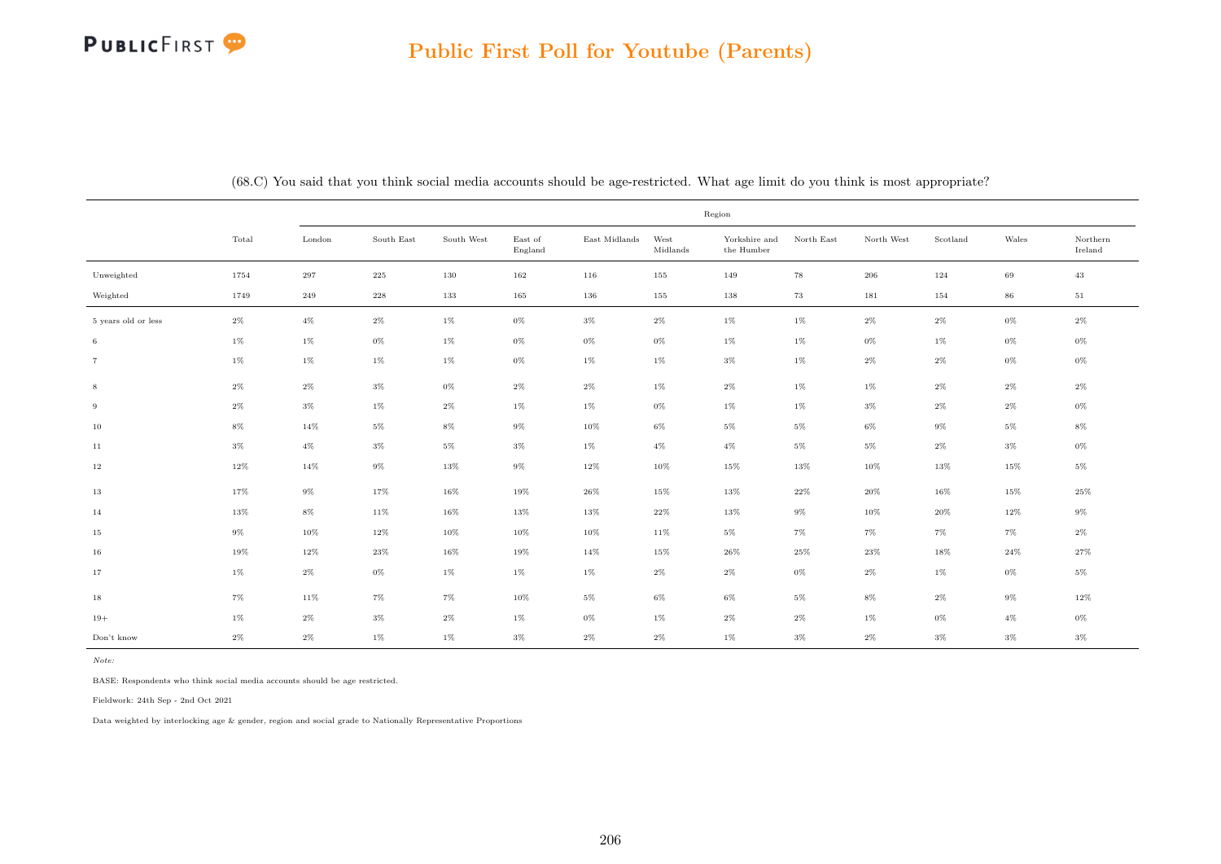## Public First Poll for Youtube (Parents)

(68.C) You said that you think social media accounts should be age-restricted. What age limit do you think is most appropriate?

| | | Region | | | | | | | | | | | |
|---|---|---|---|---|---|---|---|---|---|---|---|---|---|
| | Total | London | South East | South West | East of England | East Midlands | West Midlands | Yorkshire and the Humber | North East | North West | Scotland | Wales | Northern Ireland |
| Unweighted | 1754 | 297 | 225 | 130 | 162 | 116 | 155 | 149 | 78 | 206 | 124 | 69 | 43 |
| Weighted | 1749 | 249 | 228 | 133 | 165 | 136 | 155 | 138 | 73 | 181 | 154 | 86 | 51 |
| 5 years old or less | 2% | 4% | 2% | 1% | 0% | 3% | 2% | 1% | 1% | 2% | 2% | 0% | 2% |
| 6 | 1% | 1% | 0% | 1% | 0% | 0% | 0% | 1% | 1% | 0% | 1% | 0% | 0% |
| 7 | 1% | 1% | 1% | 1% | 0% | 1% | 1% | 3% | 1% | 2% | 2% | 0% | 0% |
| 8 | 2% | 2% | 3% | 0% | 2% | 2% | 1% | 2% | 1% | 1% | 2% | 2% | 2% |
| 9 | 2% | 3% | 1% | 2% | 1% | 1% | 0% | 1% | 1% | 3% | 2% | 2% | 0% |
| 10 | 8% | 14% | 5% | 8% | 9% | 10% | 6% | 5% | 5% | 6% | 9% | 5% | 8% |
| 11 | 3% | 4% | 3% | 5% | 3% | 1% | 4% | 4% | 5% | 5% | 2% | 3% | 0% |
| 12 | 12% | 14% | 9% | 13% | 9% | 12% | 10% | 15% | 13% | 10% | 13% | 15% | 5% |
| 13 | 17% | 9% | 17% | 16% | 19% | 26% | 15% | 13% | 22% | 20% | 16% | 15% | 25% |
| 14 | 13% | 8% | 11% | 16% | 13% | 13% | 22% | 13% | 9% | 10% | 20% | 12% | 9% |
| 15 | 9% | 10% | 12% | 10% | 10% | 10% | 11% | 5% | 7% | 7% | 7% | 7% | 2% |
| 16 | 19% | 12% | 23% | 16% | 19% | 14% | 15% | 26% | 25% | 23% | 18% | 24% | 27% |
| 17 | 1% | 2% | 0% | 1% | 1% | 1% | 2% | 2% | 0% | 2% | 1% | 0% | 5% |
| 18 | 7% | 11% | 7% | 7% | 10% | 5% | 6% | 6% | 5% | 8% | 2% | 9% | 12% |
| 19+ | 1% | 2% | 3% | 2% | 1% | 0% | 1% | 2% | 2% | 1% | 0% | 4% | 0% |
| Don't know | 2% | 2% | 1% | 1% | 3% | 2% | 2% | 1% | 3% | 2% | 3% | 3% | 3% |

*Note:*

BASE: Respondents who think social media accounts should be age restricted.

Fieldwork: 24th Sep - 2nd Oct 2021

Data weighted by interlocking age & gender, region and social grade to Nationally Representative Proportions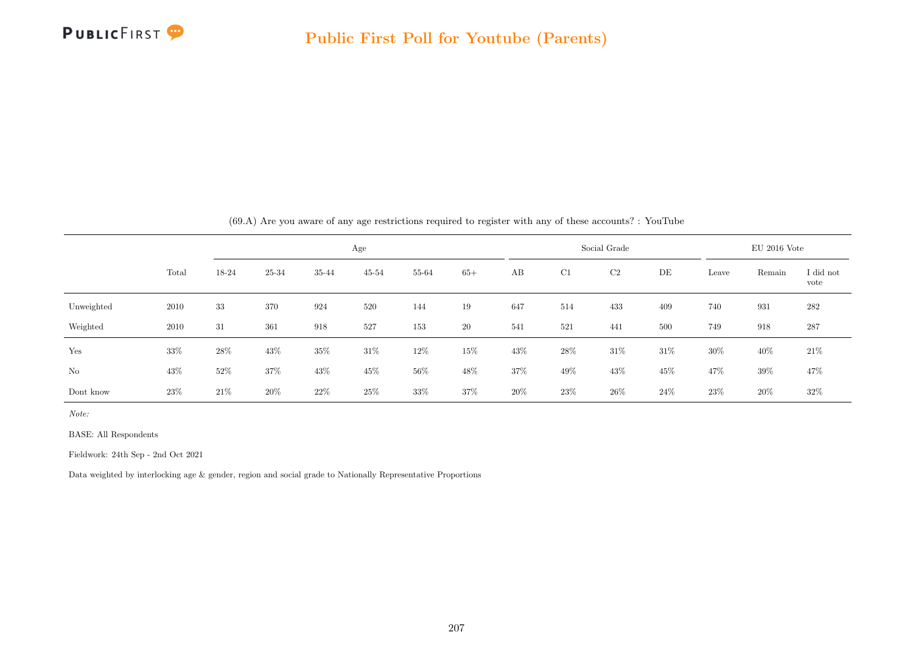(69.A) Are you aware of any age restrictions required to register with any of these accounts? : YouTube

| | Total | Age | | | | | | Social Grade | | | | EU 2016 Vote | | |
|---|---|---|---|---|---|---|---|---|---|---|---|---|---|---|
| | | 18-24 | 25-34 | 35-44 | 45-54 | 55-64 | 65+ | AB | C1 | C2 | DE | Leave | Remain | I did not vote |
| Unweighted | 2010 | 33 | 370 | 924 | 520 | 144 | 19 | 647 | 514 | 433 | 409 | 740 | 931 | 282 |
| Weighted | 2010 | 31 | 361 | 918 | 527 | 153 | 20 | 541 | 521 | 441 | 500 | 749 | 918 | 287 |
| Yes | 33% | 28% | 43% | 35% | 31% | 12% | 15% | 43% | 28% | 31% | 31% | 30% | 40% | 21% |
| No | 43% | 52% | 37% | 43% | 45% | 56% | 48% | 37% | 49% | 43% | 45% | 47% | 39% | 47% |
| Dont know | 23% | 21% | 20% | 22% | 25% | 33% | 37% | 20% | 23% | 26% | 24% | 23% | 20% | 32% |

*Note:*

BASE: All Respondents

Fieldwork: 24th Sep - 2nd Oct 2021

Data weighted by interlocking age & gender, region and social grade to Nationally Representative Proportions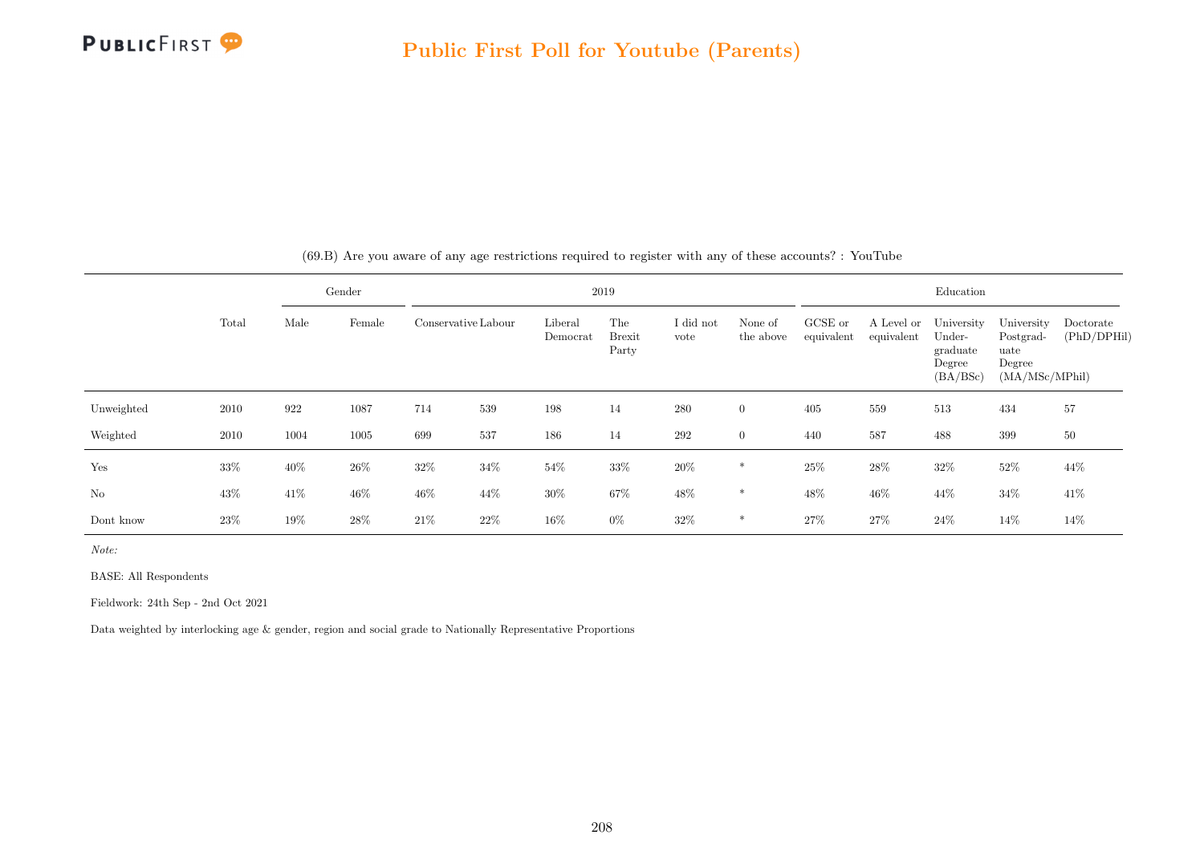## Public First Poll for Youtube (Parents)

(69.B) Are you aware of any age restrictions required to register with any of these accounts? : YouTube

| | Total | Gender | | 2019 | | | | | | Education | | | | |
|---|---|---|---|---|---|---|---|---|---|---|---|---|---|---|
| | | Male | Female | Conservative | Labour | Liberal Democrat | The Brexit Party | I did not vote | None of the above | GCSE or equivalent | A Level or equivalent | University Under-graduate Degree (BA/BSc) | University Postgrad-uate Degree (MA/MSc/MPhil) | Doctorate (PhD/DPHil) |
| Unweighted | 2010 | 922 | 1087 | 714 | 539 | 198 | 14 | 280 | 0 | 405 | 559 | 513 | 434 | 57 |
| Weighted | 2010 | 1004 | 1005 | 699 | 537 | 186 | 14 | 292 | 0 | 440 | 587 | 488 | 399 | 50 |
| Yes | 33% | 40% | 26% | 32% | 34% | 54% | 33% | 20% | * | 25% | 28% | 32% | 52% | 44% |
| No | 43% | 41% | 46% | 46% | 44% | 30% | 67% | 48% | * | 48% | 46% | 44% | 34% | 41% |
| Dont know | 23% | 19% | 28% | 21% | 22% | 16% | 0% | 32% | * | 27% | 27% | 24% | 14% | 14% |

*Note:*

BASE: All Respondents

Fieldwork: 24th Sep - 2nd Oct 2021

Data weighted by interlocking age & gender, region and social grade to Nationally Representative Proportions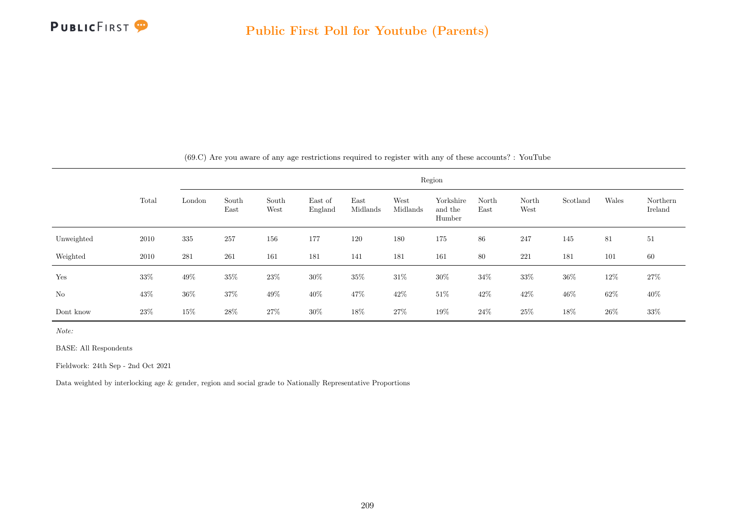(69.C) Are you aware of any age restrictions required to register with any of these accounts? : YouTube

| | Total | Region | | | | | | | | | | | |
|---|---|---|---|---|---|---|---|---|---|---|---|---|---|
| | | London | South East | South West | East of England | East Midlands | West Midlands | Yorkshire and the Humber | North East | North West | Scotland | Wales | Northern Ireland |
| Unweighted | 2010 | 335 | 257 | 156 | 177 | 120 | 180 | 175 | 86 | 247 | 145 | 81 | 51 |
| Weighted | 2010 | 281 | 261 | 161 | 181 | 141 | 181 | 161 | 80 | 221 | 181 | 101 | 60 |
| Yes | 33% | 49% | 35% | 23% | 30% | 35% | 31% | 30% | 34% | 33% | 36% | 12% | 27% |
| No | 43% | 36% | 37% | 49% | 40% | 47% | 42% | 51% | 42% | 42% | 46% | 62% | 40% |
| Dont know | 23% | 15% | 28% | 27% | 30% | 18% | 27% | 19% | 24% | 25% | 18% | 26% | 33% |

*Note:*

BASE: All Respondents

Fieldwork: 24th Sep - 2nd Oct 2021

Data weighted by interlocking age & gender, region and social grade to Nationally Representative Proportions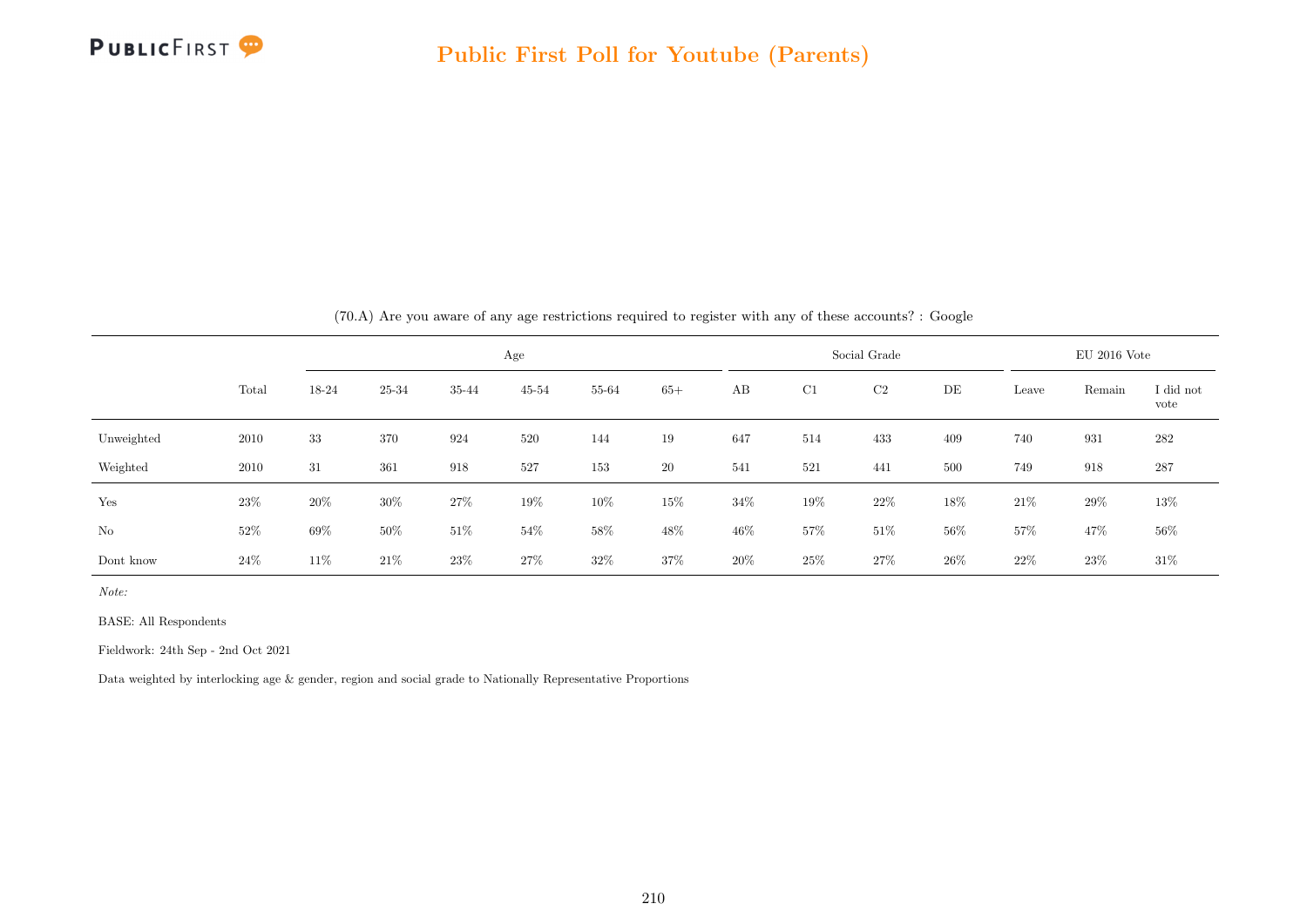(70.A) Are you aware of any age restrictions required to register with any of these accounts? : Google

| | Total | Age | | | | | | Social Grade | | | | EU 2016 Vote | | |
|---|---|---|---|---|---|---|---|---|---|---|---|---|---|---|
| | | 18-24 | 25-34 | 35-44 | 45-54 | 55-64 | 65+ | AB | C1 | C2 | DE | Leave | Remain | I did not vote |
| Unweighted | 2010 | 33 | 370 | 924 | 520 | 144 | 19 | 647 | 514 | 433 | 409 | 740 | 931 | 282 |
| Weighted | 2010 | 31 | 361 | 918 | 527 | 153 | 20 | 541 | 521 | 441 | 500 | 749 | 918 | 287 |
| Yes | 23% | 20% | 30% | 27% | 19% | 10% | 15% | 34% | 19% | 22% | 18% | 21% | 29% | 13% |
| No | 52% | 69% | 50% | 51% | 54% | 58% | 48% | 46% | 57% | 51% | 56% | 57% | 47% | 56% |
| Dont know | 24% | 11% | 21% | 23% | 27% | 32% | 37% | 20% | 25% | 27% | 26% | 22% | 23% | 31% |

*Note:*

BASE: All Respondents

Fieldwork: 24th Sep - 2nd Oct 2021

Data weighted by interlocking age & gender, region and social grade to Nationally Representative Proportions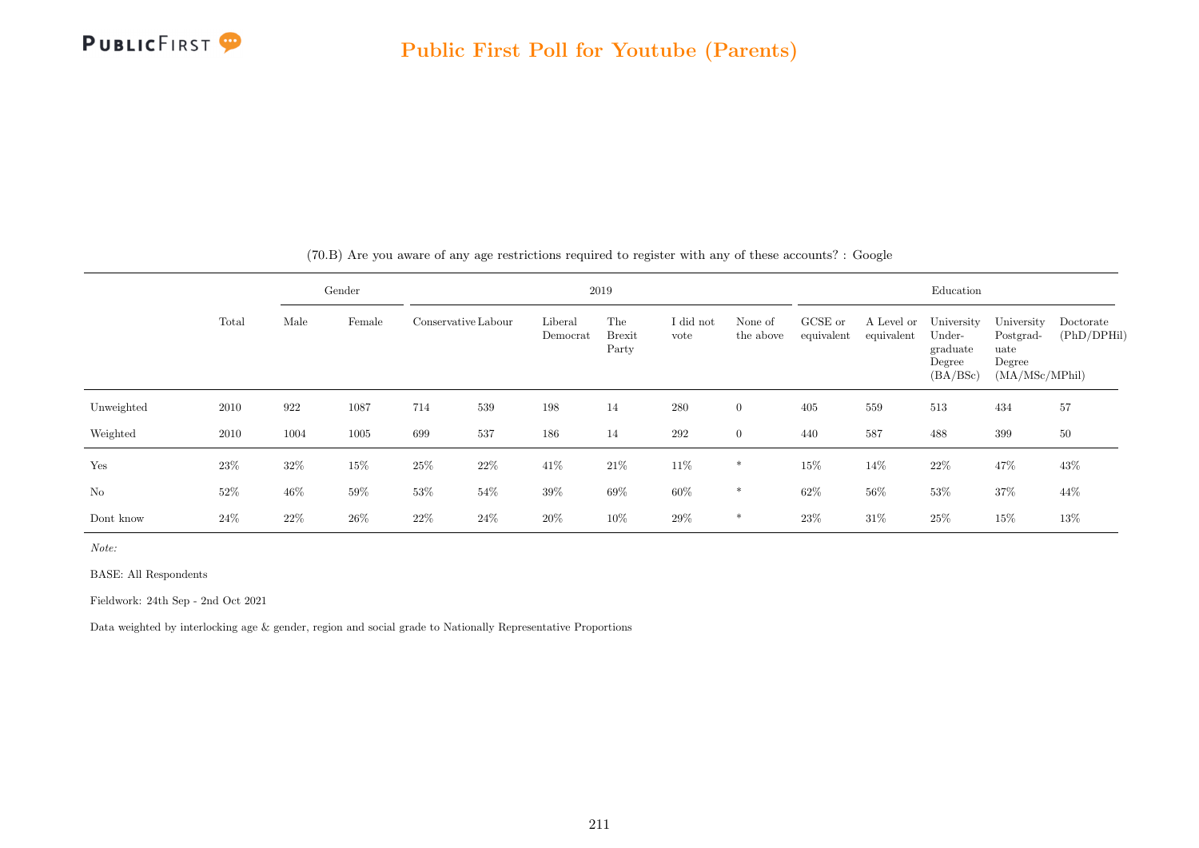## Public First Poll for Youtube (Parents)

(70.B) Are you aware of any age restrictions required to register with any of these accounts? : Google

| | | Gender | | 2019 | | | | | | Education | | | | |
|---|---|---|---|---|---|---|---|---|---|---|---|---|---|---|
| | Total | Male | Female | Conservative | Labour | Liberal Democrat | The Brexit Party | I did not vote | None of the above | GCSE or equivalent | A Level or equivalent | University Under-graduate Degree (BA/BSc) | University Postgrad-uate Degree (MA/MSc/MPhil) | Doctorate (PhD/DPHil) |
| Unweighted | 2010 | 922 | 1087 | 714 | 539 | 198 | 14 | 280 | 0 | 405 | 559 | 513 | 434 | 57 |
| Weighted | 2010 | 1004 | 1005 | 699 | 537 | 186 | 14 | 292 | 0 | 440 | 587 | 488 | 399 | 50 |
| Yes | 23% | 32% | 15% | 25% | 22% | 41% | 21% | 11% | * | 15% | 14% | 22% | 47% | 43% |
| No | 52% | 46% | 59% | 53% | 54% | 39% | 69% | 60% | * | 62% | 56% | 53% | 37% | 44% |
| Dont know | 24% | 22% | 26% | 22% | 24% | 20% | 10% | 29% | * | 23% | 31% | 25% | 15% | 13% |

*Note:*

BASE: All Respondents

Fieldwork: 24th Sep - 2nd Oct 2021

Data weighted by interlocking age & gender, region and social grade to Nationally Representative Proportions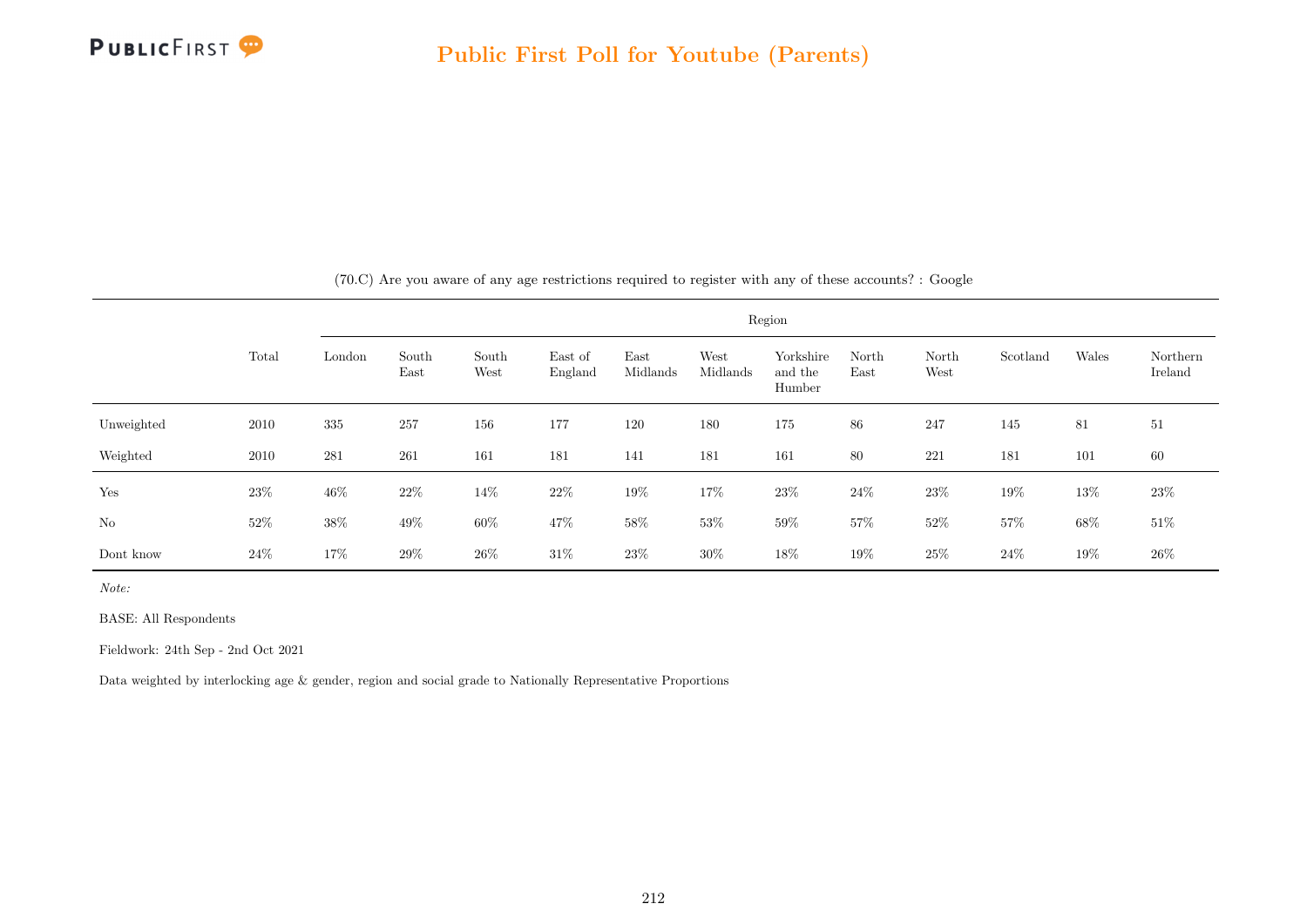(70.C) Are you aware of any age restrictions required to register with any of these accounts? : Google

| | Total | Region | | | | | | | | | | | |
|---|---|---|---|---|---|---|---|---|---|---|---|---|---|
| | | London | South East | South West | East of England | East Midlands | West Midlands | Yorkshire and the Humber | North East | North West | Scotland | Wales | Northern Ireland |
| Unweighted | 2010 | 335 | 257 | 156 | 177 | 120 | 180 | 175 | 86 | 247 | 145 | 81 | 51 |
| Weighted | 2010 | 281 | 261 | 161 | 181 | 141 | 181 | 161 | 80 | 221 | 181 | 101 | 60 |
| Yes | 23% | 46% | 22% | 14% | 22% | 19% | 17% | 23% | 24% | 23% | 19% | 13% | 23% |
| No | 52% | 38% | 49% | 60% | 47% | 58% | 53% | 59% | 57% | 52% | 57% | 68% | 51% |
| Dont know | 24% | 17% | 29% | 26% | 31% | 23% | 30% | 18% | 19% | 25% | 24% | 19% | 26% |

*Note:*

BASE: All Respondents

Fieldwork: 24th Sep - 2nd Oct 2021

Data weighted by interlocking age & gender, region and social grade to Nationally Representative Proportions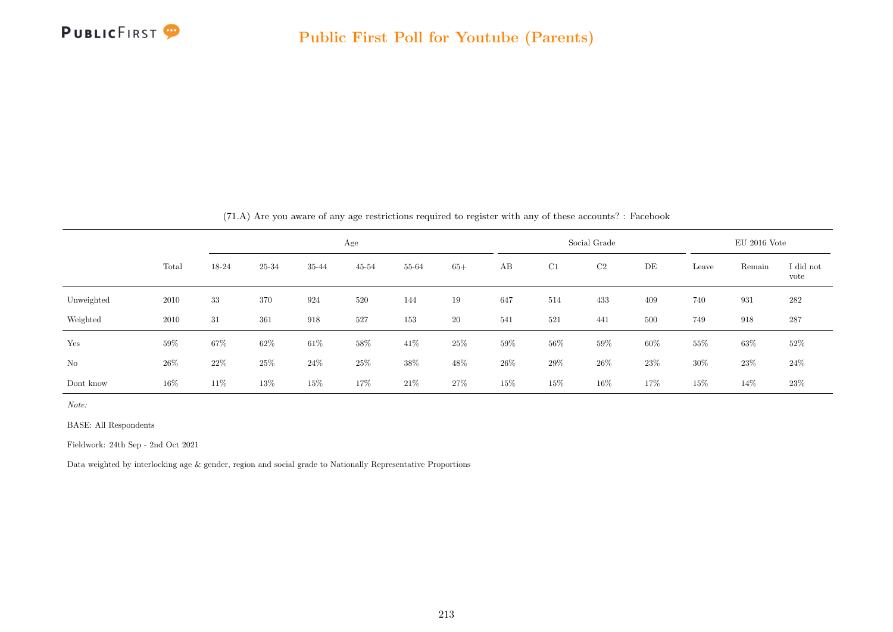(71.A) Are you aware of any age restrictions required to register with any of these accounts? : Facebook

| | Total | Age | | | | | | Social Grade | | | | EU 2016 Vote | | |
|---|---|---|---|---|---|---|---|---|---|---|---|---|---|---|
| | | 18-24 | 25-34 | 35-44 | 45-54 | 55-64 | 65+ | AB | C1 | C2 | DE | Leave | Remain | I did not vote |
| Unweighted | 2010 | 33 | 370 | 924 | 520 | 144 | 19 | 647 | 514 | 433 | 409 | 740 | 931 | 282 |
| Weighted | 2010 | 31 | 361 | 918 | 527 | 153 | 20 | 541 | 521 | 441 | 500 | 749 | 918 | 287 |
| Yes | 59% | 67% | 62% | 61% | 58% | 41% | 25% | 59% | 56% | 59% | 60% | 55% | 63% | 52% |
| No | 26% | 22% | 25% | 24% | 25% | 38% | 48% | 26% | 29% | 26% | 23% | 30% | 23% | 24% |
| Dont know | 16% | 11% | 13% | 15% | 17% | 21% | 27% | 15% | 15% | 16% | 17% | 15% | 14% | 23% |

*Note:*

BASE: All Respondents

Fieldwork: 24th Sep - 2nd Oct 2021

Data weighted by interlocking age & gender, region and social grade to Nationally Representative Proportions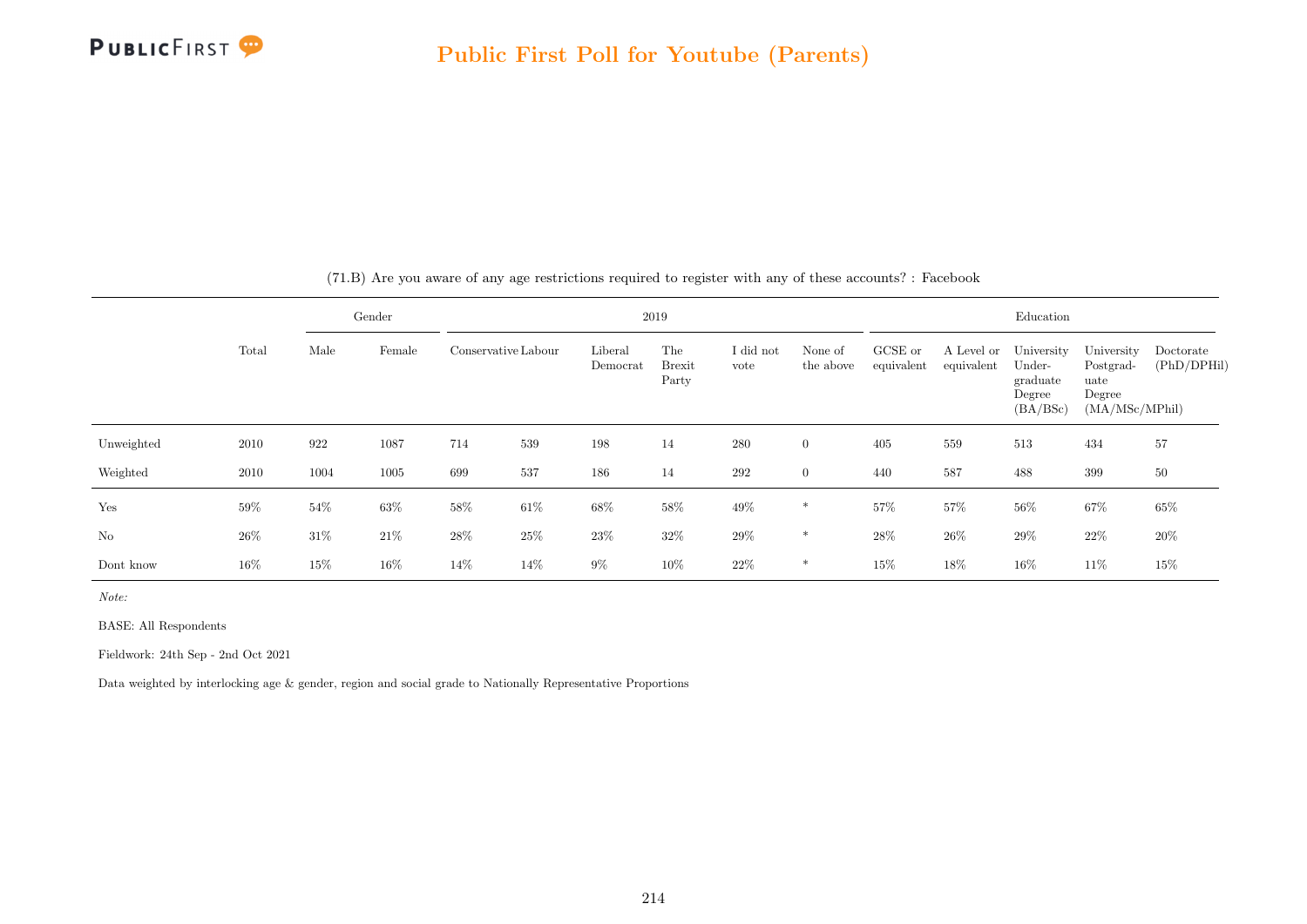(71.B) Are you aware of any age restrictions required to register with any of these accounts? : Facebook

| | Total | Gender | | 2019 | | | | | | Education | | | | |
|---|---|---|---|---|---|---|---|---|---|---|---|---|---|---|
| | | Male | Female | Conservative | Labour | Liberal Democrat | The Brexit Party | I did not vote | None of the above | GCSE or equivalent | A Level or equivalent | University Undergraduate Degree (BA/BSc) | University Postgraduate Degree (MA/MSc/MPhil) | Doctorate (PhD/DPHil) |
| Unweighted | 2010 | 922 | 1087 | 714 | 539 | 198 | 14 | 280 | 0 | 405 | 559 | 513 | 434 | 57 |
| Weighted | 2010 | 1004 | 1005 | 699 | 537 | 186 | 14 | 292 | 0 | 440 | 587 | 488 | 399 | 50 |
| Yes | 59% | 54% | 63% | 58% | 61% | 68% | 58% | 49% | * | 57% | 57% | 56% | 67% | 65% |
| No | 26% | 31% | 21% | 28% | 25% | 23% | 32% | 29% | * | 28% | 26% | 29% | 22% | 20% |
| Dont know | 16% | 15% | 16% | 14% | 14% | 9% | 10% | 22% | * | 15% | 18% | 16% | 11% | 15% |

*Note:*

BASE: All Respondents

Fieldwork: 24th Sep - 2nd Oct 2021

Data weighted by interlocking age & gender, region and social grade to Nationally Representative Proportions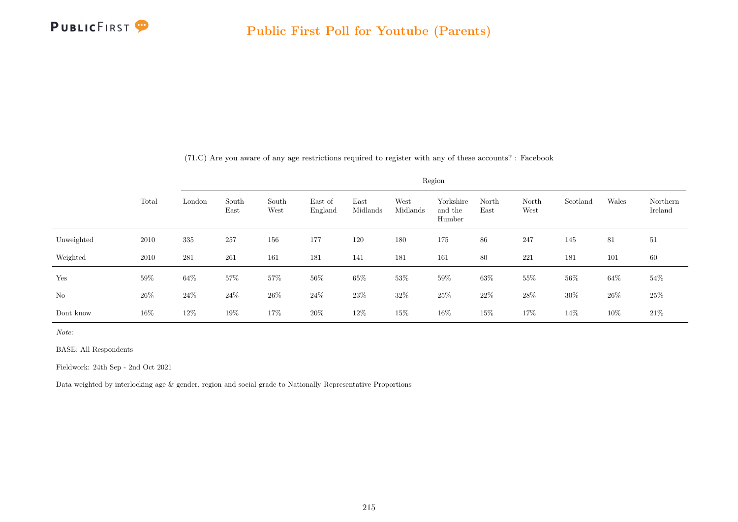## Public First Poll for Youtube (Parents)

(71.C) Are you aware of any age restrictions required to register with any of these accounts? : Facebook

| | Total | Region | | | | | | | | | | | |
|---|---|---|---|---|---|---|---|---|---|---|---|---|---|
| | | London | South East | South West | East of England | East Midlands | West Midlands | Yorkshire and the Humber | North East | North West | Scotland | Wales | Northern Ireland |
| Unweighted | 2010 | 335 | 257 | 156 | 177 | 120 | 180 | 175 | 86 | 247 | 145 | 81 | 51 |
| Weighted | 2010 | 281 | 261 | 161 | 181 | 141 | 181 | 161 | 80 | 221 | 181 | 101 | 60 |
| Yes | 59% | 64% | 57% | 57% | 56% | 65% | 53% | 59% | 63% | 55% | 56% | 64% | 54% |
| No | 26% | 24% | 24% | 26% | 24% | 23% | 32% | 25% | 22% | 28% | 30% | 26% | 25% |
| Dont know | 16% | 12% | 19% | 17% | 20% | 12% | 15% | 16% | 15% | 17% | 14% | 10% | 21% |

*Note:*

BASE: All Respondents

Fieldwork: 24th Sep - 2nd Oct 2021

Data weighted by interlocking age & gender, region and social grade to Nationally Representative Proportions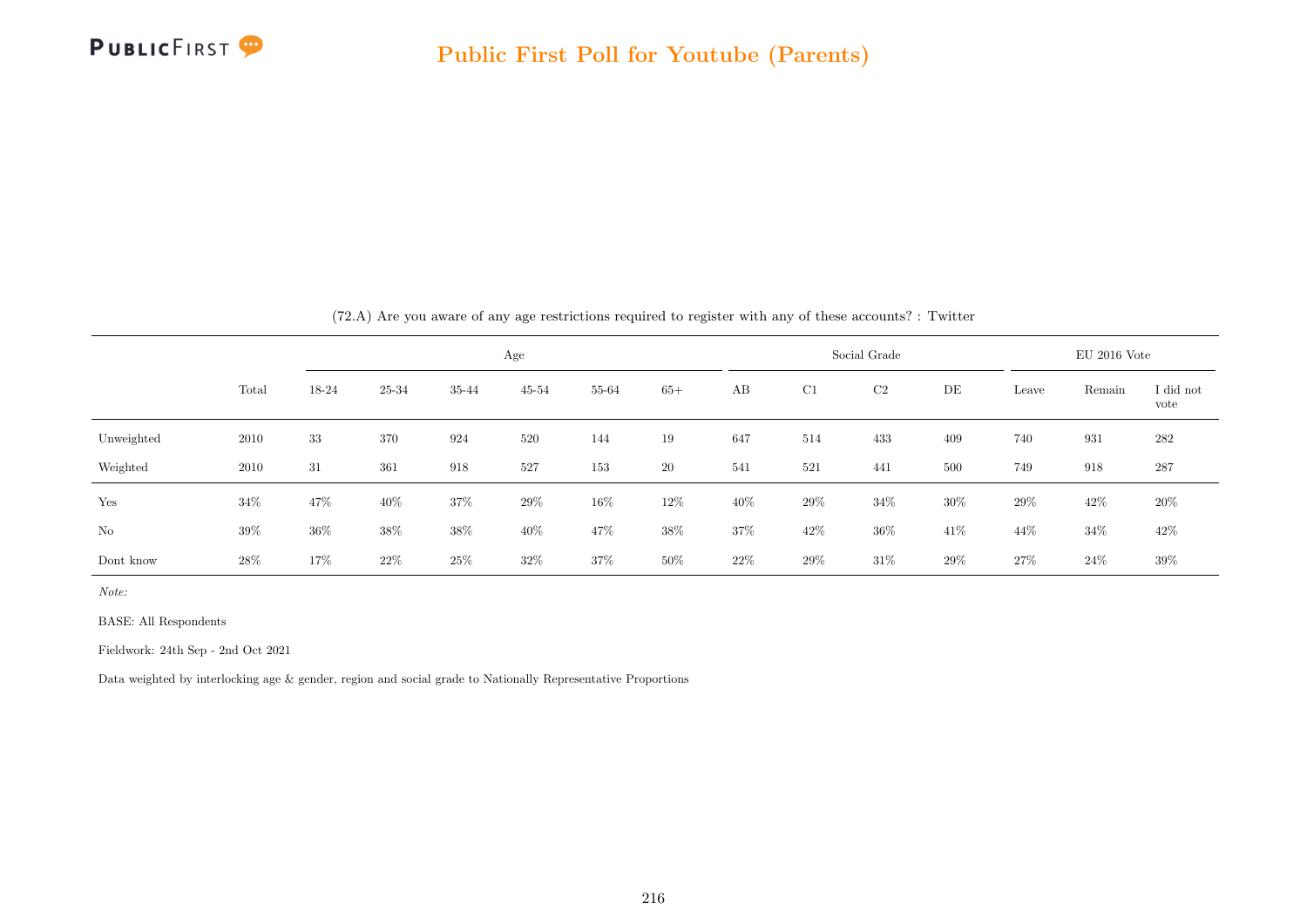(72.A) Are you aware of any age restrictions required to register with any of these accounts? : Twitter

| | Total | Age | | | | | | Social Grade | | | | EU 2016 Vote | | |
|---|---|---|---|---|---|---|---|---|---|---|---|---|---|---|
| | | 18-24 | 25-34 | 35-44 | 45-54 | 55-64 | 65+ | AB | C1 | C2 | DE | Leave | Remain | I did not vote |
| Unweighted | 2010 | 33 | 370 | 924 | 520 | 144 | 19 | 647 | 514 | 433 | 409 | 740 | 931 | 282 |
| Weighted | 2010 | 31 | 361 | 918 | 527 | 153 | 20 | 541 | 521 | 441 | 500 | 749 | 918 | 287 |
| Yes | 34% | 47% | 40% | 37% | 29% | 16% | 12% | 40% | 29% | 34% | 30% | 29% | 42% | 20% |
| No | 39% | 36% | 38% | 38% | 40% | 47% | 38% | 37% | 42% | 36% | 41% | 44% | 34% | 42% |
| Dont know | 28% | 17% | 22% | 25% | 32% | 37% | 50% | 22% | 29% | 31% | 29% | 27% | 24% | 39% |

*Note:*

BASE: All Respondents

Fieldwork: 24th Sep - 2nd Oct 2021

Data weighted by interlocking age & gender, region and social grade to Nationally Representative Proportions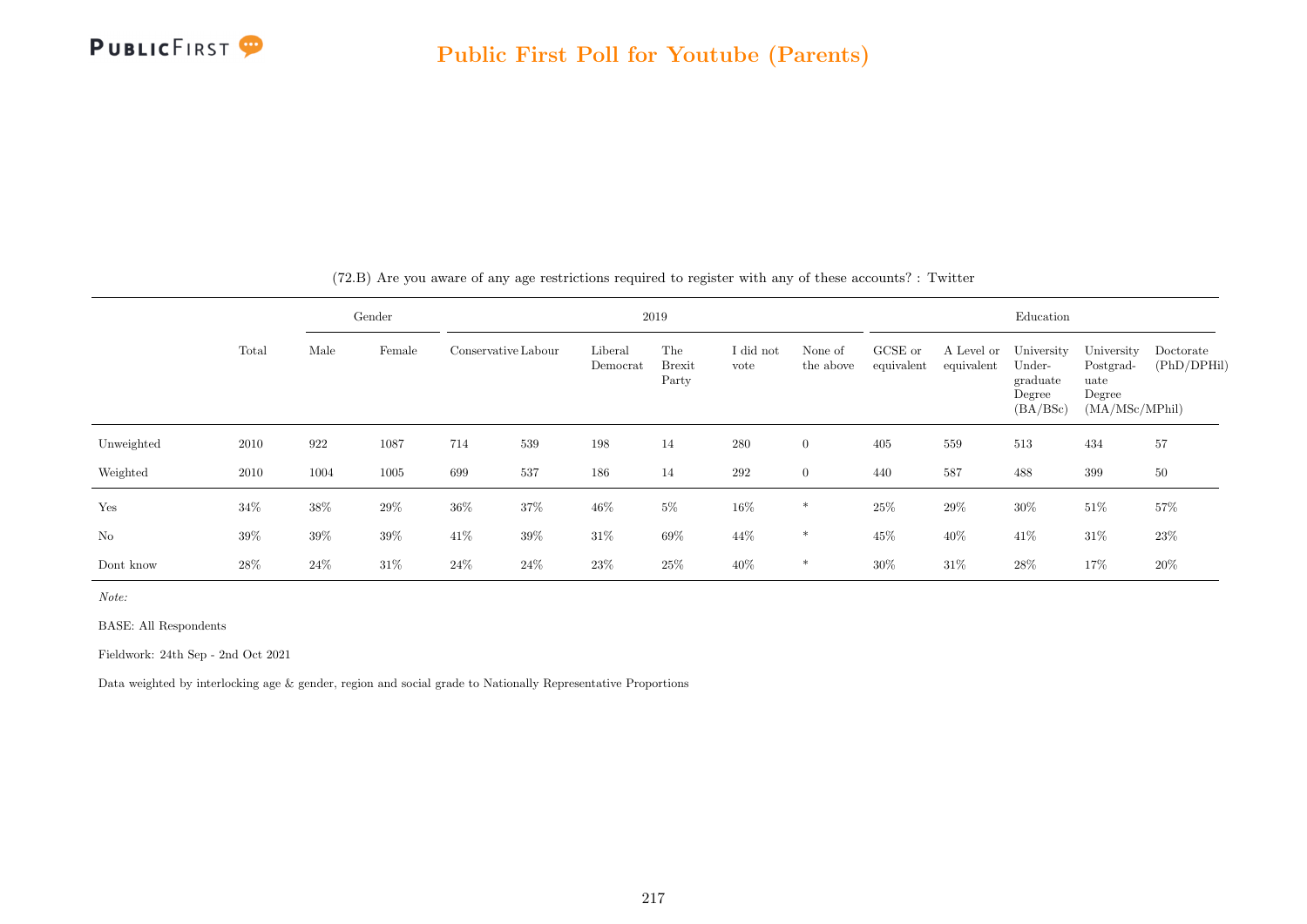(72.B) Are you aware of any age restrictions required to register with any of these accounts? : Twitter

| | Total | Gender | | 2019 | | | | | | Education | | | | |
|---|---|---|---|---|---|---|---|---|---|---|---|---|---|---|
| | | Male | Female | Conservative | Labour | Liberal Democrat | The Brexit Party | I did not vote | None of the above | GCSE or equivalent | A Level or equivalent | University Undergraduate Degree (BA/BSc) | University Postgraduate Degree (MA/MSc/MPhil) | Doctorate (PhD/DPHil) |
| Unweighted | 2010 | 922 | 1087 | 714 | 539 | 198 | 14 | 280 | 0 | 405 | 559 | 513 | 434 | 57 |
| Weighted | 2010 | 1004 | 1005 | 699 | 537 | 186 | 14 | 292 | 0 | 440 | 587 | 488 | 399 | 50 |
| Yes | 34% | 38% | 29% | 36% | 37% | 46% | 5% | 16% | * | 25% | 29% | 30% | 51% | 57% |
| No | 39% | 39% | 39% | 41% | 39% | 31% | 69% | 44% | * | 45% | 40% | 41% | 31% | 23% |
| Dont know | 28% | 24% | 31% | 24% | 24% | 23% | 25% | 40% | * | 30% | 31% | 28% | 17% | 20% |

*Note:*

BASE: All Respondents

Fieldwork: 24th Sep - 2nd Oct 2021

Data weighted by interlocking age & gender, region and social grade to Nationally Representative Proportions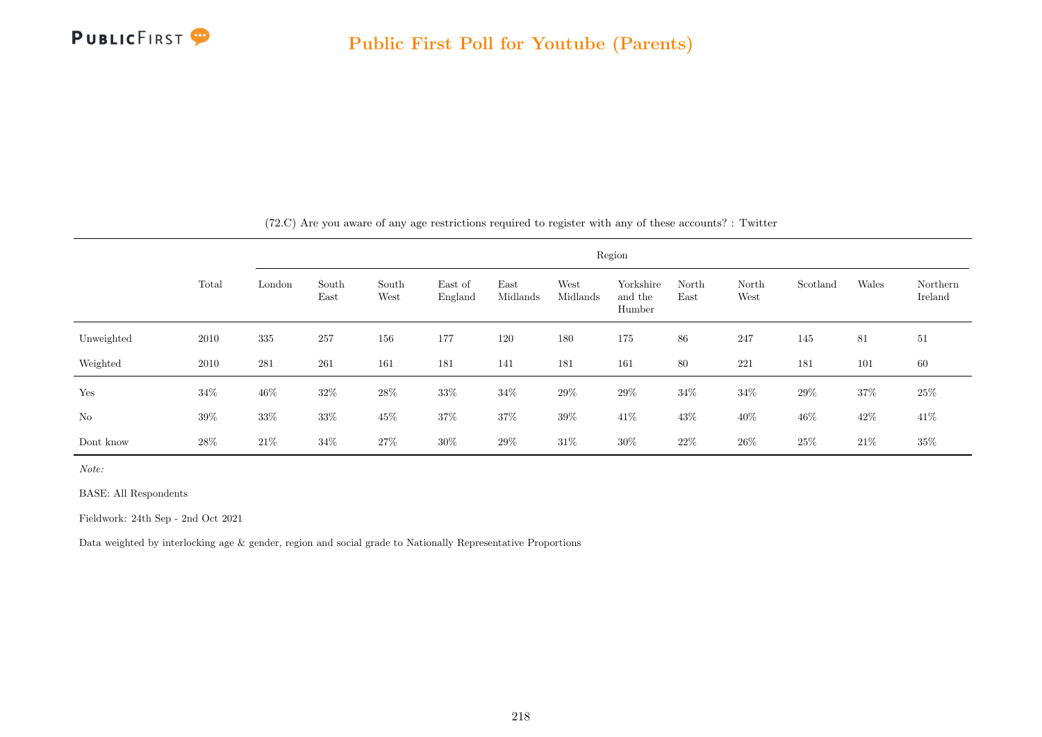(72.C) Are you aware of any age restrictions required to register with any of these accounts? : Twitter

| | Total | Region | | | | | | | | | | | |
|---|---|---|---|---|---|---|---|---|---|---|---|---|---|
| | | London | South East | South West | East of England | East Midlands | West Midlands | Yorkshire and the Humber | North East | North West | Scotland | Wales | Northern Ireland |
| Unweighted | 2010 | 335 | 257 | 156 | 177 | 120 | 180 | 175 | 86 | 247 | 145 | 81 | 51 |
| Weighted | 2010 | 281 | 261 | 161 | 181 | 141 | 181 | 161 | 80 | 221 | 181 | 101 | 60 |
| Yes | 34% | 46% | 32% | 28% | 33% | 34% | 29% | 29% | 34% | 34% | 29% | 37% | 25% |
| No | 39% | 33% | 33% | 45% | 37% | 37% | 39% | 41% | 43% | 40% | 46% | 42% | 41% |
| Dont know | 28% | 21% | 34% | 27% | 30% | 29% | 31% | 30% | 22% | 26% | 25% | 21% | 35% |

*Note:*

BASE: All Respondents

Fieldwork: 24th Sep - 2nd Oct 2021

Data weighted by interlocking age & gender, region and social grade to Nationally Representative Proportions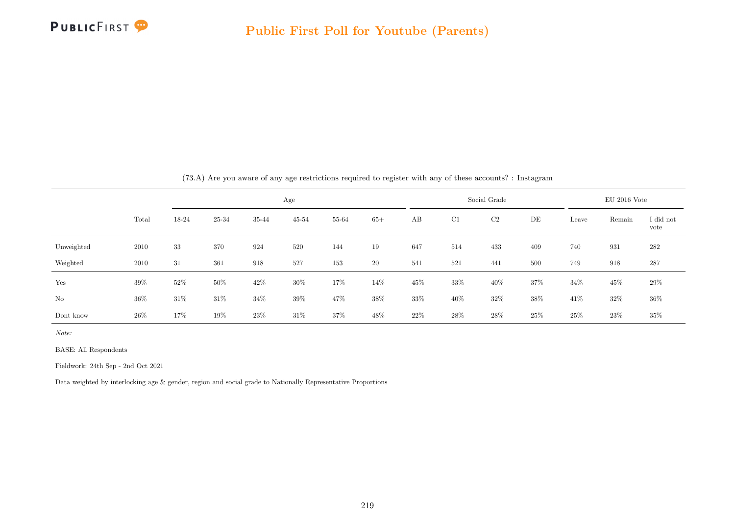(73.A) Are you aware of any age restrictions required to register with any of these accounts? : Instagram

| | Total | Age | | | | | | Social Grade | | | | EU 2016 Vote | | |
|---|---|---|---|---|---|---|---|---|---|---|---|---|---|---|
| | | 18-24 | 25-34 | 35-44 | 45-54 | 55-64 | 65+ | AB | C1 | C2 | DE | Leave | Remain | I did not vote |
| Unweighted | 2010 | 33 | 370 | 924 | 520 | 144 | 19 | 647 | 514 | 433 | 409 | 740 | 931 | 282 |
| Weighted | 2010 | 31 | 361 | 918 | 527 | 153 | 20 | 541 | 521 | 441 | 500 | 749 | 918 | 287 |
| Yes | 39% | 52% | 50% | 42% | 30% | 17% | 14% | 45% | 33% | 40% | 37% | 34% | 45% | 29% |
| No | 36% | 31% | 31% | 34% | 39% | 47% | 38% | 33% | 40% | 32% | 38% | 41% | 32% | 36% |
| Dont know | 26% | 17% | 19% | 23% | 31% | 37% | 48% | 22% | 28% | 28% | 25% | 25% | 23% | 35% |

*Note:*

BASE: All Respondents

Fieldwork: 24th Sep - 2nd Oct 2021

Data weighted by interlocking age & gender, region and social grade to Nationally Representative Proportions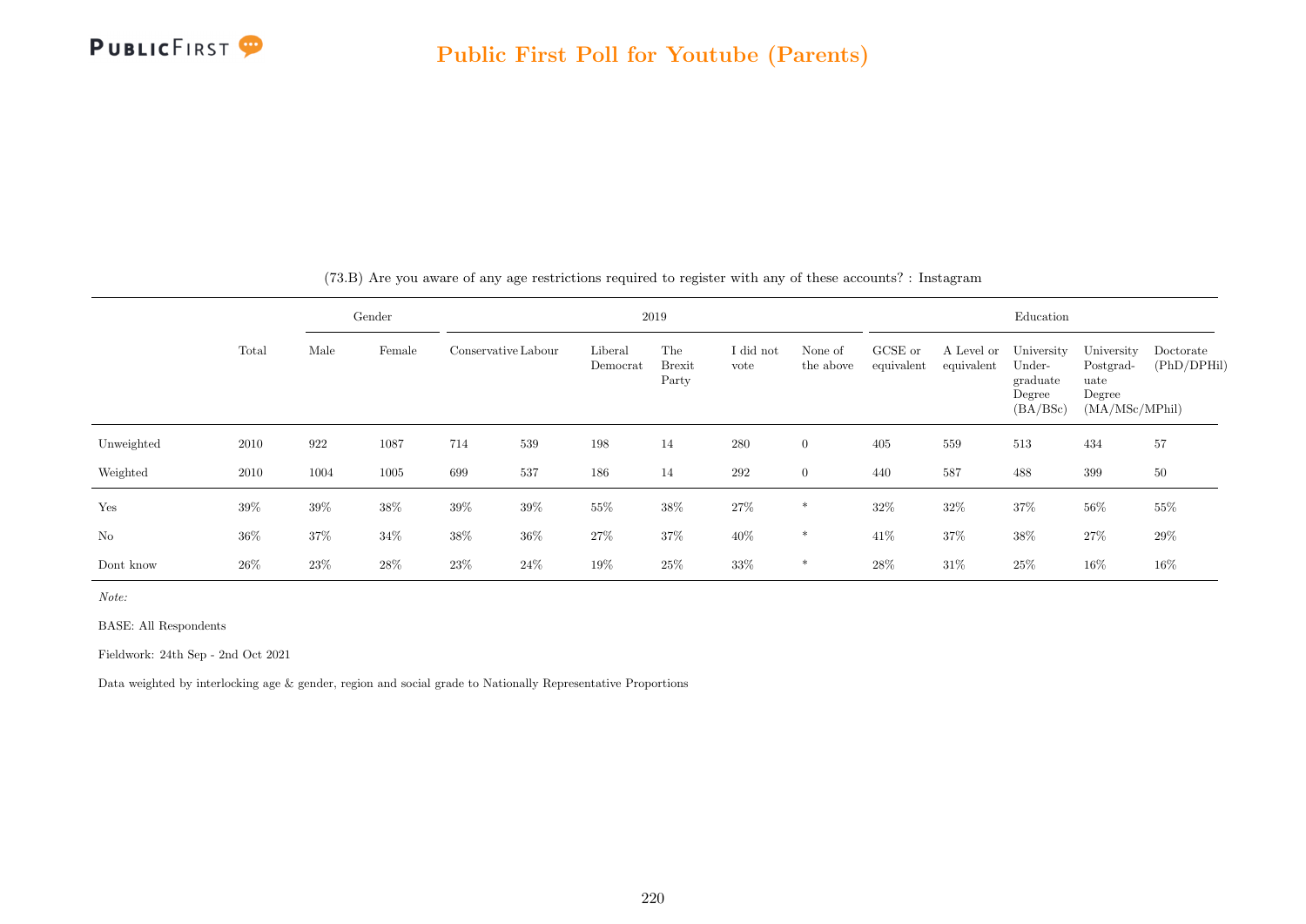(73.B) Are you aware of any age restrictions required to register with any of these accounts? : Instagram

| | Total | Gender | | 2019 | | | | | | Education | | | | |
|---|---|---|---|---|---|---|---|---|---|---|---|---|---|---|
| | | Male | Female | Conservative | Labour | Liberal Democrat | The Brexit Party | I did not vote | None of the above | GCSE or equivalent | A Level or equivalent | University Undergraduate Degree (BA/BSc) | University Postgraduate Degree (MA/MSc/MPhil) | Doctorate (PhD/DPHil) |
| Unweighted | 2010 | 922 | 1087 | 714 | 539 | 198 | 14 | 280 | 0 | 405 | 559 | 513 | 434 | 57 |
| Weighted | 2010 | 1004 | 1005 | 699 | 537 | 186 | 14 | 292 | 0 | 440 | 587 | 488 | 399 | 50 |
| Yes | 39% | 39% | 38% | 39% | 39% | 55% | 38% | 27% | * | 32% | 32% | 37% | 56% | 55% |
| No | 36% | 37% | 34% | 38% | 36% | 27% | 37% | 40% | * | 41% | 37% | 38% | 27% | 29% |
| Dont know | 26% | 23% | 28% | 23% | 24% | 19% | 25% | 33% | * | 28% | 31% | 25% | 16% | 16% |

*Note:*

BASE: All Respondents

Fieldwork: 24th Sep - 2nd Oct 2021

Data weighted by interlocking age & gender, region and social grade to Nationally Representative Proportions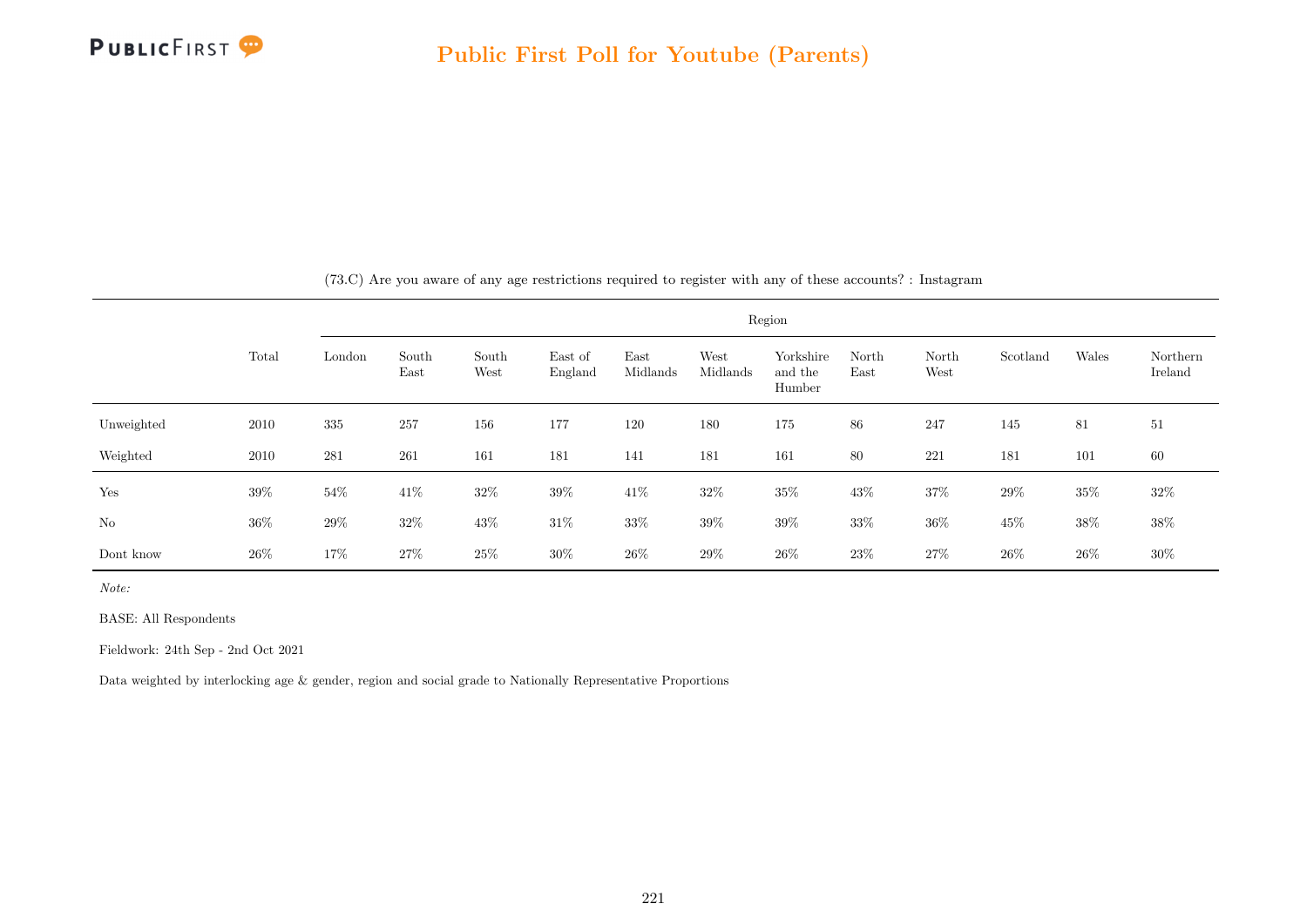(73.C) Are you aware of any age restrictions required to register with any of these accounts? : Instagram

| | Total | Region | | | | | | | | | | | |
|---|---|---|---|---|---|---|---|---|---|---|---|---|---|
| | | London | South East | South West | East of England | East Midlands | West Midlands | Yorkshire and the Humber | North East | North West | Scotland | Wales | Northern Ireland |
| Unweighted | 2010 | 335 | 257 | 156 | 177 | 120 | 180 | 175 | 86 | 247 | 145 | 81 | 51 |
| Weighted | 2010 | 281 | 261 | 161 | 181 | 141 | 181 | 161 | 80 | 221 | 181 | 101 | 60 |
| Yes | 39% | 54% | 41% | 32% | 39% | 41% | 32% | 35% | 43% | 37% | 29% | 35% | 32% |
| No | 36% | 29% | 32% | 43% | 31% | 33% | 39% | 39% | 33% | 36% | 45% | 38% | 38% |
| Dont know | 26% | 17% | 27% | 25% | 30% | 26% | 29% | 26% | 23% | 27% | 26% | 26% | 30% |

*Note:*

BASE: All Respondents

Fieldwork: 24th Sep - 2nd Oct 2021

Data weighted by interlocking age & gender, region and social grade to Nationally Representative Proportions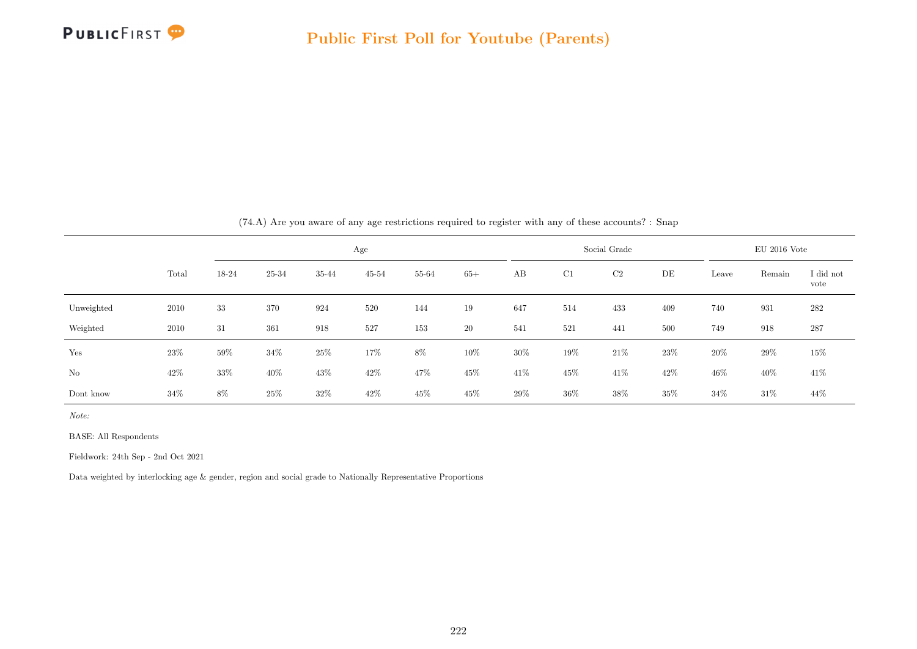(74.A) Are you aware of any age restrictions required to register with any of these accounts? : Snap

| | Total | Age | | | | | | Social Grade | | | | EU 2016 Vote | | |
|---|---|---|---|---|---|---|---|---|---|---|---|---|---|---|
| | | 18-24 | 25-34 | 35-44 | 45-54 | 55-64 | 65+ | AB | C1 | C2 | DE | Leave | Remain | I did not vote |
| Unweighted | 2010 | 33 | 370 | 924 | 520 | 144 | 19 | 647 | 514 | 433 | 409 | 740 | 931 | 282 |
| Weighted | 2010 | 31 | 361 | 918 | 527 | 153 | 20 | 541 | 521 | 441 | 500 | 749 | 918 | 287 |
| Yes | 23% | 59% | 34% | 25% | 17% | 8% | 10% | 30% | 19% | 21% | 23% | 20% | 29% | 15% |
| No | 42% | 33% | 40% | 43% | 42% | 47% | 45% | 41% | 45% | 41% | 42% | 46% | 40% | 41% |
| Dont know | 34% | 8% | 25% | 32% | 42% | 45% | 45% | 29% | 36% | 38% | 35% | 34% | 31% | 44% |

*Note:*

BASE: All Respondents

Fieldwork: 24th Sep - 2nd Oct 2021

Data weighted by interlocking age & gender, region and social grade to Nationally Representative Proportions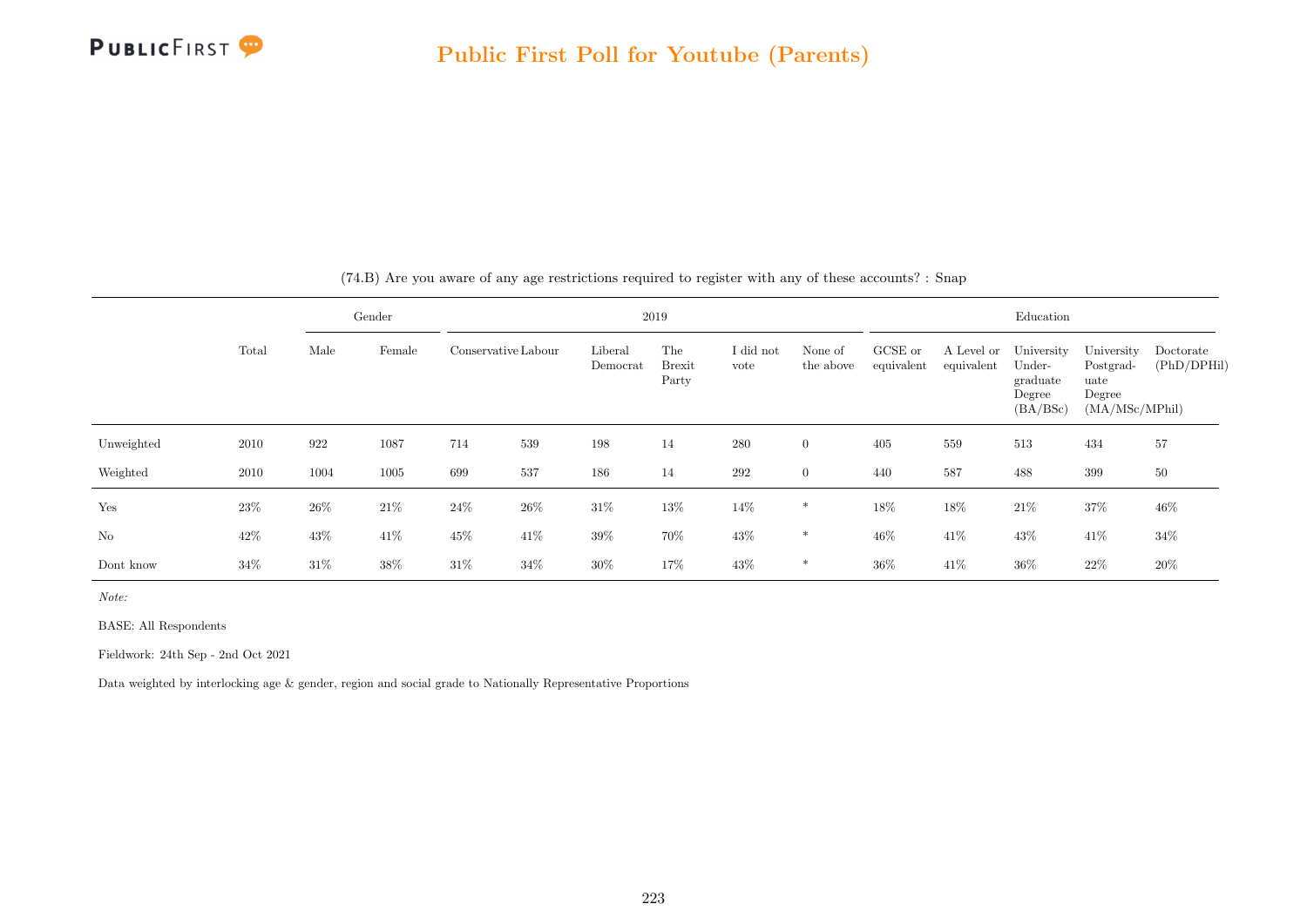## Public First Poll for Youtube (Parents)

(74.B) Are you aware of any age restrictions required to register with any of these accounts? : Snap

| | Total | Gender | | 2019 | | | | | | Education | | | | |
|---|---|---|---|---|---|---|---|---|---|---|---|---|---|---|
| | | Male | Female | Conservative | Labour | Liberal Democrat | The Brexit Party | I did not vote | None of the above | GCSE or equivalent | A Level or equivalent | University Undergraduate Degree (BA/BSc) | University Postgraduate Degree (MA/MSc/MPhil) | Doctorate (PhD/DPHil) |
| Unweighted | 2010 | 922 | 1087 | 714 | 539 | 198 | 14 | 280 | 0 | 405 | 559 | 513 | 434 | 57 |
| Weighted | 2010 | 1004 | 1005 | 699 | 537 | 186 | 14 | 292 | 0 | 440 | 587 | 488 | 399 | 50 |
| Yes | 23% | 26% | 21% | 24% | 26% | 31% | 13% | 14% | * | 18% | 18% | 21% | 37% | 46% |
| No | 42% | 43% | 41% | 45% | 41% | 39% | 70% | 43% | * | 46% | 41% | 43% | 41% | 34% |
| Dont know | 34% | 31% | 38% | 31% | 34% | 30% | 17% | 43% | * | 36% | 41% | 36% | 22% | 20% |

*Note:*

BASE: All Respondents

Fieldwork: 24th Sep - 2nd Oct 2021

Data weighted by interlocking age & gender, region and social grade to Nationally Representative Proportions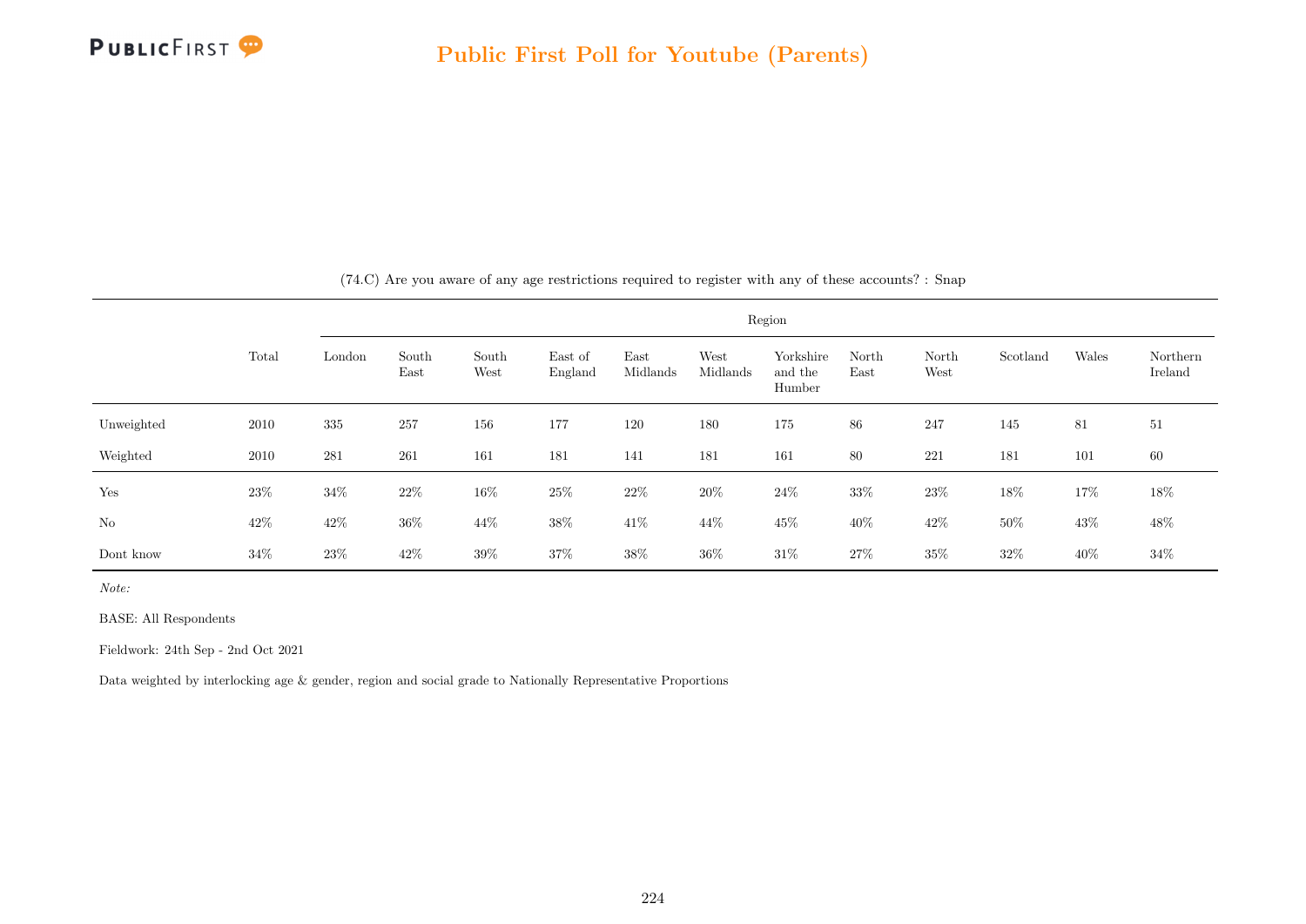## Public First Poll for Youtube (Parents)

(74.C) Are you aware of any age restrictions required to register with any of these accounts? : Snap

| | Total | Region | | | | | | | | | | | |
|---|---|---|---|---|---|---|---|---|---|---|---|---|---|
| | | London | South East | South West | East of England | East Midlands | West Midlands | Yorkshire and the Humber | North East | North West | Scotland | Wales | Northern Ireland |
| Unweighted | 2010 | 335 | 257 | 156 | 177 | 120 | 180 | 175 | 86 | 247 | 145 | 81 | 51 |
| Weighted | 2010 | 281 | 261 | 161 | 181 | 141 | 181 | 161 | 80 | 221 | 181 | 101 | 60 |
| Yes | 23% | 34% | 22% | 16% | 25% | 22% | 20% | 24% | 33% | 23% | 18% | 17% | 18% |
| No | 42% | 42% | 36% | 44% | 38% | 41% | 44% | 45% | 40% | 42% | 50% | 43% | 48% |
| Dont know | 34% | 23% | 42% | 39% | 37% | 38% | 36% | 31% | 27% | 35% | 32% | 40% | 34% |

*Note:*

BASE: All Respondents

Fieldwork: 24th Sep - 2nd Oct 2021

Data weighted by interlocking age & gender, region and social grade to Nationally Representative Proportions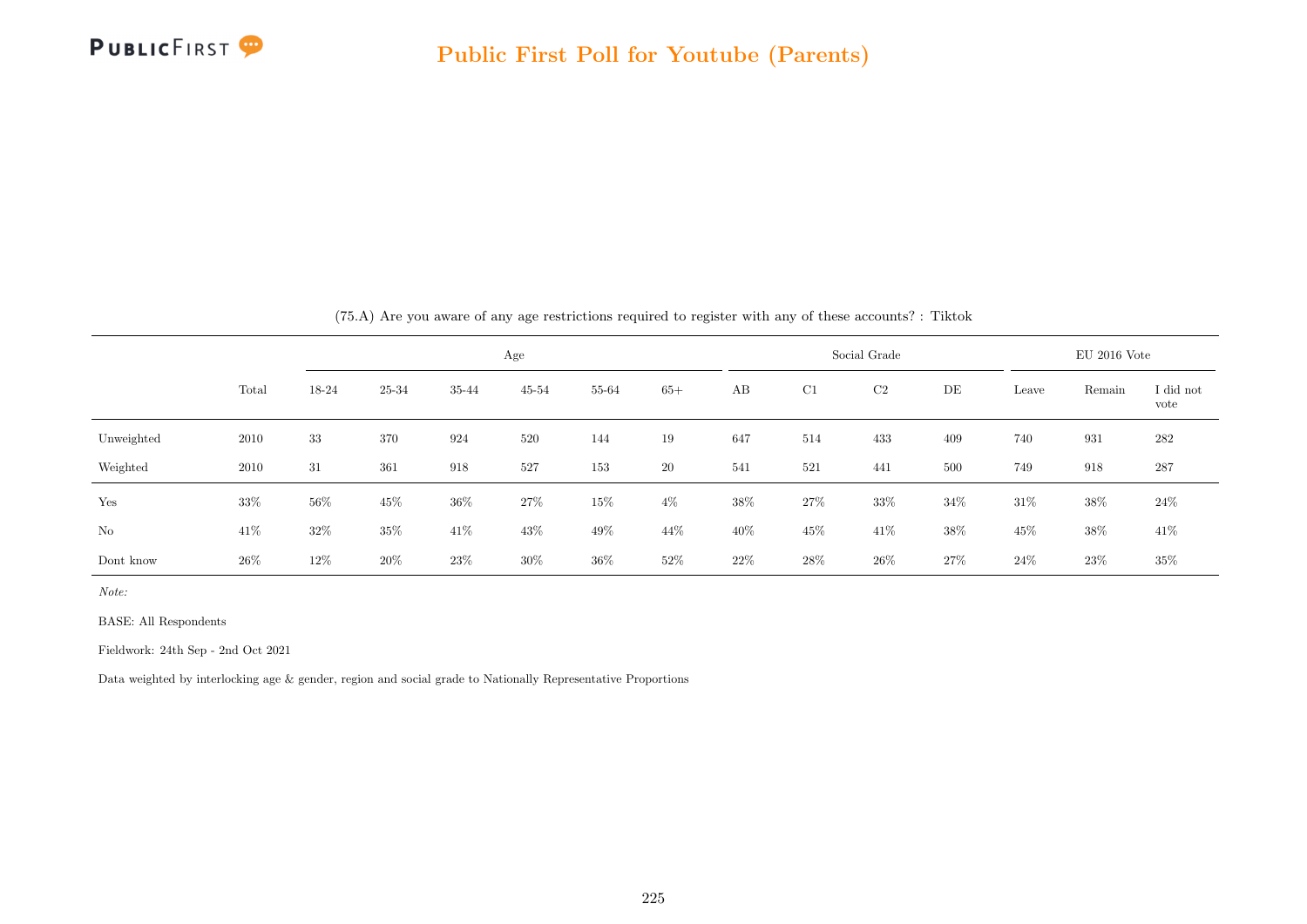(75.A) Are you aware of any age restrictions required to register with any of these accounts? : Tiktok

| | | Age | | | | | | Social Grade | | | | EU 2016 Vote | | |
|---|---|---|---|---|---|---|---|---|---|---|---|---|---|---|
| | Total | 18-24 | 25-34 | 35-44 | 45-54 | 55-64 | 65+ | AB | C1 | C2 | DE | Leave | Remain | I did not vote |
| Unweighted | 2010 | 33 | 370 | 924 | 520 | 144 | 19 | 647 | 514 | 433 | 409 | 740 | 931 | 282 |
| Weighted | 2010 | 31 | 361 | 918 | 527 | 153 | 20 | 541 | 521 | 441 | 500 | 749 | 918 | 287 |
| Yes | 33% | 56% | 45% | 36% | 27% | 15% | 4% | 38% | 27% | 33% | 34% | 31% | 38% | 24% |
| No | 41% | 32% | 35% | 41% | 43% | 49% | 44% | 40% | 45% | 41% | 38% | 45% | 38% | 41% |
| Dont know | 26% | 12% | 20% | 23% | 30% | 36% | 52% | 22% | 28% | 26% | 27% | 24% | 23% | 35% |

*Note:*

BASE: All Respondents

Fieldwork: 24th Sep - 2nd Oct 2021

Data weighted by interlocking age & gender, region and social grade to Nationally Representative Proportions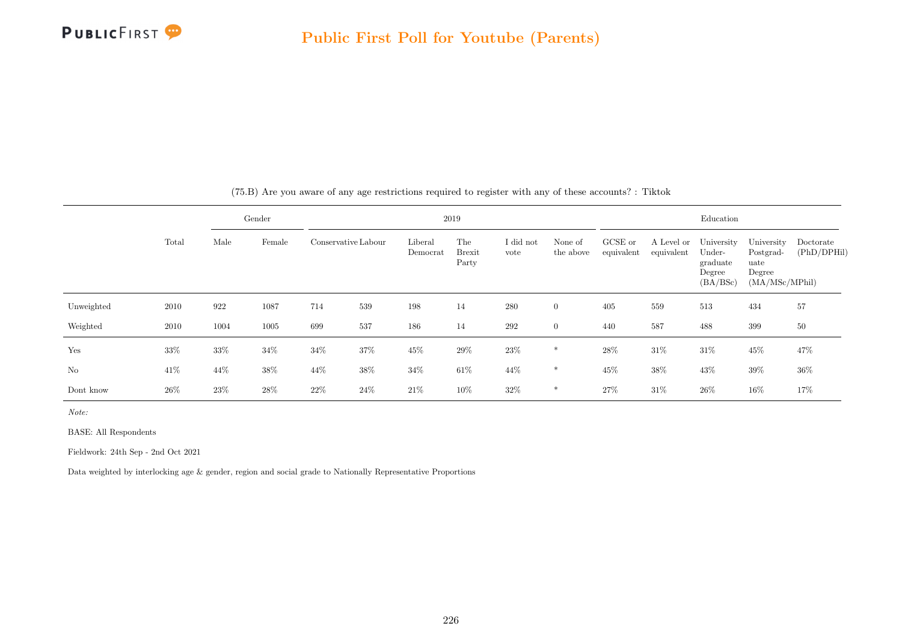## Public First Poll for Youtube (Parents)

(75.B) Are you aware of any age restrictions required to register with any of these accounts? : Tiktok

| | Total | Gender | | 2019 | | | | | | Education | | | | |
|---|---|---|---|---|---|---|---|---|---|---|---|---|---|---|
| | | Male | Female | Conservative | Labour | Liberal Democrat | The Brexit Party | I did not vote | None of the above | GCSE or equivalent | A Level or equivalent | University Undergraduate Degree (BA/BSc) | University Postgraduate Degree (MA/MSc/MPhil) | Doctorate (PhD/DPHil) |
| Unweighted | 2010 | 922 | 1087 | 714 | 539 | 198 | 14 | 280 | 0 | 405 | 559 | 513 | 434 | 57 |
| Weighted | 2010 | 1004 | 1005 | 699 | 537 | 186 | 14 | 292 | 0 | 440 | 587 | 488 | 399 | 50 |
| Yes | 33% | 33% | 34% | 34% | 37% | 45% | 29% | 23% | * | 28% | 31% | 31% | 45% | 47% |
| No | 41% | 44% | 38% | 44% | 38% | 34% | 61% | 44% | * | 45% | 38% | 43% | 39% | 36% |
| Dont know | 26% | 23% | 28% | 22% | 24% | 21% | 10% | 32% | * | 27% | 31% | 26% | 16% | 17% |

*Note:*

BASE: All Respondents

Fieldwork: 24th Sep - 2nd Oct 2021

Data weighted by interlocking age & gender, region and social grade to Nationally Representative Proportions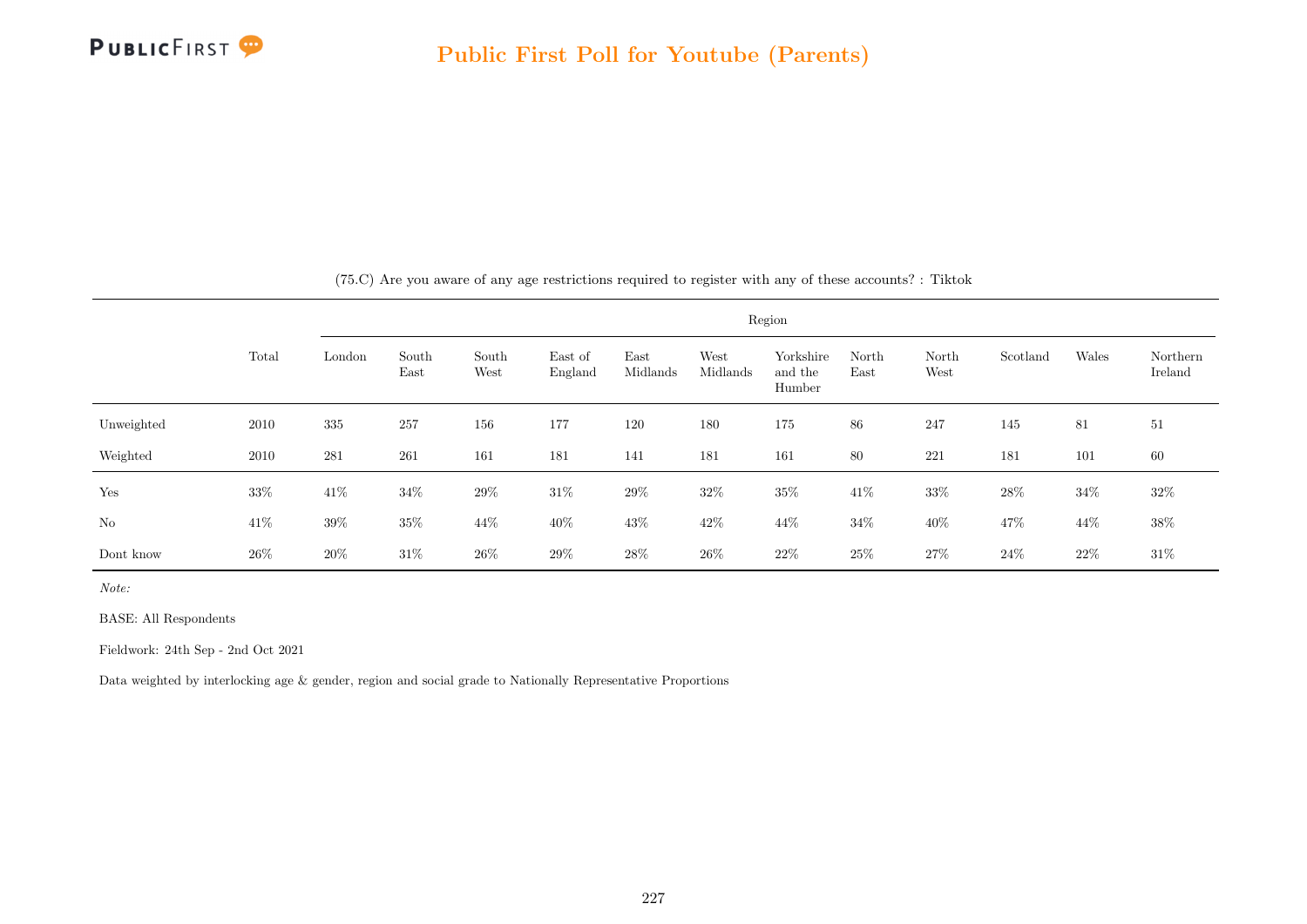(75.C) Are you aware of any age restrictions required to register with any of these accounts? : Tiktok

| | Total | Region | | | | | | | | | | | |
|---|---|---|---|---|---|---|---|---|---|---|---|---|---|
| | | London | South East | South West | East of England | East Midlands | West Midlands | Yorkshire and the Humber | North East | North West | Scotland | Wales | Northern Ireland |
| Unweighted | 2010 | 335 | 257 | 156 | 177 | 120 | 180 | 175 | 86 | 247 | 145 | 81 | 51 |
| Weighted | 2010 | 281 | 261 | 161 | 181 | 141 | 181 | 161 | 80 | 221 | 181 | 101 | 60 |
| Yes | 33% | 41% | 34% | 29% | 31% | 29% | 32% | 35% | 41% | 33% | 28% | 34% | 32% |
| No | 41% | 39% | 35% | 44% | 40% | 43% | 42% | 44% | 34% | 40% | 47% | 44% | 38% |
| Dont know | 26% | 20% | 31% | 26% | 29% | 28% | 26% | 22% | 25% | 27% | 24% | 22% | 31% |

*Note:*

BASE: All Respondents

Fieldwork: 24th Sep - 2nd Oct 2021

Data weighted by interlocking age & gender, region and social grade to Nationally Representative Proportions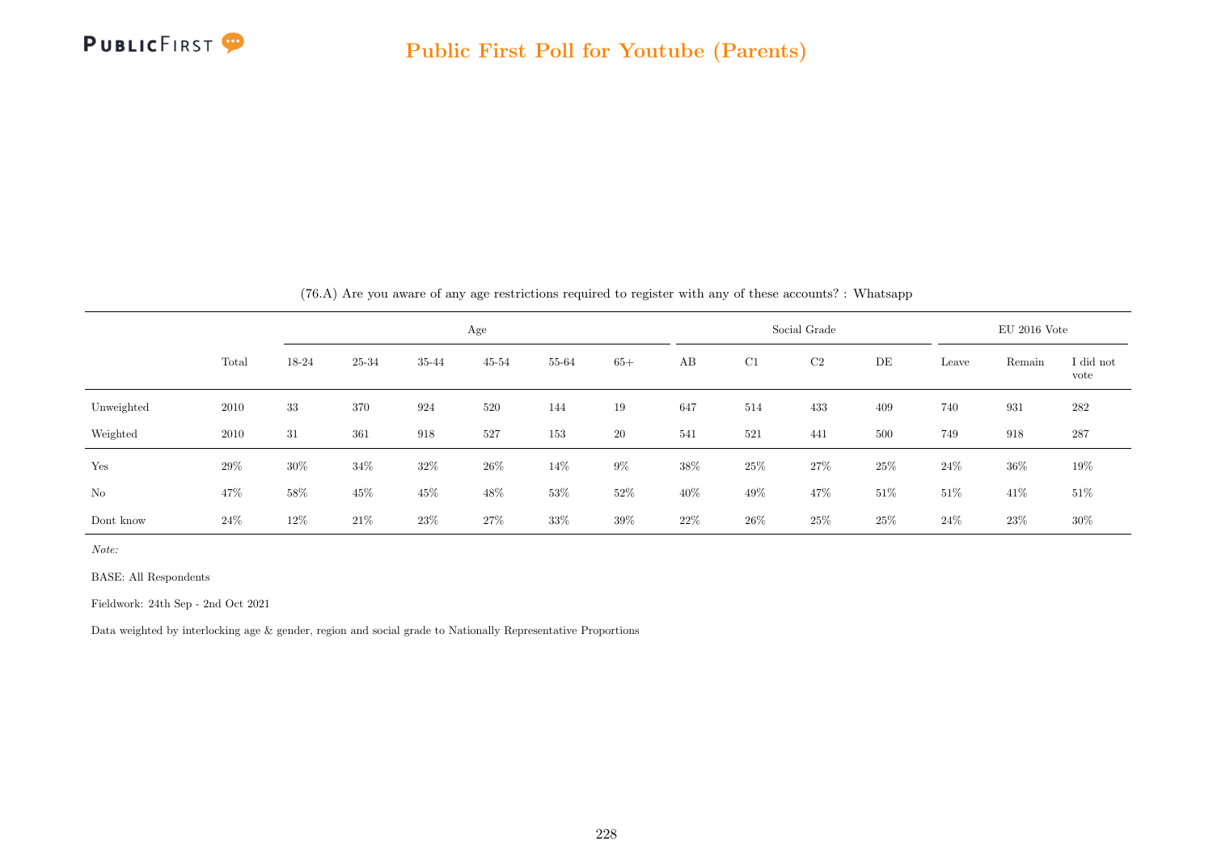(76.A) Are you aware of any age restrictions required to register with any of these accounts? : Whatsapp

| | Total | Age | | | | | | Social Grade | | | | EU 2016 Vote | | |
|---|---|---|---|---|---|---|---|---|---|---|---|---|---|---|
| | | 18-24 | 25-34 | 35-44 | 45-54 | 55-64 | 65+ | AB | C1 | C2 | DE | Leave | Remain | I did not vote |
| Unweighted | 2010 | 33 | 370 | 924 | 520 | 144 | 19 | 647 | 514 | 433 | 409 | 740 | 931 | 282 |
| Weighted | 2010 | 31 | 361 | 918 | 527 | 153 | 20 | 541 | 521 | 441 | 500 | 749 | 918 | 287 |
| Yes | 29% | 30% | 34% | 32% | 26% | 14% | 9% | 38% | 25% | 27% | 25% | 24% | 36% | 19% |
| No | 47% | 58% | 45% | 45% | 48% | 53% | 52% | 40% | 49% | 47% | 51% | 51% | 41% | 51% |
| Dont know | 24% | 12% | 21% | 23% | 27% | 33% | 39% | 22% | 26% | 25% | 25% | 24% | 23% | 30% |

*Note:*

BASE: All Respondents

Fieldwork: 24th Sep - 2nd Oct 2021

Data weighted by interlocking age & gender, region and social grade to Nationally Representative Proportions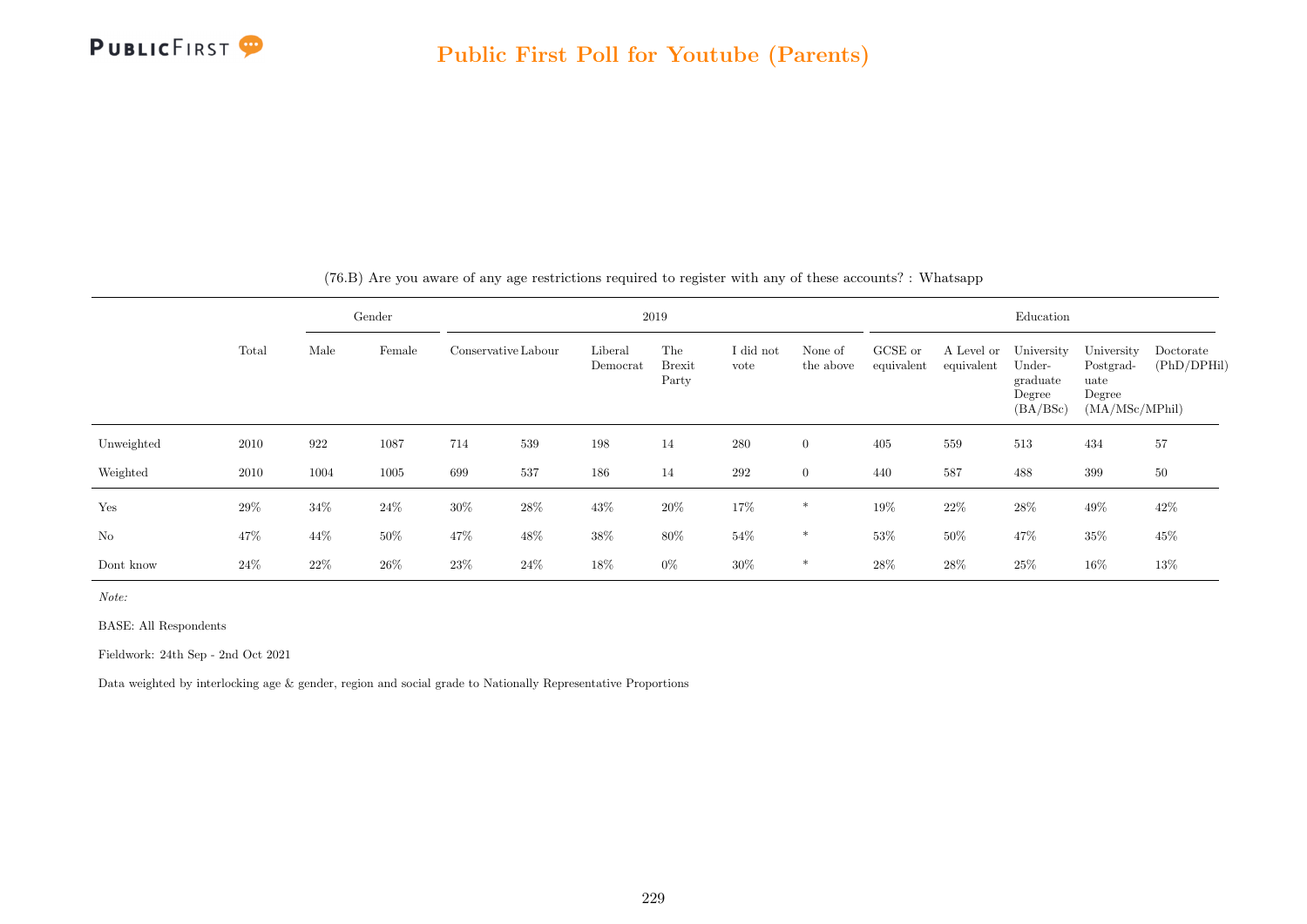(76.B) Are you aware of any age restrictions required to register with any of these accounts? : Whatsapp

| | Total | Gender | | 2019 | | | | | | Education | | | | |
|---|---|---|---|---|---|---|---|---|---|---|---|---|---|---|
| | | Male | Female | Conservative | Labour | Liberal Democrat | The Brexit Party | I did not vote | None of the above | GCSE or equivalent | A Level or equivalent | University Under-graduate Degree (BA/BSc) | University Postgrad-uate Degree (MA/MSc/MPhil) | Doctorate (PhD/DPHil) |
| Unweighted | 2010 | 922 | 1087 | 714 | 539 | 198 | 14 | 280 | 0 | 405 | 559 | 513 | 434 | 57 |
| Weighted | 2010 | 1004 | 1005 | 699 | 537 | 186 | 14 | 292 | 0 | 440 | 587 | 488 | 399 | 50 |
| Yes | 29% | 34% | 24% | 30% | 28% | 43% | 20% | 17% | * | 19% | 22% | 28% | 49% | 42% |
| No | 47% | 44% | 50% | 47% | 48% | 38% | 80% | 54% | * | 53% | 50% | 47% | 35% | 45% |
| Dont know | 24% | 22% | 26% | 23% | 24% | 18% | 0% | 30% | * | 28% | 28% | 25% | 16% | 13% |

*Note:*

BASE: All Respondents

Fieldwork: 24th Sep - 2nd Oct 2021

Data weighted by interlocking age & gender, region and social grade to Nationally Representative Proportions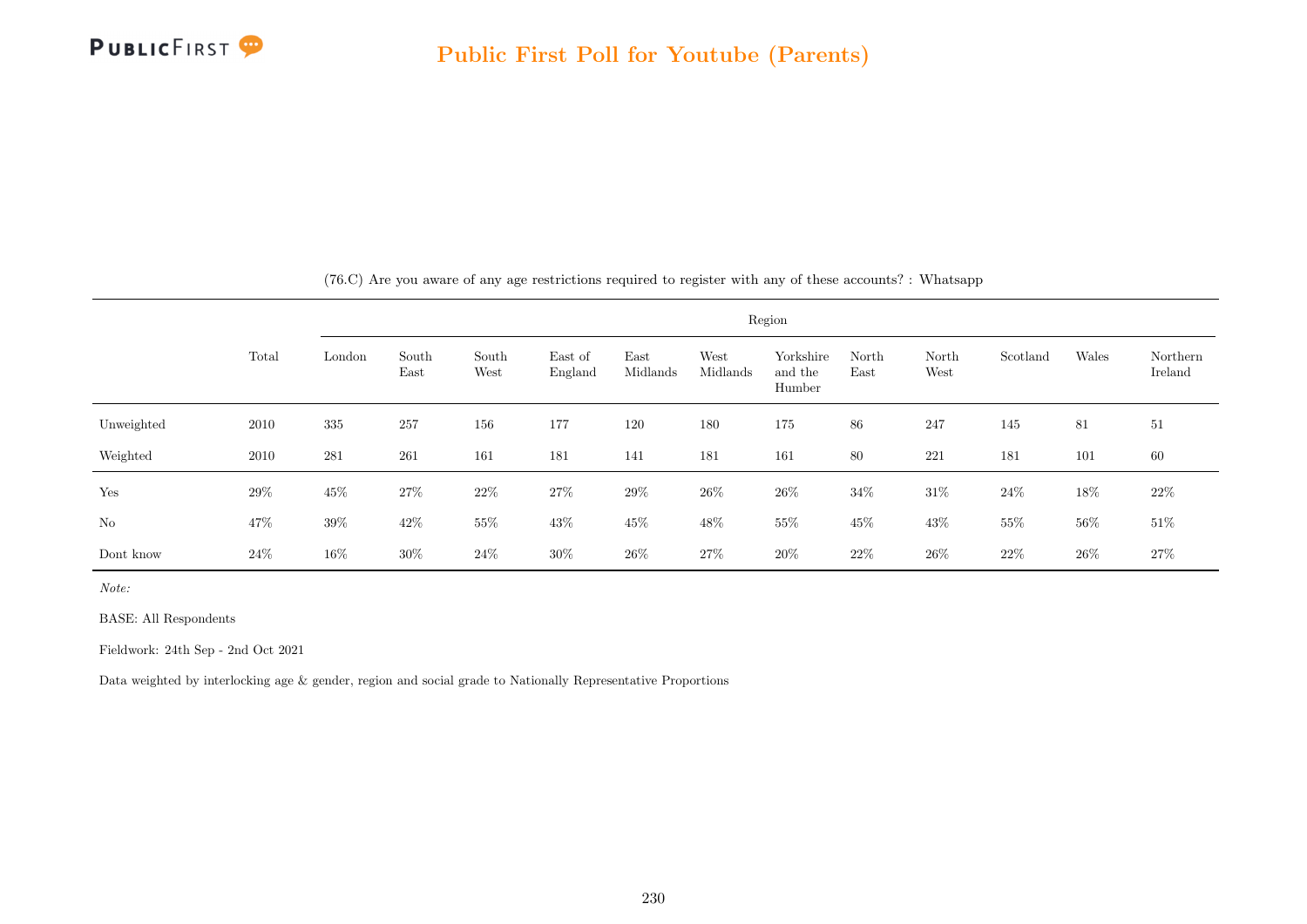## Public First Poll for Youtube (Parents)

(76.C) Are you aware of any age restrictions required to register with any of these accounts? : Whatsapp

| | Total | Region | | | | | | | | | | | |
|---|---|---|---|---|---|---|---|---|---|---|---|---|---|
| | | London | South East | South West | East of England | East Midlands | West Midlands | Yorkshire and the Humber | North East | North West | Scotland | Wales | Northern Ireland |
| Unweighted | 2010 | 335 | 257 | 156 | 177 | 120 | 180 | 175 | 86 | 247 | 145 | 81 | 51 |
| Weighted | 2010 | 281 | 261 | 161 | 181 | 141 | 181 | 161 | 80 | 221 | 181 | 101 | 60 |
| Yes | 29% | 45% | 27% | 22% | 27% | 29% | 26% | 26% | 34% | 31% | 24% | 18% | 22% |
| No | 47% | 39% | 42% | 55% | 43% | 45% | 48% | 55% | 45% | 43% | 55% | 56% | 51% |
| Dont know | 24% | 16% | 30% | 24% | 30% | 26% | 27% | 20% | 22% | 26% | 22% | 26% | 27% |

*Note:*

BASE: All Respondents

Fieldwork: 24th Sep - 2nd Oct 2021

Data weighted by interlocking age & gender, region and social grade to Nationally Representative Proportions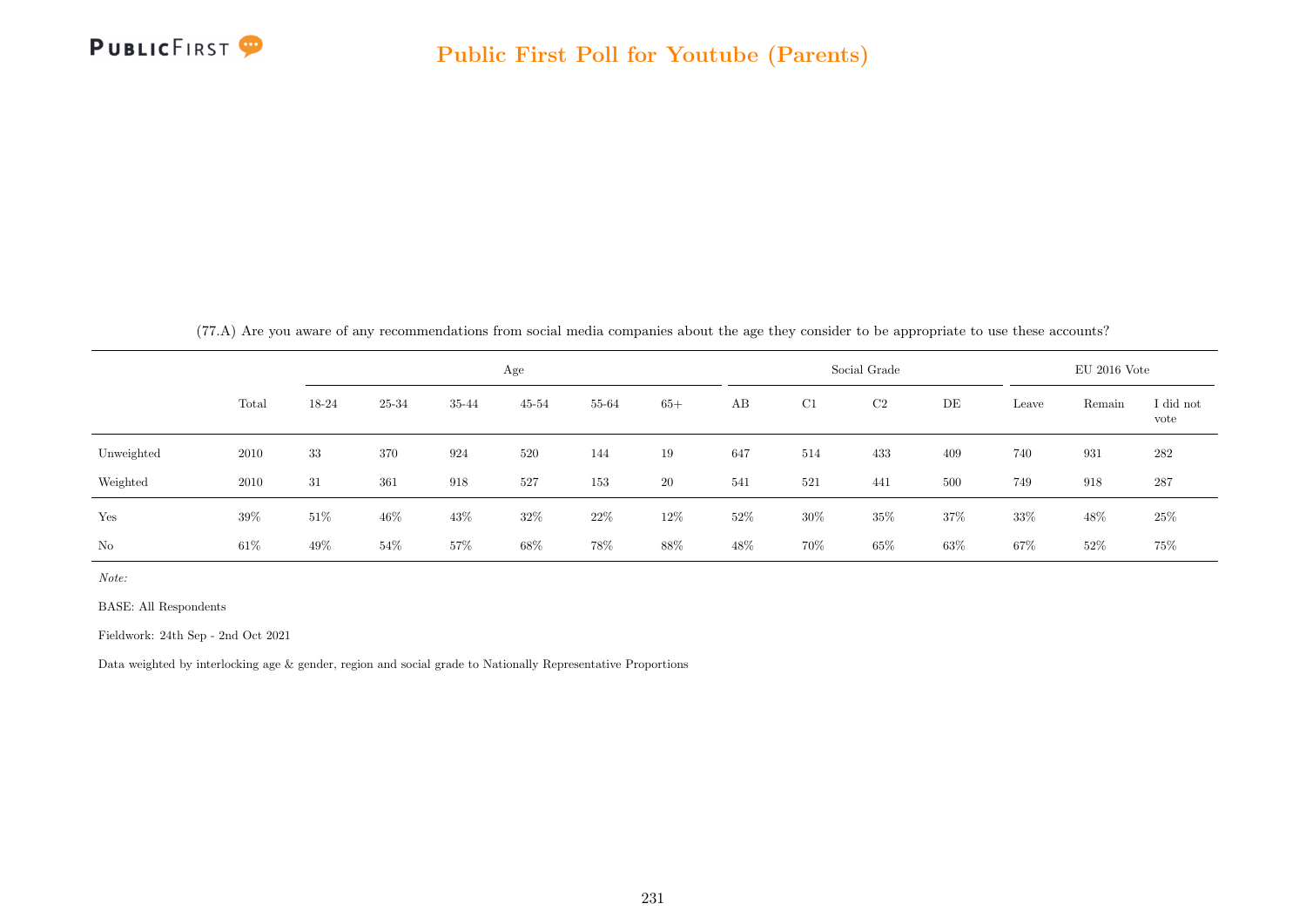## Public First Poll for Youtube (Parents)

(77.A) Are you aware of any recommendations from social media companies about the age they consider to be appropriate to use these accounts?

| | Total | Age | | | | | | Social Grade | | | | EU 2016 Vote | | |
|---|---|---|---|---|---|---|---|---|---|---|---|---|---|---|
| | | 18-24 | 25-34 | 35-44 | 45-54 | 55-64 | 65+ | AB | C1 | C2 | DE | Leave | Remain | I did not vote |
| Unweighted | 2010 | 33 | 370 | 924 | 520 | 144 | 19 | 647 | 514 | 433 | 409 | 740 | 931 | 282 |
| Weighted | 2010 | 31 | 361 | 918 | 527 | 153 | 20 | 541 | 521 | 441 | 500 | 749 | 918 | 287 |
| Yes | 39% | 51% | 46% | 43% | 32% | 22% | 12% | 52% | 30% | 35% | 37% | 33% | 48% | 25% |
| No | 61% | 49% | 54% | 57% | 68% | 78% | 88% | 48% | 70% | 65% | 63% | 67% | 52% | 75% |

*Note:*

BASE: All Respondents

Fieldwork: 24th Sep - 2nd Oct 2021

Data weighted by interlocking age & gender, region and social grade to Nationally Representative Proportions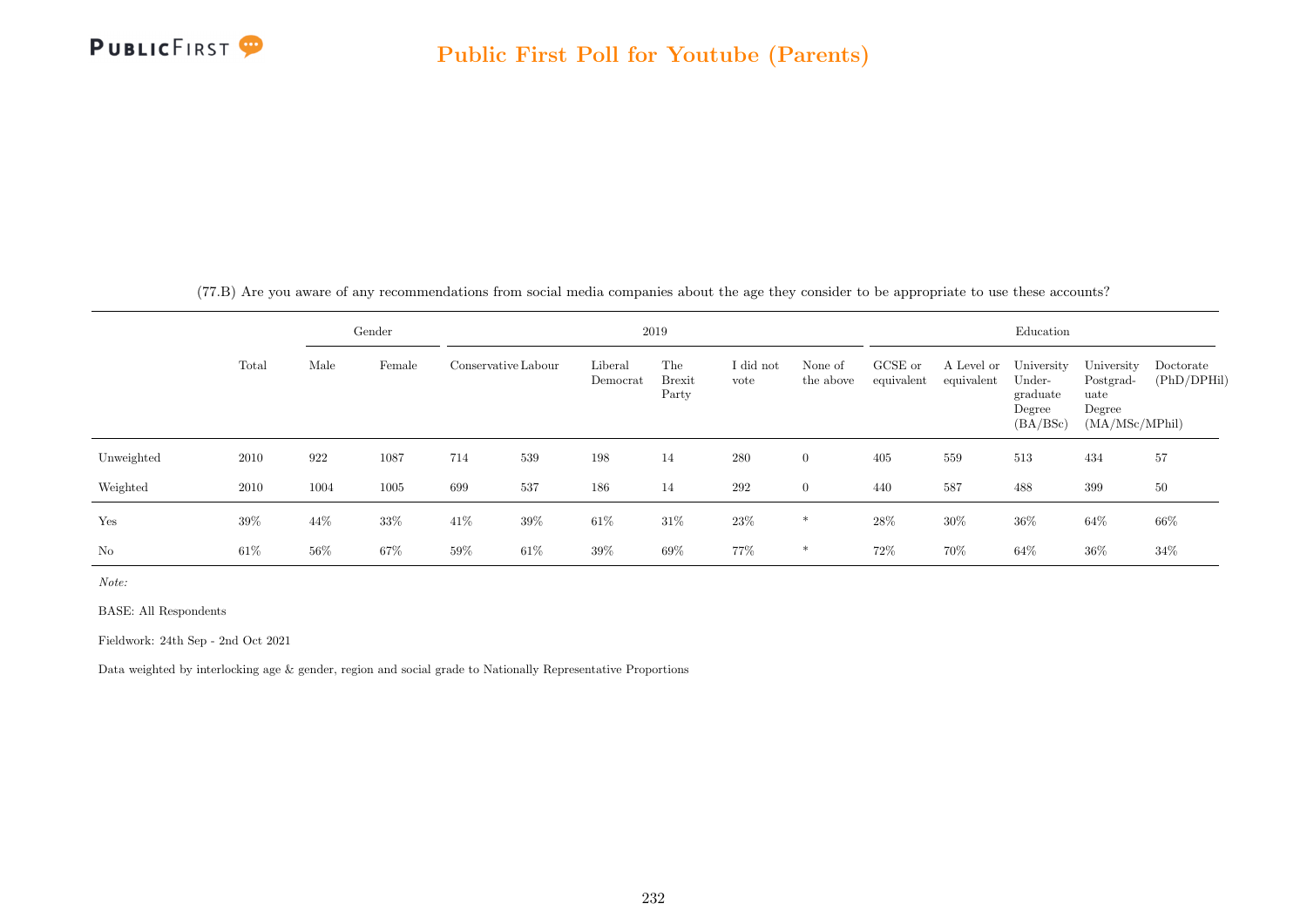# Public First Poll for Youtube (Parents)

(77.B) Are you aware of any recommendations from social media companies about the age they consider to be appropriate to use these accounts?

| | Total | Gender | | 2019 | | | | | | Education | | | | |
|---|---|---|---|---|---|---|---|---|---|---|---|---|---|---|
| | | Male | Female | Conservative | Labour | Liberal Democrat | The Brexit Party | I did not vote | None of the above | GCSE or equivalent | A Level or equivalent | University Undergraduate Degree (BA/BSc) | University Postgraduate Degree (MA/MSc/MPhil) | Doctorate (PhD/DPHil) |
| Unweighted | 2010 | 922 | 1087 | 714 | 539 | 198 | 14 | 280 | 0 | 405 | 559 | 513 | 434 | 57 |
| Weighted | 2010 | 1004 | 1005 | 699 | 537 | 186 | 14 | 292 | 0 | 440 | 587 | 488 | 399 | 50 |
| Yes | 39% | 44% | 33% | 41% | 39% | 61% | 31% | 23% | * | 28% | 30% | 36% | 64% | 66% |
| No | 61% | 56% | 67% | 59% | 61% | 39% | 69% | 77% | * | 72% | 70% | 64% | 36% | 34% |

*Note:*

BASE: All Respondents

Fieldwork: 24th Sep - 2nd Oct 2021

Data weighted by interlocking age & gender, region and social grade to Nationally Representative Proportions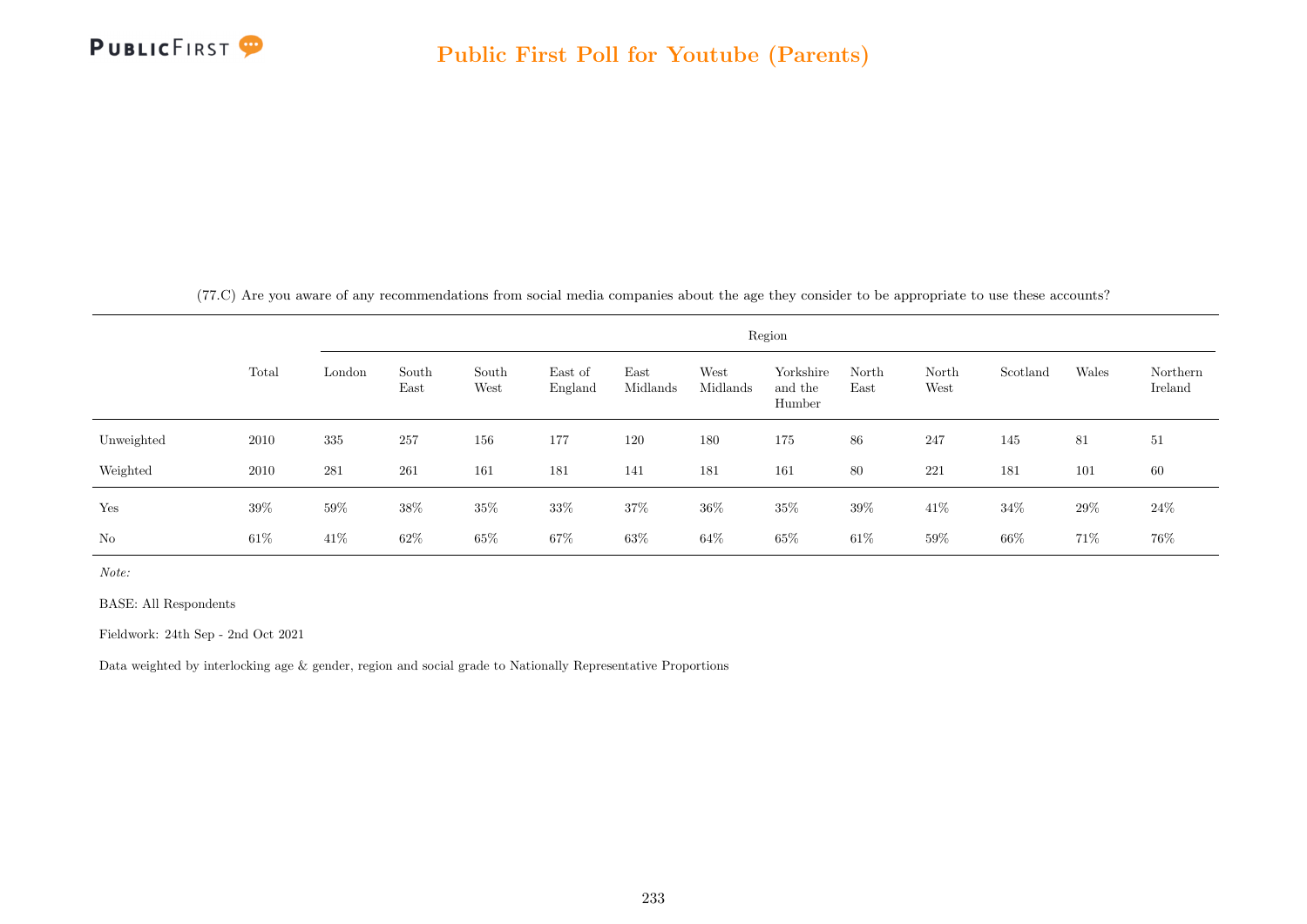# Public First Poll for Youtube (Parents)

(77.C) Are you aware of any recommendations from social media companies about the age they consider to be appropriate to use these accounts?

| | Total | Region | | | | | | | | | | | |
|---|---|---|---|---|---|---|---|---|---|---|---|---|---|
| | | London | South East | South West | East of England | East Midlands | West Midlands | Yorkshire and the Humber | North East | North West | Scotland | Wales | Northern Ireland |
| Unweighted | 2010 | 335 | 257 | 156 | 177 | 120 | 180 | 175 | 86 | 247 | 145 | 81 | 51 |
| Weighted | 2010 | 281 | 261 | 161 | 181 | 141 | 181 | 161 | 80 | 221 | 181 | 101 | 60 |
| Yes | 39% | 59% | 38% | 35% | 33% | 37% | 36% | 35% | 39% | 41% | 34% | 29% | 24% |
| No | 61% | 41% | 62% | 65% | 67% | 63% | 64% | 65% | 61% | 59% | 66% | 71% | 76% |

*Note:*

BASE: All Respondents

Fieldwork: 24th Sep - 2nd Oct 2021

Data weighted by interlocking age & gender, region and social grade to Nationally Representative Proportions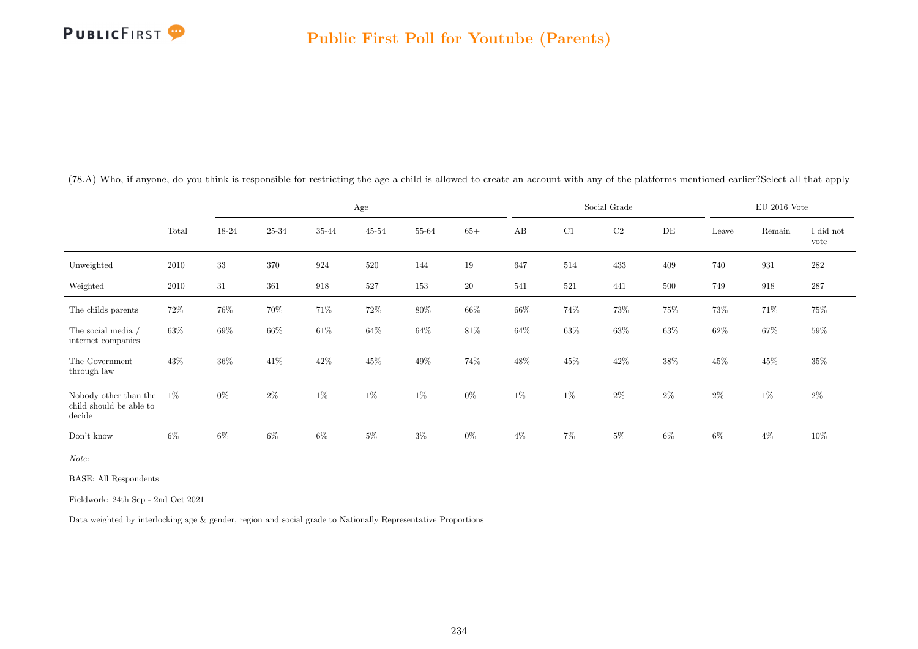## Public First Poll for Youtube (Parents)

(78.A) Who, if anyone, do you think is responsible for restricting the age a child is allowed to create an account with any of the platforms mentioned earlier?Select all that apply

| | | Age | | | | | | Social Grade | | | | EU 2016 Vote | | |
|---|---|---|---|---|---|---|---|---|---|---|---|---|---|---|
| | Total | 18-24 | 25-34 | 35-44 | 45-54 | 55-64 | 65+ | AB | C1 | C2 | DE | Leave | Remain | I did not vote |
| Unweighted | 2010 | 33 | 370 | 924 | 520 | 144 | 19 | 647 | 514 | 433 | 409 | 740 | 931 | 282 |
| Weighted | 2010 | 31 | 361 | 918 | 527 | 153 | 20 | 541 | 521 | 441 | 500 | 749 | 918 | 287 |
| The childs parents | 72% | 76% | 70% | 71% | 72% | 80% | 66% | 66% | 74% | 73% | 75% | 73% | 71% | 75% |
| The social media / internet companies | 63% | 69% | 66% | 61% | 64% | 64% | 81% | 64% | 63% | 63% | 63% | 62% | 67% | 59% |
| The Government through law | 43% | 36% | 41% | 42% | 45% | 49% | 74% | 48% | 45% | 42% | 38% | 45% | 45% | 35% |
| Nobody other than the child should be able to decide | 1% | 0% | 2% | 1% | 1% | 1% | 0% | 1% | 1% | 2% | 2% | 2% | 1% | 2% |
| Don't know | 6% | 6% | 6% | 6% | 5% | 3% | 0% | 4% | 7% | 5% | 6% | 6% | 4% | 10% |

*Note:*

BASE: All Respondents

Fieldwork: 24th Sep - 2nd Oct 2021

Data weighted by interlocking age & gender, region and social grade to Nationally Representative Proportions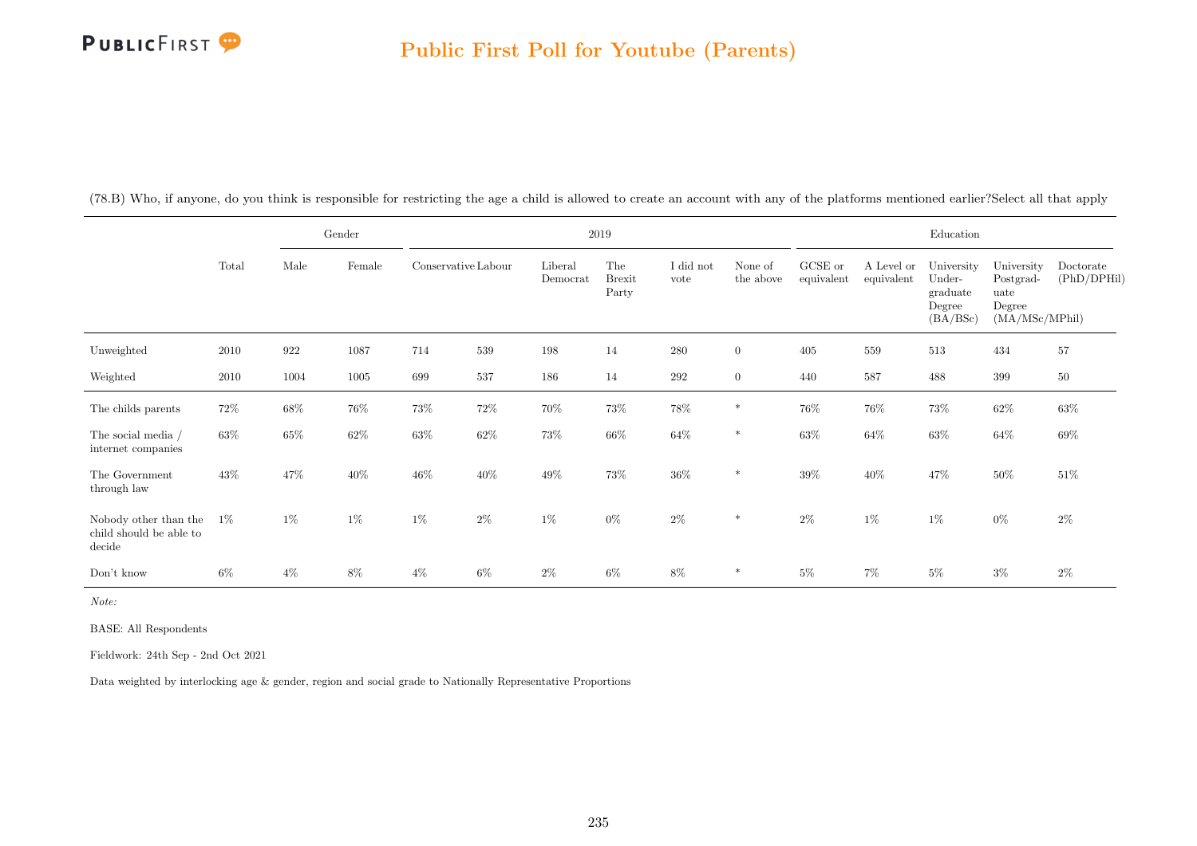(78.B) Who, if anyone, do you think is responsible for restricting the age a child is allowed to create an account with any of the platforms mentioned earlier?Select all that apply

| | Total | Gender | | 2019 | | | | | | Education | | | | |
|---|---|---|---|---|---|---|---|---|---|---|---|---|---|---|
| | | Male | Female | Conservative | Labour | Liberal Democrat | The Brexit Party | I did not vote | None of the above | GCSE or equivalent | A Level or equivalent | University Under-graduate Degree (BA/BSc) | University Postgrad-uate Degree (MA/MSc/MPhil) | Doctorate (PhD/DPHil) |
| Unweighted | 2010 | 922 | 1087 | 714 | 539 | 198 | 14 | 280 | 0 | 405 | 559 | 513 | 434 | 57 |
| Weighted | 2010 | 1004 | 1005 | 699 | 537 | 186 | 14 | 292 | 0 | 440 | 587 | 488 | 399 | 50 |
| The childs parents | 72% | 68% | 76% | 73% | 72% | 70% | 73% | 78% | * | 76% | 76% | 73% | 62% | 63% |
| The social media / internet companies | 63% | 65% | 62% | 63% | 62% | 73% | 66% | 64% | * | 63% | 64% | 63% | 64% | 69% |
| The Government through law | 43% | 47% | 40% | 46% | 40% | 49% | 73% | 36% | * | 39% | 40% | 47% | 50% | 51% |
| Nobody other than the child should be able to decide | 1% | 1% | 1% | 1% | 2% | 1% | 0% | 2% | * | 2% | 1% | 1% | 0% | 2% |
| Don't know | 6% | 4% | 8% | 4% | 6% | 2% | 6% | 8% | * | 5% | 7% | 5% | 3% | 2% |

*Note:*

BASE: All Respondents

Fieldwork: 24th Sep - 2nd Oct 2021

Data weighted by interlocking age & gender, region and social grade to Nationally Representative Proportions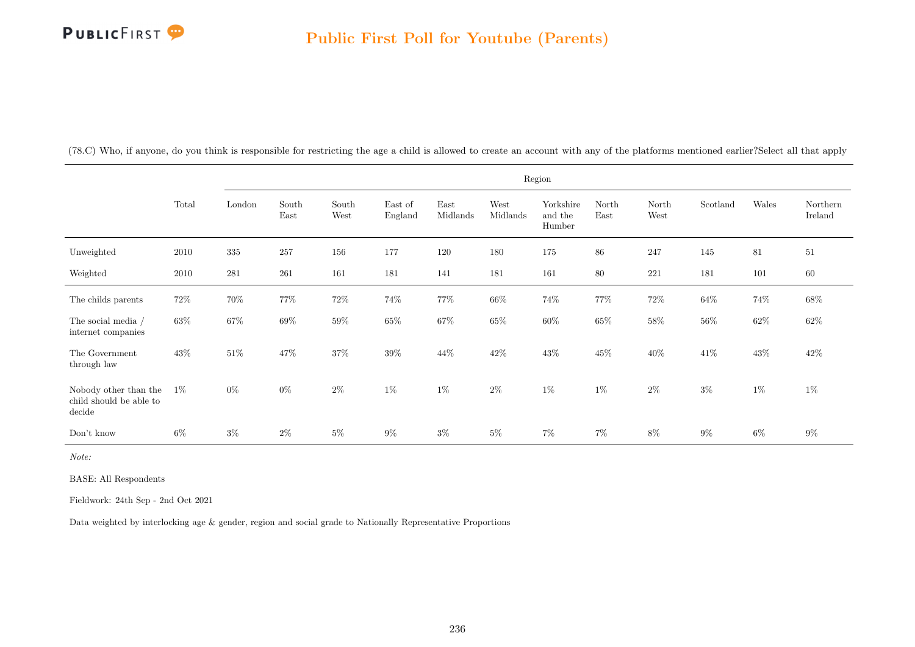# Public First Poll for Youtube (Parents)

(78.C) Who, if anyone, do you think is responsible for restricting the age a child is allowed to create an account with any of the platforms mentioned earlier?Select all that apply

| | Total | Region | | | | | | | | | | | |
|---|---|---|---|---|---|---|---|---|---|---|---|---|---|
| | | London | South East | South West | East of England | East Midlands | West Midlands | Yorkshire and the Humber | North East | North West | Scotland | Wales | Northern Ireland |
| Unweighted | 2010 | 335 | 257 | 156 | 177 | 120 | 180 | 175 | 86 | 247 | 145 | 81 | 51 |
| Weighted | 2010 | 281 | 261 | 161 | 181 | 141 | 181 | 161 | 80 | 221 | 181 | 101 | 60 |
| The childs parents | 72% | 70% | 77% | 72% | 74% | 77% | 66% | 74% | 77% | 72% | 64% | 74% | 68% |
| The social media / internet companies | 63% | 67% | 69% | 59% | 65% | 67% | 65% | 60% | 65% | 58% | 56% | 62% | 62% |
| The Government through law | 43% | 51% | 47% | 37% | 39% | 44% | 42% | 43% | 45% | 40% | 41% | 43% | 42% |
| Nobody other than the child should be able to decide | 1% | 0% | 0% | 2% | 1% | 1% | 2% | 1% | 1% | 2% | 3% | 1% | 1% |
| Don't know | 6% | 3% | 2% | 5% | 9% | 3% | 5% | 7% | 7% | 8% | 9% | 6% | 9% |

*Note:*

BASE: All Respondents

Fieldwork: 24th Sep - 2nd Oct 2021

Data weighted by interlocking age & gender, region and social grade to Nationally Representative Proportions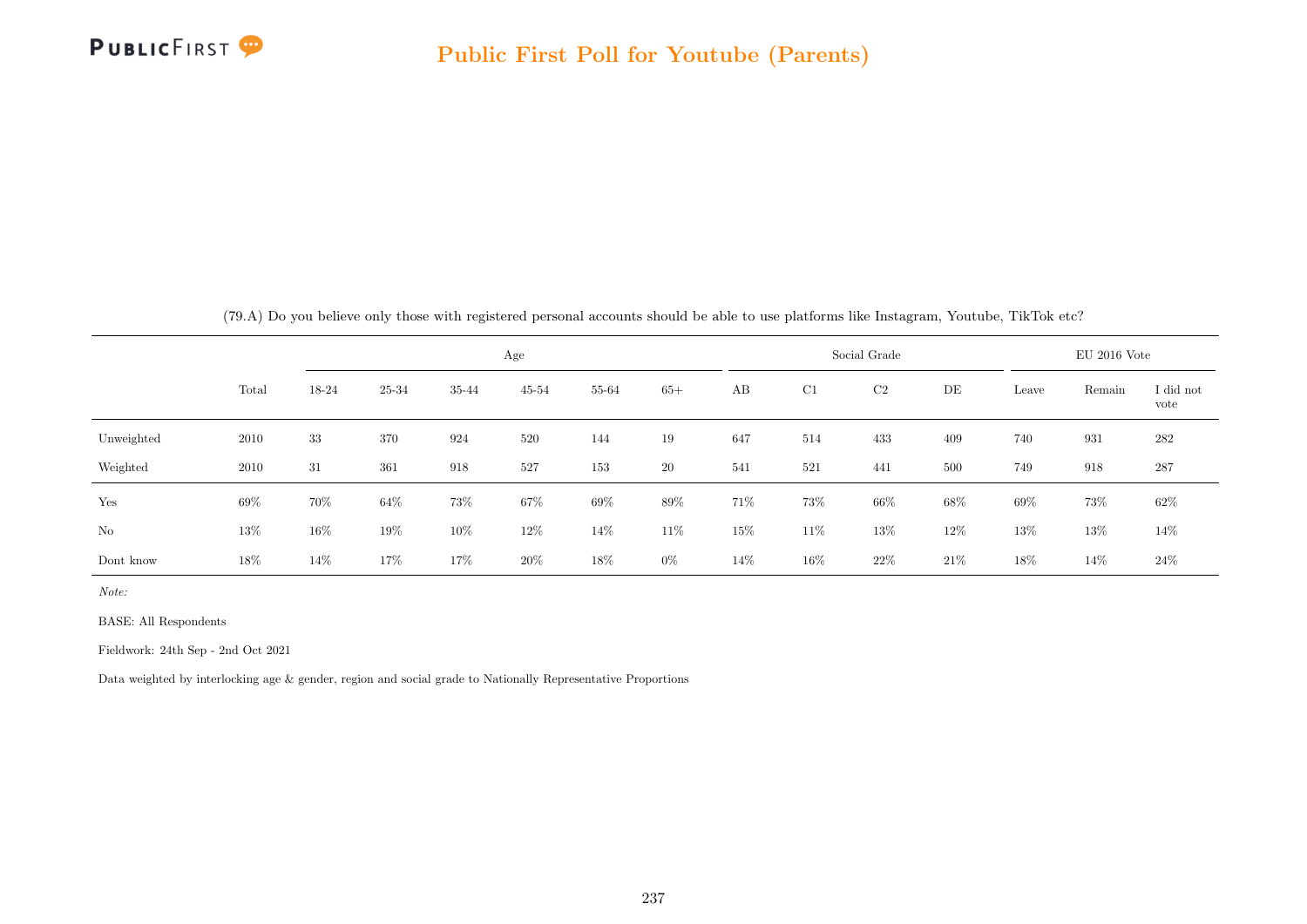(79.A) Do you believe only those with registered personal accounts should be able to use platforms like Instagram, Youtube, TikTok etc?

| | | Age | | | | | | Social Grade | | | | EU 2016 Vote | | |
|---|---|---|---|---|---|---|---|---|---|---|---|---|---|---|
| | Total | 18-24 | 25-34 | 35-44 | 45-54 | 55-64 | 65+ | AB | C1 | C2 | DE | Leave | Remain | I did not vote |
| Unweighted | 2010 | 33 | 370 | 924 | 520 | 144 | 19 | 647 | 514 | 433 | 409 | 740 | 931 | 282 |
| Weighted | 2010 | 31 | 361 | 918 | 527 | 153 | 20 | 541 | 521 | 441 | 500 | 749 | 918 | 287 |
| Yes | 69% | 70% | 64% | 73% | 67% | 69% | 89% | 71% | 73% | 66% | 68% | 69% | 73% | 62% |
| No | 13% | 16% | 19% | 10% | 12% | 14% | 11% | 15% | 11% | 13% | 12% | 13% | 13% | 14% |
| Dont know | 18% | 14% | 17% | 17% | 20% | 18% | 0% | 14% | 16% | 22% | 21% | 18% | 14% | 24% |

*Note:*

BASE: All Respondents

Fieldwork: 24th Sep - 2nd Oct 2021

Data weighted by interlocking age & gender, region and social grade to Nationally Representative Proportions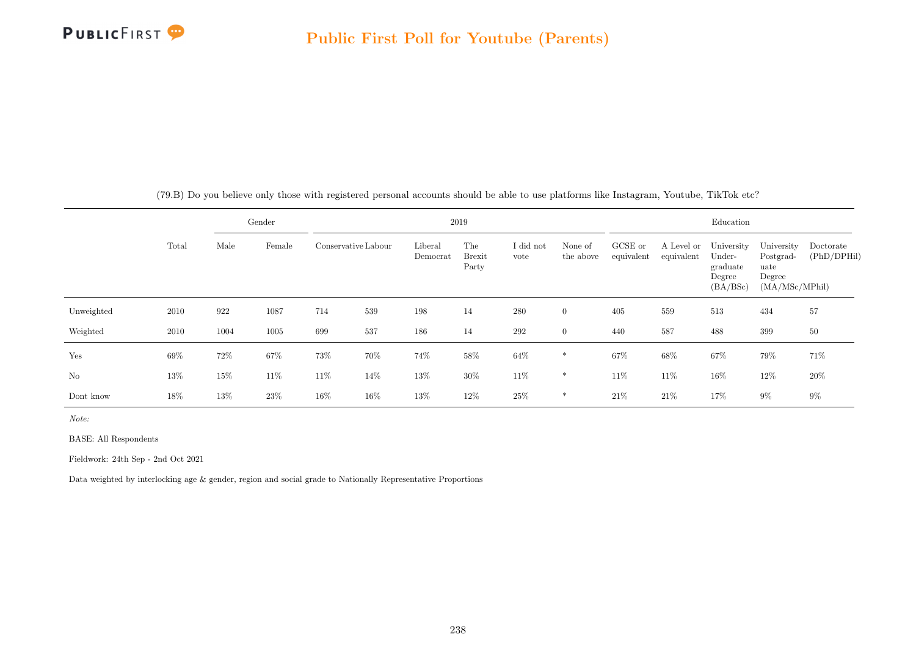## Public First Poll for Youtube (Parents)

(79.B) Do you believe only those with registered personal accounts should be able to use platforms like Instagram, Youtube, TikTok etc?

| | Total | Gender | | 2019 | | | | | | Education | | | | |
|---|---|---|---|---|---|---|---|---|---|---|---|---|---|---|
| | | Male | Female | Conservative | Labour | Liberal Democrat | The Brexit Party | I did not vote | None of the above | GCSE or equivalent | A Level or equivalent | University Undergraduate Degree (BA/BSc) | University Postgraduate Degree (MA/MSc/MPhil) | Doctorate (PhD/DPHil) |
| Unweighted | 2010 | 922 | 1087 | 714 | 539 | 198 | 14 | 280 | 0 | 405 | 559 | 513 | 434 | 57 |
| Weighted | 2010 | 1004 | 1005 | 699 | 537 | 186 | 14 | 292 | 0 | 440 | 587 | 488 | 399 | 50 |
| Yes | 69% | 72% | 67% | 73% | 70% | 74% | 58% | 64% | * | 67% | 68% | 67% | 79% | 71% |
| No | 13% | 15% | 11% | 11% | 14% | 13% | 30% | 11% | * | 11% | 11% | 16% | 12% | 20% |
| Dont know | 18% | 13% | 23% | 16% | 16% | 13% | 12% | 25% | * | 21% | 21% | 17% | 9% | 9% |

*Note:*

BASE: All Respondents

Fieldwork: 24th Sep - 2nd Oct 2021

Data weighted by interlocking age & gender, region and social grade to Nationally Representative Proportions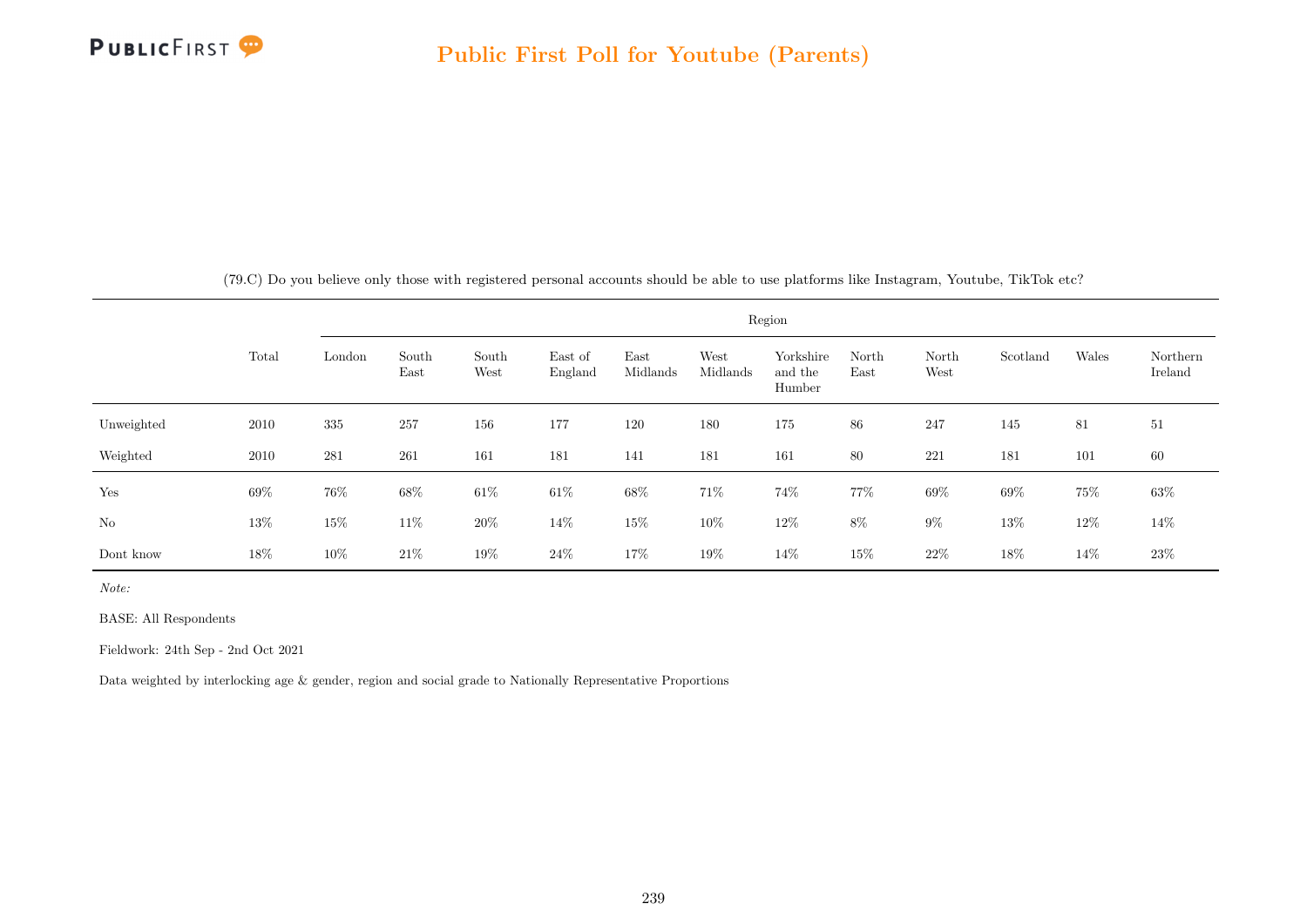(79.C) Do you believe only those with registered personal accounts should be able to use platforms like Instagram, Youtube, TikTok etc?

| | Total | Region | | | | | | | | | | | |
|---|---|---|---|---|---|---|---|---|---|---|---|---|---|
| | | London | South East | South West | East of England | East Midlands | West Midlands | Yorkshire and the Humber | North East | North West | Scotland | Wales | Northern Ireland |
| Unweighted | 2010 | 335 | 257 | 156 | 177 | 120 | 180 | 175 | 86 | 247 | 145 | 81 | 51 |
| Weighted | 2010 | 281 | 261 | 161 | 181 | 141 | 181 | 161 | 80 | 221 | 181 | 101 | 60 |
| Yes | 69% | 76% | 68% | 61% | 61% | 68% | 71% | 74% | 77% | 69% | 69% | 75% | 63% |
| No | 13% | 15% | 11% | 20% | 14% | 15% | 10% | 12% | 8% | 9% | 13% | 12% | 14% |
| Dont know | 18% | 10% | 21% | 19% | 24% | 17% | 19% | 14% | 15% | 22% | 18% | 14% | 23% |

*Note:*

BASE: All Respondents

Fieldwork: 24th Sep - 2nd Oct 2021

Data weighted by interlocking age & gender, region and social grade to Nationally Representative Proportions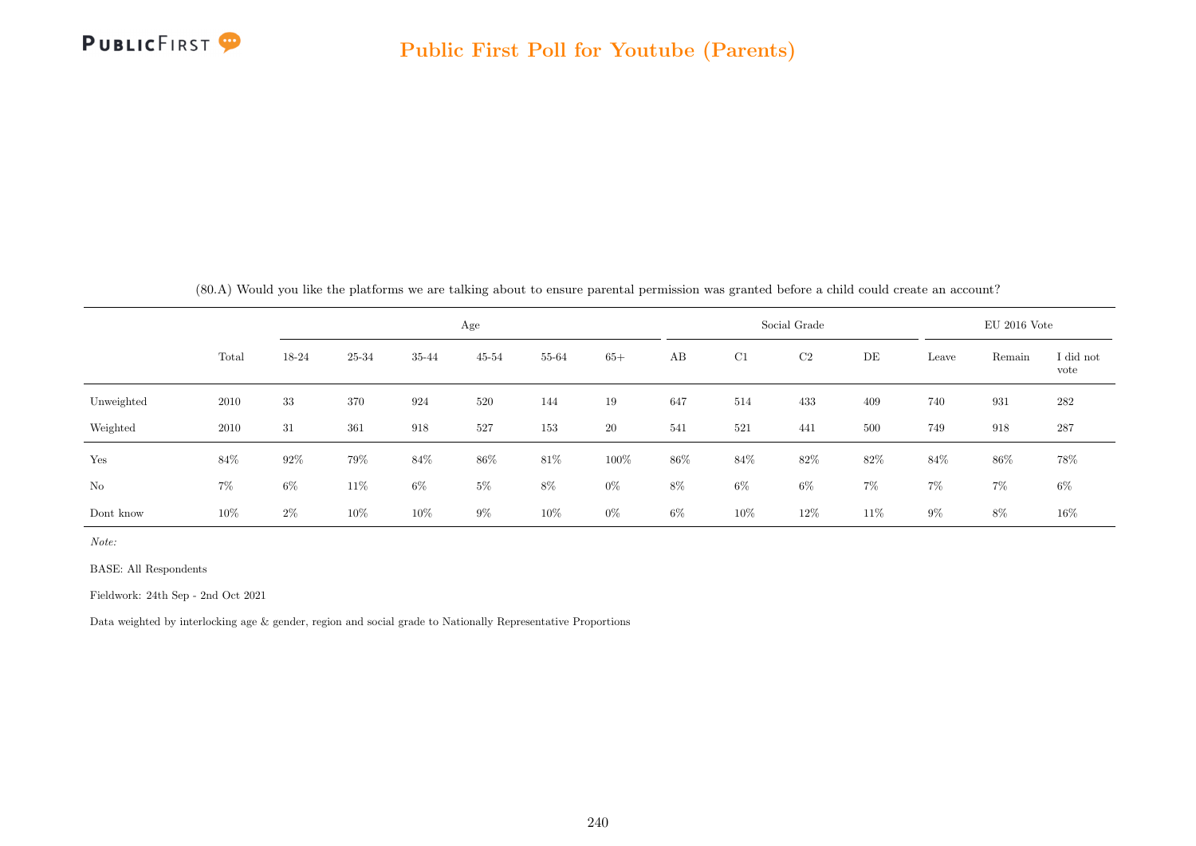## Public First Poll for Youtube (Parents)

(80.A) Would you like the platforms we are talking about to ensure parental permission was granted before a child could create an account?

| | Total | Age | | | | | | Social Grade | | | | EU 2016 Vote | | |
|---|---|---|---|---|---|---|---|---|---|---|---|---|---|---|
| | | 18-24 | 25-34 | 35-44 | 45-54 | 55-64 | 65+ | AB | C1 | C2 | DE | Leave | Remain | I did not vote |
| Unweighted | 2010 | 33 | 370 | 924 | 520 | 144 | 19 | 647 | 514 | 433 | 409 | 740 | 931 | 282 |
| Weighted | 2010 | 31 | 361 | 918 | 527 | 153 | 20 | 541 | 521 | 441 | 500 | 749 | 918 | 287 |
| Yes | 84% | 92% | 79% | 84% | 86% | 81% | 100% | 86% | 84% | 82% | 82% | 84% | 86% | 78% |
| No | 7% | 6% | 11% | 6% | 5% | 8% | 0% | 8% | 6% | 6% | 7% | 7% | 7% | 6% |
| Dont know | 10% | 2% | 10% | 10% | 9% | 10% | 0% | 6% | 10% | 12% | 11% | 9% | 8% | 16% |

*Note:*

BASE: All Respondents

Fieldwork: 24th Sep - 2nd Oct 2021

Data weighted by interlocking age & gender, region and social grade to Nationally Representative Proportions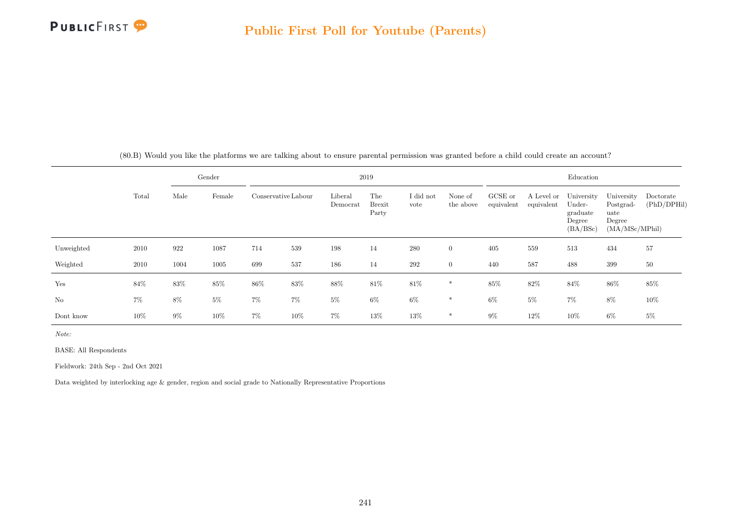# Public First Poll for Youtube (Parents)

(80.B) Would you like the platforms we are talking about to ensure parental permission was granted before a child could create an account?

| | Total | Gender | | 2019 | | | | | | Education | | | | |
|---|---|---|---|---|---|---|---|---|---|---|---|---|---|---|
| | | Male | Female | Conservative | Labour | Liberal Democrat | The Brexit Party | I did not vote | None of the above | GCSE or equivalent | A Level or equivalent | University Under-graduate Degree (BA/BSc) | University Postgrad-uate Degree (MA/MSc/MPhil) | Doctorate (PhD/DPHil) |
| Unweighted | 2010 | 922 | 1087 | 714 | 539 | 198 | 14 | 280 | 0 | 405 | 559 | 513 | 434 | 57 |
| Weighted | 2010 | 1004 | 1005 | 699 | 537 | 186 | 14 | 292 | 0 | 440 | 587 | 488 | 399 | 50 |
| Yes | 84% | 83% | 85% | 86% | 83% | 88% | 81% | 81% | * | 85% | 82% | 84% | 86% | 85% |
| No | 7% | 8% | 5% | 7% | 7% | 5% | 6% | 6% | * | 6% | 5% | 7% | 8% | 10% |
| Dont know | 10% | 9% | 10% | 7% | 10% | 7% | 13% | 13% | * | 9% | 12% | 10% | 6% | 5% |

*Note:*

BASE: All Respondents

Fieldwork: 24th Sep - 2nd Oct 2021

Data weighted by interlocking age & gender, region and social grade to Nationally Representative Proportions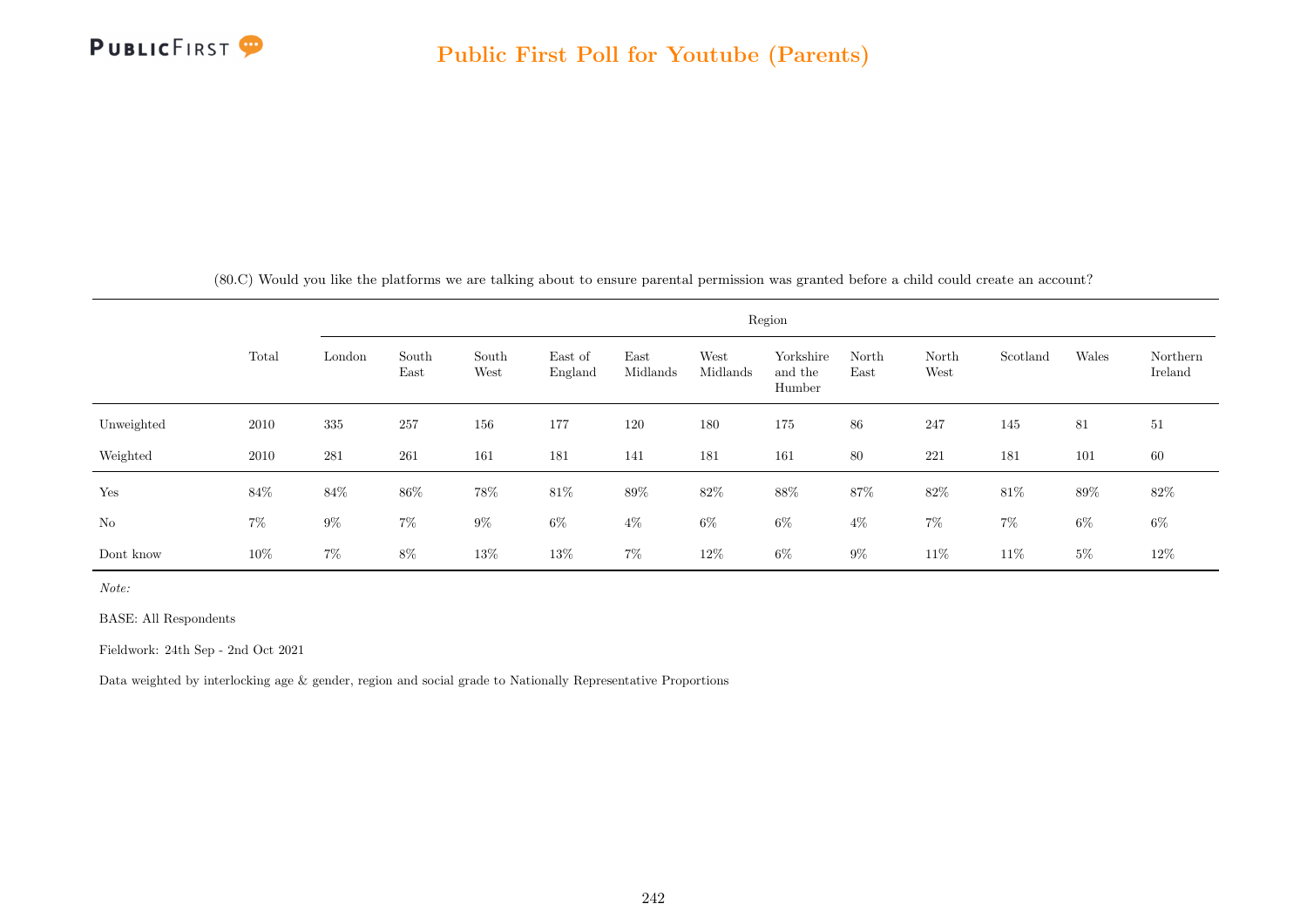(80.C) Would you like the platforms we are talking about to ensure parental permission was granted before a child could create an account?

| | Total | Region | | | | | | | | | | | |
|---|---|---|---|---|---|---|---|---|---|---|---|---|---|
| | | London | South East | South West | East of England | East Midlands | West Midlands | Yorkshire and the Humber | North East | North West | Scotland | Wales | Northern Ireland |
| Unweighted | 2010 | 335 | 257 | 156 | 177 | 120 | 180 | 175 | 86 | 247 | 145 | 81 | 51 |
| Weighted | 2010 | 281 | 261 | 161 | 181 | 141 | 181 | 161 | 80 | 221 | 181 | 101 | 60 |
| Yes | 84% | 84% | 86% | 78% | 81% | 89% | 82% | 88% | 87% | 82% | 81% | 89% | 82% |
| No | 7% | 9% | 7% | 9% | 6% | 4% | 6% | 6% | 4% | 7% | 7% | 6% | 6% |
| Dont know | 10% | 7% | 8% | 13% | 13% | 7% | 12% | 6% | 9% | 11% | 11% | 5% | 12% |

*Note:*

BASE: All Respondents

Fieldwork: 24th Sep - 2nd Oct 2021

Data weighted by interlocking age & gender, region and social grade to Nationally Representative Proportions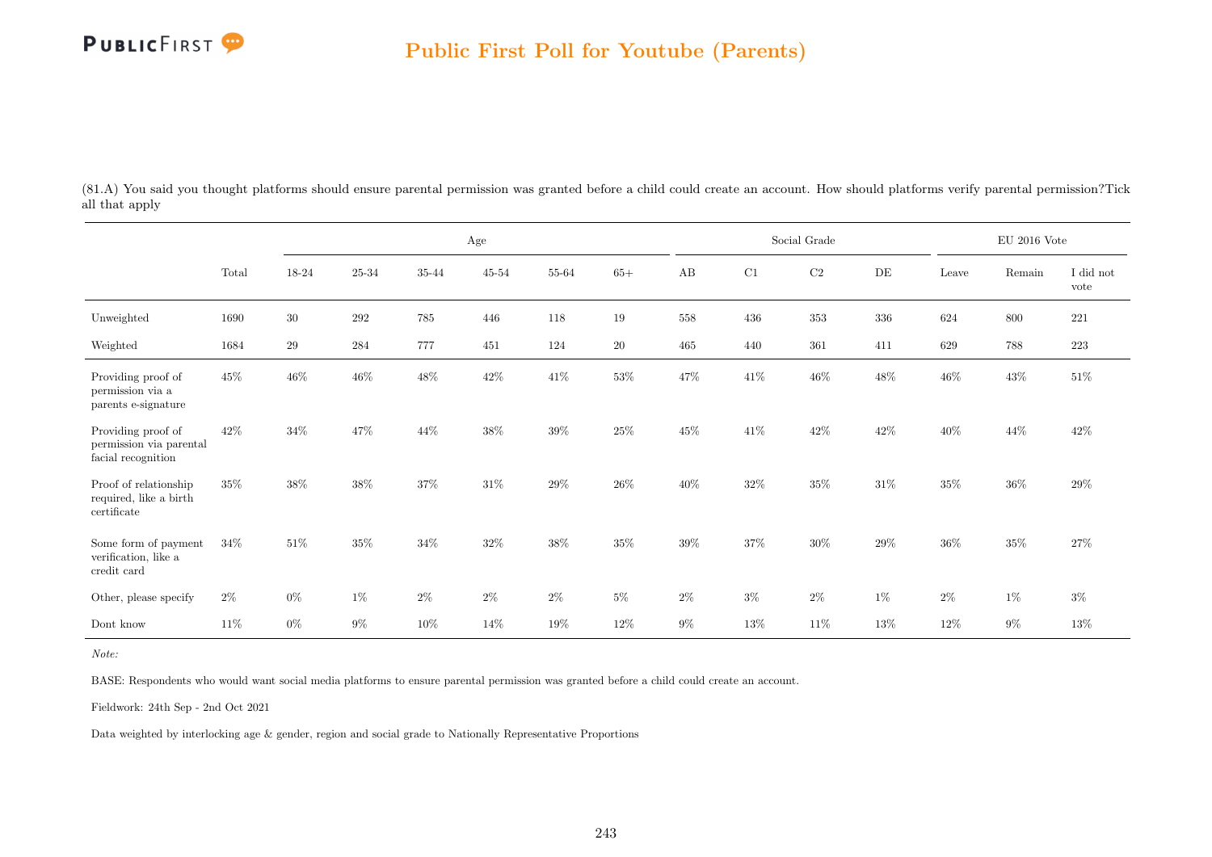## Public First Poll for Youtube (Parents)

(81.A) You said you thought platforms should ensure parental permission was granted before a child could create an account. How should platforms verify parental permission?Tick all that apply

| | Total | Age | | | | | | Social Grade | | | | EU 2016 Vote | | |
|---|---|---|---|---|---|---|---|---|---|---|---|---|---|---|
| | | 18-24 | 25-34 | 35-44 | 45-54 | 55-64 | 65+ | AB | C1 | C2 | DE | Leave | Remain | I did not vote |
| Unweighted | 1690 | 30 | 292 | 785 | 446 | 118 | 19 | 558 | 436 | 353 | 336 | 624 | 800 | 221 |
| Weighted | 1684 | 29 | 284 | 777 | 451 | 124 | 20 | 465 | 440 | 361 | 411 | 629 | 788 | 223 |
| Providing proof of permission via a parents e-signature | 45% | 46% | 46% | 48% | 42% | 41% | 53% | 47% | 41% | 46% | 48% | 46% | 43% | 51% |
| Providing proof of permission via parental facial recognition | 42% | 34% | 47% | 44% | 38% | 39% | 25% | 45% | 41% | 42% | 42% | 40% | 44% | 42% |
| Proof of relationship required, like a birth certificate | 35% | 38% | 38% | 37% | 31% | 29% | 26% | 40% | 32% | 35% | 31% | 35% | 36% | 29% |
| Some form of payment verification, like a credit card | 34% | 51% | 35% | 34% | 32% | 38% | 35% | 39% | 37% | 30% | 29% | 36% | 35% | 27% |
| Other, please specify | 2% | 0% | 1% | 2% | 2% | 2% | 5% | 2% | 3% | 2% | 1% | 2% | 1% | 3% |
| Dont know | 11% | 0% | 9% | 10% | 14% | 19% | 12% | 9% | 13% | 11% | 13% | 12% | 9% | 13% |

*Note:*

BASE: Respondents who would want social media platforms to ensure parental permission was granted before a child could create an account.

Fieldwork: 24th Sep - 2nd Oct 2021

Data weighted by interlocking age & gender, region and social grade to Nationally Representative Proportions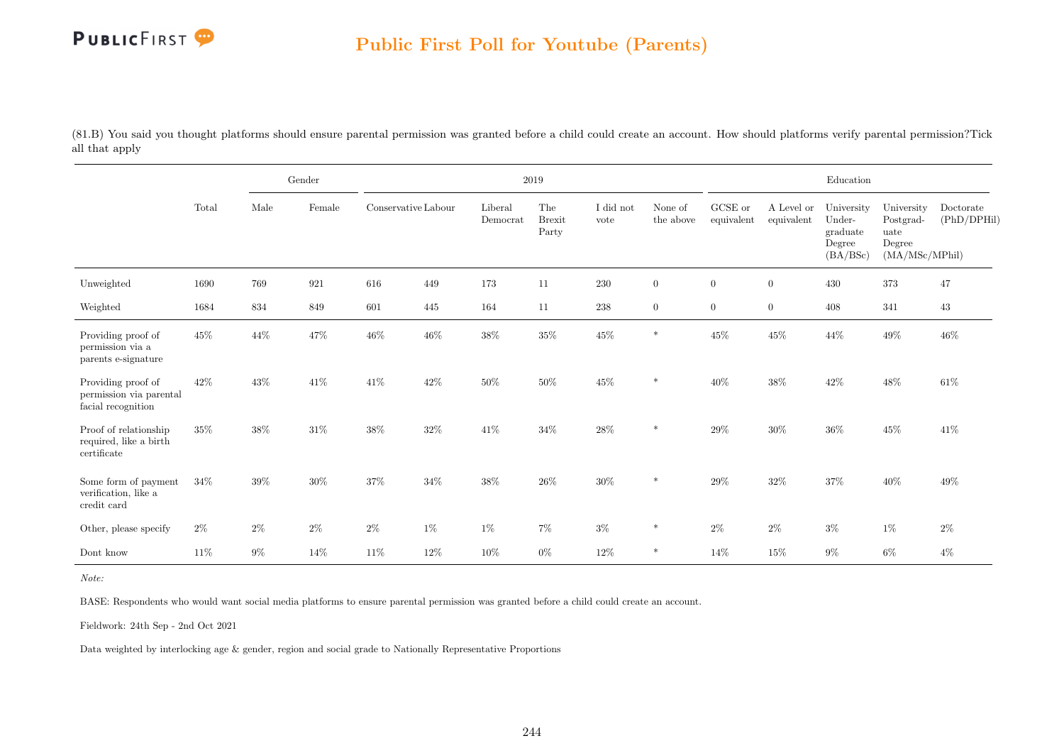# Public First Poll for Youtube (Parents)

(81.B) You said you thought platforms should ensure parental permission was granted before a child could create an account. How should platforms verify parental permission?Tick all that apply

| | Total | Gender | | 2019 | | | | | | Education | | | | |
|---|---|---|---|---|---|---|---|---|---|---|---|---|---|---|
| | | Male | Female | Conservative | Labour | Liberal Democrat | The Brexit Party | I did not vote | None of the above | GCSE or equivalent | A Level or equivalent | University Under-graduate Degree (BA/BSc) | University Postgrad-uate Degree (MA/MSc/MPhil) | Doctorate (PhD/DPHil) |
| Unweighted | 1690 | 769 | 921 | 616 | 449 | 173 | 11 | 230 | 0 | 0 | 0 | 430 | 373 | 47 |
| Weighted | 1684 | 834 | 849 | 601 | 445 | 164 | 11 | 238 | 0 | 0 | 0 | 408 | 341 | 43 |
| Providing proof of permission via a parents e-signature | 45% | 44% | 47% | 46% | 46% | 38% | 35% | 45% | * | 45% | 45% | 44% | 49% | 46% |
| Providing proof of permission via parental facial recognition | 42% | 43% | 41% | 41% | 42% | 50% | 50% | 45% | * | 40% | 38% | 42% | 48% | 61% |
| Proof of relationship required, like a birth certificate | 35% | 38% | 31% | 38% | 32% | 41% | 34% | 28% | * | 29% | 30% | 36% | 45% | 41% |
| Some form of payment verification, like a credit card | 34% | 39% | 30% | 37% | 34% | 38% | 26% | 30% | * | 29% | 32% | 37% | 40% | 49% |
| Other, please specify | 2% | 2% | 2% | 2% | 1% | 1% | 7% | 3% | * | 2% | 2% | 3% | 1% | 2% |
| Dont know | 11% | 9% | 14% | 11% | 12% | 10% | 0% | 12% | * | 14% | 15% | 9% | 6% | 4% |

*Note:*

BASE: Respondents who would want social media platforms to ensure parental permission was granted before a child could create an account.

Fieldwork: 24th Sep - 2nd Oct 2021

Data weighted by interlocking age & gender, region and social grade to Nationally Representative Proportions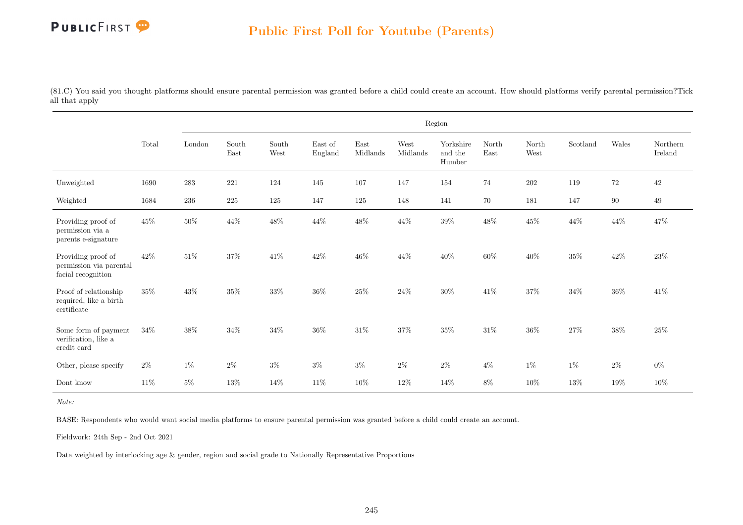## Public First Poll for Youtube (Parents)

(81.C) You said you thought platforms should ensure parental permission was granted before a child could create an account. How should platforms verify parental permission?Tick all that apply

| | Total | Region | | | | | | | | | | | |
|---|---|---|---|---|---|---|---|---|---|---|---|---|---|
| | | London | South East | South West | East of England | East Midlands | West Midlands | Yorkshire and the Humber | North East | North West | Scotland | Wales | Northern Ireland |
| Unweighted | 1690 | 283 | 221 | 124 | 145 | 107 | 147 | 154 | 74 | 202 | 119 | 72 | 42 |
| Weighted | 1684 | 236 | 225 | 125 | 147 | 125 | 148 | 141 | 70 | 181 | 147 | 90 | 49 |
| Providing proof of permission via a parents e-signature | 45% | 50% | 44% | 48% | 44% | 48% | 44% | 39% | 48% | 45% | 44% | 44% | 47% |
| Providing proof of permission via parental facial recognition | 42% | 51% | 37% | 41% | 42% | 46% | 44% | 40% | 60% | 40% | 35% | 42% | 23% |
| Proof of relationship required, like a birth certificate | 35% | 43% | 35% | 33% | 36% | 25% | 24% | 30% | 41% | 37% | 34% | 36% | 41% |
| Some form of payment verification, like a credit card | 34% | 38% | 34% | 34% | 36% | 31% | 37% | 35% | 31% | 36% | 27% | 38% | 25% |
| Other, please specify | 2% | 1% | 2% | 3% | 3% | 3% | 2% | 2% | 4% | 1% | 1% | 2% | 0% |
| Dont know | 11% | 5% | 13% | 14% | 11% | 10% | 12% | 14% | 8% | 10% | 13% | 19% | 10% |

*Note:*

BASE: Respondents who would want social media platforms to ensure parental permission was granted before a child could create an account.

Fieldwork: 24th Sep - 2nd Oct 2021

Data weighted by interlocking age & gender, region and social grade to Nationally Representative Proportions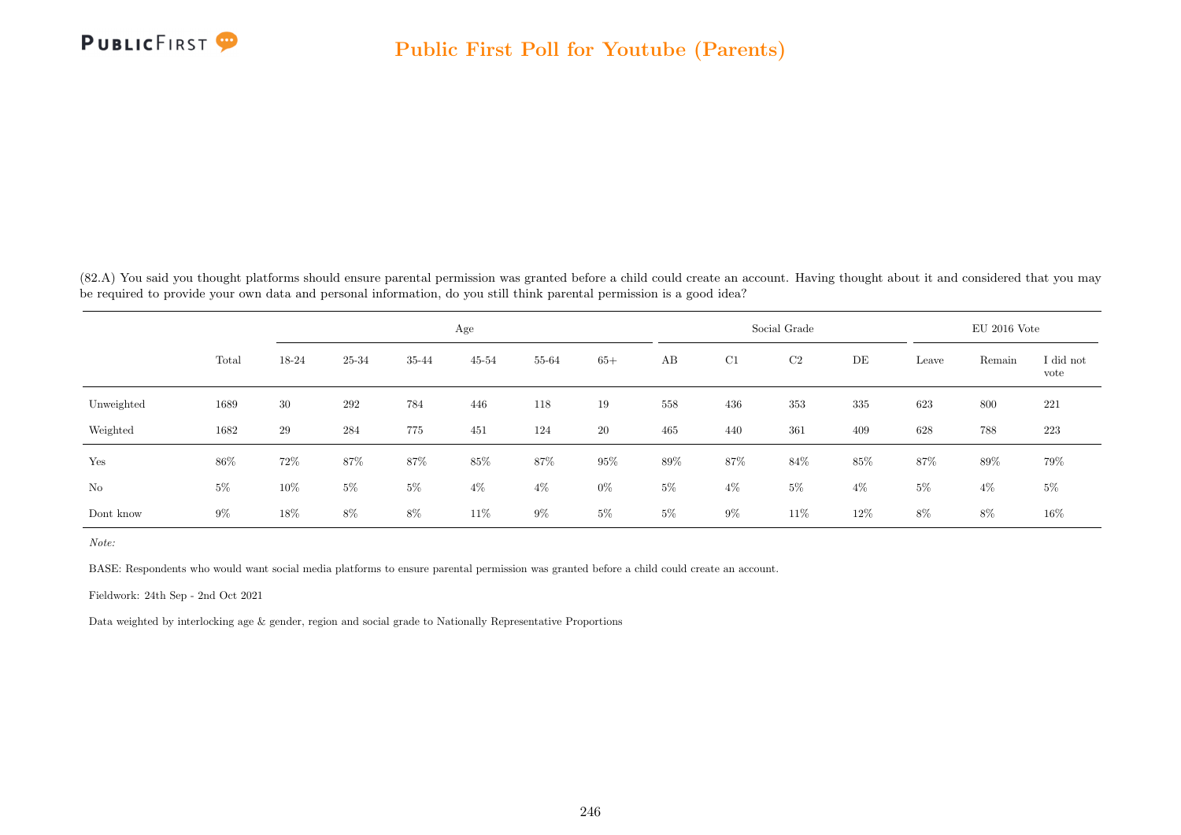(82.A) You said you thought platforms should ensure parental permission was granted before a child could create an account. Having thought about it and considered that you may be required to provide your own data and personal information, do you still think parental permission is a good idea?

| | Total | Age | | | | | | Social Grade | | | | EU 2016 Vote | | |
|---|---|---|---|---|---|---|---|---|---|---|---|---|---|---|
| | | 18-24 | 25-34 | 35-44 | 45-54 | 55-64 | 65+ | AB | C1 | C2 | DE | Leave | Remain | I did not vote |
| Unweighted | 1689 | 30 | 292 | 784 | 446 | 118 | 19 | 558 | 436 | 353 | 335 | 623 | 800 | 221 |
| Weighted | 1682 | 29 | 284 | 775 | 451 | 124 | 20 | 465 | 440 | 361 | 409 | 628 | 788 | 223 |
| Yes | 86% | 72% | 87% | 87% | 85% | 87% | 95% | 89% | 87% | 84% | 85% | 87% | 89% | 79% |
| No | 5% | 10% | 5% | 5% | 4% | 4% | 0% | 5% | 4% | 5% | 4% | 5% | 4% | 5% |
| Dont know | 9% | 18% | 8% | 8% | 11% | 9% | 5% | 5% | 9% | 11% | 12% | 8% | 8% | 16% |

*Note:*

BASE: Respondents who would want social media platforms to ensure parental permission was granted before a child could create an account.

Fieldwork: 24th Sep - 2nd Oct 2021

Data weighted by interlocking age & gender, region and social grade to Nationally Representative Proportions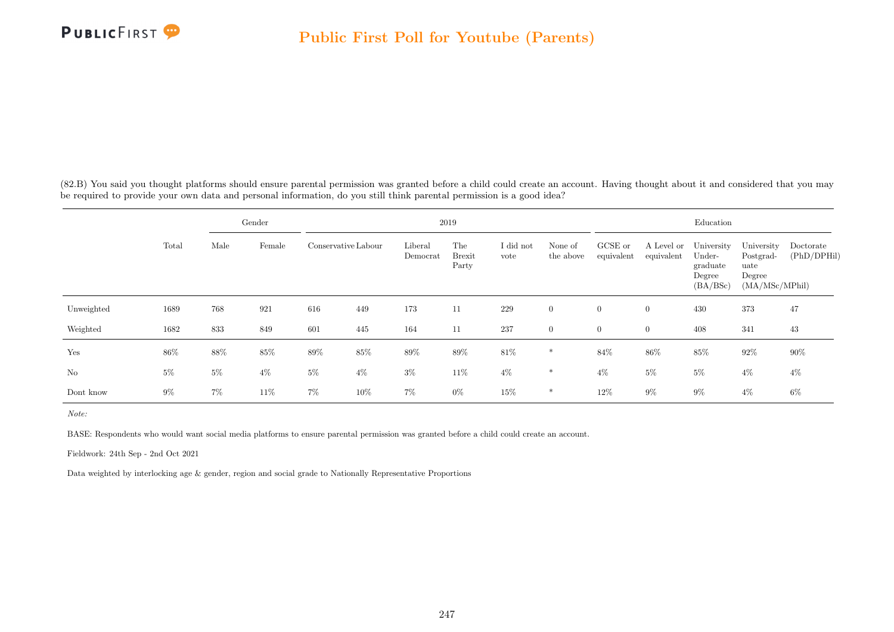## Public First Poll for Youtube (Parents)

(82.B) You said you thought platforms should ensure parental permission was granted before a child could create an account. Having thought about it and considered that you may be required to provide your own data and personal information, do you still think parental permission is a good idea?

| | Total | Gender | | 2019 | | | | | | Education | | | | |
|---|---|---|---|---|---|---|---|---|---|---|---|---|---|---|
| | | Male | Female | Conservative | Labour | Liberal Democrat | The Brexit Party | I did not vote | None of the above | GCSE or equivalent | A Level or equivalent | University Under-graduate Degree (BA/BSc) | University Postgrad-uate Degree (MA/MSc/MPhil) | Doctorate (PhD/DPHil) |
| Unweighted | 1689 | 768 | 921 | 616 | 449 | 173 | 11 | 229 | 0 | 0 | 0 | 430 | 373 | 47 |
| Weighted | 1682 | 833 | 849 | 601 | 445 | 164 | 11 | 237 | 0 | 0 | 0 | 408 | 341 | 43 |
| Yes | 86% | 88% | 85% | 89% | 85% | 89% | 89% | 81% | * | 84% | 86% | 85% | 92% | 90% |
| No | 5% | 5% | 4% | 5% | 4% | 3% | 11% | 4% | * | 4% | 5% | 5% | 4% | 4% |
| Dont know | 9% | 7% | 11% | 7% | 10% | 7% | 0% | 15% | * | 12% | 9% | 9% | 4% | 6% |

*Note:*

BASE: Respondents who would want social media platforms to ensure parental permission was granted before a child could create an account.

Fieldwork: 24th Sep - 2nd Oct 2021

Data weighted by interlocking age & gender, region and social grade to Nationally Representative Proportions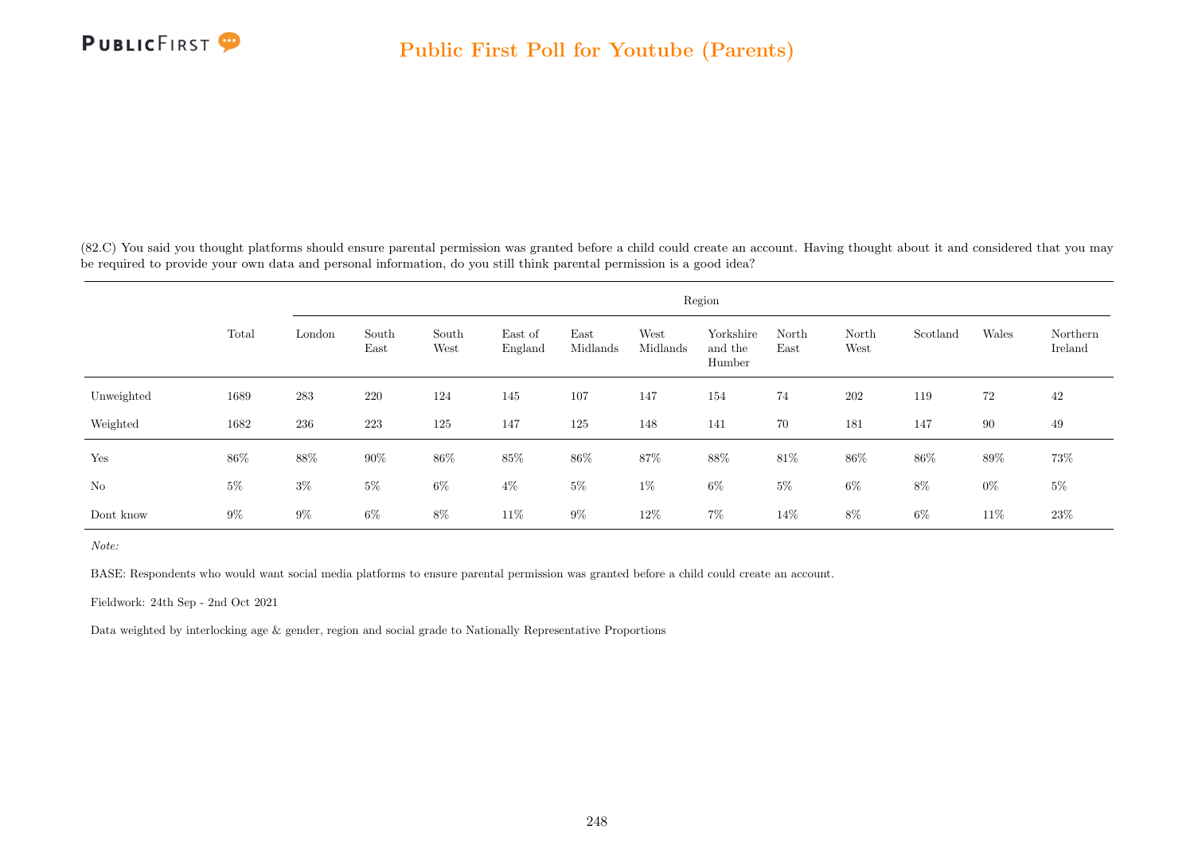(82.C) You said you thought platforms should ensure parental permission was granted before a child could create an account. Having thought about it and considered that you may be required to provide your own data and personal information, do you still think parental permission is a good idea?

| | Total | Region | | | | | | | | | | | |
|---|---|---|---|---|---|---|---|---|---|---|---|---|---|
| | | London | South East | South West | East of England | East Midlands | West Midlands | Yorkshire and the Humber | North East | North West | Scotland | Wales | Northern Ireland |
| Unweighted | 1689 | 283 | 220 | 124 | 145 | 107 | 147 | 154 | 74 | 202 | 119 | 72 | 42 |
| Weighted | 1682 | 236 | 223 | 125 | 147 | 125 | 148 | 141 | 70 | 181 | 147 | 90 | 49 |
| Yes | 86% | 88% | 90% | 86% | 85% | 86% | 87% | 88% | 81% | 86% | 86% | 89% | 73% |
| No | 5% | 3% | 5% | 6% | 4% | 5% | 1% | 6% | 5% | 6% | 8% | 0% | 5% |
| Dont know | 9% | 9% | 6% | 8% | 11% | 9% | 12% | 7% | 14% | 8% | 6% | 11% | 23% |

*Note:*

BASE: Respondents who would want social media platforms to ensure parental permission was granted before a child could create an account.

Fieldwork: 24th Sep - 2nd Oct 2021

Data weighted by interlocking age & gender, region and social grade to Nationally Representative Proportions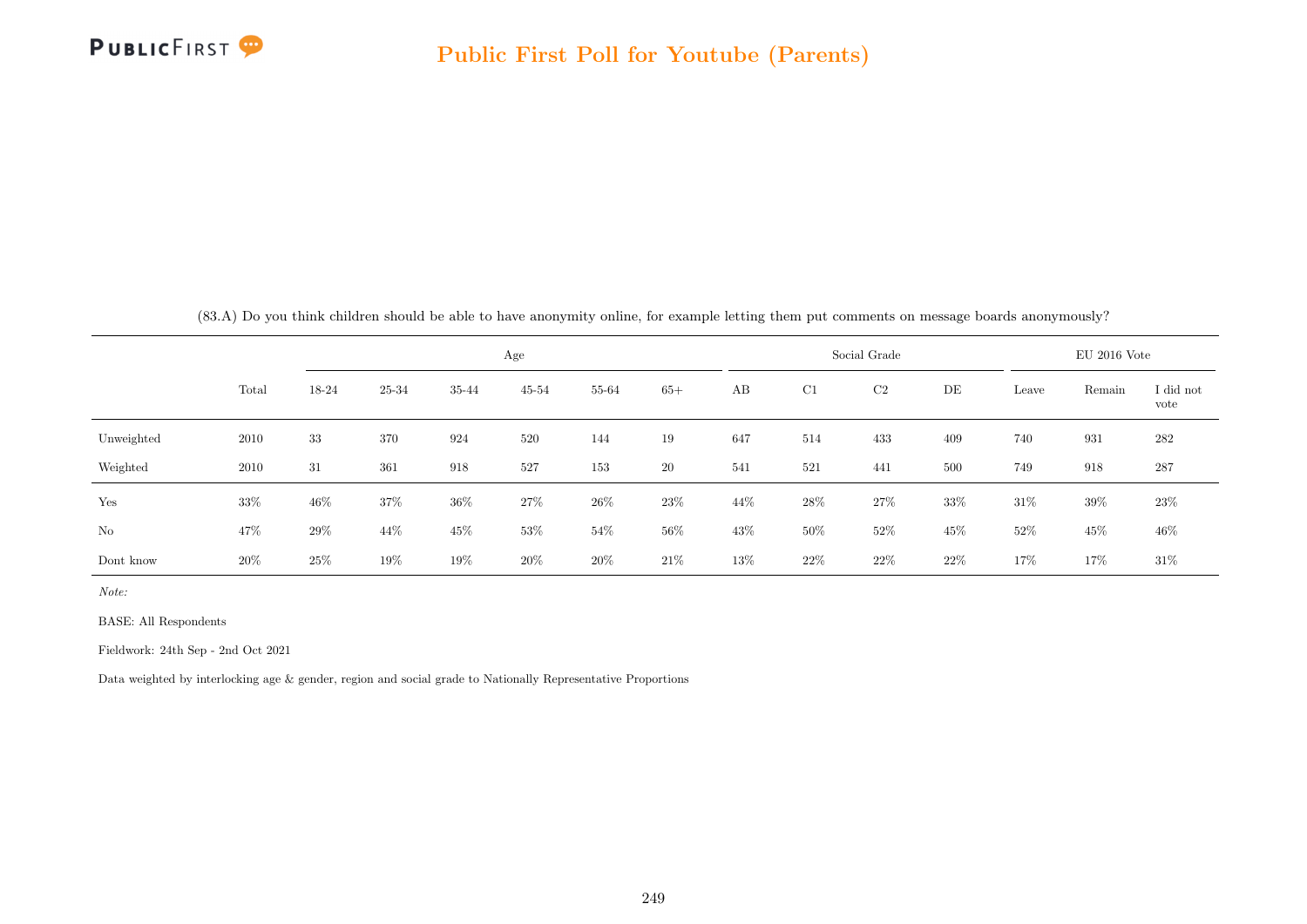(83.A) Do you think children should be able to have anonymity online, for example letting them put comments on message boards anonymously?

| | Total | Age | | | | | | Social Grade | | | | EU 2016 Vote | | |
|---|---|---|---|---|---|---|---|---|---|---|---|---|---|---|
| | | 18-24 | 25-34 | 35-44 | 45-54 | 55-64 | 65+ | AB | C1 | C2 | DE | Leave | Remain | I did not vote |
| Unweighted | 2010 | 33 | 370 | 924 | 520 | 144 | 19 | 647 | 514 | 433 | 409 | 740 | 931 | 282 |
| Weighted | 2010 | 31 | 361 | 918 | 527 | 153 | 20 | 541 | 521 | 441 | 500 | 749 | 918 | 287 |
| Yes | 33% | 46% | 37% | 36% | 27% | 26% | 23% | 44% | 28% | 27% | 33% | 31% | 39% | 23% |
| No | 47% | 29% | 44% | 45% | 53% | 54% | 56% | 43% | 50% | 52% | 45% | 52% | 45% | 46% |
| Dont know | 20% | 25% | 19% | 19% | 20% | 20% | 21% | 13% | 22% | 22% | 22% | 17% | 17% | 31% |

*Note:*

BASE: All Respondents

Fieldwork: 24th Sep - 2nd Oct 2021

Data weighted by interlocking age & gender, region and social grade to Nationally Representative Proportions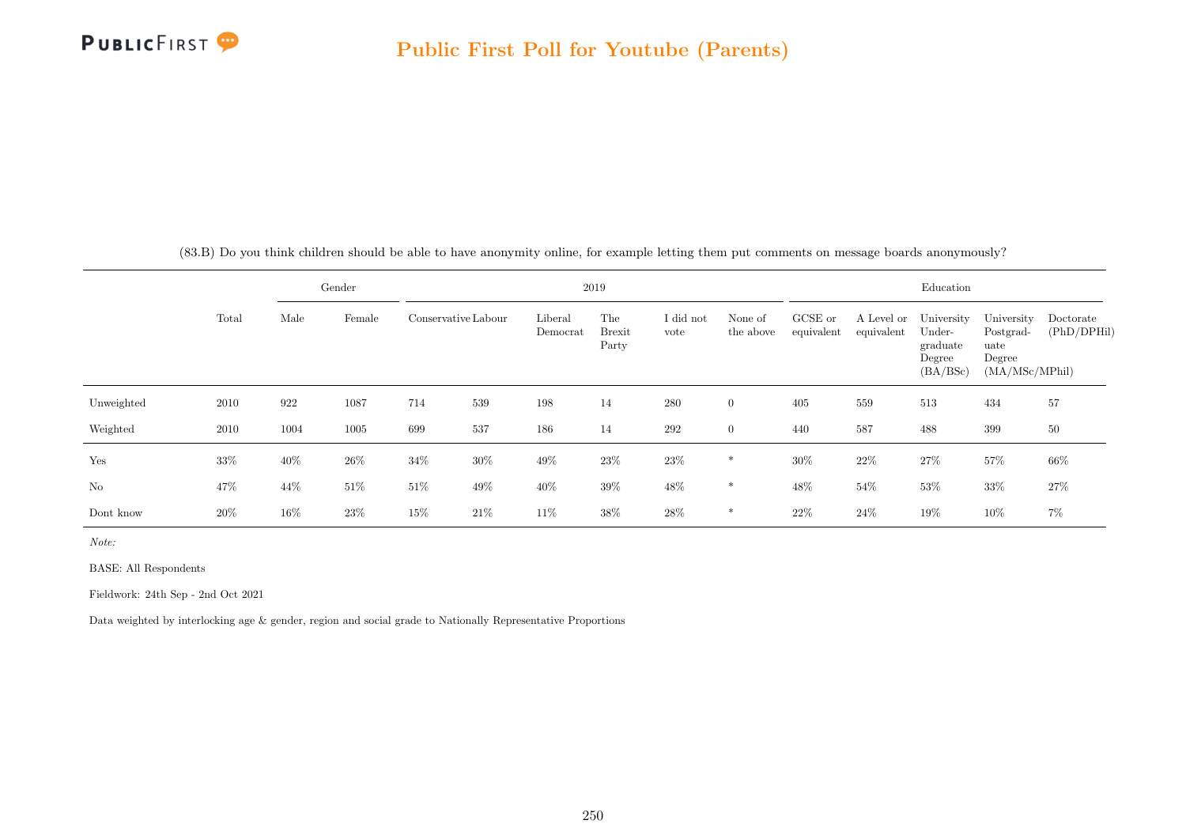(83.B) Do you think children should be able to have anonymity online, for example letting them put comments on message boards anonymously?

| | Total | Gender | | 2019 | | | | | | Education | | | | |
|---|---|---|---|---|---|---|---|---|---|---|---|---|---|---|
| | | Male | Female | Conservative | Labour | Liberal Democrat | The Brexit Party | I did not vote | None of the above | GCSE or equivalent | A Level or equivalent | University Undergraduate Degree (BA/BSc) | University Postgraduate Degree (MA/MSc/MPhil) | Doctorate (PhD/DPHil) |
| Unweighted | 2010 | 922 | 1087 | 714 | 539 | 198 | 14 | 280 | 0 | 405 | 559 | 513 | 434 | 57 |
| Weighted | 2010 | 1004 | 1005 | 699 | 537 | 186 | 14 | 292 | 0 | 440 | 587 | 488 | 399 | 50 |
| Yes | 33% | 40% | 26% | 34% | 30% | 49% | 23% | 23% | * | 30% | 22% | 27% | 57% | 66% |
| No | 47% | 44% | 51% | 51% | 49% | 40% | 39% | 48% | * | 48% | 54% | 53% | 33% | 27% |
| Dont know | 20% | 16% | 23% | 15% | 21% | 11% | 38% | 28% | * | 22% | 24% | 19% | 10% | 7% |

*Note:*

BASE: All Respondents

Fieldwork: 24th Sep - 2nd Oct 2021

Data weighted by interlocking age & gender, region and social grade to Nationally Representative Proportions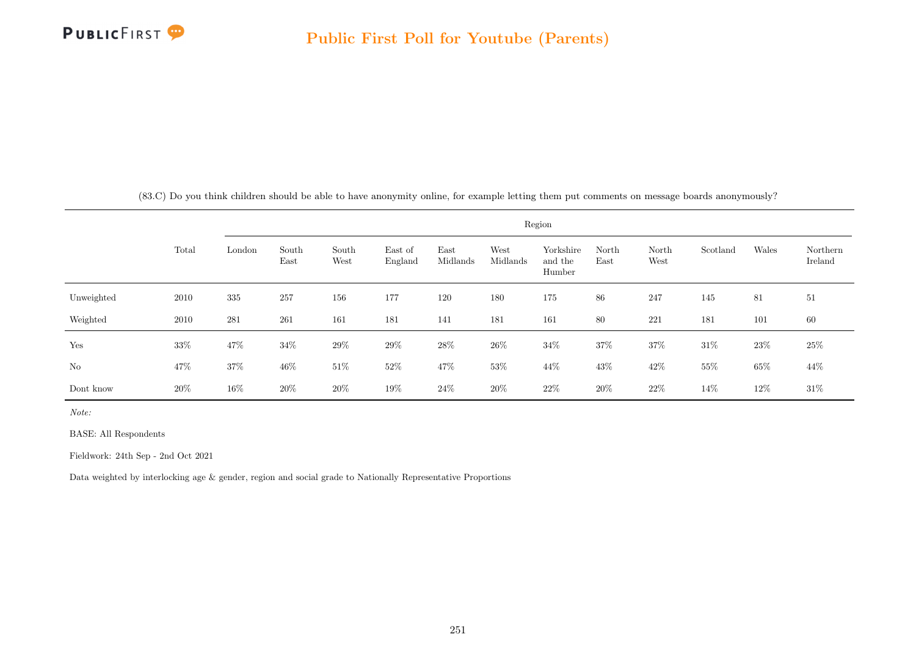## Public First Poll for Youtube (Parents)

(83.C) Do you think children should be able to have anonymity online, for example letting them put comments on message boards anonymously?

| | Total | Region | | | | | | | | | | | |
|---|---|---|---|---|---|---|---|---|---|---|---|---|---|
| | | London | South East | South West | East of England | East Midlands | West Midlands | Yorkshire and the Humber | North East | North West | Scotland | Wales | Northern Ireland |
| Unweighted | 2010 | 335 | 257 | 156 | 177 | 120 | 180 | 175 | 86 | 247 | 145 | 81 | 51 |
| Weighted | 2010 | 281 | 261 | 161 | 181 | 141 | 181 | 161 | 80 | 221 | 181 | 101 | 60 |
| Yes | 33% | 47% | 34% | 29% | 29% | 28% | 26% | 34% | 37% | 37% | 31% | 23% | 25% |
| No | 47% | 37% | 46% | 51% | 52% | 47% | 53% | 44% | 43% | 42% | 55% | 65% | 44% |
| Dont know | 20% | 16% | 20% | 20% | 19% | 24% | 20% | 22% | 20% | 22% | 14% | 12% | 31% |

*Note:*

BASE: All Respondents

Fieldwork: 24th Sep - 2nd Oct 2021

Data weighted by interlocking age & gender, region and social grade to Nationally Representative Proportions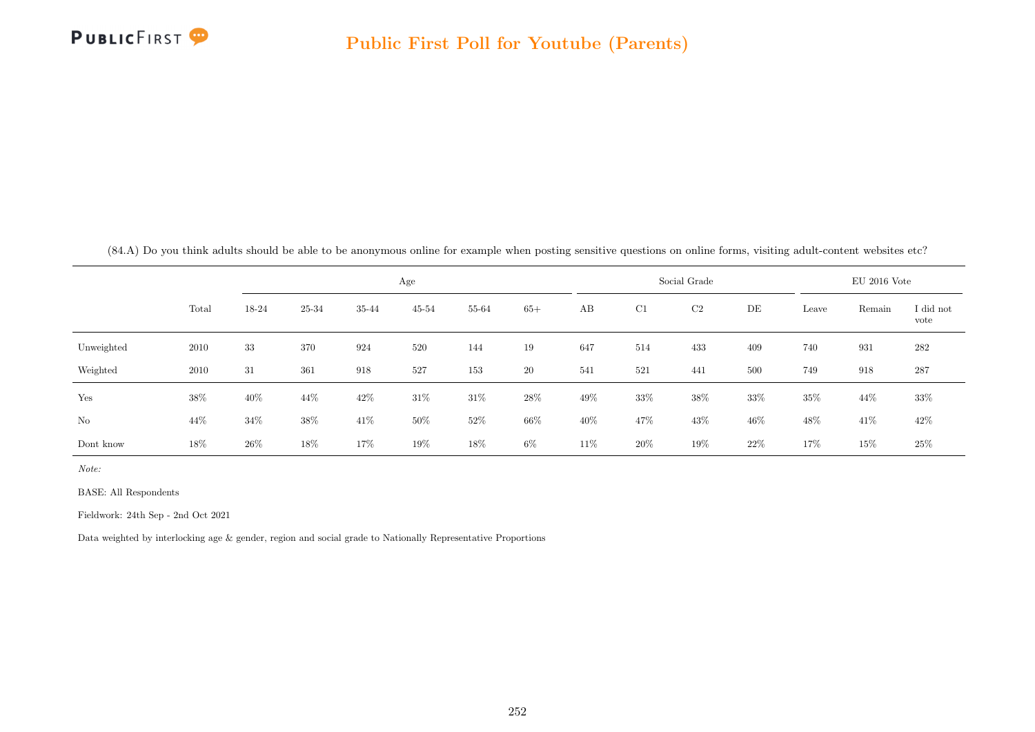(84.A) Do you think adults should be able to be anonymous online for example when posting sensitive questions on online forms, visiting adult-content websites etc?

| | Total | Age | | | | | | Social Grade | | | | EU 2016 Vote | | |
|---|---|---|---|---|---|---|---|---|---|---|---|---|---|---|
| | | 18-24 | 25-34 | 35-44 | 45-54 | 55-64 | 65+ | AB | C1 | C2 | DE | Leave | Remain | I did not vote |
| Unweighted | 2010 | 33 | 370 | 924 | 520 | 144 | 19 | 647 | 514 | 433 | 409 | 740 | 931 | 282 |
| Weighted | 2010 | 31 | 361 | 918 | 527 | 153 | 20 | 541 | 521 | 441 | 500 | 749 | 918 | 287 |
| Yes | 38% | 40% | 44% | 42% | 31% | 31% | 28% | 49% | 33% | 38% | 33% | 35% | 44% | 33% |
| No | 44% | 34% | 38% | 41% | 50% | 52% | 66% | 40% | 47% | 43% | 46% | 48% | 41% | 42% |
| Dont know | 18% | 26% | 18% | 17% | 19% | 18% | 6% | 11% | 20% | 19% | 22% | 17% | 15% | 25% |

*Note:*

BASE: All Respondents

Fieldwork: 24th Sep - 2nd Oct 2021

Data weighted by interlocking age & gender, region and social grade to Nationally Representative Proportions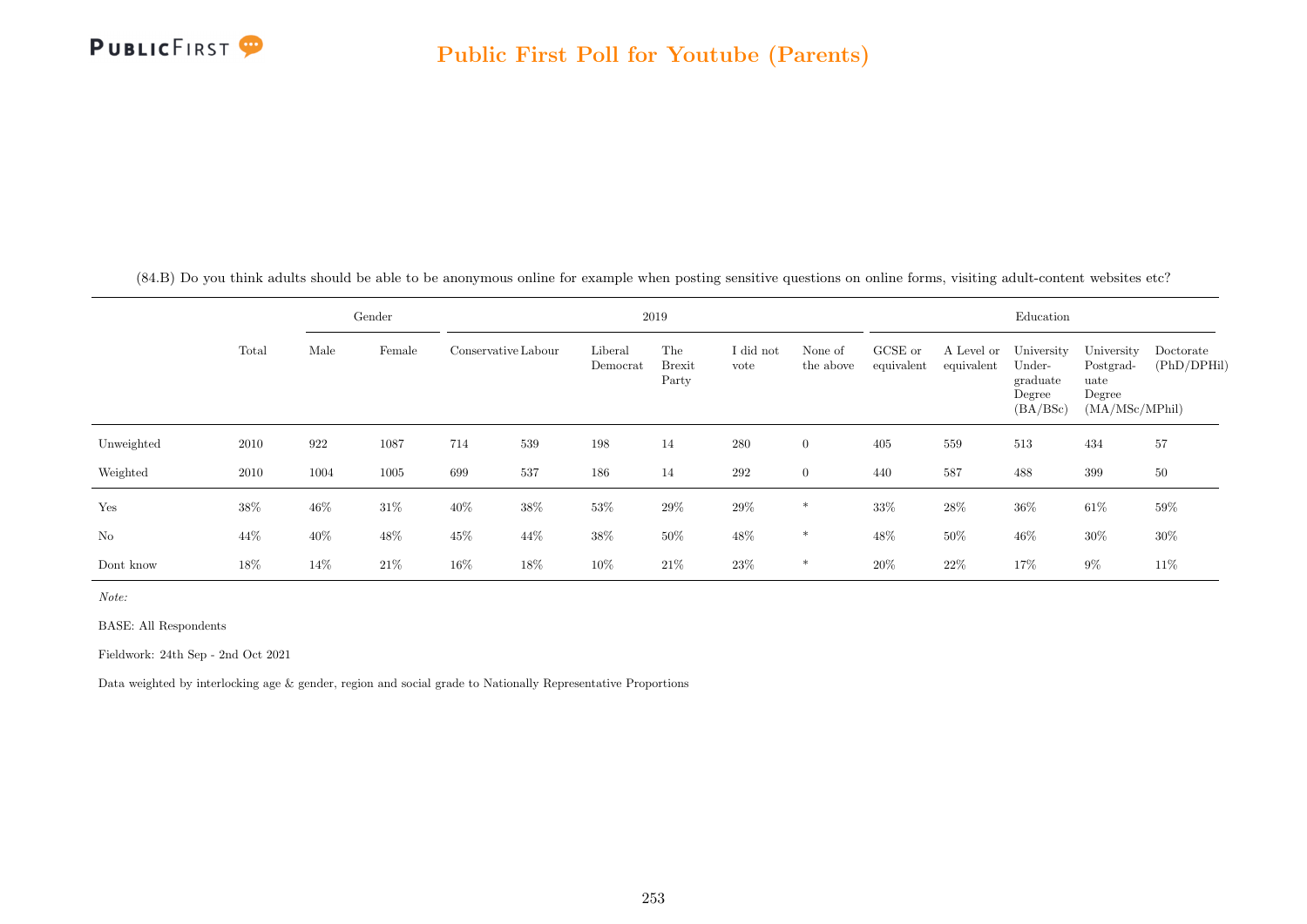(84.B) Do you think adults should be able to be anonymous online for example when posting sensitive questions on online forms, visiting adult-content websites etc?

| | Total | Gender | | 2019 | | | | | | Education | | | | |
|---|---|---|---|---|---|---|---|---|---|---|---|---|---|---|
| | | Male | Female | Conservative | Labour | Liberal Democrat | The Brexit Party | I did not vote | None of the above | GCSE or equivalent | A Level or equivalent | University Under-graduate Degree (BA/BSc) | University Postgrad-uate Degree (MA/MSc/MPhil) | Doctorate (PhD/DPHil) |
| Unweighted | 2010 | 922 | 1087 | 714 | 539 | 198 | 14 | 280 | 0 | 405 | 559 | 513 | 434 | 57 |
| Weighted | 2010 | 1004 | 1005 | 699 | 537 | 186 | 14 | 292 | 0 | 440 | 587 | 488 | 399 | 50 |
| Yes | 38% | 46% | 31% | 40% | 38% | 53% | 29% | 29% | * | 33% | 28% | 36% | 61% | 59% |
| No | 44% | 40% | 48% | 45% | 44% | 38% | 50% | 48% | * | 48% | 50% | 46% | 30% | 30% |
| Dont know | 18% | 14% | 21% | 16% | 18% | 10% | 21% | 23% | * | 20% | 22% | 17% | 9% | 11% |

*Note:*

BASE: All Respondents

Fieldwork: 24th Sep - 2nd Oct 2021

Data weighted by interlocking age & gender, region and social grade to Nationally Representative Proportions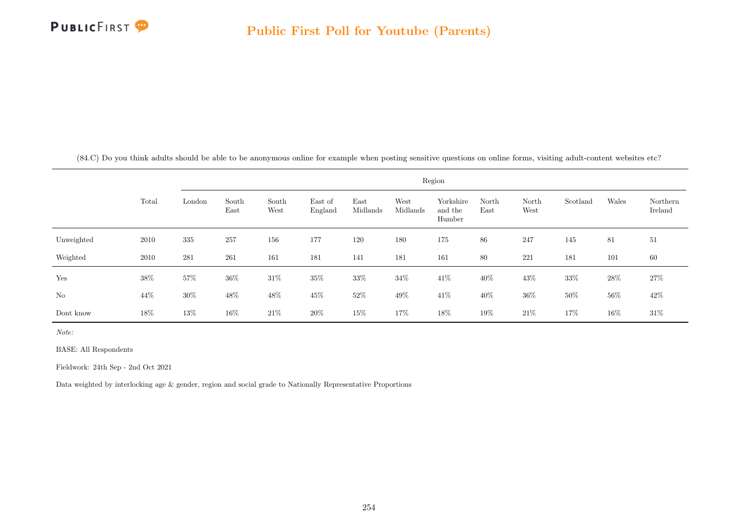(84.C) Do you think adults should be able to be anonymous online for example when posting sensitive questions on online forms, visiting adult-content websites etc?

| | Total | Region | | | | | | | | | | | |
|---|---|---|---|---|---|---|---|---|---|---|---|---|---|
| | | London | South East | South West | East of England | East Midlands | West Midlands | Yorkshire and the Humber | North East | North West | Scotland | Wales | Northern Ireland |
| Unweighted | 2010 | 335 | 257 | 156 | 177 | 120 | 180 | 175 | 86 | 247 | 145 | 81 | 51 |
| Weighted | 2010 | 281 | 261 | 161 | 181 | 141 | 181 | 161 | 80 | 221 | 181 | 101 | 60 |
| Yes | 38% | 57% | 36% | 31% | 35% | 33% | 34% | 41% | 40% | 43% | 33% | 28% | 27% |
| No | 44% | 30% | 48% | 48% | 45% | 52% | 49% | 41% | 40% | 36% | 50% | 56% | 42% |
| Dont know | 18% | 13% | 16% | 21% | 20% | 15% | 17% | 18% | 19% | 21% | 17% | 16% | 31% |

*Note:*

BASE: All Respondents

Fieldwork: 24th Sep - 2nd Oct 2021

Data weighted by interlocking age & gender, region and social grade to Nationally Representative Proportions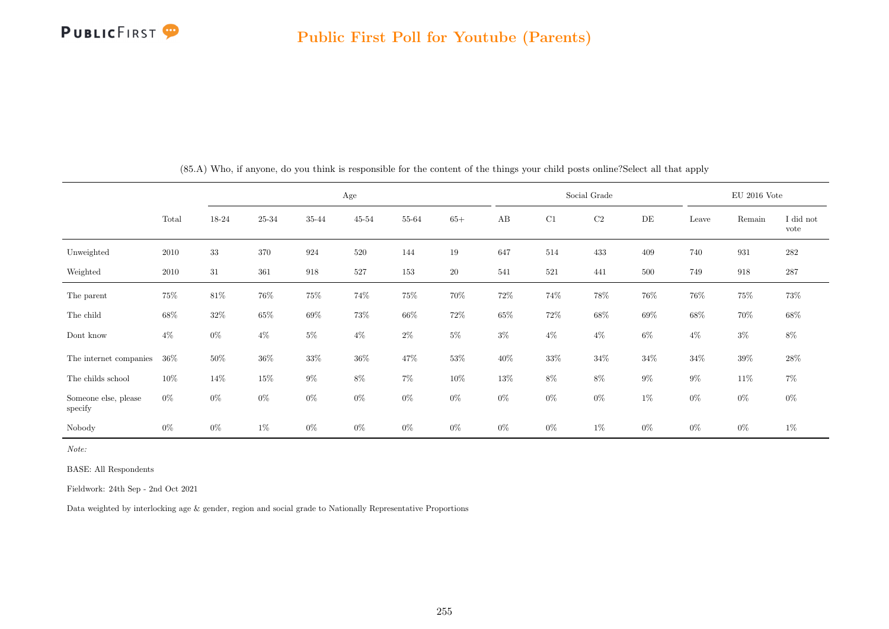(85.A) Who, if anyone, do you think is responsible for the content of the things your child posts online?Select all that apply

| | Total | Age | | | | | | Social Grade | | | | EU 2016 Vote | | |
|---|---|---|---|---|---|---|---|---|---|---|---|---|---|---|
| | | 18-24 | 25-34 | 35-44 | 45-54 | 55-64 | 65+ | AB | C1 | C2 | DE | Leave | Remain | I did not vote |
| Unweighted | 2010 | 33 | 370 | 924 | 520 | 144 | 19 | 647 | 514 | 433 | 409 | 740 | 931 | 282 |
| Weighted | 2010 | 31 | 361 | 918 | 527 | 153 | 20 | 541 | 521 | 441 | 500 | 749 | 918 | 287 |
| The parent | 75% | 81% | 76% | 75% | 74% | 75% | 70% | 72% | 74% | 78% | 76% | 76% | 75% | 73% |
| The child | 68% | 32% | 65% | 69% | 73% | 66% | 72% | 65% | 72% | 68% | 69% | 68% | 70% | 68% |
| Dont know | 4% | 0% | 4% | 5% | 4% | 2% | 5% | 3% | 4% | 4% | 6% | 4% | 3% | 8% |
| The internet companies | 36% | 50% | 36% | 33% | 36% | 47% | 53% | 40% | 33% | 34% | 34% | 34% | 39% | 28% |
| The childs school | 10% | 14% | 15% | 9% | 8% | 7% | 10% | 13% | 8% | 8% | 9% | 9% | 11% | 7% |
| Someone else, please specify | 0% | 0% | 0% | 0% | 0% | 0% | 0% | 0% | 0% | 0% | 1% | 0% | 0% | 0% |
| Nobody | 0% | 0% | 1% | 0% | 0% | 0% | 0% | 0% | 0% | 1% | 0% | 0% | 0% | 1% |

*Note:*

BASE: All Respondents

Fieldwork: 24th Sep - 2nd Oct 2021

Data weighted by interlocking age & gender, region and social grade to Nationally Representative Proportions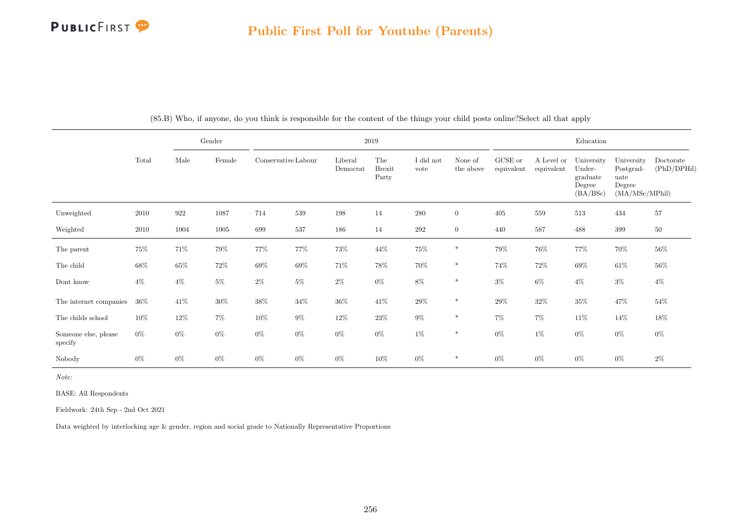# Public First Poll for Youtube (Parents)

(85.B) Who, if anyone, do you think is responsible for the content of the things your child posts online?Select all that apply

| | Total | Gender | | 2019 | | | | | | Education | | | | |
|---|---|---|---|---|---|---|---|---|---|---|---|---|---|---|
| | | Male | Female | Conservative | Labour | Liberal Democrat | The Brexit Party | I did not vote | None of the above | GCSE or equivalent | A Level or equivalent | University Undergraduate Degree (BA/BSc) | University Postgraduate Degree (MA/MSc/MPhil) | Doctorate (PhD/DPHil) |
| Unweighted | 2010 | 922 | 1087 | 714 | 539 | 198 | 14 | 280 | 0 | 405 | 559 | 513 | 434 | 57 |
| Weighted | 2010 | 1004 | 1005 | 699 | 537 | 186 | 14 | 292 | 0 | 440 | 587 | 488 | 399 | 50 |
| The parent | 75% | 71% | 79% | 77% | 77% | 73% | 44% | 75% | * | 79% | 76% | 77% | 70% | 56% |
| The child | 68% | 65% | 72% | 69% | 69% | 71% | 78% | 70% | * | 74% | 72% | 69% | 61% | 56% |
| Dont know | 4% | 4% | 5% | 2% | 5% | 2% | 0% | 8% | * | 3% | 6% | 4% | 3% | 4% |
| The internet companies | 36% | 41% | 30% | 38% | 34% | 36% | 41% | 29% | * | 29% | 32% | 35% | 47% | 54% |
| The childs school | 10% | 12% | 7% | 10% | 9% | 12% | 23% | 9% | * | 7% | 7% | 11% | 14% | 18% |
| Someone else, please specify | 0% | 0% | 0% | 0% | 0% | 0% | 0% | 1% | * | 0% | 1% | 0% | 0% | 0% |
| Nobody | 0% | 0% | 0% | 0% | 0% | 0% | 10% | 0% | * | 0% | 0% | 0% | 0% | 2% |

*Note:*

BASE: All Respondents

Fieldwork: 24th Sep - 2nd Oct 2021

Data weighted by interlocking age & gender, region and social grade to Nationally Representative Proportions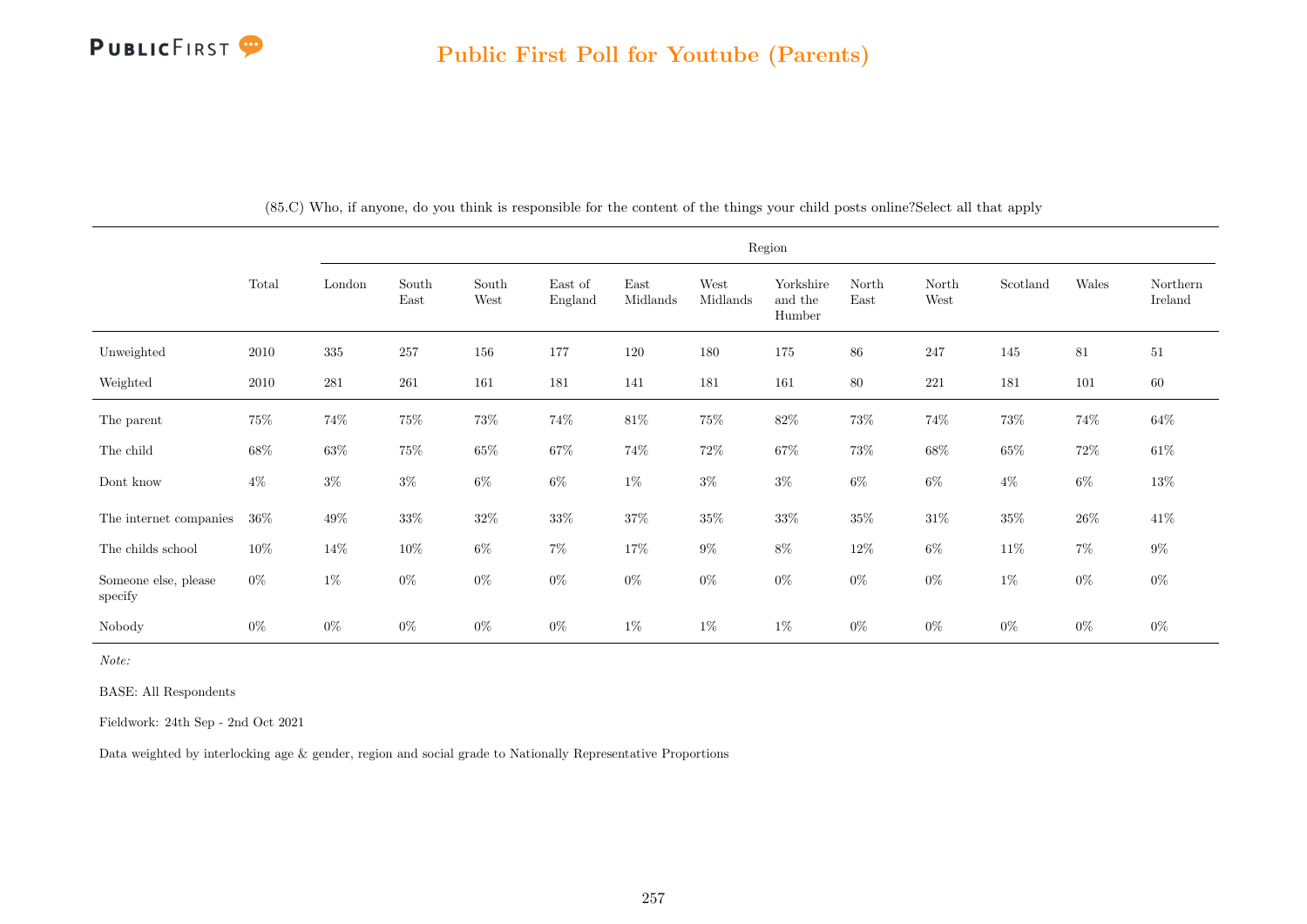(85.C) Who, if anyone, do you think is responsible for the content of the things your child posts online?Select all that apply

| | Total | Region | | | | | | | | | | | |
|---|---|---|---|---|---|---|---|---|---|---|---|---|---|
| | | London | South East | South West | East of England | East Midlands | West Midlands | Yorkshire and the Humber | North East | North West | Scotland | Wales | Northern Ireland |
| Unweighted | 2010 | 335 | 257 | 156 | 177 | 120 | 180 | 175 | 86 | 247 | 145 | 81 | 51 |
| Weighted | 2010 | 281 | 261 | 161 | 181 | 141 | 181 | 161 | 80 | 221 | 181 | 101 | 60 |
| The parent | 75% | 74% | 75% | 73% | 74% | 81% | 75% | 82% | 73% | 74% | 73% | 74% | 64% |
| The child | 68% | 63% | 75% | 65% | 67% | 74% | 72% | 67% | 73% | 68% | 65% | 72% | 61% |
| Dont know | 4% | 3% | 3% | 6% | 6% | 1% | 3% | 3% | 6% | 6% | 4% | 6% | 13% |
| The internet companies | 36% | 49% | 33% | 32% | 33% | 37% | 35% | 33% | 35% | 31% | 35% | 26% | 41% |
| The childs school | 10% | 14% | 10% | 6% | 7% | 17% | 9% | 8% | 12% | 6% | 11% | 7% | 9% |
| Someone else, please specify | 0% | 1% | 0% | 0% | 0% | 0% | 0% | 0% | 0% | 0% | 1% | 0% | 0% |
| Nobody | 0% | 0% | 0% | 0% | 0% | 1% | 1% | 1% | 0% | 0% | 0% | 0% | 0% |

*Note:*

BASE: All Respondents

Fieldwork: 24th Sep - 2nd Oct 2021

Data weighted by interlocking age & gender, region and social grade to Nationally Representative Proportions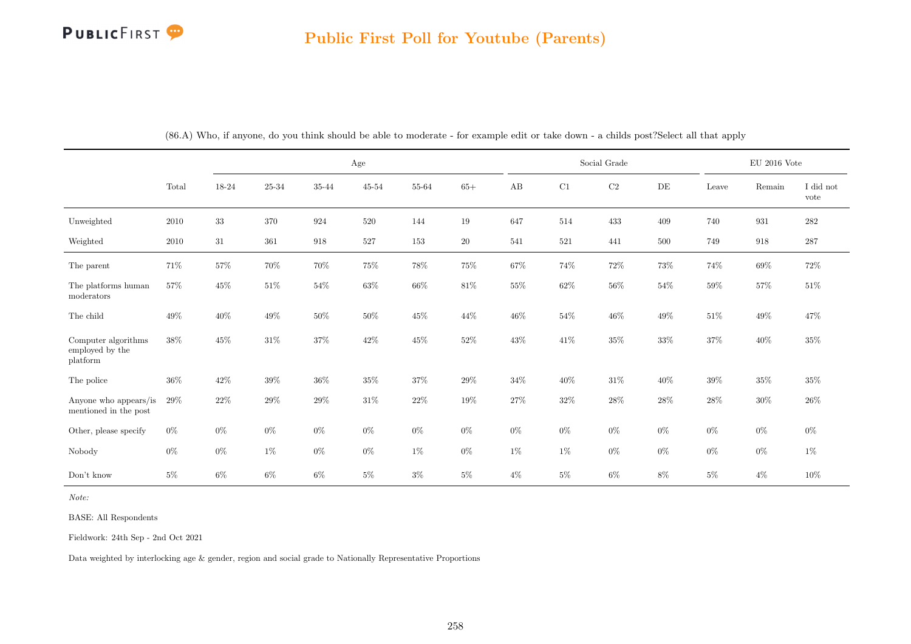## Public First Poll for Youtube (Parents)

(86.A) Who, if anyone, do you think should be able to moderate - for example edit or take down - a childs post?Select all that apply

| | Total | Age | | | | | | Social Grade | | | | EU 2016 Vote | | |
|---|---|---|---|---|---|---|---|---|---|---|---|---|---|---|
| | | 18-24 | 25-34 | 35-44 | 45-54 | 55-64 | 65+ | AB | C1 | C2 | DE | Leave | Remain | I did not vote |
| Unweighted | 2010 | 33 | 370 | 924 | 520 | 144 | 19 | 647 | 514 | 433 | 409 | 740 | 931 | 282 |
| Weighted | 2010 | 31 | 361 | 918 | 527 | 153 | 20 | 541 | 521 | 441 | 500 | 749 | 918 | 287 |
| The parent | 71% | 57% | 70% | 70% | 75% | 78% | 75% | 67% | 74% | 72% | 73% | 74% | 69% | 72% |
| The platforms human moderators | 57% | 45% | 51% | 54% | 63% | 66% | 81% | 55% | 62% | 56% | 54% | 59% | 57% | 51% |
| The child | 49% | 40% | 49% | 50% | 50% | 45% | 44% | 46% | 54% | 46% | 49% | 51% | 49% | 47% |
| Computer algorithms employed by the platform | 38% | 45% | 31% | 37% | 42% | 45% | 52% | 43% | 41% | 35% | 33% | 37% | 40% | 35% |
| The police | 36% | 42% | 39% | 36% | 35% | 37% | 29% | 34% | 40% | 31% | 40% | 39% | 35% | 35% |
| Anyone who appears/is mentioned in the post | 29% | 22% | 29% | 29% | 31% | 22% | 19% | 27% | 32% | 28% | 28% | 28% | 30% | 26% |
| Other, please specify | 0% | 0% | 0% | 0% | 0% | 0% | 0% | 0% | 0% | 0% | 0% | 0% | 0% | 0% |
| Nobody | 0% | 0% | 1% | 0% | 0% | 1% | 0% | 1% | 1% | 0% | 0% | 0% | 0% | 1% |
| Don't know | 5% | 6% | 6% | 6% | 5% | 3% | 5% | 4% | 5% | 6% | 8% | 5% | 4% | 10% |

*Note:*

BASE: All Respondents

Fieldwork: 24th Sep - 2nd Oct 2021

Data weighted by interlocking age & gender, region and social grade to Nationally Representative Proportions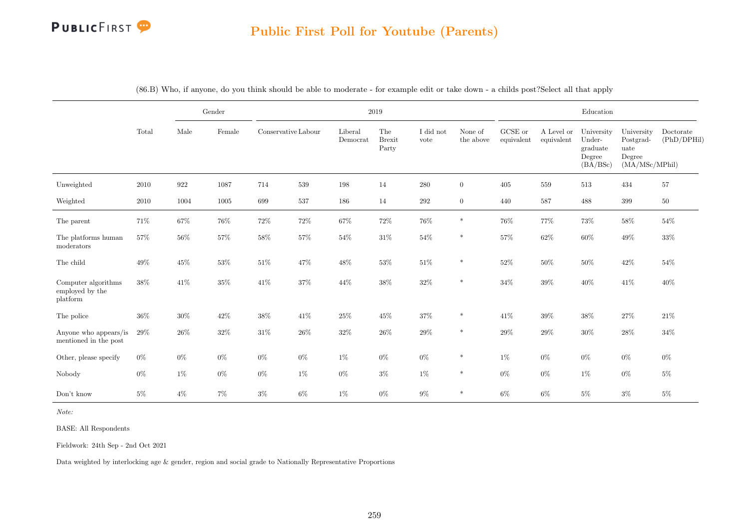## Public First Poll for Youtube (Parents)

(86.B) Who, if anyone, do you think should be able to moderate - for example edit or take down - a childs post?Select all that apply

| | Total | Gender | | 2019 | | | | | | Education | | | | |
|---|---|---|---|---|---|---|---|---|---|---|---|---|---|---|
| | | Male | Female | Conservative | Labour | Liberal Democrat | The Brexit Party | I did not vote | None of the above | GCSE or equivalent | A Level or equivalent | University Under-graduate Degree (BA/BSc) | University Postgrad-uate Degree (MA/MSc/MPhil) | Doctorate (PhD/DPHil) |
| Unweighted | 2010 | 922 | 1087 | 714 | 539 | 198 | 14 | 280 | 0 | 405 | 559 | 513 | 434 | 57 |
| Weighted | 2010 | 1004 | 1005 | 699 | 537 | 186 | 14 | 292 | 0 | 440 | 587 | 488 | 399 | 50 |
| The parent | 71% | 67% | 76% | 72% | 72% | 67% | 72% | 76% | * | 76% | 77% | 73% | 58% | 54% |
| The platforms human moderators | 57% | 56% | 57% | 58% | 57% | 54% | 31% | 54% | * | 57% | 62% | 60% | 49% | 33% |
| The child | 49% | 45% | 53% | 51% | 47% | 48% | 53% | 51% | * | 52% | 50% | 50% | 42% | 54% |
| Computer algorithms employed by the platform | 38% | 41% | 35% | 41% | 37% | 44% | 38% | 32% | * | 34% | 39% | 40% | 41% | 40% |
| The police | 36% | 30% | 42% | 38% | 41% | 25% | 45% | 37% | * | 41% | 39% | 38% | 27% | 21% |
| Anyone who appears/is mentioned in the post | 29% | 26% | 32% | 31% | 26% | 32% | 26% | 29% | * | 29% | 29% | 30% | 28% | 34% |
| Other, please specify | 0% | 0% | 0% | 0% | 0% | 1% | 0% | 0% | * | 1% | 0% | 0% | 0% | 0% |
| Nobody | 0% | 1% | 0% | 0% | 1% | 0% | 3% | 1% | * | 0% | 0% | 1% | 0% | 5% |
| Don't know | 5% | 4% | 7% | 3% | 6% | 1% | 0% | 9% | * | 6% | 6% | 5% | 3% | 5% |

*Note:*

BASE: All Respondents

Fieldwork: 24th Sep - 2nd Oct 2021

Data weighted by interlocking age & gender, region and social grade to Nationally Representative Proportions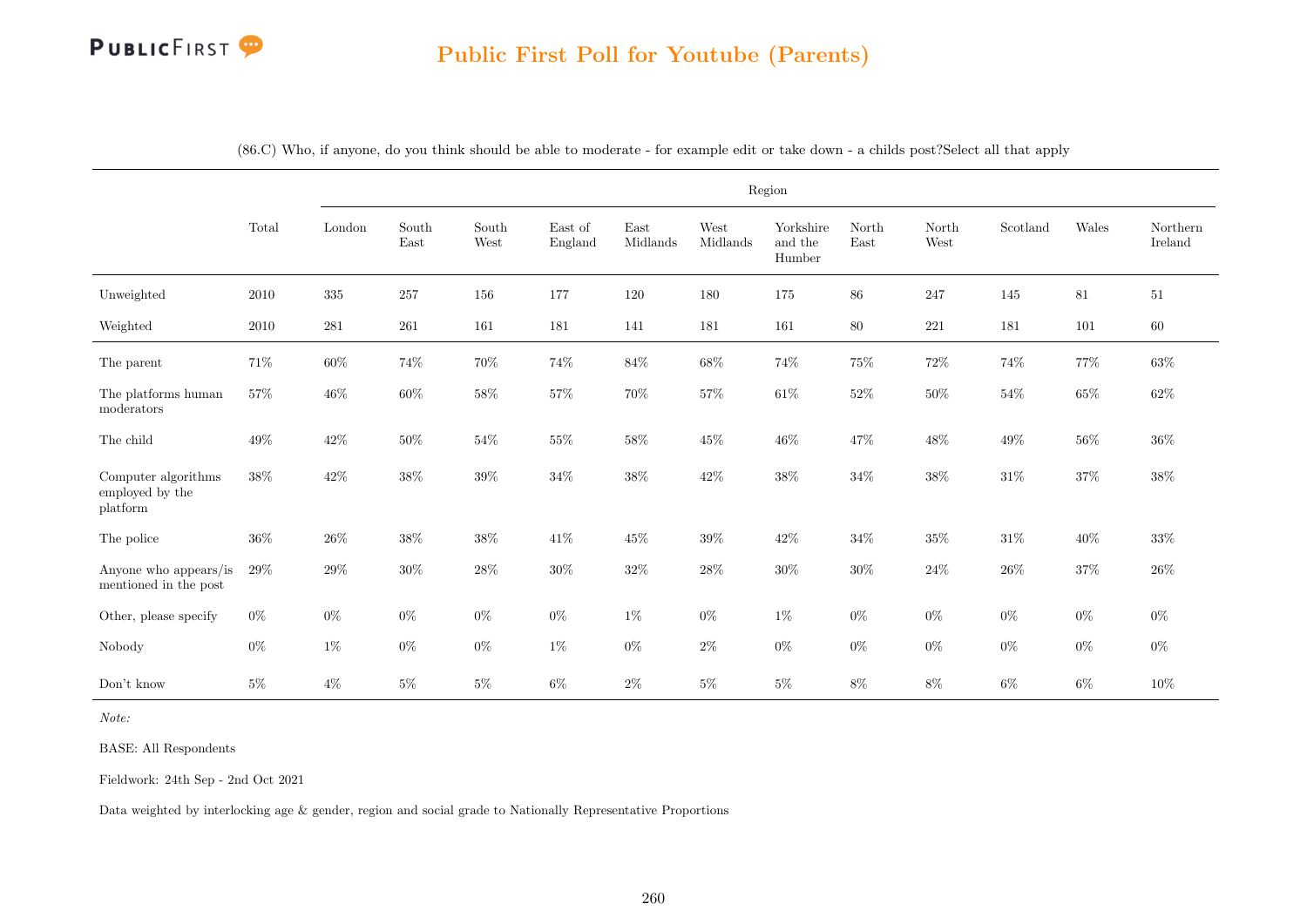## Public First Poll for Youtube (Parents)

(86.C) Who, if anyone, do you think should be able to moderate - for example edit or take down - a childs post?Select all that apply

| | Total | Region | | | | | | | | | | | |
|---|---|---|---|---|---|---|---|---|---|---|---|---|---|
| | | London | South East | South West | East of England | East Midlands | West Midlands | Yorkshire and the Humber | North East | North West | Scotland | Wales | Northern Ireland |
| Unweighted | 2010 | 335 | 257 | 156 | 177 | 120 | 180 | 175 | 86 | 247 | 145 | 81 | 51 |
| Weighted | 2010 | 281 | 261 | 161 | 181 | 141 | 181 | 161 | 80 | 221 | 181 | 101 | 60 |
| The parent | 71% | 60% | 74% | 70% | 74% | 84% | 68% | 74% | 75% | 72% | 74% | 77% | 63% |
| The platforms human moderators | 57% | 46% | 60% | 58% | 57% | 70% | 57% | 61% | 52% | 50% | 54% | 65% | 62% |
| The child | 49% | 42% | 50% | 54% | 55% | 58% | 45% | 46% | 47% | 48% | 49% | 56% | 36% |
| Computer algorithms employed by the platform | 38% | 42% | 38% | 39% | 34% | 38% | 42% | 38% | 34% | 38% | 31% | 37% | 38% |
| The police | 36% | 26% | 38% | 38% | 41% | 45% | 39% | 42% | 34% | 35% | 31% | 40% | 33% |
| Anyone who appears/is mentioned in the post | 29% | 29% | 30% | 28% | 30% | 32% | 28% | 30% | 30% | 24% | 26% | 37% | 26% |
| Other, please specify | 0% | 0% | 0% | 0% | 0% | 1% | 0% | 1% | 0% | 0% | 0% | 0% | 0% |
| Nobody | 0% | 1% | 0% | 0% | 1% | 0% | 2% | 0% | 0% | 0% | 0% | 0% | 0% |
| Don't know | 5% | 4% | 5% | 5% | 6% | 2% | 5% | 5% | 8% | 8% | 6% | 6% | 10% |

*Note:*

BASE: All Respondents

Fieldwork: 24th Sep - 2nd Oct 2021

Data weighted by interlocking age & gender, region and social grade to Nationally Representative Proportions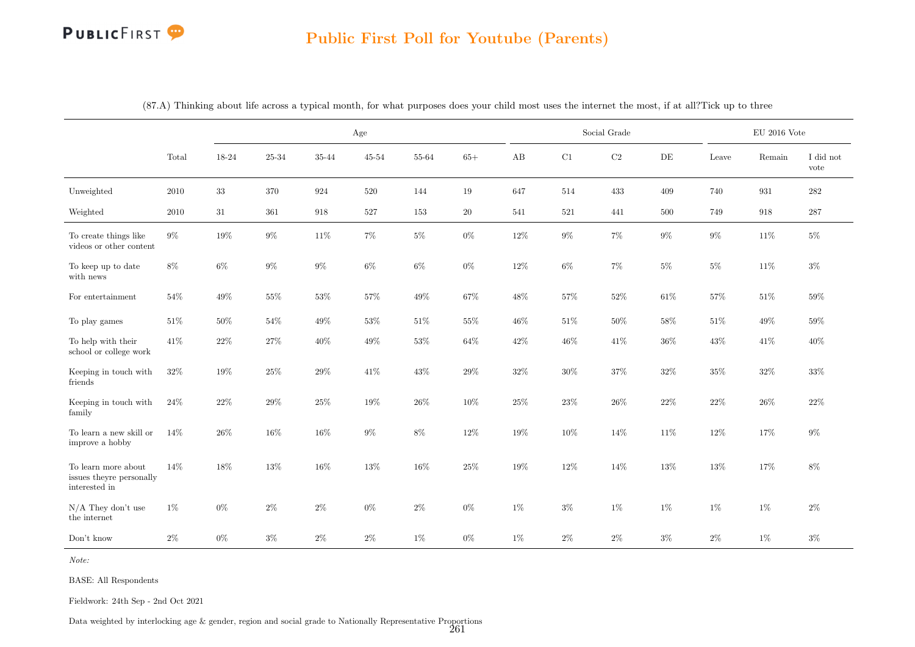# Public First Poll for Youtube (Parents)

(87.A) Thinking about life across a typical month, for what purposes does your child most uses the internet the most, if at all?Tick up to three

| | Total | Age | | | | | | Social Grade | | | | EU 2016 Vote | | |
|---|---|---|---|---|---|---|---|---|---|---|---|---|---|---|
| | | 18-24 | 25-34 | 35-44 | 45-54 | 55-64 | 65+ | AB | C1 | C2 | DE | Leave | Remain | I did not vote |
| Unweighted | 2010 | 33 | 370 | 924 | 520 | 144 | 19 | 647 | 514 | 433 | 409 | 740 | 931 | 282 |
| Weighted | 2010 | 31 | 361 | 918 | 527 | 153 | 20 | 541 | 521 | 441 | 500 | 749 | 918 | 287 |
| To create things like videos or other content | 9% | 19% | 9% | 11% | 7% | 5% | 0% | 12% | 9% | 7% | 9% | 9% | 11% | 5% |
| To keep up to date with news | 8% | 6% | 9% | 9% | 6% | 6% | 0% | 12% | 6% | 7% | 5% | 5% | 11% | 3% |
| For entertainment | 54% | 49% | 55% | 53% | 57% | 49% | 67% | 48% | 57% | 52% | 61% | 57% | 51% | 59% |
| To play games | 51% | 50% | 54% | 49% | 53% | 51% | 55% | 46% | 51% | 50% | 58% | 51% | 49% | 59% |
| To help with their school or college work | 41% | 22% | 27% | 40% | 49% | 53% | 64% | 42% | 46% | 41% | 36% | 43% | 41% | 40% |
| Keeping in touch with friends | 32% | 19% | 25% | 29% | 41% | 43% | 29% | 32% | 30% | 37% | 32% | 35% | 32% | 33% |
| Keeping in touch with family | 24% | 22% | 29% | 25% | 19% | 26% | 10% | 25% | 23% | 26% | 22% | 22% | 26% | 22% |
| To learn a new skill or improve a hobby | 14% | 26% | 16% | 16% | 9% | 8% | 12% | 19% | 10% | 14% | 11% | 12% | 17% | 9% |
| To learn more about issues theyre personally interested in | 14% | 18% | 13% | 16% | 13% | 16% | 25% | 19% | 12% | 14% | 13% | 13% | 17% | 8% |
| N/A They don't use the internet | 1% | 0% | 2% | 2% | 0% | 2% | 0% | 1% | 3% | 1% | 1% | 1% | 1% | 2% |
| Don't know | 2% | 0% | 3% | 2% | 2% | 1% | 0% | 1% | 2% | 2% | 3% | 2% | 1% | 3% |

*Note:*

BASE: All Respondents

Fieldwork: 24th Sep - 2nd Oct 2021

Data weighted by interlocking age & gender, region and social grade to Nationally Representative Proportions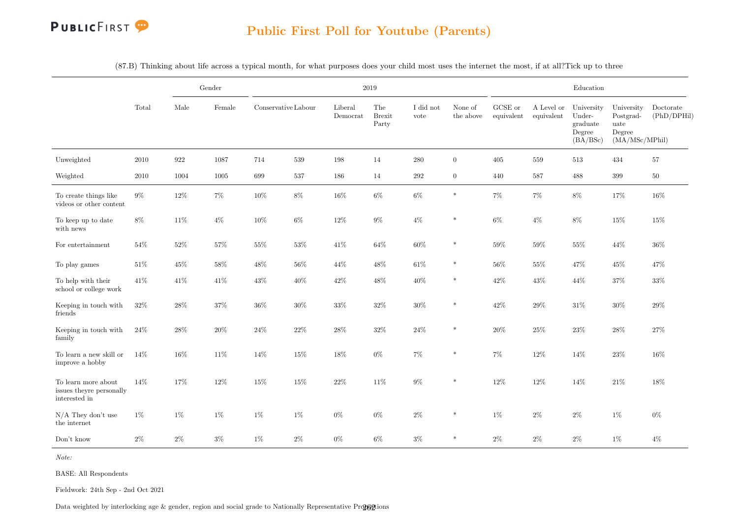## Public First Poll for Youtube (Parents)

(87.B) Thinking about life across a typical month, for what purposes does your child most uses the internet the most, if at all?Tick up to three

| | Total | Gender | | 2019 | | | | | | Education | | | | |
|---|---|---|---|---|---|---|---|---|---|---|---|---|---|---|
| | | Male | Female | Conservative | Labour | Liberal Democrat | The Brexit Party | I did not vote | None of the above | GCSE or equivalent | A Level or equivalent | University Undergraduate Degree (BA/BSc) | University Postgraduate Degree (MA/MSc/MPhil) | Doctorate (PhD/DPHil) |
| Unweighted | 2010 | 922 | 1087 | 714 | 539 | 198 | 14 | 280 | 0 | 405 | 559 | 513 | 434 | 57 |
| Weighted | 2010 | 1004 | 1005 | 699 | 537 | 186 | 14 | 292 | 0 | 440 | 587 | 488 | 399 | 50 |
| To create things like videos or other content | 9% | 12% | 7% | 10% | 8% | 16% | 6% | 6% | * | 7% | 7% | 8% | 17% | 16% |
| To keep up to date with news | 8% | 11% | 4% | 10% | 6% | 12% | 9% | 4% | * | 6% | 4% | 8% | 15% | 15% |
| For entertainment | 54% | 52% | 57% | 55% | 53% | 41% | 64% | 60% | * | 59% | 59% | 55% | 44% | 36% |
| To play games | 51% | 45% | 58% | 48% | 56% | 44% | 48% | 61% | * | 56% | 55% | 47% | 45% | 47% |
| To help with their school or college work | 41% | 41% | 41% | 43% | 40% | 42% | 48% | 40% | * | 42% | 43% | 44% | 37% | 33% |
| Keeping in touch with friends | 32% | 28% | 37% | 36% | 30% | 33% | 32% | 30% | * | 42% | 29% | 31% | 30% | 29% |
| Keeping in touch with family | 24% | 28% | 20% | 24% | 22% | 28% | 32% | 24% | * | 20% | 25% | 23% | 28% | 27% |
| To learn a new skill or improve a hobby | 14% | 16% | 11% | 14% | 15% | 18% | 0% | 7% | * | 7% | 12% | 14% | 23% | 16% |
| To learn more about issues theyre personally interested in | 14% | 17% | 12% | 15% | 15% | 22% | 11% | 9% | * | 12% | 12% | 14% | 21% | 18% |
| N/A They don't use the internet | 1% | 1% | 1% | 1% | 1% | 0% | 0% | 2% | * | 1% | 2% | 2% | 1% | 0% |
| Don't know | 2% | 2% | 3% | 1% | 2% | 0% | 6% | 3% | * | 2% | 2% | 2% | 1% | 4% |

*Note:*

BASE: All Respondents

Fieldwork: 24th Sep - 2nd Oct 2021

Data weighted by interlocking age & gender, region and social grade to Nationally Representative Proportions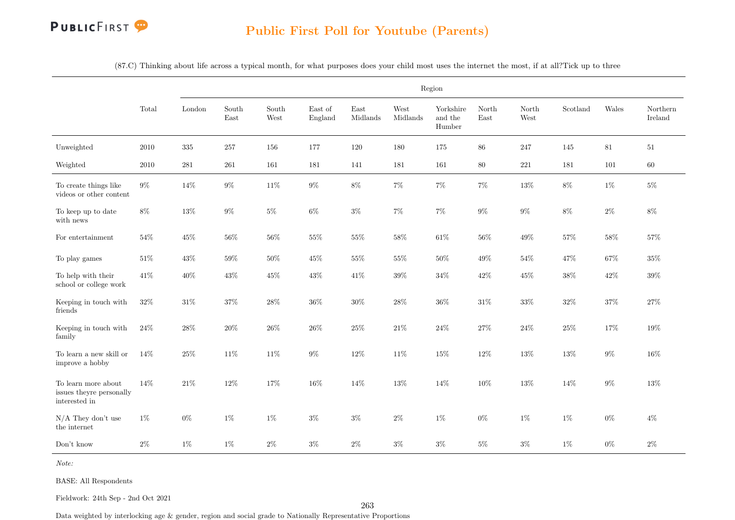## Public First Poll for Youtube (Parents)

(87.C) Thinking about life across a typical month, for what purposes does your child most uses the internet the most, if at all?Tick up to three

| | Total | Region | | | | | | | | | | | |
|---|---|---|---|---|---|---|---|---|---|---|---|---|---|
| | | London | South East | South West | East of England | East Midlands | West Midlands | Yorkshire and the Humber | North East | North West | Scotland | Wales | Northern Ireland |
| Unweighted | 2010 | 335 | 257 | 156 | 177 | 120 | 180 | 175 | 86 | 247 | 145 | 81 | 51 |
| Weighted | 2010 | 281 | 261 | 161 | 181 | 141 | 181 | 161 | 80 | 221 | 181 | 101 | 60 |
| To create things like videos or other content | 9% | 14% | 9% | 11% | 9% | 8% | 7% | 7% | 7% | 13% | 8% | 1% | 5% |
| To keep up to date with news | 8% | 13% | 9% | 5% | 6% | 3% | 7% | 7% | 9% | 9% | 8% | 2% | 8% |
| For entertainment | 54% | 45% | 56% | 56% | 55% | 55% | 58% | 61% | 56% | 49% | 57% | 58% | 57% |
| To play games | 51% | 43% | 59% | 50% | 45% | 55% | 55% | 50% | 49% | 54% | 47% | 67% | 35% |
| To help with their school or college work | 41% | 40% | 43% | 45% | 43% | 41% | 39% | 34% | 42% | 45% | 38% | 42% | 39% |
| Keeping in touch with friends | 32% | 31% | 37% | 28% | 36% | 30% | 28% | 36% | 31% | 33% | 32% | 37% | 27% |
| Keeping in touch with family | 24% | 28% | 20% | 26% | 26% | 25% | 21% | 24% | 27% | 24% | 25% | 17% | 19% |
| To learn a new skill or improve a hobby | 14% | 25% | 11% | 11% | 9% | 12% | 11% | 15% | 12% | 13% | 13% | 9% | 16% |
| To learn more about issues theyre personally interested in | 14% | 21% | 12% | 17% | 16% | 14% | 13% | 14% | 10% | 13% | 14% | 9% | 13% |
| N/A They don't use the internet | 1% | 0% | 1% | 1% | 3% | 3% | 2% | 1% | 0% | 1% | 1% | 0% | 4% |
| Don't know | 2% | 1% | 1% | 2% | 3% | 2% | 3% | 3% | 5% | 3% | 1% | 0% | 2% |

*Note:*

BASE: All Respondents

Fieldwork: 24th Sep - 2nd Oct 2021

Data weighted by interlocking age & gender, region and social grade to Nationally Representative Proportions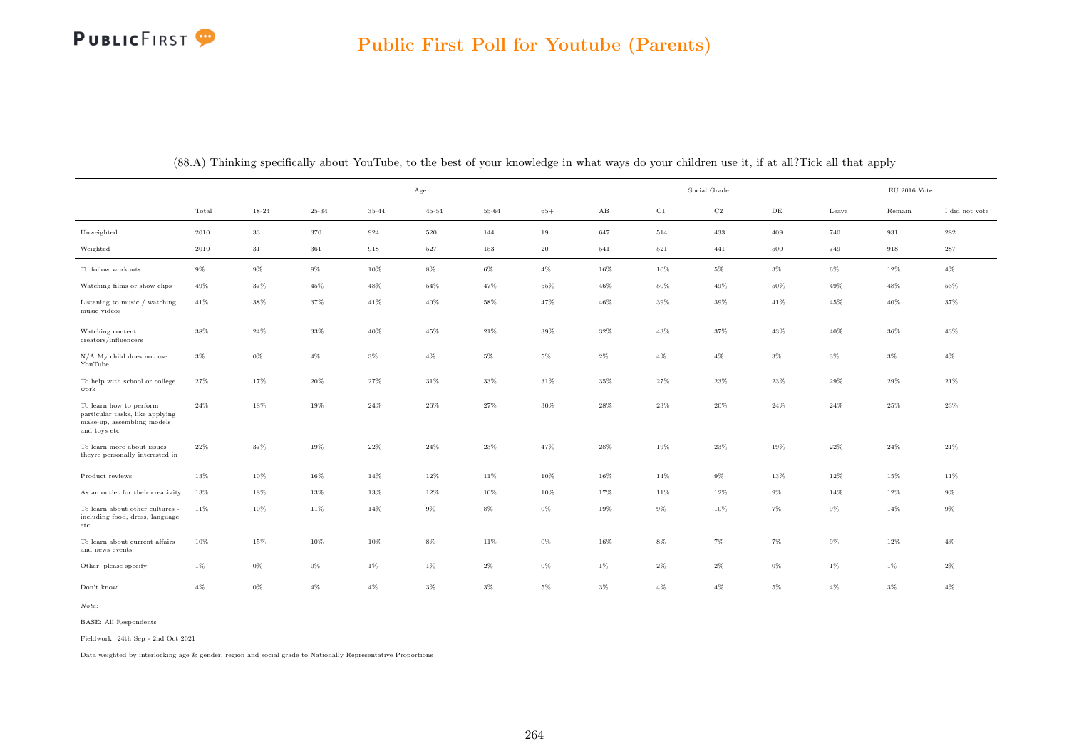## Public First Poll for Youtube (Parents)

(88.A) Thinking specifically about YouTube, to the best of your knowledge in what ways do your children use it, if at all?Tick all that apply

| | | Age | | | | | | Social Grade | | | | EU 2016 Vote | | |
|---|---|---|---|---|---|---|---|---|---|---|---|---|---|---|
| | Total | 18-24 | 25-34 | 35-44 | 45-54 | 55-64 | 65+ | AB | C1 | C2 | DE | Leave | Remain | I did not vote |
| Unweighted | 2010 | 33 | 370 | 924 | 520 | 144 | 19 | 647 | 514 | 433 | 409 | 740 | 931 | 282 |
| Weighted | 2010 | 31 | 361 | 918 | 527 | 153 | 20 | 541 | 521 | 441 | 500 | 749 | 918 | 287 |
| To follow workouts | 9% | 9% | 9% | 10% | 8% | 6% | 4% | 16% | 10% | 5% | 3% | 6% | 12% | 4% |
| Watching films or show clips | 49% | 37% | 45% | 48% | 54% | 47% | 55% | 46% | 50% | 49% | 50% | 49% | 48% | 53% |
| Listening to music / watching music videos | 41% | 38% | 37% | 41% | 40% | 58% | 47% | 46% | 39% | 39% | 41% | 45% | 40% | 37% |
| Watching content creators/influencers | 38% | 24% | 33% | 40% | 45% | 21% | 39% | 32% | 43% | 37% | 43% | 40% | 36% | 43% |
| N/A My child does not use YouTube | 3% | 0% | 4% | 3% | 4% | 5% | 5% | 2% | 4% | 4% | 3% | 3% | 3% | 4% |
| To help with school or college work | 27% | 17% | 20% | 27% | 31% | 33% | 31% | 35% | 27% | 23% | 23% | 29% | 29% | 21% |
| To learn how to perform particular tasks, like applying make-up, assembling models and toys etc | 24% | 18% | 19% | 24% | 26% | 27% | 30% | 28% | 23% | 20% | 24% | 24% | 25% | 23% |
| To learn more about issues theyre personally interested in | 22% | 37% | 19% | 22% | 24% | 23% | 47% | 28% | 19% | 23% | 19% | 22% | 24% | 21% |
| Product reviews | 13% | 10% | 16% | 14% | 12% | 11% | 10% | 16% | 14% | 9% | 13% | 12% | 15% | 11% |
| As an outlet for their creativity | 13% | 18% | 13% | 13% | 12% | 10% | 10% | 17% | 11% | 12% | 9% | 14% | 12% | 9% |
| To learn about other cultures - including food, dress, language etc | 11% | 10% | 11% | 14% | 9% | 8% | 0% | 19% | 9% | 10% | 7% | 9% | 14% | 9% |
| To learn about current affairs and news events | 10% | 15% | 10% | 10% | 8% | 11% | 0% | 16% | 8% | 7% | 7% | 9% | 12% | 4% |
| Other, please specify | 1% | 0% | 0% | 1% | 1% | 2% | 0% | 1% | 2% | 2% | 0% | 1% | 1% | 2% |
| Don't know | 4% | 0% | 4% | 4% | 3% | 3% | 5% | 3% | 4% | 4% | 5% | 4% | 3% | 4% |

*Note:*

BASE: All Respondents

Fieldwork: 24th Sep - 2nd Oct 2021

Data weighted by interlocking age & gender, region and social grade to Nationally Representative Proportions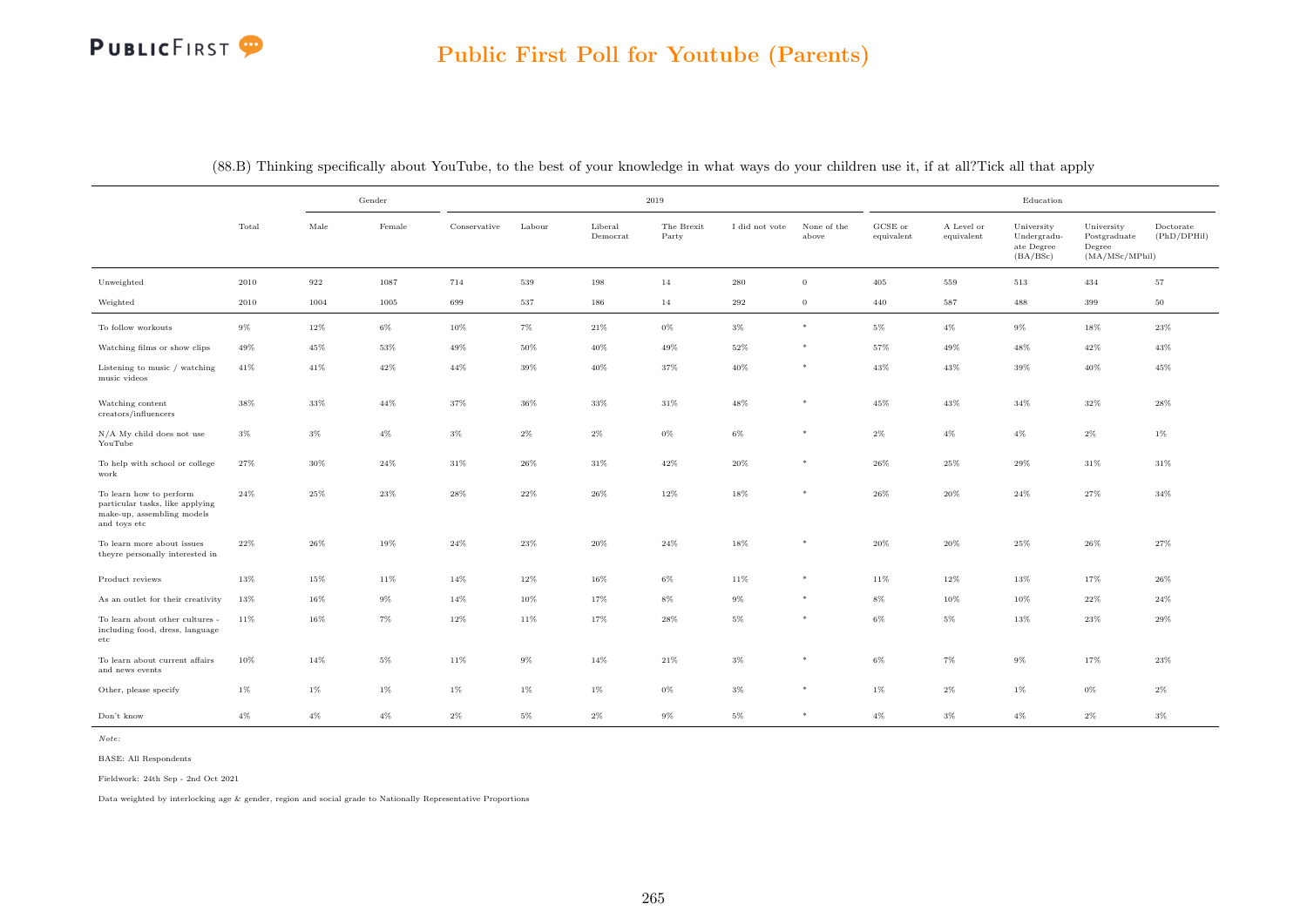## Public First Poll for Youtube (Parents)

(88.B) Thinking specifically about YouTube, to the best of your knowledge in what ways do your children use it, if at all?Tick all that apply

| | | Gender | | 2019 | | | | | | Education | | | | |
|---|---|---|---|---|---|---|---|---|---|---|---|---|---|---|
| | Total | Male | Female | Conservative | Labour | Liberal Democrat | The Brexit Party | I did not vote | None of the above | GCSE or equivalent | A Level or equivalent | University Undergraduate Degree (BA/BSc) | University Postgraduate Degree (MA/MSc/MPhil) | Doctorate (PhD/DPhil) |
| Unweighted | 2010 | 922 | 1087 | 714 | 539 | 198 | 14 | 280 | 0 | 405 | 559 | 513 | 434 | 57 |
| Weighted | 2010 | 1004 | 1005 | 699 | 537 | 186 | 14 | 292 | 0 | 440 | 587 | 488 | 399 | 50 |
| To follow workouts | 9% | 12% | 6% | 10% | 7% | 21% | 0% | 3% | * | 5% | 4% | 9% | 18% | 23% |
| Watching films or show clips | 49% | 45% | 53% | 49% | 50% | 40% | 49% | 52% | * | 57% | 49% | 48% | 42% | 43% |
| Listening to music / watching music videos | 41% | 41% | 42% | 44% | 39% | 40% | 37% | 40% | * | 43% | 43% | 39% | 40% | 45% |
| Watching content creators/influencers | 38% | 33% | 44% | 37% | 36% | 33% | 31% | 48% | * | 45% | 43% | 34% | 32% | 28% |
| N/A My child does not use YouTube | 3% | 3% | 4% | 3% | 2% | 2% | 0% | 6% | * | 2% | 4% | 4% | 2% | 1% |
| To help with school or college work | 27% | 30% | 24% | 31% | 26% | 31% | 42% | 20% | * | 26% | 25% | 29% | 31% | 31% |
| To learn how to perform particular tasks, like applying make-up, assembling models and toys etc | 24% | 25% | 23% | 28% | 22% | 26% | 12% | 18% | * | 26% | 20% | 24% | 27% | 34% |
| To learn more about issues theyre personally interested in | 22% | 26% | 19% | 24% | 23% | 20% | 24% | 18% | * | 20% | 20% | 25% | 26% | 27% |
| Product reviews | 13% | 15% | 11% | 14% | 12% | 16% | 6% | 11% | * | 11% | 12% | 13% | 17% | 26% |
| As an outlet for their creativity | 13% | 16% | 9% | 14% | 10% | 17% | 8% | 9% | * | 8% | 10% | 10% | 22% | 24% |
| To learn about other cultures - including food, dress, language etc | 11% | 16% | 7% | 12% | 11% | 17% | 28% | 5% | * | 6% | 5% | 13% | 23% | 29% |
| To learn about current affairs and news events | 10% | 14% | 5% | 11% | 9% | 14% | 21% | 3% | * | 6% | 7% | 9% | 17% | 23% |
| Other, please specify | 1% | 1% | 1% | 1% | 1% | 1% | 0% | 3% | * | 1% | 2% | 1% | 0% | 2% |
| Don't know | 4% | 4% | 4% | 2% | 5% | 2% | 9% | 5% | * | 4% | 3% | 4% | 2% | 3% |

*Note:*

BASE: All Respondents

Fieldwork: 24th Sep - 2nd Oct 2021

Data weighted by interlocking age & gender, region and social grade to Nationally Representative Proportions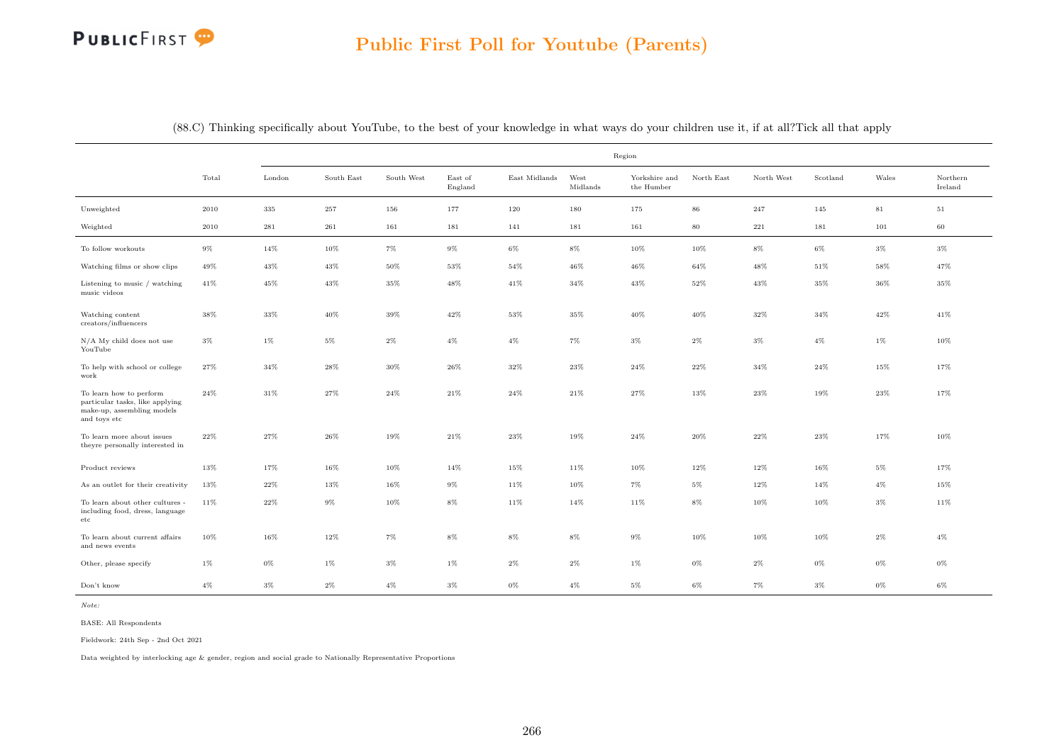## Public First Poll for Youtube (Parents)

(88.C) Thinking specifically about YouTube, to the best of your knowledge in what ways do your children use it, if at all?Tick all that apply

| | Total | Region | | | | | | | | | | | |
|---|---|---|---|---|---|---|---|---|---|---|---|---|---|
| | | London | South East | South West | East of England | East Midlands | West Midlands | Yorkshire and the Humber | North East | North West | Scotland | Wales | Northern Ireland |
| Unweighted | 2010 | 335 | 257 | 156 | 177 | 120 | 180 | 175 | 86 | 247 | 145 | 81 | 51 |
| Weighted | 2010 | 281 | 261 | 161 | 181 | 141 | 181 | 161 | 80 | 221 | 181 | 101 | 60 |
| To follow workouts | 9% | 14% | 10% | 7% | 9% | 6% | 8% | 10% | 10% | 8% | 6% | 3% | 3% |
| Watching films or show clips | 49% | 43% | 43% | 50% | 53% | 54% | 46% | 46% | 64% | 48% | 51% | 58% | 47% |
| Listening to music / watching music videos | 41% | 45% | 43% | 35% | 48% | 41% | 34% | 43% | 52% | 43% | 35% | 36% | 35% |
| Watching content creators/influencers | 38% | 33% | 40% | 39% | 42% | 53% | 35% | 40% | 40% | 32% | 34% | 42% | 41% |
| N/A My child does not use YouTube | 3% | 1% | 5% | 2% | 4% | 4% | 7% | 3% | 2% | 3% | 4% | 1% | 10% |
| To help with school or college work | 27% | 34% | 28% | 30% | 26% | 32% | 23% | 24% | 22% | 34% | 24% | 15% | 17% |
| To learn how to perform particular tasks, like applying make-up, assembling models and toys etc | 24% | 31% | 27% | 24% | 21% | 24% | 21% | 27% | 13% | 23% | 19% | 23% | 17% |
| To learn more about issues theyre personally interested in | 22% | 27% | 26% | 19% | 21% | 23% | 19% | 24% | 20% | 22% | 23% | 17% | 10% |
| Product reviews | 13% | 17% | 16% | 10% | 14% | 15% | 11% | 10% | 12% | 12% | 16% | 5% | 17% |
| As an outlet for their creativity | 13% | 22% | 13% | 16% | 9% | 11% | 10% | 7% | 5% | 12% | 14% | 4% | 15% |
| To learn about other cultures - including food, dress, language etc | 11% | 22% | 9% | 10% | 8% | 11% | 14% | 11% | 8% | 10% | 10% | 3% | 11% |
| To learn about current affairs and news events | 10% | 16% | 12% | 7% | 8% | 8% | 8% | 9% | 10% | 10% | 10% | 2% | 4% |
| Other, please specify | 1% | 0% | 1% | 3% | 1% | 2% | 2% | 1% | 0% | 2% | 0% | 0% | 0% |
| Don't know | 4% | 3% | 2% | 4% | 3% | 0% | 4% | 5% | 6% | 7% | 3% | 0% | 6% |

*Note:*

BASE: All Respondents

Fieldwork: 24th Sep - 2nd Oct 2021

Data weighted by interlocking age & gender, region and social grade to Nationally Representative Proportions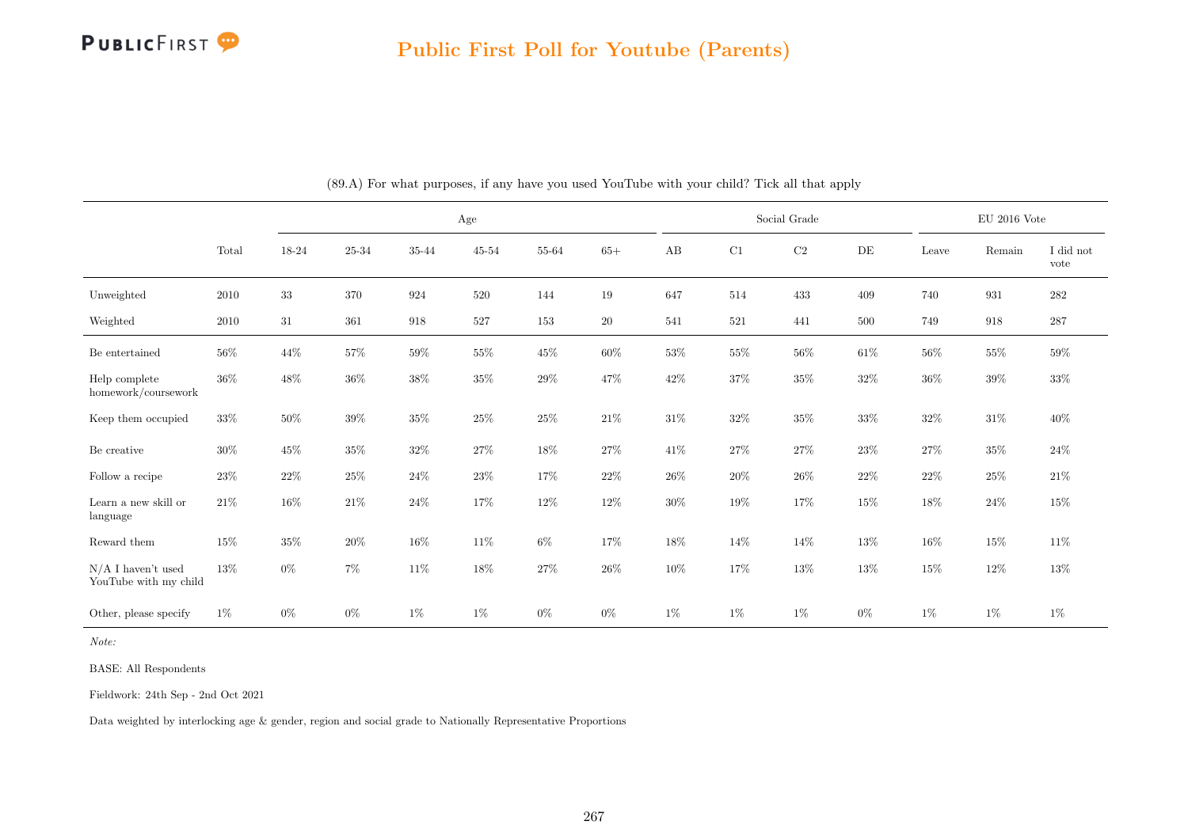# Public First Poll for Youtube (Parents)

(89.A) For what purposes, if any have you used YouTube with your child? Tick all that apply

| | Total | Age | | | | | | Social Grade | | | | EU 2016 Vote | | |
|---|---|---|---|---|---|---|---|---|---|---|---|---|---|---|
| | | 18-24 | 25-34 | 35-44 | 45-54 | 55-64 | 65+ | AB | C1 | C2 | DE | Leave | Remain | I did not vote |
| Unweighted | 2010 | 33 | 370 | 924 | 520 | 144 | 19 | 647 | 514 | 433 | 409 | 740 | 931 | 282 |
| Weighted | 2010 | 31 | 361 | 918 | 527 | 153 | 20 | 541 | 521 | 441 | 500 | 749 | 918 | 287 |
| Be entertained | 56% | 44% | 57% | 59% | 55% | 45% | 60% | 53% | 55% | 56% | 61% | 56% | 55% | 59% |
| Help complete homework/coursework | 36% | 48% | 36% | 38% | 35% | 29% | 47% | 42% | 37% | 35% | 32% | 36% | 39% | 33% |
| Keep them occupied | 33% | 50% | 39% | 35% | 25% | 25% | 21% | 31% | 32% | 35% | 33% | 32% | 31% | 40% |
| Be creative | 30% | 45% | 35% | 32% | 27% | 18% | 27% | 41% | 27% | 27% | 23% | 27% | 35% | 24% |
| Follow a recipe | 23% | 22% | 25% | 24% | 23% | 17% | 22% | 26% | 20% | 26% | 22% | 22% | 25% | 21% |
| Learn a new skill or language | 21% | 16% | 21% | 24% | 17% | 12% | 12% | 30% | 19% | 17% | 15% | 18% | 24% | 15% |
| Reward them | 15% | 35% | 20% | 16% | 11% | 6% | 17% | 18% | 14% | 14% | 13% | 16% | 15% | 11% |
| N/A I haven't used YouTube with my child | 13% | 0% | 7% | 11% | 18% | 27% | 26% | 10% | 17% | 13% | 13% | 15% | 12% | 13% |
| Other, please specify | 1% | 0% | 0% | 1% | 1% | 0% | 0% | 1% | 1% | 1% | 0% | 1% | 1% | 1% |

*Note:*

BASE: All Respondents

Fieldwork: 24th Sep - 2nd Oct 2021

Data weighted by interlocking age & gender, region and social grade to Nationally Representative Proportions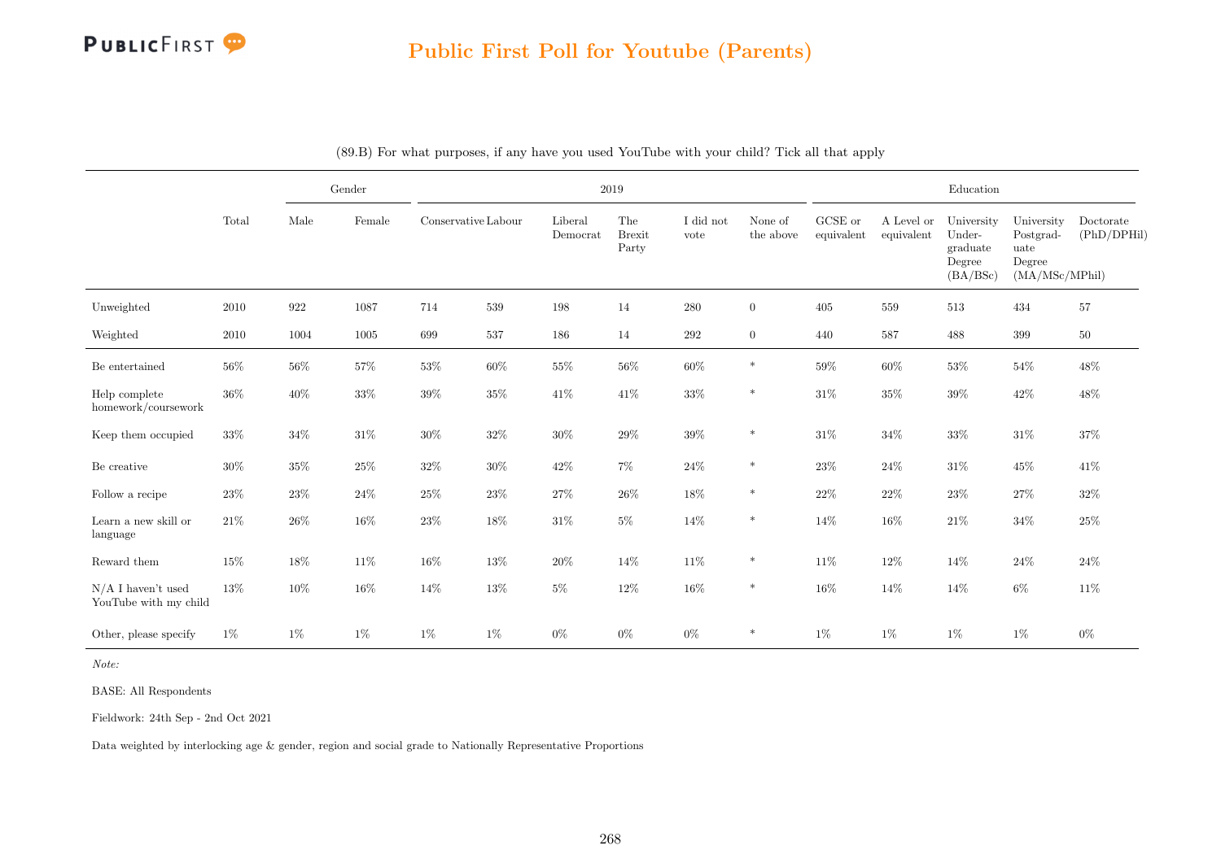# Public First Poll for Youtube (Parents)

(89.B) For what purposes, if any have you used YouTube with your child? Tick all that apply

| | Total | Gender | | 2019 | | | | | | Education | | | | |
|---|---|---|---|---|---|---|---|---|---|---|---|---|---|---|
| | | Male | Female | Conservative | Labour | Liberal Democrat | The Brexit Party | I did not vote | None of the above | GCSE or equivalent | A Level or equivalent | University Under-graduate Degree (BA/BSc) | University Postgrad-uate Degree (MA/MSc/MPhil) | Doctorate (PhD/DPHil) |
| Unweighted | 2010 | 922 | 1087 | 714 | 539 | 198 | 14 | 280 | 0 | 405 | 559 | 513 | 434 | 57 |
| Weighted | 2010 | 1004 | 1005 | 699 | 537 | 186 | 14 | 292 | 0 | 440 | 587 | 488 | 399 | 50 |
| Be entertained | 56% | 56% | 57% | 53% | 60% | 55% | 56% | 60% | * | 59% | 60% | 53% | 54% | 48% |
| Help complete homework/coursework | 36% | 40% | 33% | 39% | 35% | 41% | 41% | 33% | * | 31% | 35% | 39% | 42% | 48% |
| Keep them occupied | 33% | 34% | 31% | 30% | 32% | 30% | 29% | 39% | * | 31% | 34% | 33% | 31% | 37% |
| Be creative | 30% | 35% | 25% | 32% | 30% | 42% | 7% | 24% | * | 23% | 24% | 31% | 45% | 41% |
| Follow a recipe | 23% | 23% | 24% | 25% | 23% | 27% | 26% | 18% | * | 22% | 22% | 23% | 27% | 32% |
| Learn a new skill or language | 21% | 26% | 16% | 23% | 18% | 31% | 5% | 14% | * | 14% | 16% | 21% | 34% | 25% |
| Reward them | 15% | 18% | 11% | 16% | 13% | 20% | 14% | 11% | * | 11% | 12% | 14% | 24% | 24% |
| N/A I haven't used YouTube with my child | 13% | 10% | 16% | 14% | 13% | 5% | 12% | 16% | * | 16% | 14% | 14% | 6% | 11% |
| Other, please specify | 1% | 1% | 1% | 1% | 1% | 0% | 0% | 0% | * | 1% | 1% | 1% | 1% | 0% |

*Note:*

BASE: All Respondents

Fieldwork: 24th Sep - 2nd Oct 2021

Data weighted by interlocking age & gender, region and social grade to Nationally Representative Proportions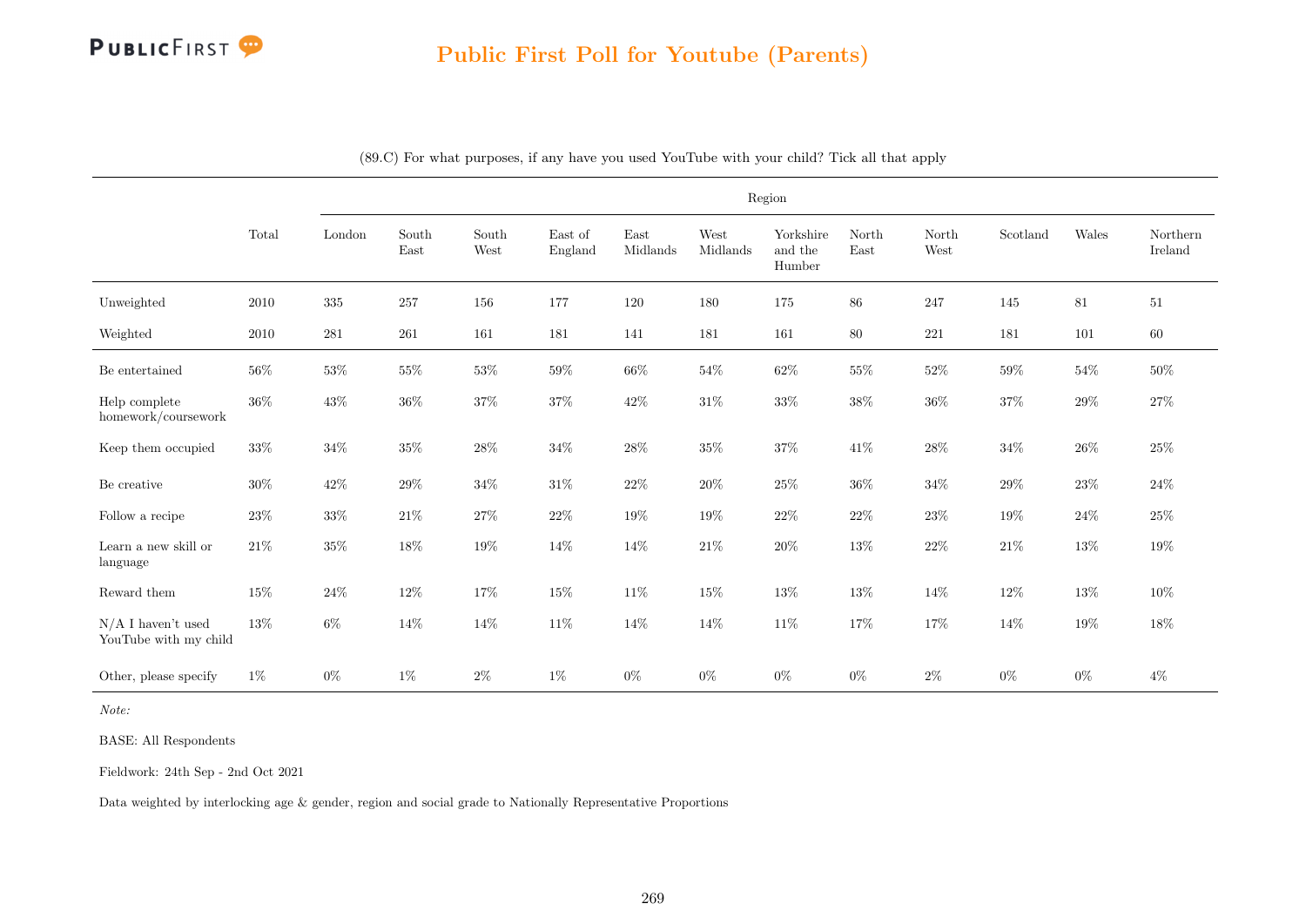# Public First Poll for Youtube (Parents)

(89.C) For what purposes, if any have you used YouTube with your child? Tick all that apply

| | Total | Region | | | | | | | | | | | |
|---|---|---|---|---|---|---|---|---|---|---|---|---|---|
| | | London | South East | South West | East of England | East Midlands | West Midlands | Yorkshire and the Humber | North East | North West | Scotland | Wales | Northern Ireland |
| Unweighted | 2010 | 335 | 257 | 156 | 177 | 120 | 180 | 175 | 86 | 247 | 145 | 81 | 51 |
| Weighted | 2010 | 281 | 261 | 161 | 181 | 141 | 181 | 161 | 80 | 221 | 181 | 101 | 60 |
| Be entertained | 56% | 53% | 55% | 53% | 59% | 66% | 54% | 62% | 55% | 52% | 59% | 54% | 50% |
| Help complete homework/coursework | 36% | 43% | 36% | 37% | 37% | 42% | 31% | 33% | 38% | 36% | 37% | 29% | 27% |
| Keep them occupied | 33% | 34% | 35% | 28% | 34% | 28% | 35% | 37% | 41% | 28% | 34% | 26% | 25% |
| Be creative | 30% | 42% | 29% | 34% | 31% | 22% | 20% | 25% | 36% | 34% | 29% | 23% | 24% |
| Follow a recipe | 23% | 33% | 21% | 27% | 22% | 19% | 19% | 22% | 22% | 23% | 19% | 24% | 25% |
| Learn a new skill or language | 21% | 35% | 18% | 19% | 14% | 14% | 21% | 20% | 13% | 22% | 21% | 13% | 19% |
| Reward them | 15% | 24% | 12% | 17% | 15% | 11% | 15% | 13% | 13% | 14% | 12% | 13% | 10% |
| N/A I haven't used YouTube with my child | 13% | 6% | 14% | 14% | 11% | 14% | 14% | 11% | 17% | 17% | 14% | 19% | 18% |
| Other, please specify | 1% | 0% | 1% | 2% | 1% | 0% | 0% | 0% | 0% | 2% | 0% | 0% | 4% |

*Note:*

BASE: All Respondents

Fieldwork: 24th Sep - 2nd Oct 2021

Data weighted by interlocking age & gender, region and social grade to Nationally Representative Proportions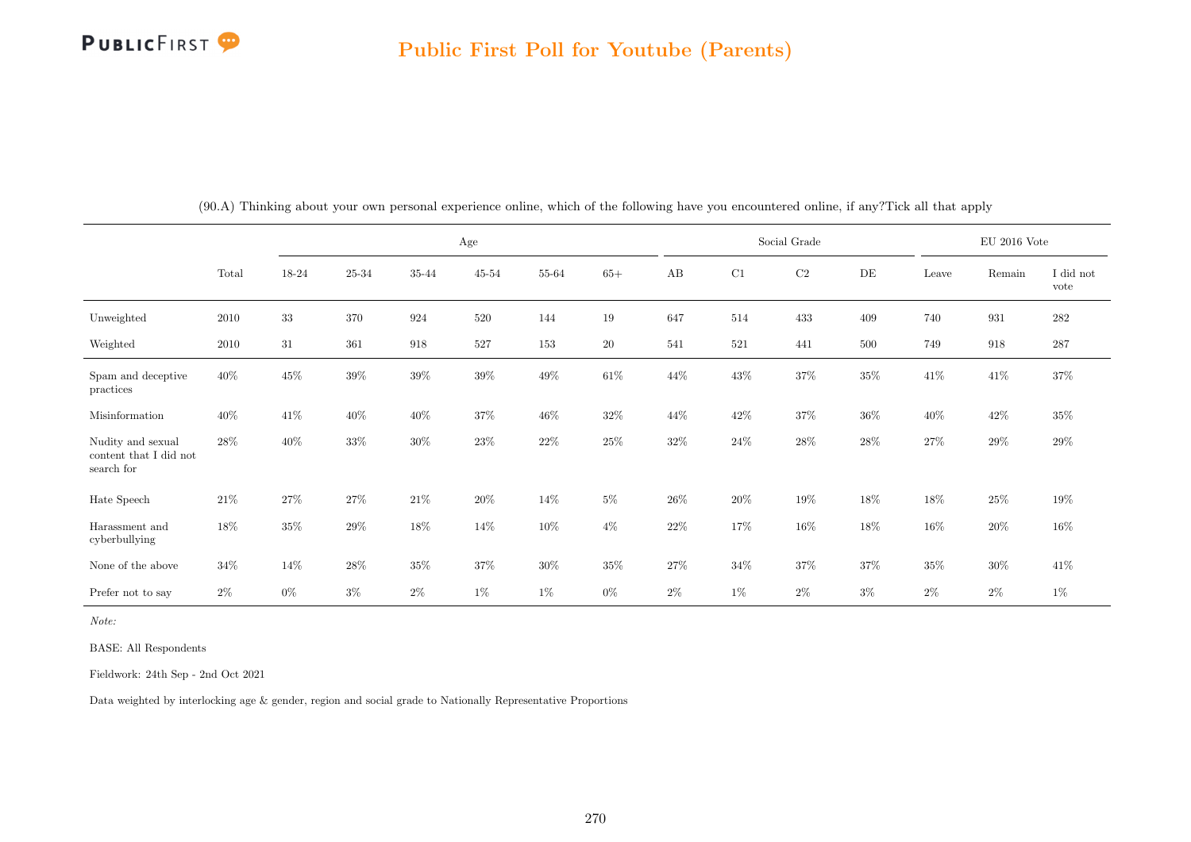## Public First Poll for Youtube (Parents)

(90.A) Thinking about your own personal experience online, which of the following have you encountered online, if any?Tick all that apply

| | Total | Age | | | | | | Social Grade | | | | EU 2016 Vote | | |
|---|---|---|---|---|---|---|---|---|---|---|---|---|---|---|
| | | 18-24 | 25-34 | 35-44 | 45-54 | 55-64 | 65+ | AB | C1 | C2 | DE | Leave | Remain | I did not vote |
| Unweighted | 2010 | 33 | 370 | 924 | 520 | 144 | 19 | 647 | 514 | 433 | 409 | 740 | 931 | 282 |
| Weighted | 2010 | 31 | 361 | 918 | 527 | 153 | 20 | 541 | 521 | 441 | 500 | 749 | 918 | 287 |
| Spam and deceptive practices | 40% | 45% | 39% | 39% | 39% | 49% | 61% | 44% | 43% | 37% | 35% | 41% | 41% | 37% |
| Misinformation | 40% | 41% | 40% | 40% | 37% | 46% | 32% | 44% | 42% | 37% | 36% | 40% | 42% | 35% |
| Nudity and sexual content that I did not search for | 28% | 40% | 33% | 30% | 23% | 22% | 25% | 32% | 24% | 28% | 28% | 27% | 29% | 29% |
| Hate Speech | 21% | 27% | 27% | 21% | 20% | 14% | 5% | 26% | 20% | 19% | 18% | 18% | 25% | 19% |
| Harassment and cyberbullying | 18% | 35% | 29% | 18% | 14% | 10% | 4% | 22% | 17% | 16% | 18% | 16% | 20% | 16% |
| None of the above | 34% | 14% | 28% | 35% | 37% | 30% | 35% | 27% | 34% | 37% | 37% | 35% | 30% | 41% |
| Prefer not to say | 2% | 0% | 3% | 2% | 1% | 1% | 0% | 2% | 1% | 2% | 3% | 2% | 2% | 1% |

*Note:*

BASE: All Respondents

Fieldwork: 24th Sep - 2nd Oct 2021

Data weighted by interlocking age & gender, region and social grade to Nationally Representative Proportions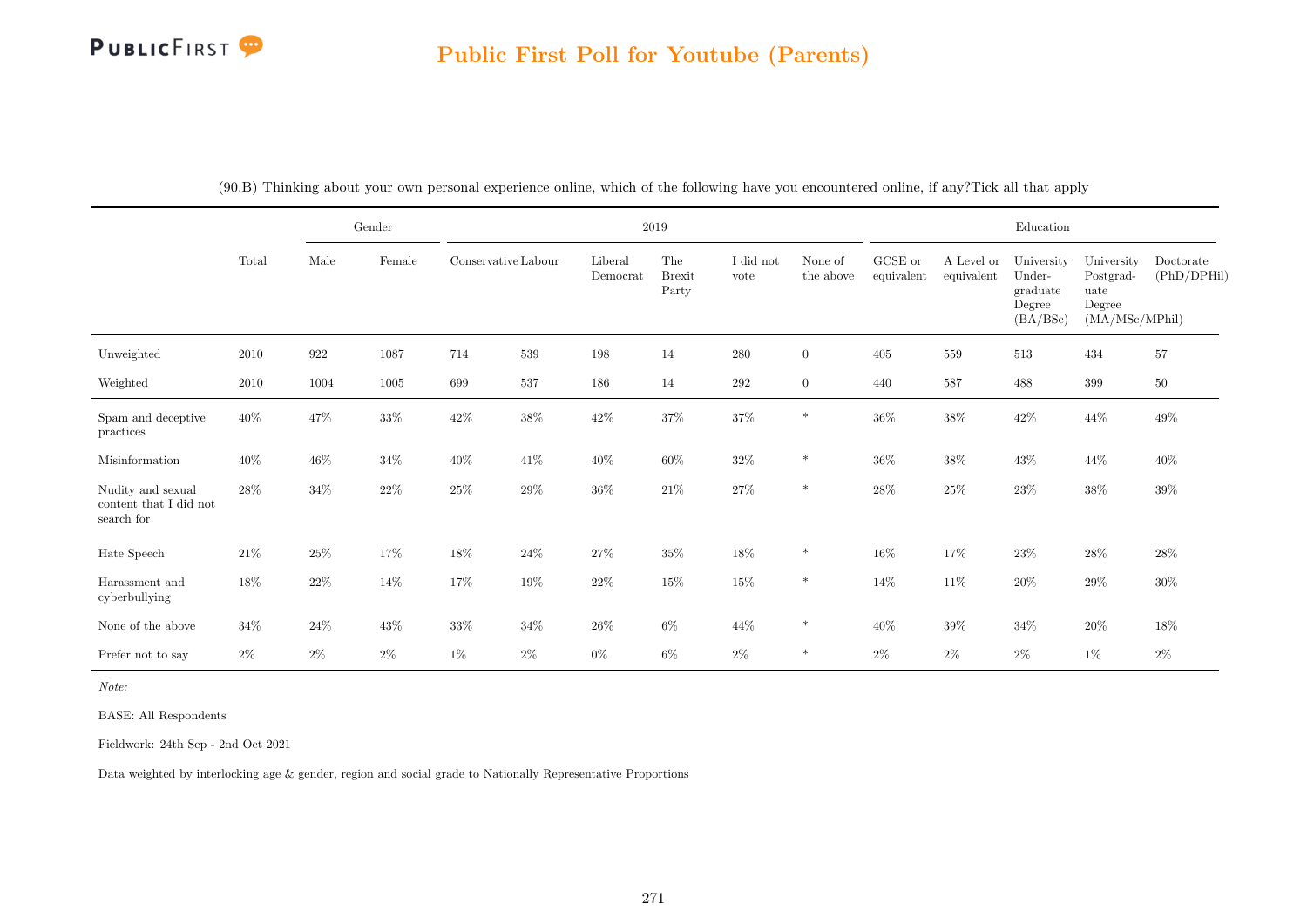## Public First Poll for Youtube (Parents)

(90.B) Thinking about your own personal experience online, which of the following have you encountered online, if any?Tick all that apply

| | Total | Gender | | 2019 | | | | | | Education | | | | |
|---|---|---|---|---|---|---|---|---|---|---|---|---|---|---|
| | | Male | Female | Conservative | Labour | Liberal Democrat | The Brexit Party | I did not vote | None of the above | GCSE or equivalent | A Level or equivalent | University Under-graduate Degree (BA/BSc) | University Postgrad-uate Degree (MA/MSc/MPhil) | Doctorate (PhD/DPHil) |
| Unweighted | 2010 | 922 | 1087 | 714 | 539 | 198 | 14 | 280 | 0 | 405 | 559 | 513 | 434 | 57 |
| Weighted | 2010 | 1004 | 1005 | 699 | 537 | 186 | 14 | 292 | 0 | 440 | 587 | 488 | 399 | 50 |
| Spam and deceptive practices | 40% | 47% | 33% | 42% | 38% | 42% | 37% | 37% | * | 36% | 38% | 42% | 44% | 49% |
| Misinformation | 40% | 46% | 34% | 40% | 41% | 40% | 60% | 32% | * | 36% | 38% | 43% | 44% | 40% |
| Nudity and sexual content that I did not search for | 28% | 34% | 22% | 25% | 29% | 36% | 21% | 27% | * | 28% | 25% | 23% | 38% | 39% |
| Hate Speech | 21% | 25% | 17% | 18% | 24% | 27% | 35% | 18% | * | 16% | 17% | 23% | 28% | 28% |
| Harassment and cyberbullying | 18% | 22% | 14% | 17% | 19% | 22% | 15% | 15% | * | 14% | 11% | 20% | 29% | 30% |
| None of the above | 34% | 24% | 43% | 33% | 34% | 26% | 6% | 44% | * | 40% | 39% | 34% | 20% | 18% |
| Prefer not to say | 2% | 2% | 2% | 1% | 2% | 0% | 6% | 2% | * | 2% | 2% | 2% | 1% | 2% |

*Note:*

BASE: All Respondents

Fieldwork: 24th Sep - 2nd Oct 2021

Data weighted by interlocking age & gender, region and social grade to Nationally Representative Proportions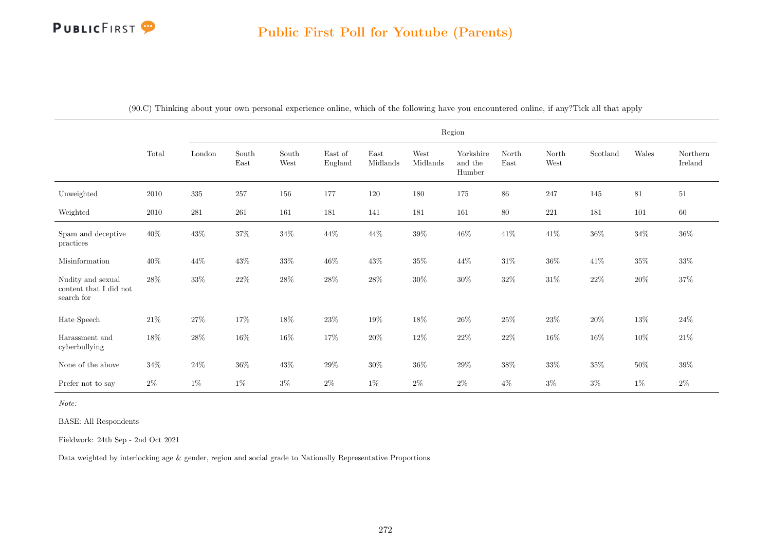## Public First Poll for Youtube (Parents)

(90.C) Thinking about your own personal experience online, which of the following have you encountered online, if any?Tick all that apply

| | Total | Region | | | | | | | | | | | |
|---|---|---|---|---|---|---|---|---|---|---|---|---|---|
| | | London | South East | South West | East of England | East Midlands | West Midlands | Yorkshire and the Humber | North East | North West | Scotland | Wales | Northern Ireland |
| Unweighted | 2010 | 335 | 257 | 156 | 177 | 120 | 180 | 175 | 86 | 247 | 145 | 81 | 51 |
| Weighted | 2010 | 281 | 261 | 161 | 181 | 141 | 181 | 161 | 80 | 221 | 181 | 101 | 60 |
| Spam and deceptive practices | 40% | 43% | 37% | 34% | 44% | 44% | 39% | 46% | 41% | 41% | 36% | 34% | 36% |
| Misinformation | 40% | 44% | 43% | 33% | 46% | 43% | 35% | 44% | 31% | 36% | 41% | 35% | 33% |
| Nudity and sexual content that I did not search for | 28% | 33% | 22% | 28% | 28% | 28% | 30% | 30% | 32% | 31% | 22% | 20% | 37% |
| Hate Speech | 21% | 27% | 17% | 18% | 23% | 19% | 18% | 26% | 25% | 23% | 20% | 13% | 24% |
| Harassment and cyberbullying | 18% | 28% | 16% | 16% | 17% | 20% | 12% | 22% | 22% | 16% | 16% | 10% | 21% |
| None of the above | 34% | 24% | 36% | 43% | 29% | 30% | 36% | 29% | 38% | 33% | 35% | 50% | 39% |
| Prefer not to say | 2% | 1% | 1% | 3% | 2% | 1% | 2% | 2% | 4% | 3% | 3% | 1% | 2% |

*Note:*

BASE: All Respondents

Fieldwork: 24th Sep - 2nd Oct 2021

Data weighted by interlocking age & gender, region and social grade to Nationally Representative Proportions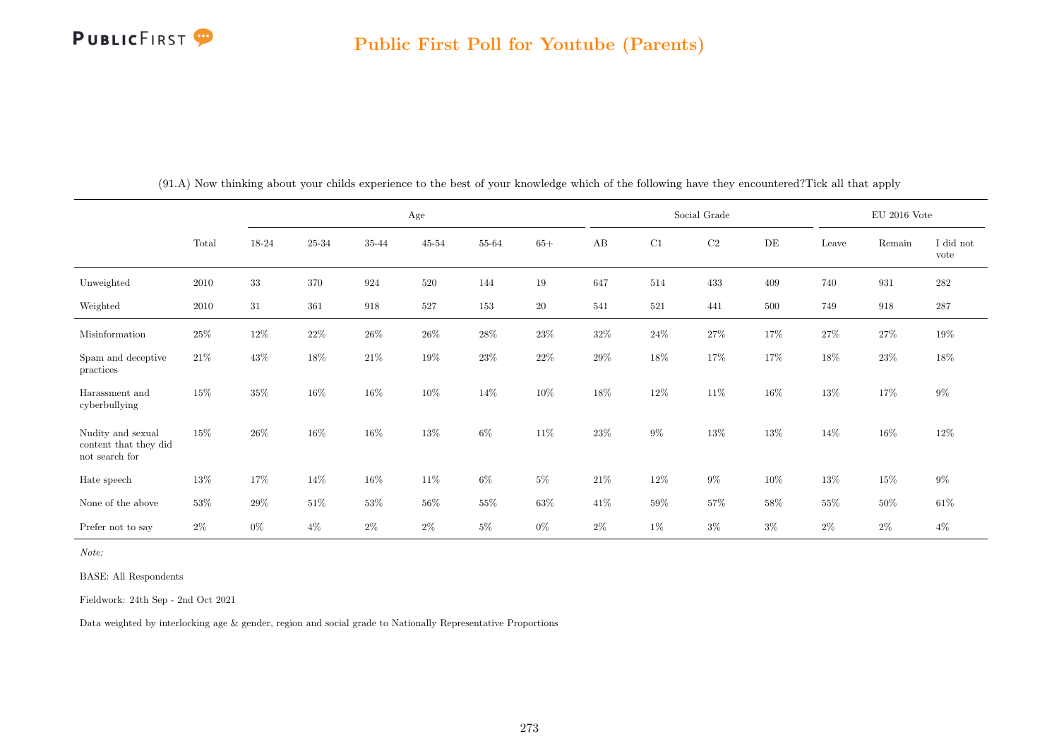## Public First Poll for Youtube (Parents)

(91.A) Now thinking about your childs experience to the best of your knowledge which of the following have they encountered?Tick all that apply

| | Total | Age | | | | | | Social Grade | | | | EU 2016 Vote | | |
|---|---|---|---|---|---|---|---|---|---|---|---|---|---|---|
| | | 18-24 | 25-34 | 35-44 | 45-54 | 55-64 | 65+ | AB | C1 | C2 | DE | Leave | Remain | I did not vote |
| Unweighted | 2010 | 33 | 370 | 924 | 520 | 144 | 19 | 647 | 514 | 433 | 409 | 740 | 931 | 282 |
| Weighted | 2010 | 31 | 361 | 918 | 527 | 153 | 20 | 541 | 521 | 441 | 500 | 749 | 918 | 287 |
| Misinformation | 25% | 12% | 22% | 26% | 26% | 28% | 23% | 32% | 24% | 27% | 17% | 27% | 27% | 19% |
| Spam and deceptive practices | 21% | 43% | 18% | 21% | 19% | 23% | 22% | 29% | 18% | 17% | 17% | 18% | 23% | 18% |
| Harassment and cyberbullying | 15% | 35% | 16% | 16% | 10% | 14% | 10% | 18% | 12% | 11% | 16% | 13% | 17% | 9% |
| Nudity and sexual content that they did not search for | 15% | 26% | 16% | 16% | 13% | 6% | 11% | 23% | 9% | 13% | 13% | 14% | 16% | 12% |
| Hate speech | 13% | 17% | 14% | 16% | 11% | 6% | 5% | 21% | 12% | 9% | 10% | 13% | 15% | 9% |
| None of the above | 53% | 29% | 51% | 53% | 56% | 55% | 63% | 41% | 59% | 57% | 58% | 55% | 50% | 61% |
| Prefer not to say | 2% | 0% | 4% | 2% | 2% | 5% | 0% | 2% | 1% | 3% | 3% | 2% | 2% | 4% |

*Note:*

BASE: All Respondents

Fieldwork: 24th Sep - 2nd Oct 2021

Data weighted by interlocking age & gender, region and social grade to Nationally Representative Proportions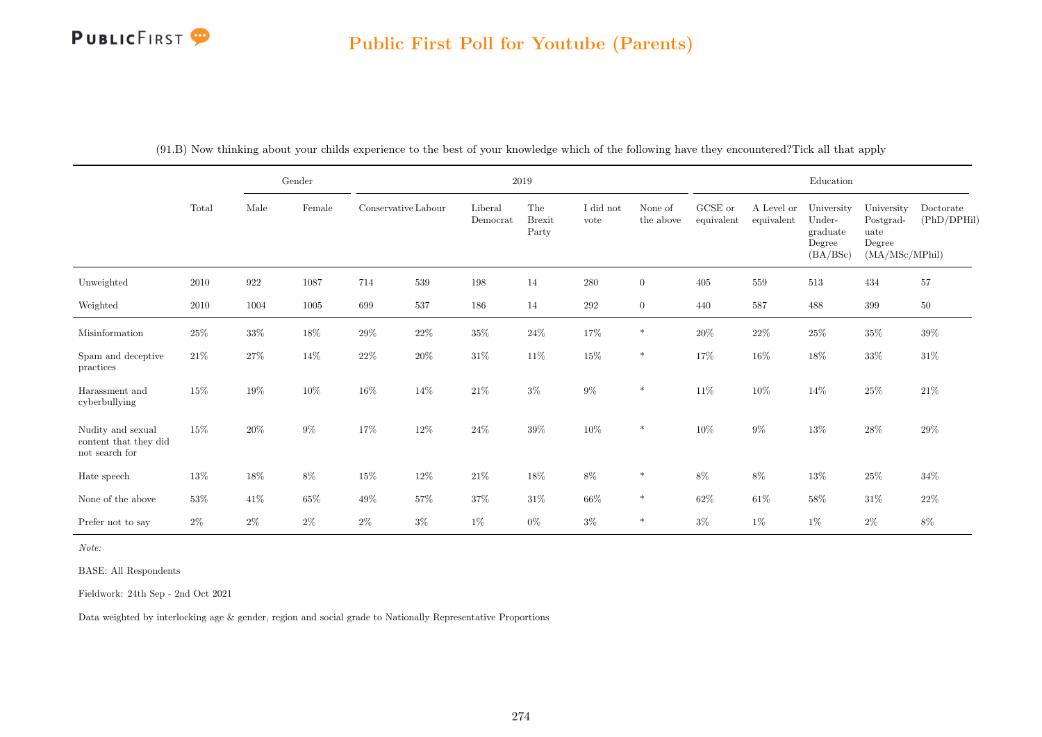## Public First Poll for Youtube (Parents)

(91.B) Now thinking about your childs experience to the best of your knowledge which of the following have they encountered?Tick all that apply

| | | Gender | | 2019 | | | | | | Education | | | | |
|---|---|---|---|---|---|---|---|---|---|---|---|---|---|---|
| | Total | Male | Female | Conservative | Labour | Liberal Democrat | The Brexit Party | I did not vote | None of the above | GCSE or equivalent | A Level or equivalent | University Undergraduate Degree (BA/BSc) | University Postgraduate Degree (MA/MSc/MPhil) | Doctorate (PhD/DPHil) |
| Unweighted | 2010 | 922 | 1087 | 714 | 539 | 198 | 14 | 280 | 0 | 405 | 559 | 513 | 434 | 57 |
| Weighted | 2010 | 1004 | 1005 | 699 | 537 | 186 | 14 | 292 | 0 | 440 | 587 | 488 | 399 | 50 |
| Misinformation | 25% | 33% | 18% | 29% | 22% | 35% | 24% | 17% | * | 20% | 22% | 25% | 35% | 39% |
| Spam and deceptive practices | 21% | 27% | 14% | 22% | 20% | 31% | 11% | 15% | * | 17% | 16% | 18% | 33% | 31% |
| Harassment and cyberbullying | 15% | 19% | 10% | 16% | 14% | 21% | 3% | 9% | * | 11% | 10% | 14% | 25% | 21% |
| Nudity and sexual content that they did not search for | 15% | 20% | 9% | 17% | 12% | 24% | 39% | 10% | * | 10% | 9% | 13% | 28% | 29% |
| Hate speech | 13% | 18% | 8% | 15% | 12% | 21% | 18% | 8% | * | 8% | 8% | 13% | 25% | 34% |
| None of the above | 53% | 41% | 65% | 49% | 57% | 37% | 31% | 66% | * | 62% | 61% | 58% | 31% | 22% |
| Prefer not to say | 2% | 2% | 2% | 2% | 3% | 1% | 0% | 3% | * | 3% | 1% | 1% | 2% | 8% |

*Note:*

BASE: All Respondents

Fieldwork: 24th Sep - 2nd Oct 2021

Data weighted by interlocking age & gender, region and social grade to Nationally Representative Proportions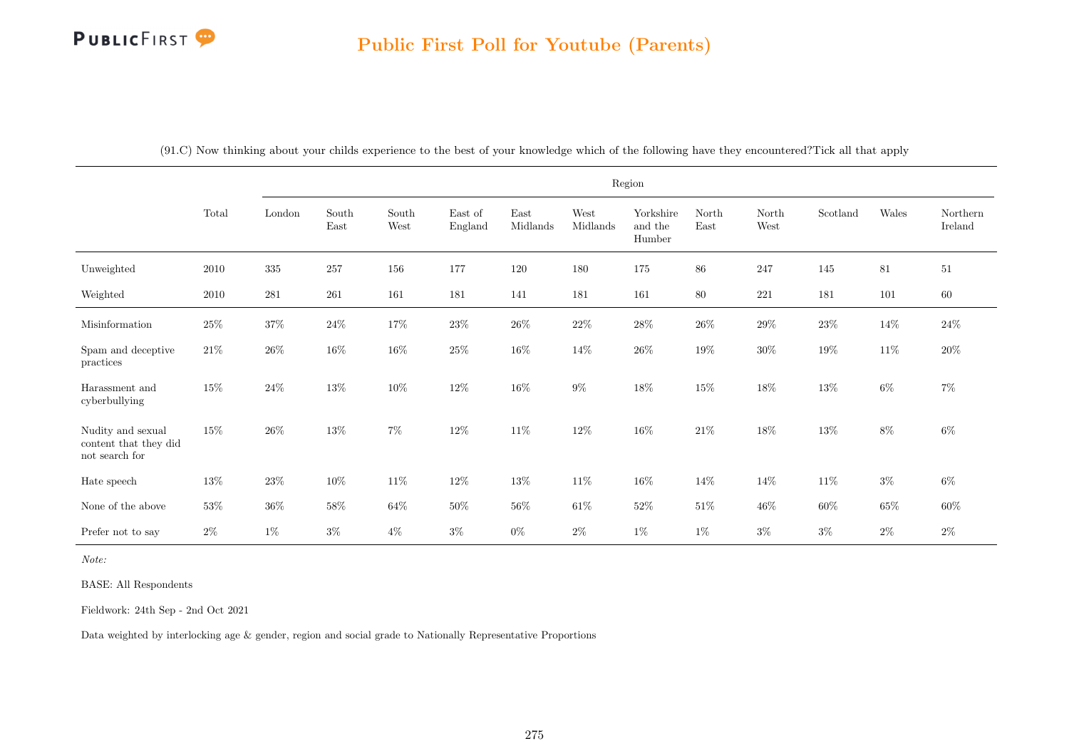(91.C) Now thinking about your childs experience to the best of your knowledge which of the following have they encountered?Tick all that apply

| | Total | Region | | | | | | | | | | | |
|---|---|---|---|---|---|---|---|---|---|---|---|---|---|
| | | London | South East | South West | East of England | East Midlands | West Midlands | Yorkshire and the Humber | North East | North West | Scotland | Wales | Northern Ireland |
| Unweighted | 2010 | 335 | 257 | 156 | 177 | 120 | 180 | 175 | 86 | 247 | 145 | 81 | 51 |
| Weighted | 2010 | 281 | 261 | 161 | 181 | 141 | 181 | 161 | 80 | 221 | 181 | 101 | 60 |
| Misinformation | 25% | 37% | 24% | 17% | 23% | 26% | 22% | 28% | 26% | 29% | 23% | 14% | 24% |
| Spam and deceptive practices | 21% | 26% | 16% | 16% | 25% | 16% | 14% | 26% | 19% | 30% | 19% | 11% | 20% |
| Harassment and cyberbullying | 15% | 24% | 13% | 10% | 12% | 16% | 9% | 18% | 15% | 18% | 13% | 6% | 7% |
| Nudity and sexual content that they did not search for | 15% | 26% | 13% | 7% | 12% | 11% | 12% | 16% | 21% | 18% | 13% | 8% | 6% |
| Hate speech | 13% | 23% | 10% | 11% | 12% | 13% | 11% | 16% | 14% | 14% | 11% | 3% | 6% |
| None of the above | 53% | 36% | 58% | 64% | 50% | 56% | 61% | 52% | 51% | 46% | 60% | 65% | 60% |
| Prefer not to say | 2% | 1% | 3% | 4% | 3% | 0% | 2% | 1% | 1% | 3% | 3% | 2% | 2% |

*Note:*

BASE: All Respondents

Fieldwork: 24th Sep - 2nd Oct 2021

Data weighted by interlocking age & gender, region and social grade to Nationally Representative Proportions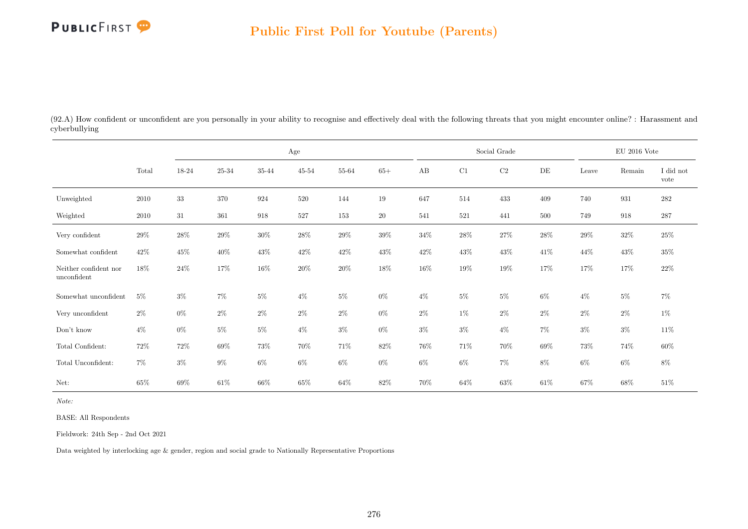# Public First Poll for Youtube (Parents)

(92.A) How confident or unconfident are you personally in your ability to recognise and effectively deal with the following threats that you might encounter online? : Harassment and cyberbullying

| | Total | Age | | | | | | Social Grade | | | | EU 2016 Vote | | |
|---|---|---|---|---|---|---|---|---|---|---|---|---|---|---|
| | | 18-24 | 25-34 | 35-44 | 45-54 | 55-64 | 65+ | AB | C1 | C2 | DE | Leave | Remain | I did not vote |
| Unweighted | 2010 | 33 | 370 | 924 | 520 | 144 | 19 | 647 | 514 | 433 | 409 | 740 | 931 | 282 |
| Weighted | 2010 | 31 | 361 | 918 | 527 | 153 | 20 | 541 | 521 | 441 | 500 | 749 | 918 | 287 |
| Very confident | 29% | 28% | 29% | 30% | 28% | 29% | 39% | 34% | 28% | 27% | 28% | 29% | 32% | 25% |
| Somewhat confident | 42% | 45% | 40% | 43% | 42% | 42% | 43% | 42% | 43% | 43% | 41% | 44% | 43% | 35% |
| Neither confident nor unconfident | 18% | 24% | 17% | 16% | 20% | 20% | 18% | 16% | 19% | 19% | 17% | 17% | 17% | 22% |
| Somewhat unconfident | 5% | 3% | 7% | 5% | 4% | 5% | 0% | 4% | 5% | 5% | 6% | 4% | 5% | 7% |
| Very unconfident | 2% | 0% | 2% | 2% | 2% | 2% | 0% | 2% | 1% | 2% | 2% | 2% | 2% | 1% |
| Don't know | 4% | 0% | 5% | 5% | 4% | 3% | 0% | 3% | 3% | 4% | 7% | 3% | 3% | 11% |
| Total Confident: | 72% | 72% | 69% | 73% | 70% | 71% | 82% | 76% | 71% | 70% | 69% | 73% | 74% | 60% |
| Total Unconfident: | 7% | 3% | 9% | 6% | 6% | 6% | 0% | 6% | 6% | 7% | 8% | 6% | 6% | 8% |
| Net: | 65% | 69% | 61% | 66% | 65% | 64% | 82% | 70% | 64% | 63% | 61% | 67% | 68% | 51% |

*Note:*

BASE: All Respondents

Fieldwork: 24th Sep - 2nd Oct 2021

Data weighted by interlocking age & gender, region and social grade to Nationally Representative Proportions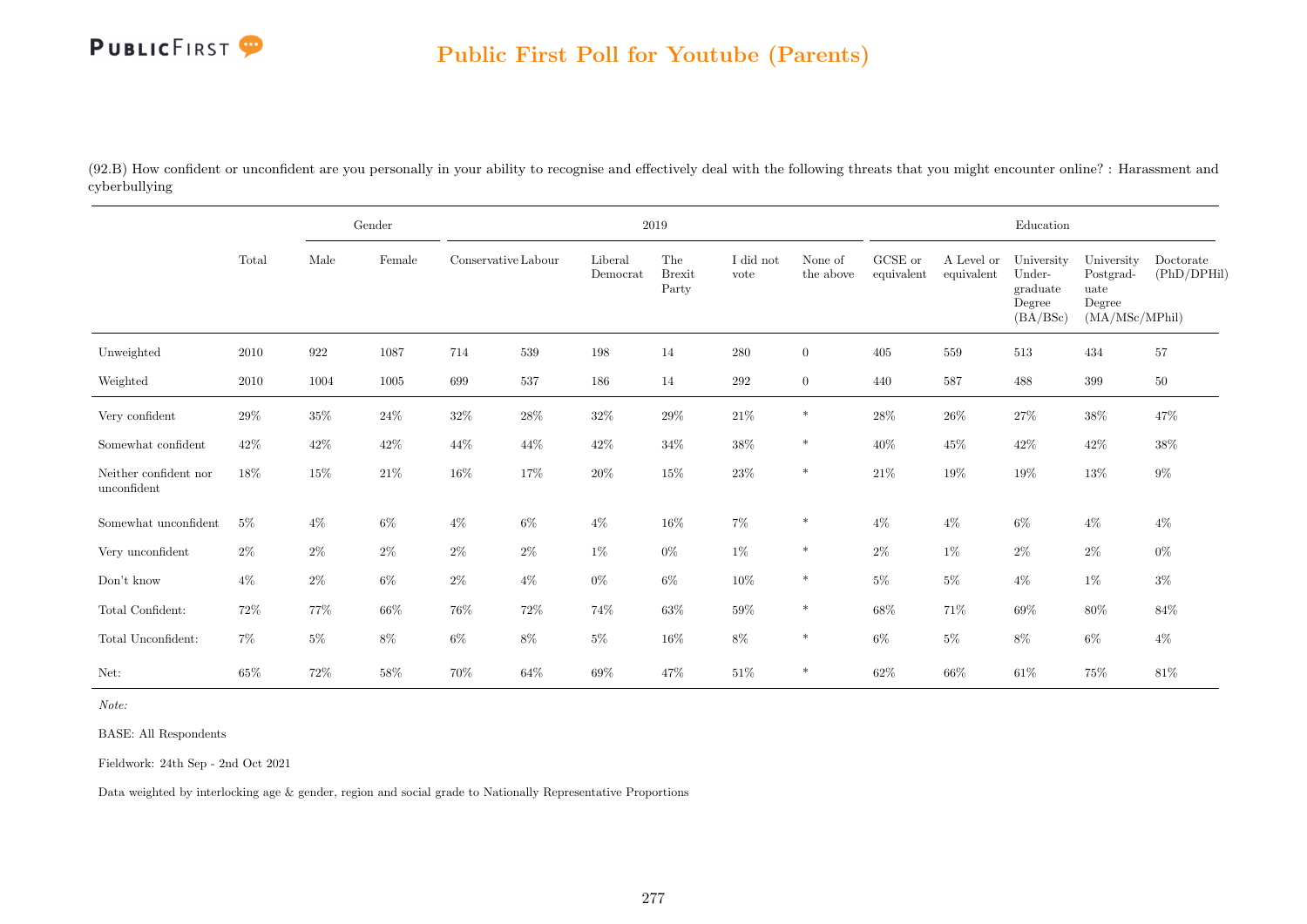## Public First Poll for Youtube (Parents)

(92.B) How confident or unconfident are you personally in your ability to recognise and effectively deal with the following threats that you might encounter online? : Harassment and cyberbullying

| | Total | Gender | | 2019 | | | | | | Education | | | | |
|---|---|---|---|---|---|---|---|---|---|---|---|---|---|---|
| | | Male | Female | Conservative | Labour | Liberal Democrat | The Brexit Party | I did not vote | None of the above | GCSE or equivalent | A Level or equivalent | University Undergraduate Degree (BA/BSc) | University Postgraduate Degree (MA/MSc/MPhil) | Doctorate (PhD/DPHil) |
| Unweighted | 2010 | 922 | 1087 | 714 | 539 | 198 | 14 | 280 | 0 | 405 | 559 | 513 | 434 | 57 |
| Weighted | 2010 | 1004 | 1005 | 699 | 537 | 186 | 14 | 292 | 0 | 440 | 587 | 488 | 399 | 50 |
| Very confident | 29% | 35% | 24% | 32% | 28% | 32% | 29% | 21% | * | 28% | 26% | 27% | 38% | 47% |
| Somewhat confident | 42% | 42% | 42% | 44% | 44% | 42% | 34% | 38% | * | 40% | 45% | 42% | 42% | 38% |
| Neither confident nor unconfident | 18% | 15% | 21% | 16% | 17% | 20% | 15% | 23% | * | 21% | 19% | 19% | 13% | 9% |
| Somewhat unconfident | 5% | 4% | 6% | 4% | 6% | 4% | 16% | 7% | * | 4% | 4% | 6% | 4% | 4% |
| Very unconfident | 2% | 2% | 2% | 2% | 2% | 1% | 0% | 1% | * | 2% | 1% | 2% | 2% | 0% |
| Don't know | 4% | 2% | 6% | 2% | 4% | 0% | 6% | 10% | * | 5% | 5% | 4% | 1% | 3% |
| Total Confident: | 72% | 77% | 66% | 76% | 72% | 74% | 63% | 59% | * | 68% | 71% | 69% | 80% | 84% |
| Total Unconfident: | 7% | 5% | 8% | 6% | 8% | 5% | 16% | 8% | * | 6% | 5% | 8% | 6% | 4% |
| Net: | 65% | 72% | 58% | 70% | 64% | 69% | 47% | 51% | * | 62% | 66% | 61% | 75% | 81% |

*Note:*

BASE: All Respondents

Fieldwork: 24th Sep - 2nd Oct 2021

Data weighted by interlocking age & gender, region and social grade to Nationally Representative Proportions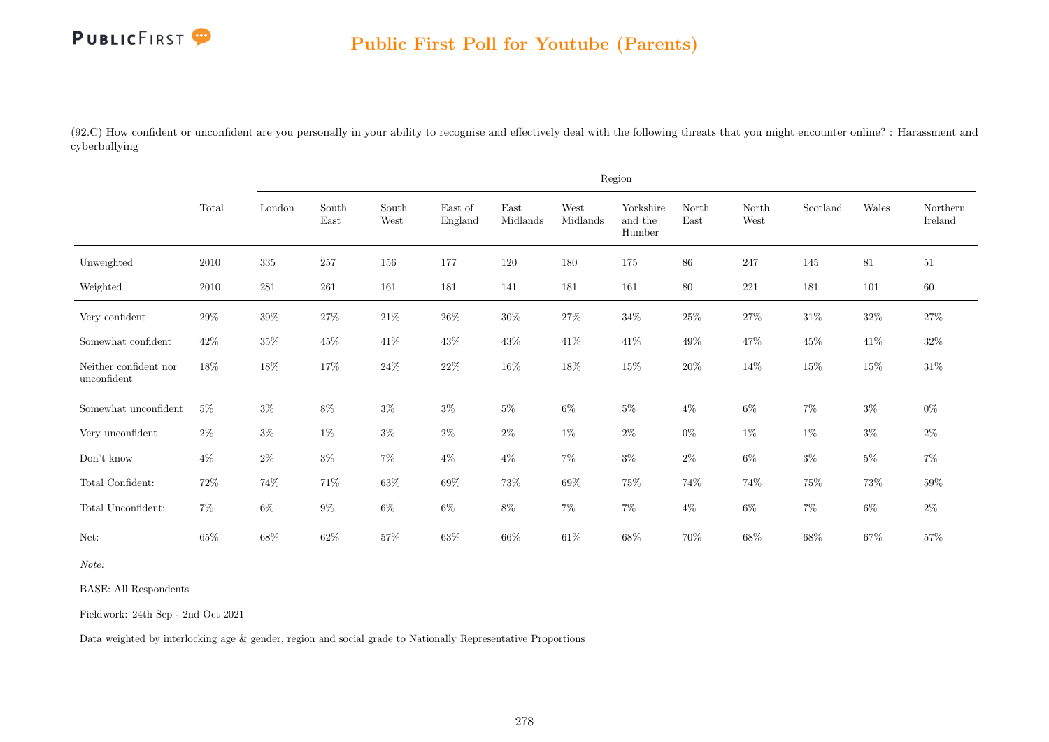## Public First Poll for Youtube (Parents)

(92.C) How confident or unconfident are you personally in your ability to recognise and effectively deal with the following threats that you might encounter online? : Harassment and cyberbullying

| | Total | Region | | | | | | | | | | | |
|---|---|---|---|---|---|---|---|---|---|---|---|---|---|
| | | London | South East | South West | East of England | East Midlands | West Midlands | Yorkshire and the Humber | North East | North West | Scotland | Wales | Northern Ireland |
| Unweighted | 2010 | 335 | 257 | 156 | 177 | 120 | 180 | 175 | 86 | 247 | 145 | 81 | 51 |
| Weighted | 2010 | 281 | 261 | 161 | 181 | 141 | 181 | 161 | 80 | 221 | 181 | 101 | 60 |
| Very confident | 29% | 39% | 27% | 21% | 26% | 30% | 27% | 34% | 25% | 27% | 31% | 32% | 27% |
| Somewhat confident | 42% | 35% | 45% | 41% | 43% | 43% | 41% | 41% | 49% | 47% | 45% | 41% | 32% |
| Neither confident nor unconfident | 18% | 18% | 17% | 24% | 22% | 16% | 18% | 15% | 20% | 14% | 15% | 15% | 31% |
| Somewhat unconfident | 5% | 3% | 8% | 3% | 3% | 5% | 6% | 5% | 4% | 6% | 7% | 3% | 0% |
| Very unconfident | 2% | 3% | 1% | 3% | 2% | 2% | 1% | 2% | 0% | 1% | 1% | 3% | 2% |
| Don't know | 4% | 2% | 3% | 7% | 4% | 4% | 7% | 3% | 2% | 6% | 3% | 5% | 7% |
| Total Confident: | 72% | 74% | 71% | 63% | 69% | 73% | 69% | 75% | 74% | 74% | 75% | 73% | 59% |
| Total Unconfident: | 7% | 6% | 9% | 6% | 6% | 8% | 7% | 7% | 4% | 6% | 7% | 6% | 2% |
| Net: | 65% | 68% | 62% | 57% | 63% | 66% | 61% | 68% | 70% | 68% | 68% | 67% | 57% |

*Note:*

BASE: All Respondents

Fieldwork: 24th Sep - 2nd Oct 2021

Data weighted by interlocking age & gender, region and social grade to Nationally Representative Proportions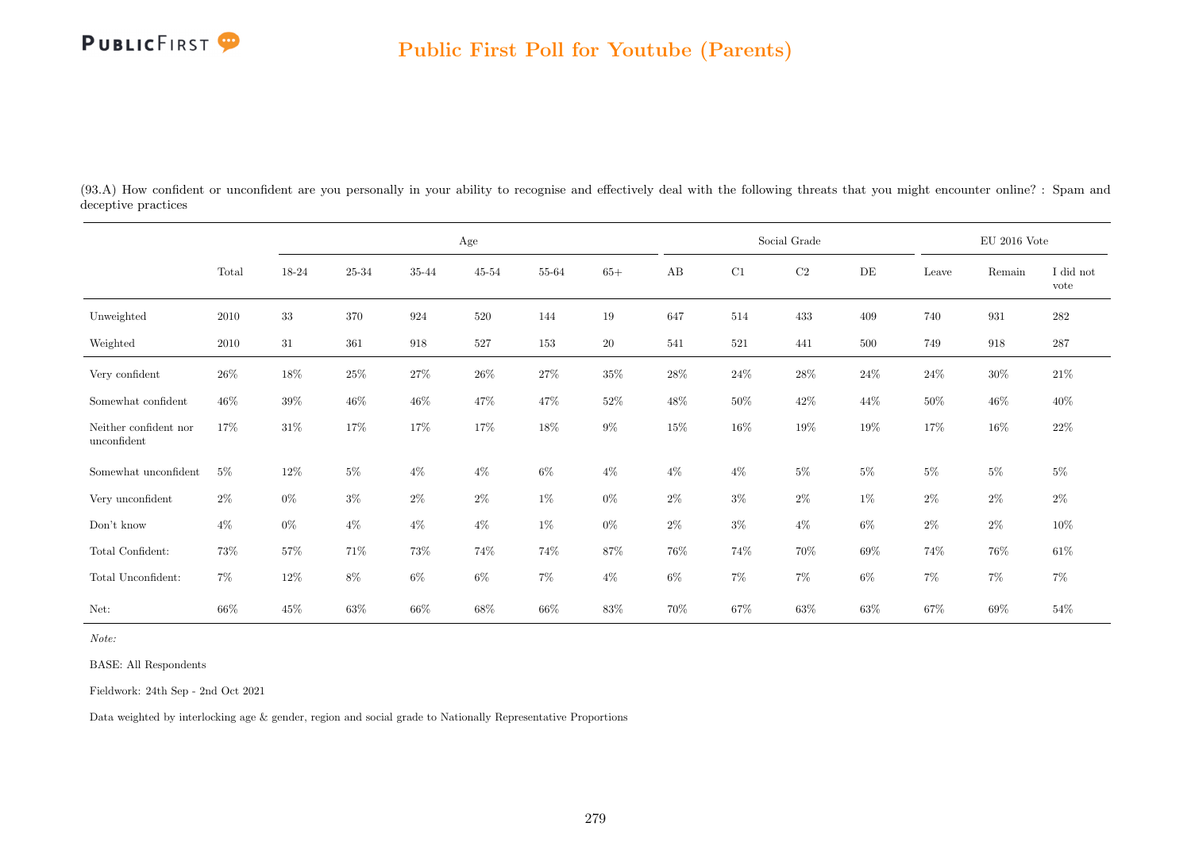## Public First Poll for Youtube (Parents)

(93.A) How confident or unconfident are you personally in your ability to recognise and effectively deal with the following threats that you might encounter online? : Spam and deceptive practices

| | | Age | | | | | | Social Grade | | | | EU 2016 Vote | | |
|---|---|---|---|---|---|---|---|---|---|---|---|---|---|---|
| | Total | 18-24 | 25-34 | 35-44 | 45-54 | 55-64 | 65+ | AB | C1 | C2 | DE | Leave | Remain | I did not vote |
| Unweighted | 2010 | 33 | 370 | 924 | 520 | 144 | 19 | 647 | 514 | 433 | 409 | 740 | 931 | 282 |
| Weighted | 2010 | 31 | 361 | 918 | 527 | 153 | 20 | 541 | 521 | 441 | 500 | 749 | 918 | 287 |
| Very confident | 26% | 18% | 25% | 27% | 26% | 27% | 35% | 28% | 24% | 28% | 24% | 24% | 30% | 21% |
| Somewhat confident | 46% | 39% | 46% | 46% | 47% | 47% | 52% | 48% | 50% | 42% | 44% | 50% | 46% | 40% |
| Neither confident nor unconfident | 17% | 31% | 17% | 17% | 17% | 18% | 9% | 15% | 16% | 19% | 19% | 17% | 16% | 22% |
| Somewhat unconfident | 5% | 12% | 5% | 4% | 4% | 6% | 4% | 4% | 4% | 5% | 5% | 5% | 5% | 5% |
| Very unconfident | 2% | 0% | 3% | 2% | 2% | 1% | 0% | 2% | 3% | 2% | 1% | 2% | 2% | 2% |
| Don't know | 4% | 0% | 4% | 4% | 4% | 1% | 0% | 2% | 3% | 4% | 6% | 2% | 2% | 10% |
| Total Confident: | 73% | 57% | 71% | 73% | 74% | 74% | 87% | 76% | 74% | 70% | 69% | 74% | 76% | 61% |
| Total Unconfident: | 7% | 12% | 8% | 6% | 6% | 7% | 4% | 6% | 7% | 7% | 6% | 7% | 7% | 7% |
| Net: | 66% | 45% | 63% | 66% | 68% | 66% | 83% | 70% | 67% | 63% | 63% | 67% | 69% | 54% |

*Note:*

BASE: All Respondents

Fieldwork: 24th Sep - 2nd Oct 2021

Data weighted by interlocking age & gender, region and social grade to Nationally Representative Proportions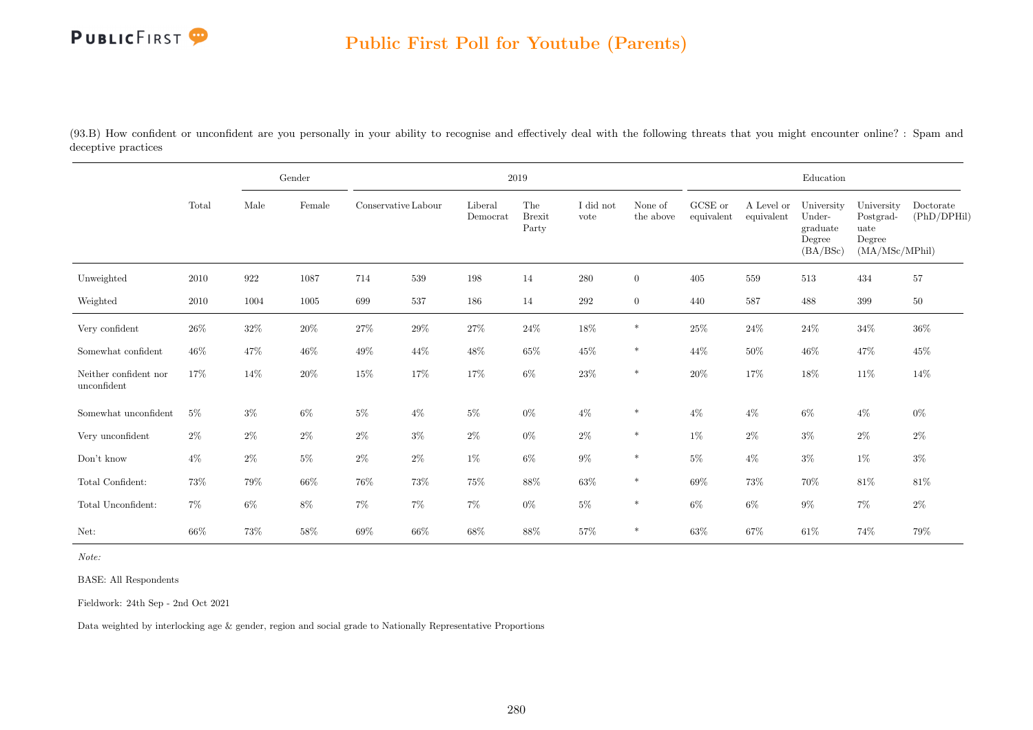## Public First Poll for Youtube (Parents)

(93.B) How confident or unconfident are you personally in your ability to recognise and effectively deal with the following threats that you might encounter online? : Spam and deceptive practices

| | Total | Gender | | 2019 | | | | | | Education | | | | |
|---|---|---|---|---|---|---|---|---|---|---|---|---|---|---|
| | | Male | Female | Conservative | Labour | Liberal Democrat | The Brexit Party | I did not vote | None of the above | GCSE or equivalent | A Level or equivalent | University Under-graduate Degree (BA/BSc) | University Postgrad-uate Degree (MA/MSc/MPhil) | Doctorate (PhD/DPHil) |
| Unweighted | 2010 | 922 | 1087 | 714 | 539 | 198 | 14 | 280 | 0 | 405 | 559 | 513 | 434 | 57 |
| Weighted | 2010 | 1004 | 1005 | 699 | 537 | 186 | 14 | 292 | 0 | 440 | 587 | 488 | 399 | 50 |
| Very confident | 26% | 32% | 20% | 27% | 29% | 27% | 24% | 18% | * | 25% | 24% | 24% | 34% | 36% |
| Somewhat confident | 46% | 47% | 46% | 49% | 44% | 48% | 65% | 45% | * | 44% | 50% | 46% | 47% | 45% |
| Neither confident nor unconfident | 17% | 14% | 20% | 15% | 17% | 17% | 6% | 23% | * | 20% | 17% | 18% | 11% | 14% |
| Somewhat unconfident | 5% | 3% | 6% | 5% | 4% | 5% | 0% | 4% | * | 4% | 4% | 6% | 4% | 0% |
| Very unconfident | 2% | 2% | 2% | 2% | 3% | 2% | 0% | 2% | * | 1% | 2% | 3% | 2% | 2% |
| Don't know | 4% | 2% | 5% | 2% | 2% | 1% | 6% | 9% | * | 5% | 4% | 3% | 1% | 3% |
| Total Confident: | 73% | 79% | 66% | 76% | 73% | 75% | 88% | 63% | * | 69% | 73% | 70% | 81% | 81% |
| Total Unconfident: | 7% | 6% | 8% | 7% | 7% | 7% | 0% | 5% | * | 6% | 6% | 9% | 7% | 2% |
| Net: | 66% | 73% | 58% | 69% | 66% | 68% | 88% | 57% | * | 63% | 67% | 61% | 74% | 79% |

*Note:*

BASE: All Respondents

Fieldwork: 24th Sep - 2nd Oct 2021

Data weighted by interlocking age & gender, region and social grade to Nationally Representative Proportions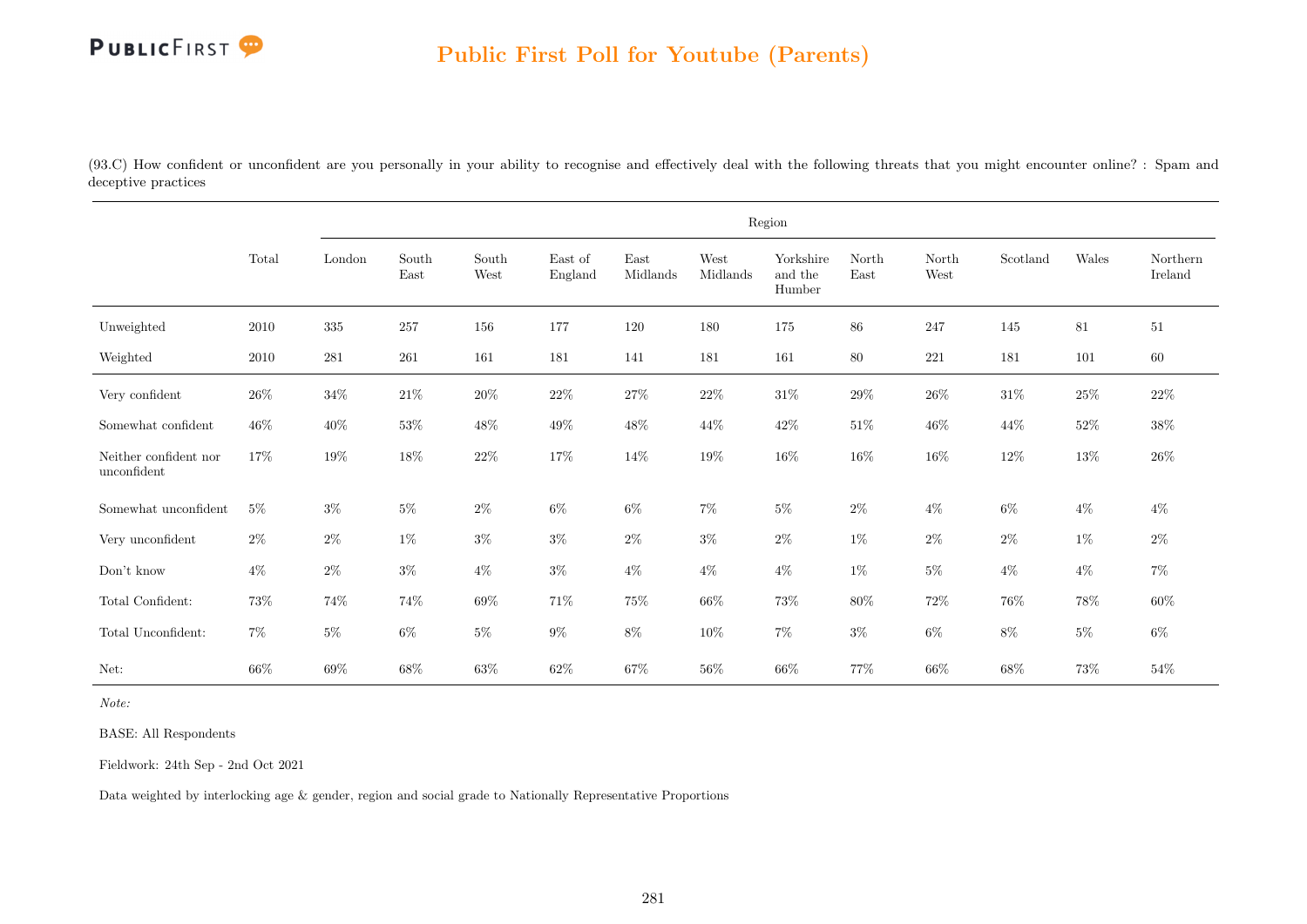(93.C) How confident or unconfident are you personally in your ability to recognise and effectively deal with the following threats that you might encounter online? : Spam and deceptive practices

| | Total | Region | | | | | | | | | | | |
|---|---|---|---|---|---|---|---|---|---|---|---|---|---|
| | | London | South East | South West | East of England | East Midlands | West Midlands | Yorkshire and the Humber | North East | North West | Scotland | Wales | Northern Ireland |
| Unweighted | 2010 | 335 | 257 | 156 | 177 | 120 | 180 | 175 | 86 | 247 | 145 | 81 | 51 |
| Weighted | 2010 | 281 | 261 | 161 | 181 | 141 | 181 | 161 | 80 | 221 | 181 | 101 | 60 |
| Very confident | 26% | 34% | 21% | 20% | 22% | 27% | 22% | 31% | 29% | 26% | 31% | 25% | 22% |
| Somewhat confident | 46% | 40% | 53% | 48% | 49% | 48% | 44% | 42% | 51% | 46% | 44% | 52% | 38% |
| Neither confident nor unconfident | 17% | 19% | 18% | 22% | 17% | 14% | 19% | 16% | 16% | 16% | 12% | 13% | 26% |
| Somewhat unconfident | 5% | 3% | 5% | 2% | 6% | 6% | 7% | 5% | 2% | 4% | 6% | 4% | 4% |
| Very unconfident | 2% | 2% | 1% | 3% | 3% | 2% | 3% | 2% | 1% | 2% | 2% | 1% | 2% |
| Don't know | 4% | 2% | 3% | 4% | 3% | 4% | 4% | 4% | 1% | 5% | 4% | 4% | 7% |
| Total Confident: | 73% | 74% | 74% | 69% | 71% | 75% | 66% | 73% | 80% | 72% | 76% | 78% | 60% |
| Total Unconfident: | 7% | 5% | 6% | 5% | 9% | 8% | 10% | 7% | 3% | 6% | 8% | 5% | 6% |
| Net: | 66% | 69% | 68% | 63% | 62% | 67% | 56% | 66% | 77% | 66% | 68% | 73% | 54% |

*Note:*

BASE: All Respondents

Fieldwork: 24th Sep - 2nd Oct 2021

Data weighted by interlocking age & gender, region and social grade to Nationally Representative Proportions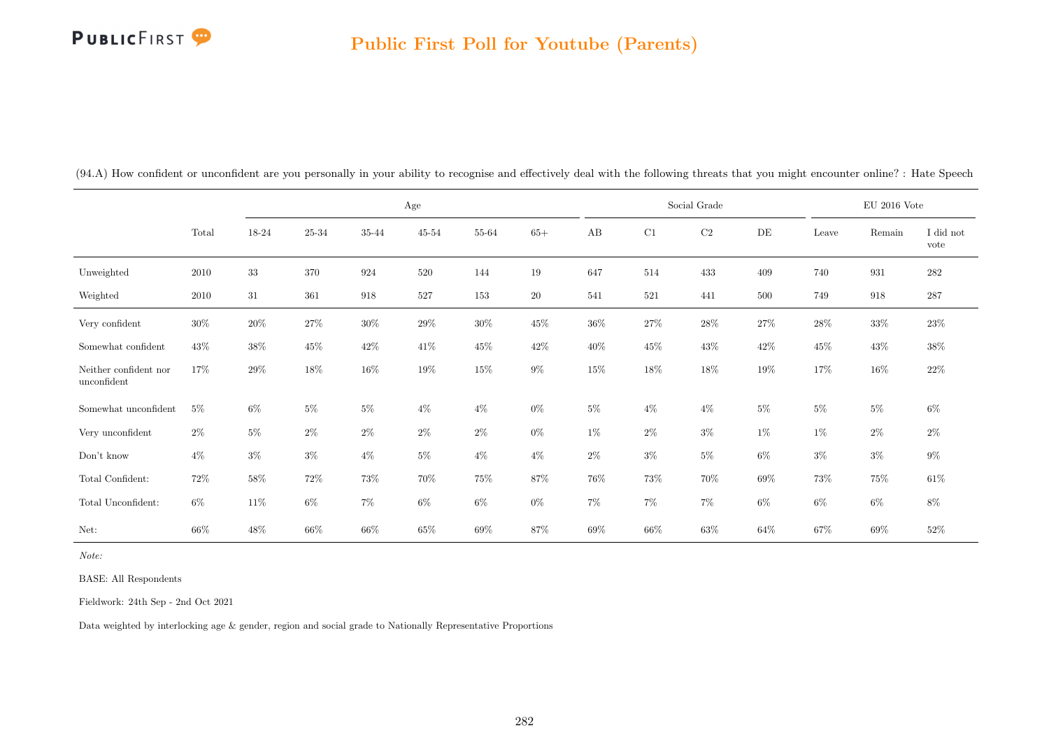## Public First Poll for Youtube (Parents)

(94.A) How confident or unconfident are you personally in your ability to recognise and effectively deal with the following threats that you might encounter online? : Hate Speech

| | | Age | | | | | | Social Grade | | | | EU 2016 Vote | | |
|---|---|---|---|---|---|---|---|---|---|---|---|---|---|---|
| | Total | 18-24 | 25-34 | 35-44 | 45-54 | 55-64 | 65+ | AB | C1 | C2 | DE | Leave | Remain | I did not vote |
| Unweighted | 2010 | 33 | 370 | 924 | 520 | 144 | 19 | 647 | 514 | 433 | 409 | 740 | 931 | 282 |
| Weighted | 2010 | 31 | 361 | 918 | 527 | 153 | 20 | 541 | 521 | 441 | 500 | 749 | 918 | 287 |
| Very confident | 30% | 20% | 27% | 30% | 29% | 30% | 45% | 36% | 27% | 28% | 27% | 28% | 33% | 23% |
| Somewhat confident | 43% | 38% | 45% | 42% | 41% | 45% | 42% | 40% | 45% | 43% | 42% | 45% | 43% | 38% |
| Neither confident nor unconfident | 17% | 29% | 18% | 16% | 19% | 15% | 9% | 15% | 18% | 18% | 19% | 17% | 16% | 22% |
| Somewhat unconfident | 5% | 6% | 5% | 5% | 4% | 4% | 0% | 5% | 4% | 4% | 5% | 5% | 5% | 6% |
| Very unconfident | 2% | 5% | 2% | 2% | 2% | 2% | 0% | 1% | 2% | 3% | 1% | 1% | 2% | 2% |
| Don't know | 4% | 3% | 3% | 4% | 5% | 4% | 4% | 2% | 3% | 5% | 6% | 3% | 3% | 9% |
| Total Confident: | 72% | 58% | 72% | 73% | 70% | 75% | 87% | 76% | 73% | 70% | 69% | 73% | 75% | 61% |
| Total Unconfident: | 6% | 11% | 6% | 7% | 6% | 6% | 0% | 7% | 7% | 7% | 6% | 6% | 6% | 8% |
| Net: | 66% | 48% | 66% | 66% | 65% | 69% | 87% | 69% | 66% | 63% | 64% | 67% | 69% | 52% |

*Note:*

BASE: All Respondents

Fieldwork: 24th Sep - 2nd Oct 2021

Data weighted by interlocking age & gender, region and social grade to Nationally Representative Proportions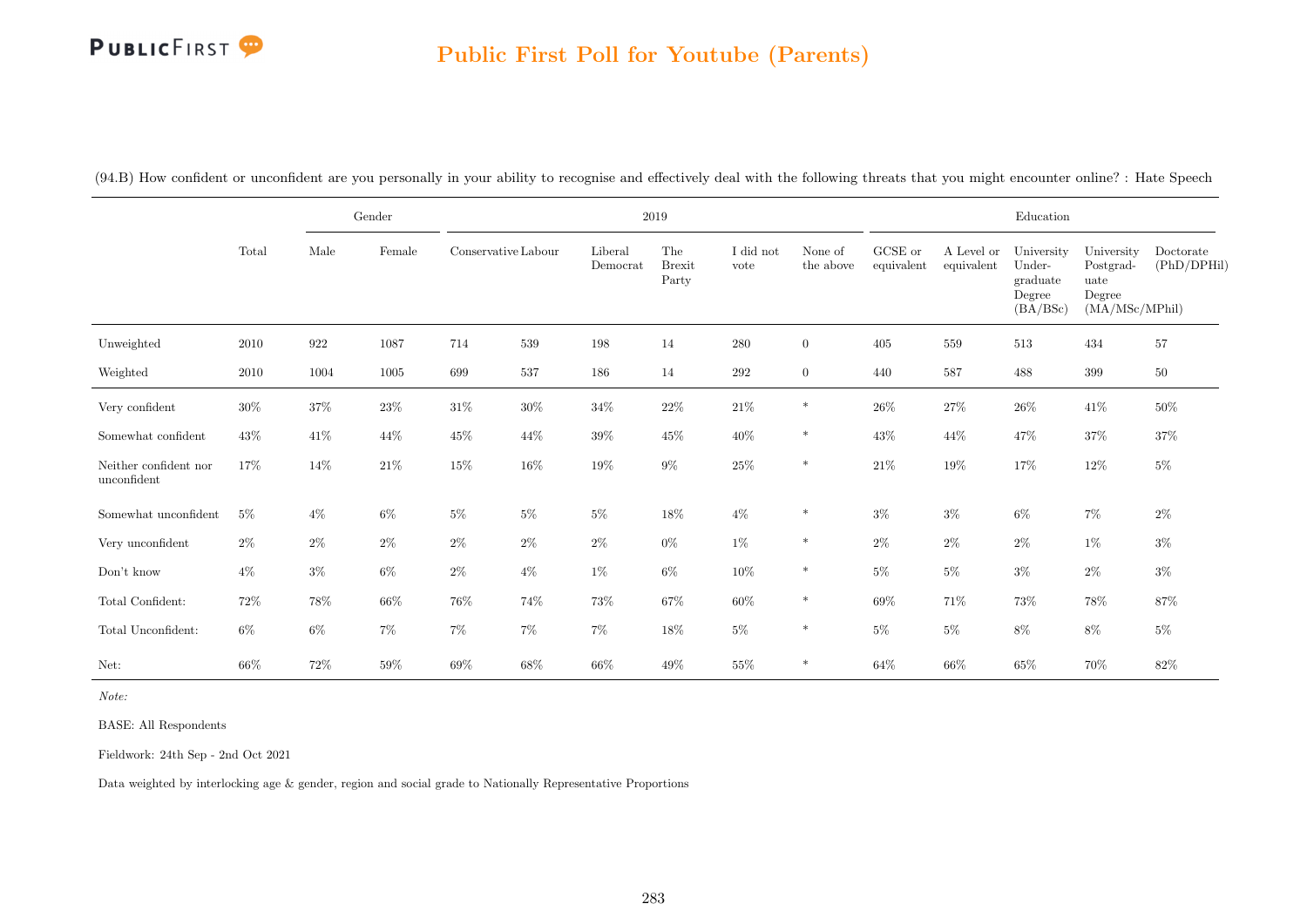## Public First Poll for Youtube (Parents)

(94.B) How confident or unconfident are you personally in your ability to recognise and effectively deal with the following threats that you might encounter online? : Hate Speech

| | Total | Gender | | 2019 | | | | | | Education | | | | |
|---|---|---|---|---|---|---|---|---|---|---|---|---|---|---|
| | | Male | Female | Conservative | Labour | Liberal Democrat | The Brexit Party | I did not vote | None of the above | GCSE or equivalent | A Level or equivalent | University Under-graduate Degree (BA/BSc) | University Postgrad-uate Degree (MA/MSc/MPhil) | Doctorate (PhD/DPHil) |
| Unweighted | 2010 | 922 | 1087 | 714 | 539 | 198 | 14 | 280 | 0 | 405 | 559 | 513 | 434 | 57 |
| Weighted | 2010 | 1004 | 1005 | 699 | 537 | 186 | 14 | 292 | 0 | 440 | 587 | 488 | 399 | 50 |
| Very confident | 30% | 37% | 23% | 31% | 30% | 34% | 22% | 21% | * | 26% | 27% | 26% | 41% | 50% |
| Somewhat confident | 43% | 41% | 44% | 45% | 44% | 39% | 45% | 40% | * | 43% | 44% | 47% | 37% | 37% |
| Neither confident nor unconfident | 17% | 14% | 21% | 15% | 16% | 19% | 9% | 25% | * | 21% | 19% | 17% | 12% | 5% |
| Somewhat unconfident | 5% | 4% | 6% | 5% | 5% | 5% | 18% | 4% | * | 3% | 3% | 6% | 7% | 2% |
| Very unconfident | 2% | 2% | 2% | 2% | 2% | 2% | 0% | 1% | * | 2% | 2% | 2% | 1% | 3% |
| Don't know | 4% | 3% | 6% | 2% | 4% | 1% | 6% | 10% | * | 5% | 5% | 3% | 2% | 3% |
| Total Confident: | 72% | 78% | 66% | 76% | 74% | 73% | 67% | 60% | * | 69% | 71% | 73% | 78% | 87% |
| Total Unconfident: | 6% | 6% | 7% | 7% | 7% | 7% | 18% | 5% | * | 5% | 5% | 8% | 8% | 5% |
| Net: | 66% | 72% | 59% | 69% | 68% | 66% | 49% | 55% | * | 64% | 66% | 65% | 70% | 82% |

*Note:*

BASE: All Respondents

Fieldwork: 24th Sep - 2nd Oct 2021

Data weighted by interlocking age & gender, region and social grade to Nationally Representative Proportions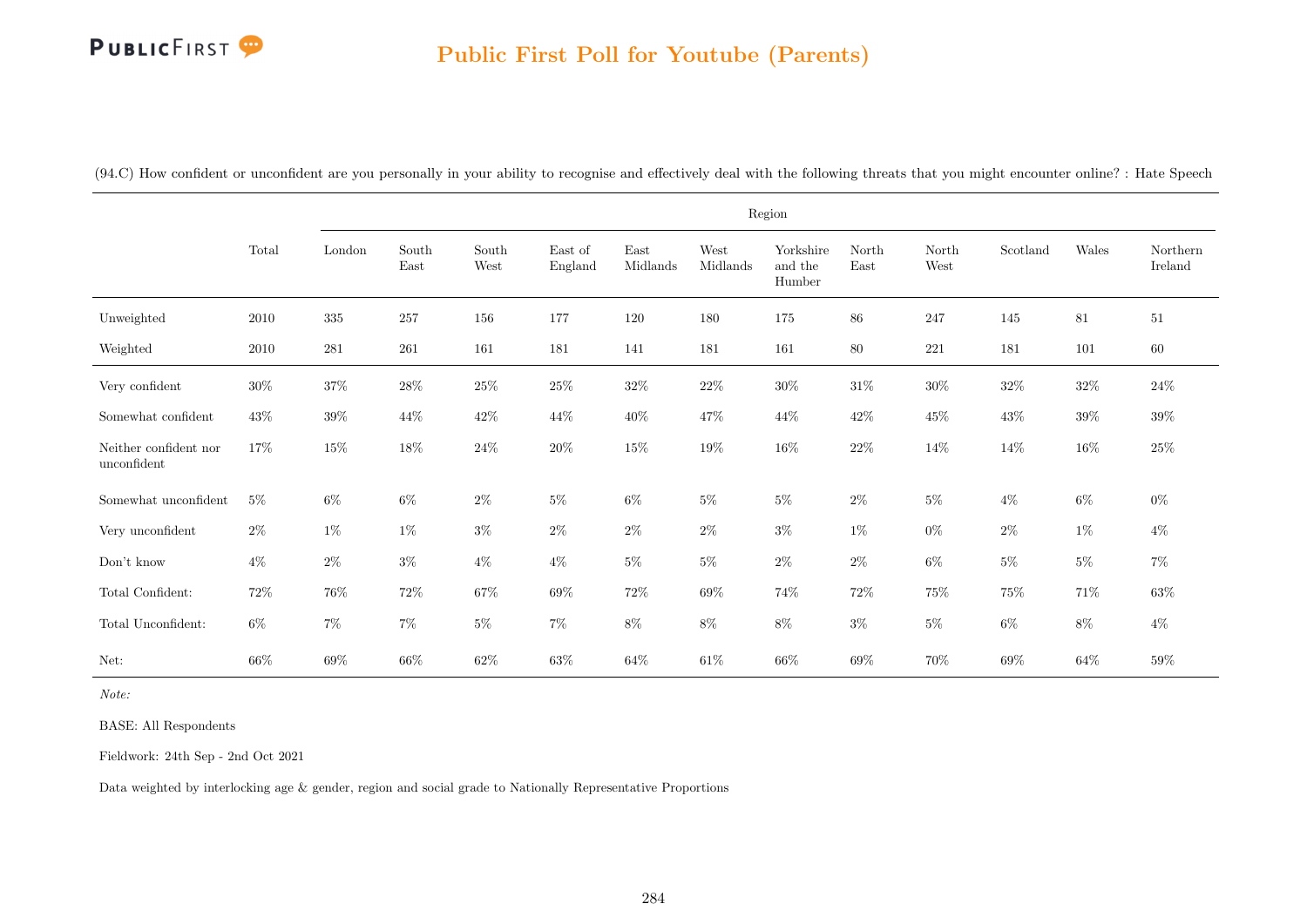## Public First Poll for Youtube (Parents)

(94.C) How confident or unconfident are you personally in your ability to recognise and effectively deal with the following threats that you might encounter online? : Hate Speech

| | Total | Region | | | | | | | | | | | |
|---|---|---|---|---|---|---|---|---|---|---|---|---|---|
| | | London | South East | South West | East of England | East Midlands | West Midlands | Yorkshire and the Humber | North East | North West | Scotland | Wales | Northern Ireland |
| Unweighted | 2010 | 335 | 257 | 156 | 177 | 120 | 180 | 175 | 86 | 247 | 145 | 81 | 51 |
| Weighted | 2010 | 281 | 261 | 161 | 181 | 141 | 181 | 161 | 80 | 221 | 181 | 101 | 60 |
| Very confident | 30% | 37% | 28% | 25% | 25% | 32% | 22% | 30% | 31% | 30% | 32% | 32% | 24% |
| Somewhat confident | 43% | 39% | 44% | 42% | 44% | 40% | 47% | 44% | 42% | 45% | 43% | 39% | 39% |
| Neither confident nor unconfident | 17% | 15% | 18% | 24% | 20% | 15% | 19% | 16% | 22% | 14% | 14% | 16% | 25% |
| Somewhat unconfident | 5% | 6% | 6% | 2% | 5% | 6% | 5% | 5% | 2% | 5% | 4% | 6% | 0% |
| Very unconfident | 2% | 1% | 1% | 3% | 2% | 2% | 2% | 3% | 1% | 0% | 2% | 1% | 4% |
| Don't know | 4% | 2% | 3% | 4% | 4% | 5% | 5% | 2% | 2% | 6% | 5% | 5% | 7% |
| Total Confident: | 72% | 76% | 72% | 67% | 69% | 72% | 69% | 74% | 72% | 75% | 75% | 71% | 63% |
| Total Unconfident: | 6% | 7% | 7% | 5% | 7% | 8% | 8% | 8% | 3% | 5% | 6% | 8% | 4% |
| Net: | 66% | 69% | 66% | 62% | 63% | 64% | 61% | 66% | 69% | 70% | 69% | 64% | 59% |

*Note:*

BASE: All Respondents

Fieldwork: 24th Sep - 2nd Oct 2021

Data weighted by interlocking age & gender, region and social grade to Nationally Representative Proportions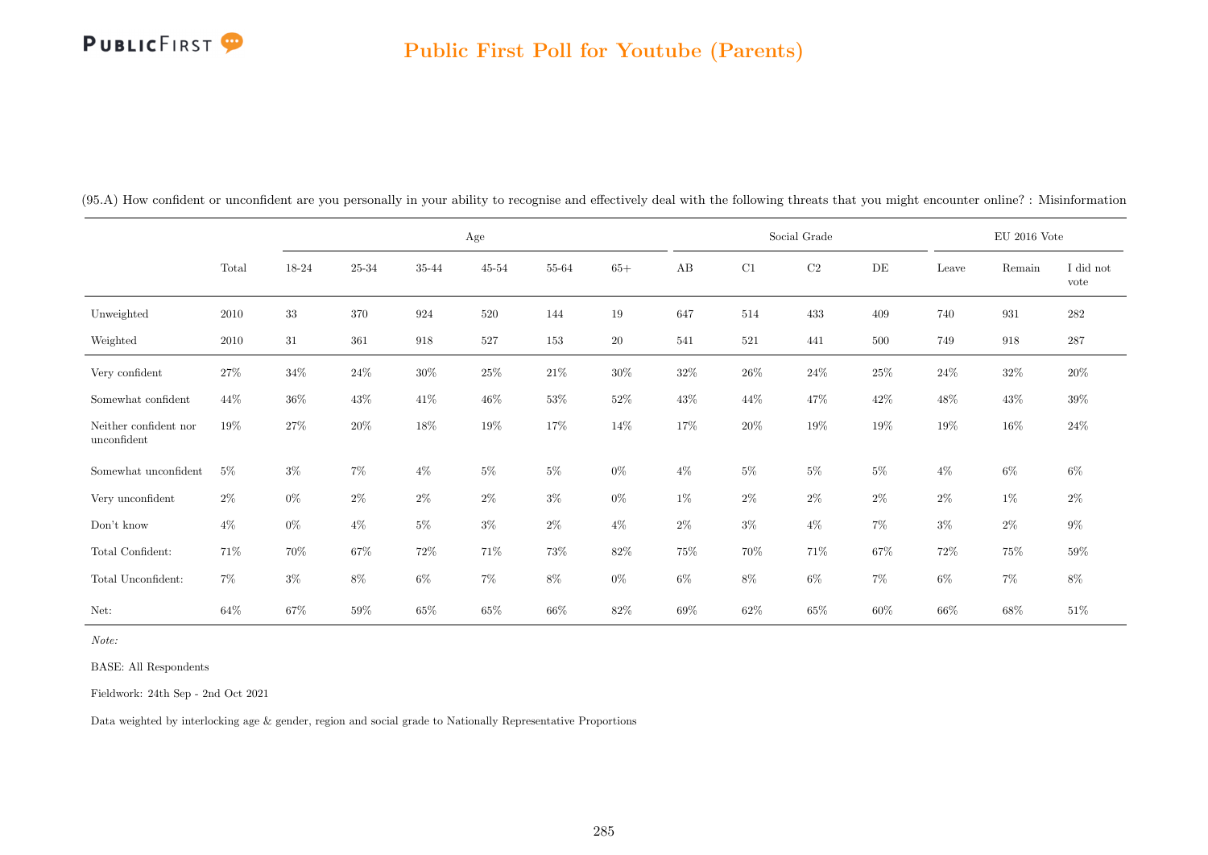## Public First Poll for Youtube (Parents)

(95.A) How confident or unconfident are you personally in your ability to recognise and effectively deal with the following threats that you might encounter online? : Misinformation

| | | Age | | | | | | Social Grade | | | | EU 2016 Vote | | |
|---|---|---|---|---|---|---|---|---|---|---|---|---|---|---|
| | Total | 18-24 | 25-34 | 35-44 | 45-54 | 55-64 | 65+ | AB | C1 | C2 | DE | Leave | Remain | I did not vote |
| Unweighted | 2010 | 33 | 370 | 924 | 520 | 144 | 19 | 647 | 514 | 433 | 409 | 740 | 931 | 282 |
| Weighted | 2010 | 31 | 361 | 918 | 527 | 153 | 20 | 541 | 521 | 441 | 500 | 749 | 918 | 287 |
| Very confident | 27% | 34% | 24% | 30% | 25% | 21% | 30% | 32% | 26% | 24% | 25% | 24% | 32% | 20% |
| Somewhat confident | 44% | 36% | 43% | 41% | 46% | 53% | 52% | 43% | 44% | 47% | 42% | 48% | 43% | 39% |
| Neither confident nor unconfident | 19% | 27% | 20% | 18% | 19% | 17% | 14% | 17% | 20% | 19% | 19% | 19% | 16% | 24% |
| Somewhat unconfident | 5% | 3% | 7% | 4% | 5% | 5% | 0% | 4% | 5% | 5% | 5% | 4% | 6% | 6% |
| Very unconfident | 2% | 0% | 2% | 2% | 2% | 3% | 0% | 1% | 2% | 2% | 2% | 2% | 1% | 2% |
| Don't know | 4% | 0% | 4% | 5% | 3% | 2% | 4% | 2% | 3% | 4% | 7% | 3% | 2% | 9% |
| Total Confident: | 71% | 70% | 67% | 72% | 71% | 73% | 82% | 75% | 70% | 71% | 67% | 72% | 75% | 59% |
| Total Unconfident: | 7% | 3% | 8% | 6% | 7% | 8% | 0% | 6% | 8% | 6% | 7% | 6% | 7% | 8% |
| Net: | 64% | 67% | 59% | 65% | 65% | 66% | 82% | 69% | 62% | 65% | 60% | 66% | 68% | 51% |

*Note:*

BASE: All Respondents

Fieldwork: 24th Sep - 2nd Oct 2021

Data weighted by interlocking age & gender, region and social grade to Nationally Representative Proportions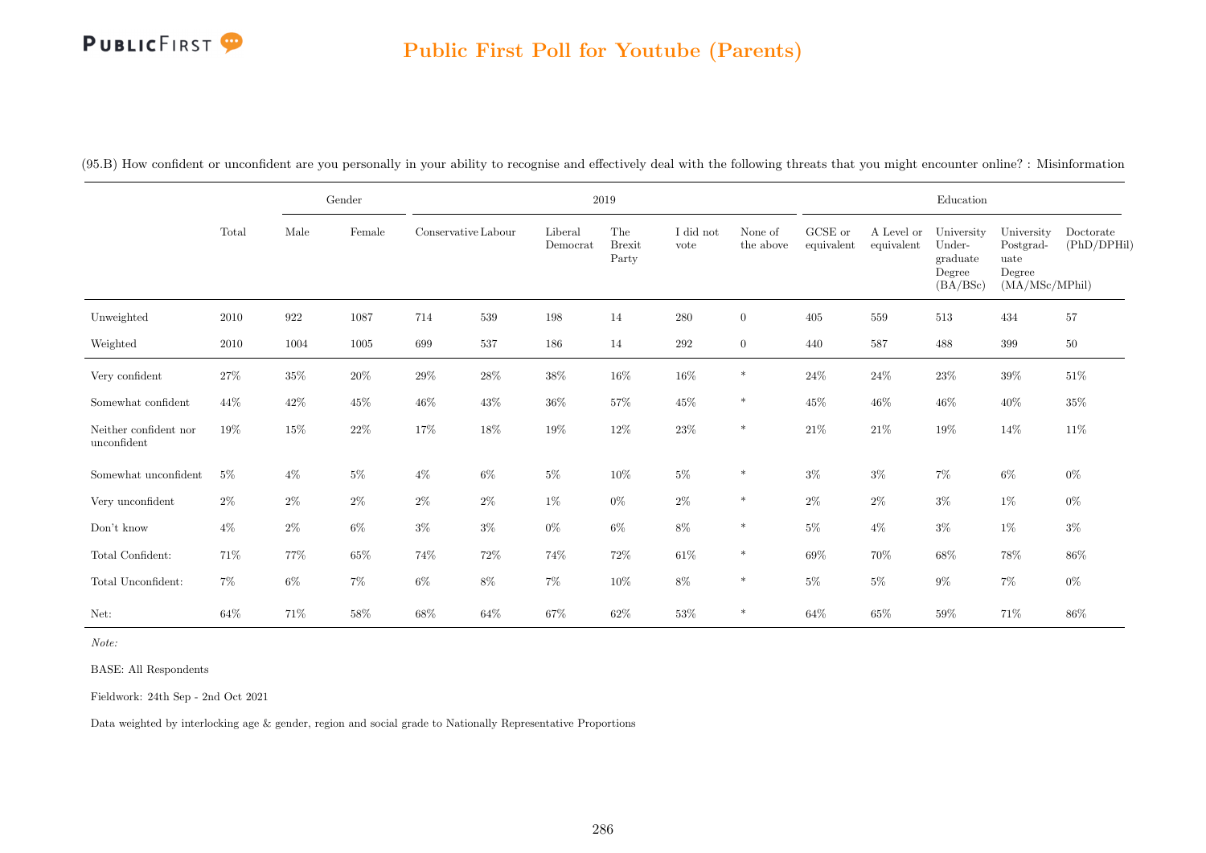# Public First Poll for Youtube (Parents)

(95.B) How confident or unconfident are you personally in your ability to recognise and effectively deal with the following threats that you might encounter online? : Misinformation

| | Total | Gender | | 2019 | | | | | | Education | | | | |
|---|---|---|---|---|---|---|---|---|---|---|---|---|---|---|
| | | Male | Female | Conservative | Labour | Liberal Democrat | The Brexit Party | I did not vote | None of the above | GCSE or equivalent | A Level or equivalent | University Under-graduate Degree (BA/BSc) | University Postgrad-uate Degree (MA/MSc/MPhil) | Doctorate (PhD/DPHil) |
| Unweighted | 2010 | 922 | 1087 | 714 | 539 | 198 | 14 | 280 | 0 | 405 | 559 | 513 | 434 | 57 |
| Weighted | 2010 | 1004 | 1005 | 699 | 537 | 186 | 14 | 292 | 0 | 440 | 587 | 488 | 399 | 50 |
| Very confident | 27% | 35% | 20% | 29% | 28% | 38% | 16% | 16% | * | 24% | 24% | 23% | 39% | 51% |
| Somewhat confident | 44% | 42% | 45% | 46% | 43% | 36% | 57% | 45% | * | 45% | 46% | 46% | 40% | 35% |
| Neither confident nor unconfident | 19% | 15% | 22% | 17% | 18% | 19% | 12% | 23% | * | 21% | 21% | 19% | 14% | 11% |
| Somewhat unconfident | 5% | 4% | 5% | 4% | 6% | 5% | 10% | 5% | * | 3% | 3% | 7% | 6% | 0% |
| Very unconfident | 2% | 2% | 2% | 2% | 2% | 1% | 0% | 2% | * | 2% | 2% | 3% | 1% | 0% |
| Don't know | 4% | 2% | 6% | 3% | 3% | 0% | 6% | 8% | * | 5% | 4% | 3% | 1% | 3% |
| Total Confident: | 71% | 77% | 65% | 74% | 72% | 74% | 72% | 61% | * | 69% | 70% | 68% | 78% | 86% |
| Total Unconfident: | 7% | 6% | 7% | 6% | 8% | 7% | 10% | 8% | * | 5% | 5% | 9% | 7% | 0% |
| Net: | 64% | 71% | 58% | 68% | 64% | 67% | 62% | 53% | * | 64% | 65% | 59% | 71% | 86% |

*Note:*

BASE: All Respondents

Fieldwork: 24th Sep - 2nd Oct 2021

Data weighted by interlocking age & gender, region and social grade to Nationally Representative Proportions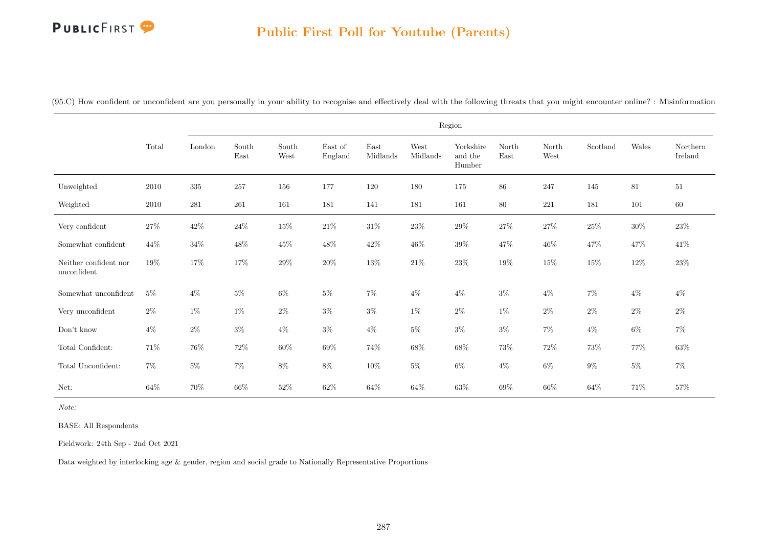## Public First Poll for Youtube (Parents)

(95.C) How confident or unconfident are you personally in your ability to recognise and effectively deal with the following threats that you might encounter online? : Misinformation

| | Total | Region | | | | | | | | | | | |
|---|---|---|---|---|---|---|---|---|---|---|---|---|---|
| | | London | South East | South West | East of England | East Midlands | West Midlands | Yorkshire and the Humber | North East | North West | Scotland | Wales | Northern Ireland |
| Unweighted | 2010 | 335 | 257 | 156 | 177 | 120 | 180 | 175 | 86 | 247 | 145 | 81 | 51 |
| Weighted | 2010 | 281 | 261 | 161 | 181 | 141 | 181 | 161 | 80 | 221 | 181 | 101 | 60 |
| Very confident | 27% | 42% | 24% | 15% | 21% | 31% | 23% | 29% | 27% | 27% | 25% | 30% | 23% |
| Somewhat confident | 44% | 34% | 48% | 45% | 48% | 42% | 46% | 39% | 47% | 46% | 47% | 47% | 41% |
| Neither confident nor unconfident | 19% | 17% | 17% | 29% | 20% | 13% | 21% | 23% | 19% | 15% | 15% | 12% | 23% |
| Somewhat unconfident | 5% | 4% | 5% | 6% | 5% | 7% | 4% | 4% | 3% | 4% | 7% | 4% | 4% |
| Very unconfident | 2% | 1% | 1% | 2% | 3% | 3% | 1% | 2% | 1% | 2% | 2% | 2% | 2% |
| Don't know | 4% | 2% | 3% | 4% | 3% | 4% | 5% | 3% | 3% | 7% | 4% | 6% | 7% |
| Total Confident: | 71% | 76% | 72% | 60% | 69% | 74% | 68% | 68% | 73% | 72% | 73% | 77% | 63% |
| Total Unconfident: | 7% | 5% | 7% | 8% | 8% | 10% | 5% | 6% | 4% | 6% | 9% | 5% | 7% |
| Net: | 64% | 70% | 66% | 52% | 62% | 64% | 64% | 63% | 69% | 66% | 64% | 71% | 57% |

*Note:*

BASE: All Respondents

Fieldwork: 24th Sep - 2nd Oct 2021

Data weighted by interlocking age & gender, region and social grade to Nationally Representative Proportions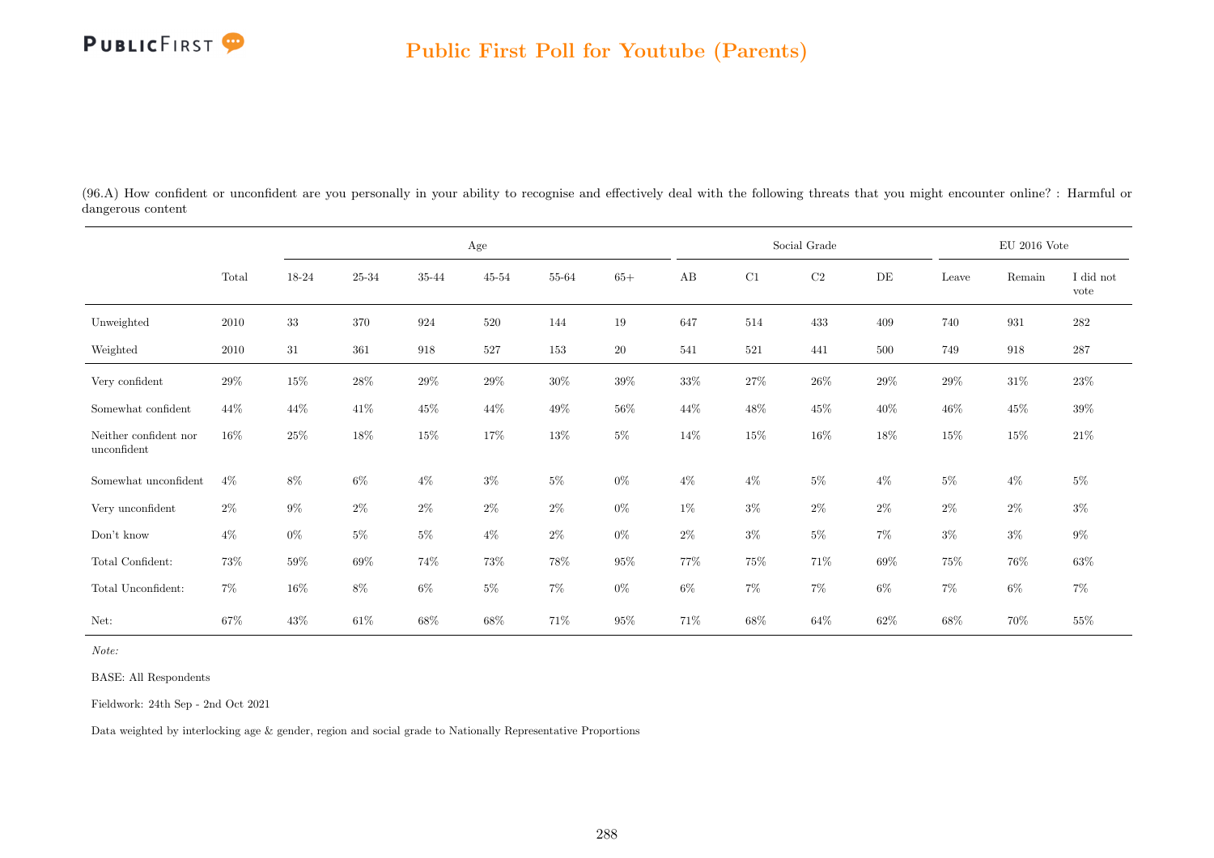# Public First Poll for Youtube (Parents)

(96.A) How confident or unconfident are you personally in your ability to recognise and effectively deal with the following threats that you might encounter online? : Harmful or dangerous content

| | Total | Age | | | | | | Social Grade | | | | EU 2016 Vote | | |
|---|---|---|---|---|---|---|---|---|---|---|---|---|---|---|
| | | 18-24 | 25-34 | 35-44 | 45-54 | 55-64 | 65+ | AB | C1 | C2 | DE | Leave | Remain | I did not vote |
| Unweighted | 2010 | 33 | 370 | 924 | 520 | 144 | 19 | 647 | 514 | 433 | 409 | 740 | 931 | 282 |
| Weighted | 2010 | 31 | 361 | 918 | 527 | 153 | 20 | 541 | 521 | 441 | 500 | 749 | 918 | 287 |
| Very confident | 29% | 15% | 28% | 29% | 29% | 30% | 39% | 33% | 27% | 26% | 29% | 29% | 31% | 23% |
| Somewhat confident | 44% | 44% | 41% | 45% | 44% | 49% | 56% | 44% | 48% | 45% | 40% | 46% | 45% | 39% |
| Neither confident nor unconfident | 16% | 25% | 18% | 15% | 17% | 13% | 5% | 14% | 15% | 16% | 18% | 15% | 15% | 21% |
| Somewhat unconfident | 4% | 8% | 6% | 4% | 3% | 5% | 0% | 4% | 4% | 5% | 4% | 5% | 4% | 5% |
| Very unconfident | 2% | 9% | 2% | 2% | 2% | 2% | 0% | 1% | 3% | 2% | 2% | 2% | 2% | 3% |
| Don't know | 4% | 0% | 5% | 5% | 4% | 2% | 0% | 2% | 3% | 5% | 7% | 3% | 3% | 9% |
| Total Confident: | 73% | 59% | 69% | 74% | 73% | 78% | 95% | 77% | 75% | 71% | 69% | 75% | 76% | 63% |
| Total Unconfident: | 7% | 16% | 8% | 6% | 5% | 7% | 0% | 6% | 7% | 7% | 6% | 7% | 6% | 7% |
| Net: | 67% | 43% | 61% | 68% | 68% | 71% | 95% | 71% | 68% | 64% | 62% | 68% | 70% | 55% |

*Note:*

BASE: All Respondents

Fieldwork: 24th Sep - 2nd Oct 2021

Data weighted by interlocking age & gender, region and social grade to Nationally Representative Proportions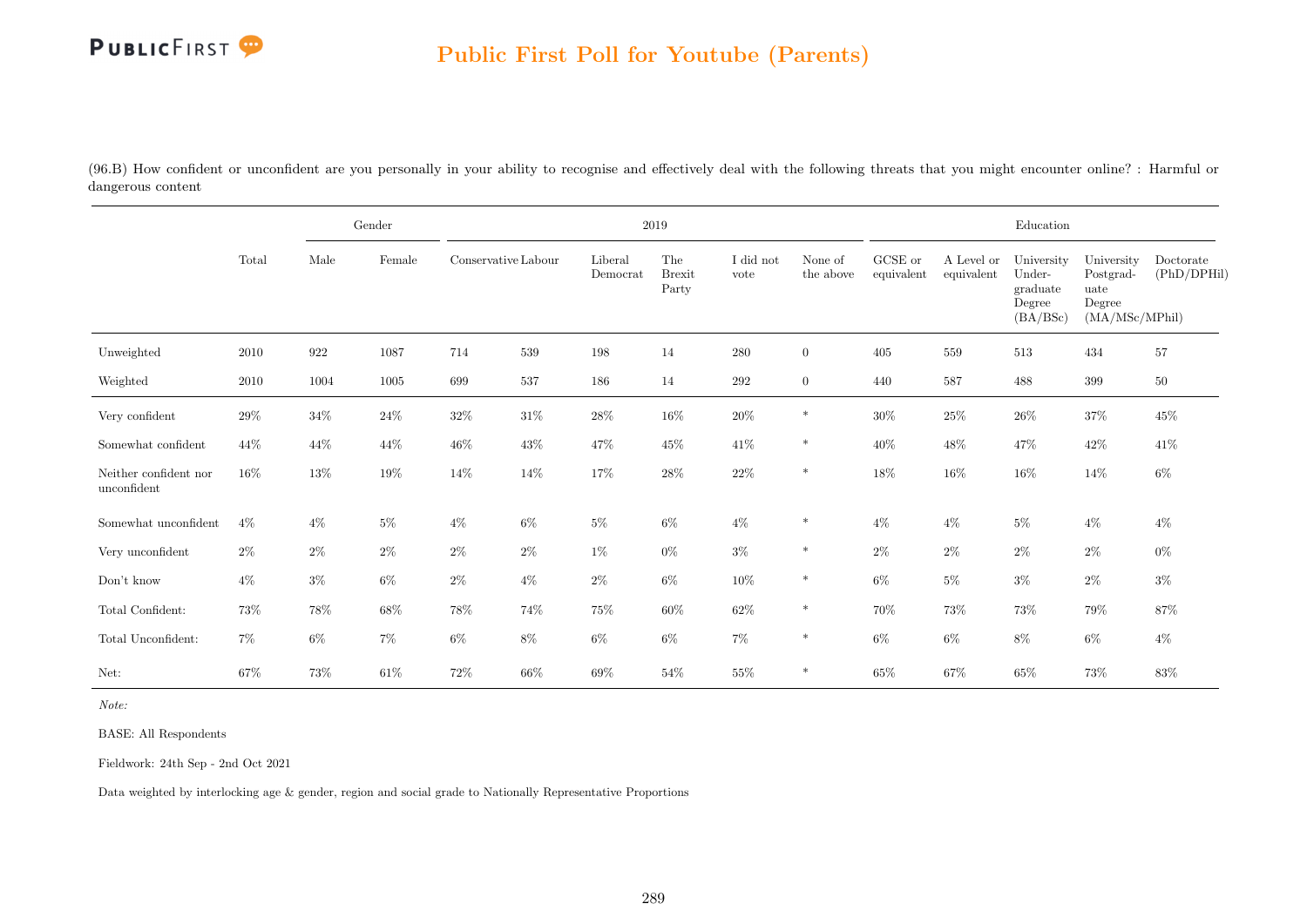## Public First Poll for Youtube (Parents)

(96.B) How confident or unconfident are you personally in your ability to recognise and effectively deal with the following threats that you might encounter online? : Harmful or dangerous content

| | | Gender | | 2019 | | | | | | Education | | | | |
|---|---|---|---|---|---|---|---|---|---|---|---|---|---|---|
| | Total | Male | Female | Conservative | Labour | Liberal Democrat | The Brexit Party | I did not vote | None of the above | GCSE or equivalent | A Level or equivalent | University Under-graduate Degree (BA/BSc) | University Postgrad-uate Degree (MA/MSc/MPhil) | Doctorate (PhD/DPHil) |
| Unweighted | 2010 | 922 | 1087 | 714 | 539 | 198 | 14 | 280 | 0 | 405 | 559 | 513 | 434 | 57 |
| Weighted | 2010 | 1004 | 1005 | 699 | 537 | 186 | 14 | 292 | 0 | 440 | 587 | 488 | 399 | 50 |
| Very confident | 29% | 34% | 24% | 32% | 31% | 28% | 16% | 20% | * | 30% | 25% | 26% | 37% | 45% |
| Somewhat confident | 44% | 44% | 44% | 46% | 43% | 47% | 45% | 41% | * | 40% | 48% | 47% | 42% | 41% |
| Neither confident nor unconfident | 16% | 13% | 19% | 14% | 14% | 17% | 28% | 22% | * | 18% | 16% | 16% | 14% | 6% |
| Somewhat unconfident | 4% | 4% | 5% | 4% | 6% | 5% | 6% | 4% | * | 4% | 4% | 5% | 4% | 4% |
| Very unconfident | 2% | 2% | 2% | 2% | 2% | 1% | 0% | 3% | * | 2% | 2% | 2% | 2% | 0% |
| Don't know | 4% | 3% | 6% | 2% | 4% | 2% | 6% | 10% | * | 6% | 5% | 3% | 2% | 3% |
| Total Confident: | 73% | 78% | 68% | 78% | 74% | 75% | 60% | 62% | * | 70% | 73% | 73% | 79% | 87% |
| Total Unconfident: | 7% | 6% | 7% | 6% | 8% | 6% | 6% | 7% | * | 6% | 6% | 8% | 6% | 4% |
| Net: | 67% | 73% | 61% | 72% | 66% | 69% | 54% | 55% | * | 65% | 67% | 65% | 73% | 83% |

*Note:*

BASE: All Respondents

Fieldwork: 24th Sep - 2nd Oct 2021

Data weighted by interlocking age & gender, region and social grade to Nationally Representative Proportions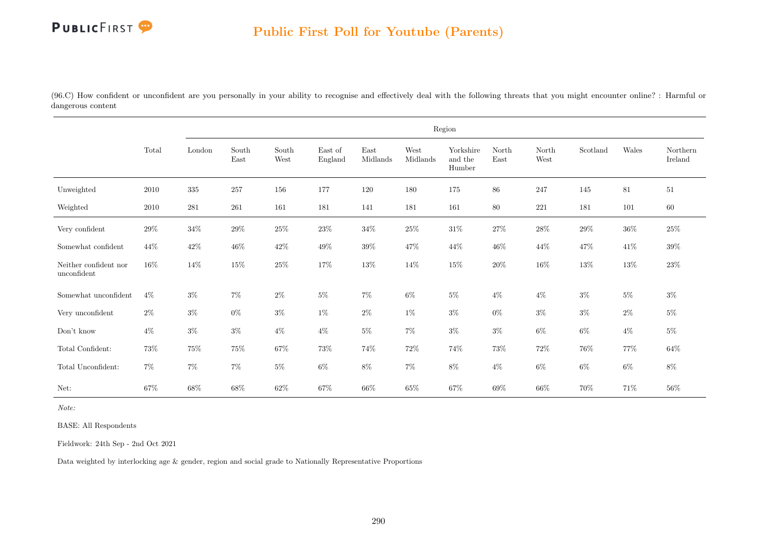## Public First Poll for Youtube (Parents)

(96.C) How confident or unconfident are you personally in your ability to recognise and effectively deal with the following threats that you might encounter online? : Harmful or dangerous content

| | Total | Region | | | | | | | | | | | |
|---|---|---|---|---|---|---|---|---|---|---|---|---|---|
| | | London | South East | South West | East of England | East Midlands | West Midlands | Yorkshire and the Humber | North East | North West | Scotland | Wales | Northern Ireland |
| Unweighted | 2010 | 335 | 257 | 156 | 177 | 120 | 180 | 175 | 86 | 247 | 145 | 81 | 51 |
| Weighted | 2010 | 281 | 261 | 161 | 181 | 141 | 181 | 161 | 80 | 221 | 181 | 101 | 60 |
| Very confident | 29% | 34% | 29% | 25% | 23% | 34% | 25% | 31% | 27% | 28% | 29% | 36% | 25% |
| Somewhat confident | 44% | 42% | 46% | 42% | 49% | 39% | 47% | 44% | 46% | 44% | 47% | 41% | 39% |
| Neither confident nor unconfident | 16% | 14% | 15% | 25% | 17% | 13% | 14% | 15% | 20% | 16% | 13% | 13% | 23% |
| Somewhat unconfident | 4% | 3% | 7% | 2% | 5% | 7% | 6% | 5% | 4% | 4% | 3% | 5% | 3% |
| Very unconfident | 2% | 3% | 0% | 3% | 1% | 2% | 1% | 3% | 0% | 3% | 3% | 2% | 5% |
| Don't know | 4% | 3% | 3% | 4% | 4% | 5% | 7% | 3% | 3% | 6% | 6% | 4% | 5% |
| Total Confident: | 73% | 75% | 75% | 67% | 73% | 74% | 72% | 74% | 73% | 72% | 76% | 77% | 64% |
| Total Unconfident: | 7% | 7% | 7% | 5% | 6% | 8% | 7% | 8% | 4% | 6% | 6% | 6% | 8% |
| Net: | 67% | 68% | 68% | 62% | 67% | 66% | 65% | 67% | 69% | 66% | 70% | 71% | 56% |

*Note:*

BASE: All Respondents

Fieldwork: 24th Sep - 2nd Oct 2021

Data weighted by interlocking age & gender, region and social grade to Nationally Representative Proportions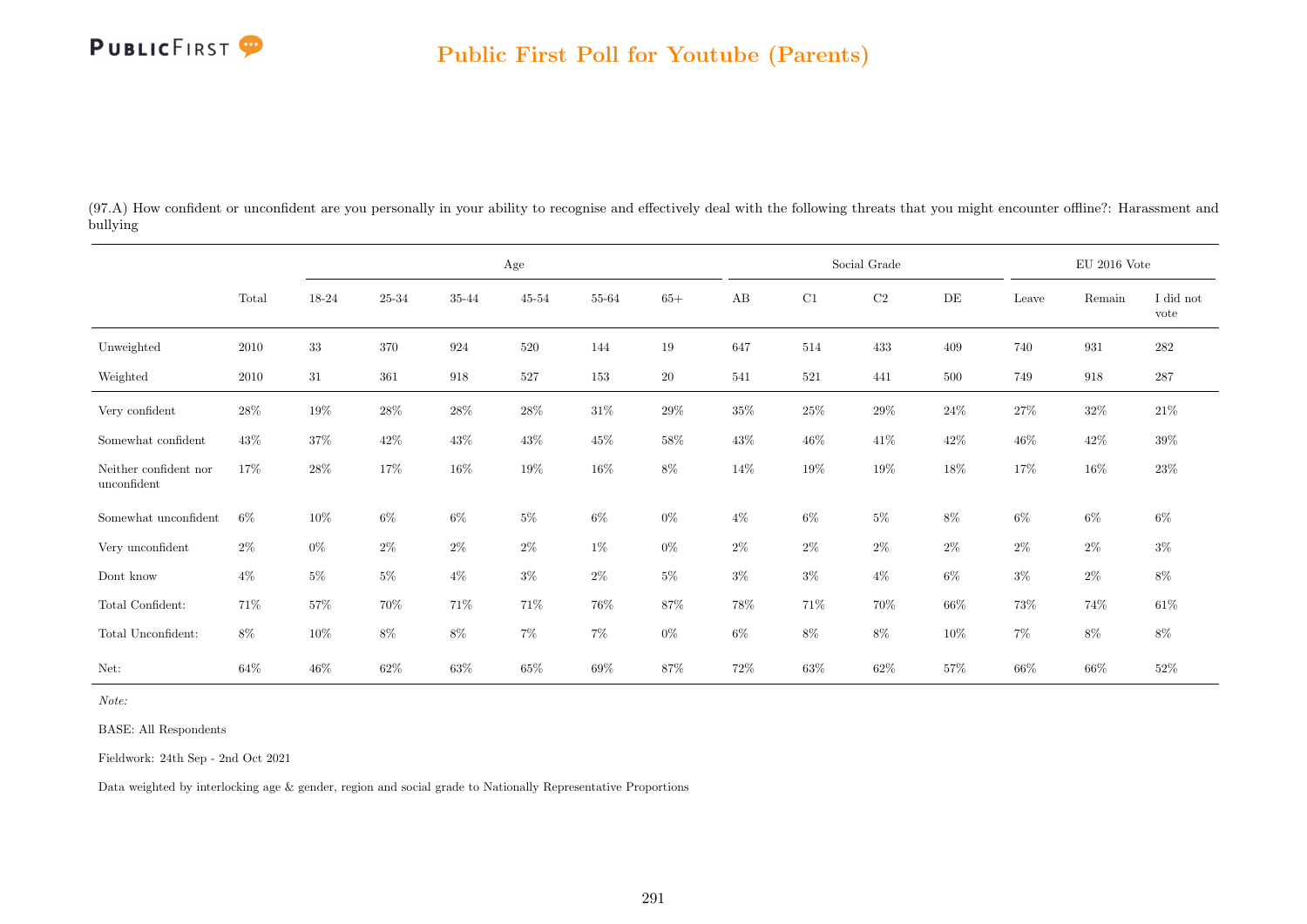## Public First Poll for Youtube (Parents)

(97.A) How confident or unconfident are you personally in your ability to recognise and effectively deal with the following threats that you might encounter offline?: Harassment and bullying

| | | Age | | | | | | Social Grade | | | | EU 2016 Vote | | |
|---|---|---|---|---|---|---|---|---|---|---|---|---|---|---|
| | Total | 18-24 | 25-34 | 35-44 | 45-54 | 55-64 | 65+ | AB | C1 | C2 | DE | Leave | Remain | I did not vote |
| Unweighted | 2010 | 33 | 370 | 924 | 520 | 144 | 19 | 647 | 514 | 433 | 409 | 740 | 931 | 282 |
| Weighted | 2010 | 31 | 361 | 918 | 527 | 153 | 20 | 541 | 521 | 441 | 500 | 749 | 918 | 287 |
| Very confident | 28% | 19% | 28% | 28% | 28% | 31% | 29% | 35% | 25% | 29% | 24% | 27% | 32% | 21% |
| Somewhat confident | 43% | 37% | 42% | 43% | 43% | 45% | 58% | 43% | 46% | 41% | 42% | 46% | 42% | 39% |
| Neither confident nor unconfident | 17% | 28% | 17% | 16% | 19% | 16% | 8% | 14% | 19% | 19% | 18% | 17% | 16% | 23% |
| Somewhat unconfident | 6% | 10% | 6% | 6% | 5% | 6% | 0% | 4% | 6% | 5% | 8% | 6% | 6% | 6% |
| Very unconfident | 2% | 0% | 2% | 2% | 2% | 1% | 0% | 2% | 2% | 2% | 2% | 2% | 2% | 3% |
| Dont know | 4% | 5% | 5% | 4% | 3% | 2% | 5% | 3% | 3% | 4% | 6% | 3% | 2% | 8% |
| Total Confident: | 71% | 57% | 70% | 71% | 71% | 76% | 87% | 78% | 71% | 70% | 66% | 73% | 74% | 61% |
| Total Unconfident: | 8% | 10% | 8% | 8% | 7% | 7% | 0% | 6% | 8% | 8% | 10% | 7% | 8% | 8% |
| Net: | 64% | 46% | 62% | 63% | 65% | 69% | 87% | 72% | 63% | 62% | 57% | 66% | 66% | 52% |

*Note:*

BASE: All Respondents

Fieldwork: 24th Sep - 2nd Oct 2021

Data weighted by interlocking age & gender, region and social grade to Nationally Representative Proportions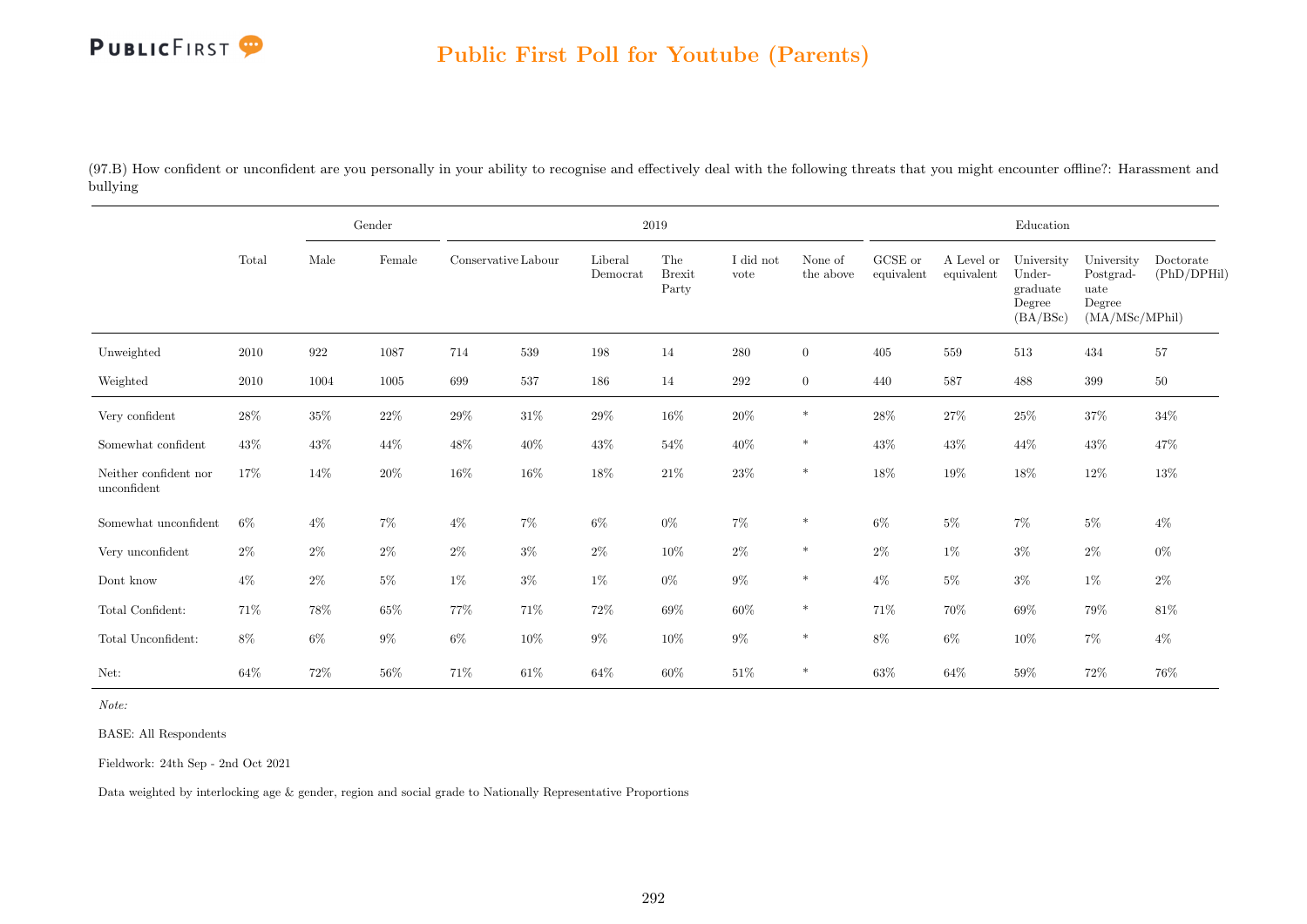## Public First Poll for Youtube (Parents)

(97.B) How confident or unconfident are you personally in your ability to recognise and effectively deal with the following threats that you might encounter offline?: Harassment and bullying

| | Total | Gender | | 2019 | | | | | | Education | | | | |
|---|---|---|---|---|---|---|---|---|---|---|---|---|---|---|
| | | Male | Female | Conservative | Labour | Liberal Democrat | The Brexit Party | I did not vote | None of the above | GCSE or equivalent | A Level or equivalent | University Under-graduate Degree (BA/BSc) | University Postgrad-uate Degree (MA/MSc/MPhil) | Doctorate (PhD/DPHil) |
| Unweighted | 2010 | 922 | 1087 | 714 | 539 | 198 | 14 | 280 | 0 | 405 | 559 | 513 | 434 | 57 |
| Weighted | 2010 | 1004 | 1005 | 699 | 537 | 186 | 14 | 292 | 0 | 440 | 587 | 488 | 399 | 50 |
| Very confident | 28% | 35% | 22% | 29% | 31% | 29% | 16% | 20% | * | 28% | 27% | 25% | 37% | 34% |
| Somewhat confident | 43% | 43% | 44% | 48% | 40% | 43% | 54% | 40% | * | 43% | 43% | 44% | 43% | 47% |
| Neither confident nor unconfident | 17% | 14% | 20% | 16% | 16% | 18% | 21% | 23% | * | 18% | 19% | 18% | 12% | 13% |
| Somewhat unconfident | 6% | 4% | 7% | 4% | 7% | 6% | 0% | 7% | * | 6% | 5% | 7% | 5% | 4% |
| Very unconfident | 2% | 2% | 2% | 2% | 3% | 2% | 10% | 2% | * | 2% | 1% | 3% | 2% | 0% |
| Dont know | 4% | 2% | 5% | 1% | 3% | 1% | 0% | 9% | * | 4% | 5% | 3% | 1% | 2% |
| Total Confident: | 71% | 78% | 65% | 77% | 71% | 72% | 69% | 60% | * | 71% | 70% | 69% | 79% | 81% |
| Total Unconfident: | 8% | 6% | 9% | 6% | 10% | 9% | 10% | 9% | * | 8% | 6% | 10% | 7% | 4% |
| Net: | 64% | 72% | 56% | 71% | 61% | 64% | 60% | 51% | * | 63% | 64% | 59% | 72% | 76% |

*Note:*

BASE: All Respondents

Fieldwork: 24th Sep - 2nd Oct 2021

Data weighted by interlocking age & gender, region and social grade to Nationally Representative Proportions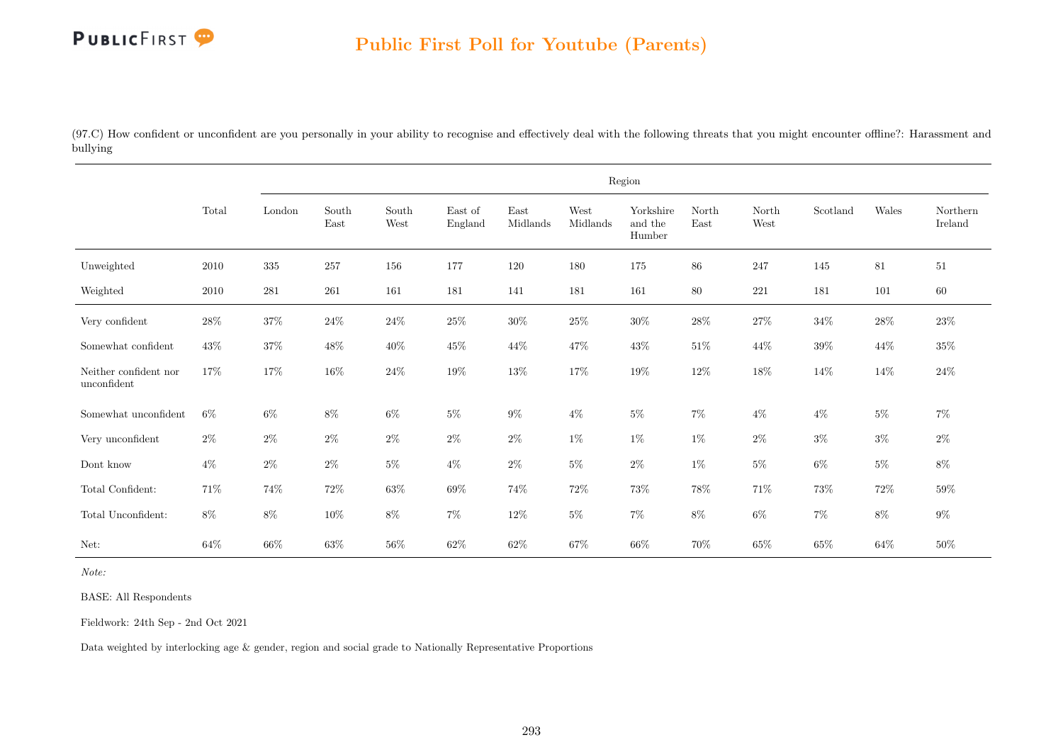(97.C) How confident or unconfident are you personally in your ability to recognise and effectively deal with the following threats that you might encounter offline?: Harassment and bullying

| | Total | Region | | | | | | | | | | | |
|---|---|---|---|---|---|---|---|---|---|---|---|---|---|
| | | London | South East | South West | East of England | East Midlands | West Midlands | Yorkshire and the Humber | North East | North West | Scotland | Wales | Northern Ireland |
| Unweighted | 2010 | 335 | 257 | 156 | 177 | 120 | 180 | 175 | 86 | 247 | 145 | 81 | 51 |
| Weighted | 2010 | 281 | 261 | 161 | 181 | 141 | 181 | 161 | 80 | 221 | 181 | 101 | 60 |
| Very confident | 28% | 37% | 24% | 24% | 25% | 30% | 25% | 30% | 28% | 27% | 34% | 28% | 23% |
| Somewhat confident | 43% | 37% | 48% | 40% | 45% | 44% | 47% | 43% | 51% | 44% | 39% | 44% | 35% |
| Neither confident nor unconfident | 17% | 17% | 16% | 24% | 19% | 13% | 17% | 19% | 12% | 18% | 14% | 14% | 24% |
| Somewhat unconfident | 6% | 6% | 8% | 6% | 5% | 9% | 4% | 5% | 7% | 4% | 4% | 5% | 7% |
| Very unconfident | 2% | 2% | 2% | 2% | 2% | 2% | 1% | 1% | 1% | 2% | 3% | 3% | 2% |
| Dont know | 4% | 2% | 2% | 5% | 4% | 2% | 5% | 2% | 1% | 5% | 6% | 5% | 8% |
| Total Confident: | 71% | 74% | 72% | 63% | 69% | 74% | 72% | 73% | 78% | 71% | 73% | 72% | 59% |
| Total Unconfident: | 8% | 8% | 10% | 8% | 7% | 12% | 5% | 7% | 8% | 6% | 7% | 8% | 9% |
| Net: | 64% | 66% | 63% | 56% | 62% | 62% | 67% | 66% | 70% | 65% | 65% | 64% | 50% |

*Note:*

BASE: All Respondents

Fieldwork: 24th Sep - 2nd Oct 2021

Data weighted by interlocking age & gender, region and social grade to Nationally Representative Proportions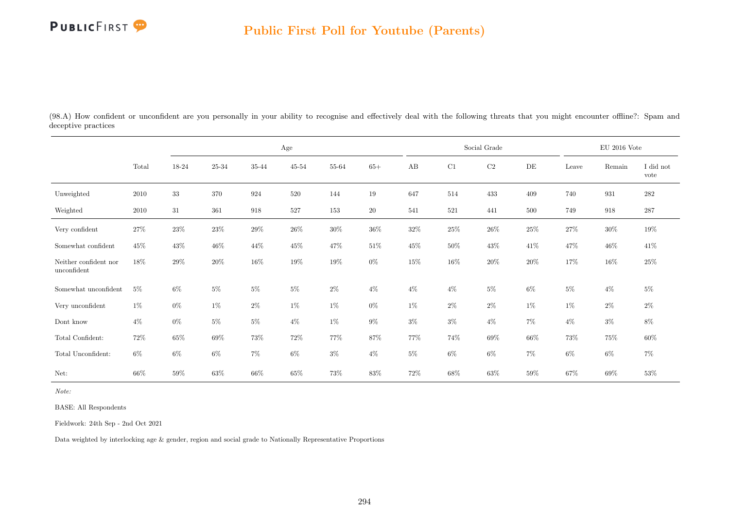## Public First Poll for Youtube (Parents)

(98.A) How confident or unconfident are you personally in your ability to recognise and effectively deal with the following threats that you might encounter offline?: Spam and deceptive practices

| | Total | Age | | | | | | Social Grade | | | | EU 2016 Vote | | |
|---|---|---|---|---|---|---|---|---|---|---|---|---|---|---|
| | | 18-24 | 25-34 | 35-44 | 45-54 | 55-64 | 65+ | AB | C1 | C2 | DE | Leave | Remain | I did not vote |
| Unweighted | 2010 | 33 | 370 | 924 | 520 | 144 | 19 | 647 | 514 | 433 | 409 | 740 | 931 | 282 |
| Weighted | 2010 | 31 | 361 | 918 | 527 | 153 | 20 | 541 | 521 | 441 | 500 | 749 | 918 | 287 |
| Very confident | 27% | 23% | 23% | 29% | 26% | 30% | 36% | 32% | 25% | 26% | 25% | 27% | 30% | 19% |
| Somewhat confident | 45% | 43% | 46% | 44% | 45% | 47% | 51% | 45% | 50% | 43% | 41% | 47% | 46% | 41% |
| Neither confident nor unconfident | 18% | 29% | 20% | 16% | 19% | 19% | 0% | 15% | 16% | 20% | 20% | 17% | 16% | 25% |
| Somewhat unconfident | 5% | 6% | 5% | 5% | 5% | 2% | 4% | 4% | 4% | 5% | 6% | 5% | 4% | 5% |
| Very unconfident | 1% | 0% | 1% | 2% | 1% | 1% | 0% | 1% | 2% | 2% | 1% | 1% | 2% | 2% |
| Dont know | 4% | 0% | 5% | 5% | 4% | 1% | 9% | 3% | 3% | 4% | 7% | 4% | 3% | 8% |
| Total Confident: | 72% | 65% | 69% | 73% | 72% | 77% | 87% | 77% | 74% | 69% | 66% | 73% | 75% | 60% |
| Total Unconfident: | 6% | 6% | 6% | 7% | 6% | 3% | 4% | 5% | 6% | 6% | 7% | 6% | 6% | 7% |
| Net: | 66% | 59% | 63% | 66% | 65% | 73% | 83% | 72% | 68% | 63% | 59% | 67% | 69% | 53% |

*Note:*

BASE: All Respondents

Fieldwork: 24th Sep - 2nd Oct 2021

Data weighted by interlocking age & gender, region and social grade to Nationally Representative Proportions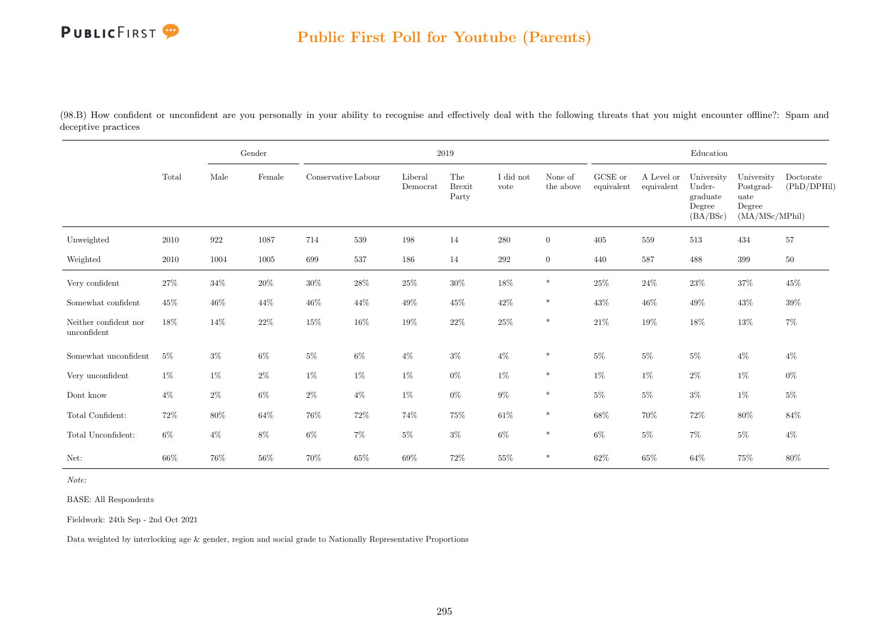## Public First Poll for Youtube (Parents)

(98.B) How confident or unconfident are you personally in your ability to recognise and effectively deal with the following threats that you might encounter offline?: Spam and deceptive practices

| | Total | Gender | | 2019 | | | | | | Education | | | | |
|---|---|---|---|---|---|---|---|---|---|---|---|---|---|---|
| | | Male | Female | Conservative | Labour | Liberal Democrat | The Brexit Party | I did not vote | None of the above | GCSE or equivalent | A Level or equivalent | University Under-graduate Degree (BA/BSc) | University Postgrad-uate Degree (MA/MSc/MPhil) | Doctorate (PhD/DPHil) |
| Unweighted | 2010 | 922 | 1087 | 714 | 539 | 198 | 14 | 280 | 0 | 405 | 559 | 513 | 434 | 57 |
| Weighted | 2010 | 1004 | 1005 | 699 | 537 | 186 | 14 | 292 | 0 | 440 | 587 | 488 | 399 | 50 |
| Very confident | 27% | 34% | 20% | 30% | 28% | 25% | 30% | 18% | * | 25% | 24% | 23% | 37% | 45% |
| Somewhat confident | 45% | 46% | 44% | 46% | 44% | 49% | 45% | 42% | * | 43% | 46% | 49% | 43% | 39% |
| Neither confident nor unconfident | 18% | 14% | 22% | 15% | 16% | 19% | 22% | 25% | * | 21% | 19% | 18% | 13% | 7% |
| Somewhat unconfident | 5% | 3% | 6% | 5% | 6% | 4% | 3% | 4% | * | 5% | 5% | 5% | 4% | 4% |
| Very unconfident | 1% | 1% | 2% | 1% | 1% | 1% | 0% | 1% | * | 1% | 1% | 2% | 1% | 0% |
| Dont know | 4% | 2% | 6% | 2% | 4% | 1% | 0% | 9% | * | 5% | 5% | 3% | 1% | 5% |
| Total Confident: | 72% | 80% | 64% | 76% | 72% | 74% | 75% | 61% | * | 68% | 70% | 72% | 80% | 84% |
| Total Unconfident: | 6% | 4% | 8% | 6% | 7% | 5% | 3% | 6% | * | 6% | 5% | 7% | 5% | 4% |
| Net: | 66% | 76% | 56% | 70% | 65% | 69% | 72% | 55% | * | 62% | 65% | 64% | 75% | 80% |

*Note:*

BASE: All Respondents

Fieldwork: 24th Sep - 2nd Oct 2021

Data weighted by interlocking age & gender, region and social grade to Nationally Representative Proportions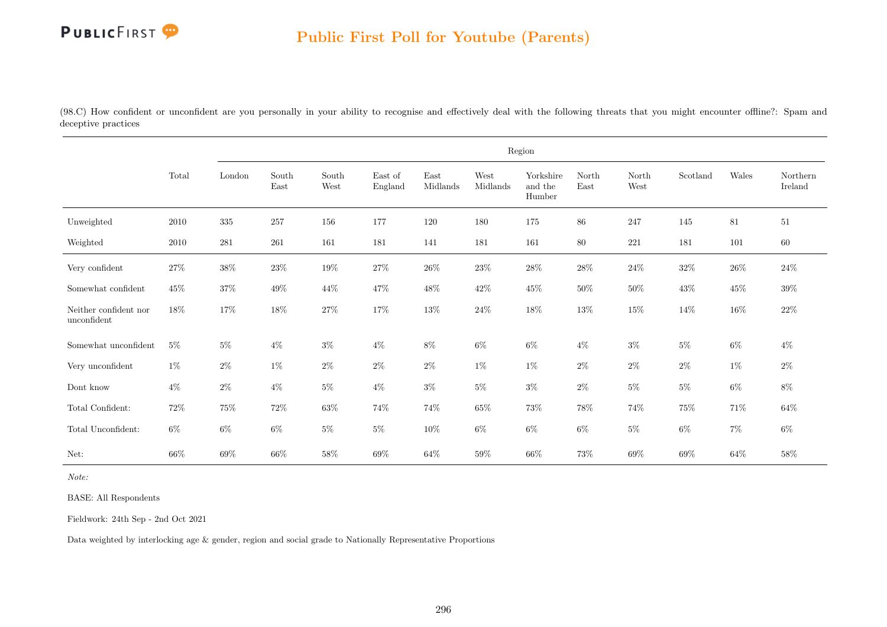# Public First Poll for Youtube (Parents)

(98.C) How confident or unconfident are you personally in your ability to recognise and effectively deal with the following threats that you might encounter offline?: Spam and deceptive practices

| | Total | Region | | | | | | | | | | | |
|---|---|---|---|---|---|---|---|---|---|---|---|---|---|
| | | London | South East | South West | East of England | East Midlands | West Midlands | Yorkshire and the Humber | North East | North West | Scotland | Wales | Northern Ireland |
| Unweighted | 2010 | 335 | 257 | 156 | 177 | 120 | 180 | 175 | 86 | 247 | 145 | 81 | 51 |
| Weighted | 2010 | 281 | 261 | 161 | 181 | 141 | 181 | 161 | 80 | 221 | 181 | 101 | 60 |
| Very confident | 27% | 38% | 23% | 19% | 27% | 26% | 23% | 28% | 28% | 24% | 32% | 26% | 24% |
| Somewhat confident | 45% | 37% | 49% | 44% | 47% | 48% | 42% | 45% | 50% | 50% | 43% | 45% | 39% |
| Neither confident nor unconfident | 18% | 17% | 18% | 27% | 17% | 13% | 24% | 18% | 13% | 15% | 14% | 16% | 22% |
| Somewhat unconfident | 5% | 5% | 4% | 3% | 4% | 8% | 6% | 6% | 4% | 3% | 5% | 6% | 4% |
| Very unconfident | 1% | 2% | 1% | 2% | 2% | 2% | 1% | 1% | 2% | 2% | 2% | 1% | 2% |
| Dont know | 4% | 2% | 4% | 5% | 4% | 3% | 5% | 3% | 2% | 5% | 5% | 6% | 8% |
| Total Confident: | 72% | 75% | 72% | 63% | 74% | 74% | 65% | 73% | 78% | 74% | 75% | 71% | 64% |
| Total Unconfident: | 6% | 6% | 6% | 5% | 5% | 10% | 6% | 6% | 6% | 5% | 6% | 7% | 6% |
| Net: | 66% | 69% | 66% | 58% | 69% | 64% | 59% | 66% | 73% | 69% | 69% | 64% | 58% |

*Note:*

BASE: All Respondents

Fieldwork: 24th Sep - 2nd Oct 2021

Data weighted by interlocking age & gender, region and social grade to Nationally Representative Proportions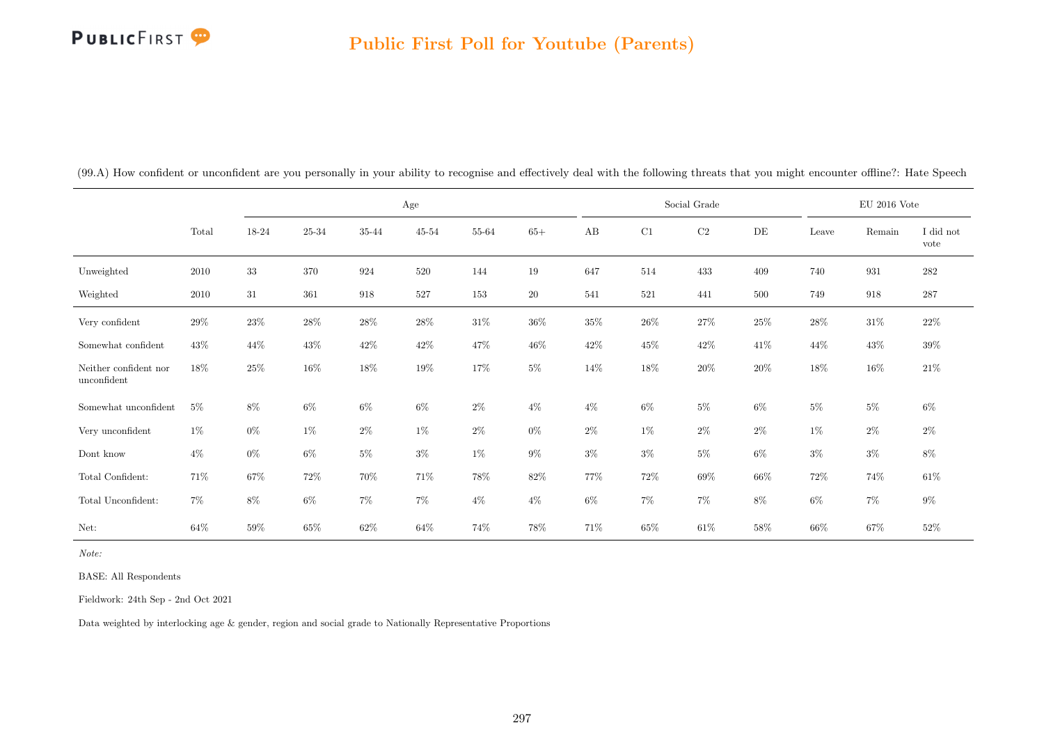# Public First Poll for Youtube (Parents)

(99.A) How confident or unconfident are you personally in your ability to recognise and effectively deal with the following threats that you might encounter offline?: Hate Speech

| | Total | Age | | | | | | Social Grade | | | | EU 2016 Vote | | |
|---|---|---|---|---|---|---|---|---|---|---|---|---|---|---|
| | | 18-24 | 25-34 | 35-44 | 45-54 | 55-64 | 65+ | AB | C1 | C2 | DE | Leave | Remain | I did not vote |
| Unweighted | 2010 | 33 | 370 | 924 | 520 | 144 | 19 | 647 | 514 | 433 | 409 | 740 | 931 | 282 |
| Weighted | 2010 | 31 | 361 | 918 | 527 | 153 | 20 | 541 | 521 | 441 | 500 | 749 | 918 | 287 |
| Very confident | 29% | 23% | 28% | 28% | 28% | 31% | 36% | 35% | 26% | 27% | 25% | 28% | 31% | 22% |
| Somewhat confident | 43% | 44% | 43% | 42% | 42% | 47% | 46% | 42% | 45% | 42% | 41% | 44% | 43% | 39% |
| Neither confident nor unconfident | 18% | 25% | 16% | 18% | 19% | 17% | 5% | 14% | 18% | 20% | 20% | 18% | 16% | 21% |
| Somewhat unconfident | 5% | 8% | 6% | 6% | 6% | 2% | 4% | 4% | 6% | 5% | 6% | 5% | 5% | 6% |
| Very unconfident | 1% | 0% | 1% | 2% | 1% | 2% | 0% | 2% | 1% | 2% | 2% | 1% | 2% | 2% |
| Dont know | 4% | 0% | 6% | 5% | 3% | 1% | 9% | 3% | 3% | 5% | 6% | 3% | 3% | 8% |
| Total Confident: | 71% | 67% | 72% | 70% | 71% | 78% | 82% | 77% | 72% | 69% | 66% | 72% | 74% | 61% |
| Total Unconfident: | 7% | 8% | 6% | 7% | 7% | 4% | 4% | 6% | 7% | 7% | 8% | 6% | 7% | 9% |
| Net: | 64% | 59% | 65% | 62% | 64% | 74% | 78% | 71% | 65% | 61% | 58% | 66% | 67% | 52% |

*Note:*

BASE: All Respondents

Fieldwork: 24th Sep - 2nd Oct 2021

Data weighted by interlocking age & gender, region and social grade to Nationally Representative Proportions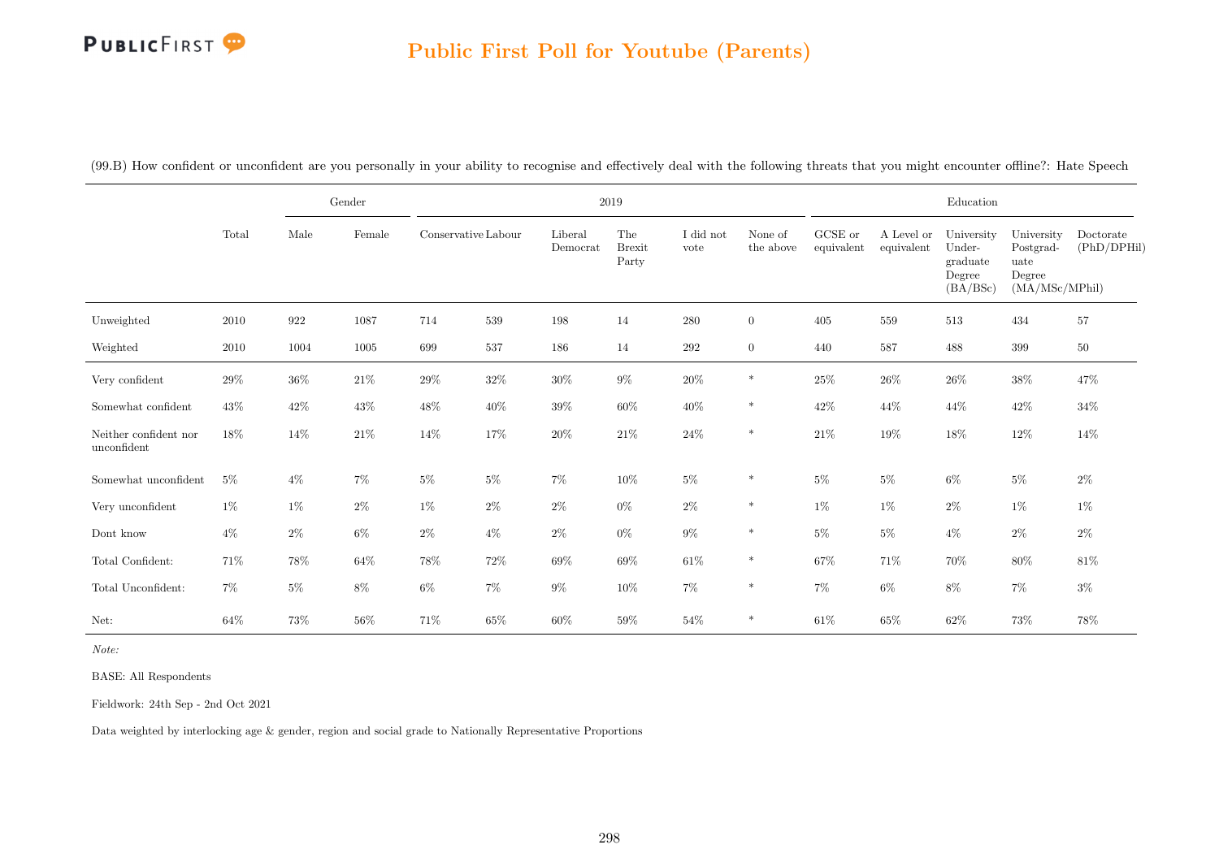## Public First Poll for Youtube (Parents)

(99.B) How confident or unconfident are you personally in your ability to recognise and effectively deal with the following threats that you might encounter offline?: Hate Speech

| | Total | Gender | | 2019 | | | | | | Education | | | | |
|---|---|---|---|---|---|---|---|---|---|---|---|---|---|---|
| | | Male | Female | Conservative | Labour | Liberal Democrat | The Brexit Party | I did not vote | None of the above | GCSE or equivalent | A Level or equivalent | University Under-graduate Degree (BA/BSc) | University Postgrad-uate Degree (MA/MSc/MPhil) | Doctorate (PhD/DPHil) |
| Unweighted | 2010 | 922 | 1087 | 714 | 539 | 198 | 14 | 280 | 0 | 405 | 559 | 513 | 434 | 57 |
| Weighted | 2010 | 1004 | 1005 | 699 | 537 | 186 | 14 | 292 | 0 | 440 | 587 | 488 | 399 | 50 |
| Very confident | 29% | 36% | 21% | 29% | 32% | 30% | 9% | 20% | * | 25% | 26% | 26% | 38% | 47% |
| Somewhat confident | 43% | 42% | 43% | 48% | 40% | 39% | 60% | 40% | * | 42% | 44% | 44% | 42% | 34% |
| Neither confident nor unconfident | 18% | 14% | 21% | 14% | 17% | 20% | 21% | 24% | * | 21% | 19% | 18% | 12% | 14% |
| Somewhat unconfident | 5% | 4% | 7% | 5% | 5% | 7% | 10% | 5% | * | 5% | 5% | 6% | 5% | 2% |
| Very unconfident | 1% | 1% | 2% | 1% | 2% | 2% | 0% | 2% | * | 1% | 1% | 2% | 1% | 1% |
| Dont know | 4% | 2% | 6% | 2% | 4% | 2% | 0% | 9% | * | 5% | 5% | 4% | 2% | 2% |
| Total Confident: | 71% | 78% | 64% | 78% | 72% | 69% | 69% | 61% | * | 67% | 71% | 70% | 80% | 81% |
| Total Unconfident: | 7% | 5% | 8% | 6% | 7% | 9% | 10% | 7% | * | 7% | 6% | 8% | 7% | 3% |
| Net: | 64% | 73% | 56% | 71% | 65% | 60% | 59% | 54% | * | 61% | 65% | 62% | 73% | 78% |

*Note:*

BASE: All Respondents

Fieldwork: 24th Sep - 2nd Oct 2021

Data weighted by interlocking age & gender, region and social grade to Nationally Representative Proportions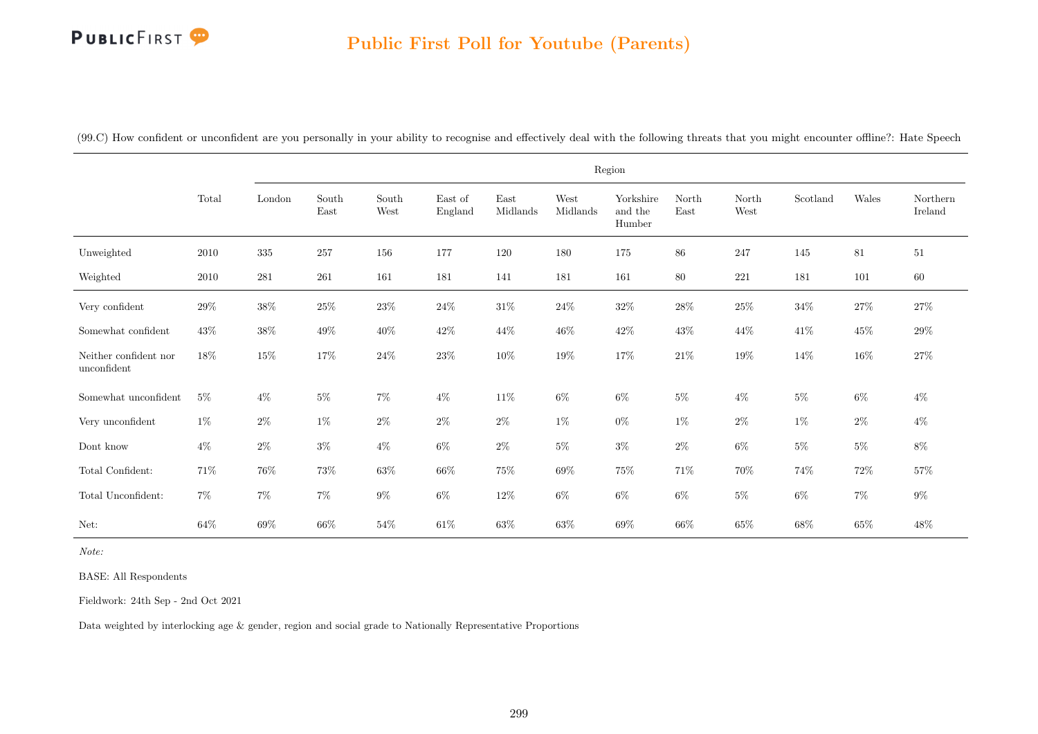## Public First Poll for Youtube (Parents)

(99.C) How confident or unconfident are you personally in your ability to recognise and effectively deal with the following threats that you might encounter offline?: Hate Speech

| | Total | Region | | | | | | | | | | | |
|---|---|---|---|---|---|---|---|---|---|---|---|---|---|
| | | London | South East | South West | East of England | East Midlands | West Midlands | Yorkshire and the Humber | North East | North West | Scotland | Wales | Northern Ireland |
| Unweighted | 2010 | 335 | 257 | 156 | 177 | 120 | 180 | 175 | 86 | 247 | 145 | 81 | 51 |
| Weighted | 2010 | 281 | 261 | 161 | 181 | 141 | 181 | 161 | 80 | 221 | 181 | 101 | 60 |
| Very confident | 29% | 38% | 25% | 23% | 24% | 31% | 24% | 32% | 28% | 25% | 34% | 27% | 27% |
| Somewhat confident | 43% | 38% | 49% | 40% | 42% | 44% | 46% | 42% | 43% | 44% | 41% | 45% | 29% |
| Neither confident nor unconfident | 18% | 15% | 17% | 24% | 23% | 10% | 19% | 17% | 21% | 19% | 14% | 16% | 27% |
| Somewhat unconfident | 5% | 4% | 5% | 7% | 4% | 11% | 6% | 6% | 5% | 4% | 5% | 6% | 4% |
| Very unconfident | 1% | 2% | 1% | 2% | 2% | 2% | 1% | 0% | 1% | 2% | 1% | 2% | 4% |
| Dont know | 4% | 2% | 3% | 4% | 6% | 2% | 5% | 3% | 2% | 6% | 5% | 5% | 8% |
| Total Confident: | 71% | 76% | 73% | 63% | 66% | 75% | 69% | 75% | 71% | 70% | 74% | 72% | 57% |
| Total Unconfident: | 7% | 7% | 7% | 9% | 6% | 12% | 6% | 6% | 6% | 5% | 6% | 7% | 9% |
| Net: | 64% | 69% | 66% | 54% | 61% | 63% | 63% | 69% | 66% | 65% | 68% | 65% | 48% |

*Note:*

BASE: All Respondents

Fieldwork: 24th Sep - 2nd Oct 2021

Data weighted by interlocking age & gender, region and social grade to Nationally Representative Proportions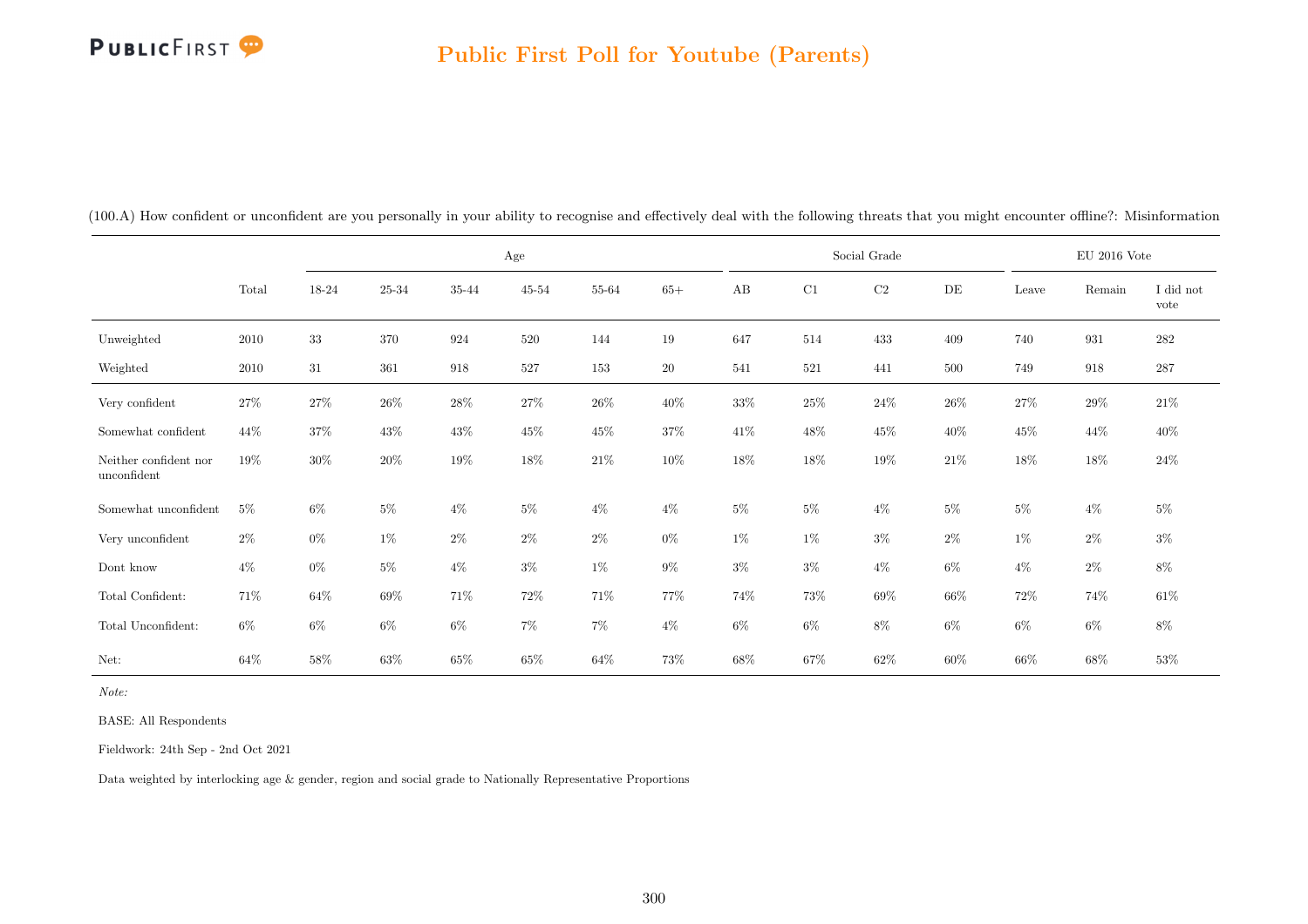# Public First Poll for Youtube (Parents)

(100.A) How confident or unconfident are you personally in your ability to recognise and effectively deal with the following threats that you might encounter offline?: Misinformation

| | | Age | | | | | | Social Grade | | | | EU 2016 Vote | | |
|---|---|---|---|---|---|---|---|---|---|---|---|---|---|---|
| | Total | 18-24 | 25-34 | 35-44 | 45-54 | 55-64 | 65+ | AB | C1 | C2 | DE | Leave | Remain | I did not vote |
| Unweighted | 2010 | 33 | 370 | 924 | 520 | 144 | 19 | 647 | 514 | 433 | 409 | 740 | 931 | 282 |
| Weighted | 2010 | 31 | 361 | 918 | 527 | 153 | 20 | 541 | 521 | 441 | 500 | 749 | 918 | 287 |
| Very confident | 27% | 27% | 26% | 28% | 27% | 26% | 40% | 33% | 25% | 24% | 26% | 27% | 29% | 21% |
| Somewhat confident | 44% | 37% | 43% | 43% | 45% | 45% | 37% | 41% | 48% | 45% | 40% | 45% | 44% | 40% |
| Neither confident nor unconfident | 19% | 30% | 20% | 19% | 18% | 21% | 10% | 18% | 18% | 19% | 21% | 18% | 18% | 24% |
| Somewhat unconfident | 5% | 6% | 5% | 4% | 5% | 4% | 4% | 5% | 5% | 4% | 5% | 5% | 4% | 5% |
| Very unconfident | 2% | 0% | 1% | 2% | 2% | 2% | 0% | 1% | 1% | 3% | 2% | 1% | 2% | 3% |
| Dont know | 4% | 0% | 5% | 4% | 3% | 1% | 9% | 3% | 3% | 4% | 6% | 4% | 2% | 8% |
| Total Confident: | 71% | 64% | 69% | 71% | 72% | 71% | 77% | 74% | 73% | 69% | 66% | 72% | 74% | 61% |
| Total Unconfident: | 6% | 6% | 6% | 6% | 7% | 7% | 4% | 6% | 6% | 8% | 6% | 6% | 6% | 8% |
| Net: | 64% | 58% | 63% | 65% | 65% | 64% | 73% | 68% | 67% | 62% | 60% | 66% | 68% | 53% |

*Note:*

BASE: All Respondents

Fieldwork: 24th Sep - 2nd Oct 2021

Data weighted by interlocking age & gender, region and social grade to Nationally Representative Proportions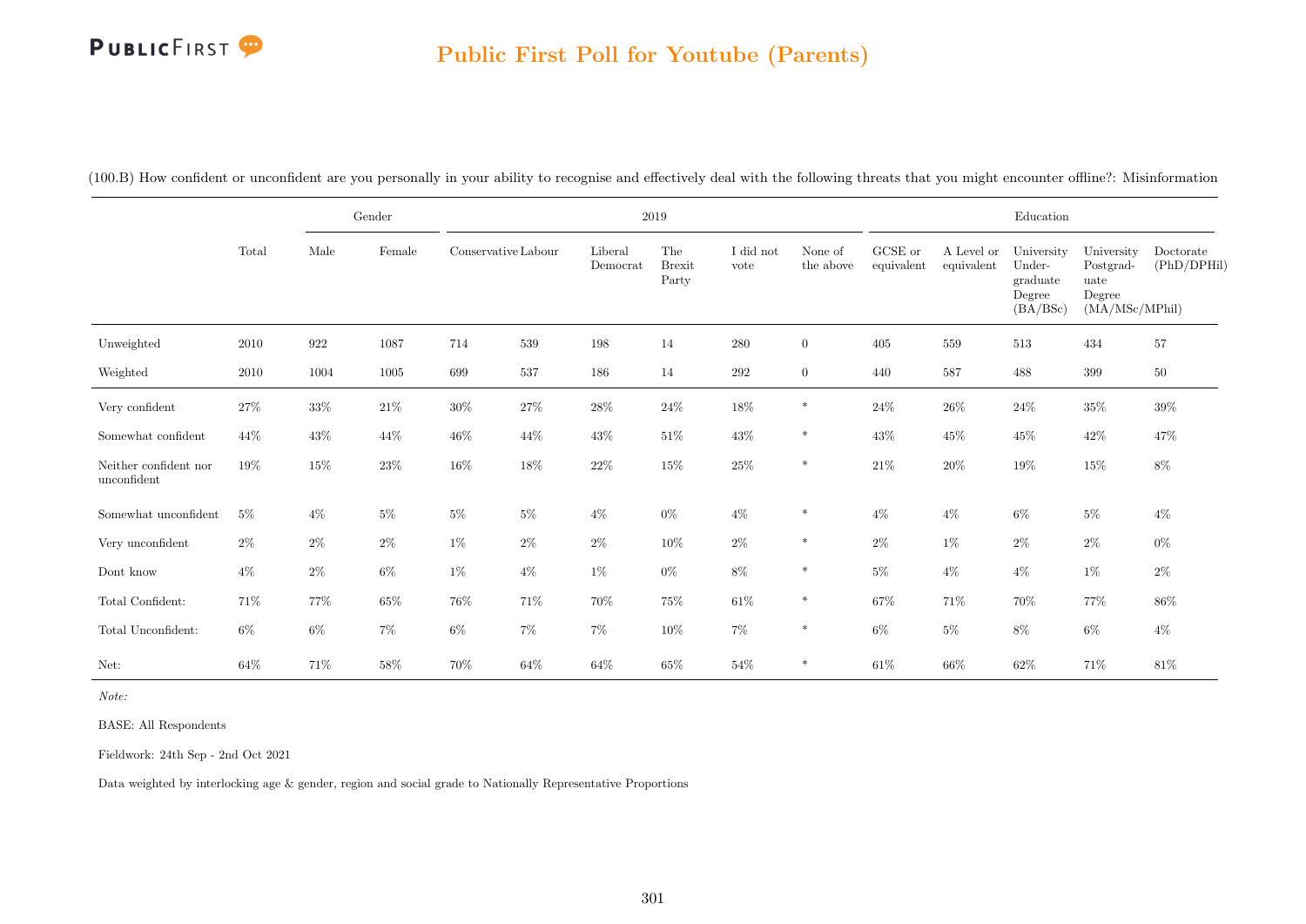## Public First Poll for Youtube (Parents)

(100.B) How confident or unconfident are you personally in your ability to recognise and effectively deal with the following threats that you might encounter offline?: Misinformation

| | Total | Gender | | 2019 | | | | | | Education | | | | |
|---|---|---|---|---|---|---|---|---|---|---|---|---|---|---|
| | | Male | Female | Conservative | Labour | Liberal Democrat | The Brexit Party | I did not vote | None of the above | GCSE or equivalent | A Level or equivalent | University Under-graduate Degree (BA/BSc) | University Postgrad-uate Degree (MA/MSc/MPhil) | Doctorate (PhD/DPHil) |
| Unweighted | 2010 | 922 | 1087 | 714 | 539 | 198 | 14 | 280 | 0 | 405 | 559 | 513 | 434 | 57 |
| Weighted | 2010 | 1004 | 1005 | 699 | 537 | 186 | 14 | 292 | 0 | 440 | 587 | 488 | 399 | 50 |
| Very confident | 27% | 33% | 21% | 30% | 27% | 28% | 24% | 18% | * | 24% | 26% | 24% | 35% | 39% |
| Somewhat confident | 44% | 43% | 44% | 46% | 44% | 43% | 51% | 43% | * | 43% | 45% | 45% | 42% | 47% |
| Neither confident nor unconfident | 19% | 15% | 23% | 16% | 18% | 22% | 15% | 25% | * | 21% | 20% | 19% | 15% | 8% |
| Somewhat unconfident | 5% | 4% | 5% | 5% | 5% | 4% | 0% | 4% | * | 4% | 4% | 6% | 5% | 4% |
| Very unconfident | 2% | 2% | 2% | 1% | 2% | 2% | 10% | 2% | * | 2% | 1% | 2% | 2% | 0% |
| Dont know | 4% | 2% | 6% | 1% | 4% | 1% | 0% | 8% | * | 5% | 4% | 4% | 1% | 2% |
| Total Confident: | 71% | 77% | 65% | 76% | 71% | 70% | 75% | 61% | * | 67% | 71% | 70% | 77% | 86% |
| Total Unconfident: | 6% | 6% | 7% | 6% | 7% | 7% | 10% | 7% | * | 6% | 5% | 8% | 6% | 4% |
| Net: | 64% | 71% | 58% | 70% | 64% | 64% | 65% | 54% | * | 61% | 66% | 62% | 71% | 81% |

*Note:*

BASE: All Respondents

Fieldwork: 24th Sep - 2nd Oct 2021

Data weighted by interlocking age & gender, region and social grade to Nationally Representative Proportions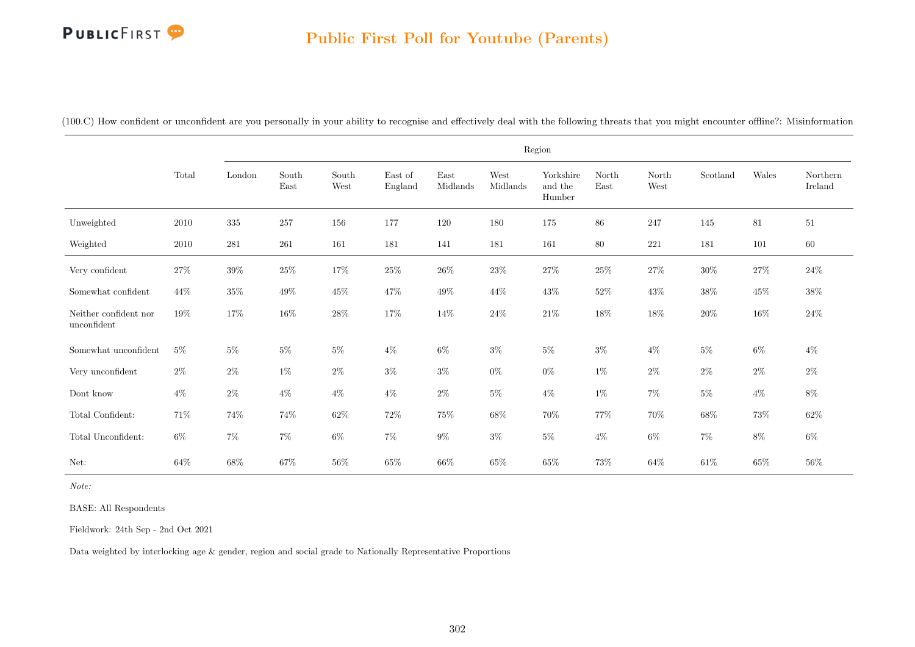## Public First Poll for Youtube (Parents)

(100.C) How confident or unconfident are you personally in your ability to recognise and effectively deal with the following threats that you might encounter offline?: Misinformation

| | Total | Region | | | | | | | | | | | |
|---|---|---|---|---|---|---|---|---|---|---|---|---|---|
| | | London | South East | South West | East of England | East Midlands | West Midlands | Yorkshire and the Humber | North East | North West | Scotland | Wales | Northern Ireland |
| Unweighted | 2010 | 335 | 257 | 156 | 177 | 120 | 180 | 175 | 86 | 247 | 145 | 81 | 51 |
| Weighted | 2010 | 281 | 261 | 161 | 181 | 141 | 181 | 161 | 80 | 221 | 181 | 101 | 60 |
| Very confident | 27% | 39% | 25% | 17% | 25% | 26% | 23% | 27% | 25% | 27% | 30% | 27% | 24% |
| Somewhat confident | 44% | 35% | 49% | 45% | 47% | 49% | 44% | 43% | 52% | 43% | 38% | 45% | 38% |
| Neither confident nor unconfident | 19% | 17% | 16% | 28% | 17% | 14% | 24% | 21% | 18% | 18% | 20% | 16% | 24% |
| Somewhat unconfident | 5% | 5% | 5% | 5% | 4% | 6% | 3% | 5% | 3% | 4% | 5% | 6% | 4% |
| Very unconfident | 2% | 2% | 1% | 2% | 3% | 3% | 0% | 0% | 1% | 2% | 2% | 2% | 2% |
| Dont know | 4% | 2% | 4% | 4% | 4% | 2% | 5% | 4% | 1% | 7% | 5% | 4% | 8% |
| Total Confident: | 71% | 74% | 74% | 62% | 72% | 75% | 68% | 70% | 77% | 70% | 68% | 73% | 62% |
| Total Unconfident: | 6% | 7% | 7% | 6% | 7% | 9% | 3% | 5% | 4% | 6% | 7% | 8% | 6% |
| Net: | 64% | 68% | 67% | 56% | 65% | 66% | 65% | 65% | 73% | 64% | 61% | 65% | 56% |

*Note:*

BASE: All Respondents

Fieldwork: 24th Sep - 2nd Oct 2021

Data weighted by interlocking age & gender, region and social grade to Nationally Representative Proportions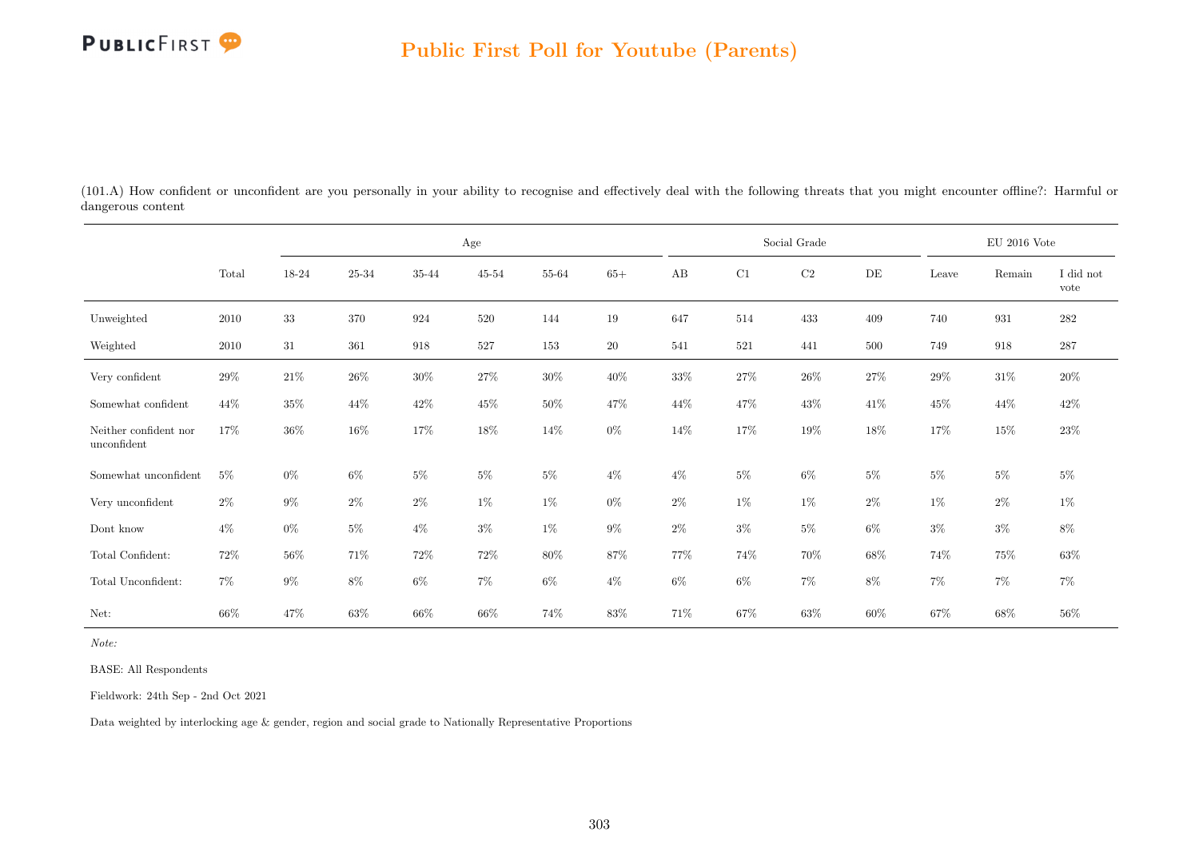## Public First Poll for Youtube (Parents)

(101.A) How confident or unconfident are you personally in your ability to recognise and effectively deal with the following threats that you might encounter offline?: Harmful or dangerous content

| | | Age | | | | | | Social Grade | | | | EU 2016 Vote | | |
|---|---|---|---|---|---|---|---|---|---|---|---|---|---|---|
| | Total | 18-24 | 25-34 | 35-44 | 45-54 | 55-64 | 65+ | AB | C1 | C2 | DE | Leave | Remain | I did not vote |
| Unweighted | 2010 | 33 | 370 | 924 | 520 | 144 | 19 | 647 | 514 | 433 | 409 | 740 | 931 | 282 |
| Weighted | 2010 | 31 | 361 | 918 | 527 | 153 | 20 | 541 | 521 | 441 | 500 | 749 | 918 | 287 |
| Very confident | 29% | 21% | 26% | 30% | 27% | 30% | 40% | 33% | 27% | 26% | 27% | 29% | 31% | 20% |
| Somewhat confident | 44% | 35% | 44% | 42% | 45% | 50% | 47% | 44% | 47% | 43% | 41% | 45% | 44% | 42% |
| Neither confident nor unconfident | 17% | 36% | 16% | 17% | 18% | 14% | 0% | 14% | 17% | 19% | 18% | 17% | 15% | 23% |
| Somewhat unconfident | 5% | 0% | 6% | 5% | 5% | 5% | 4% | 4% | 5% | 6% | 5% | 5% | 5% | 5% |
| Very unconfident | 2% | 9% | 2% | 2% | 1% | 1% | 0% | 2% | 1% | 1% | 2% | 1% | 2% | 1% |
| Dont know | 4% | 0% | 5% | 4% | 3% | 1% | 9% | 2% | 3% | 5% | 6% | 3% | 3% | 8% |
| Total Confident: | 72% | 56% | 71% | 72% | 72% | 80% | 87% | 77% | 74% | 70% | 68% | 74% | 75% | 63% |
| Total Unconfident: | 7% | 9% | 8% | 6% | 7% | 6% | 4% | 6% | 6% | 7% | 8% | 7% | 7% | 7% |
| Net: | 66% | 47% | 63% | 66% | 66% | 74% | 83% | 71% | 67% | 63% | 60% | 67% | 68% | 56% |

*Note:*

BASE: All Respondents

Fieldwork: 24th Sep - 2nd Oct 2021

Data weighted by interlocking age & gender, region and social grade to Nationally Representative Proportions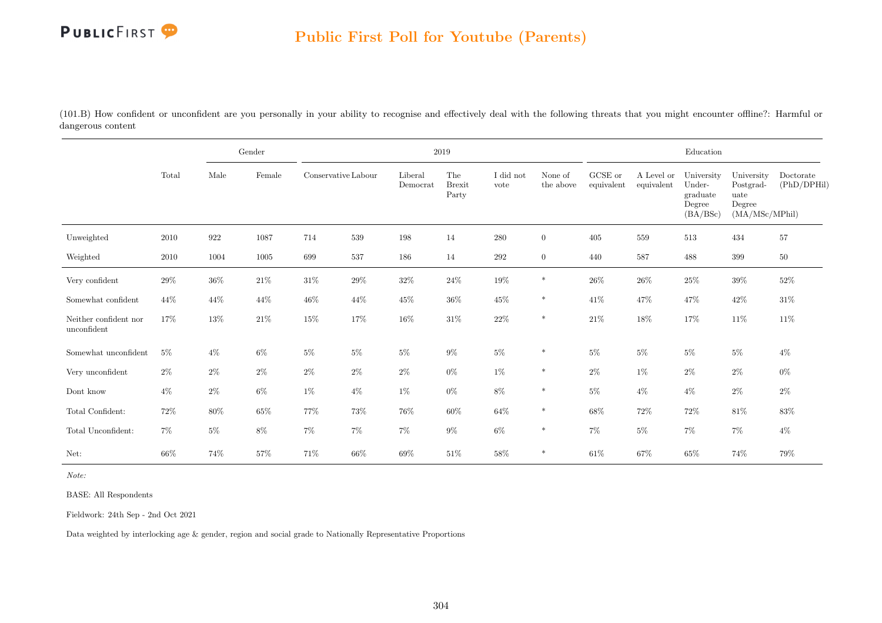## Public First Poll for Youtube (Parents)

(101.B) How confident or unconfident are you personally in your ability to recognise and effectively deal with the following threats that you might encounter offline?: Harmful or dangerous content

| | Total | Gender | | 2019 | | | | | | Education | | | | |
|---|---|---|---|---|---|---|---|---|---|---|---|---|---|---|
| | | Male | Female | Conservative | Labour | Liberal Democrat | The Brexit Party | I did not vote | None of the above | GCSE or equivalent | A Level or equivalent | University Under-graduate Degree (BA/BSc) | University Postgrad-uate Degree (MA/MSc/MPhil) | Doctorate (PhD/DPHil) |
| Unweighted | 2010 | 922 | 1087 | 714 | 539 | 198 | 14 | 280 | 0 | 405 | 559 | 513 | 434 | 57 |
| Weighted | 2010 | 1004 | 1005 | 699 | 537 | 186 | 14 | 292 | 0 | 440 | 587 | 488 | 399 | 50 |
| Very confident | 29% | 36% | 21% | 31% | 29% | 32% | 24% | 19% | * | 26% | 26% | 25% | 39% | 52% |
| Somewhat confident | 44% | 44% | 44% | 46% | 44% | 45% | 36% | 45% | * | 41% | 47% | 47% | 42% | 31% |
| Neither confident nor unconfident | 17% | 13% | 21% | 15% | 17% | 16% | 31% | 22% | * | 21% | 18% | 17% | 11% | 11% |
| Somewhat unconfident | 5% | 4% | 6% | 5% | 5% | 5% | 9% | 5% | * | 5% | 5% | 5% | 5% | 4% |
| Very unconfident | 2% | 2% | 2% | 2% | 2% | 2% | 0% | 1% | * | 2% | 1% | 2% | 2% | 0% |
| Dont know | 4% | 2% | 6% | 1% | 4% | 1% | 0% | 8% | * | 5% | 4% | 4% | 2% | 2% |
| Total Confident: | 72% | 80% | 65% | 77% | 73% | 76% | 60% | 64% | * | 68% | 72% | 72% | 81% | 83% |
| Total Unconfident: | 7% | 5% | 8% | 7% | 7% | 7% | 9% | 6% | * | 7% | 5% | 7% | 7% | 4% |
| Net: | 66% | 74% | 57% | 71% | 66% | 69% | 51% | 58% | * | 61% | 67% | 65% | 74% | 79% |

*Note:*

BASE: All Respondents

Fieldwork: 24th Sep - 2nd Oct 2021

Data weighted by interlocking age & gender, region and social grade to Nationally Representative Proportions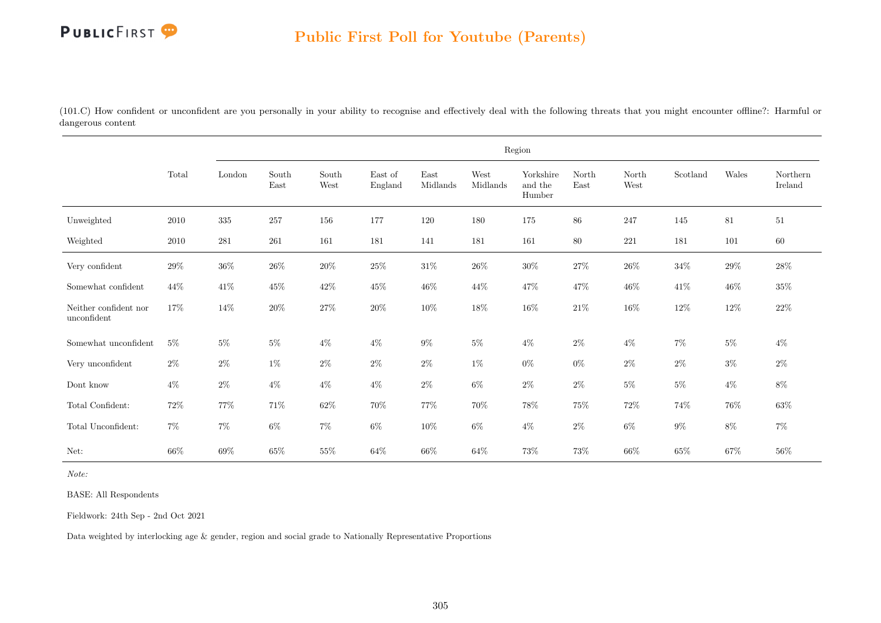(101.C) How confident or unconfident are you personally in your ability to recognise and effectively deal with the following threats that you might encounter offline?: Harmful or dangerous content

| | Total | Region | | | | | | | | | | | |
|---|---|---|---|---|---|---|---|---|---|---|---|---|---|
| | | London | South East | South West | East of England | East Midlands | West Midlands | Yorkshire and the Humber | North East | North West | Scotland | Wales | Northern Ireland |
| Unweighted | 2010 | 335 | 257 | 156 | 177 | 120 | 180 | 175 | 86 | 247 | 145 | 81 | 51 |
| Weighted | 2010 | 281 | 261 | 161 | 181 | 141 | 181 | 161 | 80 | 221 | 181 | 101 | 60 |
| Very confident | 29% | 36% | 26% | 20% | 25% | 31% | 26% | 30% | 27% | 26% | 34% | 29% | 28% |
| Somewhat confident | 44% | 41% | 45% | 42% | 45% | 46% | 44% | 47% | 47% | 46% | 41% | 46% | 35% |
| Neither confident nor unconfident | 17% | 14% | 20% | 27% | 20% | 10% | 18% | 16% | 21% | 16% | 12% | 12% | 22% |
| Somewhat unconfident | 5% | 5% | 5% | 4% | 4% | 9% | 5% | 4% | 2% | 4% | 7% | 5% | 4% |
| Very unconfident | 2% | 2% | 1% | 2% | 2% | 2% | 1% | 0% | 0% | 2% | 2% | 3% | 2% |
| Dont know | 4% | 2% | 4% | 4% | 4% | 2% | 6% | 2% | 2% | 5% | 5% | 4% | 8% |
| Total Confident: | 72% | 77% | 71% | 62% | 70% | 77% | 70% | 78% | 75% | 72% | 74% | 76% | 63% |
| Total Unconfident: | 7% | 7% | 6% | 7% | 6% | 10% | 6% | 4% | 2% | 6% | 9% | 8% | 7% |
| Net: | 66% | 69% | 65% | 55% | 64% | 66% | 64% | 73% | 73% | 66% | 65% | 67% | 56% |

*Note:*

BASE: All Respondents

Fieldwork: 24th Sep - 2nd Oct 2021

Data weighted by interlocking age & gender, region and social grade to Nationally Representative Proportions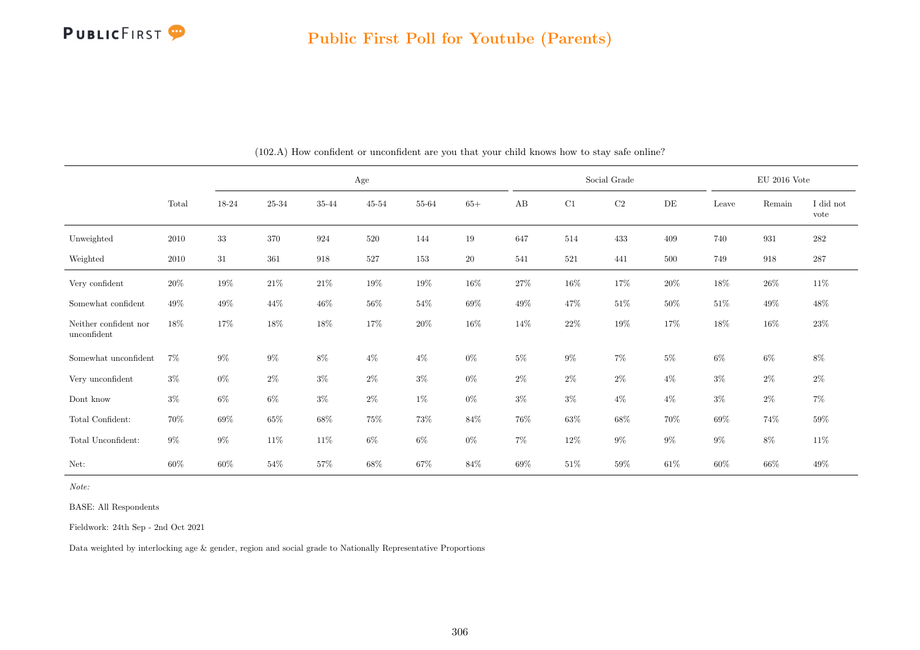# Public First Poll for Youtube (Parents)

(102.A) How confident or unconfident are you that your child knows how to stay safe online?

| | Total | Age | | | | | | Social Grade | | | | EU 2016 Vote | | |
|---|---|---|---|---|---|---|---|---|---|---|---|---|---|---|
| | | 18-24 | 25-34 | 35-44 | 45-54 | 55-64 | 65+ | AB | C1 | C2 | DE | Leave | Remain | I did not vote |
| Unweighted | 2010 | 33 | 370 | 924 | 520 | 144 | 19 | 647 | 514 | 433 | 409 | 740 | 931 | 282 |
| Weighted | 2010 | 31 | 361 | 918 | 527 | 153 | 20 | 541 | 521 | 441 | 500 | 749 | 918 | 287 |
| Very confident | 20% | 19% | 21% | 21% | 19% | 19% | 16% | 27% | 16% | 17% | 20% | 18% | 26% | 11% |
| Somewhat confident | 49% | 49% | 44% | 46% | 56% | 54% | 69% | 49% | 47% | 51% | 50% | 51% | 49% | 48% |
| Neither confident nor unconfident | 18% | 17% | 18% | 18% | 17% | 20% | 16% | 14% | 22% | 19% | 17% | 18% | 16% | 23% |
| Somewhat unconfident | 7% | 9% | 9% | 8% | 4% | 4% | 0% | 5% | 9% | 7% | 5% | 6% | 6% | 8% |
| Very unconfident | 3% | 0% | 2% | 3% | 2% | 3% | 0% | 2% | 2% | 2% | 4% | 3% | 2% | 2% |
| Dont know | 3% | 6% | 6% | 3% | 2% | 1% | 0% | 3% | 3% | 4% | 4% | 3% | 2% | 7% |
| Total Confident: | 70% | 69% | 65% | 68% | 75% | 73% | 84% | 76% | 63% | 68% | 70% | 69% | 74% | 59% |
| Total Unconfident: | 9% | 9% | 11% | 11% | 6% | 6% | 0% | 7% | 12% | 9% | 9% | 9% | 8% | 11% |
| Net: | 60% | 60% | 54% | 57% | 68% | 67% | 84% | 69% | 51% | 59% | 61% | 60% | 66% | 49% |

*Note:*

BASE: All Respondents

Fieldwork: 24th Sep - 2nd Oct 2021

Data weighted by interlocking age & gender, region and social grade to Nationally Representative Proportions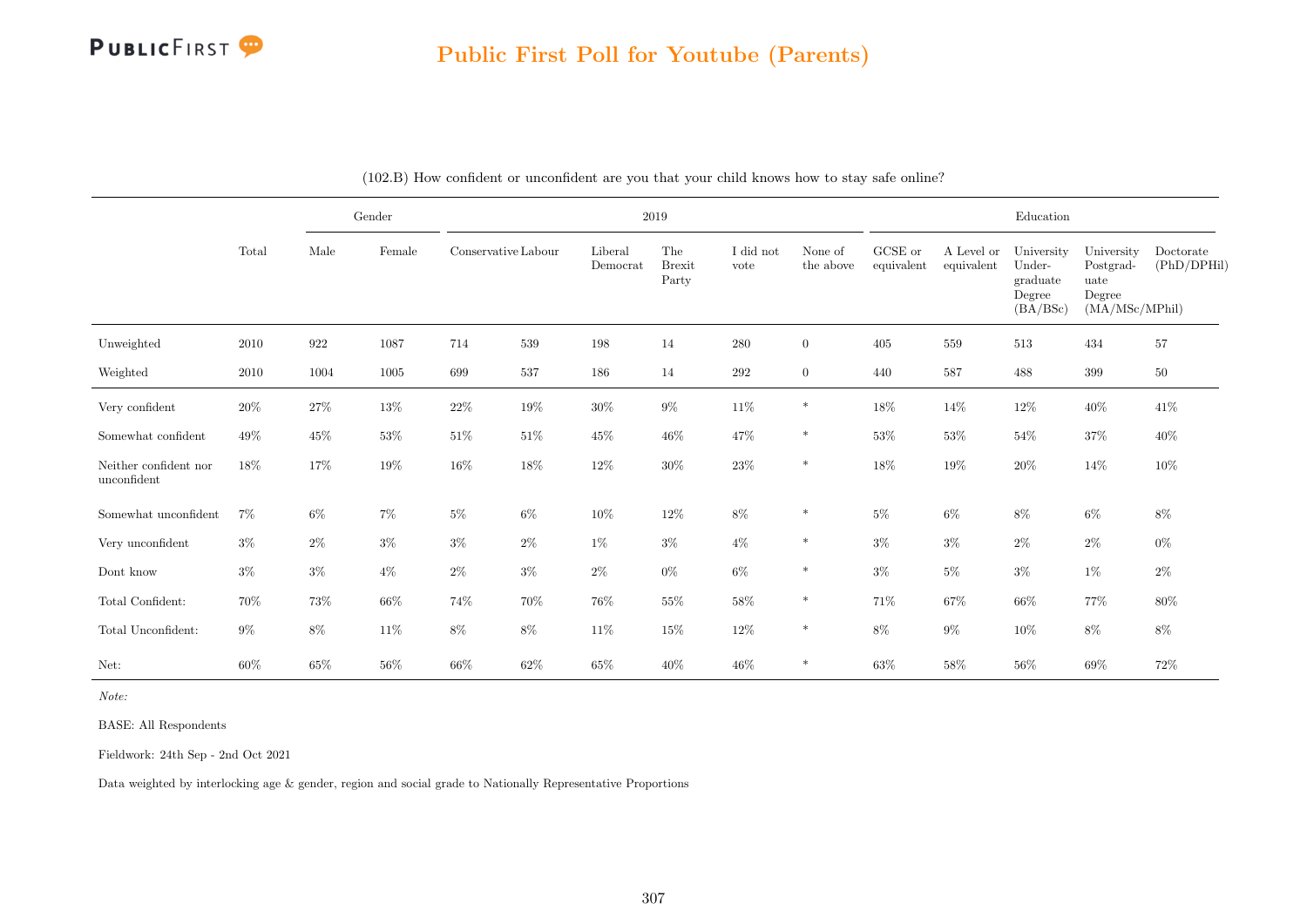## Public First Poll for Youtube (Parents)

(102.B) How confident or unconfident are you that your child knows how to stay safe online?

| | Total | Gender | | 2019 | | | | | | Education | | | | |
|---|---|---|---|---|---|---|---|---|---|---|---|---|---|---|
| | | Male | Female | Conservative | Labour | Liberal Democrat | The Brexit Party | I did not vote | None of the above | GCSE or equivalent | A Level or equivalent | University Undergraduate Degree (BA/BSc) | University Postgraduate Degree (MA/MSc/MPhil) | Doctorate (PhD/DPHil) |
| Unweighted | 2010 | 922 | 1087 | 714 | 539 | 198 | 14 | 280 | 0 | 405 | 559 | 513 | 434 | 57 |
| Weighted | 2010 | 1004 | 1005 | 699 | 537 | 186 | 14 | 292 | 0 | 440 | 587 | 488 | 399 | 50 |
| Very confident | 20% | 27% | 13% | 22% | 19% | 30% | 9% | 11% | * | 18% | 14% | 12% | 40% | 41% |
| Somewhat confident | 49% | 45% | 53% | 51% | 51% | 45% | 46% | 47% | * | 53% | 53% | 54% | 37% | 40% |
| Neither confident nor unconfident | 18% | 17% | 19% | 16% | 18% | 12% | 30% | 23% | * | 18% | 19% | 20% | 14% | 10% |
| Somewhat unconfident | 7% | 6% | 7% | 5% | 6% | 10% | 12% | 8% | * | 5% | 6% | 8% | 6% | 8% |
| Very unconfident | 3% | 2% | 3% | 3% | 2% | 1% | 3% | 4% | * | 3% | 3% | 2% | 2% | 0% |
| Dont know | 3% | 3% | 4% | 2% | 3% | 2% | 0% | 6% | * | 3% | 5% | 3% | 1% | 2% |
| Total Confident: | 70% | 73% | 66% | 74% | 70% | 76% | 55% | 58% | * | 71% | 67% | 66% | 77% | 80% |
| Total Unconfident: | 9% | 8% | 11% | 8% | 8% | 11% | 15% | 12% | * | 8% | 9% | 10% | 8% | 8% |
| Net: | 60% | 65% | 56% | 66% | 62% | 65% | 40% | 46% | * | 63% | 58% | 56% | 69% | 72% |

*Note:*

BASE: All Respondents

Fieldwork: 24th Sep - 2nd Oct 2021

Data weighted by interlocking age & gender, region and social grade to Nationally Representative Proportions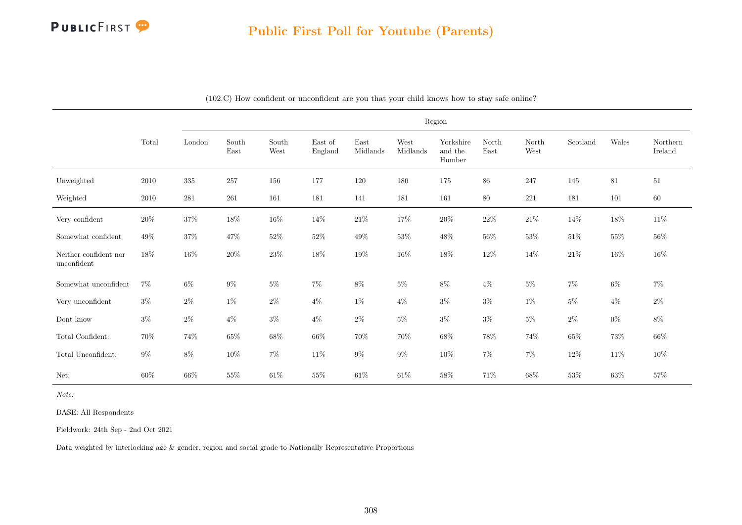## Public First Poll for Youtube (Parents)

(102.C) How confident or unconfident are you that your child knows how to stay safe online?

| | Total | Region | | | | | | | | | | | |
|---|---|---|---|---|---|---|---|---|---|---|---|---|---|
| | | London | South East | South West | East of England | East Midlands | West Midlands | Yorkshire and the Humber | North East | North West | Scotland | Wales | Northern Ireland |
| Unweighted | 2010 | 335 | 257 | 156 | 177 | 120 | 180 | 175 | 86 | 247 | 145 | 81 | 51 |
| Weighted | 2010 | 281 | 261 | 161 | 181 | 141 | 181 | 161 | 80 | 221 | 181 | 101 | 60 |
| Very confident | 20% | 37% | 18% | 16% | 14% | 21% | 17% | 20% | 22% | 21% | 14% | 18% | 11% |
| Somewhat confident | 49% | 37% | 47% | 52% | 52% | 49% | 53% | 48% | 56% | 53% | 51% | 55% | 56% |
| Neither confident nor unconfident | 18% | 16% | 20% | 23% | 18% | 19% | 16% | 18% | 12% | 14% | 21% | 16% | 16% |
| Somewhat unconfident | 7% | 6% | 9% | 5% | 7% | 8% | 5% | 8% | 4% | 5% | 7% | 6% | 7% |
| Very unconfident | 3% | 2% | 1% | 2% | 4% | 1% | 4% | 3% | 3% | 1% | 5% | 4% | 2% |
| Dont know | 3% | 2% | 4% | 3% | 4% | 2% | 5% | 3% | 3% | 5% | 2% | 0% | 8% |
| Total Confident: | 70% | 74% | 65% | 68% | 66% | 70% | 70% | 68% | 78% | 74% | 65% | 73% | 66% |
| Total Unconfident: | 9% | 8% | 10% | 7% | 11% | 9% | 9% | 10% | 7% | 7% | 12% | 11% | 10% |
| Net: | 60% | 66% | 55% | 61% | 55% | 61% | 61% | 58% | 71% | 68% | 53% | 63% | 57% |

*Note:*

BASE: All Respondents

Fieldwork: 24th Sep - 2nd Oct 2021

Data weighted by interlocking age & gender, region and social grade to Nationally Representative Proportions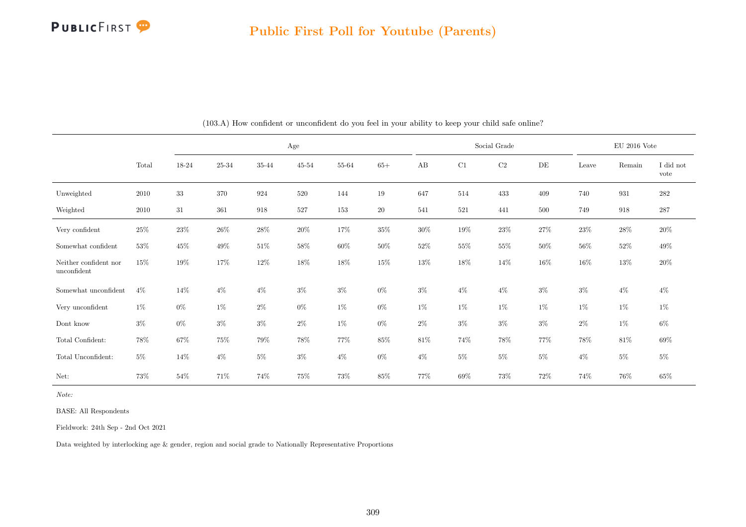## Public First Poll for Youtube (Parents)

(103.A) How confident or unconfident do you feel in your ability to keep your child safe online?

| | Total | Age | | | | | | Social Grade | | | | EU 2016 Vote | | |
|---|---|---|---|---|---|---|---|---|---|---|---|---|---|---|
| | | 18-24 | 25-34 | 35-44 | 45-54 | 55-64 | 65+ | AB | C1 | C2 | DE | Leave | Remain | I did not vote |
| Unweighted | 2010 | 33 | 370 | 924 | 520 | 144 | 19 | 647 | 514 | 433 | 409 | 740 | 931 | 282 |
| Weighted | 2010 | 31 | 361 | 918 | 527 | 153 | 20 | 541 | 521 | 441 | 500 | 749 | 918 | 287 |
| Very confident | 25% | 23% | 26% | 28% | 20% | 17% | 35% | 30% | 19% | 23% | 27% | 23% | 28% | 20% |
| Somewhat confident | 53% | 45% | 49% | 51% | 58% | 60% | 50% | 52% | 55% | 55% | 50% | 56% | 52% | 49% |
| Neither confident nor unconfident | 15% | 19% | 17% | 12% | 18% | 18% | 15% | 13% | 18% | 14% | 16% | 16% | 13% | 20% |
| Somewhat unconfident | 4% | 14% | 4% | 4% | 3% | 3% | 0% | 3% | 4% | 4% | 3% | 3% | 4% | 4% |
| Very unconfident | 1% | 0% | 1% | 2% | 0% | 1% | 0% | 1% | 1% | 1% | 1% | 1% | 1% | 1% |
| Dont know | 3% | 0% | 3% | 3% | 2% | 1% | 0% | 2% | 3% | 3% | 3% | 2% | 1% | 6% |
| Total Confident: | 78% | 67% | 75% | 79% | 78% | 77% | 85% | 81% | 74% | 78% | 77% | 78% | 81% | 69% |
| Total Unconfident: | 5% | 14% | 4% | 5% | 3% | 4% | 0% | 4% | 5% | 5% | 5% | 4% | 5% | 5% |
| Net: | 73% | 54% | 71% | 74% | 75% | 73% | 85% | 77% | 69% | 73% | 72% | 74% | 76% | 65% |

*Note:*

BASE: All Respondents

Fieldwork: 24th Sep - 2nd Oct 2021

Data weighted by interlocking age & gender, region and social grade to Nationally Representative Proportions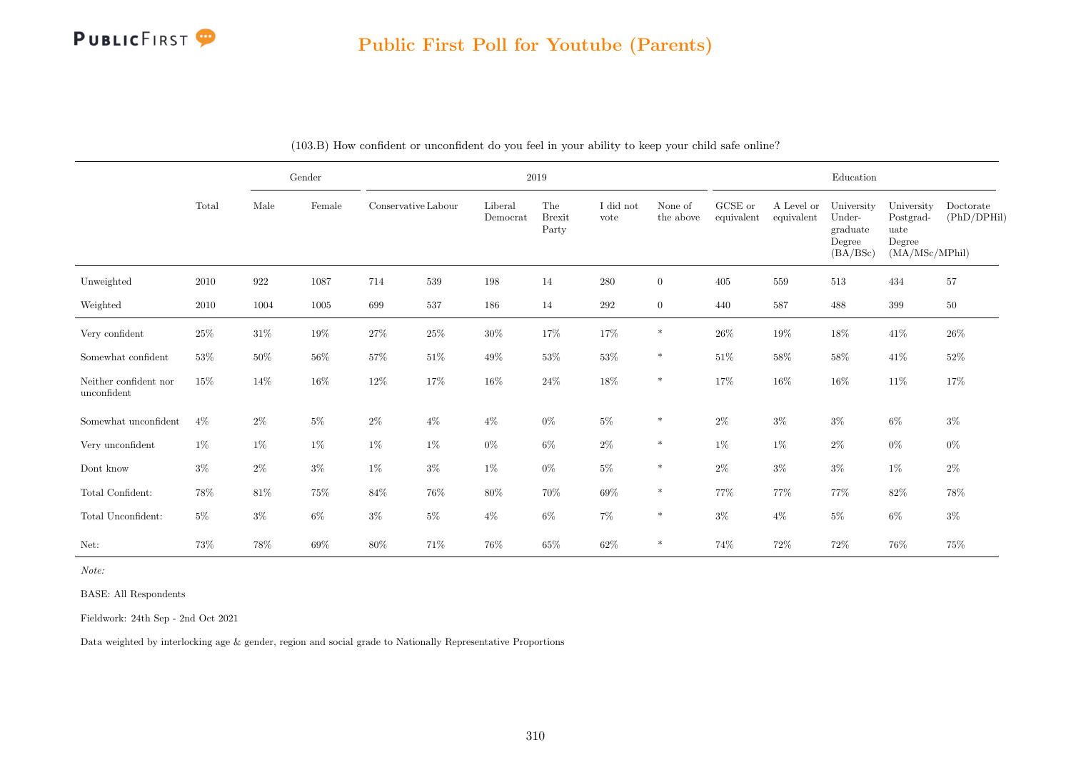## Public First Poll for Youtube (Parents)

(103.B) How confident or unconfident do you feel in your ability to keep your child safe online?

| | Total | Gender | | 2019 | | | | | | Education | | | | |
|---|---|---|---|---|---|---|---|---|---|---|---|---|---|---|
| | | Male | Female | Conservative | Labour | Liberal Democrat | The Brexit Party | I did not vote | None of the above | GCSE or equivalent | A Level or equivalent | University Under-graduate Degree (BA/BSc) | University Postgrad-uate Degree (MA/MSc/MPhil) | Doctorate (PhD/DPHil) |
| Unweighted | 2010 | 922 | 1087 | 714 | 539 | 198 | 14 | 280 | 0 | 405 | 559 | 513 | 434 | 57 |
| Weighted | 2010 | 1004 | 1005 | 699 | 537 | 186 | 14 | 292 | 0 | 440 | 587 | 488 | 399 | 50 |
| Very confident | 25% | 31% | 19% | 27% | 25% | 30% | 17% | 17% | * | 26% | 19% | 18% | 41% | 26% |
| Somewhat confident | 53% | 50% | 56% | 57% | 51% | 49% | 53% | 53% | * | 51% | 58% | 58% | 41% | 52% |
| Neither confident nor unconfident | 15% | 14% | 16% | 12% | 17% | 16% | 24% | 18% | * | 17% | 16% | 16% | 11% | 17% |
| Somewhat unconfident | 4% | 2% | 5% | 2% | 4% | 4% | 0% | 5% | * | 2% | 3% | 3% | 6% | 3% |
| Very unconfident | 1% | 1% | 1% | 1% | 1% | 0% | 6% | 2% | * | 1% | 1% | 2% | 0% | 0% |
| Dont know | 3% | 2% | 3% | 1% | 3% | 1% | 0% | 5% | * | 2% | 3% | 3% | 1% | 2% |
| Total Confident: | 78% | 81% | 75% | 84% | 76% | 80% | 70% | 69% | * | 77% | 77% | 77% | 82% | 78% |
| Total Unconfident: | 5% | 3% | 6% | 3% | 5% | 4% | 6% | 7% | * | 3% | 4% | 5% | 6% | 3% |
| Net: | 73% | 78% | 69% | 80% | 71% | 76% | 65% | 62% | * | 74% | 72% | 72% | 76% | 75% |

*Note:*

BASE: All Respondents

Fieldwork: 24th Sep - 2nd Oct 2021

Data weighted by interlocking age & gender, region and social grade to Nationally Representative Proportions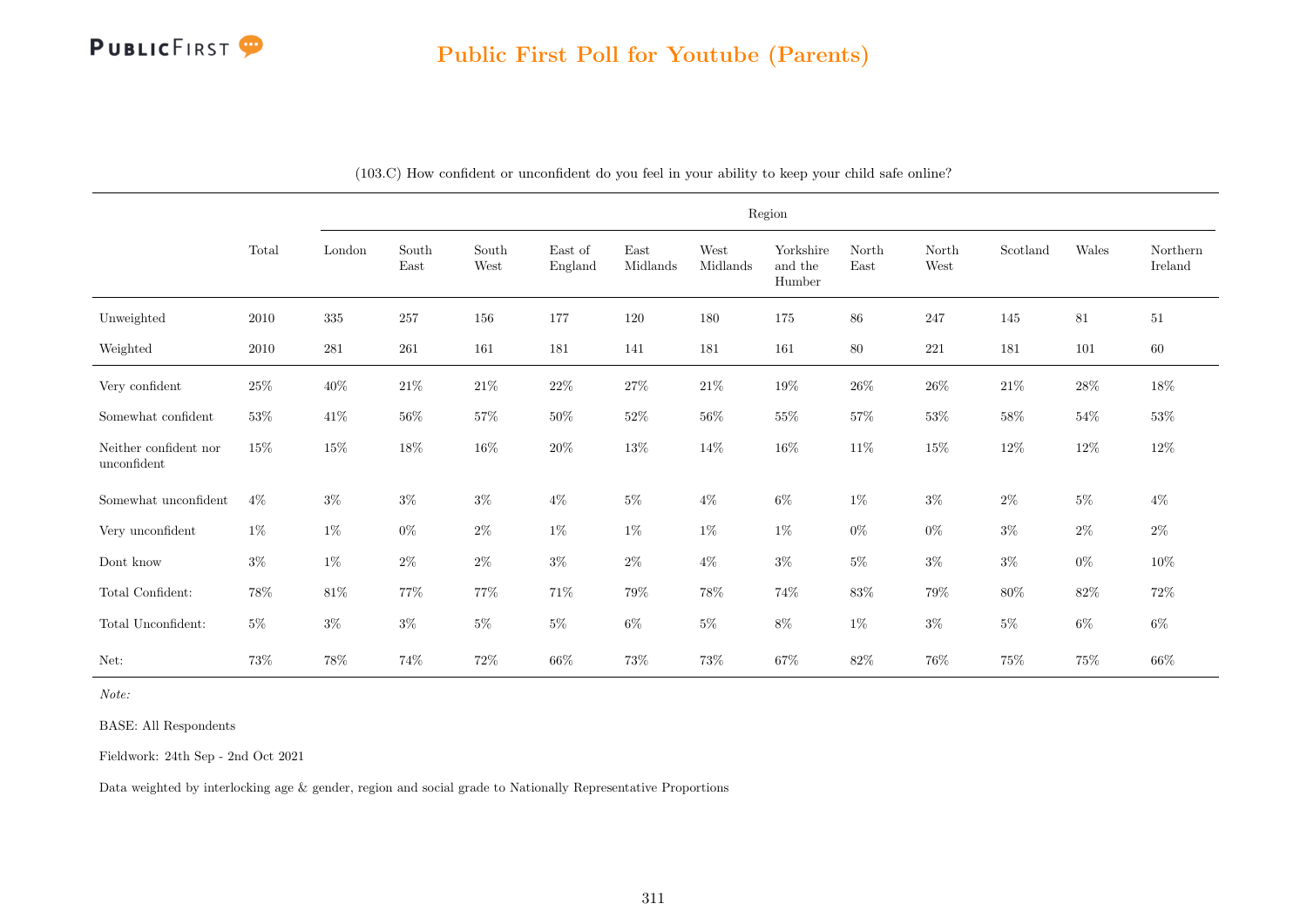# Public First Poll for Youtube (Parents)

(103.C) How confident or unconfident do you feel in your ability to keep your child safe online?

| | Total | Region | | | | | | | | | | | |
|---|---|---|---|---|---|---|---|---|---|---|---|---|---|
| | | London | South East | South West | East of England | East Midlands | West Midlands | Yorkshire and the Humber | North East | North West | Scotland | Wales | Northern Ireland |
| Unweighted | 2010 | 335 | 257 | 156 | 177 | 120 | 180 | 175 | 86 | 247 | 145 | 81 | 51 |
| Weighted | 2010 | 281 | 261 | 161 | 181 | 141 | 181 | 161 | 80 | 221 | 181 | 101 | 60 |
| Very confident | 25% | 40% | 21% | 21% | 22% | 27% | 21% | 19% | 26% | 26% | 21% | 28% | 18% |
| Somewhat confident | 53% | 41% | 56% | 57% | 50% | 52% | 56% | 55% | 57% | 53% | 58% | 54% | 53% |
| Neither confident nor unconfident | 15% | 15% | 18% | 16% | 20% | 13% | 14% | 16% | 11% | 15% | 12% | 12% | 12% |
| Somewhat unconfident | 4% | 3% | 3% | 3% | 4% | 5% | 4% | 6% | 1% | 3% | 2% | 5% | 4% |
| Very unconfident | 1% | 1% | 0% | 2% | 1% | 1% | 1% | 1% | 0% | 0% | 3% | 2% | 2% |
| Dont know | 3% | 1% | 2% | 2% | 3% | 2% | 4% | 3% | 5% | 3% | 3% | 0% | 10% |
| Total Confident: | 78% | 81% | 77% | 77% | 71% | 79% | 78% | 74% | 83% | 79% | 80% | 82% | 72% |
| Total Unconfident: | 5% | 3% | 3% | 5% | 5% | 6% | 5% | 8% | 1% | 3% | 5% | 6% | 6% |
| Net: | 73% | 78% | 74% | 72% | 66% | 73% | 73% | 67% | 82% | 76% | 75% | 75% | 66% |

*Note:*

BASE: All Respondents

Fieldwork: 24th Sep - 2nd Oct 2021

Data weighted by interlocking age & gender, region and social grade to Nationally Representative Proportions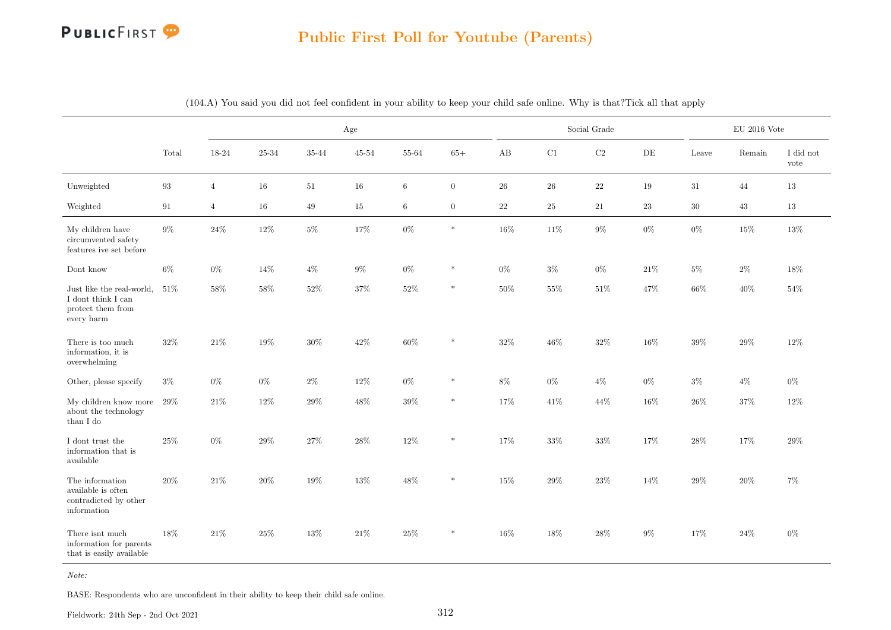## Public First Poll for Youtube (Parents)

(104.A) You said you did not feel confident in your ability to keep your child safe online. Why is that?Tick all that apply

| | | Age | | | | | | Social Grade | | | | EU 2016 Vote | | |
|---|---|---|---|---|---|---|---|---|---|---|---|---|---|---|
| | Total | 18-24 | 25-34 | 35-44 | 45-54 | 55-64 | 65+ | AB | C1 | C2 | DE | Leave | Remain | I did not vote |
| Unweighted | 93 | 4 | 16 | 51 | 16 | 6 | 0 | 26 | 26 | 22 | 19 | 31 | 44 | 13 |
| Weighted | 91 | 4 | 16 | 49 | 15 | 6 | 0 | 22 | 25 | 21 | 23 | 30 | 43 | 13 |
| My children have circumvented safety features ive set before | 9% | 24% | 12% | 5% | 17% | 0% | * | 16% | 11% | 9% | 0% | 0% | 15% | 13% |
| Dont know | 6% | 0% | 14% | 4% | 9% | 0% | * | 0% | 3% | 0% | 21% | 5% | 2% | 18% |
| Just like the real-world, I dont think I can protect them from every harm | 51% | 58% | 58% | 52% | 37% | 52% | * | 50% | 55% | 51% | 47% | 66% | 40% | 54% |
| There is too much information, it is overwhelming | 32% | 21% | 19% | 30% | 42% | 60% | * | 32% | 46% | 32% | 16% | 39% | 29% | 12% |
| Other, please specify | 3% | 0% | 0% | 2% | 12% | 0% | * | 8% | 0% | 4% | 0% | 3% | 4% | 0% |
| My children know more about the technology than I do | 29% | 21% | 12% | 29% | 48% | 39% | * | 17% | 41% | 44% | 16% | 26% | 37% | 12% |
| I dont trust the information that is available | 25% | 0% | 29% | 27% | 28% | 12% | * | 17% | 33% | 33% | 17% | 28% | 17% | 29% |
| The information available is often contradicted by other information | 20% | 21% | 20% | 19% | 13% | 48% | * | 15% | 29% | 23% | 14% | 29% | 20% | 7% |
| There isnt much information for parents that is easily available | 18% | 21% | 25% | 13% | 21% | 25% | * | 16% | 18% | 28% | 9% | 17% | 24% | 0% |

*Note:*

BASE: Respondents who are unconfident in their ability to keep their child safe online.

Fieldwork: 24th Sep - 2nd Oct 2021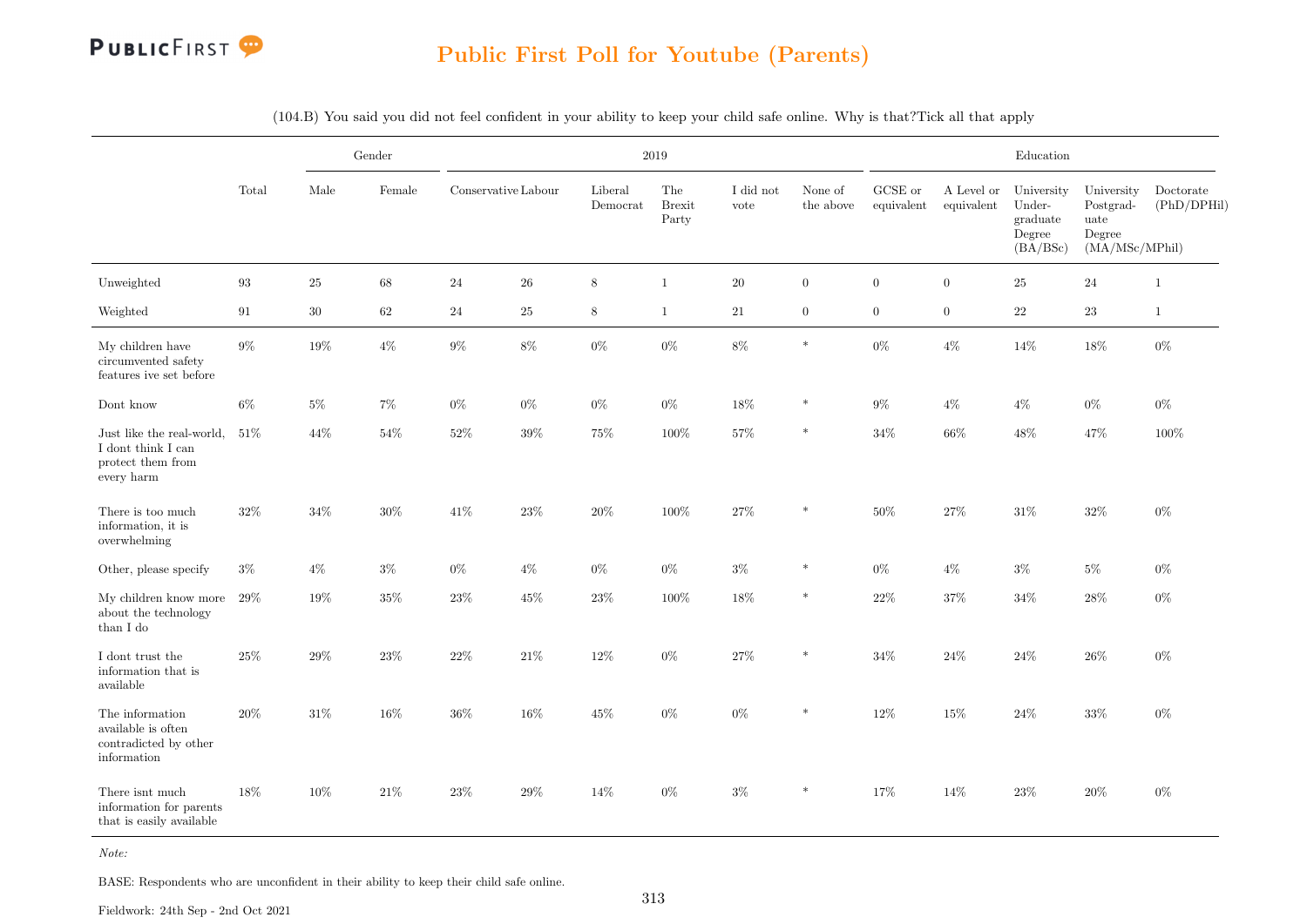# Public First Poll for Youtube (Parents)

(104.B) You said you did not feel confident in your ability to keep your child safe online. Why is that?Tick all that apply

| | Total | Gender | | 2019 | | | | | | Education | | | | |
|---|---|---|---|---|---|---|---|---|---|---|---|---|---|---|
| | | Male | Female | Conservative | Labour | Liberal Democrat | The Brexit Party | I did not vote | None of the above | GCSE or equivalent | A Level or equivalent | University Undergraduate Degree (BA/BSc) | University Postgraduate Degree (MA/MSc/MPhil) | Doctorate (PhD/DPHil) |
| Unweighted | 93 | 25 | 68 | 24 | 26 | 8 | 1 | 20 | 0 | 0 | 0 | 25 | 24 | 1 |
| Weighted | 91 | 30 | 62 | 24 | 25 | 8 | 1 | 21 | 0 | 0 | 0 | 22 | 23 | 1 |
| My children have circumvented safety features ive set before | 9% | 19% | 4% | 9% | 8% | 0% | 0% | 8% | * | 0% | 4% | 14% | 18% | 0% |
| Dont know | 6% | 5% | 7% | 0% | 0% | 0% | 0% | 18% | * | 9% | 4% | 4% | 0% | 0% |
| Just like the real-world, I dont think I can protect them from every harm | 51% | 44% | 54% | 52% | 39% | 75% | 100% | 57% | * | 34% | 66% | 48% | 47% | 100% |
| There is too much information, it is overwhelming | 32% | 34% | 30% | 41% | 23% | 20% | 100% | 27% | * | 50% | 27% | 31% | 32% | 0% |
| Other, please specify | 3% | 4% | 3% | 0% | 4% | 0% | 0% | 3% | * | 0% | 4% | 3% | 5% | 0% |
| My children know more about the technology than I do | 29% | 19% | 35% | 23% | 45% | 23% | 100% | 18% | * | 22% | 37% | 34% | 28% | 0% |
| I dont trust the information that is available | 25% | 29% | 23% | 22% | 21% | 12% | 0% | 27% | * | 34% | 24% | 24% | 26% | 0% |
| The information available is often contradicted by other information | 20% | 31% | 16% | 36% | 16% | 45% | 0% | 0% | * | 12% | 15% | 24% | 33% | 0% |
| There isnt much information for parents that is easily available | 18% | 10% | 21% | 23% | 29% | 14% | 0% | 3% | * | 17% | 14% | 23% | 20% | 0% |

*Note:*

BASE: Respondents who are unconfident in their ability to keep their child safe online.

Fieldwork: 24th Sep - 2nd Oct 2021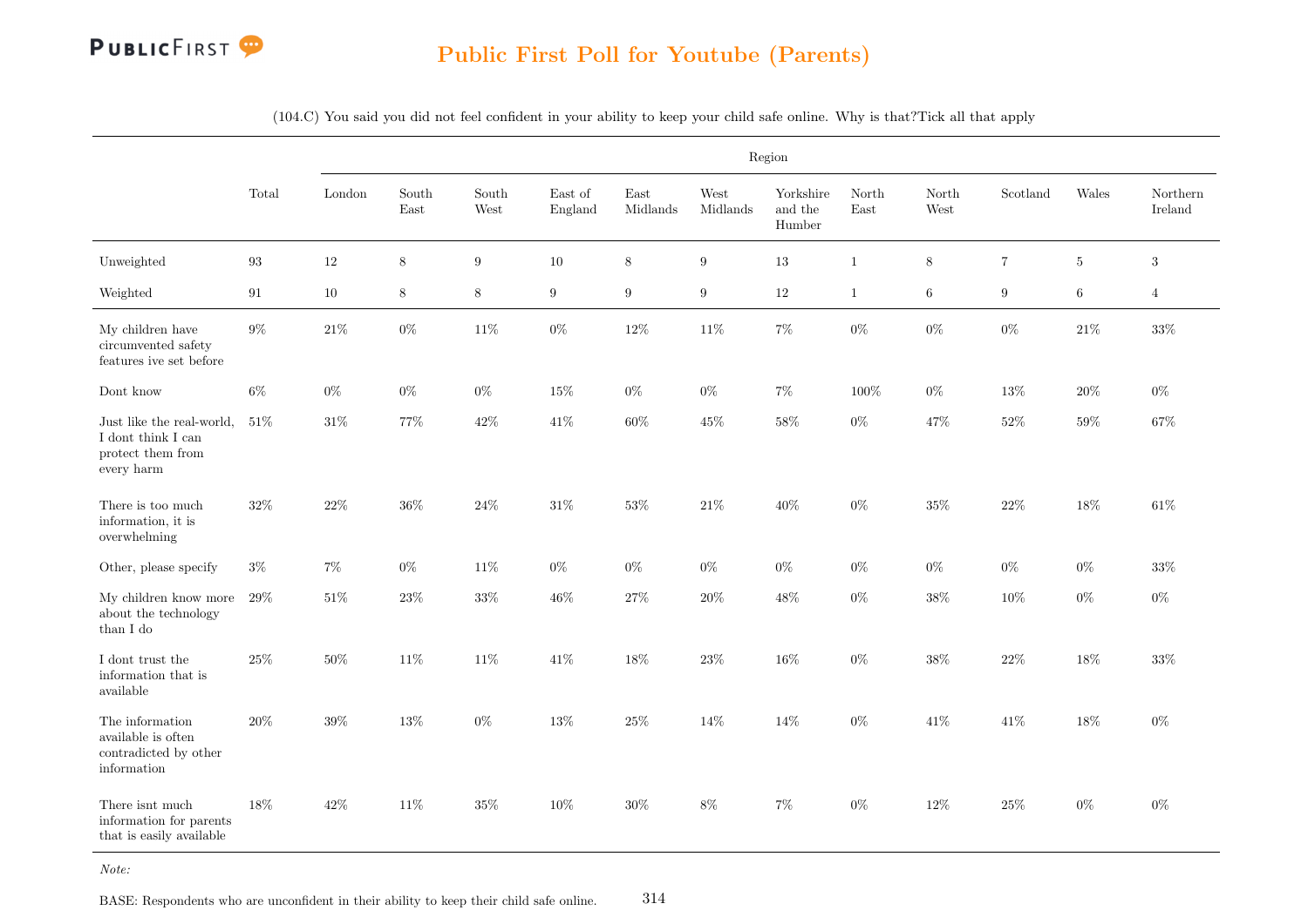## Public First Poll for Youtube (Parents)

(104.C) You said you did not feel confident in your ability to keep your child safe online. Why is that?Tick all that apply

| | Total | Region | | | | | | | | | | | |
|---|---|---|---|---|---|---|---|---|---|---|---|---|---|
| | | London | South East | South West | East of England | East Midlands | West Midlands | Yorkshire and the Humber | North East | North West | Scotland | Wales | Northern Ireland |
| Unweighted | 93 | 12 | 8 | 9 | 10 | 8 | 9 | 13 | 1 | 8 | 7 | 5 | 3 |
| Weighted | 91 | 10 | 8 | 8 | 9 | 9 | 9 | 12 | 1 | 6 | 9 | 6 | 4 |
| My children have circumvented safety features ive set before | 9% | 21% | 0% | 11% | 0% | 12% | 11% | 7% | 0% | 0% | 0% | 21% | 33% |
| Dont know | 6% | 0% | 0% | 0% | 15% | 0% | 0% | 7% | 100% | 0% | 13% | 20% | 0% |
| Just like the real-world, I dont think I can protect them from every harm | 51% | 31% | 77% | 42% | 41% | 60% | 45% | 58% | 0% | 47% | 52% | 59% | 67% |
| There is too much information, it is overwhelming | 32% | 22% | 36% | 24% | 31% | 53% | 21% | 40% | 0% | 35% | 22% | 18% | 61% |
| Other, please specify | 3% | 7% | 0% | 11% | 0% | 0% | 0% | 0% | 0% | 0% | 0% | 0% | 33% |
| My children know more about the technology than I do | 29% | 51% | 23% | 33% | 46% | 27% | 20% | 48% | 0% | 38% | 10% | 0% | 0% |
| I dont trust the information that is available | 25% | 50% | 11% | 11% | 41% | 18% | 23% | 16% | 0% | 38% | 22% | 18% | 33% |
| The information available is often contradicted by other information | 20% | 39% | 13% | 0% | 13% | 25% | 14% | 14% | 0% | 41% | 41% | 18% | 0% |
| There isnt much information for parents that is easily available | 18% | 42% | 11% | 35% | 10% | 30% | 8% | 7% | 0% | 12% | 25% | 0% | 0% |

*Note:*

BASE: Respondents who are unconfident in their ability to keep their child safe online.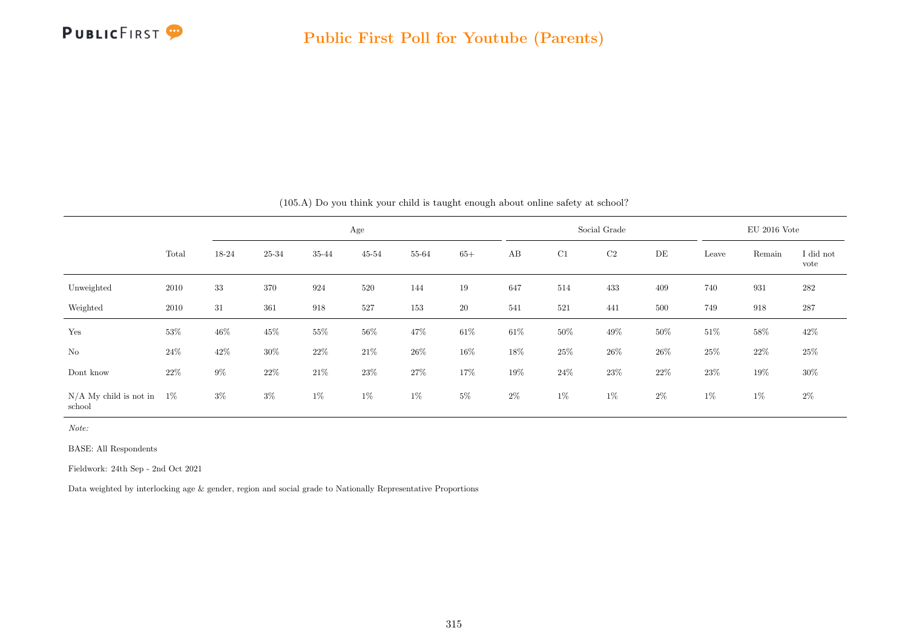(105.A) Do you think your child is taught enough about online safety at school?

| | Total | Age | | | | | | Social Grade | | | | EU 2016 Vote | | |
|---|---|---|---|---|---|---|---|---|---|---|---|---|---|---|
| | | 18-24 | 25-34 | 35-44 | 45-54 | 55-64 | 65+ | AB | C1 | C2 | DE | Leave | Remain | I did not vote |
| Unweighted | 2010 | 33 | 370 | 924 | 520 | 144 | 19 | 647 | 514 | 433 | 409 | 740 | 931 | 282 |
| Weighted | 2010 | 31 | 361 | 918 | 527 | 153 | 20 | 541 | 521 | 441 | 500 | 749 | 918 | 287 |
| Yes | 53% | 46% | 45% | 55% | 56% | 47% | 61% | 61% | 50% | 49% | 50% | 51% | 58% | 42% |
| No | 24% | 42% | 30% | 22% | 21% | 26% | 16% | 18% | 25% | 26% | 26% | 25% | 22% | 25% |
| Dont know | 22% | 9% | 22% | 21% | 23% | 27% | 17% | 19% | 24% | 23% | 22% | 23% | 19% | 30% |
| N/A My child is not in school | 1% | 3% | 3% | 1% | 1% | 1% | 5% | 2% | 1% | 1% | 2% | 1% | 1% | 2% |

*Note:*

BASE: All Respondents

Fieldwork: 24th Sep - 2nd Oct 2021

Data weighted by interlocking age & gender, region and social grade to Nationally Representative Proportions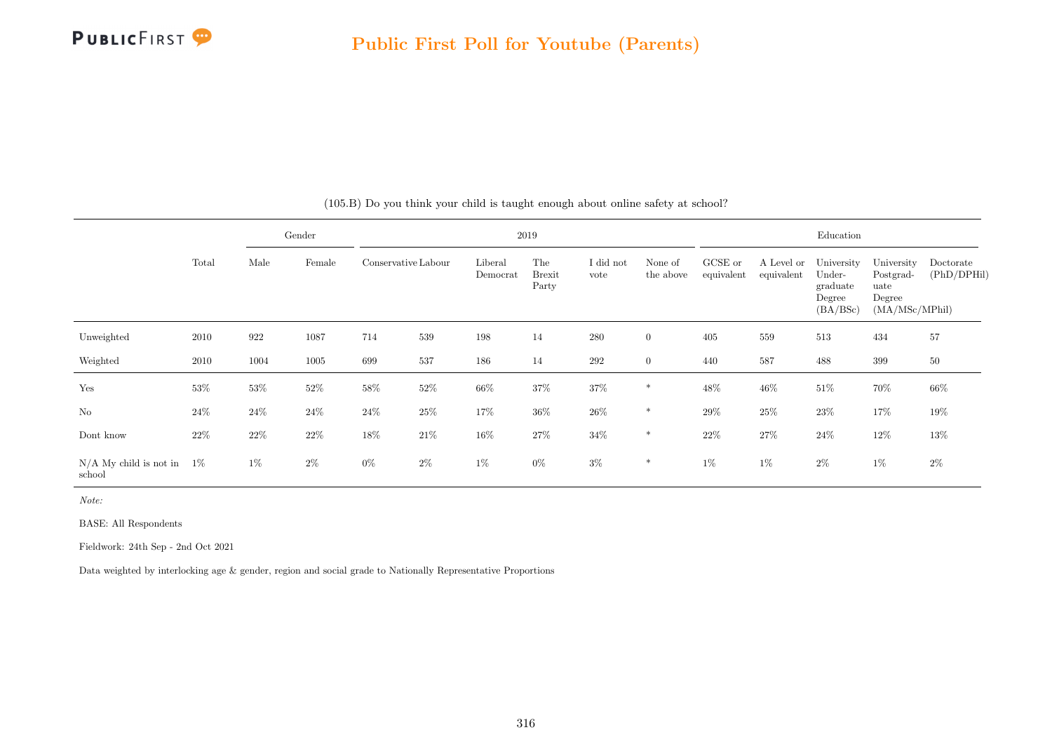(105.B) Do you think your child is taught enough about online safety at school?

| | Total | Gender | | 2019 | | | | | | Education | | | | |
|---|---|---|---|---|---|---|---|---|---|---|---|---|---|---|
| | | Male | Female | Conservative | Labour | Liberal Democrat | The Brexit Party | I did not vote | None of the above | GCSE or equivalent | A Level or equivalent | University Under-graduate Degree (BA/BSc) | University Postgrad-uate Degree (MA/MSc/MPhil) | Doctorate (PhD/DPHil) |
| Unweighted | 2010 | 922 | 1087 | 714 | 539 | 198 | 14 | 280 | 0 | 405 | 559 | 513 | 434 | 57 |
| Weighted | 2010 | 1004 | 1005 | 699 | 537 | 186 | 14 | 292 | 0 | 440 | 587 | 488 | 399 | 50 |
| Yes | 53% | 53% | 52% | 58% | 52% | 66% | 37% | 37% | * | 48% | 46% | 51% | 70% | 66% |
| No | 24% | 24% | 24% | 24% | 25% | 17% | 36% | 26% | * | 29% | 25% | 23% | 17% | 19% |
| Dont know | 22% | 22% | 22% | 18% | 21% | 16% | 27% | 34% | * | 22% | 27% | 24% | 12% | 13% |
| N/A My child is not in school | 1% | 1% | 2% | 0% | 2% | 1% | 0% | 3% | * | 1% | 1% | 2% | 1% | 2% |

*Note:*

BASE: All Respondents

Fieldwork: 24th Sep - 2nd Oct 2021

Data weighted by interlocking age & gender, region and social grade to Nationally Representative Proportions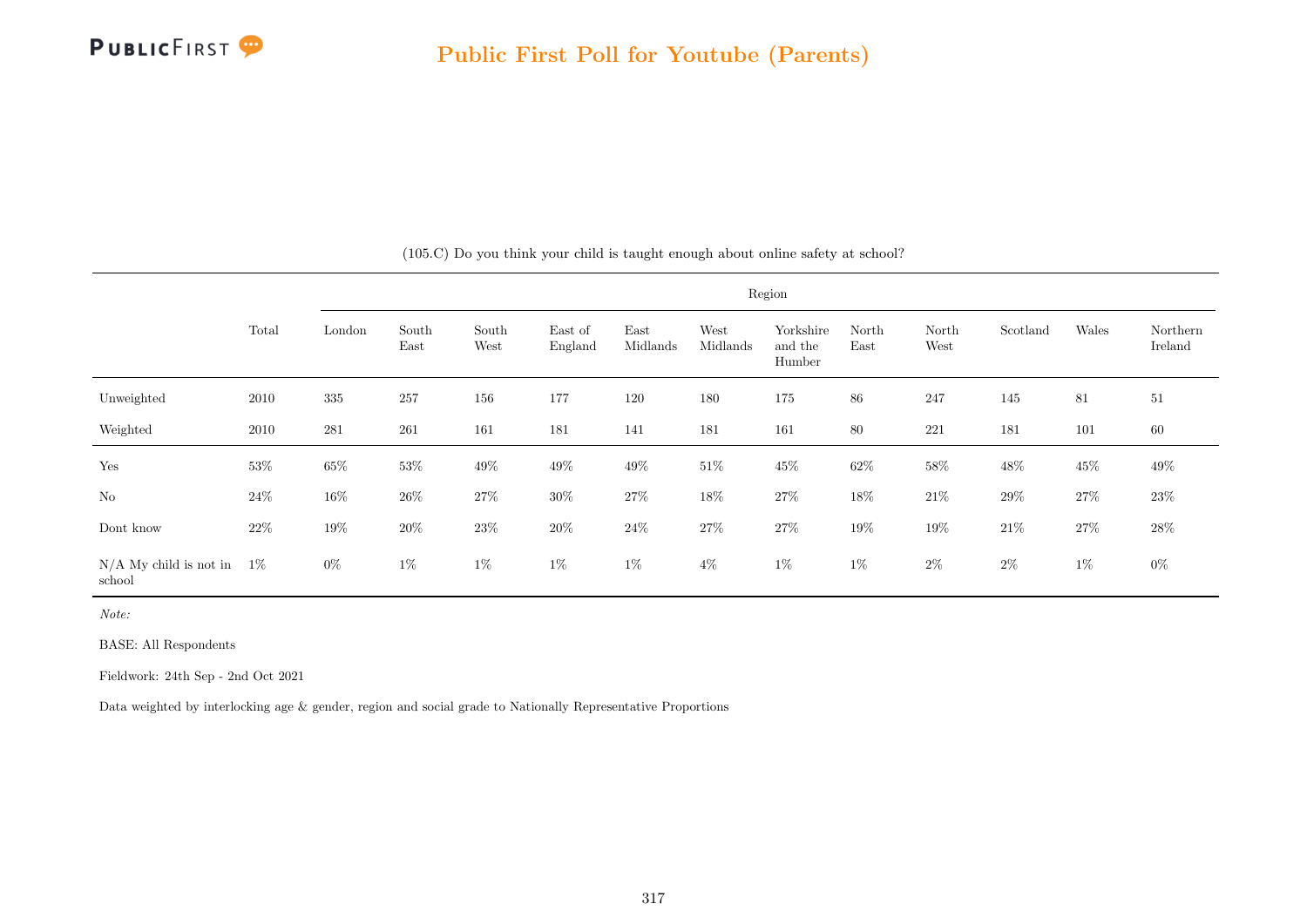## Public First Poll for Youtube (Parents)

(105.C) Do you think your child is taught enough about online safety at school?

| | Total | Region | | | | | | | | | | | |
|---|---|---|---|---|---|---|---|---|---|---|---|---|---|
| | | London | South East | South West | East of England | East Midlands | West Midlands | Yorkshire and the Humber | North East | North West | Scotland | Wales | Northern Ireland |
| Unweighted | 2010 | 335 | 257 | 156 | 177 | 120 | 180 | 175 | 86 | 247 | 145 | 81 | 51 |
| Weighted | 2010 | 281 | 261 | 161 | 181 | 141 | 181 | 161 | 80 | 221 | 181 | 101 | 60 |
| Yes | 53% | 65% | 53% | 49% | 49% | 49% | 51% | 45% | 62% | 58% | 48% | 45% | 49% |
| No | 24% | 16% | 26% | 27% | 30% | 27% | 18% | 27% | 18% | 21% | 29% | 27% | 23% |
| Dont know | 22% | 19% | 20% | 23% | 20% | 24% | 27% | 27% | 19% | 19% | 21% | 27% | 28% |
| N/A My child is not in school | 1% | 0% | 1% | 1% | 1% | 1% | 4% | 1% | 1% | 2% | 2% | 1% | 0% |

*Note:*

BASE: All Respondents

Fieldwork: 24th Sep - 2nd Oct 2021

Data weighted by interlocking age & gender, region and social grade to Nationally Representative Proportions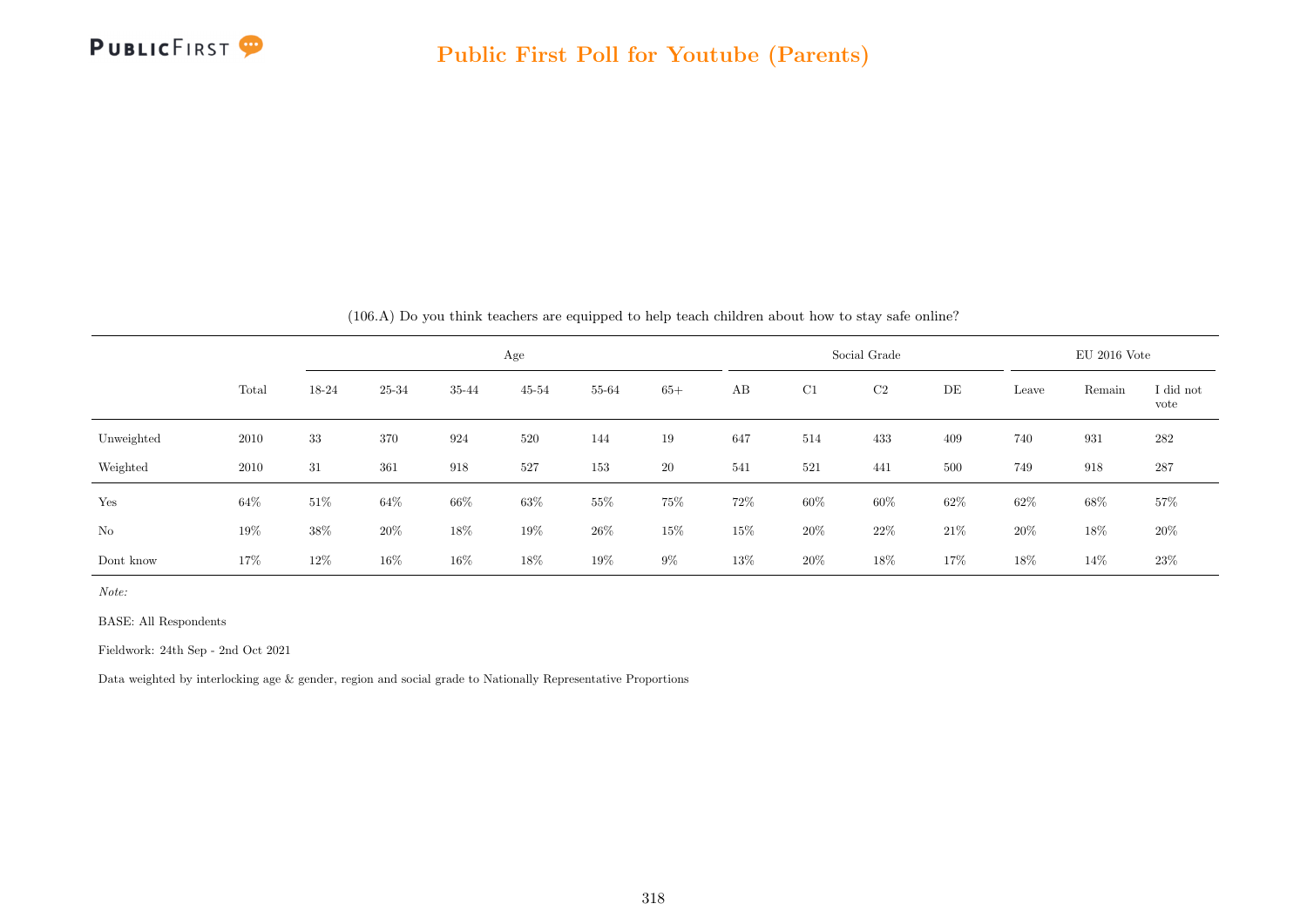(106.A) Do you think teachers are equipped to help teach children about how to stay safe online?

| | Total | Age | | | | | | Social Grade | | | | EU 2016 Vote | | |
|---|---|---|---|---|---|---|---|---|---|---|---|---|---|---|
| | | 18-24 | 25-34 | 35-44 | 45-54 | 55-64 | 65+ | AB | C1 | C2 | DE | Leave | Remain | I did not vote |
| Unweighted | 2010 | 33 | 370 | 924 | 520 | 144 | 19 | 647 | 514 | 433 | 409 | 740 | 931 | 282 |
| Weighted | 2010 | 31 | 361 | 918 | 527 | 153 | 20 | 541 | 521 | 441 | 500 | 749 | 918 | 287 |
| Yes | 64% | 51% | 64% | 66% | 63% | 55% | 75% | 72% | 60% | 60% | 62% | 62% | 68% | 57% |
| No | 19% | 38% | 20% | 18% | 19% | 26% | 15% | 15% | 20% | 22% | 21% | 20% | 18% | 20% |
| Dont know | 17% | 12% | 16% | 16% | 18% | 19% | 9% | 13% | 20% | 18% | 17% | 18% | 14% | 23% |

*Note:*

BASE: All Respondents

Fieldwork: 24th Sep - 2nd Oct 2021

Data weighted by interlocking age & gender, region and social grade to Nationally Representative Proportions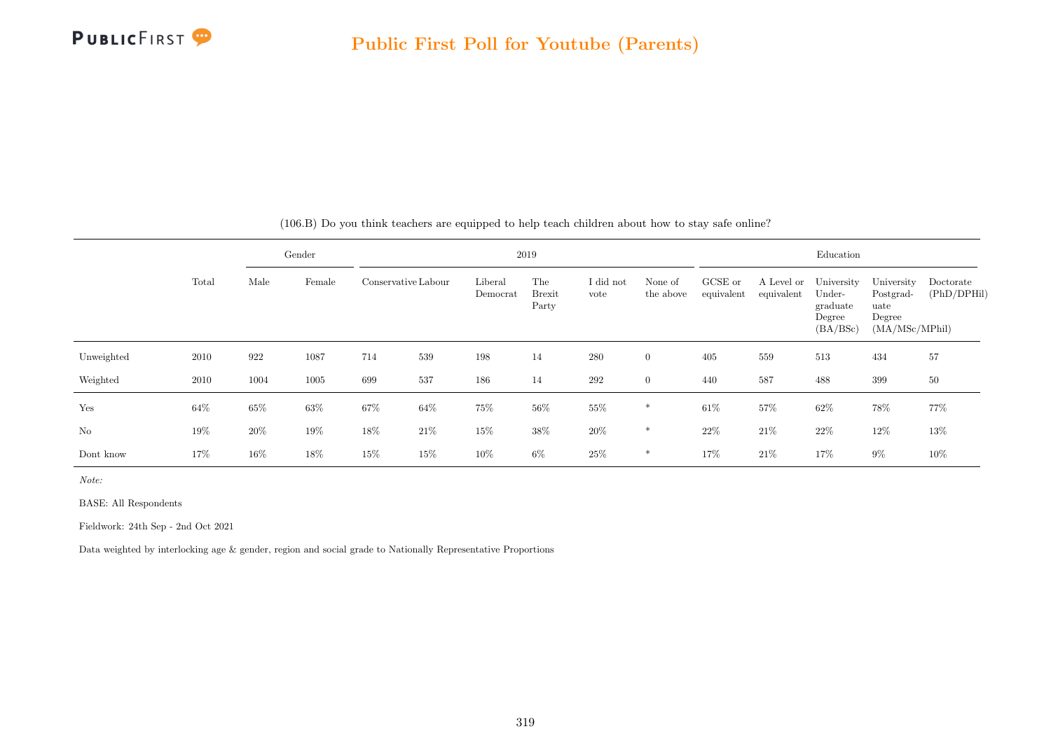(106.B) Do you think teachers are equipped to help teach children about how to stay safe online?

| | Total | Gender | | 2019 | | | | | | Education | | | | |
|---|---|---|---|---|---|---|---|---|---|---|---|---|---|---|
| | | Male | Female | Conservative | Labour | Liberal Democrat | The Brexit Party | I did not vote | None of the above | GCSE or equivalent | A Level or equivalent | University Under-graduate Degree (BA/BSc) | University Postgrad-uate Degree (MA/MSc/MPhil) | Doctorate (PhD/DPHil) |
| Unweighted | 2010 | 922 | 1087 | 714 | 539 | 198 | 14 | 280 | 0 | 405 | 559 | 513 | 434 | 57 |
| Weighted | 2010 | 1004 | 1005 | 699 | 537 | 186 | 14 | 292 | 0 | 440 | 587 | 488 | 399 | 50 |
| Yes | 64% | 65% | 63% | 67% | 64% | 75% | 56% | 55% | * | 61% | 57% | 62% | 78% | 77% |
| No | 19% | 20% | 19% | 18% | 21% | 15% | 38% | 20% | * | 22% | 21% | 22% | 12% | 13% |
| Dont know | 17% | 16% | 18% | 15% | 15% | 10% | 6% | 25% | * | 17% | 21% | 17% | 9% | 10% |

*Note:*

BASE: All Respondents

Fieldwork: 24th Sep - 2nd Oct 2021

Data weighted by interlocking age & gender, region and social grade to Nationally Representative Proportions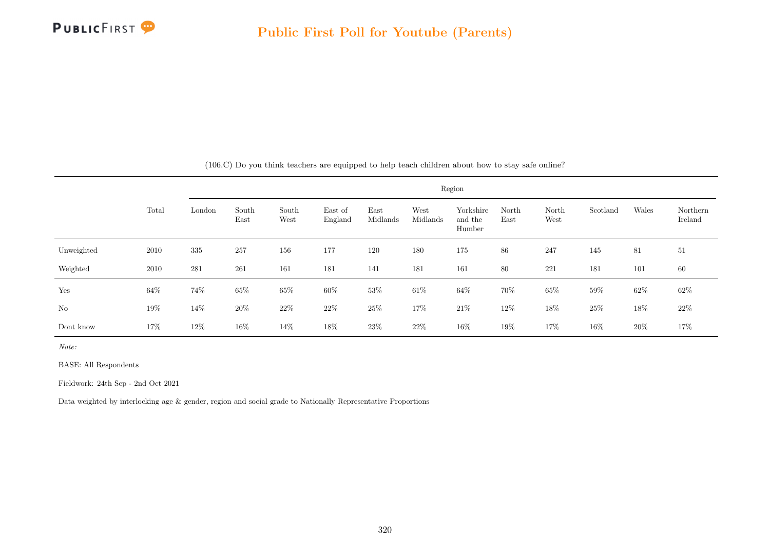## Public First Poll for Youtube (Parents)

(106.C) Do you think teachers are equipped to help teach children about how to stay safe online?

| | Total | Region | | | | | | | | | | | |
|---|---|---|---|---|---|---|---|---|---|---|---|---|---|
| | | London | South East | South West | East of England | East Midlands | West Midlands | Yorkshire and the Humber | North East | North West | Scotland | Wales | Northern Ireland |
| Unweighted | 2010 | 335 | 257 | 156 | 177 | 120 | 180 | 175 | 86 | 247 | 145 | 81 | 51 |
| Weighted | 2010 | 281 | 261 | 161 | 181 | 141 | 181 | 161 | 80 | 221 | 181 | 101 | 60 |
| Yes | 64% | 74% | 65% | 65% | 60% | 53% | 61% | 64% | 70% | 65% | 59% | 62% | 62% |
| No | 19% | 14% | 20% | 22% | 22% | 25% | 17% | 21% | 12% | 18% | 25% | 18% | 22% |
| Dont know | 17% | 12% | 16% | 14% | 18% | 23% | 22% | 16% | 19% | 17% | 16% | 20% | 17% |

*Note:*

BASE: All Respondents

Fieldwork: 24th Sep - 2nd Oct 2021

Data weighted by interlocking age & gender, region and social grade to Nationally Representative Proportions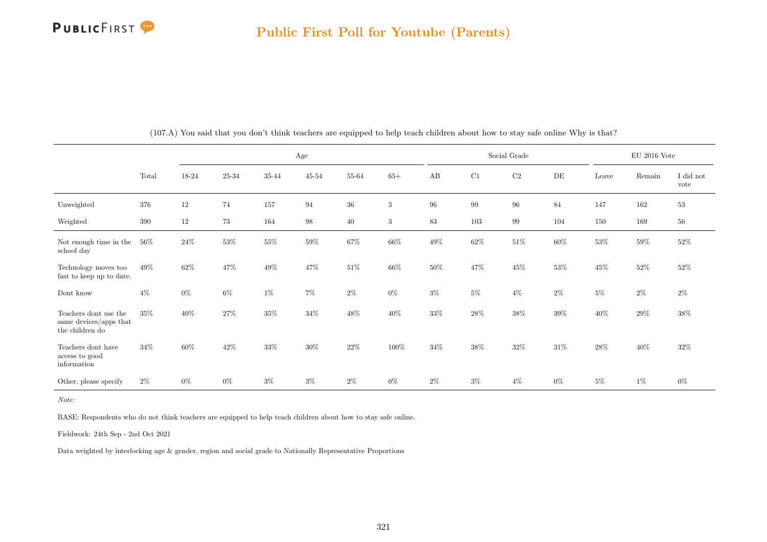(107.A) You said that you don't think teachers are equipped to help teach children about how to stay safe online Why is that?

| | Total | Age | | | | | | Social Grade | | | | EU 2016 Vote | | |
|---|---|---|---|---|---|---|---|---|---|---|---|---|---|---|
| | | 18-24 | 25-34 | 35-44 | 45-54 | 55-64 | 65+ | AB | C1 | C2 | DE | Leave | Remain | I did not vote |
| Unweighted | 376 | 12 | 74 | 157 | 94 | 36 | 3 | 96 | 99 | 96 | 84 | 147 | 162 | 53 |
| Weighted | 390 | 12 | 73 | 164 | 98 | 40 | 3 | 83 | 103 | 99 | 104 | 150 | 169 | 56 |
| Not enough time in the school day | 56% | 24% | 53% | 55% | 59% | 67% | 66% | 49% | 62% | 51% | 60% | 53% | 59% | 52% |
| Technology moves too fast to keep up to date. | 49% | 62% | 47% | 49% | 47% | 51% | 66% | 50% | 47% | 45% | 53% | 45% | 52% | 52% |
| Dont know | 4% | 0% | 6% | 1% | 7% | 2% | 0% | 3% | 5% | 4% | 2% | 5% | 2% | 2% |
| Teachers dont use the same devices/apps that the children do | 35% | 40% | 27% | 35% | 34% | 48% | 40% | 33% | 28% | 38% | 39% | 40% | 29% | 38% |
| Teachers dont have access to good information | 34% | 60% | 42% | 33% | 30% | 22% | 100% | 34% | 38% | 32% | 31% | 28% | 40% | 32% |
| Other, please specify | 2% | 0% | 0% | 3% | 3% | 2% | 0% | 2% | 3% | 4% | 0% | 5% | 1% | 0% |

*Note:*

BASE: Respondents who do not think teachers are equipped to help teach children about how to stay safe online.

Fieldwork: 24th Sep - 2nd Oct 2021

Data weighted by interlocking age & gender, region and social grade to Nationally Representative Proportions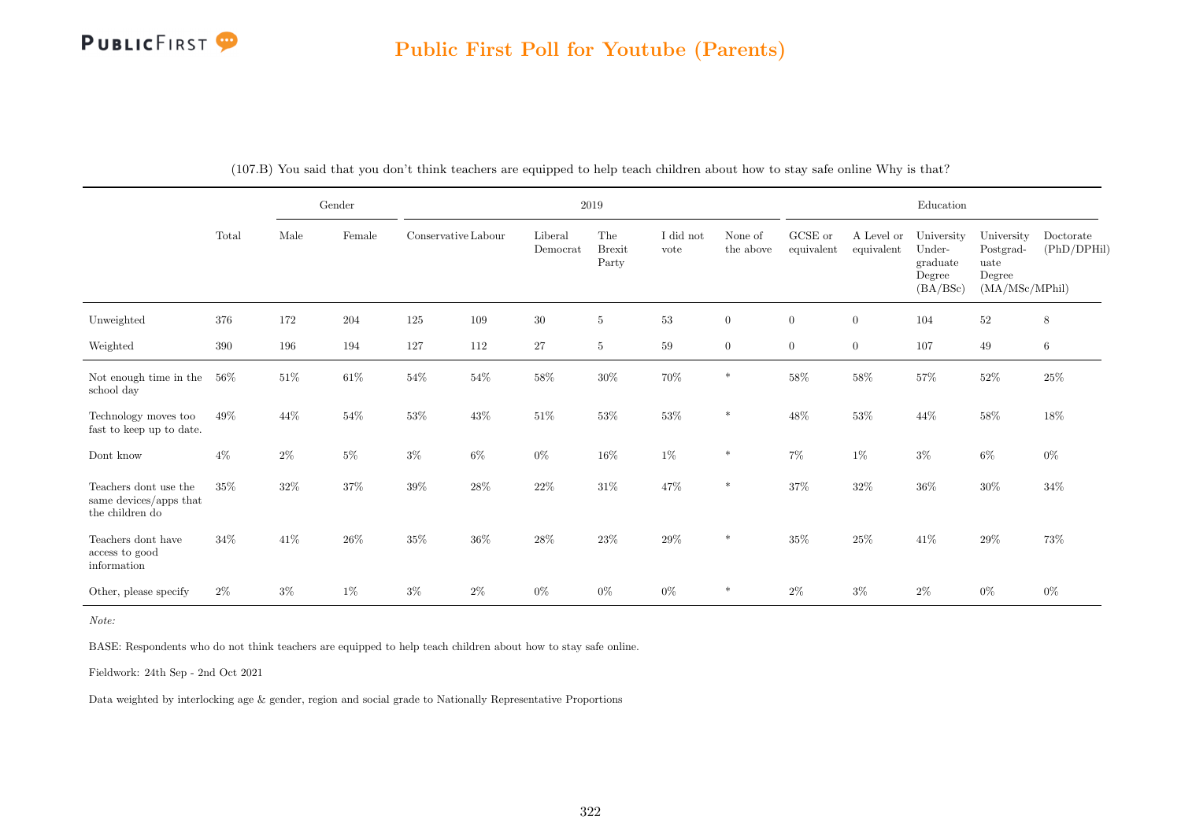(107.B) You said that you don't think teachers are equipped to help teach children about how to stay safe online Why is that?

| | Total | Gender | | 2019 | | | | | | Education | | | | |
|---|---|---|---|---|---|---|---|---|---|---|---|---|---|---|
| | | Male | Female | Conservative | Labour | Liberal Democrat | The Brexit Party | I did not vote | None of the above | GCSE or equivalent | A Level or equivalent | University Undergraduate Degree (BA/BSc) | University Postgraduate Degree (MA/MSc/MPhil) | Doctorate (PhD/DPHil) |
| Unweighted | 376 | 172 | 204 | 125 | 109 | 30 | 5 | 53 | 0 | 0 | 0 | 104 | 52 | 8 |
| Weighted | 390 | 196 | 194 | 127 | 112 | 27 | 5 | 59 | 0 | 0 | 0 | 107 | 49 | 6 |
| Not enough time in the school day | 56% | 51% | 61% | 54% | 54% | 58% | 30% | 70% | * | 58% | 58% | 57% | 52% | 25% |
| Technology moves too fast to keep up to date. | 49% | 44% | 54% | 53% | 43% | 51% | 53% | 53% | * | 48% | 53% | 44% | 58% | 18% |
| Dont know | 4% | 2% | 5% | 3% | 6% | 0% | 16% | 1% | * | 7% | 1% | 3% | 6% | 0% |
| Teachers dont use the same devices/apps that the children do | 35% | 32% | 37% | 39% | 28% | 22% | 31% | 47% | * | 37% | 32% | 36% | 30% | 34% |
| Teachers dont have access to good information | 34% | 41% | 26% | 35% | 36% | 28% | 23% | 29% | * | 35% | 25% | 41% | 29% | 73% |
| Other, please specify | 2% | 3% | 1% | 3% | 2% | 0% | 0% | 0% | * | 2% | 3% | 2% | 0% | 0% |

*Note:*

BASE: Respondents who do not think teachers are equipped to help teach children about how to stay safe online.

Fieldwork: 24th Sep - 2nd Oct 2021

Data weighted by interlocking age & gender, region and social grade to Nationally Representative Proportions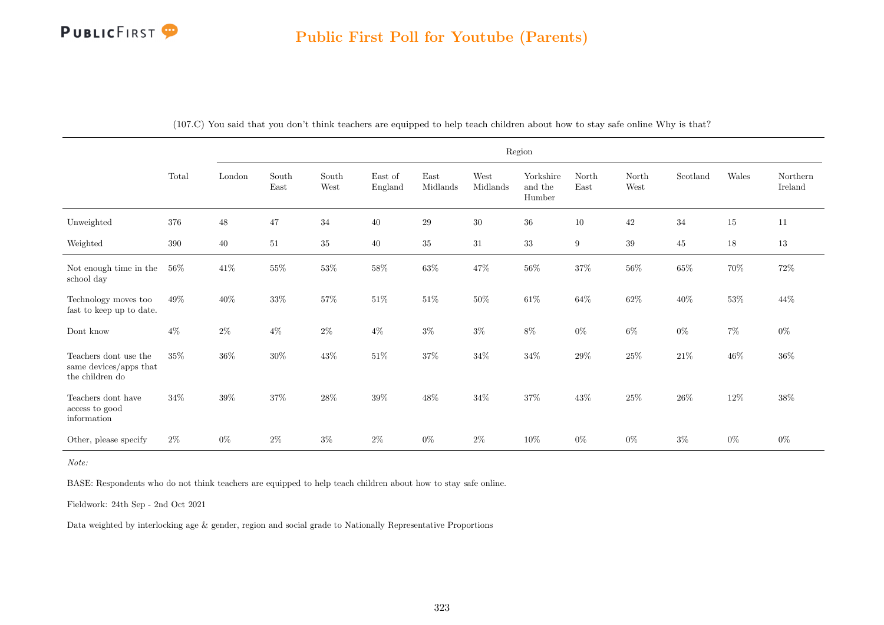# Public First Poll for Youtube (Parents)

(107.C) You said that you don't think teachers are equipped to help teach children about how to stay safe online Why is that?

| | Total | Region | | | | | | | | | | | |
|---|---|---|---|---|---|---|---|---|---|---|---|---|---|
| | | London | South East | South West | East of England | East Midlands | West Midlands | Yorkshire and the Humber | North East | North West | Scotland | Wales | Northern Ireland |
| Unweighted | 376 | 48 | 47 | 34 | 40 | 29 | 30 | 36 | 10 | 42 | 34 | 15 | 11 |
| Weighted | 390 | 40 | 51 | 35 | 40 | 35 | 31 | 33 | 9 | 39 | 45 | 18 | 13 |
| Not enough time in the school day | 56% | 41% | 55% | 53% | 58% | 63% | 47% | 56% | 37% | 56% | 65% | 70% | 72% |
| Technology moves too fast to keep up to date. | 49% | 40% | 33% | 57% | 51% | 51% | 50% | 61% | 64% | 62% | 40% | 53% | 44% |
| Dont know | 4% | 2% | 4% | 2% | 4% | 3% | 3% | 8% | 0% | 6% | 0% | 7% | 0% |
| Teachers dont use the same devices/apps that the children do | 35% | 36% | 30% | 43% | 51% | 37% | 34% | 34% | 29% | 25% | 21% | 46% | 36% |
| Teachers dont have access to good information | 34% | 39% | 37% | 28% | 39% | 48% | 34% | 37% | 43% | 25% | 26% | 12% | 38% |
| Other, please specify | 2% | 0% | 2% | 3% | 2% | 0% | 2% | 10% | 0% | 0% | 3% | 0% | 0% |

*Note:*

BASE: Respondents who do not think teachers are equipped to help teach children about how to stay safe online.

Fieldwork: 24th Sep - 2nd Oct 2021

Data weighted by interlocking age & gender, region and social grade to Nationally Representative Proportions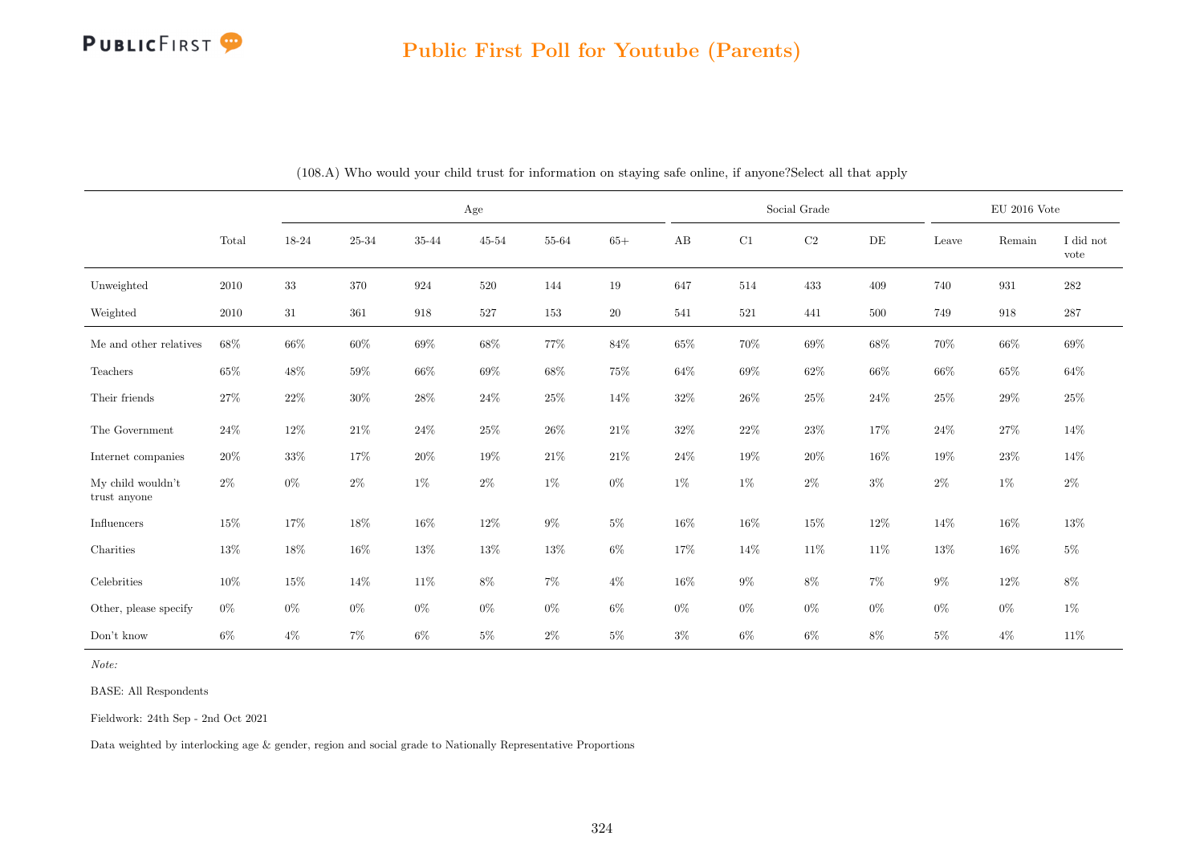## Public First Poll for Youtube (Parents)

(108.A) Who would your child trust for information on staying safe online, if anyone?Select all that apply

| | Total | Age | | | | | | Social Grade | | | | EU 2016 Vote | | |
|---|---|---|---|---|---|---|---|---|---|---|---|---|---|---|
| | | 18-24 | 25-34 | 35-44 | 45-54 | 55-64 | 65+ | AB | C1 | C2 | DE | Leave | Remain | I did not vote |
| Unweighted | 2010 | 33 | 370 | 924 | 520 | 144 | 19 | 647 | 514 | 433 | 409 | 740 | 931 | 282 |
| Weighted | 2010 | 31 | 361 | 918 | 527 | 153 | 20 | 541 | 521 | 441 | 500 | 749 | 918 | 287 |
| Me and other relatives | 68% | 66% | 60% | 69% | 68% | 77% | 84% | 65% | 70% | 69% | 68% | 70% | 66% | 69% |
| Teachers | 65% | 48% | 59% | 66% | 69% | 68% | 75% | 64% | 69% | 62% | 66% | 66% | 65% | 64% |
| Their friends | 27% | 22% | 30% | 28% | 24% | 25% | 14% | 32% | 26% | 25% | 24% | 25% | 29% | 25% |
| The Government | 24% | 12% | 21% | 24% | 25% | 26% | 21% | 32% | 22% | 23% | 17% | 24% | 27% | 14% |
| Internet companies | 20% | 33% | 17% | 20% | 19% | 21% | 21% | 24% | 19% | 20% | 16% | 19% | 23% | 14% |
| My child wouldn't trust anyone | 2% | 0% | 2% | 1% | 2% | 1% | 0% | 1% | 1% | 2% | 3% | 2% | 1% | 2% |
| Influencers | 15% | 17% | 18% | 16% | 12% | 9% | 5% | 16% | 16% | 15% | 12% | 14% | 16% | 13% |
| Charities | 13% | 18% | 16% | 13% | 13% | 13% | 6% | 17% | 14% | 11% | 11% | 13% | 16% | 5% |
| Celebrities | 10% | 15% | 14% | 11% | 8% | 7% | 4% | 16% | 9% | 8% | 7% | 9% | 12% | 8% |
| Other, please specify | 0% | 0% | 0% | 0% | 0% | 0% | 6% | 0% | 0% | 0% | 0% | 0% | 0% | 1% |
| Don't know | 6% | 4% | 7% | 6% | 5% | 2% | 5% | 3% | 6% | 6% | 8% | 5% | 4% | 11% |

*Note:*

BASE: All Respondents

Fieldwork: 24th Sep - 2nd Oct 2021

Data weighted by interlocking age & gender, region and social grade to Nationally Representative Proportions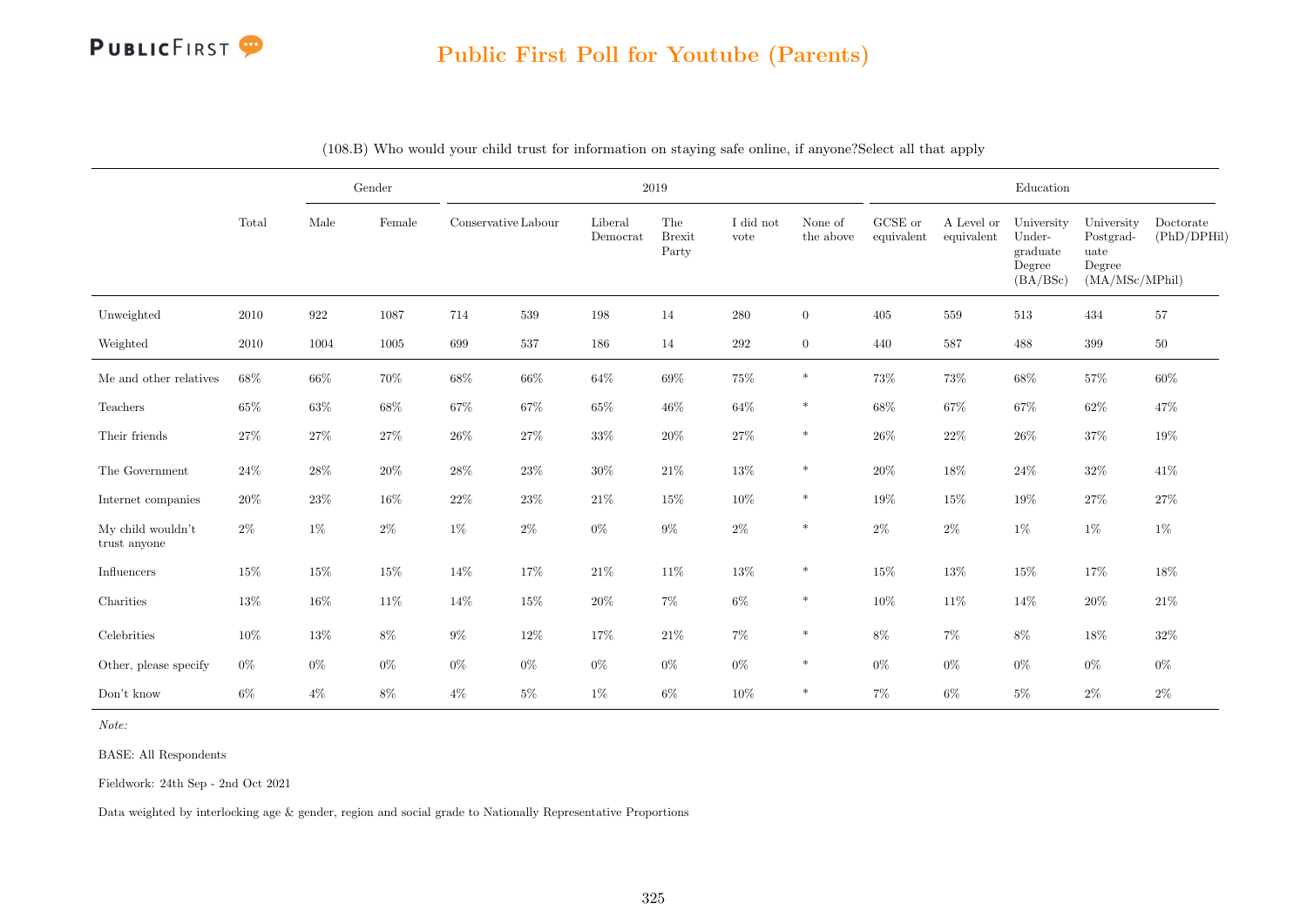## Public First Poll for Youtube (Parents)

(108.B) Who would your child trust for information on staying safe online, if anyone?Select all that apply

| | Total | Gender | | 2019 | | | | | | Education | | | | |
|---|---|---|---|---|---|---|---|---|---|---|---|---|---|---|
| | | Male | Female | Conservative | Labour | Liberal Democrat | The Brexit Party | I did not vote | None of the above | GCSE or equivalent | A Level or equivalent | University Under-graduate Degree (BA/BSc) | University Postgrad-uate Degree (MA/MSc/MPhil) | Doctorate (PhD/DPHil) |
| Unweighted | 2010 | 922 | 1087 | 714 | 539 | 198 | 14 | 280 | 0 | 405 | 559 | 513 | 434 | 57 |
| Weighted | 2010 | 1004 | 1005 | 699 | 537 | 186 | 14 | 292 | 0 | 440 | 587 | 488 | 399 | 50 |
| Me and other relatives | 68% | 66% | 70% | 68% | 66% | 64% | 69% | 75% | * | 73% | 73% | 68% | 57% | 60% |
| Teachers | 65% | 63% | 68% | 67% | 67% | 65% | 46% | 64% | * | 68% | 67% | 67% | 62% | 47% |
| Their friends | 27% | 27% | 27% | 26% | 27% | 33% | 20% | 27% | * | 26% | 22% | 26% | 37% | 19% |
| The Government | 24% | 28% | 20% | 28% | 23% | 30% | 21% | 13% | * | 20% | 18% | 24% | 32% | 41% |
| Internet companies | 20% | 23% | 16% | 22% | 23% | 21% | 15% | 10% | * | 19% | 15% | 19% | 27% | 27% |
| My child wouldn't trust anyone | 2% | 1% | 2% | 1% | 2% | 0% | 9% | 2% | * | 2% | 2% | 1% | 1% | 1% |
| Influencers | 15% | 15% | 15% | 14% | 17% | 21% | 11% | 13% | * | 15% | 13% | 15% | 17% | 18% |
| Charities | 13% | 16% | 11% | 14% | 15% | 20% | 7% | 6% | * | 10% | 11% | 14% | 20% | 21% |
| Celebrities | 10% | 13% | 8% | 9% | 12% | 17% | 21% | 7% | * | 8% | 7% | 8% | 18% | 32% |
| Other, please specify | 0% | 0% | 0% | 0% | 0% | 0% | 0% | 0% | * | 0% | 0% | 0% | 0% | 0% |
| Don't know | 6% | 4% | 8% | 4% | 5% | 1% | 6% | 10% | * | 7% | 6% | 5% | 2% | 2% |

*Note:*

BASE: All Respondents

Fieldwork: 24th Sep - 2nd Oct 2021

Data weighted by interlocking age & gender, region and social grade to Nationally Representative Proportions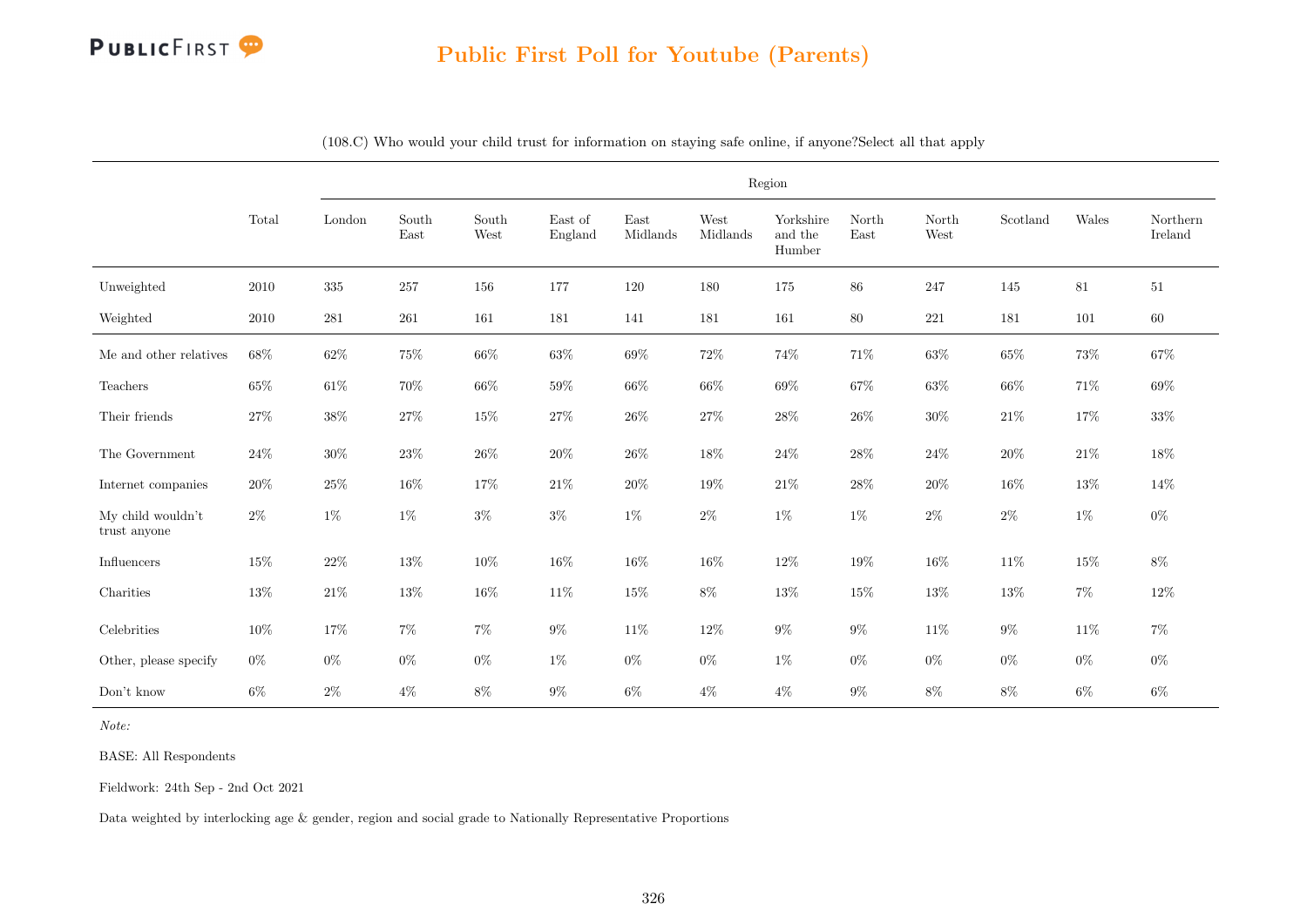## Public First Poll for Youtube (Parents)

(108.C) Who would your child trust for information on staying safe online, if anyone?Select all that apply

| | Total | Region | | | | | | | | | | | |
|---|---|---|---|---|---|---|---|---|---|---|---|---|---|
| | | London | South East | South West | East of England | East Midlands | West Midlands | Yorkshire and the Humber | North East | North West | Scotland | Wales | Northern Ireland |
| Unweighted | 2010 | 335 | 257 | 156 | 177 | 120 | 180 | 175 | 86 | 247 | 145 | 81 | 51 |
| Weighted | 2010 | 281 | 261 | 161 | 181 | 141 | 181 | 161 | 80 | 221 | 181 | 101 | 60 |
| Me and other relatives | 68% | 62% | 75% | 66% | 63% | 69% | 72% | 74% | 71% | 63% | 65% | 73% | 67% |
| Teachers | 65% | 61% | 70% | 66% | 59% | 66% | 66% | 69% | 67% | 63% | 66% | 71% | 69% |
| Their friends | 27% | 38% | 27% | 15% | 27% | 26% | 27% | 28% | 26% | 30% | 21% | 17% | 33% |
| The Government | 24% | 30% | 23% | 26% | 20% | 26% | 18% | 24% | 28% | 24% | 20% | 21% | 18% |
| Internet companies | 20% | 25% | 16% | 17% | 21% | 20% | 19% | 21% | 28% | 20% | 16% | 13% | 14% |
| My child wouldn't trust anyone | 2% | 1% | 1% | 3% | 3% | 1% | 2% | 1% | 1% | 2% | 2% | 1% | 0% |
| Influencers | 15% | 22% | 13% | 10% | 16% | 16% | 16% | 12% | 19% | 16% | 11% | 15% | 8% |
| Charities | 13% | 21% | 13% | 16% | 11% | 15% | 8% | 13% | 15% | 13% | 13% | 7% | 12% |
| Celebrities | 10% | 17% | 7% | 7% | 9% | 11% | 12% | 9% | 9% | 11% | 9% | 11% | 7% |
| Other, please specify | 0% | 0% | 0% | 0% | 1% | 0% | 0% | 1% | 0% | 0% | 0% | 0% | 0% |
| Don't know | 6% | 2% | 4% | 8% | 9% | 6% | 4% | 4% | 9% | 8% | 8% | 6% | 6% |

*Note:*

BASE: All Respondents

Fieldwork: 24th Sep - 2nd Oct 2021

Data weighted by interlocking age & gender, region and social grade to Nationally Representative Proportions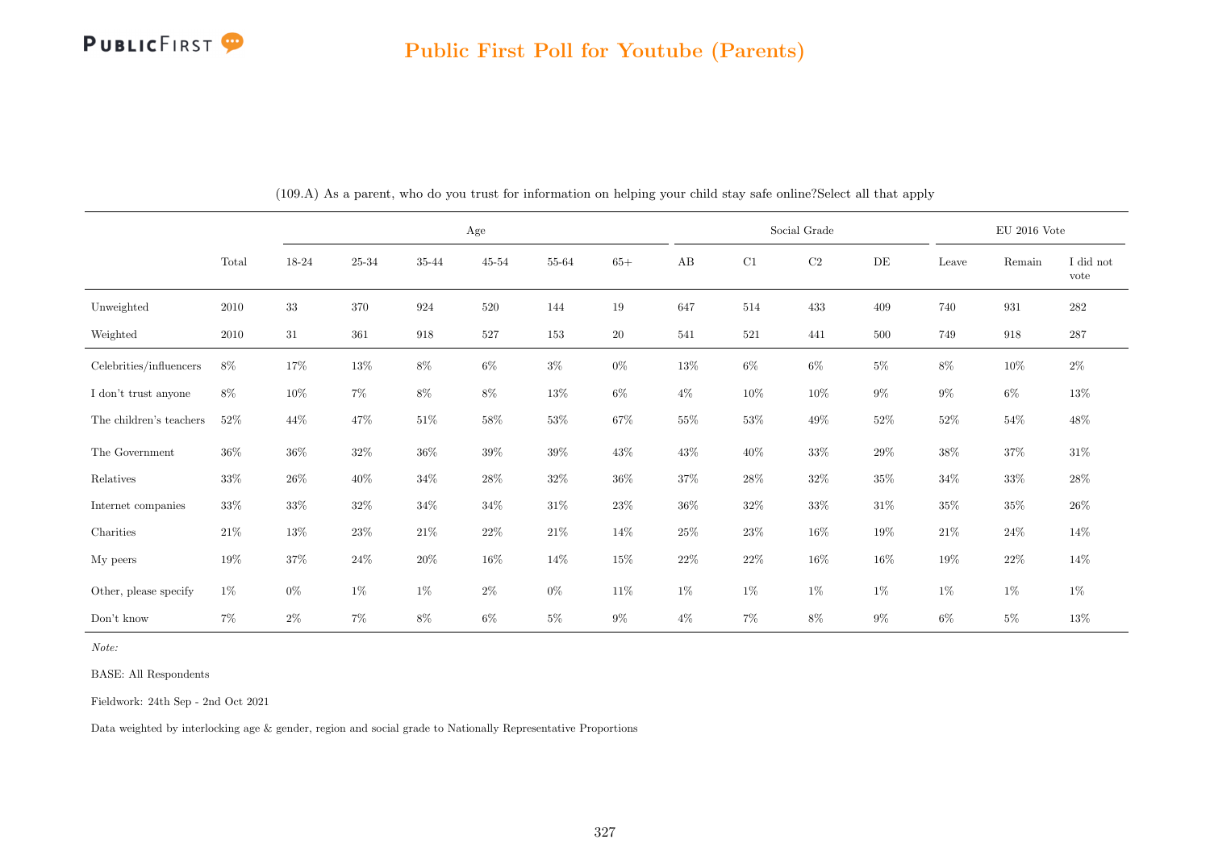## Public First Poll for Youtube (Parents)

(109.A) As a parent, who do you trust for information on helping your child stay safe online?Select all that apply

| | Total | Age | | | | | | Social Grade | | | | EU 2016 Vote | | |
|---|---|---|---|---|---|---|---|---|---|---|---|---|---|---|
| | | 18-24 | 25-34 | 35-44 | 45-54 | 55-64 | 65+ | AB | C1 | C2 | DE | Leave | Remain | I did not vote |
| Unweighted | 2010 | 33 | 370 | 924 | 520 | 144 | 19 | 647 | 514 | 433 | 409 | 740 | 931 | 282 |
| Weighted | 2010 | 31 | 361 | 918 | 527 | 153 | 20 | 541 | 521 | 441 | 500 | 749 | 918 | 287 |
| Celebrities/influencers | 8% | 17% | 13% | 8% | 6% | 3% | 0% | 13% | 6% | 6% | 5% | 8% | 10% | 2% |
| I don't trust anyone | 8% | 10% | 7% | 8% | 8% | 13% | 6% | 4% | 10% | 10% | 9% | 9% | 6% | 13% |
| The children's teachers | 52% | 44% | 47% | 51% | 58% | 53% | 67% | 55% | 53% | 49% | 52% | 52% | 54% | 48% |
| The Government | 36% | 36% | 32% | 36% | 39% | 39% | 43% | 43% | 40% | 33% | 29% | 38% | 37% | 31% |
| Relatives | 33% | 26% | 40% | 34% | 28% | 32% | 36% | 37% | 28% | 32% | 35% | 34% | 33% | 28% |
| Internet companies | 33% | 33% | 32% | 34% | 34% | 31% | 23% | 36% | 32% | 33% | 31% | 35% | 35% | 26% |
| Charities | 21% | 13% | 23% | 21% | 22% | 21% | 14% | 25% | 23% | 16% | 19% | 21% | 24% | 14% |
| My peers | 19% | 37% | 24% | 20% | 16% | 14% | 15% | 22% | 22% | 16% | 16% | 19% | 22% | 14% |
| Other, please specify | 1% | 0% | 1% | 1% | 2% | 0% | 11% | 1% | 1% | 1% | 1% | 1% | 1% | 1% |
| Don't know | 7% | 2% | 7% | 8% | 6% | 5% | 9% | 4% | 7% | 8% | 9% | 6% | 5% | 13% |

*Note:*

BASE: All Respondents

Fieldwork: 24th Sep - 2nd Oct 2021

Data weighted by interlocking age & gender, region and social grade to Nationally Representative Proportions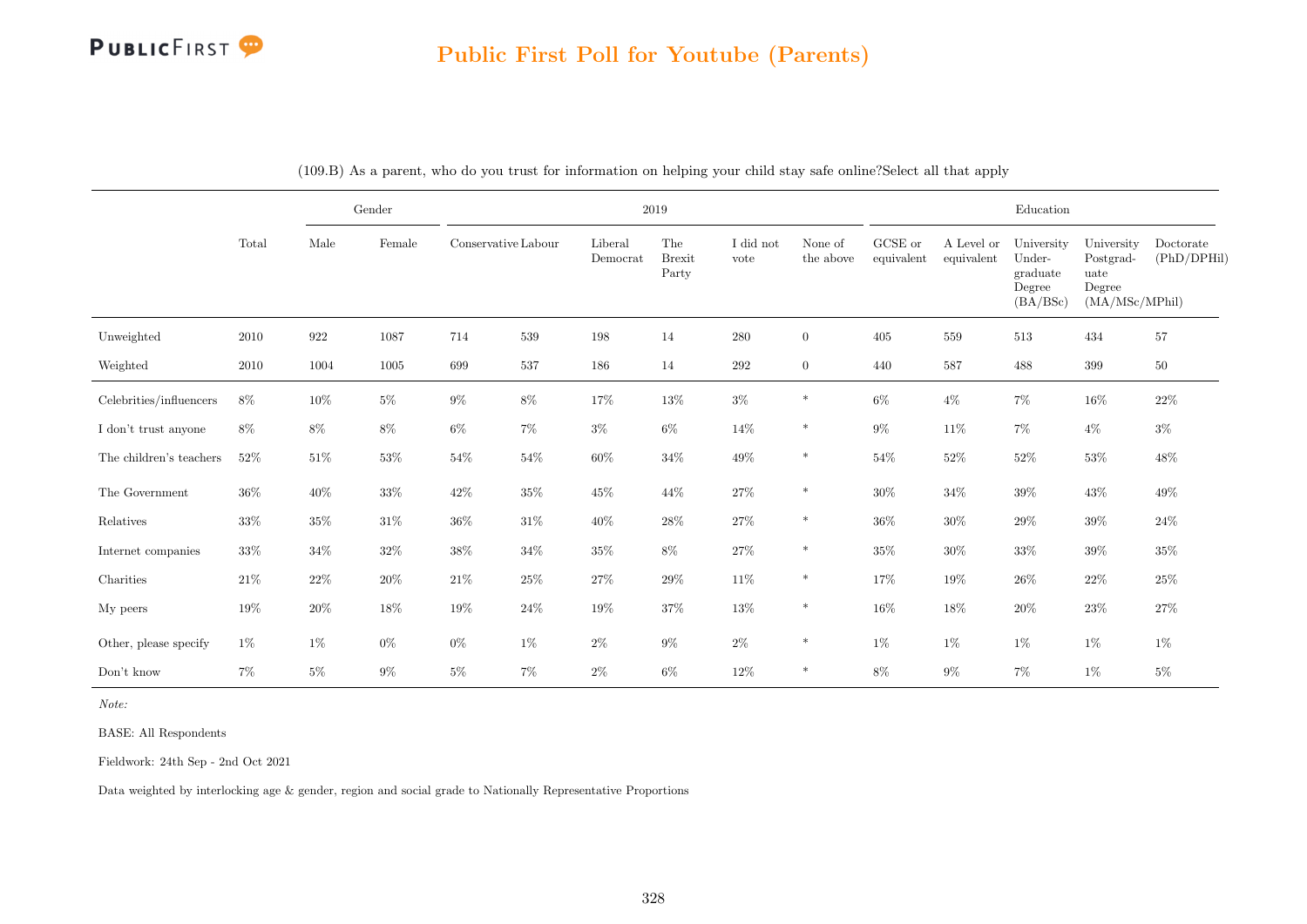## Public First Poll for Youtube (Parents)

(109.B) As a parent, who do you trust for information on helping your child stay safe online?Select all that apply

| | Total | Gender | | 2019 | | | | | | Education | | | | |
|---|---|---|---|---|---|---|---|---|---|---|---|---|---|---|
| | | Male | Female | Conservative | Labour | Liberal Democrat | The Brexit Party | I did not vote | None of the above | GCSE or equivalent | A Level or equivalent | University Under-graduate Degree (BA/BSc) | University Postgrad-uate Degree (MA/MSc/MPhil) | Doctorate (PhD/DPHil) |
| Unweighted | 2010 | 922 | 1087 | 714 | 539 | 198 | 14 | 280 | 0 | 405 | 559 | 513 | 434 | 57 |
| Weighted | 2010 | 1004 | 1005 | 699 | 537 | 186 | 14 | 292 | 0 | 440 | 587 | 488 | 399 | 50 |
| Celebrities/influencers | 8% | 10% | 5% | 9% | 8% | 17% | 13% | 3% | * | 6% | 4% | 7% | 16% | 22% |
| I don't trust anyone | 8% | 8% | 8% | 6% | 7% | 3% | 6% | 14% | * | 9% | 11% | 7% | 4% | 3% |
| The children's teachers | 52% | 51% | 53% | 54% | 54% | 60% | 34% | 49% | * | 54% | 52% | 52% | 53% | 48% |
| The Government | 36% | 40% | 33% | 42% | 35% | 45% | 44% | 27% | * | 30% | 34% | 39% | 43% | 49% |
| Relatives | 33% | 35% | 31% | 36% | 31% | 40% | 28% | 27% | * | 36% | 30% | 29% | 39% | 24% |
| Internet companies | 33% | 34% | 32% | 38% | 34% | 35% | 8% | 27% | * | 35% | 30% | 33% | 39% | 35% |
| Charities | 21% | 22% | 20% | 21% | 25% | 27% | 29% | 11% | * | 17% | 19% | 26% | 22% | 25% |
| My peers | 19% | 20% | 18% | 19% | 24% | 19% | 37% | 13% | * | 16% | 18% | 20% | 23% | 27% |
| Other, please specify | 1% | 1% | 0% | 0% | 1% | 2% | 9% | 2% | * | 1% | 1% | 1% | 1% | 1% |
| Don't know | 7% | 5% | 9% | 5% | 7% | 2% | 6% | 12% | * | 8% | 9% | 7% | 1% | 5% |

*Note:*

BASE: All Respondents

Fieldwork: 24th Sep - 2nd Oct 2021

Data weighted by interlocking age & gender, region and social grade to Nationally Representative Proportions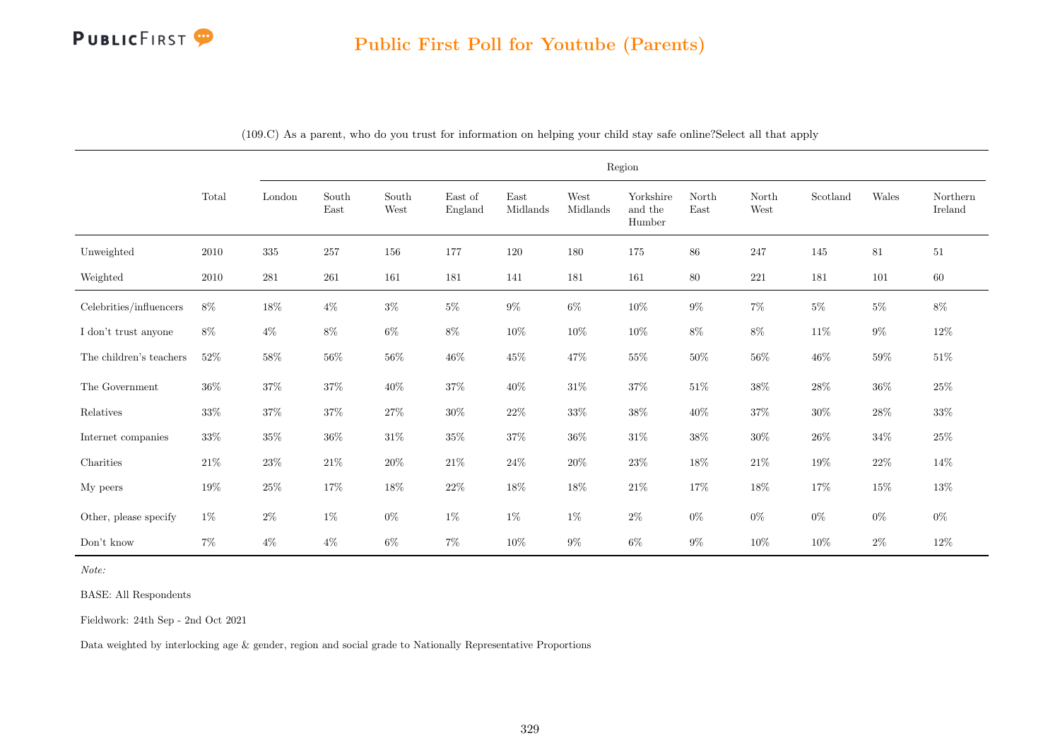## Public First Poll for Youtube (Parents)

(109.C) As a parent, who do you trust for information on helping your child stay safe online?Select all that apply

| | Total | Region | | | | | | | | | | | |
|---|---|---|---|---|---|---|---|---|---|---|---|---|---|
| | | London | South East | South West | East of England | East Midlands | West Midlands | Yorkshire and the Humber | North East | North West | Scotland | Wales | Northern Ireland |
| Unweighted | 2010 | 335 | 257 | 156 | 177 | 120 | 180 | 175 | 86 | 247 | 145 | 81 | 51 |
| Weighted | 2010 | 281 | 261 | 161 | 181 | 141 | 181 | 161 | 80 | 221 | 181 | 101 | 60 |
| Celebrities/influencers | 8% | 18% | 4% | 3% | 5% | 9% | 6% | 10% | 9% | 7% | 5% | 5% | 8% |
| I don't trust anyone | 8% | 4% | 8% | 6% | 8% | 10% | 10% | 10% | 8% | 8% | 11% | 9% | 12% |
| The children's teachers | 52% | 58% | 56% | 56% | 46% | 45% | 47% | 55% | 50% | 56% | 46% | 59% | 51% |
| The Government | 36% | 37% | 37% | 40% | 37% | 40% | 31% | 37% | 51% | 38% | 28% | 36% | 25% |
| Relatives | 33% | 37% | 37% | 27% | 30% | 22% | 33% | 38% | 40% | 37% | 30% | 28% | 33% |
| Internet companies | 33% | 35% | 36% | 31% | 35% | 37% | 36% | 31% | 38% | 30% | 26% | 34% | 25% |
| Charities | 21% | 23% | 21% | 20% | 21% | 24% | 20% | 23% | 18% | 21% | 19% | 22% | 14% |
| My peers | 19% | 25% | 17% | 18% | 22% | 18% | 18% | 21% | 17% | 18% | 17% | 15% | 13% |
| Other, please specify | 1% | 2% | 1% | 0% | 1% | 1% | 1% | 2% | 0% | 0% | 0% | 0% | 0% |
| Don't know | 7% | 4% | 4% | 6% | 7% | 10% | 9% | 6% | 9% | 10% | 10% | 2% | 12% |

*Note:*

BASE: All Respondents

Fieldwork: 24th Sep - 2nd Oct 2021

Data weighted by interlocking age & gender, region and social grade to Nationally Representative Proportions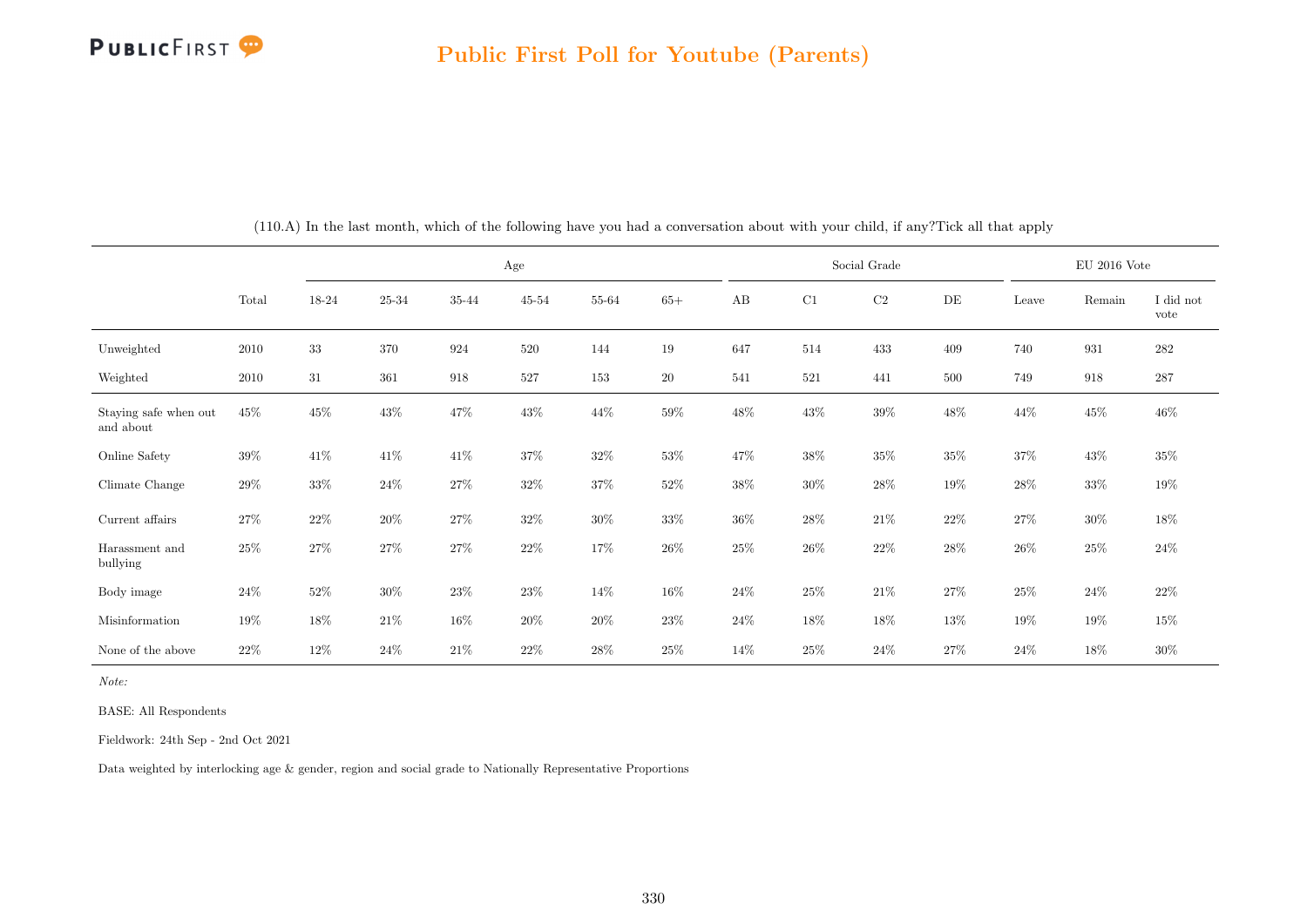# Public First Poll for Youtube (Parents)

(110.A) In the last month, which of the following have you had a conversation about with your child, if any?Tick all that apply

| | Total | Age | | | | | | Social Grade | | | | EU 2016 Vote | | |
|---|---|---|---|---|---|---|---|---|---|---|---|---|---|---|
| | | 18-24 | 25-34 | 35-44 | 45-54 | 55-64 | 65+ | AB | C1 | C2 | DE | Leave | Remain | I did not vote |
| Unweighted | 2010 | 33 | 370 | 924 | 520 | 144 | 19 | 647 | 514 | 433 | 409 | 740 | 931 | 282 |
| Weighted | 2010 | 31 | 361 | 918 | 527 | 153 | 20 | 541 | 521 | 441 | 500 | 749 | 918 | 287 |
| Staying safe when out and about | 45% | 45% | 43% | 47% | 43% | 44% | 59% | 48% | 43% | 39% | 48% | 44% | 45% | 46% |
| Online Safety | 39% | 41% | 41% | 41% | 37% | 32% | 53% | 47% | 38% | 35% | 35% | 37% | 43% | 35% |
| Climate Change | 29% | 33% | 24% | 27% | 32% | 37% | 52% | 38% | 30% | 28% | 19% | 28% | 33% | 19% |
| Current affairs | 27% | 22% | 20% | 27% | 32% | 30% | 33% | 36% | 28% | 21% | 22% | 27% | 30% | 18% |
| Harassment and bullying | 25% | 27% | 27% | 27% | 22% | 17% | 26% | 25% | 26% | 22% | 28% | 26% | 25% | 24% |
| Body image | 24% | 52% | 30% | 23% | 23% | 14% | 16% | 24% | 25% | 21% | 27% | 25% | 24% | 22% |
| Misinformation | 19% | 18% | 21% | 16% | 20% | 20% | 23% | 24% | 18% | 18% | 13% | 19% | 19% | 15% |
| None of the above | 22% | 12% | 24% | 21% | 22% | 28% | 25% | 14% | 25% | 24% | 27% | 24% | 18% | 30% |

*Note:*

BASE: All Respondents

Fieldwork: 24th Sep - 2nd Oct 2021

Data weighted by interlocking age & gender, region and social grade to Nationally Representative Proportions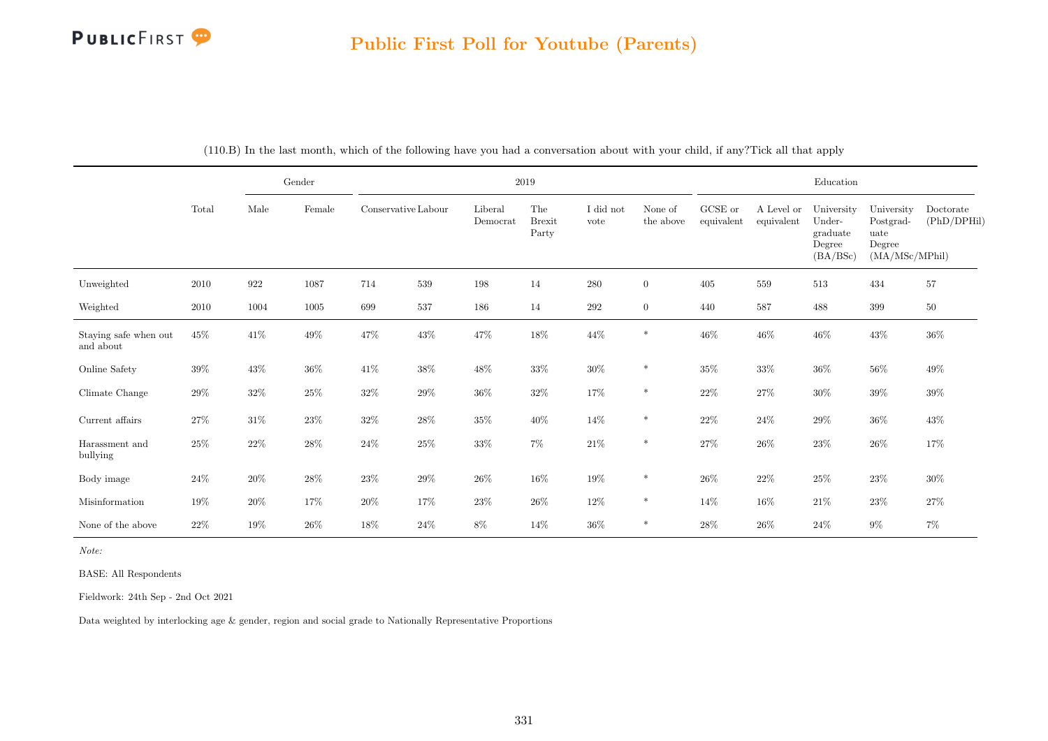## Public First Poll for Youtube (Parents)

(110.B) In the last month, which of the following have you had a conversation about with your child, if any?Tick all that apply

| | Total | Gender | | 2019 | | | | | | Education | | | | |
|---|---|---|---|---|---|---|---|---|---|---|---|---|---|---|
| | | Male | Female | Conservative | Labour | Liberal Democrat | The Brexit Party | I did not vote | None of the above | GCSE or equivalent | A Level or equivalent | University Under-graduate Degree (BA/BSc) | University Postgrad-uate Degree (MA/MSc/MPhil) | Doctorate (PhD/DPHil) |
| Unweighted | 2010 | 922 | 1087 | 714 | 539 | 198 | 14 | 280 | 0 | 405 | 559 | 513 | 434 | 57 |
| Weighted | 2010 | 1004 | 1005 | 699 | 537 | 186 | 14 | 292 | 0 | 440 | 587 | 488 | 399 | 50 |
| Staying safe when out and about | 45% | 41% | 49% | 47% | 43% | 47% | 18% | 44% | * | 46% | 46% | 46% | 43% | 36% |
| Online Safety | 39% | 43% | 36% | 41% | 38% | 48% | 33% | 30% | * | 35% | 33% | 36% | 56% | 49% |
| Climate Change | 29% | 32% | 25% | 32% | 29% | 36% | 32% | 17% | * | 22% | 27% | 30% | 39% | 39% |
| Current affairs | 27% | 31% | 23% | 32% | 28% | 35% | 40% | 14% | * | 22% | 24% | 29% | 36% | 43% |
| Harassment and bullying | 25% | 22% | 28% | 24% | 25% | 33% | 7% | 21% | * | 27% | 26% | 23% | 26% | 17% |
| Body image | 24% | 20% | 28% | 23% | 29% | 26% | 16% | 19% | * | 26% | 22% | 25% | 23% | 30% |
| Misinformation | 19% | 20% | 17% | 20% | 17% | 23% | 26% | 12% | * | 14% | 16% | 21% | 23% | 27% |
| None of the above | 22% | 19% | 26% | 18% | 24% | 8% | 14% | 36% | * | 28% | 26% | 24% | 9% | 7% |

*Note:*

BASE: All Respondents

Fieldwork: 24th Sep - 2nd Oct 2021

Data weighted by interlocking age & gender, region and social grade to Nationally Representative Proportions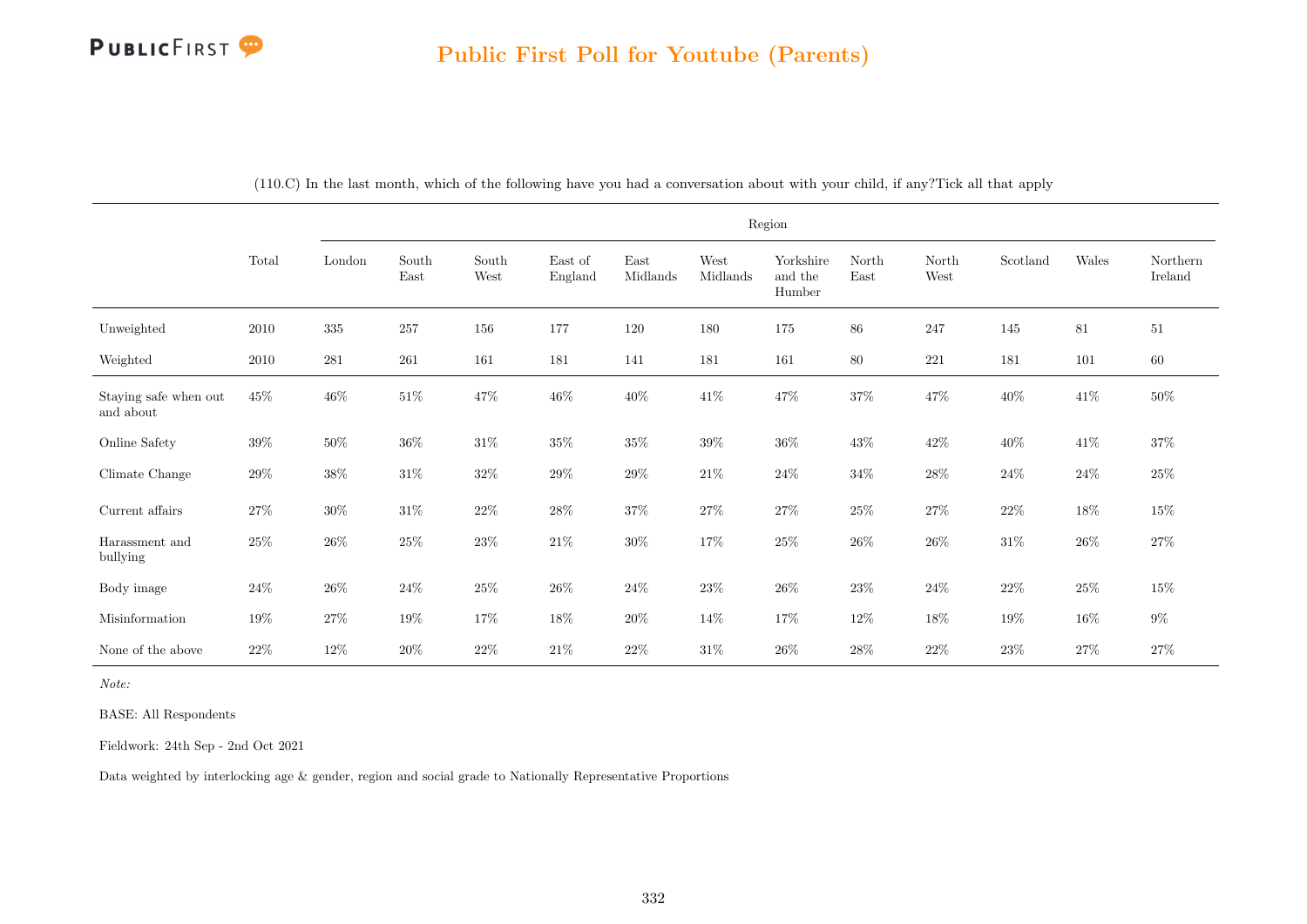# Public First Poll for Youtube (Parents)

(110.C) In the last month, which of the following have you had a conversation about with your child, if any?Tick all that apply

| | Total | Region | | | | | | | | | | | |
|---|---|---|---|---|---|---|---|---|---|---|---|---|---|
| | | London | South East | South West | East of England | East Midlands | West Midlands | Yorkshire and the Humber | North East | North West | Scotland | Wales | Northern Ireland |
| Unweighted | 2010 | 335 | 257 | 156 | 177 | 120 | 180 | 175 | 86 | 247 | 145 | 81 | 51 |
| Weighted | 2010 | 281 | 261 | 161 | 181 | 141 | 181 | 161 | 80 | 221 | 181 | 101 | 60 |
| Staying safe when out and about | 45% | 46% | 51% | 47% | 46% | 40% | 41% | 47% | 37% | 47% | 40% | 41% | 50% |
| Online Safety | 39% | 50% | 36% | 31% | 35% | 35% | 39% | 36% | 43% | 42% | 40% | 41% | 37% |
| Climate Change | 29% | 38% | 31% | 32% | 29% | 29% | 21% | 24% | 34% | 28% | 24% | 24% | 25% |
| Current affairs | 27% | 30% | 31% | 22% | 28% | 37% | 27% | 27% | 25% | 27% | 22% | 18% | 15% |
| Harassment and bullying | 25% | 26% | 25% | 23% | 21% | 30% | 17% | 25% | 26% | 26% | 31% | 26% | 27% |
| Body image | 24% | 26% | 24% | 25% | 26% | 24% | 23% | 26% | 23% | 24% | 22% | 25% | 15% |
| Misinformation | 19% | 27% | 19% | 17% | 18% | 20% | 14% | 17% | 12% | 18% | 19% | 16% | 9% |
| None of the above | 22% | 12% | 20% | 22% | 21% | 22% | 31% | 26% | 28% | 22% | 23% | 27% | 27% |

*Note:*

BASE: All Respondents

Fieldwork: 24th Sep - 2nd Oct 2021

Data weighted by interlocking age & gender, region and social grade to Nationally Representative Proportions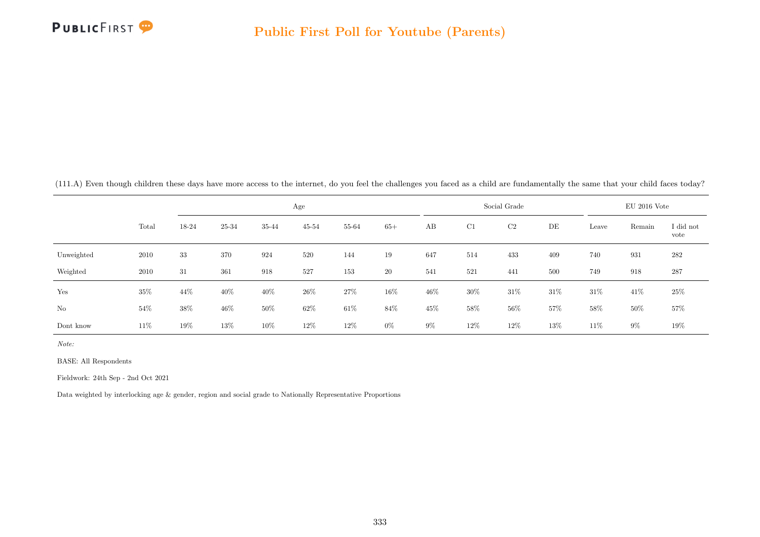## Public First Poll for Youtube (Parents)

(111.A) Even though children these days have more access to the internet, do you feel the challenges you faced as a child are fundamentally the same that your child faces today?

| | | Age | | | | | | Social Grade | | | | EU 2016 Vote | | |
|---|---|---|---|---|---|---|---|---|---|---|---|---|---|---|
| | Total | 18-24 | 25-34 | 35-44 | 45-54 | 55-64 | 65+ | AB | C1 | C2 | DE | Leave | Remain | I did not vote |
| Unweighted | 2010 | 33 | 370 | 924 | 520 | 144 | 19 | 647 | 514 | 433 | 409 | 740 | 931 | 282 |
| Weighted | 2010 | 31 | 361 | 918 | 527 | 153 | 20 | 541 | 521 | 441 | 500 | 749 | 918 | 287 |
| Yes | 35% | 44% | 40% | 40% | 26% | 27% | 16% | 46% | 30% | 31% | 31% | 31% | 41% | 25% |
| No | 54% | 38% | 46% | 50% | 62% | 61% | 84% | 45% | 58% | 56% | 57% | 58% | 50% | 57% |
| Dont know | 11% | 19% | 13% | 10% | 12% | 12% | 0% | 9% | 12% | 12% | 13% | 11% | 9% | 19% |

*Note:*

BASE: All Respondents

Fieldwork: 24th Sep - 2nd Oct 2021

Data weighted by interlocking age & gender, region and social grade to Nationally Representative Proportions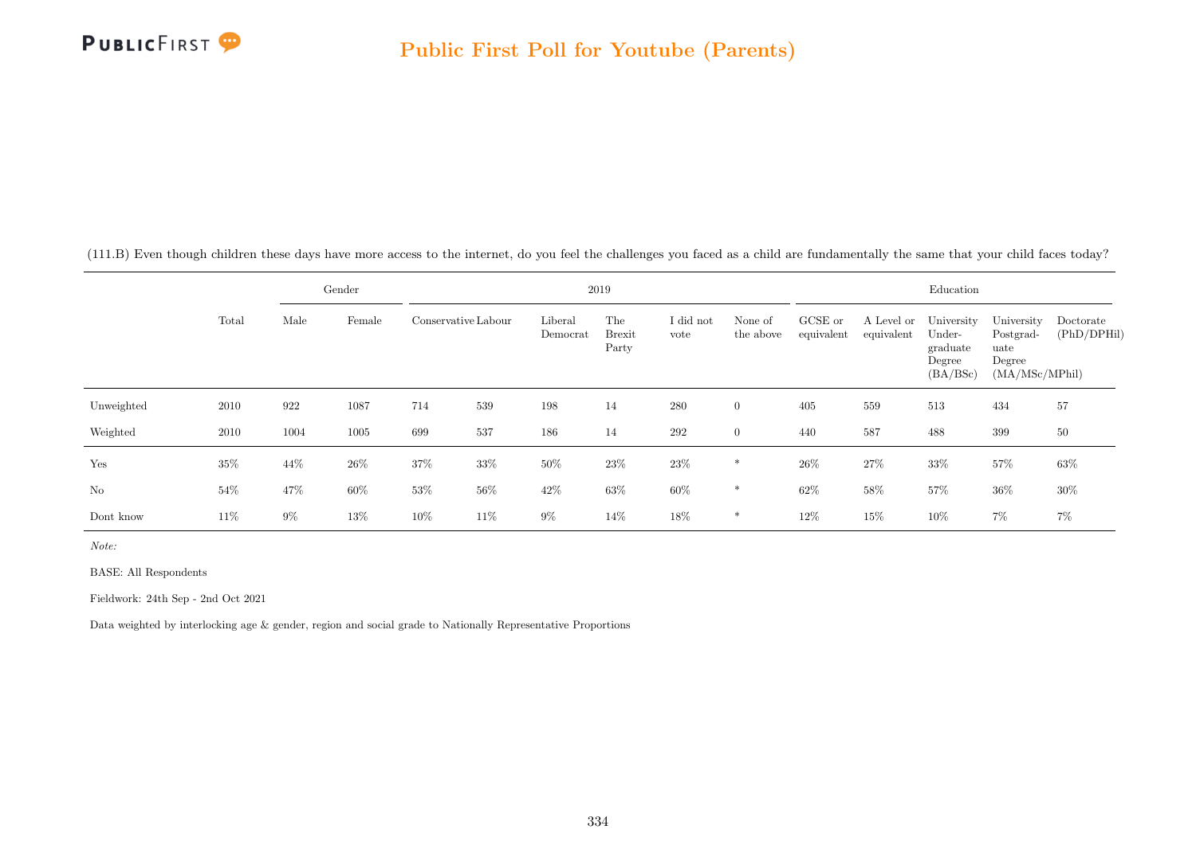(111.B) Even though children these days have more access to the internet, do you feel the challenges you faced as a child are fundamentally the same that your child faces today?

| | Total | Gender | | 2019 | | | | | | Education | | | | |
|---|---|---|---|---|---|---|---|---|---|---|---|---|---|---|
| | | Male | Female | Conservative | Labour | Liberal Democrat | The Brexit Party | I did not vote | None of the above | GCSE or equivalent | A Level or equivalent | University Under-graduate Degree (BA/BSc) | University Postgrad-uate Degree (MA/MSc/MPhil) | Doctorate (PhD/DPHil) |
| Unweighted | 2010 | 922 | 1087 | 714 | 539 | 198 | 14 | 280 | 0 | 405 | 559 | 513 | 434 | 57 |
| Weighted | 2010 | 1004 | 1005 | 699 | 537 | 186 | 14 | 292 | 0 | 440 | 587 | 488 | 399 | 50 |
| Yes | 35% | 44% | 26% | 37% | 33% | 50% | 23% | 23% | * | 26% | 27% | 33% | 57% | 63% |
| No | 54% | 47% | 60% | 53% | 56% | 42% | 63% | 60% | * | 62% | 58% | 57% | 36% | 30% |
| Dont know | 11% | 9% | 13% | 10% | 11% | 9% | 14% | 18% | * | 12% | 15% | 10% | 7% | 7% |

*Note:*

BASE: All Respondents

Fieldwork: 24th Sep - 2nd Oct 2021

Data weighted by interlocking age & gender, region and social grade to Nationally Representative Proportions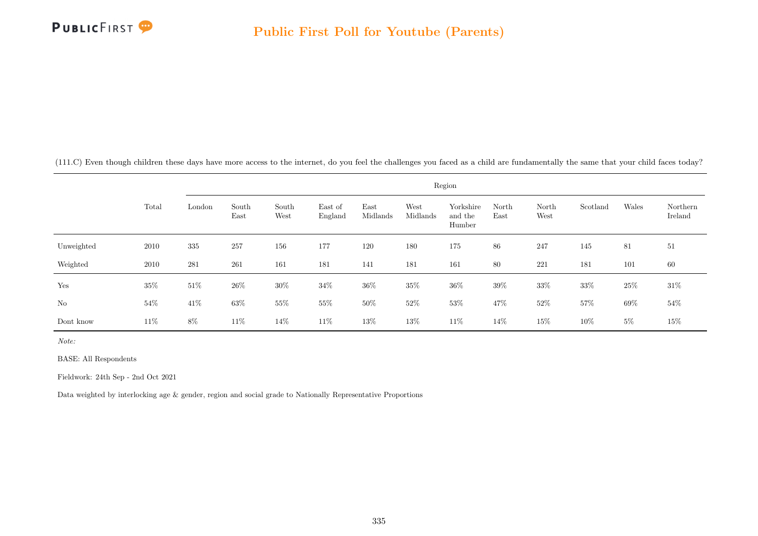(111.C) Even though children these days have more access to the internet, do you feel the challenges you faced as a child are fundamentally the same that your child faces today?

| | Total | Region | | | | | | | | | | | |
|---|---|---|---|---|---|---|---|---|---|---|---|---|---|
| | | London | South East | South West | East of England | East Midlands | West Midlands | Yorkshire and the Humber | North East | North West | Scotland | Wales | Northern Ireland |
| Unweighted | 2010 | 335 | 257 | 156 | 177 | 120 | 180 | 175 | 86 | 247 | 145 | 81 | 51 |
| Weighted | 2010 | 281 | 261 | 161 | 181 | 141 | 181 | 161 | 80 | 221 | 181 | 101 | 60 |
| Yes | 35% | 51% | 26% | 30% | 34% | 36% | 35% | 36% | 39% | 33% | 33% | 25% | 31% |
| No | 54% | 41% | 63% | 55% | 55% | 50% | 52% | 53% | 47% | 52% | 57% | 69% | 54% |
| Dont know | 11% | 8% | 11% | 14% | 11% | 13% | 13% | 11% | 14% | 15% | 10% | 5% | 15% |

*Note:*

BASE: All Respondents

Fieldwork: 24th Sep - 2nd Oct 2021

Data weighted by interlocking age & gender, region and social grade to Nationally Representative Proportions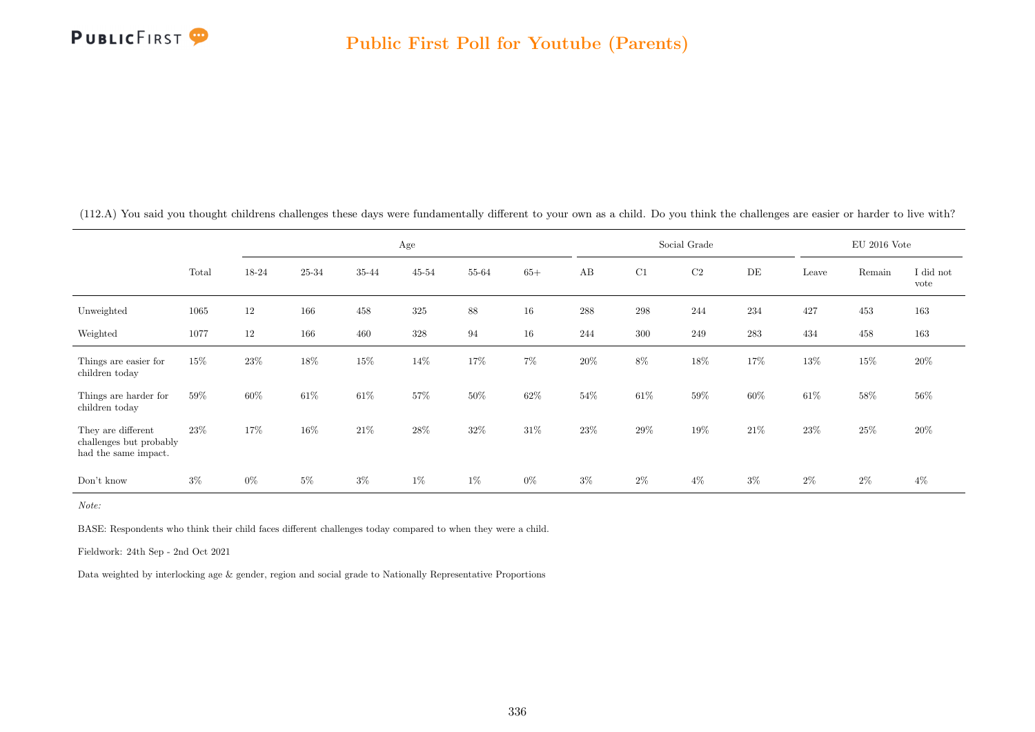## Public First Poll for Youtube (Parents)

(112.A) You said you thought childrens challenges these days were fundamentally different to your own as a child. Do you think the challenges are easier or harder to live with?

| | Total | Age | | | | | | Social Grade | | | | EU 2016 Vote | | |
|---|---|---|---|---|---|---|---|---|---|---|---|---|---|---|
| | | 18-24 | 25-34 | 35-44 | 45-54 | 55-64 | 65+ | AB | C1 | C2 | DE | Leave | Remain | I did not vote |
| Unweighted | 1065 | 12 | 166 | 458 | 325 | 88 | 16 | 288 | 298 | 244 | 234 | 427 | 453 | 163 |
| Weighted | 1077 | 12 | 166 | 460 | 328 | 94 | 16 | 244 | 300 | 249 | 283 | 434 | 458 | 163 |
| Things are easier for children today | 15% | 23% | 18% | 15% | 14% | 17% | 7% | 20% | 8% | 18% | 17% | 13% | 15% | 20% |
| Things are harder for children today | 59% | 60% | 61% | 61% | 57% | 50% | 62% | 54% | 61% | 59% | 60% | 61% | 58% | 56% |
| They are different challenges but probably had the same impact. | 23% | 17% | 16% | 21% | 28% | 32% | 31% | 23% | 29% | 19% | 21% | 23% | 25% | 20% |
| Don't know | 3% | 0% | 5% | 3% | 1% | 1% | 0% | 3% | 2% | 4% | 3% | 2% | 2% | 4% |

*Note:*

BASE: Respondents who think their child faces different challenges today compared to when they were a child.

Fieldwork: 24th Sep - 2nd Oct 2021

Data weighted by interlocking age & gender, region and social grade to Nationally Representative Proportions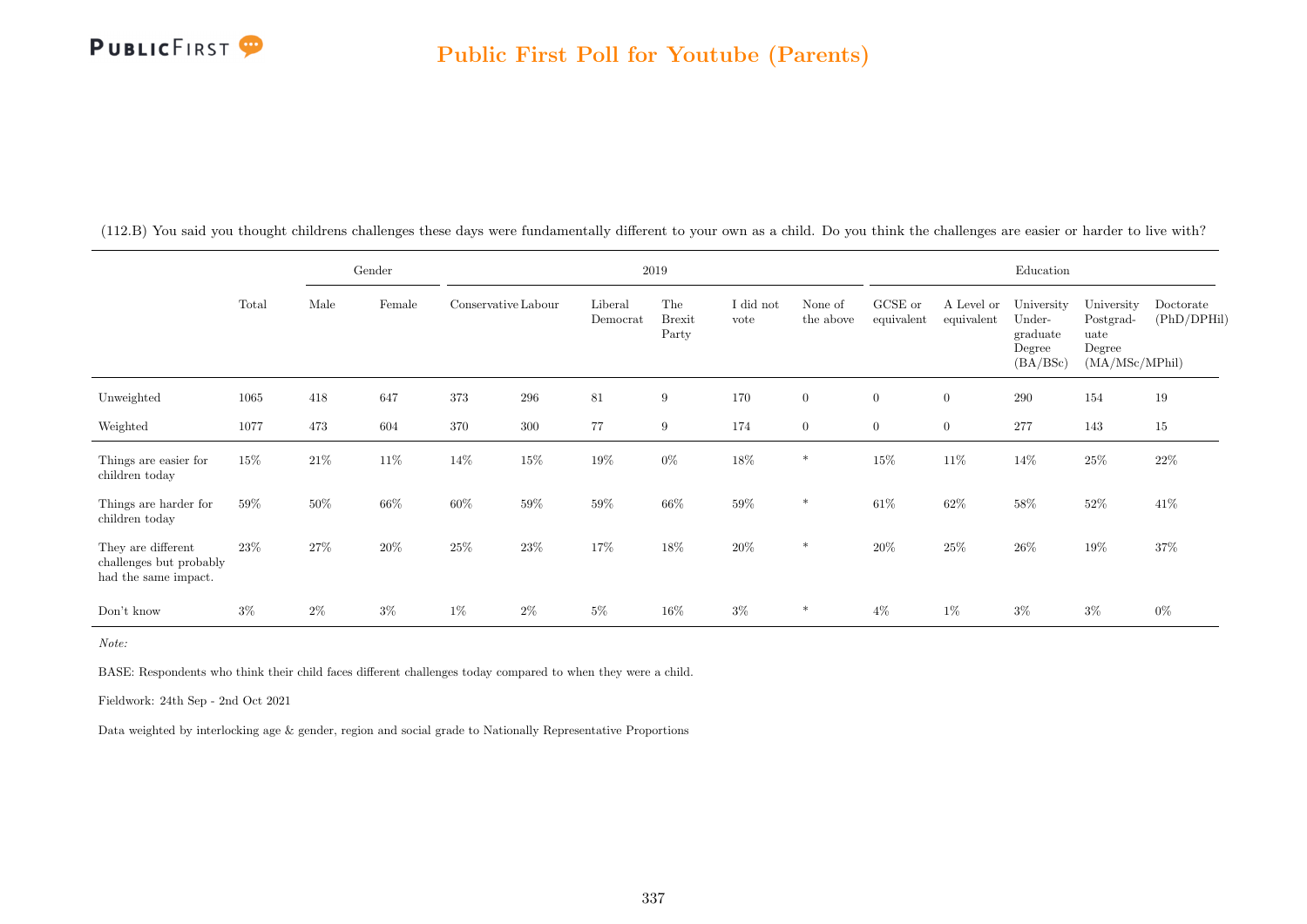## Public First Poll for Youtube (Parents)

(112.B) You said you thought childrens challenges these days were fundamentally different to your own as a child. Do you think the challenges are easier or harder to live with?

| | Total | Gender | | 2019 | | | | | | Education | | | | |
|---|---|---|---|---|---|---|---|---|---|---|---|---|---|---|
| | | Male | Female | Conservative | Labour | Liberal Democrat | The Brexit Party | I did not vote | None of the above | GCSE or equivalent | A Level or equivalent | University Undergraduate Degree (BA/BSc) | University Postgraduate Degree (MA/MSc/MPhil) | Doctorate (PhD/DPHil) |
| Unweighted | 1065 | 418 | 647 | 373 | 296 | 81 | 9 | 170 | 0 | 0 | 0 | 290 | 154 | 19 |
| Weighted | 1077 | 473 | 604 | 370 | 300 | 77 | 9 | 174 | 0 | 0 | 0 | 277 | 143 | 15 |
| Things are easier for children today | 15% | 21% | 11% | 14% | 15% | 19% | 0% | 18% | * | 15% | 11% | 14% | 25% | 22% |
| Things are harder for children today | 59% | 50% | 66% | 60% | 59% | 59% | 66% | 59% | * | 61% | 62% | 58% | 52% | 41% |
| They are different challenges but probably had the same impact. | 23% | 27% | 20% | 25% | 23% | 17% | 18% | 20% | * | 20% | 25% | 26% | 19% | 37% |
| Don't know | 3% | 2% | 3% | 1% | 2% | 5% | 16% | 3% | * | 4% | 1% | 3% | 3% | 0% |

*Note:*

BASE: Respondents who think their child faces different challenges today compared to when they were a child.

Fieldwork: 24th Sep - 2nd Oct 2021

Data weighted by interlocking age & gender, region and social grade to Nationally Representative Proportions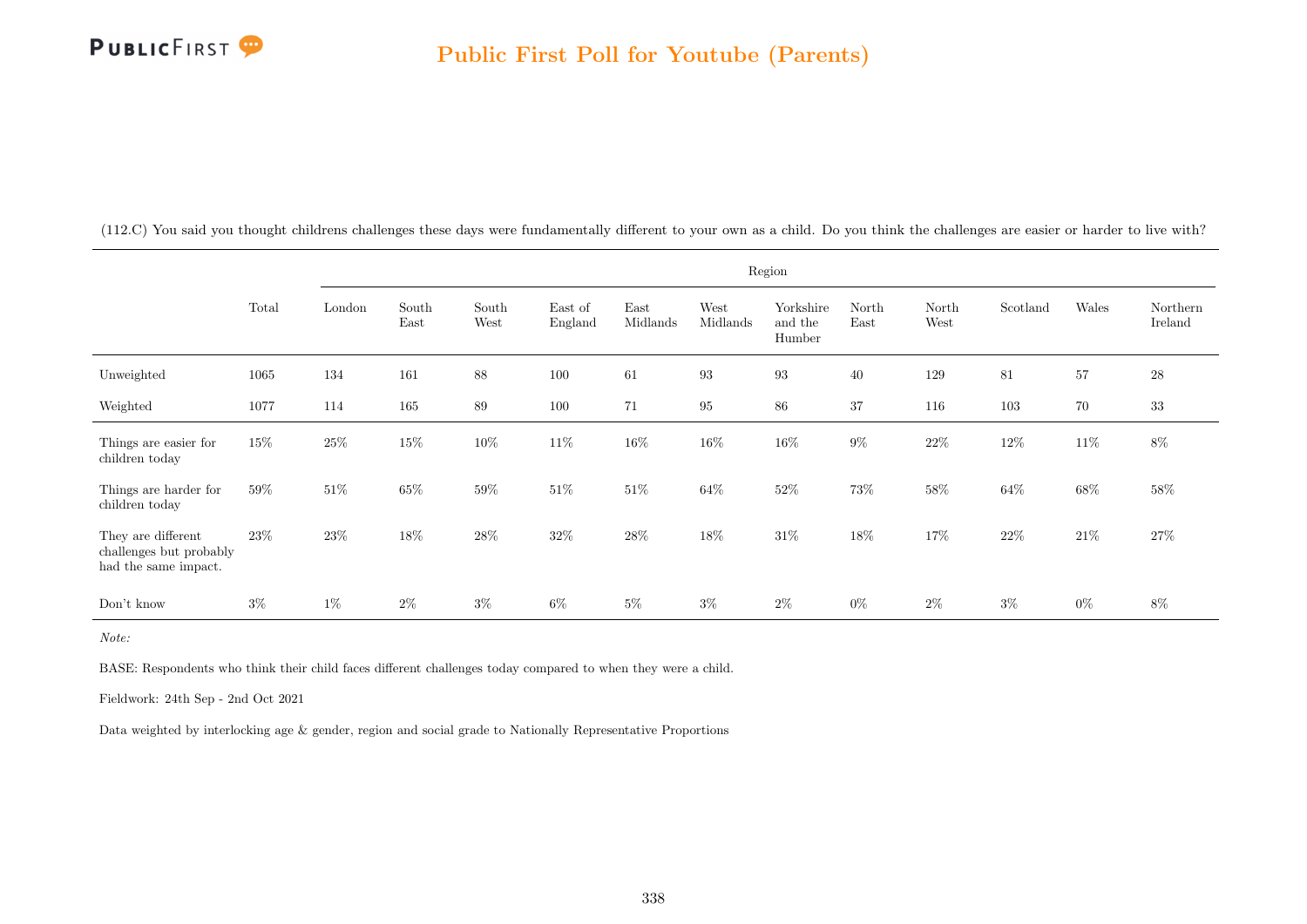## Public First Poll for Youtube (Parents)

(112.C) You said you thought childrens challenges these days were fundamentally different to your own as a child. Do you think the challenges are easier or harder to live with?

| | Total | Region | | | | | | | | | | | |
|---|---|---|---|---|---|---|---|---|---|---|---|---|---|
| | | London | South East | South West | East of England | East Midlands | West Midlands | Yorkshire and the Humber | North East | North West | Scotland | Wales | Northern Ireland |
| Unweighted | 1065 | 134 | 161 | 88 | 100 | 61 | 93 | 93 | 40 | 129 | 81 | 57 | 28 |
| Weighted | 1077 | 114 | 165 | 89 | 100 | 71 | 95 | 86 | 37 | 116 | 103 | 70 | 33 |
| Things are easier for children today | 15% | 25% | 15% | 10% | 11% | 16% | 16% | 16% | 9% | 22% | 12% | 11% | 8% |
| Things are harder for children today | 59% | 51% | 65% | 59% | 51% | 51% | 64% | 52% | 73% | 58% | 64% | 68% | 58% |
| They are different challenges but probably had the same impact. | 23% | 23% | 18% | 28% | 32% | 28% | 18% | 31% | 18% | 17% | 22% | 21% | 27% |
| Don't know | 3% | 1% | 2% | 3% | 6% | 5% | 3% | 2% | 0% | 2% | 3% | 0% | 8% |

*Note:*

BASE: Respondents who think their child faces different challenges today compared to when they were a child.

Fieldwork: 24th Sep - 2nd Oct 2021

Data weighted by interlocking age & gender, region and social grade to Nationally Representative Proportions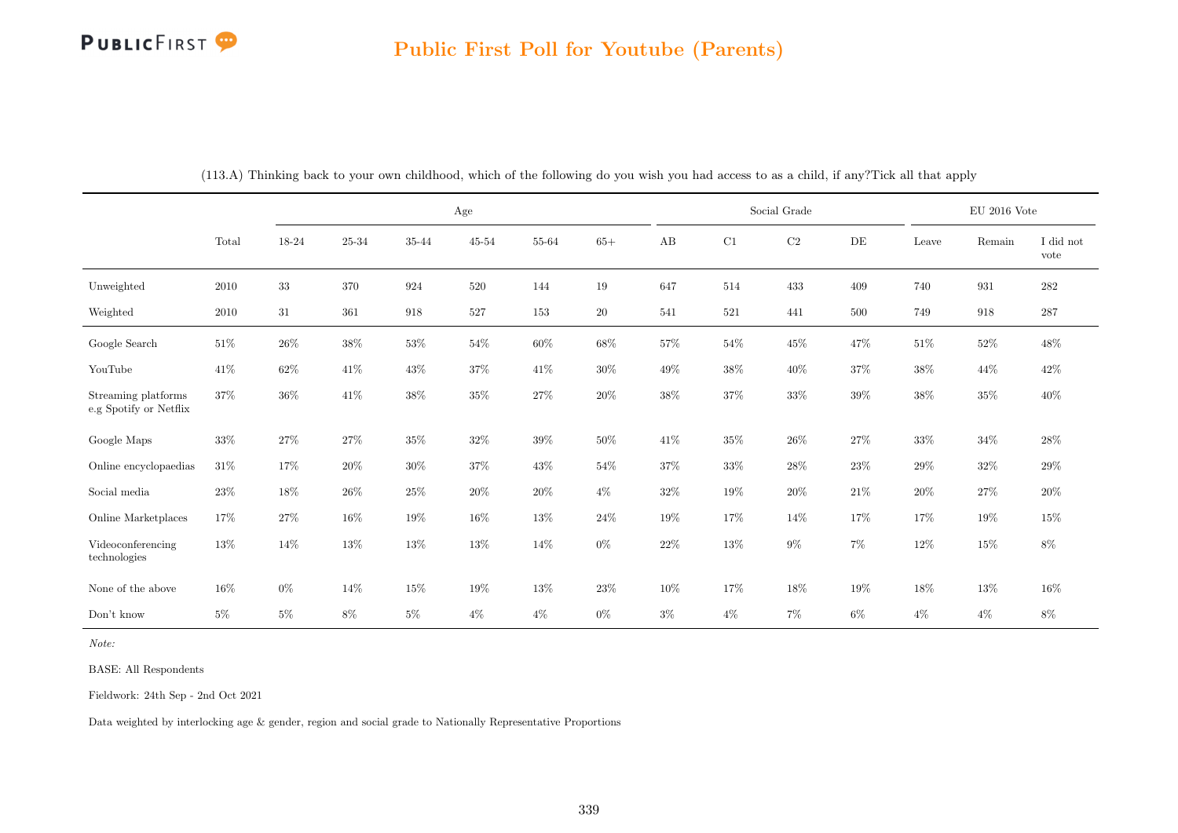## Public First Poll for Youtube (Parents)

(113.A) Thinking back to your own childhood, which of the following do you wish you had access to as a child, if any?Tick all that apply

| | Total | Age | | | | | | Social Grade | | | | EU 2016 Vote | | |
|---|---|---|---|---|---|---|---|---|---|---|---|---|---|---|
| | | 18-24 | 25-34 | 35-44 | 45-54 | 55-64 | 65+ | AB | C1 | C2 | DE | Leave | Remain | I did not vote |
| Unweighted | 2010 | 33 | 370 | 924 | 520 | 144 | 19 | 647 | 514 | 433 | 409 | 740 | 931 | 282 |
| Weighted | 2010 | 31 | 361 | 918 | 527 | 153 | 20 | 541 | 521 | 441 | 500 | 749 | 918 | 287 |
| Google Search | 51% | 26% | 38% | 53% | 54% | 60% | 68% | 57% | 54% | 45% | 47% | 51% | 52% | 48% |
| YouTube | 41% | 62% | 41% | 43% | 37% | 41% | 30% | 49% | 38% | 40% | 37% | 38% | 44% | 42% |
| Streaming platforms e.g Spotify or Netflix | 37% | 36% | 41% | 38% | 35% | 27% | 20% | 38% | 37% | 33% | 39% | 38% | 35% | 40% |
| Google Maps | 33% | 27% | 27% | 35% | 32% | 39% | 50% | 41% | 35% | 26% | 27% | 33% | 34% | 28% |
| Online encyclopaedias | 31% | 17% | 20% | 30% | 37% | 43% | 54% | 37% | 33% | 28% | 23% | 29% | 32% | 29% |
| Social media | 23% | 18% | 26% | 25% | 20% | 20% | 4% | 32% | 19% | 20% | 21% | 20% | 27% | 20% |
| Online Marketplaces | 17% | 27% | 16% | 19% | 16% | 13% | 24% | 19% | 17% | 14% | 17% | 17% | 19% | 15% |
| Videoconferencing technologies | 13% | 14% | 13% | 13% | 13% | 14% | 0% | 22% | 13% | 9% | 7% | 12% | 15% | 8% |
| None of the above | 16% | 0% | 14% | 15% | 19% | 13% | 23% | 10% | 17% | 18% | 19% | 18% | 13% | 16% |
| Don't know | 5% | 5% | 8% | 5% | 4% | 4% | 0% | 3% | 4% | 7% | 6% | 4% | 4% | 8% |

*Note:*

BASE: All Respondents

Fieldwork: 24th Sep - 2nd Oct 2021

Data weighted by interlocking age & gender, region and social grade to Nationally Representative Proportions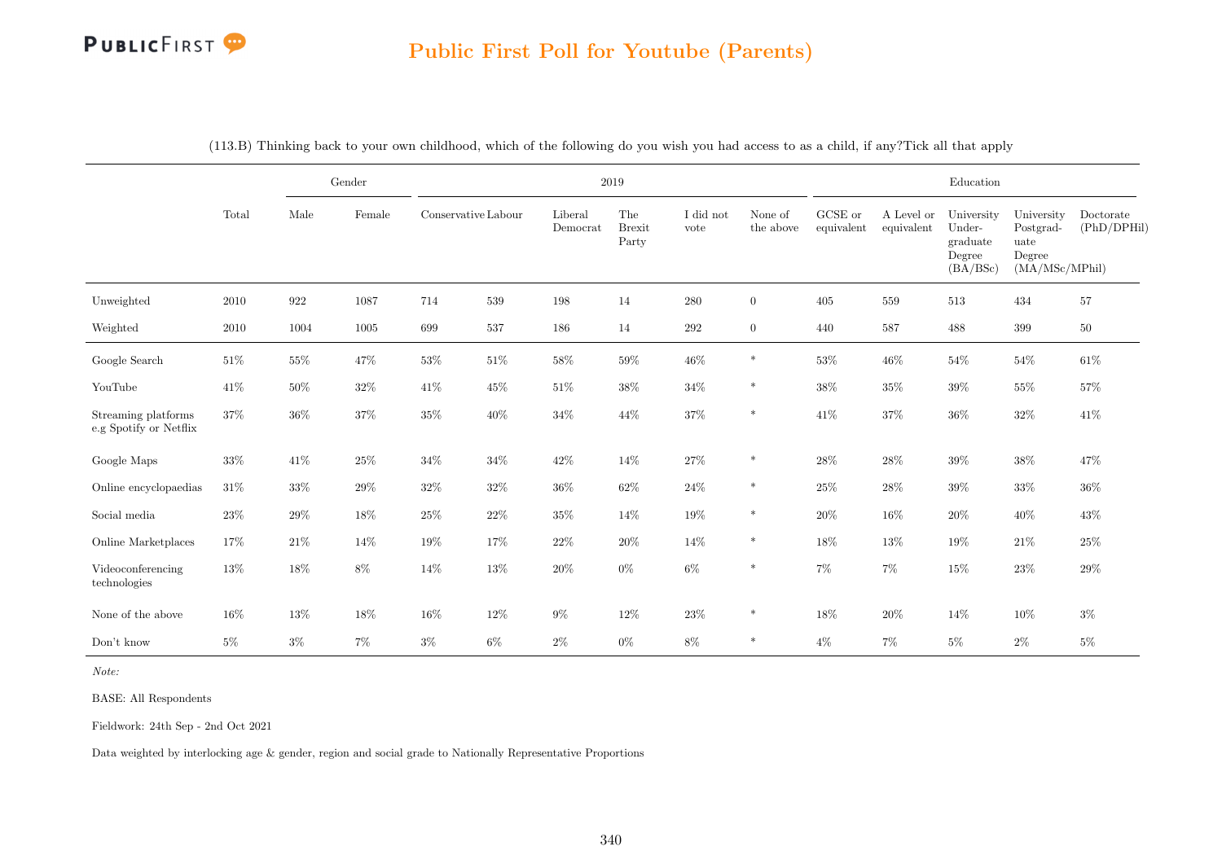## Public First Poll for Youtube (Parents)

(113.B) Thinking back to your own childhood, which of the following do you wish you had access to as a child, if any?Tick all that apply

| | Total | Gender | | 2019 | | | | | | Education | | | | |
|---|---|---|---|---|---|---|---|---|---|---|---|---|---|---|
| | | Male | Female | Conservative | Labour | Liberal Democrat | The Brexit Party | I did not vote | None of the above | GCSE or equivalent | A Level or equivalent | University Under-graduate Degree (BA/BSc) | University Postgrad-uate Degree (MA/MSc/MPhil) | Doctorate (PhD/DPHil) |
| Unweighted | 2010 | 922 | 1087 | 714 | 539 | 198 | 14 | 280 | 0 | 405 | 559 | 513 | 434 | 57 |
| Weighted | 2010 | 1004 | 1005 | 699 | 537 | 186 | 14 | 292 | 0 | 440 | 587 | 488 | 399 | 50 |
| Google Search | 51% | 55% | 47% | 53% | 51% | 58% | 59% | 46% | * | 53% | 46% | 54% | 54% | 61% |
| YouTube | 41% | 50% | 32% | 41% | 45% | 51% | 38% | 34% | * | 38% | 35% | 39% | 55% | 57% |
| Streaming platforms e.g Spotify or Netflix | 37% | 36% | 37% | 35% | 40% | 34% | 44% | 37% | * | 41% | 37% | 36% | 32% | 41% |
| Google Maps | 33% | 41% | 25% | 34% | 34% | 42% | 14% | 27% | * | 28% | 28% | 39% | 38% | 47% |
| Online encyclopaedias | 31% | 33% | 29% | 32% | 32% | 36% | 62% | 24% | * | 25% | 28% | 39% | 33% | 36% |
| Social media | 23% | 29% | 18% | 25% | 22% | 35% | 14% | 19% | * | 20% | 16% | 20% | 40% | 43% |
| Online Marketplaces | 17% | 21% | 14% | 19% | 17% | 22% | 20% | 14% | * | 18% | 13% | 19% | 21% | 25% |
| Videoconferencing technologies | 13% | 18% | 8% | 14% | 13% | 20% | 0% | 6% | * | 7% | 7% | 15% | 23% | 29% |
| None of the above | 16% | 13% | 18% | 16% | 12% | 9% | 12% | 23% | * | 18% | 20% | 14% | 10% | 3% |
| Don't know | 5% | 3% | 7% | 3% | 6% | 2% | 0% | 8% | * | 4% | 7% | 5% | 2% | 5% |

*Note:*

BASE: All Respondents

Fieldwork: 24th Sep - 2nd Oct 2021

Data weighted by interlocking age & gender, region and social grade to Nationally Representative Proportions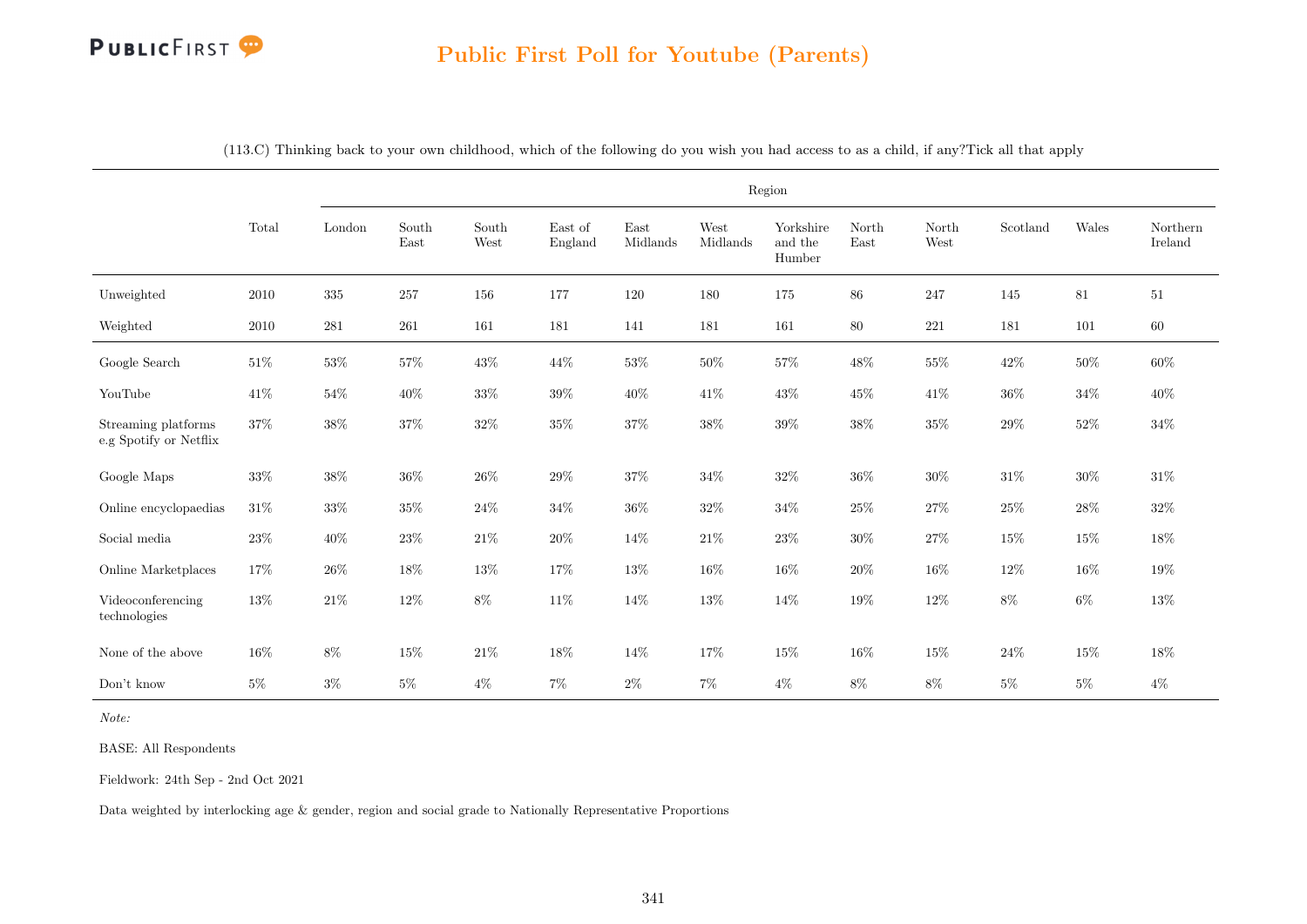## Public First Poll for Youtube (Parents)

(113.C) Thinking back to your own childhood, which of the following do you wish you had access to as a child, if any?Tick all that apply

| | Total | Region | | | | | | | | | | | |
|---|---|---|---|---|---|---|---|---|---|---|---|---|---|
| | | London | South East | South West | East of England | East Midlands | West Midlands | Yorkshire and the Humber | North East | North West | Scotland | Wales | Northern Ireland |
| Unweighted | 2010 | 335 | 257 | 156 | 177 | 120 | 180 | 175 | 86 | 247 | 145 | 81 | 51 |
| Weighted | 2010 | 281 | 261 | 161 | 181 | 141 | 181 | 161 | 80 | 221 | 181 | 101 | 60 |
| Google Search | 51% | 53% | 57% | 43% | 44% | 53% | 50% | 57% | 48% | 55% | 42% | 50% | 60% |
| YouTube | 41% | 54% | 40% | 33% | 39% | 40% | 41% | 43% | 45% | 41% | 36% | 34% | 40% |
| Streaming platforms e.g Spotify or Netflix | 37% | 38% | 37% | 32% | 35% | 37% | 38% | 39% | 38% | 35% | 29% | 52% | 34% |
| Google Maps | 33% | 38% | 36% | 26% | 29% | 37% | 34% | 32% | 36% | 30% | 31% | 30% | 31% |
| Online encyclopaedias | 31% | 33% | 35% | 24% | 34% | 36% | 32% | 34% | 25% | 27% | 25% | 28% | 32% |
| Social media | 23% | 40% | 23% | 21% | 20% | 14% | 21% | 23% | 30% | 27% | 15% | 15% | 18% |
| Online Marketplaces | 17% | 26% | 18% | 13% | 17% | 13% | 16% | 16% | 20% | 16% | 12% | 16% | 19% |
| Videoconferencing technologies | 13% | 21% | 12% | 8% | 11% | 14% | 13% | 14% | 19% | 12% | 8% | 6% | 13% |
| None of the above | 16% | 8% | 15% | 21% | 18% | 14% | 17% | 15% | 16% | 15% | 24% | 15% | 18% |
| Don't know | 5% | 3% | 5% | 4% | 7% | 2% | 7% | 4% | 8% | 8% | 5% | 5% | 4% |

*Note:*

BASE: All Respondents

Fieldwork: 24th Sep - 2nd Oct 2021

Data weighted by interlocking age & gender, region and social grade to Nationally Representative Proportions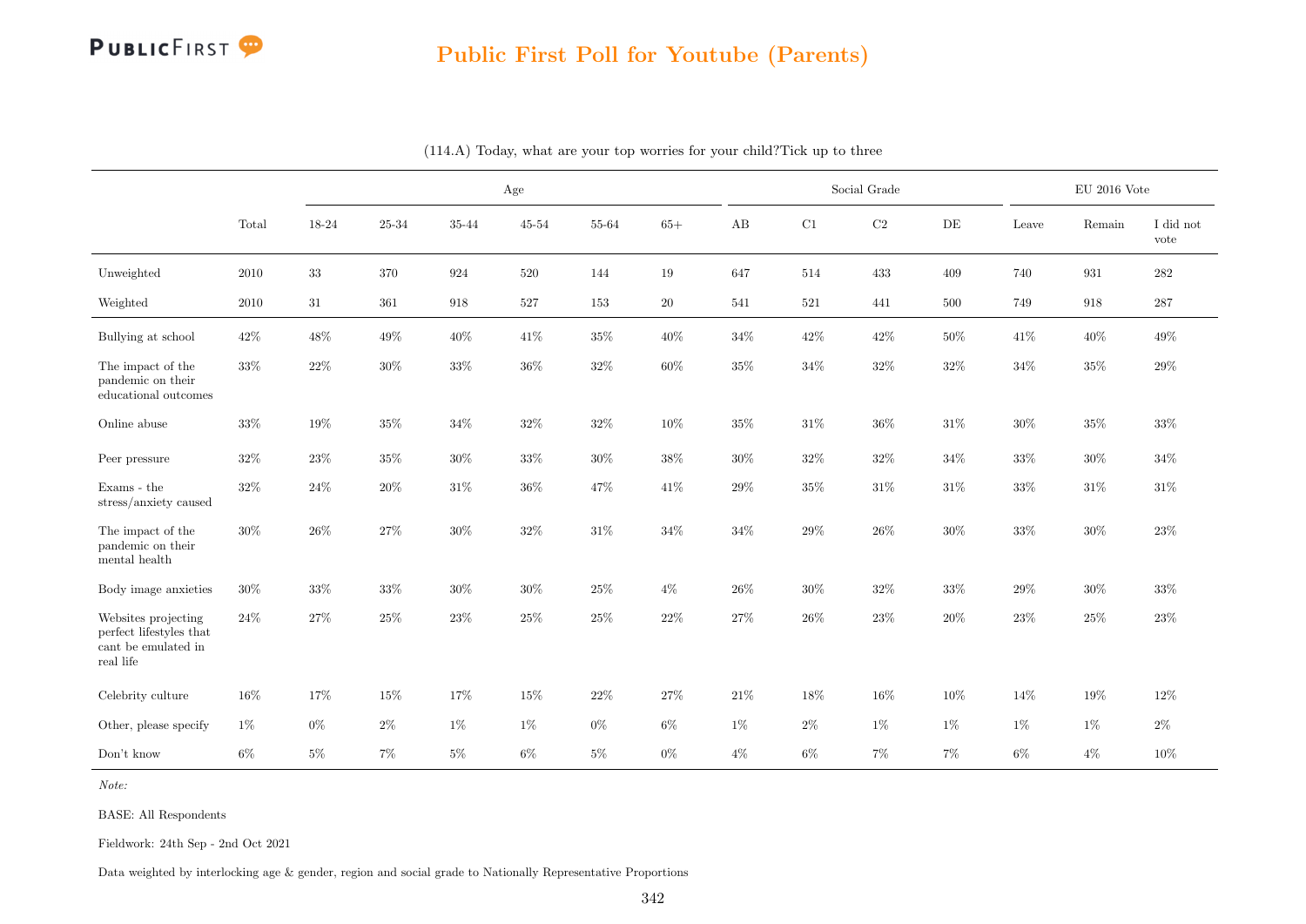# Public First Poll for Youtube (Parents)

(114.A) Today, what are your top worries for your child?Tick up to three

| | Total | Age | | | | | | Social Grade | | | | EU 2016 Vote | | |
|---|---|---|---|---|---|---|---|---|---|---|---|---|---|---|
| | | 18-24 | 25-34 | 35-44 | 45-54 | 55-64 | 65+ | AB | C1 | C2 | DE | Leave | Remain | I did not vote |
| Unweighted | 2010 | 33 | 370 | 924 | 520 | 144 | 19 | 647 | 514 | 433 | 409 | 740 | 931 | 282 |
| Weighted | 2010 | 31 | 361 | 918 | 527 | 153 | 20 | 541 | 521 | 441 | 500 | 749 | 918 | 287 |
| Bullying at school | 42% | 48% | 49% | 40% | 41% | 35% | 40% | 34% | 42% | 42% | 50% | 41% | 40% | 49% |
| The impact of the pandemic on their educational outcomes | 33% | 22% | 30% | 33% | 36% | 32% | 60% | 35% | 34% | 32% | 32% | 34% | 35% | 29% |
| Online abuse | 33% | 19% | 35% | 34% | 32% | 32% | 10% | 35% | 31% | 36% | 31% | 30% | 35% | 33% |
| Peer pressure | 32% | 23% | 35% | 30% | 33% | 30% | 38% | 30% | 32% | 32% | 34% | 33% | 30% | 34% |
| Exams - the stress/anxiety caused | 32% | 24% | 20% | 31% | 36% | 47% | 41% | 29% | 35% | 31% | 31% | 33% | 31% | 31% |
| The impact of the pandemic on their mental health | 30% | 26% | 27% | 30% | 32% | 31% | 34% | 34% | 29% | 26% | 30% | 33% | 30% | 23% |
| Body image anxieties | 30% | 33% | 33% | 30% | 30% | 25% | 4% | 26% | 30% | 32% | 33% | 29% | 30% | 33% |
| Websites projecting perfect lifestyles that cant be emulated in real life | 24% | 27% | 25% | 23% | 25% | 25% | 22% | 27% | 26% | 23% | 20% | 23% | 25% | 23% |
| Celebrity culture | 16% | 17% | 15% | 17% | 15% | 22% | 27% | 21% | 18% | 16% | 10% | 14% | 19% | 12% |
| Other, please specify | 1% | 0% | 2% | 1% | 1% | 0% | 6% | 1% | 2% | 1% | 1% | 1% | 1% | 2% |
| Don't know | 6% | 5% | 7% | 5% | 6% | 5% | 0% | 4% | 6% | 7% | 7% | 6% | 4% | 10% |

*Note:*

BASE: All Respondents

Fieldwork: 24th Sep - 2nd Oct 2021

Data weighted by interlocking age & gender, region and social grade to Nationally Representative Proportions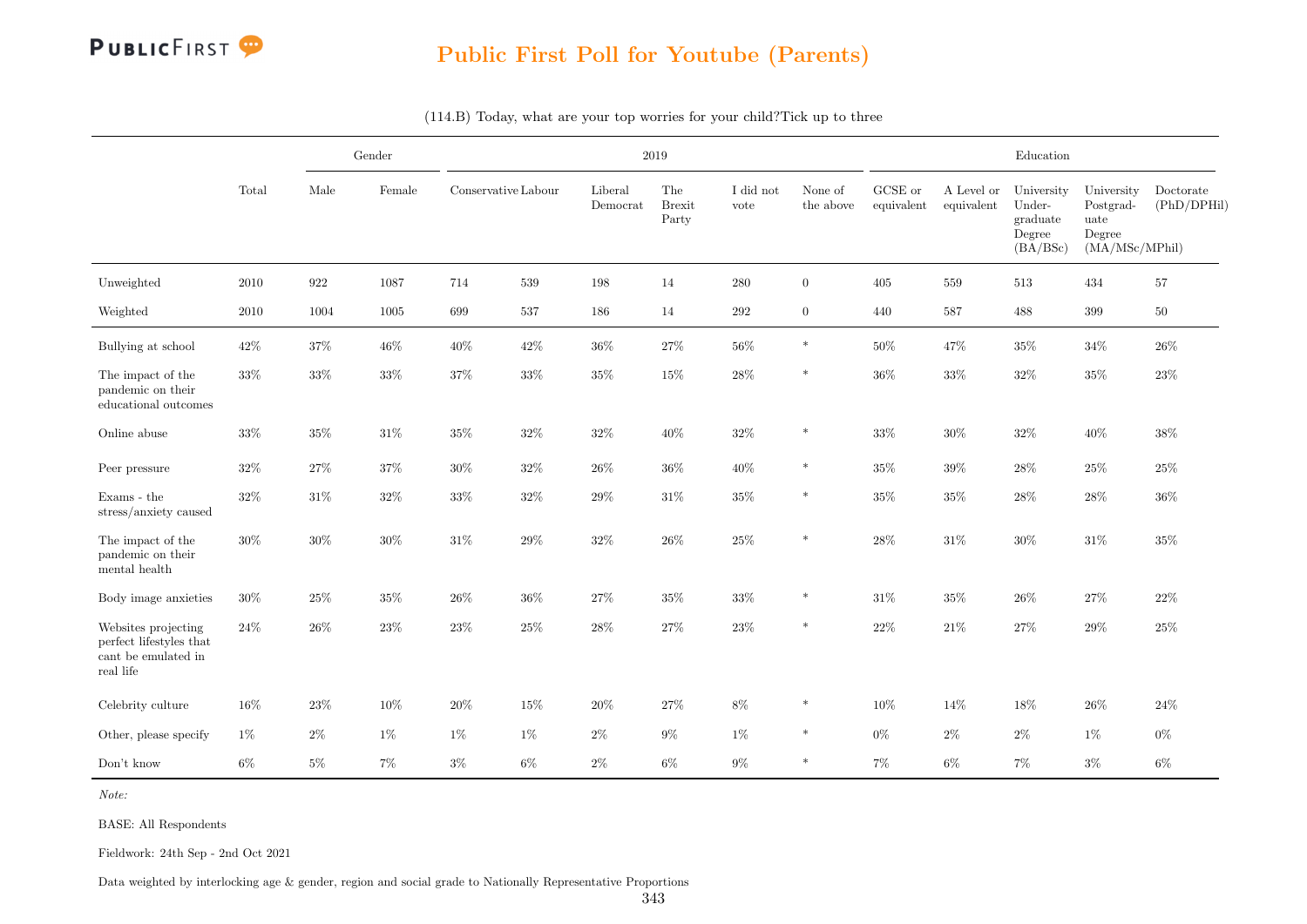## Public First Poll for Youtube (Parents)

(114.B) Today, what are your top worries for your child?Tick up to three

| | Total | Gender | | 2019 | | | | | | Education | | | | |
|---|---|---|---|---|---|---|---|---|---|---|---|---|---|---|
| | | Male | Female | Conservative | Labour | Liberal Democrat | The Brexit Party | I did not vote | None of the above | GCSE or equivalent | A Level or equivalent | University Under-graduate Degree (BA/BSc) | University Postgrad-uate Degree (MA/MSc/MPhil) | Doctorate (PhD/DPHil) |
| Unweighted | 2010 | 922 | 1087 | 714 | 539 | 198 | 14 | 280 | 0 | 405 | 559 | 513 | 434 | 57 |
| Weighted | 2010 | 1004 | 1005 | 699 | 537 | 186 | 14 | 292 | 0 | 440 | 587 | 488 | 399 | 50 |
| Bullying at school | 42% | 37% | 46% | 40% | 42% | 36% | 27% | 56% | * | 50% | 47% | 35% | 34% | 26% |
| The impact of the pandemic on their educational outcomes | 33% | 33% | 33% | 37% | 33% | 35% | 15% | 28% | * | 36% | 33% | 32% | 35% | 23% |
| Online abuse | 33% | 35% | 31% | 35% | 32% | 32% | 40% | 32% | * | 33% | 30% | 32% | 40% | 38% |
| Peer pressure | 32% | 27% | 37% | 30% | 32% | 26% | 36% | 40% | * | 35% | 39% | 28% | 25% | 25% |
| Exams - the stress/anxiety caused | 32% | 31% | 32% | 33% | 32% | 29% | 31% | 35% | * | 35% | 35% | 28% | 28% | 36% |
| The impact of the pandemic on their mental health | 30% | 30% | 30% | 31% | 29% | 32% | 26% | 25% | * | 28% | 31% | 30% | 31% | 35% |
| Body image anxieties | 30% | 25% | 35% | 26% | 36% | 27% | 35% | 33% | * | 31% | 35% | 26% | 27% | 22% |
| Websites projecting perfect lifestyles that cant be emulated in real life | 24% | 26% | 23% | 23% | 25% | 28% | 27% | 23% | * | 22% | 21% | 27% | 29% | 25% |
| Celebrity culture | 16% | 23% | 10% | 20% | 15% | 20% | 27% | 8% | * | 10% | 14% | 18% | 26% | 24% |
| Other, please specify | 1% | 2% | 1% | 1% | 1% | 2% | 9% | 1% | * | 0% | 2% | 2% | 1% | 0% |
| Don't know | 6% | 5% | 7% | 3% | 6% | 2% | 6% | 9% | * | 7% | 6% | 7% | 3% | 6% |

*Note:*

BASE: All Respondents

Fieldwork: 24th Sep - 2nd Oct 2021

Data weighted by interlocking age & gender, region and social grade to Nationally Representative Proportions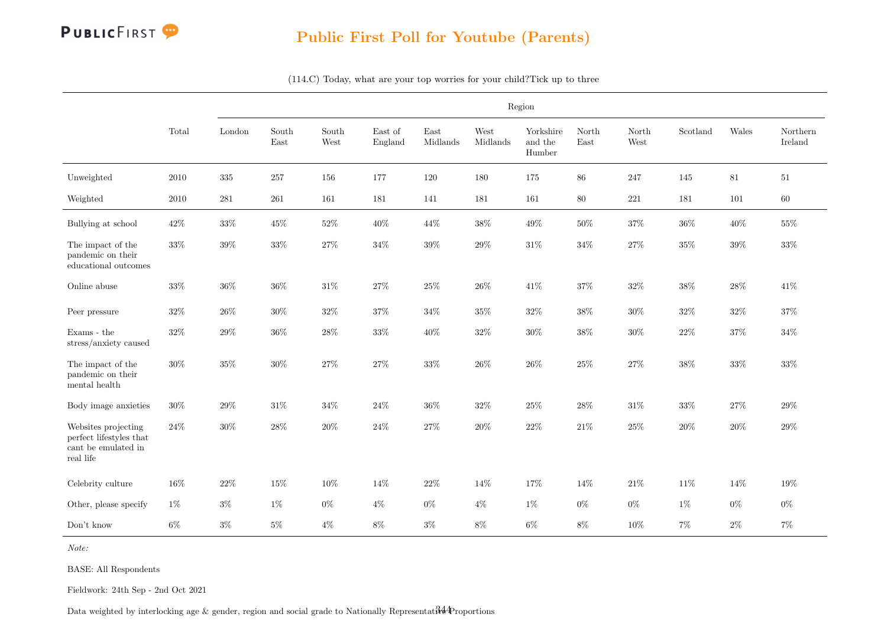# Public First Poll for Youtube (Parents)

(114.C) Today, what are your top worries for your child?Tick up to three

| | Total | Region | | | | | | | | | | | |
|---|---|---|---|---|---|---|---|---|---|---|---|---|---|
| | | London | South East | South West | East of England | East Midlands | West Midlands | Yorkshire and the Humber | North East | North West | Scotland | Wales | Northern Ireland |
| Unweighted | 2010 | 335 | 257 | 156 | 177 | 120 | 180 | 175 | 86 | 247 | 145 | 81 | 51 |
| Weighted | 2010 | 281 | 261 | 161 | 181 | 141 | 181 | 161 | 80 | 221 | 181 | 101 | 60 |
| Bullying at school | 42% | 33% | 45% | 52% | 40% | 44% | 38% | 49% | 50% | 37% | 36% | 40% | 55% |
| The impact of the pandemic on their educational outcomes | 33% | 39% | 33% | 27% | 34% | 39% | 29% | 31% | 34% | 27% | 35% | 39% | 33% |
| Online abuse | 33% | 36% | 36% | 31% | 27% | 25% | 26% | 41% | 37% | 32% | 38% | 28% | 41% |
| Peer pressure | 32% | 26% | 30% | 32% | 37% | 34% | 35% | 32% | 38% | 30% | 32% | 32% | 37% |
| Exams - the stress/anxiety caused | 32% | 29% | 36% | 28% | 33% | 40% | 32% | 30% | 38% | 30% | 22% | 37% | 34% |
| The impact of the pandemic on their mental health | 30% | 35% | 30% | 27% | 27% | 33% | 26% | 26% | 25% | 27% | 38% | 33% | 33% |
| Body image anxieties | 30% | 29% | 31% | 34% | 24% | 36% | 32% | 25% | 28% | 31% | 33% | 27% | 29% |
| Websites projecting perfect lifestyles that cant be emulated in real life | 24% | 30% | 28% | 20% | 24% | 27% | 20% | 22% | 21% | 25% | 20% | 20% | 29% |
| Celebrity culture | 16% | 22% | 15% | 10% | 14% | 22% | 14% | 17% | 14% | 21% | 11% | 14% | 19% |
| Other, please specify | 1% | 3% | 1% | 0% | 4% | 0% | 4% | 1% | 0% | 0% | 1% | 0% | 0% |
| Don't know | 6% | 3% | 5% | 4% | 8% | 3% | 8% | 6% | 8% | 10% | 7% | 2% | 7% |

*Note:*

BASE: All Respondents

Fieldwork: 24th Sep - 2nd Oct 2021

Data weighted by interlocking age & gender, region and social grade to Nationally Representative Proportions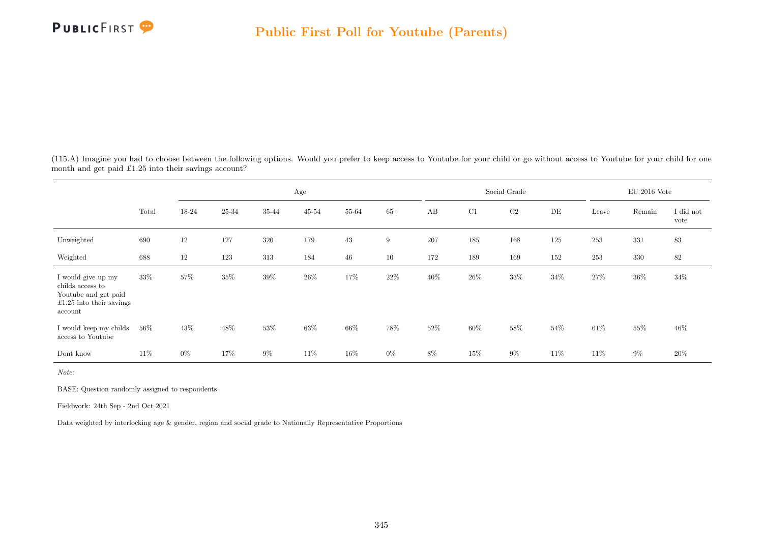(115.A) Imagine you had to choose between the following options. Would you prefer to keep access to Youtube for your child or go without access to Youtube for your child for one month and get paid £1.25 into their savings account?

| | Total | Age | | | | | | Social Grade | | | | EU 2016 Vote | | |
|---|---|---|---|---|---|---|---|---|---|---|---|---|---|---|
| | | 18-24 | 25-34 | 35-44 | 45-54 | 55-64 | 65+ | AB | C1 | C2 | DE | Leave | Remain | I did not vote |
| Unweighted | 690 | 12 | 127 | 320 | 179 | 43 | 9 | 207 | 185 | 168 | 125 | 253 | 331 | 83 |
| Weighted | 688 | 12 | 123 | 313 | 184 | 46 | 10 | 172 | 189 | 169 | 152 | 253 | 330 | 82 |
| I would give up my childs access to Youtube and get paid £1.25 into their savings account | 33% | 57% | 35% | 39% | 26% | 17% | 22% | 40% | 26% | 33% | 34% | 27% | 36% | 34% |
| I would keep my childs access to Youtube | 56% | 43% | 48% | 53% | 63% | 66% | 78% | 52% | 60% | 58% | 54% | 61% | 55% | 46% |
| Dont know | 11% | 0% | 17% | 9% | 11% | 16% | 0% | 8% | 15% | 9% | 11% | 11% | 9% | 20% |

*Note:*

BASE: Question randomly assigned to respondents

Fieldwork: 24th Sep - 2nd Oct 2021

Data weighted by interlocking age & gender, region and social grade to Nationally Representative Proportions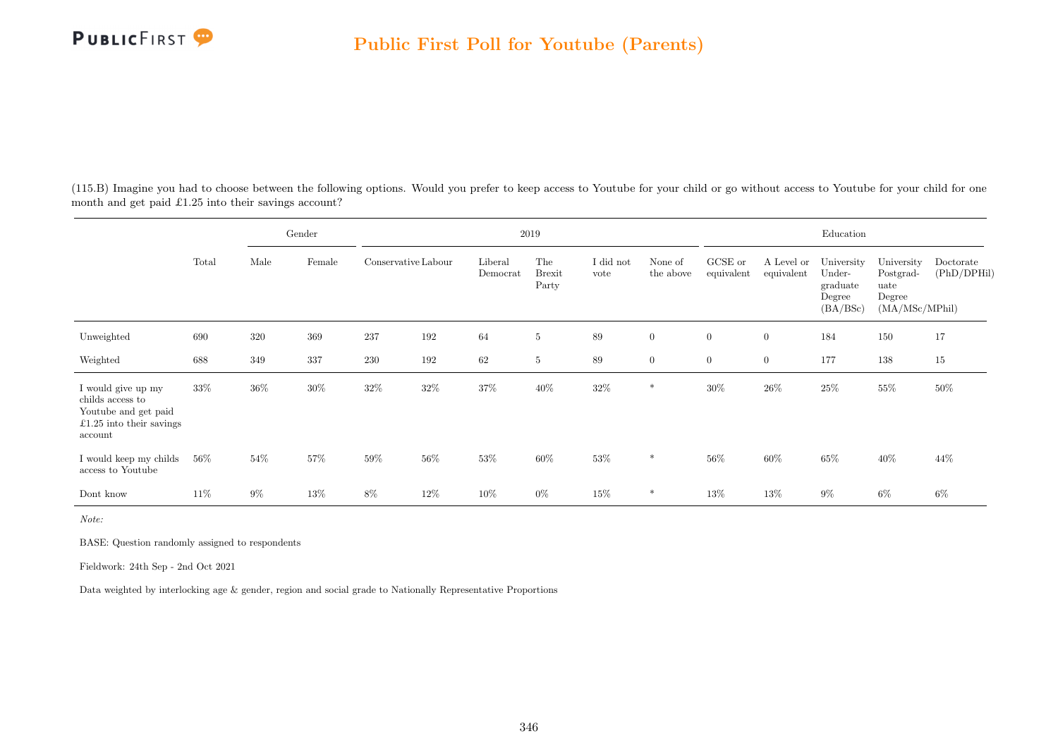(115.B) Imagine you had to choose between the following options. Would you prefer to keep access to Youtube for your child or go without access to Youtube for your child for one month and get paid £1.25 into their savings account?

| | Total | Gender | | 2019 | | | | | | Education | | | | |
|---|---|---|---|---|---|---|---|---|---|---|---|---|---|---|
| | | Male | Female | Conservative | Labour | Liberal Democrat | The Brexit Party | I did not vote | None of the above | GCSE or equivalent | A Level or equivalent | University Under-graduate Degree (BA/BSc) | University Postgrad-uate Degree (MA/MSc/MPhil) | Doctorate (PhD/DPHil) |
| Unweighted | 690 | 320 | 369 | 237 | 192 | 64 | 5 | 89 | 0 | 0 | 0 | 184 | 150 | 17 |
| Weighted | 688 | 349 | 337 | 230 | 192 | 62 | 5 | 89 | 0 | 0 | 0 | 177 | 138 | 15 |
| I would give up my childs access to Youtube and get paid £1.25 into their savings account | 33% | 36% | 30% | 32% | 32% | 37% | 40% | 32% | * | 30% | 26% | 25% | 55% | 50% |
| I would keep my childs access to Youtube | 56% | 54% | 57% | 59% | 56% | 53% | 60% | 53% | * | 56% | 60% | 65% | 40% | 44% |
| Dont know | 11% | 9% | 13% | 8% | 12% | 10% | 0% | 15% | * | 13% | 13% | 9% | 6% | 6% |

*Note:*

BASE: Question randomly assigned to respondents

Fieldwork: 24th Sep - 2nd Oct 2021

Data weighted by interlocking age & gender, region and social grade to Nationally Representative Proportions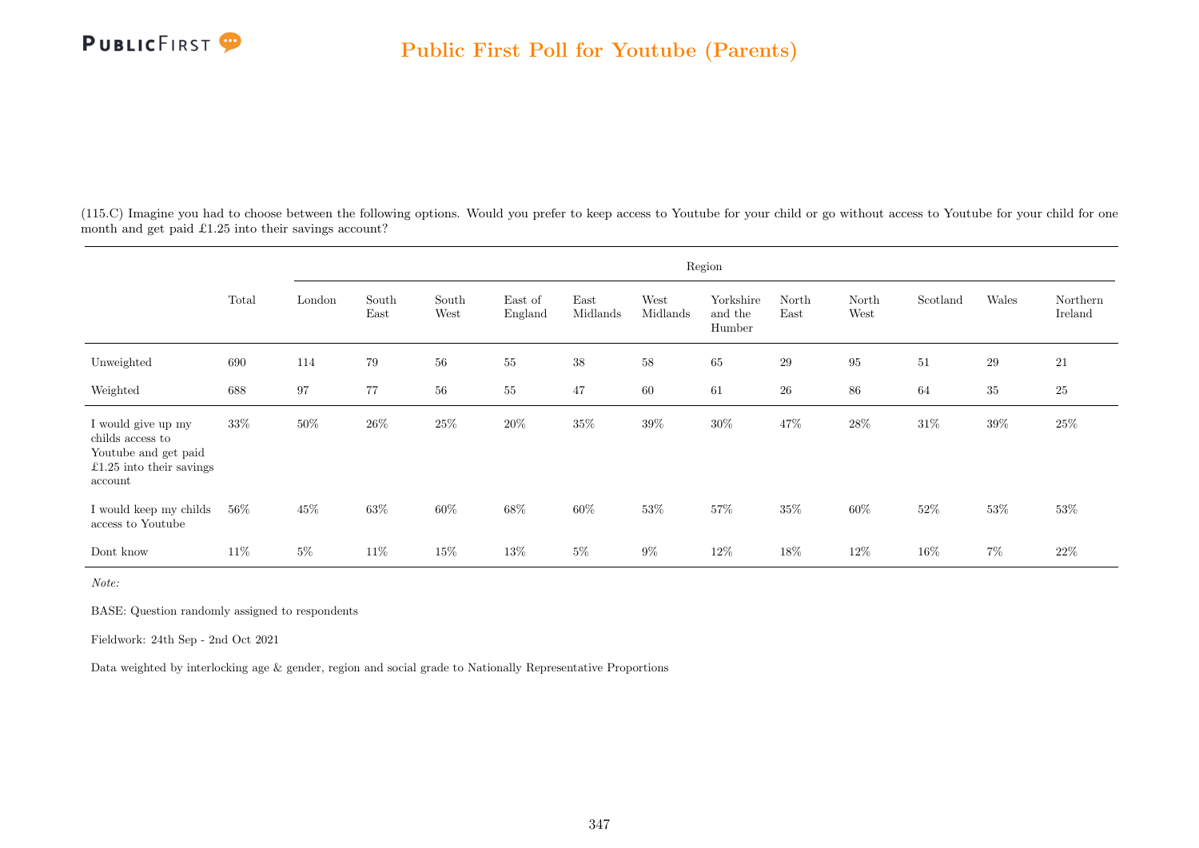(115.C) Imagine you had to choose between the following options. Would you prefer to keep access to Youtube for your child or go without access to Youtube for your child for one month and get paid £1.25 into their savings account?

| | Total | Region | | | | | | | | | | | |
|---|---|---|---|---|---|---|---|---|---|---|---|---|---|
| | | London | South East | South West | East of England | East Midlands | West Midlands | Yorkshire and the Humber | North East | North West | Scotland | Wales | Northern Ireland |
| Unweighted | 690 | 114 | 79 | 56 | 55 | 38 | 58 | 65 | 29 | 95 | 51 | 29 | 21 |
| Weighted | 688 | 97 | 77 | 56 | 55 | 47 | 60 | 61 | 26 | 86 | 64 | 35 | 25 |
| I would give up my childs access to Youtube and get paid £1.25 into their savings account | 33% | 50% | 26% | 25% | 20% | 35% | 39% | 30% | 47% | 28% | 31% | 39% | 25% |
| I would keep my childs access to Youtube | 56% | 45% | 63% | 60% | 68% | 60% | 53% | 57% | 35% | 60% | 52% | 53% | 53% |
| Dont know | 11% | 5% | 11% | 15% | 13% | 5% | 9% | 12% | 18% | 12% | 16% | 7% | 22% |

*Note:*

BASE: Question randomly assigned to respondents

Fieldwork: 24th Sep - 2nd Oct 2021

Data weighted by interlocking age & gender, region and social grade to Nationally Representative Proportions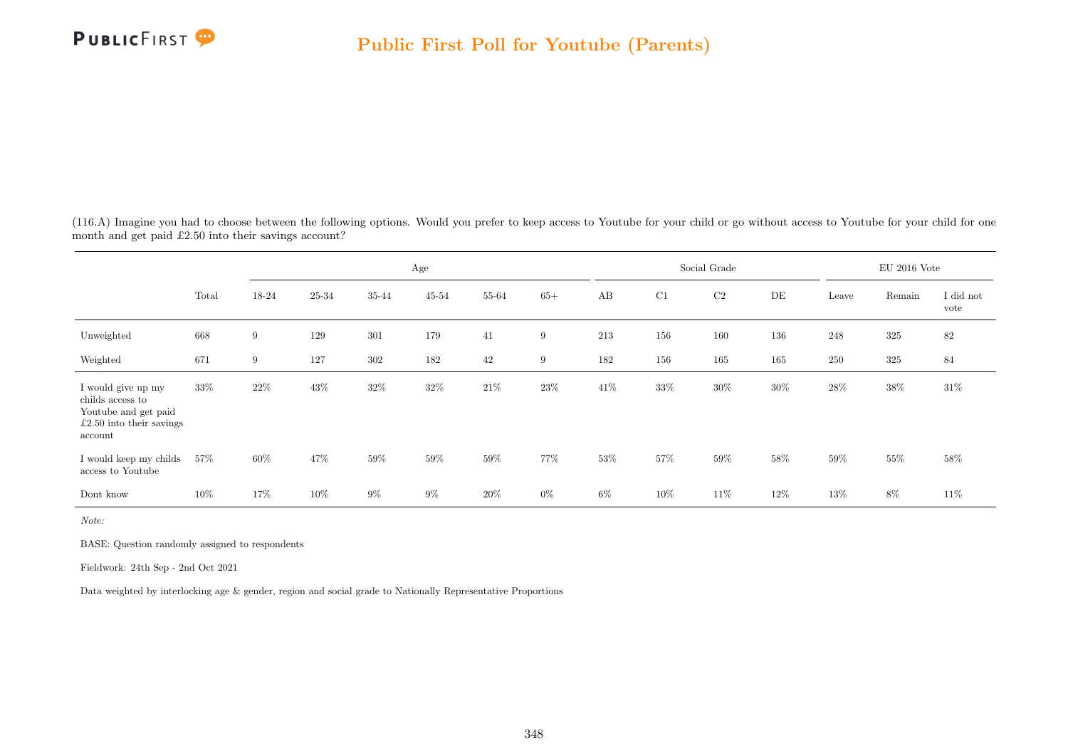## Public First Poll for Youtube (Parents)

(116.A) Imagine you had to choose between the following options. Would you prefer to keep access to Youtube for your child or go without access to Youtube for your child for one month and get paid £2.50 into their savings account?

| | Total | Age | | | | | | Social Grade | | | | EU 2016 Vote | | |
|---|---|---|---|---|---|---|---|---|---|---|---|---|---|---|
| | | 18-24 | 25-34 | 35-44 | 45-54 | 55-64 | 65+ | AB | C1 | C2 | DE | Leave | Remain | I did not vote |
| Unweighted | 668 | 9 | 129 | 301 | 179 | 41 | 9 | 213 | 156 | 160 | 136 | 248 | 325 | 82 |
| Weighted | 671 | 9 | 127 | 302 | 182 | 42 | 9 | 182 | 156 | 165 | 165 | 250 | 325 | 84 |
| I would give up my childs access to Youtube and get paid £2.50 into their savings account | 33% | 22% | 43% | 32% | 32% | 21% | 23% | 41% | 33% | 30% | 30% | 28% | 38% | 31% |
| I would keep my childs access to Youtube | 57% | 60% | 47% | 59% | 59% | 59% | 77% | 53% | 57% | 59% | 58% | 59% | 55% | 58% |
| Dont know | 10% | 17% | 10% | 9% | 9% | 20% | 0% | 6% | 10% | 11% | 12% | 13% | 8% | 11% |

*Note:*

BASE: Question randomly assigned to respondents

Fieldwork: 24th Sep - 2nd Oct 2021

Data weighted by interlocking age & gender, region and social grade to Nationally Representative Proportions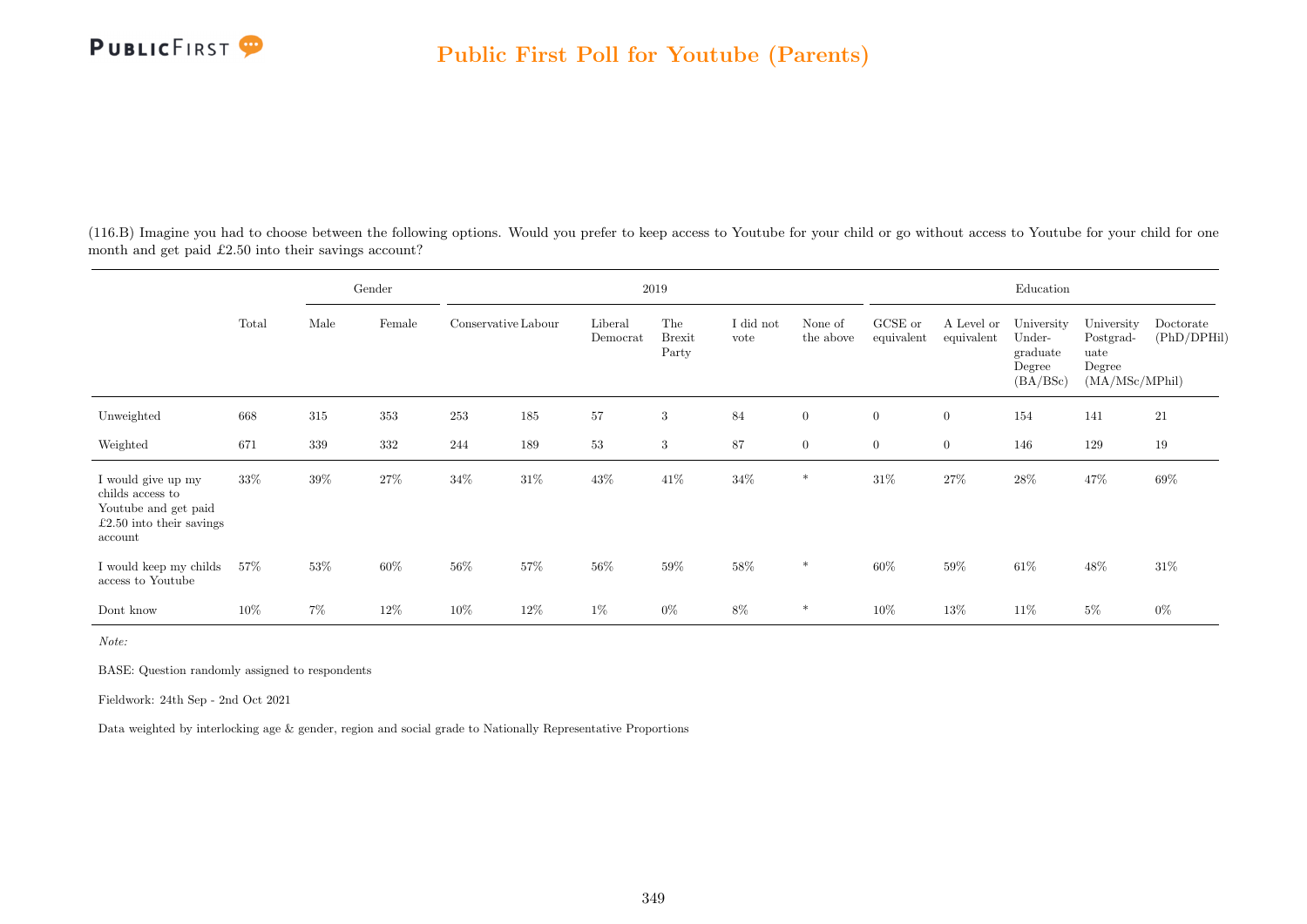## Public First Poll for Youtube (Parents)

(116.B) Imagine you had to choose between the following options. Would you prefer to keep access to Youtube for your child or go without access to Youtube for your child for one month and get paid £2.50 into their savings account?

| | Total | Gender | | 2019 | | | | | | Education | | | | |
|---|---|---|---|---|---|---|---|---|---|---|---|---|---|---|
| | | Male | Female | Conservative | Labour | Liberal Democrat | The Brexit Party | I did not vote | None of the above | GCSE or equivalent | A Level or equivalent | University Undergraduate Degree (BA/BSc) | University Postgraduate Degree (MA/MSc/MPhil) | Doctorate (PhD/DPHil) |
| Unweighted | 668 | 315 | 353 | 253 | 185 | 57 | 3 | 84 | 0 | 0 | 0 | 154 | 141 | 21 |
| Weighted | 671 | 339 | 332 | 244 | 189 | 53 | 3 | 87 | 0 | 0 | 0 | 146 | 129 | 19 |
| I would give up my childs access to Youtube and get paid £2.50 into their savings account | 33% | 39% | 27% | 34% | 31% | 43% | 41% | 34% | * | 31% | 27% | 28% | 47% | 69% |
| I would keep my childs access to Youtube | 57% | 53% | 60% | 56% | 57% | 56% | 59% | 58% | * | 60% | 59% | 61% | 48% | 31% |
| Dont know | 10% | 7% | 12% | 10% | 12% | 1% | 0% | 8% | * | 10% | 13% | 11% | 5% | 0% |

*Note:*

BASE: Question randomly assigned to respondents

Fieldwork: 24th Sep - 2nd Oct 2021

Data weighted by interlocking age & gender, region and social grade to Nationally Representative Proportions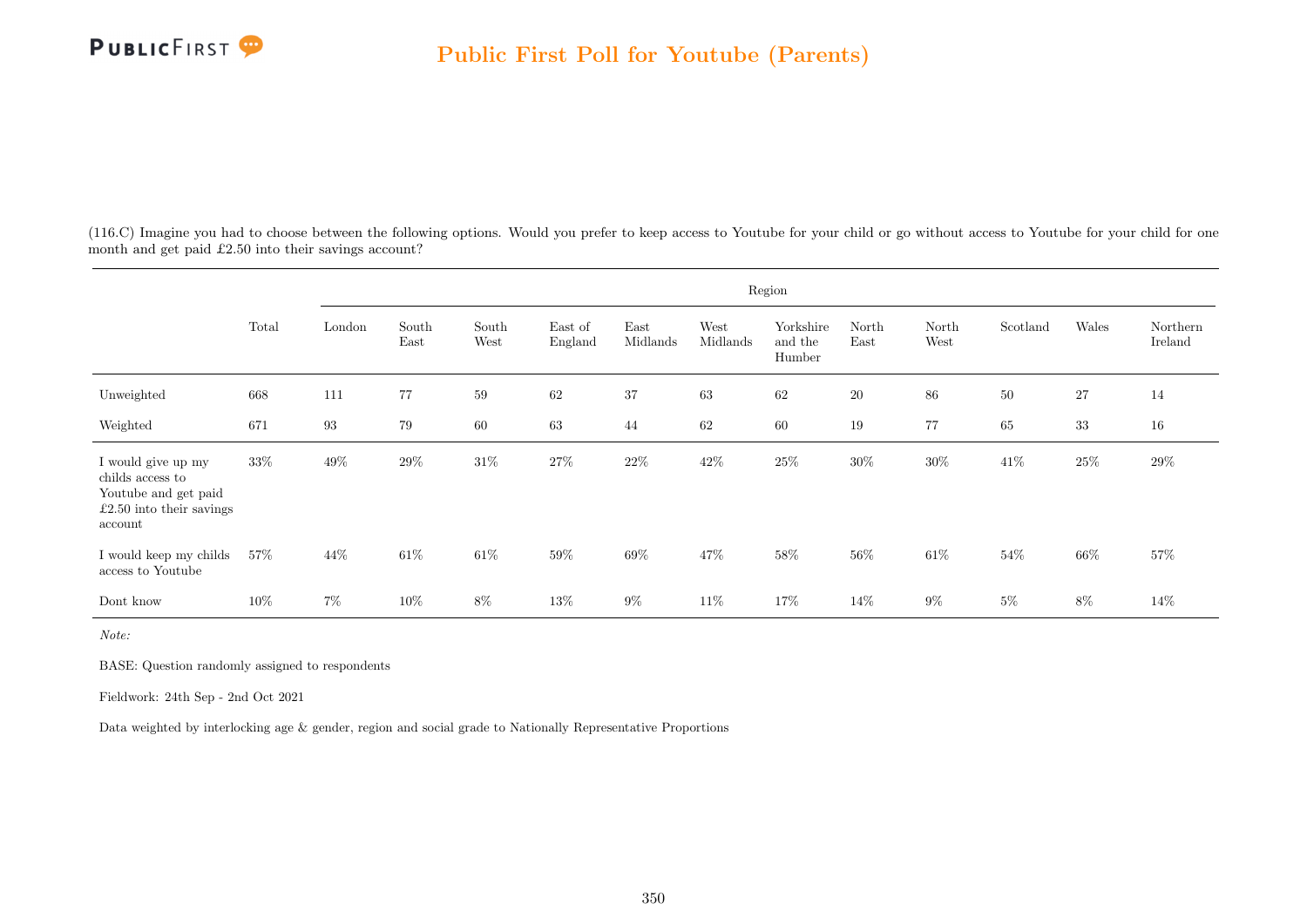(116.C) Imagine you had to choose between the following options. Would you prefer to keep access to Youtube for your child or go without access to Youtube for your child for one month and get paid £2.50 into their savings account?

| | Total | Region | | | | | | | | | | | |
|---|---|---|---|---|---|---|---|---|---|---|---|---|---|
| | | London | South East | South West | East of England | East Midlands | West Midlands | Yorkshire and the Humber | North East | North West | Scotland | Wales | Northern Ireland |
| Unweighted | 668 | 111 | 77 | 59 | 62 | 37 | 63 | 62 | 20 | 86 | 50 | 27 | 14 |
| Weighted | 671 | 93 | 79 | 60 | 63 | 44 | 62 | 60 | 19 | 77 | 65 | 33 | 16 |
| I would give up my childs access to Youtube and get paid £2.50 into their savings account | 33% | 49% | 29% | 31% | 27% | 22% | 42% | 25% | 30% | 30% | 41% | 25% | 29% |
| I would keep my childs access to Youtube | 57% | 44% | 61% | 61% | 59% | 69% | 47% | 58% | 56% | 61% | 54% | 66% | 57% |
| Dont know | 10% | 7% | 10% | 8% | 13% | 9% | 11% | 17% | 14% | 9% | 5% | 8% | 14% |

*Note:*

BASE: Question randomly assigned to respondents

Fieldwork: 24th Sep - 2nd Oct 2021

Data weighted by interlocking age & gender, region and social grade to Nationally Representative Proportions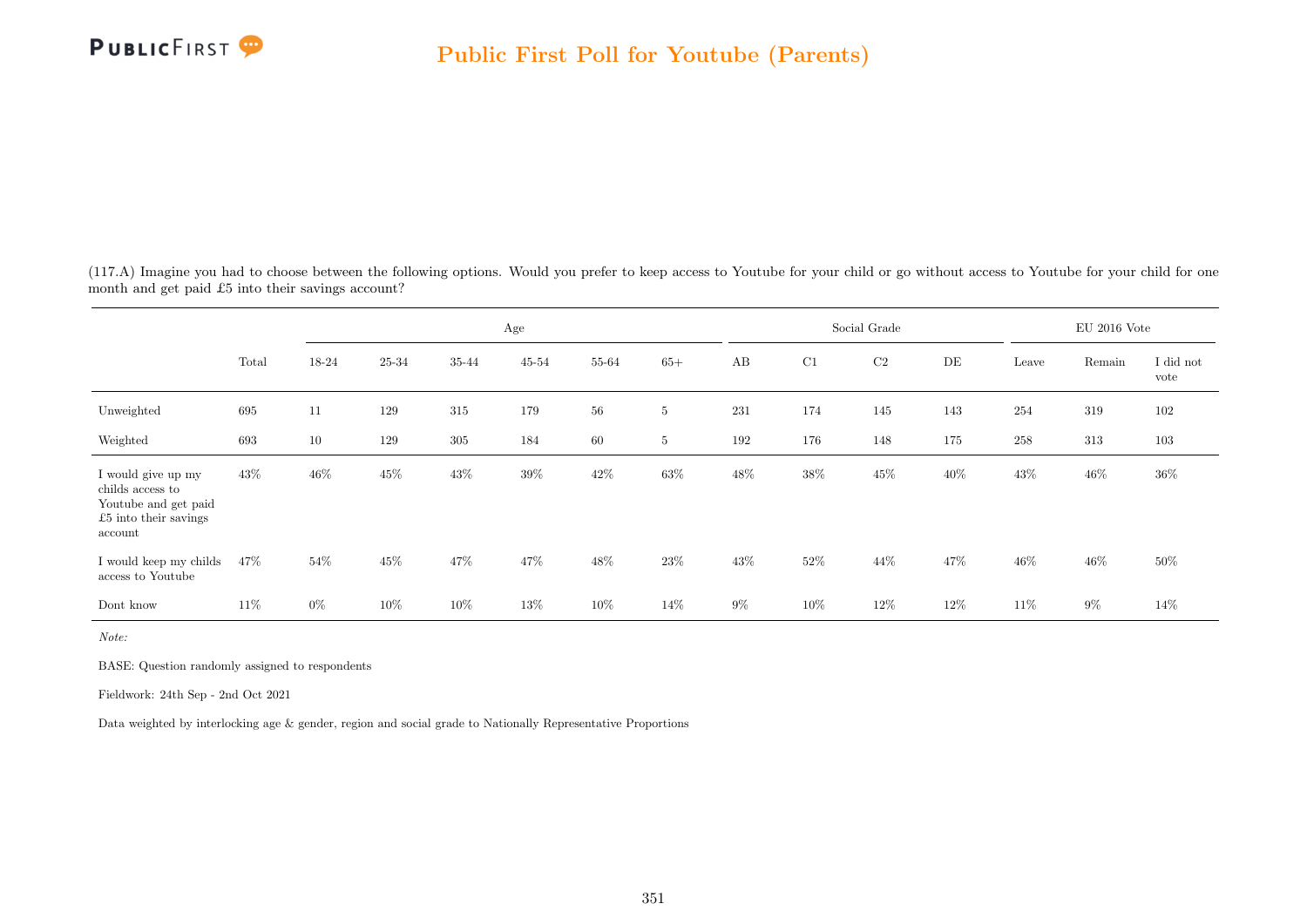(117.A) Imagine you had to choose between the following options. Would you prefer to keep access to Youtube for your child or go without access to Youtube for your child for one month and get paid £5 into their savings account?

| | Total | Age | | | | | | Social Grade | | | | EU 2016 Vote | | |
|---|---|---|---|---|---|---|---|---|---|---|---|---|---|---|
| | | 18-24 | 25-34 | 35-44 | 45-54 | 55-64 | 65+ | AB | C1 | C2 | DE | Leave | Remain | I did not vote |
| Unweighted | 695 | 11 | 129 | 315 | 179 | 56 | 5 | 231 | 174 | 145 | 143 | 254 | 319 | 102 |
| Weighted | 693 | 10 | 129 | 305 | 184 | 60 | 5 | 192 | 176 | 148 | 175 | 258 | 313 | 103 |
| I would give up my childs access to Youtube and get paid £5 into their savings account | 43% | 46% | 45% | 43% | 39% | 42% | 63% | 48% | 38% | 45% | 40% | 43% | 46% | 36% |
| I would keep my childs access to Youtube | 47% | 54% | 45% | 47% | 47% | 48% | 23% | 43% | 52% | 44% | 47% | 46% | 46% | 50% |
| Dont know | 11% | 0% | 10% | 10% | 13% | 10% | 14% | 9% | 10% | 12% | 12% | 11% | 9% | 14% |

*Note:*

BASE: Question randomly assigned to respondents

Fieldwork: 24th Sep - 2nd Oct 2021

Data weighted by interlocking age & gender, region and social grade to Nationally Representative Proportions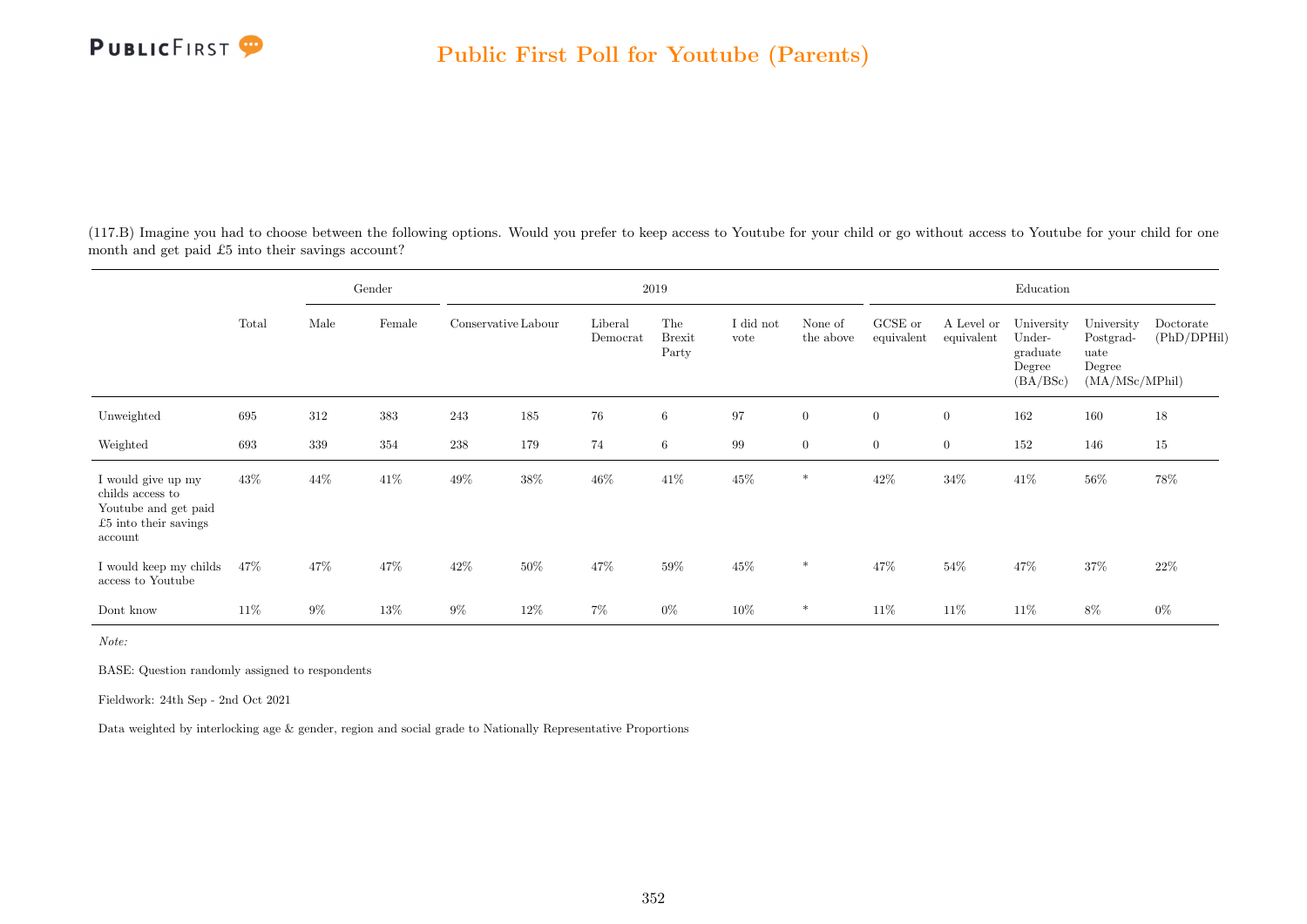(117.B) Imagine you had to choose between the following options. Would you prefer to keep access to Youtube for your child or go without access to Youtube for your child for one month and get paid £5 into their savings account?

| | Total | Gender | | 2019 | | | | | | Education | | | | |
|---|---|---|---|---|---|---|---|---|---|---|---|---|---|---|
| | | Male | Female | Conservative | Labour | Liberal Democrat | The Brexit Party | I did not vote | None of the above | GCSE or equivalent | A Level or equivalent | University Undergraduate Degree (BA/BSc) | University Postgraduate Degree (MA/MSc/MPhil) | Doctorate (PhD/DPHil) |
| Unweighted | 695 | 312 | 383 | 243 | 185 | 76 | 6 | 97 | 0 | 0 | 0 | 162 | 160 | 18 |
| Weighted | 693 | 339 | 354 | 238 | 179 | 74 | 6 | 99 | 0 | 0 | 0 | 152 | 146 | 15 |
| I would give up my childs access to Youtube and get paid £5 into their savings account | 43% | 44% | 41% | 49% | 38% | 46% | 41% | 45% | * | 42% | 34% | 41% | 56% | 78% |
| I would keep my childs access to Youtube | 47% | 47% | 47% | 42% | 50% | 47% | 59% | 45% | * | 47% | 54% | 47% | 37% | 22% |
| Dont know | 11% | 9% | 13% | 9% | 12% | 7% | 0% | 10% | * | 11% | 11% | 11% | 8% | 0% |

*Note:*

BASE: Question randomly assigned to respondents

Fieldwork: 24th Sep - 2nd Oct 2021

Data weighted by interlocking age & gender, region and social grade to Nationally Representative Proportions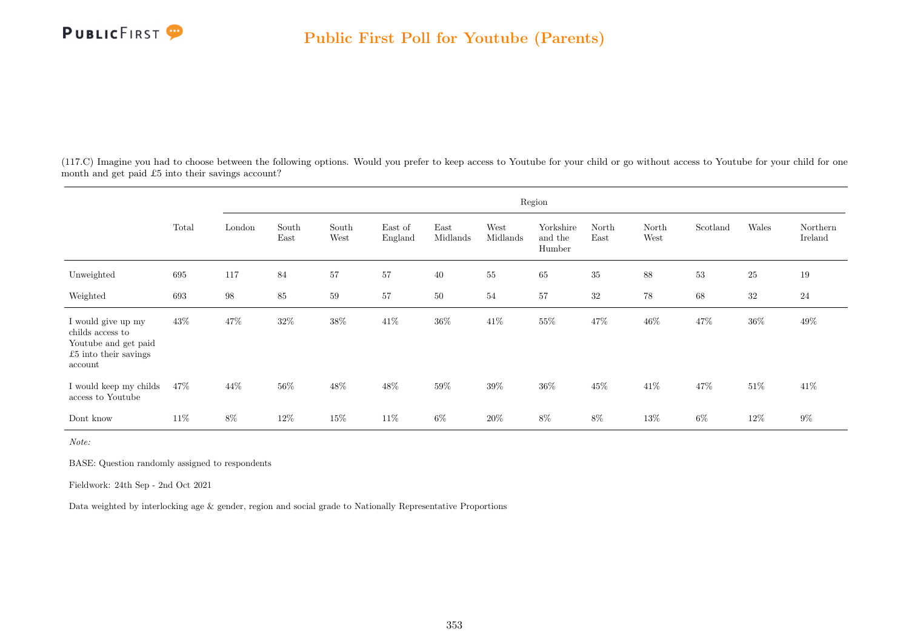# Public First Poll for Youtube (Parents)

(117.C) Imagine you had to choose between the following options. Would you prefer to keep access to Youtube for your child or go without access to Youtube for your child for one month and get paid £5 into their savings account?

| | Total | Region | | | | | | | | | | | |
|---|---|---|---|---|---|---|---|---|---|---|---|---|---|
| | | London | South East | South West | East of England | East Midlands | West Midlands | Yorkshire and the Humber | North East | North West | Scotland | Wales | Northern Ireland |
| Unweighted | 695 | 117 | 84 | 57 | 57 | 40 | 55 | 65 | 35 | 88 | 53 | 25 | 19 |
| Weighted | 693 | 98 | 85 | 59 | 57 | 50 | 54 | 57 | 32 | 78 | 68 | 32 | 24 |
| I would give up my childs access to Youtube and get paid £5 into their savings account | 43% | 47% | 32% | 38% | 41% | 36% | 41% | 55% | 47% | 46% | 47% | 36% | 49% |
| I would keep my childs access to Youtube | 47% | 44% | 56% | 48% | 48% | 59% | 39% | 36% | 45% | 41% | 47% | 51% | 41% |
| Dont know | 11% | 8% | 12% | 15% | 11% | 6% | 20% | 8% | 8% | 13% | 6% | 12% | 9% |

*Note:*

BASE: Question randomly assigned to respondents

Fieldwork: 24th Sep - 2nd Oct 2021

Data weighted by interlocking age & gender, region and social grade to Nationally Representative Proportions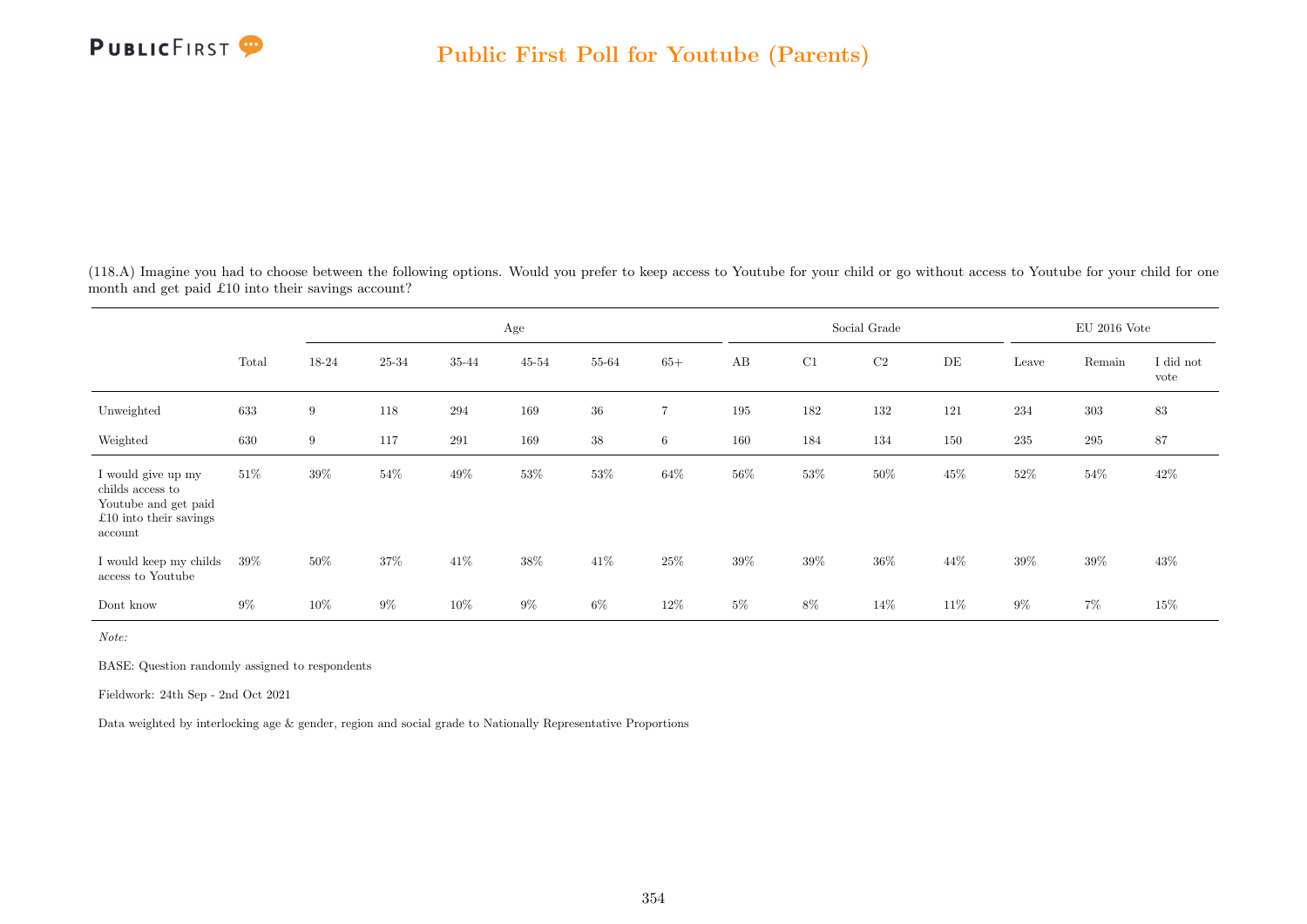(118.A) Imagine you had to choose between the following options. Would you prefer to keep access to Youtube for your child or go without access to Youtube for your child for one month and get paid £10 into their savings account?

| | | Age | | | | | | Social Grade | | | | EU 2016 Vote | | |
|---|---|---|---|---|---|---|---|---|---|---|---|---|---|---|
| | Total | 18-24 | 25-34 | 35-44 | 45-54 | 55-64 | 65+ | AB | C1 | C2 | DE | Leave | Remain | I did not vote |
| Unweighted | 633 | 9 | 118 | 294 | 169 | 36 | 7 | 195 | 182 | 132 | 121 | 234 | 303 | 83 |
| Weighted | 630 | 9 | 117 | 291 | 169 | 38 | 6 | 160 | 184 | 134 | 150 | 235 | 295 | 87 |
| I would give up my childs access to Youtube and get paid £10 into their savings account | 51% | 39% | 54% | 49% | 53% | 53% | 64% | 56% | 53% | 50% | 45% | 52% | 54% | 42% |
| I would keep my childs access to Youtube | 39% | 50% | 37% | 41% | 38% | 41% | 25% | 39% | 39% | 36% | 44% | 39% | 39% | 43% |
| Dont know | 9% | 10% | 9% | 10% | 9% | 6% | 12% | 5% | 8% | 14% | 11% | 9% | 7% | 15% |

*Note:*

BASE: Question randomly assigned to respondents

Fieldwork: 24th Sep - 2nd Oct 2021

Data weighted by interlocking age & gender, region and social grade to Nationally Representative Proportions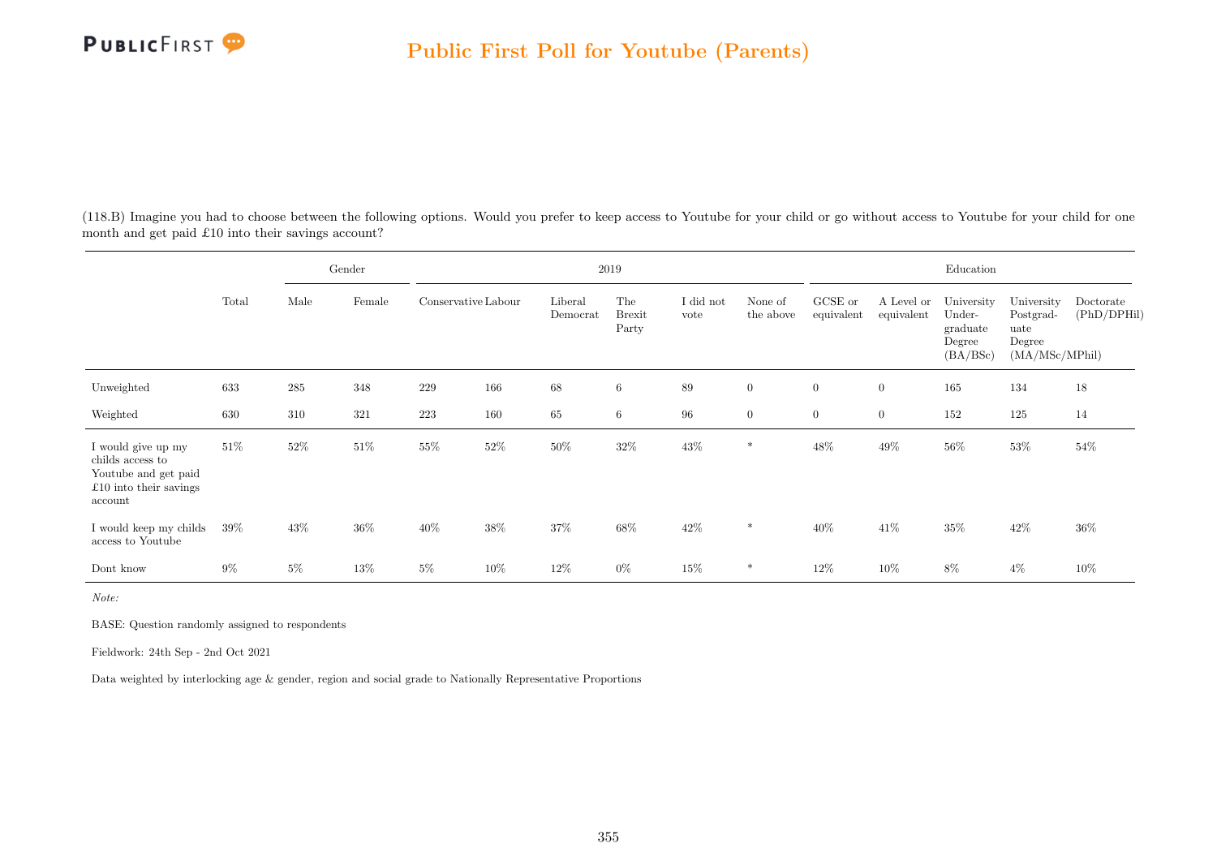# Public First Poll for Youtube (Parents)

(118.B) Imagine you had to choose between the following options. Would you prefer to keep access to Youtube for your child or go without access to Youtube for your child for one month and get paid £10 into their savings account?

| | | Gender | | 2019 | | | | | | Education | | | | |
|---|---|---|---|---|---|---|---|---|---|---|---|---|---|---|
| | Total | Male | Female | Conservative | Labour | Liberal Democrat | The Brexit Party | I did not vote | None of the above | GCSE or equivalent | A Level or equivalent | University Undergraduate Degree (BA/BSc) | University Postgraduate Degree (MA/MSc/MPhil) | Doctorate (PhD/DPHil) |
| Unweighted | 633 | 285 | 348 | 229 | 166 | 68 | 6 | 89 | 0 | 0 | 0 | 165 | 134 | 18 |
| Weighted | 630 | 310 | 321 | 223 | 160 | 65 | 6 | 96 | 0 | 0 | 0 | 152 | 125 | 14 |
| I would give up my childs access to Youtube and get paid £10 into their savings account | 51% | 52% | 51% | 55% | 52% | 50% | 32% | 43% | * | 48% | 49% | 56% | 53% | 54% |
| I would keep my childs access to Youtube | 39% | 43% | 36% | 40% | 38% | 37% | 68% | 42% | * | 40% | 41% | 35% | 42% | 36% |
| Dont know | 9% | 5% | 13% | 5% | 10% | 12% | 0% | 15% | * | 12% | 10% | 8% | 4% | 10% |

*Note:*

BASE: Question randomly assigned to respondents

Fieldwork: 24th Sep - 2nd Oct 2021

Data weighted by interlocking age & gender, region and social grade to Nationally Representative Proportions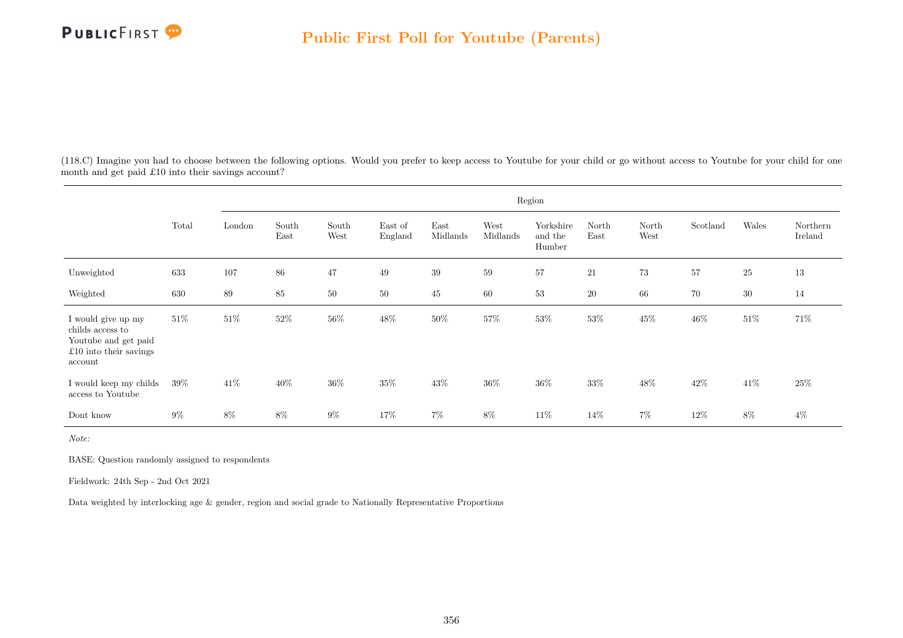# Public First Poll for Youtube (Parents)

(118.C) Imagine you had to choose between the following options. Would you prefer to keep access to Youtube for your child or go without access to Youtube for your child for one month and get paid £10 into their savings account?

| | Total | Region | | | | | | | | | | | |
|---|---|---|---|---|---|---|---|---|---|---|---|---|---|
| | | London | South East | South West | East of England | East Midlands | West Midlands | Yorkshire and the Humber | North East | North West | Scotland | Wales | Northern Ireland |
| Unweighted | 633 | 107 | 86 | 47 | 49 | 39 | 59 | 57 | 21 | 73 | 57 | 25 | 13 |
| Weighted | 630 | 89 | 85 | 50 | 50 | 45 | 60 | 53 | 20 | 66 | 70 | 30 | 14 |
| I would give up my childs access to Youtube and get paid £10 into their savings account | 51% | 51% | 52% | 56% | 48% | 50% | 57% | 53% | 53% | 45% | 46% | 51% | 71% |
| I would keep my childs access to Youtube | 39% | 41% | 40% | 36% | 35% | 43% | 36% | 36% | 33% | 48% | 42% | 41% | 25% |
| Dont know | 9% | 8% | 8% | 9% | 17% | 7% | 8% | 11% | 14% | 7% | 12% | 8% | 4% |

*Note:*

BASE: Question randomly assigned to respondents

Fieldwork: 24th Sep - 2nd Oct 2021

Data weighted by interlocking age & gender, region and social grade to Nationally Representative Proportions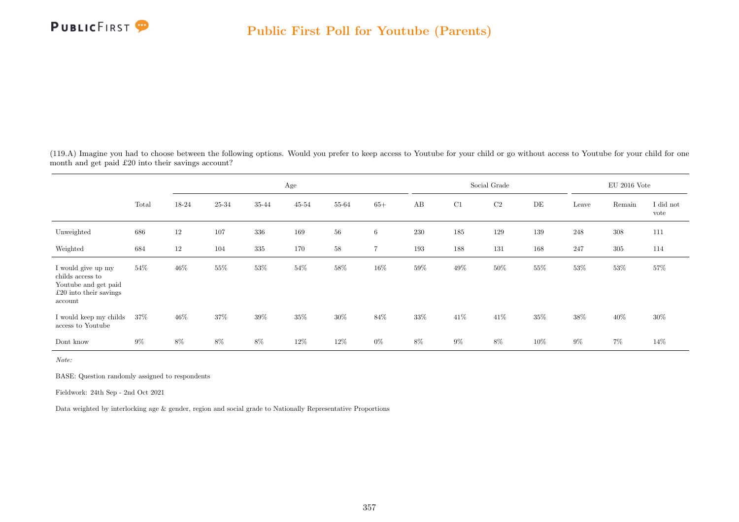(119.A) Imagine you had to choose between the following options. Would you prefer to keep access to Youtube for your child or go without access to Youtube for your child for one month and get paid £20 into their savings account?

| | | Age | | | | | | Social Grade | | | | EU 2016 Vote | | |
|---|---|---|---|---|---|---|---|---|---|---|---|---|---|---|
| | Total | 18-24 | 25-34 | 35-44 | 45-54 | 55-64 | 65+ | AB | C1 | C2 | DE | Leave | Remain | I did not vote |
| Unweighted | 686 | 12 | 107 | 336 | 169 | 56 | 6 | 230 | 185 | 129 | 139 | 248 | 308 | 111 |
| Weighted | 684 | 12 | 104 | 335 | 170 | 58 | 7 | 193 | 188 | 131 | 168 | 247 | 305 | 114 |
| I would give up my childs access to Youtube and get paid £20 into their savings account | 54% | 46% | 55% | 53% | 54% | 58% | 16% | 59% | 49% | 50% | 55% | 53% | 53% | 57% |
| I would keep my childs access to Youtube | 37% | 46% | 37% | 39% | 35% | 30% | 84% | 33% | 41% | 41% | 35% | 38% | 40% | 30% |
| Dont know | 9% | 8% | 8% | 8% | 12% | 12% | 0% | 8% | 9% | 8% | 10% | 9% | 7% | 14% |

*Note:*

BASE: Question randomly assigned to respondents

Fieldwork: 24th Sep - 2nd Oct 2021

Data weighted by interlocking age & gender, region and social grade to Nationally Representative Proportions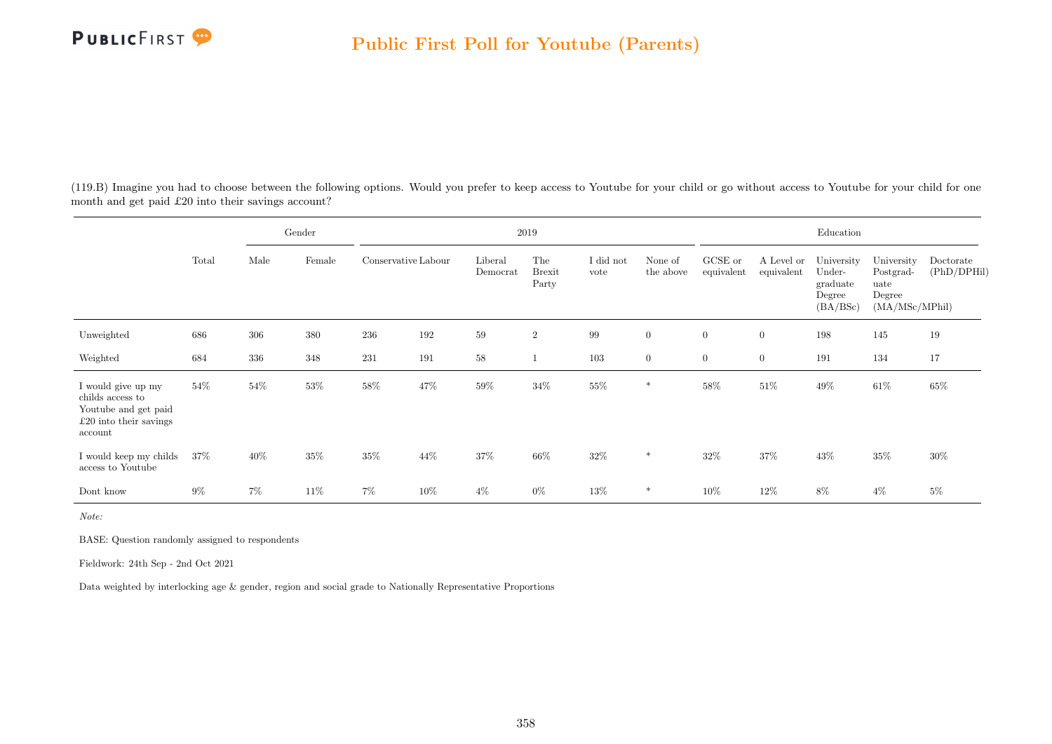# Public First Poll for Youtube (Parents)

(119.B) Imagine you had to choose between the following options. Would you prefer to keep access to Youtube for your child or go without access to Youtube for your child for one month and get paid £20 into their savings account?

| | Total | Gender | | 2019 | | | | | | Education | | | | |
|---|---|---|---|---|---|---|---|---|---|---|---|---|---|---|
| | | Male | Female | Conservative | Labour | Liberal Democrat | The Brexit Party | I did not vote | None of the above | GCSE or equivalent | A Level or equivalent | University Undergraduate Degree (BA/BSc) | University Postgraduate Degree (MA/MSc/MPhil) | Doctorate (PhD/DPHil) |
| Unweighted | 686 | 306 | 380 | 236 | 192 | 59 | 2 | 99 | 0 | 0 | 0 | 198 | 145 | 19 |
| Weighted | 684 | 336 | 348 | 231 | 191 | 58 | 1 | 103 | 0 | 0 | 0 | 191 | 134 | 17 |
| I would give up my childs access to Youtube and get paid £20 into their savings account | 54% | 54% | 53% | 58% | 47% | 59% | 34% | 55% | * | 58% | 51% | 49% | 61% | 65% |
| I would keep my childs access to Youtube | 37% | 40% | 35% | 35% | 44% | 37% | 66% | 32% | * | 32% | 37% | 43% | 35% | 30% |
| Dont know | 9% | 7% | 11% | 7% | 10% | 4% | 0% | 13% | * | 10% | 12% | 8% | 4% | 5% |

*Note:*

BASE: Question randomly assigned to respondents

Fieldwork: 24th Sep - 2nd Oct 2021

Data weighted by interlocking age & gender, region and social grade to Nationally Representative Proportions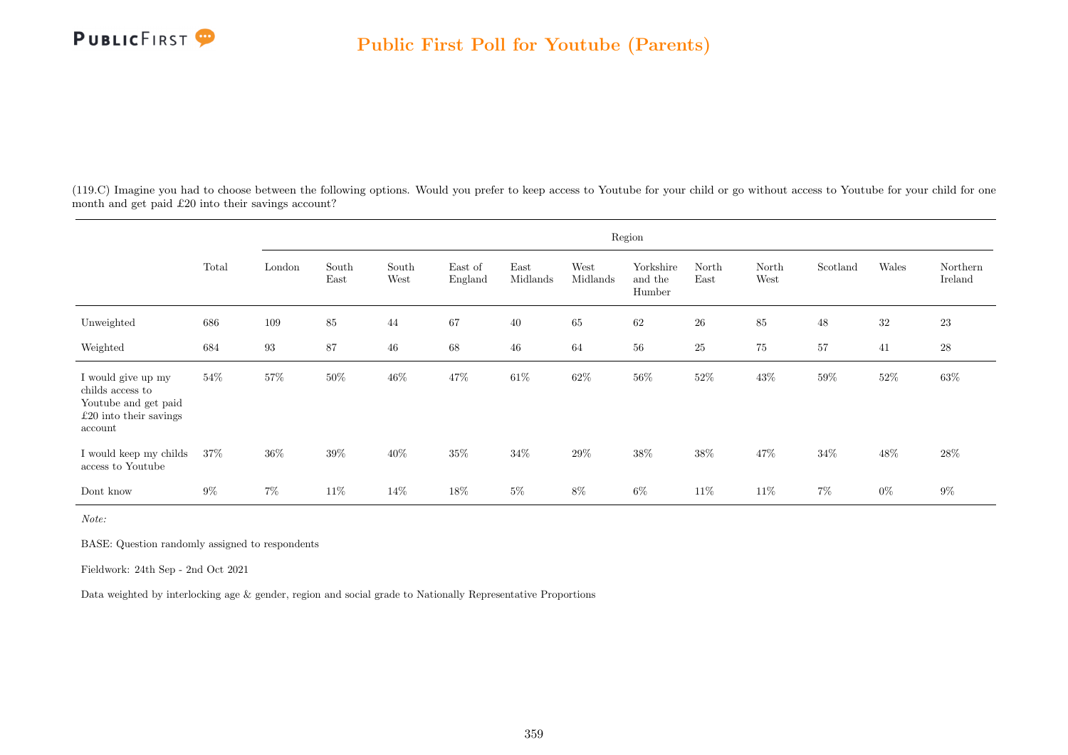## Public First Poll for Youtube (Parents)

(119.C) Imagine you had to choose between the following options. Would you prefer to keep access to Youtube for your child or go without access to Youtube for your child for one month and get paid £20 into their savings account?

| | Total | Region | | | | | | | | | | | |
|---|---|---|---|---|---|---|---|---|---|---|---|---|---|
| | | London | South East | South West | East of England | East Midlands | West Midlands | Yorkshire and the Humber | North East | North West | Scotland | Wales | Northern Ireland |
| Unweighted | 686 | 109 | 85 | 44 | 67 | 40 | 65 | 62 | 26 | 85 | 48 | 32 | 23 |
| Weighted | 684 | 93 | 87 | 46 | 68 | 46 | 64 | 56 | 25 | 75 | 57 | 41 | 28 |
| I would give up my childs access to Youtube and get paid £20 into their savings account | 54% | 57% | 50% | 46% | 47% | 61% | 62% | 56% | 52% | 43% | 59% | 52% | 63% |
| I would keep my childs access to Youtube | 37% | 36% | 39% | 40% | 35% | 34% | 29% | 38% | 38% | 47% | 34% | 48% | 28% |
| Dont know | 9% | 7% | 11% | 14% | 18% | 5% | 8% | 6% | 11% | 11% | 7% | 0% | 9% |

*Note:*

BASE: Question randomly assigned to respondents

Fieldwork: 24th Sep - 2nd Oct 2021

Data weighted by interlocking age & gender, region and social grade to Nationally Representative Proportions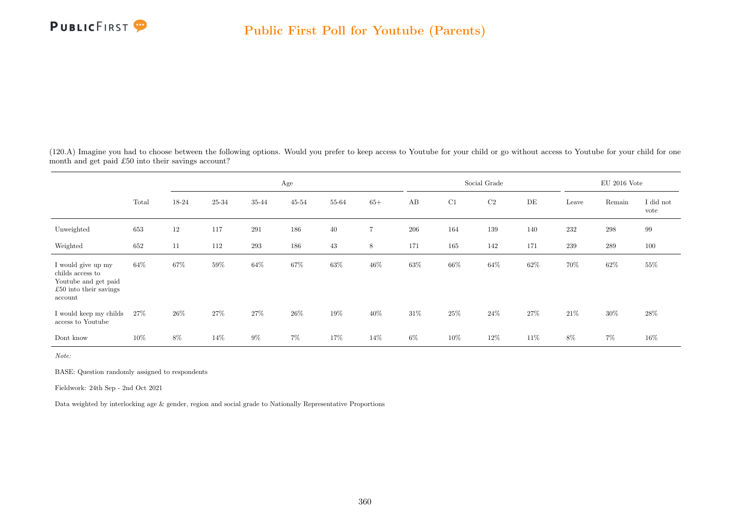(120.A) Imagine you had to choose between the following options. Would you prefer to keep access to Youtube for your child or go without access to Youtube for your child for one month and get paid £50 into their savings account?

| | | Age | | | | | | Social Grade | | | | EU 2016 Vote | | |
|---|---|---|---|---|---|---|---|---|---|---|---|---|---|---|
| | Total | 18-24 | 25-34 | 35-44 | 45-54 | 55-64 | 65+ | AB | C1 | C2 | DE | Leave | Remain | I did not vote |
| Unweighted | 653 | 12 | 117 | 291 | 186 | 40 | 7 | 206 | 164 | 139 | 140 | 232 | 298 | 99 |
| Weighted | 652 | 11 | 112 | 293 | 186 | 43 | 8 | 171 | 165 | 142 | 171 | 239 | 289 | 100 |
| I would give up my childs access to Youtube and get paid £50 into their savings account | 64% | 67% | 59% | 64% | 67% | 63% | 46% | 63% | 66% | 64% | 62% | 70% | 62% | 55% |
| I would keep my childs access to Youtube | 27% | 26% | 27% | 27% | 26% | 19% | 40% | 31% | 25% | 24% | 27% | 21% | 30% | 28% |
| Dont know | 10% | 8% | 14% | 9% | 7% | 17% | 14% | 6% | 10% | 12% | 11% | 8% | 7% | 16% |

*Note:*

BASE: Question randomly assigned to respondents

Fieldwork: 24th Sep - 2nd Oct 2021

Data weighted by interlocking age & gender, region and social grade to Nationally Representative Proportions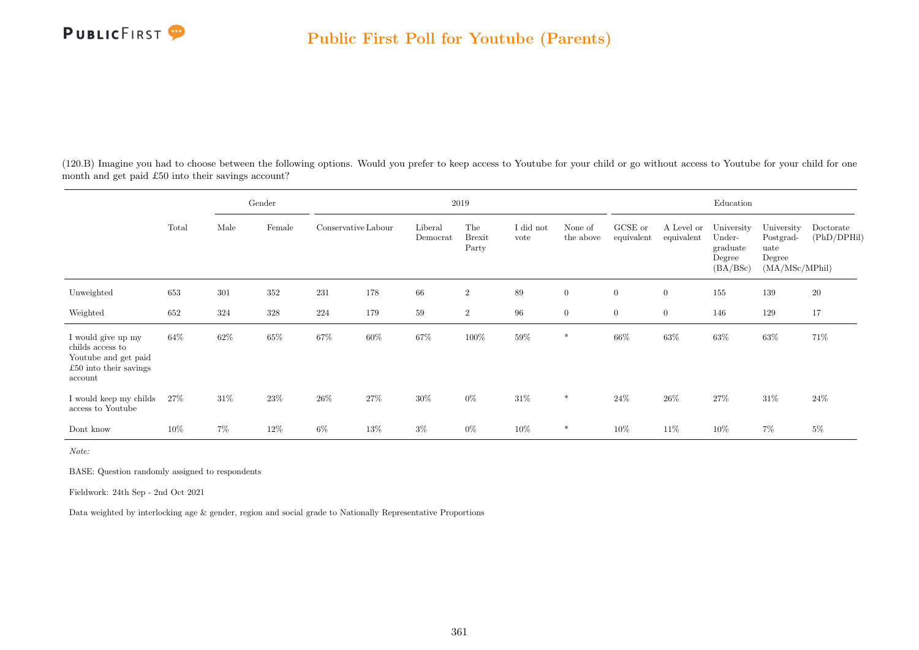## Public First Poll for Youtube (Parents)

(120.B) Imagine you had to choose between the following options. Would you prefer to keep access to Youtube for your child or go without access to Youtube for your child for one month and get paid £50 into their savings account?

| | Total | Gender | | 2019 | | | | | | Education | | | | |
|---|---|---|---|---|---|---|---|---|---|---|---|---|---|---|
| | | Male | Female | Conservative | Labour | Liberal Democrat | The Brexit Party | I did not vote | None of the above | GCSE or equivalent | A Level or equivalent | University Under-graduate Degree (BA/BSc) | University Postgrad-uate Degree (MA/MSc/MPhil) | Doctorate (PhD/DPHil) |
| Unweighted | 653 | 301 | 352 | 231 | 178 | 66 | 2 | 89 | 0 | 0 | 0 | 155 | 139 | 20 |
| Weighted | 652 | 324 | 328 | 224 | 179 | 59 | 2 | 96 | 0 | 0 | 0 | 146 | 129 | 17 |
| I would give up my childs access to Youtube and get paid £50 into their savings account | 64% | 62% | 65% | 67% | 60% | 67% | 100% | 59% | * | 66% | 63% | 63% | 63% | 71% |
| I would keep my childs access to Youtube | 27% | 31% | 23% | 26% | 27% | 30% | 0% | 31% | * | 24% | 26% | 27% | 31% | 24% |
| Dont know | 10% | 7% | 12% | 6% | 13% | 3% | 0% | 10% | * | 10% | 11% | 10% | 7% | 5% |

*Note:*

BASE: Question randomly assigned to respondents

Fieldwork: 24th Sep - 2nd Oct 2021

Data weighted by interlocking age & gender, region and social grade to Nationally Representative Proportions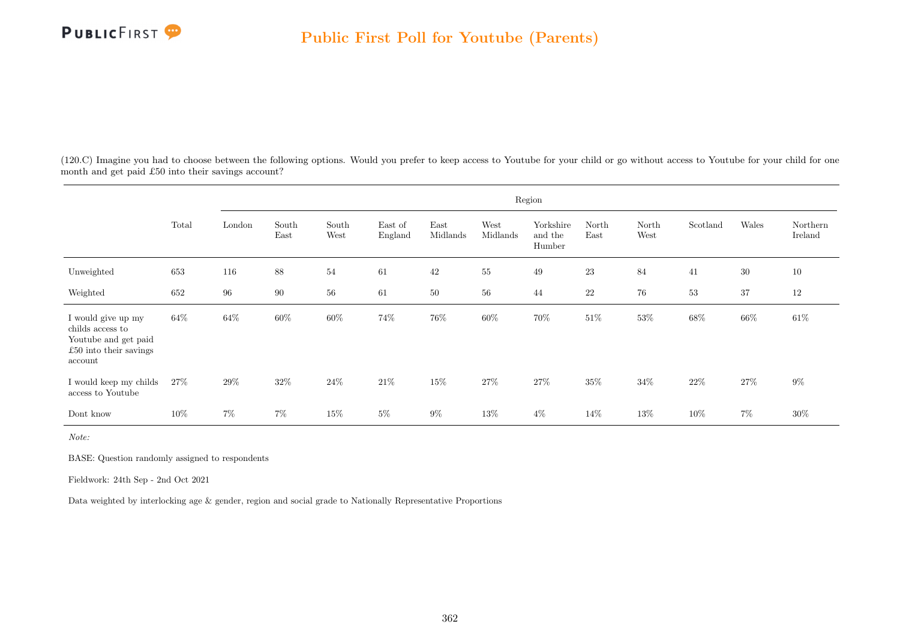(120.C) Imagine you had to choose between the following options. Would you prefer to keep access to Youtube for your child or go without access to Youtube for your child for one month and get paid £50 into their savings account?

| | Total | Region | | | | | | | | | | | |
|---|---|---|---|---|---|---|---|---|---|---|---|---|---|
| | | London | South East | South West | East of England | East Midlands | West Midlands | Yorkshire and the Humber | North East | North West | Scotland | Wales | Northern Ireland |
| Unweighted | 653 | 116 | 88 | 54 | 61 | 42 | 55 | 49 | 23 | 84 | 41 | 30 | 10 |
| Weighted | 652 | 96 | 90 | 56 | 61 | 50 | 56 | 44 | 22 | 76 | 53 | 37 | 12 |
| I would give up my childs access to Youtube and get paid £50 into their savings account | 64% | 64% | 60% | 60% | 74% | 76% | 60% | 70% | 51% | 53% | 68% | 66% | 61% |
| I would keep my childs access to Youtube | 27% | 29% | 32% | 24% | 21% | 15% | 27% | 27% | 35% | 34% | 22% | 27% | 9% |
| Dont know | 10% | 7% | 7% | 15% | 5% | 9% | 13% | 4% | 14% | 13% | 10% | 7% | 30% |

*Note:*

BASE: Question randomly assigned to respondents

Fieldwork: 24th Sep - 2nd Oct 2021

Data weighted by interlocking age & gender, region and social grade to Nationally Representative Proportions